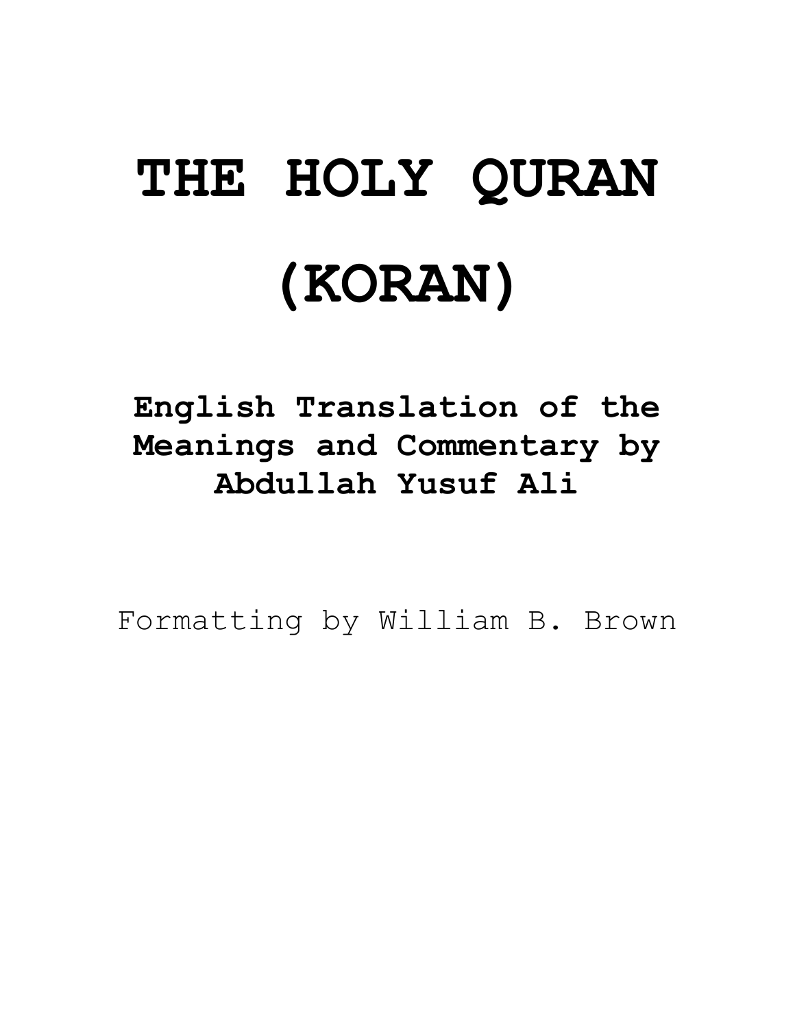# THE HOLY QURAN

# (KORAN)

**English Translation of the Meanings and Commentary by Abdullah Yusuf Ali**

Formatting by William B. Brown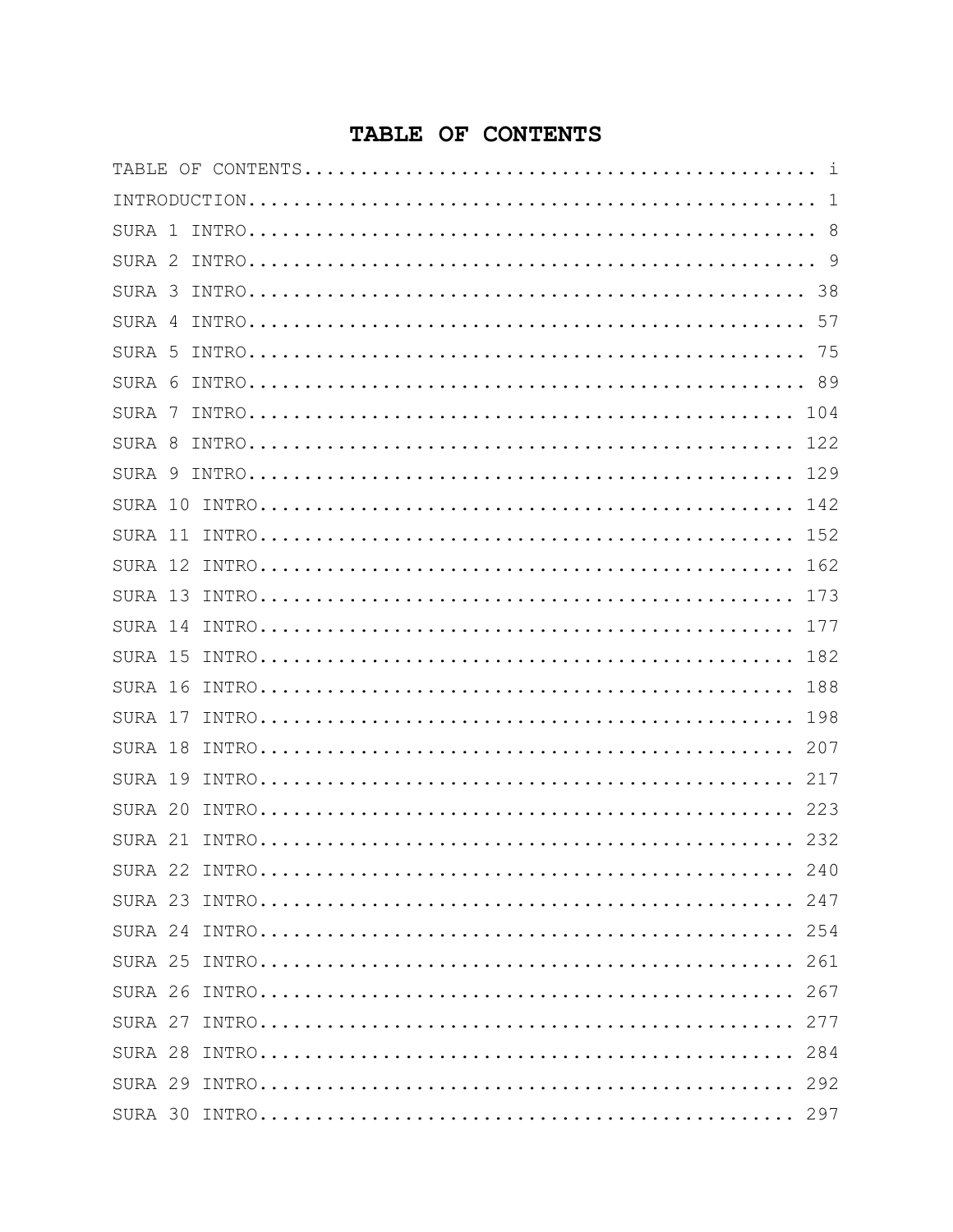# TABLE OF CONTENTS

TABLE OF CONTENTS.............................................. i

INTRODUCTION................................................... 1

SURA 1 INTRO................................................... 8

SURA 2 INTRO................................................... 9

SURA 3 INTRO.................................................. 38

SURA 4 INTRO.................................................. 57

SURA 5 INTRO.................................................. 75

SURA 6 INTRO.................................................. 89

SURA 7 INTRO................................................. 104

SURA 8 INTRO................................................. 122

SURA 9 INTRO................................................. 129

SURA 10 INTRO................................................ 142

SURA 11 INTRO................................................ 152

SURA 12 INTRO................................................ 162

SURA 13 INTRO................................................ 173

SURA 14 INTRO................................................ 177

SURA 15 INTRO................................................ 182

SURA 16 INTRO................................................ 188

SURA 17 INTRO................................................ 198

SURA 18 INTRO................................................ 207

SURA 19 INTRO................................................ 217

SURA 20 INTRO................................................ 223

SURA 21 INTRO................................................ 232

SURA 22 INTRO................................................ 240

SURA 23 INTRO................................................ 247

SURA 24 INTRO................................................ 254

SURA 25 INTRO................................................ 261

SURA 26 INTRO................................................ 267

SURA 27 INTRO................................................ 277

SURA 28 INTRO................................................ 284

SURA 29 INTRO................................................ 292

SURA 30 INTRO................................................ 297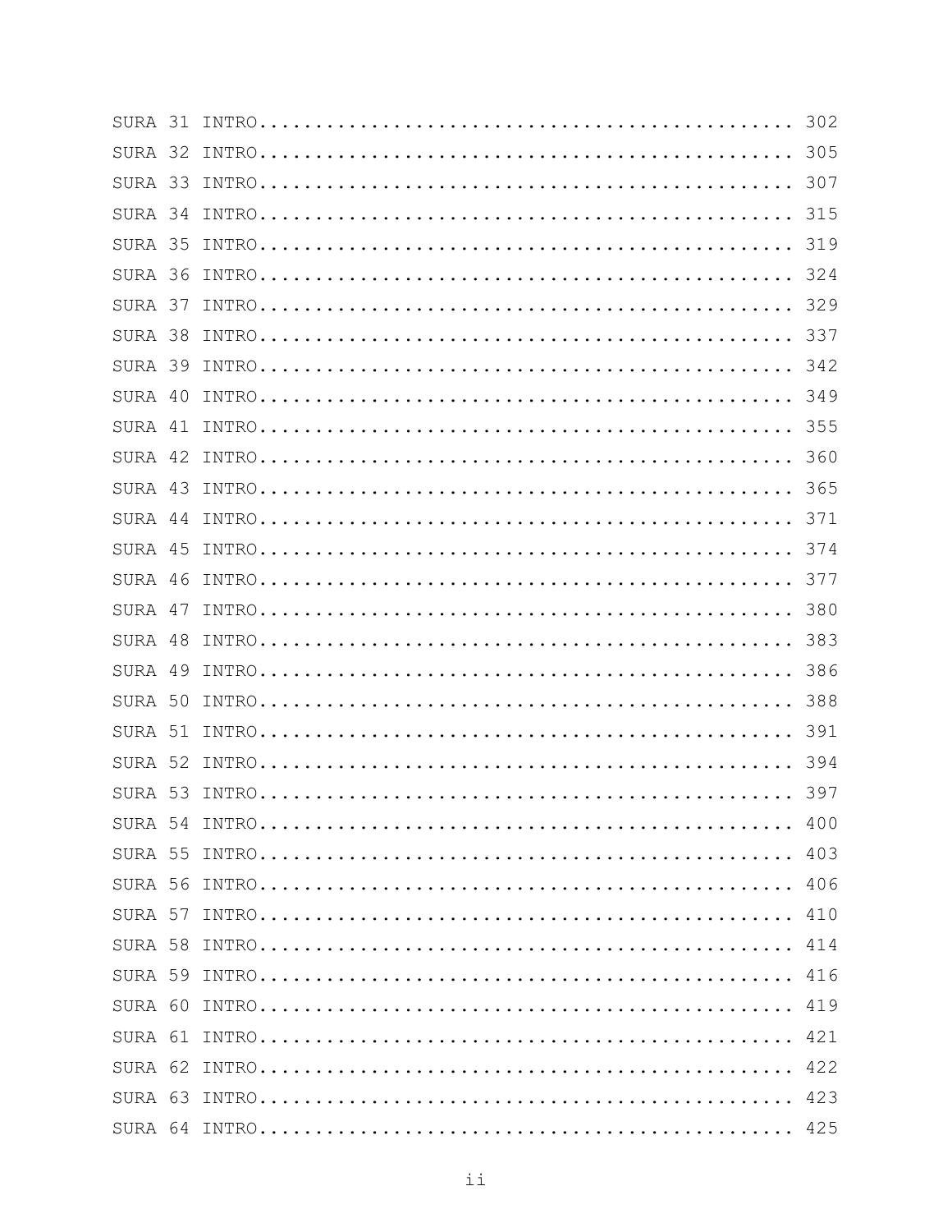SURA 31 INTRO................................................. 302
SURA 32 INTRO................................................. 305
SURA 33 INTRO................................................. 307
SURA 34 INTRO................................................. 315
SURA 35 INTRO................................................. 319
SURA 36 INTRO................................................. 324
SURA 37 INTRO................................................. 329
SURA 38 INTRO................................................. 337
SURA 39 INTRO................................................. 342
SURA 40 INTRO................................................. 349
SURA 41 INTRO................................................. 355
SURA 42 INTRO................................................. 360
SURA 43 INTRO................................................. 365
SURA 44 INTRO................................................. 371
SURA 45 INTRO................................................. 374
SURA 46 INTRO................................................. 377
SURA 47 INTRO................................................. 380
SURA 48 INTRO................................................. 383
SURA 49 INTRO................................................. 386
SURA 50 INTRO................................................. 388
SURA 51 INTRO................................................. 391
SURA 52 INTRO................................................. 394
SURA 53 INTRO................................................. 397
SURA 54 INTRO................................................. 400
SURA 55 INTRO................................................. 403
SURA 56 INTRO................................................. 406
SURA 57 INTRO................................................. 410
SURA 58 INTRO................................................. 414
SURA 59 INTRO................................................. 416
SURA 60 INTRO................................................. 419
SURA 61 INTRO................................................. 421
SURA 62 INTRO................................................. 422
SURA 63 INTRO................................................. 423
SURA 64 INTRO................................................. 425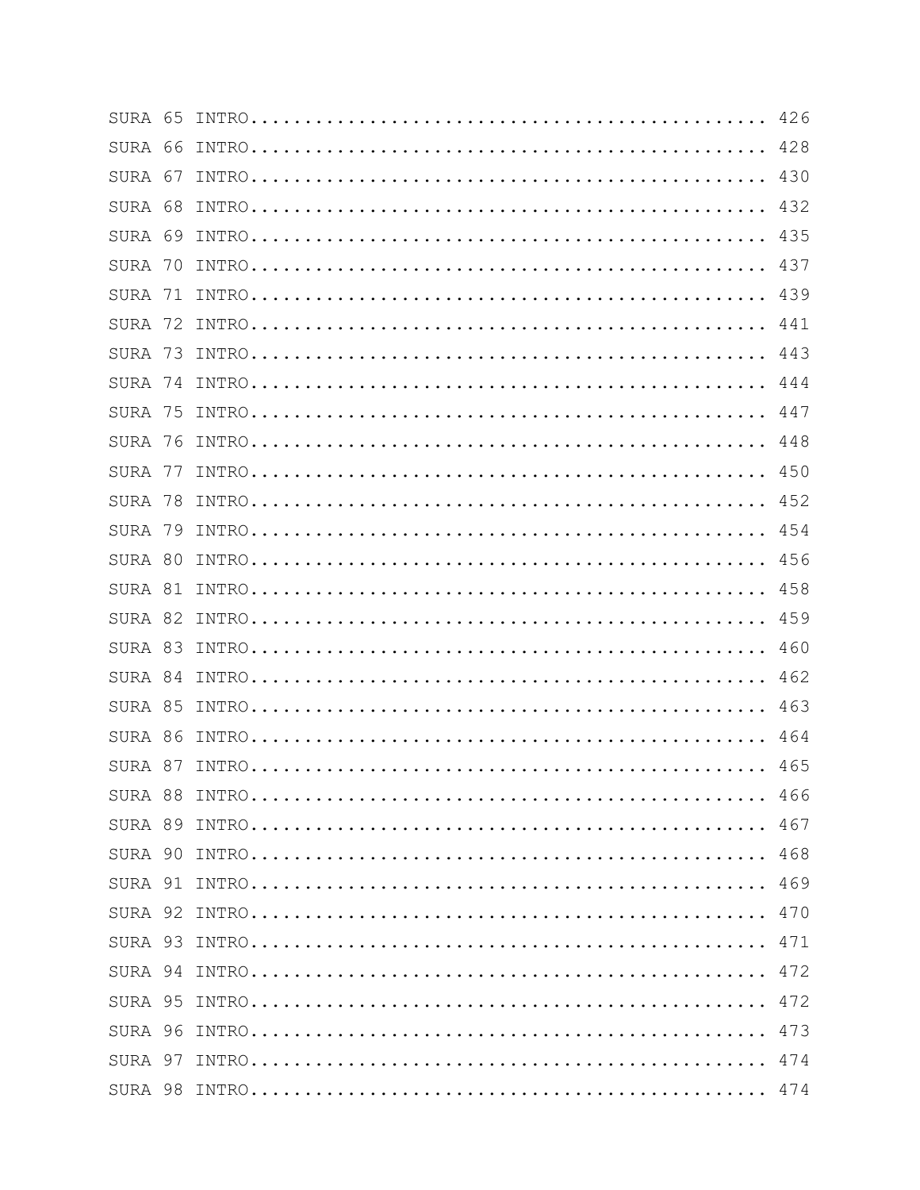SURA 65 INTRO................................................ 426
SURA 66 INTRO................................................ 428
SURA 67 INTRO................................................ 430
SURA 68 INTRO................................................ 432
SURA 69 INTRO................................................ 435
SURA 70 INTRO................................................ 437
SURA 71 INTRO................................................ 439
SURA 72 INTRO................................................ 441
SURA 73 INTRO................................................ 443
SURA 74 INTRO................................................ 444
SURA 75 INTRO................................................ 447
SURA 76 INTRO................................................ 448
SURA 77 INTRO................................................ 450
SURA 78 INTRO................................................ 452
SURA 79 INTRO................................................ 454
SURA 80 INTRO................................................ 456
SURA 81 INTRO................................................ 458
SURA 82 INTRO................................................ 459
SURA 83 INTRO................................................ 460
SURA 84 INTRO................................................ 462
SURA 85 INTRO................................................ 463
SURA 86 INTRO................................................ 464
SURA 87 INTRO................................................ 465
SURA 88 INTRO................................................ 466
SURA 89 INTRO................................................ 467
SURA 90 INTRO................................................ 468
SURA 91 INTRO................................................ 469
SURA 92 INTRO................................................ 470
SURA 93 INTRO................................................ 471
SURA 94 INTRO................................................ 472
SURA 95 INTRO................................................ 472
SURA 96 INTRO................................................ 473
SURA 97 INTRO................................................ 474
SURA 98 INTRO................................................ 474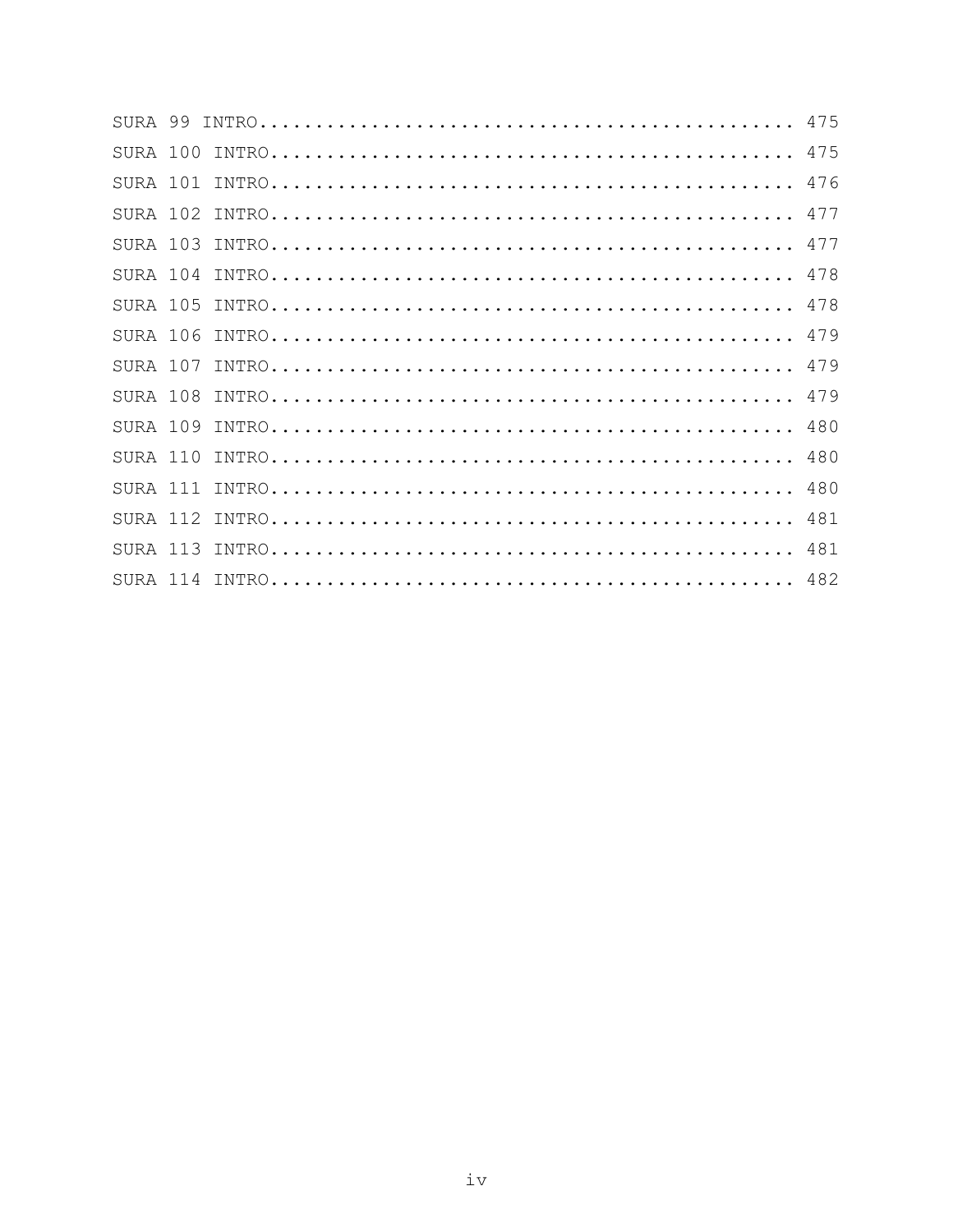SURA 99 INTRO................................................ 475

SURA 100 INTRO............................................... 475

SURA 101 INTRO............................................... 476

SURA 102 INTRO............................................... 477

SURA 103 INTRO............................................... 477

SURA 104 INTRO............................................... 478

SURA 105 INTRO............................................... 478

SURA 106 INTRO............................................... 479

SURA 107 INTRO............................................... 479

SURA 108 INTRO............................................... 479

SURA 109 INTRO............................................... 480

SURA 110 INTRO............................................... 480

SURA 111 INTRO............................................... 480

SURA 112 INTRO............................................... 481

SURA 113 INTRO............................................... 481

SURA 114 INTRO............................................... 482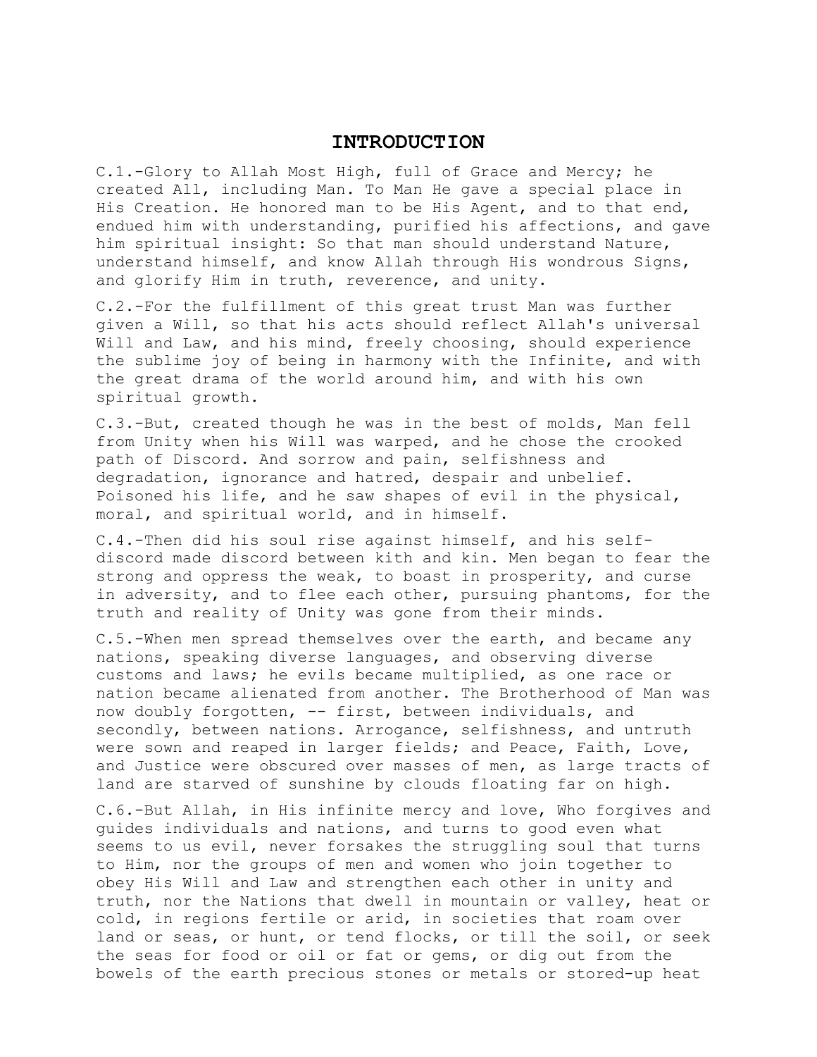# INTRODUCTION

C.1.-Glory to Allah Most High, full of Grace and Mercy; he created All, including Man. To Man He gave a special place in His Creation. He honored man to be His Agent, and to that end, endued him with understanding, purified his affections, and gave him spiritual insight: So that man should understand Nature, understand himself, and know Allah through His wondrous Signs, and glorify Him in truth, reverence, and unity.

C.2.-For the fulfillment of this great trust Man was further given a Will, so that his acts should reflect Allah's universal Will and Law, and his mind, freely choosing, should experience the sublime joy of being in harmony with the Infinite, and with the great drama of the world around him, and with his own spiritual growth.

C.3.-But, created though he was in the best of molds, Man fell from Unity when his Will was warped, and he chose the crooked path of Discord. And sorrow and pain, selfishness and degradation, ignorance and hatred, despair and unbelief. Poisoned his life, and he saw shapes of evil in the physical, moral, and spiritual world, and in himself.

C.4.-Then did his soul rise against himself, and his self-discord made discord between kith and kin. Men began to fear the strong and oppress the weak, to boast in prosperity, and curse in adversity, and to flee each other, pursuing phantoms, for the truth and reality of Unity was gone from their minds.

C.5.-When men spread themselves over the earth, and became any nations, speaking diverse languages, and observing diverse customs and laws; he evils became multiplied, as one race or nation became alienated from another. The Brotherhood of Man was now doubly forgotten, -- first, between individuals, and secondly, between nations. Arrogance, selfishness, and untruth were sown and reaped in larger fields; and Peace, Faith, Love, and Justice were obscured over masses of men, as large tracts of land are starved of sunshine by clouds floating far on high.

C.6.-But Allah, in His infinite mercy and love, Who forgives and guides individuals and nations, and turns to good even what seems to us evil, never forsakes the struggling soul that turns to Him, nor the groups of men and women who join together to obey His Will and Law and strengthen each other in unity and truth, nor the Nations that dwell in mountain or valley, heat or cold, in regions fertile or arid, in societies that roam over land or seas, or hunt, or tend flocks, or till the soil, or seek the seas for food or oil or fat or gems, or dig out from the bowels of the earth precious stones or metals or stored-up heat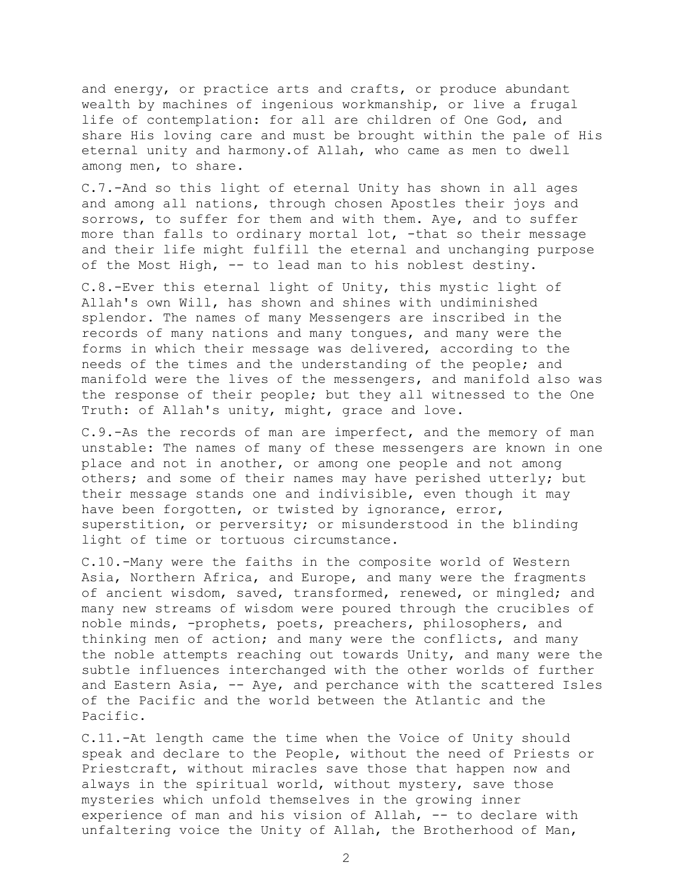and energy, or practice arts and crafts, or produce abundant wealth by machines of ingenious workmanship, or live a frugal life of contemplation: for all are children of One God, and share His loving care and must be brought within the pale of His eternal unity and harmony.of Allah, who came as men to dwell among men, to share.

C.7.-And so this light of eternal Unity has shown in all ages and among all nations, through chosen Apostles their joys and sorrows, to suffer for them and with them. Aye, and to suffer more than falls to ordinary mortal lot, -that so their message and their life might fulfill the eternal and unchanging purpose of the Most High, -- to lead man to his noblest destiny.

C.8.-Ever this eternal light of Unity, this mystic light of Allah's own Will, has shown and shines with undiminished splendor. The names of many Messengers are inscribed in the records of many nations and many tongues, and many were the forms in which their message was delivered, according to the needs of the times and the understanding of the people; and manifold were the lives of the messengers, and manifold also was the response of their people; but they all witnessed to the One Truth: of Allah's unity, might, grace and love.

C.9.-As the records of man are imperfect, and the memory of man unstable: The names of many of these messengers are known in one place and not in another, or among one people and not among others; and some of their names may have perished utterly; but their message stands one and indivisible, even though it may have been forgotten, or twisted by ignorance, error, superstition, or perversity; or misunderstood in the blinding light of time or tortuous circumstance.

C.10.-Many were the faiths in the composite world of Western Asia, Northern Africa, and Europe, and many were the fragments of ancient wisdom, saved, transformed, renewed, or mingled; and many new streams of wisdom were poured through the crucibles of noble minds, -prophets, poets, preachers, philosophers, and thinking men of action; and many were the conflicts, and many the noble attempts reaching out towards Unity, and many were the subtle influences interchanged with the other worlds of further and Eastern Asia, -- Aye, and perchance with the scattered Isles of the Pacific and the world between the Atlantic and the Pacific.

C.11.-At length came the time when the Voice of Unity should speak and declare to the People, without the need of Priests or Priestcraft, without miracles save those that happen now and always in the spiritual world, without mystery, save those mysteries which unfold themselves in the growing inner experience of man and his vision of Allah, -- to declare with unfaltering voice the Unity of Allah, the Brotherhood of Man,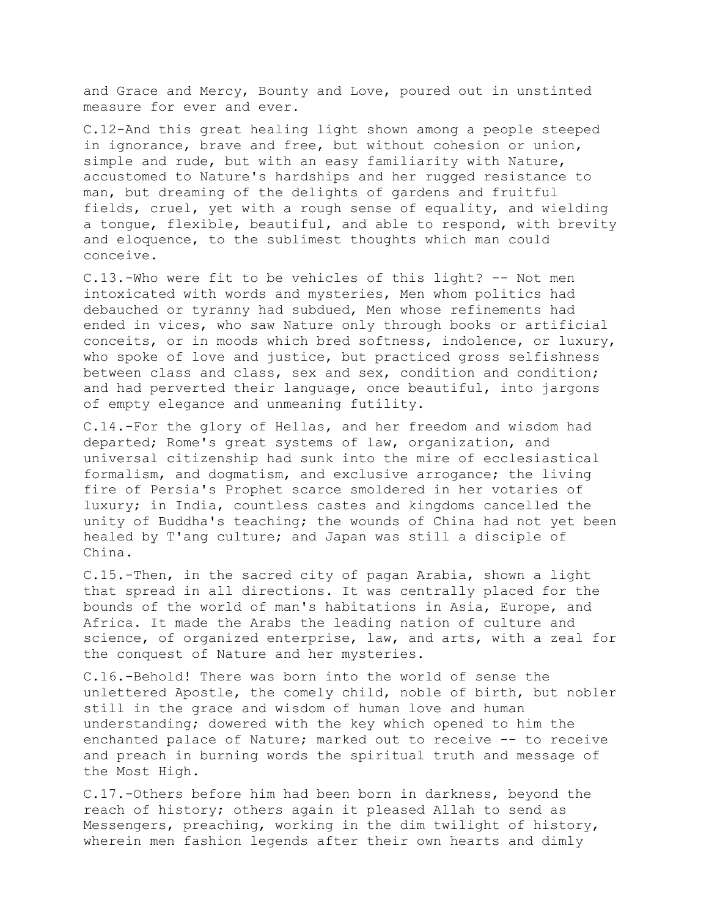and Grace and Mercy, Bounty and Love, poured out in unstinted measure for ever and ever.

C.12-And this great healing light shown among a people steeped in ignorance, brave and free, but without cohesion or union, simple and rude, but with an easy familiarity with Nature, accustomed to Nature's hardships and her rugged resistance to man, but dreaming of the delights of gardens and fruitful fields, cruel, yet with a rough sense of equality, and wielding a tongue, flexible, beautiful, and able to respond, with brevity and eloquence, to the sublimest thoughts which man could conceive.

C.13.-Who were fit to be vehicles of this light? -- Not men intoxicated with words and mysteries, Men whom politics had debauched or tyranny had subdued, Men whose refinements had ended in vices, who saw Nature only through books or artificial conceits, or in moods which bred softness, indolence, or luxury, who spoke of love and justice, but practiced gross selfishness between class and class, sex and sex, condition and condition; and had perverted their language, once beautiful, into jargons of empty elegance and unmeaning futility.

C.14.-For the glory of Hellas, and her freedom and wisdom had departed; Rome's great systems of law, organization, and universal citizenship had sunk into the mire of ecclesiastical formalism, and dogmatism, and exclusive arrogance; the living fire of Persia's Prophet scarce smoldered in her votaries of luxury; in India, countless castes and kingdoms cancelled the unity of Buddha's teaching; the wounds of China had not yet been healed by T'ang culture; and Japan was still a disciple of China.

C.15.-Then, in the sacred city of pagan Arabia, shown a light that spread in all directions. It was centrally placed for the bounds of the world of man's habitations in Asia, Europe, and Africa. It made the Arabs the leading nation of culture and science, of organized enterprise, law, and arts, with a zeal for the conquest of Nature and her mysteries.

C.16.-Behold! There was born into the world of sense the unlettered Apostle, the comely child, noble of birth, but nobler still in the grace and wisdom of human love and human understanding; dowered with the key which opened to him the enchanted palace of Nature; marked out to receive -- to receive and preach in burning words the spiritual truth and message of the Most High.

C.17.-Others before him had been born in darkness, beyond the reach of history; others again it pleased Allah to send as Messengers, preaching, working in the dim twilight of history, wherein men fashion legends after their own hearts and dimly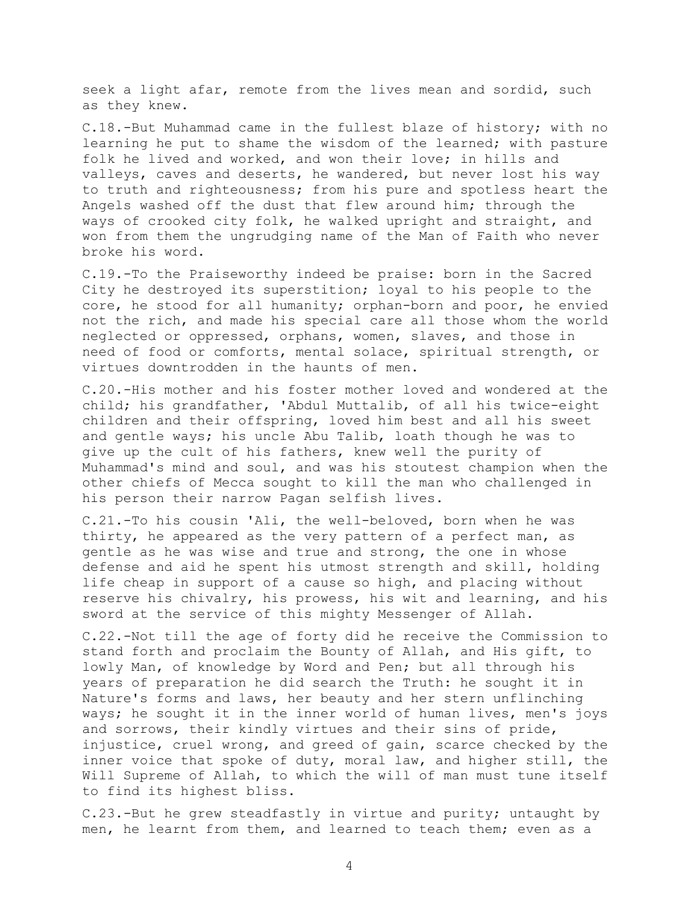seek a light afar, remote from the lives mean and sordid, such as they knew.

C.18.-But Muhammad came in the fullest blaze of history; with no learning he put to shame the wisdom of the learned; with pasture folk he lived and worked, and won their love; in hills and valleys, caves and deserts, he wandered, but never lost his way to truth and righteousness; from his pure and spotless heart the Angels washed off the dust that flew around him; through the ways of crooked city folk, he walked upright and straight, and won from them the ungrudging name of the Man of Faith who never broke his word.

C.19.-To the Praiseworthy indeed be praise: born in the Sacred City he destroyed its superstition; loyal to his people to the core, he stood for all humanity; orphan-born and poor, he envied not the rich, and made his special care all those whom the world neglected or oppressed, orphans, women, slaves, and those in need of food or comforts, mental solace, spiritual strength, or virtues downtrodden in the haunts of men.

C.20.-His mother and his foster mother loved and wondered at the child; his grandfather, 'Abdul Muttalib, of all his twice-eight children and their offspring, loved him best and all his sweet and gentle ways; his uncle Abu Talib, loath though he was to give up the cult of his fathers, knew well the purity of Muhammad's mind and soul, and was his stoutest champion when the other chiefs of Mecca sought to kill the man who challenged in his person their narrow Pagan selfish lives.

C.21.-To his cousin 'Ali, the well-beloved, born when he was thirty, he appeared as the very pattern of a perfect man, as gentle as he was wise and true and strong, the one in whose defense and aid he spent his utmost strength and skill, holding life cheap in support of a cause so high, and placing without reserve his chivalry, his prowess, his wit and learning, and his sword at the service of this mighty Messenger of Allah.

C.22.-Not till the age of forty did he receive the Commission to stand forth and proclaim the Bounty of Allah, and His gift, to lowly Man, of knowledge by Word and Pen; but all through his years of preparation he did search the Truth: he sought it in Nature's forms and laws, her beauty and her stern unflinching ways; he sought it in the inner world of human lives, men's joys and sorrows, their kindly virtues and their sins of pride, injustice, cruel wrong, and greed of gain, scarce checked by the inner voice that spoke of duty, moral law, and higher still, the Will Supreme of Allah, to which the will of man must tune itself to find its highest bliss.

C.23.-But he grew steadfastly in virtue and purity; untaught by men, he learnt from them, and learned to teach them; even as a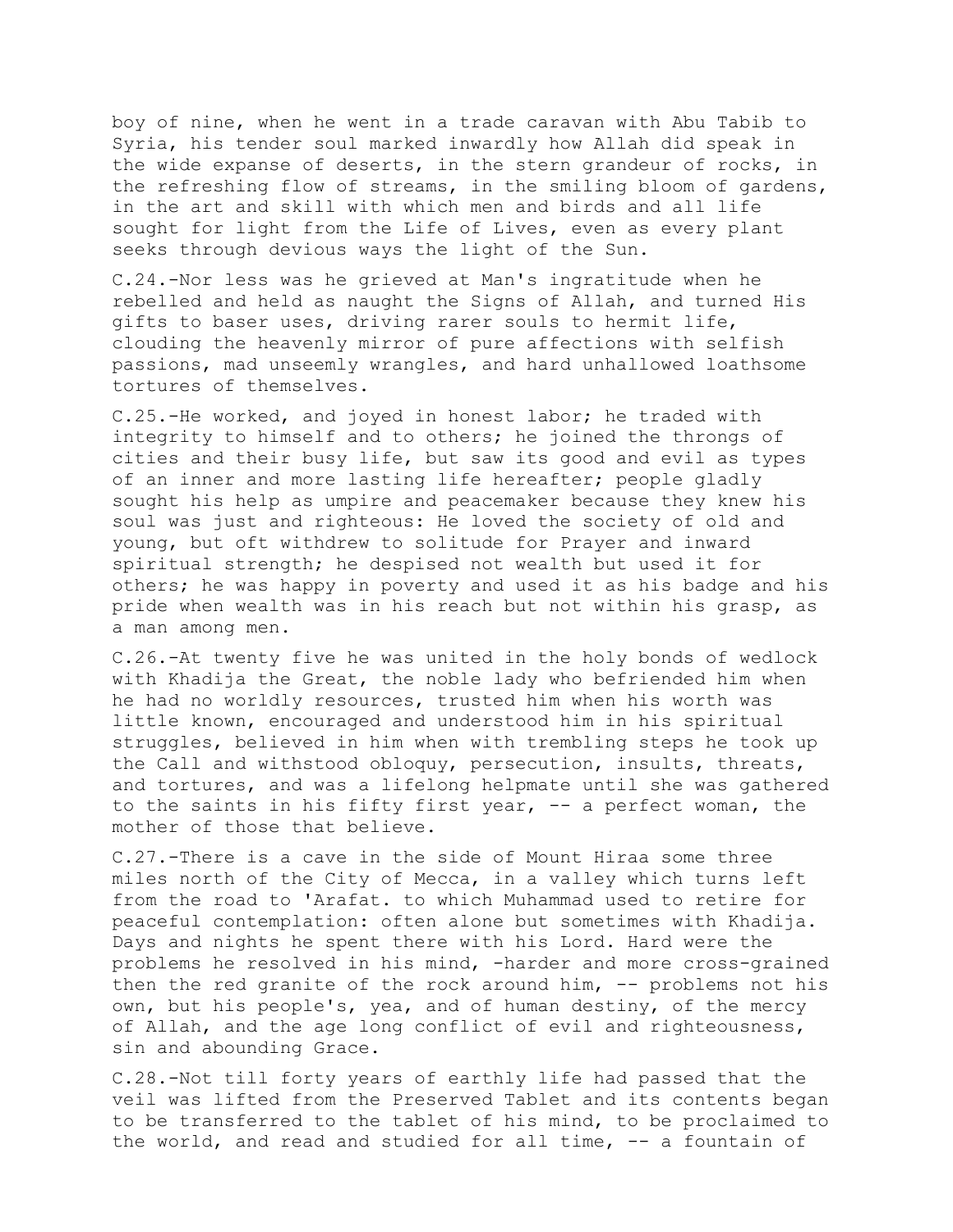boy of nine, when he went in a trade caravan with Abu Tabib to Syria, his tender soul marked inwardly how Allah did speak in the wide expanse of deserts, in the stern grandeur of rocks, in the refreshing flow of streams, in the smiling bloom of gardens, in the art and skill with which men and birds and all life sought for light from the Life of Lives, even as every plant seeks through devious ways the light of the Sun.

C.24.-Nor less was he grieved at Man's ingratitude when he rebelled and held as naught the Signs of Allah, and turned His gifts to baser uses, driving rarer souls to hermit life, clouding the heavenly mirror of pure affections with selfish passions, mad unseemly wrangles, and hard unhallowed loathsome tortures of themselves.

C.25.-He worked, and joyed in honest labor; he traded with integrity to himself and to others; he joined the throngs of cities and their busy life, but saw its good and evil as types of an inner and more lasting life hereafter; people gladly sought his help as umpire and peacemaker because they knew his soul was just and righteous: He loved the society of old and young, but oft withdrew to solitude for Prayer and inward spiritual strength; he despised not wealth but used it for others; he was happy in poverty and used it as his badge and his pride when wealth was in his reach but not within his grasp, as a man among men.

C.26.-At twenty five he was united in the holy bonds of wedlock with Khadija the Great, the noble lady who befriended him when he had no worldly resources, trusted him when his worth was little known, encouraged and understood him in his spiritual struggles, believed in him when with trembling steps he took up the Call and withstood obloquy, persecution, insults, threats, and tortures, and was a lifelong helpmate until she was gathered to the saints in his fifty first year, -- a perfect woman, the mother of those that believe.

C.27.-There is a cave in the side of Mount Hiraa some three miles north of the City of Mecca, in a valley which turns left from the road to 'Arafat. to which Muhammad used to retire for peaceful contemplation: often alone but sometimes with Khadija. Days and nights he spent there with his Lord. Hard were the problems he resolved in his mind, -harder and more cross-grained then the red granite of the rock around him, -- problems not his own, but his people's, yea, and of human destiny, of the mercy of Allah, and the age long conflict of evil and righteousness, sin and abounding Grace.

C.28.-Not till forty years of earthly life had passed that the veil was lifted from the Preserved Tablet and its contents began to be transferred to the tablet of his mind, to be proclaimed to the world, and read and studied for all time, -- a fountain of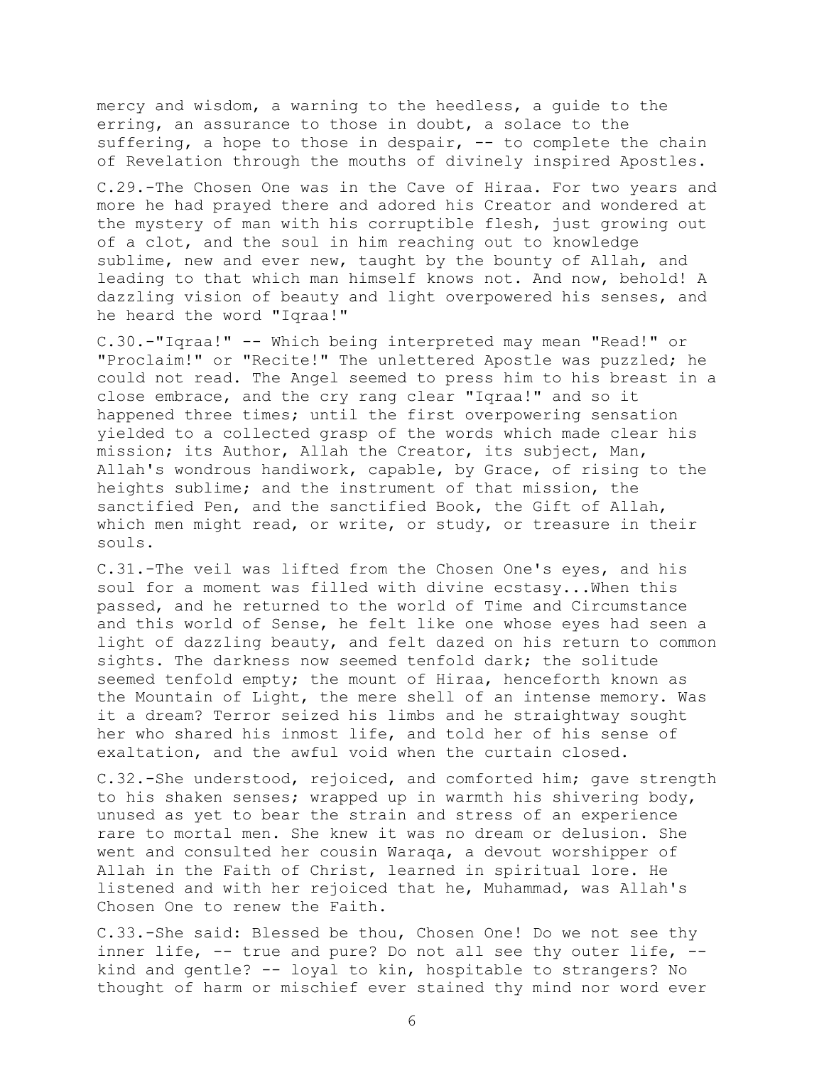mercy and wisdom, a warning to the heedless, a guide to the erring, an assurance to those in doubt, a solace to the suffering, a hope to those in despair, -- to complete the chain of Revelation through the mouths of divinely inspired Apostles.

C.29.-The Chosen One was in the Cave of Hiraa. For two years and more he had prayed there and adored his Creator and wondered at the mystery of man with his corruptible flesh, just growing out of a clot, and the soul in him reaching out to knowledge sublime, new and ever new, taught by the bounty of Allah, and leading to that which man himself knows not. And now, behold! A dazzling vision of beauty and light overpowered his senses, and he heard the word "Iqraa!"

C.30.-"Iqraa!" -- Which being interpreted may mean "Read!" or "Proclaim!" or "Recite!" The unlettered Apostle was puzzled; he could not read. The Angel seemed to press him to his breast in a close embrace, and the cry rang clear "Iqraa!" and so it happened three times; until the first overpowering sensation yielded to a collected grasp of the words which made clear his mission; its Author, Allah the Creator, its subject, Man, Allah's wondrous handiwork, capable, by Grace, of rising to the heights sublime; and the instrument of that mission, the sanctified Pen, and the sanctified Book, the Gift of Allah, which men might read, or write, or study, or treasure in their souls.

C.31.-The veil was lifted from the Chosen One's eyes, and his soul for a moment was filled with divine ecstasy...When this passed, and he returned to the world of Time and Circumstance and this world of Sense, he felt like one whose eyes had seen a light of dazzling beauty, and felt dazed on his return to common sights. The darkness now seemed tenfold dark; the solitude seemed tenfold empty; the mount of Hiraa, henceforth known as the Mountain of Light, the mere shell of an intense memory. Was it a dream? Terror seized his limbs and he straightway sought her who shared his inmost life, and told her of his sense of exaltation, and the awful void when the curtain closed.

C.32.-She understood, rejoiced, and comforted him; gave strength to his shaken senses; wrapped up in warmth his shivering body, unused as yet to bear the strain and stress of an experience rare to mortal men. She knew it was no dream or delusion. She went and consulted her cousin Waraqa, a devout worshipper of Allah in the Faith of Christ, learned in spiritual lore. He listened and with her rejoiced that he, Muhammad, was Allah's Chosen One to renew the Faith.

C.33.-She said: Blessed be thou, Chosen One! Do we not see thy inner life, -- true and pure? Do not all see thy outer life, -- kind and gentle? -- loyal to kin, hospitable to strangers? No thought of harm or mischief ever stained thy mind nor word ever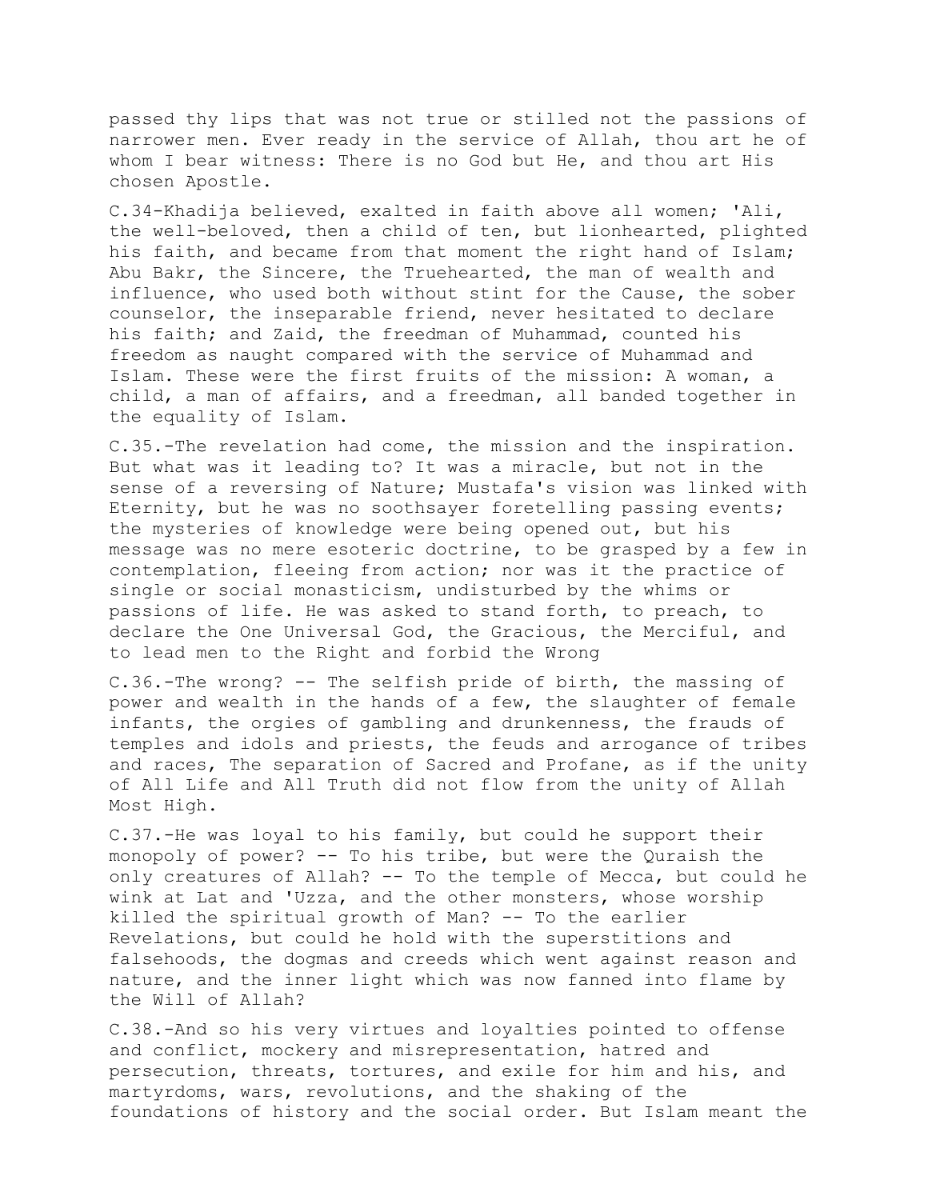passed thy lips that was not true or stilled not the passions of narrower men. Ever ready in the service of Allah, thou art he of whom I bear witness: There is no God but He, and thou art His chosen Apostle.

C.34-Khadija believed, exalted in faith above all women; 'Ali, the well-beloved, then a child of ten, but lionhearted, plighted his faith, and became from that moment the right hand of Islam; Abu Bakr, the Sincere, the Truehearted, the man of wealth and influence, who used both without stint for the Cause, the sober counselor, the inseparable friend, never hesitated to declare his faith; and Zaid, the freedman of Muhammad, counted his freedom as naught compared with the service of Muhammad and Islam. These were the first fruits of the mission: A woman, a child, a man of affairs, and a freedman, all banded together in the equality of Islam.

C.35.-The revelation had come, the mission and the inspiration. But what was it leading to? It was a miracle, but not in the sense of a reversing of Nature; Mustafa's vision was linked with Eternity, but he was no soothsayer foretelling passing events; the mysteries of knowledge were being opened out, but his message was no mere esoteric doctrine, to be grasped by a few in contemplation, fleeing from action; nor was it the practice of single or social monasticism, undisturbed by the whims or passions of life. He was asked to stand forth, to preach, to declare the One Universal God, the Gracious, the Merciful, and to lead men to the Right and forbid the Wrong

C.36.-The wrong? -- The selfish pride of birth, the massing of power and wealth in the hands of a few, the slaughter of female infants, the orgies of gambling and drunkenness, the frauds of temples and idols and priests, the feuds and arrogance of tribes and races, The separation of Sacred and Profane, as if the unity of All Life and All Truth did not flow from the unity of Allah Most High.

C.37.-He was loyal to his family, but could he support their monopoly of power? -- To his tribe, but were the Quraish the only creatures of Allah? -- To the temple of Mecca, but could he wink at Lat and 'Uzza, and the other monsters, whose worship killed the spiritual growth of Man? -- To the earlier Revelations, but could he hold with the superstitions and falsehoods, the dogmas and creeds which went against reason and nature, and the inner light which was now fanned into flame by the Will of Allah?

C.38.-And so his very virtues and loyalties pointed to offense and conflict, mockery and misrepresentation, hatred and persecution, threats, tortures, and exile for him and his, and martyrdoms, wars, revolutions, and the shaking of the foundations of history and the social order. But Islam meant the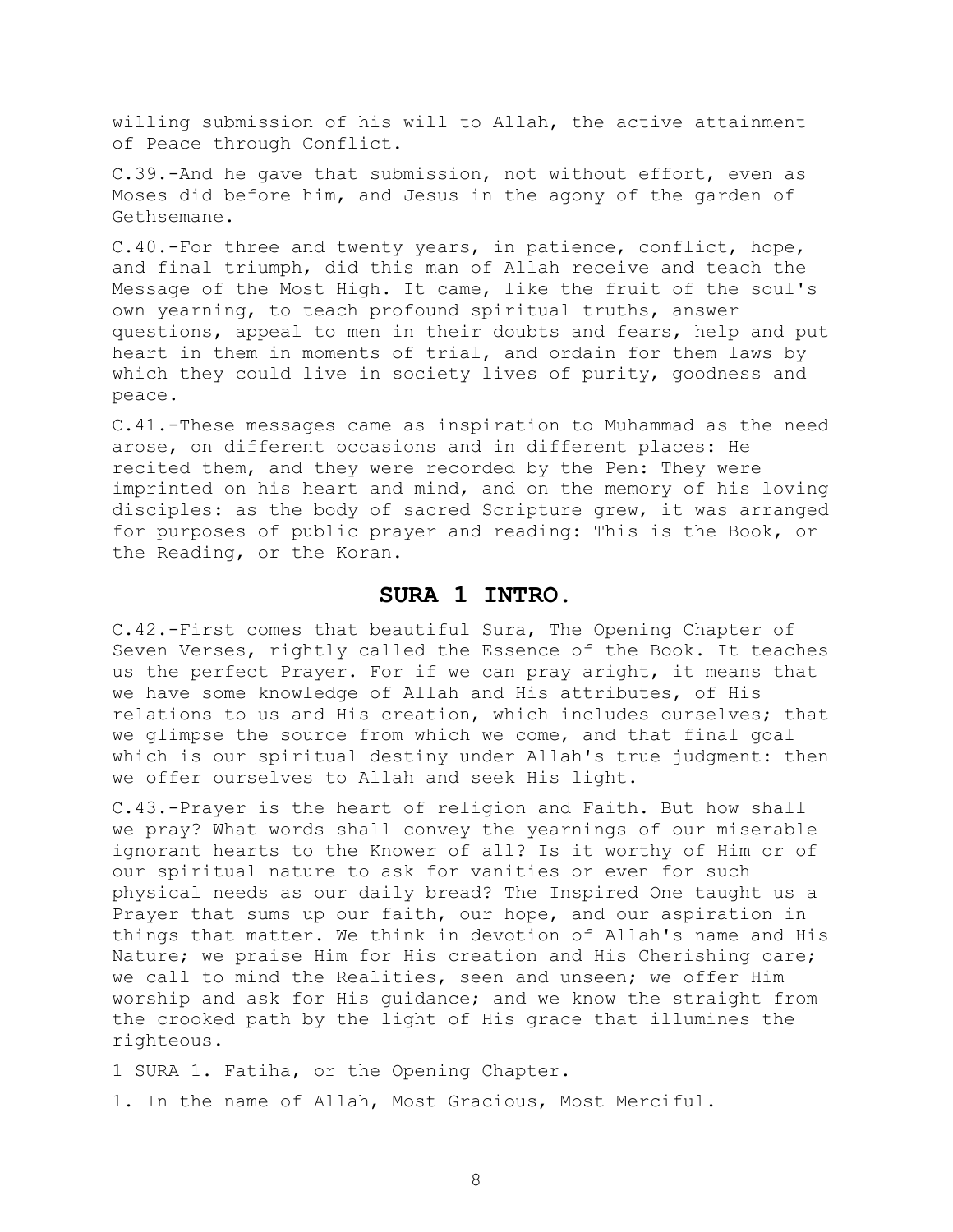willing submission of his will to Allah, the active attainment of Peace through Conflict.

C.39.-And he gave that submission, not without effort, even as Moses did before him, and Jesus in the agony of the garden of Gethsemane.

C.40.-For three and twenty years, in patience, conflict, hope, and final triumph, did this man of Allah receive and teach the Message of the Most High. It came, like the fruit of the soul's own yearning, to teach profound spiritual truths, answer questions, appeal to men in their doubts and fears, help and put heart in them in moments of trial, and ordain for them laws by which they could live in society lives of purity, goodness and peace.

C.41.-These messages came as inspiration to Muhammad as the need arose, on different occasions and in different places: He recited them, and they were recorded by the Pen: They were imprinted on his heart and mind, and on the memory of his loving disciples: as the body of sacred Scripture grew, it was arranged for purposes of public prayer and reading: This is the Book, or the Reading, or the Koran.

## SURA 1 INTRO.

C.42.-First comes that beautiful Sura, The Opening Chapter of Seven Verses, rightly called the Essence of the Book. It teaches us the perfect Prayer. For if we can pray aright, it means that we have some knowledge of Allah and His attributes, of His relations to us and His creation, which includes ourselves; that we glimpse the source from which we come, and that final goal which is our spiritual destiny under Allah's true judgment: then we offer ourselves to Allah and seek His light.

C.43.-Prayer is the heart of religion and Faith. But how shall we pray? What words shall convey the yearnings of our miserable ignorant hearts to the Knower of all? Is it worthy of Him or of our spiritual nature to ask for vanities or even for such physical needs as our daily bread? The Inspired One taught us a Prayer that sums up our faith, our hope, and our aspiration in things that matter. We think in devotion of Allah's name and His Nature; we praise Him for His creation and His Cherishing care; we call to mind the Realities, seen and unseen; we offer Him worship and ask for His guidance; and we know the straight from the crooked path by the light of His grace that illumines the righteous.

1 SURA 1. Fatiha, or the Opening Chapter.

1. In the name of Allah, Most Gracious, Most Merciful.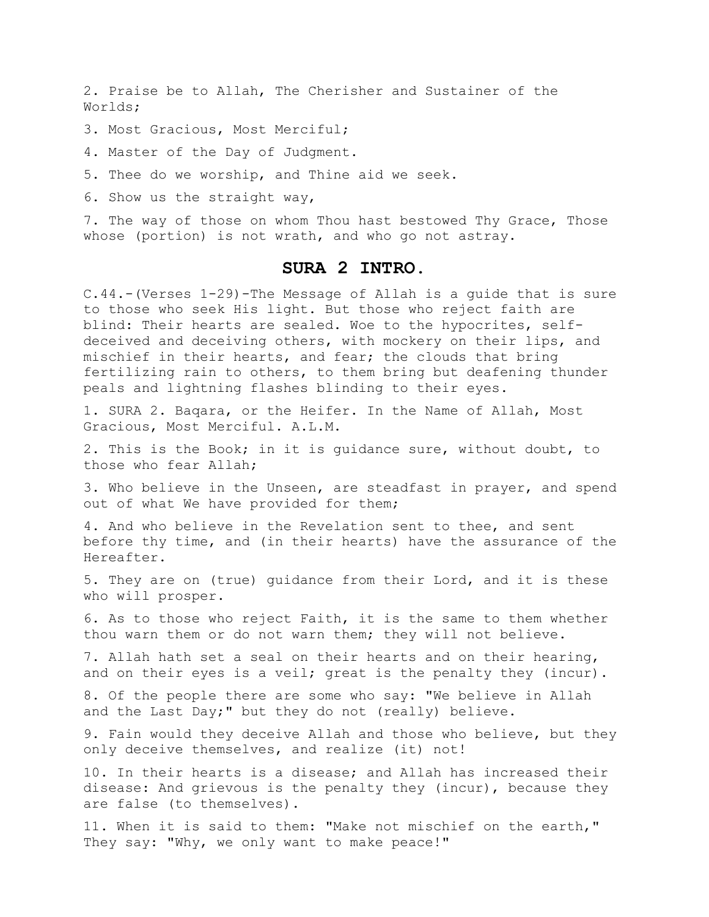2. Praise be to Allah, The Cherisher and Sustainer of the Worlds;

3. Most Gracious, Most Merciful;

4. Master of the Day of Judgment.

5. Thee do we worship, and Thine aid we seek.

6. Show us the straight way,

7. The way of those on whom Thou hast bestowed Thy Grace, Those whose (portion) is not wrath, and who go not astray.

## SURA 2 INTRO.

C.44.-(Verses 1-29)-The Message of Allah is a guide that is sure to those who seek His light. But those who reject faith are blind: Their hearts are sealed. Woe to the hypocrites, self-deceived and deceiving others, with mockery on their lips, and mischief in their hearts, and fear; the clouds that bring fertilizing rain to others, to them bring but deafening thunder peals and lightning flashes blinding to their eyes.

1. SURA 2. Baqara, or the Heifer. In the Name of Allah, Most Gracious, Most Merciful. A.L.M.

2. This is the Book; in it is guidance sure, without doubt, to those who fear Allah;

3. Who believe in the Unseen, are steadfast in prayer, and spend out of what We have provided for them;

4. And who believe in the Revelation sent to thee, and sent before thy time, and (in their hearts) have the assurance of the Hereafter.

5. They are on (true) guidance from their Lord, and it is these who will prosper.

6. As to those who reject Faith, it is the same to them whether thou warn them or do not warn them; they will not believe.

7. Allah hath set a seal on their hearts and on their hearing, and on their eyes is a veil; great is the penalty they (incur).

8. Of the people there are some who say: "We believe in Allah and the Last Day;" but they do not (really) believe.

9. Fain would they deceive Allah and those who believe, but they only deceive themselves, and realize (it) not!

10. In their hearts is a disease; and Allah has increased their disease: And grievous is the penalty they (incur), because they are false (to themselves).

11. When it is said to them: "Make not mischief on the earth," They say: "Why, we only want to make peace!"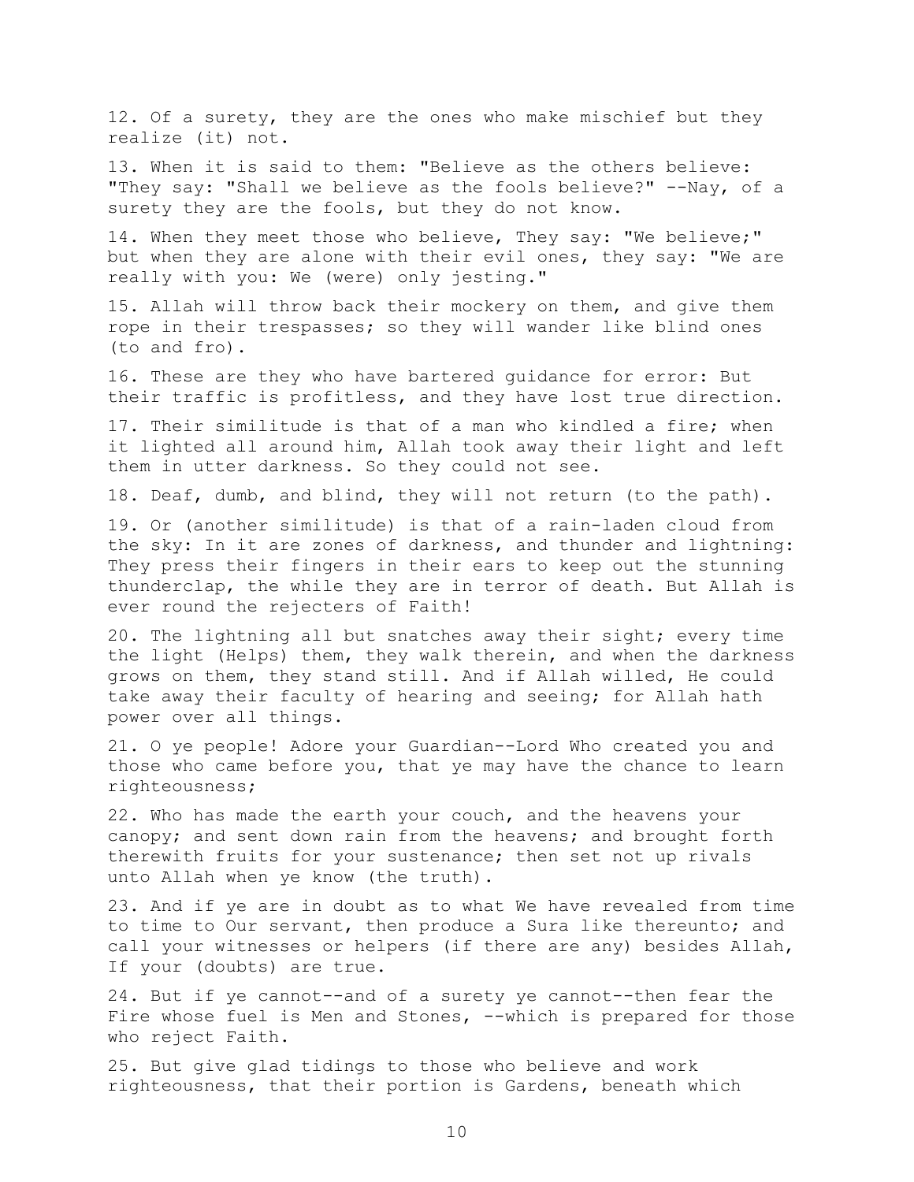12. Of a surety, they are the ones who make mischief but they realize (it) not.

13. When it is said to them: "Believe as the others believe: "They say: "Shall we believe as the fools believe?" --Nay, of a surety they are the fools, but they do not know.

14. When they meet those who believe, They say: "We believe;" but when they are alone with their evil ones, they say: "We are really with you: We (were) only jesting."

15. Allah will throw back their mockery on them, and give them rope in their trespasses; so they will wander like blind ones (to and fro).

16. These are they who have bartered guidance for error: But their traffic is profitless, and they have lost true direction.

17. Their similitude is that of a man who kindled a fire; when it lighted all around him, Allah took away their light and left them in utter darkness. So they could not see.

18. Deaf, dumb, and blind, they will not return (to the path).

19. Or (another similitude) is that of a rain-laden cloud from the sky: In it are zones of darkness, and thunder and lightning: They press their fingers in their ears to keep out the stunning thunderclap, the while they are in terror of death. But Allah is ever round the rejecters of Faith!

20. The lightning all but snatches away their sight; every time the light (Helps) them, they walk therein, and when the darkness grows on them, they stand still. And if Allah willed, He could take away their faculty of hearing and seeing; for Allah hath power over all things.

21. O ye people! Adore your Guardian--Lord Who created you and those who came before you, that ye may have the chance to learn righteousness;

22. Who has made the earth your couch, and the heavens your canopy; and sent down rain from the heavens; and brought forth therewith fruits for your sustenance; then set not up rivals unto Allah when ye know (the truth).

23. And if ye are in doubt as to what We have revealed from time to time to Our servant, then produce a Sura like thereunto; and call your witnesses or helpers (if there are any) besides Allah, If your (doubts) are true.

24. But if ye cannot--and of a surety ye cannot--then fear the Fire whose fuel is Men and Stones, --which is prepared for those who reject Faith.

25. But give glad tidings to those who believe and work righteousness, that their portion is Gardens, beneath which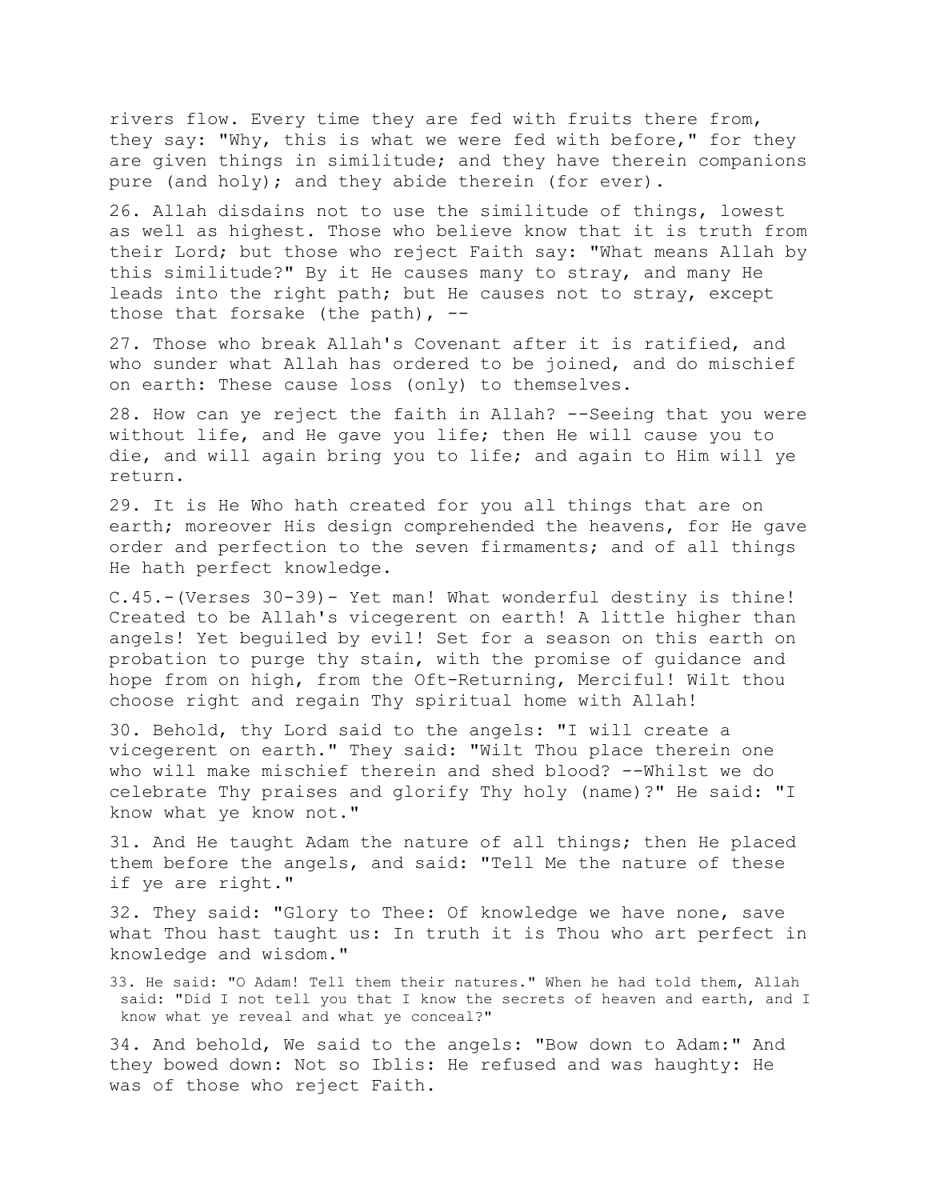rivers flow. Every time they are fed with fruits there from, they say: "Why, this is what we were fed with before," for they are given things in similitude; and they have therein companions pure (and holy); and they abide therein (for ever).

26. Allah disdains not to use the similitude of things, lowest as well as highest. Those who believe know that it is truth from their Lord; but those who reject Faith say: "What means Allah by this similitude?" By it He causes many to stray, and many He leads into the right path; but He causes not to stray, except those that forsake (the path), --

27. Those who break Allah's Covenant after it is ratified, and who sunder what Allah has ordered to be joined, and do mischief on earth: These cause loss (only) to themselves.

28. How can ye reject the faith in Allah? --Seeing that you were without life, and He gave you life; then He will cause you to die, and will again bring you to life; and again to Him will ye return.

29. It is He Who hath created for you all things that are on earth; moreover His design comprehended the heavens, for He gave order and perfection to the seven firmaments; and of all things He hath perfect knowledge.

C.45.-(Verses 30-39)- Yet man! What wonderful destiny is thine! Created to be Allah's vicegerent on earth! A little higher than angels! Yet beguiled by evil! Set for a season on this earth on probation to purge thy stain, with the promise of guidance and hope from on high, from the Oft-Returning, Merciful! Wilt thou choose right and regain Thy spiritual home with Allah!

30. Behold, thy Lord said to the angels: "I will create a vicegerent on earth." They said: "Wilt Thou place therein one who will make mischief therein and shed blood? --Whilst we do celebrate Thy praises and glorify Thy holy (name)?" He said: "I know what ye know not."

31. And He taught Adam the nature of all things; then He placed them before the angels, and said: "Tell Me the nature of these if ye are right."

32. They said: "Glory to Thee: Of knowledge we have none, save what Thou hast taught us: In truth it is Thou who art perfect in knowledge and wisdom."

33. He said: "O Adam! Tell them their natures." When he had told them, Allah said: "Did I not tell you that I know the secrets of heaven and earth, and I know what ye reveal and what ye conceal?"

34. And behold, We said to the angels: "Bow down to Adam:" And they bowed down: Not so Iblis: He refused and was haughty: He was of those who reject Faith.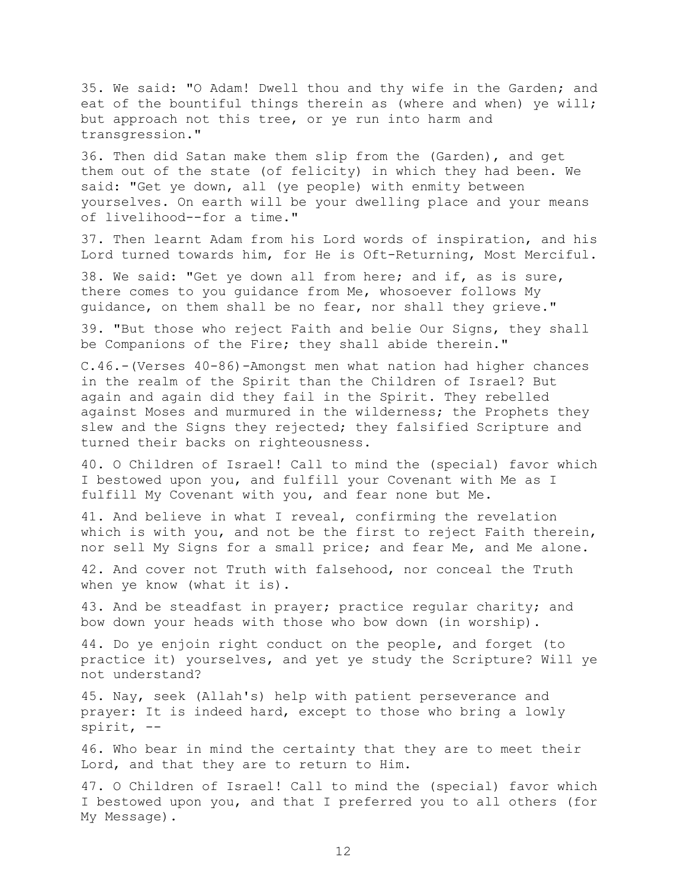35. We said: "O Adam! Dwell thou and thy wife in the Garden; and eat of the bountiful things therein as (where and when) ye will; but approach not this tree, or ye run into harm and transgression."

36. Then did Satan make them slip from the (Garden), and get them out of the state (of felicity) in which they had been. We said: "Get ye down, all (ye people) with enmity between yourselves. On earth will be your dwelling place and your means of livelihood--for a time."

37. Then learnt Adam from his Lord words of inspiration, and his Lord turned towards him, for He is Oft-Returning, Most Merciful.

38. We said: "Get ye down all from here; and if, as is sure, there comes to you guidance from Me, whosoever follows My guidance, on them shall be no fear, nor shall they grieve."

39. "But those who reject Faith and belie Our Signs, they shall be Companions of the Fire; they shall abide therein."

C.46.-(Verses 40-86)-Amongst men what nation had higher chances in the realm of the Spirit than the Children of Israel? But again and again did they fail in the Spirit. They rebelled against Moses and murmured in the wilderness; the Prophets they slew and the Signs they rejected; they falsified Scripture and turned their backs on righteousness.

40. O Children of Israel! Call to mind the (special) favor which I bestowed upon you, and fulfill your Covenant with Me as I fulfill My Covenant with you, and fear none but Me.

41. And believe in what I reveal, confirming the revelation which is with you, and not be the first to reject Faith therein, nor sell My Signs for a small price; and fear Me, and Me alone.

42. And cover not Truth with falsehood, nor conceal the Truth when ye know (what it is).

43. And be steadfast in prayer; practice regular charity; and bow down your heads with those who bow down (in worship).

44. Do ye enjoin right conduct on the people, and forget (to practice it) yourselves, and yet ye study the Scripture? Will ye not understand?

45. Nay, seek (Allah's) help with patient perseverance and prayer: It is indeed hard, except to those who bring a lowly spirit, --

46. Who bear in mind the certainty that they are to meet their Lord, and that they are to return to Him.

47. O Children of Israel! Call to mind the (special) favor which I bestowed upon you, and that I preferred you to all others (for My Message).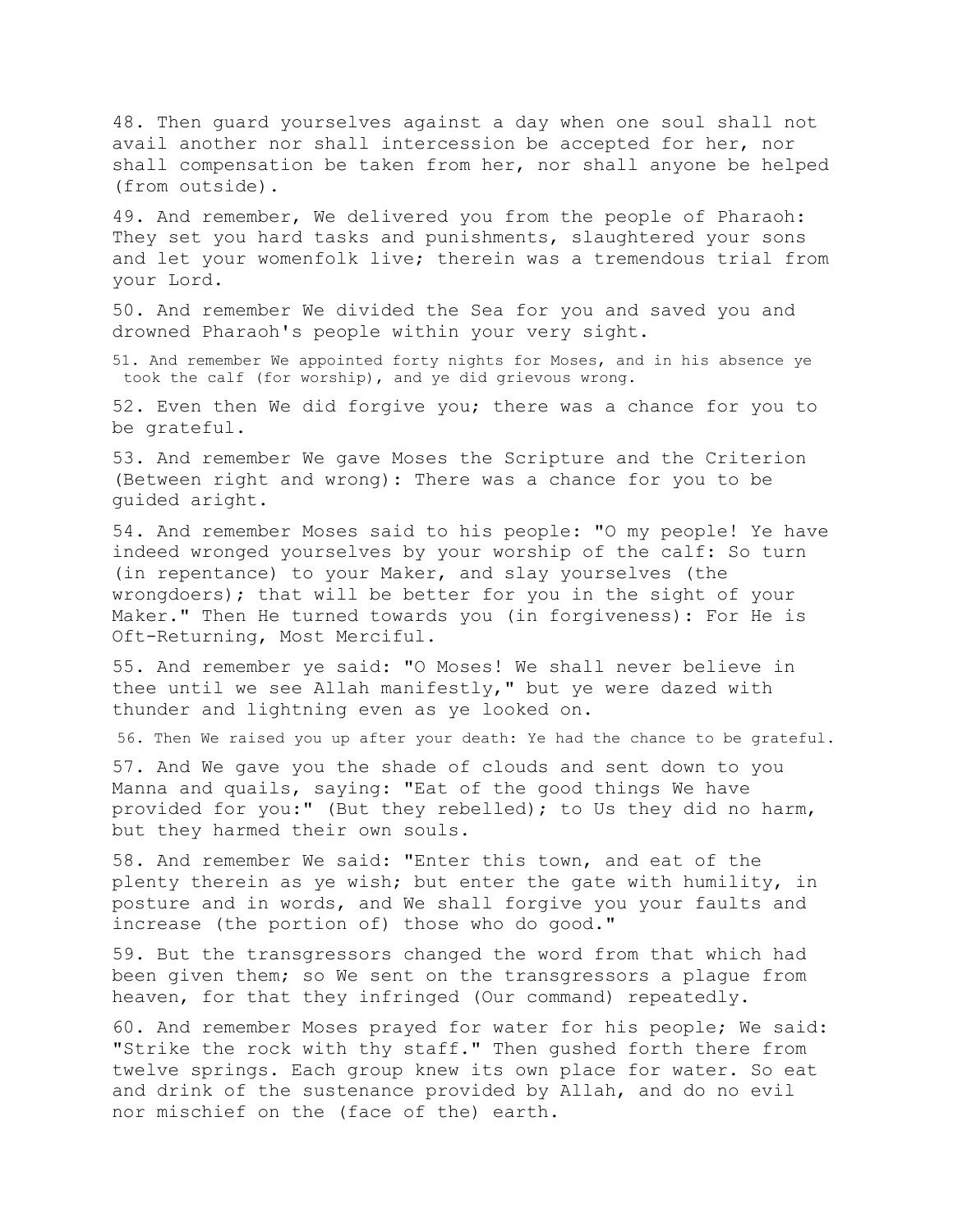48. Then guard yourselves against a day when one soul shall not avail another nor shall intercession be accepted for her, nor shall compensation be taken from her, nor shall anyone be helped (from outside).

49. And remember, We delivered you from the people of Pharaoh: They set you hard tasks and punishments, slaughtered your sons and let your womenfolk live; therein was a tremendous trial from your Lord.

50. And remember We divided the Sea for you and saved you and drowned Pharaoh's people within your very sight.

51. And remember We appointed forty nights for Moses, and in his absence ye took the calf (for worship), and ye did grievous wrong.

52. Even then We did forgive you; there was a chance for you to be grateful.

53. And remember We gave Moses the Scripture and the Criterion (Between right and wrong): There was a chance for you to be guided aright.

54. And remember Moses said to his people: "O my people! Ye have indeed wronged yourselves by your worship of the calf: So turn (in repentance) to your Maker, and slay yourselves (the wrongdoers); that will be better for you in the sight of your Maker." Then He turned towards you (in forgiveness): For He is Oft-Returning, Most Merciful.

55. And remember ye said: "O Moses! We shall never believe in thee until we see Allah manifestly," but ye were dazed with thunder and lightning even as ye looked on.

56. Then We raised you up after your death: Ye had the chance to be grateful.

57. And We gave you the shade of clouds and sent down to you Manna and quails, saying: "Eat of the good things We have provided for you:" (But they rebelled); to Us they did no harm, but they harmed their own souls.

58. And remember We said: "Enter this town, and eat of the plenty therein as ye wish; but enter the gate with humility, in posture and in words, and We shall forgive you your faults and increase (the portion of) those who do good."

59. But the transgressors changed the word from that which had been given them; so We sent on the transgressors a plague from heaven, for that they infringed (Our command) repeatedly.

60. And remember Moses prayed for water for his people; We said: "Strike the rock with thy staff." Then gushed forth there from twelve springs. Each group knew its own place for water. So eat and drink of the sustenance provided by Allah, and do no evil nor mischief on the (face of the) earth.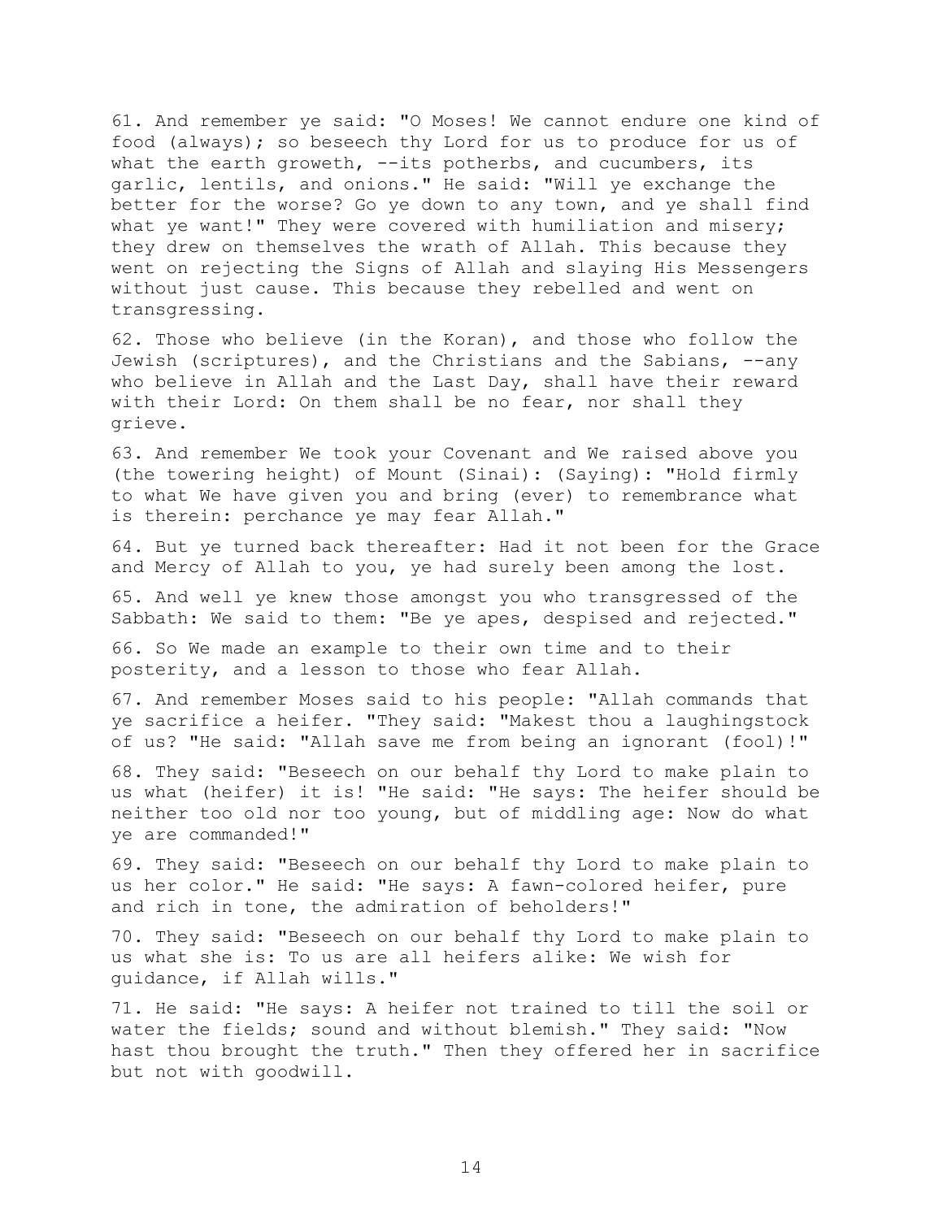61. And remember ye said: "O Moses! We cannot endure one kind of food (always); so beseech thy Lord for us to produce for us of what the earth groweth, --its potherbs, and cucumbers, its garlic, lentils, and onions." He said: "Will ye exchange the better for the worse? Go ye down to any town, and ye shall find what ye want!" They were covered with humiliation and misery; they drew on themselves the wrath of Allah. This because they went on rejecting the Signs of Allah and slaying His Messengers without just cause. This because they rebelled and went on transgressing.

62. Those who believe (in the Koran), and those who follow the Jewish (scriptures), and the Christians and the Sabians, --any who believe in Allah and the Last Day, shall have their reward with their Lord: On them shall be no fear, nor shall they grieve.

63. And remember We took your Covenant and We raised above you (the towering height) of Mount (Sinai): (Saying): "Hold firmly to what We have given you and bring (ever) to remembrance what is therein: perchance ye may fear Allah."

64. But ye turned back thereafter: Had it not been for the Grace and Mercy of Allah to you, ye had surely been among the lost.

65. And well ye knew those amongst you who transgressed of the Sabbath: We said to them: "Be ye apes, despised and rejected."

66. So We made an example to their own time and to their posterity, and a lesson to those who fear Allah.

67. And remember Moses said to his people: "Allah commands that ye sacrifice a heifer. "They said: "Makest thou a laughingstock of us? "He said: "Allah save me from being an ignorant (fool)!"

68. They said: "Beseech on our behalf thy Lord to make plain to us what (heifer) it is! "He said: "He says: The heifer should be neither too old nor too young, but of middling age: Now do what ye are commanded!"

69. They said: "Beseech on our behalf thy Lord to make plain to us her color." He said: "He says: A fawn-colored heifer, pure and rich in tone, the admiration of beholders!"

70. They said: "Beseech on our behalf thy Lord to make plain to us what she is: To us are all heifers alike: We wish for guidance, if Allah wills."

71. He said: "He says: A heifer not trained to till the soil or water the fields; sound and without blemish." They said: "Now hast thou brought the truth." Then they offered her in sacrifice but not with goodwill.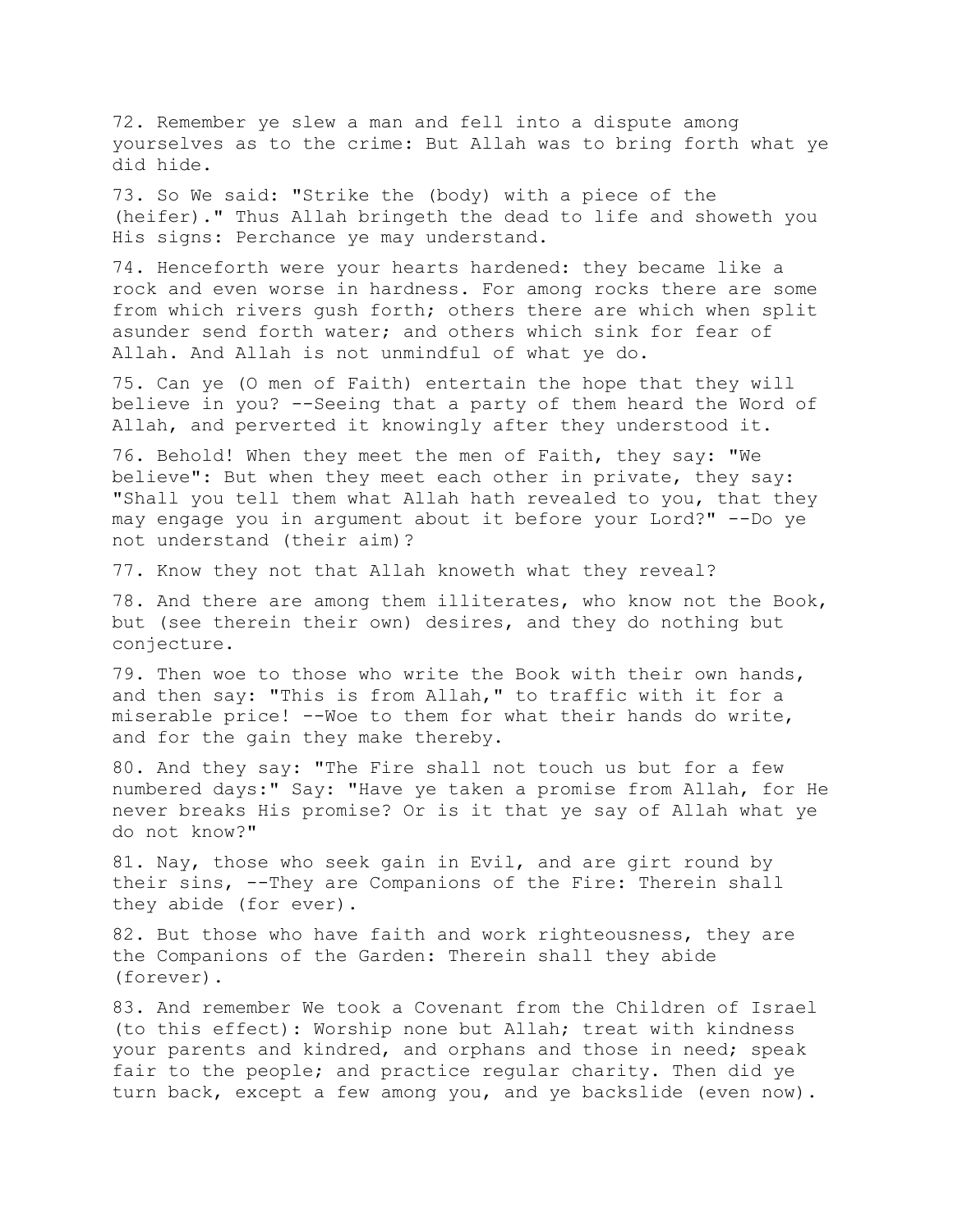72. Remember ye slew a man and fell into a dispute among yourselves as to the crime: But Allah was to bring forth what ye did hide.

73. So We said: "Strike the (body) with a piece of the (heifer)." Thus Allah bringeth the dead to life and showeth you His signs: Perchance ye may understand.

74. Henceforth were your hearts hardened: they became like a rock and even worse in hardness. For among rocks there are some from which rivers gush forth; others there are which when split asunder send forth water; and others which sink for fear of Allah. And Allah is not unmindful of what ye do.

75. Can ye (O men of Faith) entertain the hope that they will believe in you? --Seeing that a party of them heard the Word of Allah, and perverted it knowingly after they understood it.

76. Behold! When they meet the men of Faith, they say: "We believe": But when they meet each other in private, they say: "Shall you tell them what Allah hath revealed to you, that they may engage you in argument about it before your Lord?" --Do ye not understand (their aim)?

77. Know they not that Allah knoweth what they reveal?

78. And there are among them illiterates, who know not the Book, but (see therein their own) desires, and they do nothing but conjecture.

79. Then woe to those who write the Book with their own hands, and then say: "This is from Allah," to traffic with it for a miserable price! --Woe to them for what their hands do write, and for the gain they make thereby.

80. And they say: "The Fire shall not touch us but for a few numbered days:" Say: "Have ye taken a promise from Allah, for He never breaks His promise? Or is it that ye say of Allah what ye do not know?"

81. Nay, those who seek gain in Evil, and are girt round by their sins, --They are Companions of the Fire: Therein shall they abide (for ever).

82. But those who have faith and work righteousness, they are the Companions of the Garden: Therein shall they abide (forever).

83. And remember We took a Covenant from the Children of Israel (to this effect): Worship none but Allah; treat with kindness your parents and kindred, and orphans and those in need; speak fair to the people; and practice regular charity. Then did ye turn back, except a few among you, and ye backslide (even now).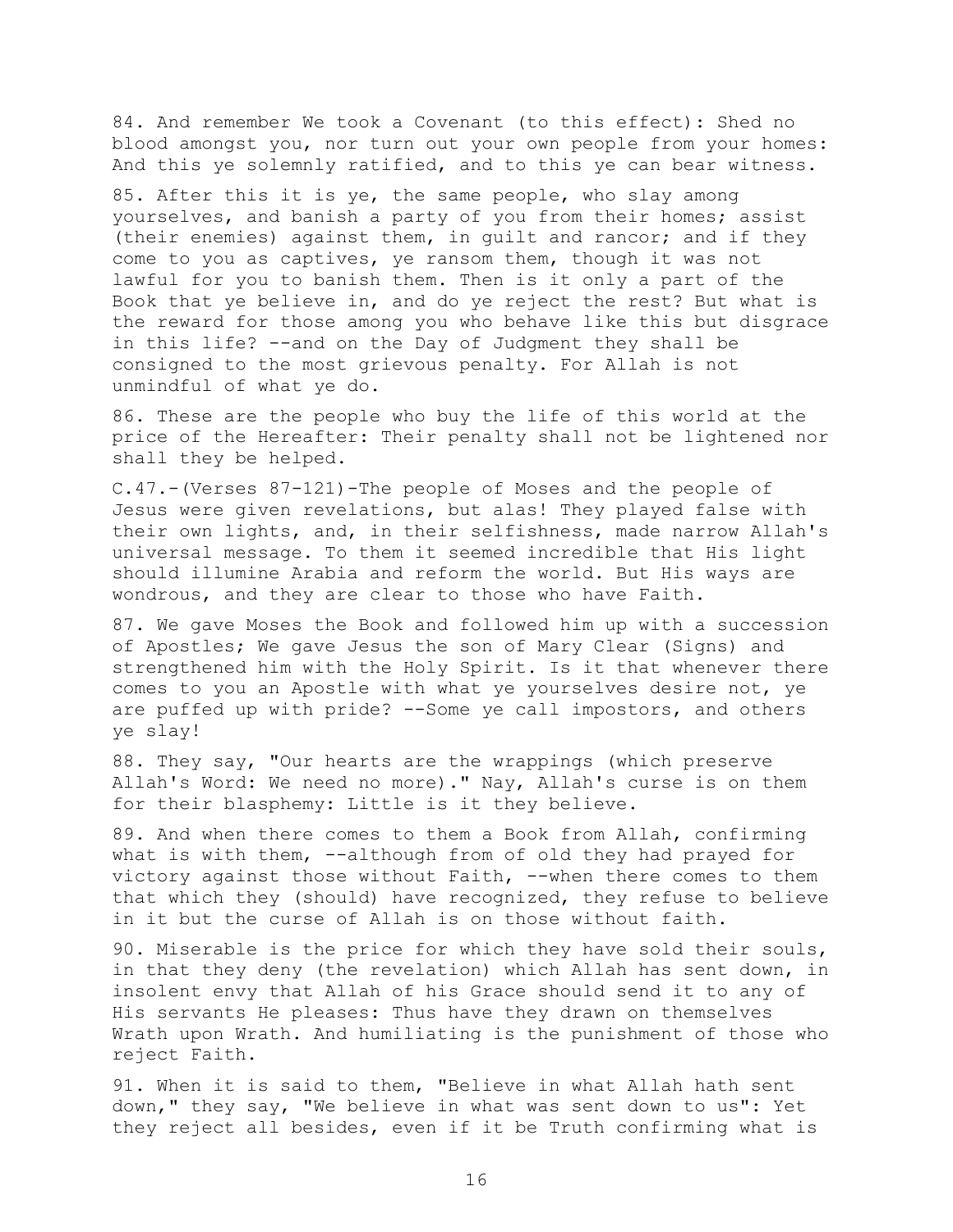84. And remember We took a Covenant (to this effect): Shed no blood amongst you, nor turn out your own people from your homes: And this ye solemnly ratified, and to this ye can bear witness.

85. After this it is ye, the same people, who slay among yourselves, and banish a party of you from their homes; assist (their enemies) against them, in guilt and rancor; and if they come to you as captives, ye ransom them, though it was not lawful for you to banish them. Then is it only a part of the Book that ye believe in, and do ye reject the rest? But what is the reward for those among you who behave like this but disgrace in this life? --and on the Day of Judgment they shall be consigned to the most grievous penalty. For Allah is not unmindful of what ye do.

86. These are the people who buy the life of this world at the price of the Hereafter: Their penalty shall not be lightened nor shall they be helped.

C.47.-(Verses 87-121)-The people of Moses and the people of Jesus were given revelations, but alas! They played false with their own lights, and, in their selfishness, made narrow Allah's universal message. To them it seemed incredible that His light should illumine Arabia and reform the world. But His ways are wondrous, and they are clear to those who have Faith.

87. We gave Moses the Book and followed him up with a succession of Apostles; We gave Jesus the son of Mary Clear (Signs) and strengthened him with the Holy Spirit. Is it that whenever there comes to you an Apostle with what ye yourselves desire not, ye are puffed up with pride? --Some ye call impostors, and others ye slay!

88. They say, "Our hearts are the wrappings (which preserve Allah's Word: We need no more)." Nay, Allah's curse is on them for their blasphemy: Little is it they believe.

89. And when there comes to them a Book from Allah, confirming what is with them, --although from of old they had prayed for victory against those without Faith, --when there comes to them that which they (should) have recognized, they refuse to believe in it but the curse of Allah is on those without faith.

90. Miserable is the price for which they have sold their souls, in that they deny (the revelation) which Allah has sent down, in insolent envy that Allah of his Grace should send it to any of His servants He pleases: Thus have they drawn on themselves Wrath upon Wrath. And humiliating is the punishment of those who reject Faith.

91. When it is said to them, "Believe in what Allah hath sent down," they say, "We believe in what was sent down to us": Yet they reject all besides, even if it be Truth confirming what is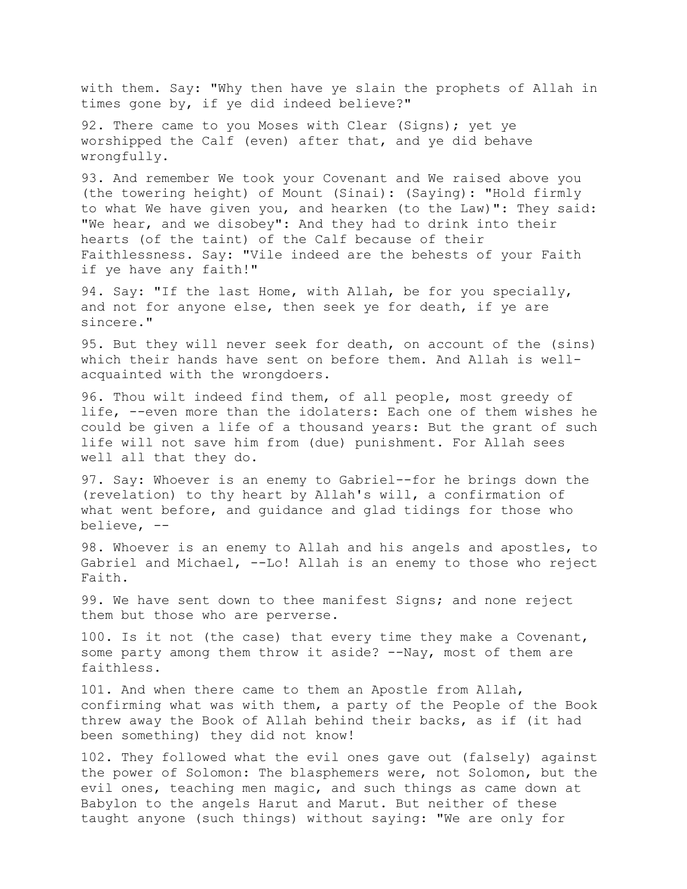with them. Say: "Why then have ye slain the prophets of Allah in times gone by, if ye did indeed believe?"

92. There came to you Moses with Clear (Signs); yet ye worshipped the Calf (even) after that, and ye did behave wrongfully.

93. And remember We took your Covenant and We raised above you (the towering height) of Mount (Sinai): (Saying): "Hold firmly to what We have given you, and hearken (to the Law)": They said: "We hear, and we disobey": And they had to drink into their hearts (of the taint) of the Calf because of their Faithlessness. Say: "Vile indeed are the behests of your Faith if ye have any faith!"

94. Say: "If the last Home, with Allah, be for you specially, and not for anyone else, then seek ye for death, if ye are sincere."

95. But they will never seek for death, on account of the (sins) which their hands have sent on before them. And Allah is well-acquainted with the wrongdoers.

96. Thou wilt indeed find them, of all people, most greedy of life, --even more than the idolaters: Each one of them wishes he could be given a life of a thousand years: But the grant of such life will not save him from (due) punishment. For Allah sees well all that they do.

97. Say: Whoever is an enemy to Gabriel--for he brings down the (revelation) to thy heart by Allah's will, a confirmation of what went before, and guidance and glad tidings for those who believe, --

98. Whoever is an enemy to Allah and his angels and apostles, to Gabriel and Michael, --Lo! Allah is an enemy to those who reject Faith.

99. We have sent down to thee manifest Signs; and none reject them but those who are perverse.

100. Is it not (the case) that every time they make a Covenant, some party among them throw it aside? --Nay, most of them are faithless.

101. And when there came to them an Apostle from Allah, confirming what was with them, a party of the People of the Book threw away the Book of Allah behind their backs, as if (it had been something) they did not know!

102. They followed what the evil ones gave out (falsely) against the power of Solomon: The blasphemers were, not Solomon, but the evil ones, teaching men magic, and such things as came down at Babylon to the angels Harut and Marut. But neither of these taught anyone (such things) without saying: "We are only for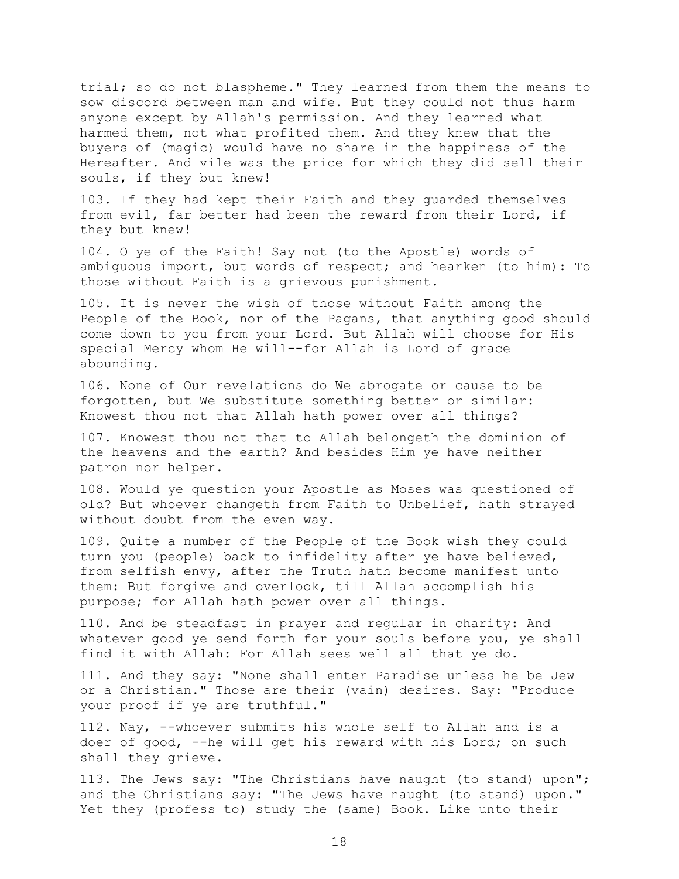trial; so do not blaspheme." They learned from them the means to sow discord between man and wife. But they could not thus harm anyone except by Allah's permission. And they learned what harmed them, not what profited them. And they knew that the buyers of (magic) would have no share in the happiness of the Hereafter. And vile was the price for which they did sell their souls, if they but knew!

103. If they had kept their Faith and they guarded themselves from evil, far better had been the reward from their Lord, if they but knew!

104. O ye of the Faith! Say not (to the Apostle) words of ambiguous import, but words of respect; and hearken (to him): To those without Faith is a grievous punishment.

105. It is never the wish of those without Faith among the People of the Book, nor of the Pagans, that anything good should come down to you from your Lord. But Allah will choose for His special Mercy whom He will--for Allah is Lord of grace abounding.

106. None of Our revelations do We abrogate or cause to be forgotten, but We substitute something better or similar: Knowest thou not that Allah hath power over all things?

107. Knowest thou not that to Allah belongeth the dominion of the heavens and the earth? And besides Him ye have neither patron nor helper.

108. Would ye question your Apostle as Moses was questioned of old? But whoever changeth from Faith to Unbelief, hath strayed without doubt from the even way.

109. Quite a number of the People of the Book wish they could turn you (people) back to infidelity after ye have believed, from selfish envy, after the Truth hath become manifest unto them: But forgive and overlook, till Allah accomplish his purpose; for Allah hath power over all things.

110. And be steadfast in prayer and regular in charity: And whatever good ye send forth for your souls before you, ye shall find it with Allah: For Allah sees well all that ye do.

111. And they say: "None shall enter Paradise unless he be Jew or a Christian." Those are their (vain) desires. Say: "Produce your proof if ye are truthful."

112. Nay, --whoever submits his whole self to Allah and is a doer of good, --he will get his reward with his Lord; on such shall they grieve.

113. The Jews say: "The Christians have naught (to stand) upon"; and the Christians say: "The Jews have naught (to stand) upon." Yet they (profess to) study the (same) Book. Like unto their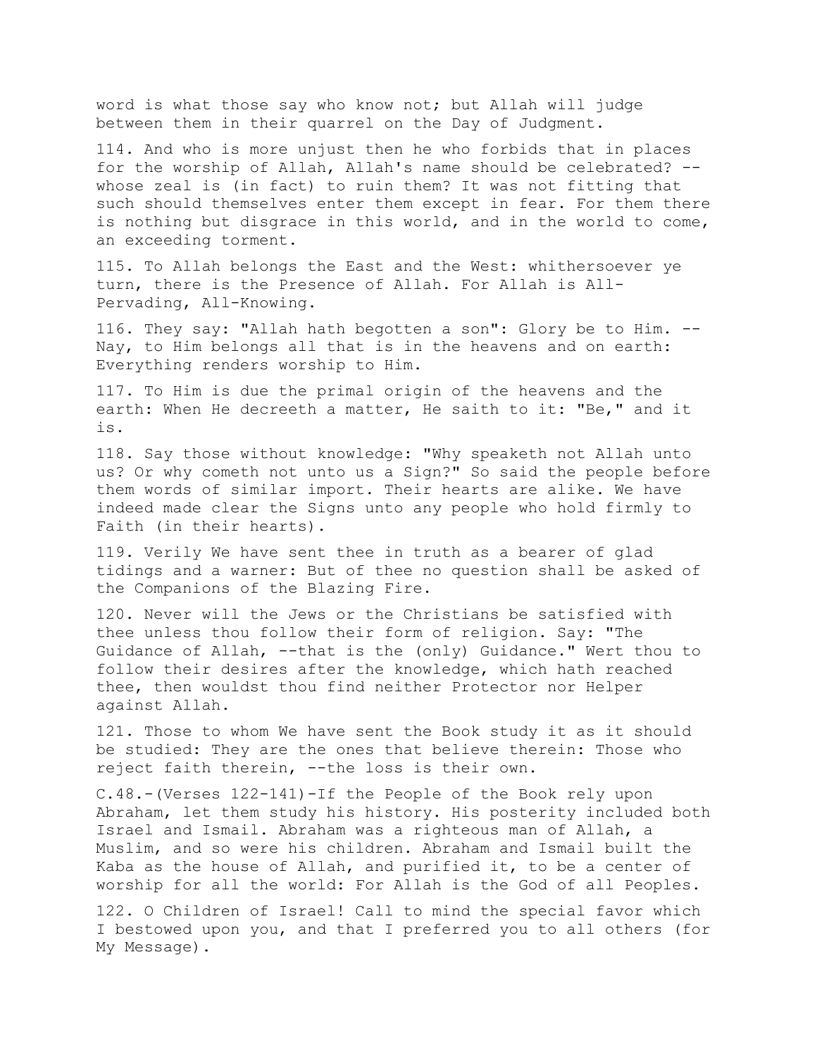word is what those say who know not; but Allah will judge between them in their quarrel on the Day of Judgment.

114. And who is more unjust then he who forbids that in places for the worship of Allah, Allah's name should be celebrated? --whose zeal is (in fact) to ruin them? It was not fitting that such should themselves enter them except in fear. For them there is nothing but disgrace in this world, and in the world to come, an exceeding torment.

115. To Allah belongs the East and the West: whithersoever ye turn, there is the Presence of Allah. For Allah is All-Pervading, All-Knowing.

116. They say: "Allah hath begotten a son": Glory be to Him. --Nay, to Him belongs all that is in the heavens and on earth: Everything renders worship to Him.

117. To Him is due the primal origin of the heavens and the earth: When He decreeth a matter, He saith to it: "Be," and it is.

118. Say those without knowledge: "Why speaketh not Allah unto us? Or why cometh not unto us a Sign?" So said the people before them words of similar import. Their hearts are alike. We have indeed made clear the Signs unto any people who hold firmly to Faith (in their hearts).

119. Verily We have sent thee in truth as a bearer of glad tidings and a warner: But of thee no question shall be asked of the Companions of the Blazing Fire.

120. Never will the Jews or the Christians be satisfied with thee unless thou follow their form of religion. Say: "The Guidance of Allah, --that is the (only) Guidance." Wert thou to follow their desires after the knowledge, which hath reached thee, then wouldst thou find neither Protector nor Helper against Allah.

121. Those to whom We have sent the Book study it as it should be studied: They are the ones that believe therein: Those who reject faith therein, --the loss is their own.

C.48.-(Verses 122-141)-If the People of the Book rely upon Abraham, let them study his history. His posterity included both Israel and Ismail. Abraham was a righteous man of Allah, a Muslim, and so were his children. Abraham and Ismail built the Kaba as the house of Allah, and purified it, to be a center of worship for all the world: For Allah is the God of all Peoples.

122. O Children of Israel! Call to mind the special favor which I bestowed upon you, and that I preferred you to all others (for My Message).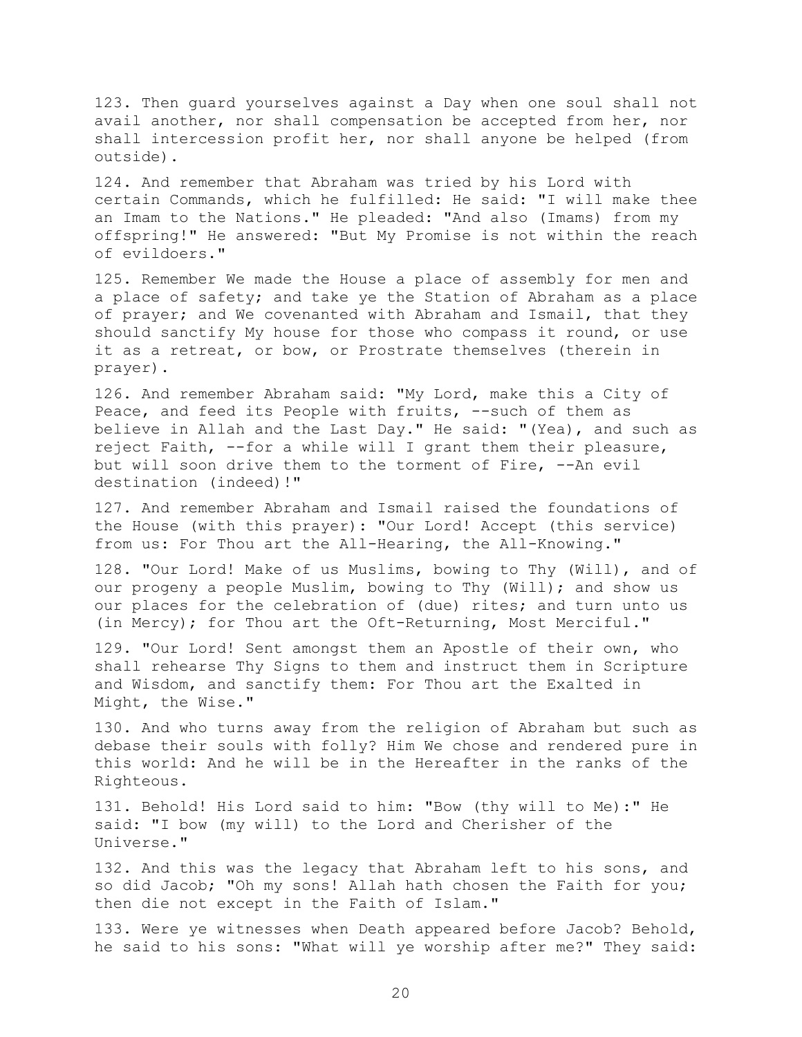123. Then guard yourselves against a Day when one soul shall not avail another, nor shall compensation be accepted from her, nor shall intercession profit her, nor shall anyone be helped (from outside).

124. And remember that Abraham was tried by his Lord with certain Commands, which he fulfilled: He said: "I will make thee an Imam to the Nations." He pleaded: "And also (Imams) from my offspring!" He answered: "But My Promise is not within the reach of evildoers."

125. Remember We made the House a place of assembly for men and a place of safety; and take ye the Station of Abraham as a place of prayer; and We covenanted with Abraham and Ismail, that they should sanctify My house for those who compass it round, or use it as a retreat, or bow, or Prostrate themselves (therein in prayer).

126. And remember Abraham said: "My Lord, make this a City of Peace, and feed its People with fruits, --such of them as believe in Allah and the Last Day." He said: "(Yea), and such as reject Faith, --for a while will I grant them their pleasure, but will soon drive them to the torment of Fire, --An evil destination (indeed)!"

127. And remember Abraham and Ismail raised the foundations of the House (with this prayer): "Our Lord! Accept (this service) from us: For Thou art the All-Hearing, the All-Knowing."

128. "Our Lord! Make of us Muslims, bowing to Thy (Will), and of our progeny a people Muslim, bowing to Thy (Will); and show us our places for the celebration of (due) rites; and turn unto us (in Mercy); for Thou art the Oft-Returning, Most Merciful."

129. "Our Lord! Sent amongst them an Apostle of their own, who shall rehearse Thy Signs to them and instruct them in Scripture and Wisdom, and sanctify them: For Thou art the Exalted in Might, the Wise."

130. And who turns away from the religion of Abraham but such as debase their souls with folly? Him We chose and rendered pure in this world: And he will be in the Hereafter in the ranks of the Righteous.

131. Behold! His Lord said to him: "Bow (thy will to Me):" He said: "I bow (my will) to the Lord and Cherisher of the Universe."

132. And this was the legacy that Abraham left to his sons, and so did Jacob; "Oh my sons! Allah hath chosen the Faith for you; then die not except in the Faith of Islam."

133. Were ye witnesses when Death appeared before Jacob? Behold, he said to his sons: "What will ye worship after me?" They said: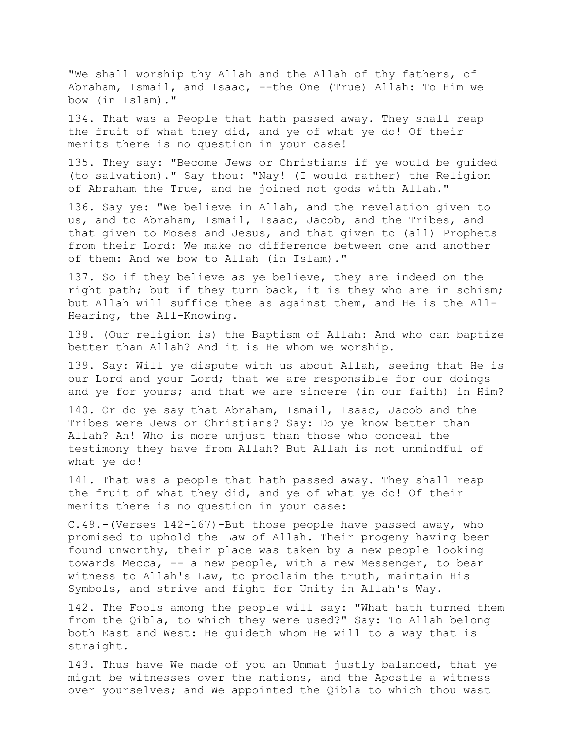"We shall worship thy Allah and the Allah of thy fathers, of Abraham, Ismail, and Isaac, --the One (True) Allah: To Him we bow (in Islam)."

134. That was a People that hath passed away. They shall reap the fruit of what they did, and ye of what ye do! Of their merits there is no question in your case!

135. They say: "Become Jews or Christians if ye would be guided (to salvation)." Say thou: "Nay! (I would rather) the Religion of Abraham the True, and he joined not gods with Allah."

136. Say ye: "We believe in Allah, and the revelation given to us, and to Abraham, Ismail, Isaac, Jacob, and the Tribes, and that given to Moses and Jesus, and that given to (all) Prophets from their Lord: We make no difference between one and another of them: And we bow to Allah (in Islam)."

137. So if they believe as ye believe, they are indeed on the right path; but if they turn back, it is they who are in schism; but Allah will suffice thee as against them, and He is the All-Hearing, the All-Knowing.

138. (Our religion is) the Baptism of Allah: And who can baptize better than Allah? And it is He whom we worship.

139. Say: Will ye dispute with us about Allah, seeing that He is our Lord and your Lord; that we are responsible for our doings and ye for yours; and that we are sincere (in our faith) in Him?

140. Or do ye say that Abraham, Ismail, Isaac, Jacob and the Tribes were Jews or Christians? Say: Do ye know better than Allah? Ah! Who is more unjust than those who conceal the testimony they have from Allah? But Allah is not unmindful of what ye do!

141. That was a people that hath passed away. They shall reap the fruit of what they did, and ye of what ye do! Of their merits there is no question in your case:

C.49.-(Verses 142-167)-But those people have passed away, who promised to uphold the Law of Allah. Their progeny having been found unworthy, their place was taken by a new people looking towards Mecca, -- a new people, with a new Messenger, to bear witness to Allah's Law, to proclaim the truth, maintain His Symbols, and strive and fight for Unity in Allah's Way.

142. The Fools among the people will say: "What hath turned them from the Qibla, to which they were used?" Say: To Allah belong both East and West: He guideth whom He will to a way that is straight.

143. Thus have We made of you an Ummat justly balanced, that ye might be witnesses over the nations, and the Apostle a witness over yourselves; and We appointed the Qibla to which thou wast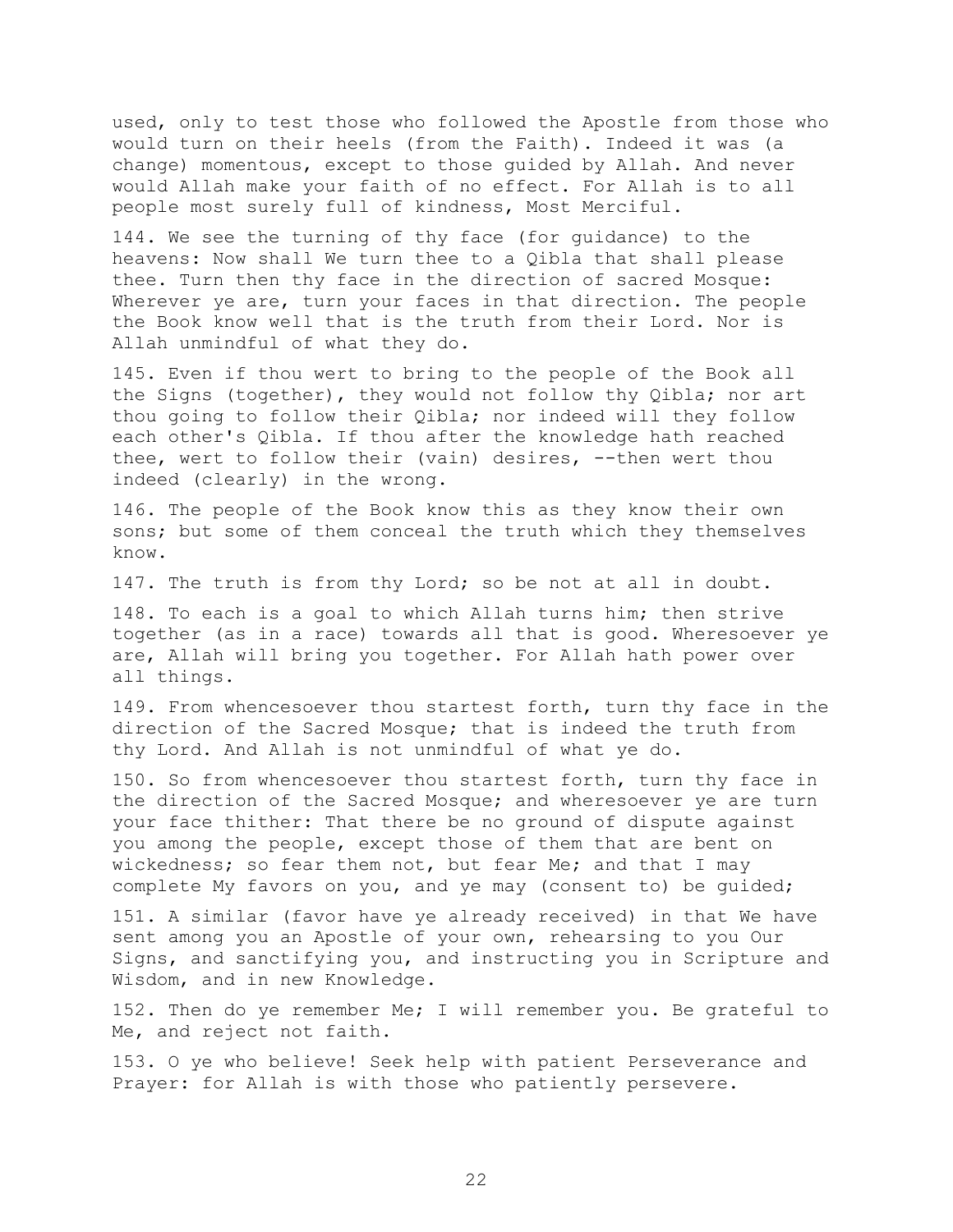used, only to test those who followed the Apostle from those who would turn on their heels (from the Faith). Indeed it was (a change) momentous, except to those guided by Allah. And never would Allah make your faith of no effect. For Allah is to all people most surely full of kindness, Most Merciful.

144. We see the turning of thy face (for guidance) to the heavens: Now shall We turn thee to a Qibla that shall please thee. Turn then thy face in the direction of sacred Mosque: Wherever ye are, turn your faces in that direction. The people the Book know well that is the truth from their Lord. Nor is Allah unmindful of what they do.

145. Even if thou wert to bring to the people of the Book all the Signs (together), they would not follow thy Qibla; nor art thou going to follow their Qibla; nor indeed will they follow each other's Qibla. If thou after the knowledge hath reached thee, wert to follow their (vain) desires, --then wert thou indeed (clearly) in the wrong.

146. The people of the Book know this as they know their own sons; but some of them conceal the truth which they themselves know.

147. The truth is from thy Lord; so be not at all in doubt.

148. To each is a goal to which Allah turns him; then strive together (as in a race) towards all that is good. Wheresoever ye are, Allah will bring you together. For Allah hath power over all things.

149. From whencesoever thou startest forth, turn thy face in the direction of the Sacred Mosque; that is indeed the truth from thy Lord. And Allah is not unmindful of what ye do.

150. So from whencesoever thou startest forth, turn thy face in the direction of the Sacred Mosque; and wheresoever ye are turn your face thither: That there be no ground of dispute against you among the people, except those of them that are bent on wickedness; so fear them not, but fear Me; and that I may complete My favors on you, and ye may (consent to) be guided;

151. A similar (favor have ye already received) in that We have sent among you an Apostle of your own, rehearsing to you Our Signs, and sanctifying you, and instructing you in Scripture and Wisdom, and in new Knowledge.

152. Then do ye remember Me; I will remember you. Be grateful to Me, and reject not faith.

153. O ye who believe! Seek help with patient Perseverance and Prayer: for Allah is with those who patiently persevere.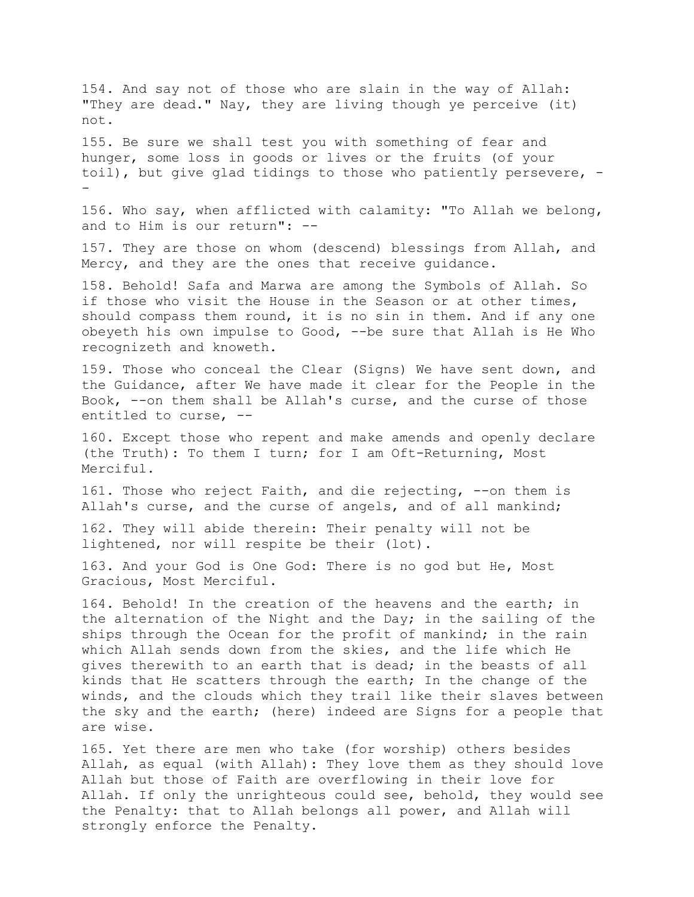154. And say not of those who are slain in the way of Allah: "They are dead." Nay, they are living though ye perceive (it) not.

155. Be sure we shall test you with something of fear and hunger, some loss in goods or lives or the fruits (of your toil), but give glad tidings to those who patiently persevere, --

156. Who say, when afflicted with calamity: "To Allah we belong, and to Him is our return": --

157. They are those on whom (descend) blessings from Allah, and Mercy, and they are the ones that receive guidance.

158. Behold! Safa and Marwa are among the Symbols of Allah. So if those who visit the House in the Season or at other times, should compass them round, it is no sin in them. And if any one obeyeth his own impulse to Good, --be sure that Allah is He Who recognizeth and knoweth.

159. Those who conceal the Clear (Signs) We have sent down, and the Guidance, after We have made it clear for the People in the Book, --on them shall be Allah's curse, and the curse of those entitled to curse, --

160. Except those who repent and make amends and openly declare (the Truth): To them I turn; for I am Oft-Returning, Most Merciful.

161. Those who reject Faith, and die rejecting, --on them is Allah's curse, and the curse of angels, and of all mankind;

162. They will abide therein: Their penalty will not be lightened, nor will respite be their (lot).

163. And your God is One God: There is no god but He, Most Gracious, Most Merciful.

164. Behold! In the creation of the heavens and the earth; in the alternation of the Night and the Day; in the sailing of the ships through the Ocean for the profit of mankind; in the rain which Allah sends down from the skies, and the life which He gives therewith to an earth that is dead; in the beasts of all kinds that He scatters through the earth; In the change of the winds, and the clouds which they trail like their slaves between the sky and the earth; (here) indeed are Signs for a people that are wise.

165. Yet there are men who take (for worship) others besides Allah, as equal (with Allah): They love them as they should love Allah but those of Faith are overflowing in their love for Allah. If only the unrighteous could see, behold, they would see the Penalty: that to Allah belongs all power, and Allah will strongly enforce the Penalty.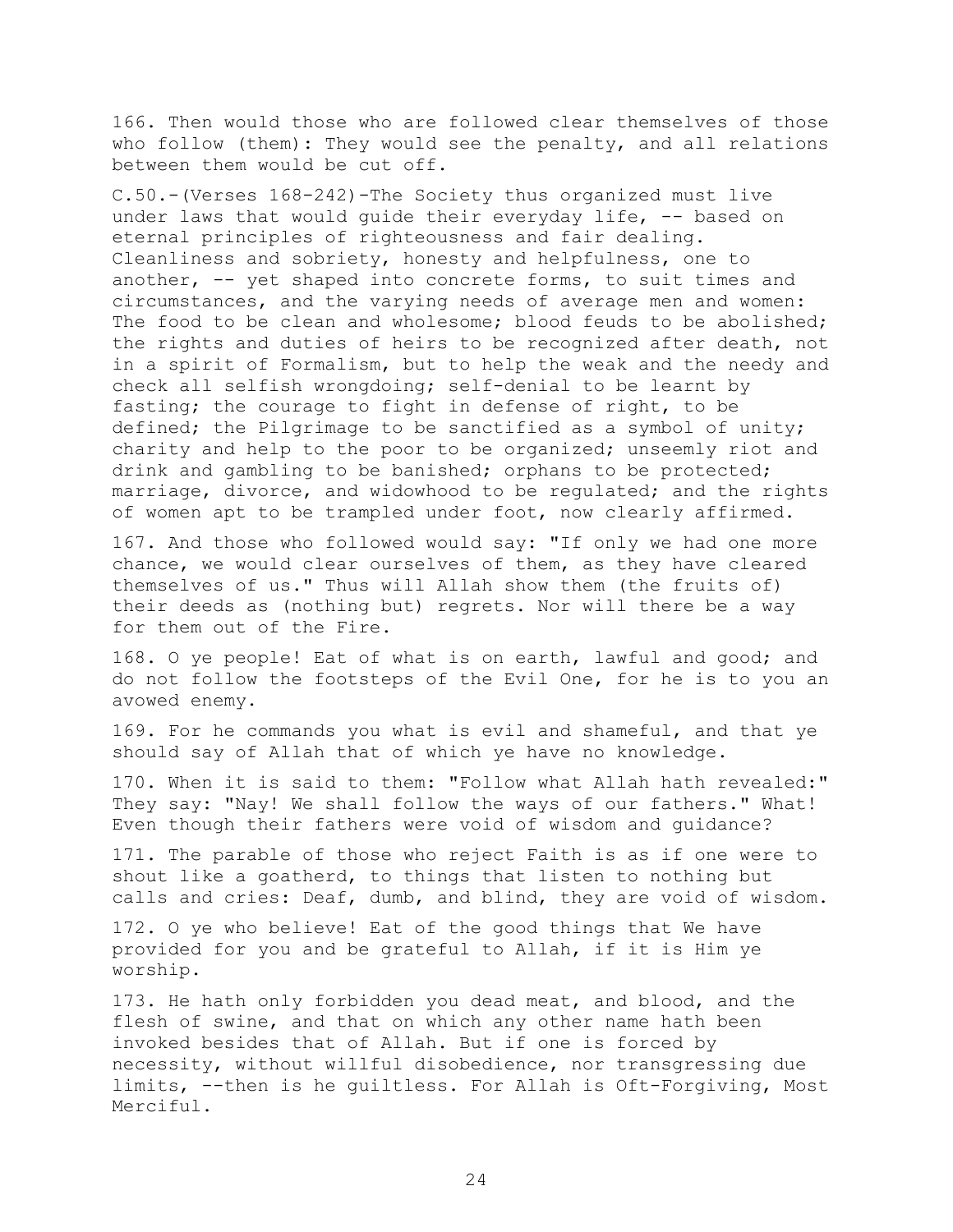166. Then would those who are followed clear themselves of those who follow (them): They would see the penalty, and all relations between them would be cut off.

C.50.-(Verses 168-242)-The Society thus organized must live under laws that would guide their everyday life, -- based on eternal principles of righteousness and fair dealing. Cleanliness and sobriety, honesty and helpfulness, one to another, -- yet shaped into concrete forms, to suit times and circumstances, and the varying needs of average men and women: The food to be clean and wholesome; blood feuds to be abolished; the rights and duties of heirs to be recognized after death, not in a spirit of Formalism, but to help the weak and the needy and check all selfish wrongdoing; self-denial to be learnt by fasting; the courage to fight in defense of right, to be defined; the Pilgrimage to be sanctified as a symbol of unity; charity and help to the poor to be organized; unseemly riot and drink and gambling to be banished; orphans to be protected; marriage, divorce, and widowhood to be regulated; and the rights of women apt to be trampled under foot, now clearly affirmed.

167. And those who followed would say: "If only we had one more chance, we would clear ourselves of them, as they have cleared themselves of us." Thus will Allah show them (the fruits of) their deeds as (nothing but) regrets. Nor will there be a way for them out of the Fire.

168. O ye people! Eat of what is on earth, lawful and good; and do not follow the footsteps of the Evil One, for he is to you an avowed enemy.

169. For he commands you what is evil and shameful, and that ye should say of Allah that of which ye have no knowledge.

170. When it is said to them: "Follow what Allah hath revealed:" They say: "Nay! We shall follow the ways of our fathers." What! Even though their fathers were void of wisdom and guidance?

171. The parable of those who reject Faith is as if one were to shout like a goatherd, to things that listen to nothing but calls and cries: Deaf, dumb, and blind, they are void of wisdom.

172. O ye who believe! Eat of the good things that We have provided for you and be grateful to Allah, if it is Him ye worship.

173. He hath only forbidden you dead meat, and blood, and the flesh of swine, and that on which any other name hath been invoked besides that of Allah. But if one is forced by necessity, without willful disobedience, nor transgressing due limits, --then is he guiltless. For Allah is Oft-Forgiving, Most Merciful.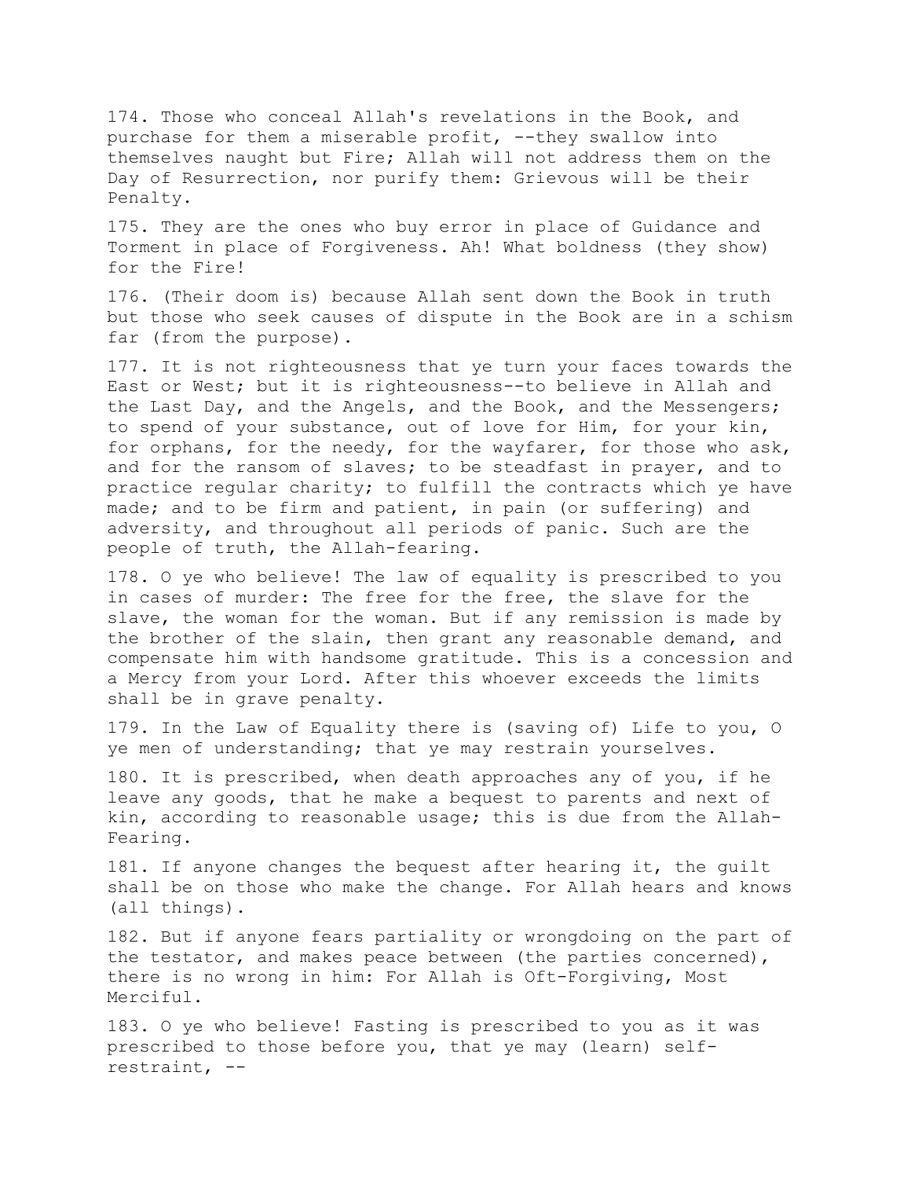174. Those who conceal Allah's revelations in the Book, and purchase for them a miserable profit, --they swallow into themselves naught but Fire; Allah will not address them on the Day of Resurrection, nor purify them: Grievous will be their Penalty.

175. They are the ones who buy error in place of Guidance and Torment in place of Forgiveness. Ah! What boldness (they show) for the Fire!

176. (Their doom is) because Allah sent down the Book in truth but those who seek causes of dispute in the Book are in a schism far (from the purpose).

177. It is not righteousness that ye turn your faces towards the East or West; but it is righteousness--to believe in Allah and the Last Day, and the Angels, and the Book, and the Messengers; to spend of your substance, out of love for Him, for your kin, for orphans, for the needy, for the wayfarer, for those who ask, and for the ransom of slaves; to be steadfast in prayer, and to practice regular charity; to fulfill the contracts which ye have made; and to be firm and patient, in pain (or suffering) and adversity, and throughout all periods of panic. Such are the people of truth, the Allah-fearing.

178. O ye who believe! The law of equality is prescribed to you in cases of murder: The free for the free, the slave for the slave, the woman for the woman. But if any remission is made by the brother of the slain, then grant any reasonable demand, and compensate him with handsome gratitude. This is a concession and a Mercy from your Lord. After this whoever exceeds the limits shall be in grave penalty.

179. In the Law of Equality there is (saving of) Life to you, O ye men of understanding; that ye may restrain yourselves.

180. It is prescribed, when death approaches any of you, if he leave any goods, that he make a bequest to parents and next of kin, according to reasonable usage; this is due from the Allah-Fearing.

181. If anyone changes the bequest after hearing it, the guilt shall be on those who make the change. For Allah hears and knows (all things).

182. But if anyone fears partiality or wrongdoing on the part of the testator, and makes peace between (the parties concerned), there is no wrong in him: For Allah is Oft-Forgiving, Most Merciful.

183. O ye who believe! Fasting is prescribed to you as it was prescribed to those before you, that ye may (learn) self-restraint, --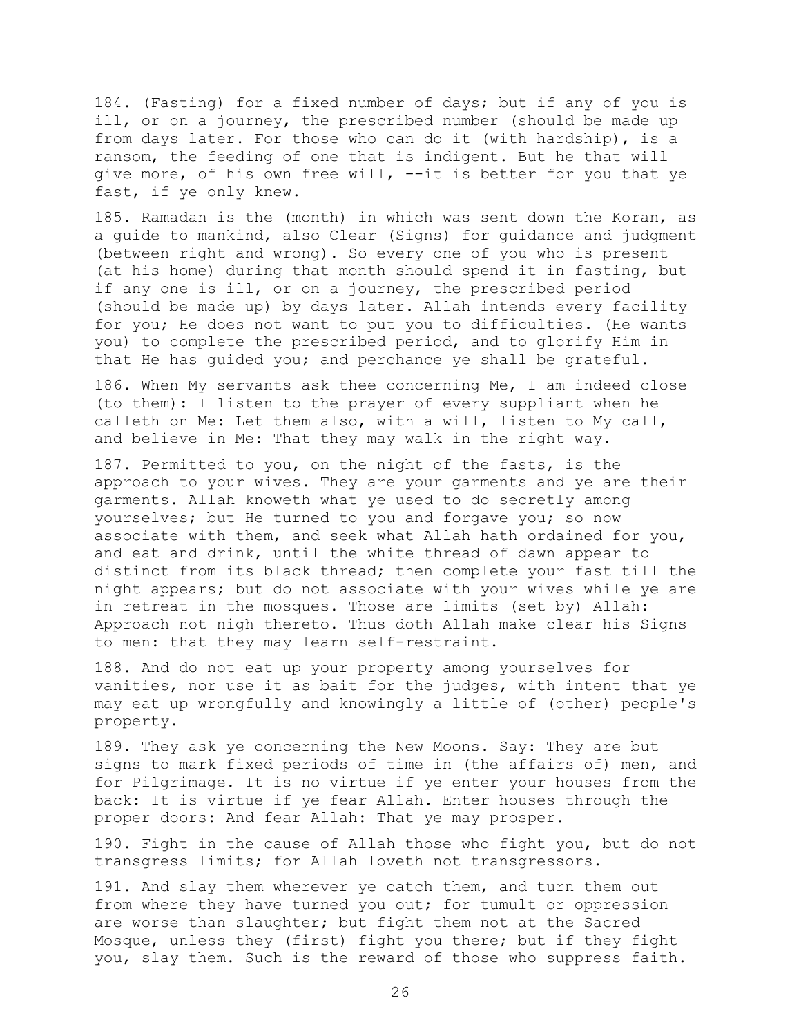184. (Fasting) for a fixed number of days; but if any of you is ill, or on a journey, the prescribed number (should be made up from days later. For those who can do it (with hardship), is a ransom, the feeding of one that is indigent. But he that will give more, of his own free will, --it is better for you that ye fast, if ye only knew.

185. Ramadan is the (month) in which was sent down the Koran, as a guide to mankind, also Clear (Signs) for guidance and judgment (between right and wrong). So every one of you who is present (at his home) during that month should spend it in fasting, but if any one is ill, or on a journey, the prescribed period (should be made up) by days later. Allah intends every facility for you; He does not want to put you to difficulties. (He wants you) to complete the prescribed period, and to glorify Him in that He has guided you; and perchance ye shall be grateful.

186. When My servants ask thee concerning Me, I am indeed close (to them): I listen to the prayer of every suppliant when he calleth on Me: Let them also, with a will, listen to My call, and believe in Me: That they may walk in the right way.

187. Permitted to you, on the night of the fasts, is the approach to your wives. They are your garments and ye are their garments. Allah knoweth what ye used to do secretly among yourselves; but He turned to you and forgave you; so now associate with them, and seek what Allah hath ordained for you, and eat and drink, until the white thread of dawn appear to distinct from its black thread; then complete your fast till the night appears; but do not associate with your wives while ye are in retreat in the mosques. Those are limits (set by) Allah: Approach not nigh thereto. Thus doth Allah make clear his Signs to men: that they may learn self-restraint.

188. And do not eat up your property among yourselves for vanities, nor use it as bait for the judges, with intent that ye may eat up wrongfully and knowingly a little of (other) people's property.

189. They ask ye concerning the New Moons. Say: They are but signs to mark fixed periods of time in (the affairs of) men, and for Pilgrimage. It is no virtue if ye enter your houses from the back: It is virtue if ye fear Allah. Enter houses through the proper doors: And fear Allah: That ye may prosper.

190. Fight in the cause of Allah those who fight you, but do not transgress limits; for Allah loveth not transgressors.

191. And slay them wherever ye catch them, and turn them out from where they have turned you out; for tumult or oppression are worse than slaughter; but fight them not at the Sacred Mosque, unless they (first) fight you there; but if they fight you, slay them. Such is the reward of those who suppress faith.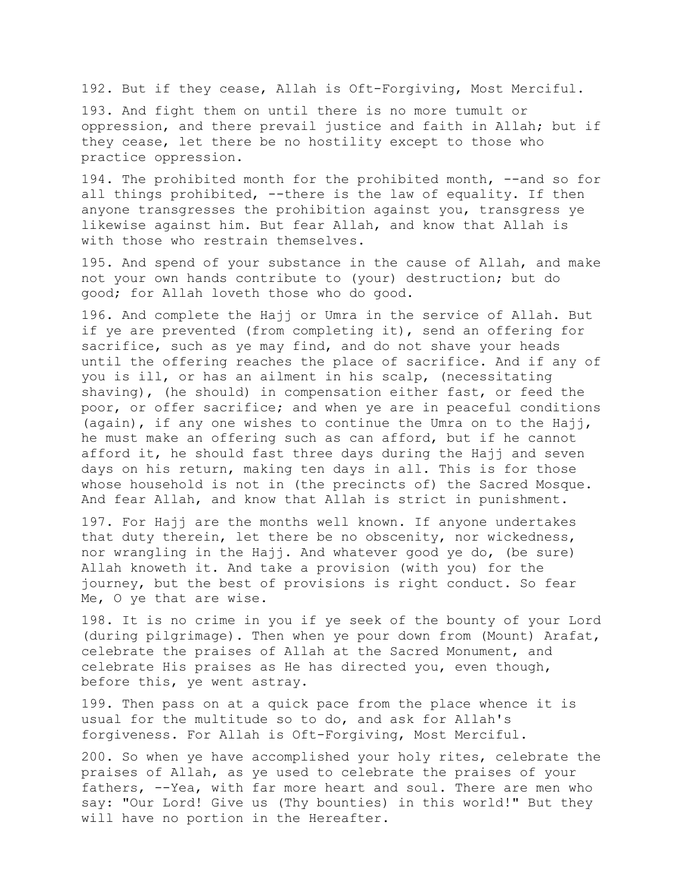192. But if they cease, Allah is Oft-Forgiving, Most Merciful.

193. And fight them on until there is no more tumult or oppression, and there prevail justice and faith in Allah; but if they cease, let there be no hostility except to those who practice oppression.

194. The prohibited month for the prohibited month, --and so for all things prohibited, --there is the law of equality. If then anyone transgresses the prohibition against you, transgress ye likewise against him. But fear Allah, and know that Allah is with those who restrain themselves.

195. And spend of your substance in the cause of Allah, and make not your own hands contribute to (your) destruction; but do good; for Allah loveth those who do good.

196. And complete the Hajj or Umra in the service of Allah. But if ye are prevented (from completing it), send an offering for sacrifice, such as ye may find, and do not shave your heads until the offering reaches the place of sacrifice. And if any of you is ill, or has an ailment in his scalp, (necessitating shaving), (he should) in compensation either fast, or feed the poor, or offer sacrifice; and when ye are in peaceful conditions (again), if any one wishes to continue the Umra on to the Hajj, he must make an offering such as can afford, but if he cannot afford it, he should fast three days during the Hajj and seven days on his return, making ten days in all. This is for those whose household is not in (the precincts of) the Sacred Mosque. And fear Allah, and know that Allah is strict in punishment.

197. For Hajj are the months well known. If anyone undertakes that duty therein, let there be no obscenity, nor wickedness, nor wrangling in the Hajj. And whatever good ye do, (be sure) Allah knoweth it. And take a provision (with you) for the journey, but the best of provisions is right conduct. So fear Me, O ye that are wise.

198. It is no crime in you if ye seek of the bounty of your Lord (during pilgrimage). Then when ye pour down from (Mount) Arafat, celebrate the praises of Allah at the Sacred Monument, and celebrate His praises as He has directed you, even though, before this, ye went astray.

199. Then pass on at a quick pace from the place whence it is usual for the multitude so to do, and ask for Allah's forgiveness. For Allah is Oft-Forgiving, Most Merciful.

200. So when ye have accomplished your holy rites, celebrate the praises of Allah, as ye used to celebrate the praises of your fathers, --Yea, with far more heart and soul. There are men who say: "Our Lord! Give us (Thy bounties) in this world!" But they will have no portion in the Hereafter.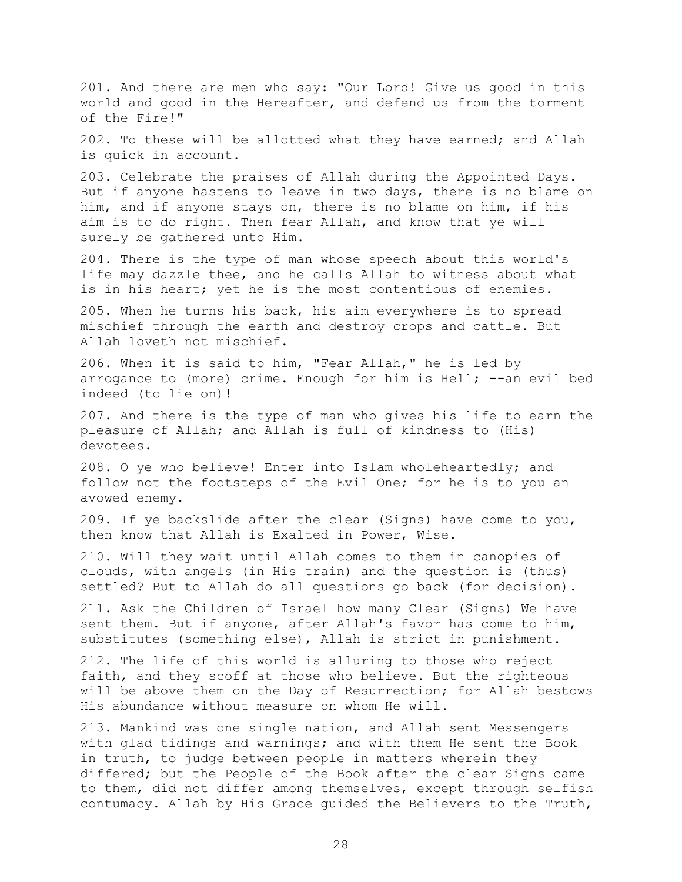201. And there are men who say: "Our Lord! Give us good in this world and good in the Hereafter, and defend us from the torment of the Fire!"

202. To these will be allotted what they have earned; and Allah is quick in account.

203. Celebrate the praises of Allah during the Appointed Days. But if anyone hastens to leave in two days, there is no blame on him, and if anyone stays on, there is no blame on him, if his aim is to do right. Then fear Allah, and know that ye will surely be gathered unto Him.

204. There is the type of man whose speech about this world's life may dazzle thee, and he calls Allah to witness about what is in his heart; yet he is the most contentious of enemies.

205. When he turns his back, his aim everywhere is to spread mischief through the earth and destroy crops and cattle. But Allah loveth not mischief.

206. When it is said to him, "Fear Allah," he is led by arrogance to (more) crime. Enough for him is Hell; --an evil bed indeed (to lie on)!

207. And there is the type of man who gives his life to earn the pleasure of Allah; and Allah is full of kindness to (His) devotees.

208. O ye who believe! Enter into Islam wholeheartedly; and follow not the footsteps of the Evil One; for he is to you an avowed enemy.

209. If ye backslide after the clear (Signs) have come to you, then know that Allah is Exalted in Power, Wise.

210. Will they wait until Allah comes to them in canopies of clouds, with angels (in His train) and the question is (thus) settled? But to Allah do all questions go back (for decision).

211. Ask the Children of Israel how many Clear (Signs) We have sent them. But if anyone, after Allah's favor has come to him, substitutes (something else), Allah is strict in punishment.

212. The life of this world is alluring to those who reject faith, and they scoff at those who believe. But the righteous will be above them on the Day of Resurrection; for Allah bestows His abundance without measure on whom He will.

213. Mankind was one single nation, and Allah sent Messengers with glad tidings and warnings; and with them He sent the Book in truth, to judge between people in matters wherein they differed; but the People of the Book after the clear Signs came to them, did not differ among themselves, except through selfish contumacy. Allah by His Grace guided the Believers to the Truth,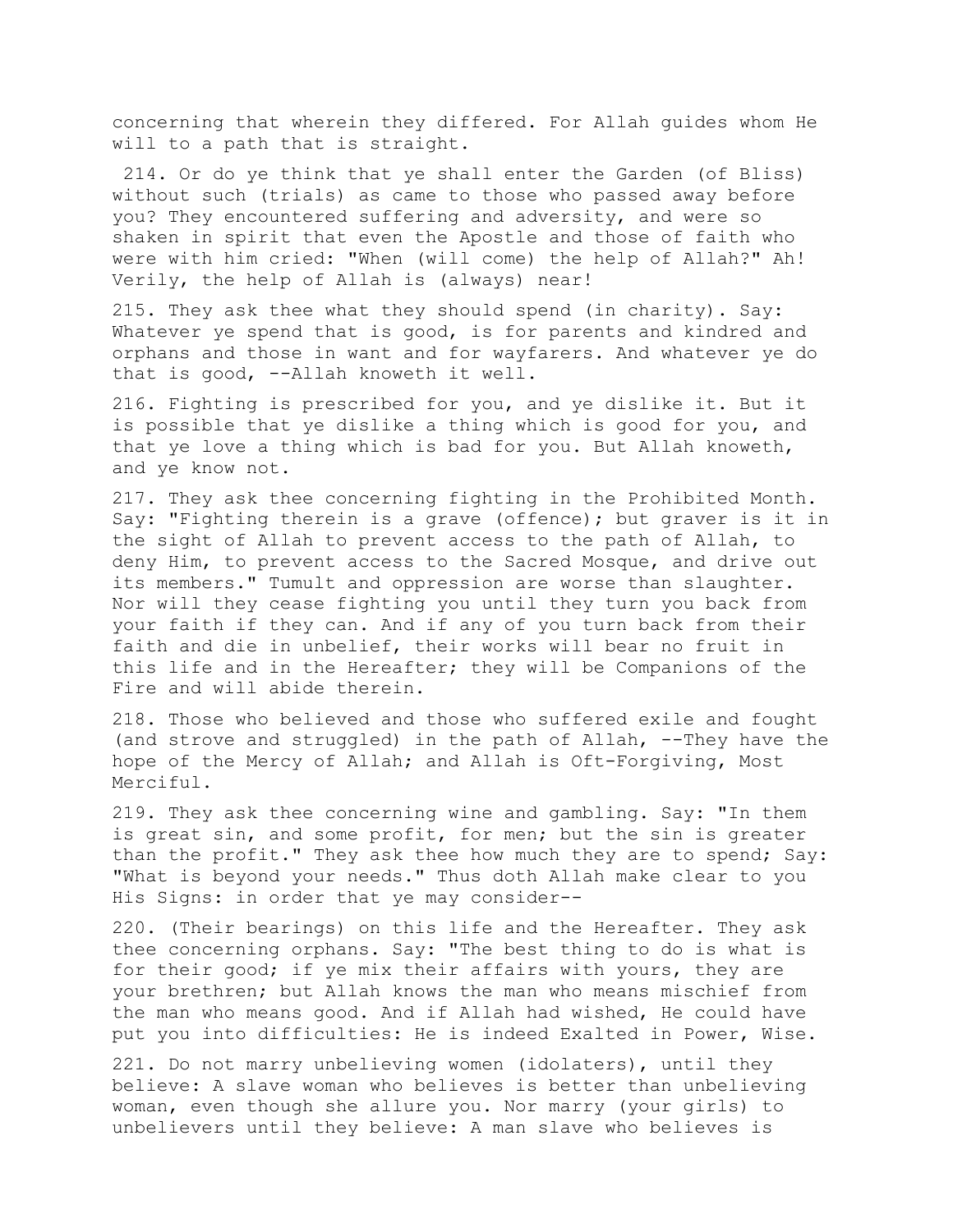concerning that wherein they differed. For Allah guides whom He will to a path that is straight.

214. Or do ye think that ye shall enter the Garden (of Bliss) without such (trials) as came to those who passed away before you? They encountered suffering and adversity, and were so shaken in spirit that even the Apostle and those of faith who were with him cried: "When (will come) the help of Allah?" Ah! Verily, the help of Allah is (always) near!

215. They ask thee what they should spend (in charity). Say: Whatever ye spend that is good, is for parents and kindred and orphans and those in want and for wayfarers. And whatever ye do that is good, --Allah knoweth it well.

216. Fighting is prescribed for you, and ye dislike it. But it is possible that ye dislike a thing which is good for you, and that ye love a thing which is bad for you. But Allah knoweth, and ye know not.

217. They ask thee concerning fighting in the Prohibited Month. Say: "Fighting therein is a grave (offence); but graver is it in the sight of Allah to prevent access to the path of Allah, to deny Him, to prevent access to the Sacred Mosque, and drive out its members." Tumult and oppression are worse than slaughter. Nor will they cease fighting you until they turn you back from your faith if they can. And if any of you turn back from their faith and die in unbelief, their works will bear no fruit in this life and in the Hereafter; they will be Companions of the Fire and will abide therein.

218. Those who believed and those who suffered exile and fought (and strove and struggled) in the path of Allah, --They have the hope of the Mercy of Allah; and Allah is Oft-Forgiving, Most Merciful.

219. They ask thee concerning wine and gambling. Say: "In them is great sin, and some profit, for men; but the sin is greater than the profit." They ask thee how much they are to spend; Say: "What is beyond your needs." Thus doth Allah make clear to you His Signs: in order that ye may consider--

220. (Their bearings) on this life and the Hereafter. They ask thee concerning orphans. Say: "The best thing to do is what is for their good; if ye mix their affairs with yours, they are your brethren; but Allah knows the man who means mischief from the man who means good. And if Allah had wished, He could have put you into difficulties: He is indeed Exalted in Power, Wise.

221. Do not marry unbelieving women (idolaters), until they believe: A slave woman who believes is better than unbelieving woman, even though she allure you. Nor marry (your girls) to unbelievers until they believe: A man slave who believes is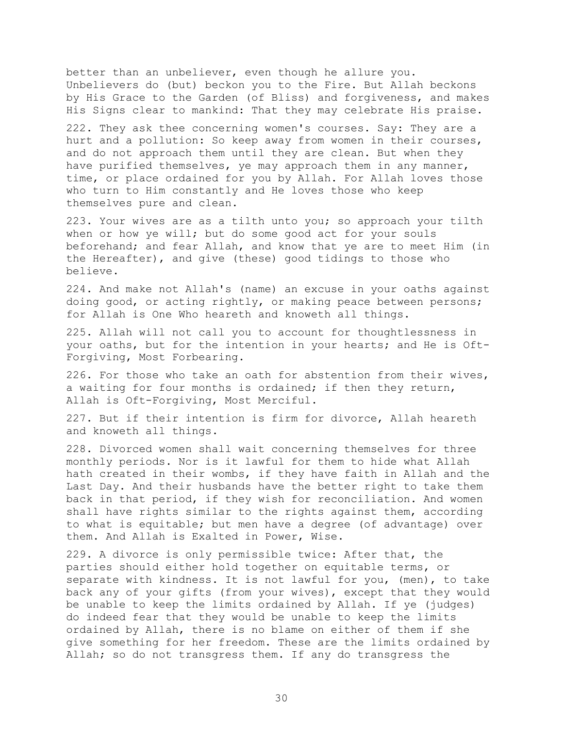better than an unbeliever, even though he allure you. Unbelievers do (but) beckon you to the Fire. But Allah beckons by His Grace to the Garden (of Bliss) and forgiveness, and makes His Signs clear to mankind: That they may celebrate His praise.

222. They ask thee concerning women's courses. Say: They are a hurt and a pollution: So keep away from women in their courses, and do not approach them until they are clean. But when they have purified themselves, ye may approach them in any manner, time, or place ordained for you by Allah. For Allah loves those who turn to Him constantly and He loves those who keep themselves pure and clean.

223. Your wives are as a tilth unto you; so approach your tilth when or how ye will; but do some good act for your souls beforehand; and fear Allah, and know that ye are to meet Him (in the Hereafter), and give (these) good tidings to those who believe.

224. And make not Allah's (name) an excuse in your oaths against doing good, or acting rightly, or making peace between persons; for Allah is One Who heareth and knoweth all things.

225. Allah will not call you to account for thoughtlessness in your oaths, but for the intention in your hearts; and He is Oft-Forgiving, Most Forbearing.

226. For those who take an oath for abstention from their wives, a waiting for four months is ordained; if then they return, Allah is Oft-Forgiving, Most Merciful.

227. But if their intention is firm for divorce, Allah heareth and knoweth all things.

228. Divorced women shall wait concerning themselves for three monthly periods. Nor is it lawful for them to hide what Allah hath created in their wombs, if they have faith in Allah and the Last Day. And their husbands have the better right to take them back in that period, if they wish for reconciliation. And women shall have rights similar to the rights against them, according to what is equitable; but men have a degree (of advantage) over them. And Allah is Exalted in Power, Wise.

229. A divorce is only permissible twice: After that, the parties should either hold together on equitable terms, or separate with kindness. It is not lawful for you, (men), to take back any of your gifts (from your wives), except that they would be unable to keep the limits ordained by Allah. If ye (judges) do indeed fear that they would be unable to keep the limits ordained by Allah, there is no blame on either of them if she give something for her freedom. These are the limits ordained by Allah; so do not transgress them. If any do transgress the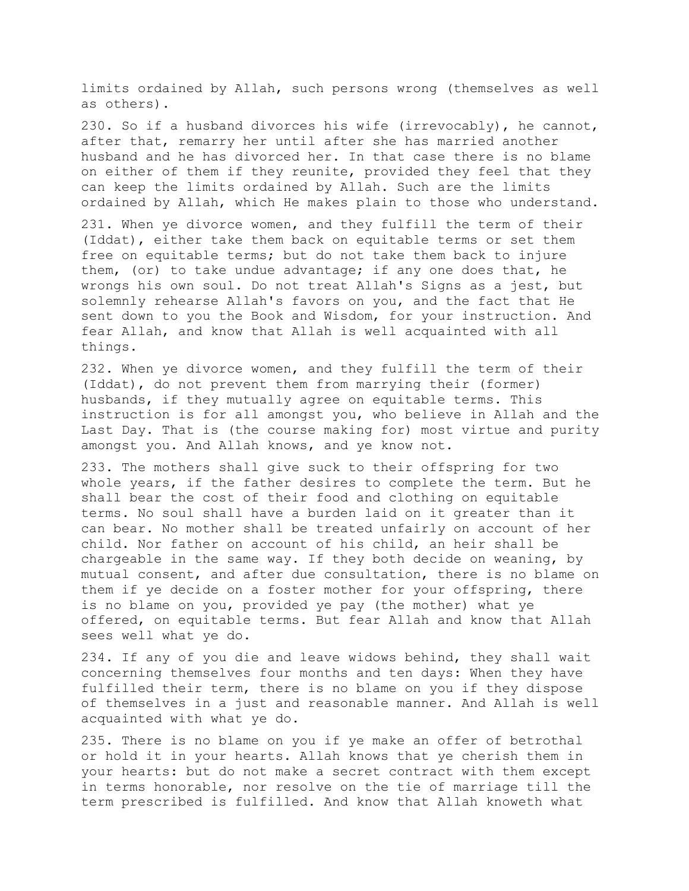limits ordained by Allah, such persons wrong (themselves as well as others).

230. So if a husband divorces his wife (irrevocably), he cannot, after that, remarry her until after she has married another husband and he has divorced her. In that case there is no blame on either of them if they reunite, provided they feel that they can keep the limits ordained by Allah. Such are the limits ordained by Allah, which He makes plain to those who understand.

231. When ye divorce women, and they fulfill the term of their (Iddat), either take them back on equitable terms or set them free on equitable terms; but do not take them back to injure them, (or) to take undue advantage; if any one does that, he wrongs his own soul. Do not treat Allah's Signs as a jest, but solemnly rehearse Allah's favors on you, and the fact that He sent down to you the Book and Wisdom, for your instruction. And fear Allah, and know that Allah is well acquainted with all things.

232. When ye divorce women, and they fulfill the term of their (Iddat), do not prevent them from marrying their (former) husbands, if they mutually agree on equitable terms. This instruction is for all amongst you, who believe in Allah and the Last Day. That is (the course making for) most virtue and purity amongst you. And Allah knows, and ye know not.

233. The mothers shall give suck to their offspring for two whole years, if the father desires to complete the term. But he shall bear the cost of their food and clothing on equitable terms. No soul shall have a burden laid on it greater than it can bear. No mother shall be treated unfairly on account of her child. Nor father on account of his child, an heir shall be chargeable in the same way. If they both decide on weaning, by mutual consent, and after due consultation, there is no blame on them if ye decide on a foster mother for your offspring, there is no blame on you, provided ye pay (the mother) what ye offered, on equitable terms. But fear Allah and know that Allah sees well what ye do.

234. If any of you die and leave widows behind, they shall wait concerning themselves four months and ten days: When they have fulfilled their term, there is no blame on you if they dispose of themselves in a just and reasonable manner. And Allah is well acquainted with what ye do.

235. There is no blame on you if ye make an offer of betrothal or hold it in your hearts. Allah knows that ye cherish them in your hearts: but do not make a secret contract with them except in terms honorable, nor resolve on the tie of marriage till the term prescribed is fulfilled. And know that Allah knoweth what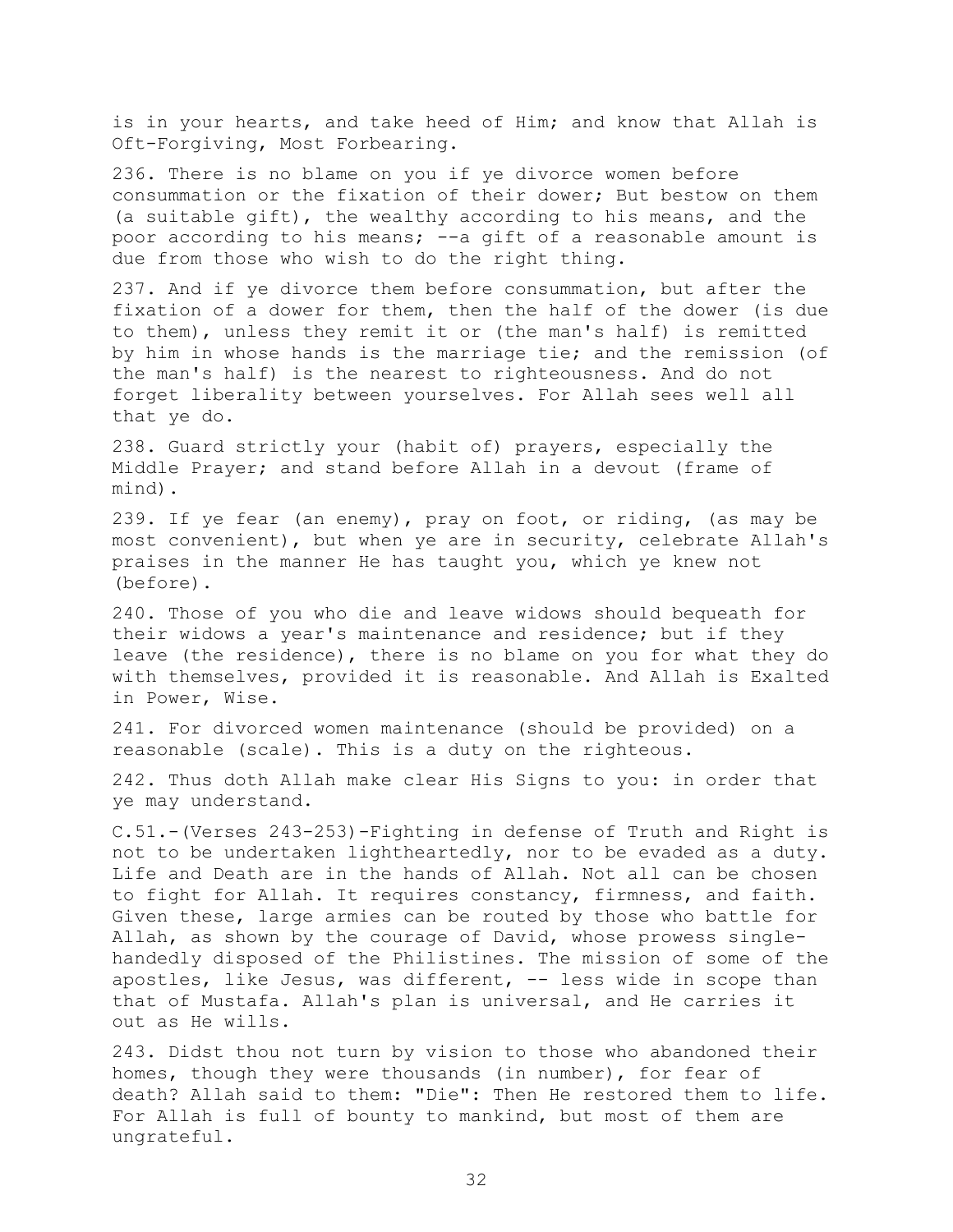is in your hearts, and take heed of Him; and know that Allah is Oft-Forgiving, Most Forbearing.

236. There is no blame on you if ye divorce women before consummation or the fixation of their dower; But bestow on them (a suitable gift), the wealthy according to his means, and the poor according to his means; --a gift of a reasonable amount is due from those who wish to do the right thing.

237. And if ye divorce them before consummation, but after the fixation of a dower for them, then the half of the dower (is due to them), unless they remit it or (the man's half) is remitted by him in whose hands is the marriage tie; and the remission (of the man's half) is the nearest to righteousness. And do not forget liberality between yourselves. For Allah sees well all that ye do.

238. Guard strictly your (habit of) prayers, especially the Middle Prayer; and stand before Allah in a devout (frame of mind).

239. If ye fear (an enemy), pray on foot, or riding, (as may be most convenient), but when ye are in security, celebrate Allah's praises in the manner He has taught you, which ye knew not (before).

240. Those of you who die and leave widows should bequeath for their widows a year's maintenance and residence; but if they leave (the residence), there is no blame on you for what they do with themselves, provided it is reasonable. And Allah is Exalted in Power, Wise.

241. For divorced women maintenance (should be provided) on a reasonable (scale). This is a duty on the righteous.

242. Thus doth Allah make clear His Signs to you: in order that ye may understand.

C.51.-(Verses 243-253)-Fighting in defense of Truth and Right is not to be undertaken lightheartedly, nor to be evaded as a duty. Life and Death are in the hands of Allah. Not all can be chosen to fight for Allah. It requires constancy, firmness, and faith. Given these, large armies can be routed by those who battle for Allah, as shown by the courage of David, whose prowess single-handedly disposed of the Philistines. The mission of some of the apostles, like Jesus, was different, -- less wide in scope than that of Mustafa. Allah's plan is universal, and He carries it out as He wills.

243. Didst thou not turn by vision to those who abandoned their homes, though they were thousands (in number), for fear of death? Allah said to them: "Die": Then He restored them to life. For Allah is full of bounty to mankind, but most of them are ungrateful.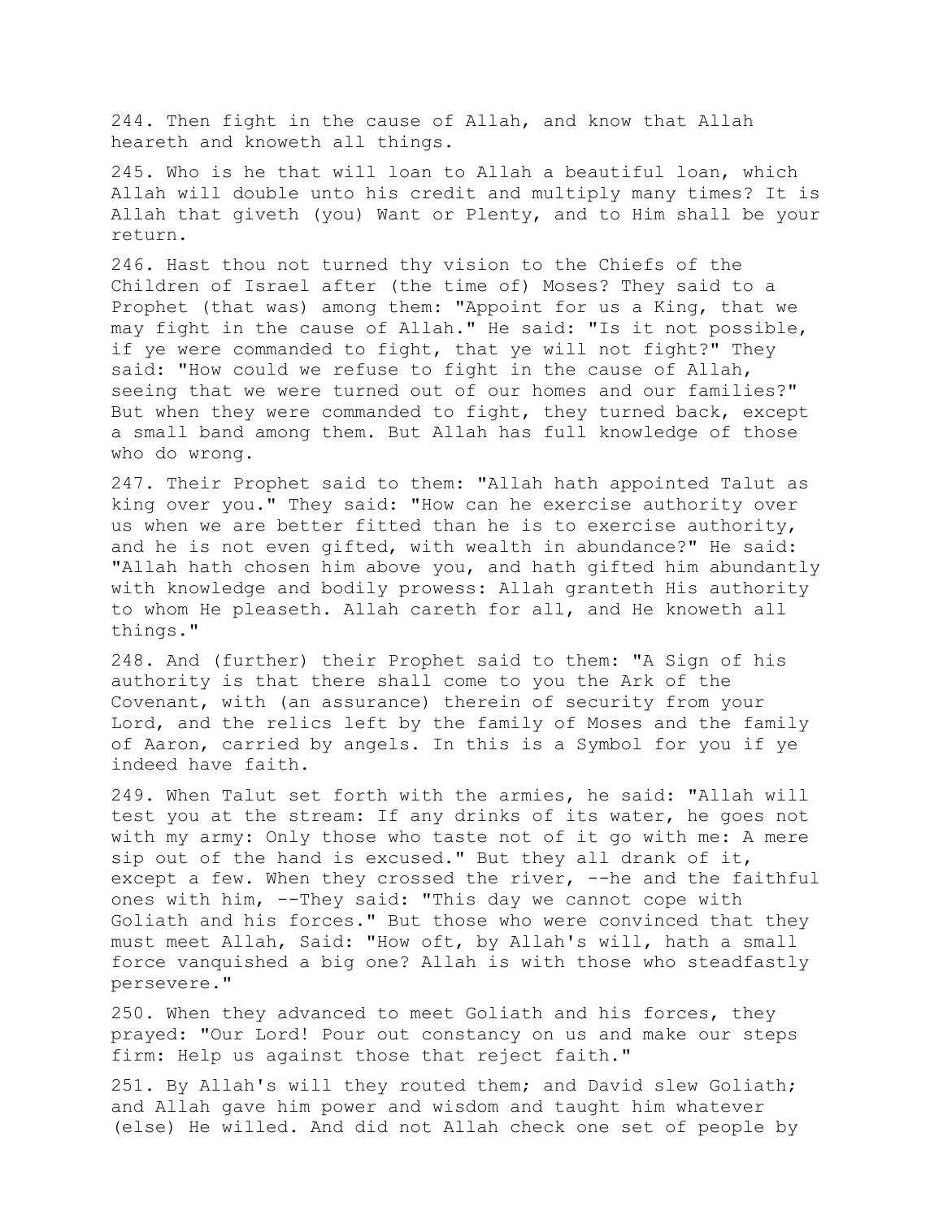244. Then fight in the cause of Allah, and know that Allah heareth and knoweth all things.

245. Who is he that will loan to Allah a beautiful loan, which Allah will double unto his credit and multiply many times? It is Allah that giveth (you) Want or Plenty, and to Him shall be your return.

246. Hast thou not turned thy vision to the Chiefs of the Children of Israel after (the time of) Moses? They said to a Prophet (that was) among them: "Appoint for us a King, that we may fight in the cause of Allah." He said: "Is it not possible, if ye were commanded to fight, that ye will not fight?" They said: "How could we refuse to fight in the cause of Allah, seeing that we were turned out of our homes and our families?" But when they were commanded to fight, they turned back, except a small band among them. But Allah has full knowledge of those who do wrong.

247. Their Prophet said to them: "Allah hath appointed Talut as king over you." They said: "How can he exercise authority over us when we are better fitted than he is to exercise authority, and he is not even gifted, with wealth in abundance?" He said: "Allah hath chosen him above you, and hath gifted him abundantly with knowledge and bodily prowess: Allah granteth His authority to whom He pleaseth. Allah careth for all, and He knoweth all things."

248. And (further) their Prophet said to them: "A Sign of his authority is that there shall come to you the Ark of the Covenant, with (an assurance) therein of security from your Lord, and the relics left by the family of Moses and the family of Aaron, carried by angels. In this is a Symbol for you if ye indeed have faith.

249. When Talut set forth with the armies, he said: "Allah will test you at the stream: If any drinks of its water, he goes not with my army: Only those who taste not of it go with me: A mere sip out of the hand is excused." But they all drank of it, except a few. When they crossed the river, --he and the faithful ones with him, --They said: "This day we cannot cope with Goliath and his forces." But those who were convinced that they must meet Allah, Said: "How oft, by Allah's will, hath a small force vanquished a big one? Allah is with those who steadfastly persevere."

250. When they advanced to meet Goliath and his forces, they prayed: "Our Lord! Pour out constancy on us and make our steps firm: Help us against those that reject faith."

251. By Allah's will they routed them; and David slew Goliath; and Allah gave him power and wisdom and taught him whatever (else) He willed. And did not Allah check one set of people by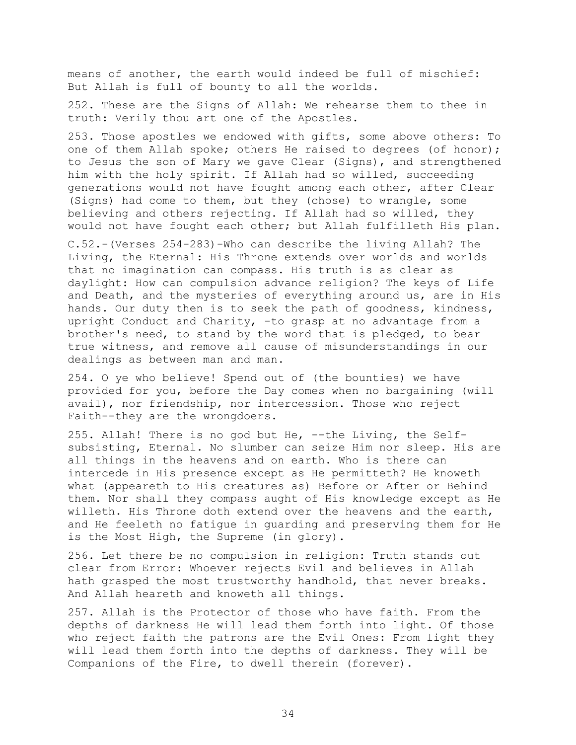means of another, the earth would indeed be full of mischief: But Allah is full of bounty to all the worlds.

252. These are the Signs of Allah: We rehearse them to thee in truth: Verily thou art one of the Apostles.

253. Those apostles we endowed with gifts, some above others: To one of them Allah spoke; others He raised to degrees (of honor); to Jesus the son of Mary we gave Clear (Signs), and strengthened him with the holy spirit. If Allah had so willed, succeeding generations would not have fought among each other, after Clear (Signs) had come to them, but they (chose) to wrangle, some believing and others rejecting. If Allah had so willed, they would not have fought each other; but Allah fulfilleth His plan.

C.52.-(Verses 254-283)-Who can describe the living Allah? The Living, the Eternal: His Throne extends over worlds and worlds that no imagination can compass. His truth is as clear as daylight: How can compulsion advance religion? The keys of Life and Death, and the mysteries of everything around us, are in His hands. Our duty then is to seek the path of goodness, kindness, upright Conduct and Charity, -to grasp at no advantage from a brother's need, to stand by the word that is pledged, to bear true witness, and remove all cause of misunderstandings in our dealings as between man and man.

254. O ye who believe! Spend out of (the bounties) we have provided for you, before the Day comes when no bargaining (will avail), nor friendship, nor intercession. Those who reject Faith--they are the wrongdoers.

255. Allah! There is no god but He, --the Living, the Self-subsisting, Eternal. No slumber can seize Him nor sleep. His are all things in the heavens and on earth. Who is there can intercede in His presence except as He permitteth? He knoweth what (appeareth to His creatures as) Before or After or Behind them. Nor shall they compass aught of His knowledge except as He willeth. His Throne doth extend over the heavens and the earth, and He feeleth no fatigue in guarding and preserving them for He is the Most High, the Supreme (in glory).

256. Let there be no compulsion in religion: Truth stands out clear from Error: Whoever rejects Evil and believes in Allah hath grasped the most trustworthy handhold, that never breaks. And Allah heareth and knoweth all things.

257. Allah is the Protector of those who have faith. From the depths of darkness He will lead them forth into light. Of those who reject faith the patrons are the Evil Ones: From light they will lead them forth into the depths of darkness. They will be Companions of the Fire, to dwell therein (forever).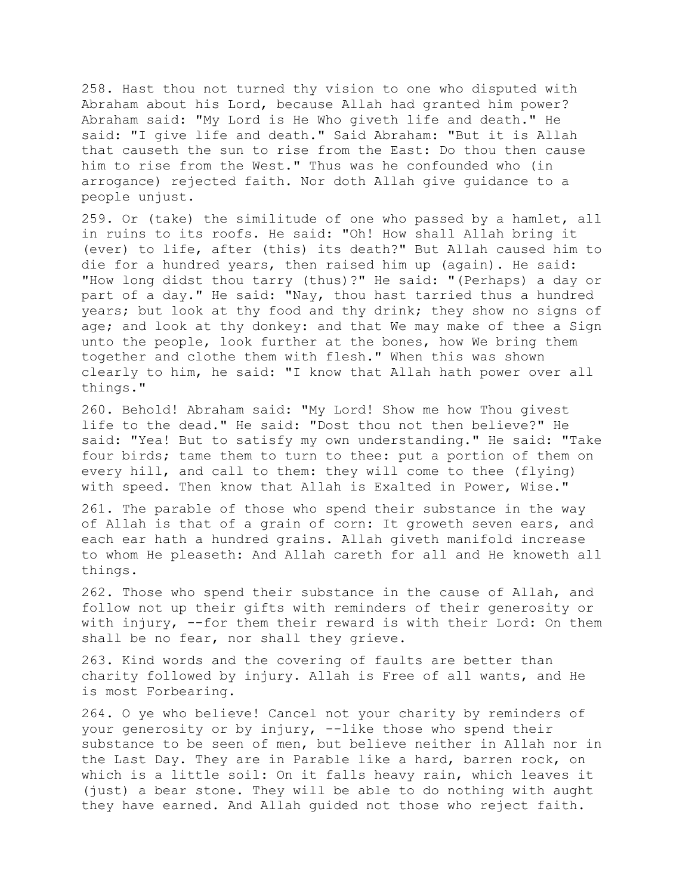258. Hast thou not turned thy vision to one who disputed with Abraham about his Lord, because Allah had granted him power? Abraham said: "My Lord is He Who giveth life and death." He said: "I give life and death." Said Abraham: "But it is Allah that causeth the sun to rise from the East: Do thou then cause him to rise from the West." Thus was he confounded who (in arrogance) rejected faith. Nor doth Allah give guidance to a people unjust.

259. Or (take) the similitude of one who passed by a hamlet, all in ruins to its roofs. He said: "Oh! How shall Allah bring it (ever) to life, after (this) its death?" But Allah caused him to die for a hundred years, then raised him up (again). He said: "How long didst thou tarry (thus)?" He said: "(Perhaps) a day or part of a day." He said: "Nay, thou hast tarried thus a hundred years; but look at thy food and thy drink; they show no signs of age; and look at thy donkey: and that We may make of thee a Sign unto the people, look further at the bones, how We bring them together and clothe them with flesh." When this was shown clearly to him, he said: "I know that Allah hath power over all things."

260. Behold! Abraham said: "My Lord! Show me how Thou givest life to the dead." He said: "Dost thou not then believe?" He said: "Yea! But to satisfy my own understanding." He said: "Take four birds; tame them to turn to thee: put a portion of them on every hill, and call to them: they will come to thee (flying) with speed. Then know that Allah is Exalted in Power, Wise."

261. The parable of those who spend their substance in the way of Allah is that of a grain of corn: It groweth seven ears, and each ear hath a hundred grains. Allah giveth manifold increase to whom He pleaseth: And Allah careth for all and He knoweth all things.

262. Those who spend their substance in the cause of Allah, and follow not up their gifts with reminders of their generosity or with injury, --for them their reward is with their Lord: On them shall be no fear, nor shall they grieve.

263. Kind words and the covering of faults are better than charity followed by injury. Allah is Free of all wants, and He is most Forbearing.

264. O ye who believe! Cancel not your charity by reminders of your generosity or by injury, --like those who spend their substance to be seen of men, but believe neither in Allah nor in the Last Day. They are in Parable like a hard, barren rock, on which is a little soil: On it falls heavy rain, which leaves it (just) a bear stone. They will be able to do nothing with aught they have earned. And Allah guided not those who reject faith.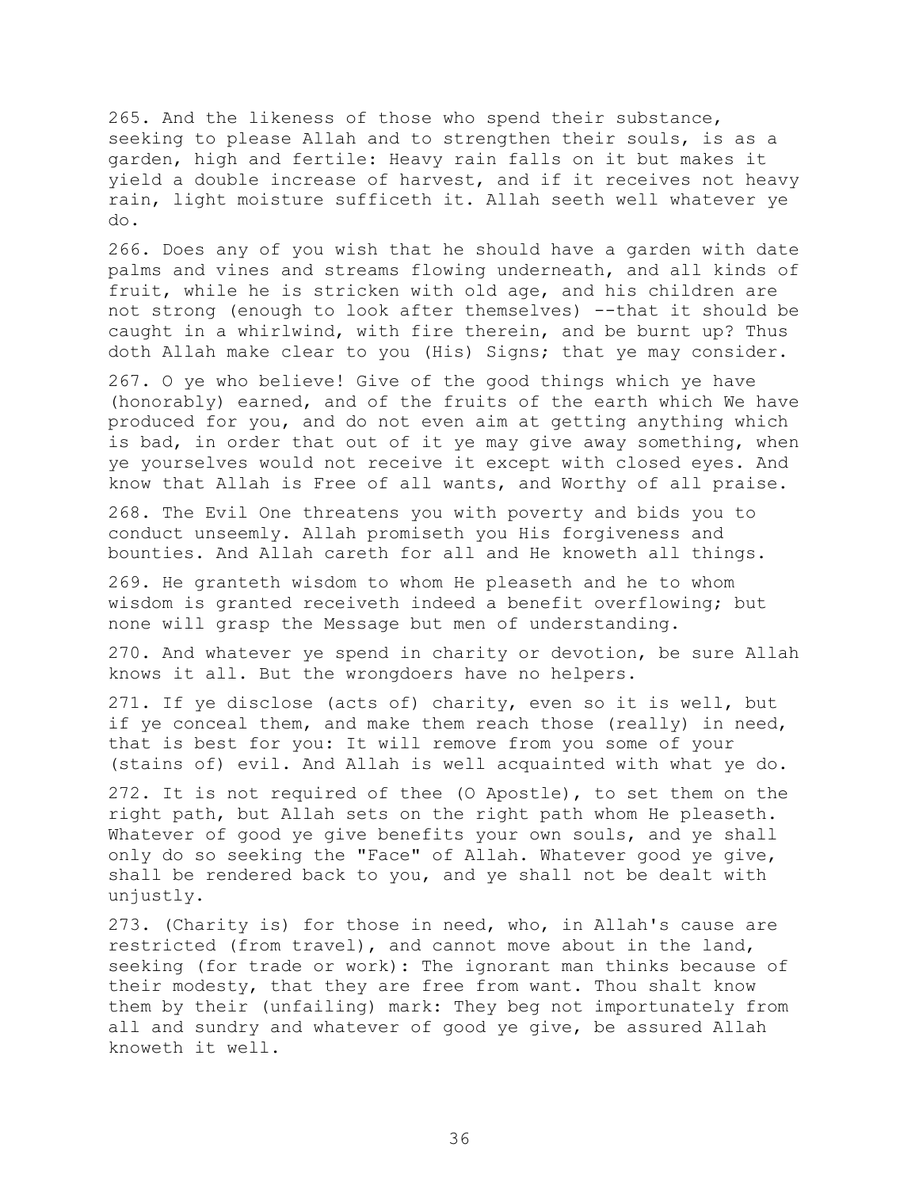265. And the likeness of those who spend their substance, seeking to please Allah and to strengthen their souls, is as a garden, high and fertile: Heavy rain falls on it but makes it yield a double increase of harvest, and if it receives not heavy rain, light moisture sufficeth it. Allah seeth well whatever ye do.

266. Does any of you wish that he should have a garden with date palms and vines and streams flowing underneath, and all kinds of fruit, while he is stricken with old age, and his children are not strong (enough to look after themselves) --that it should be caught in a whirlwind, with fire therein, and be burnt up? Thus doth Allah make clear to you (His) Signs; that ye may consider.

267. O ye who believe! Give of the good things which ye have (honorably) earned, and of the fruits of the earth which We have produced for you, and do not even aim at getting anything which is bad, in order that out of it ye may give away something, when ye yourselves would not receive it except with closed eyes. And know that Allah is Free of all wants, and Worthy of all praise.

268. The Evil One threatens you with poverty and bids you to conduct unseemly. Allah promiseth you His forgiveness and bounties. And Allah careth for all and He knoweth all things.

269. He granteth wisdom to whom He pleaseth and he to whom wisdom is granted receiveth indeed a benefit overflowing; but none will grasp the Message but men of understanding.

270. And whatever ye spend in charity or devotion, be sure Allah knows it all. But the wrongdoers have no helpers.

271. If ye disclose (acts of) charity, even so it is well, but if ye conceal them, and make them reach those (really) in need, that is best for you: It will remove from you some of your (stains of) evil. And Allah is well acquainted with what ye do.

272. It is not required of thee (O Apostle), to set them on the right path, but Allah sets on the right path whom He pleaseth. Whatever of good ye give benefits your own souls, and ye shall only do so seeking the "Face" of Allah. Whatever good ye give, shall be rendered back to you, and ye shall not be dealt with unjustly.

273. (Charity is) for those in need, who, in Allah's cause are restricted (from travel), and cannot move about in the land, seeking (for trade or work): The ignorant man thinks because of their modesty, that they are free from want. Thou shalt know them by their (unfailing) mark: They beg not importunately from all and sundry and whatever of good ye give, be assured Allah knoweth it well.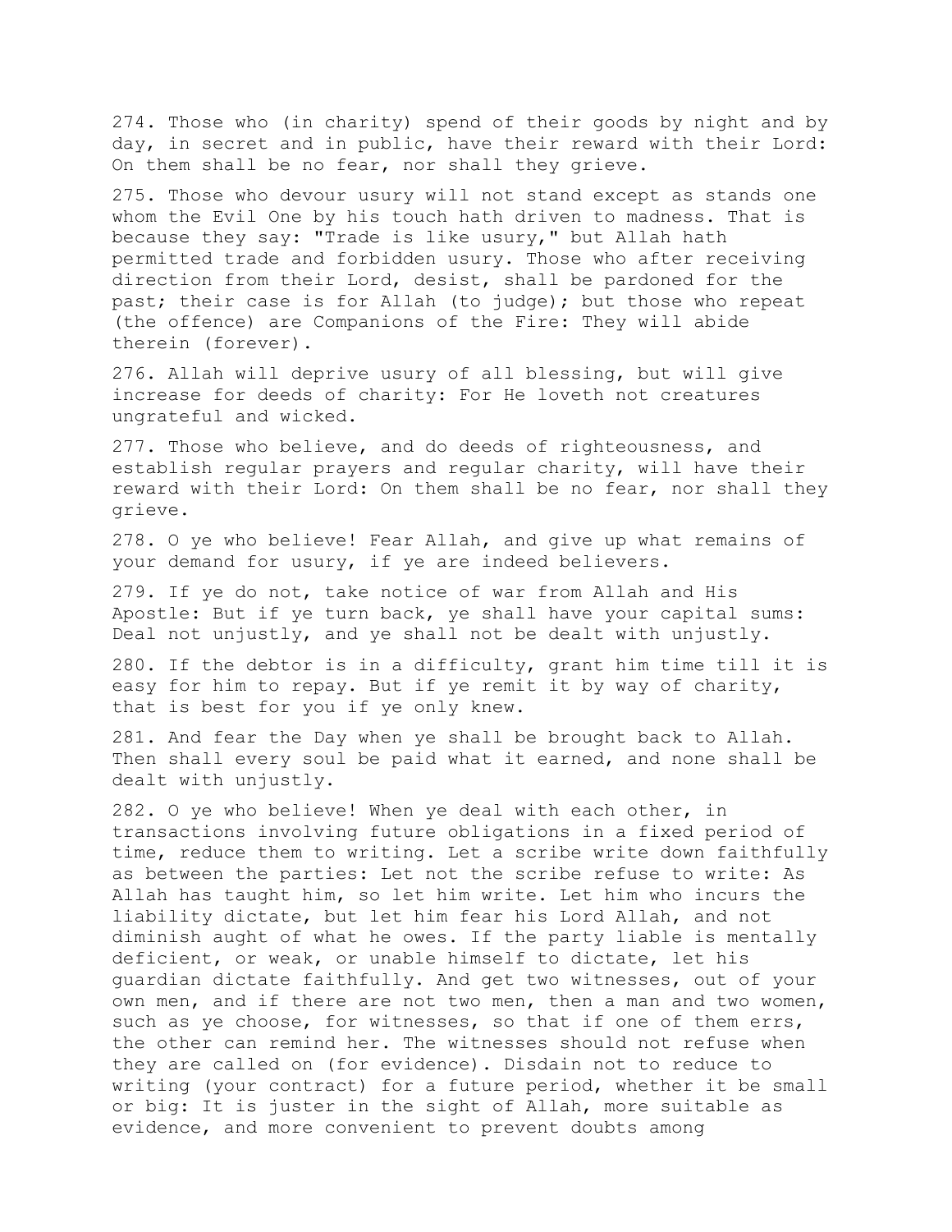274. Those who (in charity) spend of their goods by night and by day, in secret and in public, have their reward with their Lord: On them shall be no fear, nor shall they grieve.

275. Those who devour usury will not stand except as stands one whom the Evil One by his touch hath driven to madness. That is because they say: "Trade is like usury," but Allah hath permitted trade and forbidden usury. Those who after receiving direction from their Lord, desist, shall be pardoned for the past; their case is for Allah (to judge); but those who repeat (the offence) are Companions of the Fire: They will abide therein (forever).

276. Allah will deprive usury of all blessing, but will give increase for deeds of charity: For He loveth not creatures ungrateful and wicked.

277. Those who believe, and do deeds of righteousness, and establish regular prayers and regular charity, will have their reward with their Lord: On them shall be no fear, nor shall they grieve.

278. O ye who believe! Fear Allah, and give up what remains of your demand for usury, if ye are indeed believers.

279. If ye do not, take notice of war from Allah and His Apostle: But if ye turn back, ye shall have your capital sums: Deal not unjustly, and ye shall not be dealt with unjustly.

280. If the debtor is in a difficulty, grant him time till it is easy for him to repay. But if ye remit it by way of charity, that is best for you if ye only knew.

281. And fear the Day when ye shall be brought back to Allah. Then shall every soul be paid what it earned, and none shall be dealt with unjustly.

282. O ye who believe! When ye deal with each other, in transactions involving future obligations in a fixed period of time, reduce them to writing. Let a scribe write down faithfully as between the parties: Let not the scribe refuse to write: As Allah has taught him, so let him write. Let him who incurs the liability dictate, but let him fear his Lord Allah, and not diminish aught of what he owes. If the party liable is mentally deficient, or weak, or unable himself to dictate, let his guardian dictate faithfully. And get two witnesses, out of your own men, and if there are not two men, then a man and two women, such as ye choose, for witnesses, so that if one of them errs, the other can remind her. The witnesses should not refuse when they are called on (for evidence). Disdain not to reduce to writing (your contract) for a future period, whether it be small or big: It is juster in the sight of Allah, more suitable as evidence, and more convenient to prevent doubts among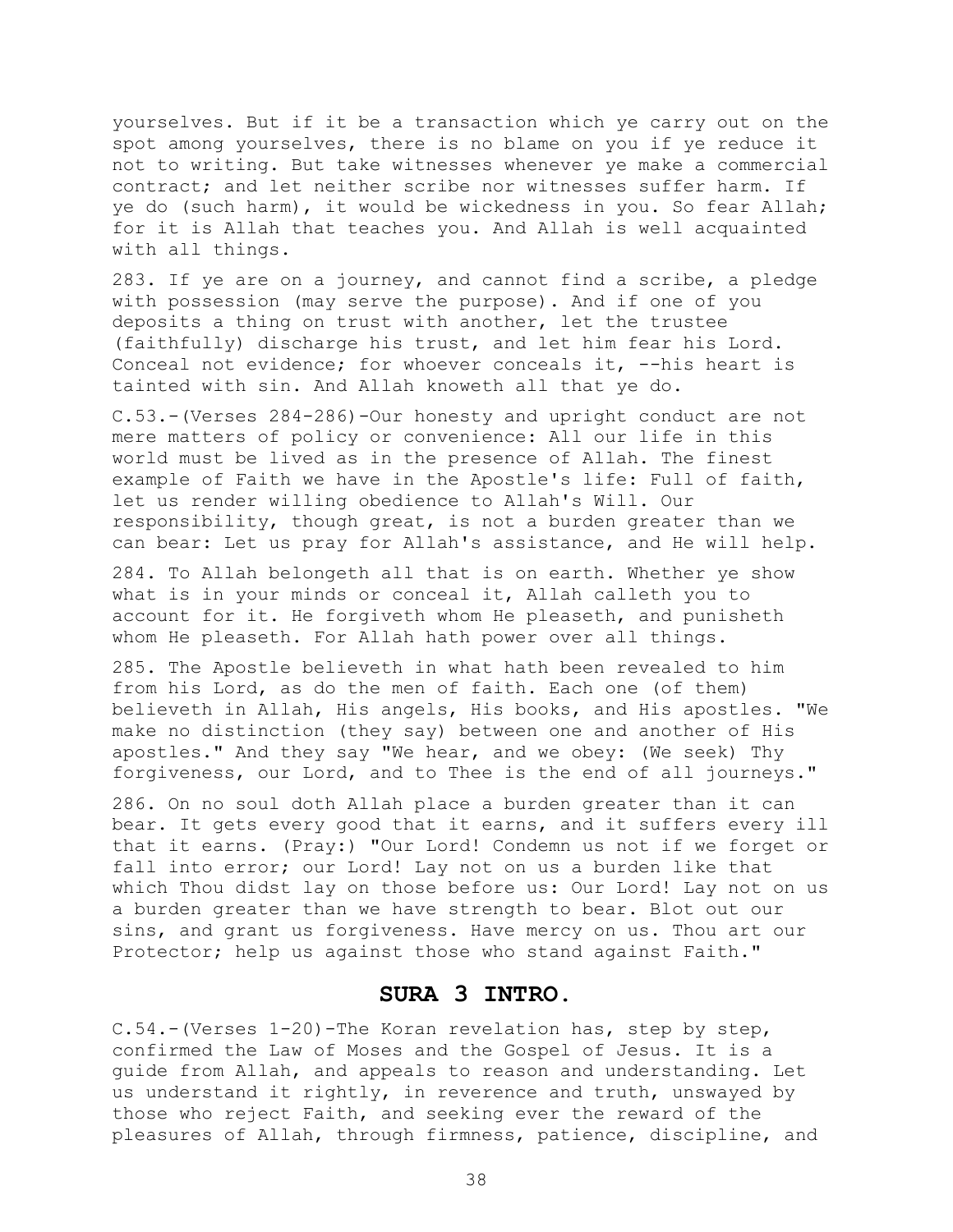yourselves. But if it be a transaction which ye carry out on the spot among yourselves, there is no blame on you if ye reduce it not to writing. But take witnesses whenever ye make a commercial contract; and let neither scribe nor witnesses suffer harm. If ye do (such harm), it would be wickedness in you. So fear Allah; for it is Allah that teaches you. And Allah is well acquainted with all things.

283. If ye are on a journey, and cannot find a scribe, a pledge with possession (may serve the purpose). And if one of you deposits a thing on trust with another, let the trustee (faithfully) discharge his trust, and let him fear his Lord. Conceal not evidence; for whoever conceals it, --his heart is tainted with sin. And Allah knoweth all that ye do.

C.53.-(Verses 284-286)-Our honesty and upright conduct are not mere matters of policy or convenience: All our life in this world must be lived as in the presence of Allah. The finest example of Faith we have in the Apostle's life: Full of faith, let us render willing obedience to Allah's Will. Our responsibility, though great, is not a burden greater than we can bear: Let us pray for Allah's assistance, and He will help.

284. To Allah belongeth all that is on earth. Whether ye show what is in your minds or conceal it, Allah calleth you to account for it. He forgiveth whom He pleaseth, and punisheth whom He pleaseth. For Allah hath power over all things.

285. The Apostle believeth in what hath been revealed to him from his Lord, as do the men of faith. Each one (of them) believeth in Allah, His angels, His books, and His apostles. "We make no distinction (they say) between one and another of His apostles." And they say "We hear, and we obey: (We seek) Thy forgiveness, our Lord, and to Thee is the end of all journeys."

286. On no soul doth Allah place a burden greater than it can bear. It gets every good that it earns, and it suffers every ill that it earns. (Pray:) "Our Lord! Condemn us not if we forget or fall into error; our Lord! Lay not on us a burden like that which Thou didst lay on those before us: Our Lord! Lay not on us a burden greater than we have strength to bear. Blot out our sins, and grant us forgiveness. Have mercy on us. Thou art our Protector; help us against those who stand against Faith."

## SURA 3 INTRO.

C.54.-(Verses 1-20)-The Koran revelation has, step by step, confirmed the Law of Moses and the Gospel of Jesus. It is a guide from Allah, and appeals to reason and understanding. Let us understand it rightly, in reverence and truth, unswayed by those who reject Faith, and seeking ever the reward of the pleasures of Allah, through firmness, patience, discipline, and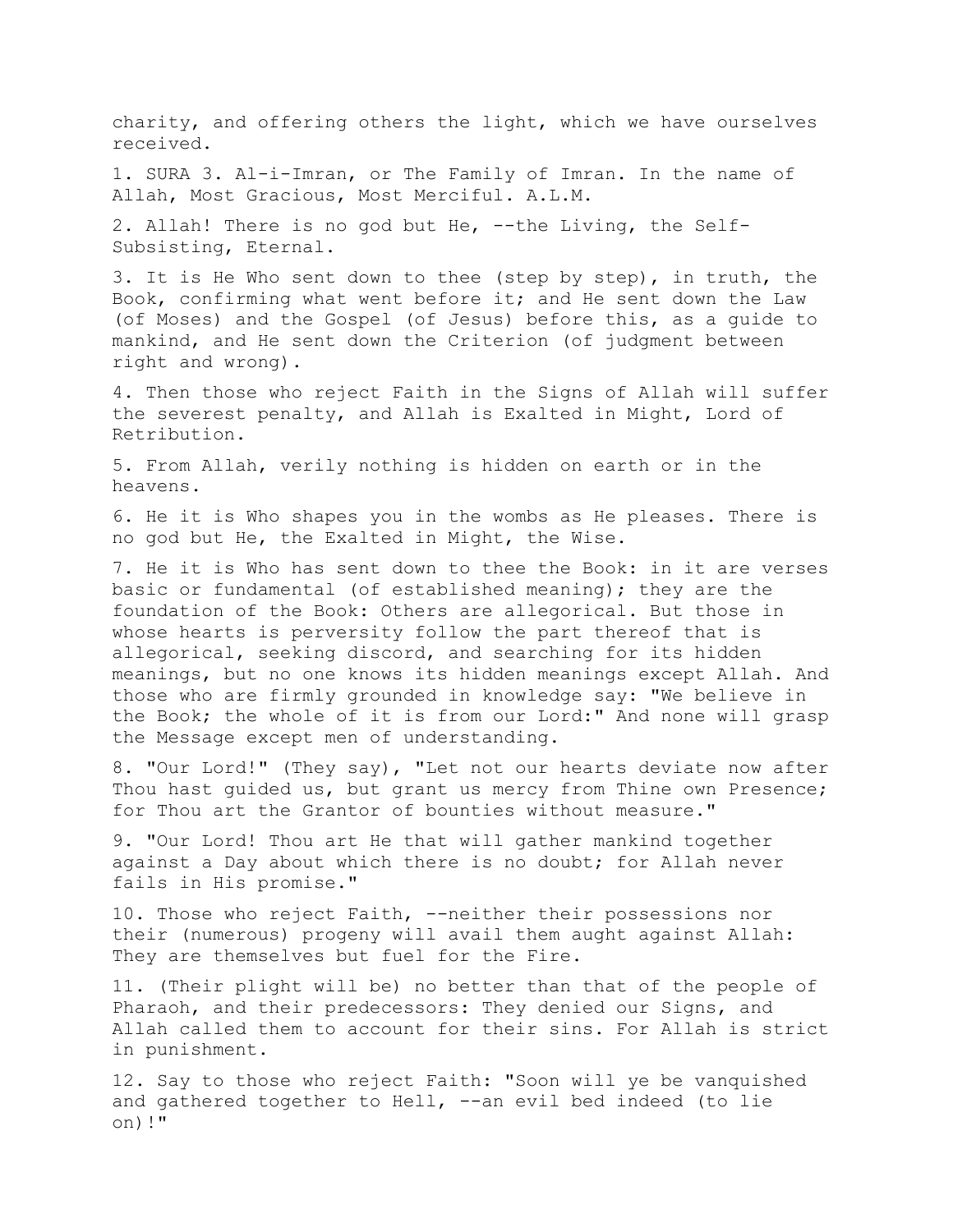charity, and offering others the light, which we have ourselves received.

1. SURA 3. Al-i-Imran, or The Family of Imran. In the name of Allah, Most Gracious, Most Merciful. A.L.M.

2. Allah! There is no god but He, --the Living, the Self-Subsisting, Eternal.

3. It is He Who sent down to thee (step by step), in truth, the Book, confirming what went before it; and He sent down the Law (of Moses) and the Gospel (of Jesus) before this, as a guide to mankind, and He sent down the Criterion (of judgment between right and wrong).

4. Then those who reject Faith in the Signs of Allah will suffer the severest penalty, and Allah is Exalted in Might, Lord of Retribution.

5. From Allah, verily nothing is hidden on earth or in the heavens.

6. He it is Who shapes you in the wombs as He pleases. There is no god but He, the Exalted in Might, the Wise.

7. He it is Who has sent down to thee the Book: in it are verses basic or fundamental (of established meaning); they are the foundation of the Book: Others are allegorical. But those in whose hearts is perversity follow the part thereof that is allegorical, seeking discord, and searching for its hidden meanings, but no one knows its hidden meanings except Allah. And those who are firmly grounded in knowledge say: "We believe in the Book; the whole of it is from our Lord:" And none will grasp the Message except men of understanding.

8. "Our Lord!" (They say), "Let not our hearts deviate now after Thou hast guided us, but grant us mercy from Thine own Presence; for Thou art the Grantor of bounties without measure."

9. "Our Lord! Thou art He that will gather mankind together against a Day about which there is no doubt; for Allah never fails in His promise."

10. Those who reject Faith, --neither their possessions nor their (numerous) progeny will avail them aught against Allah: They are themselves but fuel for the Fire.

11. (Their plight will be) no better than that of the people of Pharaoh, and their predecessors: They denied our Signs, and Allah called them to account for their sins. For Allah is strict in punishment.

12. Say to those who reject Faith: "Soon will ye be vanquished and gathered together to Hell, --an evil bed indeed (to lie on)!"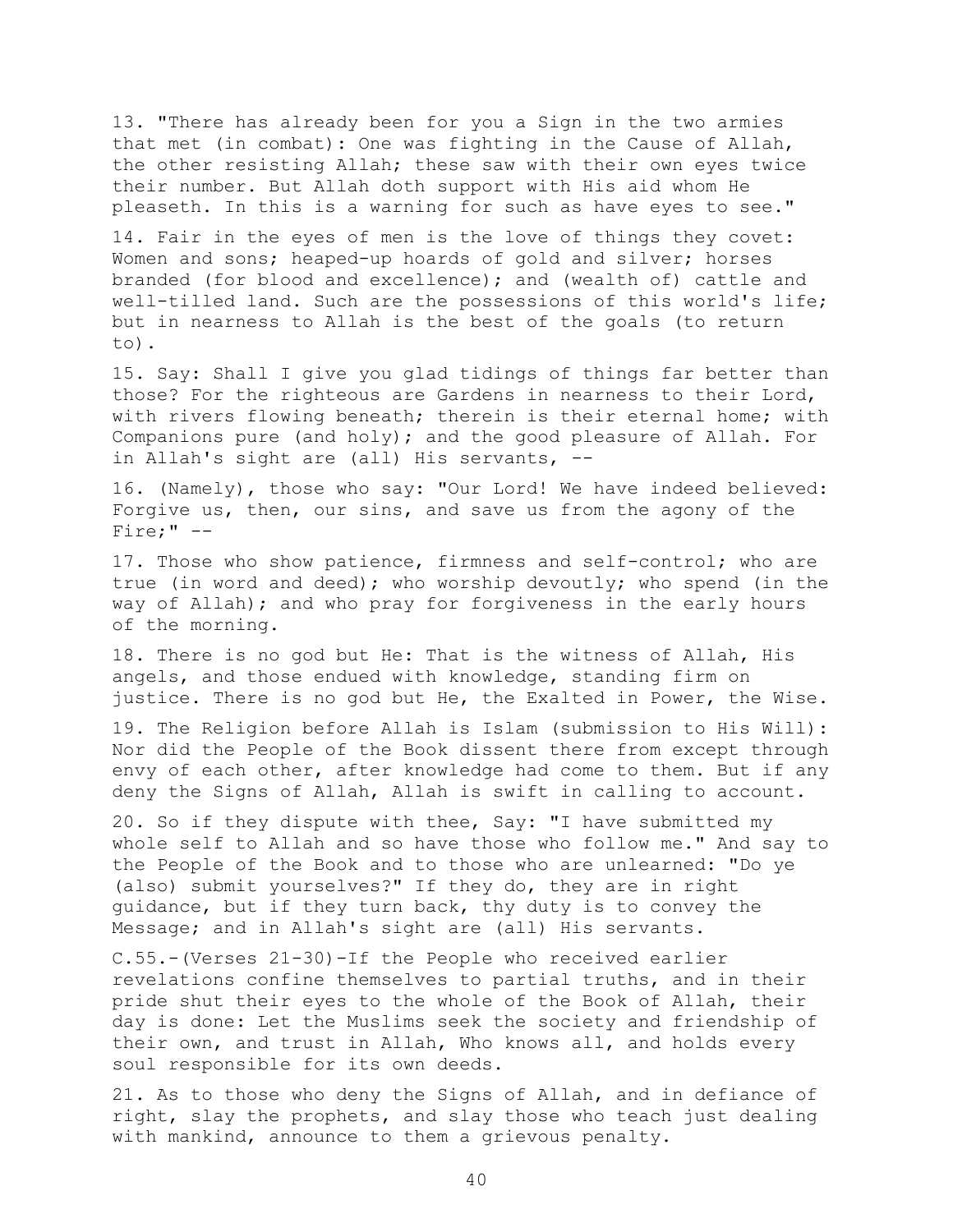13. "There has already been for you a Sign in the two armies that met (in combat): One was fighting in the Cause of Allah, the other resisting Allah; these saw with their own eyes twice their number. But Allah doth support with His aid whom He pleaseth. In this is a warning for such as have eyes to see."

14. Fair in the eyes of men is the love of things they covet: Women and sons; heaped-up hoards of gold and silver; horses branded (for blood and excellence); and (wealth of) cattle and well-tilled land. Such are the possessions of this world's life; but in nearness to Allah is the best of the goals (to return to).

15. Say: Shall I give you glad tidings of things far better than those? For the righteous are Gardens in nearness to their Lord, with rivers flowing beneath; therein is their eternal home; with Companions pure (and holy); and the good pleasure of Allah. For in Allah's sight are (all) His servants, --

16. (Namely), those who say: "Our Lord! We have indeed believed: Forgive us, then, our sins, and save us from the agony of the Fire;" --

17. Those who show patience, firmness and self-control; who are true (in word and deed); who worship devoutly; who spend (in the way of Allah); and who pray for forgiveness in the early hours of the morning.

18. There is no god but He: That is the witness of Allah, His angels, and those endued with knowledge, standing firm on justice. There is no god but He, the Exalted in Power, the Wise.

19. The Religion before Allah is Islam (submission to His Will): Nor did the People of the Book dissent there from except through envy of each other, after knowledge had come to them. But if any deny the Signs of Allah, Allah is swift in calling to account.

20. So if they dispute with thee, Say: "I have submitted my whole self to Allah and so have those who follow me." And say to the People of the Book and to those who are unlearned: "Do ye (also) submit yourselves?" If they do, they are in right guidance, but if they turn back, thy duty is to convey the Message; and in Allah's sight are (all) His servants.

C.55.-(Verses 21-30)-If the People who received earlier revelations confine themselves to partial truths, and in their pride shut their eyes to the whole of the Book of Allah, their day is done: Let the Muslims seek the society and friendship of their own, and trust in Allah, Who knows all, and holds every soul responsible for its own deeds.

21. As to those who deny the Signs of Allah, and in defiance of right, slay the prophets, and slay those who teach just dealing with mankind, announce to them a grievous penalty.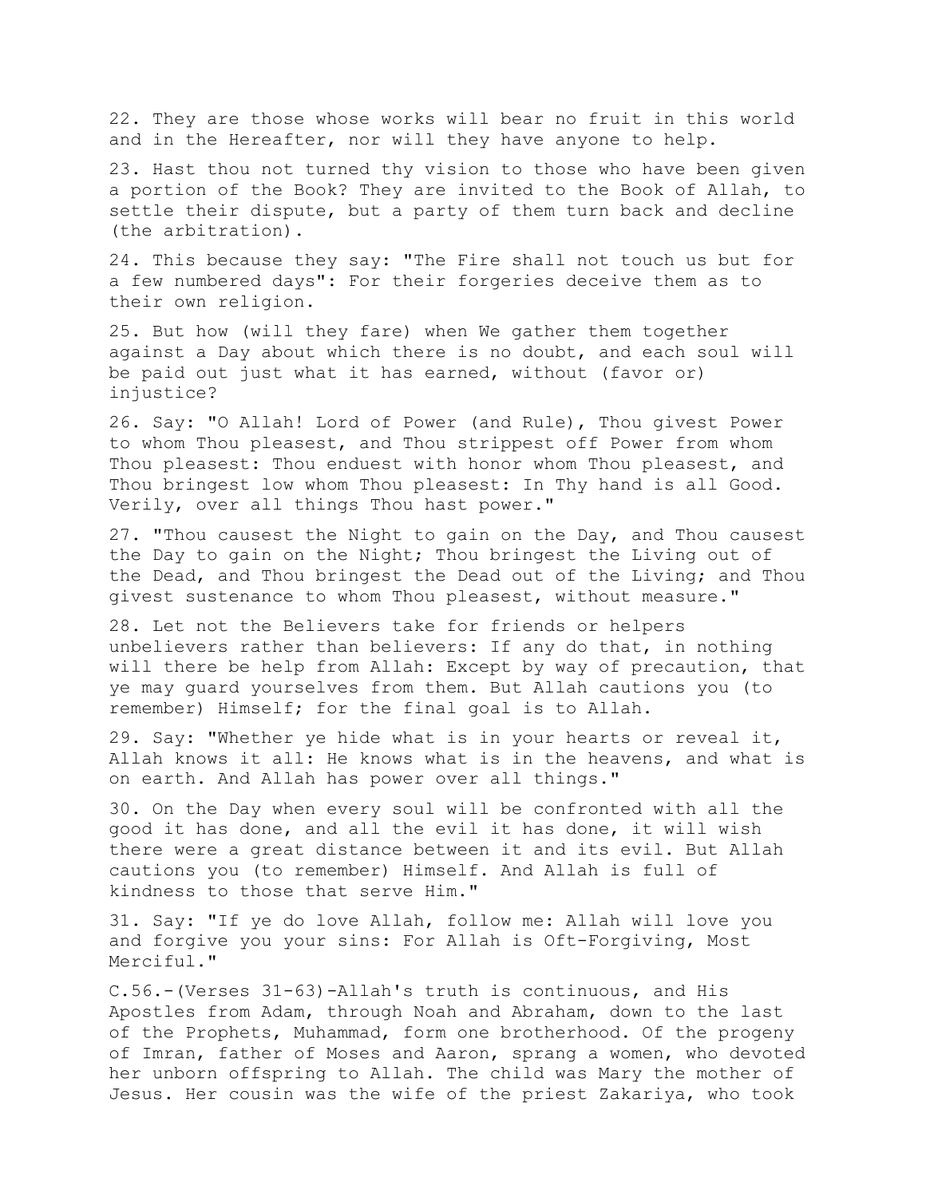22. They are those whose works will bear no fruit in this world and in the Hereafter, nor will they have anyone to help.

23. Hast thou not turned thy vision to those who have been given a portion of the Book? They are invited to the Book of Allah, to settle their dispute, but a party of them turn back and decline (the arbitration).

24. This because they say: "The Fire shall not touch us but for a few numbered days": For their forgeries deceive them as to their own religion.

25. But how (will they fare) when We gather them together against a Day about which there is no doubt, and each soul will be paid out just what it has earned, without (favor or) injustice?

26. Say: "O Allah! Lord of Power (and Rule), Thou givest Power to whom Thou pleasest, and Thou strippest off Power from whom Thou pleasest: Thou enduest with honor whom Thou pleasest, and Thou bringest low whom Thou pleasest: In Thy hand is all Good. Verily, over all things Thou hast power."

27. "Thou causest the Night to gain on the Day, and Thou causest the Day to gain on the Night; Thou bringest the Living out of the Dead, and Thou bringest the Dead out of the Living; and Thou givest sustenance to whom Thou pleasest, without measure."

28. Let not the Believers take for friends or helpers unbelievers rather than believers: If any do that, in nothing will there be help from Allah: Except by way of precaution, that ye may guard yourselves from them. But Allah cautions you (to remember) Himself; for the final goal is to Allah.

29. Say: "Whether ye hide what is in your hearts or reveal it, Allah knows it all: He knows what is in the heavens, and what is on earth. And Allah has power over all things."

30. On the Day when every soul will be confronted with all the good it has done, and all the evil it has done, it will wish there were a great distance between it and its evil. But Allah cautions you (to remember) Himself. And Allah is full of kindness to those that serve Him."

31. Say: "If ye do love Allah, follow me: Allah will love you and forgive you your sins: For Allah is Oft-Forgiving, Most Merciful."

C.56.-(Verses 31-63)-Allah's truth is continuous, and His Apostles from Adam, through Noah and Abraham, down to the last of the Prophets, Muhammad, form one brotherhood. Of the progeny of Imran, father of Moses and Aaron, sprang a women, who devoted her unborn offspring to Allah. The child was Mary the mother of Jesus. Her cousin was the wife of the priest Zakariya, who took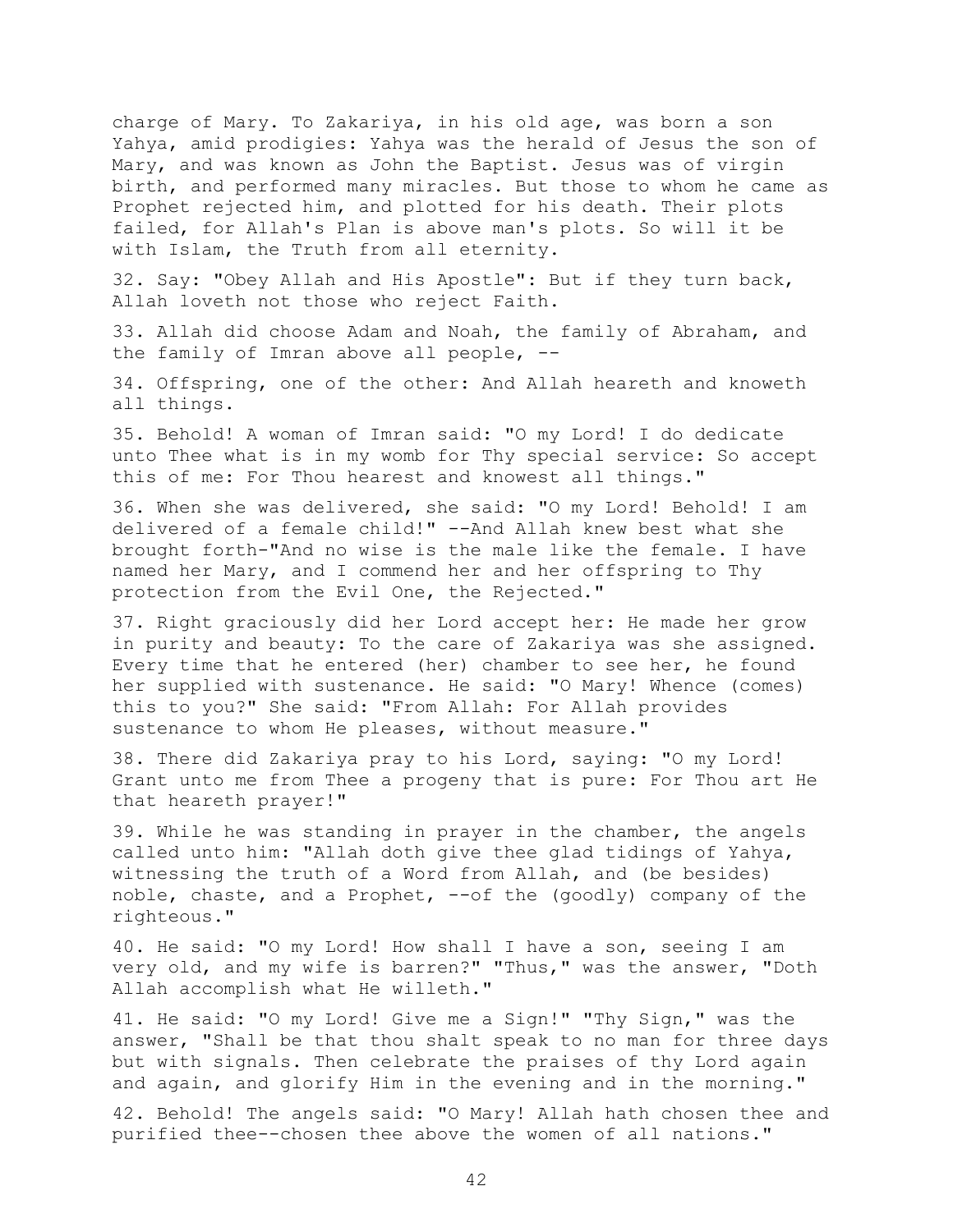charge of Mary. To Zakariya, in his old age, was born a son Yahya, amid prodigies: Yahya was the herald of Jesus the son of Mary, and was known as John the Baptist. Jesus was of virgin birth, and performed many miracles. But those to whom he came as Prophet rejected him, and plotted for his death. Their plots failed, for Allah's Plan is above man's plots. So will it be with Islam, the Truth from all eternity.

32. Say: "Obey Allah and His Apostle": But if they turn back, Allah loveth not those who reject Faith.

33. Allah did choose Adam and Noah, the family of Abraham, and the family of Imran above all people, --

34. Offspring, one of the other: And Allah heareth and knoweth all things.

35. Behold! A woman of Imran said: "O my Lord! I do dedicate unto Thee what is in my womb for Thy special service: So accept this of me: For Thou hearest and knowest all things."

36. When she was delivered, she said: "O my Lord! Behold! I am delivered of a female child!" --And Allah knew best what she brought forth-"And no wise is the male like the female. I have named her Mary, and I commend her and her offspring to Thy protection from the Evil One, the Rejected."

37. Right graciously did her Lord accept her: He made her grow in purity and beauty: To the care of Zakariya was she assigned. Every time that he entered (her) chamber to see her, he found her supplied with sustenance. He said: "O Mary! Whence (comes) this to you?" She said: "From Allah: For Allah provides sustenance to whom He pleases, without measure."

38. There did Zakariya pray to his Lord, saying: "O my Lord! Grant unto me from Thee a progeny that is pure: For Thou art He that heareth prayer!"

39. While he was standing in prayer in the chamber, the angels called unto him: "Allah doth give thee glad tidings of Yahya, witnessing the truth of a Word from Allah, and (be besides) noble, chaste, and a Prophet, --of the (goodly) company of the righteous."

40. He said: "O my Lord! How shall I have a son, seeing I am very old, and my wife is barren?" "Thus," was the answer, "Doth Allah accomplish what He willeth."

41. He said: "O my Lord! Give me a Sign!" "Thy Sign," was the answer, "Shall be that thou shalt speak to no man for three days but with signals. Then celebrate the praises of thy Lord again and again, and glorify Him in the evening and in the morning."

42. Behold! The angels said: "O Mary! Allah hath chosen thee and purified thee--chosen thee above the women of all nations."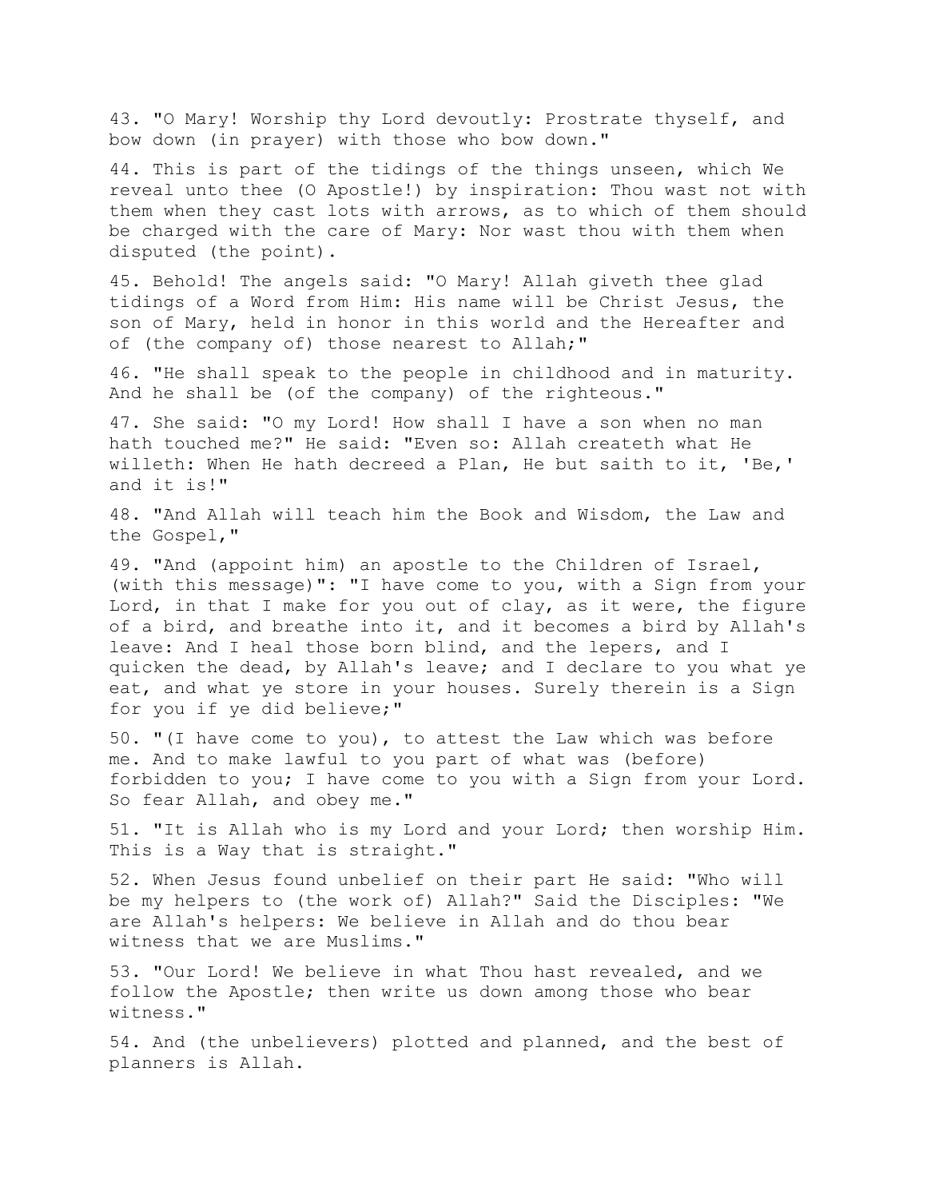43. "O Mary! Worship thy Lord devoutly: Prostrate thyself, and bow down (in prayer) with those who bow down."

44. This is part of the tidings of the things unseen, which We reveal unto thee (O Apostle!) by inspiration: Thou wast not with them when they cast lots with arrows, as to which of them should be charged with the care of Mary: Nor wast thou with them when disputed (the point).

45. Behold! The angels said: "O Mary! Allah giveth thee glad tidings of a Word from Him: His name will be Christ Jesus, the son of Mary, held in honor in this world and the Hereafter and of (the company of) those nearest to Allah;"

46. "He shall speak to the people in childhood and in maturity. And he shall be (of the company) of the righteous."

47. She said: "O my Lord! How shall I have a son when no man hath touched me?" He said: "Even so: Allah createth what He willeth: When He hath decreed a Plan, He but saith to it, 'Be,' and it is!"

48. "And Allah will teach him the Book and Wisdom, the Law and the Gospel,"

49. "And (appoint him) an apostle to the Children of Israel, (with this message)": "I have come to you, with a Sign from your Lord, in that I make for you out of clay, as it were, the figure of a bird, and breathe into it, and it becomes a bird by Allah's leave: And I heal those born blind, and the lepers, and I quicken the dead, by Allah's leave; and I declare to you what ye eat, and what ye store in your houses. Surely therein is a Sign for you if ye did believe;"

50. "(I have come to you), to attest the Law which was before me. And to make lawful to you part of what was (before) forbidden to you; I have come to you with a Sign from your Lord. So fear Allah, and obey me."

51. "It is Allah who is my Lord and your Lord; then worship Him. This is a Way that is straight."

52. When Jesus found unbelief on their part He said: "Who will be my helpers to (the work of) Allah?" Said the Disciples: "We are Allah's helpers: We believe in Allah and do thou bear witness that we are Muslims."

53. "Our Lord! We believe in what Thou hast revealed, and we follow the Apostle; then write us down among those who bear witness."

54. And (the unbelievers) plotted and planned, and the best of planners is Allah.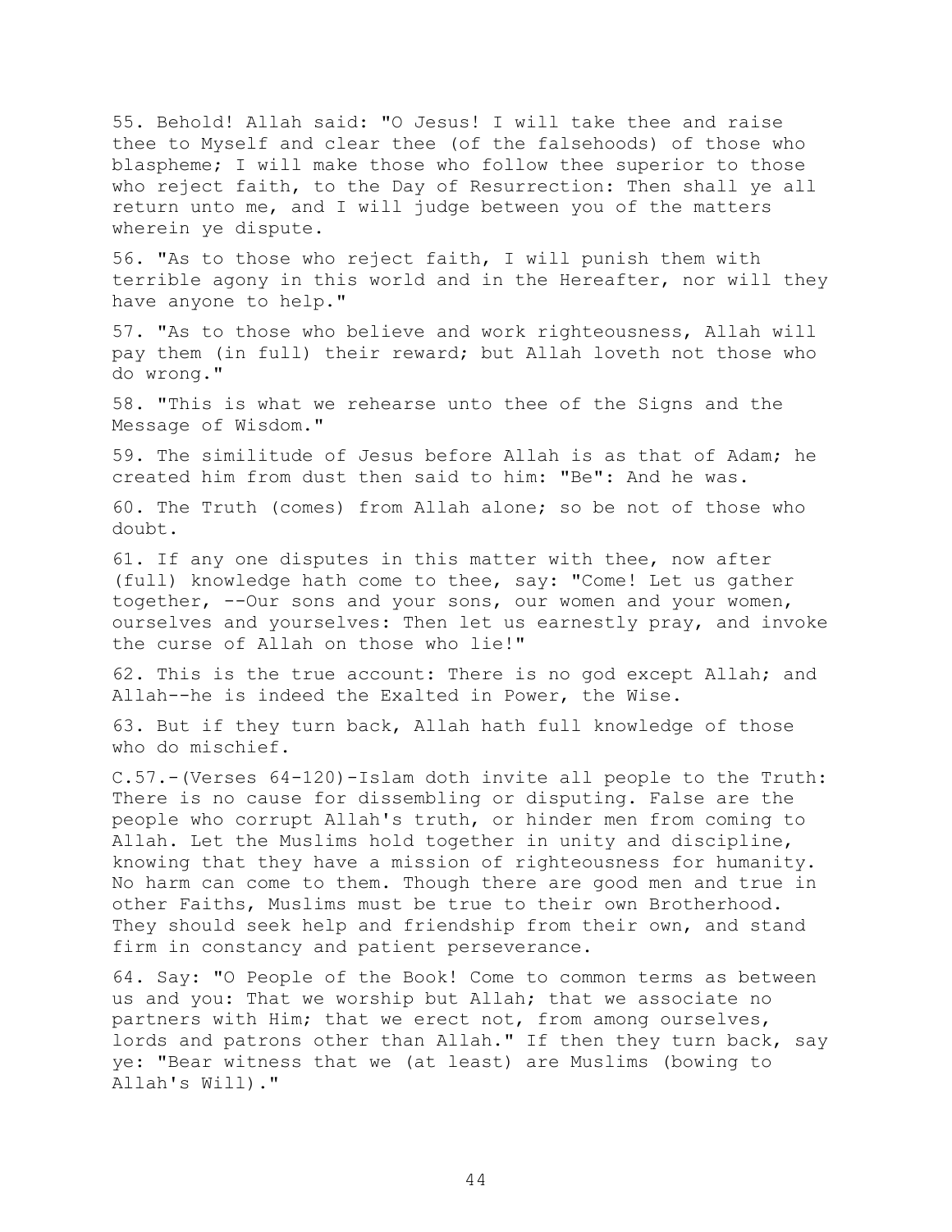55. Behold! Allah said: "O Jesus! I will take thee and raise thee to Myself and clear thee (of the falsehoods) of those who blaspheme; I will make those who follow thee superior to those who reject faith, to the Day of Resurrection: Then shall ye all return unto me, and I will judge between you of the matters wherein ye dispute.

56. "As to those who reject faith, I will punish them with terrible agony in this world and in the Hereafter, nor will they have anyone to help."

57. "As to those who believe and work righteousness, Allah will pay them (in full) their reward; but Allah loveth not those who do wrong."

58. "This is what we rehearse unto thee of the Signs and the Message of Wisdom."

59. The similitude of Jesus before Allah is as that of Adam; he created him from dust then said to him: "Be": And he was.

60. The Truth (comes) from Allah alone; so be not of those who doubt.

61. If any one disputes in this matter with thee, now after (full) knowledge hath come to thee, say: "Come! Let us gather together, --Our sons and your sons, our women and your women, ourselves and yourselves: Then let us earnestly pray, and invoke the curse of Allah on those who lie!"

62. This is the true account: There is no god except Allah; and Allah--he is indeed the Exalted in Power, the Wise.

63. But if they turn back, Allah hath full knowledge of those who do mischief.

C.57.-(Verses 64-120)-Islam doth invite all people to the Truth: There is no cause for dissembling or disputing. False are the people who corrupt Allah's truth, or hinder men from coming to Allah. Let the Muslims hold together in unity and discipline, knowing that they have a mission of righteousness for humanity. No harm can come to them. Though there are good men and true in other Faiths, Muslims must be true to their own Brotherhood. They should seek help and friendship from their own, and stand firm in constancy and patient perseverance.

64. Say: "O People of the Book! Come to common terms as between us and you: That we worship but Allah; that we associate no partners with Him; that we erect not, from among ourselves, lords and patrons other than Allah." If then they turn back, say ye: "Bear witness that we (at least) are Muslims (bowing to Allah's Will)."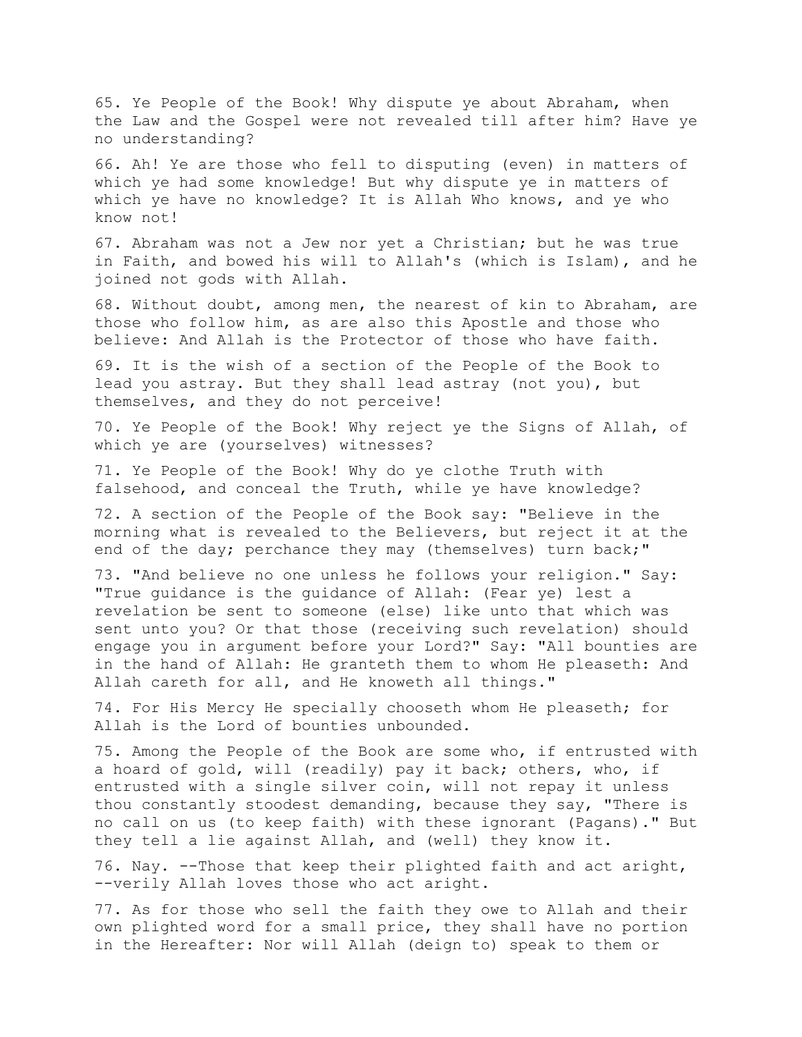65. Ye People of the Book! Why dispute ye about Abraham, when the Law and the Gospel were not revealed till after him? Have ye no understanding?

66. Ah! Ye are those who fell to disputing (even) in matters of which ye had some knowledge! But why dispute ye in matters of which ye have no knowledge? It is Allah Who knows, and ye who know not!

67. Abraham was not a Jew nor yet a Christian; but he was true in Faith, and bowed his will to Allah's (which is Islam), and he joined not gods with Allah.

68. Without doubt, among men, the nearest of kin to Abraham, are those who follow him, as are also this Apostle and those who believe: And Allah is the Protector of those who have faith.

69. It is the wish of a section of the People of the Book to lead you astray. But they shall lead astray (not you), but themselves, and they do not perceive!

70. Ye People of the Book! Why reject ye the Signs of Allah, of which ye are (yourselves) witnesses?

71. Ye People of the Book! Why do ye clothe Truth with falsehood, and conceal the Truth, while ye have knowledge?

72. A section of the People of the Book say: "Believe in the morning what is revealed to the Believers, but reject it at the end of the day; perchance they may (themselves) turn back;"

73. "And believe no one unless he follows your religion." Say: "True guidance is the guidance of Allah: (Fear ye) lest a revelation be sent to someone (else) like unto that which was sent unto you? Or that those (receiving such revelation) should engage you in argument before your Lord?" Say: "All bounties are in the hand of Allah: He granteth them to whom He pleaseth: And Allah careth for all, and He knoweth all things."

74. For His Mercy He specially chooseth whom He pleaseth; for Allah is the Lord of bounties unbounded.

75. Among the People of the Book are some who, if entrusted with a hoard of gold, will (readily) pay it back; others, who, if entrusted with a single silver coin, will not repay it unless thou constantly stoodest demanding, because they say, "There is no call on us (to keep faith) with these ignorant (Pagans)." But they tell a lie against Allah, and (well) they know it.

76. Nay. --Those that keep their plighted faith and act aright, --verily Allah loves those who act aright.

77. As for those who sell the faith they owe to Allah and their own plighted word for a small price, they shall have no portion in the Hereafter: Nor will Allah (deign to) speak to them or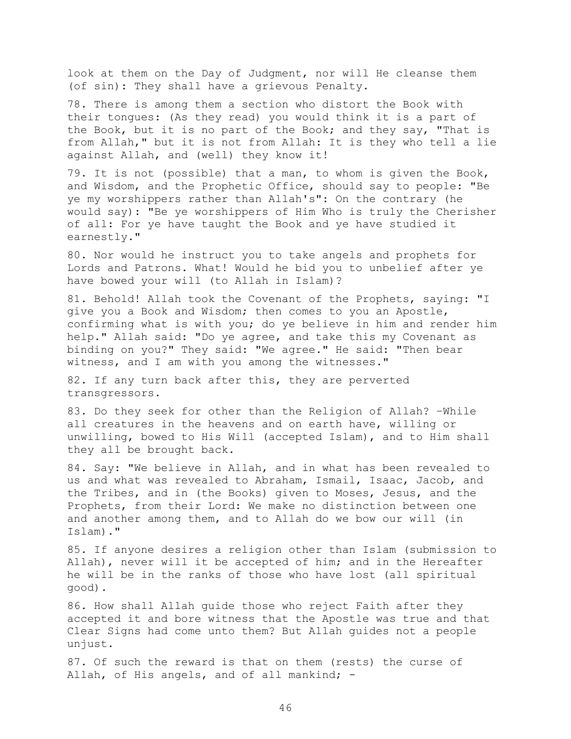look at them on the Day of Judgment, nor will He cleanse them (of sin): They shall have a grievous Penalty.

78. There is among them a section who distort the Book with their tongues: (As they read) you would think it is a part of the Book, but it is no part of the Book; and they say, "That is from Allah," but it is not from Allah: It is they who tell a lie against Allah, and (well) they know it!

79. It is not (possible) that a man, to whom is given the Book, and Wisdom, and the Prophetic Office, should say to people: "Be ye my worshippers rather than Allah's": On the contrary (he would say): "Be ye worshippers of Him Who is truly the Cherisher of all: For ye have taught the Book and ye have studied it earnestly."

80. Nor would he instruct you to take angels and prophets for Lords and Patrons. What! Would he bid you to unbelief after ye have bowed your will (to Allah in Islam)?

81. Behold! Allah took the Covenant of the Prophets, saying: "I give you a Book and Wisdom; then comes to you an Apostle, confirming what is with you; do ye believe in him and render him help." Allah said: "Do ye agree, and take this my Covenant as binding on you?" They said: "We agree." He said: "Then bear witness, and I am with you among the witnesses."

82. If any turn back after this, they are perverted transgressors.

83. Do they seek for other than the Religion of Allah? -While all creatures in the heavens and on earth have, willing or unwilling, bowed to His Will (accepted Islam), and to Him shall they all be brought back.

84. Say: "We believe in Allah, and in what has been revealed to us and what was revealed to Abraham, Ismail, Isaac, Jacob, and the Tribes, and in (the Books) given to Moses, Jesus, and the Prophets, from their Lord: We make no distinction between one and another among them, and to Allah do we bow our will (in Islam)."

85. If anyone desires a religion other than Islam (submission to Allah), never will it be accepted of him; and in the Hereafter he will be in the ranks of those who have lost (all spiritual good).

86. How shall Allah guide those who reject Faith after they accepted it and bore witness that the Apostle was true and that Clear Signs had come unto them? But Allah guides not a people unjust.

87. Of such the reward is that on them (rests) the curse of Allah, of His angels, and of all mankind; -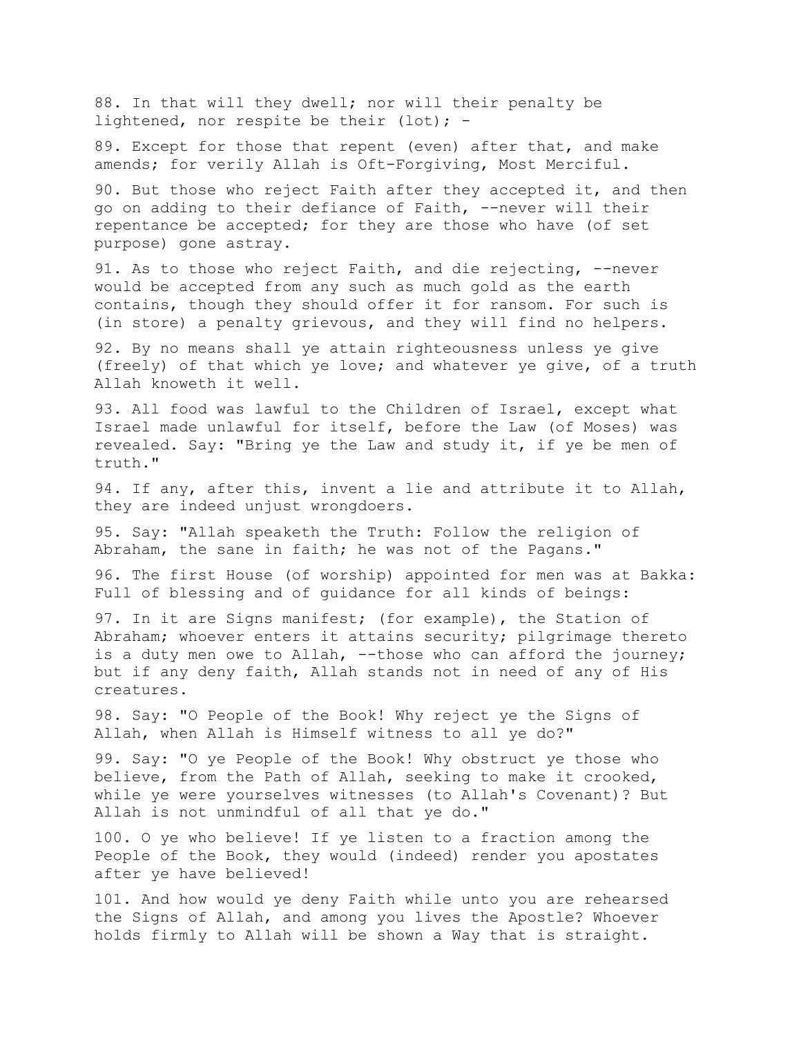88. In that will they dwell; nor will their penalty be lightened, nor respite be their (lot); -

89. Except for those that repent (even) after that, and make amends; for verily Allah is Oft-Forgiving, Most Merciful.

90. But those who reject Faith after they accepted it, and then go on adding to their defiance of Faith, --never will their repentance be accepted; for they are those who have (of set purpose) gone astray.

91. As to those who reject Faith, and die rejecting, --never would be accepted from any such as much gold as the earth contains, though they should offer it for ransom. For such is (in store) a penalty grievous, and they will find no helpers.

92. By no means shall ye attain righteousness unless ye give (freely) of that which ye love; and whatever ye give, of a truth Allah knoweth it well.

93. All food was lawful to the Children of Israel, except what Israel made unlawful for itself, before the Law (of Moses) was revealed. Say: "Bring ye the Law and study it, if ye be men of truth."

94. If any, after this, invent a lie and attribute it to Allah, they are indeed unjust wrongdoers.

95. Say: "Allah speaketh the Truth: Follow the religion of Abraham, the sane in faith; he was not of the Pagans."

96. The first House (of worship) appointed for men was at Bakka: Full of blessing and of guidance for all kinds of beings:

97. In it are Signs manifest; (for example), the Station of Abraham; whoever enters it attains security; pilgrimage thereto is a duty men owe to Allah, --those who can afford the journey; but if any deny faith, Allah stands not in need of any of His creatures.

98. Say: "O People of the Book! Why reject ye the Signs of Allah, when Allah is Himself witness to all ye do?"

99. Say: "O ye People of the Book! Why obstruct ye those who believe, from the Path of Allah, seeking to make it crooked, while ye were yourselves witnesses (to Allah's Covenant)? But Allah is not unmindful of all that ye do."

100. O ye who believe! If ye listen to a fraction among the People of the Book, they would (indeed) render you apostates after ye have believed!

101. And how would ye deny Faith while unto you are rehearsed the Signs of Allah, and among you lives the Apostle? Whoever holds firmly to Allah will be shown a Way that is straight.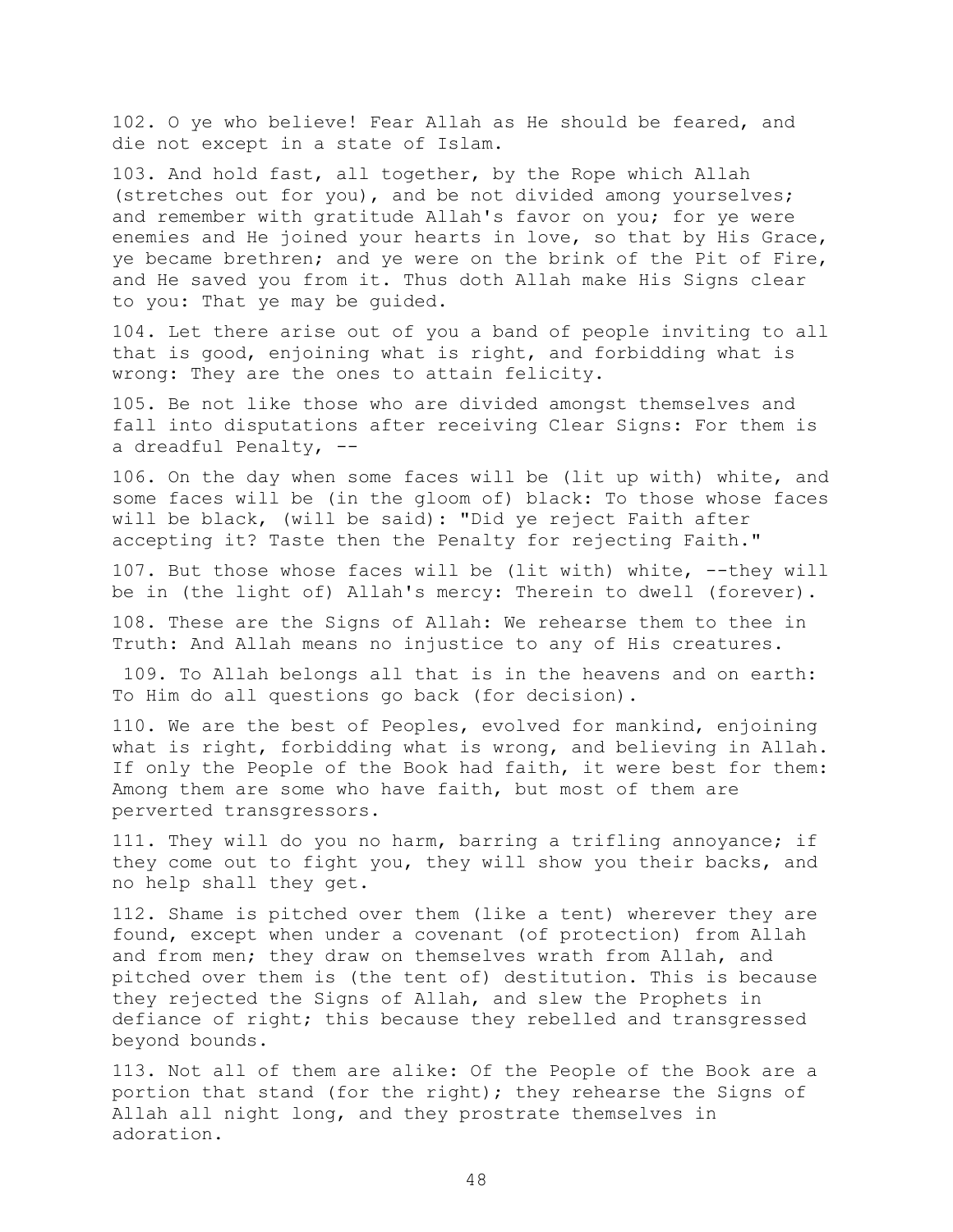102. O ye who believe! Fear Allah as He should be feared, and die not except in a state of Islam.

103. And hold fast, all together, by the Rope which Allah (stretches out for you), and be not divided among yourselves; and remember with gratitude Allah's favor on you; for ye were enemies and He joined your hearts in love, so that by His Grace, ye became brethren; and ye were on the brink of the Pit of Fire, and He saved you from it. Thus doth Allah make His Signs clear to you: That ye may be guided.

104. Let there arise out of you a band of people inviting to all that is good, enjoining what is right, and forbidding what is wrong: They are the ones to attain felicity.

105. Be not like those who are divided amongst themselves and fall into disputations after receiving Clear Signs: For them is a dreadful Penalty, --

106. On the day when some faces will be (lit up with) white, and some faces will be (in the gloom of) black: To those whose faces will be black, (will be said): "Did ye reject Faith after accepting it? Taste then the Penalty for rejecting Faith."

107. But those whose faces will be (lit with) white, --they will be in (the light of) Allah's mercy: Therein to dwell (forever).

108. These are the Signs of Allah: We rehearse them to thee in Truth: And Allah means no injustice to any of His creatures.

109. To Allah belongs all that is in the heavens and on earth: To Him do all questions go back (for decision).

110. We are the best of Peoples, evolved for mankind, enjoining what is right, forbidding what is wrong, and believing in Allah. If only the People of the Book had faith, it were best for them: Among them are some who have faith, but most of them are perverted transgressors.

111. They will do you no harm, barring a trifling annoyance; if they come out to fight you, they will show you their backs, and no help shall they get.

112. Shame is pitched over them (like a tent) wherever they are found, except when under a covenant (of protection) from Allah and from men; they draw on themselves wrath from Allah, and pitched over them is (the tent of) destitution. This is because they rejected the Signs of Allah, and slew the Prophets in defiance of right; this because they rebelled and transgressed beyond bounds.

113. Not all of them are alike: Of the People of the Book are a portion that stand (for the right); they rehearse the Signs of Allah all night long, and they prostrate themselves in adoration.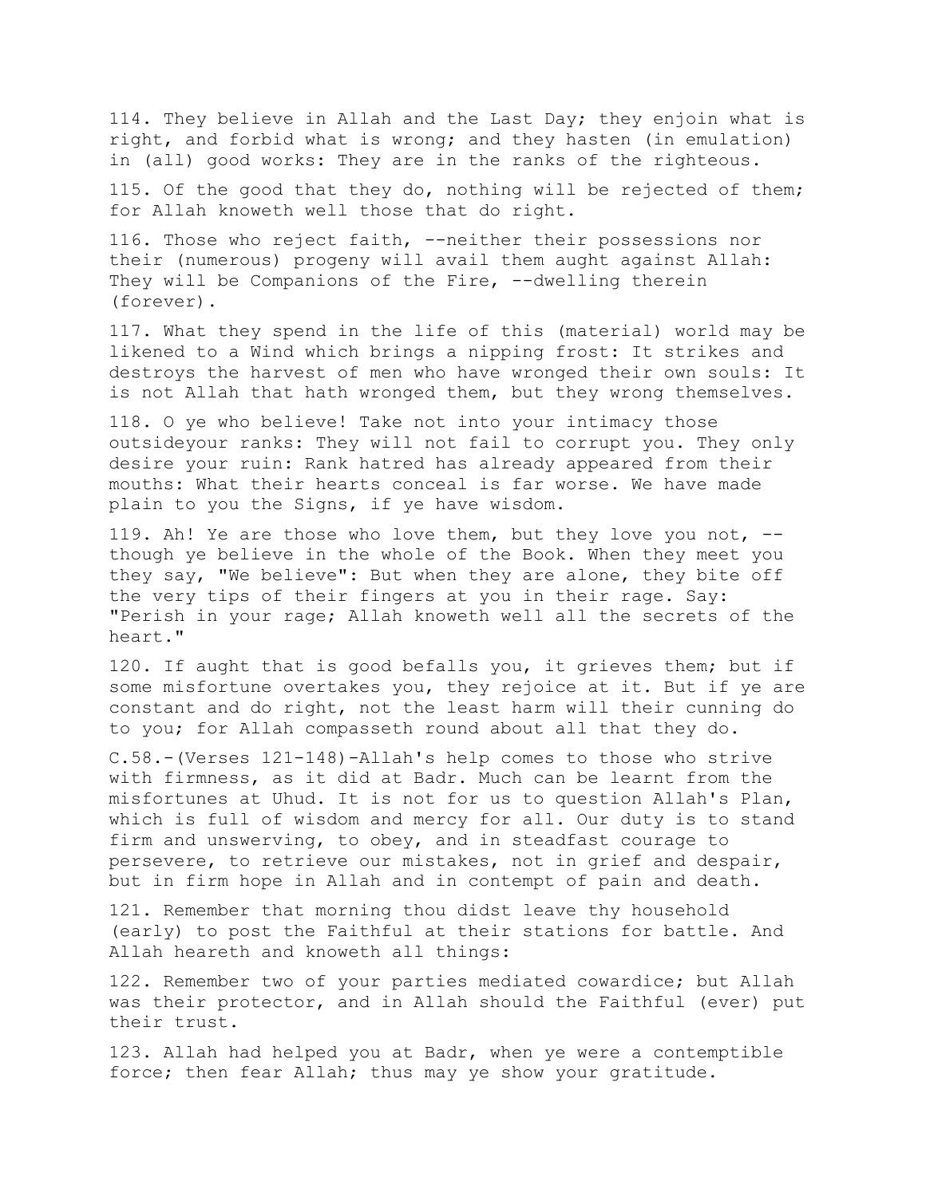114. They believe in Allah and the Last Day; they enjoin what is right, and forbid what is wrong; and they hasten (in emulation) in (all) good works: They are in the ranks of the righteous.

115. Of the good that they do, nothing will be rejected of them; for Allah knoweth well those that do right.

116. Those who reject faith, --neither their possessions nor their (numerous) progeny will avail them aught against Allah: They will be Companions of the Fire, --dwelling therein (forever).

117. What they spend in the life of this (material) world may be likened to a Wind which brings a nipping frost: It strikes and destroys the harvest of men who have wronged their own souls: It is not Allah that hath wronged them, but they wrong themselves.

118. O ye who believe! Take not into your intimacy those outsideyour ranks: They will not fail to corrupt you. They only desire your ruin: Rank hatred has already appeared from their mouths: What their hearts conceal is far worse. We have made plain to you the Signs, if ye have wisdom.

119. Ah! Ye are those who love them, but they love you not, --though ye believe in the whole of the Book. When they meet you they say, "We believe": But when they are alone, they bite off the very tips of their fingers at you in their rage. Say: "Perish in your rage; Allah knoweth well all the secrets of the heart."

120. If aught that is good befalls you, it grieves them; but if some misfortune overtakes you, they rejoice at it. But if ye are constant and do right, not the least harm will their cunning do to you; for Allah compasseth round about all that they do.

C.58.-(Verses 121-148)-Allah's help comes to those who strive with firmness, as it did at Badr. Much can be learnt from the misfortunes at Uhud. It is not for us to question Allah's Plan, which is full of wisdom and mercy for all. Our duty is to stand firm and unswerving, to obey, and in steadfast courage to persevere, to retrieve our mistakes, not in grief and despair, but in firm hope in Allah and in contempt of pain and death.

121. Remember that morning thou didst leave thy household (early) to post the Faithful at their stations for battle. And Allah heareth and knoweth all things:

122. Remember two of your parties mediated cowardice; but Allah was their protector, and in Allah should the Faithful (ever) put their trust.

123. Allah had helped you at Badr, when ye were a contemptible force; then fear Allah; thus may ye show your gratitude.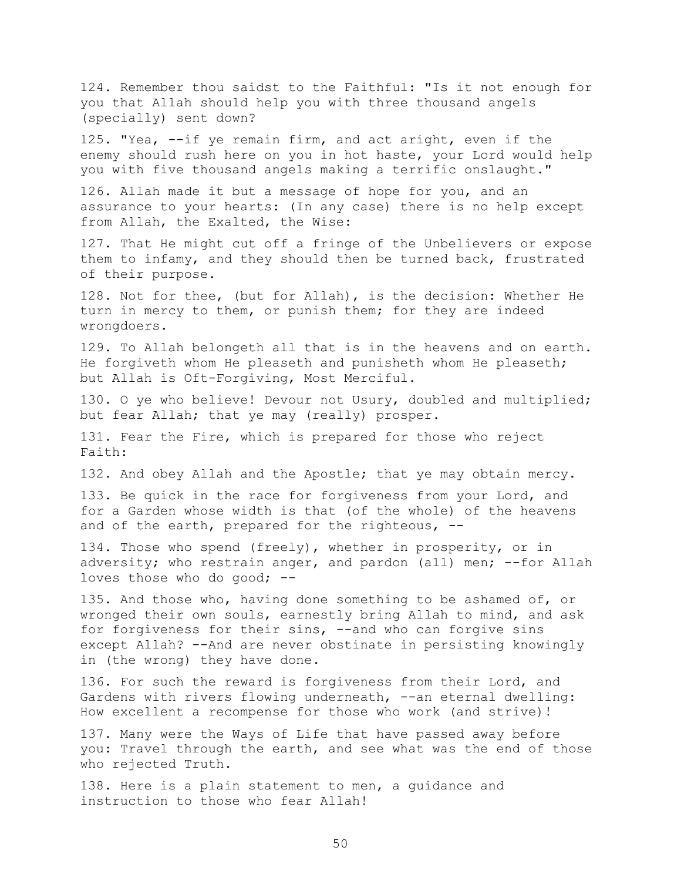124. Remember thou saidst to the Faithful: "Is it not enough for you that Allah should help you with three thousand angels (specially) sent down?

125. "Yea, --if ye remain firm, and act aright, even if the enemy should rush here on you in hot haste, your Lord would help you with five thousand angels making a terrific onslaught."

126. Allah made it but a message of hope for you, and an assurance to your hearts: (In any case) there is no help except from Allah, the Exalted, the Wise:

127. That He might cut off a fringe of the Unbelievers or expose them to infamy, and they should then be turned back, frustrated of their purpose.

128. Not for thee, (but for Allah), is the decision: Whether He turn in mercy to them, or punish them; for they are indeed wrongdoers.

129. To Allah belongeth all that is in the heavens and on earth. He forgiveth whom He pleaseth and punisheth whom He pleaseth; but Allah is Oft-Forgiving, Most Merciful.

130. O ye who believe! Devour not Usury, doubled and multiplied; but fear Allah; that ye may (really) prosper.

131. Fear the Fire, which is prepared for those who reject Faith:

132. And obey Allah and the Apostle; that ye may obtain mercy.

133. Be quick in the race for forgiveness from your Lord, and for a Garden whose width is that (of the whole) of the heavens and of the earth, prepared for the righteous, --

134. Those who spend (freely), whether in prosperity, or in adversity; who restrain anger, and pardon (all) men; --for Allah loves those who do good; --

135. And those who, having done something to be ashamed of, or wronged their own souls, earnestly bring Allah to mind, and ask for forgiveness for their sins, --and who can forgive sins except Allah? --And are never obstinate in persisting knowingly in (the wrong) they have done.

136. For such the reward is forgiveness from their Lord, and Gardens with rivers flowing underneath, --an eternal dwelling: How excellent a recompense for those who work (and strive)!

137. Many were the Ways of Life that have passed away before you: Travel through the earth, and see what was the end of those who rejected Truth.

138. Here is a plain statement to men, a guidance and instruction to those who fear Allah!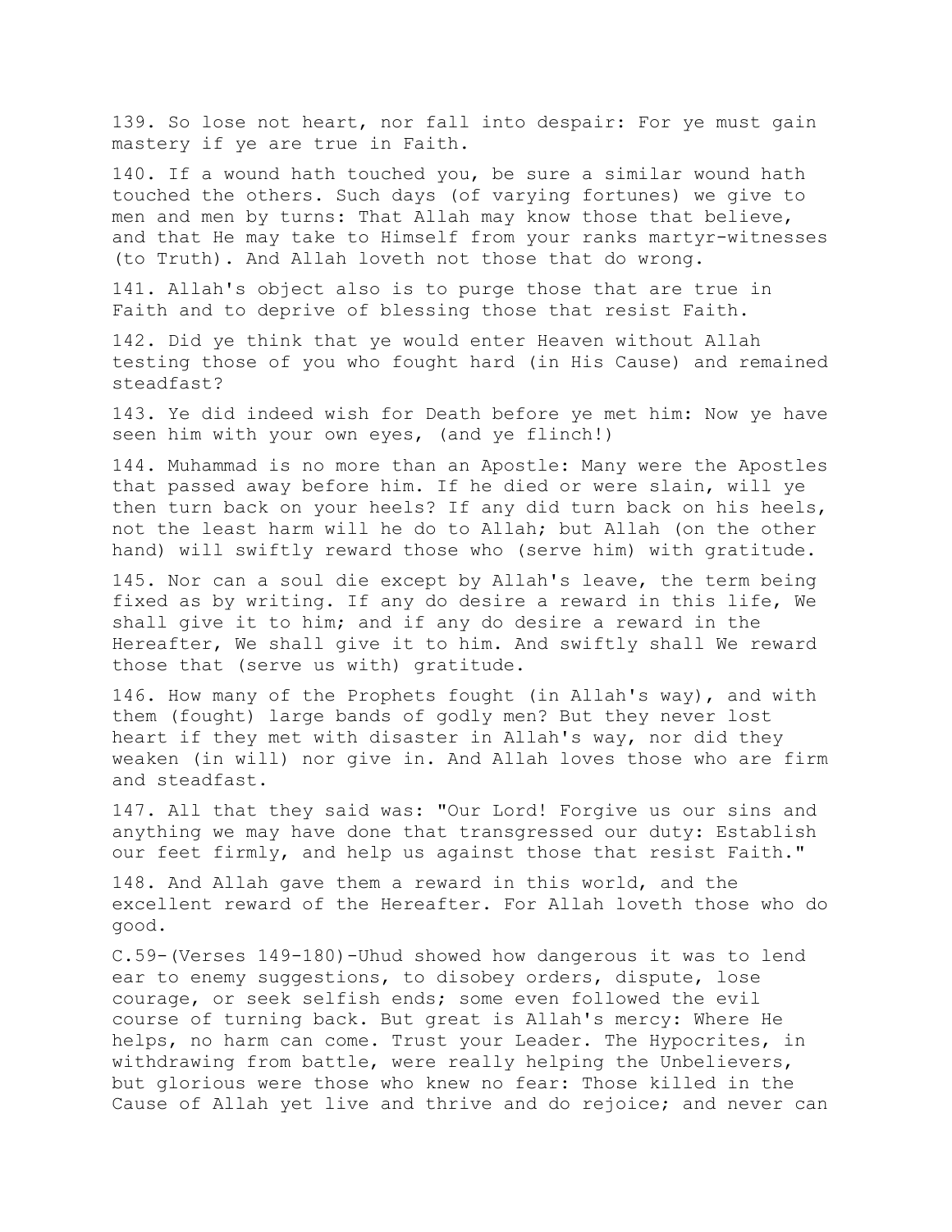139. So lose not heart, nor fall into despair: For ye must gain mastery if ye are true in Faith.

140. If a wound hath touched you, be sure a similar wound hath touched the others. Such days (of varying fortunes) we give to men and men by turns: That Allah may know those that believe, and that He may take to Himself from your ranks martyr-witnesses (to Truth). And Allah loveth not those that do wrong.

141. Allah's object also is to purge those that are true in Faith and to deprive of blessing those that resist Faith.

142. Did ye think that ye would enter Heaven without Allah testing those of you who fought hard (in His Cause) and remained steadfast?

143. Ye did indeed wish for Death before ye met him: Now ye have seen him with your own eyes, (and ye flinch!)

144. Muhammad is no more than an Apostle: Many were the Apostles that passed away before him. If he died or were slain, will ye then turn back on your heels? If any did turn back on his heels, not the least harm will he do to Allah; but Allah (on the other hand) will swiftly reward those who (serve him) with gratitude.

145. Nor can a soul die except by Allah's leave, the term being fixed as by writing. If any do desire a reward in this life, We shall give it to him; and if any do desire a reward in the Hereafter, We shall give it to him. And swiftly shall We reward those that (serve us with) gratitude.

146. How many of the Prophets fought (in Allah's way), and with them (fought) large bands of godly men? But they never lost heart if they met with disaster in Allah's way, nor did they weaken (in will) nor give in. And Allah loves those who are firm and steadfast.

147. All that they said was: "Our Lord! Forgive us our sins and anything we may have done that transgressed our duty: Establish our feet firmly, and help us against those that resist Faith."

148. And Allah gave them a reward in this world, and the excellent reward of the Hereafter. For Allah loveth those who do good.

C.59-(Verses 149-180)-Uhud showed how dangerous it was to lend ear to enemy suggestions, to disobey orders, dispute, lose courage, or seek selfish ends; some even followed the evil course of turning back. But great is Allah's mercy: Where He helps, no harm can come. Trust your Leader. The Hypocrites, in withdrawing from battle, were really helping the Unbelievers, but glorious were those who knew no fear: Those killed in the Cause of Allah yet live and thrive and do rejoice; and never can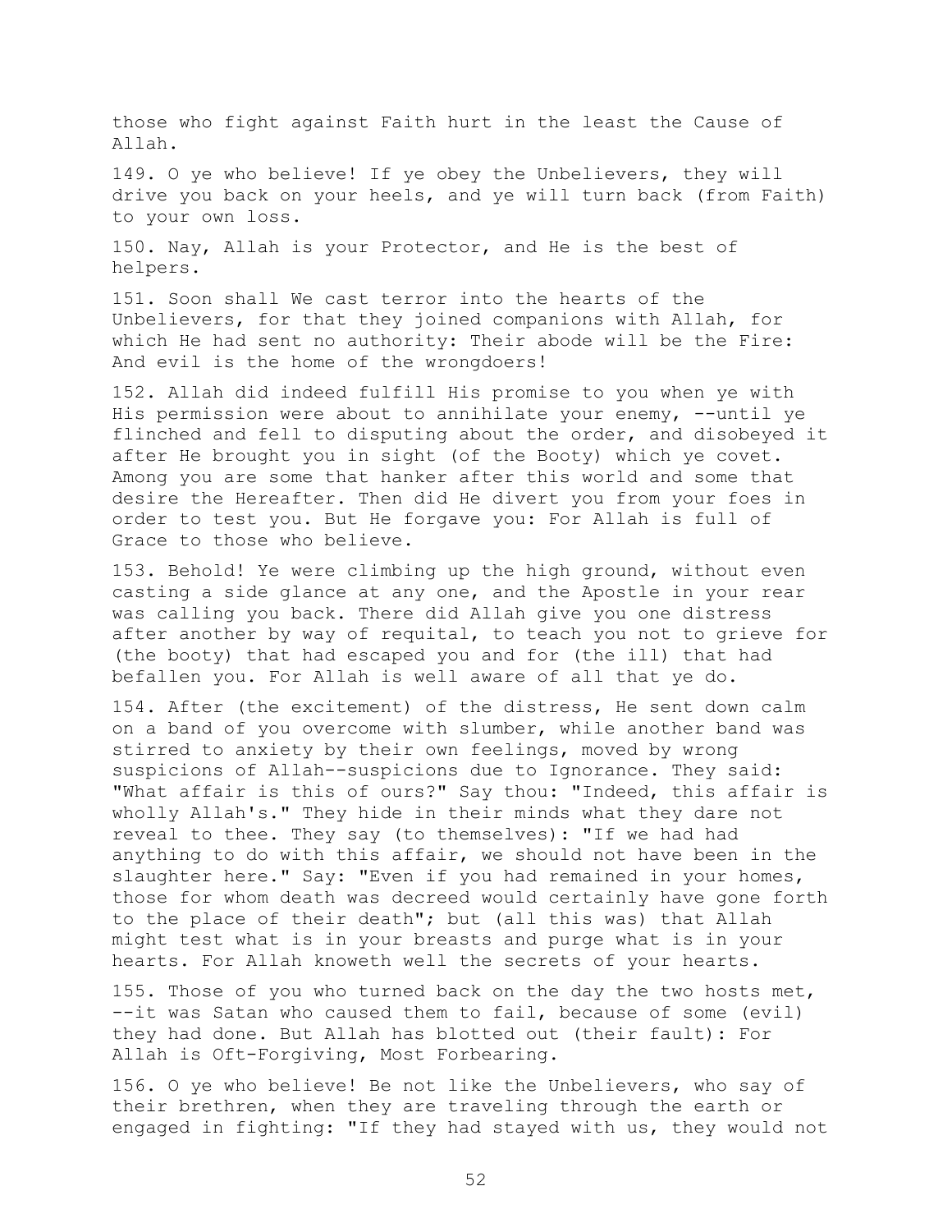those who fight against Faith hurt in the least the Cause of Allah.

149. O ye who believe! If ye obey the Unbelievers, they will drive you back on your heels, and ye will turn back (from Faith) to your own loss.

150. Nay, Allah is your Protector, and He is the best of helpers.

151. Soon shall We cast terror into the hearts of the Unbelievers, for that they joined companions with Allah, for which He had sent no authority: Their abode will be the Fire: And evil is the home of the wrongdoers!

152. Allah did indeed fulfill His promise to you when ye with His permission were about to annihilate your enemy, --until ye flinched and fell to disputing about the order, and disobeyed it after He brought you in sight (of the Booty) which ye covet. Among you are some that hanker after this world and some that desire the Hereafter. Then did He divert you from your foes in order to test you. But He forgave you: For Allah is full of Grace to those who believe.

153. Behold! Ye were climbing up the high ground, without even casting a side glance at any one, and the Apostle in your rear was calling you back. There did Allah give you one distress after another by way of requital, to teach you not to grieve for (the booty) that had escaped you and for (the ill) that had befallen you. For Allah is well aware of all that ye do.

154. After (the excitement) of the distress, He sent down calm on a band of you overcome with slumber, while another band was stirred to anxiety by their own feelings, moved by wrong suspicions of Allah--suspicions due to Ignorance. They said: "What affair is this of ours?" Say thou: "Indeed, this affair is wholly Allah's." They hide in their minds what they dare not reveal to thee. They say (to themselves): "If we had had anything to do with this affair, we should not have been in the slaughter here." Say: "Even if you had remained in your homes, those for whom death was decreed would certainly have gone forth to the place of their death"; but (all this was) that Allah might test what is in your breasts and purge what is in your hearts. For Allah knoweth well the secrets of your hearts.

155. Those of you who turned back on the day the two hosts met, --it was Satan who caused them to fail, because of some (evil) they had done. But Allah has blotted out (their fault): For Allah is Oft-Forgiving, Most Forbearing.

156. O ye who believe! Be not like the Unbelievers, who say of their brethren, when they are traveling through the earth or engaged in fighting: "If they had stayed with us, they would not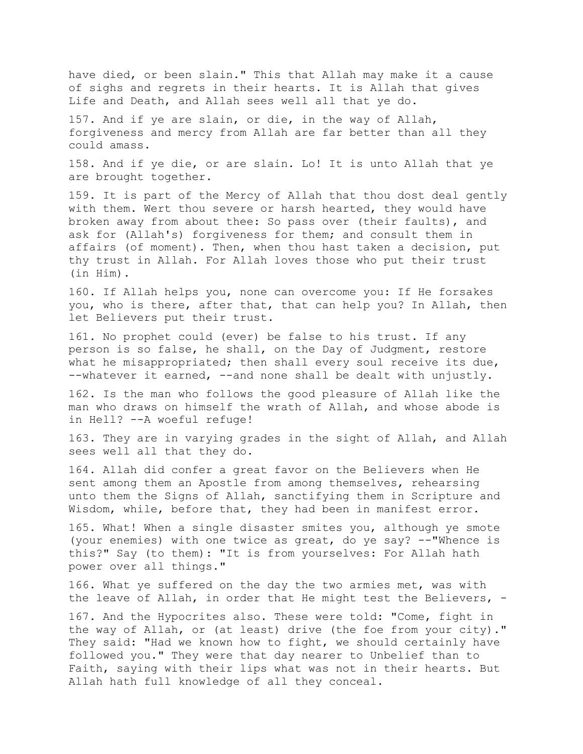have died, or been slain." This that Allah may make it a cause of sighs and regrets in their hearts. It is Allah that gives Life and Death, and Allah sees well all that ye do.

157. And if ye are slain, or die, in the way of Allah, forgiveness and mercy from Allah are far better than all they could amass.

158. And if ye die, or are slain. Lo! It is unto Allah that ye are brought together.

159. It is part of the Mercy of Allah that thou dost deal gently with them. Wert thou severe or harsh hearted, they would have broken away from about thee: So pass over (their faults), and ask for (Allah's) forgiveness for them; and consult them in affairs (of moment). Then, when thou hast taken a decision, put thy trust in Allah. For Allah loves those who put their trust (in Him).

160. If Allah helps you, none can overcome you: If He forsakes you, who is there, after that, that can help you? In Allah, then let Believers put their trust.

161. No prophet could (ever) be false to his trust. If any person is so false, he shall, on the Day of Judgment, restore what he misappropriated; then shall every soul receive its due, --whatever it earned, --and none shall be dealt with unjustly.

162. Is the man who follows the good pleasure of Allah like the man who draws on himself the wrath of Allah, and whose abode is in Hell? --A woeful refuge!

163. They are in varying grades in the sight of Allah, and Allah sees well all that they do.

164. Allah did confer a great favor on the Believers when He sent among them an Apostle from among themselves, rehearsing unto them the Signs of Allah, sanctifying them in Scripture and Wisdom, while, before that, they had been in manifest error.

165. What! When a single disaster smites you, although ye smote (your enemies) with one twice as great, do ye say? --"Whence is this?" Say (to them): "It is from yourselves: For Allah hath power over all things."

166. What ye suffered on the day the two armies met, was with the leave of Allah, in order that He might test the Believers, -

167. And the Hypocrites also. These were told: "Come, fight in the way of Allah, or (at least) drive (the foe from your city)." They said: "Had we known how to fight, we should certainly have followed you." They were that day nearer to Unbelief than to Faith, saying with their lips what was not in their hearts. But Allah hath full knowledge of all they conceal.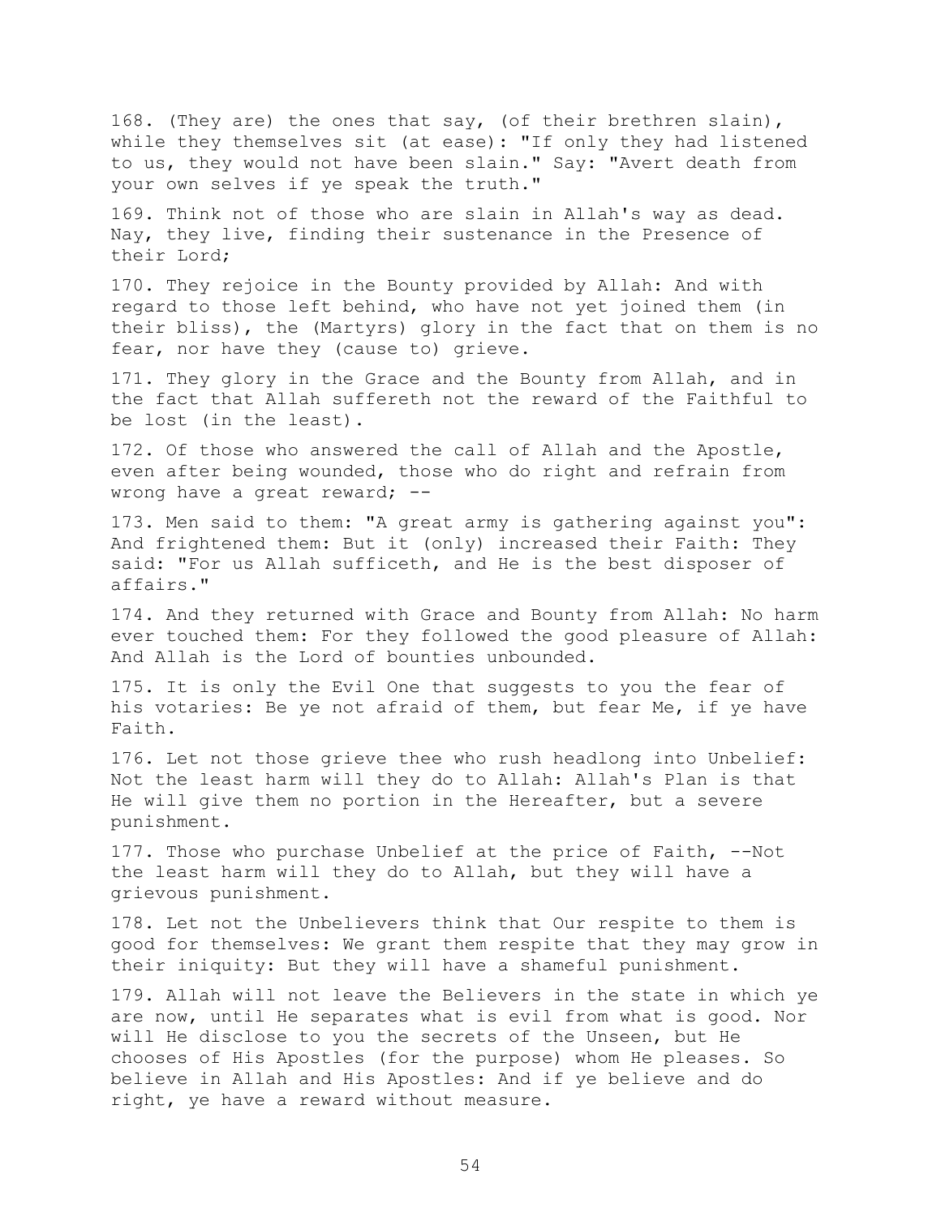168. (They are) the ones that say, (of their brethren slain), while they themselves sit (at ease): "If only they had listened to us, they would not have been slain." Say: "Avert death from your own selves if ye speak the truth."

169. Think not of those who are slain in Allah's way as dead. Nay, they live, finding their sustenance in the Presence of their Lord;

170. They rejoice in the Bounty provided by Allah: And with regard to those left behind, who have not yet joined them (in their bliss), the (Martyrs) glory in the fact that on them is no fear, nor have they (cause to) grieve.

171. They glory in the Grace and the Bounty from Allah, and in the fact that Allah suffereth not the reward of the Faithful to be lost (in the least).

172. Of those who answered the call of Allah and the Apostle, even after being wounded, those who do right and refrain from wrong have a great reward; --

173. Men said to them: "A great army is gathering against you": And frightened them: But it (only) increased their Faith: They said: "For us Allah sufficeth, and He is the best disposer of affairs."

174. And they returned with Grace and Bounty from Allah: No harm ever touched them: For they followed the good pleasure of Allah: And Allah is the Lord of bounties unbounded.

175. It is only the Evil One that suggests to you the fear of his votaries: Be ye not afraid of them, but fear Me, if ye have Faith.

176. Let not those grieve thee who rush headlong into Unbelief: Not the least harm will they do to Allah: Allah's Plan is that He will give them no portion in the Hereafter, but a severe punishment.

177. Those who purchase Unbelief at the price of Faith, --Not the least harm will they do to Allah, but they will have a grievous punishment.

178. Let not the Unbelievers think that Our respite to them is good for themselves: We grant them respite that they may grow in their iniquity: But they will have a shameful punishment.

179. Allah will not leave the Believers in the state in which ye are now, until He separates what is evil from what is good. Nor will He disclose to you the secrets of the Unseen, but He chooses of His Apostles (for the purpose) whom He pleases. So believe in Allah and His Apostles: And if ye believe and do right, ye have a reward without measure.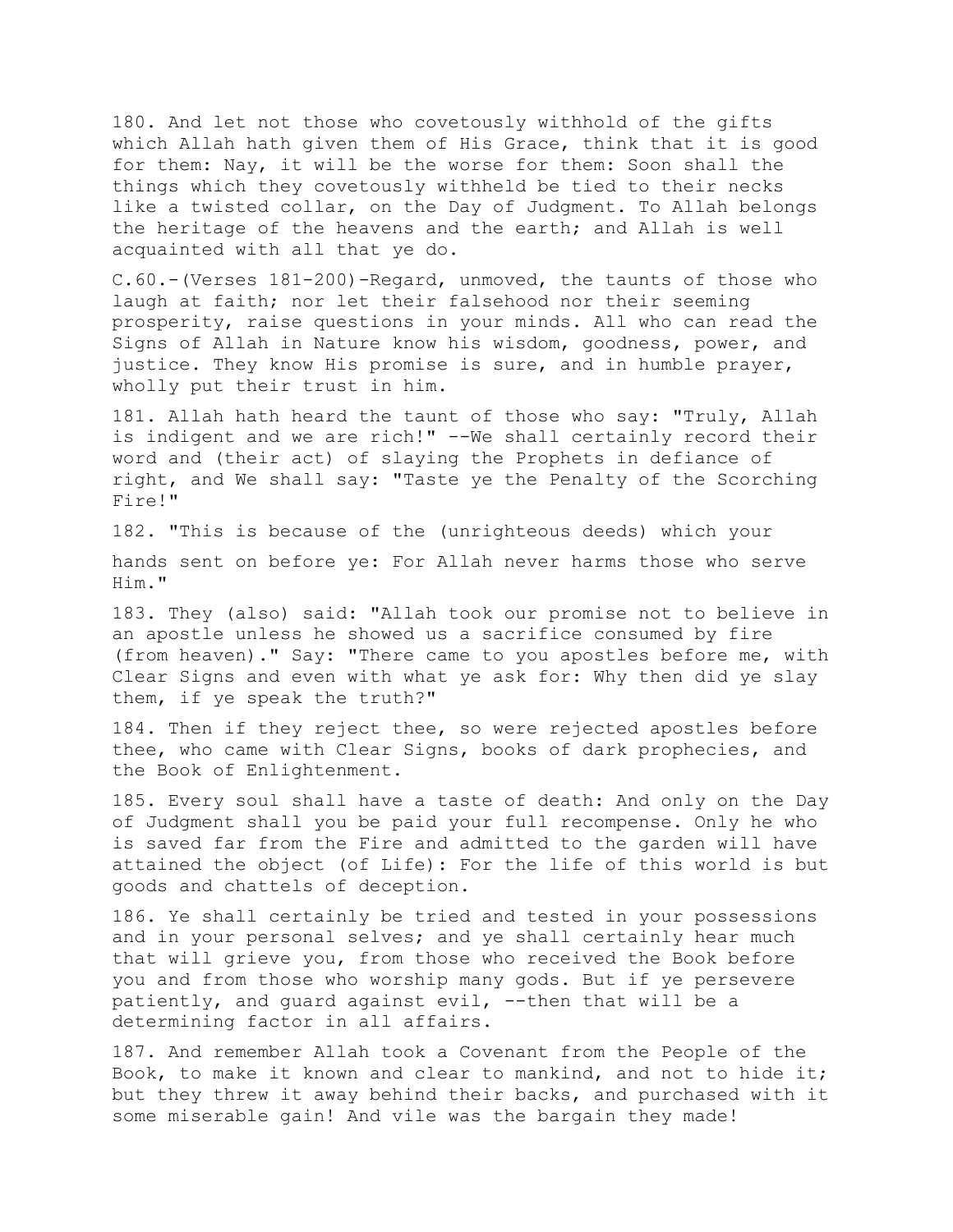180. And let not those who covetously withhold of the gifts which Allah hath given them of His Grace, think that it is good for them: Nay, it will be the worse for them: Soon shall the things which they covetously withheld be tied to their necks like a twisted collar, on the Day of Judgment. To Allah belongs the heritage of the heavens and the earth; and Allah is well acquainted with all that ye do.

C.60.-(Verses 181-200)-Regard, unmoved, the taunts of those who laugh at faith; nor let their falsehood nor their seeming prosperity, raise questions in your minds. All who can read the Signs of Allah in Nature know his wisdom, goodness, power, and justice. They know His promise is sure, and in humble prayer, wholly put their trust in him.

181. Allah hath heard the taunt of those who say: "Truly, Allah is indigent and we are rich!" --We shall certainly record their word and (their act) of slaying the Prophets in defiance of right, and We shall say: "Taste ye the Penalty of the Scorching Fire!"

182. "This is because of the (unrighteous deeds) which your hands sent on before ye: For Allah never harms those who serve Him."

183. They (also) said: "Allah took our promise not to believe in an apostle unless he showed us a sacrifice consumed by fire (from heaven)." Say: "There came to you apostles before me, with Clear Signs and even with what ye ask for: Why then did ye slay them, if ye speak the truth?"

184. Then if they reject thee, so were rejected apostles before thee, who came with Clear Signs, books of dark prophecies, and the Book of Enlightenment.

185. Every soul shall have a taste of death: And only on the Day of Judgment shall you be paid your full recompense. Only he who is saved far from the Fire and admitted to the garden will have attained the object (of Life): For the life of this world is but goods and chattels of deception.

186. Ye shall certainly be tried and tested in your possessions and in your personal selves; and ye shall certainly hear much that will grieve you, from those who received the Book before you and from those who worship many gods. But if ye persevere patiently, and guard against evil, --then that will be a determining factor in all affairs.

187. And remember Allah took a Covenant from the People of the Book, to make it known and clear to mankind, and not to hide it; but they threw it away behind their backs, and purchased with it some miserable gain! And vile was the bargain they made!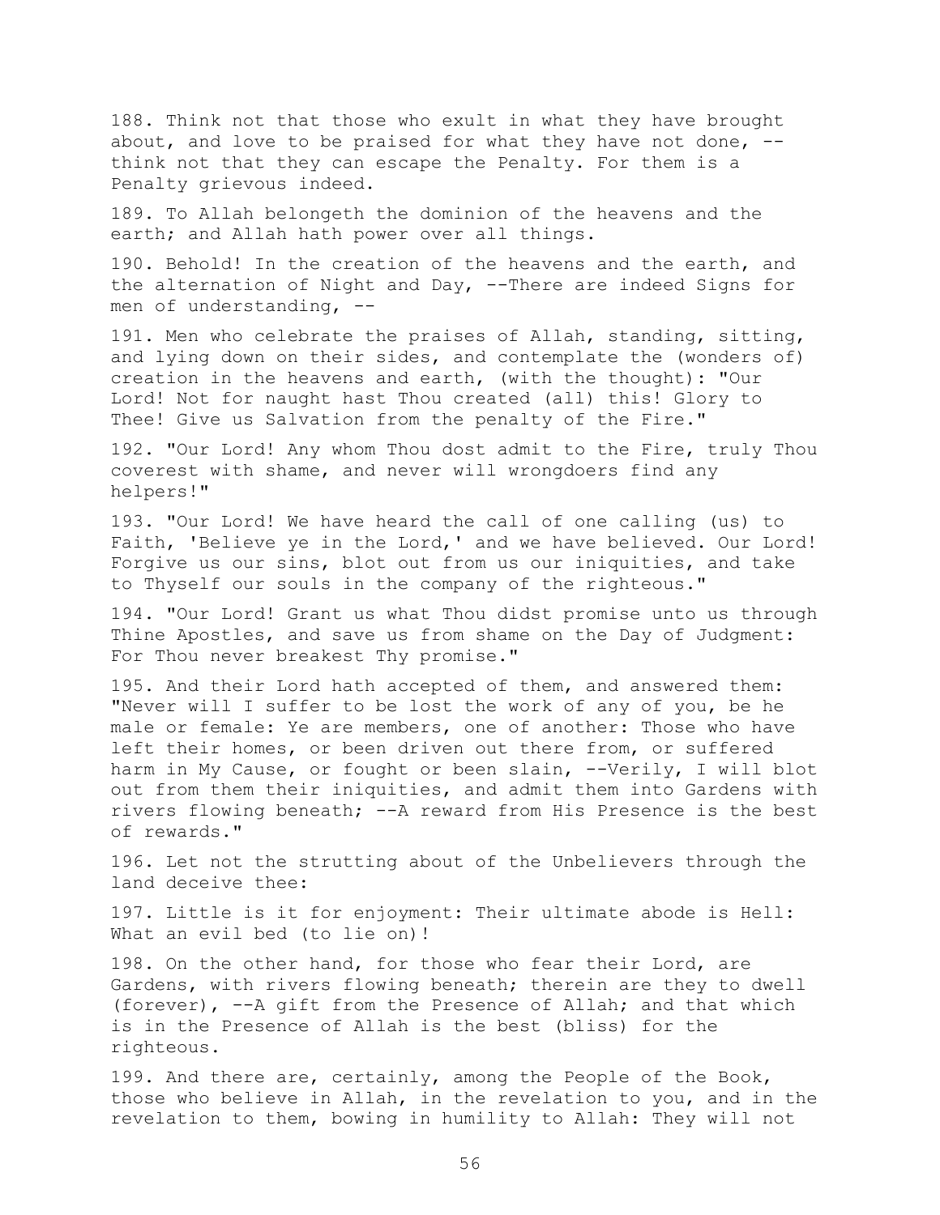188. Think not that those who exult in what they have brought about, and love to be praised for what they have not done, -- think not that they can escape the Penalty. For them is a Penalty grievous indeed.

189. To Allah belongeth the dominion of the heavens and the earth; and Allah hath power over all things.

190. Behold! In the creation of the heavens and the earth, and the alternation of Night and Day, --There are indeed Signs for men of understanding, --

191. Men who celebrate the praises of Allah, standing, sitting, and lying down on their sides, and contemplate the (wonders of) creation in the heavens and earth, (with the thought): "Our Lord! Not for naught hast Thou created (all) this! Glory to Thee! Give us Salvation from the penalty of the Fire."

192. "Our Lord! Any whom Thou dost admit to the Fire, truly Thou coverest with shame, and never will wrongdoers find any helpers!"

193. "Our Lord! We have heard the call of one calling (us) to Faith, 'Believe ye in the Lord,' and we have believed. Our Lord! Forgive us our sins, blot out from us our iniquities, and take to Thyself our souls in the company of the righteous."

194. "Our Lord! Grant us what Thou didst promise unto us through Thine Apostles, and save us from shame on the Day of Judgment: For Thou never breakest Thy promise."

195. And their Lord hath accepted of them, and answered them: "Never will I suffer to be lost the work of any of you, be he male or female: Ye are members, one of another: Those who have left their homes, or been driven out there from, or suffered harm in My Cause, or fought or been slain, --Verily, I will blot out from them their iniquities, and admit them into Gardens with rivers flowing beneath; --A reward from His Presence is the best of rewards."

196. Let not the strutting about of the Unbelievers through the land deceive thee:

197. Little is it for enjoyment: Their ultimate abode is Hell: What an evil bed (to lie on)!

198. On the other hand, for those who fear their Lord, are Gardens, with rivers flowing beneath; therein are they to dwell (forever), --A gift from the Presence of Allah; and that which is in the Presence of Allah is the best (bliss) for the righteous.

199. And there are, certainly, among the People of the Book, those who believe in Allah, in the revelation to you, and in the revelation to them, bowing in humility to Allah: They will not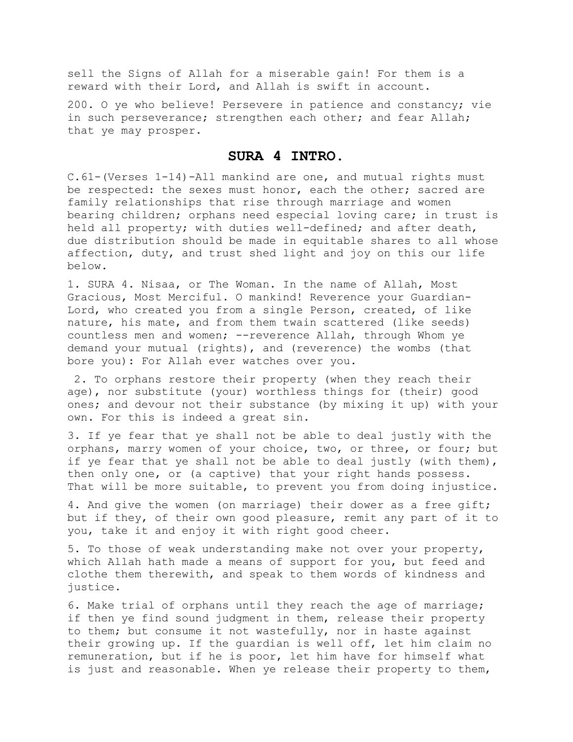sell the Signs of Allah for a miserable gain! For them is a reward with their Lord, and Allah is swift in account.

200. O ye who believe! Persevere in patience and constancy; vie in such perseverance; strengthen each other; and fear Allah; that ye may prosper.

## SURA 4 INTRO.

C.61-(Verses 1-14)-All mankind are one, and mutual rights must be respected: the sexes must honor, each the other; sacred are family relationships that rise through marriage and women bearing children; orphans need especial loving care; in trust is held all property; with duties well-defined; and after death, due distribution should be made in equitable shares to all whose affection, duty, and trust shed light and joy on this our life below.

1. SURA 4. Nisaa, or The Woman. In the name of Allah, Most Gracious, Most Merciful. O mankind! Reverence your Guardian-Lord, who created you from a single Person, created, of like nature, his mate, and from them twain scattered (like seeds) countless men and women; --reverence Allah, through Whom ye demand your mutual (rights), and (reverence) the wombs (that bore you): For Allah ever watches over you.

2. To orphans restore their property (when they reach their age), nor substitute (your) worthless things for (their) good ones; and devour not their substance (by mixing it up) with your own. For this is indeed a great sin.

3. If ye fear that ye shall not be able to deal justly with the orphans, marry women of your choice, two, or three, or four; but if ye fear that ye shall not be able to deal justly (with them), then only one, or (a captive) that your right hands possess. That will be more suitable, to prevent you from doing injustice.

4. And give the women (on marriage) their dower as a free gift; but if they, of their own good pleasure, remit any part of it to you, take it and enjoy it with right good cheer.

5. To those of weak understanding make not over your property, which Allah hath made a means of support for you, but feed and clothe them therewith, and speak to them words of kindness and justice.

6. Make trial of orphans until they reach the age of marriage; if then ye find sound judgment in them, release their property to them; but consume it not wastefully, nor in haste against their growing up. If the guardian is well off, let him claim no remuneration, but if he is poor, let him have for himself what is just and reasonable. When ye release their property to them,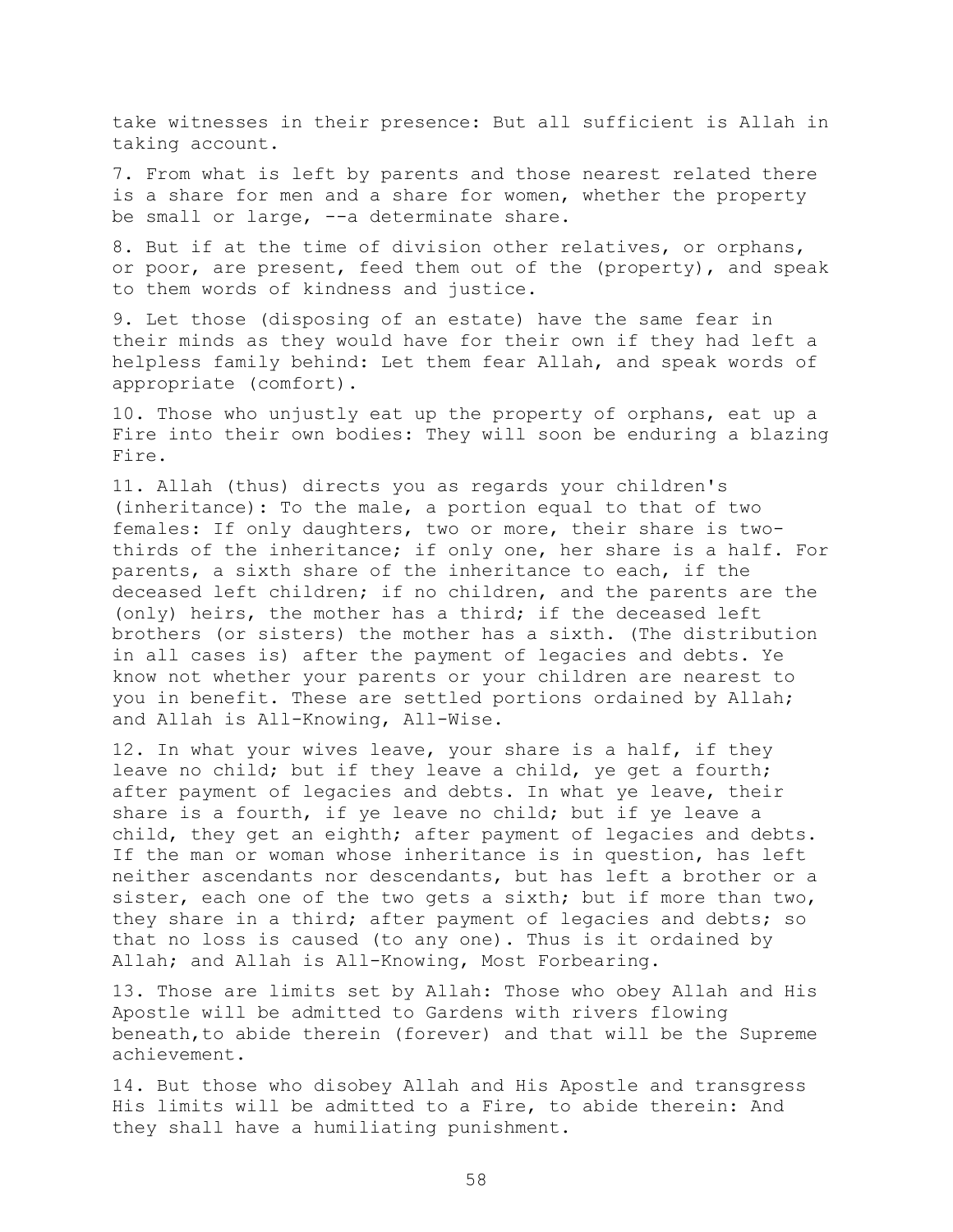take witnesses in their presence: But all sufficient is Allah in taking account.

7. From what is left by parents and those nearest related there is a share for men and a share for women, whether the property be small or large, --a determinate share.

8. But if at the time of division other relatives, or orphans, or poor, are present, feed them out of the (property), and speak to them words of kindness and justice.

9. Let those (disposing of an estate) have the same fear in their minds as they would have for their own if they had left a helpless family behind: Let them fear Allah, and speak words of appropriate (comfort).

10. Those who unjustly eat up the property of orphans, eat up a Fire into their own bodies: They will soon be enduring a blazing Fire.

11. Allah (thus) directs you as regards your children's (inheritance): To the male, a portion equal to that of two females: If only daughters, two or more, their share is two-thirds of the inheritance; if only one, her share is a half. For parents, a sixth share of the inheritance to each, if the deceased left children; if no children, and the parents are the (only) heirs, the mother has a third; if the deceased left brothers (or sisters) the mother has a sixth. (The distribution in all cases is) after the payment of legacies and debts. Ye know not whether your parents or your children are nearest to you in benefit. These are settled portions ordained by Allah; and Allah is All-Knowing, All-Wise.

12. In what your wives leave, your share is a half, if they leave no child; but if they leave a child, ye get a fourth; after payment of legacies and debts. In what ye leave, their share is a fourth, if ye leave no child; but if ye leave a child, they get an eighth; after payment of legacies and debts. If the man or woman whose inheritance is in question, has left neither ascendants nor descendants, but has left a brother or a sister, each one of the two gets a sixth; but if more than two, they share in a third; after payment of legacies and debts; so that no loss is caused (to any one). Thus is it ordained by Allah; and Allah is All-Knowing, Most Forbearing.

13. Those are limits set by Allah: Those who obey Allah and His Apostle will be admitted to Gardens with rivers flowing beneath,to abide therein (forever) and that will be the Supreme achievement.

14. But those who disobey Allah and His Apostle and transgress His limits will be admitted to a Fire, to abide therein: And they shall have a humiliating punishment.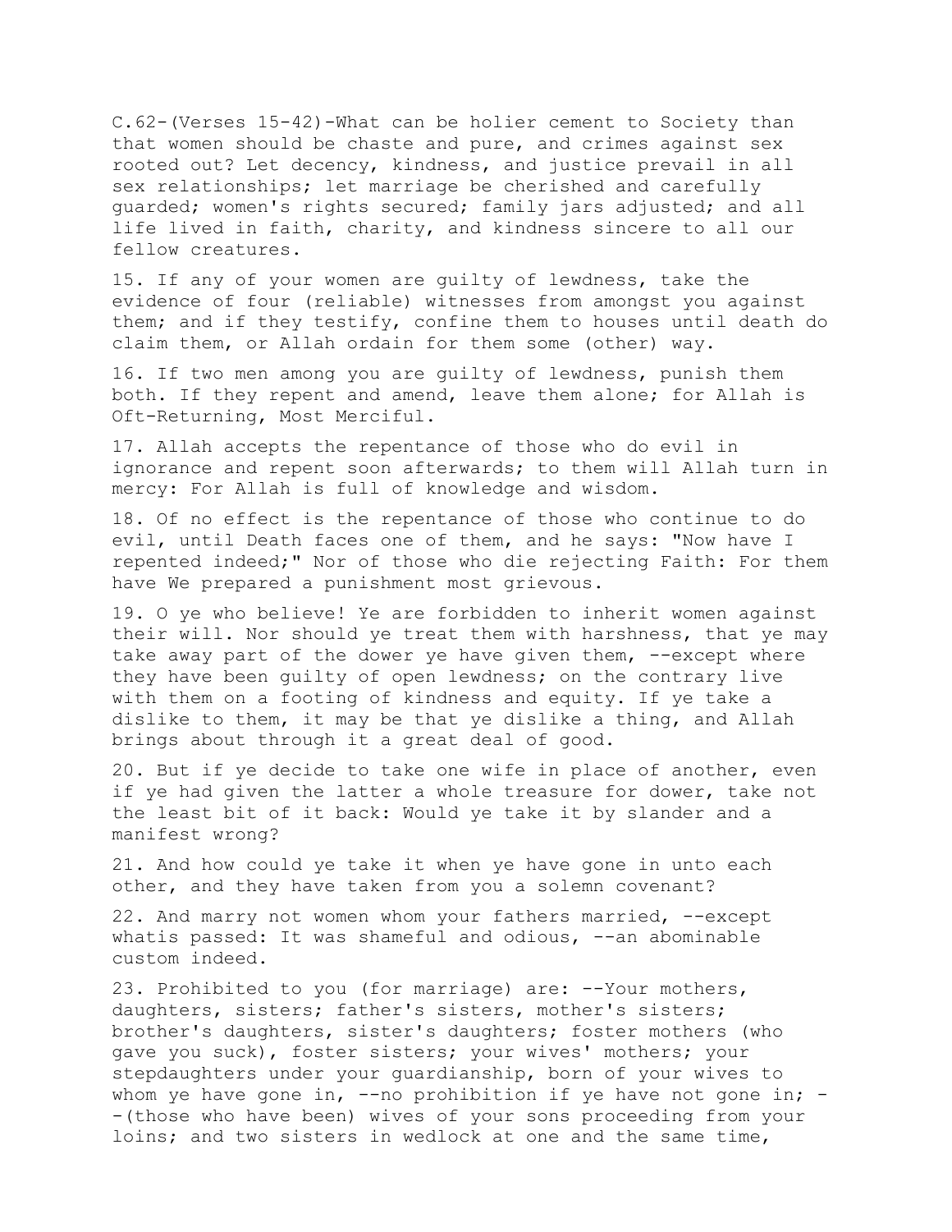C.62-(Verses 15-42)-What can be holier cement to Society than that women should be chaste and pure, and crimes against sex rooted out? Let decency, kindness, and justice prevail in all sex relationships; let marriage be cherished and carefully guarded; women's rights secured; family jars adjusted; and all life lived in faith, charity, and kindness sincere to all our fellow creatures.

15. If any of your women are guilty of lewdness, take the evidence of four (reliable) witnesses from amongst you against them; and if they testify, confine them to houses until death do claim them, or Allah ordain for them some (other) way.

16. If two men among you are guilty of lewdness, punish them both. If they repent and amend, leave them alone; for Allah is Oft-Returning, Most Merciful.

17. Allah accepts the repentance of those who do evil in ignorance and repent soon afterwards; to them will Allah turn in mercy: For Allah is full of knowledge and wisdom.

18. Of no effect is the repentance of those who continue to do evil, until Death faces one of them, and he says: "Now have I repented indeed;" Nor of those who die rejecting Faith: For them have We prepared a punishment most grievous.

19. O ye who believe! Ye are forbidden to inherit women against their will. Nor should ye treat them with harshness, that ye may take away part of the dower ye have given them, --except where they have been guilty of open lewdness; on the contrary live with them on a footing of kindness and equity. If ye take a dislike to them, it may be that ye dislike a thing, and Allah brings about through it a great deal of good.

20. But if ye decide to take one wife in place of another, even if ye had given the latter a whole treasure for dower, take not the least bit of it back: Would ye take it by slander and a manifest wrong?

21. And how could ye take it when ye have gone in unto each other, and they have taken from you a solemn covenant?

22. And marry not women whom your fathers married, --except whatis passed: It was shameful and odious, --an abominable custom indeed.

23. Prohibited to you (for marriage) are: --Your mothers, daughters, sisters; father's sisters, mother's sisters; brother's daughters, sister's daughters; foster mothers (who gave you suck), foster sisters; your wives' mothers; your stepdaughters under your guardianship, born of your wives to whom ye have gone in, --no prohibition if ye have not gone in; --(those who have been) wives of your sons proceeding from your loins; and two sisters in wedlock at one and the same time,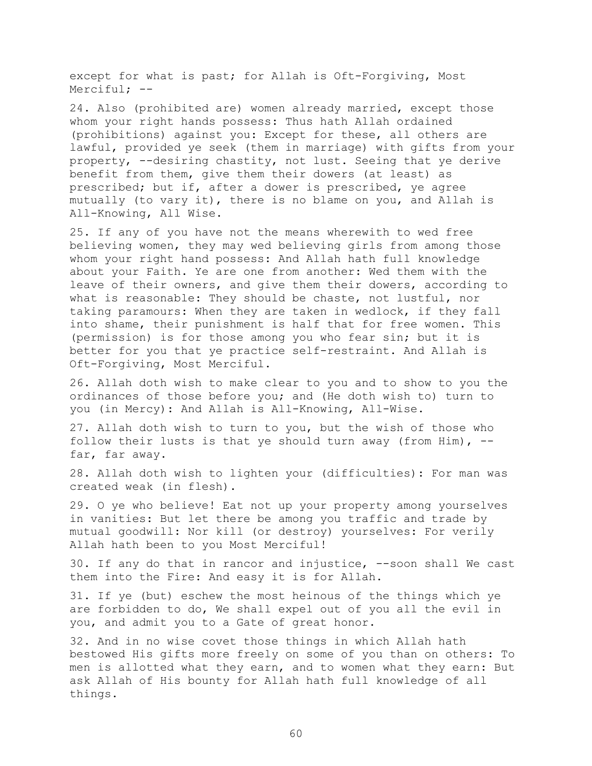except for what is past; for Allah is Oft-Forgiving, Most Merciful; --

24. Also (prohibited are) women already married, except those whom your right hands possess: Thus hath Allah ordained (prohibitions) against you: Except for these, all others are lawful, provided ye seek (them in marriage) with gifts from your property, --desiring chastity, not lust. Seeing that ye derive benefit from them, give them their dowers (at least) as prescribed; but if, after a dower is prescribed, ye agree mutually (to vary it), there is no blame on you, and Allah is All-Knowing, All Wise.

25. If any of you have not the means wherewith to wed free believing women, they may wed believing girls from among those whom your right hand possess: And Allah hath full knowledge about your Faith. Ye are one from another: Wed them with the leave of their owners, and give them their dowers, according to what is reasonable: They should be chaste, not lustful, nor taking paramours: When they are taken in wedlock, if they fall into shame, their punishment is half that for free women. This (permission) is for those among you who fear sin; but it is better for you that ye practice self-restraint. And Allah is Oft-Forgiving, Most Merciful.

26. Allah doth wish to make clear to you and to show to you the ordinances of those before you; and (He doth wish to) turn to you (in Mercy): And Allah is All-Knowing, All-Wise.

27. Allah doth wish to turn to you, but the wish of those who follow their lusts is that ye should turn away (from Him), -- far, far away.

28. Allah doth wish to lighten your (difficulties): For man was created weak (in flesh).

29. O ye who believe! Eat not up your property among yourselves in vanities: But let there be among you traffic and trade by mutual goodwill: Nor kill (or destroy) yourselves: For verily Allah hath been to you Most Merciful!

30. If any do that in rancor and injustice, --soon shall We cast them into the Fire: And easy it is for Allah.

31. If ye (but) eschew the most heinous of the things which ye are forbidden to do, We shall expel out of you all the evil in you, and admit you to a Gate of great honor.

32. And in no wise covet those things in which Allah hath bestowed His gifts more freely on some of you than on others: To men is allotted what they earn, and to women what they earn: But ask Allah of His bounty for Allah hath full knowledge of all things.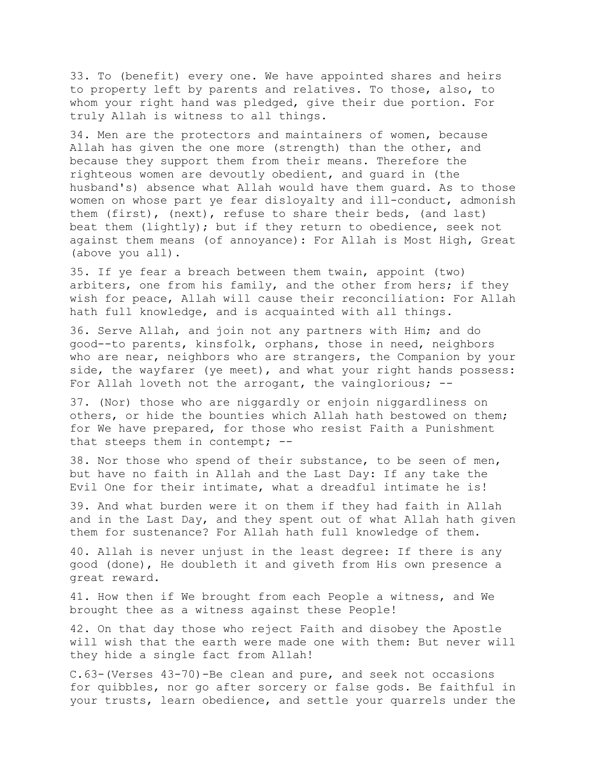33. To (benefit) every one. We have appointed shares and heirs to property left by parents and relatives. To those, also, to whom your right hand was pledged, give their due portion. For truly Allah is witness to all things.

34. Men are the protectors and maintainers of women, because Allah has given the one more (strength) than the other, and because they support them from their means. Therefore the righteous women are devoutly obedient, and guard in (the husband's) absence what Allah would have them guard. As to those women on whose part ye fear disloyalty and ill-conduct, admonish them (first), (next), refuse to share their beds, (and last) beat them (lightly); but if they return to obedience, seek not against them means (of annoyance): For Allah is Most High, Great (above you all).

35. If ye fear a breach between them twain, appoint (two) arbiters, one from his family, and the other from hers; if they wish for peace, Allah will cause their reconciliation: For Allah hath full knowledge, and is acquainted with all things.

36. Serve Allah, and join not any partners with Him; and do good--to parents, kinsfolk, orphans, those in need, neighbors who are near, neighbors who are strangers, the Companion by your side, the wayfarer (ye meet), and what your right hands possess: For Allah loveth not the arrogant, the vainglorious; --

37. (Nor) those who are niggardly or enjoin niggardliness on others, or hide the bounties which Allah hath bestowed on them; for We have prepared, for those who resist Faith a Punishment that steeps them in contempt; --

38. Nor those who spend of their substance, to be seen of men, but have no faith in Allah and the Last Day: If any take the Evil One for their intimate, what a dreadful intimate he is!

39. And what burden were it on them if they had faith in Allah and in the Last Day, and they spent out of what Allah hath given them for sustenance? For Allah hath full knowledge of them.

40. Allah is never unjust in the least degree: If there is any good (done), He doubleth it and giveth from His own presence a great reward.

41. How then if We brought from each People a witness, and We brought thee as a witness against these People!

42. On that day those who reject Faith and disobey the Apostle will wish that the earth were made one with them: But never will they hide a single fact from Allah!

C.63-(Verses 43-70)-Be clean and pure, and seek not occasions for quibbles, nor go after sorcery or false gods. Be faithful in your trusts, learn obedience, and settle your quarrels under the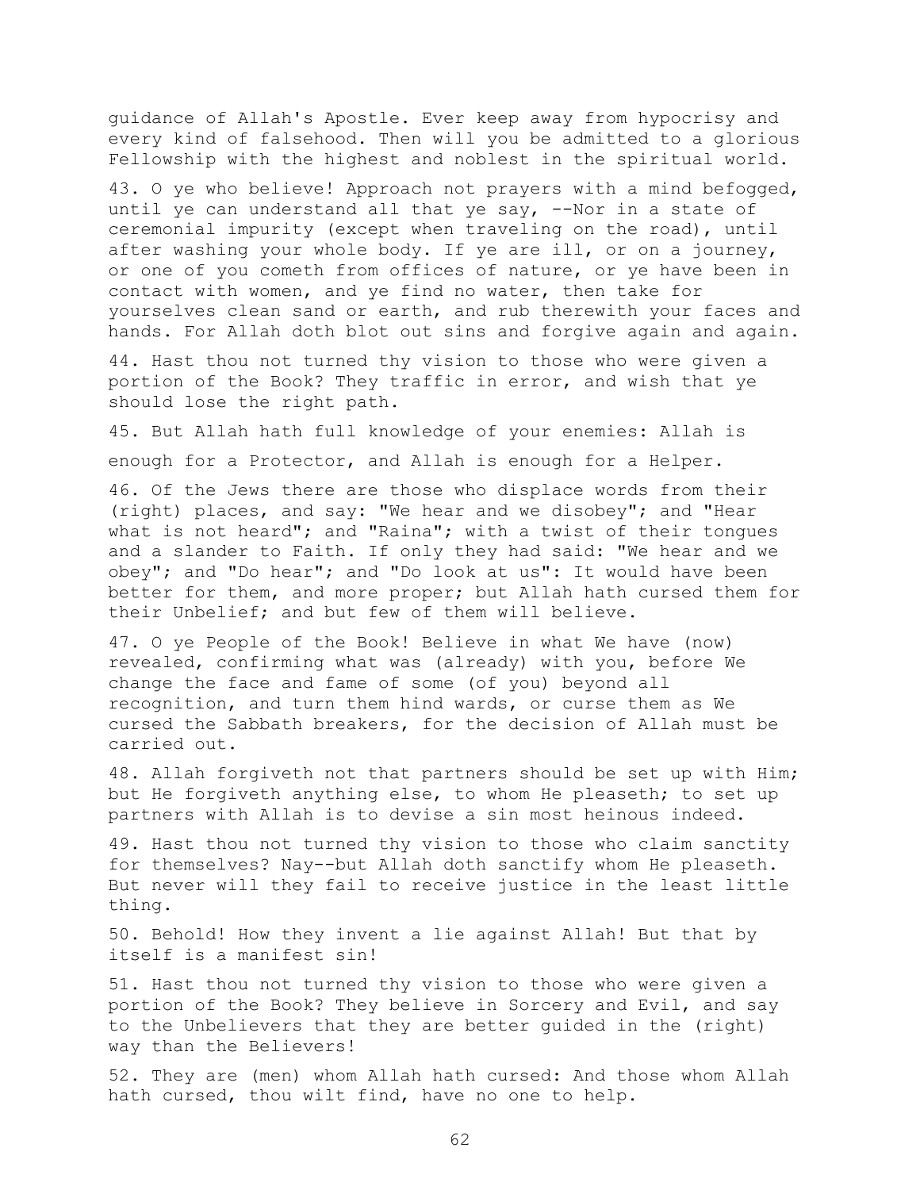guidance of Allah's Apostle. Ever keep away from hypocrisy and every kind of falsehood. Then will you be admitted to a glorious Fellowship with the highest and noblest in the spiritual world.

43. O ye who believe! Approach not prayers with a mind befogged, until ye can understand all that ye say, --Nor in a state of ceremonial impurity (except when traveling on the road), until after washing your whole body. If ye are ill, or on a journey, or one of you cometh from offices of nature, or ye have been in contact with women, and ye find no water, then take for yourselves clean sand or earth, and rub therewith your faces and hands. For Allah doth blot out sins and forgive again and again.

44. Hast thou not turned thy vision to those who were given a portion of the Book? They traffic in error, and wish that ye should lose the right path.

45. But Allah hath full knowledge of your enemies: Allah is enough for a Protector, and Allah is enough for a Helper.

46. Of the Jews there are those who displace words from their (right) places, and say: "We hear and we disobey"; and "Hear what is not heard"; and "Raina"; with a twist of their tongues and a slander to Faith. If only they had said: "We hear and we obey"; and "Do hear"; and "Do look at us": It would have been better for them, and more proper; but Allah hath cursed them for their Unbelief; and but few of them will believe.

47. O ye People of the Book! Believe in what We have (now) revealed, confirming what was (already) with you, before We change the face and fame of some (of you) beyond all recognition, and turn them hind wards, or curse them as We cursed the Sabbath breakers, for the decision of Allah must be carried out.

48. Allah forgiveth not that partners should be set up with Him; but He forgiveth anything else, to whom He pleaseth; to set up partners with Allah is to devise a sin most heinous indeed.

49. Hast thou not turned thy vision to those who claim sanctity for themselves? Nay--but Allah doth sanctify whom He pleaseth. But never will they fail to receive justice in the least little thing.

50. Behold! How they invent a lie against Allah! But that by itself is a manifest sin!

51. Hast thou not turned thy vision to those who were given a portion of the Book? They believe in Sorcery and Evil, and say to the Unbelievers that they are better guided in the (right) way than the Believers!

52. They are (men) whom Allah hath cursed: And those whom Allah hath cursed, thou wilt find, have no one to help.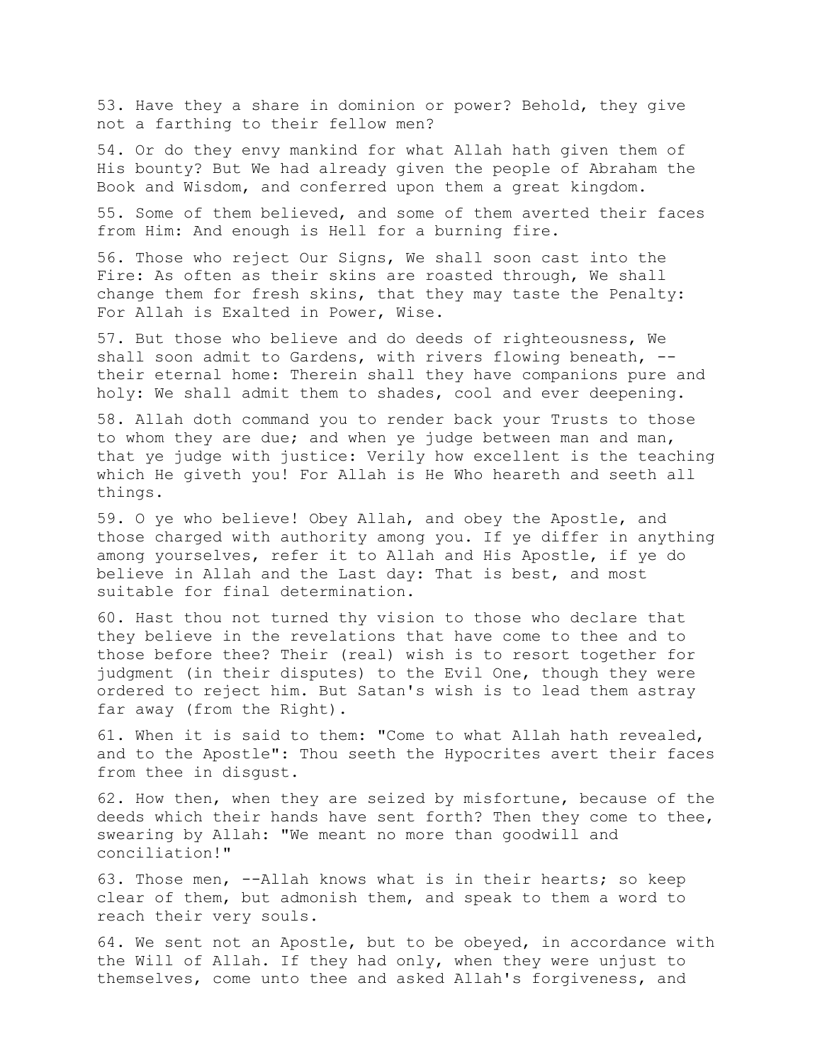53. Have they a share in dominion or power? Behold, they give not a farthing to their fellow men?

54. Or do they envy mankind for what Allah hath given them of His bounty? But We had already given the people of Abraham the Book and Wisdom, and conferred upon them a great kingdom.

55. Some of them believed, and some of them averted their faces from Him: And enough is Hell for a burning fire.

56. Those who reject Our Signs, We shall soon cast into the Fire: As often as their skins are roasted through, We shall change them for fresh skins, that they may taste the Penalty: For Allah is Exalted in Power, Wise.

57. But those who believe and do deeds of righteousness, We shall soon admit to Gardens, with rivers flowing beneath, --their eternal home: Therein shall they have companions pure and holy: We shall admit them to shades, cool and ever deepening.

58. Allah doth command you to render back your Trusts to those to whom they are due; and when ye judge between man and man, that ye judge with justice: Verily how excellent is the teaching which He giveth you! For Allah is He Who heareth and seeth all things.

59. O ye who believe! Obey Allah, and obey the Apostle, and those charged with authority among you. If ye differ in anything among yourselves, refer it to Allah and His Apostle, if ye do believe in Allah and the Last day: That is best, and most suitable for final determination.

60. Hast thou not turned thy vision to those who declare that they believe in the revelations that have come to thee and to those before thee? Their (real) wish is to resort together for judgment (in their disputes) to the Evil One, though they were ordered to reject him. But Satan's wish is to lead them astray far away (from the Right).

61. When it is said to them: "Come to what Allah hath revealed, and to the Apostle": Thou seeth the Hypocrites avert their faces from thee in disgust.

62. How then, when they are seized by misfortune, because of the deeds which their hands have sent forth? Then they come to thee, swearing by Allah: "We meant no more than goodwill and conciliation!"

63. Those men, --Allah knows what is in their hearts; so keep clear of them, but admonish them, and speak to them a word to reach their very souls.

64. We sent not an Apostle, but to be obeyed, in accordance with the Will of Allah. If they had only, when they were unjust to themselves, come unto thee and asked Allah's forgiveness, and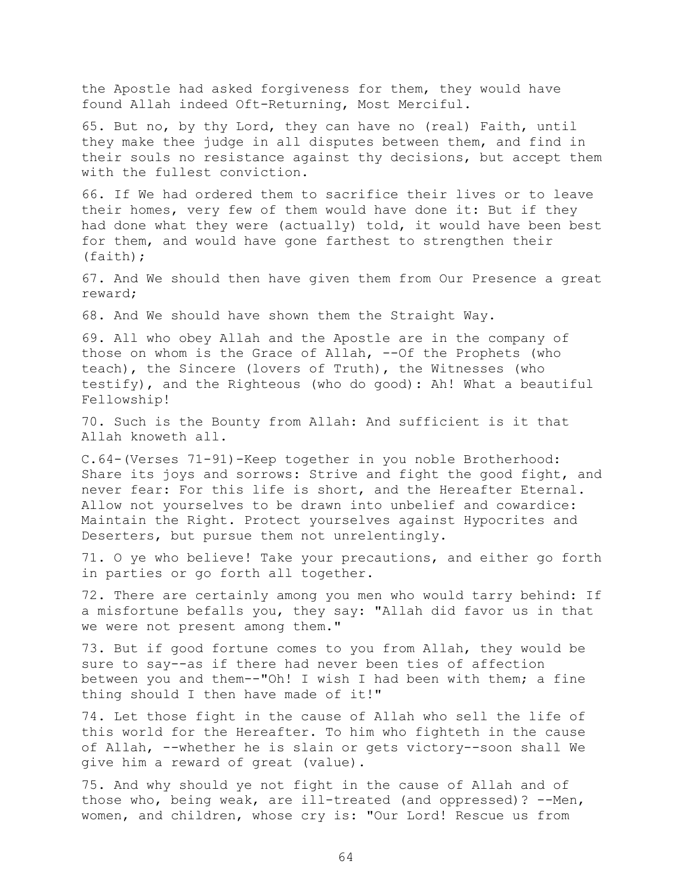the Apostle had asked forgiveness for them, they would have found Allah indeed Oft-Returning, Most Merciful.

65. But no, by thy Lord, they can have no (real) Faith, until they make thee judge in all disputes between them, and find in their souls no resistance against thy decisions, but accept them with the fullest conviction.

66. If We had ordered them to sacrifice their lives or to leave their homes, very few of them would have done it: But if they had done what they were (actually) told, it would have been best for them, and would have gone farthest to strengthen their (faith);

67. And We should then have given them from Our Presence a great reward;

68. And We should have shown them the Straight Way.

69. All who obey Allah and the Apostle are in the company of those on whom is the Grace of Allah, --Of the Prophets (who teach), the Sincere (lovers of Truth), the Witnesses (who testify), and the Righteous (who do good): Ah! What a beautiful Fellowship!

70. Such is the Bounty from Allah: And sufficient is it that Allah knoweth all.

C.64-(Verses 71-91)-Keep together in you noble Brotherhood: Share its joys and sorrows: Strive and fight the good fight, and never fear: For this life is short, and the Hereafter Eternal. Allow not yourselves to be drawn into unbelief and cowardice: Maintain the Right. Protect yourselves against Hypocrites and Deserters, but pursue them not unrelentingly.

71. O ye who believe! Take your precautions, and either go forth in parties or go forth all together.

72. There are certainly among you men who would tarry behind: If a misfortune befalls you, they say: "Allah did favor us in that we were not present among them."

73. But if good fortune comes to you from Allah, they would be sure to say--as if there had never been ties of affection between you and them--"Oh! I wish I had been with them; a fine thing should I then have made of it!"

74. Let those fight in the cause of Allah who sell the life of this world for the Hereafter. To him who fighteth in the cause of Allah, --whether he is slain or gets victory--soon shall We give him a reward of great (value).

75. And why should ye not fight in the cause of Allah and of those who, being weak, are ill-treated (and oppressed)? --Men, women, and children, whose cry is: "Our Lord! Rescue us from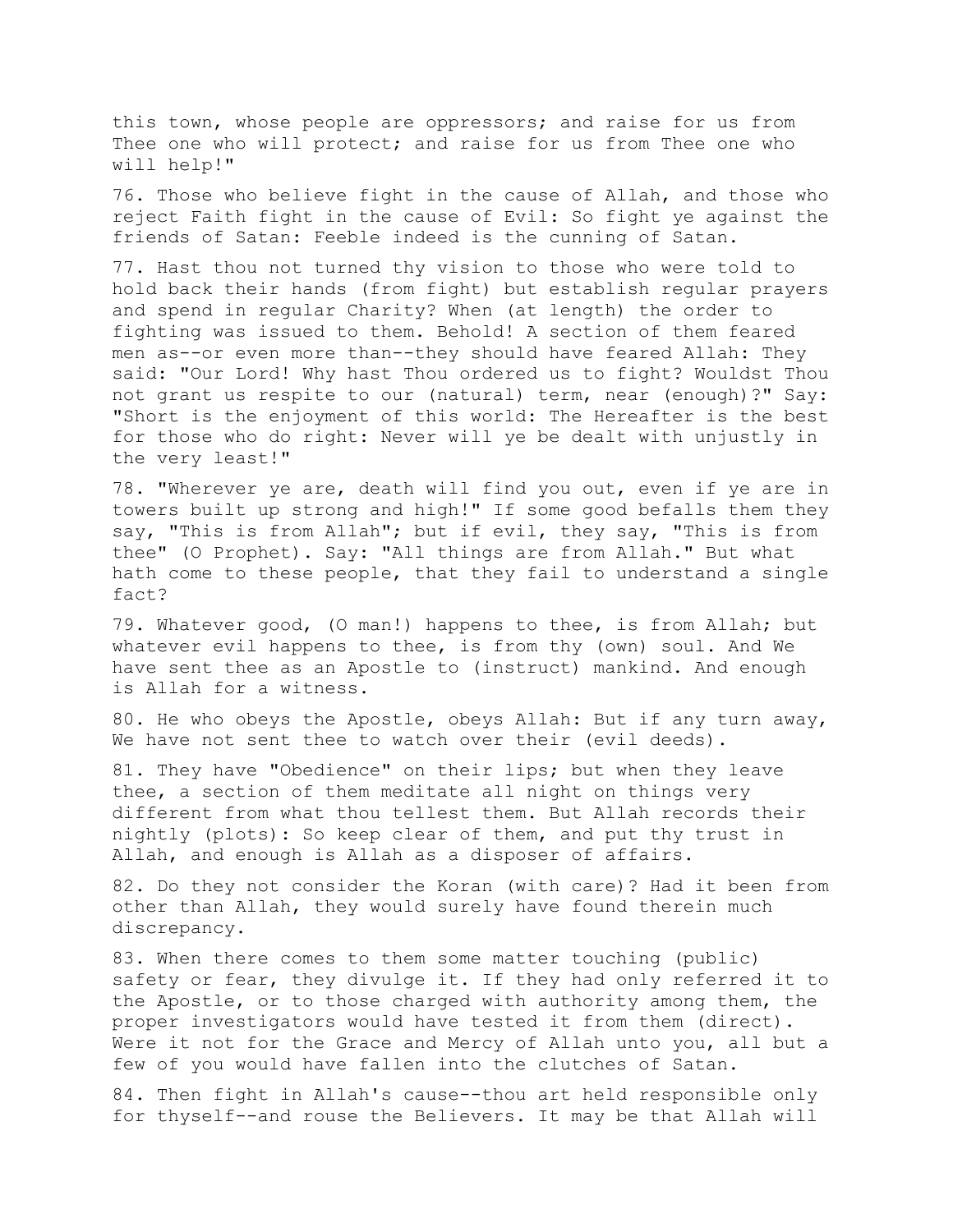this town, whose people are oppressors; and raise for us from Thee one who will protect; and raise for us from Thee one who will help!"

76. Those who believe fight in the cause of Allah, and those who reject Faith fight in the cause of Evil: So fight ye against the friends of Satan: Feeble indeed is the cunning of Satan.

77. Hast thou not turned thy vision to those who were told to hold back their hands (from fight) but establish regular prayers and spend in regular Charity? When (at length) the order to fighting was issued to them. Behold! A section of them feared men as--or even more than--they should have feared Allah: They said: "Our Lord! Why hast Thou ordered us to fight? Wouldst Thou not grant us respite to our (natural) term, near (enough)?" Say: "Short is the enjoyment of this world: The Hereafter is the best for those who do right: Never will ye be dealt with unjustly in the very least!"

78. "Wherever ye are, death will find you out, even if ye are in towers built up strong and high!" If some good befalls them they say, "This is from Allah"; but if evil, they say, "This is from thee" (O Prophet). Say: "All things are from Allah." But what hath come to these people, that they fail to understand a single fact?

79. Whatever good, (O man!) happens to thee, is from Allah; but whatever evil happens to thee, is from thy (own) soul. And We have sent thee as an Apostle to (instruct) mankind. And enough is Allah for a witness.

80. He who obeys the Apostle, obeys Allah: But if any turn away, We have not sent thee to watch over their (evil deeds).

81. They have "Obedience" on their lips; but when they leave thee, a section of them meditate all night on things very different from what thou tellest them. But Allah records their nightly (plots): So keep clear of them, and put thy trust in Allah, and enough is Allah as a disposer of affairs.

82. Do they not consider the Koran (with care)? Had it been from other than Allah, they would surely have found therein much discrepancy.

83. When there comes to them some matter touching (public) safety or fear, they divulge it. If they had only referred it to the Apostle, or to those charged with authority among them, the proper investigators would have tested it from them (direct). Were it not for the Grace and Mercy of Allah unto you, all but a few of you would have fallen into the clutches of Satan.

84. Then fight in Allah's cause--thou art held responsible only for thyself--and rouse the Believers. It may be that Allah will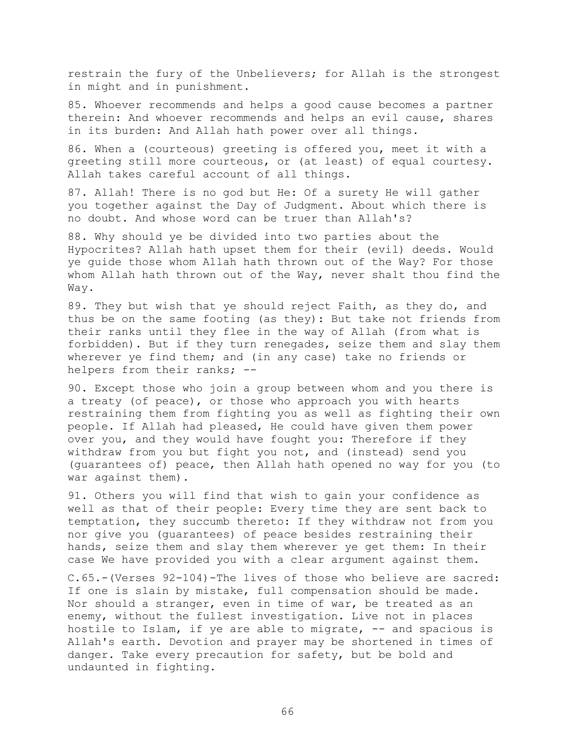restrain the fury of the Unbelievers; for Allah is the strongest in might and in punishment.

85. Whoever recommends and helps a good cause becomes a partner therein: And whoever recommends and helps an evil cause, shares in its burden: And Allah hath power over all things.

86. When a (courteous) greeting is offered you, meet it with a greeting still more courteous, or (at least) of equal courtesy. Allah takes careful account of all things.

87. Allah! There is no god but He: Of a surety He will gather you together against the Day of Judgment. About which there is no doubt. And whose word can be truer than Allah's?

88. Why should ye be divided into two parties about the Hypocrites? Allah hath upset them for their (evil) deeds. Would ye guide those whom Allah hath thrown out of the Way? For those whom Allah hath thrown out of the Way, never shalt thou find the Way.

89. They but wish that ye should reject Faith, as they do, and thus be on the same footing (as they): But take not friends from their ranks until they flee in the way of Allah (from what is forbidden). But if they turn renegades, seize them and slay them wherever ye find them; and (in any case) take no friends or helpers from their ranks; --

90. Except those who join a group between whom and you there is a treaty (of peace), or those who approach you with hearts restraining them from fighting you as well as fighting their own people. If Allah had pleased, He could have given them power over you, and they would have fought you: Therefore if they withdraw from you but fight you not, and (instead) send you (guarantees of) peace, then Allah hath opened no way for you (to war against them).

91. Others you will find that wish to gain your confidence as well as that of their people: Every time they are sent back to temptation, they succumb thereto: If they withdraw not from you nor give you (guarantees) of peace besides restraining their hands, seize them and slay them wherever ye get them: In their case We have provided you with a clear argument against them.

C.65.-(Verses 92-104)-The lives of those who believe are sacred: If one is slain by mistake, full compensation should be made. Nor should a stranger, even in time of war, be treated as an enemy, without the fullest investigation. Live not in places hostile to Islam, if ye are able to migrate, -- and spacious is Allah's earth. Devotion and prayer may be shortened in times of danger. Take every precaution for safety, but be bold and undaunted in fighting.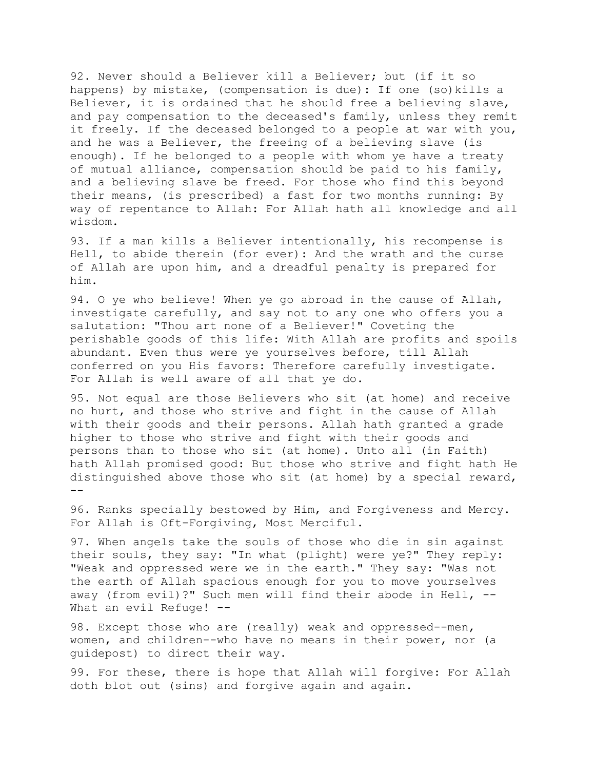92. Never should a Believer kill a Believer; but (if it so happens) by mistake, (compensation is due): If one (so)kills a Believer, it is ordained that he should free a believing slave, and pay compensation to the deceased's family, unless they remit it freely. If the deceased belonged to a people at war with you, and he was a Believer, the freeing of a believing slave (is enough). If he belonged to a people with whom ye have a treaty of mutual alliance, compensation should be paid to his family, and a believing slave be freed. For those who find this beyond their means, (is prescribed) a fast for two months running: By way of repentance to Allah: For Allah hath all knowledge and all wisdom.

93. If a man kills a Believer intentionally, his recompense is Hell, to abide therein (for ever): And the wrath and the curse of Allah are upon him, and a dreadful penalty is prepared for him.

94. O ye who believe! When ye go abroad in the cause of Allah, investigate carefully, and say not to any one who offers you a salutation: "Thou art none of a Believer!" Coveting the perishable goods of this life: With Allah are profits and spoils abundant. Even thus were ye yourselves before, till Allah conferred on you His favors: Therefore carefully investigate. For Allah is well aware of all that ye do.

95. Not equal are those Believers who sit (at home) and receive no hurt, and those who strive and fight in the cause of Allah with their goods and their persons. Allah hath granted a grade higher to those who strive and fight with their goods and persons than to those who sit (at home). Unto all (in Faith) hath Allah promised good: But those who strive and fight hath He distinguished above those who sit (at home) by a special reward, --

96. Ranks specially bestowed by Him, and Forgiveness and Mercy. For Allah is Oft-Forgiving, Most Merciful.

97. When angels take the souls of those who die in sin against their souls, they say: "In what (plight) were ye?" They reply: "Weak and oppressed were we in the earth." They say: "Was not the earth of Allah spacious enough for you to move yourselves away (from evil)?" Such men will find their abode in Hell, -- What an evil Refuge! --

98. Except those who are (really) weak and oppressed--men, women, and children--who have no means in their power, nor (a guidepost) to direct their way.

99. For these, there is hope that Allah will forgive: For Allah doth blot out (sins) and forgive again and again.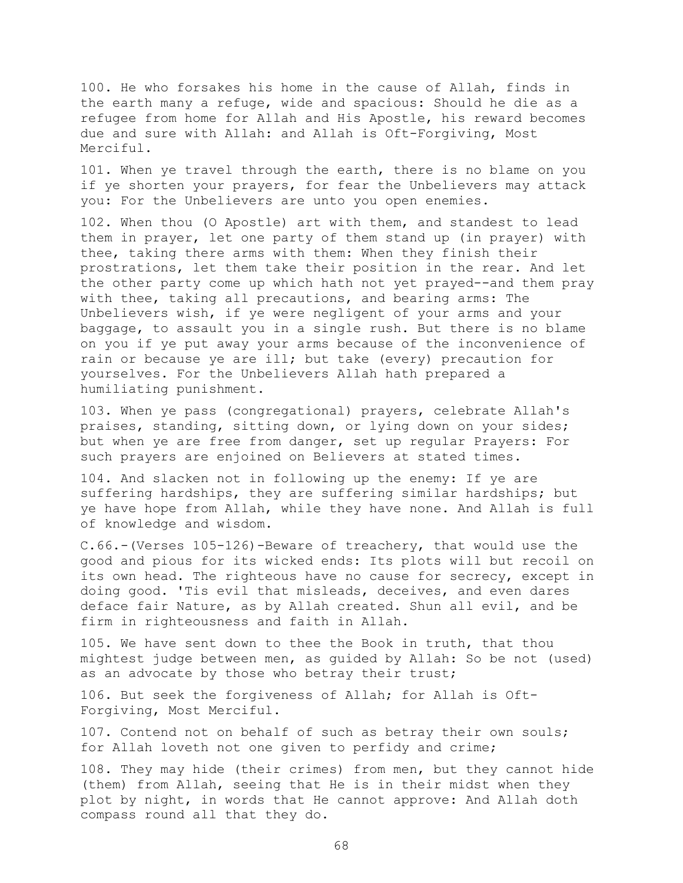100. He who forsakes his home in the cause of Allah, finds in the earth many a refuge, wide and spacious: Should he die as a refugee from home for Allah and His Apostle, his reward becomes due and sure with Allah: and Allah is Oft-Forgiving, Most Merciful.

101. When ye travel through the earth, there is no blame on you if ye shorten your prayers, for fear the Unbelievers may attack you: For the Unbelievers are unto you open enemies.

102. When thou (O Apostle) art with them, and standest to lead them in prayer, let one party of them stand up (in prayer) with thee, taking there arms with them: When they finish their prostrations, let them take their position in the rear. And let the other party come up which hath not yet prayed--and them pray with thee, taking all precautions, and bearing arms: The Unbelievers wish, if ye were negligent of your arms and your baggage, to assault you in a single rush. But there is no blame on you if ye put away your arms because of the inconvenience of rain or because ye are ill; but take (every) precaution for yourselves. For the Unbelievers Allah hath prepared a humiliating punishment.

103. When ye pass (congregational) prayers, celebrate Allah's praises, standing, sitting down, or lying down on your sides; but when ye are free from danger, set up regular Prayers: For such prayers are enjoined on Believers at stated times.

104. And slacken not in following up the enemy: If ye are suffering hardships, they are suffering similar hardships; but ye have hope from Allah, while they have none. And Allah is full of knowledge and wisdom.

C.66.-(Verses 105-126)-Beware of treachery, that would use the good and pious for its wicked ends: Its plots will but recoil on its own head. The righteous have no cause for secrecy, except in doing good. 'Tis evil that misleads, deceives, and even dares deface fair Nature, as by Allah created. Shun all evil, and be firm in righteousness and faith in Allah.

105. We have sent down to thee the Book in truth, that thou mightest judge between men, as guided by Allah: So be not (used) as an advocate by those who betray their trust;

106. But seek the forgiveness of Allah; for Allah is Oft-Forgiving, Most Merciful.

107. Contend not on behalf of such as betray their own souls; for Allah loveth not one given to perfidy and crime;

108. They may hide (their crimes) from men, but they cannot hide (them) from Allah, seeing that He is in their midst when they plot by night, in words that He cannot approve: And Allah doth compass round all that they do.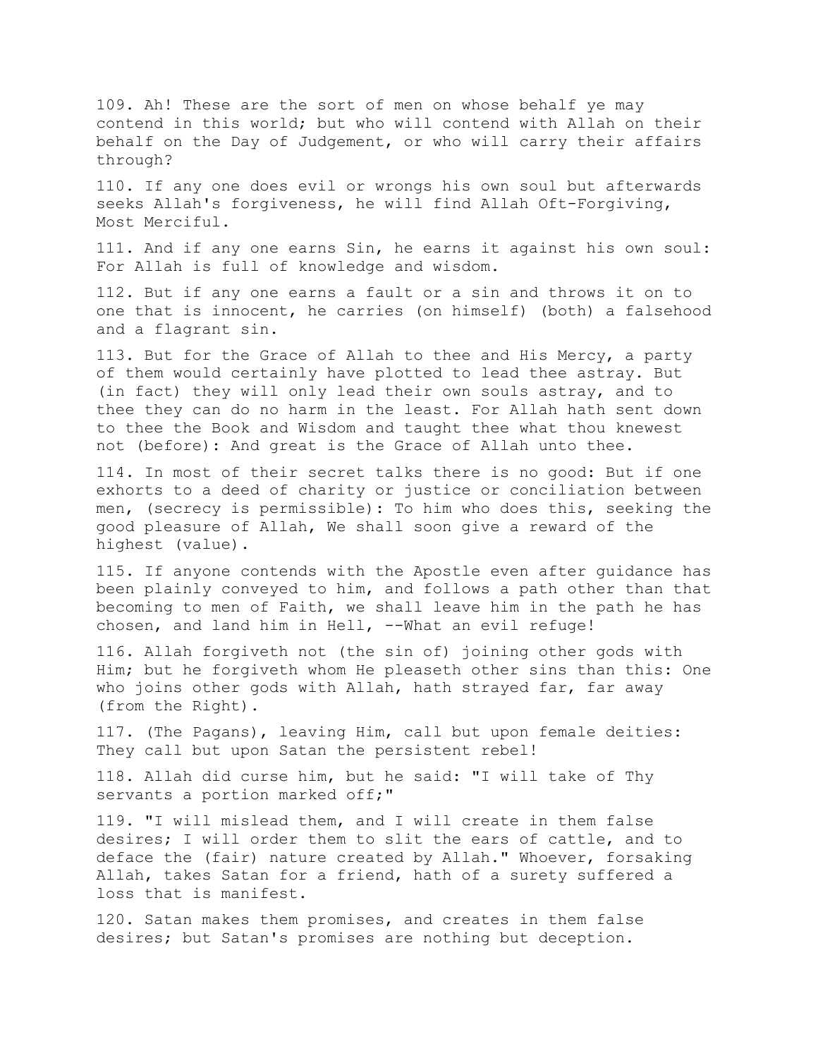109. Ah! These are the sort of men on whose behalf ye may contend in this world; but who will contend with Allah on their behalf on the Day of Judgement, or who will carry their affairs through?

110. If any one does evil or wrongs his own soul but afterwards seeks Allah's forgiveness, he will find Allah Oft-Forgiving, Most Merciful.

111. And if any one earns Sin, he earns it against his own soul: For Allah is full of knowledge and wisdom.

112. But if any one earns a fault or a sin and throws it on to one that is innocent, he carries (on himself) (both) a falsehood and a flagrant sin.

113. But for the Grace of Allah to thee and His Mercy, a party of them would certainly have plotted to lead thee astray. But (in fact) they will only lead their own souls astray, and to thee they can do no harm in the least. For Allah hath sent down to thee the Book and Wisdom and taught thee what thou knewest not (before): And great is the Grace of Allah unto thee.

114. In most of their secret talks there is no good: But if one exhorts to a deed of charity or justice or conciliation between men, (secrecy is permissible): To him who does this, seeking the good pleasure of Allah, We shall soon give a reward of the highest (value).

115. If anyone contends with the Apostle even after guidance has been plainly conveyed to him, and follows a path other than that becoming to men of Faith, we shall leave him in the path he has chosen, and land him in Hell, --What an evil refuge!

116. Allah forgiveth not (the sin of) joining other gods with Him; but he forgiveth whom He pleaseth other sins than this: One who joins other gods with Allah, hath strayed far, far away (from the Right).

117. (The Pagans), leaving Him, call but upon female deities: They call but upon Satan the persistent rebel!

118. Allah did curse him, but he said: "I will take of Thy servants a portion marked off;"

119. "I will mislead them, and I will create in them false desires; I will order them to slit the ears of cattle, and to deface the (fair) nature created by Allah." Whoever, forsaking Allah, takes Satan for a friend, hath of a surety suffered a loss that is manifest.

120. Satan makes them promises, and creates in them false desires; but Satan's promises are nothing but deception.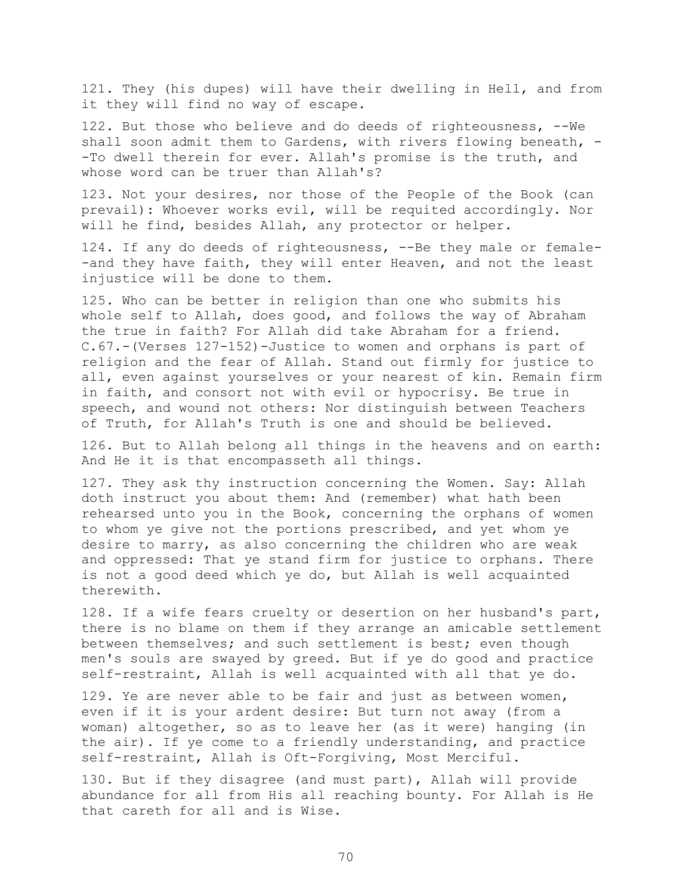121. They (his dupes) will have their dwelling in Hell, and from it they will find no way of escape.

122. But those who believe and do deeds of righteousness, --We shall soon admit them to Gardens, with rivers flowing beneath, --To dwell therein for ever. Allah's promise is the truth, and whose word can be truer than Allah's?

123. Not your desires, nor those of the People of the Book (can prevail): Whoever works evil, will be requited accordingly. Nor will he find, besides Allah, any protector or helper.

124. If any do deeds of righteousness, --Be they male or female--and they have faith, they will enter Heaven, and not the least injustice will be done to them.

125. Who can be better in religion than one who submits his whole self to Allah, does good, and follows the way of Abraham the true in faith? For Allah did take Abraham for a friend. C.67.-(Verses 127-152)-Justice to women and orphans is part of religion and the fear of Allah. Stand out firmly for justice to all, even against yourselves or your nearest of kin. Remain firm in faith, and consort not with evil or hypocrisy. Be true in speech, and wound not others: Nor distinguish between Teachers of Truth, for Allah's Truth is one and should be believed.

126. But to Allah belong all things in the heavens and on earth: And He it is that encompasseth all things.

127. They ask thy instruction concerning the Women. Say: Allah doth instruct you about them: And (remember) what hath been rehearsed unto you in the Book, concerning the orphans of women to whom ye give not the portions prescribed, and yet whom ye desire to marry, as also concerning the children who are weak and oppressed: That ye stand firm for justice to orphans. There is not a good deed which ye do, but Allah is well acquainted therewith.

128. If a wife fears cruelty or desertion on her husband's part, there is no blame on them if they arrange an amicable settlement between themselves; and such settlement is best; even though men's souls are swayed by greed. But if ye do good and practice self-restraint, Allah is well acquainted with all that ye do.

129. Ye are never able to be fair and just as between women, even if it is your ardent desire: But turn not away (from a woman) altogether, so as to leave her (as it were) hanging (in the air). If ye come to a friendly understanding, and practice self-restraint, Allah is Oft-Forgiving, Most Merciful.

130. But if they disagree (and must part), Allah will provide abundance for all from His all reaching bounty. For Allah is He that careth for all and is Wise.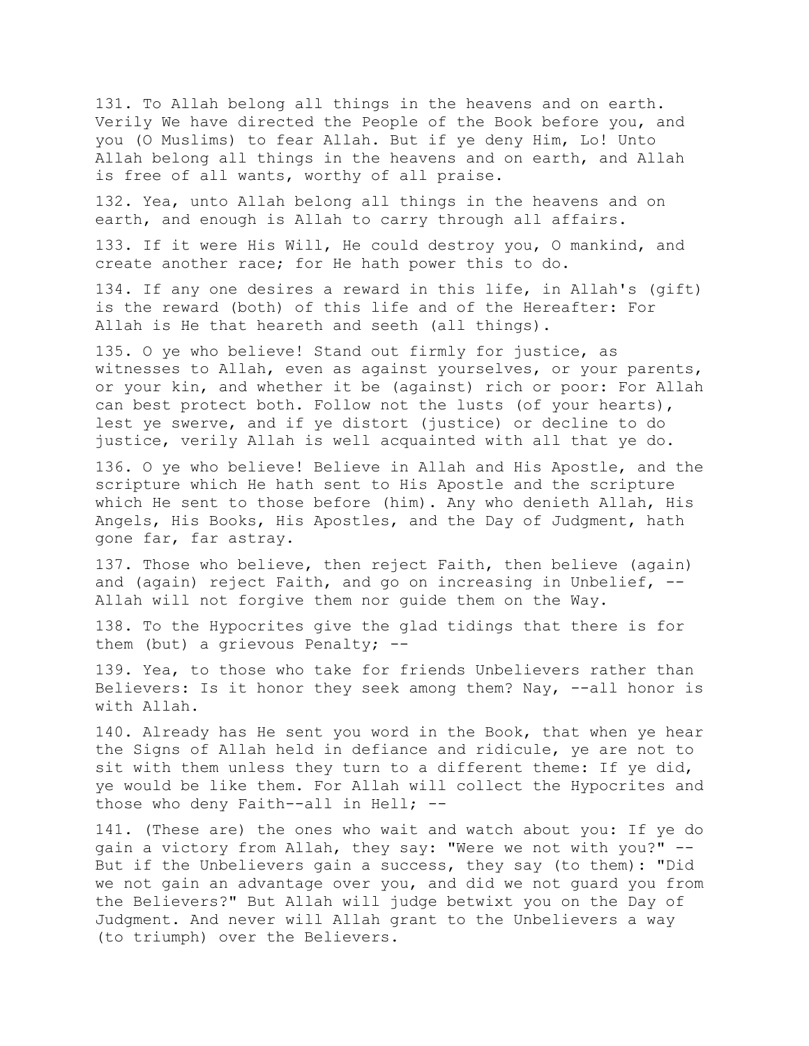131. To Allah belong all things in the heavens and on earth. Verily We have directed the People of the Book before you, and you (O Muslims) to fear Allah. But if ye deny Him, Lo! Unto Allah belong all things in the heavens and on earth, and Allah is free of all wants, worthy of all praise.

132. Yea, unto Allah belong all things in the heavens and on earth, and enough is Allah to carry through all affairs.

133. If it were His Will, He could destroy you, O mankind, and create another race; for He hath power this to do.

134. If any one desires a reward in this life, in Allah's (gift) is the reward (both) of this life and of the Hereafter: For Allah is He that heareth and seeth (all things).

135. O ye who believe! Stand out firmly for justice, as witnesses to Allah, even as against yourselves, or your parents, or your kin, and whether it be (against) rich or poor: For Allah can best protect both. Follow not the lusts (of your hearts), lest ye swerve, and if ye distort (justice) or decline to do justice, verily Allah is well acquainted with all that ye do.

136. O ye who believe! Believe in Allah and His Apostle, and the scripture which He hath sent to His Apostle and the scripture which He sent to those before (him). Any who denieth Allah, His Angels, His Books, His Apostles, and the Day of Judgment, hath gone far, far astray.

137. Those who believe, then reject Faith, then believe (again) and (again) reject Faith, and go on increasing in Unbelief, -- Allah will not forgive them nor guide them on the Way.

138. To the Hypocrites give the glad tidings that there is for them (but) a grievous Penalty; --

139. Yea, to those who take for friends Unbelievers rather than Believers: Is it honor they seek among them? Nay, --all honor is with Allah.

140. Already has He sent you word in the Book, that when ye hear the Signs of Allah held in defiance and ridicule, ye are not to sit with them unless they turn to a different theme: If ye did, ye would be like them. For Allah will collect the Hypocrites and those who deny Faith--all in Hell; --

141. (These are) the ones who wait and watch about you: If ye do gain a victory from Allah, they say: "Were we not with you?" -- But if the Unbelievers gain a success, they say (to them): "Did we not gain an advantage over you, and did we not guard you from the Believers?" But Allah will judge betwixt you on the Day of Judgment. And never will Allah grant to the Unbelievers a way (to triumph) over the Believers.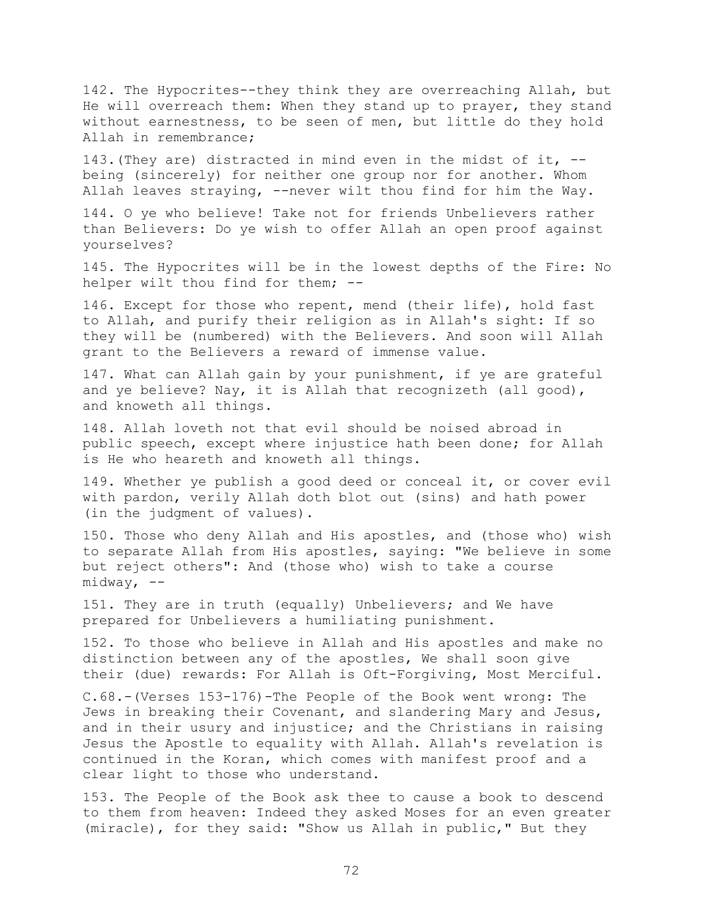142. The Hypocrites--they think they are overreaching Allah, but He will overreach them: When they stand up to prayer, they stand without earnestness, to be seen of men, but little do they hold Allah in remembrance;

143.(They are) distracted in mind even in the midst of it, --being (sincerely) for neither one group nor for another. Whom Allah leaves straying, --never wilt thou find for him the Way.

144. O ye who believe! Take not for friends Unbelievers rather than Believers: Do ye wish to offer Allah an open proof against yourselves?

145. The Hypocrites will be in the lowest depths of the Fire: No helper wilt thou find for them; --

146. Except for those who repent, mend (their life), hold fast to Allah, and purify their religion as in Allah's sight: If so they will be (numbered) with the Believers. And soon will Allah grant to the Believers a reward of immense value.

147. What can Allah gain by your punishment, if ye are grateful and ye believe? Nay, it is Allah that recognizeth (all good), and knoweth all things.

148. Allah loveth not that evil should be noised abroad in public speech, except where injustice hath been done; for Allah is He who heareth and knoweth all things.

149. Whether ye publish a good deed or conceal it, or cover evil with pardon, verily Allah doth blot out (sins) and hath power (in the judgment of values).

150. Those who deny Allah and His apostles, and (those who) wish to separate Allah from His apostles, saying: "We believe in some but reject others": And (those who) wish to take a course midway, --

151. They are in truth (equally) Unbelievers; and We have prepared for Unbelievers a humiliating punishment.

152. To those who believe in Allah and His apostles and make no distinction between any of the apostles, We shall soon give their (due) rewards: For Allah is Oft-Forgiving, Most Merciful.

C.68.-(Verses 153-176)-The People of the Book went wrong: The Jews in breaking their Covenant, and slandering Mary and Jesus, and in their usury and injustice; and the Christians in raising Jesus the Apostle to equality with Allah. Allah's revelation is continued in the Koran, which comes with manifest proof and a clear light to those who understand.

153. The People of the Book ask thee to cause a book to descend to them from heaven: Indeed they asked Moses for an even greater (miracle), for they said: "Show us Allah in public," But they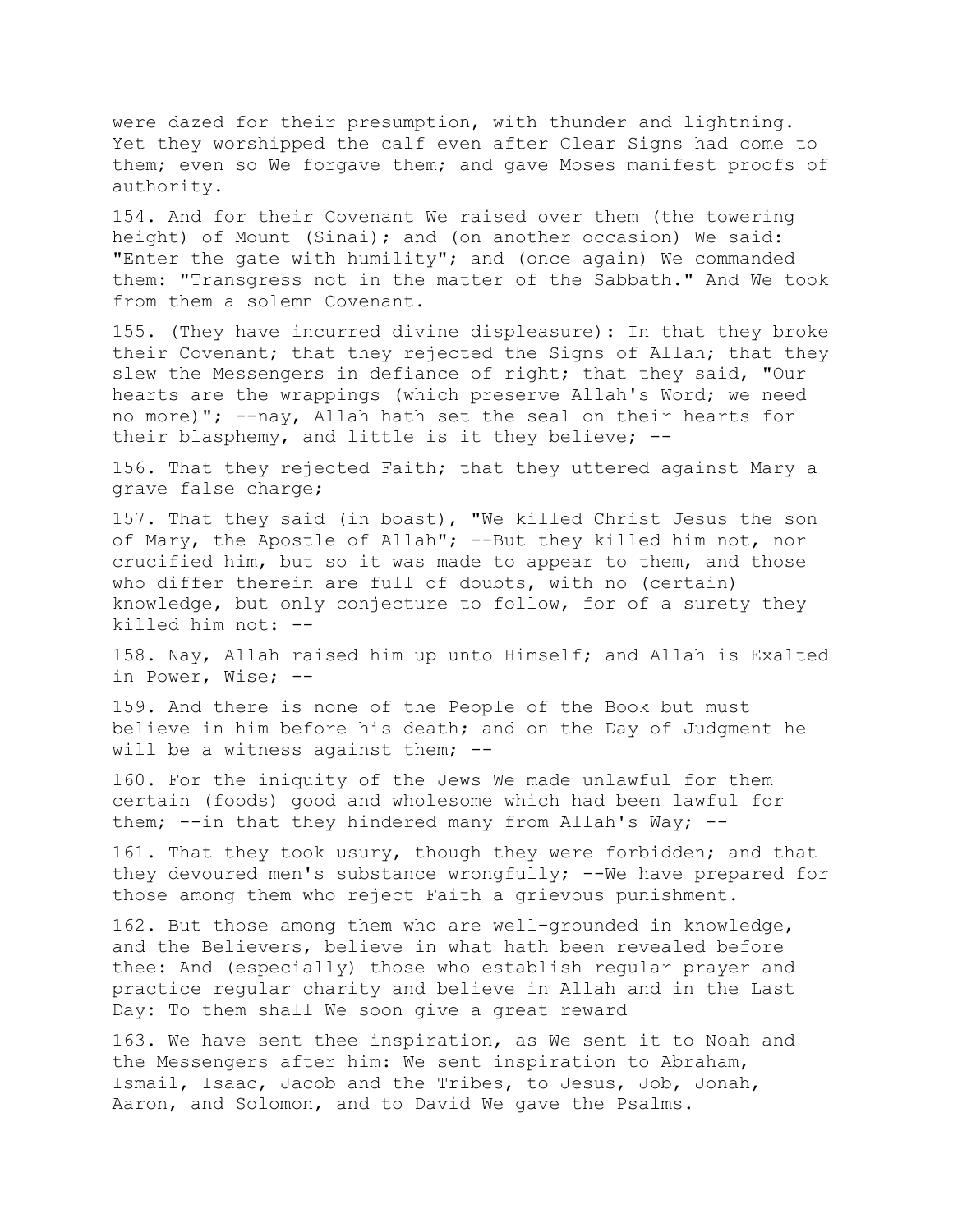were dazed for their presumption, with thunder and lightning. Yet they worshipped the calf even after Clear Signs had come to them; even so We forgave them; and gave Moses manifest proofs of authority.

154. And for their Covenant We raised over them (the towering height) of Mount (Sinai); and (on another occasion) We said: "Enter the gate with humility"; and (once again) We commanded them: "Transgress not in the matter of the Sabbath." And We took from them a solemn Covenant.

155. (They have incurred divine displeasure): In that they broke their Covenant; that they rejected the Signs of Allah; that they slew the Messengers in defiance of right; that they said, "Our hearts are the wrappings (which preserve Allah's Word; we need no more)"; --nay, Allah hath set the seal on their hearts for their blasphemy, and little is it they believe; --

156. That they rejected Faith; that they uttered against Mary a grave false charge;

157. That they said (in boast), "We killed Christ Jesus the son of Mary, the Apostle of Allah"; --But they killed him not, nor crucified him, but so it was made to appear to them, and those who differ therein are full of doubts, with no (certain) knowledge, but only conjecture to follow, for of a surety they killed him not: --

158. Nay, Allah raised him up unto Himself; and Allah is Exalted in Power, Wise; --

159. And there is none of the People of the Book but must believe in him before his death; and on the Day of Judgment he will be a witness against them; --

160. For the iniquity of the Jews We made unlawful for them certain (foods) good and wholesome which had been lawful for them; --in that they hindered many from Allah's Way; --

161. That they took usury, though they were forbidden; and that they devoured men's substance wrongfully; --We have prepared for those among them who reject Faith a grievous punishment.

162. But those among them who are well-grounded in knowledge, and the Believers, believe in what hath been revealed before thee: And (especially) those who establish regular prayer and practice regular charity and believe in Allah and in the Last Day: To them shall We soon give a great reward

163. We have sent thee inspiration, as We sent it to Noah and the Messengers after him: We sent inspiration to Abraham, Ismail, Isaac, Jacob and the Tribes, to Jesus, Job, Jonah, Aaron, and Solomon, and to David We gave the Psalms.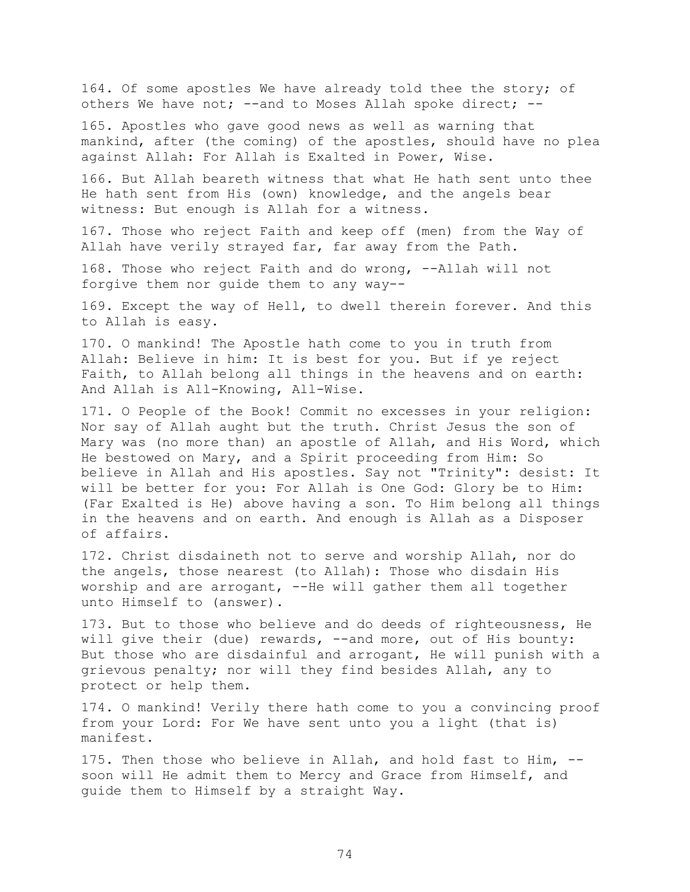164. Of some apostles We have already told thee the story; of others We have not; --and to Moses Allah spoke direct; --

165. Apostles who gave good news as well as warning that mankind, after (the coming) of the apostles, should have no plea against Allah: For Allah is Exalted in Power, Wise.

166. But Allah beareth witness that what He hath sent unto thee He hath sent from His (own) knowledge, and the angels bear witness: But enough is Allah for a witness.

167. Those who reject Faith and keep off (men) from the Way of Allah have verily strayed far, far away from the Path.

168. Those who reject Faith and do wrong, --Allah will not forgive them nor guide them to any way--

169. Except the way of Hell, to dwell therein forever. And this to Allah is easy.

170. O mankind! The Apostle hath come to you in truth from Allah: Believe in him: It is best for you. But if ye reject Faith, to Allah belong all things in the heavens and on earth: And Allah is All-Knowing, All-Wise.

171. O People of the Book! Commit no excesses in your religion: Nor say of Allah aught but the truth. Christ Jesus the son of Mary was (no more than) an apostle of Allah, and His Word, which He bestowed on Mary, and a Spirit proceeding from Him: So believe in Allah and His apostles. Say not "Trinity": desist: It will be better for you: For Allah is One God: Glory be to Him: (Far Exalted is He) above having a son. To Him belong all things in the heavens and on earth. And enough is Allah as a Disposer of affairs.

172. Christ disdaineth not to serve and worship Allah, nor do the angels, those nearest (to Allah): Those who disdain His worship and are arrogant, --He will gather them all together unto Himself to (answer).

173. But to those who believe and do deeds of righteousness, He will give their (due) rewards, --and more, out of His bounty: But those who are disdainful and arrogant, He will punish with a grievous penalty; nor will they find besides Allah, any to protect or help them.

174. O mankind! Verily there hath come to you a convincing proof from your Lord: For We have sent unto you a light (that is) manifest.

175. Then those who believe in Allah, and hold fast to Him, --soon will He admit them to Mercy and Grace from Himself, and guide them to Himself by a straight Way.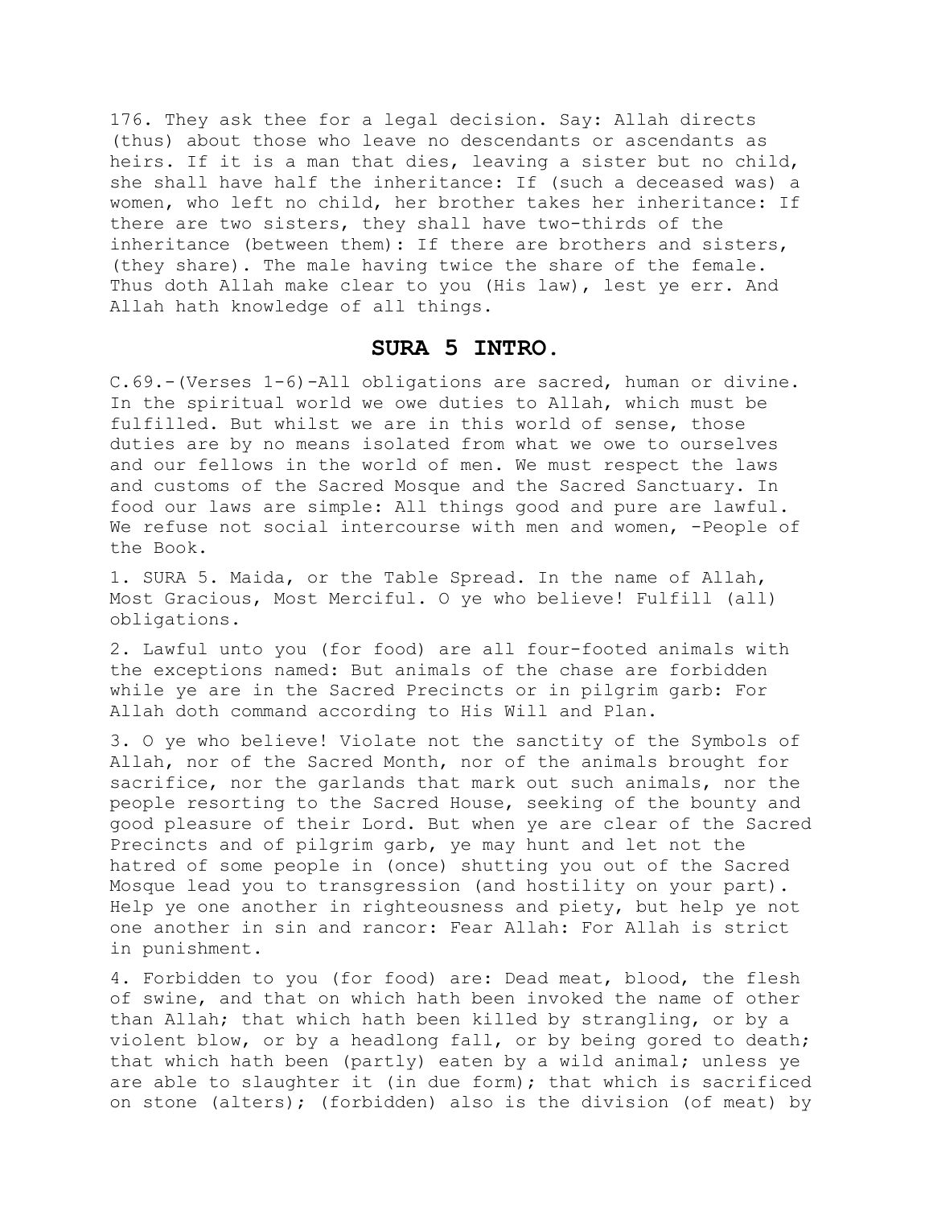176. They ask thee for a legal decision. Say: Allah directs (thus) about those who leave no descendants or ascendants as heirs. If it is a man that dies, leaving a sister but no child, she shall have half the inheritance: If (such a deceased was) a women, who left no child, her brother takes her inheritance: If there are two sisters, they shall have two-thirds of the inheritance (between them): If there are brothers and sisters, (they share). The male having twice the share of the female. Thus doth Allah make clear to you (His law), lest ye err. And Allah hath knowledge of all things.

## SURA 5 INTRO.

C.69.-(Verses 1-6)-All obligations are sacred, human or divine. In the spiritual world we owe duties to Allah, which must be fulfilled. But whilst we are in this world of sense, those duties are by no means isolated from what we owe to ourselves and our fellows in the world of men. We must respect the laws and customs of the Sacred Mosque and the Sacred Sanctuary. In food our laws are simple: All things good and pure are lawful. We refuse not social intercourse with men and women, -People of the Book.

1. SURA 5. Maida, or the Table Spread. In the name of Allah, Most Gracious, Most Merciful. O ye who believe! Fulfill (all) obligations.

2. Lawful unto you (for food) are all four-footed animals with the exceptions named: But animals of the chase are forbidden while ye are in the Sacred Precincts or in pilgrim garb: For Allah doth command according to His Will and Plan.

3. O ye who believe! Violate not the sanctity of the Symbols of Allah, nor of the Sacred Month, nor of the animals brought for sacrifice, nor the garlands that mark out such animals, nor the people resorting to the Sacred House, seeking of the bounty and good pleasure of their Lord. But when ye are clear of the Sacred Precincts and of pilgrim garb, ye may hunt and let not the hatred of some people in (once) shutting you out of the Sacred Mosque lead you to transgression (and hostility on your part). Help ye one another in righteousness and piety, but help ye not one another in sin and rancor: Fear Allah: For Allah is strict in punishment.

4. Forbidden to you (for food) are: Dead meat, blood, the flesh of swine, and that on which hath been invoked the name of other than Allah; that which hath been killed by strangling, or by a violent blow, or by a headlong fall, or by being gored to death; that which hath been (partly) eaten by a wild animal; unless ye are able to slaughter it (in due form); that which is sacrificed on stone (alters); (forbidden) also is the division (of meat) by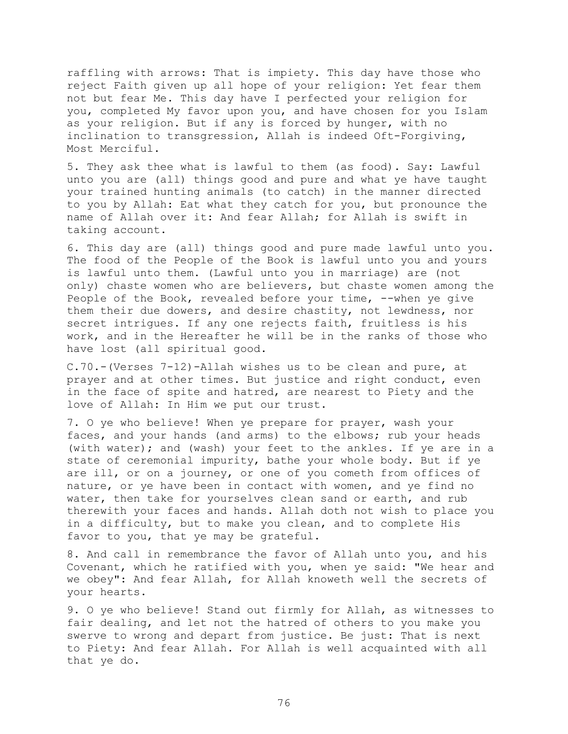raffling with arrows: That is impiety. This day have those who reject Faith given up all hope of your religion: Yet fear them not but fear Me. This day have I perfected your religion for you, completed My favor upon you, and have chosen for you Islam as your religion. But if any is forced by hunger, with no inclination to transgression, Allah is indeed Oft-Forgiving, Most Merciful.

5. They ask thee what is lawful to them (as food). Say: Lawful unto you are (all) things good and pure and what ye have taught your trained hunting animals (to catch) in the manner directed to you by Allah: Eat what they catch for you, but pronounce the name of Allah over it: And fear Allah; for Allah is swift in taking account.

6. This day are (all) things good and pure made lawful unto you. The food of the People of the Book is lawful unto you and yours is lawful unto them. (Lawful unto you in marriage) are (not only) chaste women who are believers, but chaste women among the People of the Book, revealed before your time, --when ye give them their due dowers, and desire chastity, not lewdness, nor secret intrigues. If any one rejects faith, fruitless is his work, and in the Hereafter he will be in the ranks of those who have lost (all spiritual good.

C.70.-(Verses 7-12)-Allah wishes us to be clean and pure, at prayer and at other times. But justice and right conduct, even in the face of spite and hatred, are nearest to Piety and the love of Allah: In Him we put our trust.

7. O ye who believe! When ye prepare for prayer, wash your faces, and your hands (and arms) to the elbows; rub your heads (with water); and (wash) your feet to the ankles. If ye are in a state of ceremonial impurity, bathe your whole body. But if ye are ill, or on a journey, or one of you cometh from offices of nature, or ye have been in contact with women, and ye find no water, then take for yourselves clean sand or earth, and rub therewith your faces and hands. Allah doth not wish to place you in a difficulty, but to make you clean, and to complete His favor to you, that ye may be grateful.

8. And call in remembrance the favor of Allah unto you, and his Covenant, which he ratified with you, when ye said: "We hear and we obey": And fear Allah, for Allah knoweth well the secrets of your hearts.

9. O ye who believe! Stand out firmly for Allah, as witnesses to fair dealing, and let not the hatred of others to you make you swerve to wrong and depart from justice. Be just: That is next to Piety: And fear Allah. For Allah is well acquainted with all that ye do.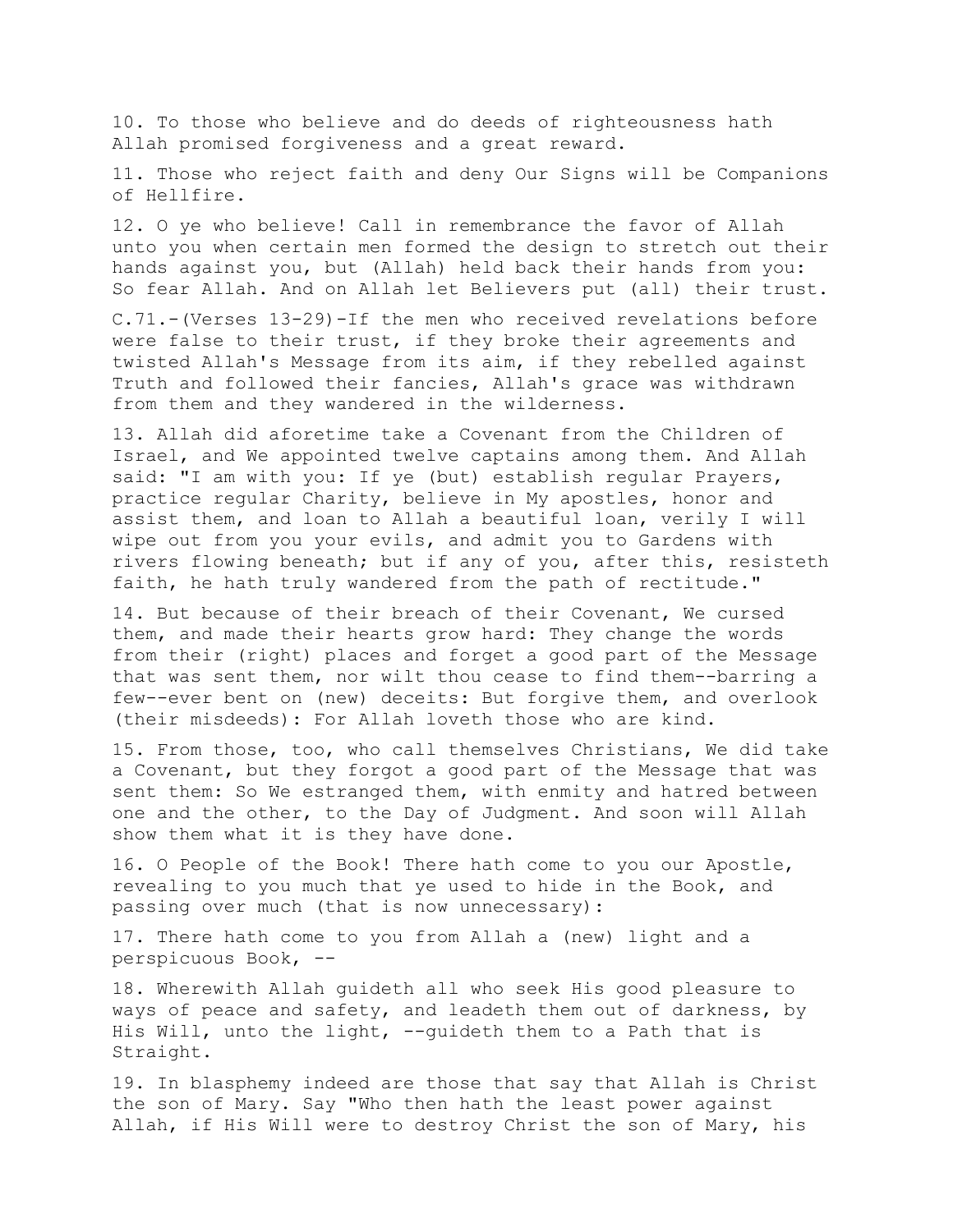10. To those who believe and do deeds of righteousness hath Allah promised forgiveness and a great reward.

11. Those who reject faith and deny Our Signs will be Companions of Hellfire.

12. O ye who believe! Call in remembrance the favor of Allah unto you when certain men formed the design to stretch out their hands against you, but (Allah) held back their hands from you: So fear Allah. And on Allah let Believers put (all) their trust.

C.71.-(Verses 13-29)-If the men who received revelations before were false to their trust, if they broke their agreements and twisted Allah's Message from its aim, if they rebelled against Truth and followed their fancies, Allah's grace was withdrawn from them and they wandered in the wilderness.

13. Allah did aforetime take a Covenant from the Children of Israel, and We appointed twelve captains among them. And Allah said: "I am with you: If ye (but) establish regular Prayers, practice regular Charity, believe in My apostles, honor and assist them, and loan to Allah a beautiful loan, verily I will wipe out from you your evils, and admit you to Gardens with rivers flowing beneath; but if any of you, after this, resisteth faith, he hath truly wandered from the path of rectitude."

14. But because of their breach of their Covenant, We cursed them, and made their hearts grow hard: They change the words from their (right) places and forget a good part of the Message that was sent them, nor wilt thou cease to find them--barring a few--ever bent on (new) deceits: But forgive them, and overlook (their misdeeds): For Allah loveth those who are kind.

15. From those, too, who call themselves Christians, We did take a Covenant, but they forgot a good part of the Message that was sent them: So We estranged them, with enmity and hatred between one and the other, to the Day of Judgment. And soon will Allah show them what it is they have done.

16. O People of the Book! There hath come to you our Apostle, revealing to you much that ye used to hide in the Book, and passing over much (that is now unnecessary):

17. There hath come to you from Allah a (new) light and a perspicuous Book, --

18. Wherewith Allah guideth all who seek His good pleasure to ways of peace and safety, and leadeth them out of darkness, by His Will, unto the light, --guideth them to a Path that is Straight.

19. In blasphemy indeed are those that say that Allah is Christ the son of Mary. Say "Who then hath the least power against Allah, if His Will were to destroy Christ the son of Mary, his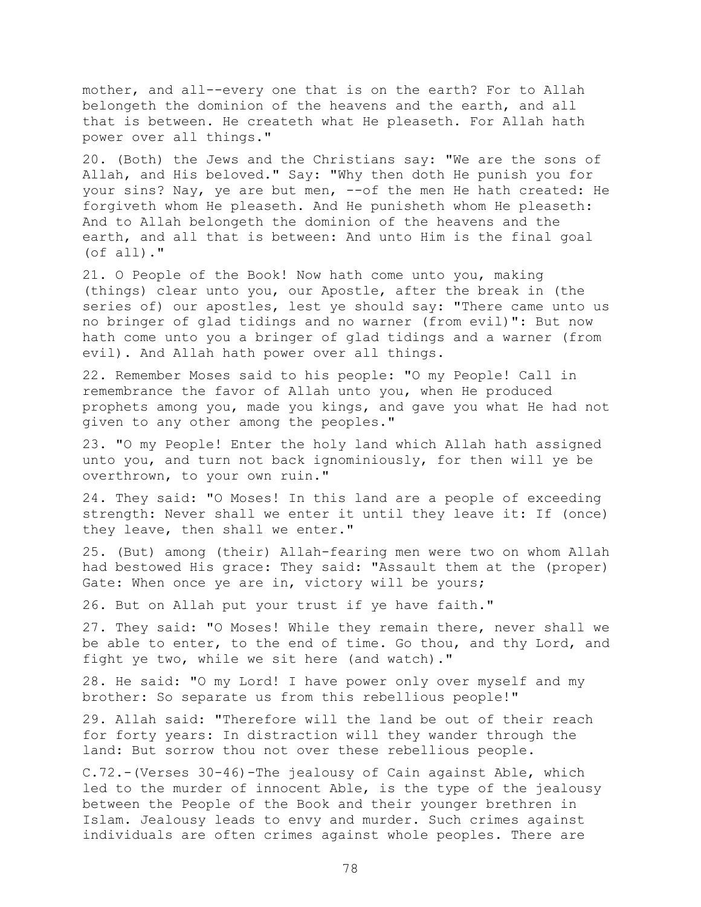mother, and all--every one that is on the earth? For to Allah belongeth the dominion of the heavens and the earth, and all that is between. He createth what He pleaseth. For Allah hath power over all things."

20. (Both) the Jews and the Christians say: "We are the sons of Allah, and His beloved." Say: "Why then doth He punish you for your sins? Nay, ye are but men, --of the men He hath created: He forgiveth whom He pleaseth. And He punisheth whom He pleaseth: And to Allah belongeth the dominion of the heavens and the earth, and all that is between: And unto Him is the final goal (of all)."

21. O People of the Book! Now hath come unto you, making (things) clear unto you, our Apostle, after the break in (the series of) our apostles, lest ye should say: "There came unto us no bringer of glad tidings and no warner (from evil)": But now hath come unto you a bringer of glad tidings and a warner (from evil). And Allah hath power over all things.

22. Remember Moses said to his people: "O my People! Call in remembrance the favor of Allah unto you, when He produced prophets among you, made you kings, and gave you what He had not given to any other among the peoples."

23. "O my People! Enter the holy land which Allah hath assigned unto you, and turn not back ignominiously, for then will ye be overthrown, to your own ruin."

24. They said: "O Moses! In this land are a people of exceeding strength: Never shall we enter it until they leave it: If (once) they leave, then shall we enter."

25. (But) among (their) Allah-fearing men were two on whom Allah had bestowed His grace: They said: "Assault them at the (proper) Gate: When once ye are in, victory will be yours;

26. But on Allah put your trust if ye have faith."

27. They said: "O Moses! While they remain there, never shall we be able to enter, to the end of time. Go thou, and thy Lord, and fight ye two, while we sit here (and watch)."

28. He said: "O my Lord! I have power only over myself and my brother: So separate us from this rebellious people!"

29. Allah said: "Therefore will the land be out of their reach for forty years: In distraction will they wander through the land: But sorrow thou not over these rebellious people.

C.72.-(Verses 30-46)-The jealousy of Cain against Able, which led to the murder of innocent Able, is the type of the jealousy between the People of the Book and their younger brethren in Islam. Jealousy leads to envy and murder. Such crimes against individuals are often crimes against whole peoples. There are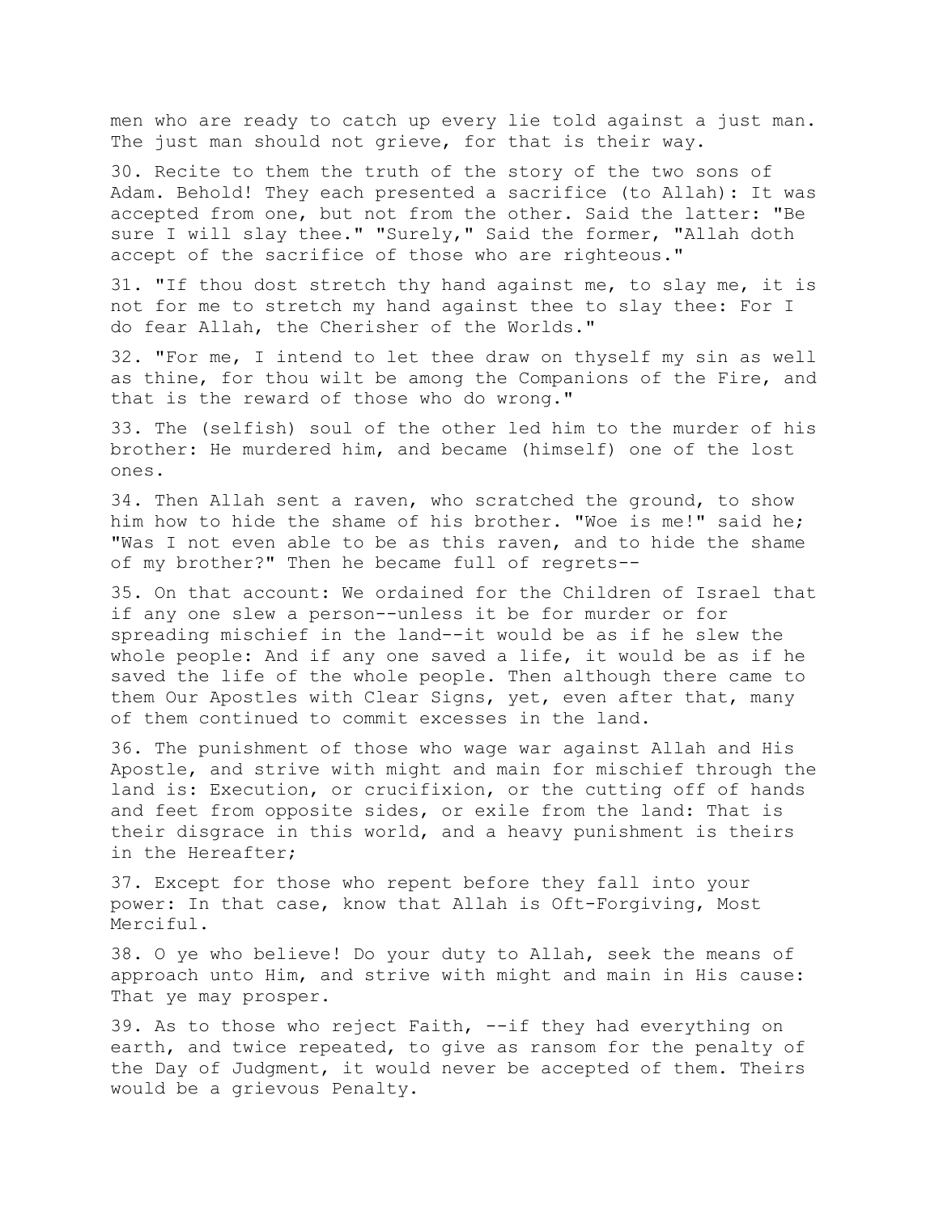men who are ready to catch up every lie told against a just man. The just man should not grieve, for that is their way.

30. Recite to them the truth of the story of the two sons of Adam. Behold! They each presented a sacrifice (to Allah): It was accepted from one, but not from the other. Said the latter: "Be sure I will slay thee." "Surely," Said the former, "Allah doth accept of the sacrifice of those who are righteous."

31. "If thou dost stretch thy hand against me, to slay me, it is not for me to stretch my hand against thee to slay thee: For I do fear Allah, the Cherisher of the Worlds."

32. "For me, I intend to let thee draw on thyself my sin as well as thine, for thou wilt be among the Companions of the Fire, and that is the reward of those who do wrong."

33. The (selfish) soul of the other led him to the murder of his brother: He murdered him, and became (himself) one of the lost ones.

34. Then Allah sent a raven, who scratched the ground, to show him how to hide the shame of his brother. "Woe is me!" said he; "Was I not even able to be as this raven, and to hide the shame of my brother?" Then he became full of regrets--

35. On that account: We ordained for the Children of Israel that if any one slew a person--unless it be for murder or for spreading mischief in the land--it would be as if he slew the whole people: And if any one saved a life, it would be as if he saved the life of the whole people. Then although there came to them Our Apostles with Clear Signs, yet, even after that, many of them continued to commit excesses in the land.

36. The punishment of those who wage war against Allah and His Apostle, and strive with might and main for mischief through the land is: Execution, or crucifixion, or the cutting off of hands and feet from opposite sides, or exile from the land: That is their disgrace in this world, and a heavy punishment is theirs in the Hereafter;

37. Except for those who repent before they fall into your power: In that case, know that Allah is Oft-Forgiving, Most Merciful.

38. O ye who believe! Do your duty to Allah, seek the means of approach unto Him, and strive with might and main in His cause: That ye may prosper.

39. As to those who reject Faith, --if they had everything on earth, and twice repeated, to give as ransom for the penalty of the Day of Judgment, it would never be accepted of them. Theirs would be a grievous Penalty.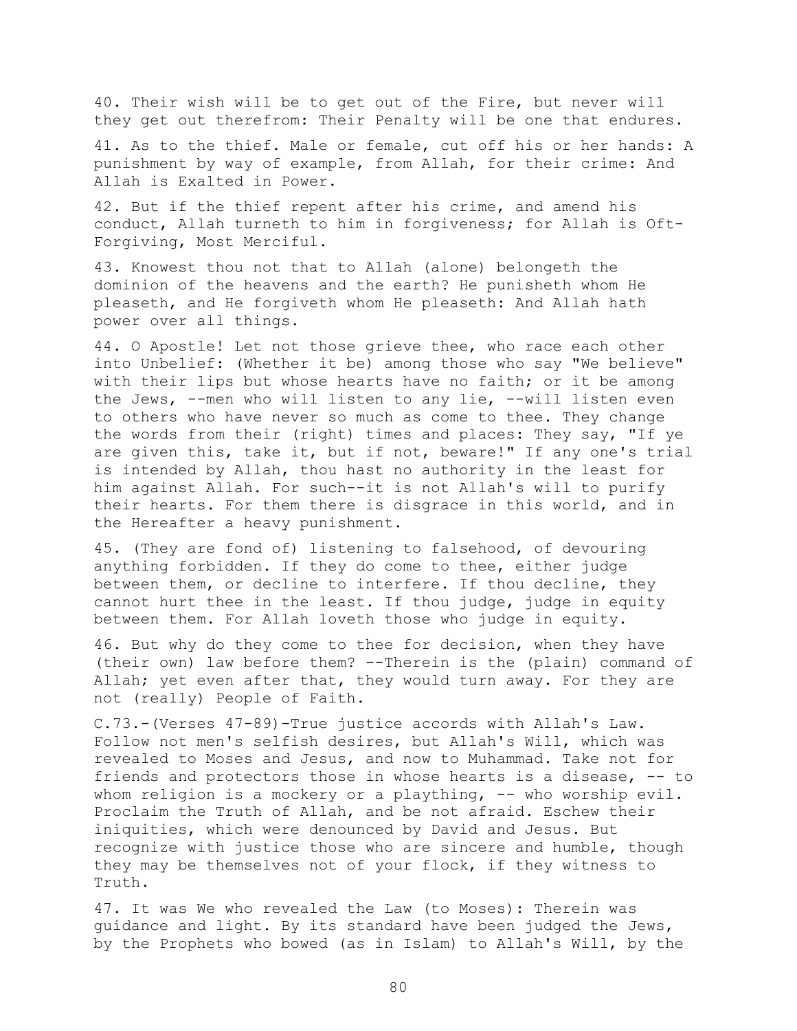40. Their wish will be to get out of the Fire, but never will they get out therefrom: Their Penalty will be one that endures.

41. As to the thief. Male or female, cut off his or her hands: A punishment by way of example, from Allah, for their crime: And Allah is Exalted in Power.

42. But if the thief repent after his crime, and amend his conduct, Allah turneth to him in forgiveness; for Allah is Oft-Forgiving, Most Merciful.

43. Knowest thou not that to Allah (alone) belongeth the dominion of the heavens and the earth? He punisheth whom He pleaseth, and He forgiveth whom He pleaseth: And Allah hath power over all things.

44. O Apostle! Let not those grieve thee, who race each other into Unbelief: (Whether it be) among those who say "We believe" with their lips but whose hearts have no faith; or it be among the Jews, --men who will listen to any lie, --will listen even to others who have never so much as come to thee. They change the words from their (right) times and places: They say, "If ye are given this, take it, but if not, beware!" If any one's trial is intended by Allah, thou hast no authority in the least for him against Allah. For such--it is not Allah's will to purify their hearts. For them there is disgrace in this world, and in the Hereafter a heavy punishment.

45. (They are fond of) listening to falsehood, of devouring anything forbidden. If they do come to thee, either judge between them, or decline to interfere. If thou decline, they cannot hurt thee in the least. If thou judge, judge in equity between them. For Allah loveth those who judge in equity.

46. But why do they come to thee for decision, when they have (their own) law before them? --Therein is the (plain) command of Allah; yet even after that, they would turn away. For they are not (really) People of Faith.

C.73.-(Verses 47-89)-True justice accords with Allah's Law. Follow not men's selfish desires, but Allah's Will, which was revealed to Moses and Jesus, and now to Muhammad. Take not for friends and protectors those in whose hearts is a disease, -- to whom religion is a mockery or a plaything, -- who worship evil. Proclaim the Truth of Allah, and be not afraid. Eschew their iniquities, which were denounced by David and Jesus. But recognize with justice those who are sincere and humble, though they may be themselves not of your flock, if they witness to Truth.

47. It was We who revealed the Law (to Moses): Therein was guidance and light. By its standard have been judged the Jews, by the Prophets who bowed (as in Islam) to Allah's Will, by the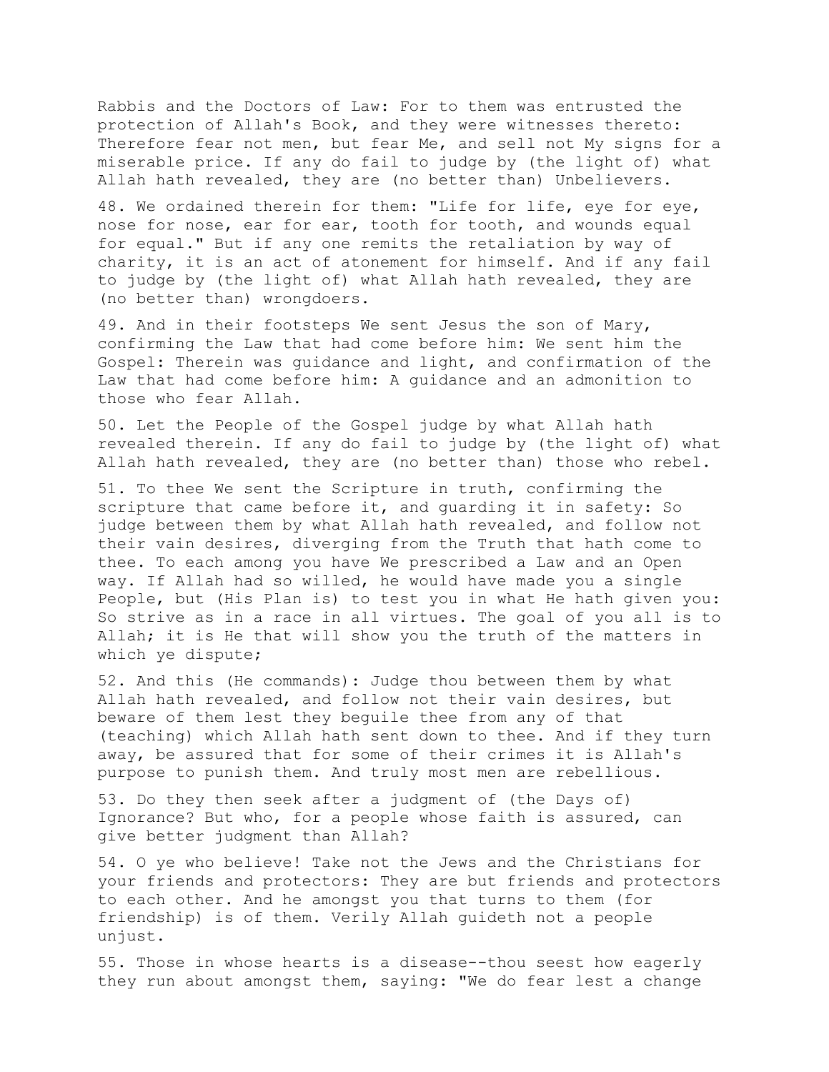Rabbis and the Doctors of Law: For to them was entrusted the protection of Allah's Book, and they were witnesses thereto: Therefore fear not men, but fear Me, and sell not My signs for a miserable price. If any do fail to judge by (the light of) what Allah hath revealed, they are (no better than) Unbelievers.

48. We ordained therein for them: "Life for life, eye for eye, nose for nose, ear for ear, tooth for tooth, and wounds equal for equal." But if any one remits the retaliation by way of charity, it is an act of atonement for himself. And if any fail to judge by (the light of) what Allah hath revealed, they are (no better than) wrongdoers.

49. And in their footsteps We sent Jesus the son of Mary, confirming the Law that had come before him: We sent him the Gospel: Therein was guidance and light, and confirmation of the Law that had come before him: A guidance and an admonition to those who fear Allah.

50. Let the People of the Gospel judge by what Allah hath revealed therein. If any do fail to judge by (the light of) what Allah hath revealed, they are (no better than) those who rebel.

51. To thee We sent the Scripture in truth, confirming the scripture that came before it, and guarding it in safety: So judge between them by what Allah hath revealed, and follow not their vain desires, diverging from the Truth that hath come to thee. To each among you have We prescribed a Law and an Open way. If Allah had so willed, he would have made you a single People, but (His Plan is) to test you in what He hath given you: So strive as in a race in all virtues. The goal of you all is to Allah; it is He that will show you the truth of the matters in which ye dispute;

52. And this (He commands): Judge thou between them by what Allah hath revealed, and follow not their vain desires, but beware of them lest they beguile thee from any of that (teaching) which Allah hath sent down to thee. And if they turn away, be assured that for some of their crimes it is Allah's purpose to punish them. And truly most men are rebellious.

53. Do they then seek after a judgment of (the Days of) Ignorance? But who, for a people whose faith is assured, can give better judgment than Allah?

54. O ye who believe! Take not the Jews and the Christians for your friends and protectors: They are but friends and protectors to each other. And he amongst you that turns to them (for friendship) is of them. Verily Allah guideth not a people unjust.

55. Those in whose hearts is a disease--thou seest how eagerly they run about amongst them, saying: "We do fear lest a change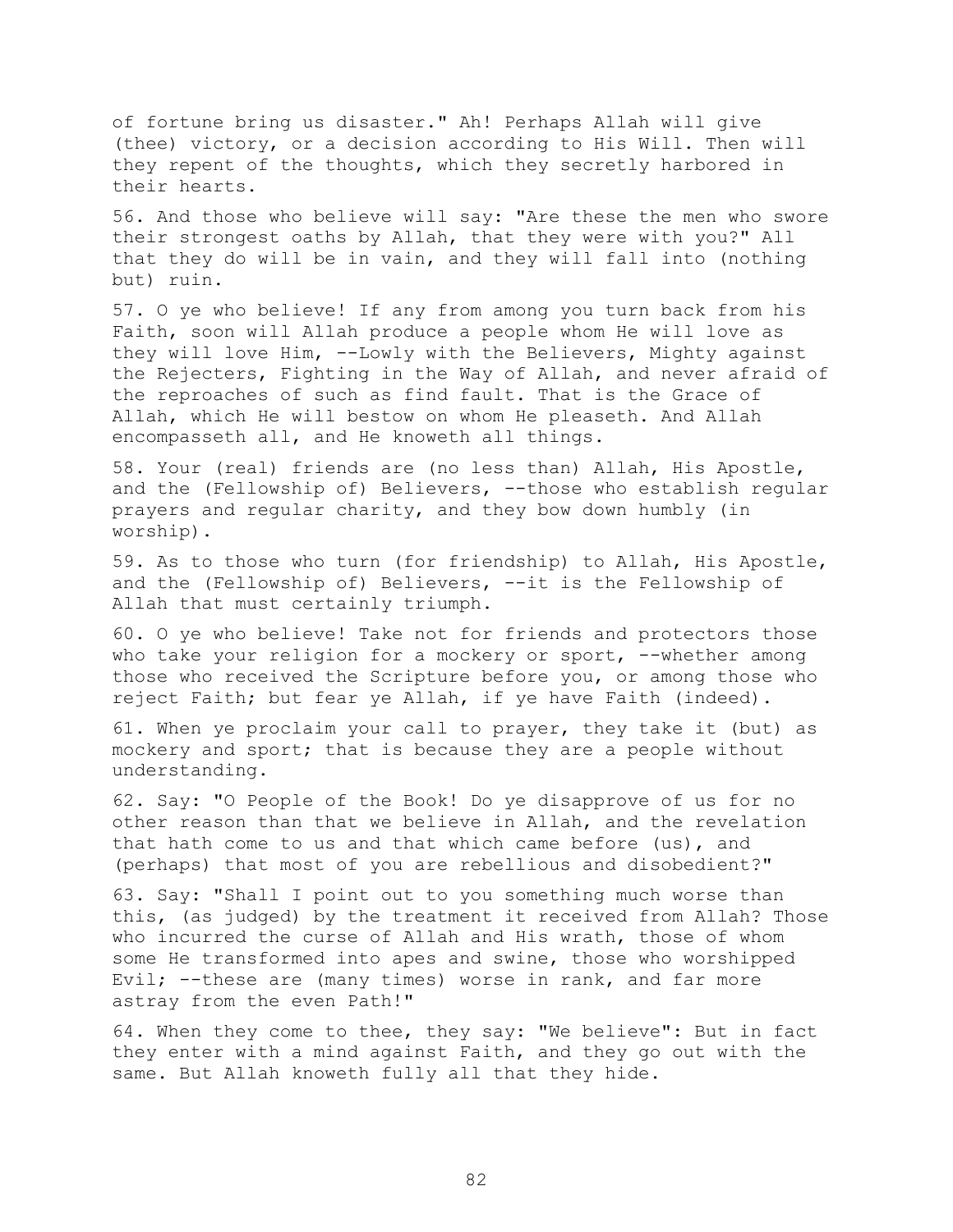of fortune bring us disaster." Ah! Perhaps Allah will give (thee) victory, or a decision according to His Will. Then will they repent of the thoughts, which they secretly harbored in their hearts.

56. And those who believe will say: "Are these the men who swore their strongest oaths by Allah, that they were with you?" All that they do will be in vain, and they will fall into (nothing but) ruin.

57. O ye who believe! If any from among you turn back from his Faith, soon will Allah produce a people whom He will love as they will love Him, --Lowly with the Believers, Mighty against the Rejecters, Fighting in the Way of Allah, and never afraid of the reproaches of such as find fault. That is the Grace of Allah, which He will bestow on whom He pleaseth. And Allah encompasseth all, and He knoweth all things.

58. Your (real) friends are (no less than) Allah, His Apostle, and the (Fellowship of) Believers, --those who establish regular prayers and regular charity, and they bow down humbly (in worship).

59. As to those who turn (for friendship) to Allah, His Apostle, and the (Fellowship of) Believers, --it is the Fellowship of Allah that must certainly triumph.

60. O ye who believe! Take not for friends and protectors those who take your religion for a mockery or sport, --whether among those who received the Scripture before you, or among those who reject Faith; but fear ye Allah, if ye have Faith (indeed).

61. When ye proclaim your call to prayer, they take it (but) as mockery and sport; that is because they are a people without understanding.

62. Say: "O People of the Book! Do ye disapprove of us for no other reason than that we believe in Allah, and the revelation that hath come to us and that which came before (us), and (perhaps) that most of you are rebellious and disobedient?"

63. Say: "Shall I point out to you something much worse than this, (as judged) by the treatment it received from Allah? Those who incurred the curse of Allah and His wrath, those of whom some He transformed into apes and swine, those who worshipped Evil; --these are (many times) worse in rank, and far more astray from the even Path!"

64. When they come to thee, they say: "We believe": But in fact they enter with a mind against Faith, and they go out with the same. But Allah knoweth fully all that they hide.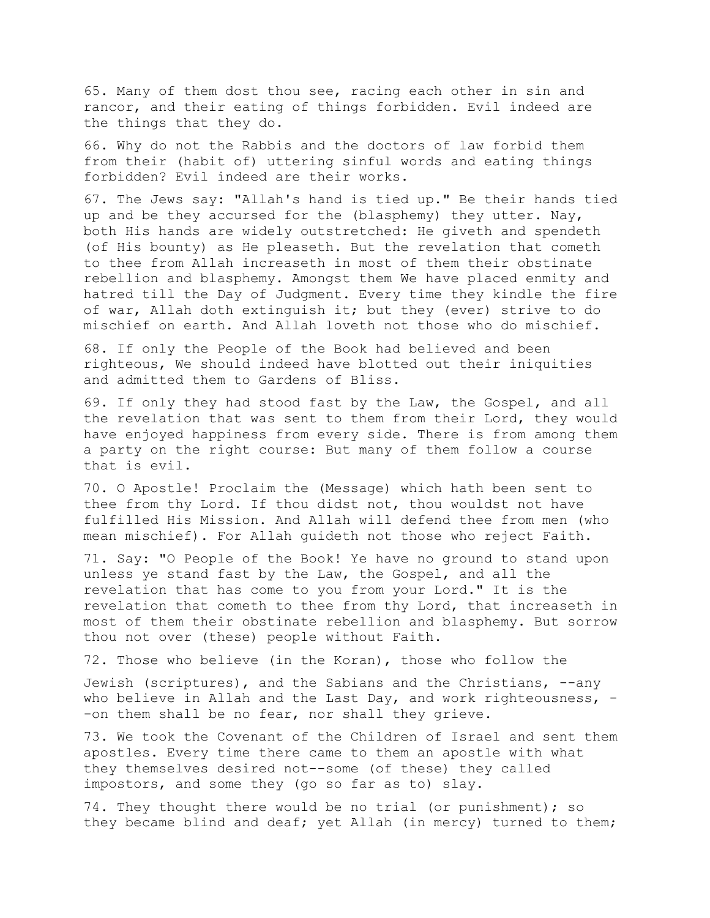65. Many of them dost thou see, racing each other in sin and rancor, and their eating of things forbidden. Evil indeed are the things that they do.

66. Why do not the Rabbis and the doctors of law forbid them from their (habit of) uttering sinful words and eating things forbidden? Evil indeed are their works.

67. The Jews say: "Allah's hand is tied up." Be their hands tied up and be they accursed for the (blasphemy) they utter. Nay, both His hands are widely outstretched: He giveth and spendeth (of His bounty) as He pleaseth. But the revelation that cometh to thee from Allah increaseth in most of them their obstinate rebellion and blasphemy. Amongst them We have placed enmity and hatred till the Day of Judgment. Every time they kindle the fire of war, Allah doth extinguish it; but they (ever) strive to do mischief on earth. And Allah loveth not those who do mischief.

68. If only the People of the Book had believed and been righteous, We should indeed have blotted out their iniquities and admitted them to Gardens of Bliss.

69. If only they had stood fast by the Law, the Gospel, and all the revelation that was sent to them from their Lord, they would have enjoyed happiness from every side. There is from among them a party on the right course: But many of them follow a course that is evil.

70. O Apostle! Proclaim the (Message) which hath been sent to thee from thy Lord. If thou didst not, thou wouldst not have fulfilled His Mission. And Allah will defend thee from men (who mean mischief). For Allah guideth not those who reject Faith.

71. Say: "O People of the Book! Ye have no ground to stand upon unless ye stand fast by the Law, the Gospel, and all the revelation that has come to you from your Lord." It is the revelation that cometh to thee from thy Lord, that increaseth in most of them their obstinate rebellion and blasphemy. But sorrow thou not over (these) people without Faith.

72. Those who believe (in the Koran), those who follow the Jewish (scriptures), and the Sabians and the Christians, --any who believe in Allah and the Last Day, and work righteousness, --on them shall be no fear, nor shall they grieve.

73. We took the Covenant of the Children of Israel and sent them apostles. Every time there came to them an apostle with what they themselves desired not--some (of these) they called impostors, and some they (go so far as to) slay.

74. They thought there would be no trial (or punishment); so they became blind and deaf; yet Allah (in mercy) turned to them;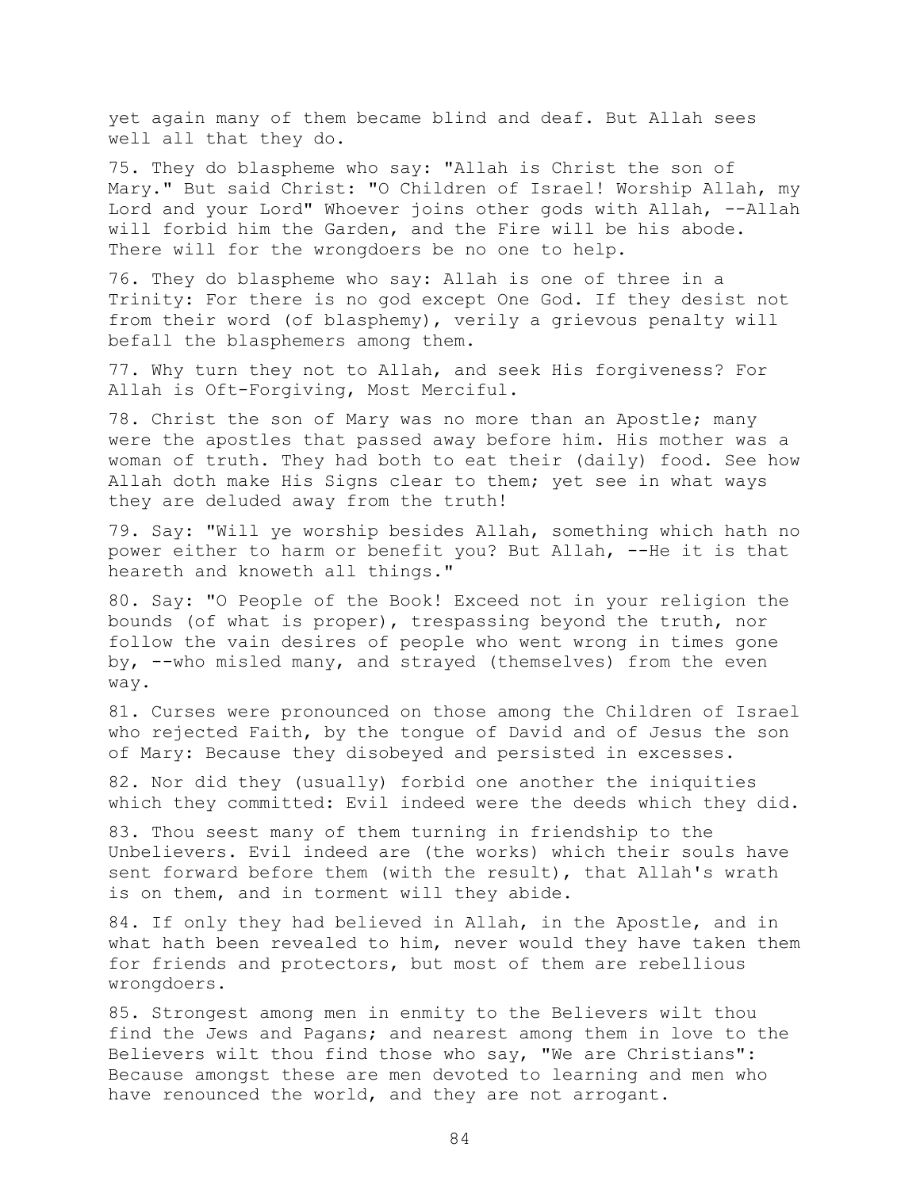yet again many of them became blind and deaf. But Allah sees well all that they do.

75. They do blaspheme who say: "Allah is Christ the son of Mary." But said Christ: "O Children of Israel! Worship Allah, my Lord and your Lord" Whoever joins other gods with Allah, --Allah will forbid him the Garden, and the Fire will be his abode. There will for the wrongdoers be no one to help.

76. They do blaspheme who say: Allah is one of three in a Trinity: For there is no god except One God. If they desist not from their word (of blasphemy), verily a grievous penalty will befall the blasphemers among them.

77. Why turn they not to Allah, and seek His forgiveness? For Allah is Oft-Forgiving, Most Merciful.

78. Christ the son of Mary was no more than an Apostle; many were the apostles that passed away before him. His mother was a woman of truth. They had both to eat their (daily) food. See how Allah doth make His Signs clear to them; yet see in what ways they are deluded away from the truth!

79. Say: "Will ye worship besides Allah, something which hath no power either to harm or benefit you? But Allah, --He it is that heareth and knoweth all things."

80. Say: "O People of the Book! Exceed not in your religion the bounds (of what is proper), trespassing beyond the truth, nor follow the vain desires of people who went wrong in times gone by, --who misled many, and strayed (themselves) from the even way.

81. Curses were pronounced on those among the Children of Israel who rejected Faith, by the tongue of David and of Jesus the son of Mary: Because they disobeyed and persisted in excesses.

82. Nor did they (usually) forbid one another the iniquities which they committed: Evil indeed were the deeds which they did.

83. Thou seest many of them turning in friendship to the Unbelievers. Evil indeed are (the works) which their souls have sent forward before them (with the result), that Allah's wrath is on them, and in torment will they abide.

84. If only they had believed in Allah, in the Apostle, and in what hath been revealed to him, never would they have taken them for friends and protectors, but most of them are rebellious wrongdoers.

85. Strongest among men in enmity to the Believers wilt thou find the Jews and Pagans; and nearest among them in love to the Believers wilt thou find those who say, "We are Christians": Because amongst these are men devoted to learning and men who have renounced the world, and they are not arrogant.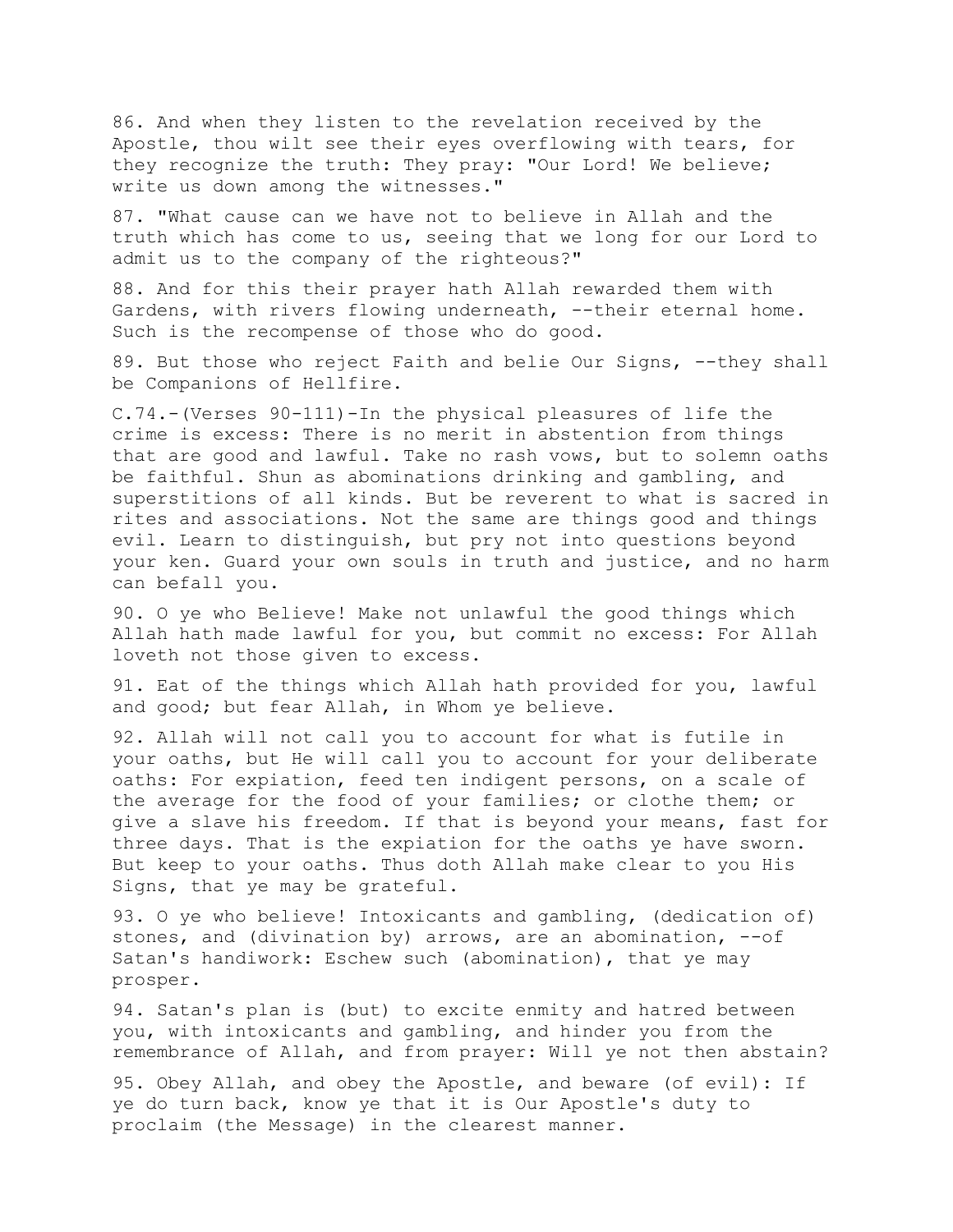86. And when they listen to the revelation received by the Apostle, thou wilt see their eyes overflowing with tears, for they recognize the truth: They pray: "Our Lord! We believe; write us down among the witnesses."

87. "What cause can we have not to believe in Allah and the truth which has come to us, seeing that we long for our Lord to admit us to the company of the righteous?"

88. And for this their prayer hath Allah rewarded them with Gardens, with rivers flowing underneath, --their eternal home. Such is the recompense of those who do good.

89. But those who reject Faith and belie Our Signs, --they shall be Companions of Hellfire.

C.74.-(Verses 90-111)-In the physical pleasures of life the crime is excess: There is no merit in abstention from things that are good and lawful. Take no rash vows, but to solemn oaths be faithful. Shun as abominations drinking and gambling, and superstitions of all kinds. But be reverent to what is sacred in rites and associations. Not the same are things good and things evil. Learn to distinguish, but pry not into questions beyond your ken. Guard your own souls in truth and justice, and no harm can befall you.

90. O ye who Believe! Make not unlawful the good things which Allah hath made lawful for you, but commit no excess: For Allah loveth not those given to excess.

91. Eat of the things which Allah hath provided for you, lawful and good; but fear Allah, in Whom ye believe.

92. Allah will not call you to account for what is futile in your oaths, but He will call you to account for your deliberate oaths: For expiation, feed ten indigent persons, on a scale of the average for the food of your families; or clothe them; or give a slave his freedom. If that is beyond your means, fast for three days. That is the expiation for the oaths ye have sworn. But keep to your oaths. Thus doth Allah make clear to you His Signs, that ye may be grateful.

93. O ye who believe! Intoxicants and gambling, (dedication of) stones, and (divination by) arrows, are an abomination, --of Satan's handiwork: Eschew such (abomination), that ye may prosper.

94. Satan's plan is (but) to excite enmity and hatred between you, with intoxicants and gambling, and hinder you from the remembrance of Allah, and from prayer: Will ye not then abstain?

95. Obey Allah, and obey the Apostle, and beware (of evil): If ye do turn back, know ye that it is Our Apostle's duty to proclaim (the Message) in the clearest manner.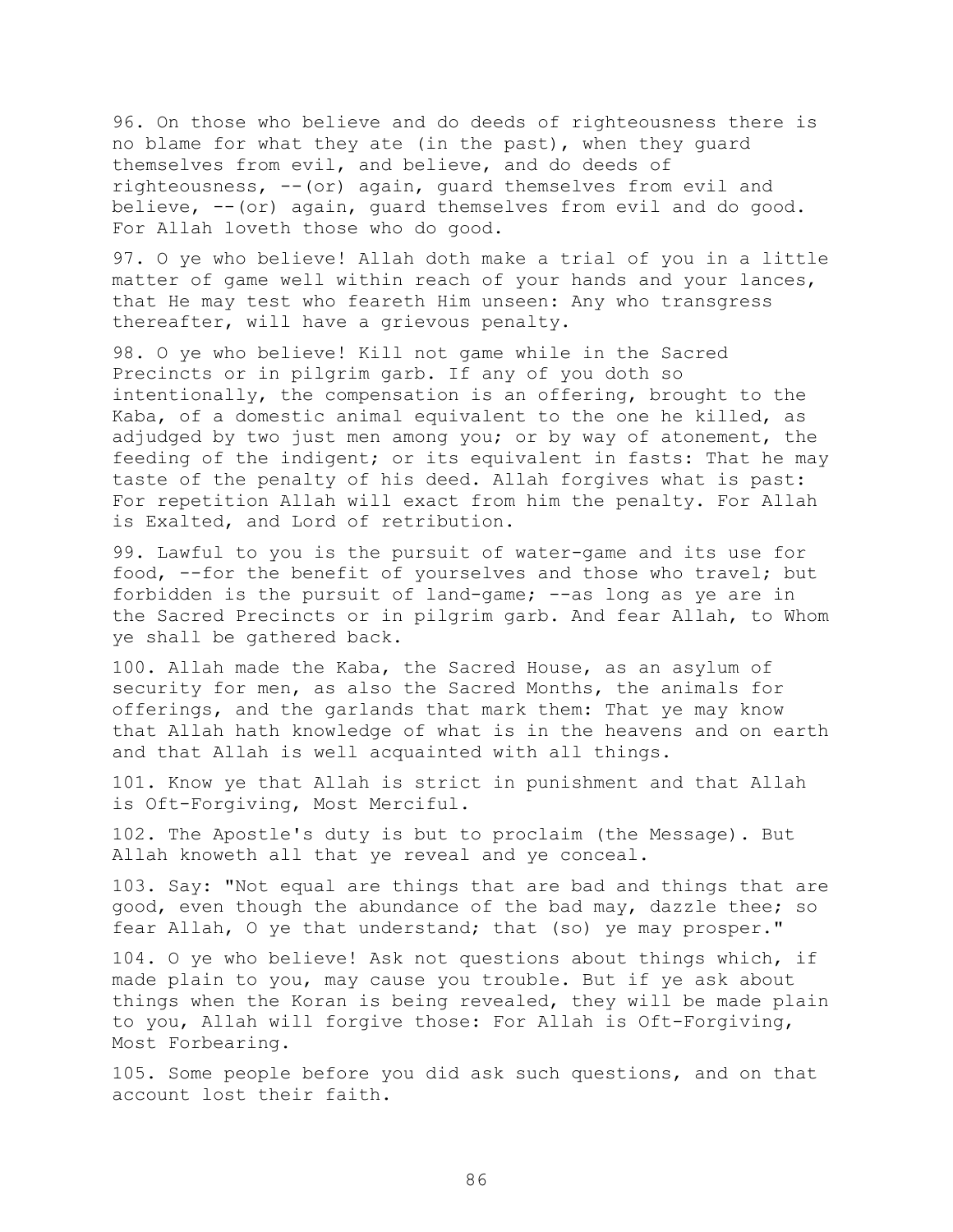96. On those who believe and do deeds of righteousness there is no blame for what they ate (in the past), when they guard themselves from evil, and believe, and do deeds of righteousness, --(or) again, guard themselves from evil and believe, --(or) again, guard themselves from evil and do good. For Allah loveth those who do good.

97. O ye who believe! Allah doth make a trial of you in a little matter of game well within reach of your hands and your lances, that He may test who feareth Him unseen: Any who transgress thereafter, will have a grievous penalty.

98. O ye who believe! Kill not game while in the Sacred Precincts or in pilgrim garb. If any of you doth so intentionally, the compensation is an offering, brought to the Kaba, of a domestic animal equivalent to the one he killed, as adjudged by two just men among you; or by way of atonement, the feeding of the indigent; or its equivalent in fasts: That he may taste of the penalty of his deed. Allah forgives what is past: For repetition Allah will exact from him the penalty. For Allah is Exalted, and Lord of retribution.

99. Lawful to you is the pursuit of water-game and its use for food, --for the benefit of yourselves and those who travel; but forbidden is the pursuit of land-game; --as long as ye are in the Sacred Precincts or in pilgrim garb. And fear Allah, to Whom ye shall be gathered back.

100. Allah made the Kaba, the Sacred House, as an asylum of security for men, as also the Sacred Months, the animals for offerings, and the garlands that mark them: That ye may know that Allah hath knowledge of what is in the heavens and on earth and that Allah is well acquainted with all things.

101. Know ye that Allah is strict in punishment and that Allah is Oft-Forgiving, Most Merciful.

102. The Apostle's duty is but to proclaim (the Message). But Allah knoweth all that ye reveal and ye conceal.

103. Say: "Not equal are things that are bad and things that are good, even though the abundance of the bad may, dazzle thee; so fear Allah, O ye that understand; that (so) ye may prosper."

104. O ye who believe! Ask not questions about things which, if made plain to you, may cause you trouble. But if ye ask about things when the Koran is being revealed, they will be made plain to you, Allah will forgive those: For Allah is Oft-Forgiving, Most Forbearing.

105. Some people before you did ask such questions, and on that account lost their faith.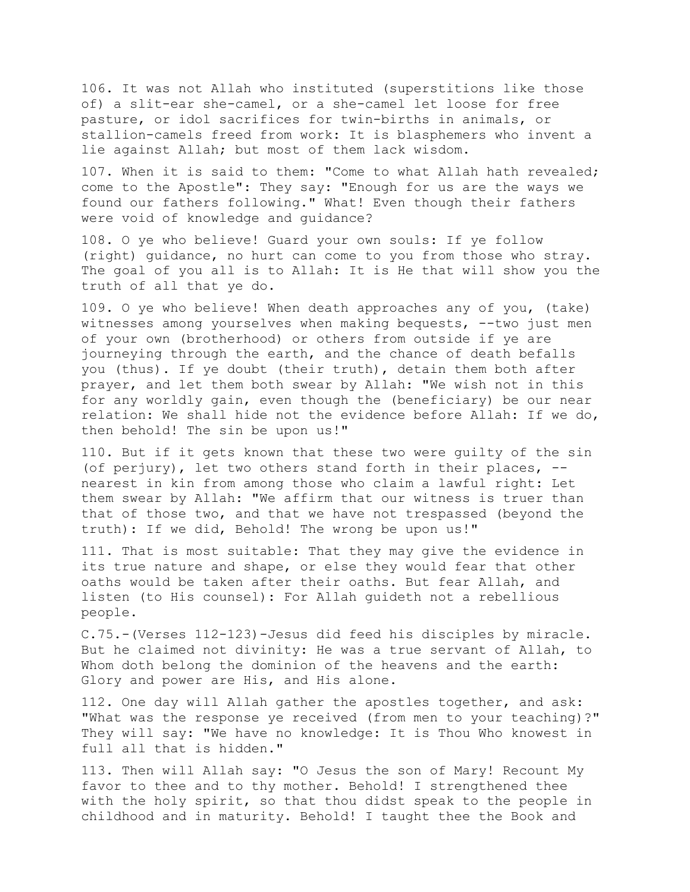106. It was not Allah who instituted (superstitions like those of) a slit-ear she-camel, or a she-camel let loose for free pasture, or idol sacrifices for twin-births in animals, or stallion-camels freed from work: It is blasphemers who invent a lie against Allah; but most of them lack wisdom.

107. When it is said to them: "Come to what Allah hath revealed; come to the Apostle": They say: "Enough for us are the ways we found our fathers following." What! Even though their fathers were void of knowledge and guidance?

108. O ye who believe! Guard your own souls: If ye follow (right) guidance, no hurt can come to you from those who stray. The goal of you all is to Allah: It is He that will show you the truth of all that ye do.

109. O ye who believe! When death approaches any of you, (take) witnesses among yourselves when making bequests, --two just men of your own (brotherhood) or others from outside if ye are journeying through the earth, and the chance of death befalls you (thus). If ye doubt (their truth), detain them both after prayer, and let them both swear by Allah: "We wish not in this for any worldly gain, even though the (beneficiary) be our near relation: We shall hide not the evidence before Allah: If we do, then behold! The sin be upon us!"

110. But if it gets known that these two were guilty of the sin (of perjury), let two others stand forth in their places, --nearest in kin from among those who claim a lawful right: Let them swear by Allah: "We affirm that our witness is truer than that of those two, and that we have not trespassed (beyond the truth): If we did, Behold! The wrong be upon us!"

111. That is most suitable: That they may give the evidence in its true nature and shape, or else they would fear that other oaths would be taken after their oaths. But fear Allah, and listen (to His counsel): For Allah guideth not a rebellious people.

C.75.-(Verses 112-123)-Jesus did feed his disciples by miracle. But he claimed not divinity: He was a true servant of Allah, to Whom doth belong the dominion of the heavens and the earth: Glory and power are His, and His alone.

112. One day will Allah gather the apostles together, and ask: "What was the response ye received (from men to your teaching)?" They will say: "We have no knowledge: It is Thou Who knowest in full all that is hidden."

113. Then will Allah say: "O Jesus the son of Mary! Recount My favor to thee and to thy mother. Behold! I strengthened thee with the holy spirit, so that thou didst speak to the people in childhood and in maturity. Behold! I taught thee the Book and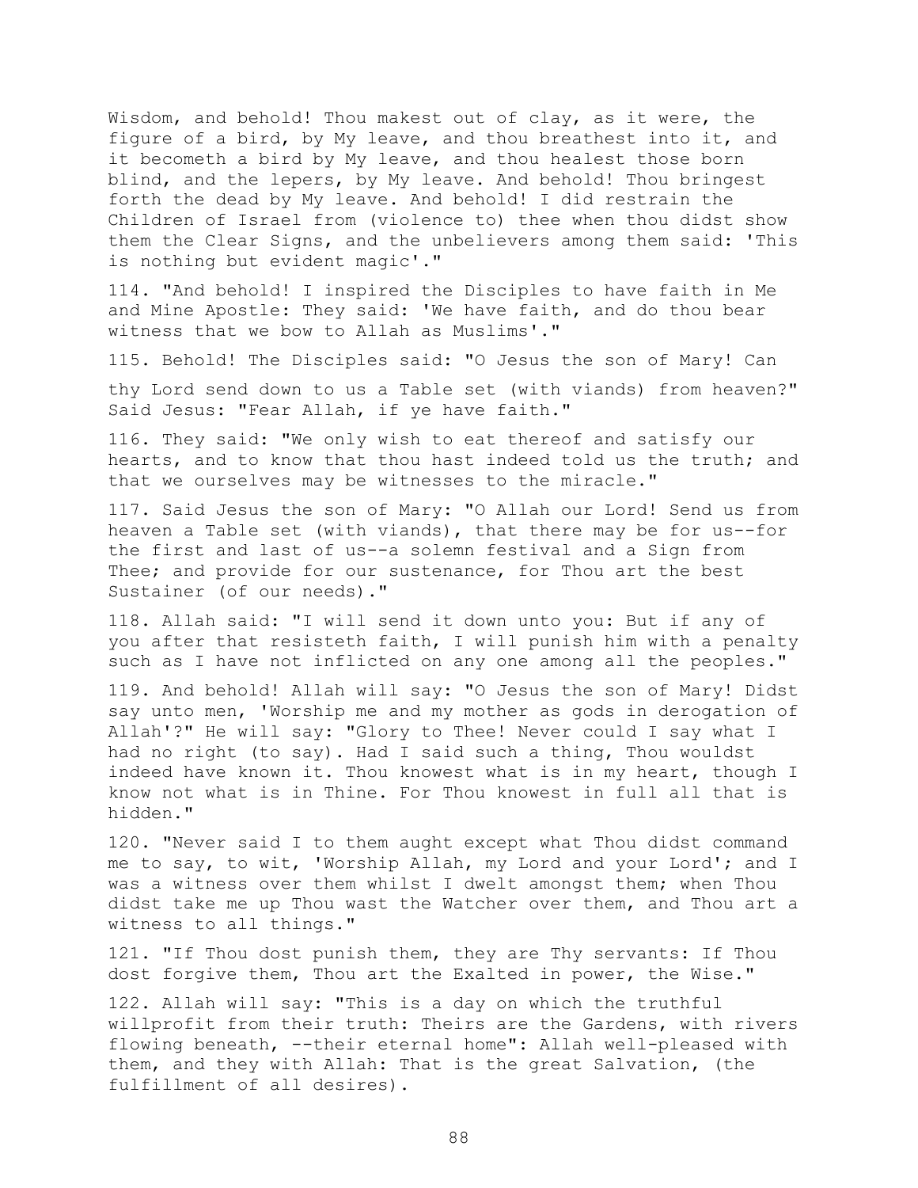Wisdom, and behold! Thou makest out of clay, as it were, the figure of a bird, by My leave, and thou breathest into it, and it becometh a bird by My leave, and thou healest those born blind, and the lepers, by My leave. And behold! Thou bringest forth the dead by My leave. And behold! I did restrain the Children of Israel from (violence to) thee when thou didst show them the Clear Signs, and the unbelievers among them said: 'This is nothing but evident magic'."

114. "And behold! I inspired the Disciples to have faith in Me and Mine Apostle: They said: 'We have faith, and do thou bear witness that we bow to Allah as Muslims'."

115. Behold! The Disciples said: "O Jesus the son of Mary! Can thy Lord send down to us a Table set (with viands) from heaven?" Said Jesus: "Fear Allah, if ye have faith."

116. They said: "We only wish to eat thereof and satisfy our hearts, and to know that thou hast indeed told us the truth; and that we ourselves may be witnesses to the miracle."

117. Said Jesus the son of Mary: "O Allah our Lord! Send us from heaven a Table set (with viands), that there may be for us--for the first and last of us--a solemn festival and a Sign from Thee; and provide for our sustenance, for Thou art the best Sustainer (of our needs)."

118. Allah said: "I will send it down unto you: But if any of you after that resisteth faith, I will punish him with a penalty such as I have not inflicted on any one among all the peoples."

119. And behold! Allah will say: "O Jesus the son of Mary! Didst say unto men, 'Worship me and my mother as gods in derogation of Allah'?" He will say: "Glory to Thee! Never could I say what I had no right (to say). Had I said such a thing, Thou wouldst indeed have known it. Thou knowest what is in my heart, though I know not what is in Thine. For Thou knowest in full all that is hidden."

120. "Never said I to them aught except what Thou didst command me to say, to wit, 'Worship Allah, my Lord and your Lord'; and I was a witness over them whilst I dwelt amongst them; when Thou didst take me up Thou wast the Watcher over them, and Thou art a witness to all things."

121. "If Thou dost punish them, they are Thy servants: If Thou dost forgive them, Thou art the Exalted in power, the Wise."

122. Allah will say: "This is a day on which the truthful willprofit from their truth: Theirs are the Gardens, with rivers flowing beneath, --their eternal home": Allah well-pleased with them, and they with Allah: That is the great Salvation, (the fulfillment of all desires).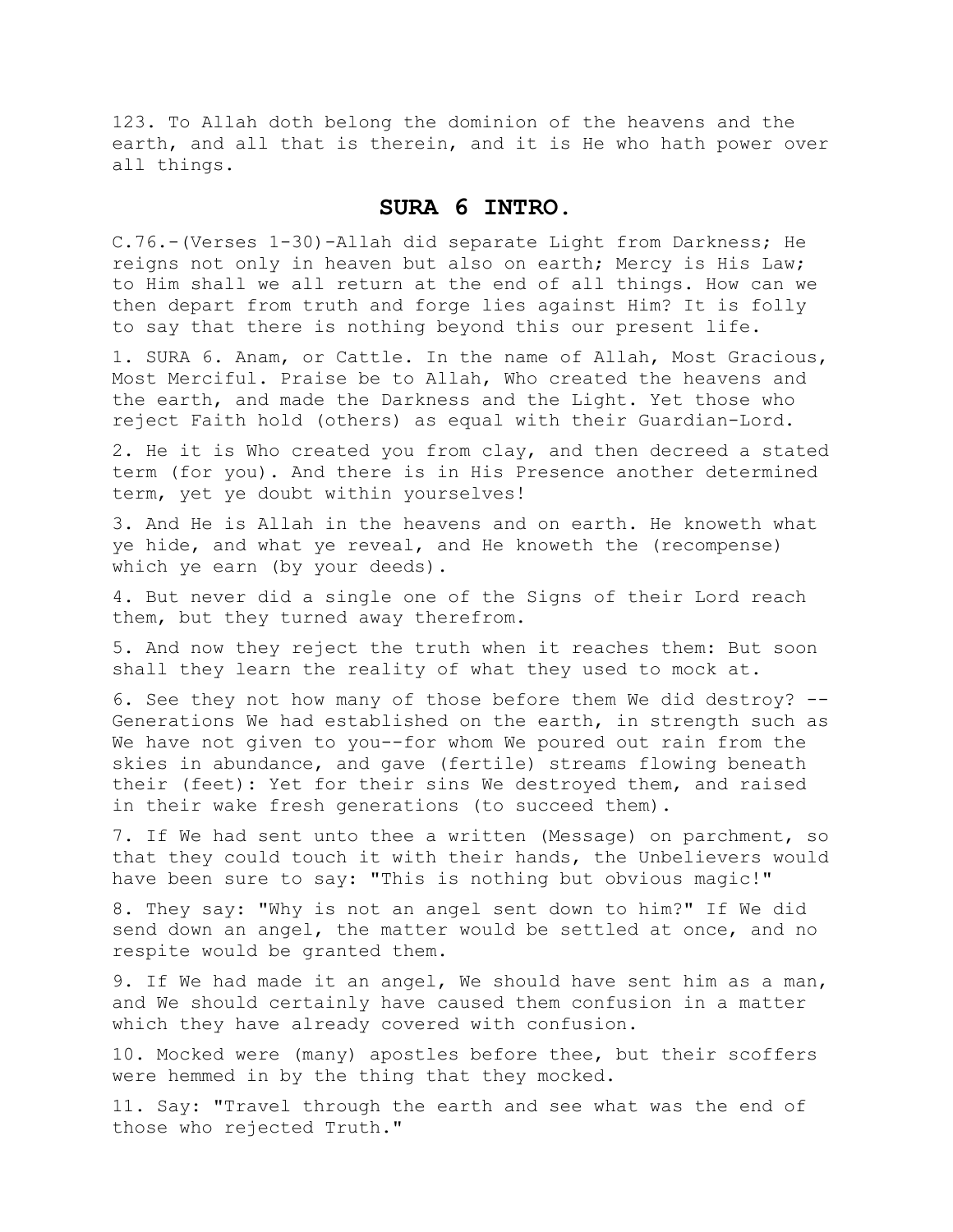123. To Allah doth belong the dominion of the heavens and the earth, and all that is therein, and it is He who hath power over all things.

## SURA 6 INTRO.

C.76.-(Verses 1-30)-Allah did separate Light from Darkness; He reigns not only in heaven but also on earth; Mercy is His Law; to Him shall we all return at the end of all things. How can we then depart from truth and forge lies against Him? It is folly to say that there is nothing beyond this our present life.

1. SURA 6. Anam, or Cattle. In the name of Allah, Most Gracious, Most Merciful. Praise be to Allah, Who created the heavens and the earth, and made the Darkness and the Light. Yet those who reject Faith hold (others) as equal with their Guardian-Lord.

2. He it is Who created you from clay, and then decreed a stated term (for you). And there is in His Presence another determined term, yet ye doubt within yourselves!

3. And He is Allah in the heavens and on earth. He knoweth what ye hide, and what ye reveal, and He knoweth the (recompense) which ye earn (by your deeds).

4. But never did a single one of the Signs of their Lord reach them, but they turned away therefrom.

5. And now they reject the truth when it reaches them: But soon shall they learn the reality of what they used to mock at.

6. See they not how many of those before them We did destroy? --Generations We had established on the earth, in strength such as We have not given to you--for whom We poured out rain from the skies in abundance, and gave (fertile) streams flowing beneath their (feet): Yet for their sins We destroyed them, and raised in their wake fresh generations (to succeed them).

7. If We had sent unto thee a written (Message) on parchment, so that they could touch it with their hands, the Unbelievers would have been sure to say: "This is nothing but obvious magic!"

8. They say: "Why is not an angel sent down to him?" If We did send down an angel, the matter would be settled at once, and no respite would be granted them.

9. If We had made it an angel, We should have sent him as a man, and We should certainly have caused them confusion in a matter which they have already covered with confusion.

10. Mocked were (many) apostles before thee, but their scoffers were hemmed in by the thing that they mocked.

11. Say: "Travel through the earth and see what was the end of those who rejected Truth."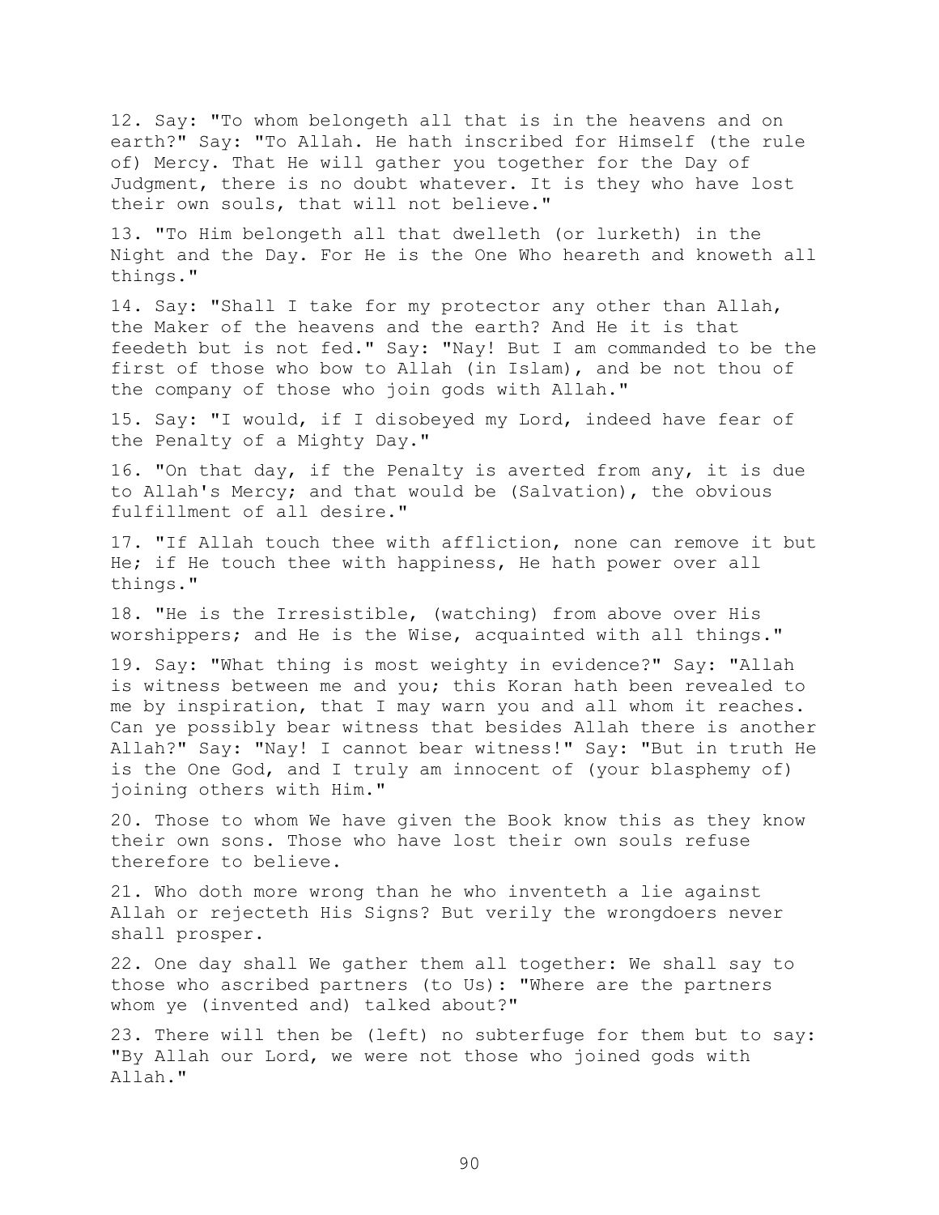12. Say: "To whom belongeth all that is in the heavens and on earth?" Say: "To Allah. He hath inscribed for Himself (the rule of) Mercy. That He will gather you together for the Day of Judgment, there is no doubt whatever. It is they who have lost their own souls, that will not believe."

13. "To Him belongeth all that dwelleth (or lurketh) in the Night and the Day. For He is the One Who heareth and knoweth all things."

14. Say: "Shall I take for my protector any other than Allah, the Maker of the heavens and the earth? And He it is that feedeth but is not fed." Say: "Nay! But I am commanded to be the first of those who bow to Allah (in Islam), and be not thou of the company of those who join gods with Allah."

15. Say: "I would, if I disobeyed my Lord, indeed have fear of the Penalty of a Mighty Day."

16. "On that day, if the Penalty is averted from any, it is due to Allah's Mercy; and that would be (Salvation), the obvious fulfillment of all desire."

17. "If Allah touch thee with affliction, none can remove it but He; if He touch thee with happiness, He hath power over all things."

18. "He is the Irresistible, (watching) from above over His worshippers; and He is the Wise, acquainted with all things."

19. Say: "What thing is most weighty in evidence?" Say: "Allah is witness between me and you; this Koran hath been revealed to me by inspiration, that I may warn you and all whom it reaches. Can ye possibly bear witness that besides Allah there is another Allah?" Say: "Nay! I cannot bear witness!" Say: "But in truth He is the One God, and I truly am innocent of (your blasphemy of) joining others with Him."

20. Those to whom We have given the Book know this as they know their own sons. Those who have lost their own souls refuse therefore to believe.

21. Who doth more wrong than he who inventeth a lie against Allah or rejecteth His Signs? But verily the wrongdoers never shall prosper.

22. One day shall We gather them all together: We shall say to those who ascribed partners (to Us): "Where are the partners whom ye (invented and) talked about?"

23. There will then be (left) no subterfuge for them but to say: "By Allah our Lord, we were not those who joined gods with Allah."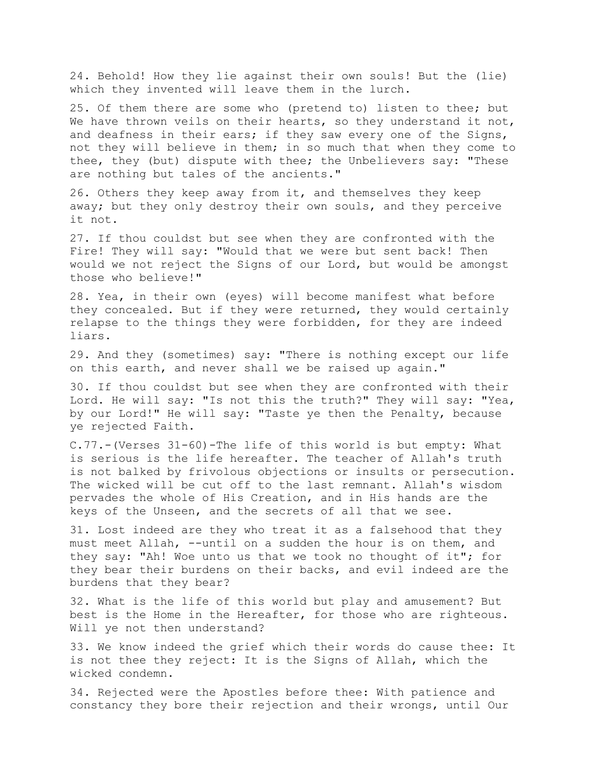24. Behold! How they lie against their own souls! But the (lie) which they invented will leave them in the lurch.

25. Of them there are some who (pretend to) listen to thee; but We have thrown veils on their hearts, so they understand it not, and deafness in their ears; if they saw every one of the Signs, not they will believe in them; in so much that when they come to thee, they (but) dispute with thee; the Unbelievers say: "These are nothing but tales of the ancients."

26. Others they keep away from it, and themselves they keep away; but they only destroy their own souls, and they perceive it not.

27. If thou couldst but see when they are confronted with the Fire! They will say: "Would that we were but sent back! Then would we not reject the Signs of our Lord, but would be amongst those who believe!"

28. Yea, in their own (eyes) will become manifest what before they concealed. But if they were returned, they would certainly relapse to the things they were forbidden, for they are indeed liars.

29. And they (sometimes) say: "There is nothing except our life on this earth, and never shall we be raised up again."

30. If thou couldst but see when they are confronted with their Lord. He will say: "Is not this the truth?" They will say: "Yea, by our Lord!" He will say: "Taste ye then the Penalty, because ye rejected Faith.

C.77.-(Verses 31-60)-The life of this world is but empty: What is serious is the life hereafter. The teacher of Allah's truth is not balked by frivolous objections or insults or persecution. The wicked will be cut off to the last remnant. Allah's wisdom pervades the whole of His Creation, and in His hands are the keys of the Unseen, and the secrets of all that we see.

31. Lost indeed are they who treat it as a falsehood that they must meet Allah, --until on a sudden the hour is on them, and they say: "Ah! Woe unto us that we took no thought of it"; for they bear their burdens on their backs, and evil indeed are the burdens that they bear?

32. What is the life of this world but play and amusement? But best is the Home in the Hereafter, for those who are righteous. Will ye not then understand?

33. We know indeed the grief which their words do cause thee: It is not thee they reject: It is the Signs of Allah, which the wicked condemn.

34. Rejected were the Apostles before thee: With patience and constancy they bore their rejection and their wrongs, until Our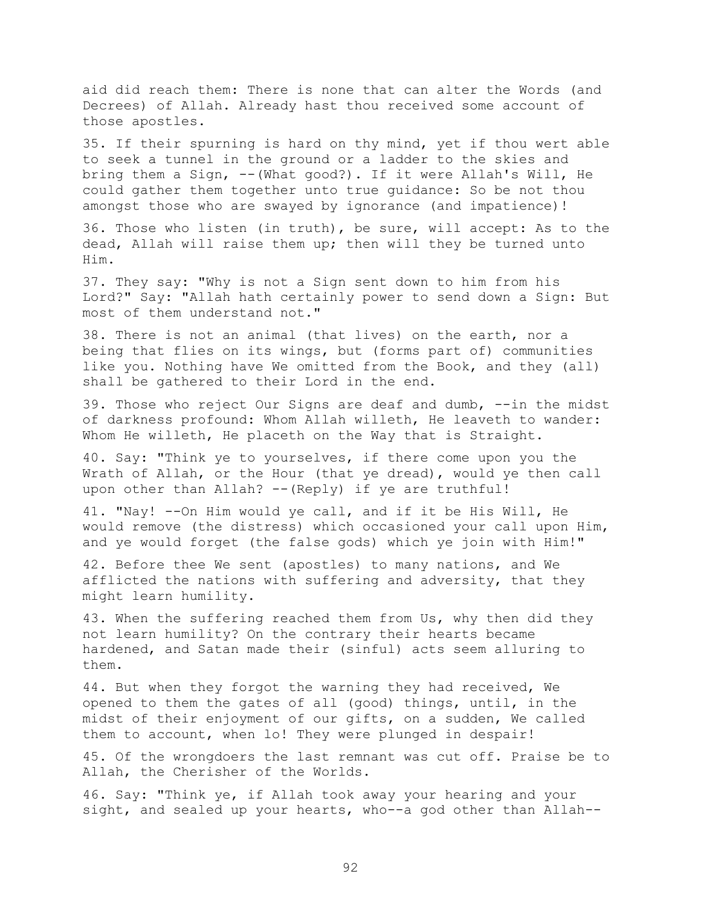aid did reach them: There is none that can alter the Words (and Decrees) of Allah. Already hast thou received some account of those apostles.

35. If their spurning is hard on thy mind, yet if thou wert able to seek a tunnel in the ground or a ladder to the skies and bring them a Sign, --(What good?). If it were Allah's Will, He could gather them together unto true guidance: So be not thou amongst those who are swayed by ignorance (and impatience)!

36. Those who listen (in truth), be sure, will accept: As to the dead, Allah will raise them up; then will they be turned unto Him.

37. They say: "Why is not a Sign sent down to him from his Lord?" Say: "Allah hath certainly power to send down a Sign: But most of them understand not."

38. There is not an animal (that lives) on the earth, nor a being that flies on its wings, but (forms part of) communities like you. Nothing have We omitted from the Book, and they (all) shall be gathered to their Lord in the end.

39. Those who reject Our Signs are deaf and dumb, --in the midst of darkness profound: Whom Allah willeth, He leaveth to wander: Whom He willeth, He placeth on the Way that is Straight.

40. Say: "Think ye to yourselves, if there come upon you the Wrath of Allah, or the Hour (that ye dread), would ye then call upon other than Allah? --(Reply) if ye are truthful!

41. "Nay! --On Him would ye call, and if it be His Will, He would remove (the distress) which occasioned your call upon Him, and ye would forget (the false gods) which ye join with Him!"

42. Before thee We sent (apostles) to many nations, and We afflicted the nations with suffering and adversity, that they might learn humility.

43. When the suffering reached them from Us, why then did they not learn humility? On the contrary their hearts became hardened, and Satan made their (sinful) acts seem alluring to them.

44. But when they forgot the warning they had received, We opened to them the gates of all (good) things, until, in the midst of their enjoyment of our gifts, on a sudden, We called them to account, when lo! They were plunged in despair!

45. Of the wrongdoers the last remnant was cut off. Praise be to Allah, the Cherisher of the Worlds.

46. Say: "Think ye, if Allah took away your hearing and your sight, and sealed up your hearts, who--a god other than Allah--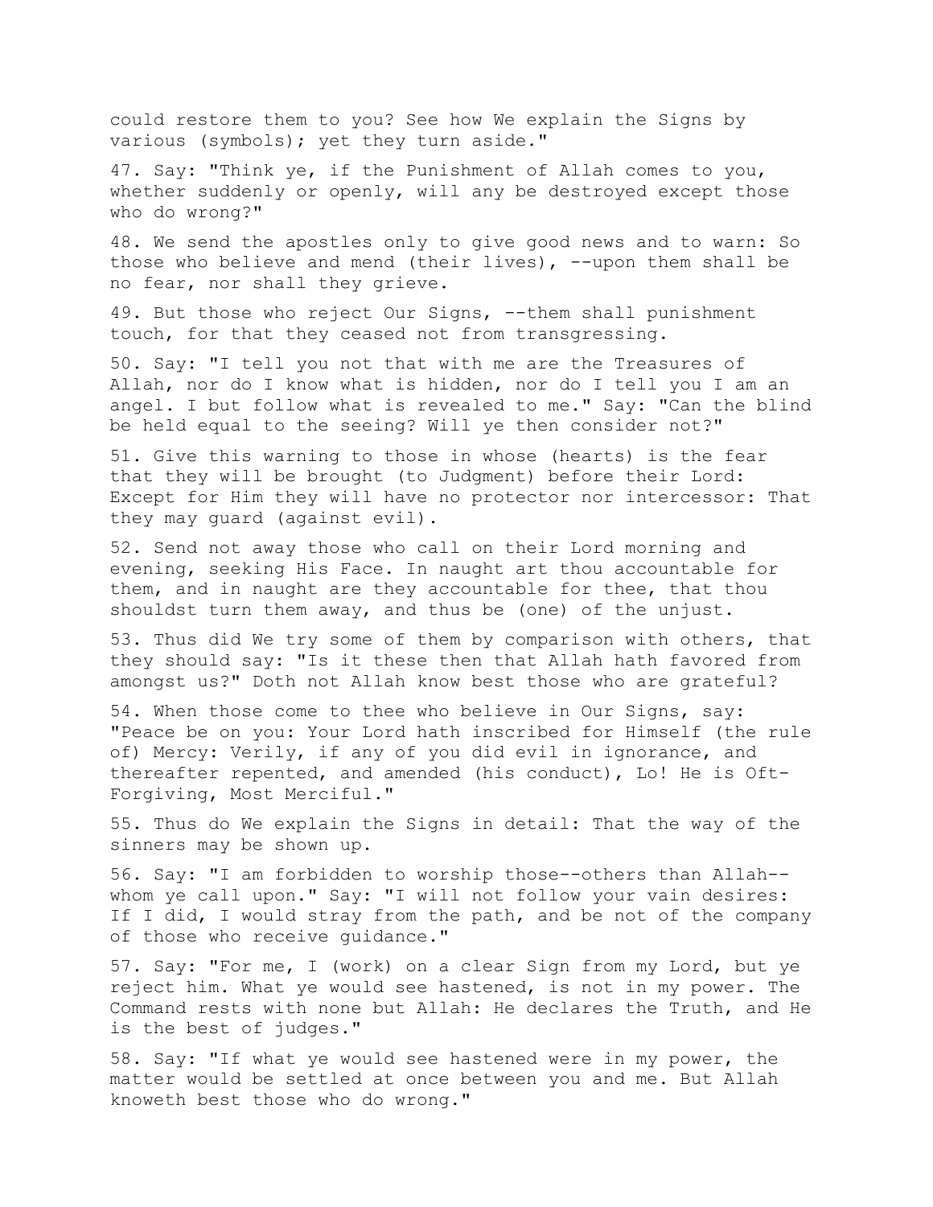could restore them to you? See how We explain the Signs by various (symbols); yet they turn aside."

47. Say: "Think ye, if the Punishment of Allah comes to you, whether suddenly or openly, will any be destroyed except those who do wrong?"

48. We send the apostles only to give good news and to warn: So those who believe and mend (their lives), --upon them shall be no fear, nor shall they grieve.

49. But those who reject Our Signs, --them shall punishment touch, for that they ceased not from transgressing.

50. Say: "I tell you not that with me are the Treasures of Allah, nor do I know what is hidden, nor do I tell you I am an angel. I but follow what is revealed to me." Say: "Can the blind be held equal to the seeing? Will ye then consider not?"

51. Give this warning to those in whose (hearts) is the fear that they will be brought (to Judgment) before their Lord: Except for Him they will have no protector nor intercessor: That they may guard (against evil).

52. Send not away those who call on their Lord morning and evening, seeking His Face. In naught art thou accountable for them, and in naught are they accountable for thee, that thou shouldst turn them away, and thus be (one) of the unjust.

53. Thus did We try some of them by comparison with others, that they should say: "Is it these then that Allah hath favored from amongst us?" Doth not Allah know best those who are grateful?

54. When those come to thee who believe in Our Signs, say: "Peace be on you: Your Lord hath inscribed for Himself (the rule of) Mercy: Verily, if any of you did evil in ignorance, and thereafter repented, and amended (his conduct), Lo! He is Oft-Forgiving, Most Merciful."

55. Thus do We explain the Signs in detail: That the way of the sinners may be shown up.

56. Say: "I am forbidden to worship those--others than Allah--whom ye call upon." Say: "I will not follow your vain desires: If I did, I would stray from the path, and be not of the company of those who receive guidance."

57. Say: "For me, I (work) on a clear Sign from my Lord, but ye reject him. What ye would see hastened, is not in my power. The Command rests with none but Allah: He declares the Truth, and He is the best of judges."

58. Say: "If what ye would see hastened were in my power, the matter would be settled at once between you and me. But Allah knoweth best those who do wrong."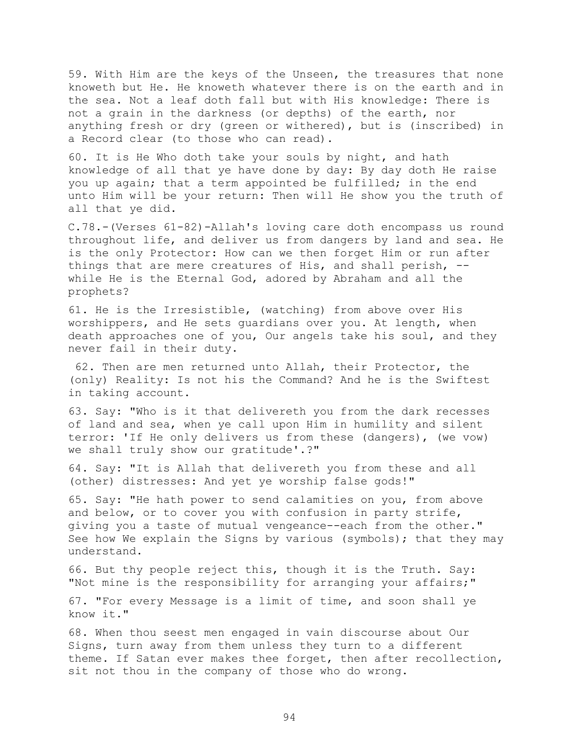59. With Him are the keys of the Unseen, the treasures that none knoweth but He. He knoweth whatever there is on the earth and in the sea. Not a leaf doth fall but with His knowledge: There is not a grain in the darkness (or depths) of the earth, nor anything fresh or dry (green or withered), but is (inscribed) in a Record clear (to those who can read).

60. It is He Who doth take your souls by night, and hath knowledge of all that ye have done by day: By day doth He raise you up again; that a term appointed be fulfilled; in the end unto Him will be your return: Then will He show you the truth of all that ye did.

C.78.-(Verses 61-82)-Allah's loving care doth encompass us round throughout life, and deliver us from dangers by land and sea. He is the only Protector: How can we then forget Him or run after things that are mere creatures of His, and shall perish, -- while He is the Eternal God, adored by Abraham and all the prophets?

61. He is the Irresistible, (watching) from above over His worshippers, and He sets guardians over you. At length, when death approaches one of you, Our angels take his soul, and they never fail in their duty.

62. Then are men returned unto Allah, their Protector, the (only) Reality: Is not his the Command? And he is the Swiftest in taking account.

63. Say: "Who is it that delivereth you from the dark recesses of land and sea, when ye call upon Him in humility and silent terror: 'If He only delivers us from these (dangers), (we vow) we shall truly show our gratitude'.?"

64. Say: "It is Allah that delivereth you from these and all (other) distresses: And yet ye worship false gods!"

65. Say: "He hath power to send calamities on you, from above and below, or to cover you with confusion in party strife, giving you a taste of mutual vengeance--each from the other." See how We explain the Signs by various (symbols); that they may understand.

66. But thy people reject this, though it is the Truth. Say: "Not mine is the responsibility for arranging your affairs;"

67. "For every Message is a limit of time, and soon shall ye know it."

68. When thou seest men engaged in vain discourse about Our Signs, turn away from them unless they turn to a different theme. If Satan ever makes thee forget, then after recollection, sit not thou in the company of those who do wrong.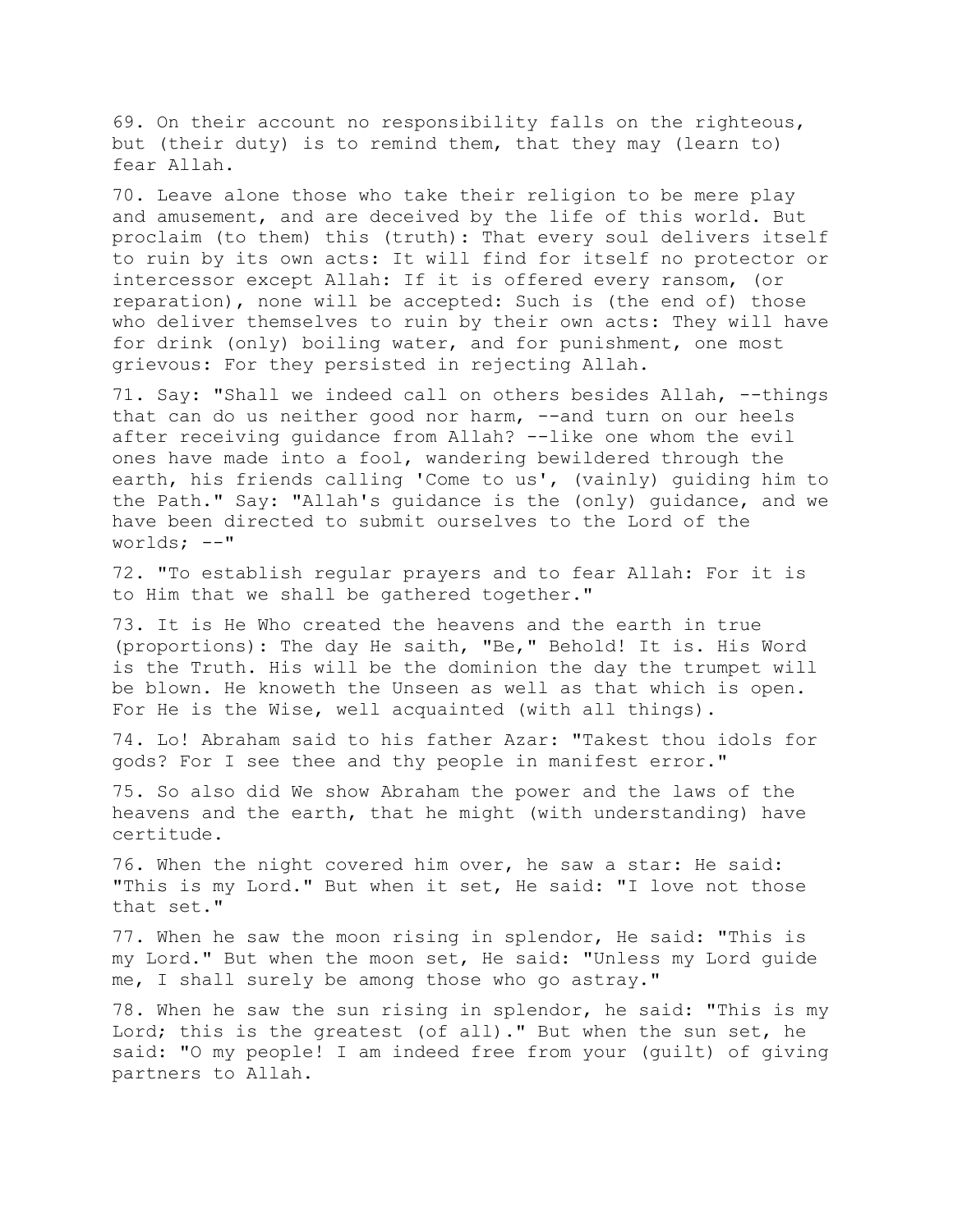69. On their account no responsibility falls on the righteous, but (their duty) is to remind them, that they may (learn to) fear Allah.

70. Leave alone those who take their religion to be mere play and amusement, and are deceived by the life of this world. But proclaim (to them) this (truth): That every soul delivers itself to ruin by its own acts: It will find for itself no protector or intercessor except Allah: If it is offered every ransom, (or reparation), none will be accepted: Such is (the end of) those who deliver themselves to ruin by their own acts: They will have for drink (only) boiling water, and for punishment, one most grievous: For they persisted in rejecting Allah.

71. Say: "Shall we indeed call on others besides Allah, --things that can do us neither good nor harm, --and turn on our heels after receiving guidance from Allah? --like one whom the evil ones have made into a fool, wandering bewildered through the earth, his friends calling 'Come to us', (vainly) guiding him to the Path." Say: "Allah's guidance is the (only) guidance, and we have been directed to submit ourselves to the Lord of the worlds; --"

72. "To establish regular prayers and to fear Allah: For it is to Him that we shall be gathered together."

73. It is He Who created the heavens and the earth in true (proportions): The day He saith, "Be," Behold! It is. His Word is the Truth. His will be the dominion the day the trumpet will be blown. He knoweth the Unseen as well as that which is open. For He is the Wise, well acquainted (with all things).

74. Lo! Abraham said to his father Azar: "Takest thou idols for gods? For I see thee and thy people in manifest error."

75. So also did We show Abraham the power and the laws of the heavens and the earth, that he might (with understanding) have certitude.

76. When the night covered him over, he saw a star: He said: "This is my Lord." But when it set, He said: "I love not those that set."

77. When he saw the moon rising in splendor, He said: "This is my Lord." But when the moon set, He said: "Unless my Lord guide me, I shall surely be among those who go astray."

78. When he saw the sun rising in splendor, he said: "This is my Lord; this is the greatest (of all)." But when the sun set, he said: "O my people! I am indeed free from your (guilt) of giving partners to Allah.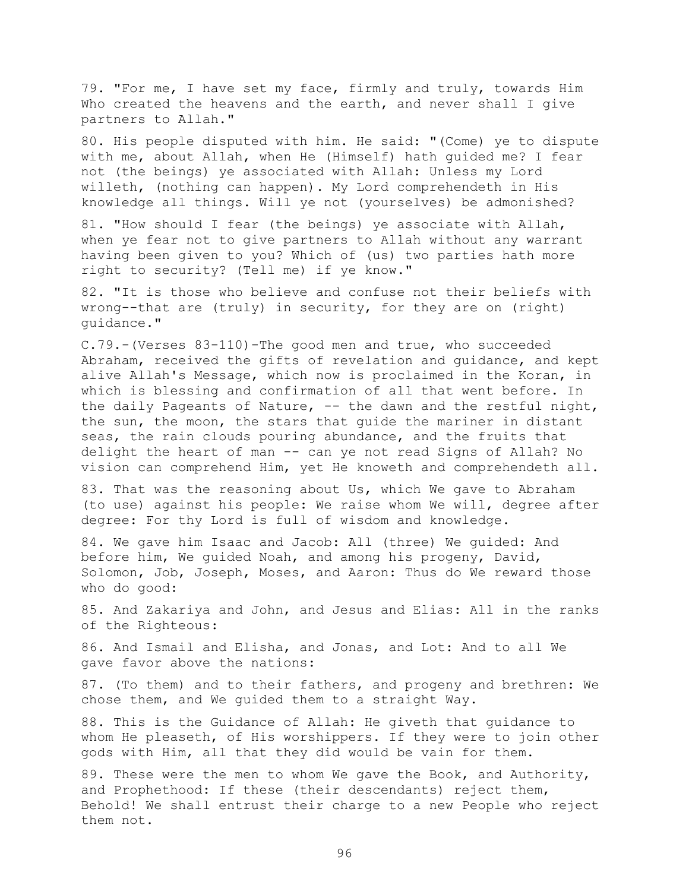79. "For me, I have set my face, firmly and truly, towards Him Who created the heavens and the earth, and never shall I give partners to Allah."

80. His people disputed with him. He said: "(Come) ye to dispute with me, about Allah, when He (Himself) hath guided me? I fear not (the beings) ye associated with Allah: Unless my Lord willeth, (nothing can happen). My Lord comprehendeth in His knowledge all things. Will ye not (yourselves) be admonished?

81. "How should I fear (the beings) ye associate with Allah, when ye fear not to give partners to Allah without any warrant having been given to you? Which of (us) two parties hath more right to security? (Tell me) if ye know."

82. "It is those who believe and confuse not their beliefs with wrong--that are (truly) in security, for they are on (right) guidance."

C.79.-(Verses 83-110)-The good men and true, who succeeded Abraham, received the gifts of revelation and guidance, and kept alive Allah's Message, which now is proclaimed in the Koran, in which is blessing and confirmation of all that went before. In the daily Pageants of Nature, -- the dawn and the restful night, the sun, the moon, the stars that guide the mariner in distant seas, the rain clouds pouring abundance, and the fruits that delight the heart of man -- can ye not read Signs of Allah? No vision can comprehend Him, yet He knoweth and comprehendeth all.

83. That was the reasoning about Us, which We gave to Abraham (to use) against his people: We raise whom We will, degree after degree: For thy Lord is full of wisdom and knowledge.

84. We gave him Isaac and Jacob: All (three) We guided: And before him, We guided Noah, and among his progeny, David, Solomon, Job, Joseph, Moses, and Aaron: Thus do We reward those who do good:

85. And Zakariya and John, and Jesus and Elias: All in the ranks of the Righteous:

86. And Ismail and Elisha, and Jonas, and Lot: And to all We gave favor above the nations:

87. (To them) and to their fathers, and progeny and brethren: We chose them, and We guided them to a straight Way.

88. This is the Guidance of Allah: He giveth that guidance to whom He pleaseth, of His worshippers. If they were to join other gods with Him, all that they did would be vain for them.

89. These were the men to whom We gave the Book, and Authority, and Prophethood: If these (their descendants) reject them, Behold! We shall entrust their charge to a new People who reject them not.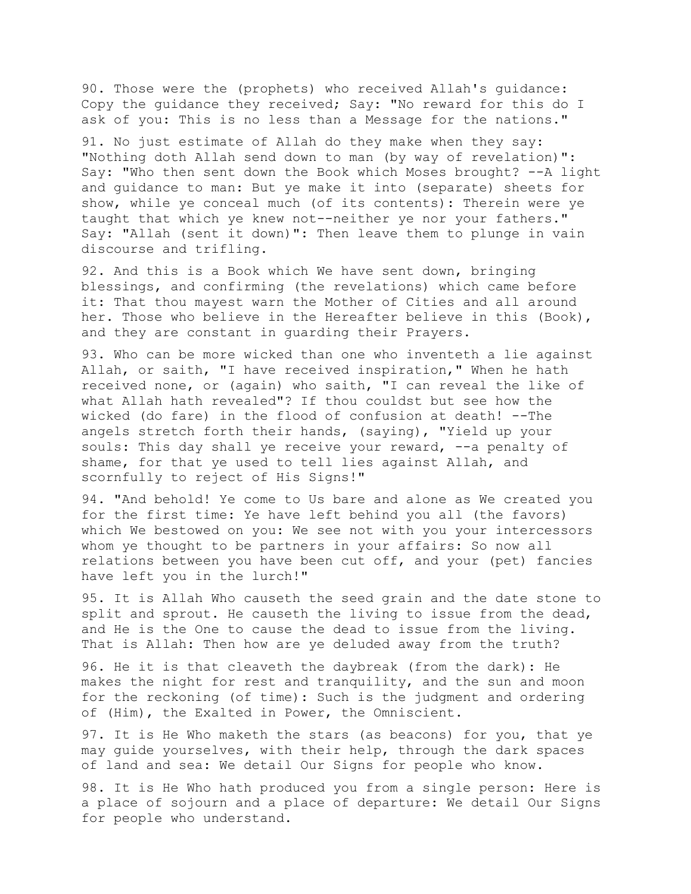90. Those were the (prophets) who received Allah's guidance: Copy the guidance they received; Say: "No reward for this do I ask of you: This is no less than a Message for the nations."

91. No just estimate of Allah do they make when they say: "Nothing doth Allah send down to man (by way of revelation)": Say: "Who then sent down the Book which Moses brought? --A light and guidance to man: But ye make it into (separate) sheets for show, while ye conceal much (of its contents): Therein were ye taught that which ye knew not--neither ye nor your fathers." Say: "Allah (sent it down)": Then leave them to plunge in vain discourse and trifling.

92. And this is a Book which We have sent down, bringing blessings, and confirming (the revelations) which came before it: That thou mayest warn the Mother of Cities and all around her. Those who believe in the Hereafter believe in this (Book), and they are constant in guarding their Prayers.

93. Who can be more wicked than one who inventeth a lie against Allah, or saith, "I have received inspiration," When he hath received none, or (again) who saith, "I can reveal the like of what Allah hath revealed"? If thou couldst but see how the wicked (do fare) in the flood of confusion at death! --The angels stretch forth their hands, (saying), "Yield up your souls: This day shall ye receive your reward, --a penalty of shame, for that ye used to tell lies against Allah, and scornfully to reject of His Signs!"

94. "And behold! Ye come to Us bare and alone as We created you for the first time: Ye have left behind you all (the favors) which We bestowed on you: We see not with you your intercessors whom ye thought to be partners in your affairs: So now all relations between you have been cut off, and your (pet) fancies have left you in the lurch!"

95. It is Allah Who causeth the seed grain and the date stone to split and sprout. He causeth the living to issue from the dead, and He is the One to cause the dead to issue from the living. That is Allah: Then how are ye deluded away from the truth?

96. He it is that cleaveth the daybreak (from the dark): He makes the night for rest and tranquility, and the sun and moon for the reckoning (of time): Such is the judgment and ordering of (Him), the Exalted in Power, the Omniscient.

97. It is He Who maketh the stars (as beacons) for you, that ye may guide yourselves, with their help, through the dark spaces of land and sea: We detail Our Signs for people who know.

98. It is He Who hath produced you from a single person: Here is a place of sojourn and a place of departure: We detail Our Signs for people who understand.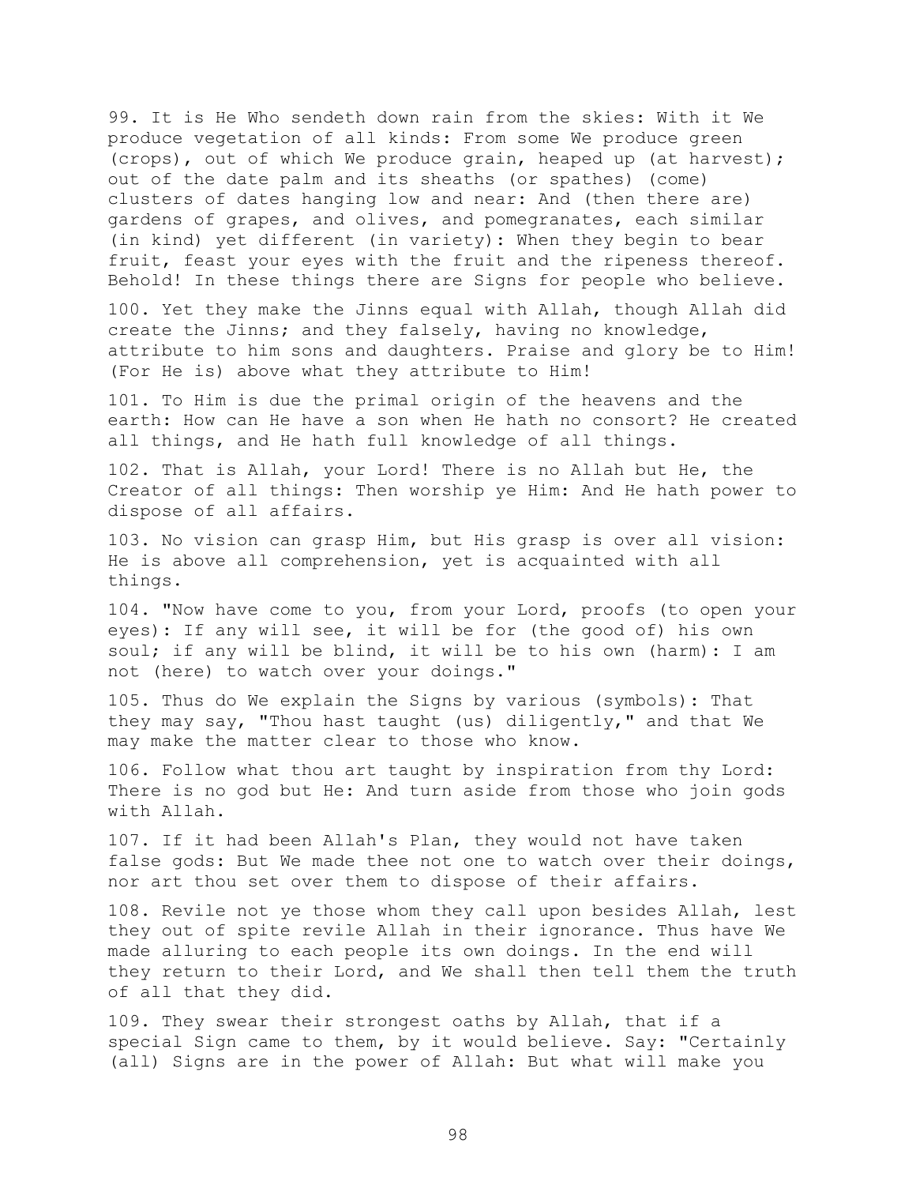99. It is He Who sendeth down rain from the skies: With it We produce vegetation of all kinds: From some We produce green (crops), out of which We produce grain, heaped up (at harvest); out of the date palm and its sheaths (or spathes) (come) clusters of dates hanging low and near: And (then there are) gardens of grapes, and olives, and pomegranates, each similar (in kind) yet different (in variety): When they begin to bear fruit, feast your eyes with the fruit and the ripeness thereof. Behold! In these things there are Signs for people who believe.

100. Yet they make the Jinns equal with Allah, though Allah did create the Jinns; and they falsely, having no knowledge, attribute to him sons and daughters. Praise and glory be to Him! (For He is) above what they attribute to Him!

101. To Him is due the primal origin of the heavens and the earth: How can He have a son when He hath no consort? He created all things, and He hath full knowledge of all things.

102. That is Allah, your Lord! There is no Allah but He, the Creator of all things: Then worship ye Him: And He hath power to dispose of all affairs.

103. No vision can grasp Him, but His grasp is over all vision: He is above all comprehension, yet is acquainted with all things.

104. "Now have come to you, from your Lord, proofs (to open your eyes): If any will see, it will be for (the good of) his own soul; if any will be blind, it will be to his own (harm): I am not (here) to watch over your doings."

105. Thus do We explain the Signs by various (symbols): That they may say, "Thou hast taught (us) diligently," and that We may make the matter clear to those who know.

106. Follow what thou art taught by inspiration from thy Lord: There is no god but He: And turn aside from those who join gods with Allah.

107. If it had been Allah's Plan, they would not have taken false gods: But We made thee not one to watch over their doings, nor art thou set over them to dispose of their affairs.

108. Revile not ye those whom they call upon besides Allah, lest they out of spite revile Allah in their ignorance. Thus have We made alluring to each people its own doings. In the end will they return to their Lord, and We shall then tell them the truth of all that they did.

109. They swear their strongest oaths by Allah, that if a special Sign came to them, by it would believe. Say: "Certainly (all) Signs are in the power of Allah: But what will make you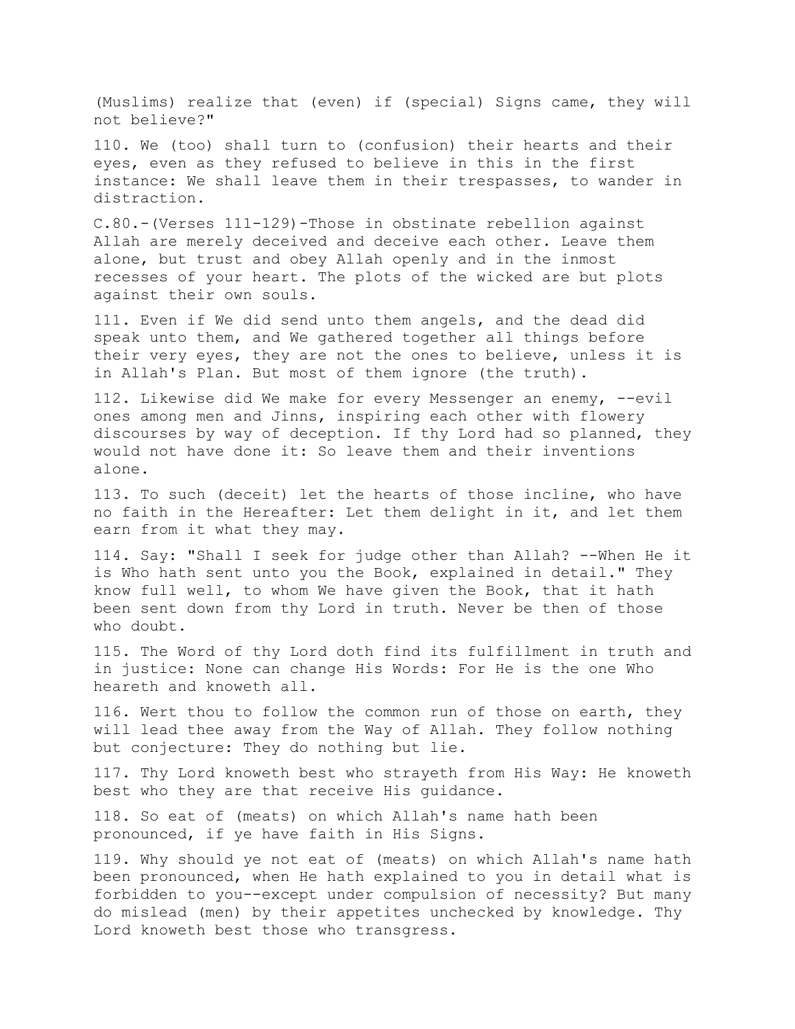(Muslims) realize that (even) if (special) Signs came, they will not believe?"

110. We (too) shall turn to (confusion) their hearts and their eyes, even as they refused to believe in this in the first instance: We shall leave them in their trespasses, to wander in distraction.

C.80.-(Verses 111-129)-Those in obstinate rebellion against Allah are merely deceived and deceive each other. Leave them alone, but trust and obey Allah openly and in the inmost recesses of your heart. The plots of the wicked are but plots against their own souls.

111. Even if We did send unto them angels, and the dead did speak unto them, and We gathered together all things before their very eyes, they are not the ones to believe, unless it is in Allah's Plan. But most of them ignore (the truth).

112. Likewise did We make for every Messenger an enemy, --evil ones among men and Jinns, inspiring each other with flowery discourses by way of deception. If thy Lord had so planned, they would not have done it: So leave them and their inventions alone.

113. To such (deceit) let the hearts of those incline, who have no faith in the Hereafter: Let them delight in it, and let them earn from it what they may.

114. Say: "Shall I seek for judge other than Allah? --When He it is Who hath sent unto you the Book, explained in detail." They know full well, to whom We have given the Book, that it hath been sent down from thy Lord in truth. Never be then of those who doubt.

115. The Word of thy Lord doth find its fulfillment in truth and in justice: None can change His Words: For He is the one Who heareth and knoweth all.

116. Wert thou to follow the common run of those on earth, they will lead thee away from the Way of Allah. They follow nothing but conjecture: They do nothing but lie.

117. Thy Lord knoweth best who strayeth from His Way: He knoweth best who they are that receive His guidance.

118. So eat of (meats) on which Allah's name hath been pronounced, if ye have faith in His Signs.

119. Why should ye not eat of (meats) on which Allah's name hath been pronounced, when He hath explained to you in detail what is forbidden to you--except under compulsion of necessity? But many do mislead (men) by their appetites unchecked by knowledge. Thy Lord knoweth best those who transgress.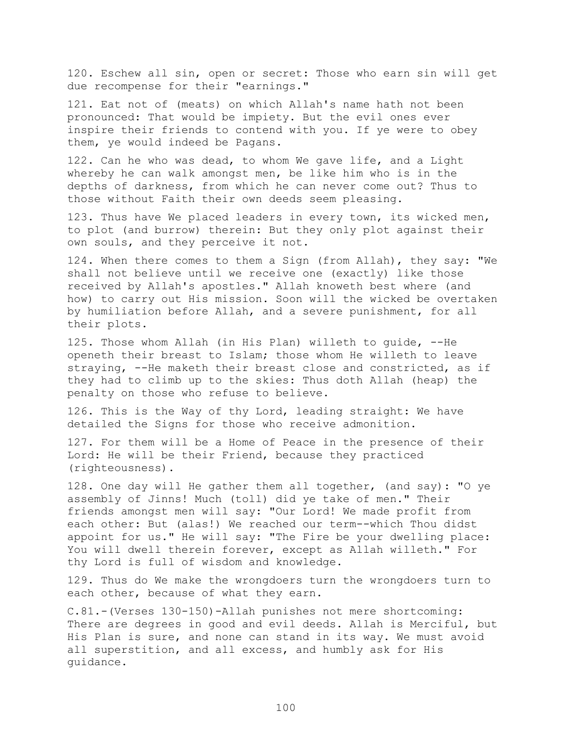120. Eschew all sin, open or secret: Those who earn sin will get due recompense for their "earnings."

121. Eat not of (meats) on which Allah's name hath not been pronounced: That would be impiety. But the evil ones ever inspire their friends to contend with you. If ye were to obey them, ye would indeed be Pagans.

122. Can he who was dead, to whom We gave life, and a Light whereby he can walk amongst men, be like him who is in the depths of darkness, from which he can never come out? Thus to those without Faith their own deeds seem pleasing.

123. Thus have We placed leaders in every town, its wicked men, to plot (and burrow) therein: But they only plot against their own souls, and they perceive it not.

124. When there comes to them a Sign (from Allah), they say: "We shall not believe until we receive one (exactly) like those received by Allah's apostles." Allah knoweth best where (and how) to carry out His mission. Soon will the wicked be overtaken by humiliation before Allah, and a severe punishment, for all their plots.

125. Those whom Allah (in His Plan) willeth to guide, --He openeth their breast to Islam; those whom He willeth to leave straying, --He maketh their breast close and constricted, as if they had to climb up to the skies: Thus doth Allah (heap) the penalty on those who refuse to believe.

126. This is the Way of thy Lord, leading straight: We have detailed the Signs for those who receive admonition.

127. For them will be a Home of Peace in the presence of their Lord: He will be their Friend, because they practiced (righteousness).

128. One day will He gather them all together, (and say): "O ye assembly of Jinns! Much (toll) did ye take of men." Their friends amongst men will say: "Our Lord! We made profit from each other: But (alas!) We reached our term--which Thou didst appoint for us." He will say: "The Fire be your dwelling place: You will dwell therein forever, except as Allah willeth." For thy Lord is full of wisdom and knowledge.

129. Thus do We make the wrongdoers turn the wrongdoers turn to each other, because of what they earn.

C.81.-(Verses 130-150)-Allah punishes not mere shortcoming: There are degrees in good and evil deeds. Allah is Merciful, but His Plan is sure, and none can stand in its way. We must avoid all superstition, and all excess, and humbly ask for His guidance.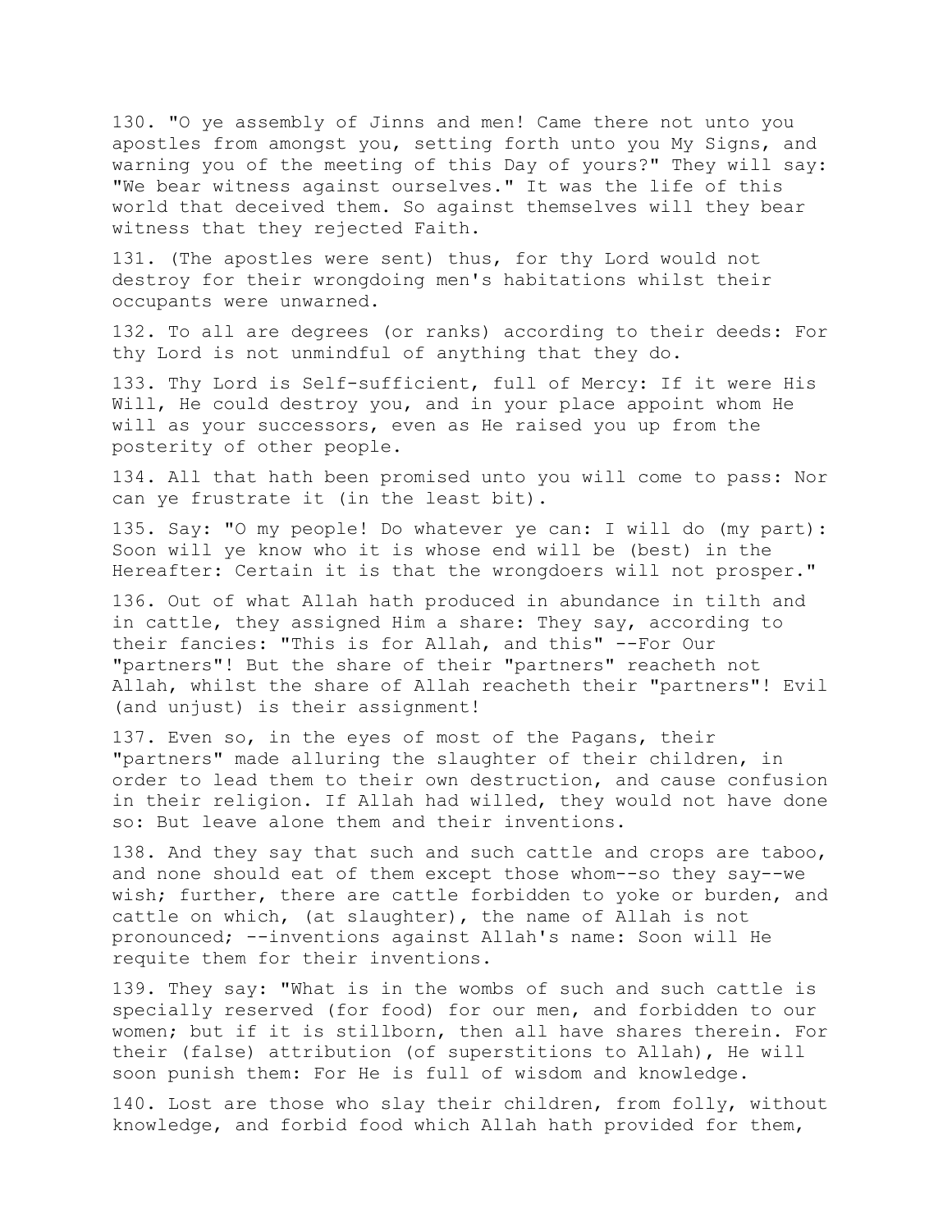130. "O ye assembly of Jinns and men! Came there not unto you apostles from amongst you, setting forth unto you My Signs, and warning you of the meeting of this Day of yours?" They will say: "We bear witness against ourselves." It was the life of this world that deceived them. So against themselves will they bear witness that they rejected Faith.

131. (The apostles were sent) thus, for thy Lord would not destroy for their wrongdoing men's habitations whilst their occupants were unwarned.

132. To all are degrees (or ranks) according to their deeds: For thy Lord is not unmindful of anything that they do.

133. Thy Lord is Self-sufficient, full of Mercy: If it were His Will, He could destroy you, and in your place appoint whom He will as your successors, even as He raised you up from the posterity of other people.

134. All that hath been promised unto you will come to pass: Nor can ye frustrate it (in the least bit).

135. Say: "O my people! Do whatever ye can: I will do (my part): Soon will ye know who it is whose end will be (best) in the Hereafter: Certain it is that the wrongdoers will not prosper."

136. Out of what Allah hath produced in abundance in tilth and in cattle, they assigned Him a share: They say, according to their fancies: "This is for Allah, and this" --For Our "partners"! But the share of their "partners" reacheth not Allah, whilst the share of Allah reacheth their "partners"! Evil (and unjust) is their assignment!

137. Even so, in the eyes of most of the Pagans, their "partners" made alluring the slaughter of their children, in order to lead them to their own destruction, and cause confusion in their religion. If Allah had willed, they would not have done so: But leave alone them and their inventions.

138. And they say that such and such cattle and crops are taboo, and none should eat of them except those whom--so they say--we wish; further, there are cattle forbidden to yoke or burden, and cattle on which, (at slaughter), the name of Allah is not pronounced; --inventions against Allah's name: Soon will He requite them for their inventions.

139. They say: "What is in the wombs of such and such cattle is specially reserved (for food) for our men, and forbidden to our women; but if it is stillborn, then all have shares therein. For their (false) attribution (of superstitions to Allah), He will soon punish them: For He is full of wisdom and knowledge.

140. Lost are those who slay their children, from folly, without knowledge, and forbid food which Allah hath provided for them,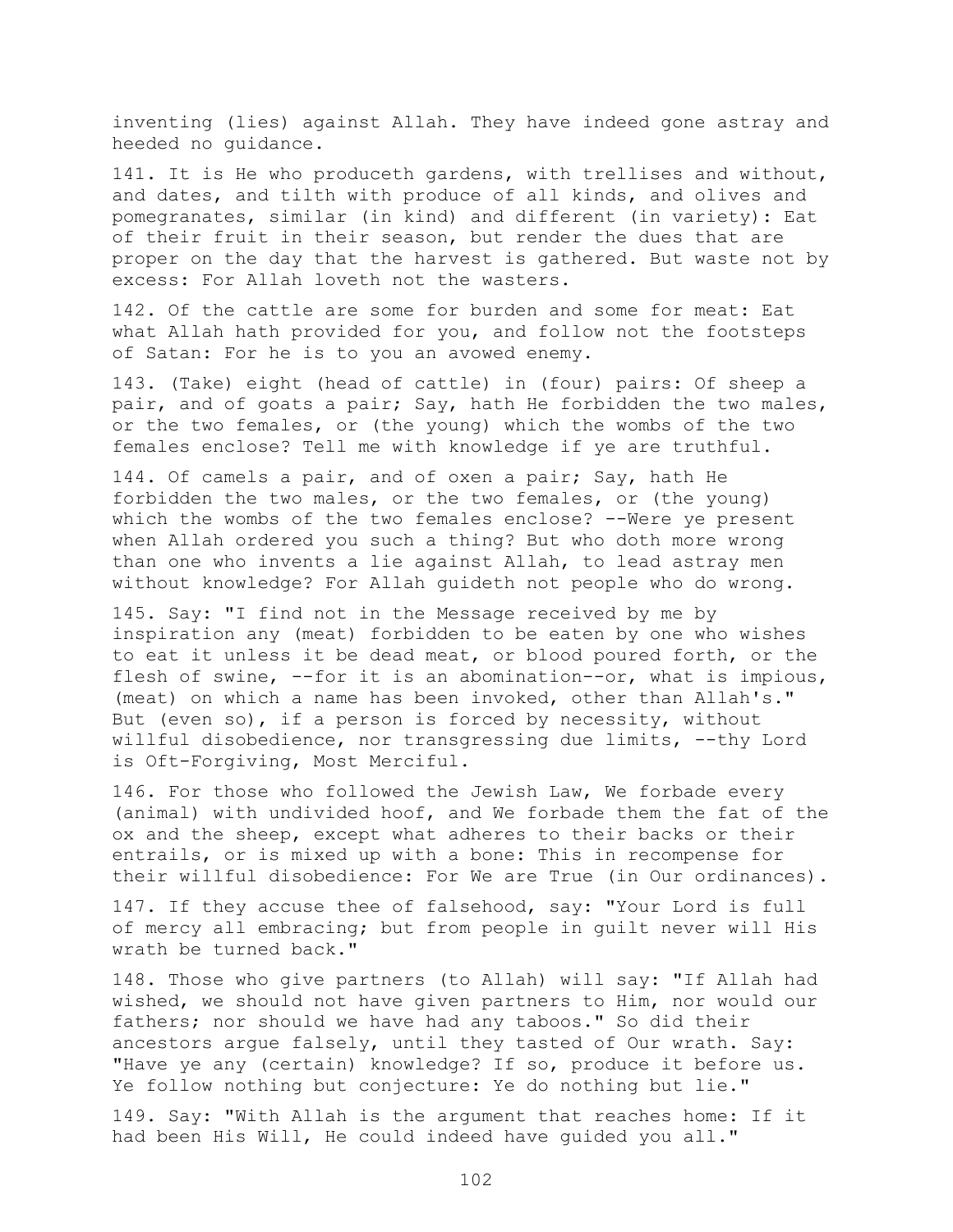inventing (lies) against Allah. They have indeed gone astray and heeded no guidance.

141. It is He who produceth gardens, with trellises and without, and dates, and tilth with produce of all kinds, and olives and pomegranates, similar (in kind) and different (in variety): Eat of their fruit in their season, but render the dues that are proper on the day that the harvest is gathered. But waste not by excess: For Allah loveth not the wasters.

142. Of the cattle are some for burden and some for meat: Eat what Allah hath provided for you, and follow not the footsteps of Satan: For he is to you an avowed enemy.

143. (Take) eight (head of cattle) in (four) pairs: Of sheep a pair, and of goats a pair; Say, hath He forbidden the two males, or the two females, or (the young) which the wombs of the two females enclose? Tell me with knowledge if ye are truthful.

144. Of camels a pair, and of oxen a pair; Say, hath He forbidden the two males, or the two females, or (the young) which the wombs of the two females enclose? --Were ye present when Allah ordered you such a thing? But who doth more wrong than one who invents a lie against Allah, to lead astray men without knowledge? For Allah guideth not people who do wrong.

145. Say: "I find not in the Message received by me by inspiration any (meat) forbidden to be eaten by one who wishes to eat it unless it be dead meat, or blood poured forth, or the flesh of swine, --for it is an abomination--or, what is impious, (meat) on which a name has been invoked, other than Allah's." But (even so), if a person is forced by necessity, without willful disobedience, nor transgressing due limits, --thy Lord is Oft-Forgiving, Most Merciful.

146. For those who followed the Jewish Law, We forbade every (animal) with undivided hoof, and We forbade them the fat of the ox and the sheep, except what adheres to their backs or their entrails, or is mixed up with a bone: This in recompense for their willful disobedience: For We are True (in Our ordinances).

147. If they accuse thee of falsehood, say: "Your Lord is full of mercy all embracing; but from people in guilt never will His wrath be turned back."

148. Those who give partners (to Allah) will say: "If Allah had wished, we should not have given partners to Him, nor would our fathers; nor should we have had any taboos." So did their ancestors argue falsely, until they tasted of Our wrath. Say: "Have ye any (certain) knowledge? If so, produce it before us. Ye follow nothing but conjecture: Ye do nothing but lie."

149. Say: "With Allah is the argument that reaches home: If it had been His Will, He could indeed have guided you all."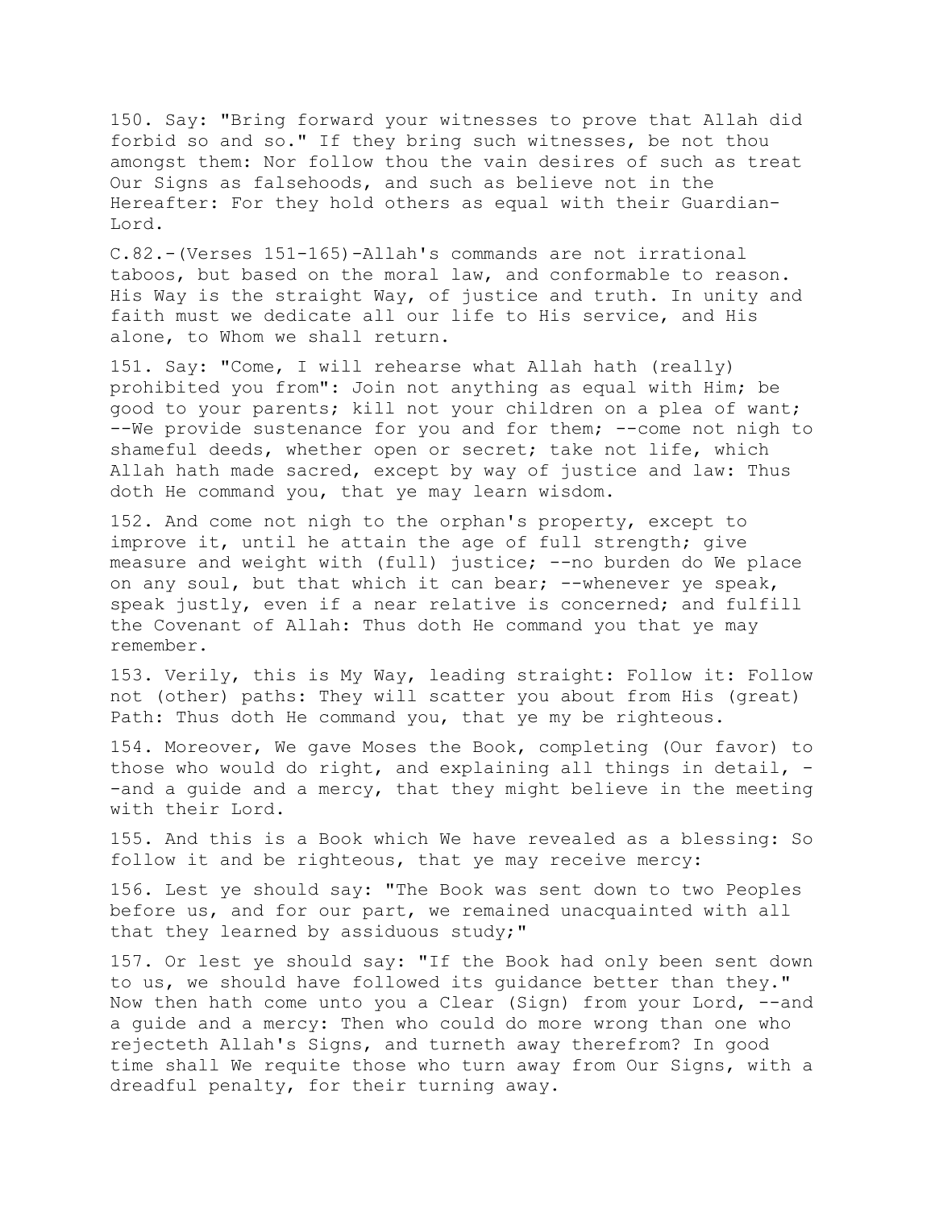150. Say: "Bring forward your witnesses to prove that Allah did forbid so and so." If they bring such witnesses, be not thou amongst them: Nor follow thou the vain desires of such as treat Our Signs as falsehoods, and such as believe not in the Hereafter: For they hold others as equal with their Guardian-Lord.

C.82.-(Verses 151-165)-Allah's commands are not irrational taboos, but based on the moral law, and conformable to reason. His Way is the straight Way, of justice and truth. In unity and faith must we dedicate all our life to His service, and His alone, to Whom we shall return.

151. Say: "Come, I will rehearse what Allah hath (really) prohibited you from": Join not anything as equal with Him; be good to your parents; kill not your children on a plea of want; --We provide sustenance for you and for them; --come not nigh to shameful deeds, whether open or secret; take not life, which Allah hath made sacred, except by way of justice and law: Thus doth He command you, that ye may learn wisdom.

152. And come not nigh to the orphan's property, except to improve it, until he attain the age of full strength; give measure and weight with (full) justice; --no burden do We place on any soul, but that which it can bear; --whenever ye speak, speak justly, even if a near relative is concerned; and fulfill the Covenant of Allah: Thus doth He command you that ye may remember.

153. Verily, this is My Way, leading straight: Follow it: Follow not (other) paths: They will scatter you about from His (great) Path: Thus doth He command you, that ye my be righteous.

154. Moreover, We gave Moses the Book, completing (Our favor) to those who would do right, and explaining all things in detail, --and a guide and a mercy, that they might believe in the meeting with their Lord.

155. And this is a Book which We have revealed as a blessing: So follow it and be righteous, that ye may receive mercy:

156. Lest ye should say: "The Book was sent down to two Peoples before us, and for our part, we remained unacquainted with all that they learned by assiduous study;"

157. Or lest ye should say: "If the Book had only been sent down to us, we should have followed its guidance better than they." Now then hath come unto you a Clear (Sign) from your Lord, --and a guide and a mercy: Then who could do more wrong than one who rejecteth Allah's Signs, and turneth away therefrom? In good time shall We requite those who turn away from Our Signs, with a dreadful penalty, for their turning away.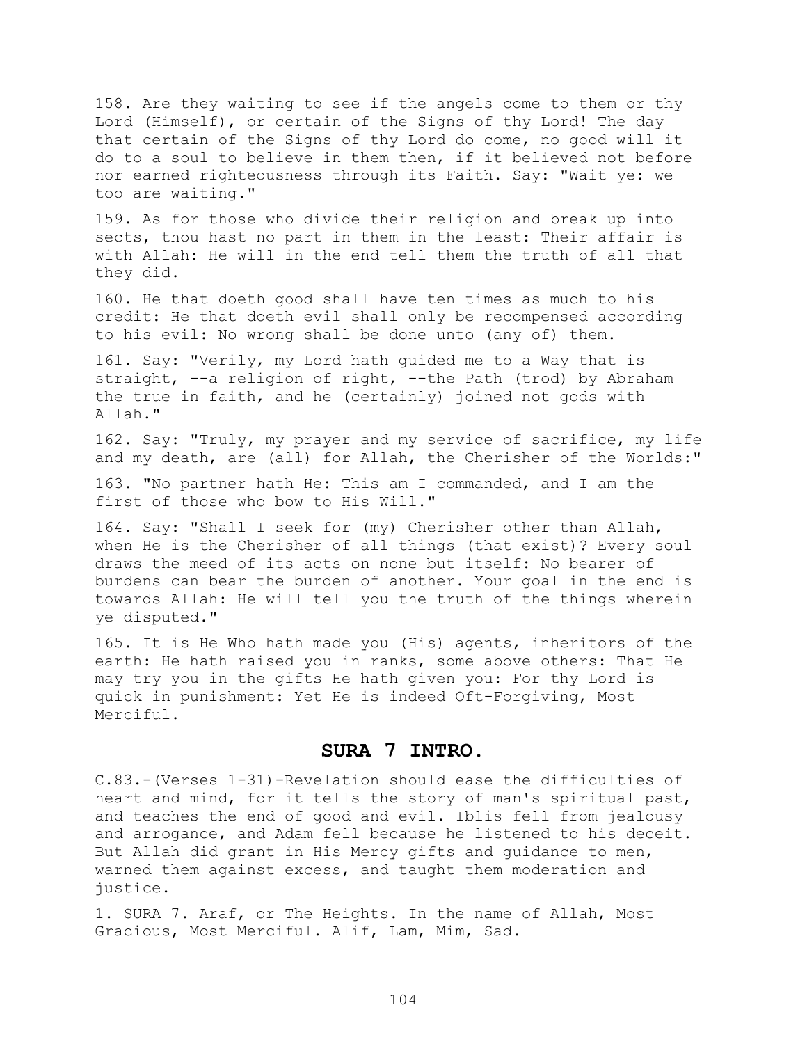158. Are they waiting to see if the angels come to them or thy Lord (Himself), or certain of the Signs of thy Lord! The day that certain of the Signs of thy Lord do come, no good will it do to a soul to believe in them then, if it believed not before nor earned righteousness through its Faith. Say: "Wait ye: we too are waiting."

159. As for those who divide their religion and break up into sects, thou hast no part in them in the least: Their affair is with Allah: He will in the end tell them the truth of all that they did.

160. He that doeth good shall have ten times as much to his credit: He that doeth evil shall only be recompensed according to his evil: No wrong shall be done unto (any of) them.

161. Say: "Verily, my Lord hath guided me to a Way that is straight, --a religion of right, --the Path (trod) by Abraham the true in faith, and he (certainly) joined not gods with Allah."

162. Say: "Truly, my prayer and my service of sacrifice, my life and my death, are (all) for Allah, the Cherisher of the Worlds:"

163. "No partner hath He: This am I commanded, and I am the first of those who bow to His Will."

164. Say: "Shall I seek for (my) Cherisher other than Allah, when He is the Cherisher of all things (that exist)? Every soul draws the meed of its acts on none but itself: No bearer of burdens can bear the burden of another. Your goal in the end is towards Allah: He will tell you the truth of the things wherein ye disputed."

165. It is He Who hath made you (His) agents, inheritors of the earth: He hath raised you in ranks, some above others: That He may try you in the gifts He hath given you: For thy Lord is quick in punishment: Yet He is indeed Oft-Forgiving, Most Merciful.

## SURA 7 INTRO.

C.83.-(Verses 1-31)-Revelation should ease the difficulties of heart and mind, for it tells the story of man's spiritual past, and teaches the end of good and evil. Iblis fell from jealousy and arrogance, and Adam fell because he listened to his deceit. But Allah did grant in His Mercy gifts and guidance to men, warned them against excess, and taught them moderation and justice.

1. SURA 7. Araf, or The Heights. In the name of Allah, Most Gracious, Most Merciful. Alif, Lam, Mim, Sad.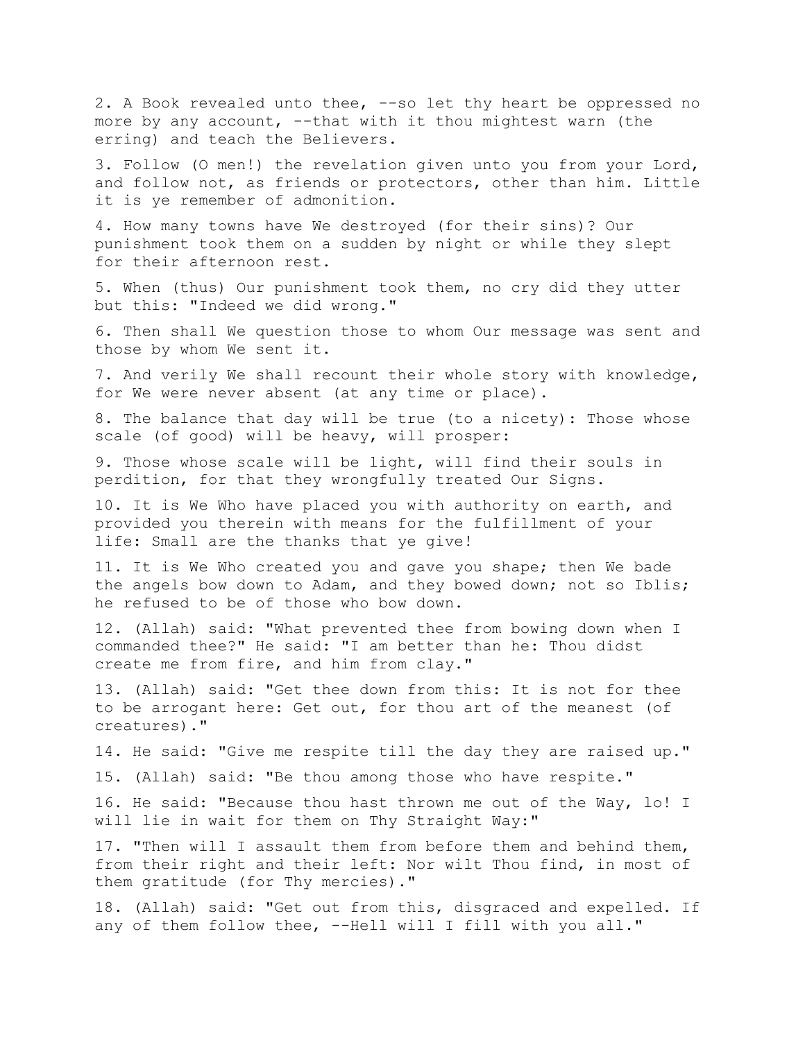2. A Book revealed unto thee, --so let thy heart be oppressed no more by any account, --that with it thou mightest warn (the erring) and teach the Believers.

3. Follow (O men!) the revelation given unto you from your Lord, and follow not, as friends or protectors, other than him. Little it is ye remember of admonition.

4. How many towns have We destroyed (for their sins)? Our punishment took them on a sudden by night or while they slept for their afternoon rest.

5. When (thus) Our punishment took them, no cry did they utter but this: "Indeed we did wrong."

6. Then shall We question those to whom Our message was sent and those by whom We sent it.

7. And verily We shall recount their whole story with knowledge, for We were never absent (at any time or place).

8. The balance that day will be true (to a nicety): Those whose scale (of good) will be heavy, will prosper:

9. Those whose scale will be light, will find their souls in perdition, for that they wrongfully treated Our Signs.

10. It is We Who have placed you with authority on earth, and provided you therein with means for the fulfillment of your life: Small are the thanks that ye give!

11. It is We Who created you and gave you shape; then We bade the angels bow down to Adam, and they bowed down; not so Iblis; he refused to be of those who bow down.

12. (Allah) said: "What prevented thee from bowing down when I commanded thee?" He said: "I am better than he: Thou didst create me from fire, and him from clay."

13. (Allah) said: "Get thee down from this: It is not for thee to be arrogant here: Get out, for thou art of the meanest (of creatures)."

14. He said: "Give me respite till the day they are raised up."

15. (Allah) said: "Be thou among those who have respite."

16. He said: "Because thou hast thrown me out of the Way, lo! I will lie in wait for them on Thy Straight Way:"

17. "Then will I assault them from before them and behind them, from their right and their left: Nor wilt Thou find, in most of them gratitude (for Thy mercies)."

18. (Allah) said: "Get out from this, disgraced and expelled. If any of them follow thee, --Hell will I fill with you all."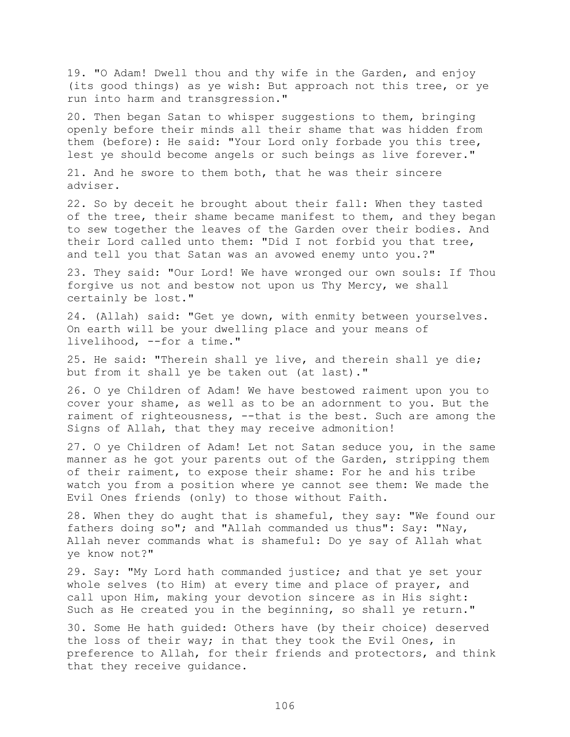19. "O Adam! Dwell thou and thy wife in the Garden, and enjoy (its good things) as ye wish: But approach not this tree, or ye run into harm and transgression."

20. Then began Satan to whisper suggestions to them, bringing openly before their minds all their shame that was hidden from them (before): He said: "Your Lord only forbade you this tree, lest ye should become angels or such beings as live forever."

21. And he swore to them both, that he was their sincere adviser.

22. So by deceit he brought about their fall: When they tasted of the tree, their shame became manifest to them, and they began to sew together the leaves of the Garden over their bodies. And their Lord called unto them: "Did I not forbid you that tree, and tell you that Satan was an avowed enemy unto you.?"

23. They said: "Our Lord! We have wronged our own souls: If Thou forgive us not and bestow not upon us Thy Mercy, we shall certainly be lost."

24. (Allah) said: "Get ye down, with enmity between yourselves. On earth will be your dwelling place and your means of livelihood, --for a time."

25. He said: "Therein shall ye live, and therein shall ye die; but from it shall ye be taken out (at last)."

26. O ye Children of Adam! We have bestowed raiment upon you to cover your shame, as well as to be an adornment to you. But the raiment of righteousness, --that is the best. Such are among the Signs of Allah, that they may receive admonition!

27. O ye Children of Adam! Let not Satan seduce you, in the same manner as he got your parents out of the Garden, stripping them of their raiment, to expose their shame: For he and his tribe watch you from a position where ye cannot see them: We made the Evil Ones friends (only) to those without Faith.

28. When they do aught that is shameful, they say: "We found our fathers doing so"; and "Allah commanded us thus": Say: "Nay, Allah never commands what is shameful: Do ye say of Allah what ye know not?"

29. Say: "My Lord hath commanded justice; and that ye set your whole selves (to Him) at every time and place of prayer, and call upon Him, making your devotion sincere as in His sight: Such as He created you in the beginning, so shall ye return."

30. Some He hath guided: Others have (by their choice) deserved the loss of their way; in that they took the Evil Ones, in preference to Allah, for their friends and protectors, and think that they receive guidance.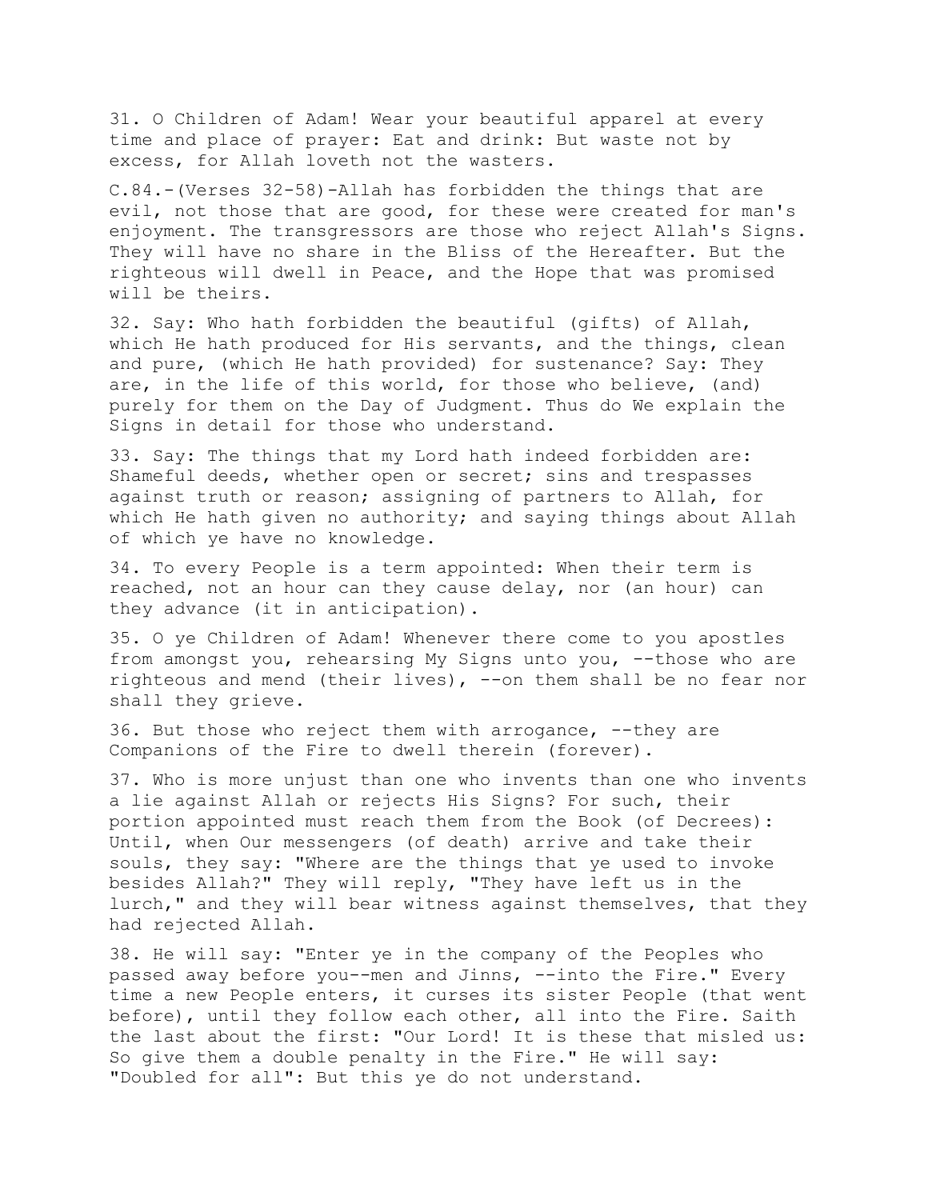31. O Children of Adam! Wear your beautiful apparel at every time and place of prayer: Eat and drink: But waste not by excess, for Allah loveth not the wasters.

C.84.-(Verses 32-58)-Allah has forbidden the things that are evil, not those that are good, for these were created for man's enjoyment. The transgressors are those who reject Allah's Signs. They will have no share in the Bliss of the Hereafter. But the righteous will dwell in Peace, and the Hope that was promised will be theirs.

32. Say: Who hath forbidden the beautiful (gifts) of Allah, which He hath produced for His servants, and the things, clean and pure, (which He hath provided) for sustenance? Say: They are, in the life of this world, for those who believe, (and) purely for them on the Day of Judgment. Thus do We explain the Signs in detail for those who understand.

33. Say: The things that my Lord hath indeed forbidden are: Shameful deeds, whether open or secret; sins and trespasses against truth or reason; assigning of partners to Allah, for which He hath given no authority; and saying things about Allah of which ye have no knowledge.

34. To every People is a term appointed: When their term is reached, not an hour can they cause delay, nor (an hour) can they advance (it in anticipation).

35. O ye Children of Adam! Whenever there come to you apostles from amongst you, rehearsing My Signs unto you, --those who are righteous and mend (their lives), --on them shall be no fear nor shall they grieve.

36. But those who reject them with arrogance, --they are Companions of the Fire to dwell therein (forever).

37. Who is more unjust than one who invents than one who invents a lie against Allah or rejects His Signs? For such, their portion appointed must reach them from the Book (of Decrees): Until, when Our messengers (of death) arrive and take their souls, they say: "Where are the things that ye used to invoke besides Allah?" They will reply, "They have left us in the lurch," and they will bear witness against themselves, that they had rejected Allah.

38. He will say: "Enter ye in the company of the Peoples who passed away before you--men and Jinns, --into the Fire." Every time a new People enters, it curses its sister People (that went before), until they follow each other, all into the Fire. Saith the last about the first: "Our Lord! It is these that misled us: So give them a double penalty in the Fire." He will say: "Doubled for all": But this ye do not understand.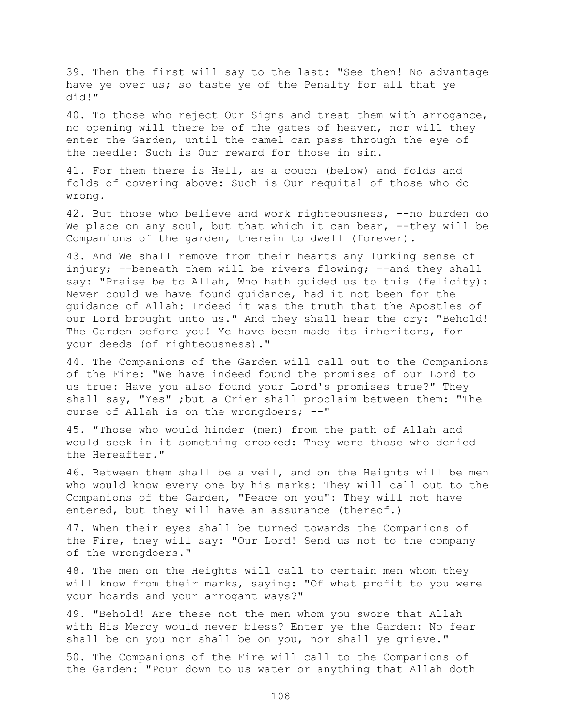39. Then the first will say to the last: "See then! No advantage have ye over us; so taste ye of the Penalty for all that ye did!"

40. To those who reject Our Signs and treat them with arrogance, no opening will there be of the gates of heaven, nor will they enter the Garden, until the camel can pass through the eye of the needle: Such is Our reward for those in sin.

41. For them there is Hell, as a couch (below) and folds and folds of covering above: Such is Our requital of those who do wrong.

42. But those who believe and work righteousness, --no burden do We place on any soul, but that which it can bear, --they will be Companions of the garden, therein to dwell (forever).

43. And We shall remove from their hearts any lurking sense of injury; --beneath them will be rivers flowing; --and they shall say: "Praise be to Allah, Who hath guided us to this (felicity): Never could we have found guidance, had it not been for the guidance of Allah: Indeed it was the truth that the Apostles of our Lord brought unto us." And they shall hear the cry: "Behold! The Garden before you! Ye have been made its inheritors, for your deeds (of righteousness)."

44. The Companions of the Garden will call out to the Companions of the Fire: "We have indeed found the promises of our Lord to us true: Have you also found your Lord's promises true?" They shall say, "Yes" ;but a Crier shall proclaim between them: "The curse of Allah is on the wrongdoers; --"

45. "Those who would hinder (men) from the path of Allah and would seek in it something crooked: They were those who denied the Hereafter."

46. Between them shall be a veil, and on the Heights will be men who would know every one by his marks: They will call out to the Companions of the Garden, "Peace on you": They will not have entered, but they will have an assurance (thereof.)

47. When their eyes shall be turned towards the Companions of the Fire, they will say: "Our Lord! Send us not to the company of the wrongdoers."

48. The men on the Heights will call to certain men whom they will know from their marks, saying: "Of what profit to you were your hoards and your arrogant ways?"

49. "Behold! Are these not the men whom you swore that Allah with His Mercy would never bless? Enter ye the Garden: No fear shall be on you nor shall be on you, nor shall ye grieve."

50. The Companions of the Fire will call to the Companions of the Garden: "Pour down to us water or anything that Allah doth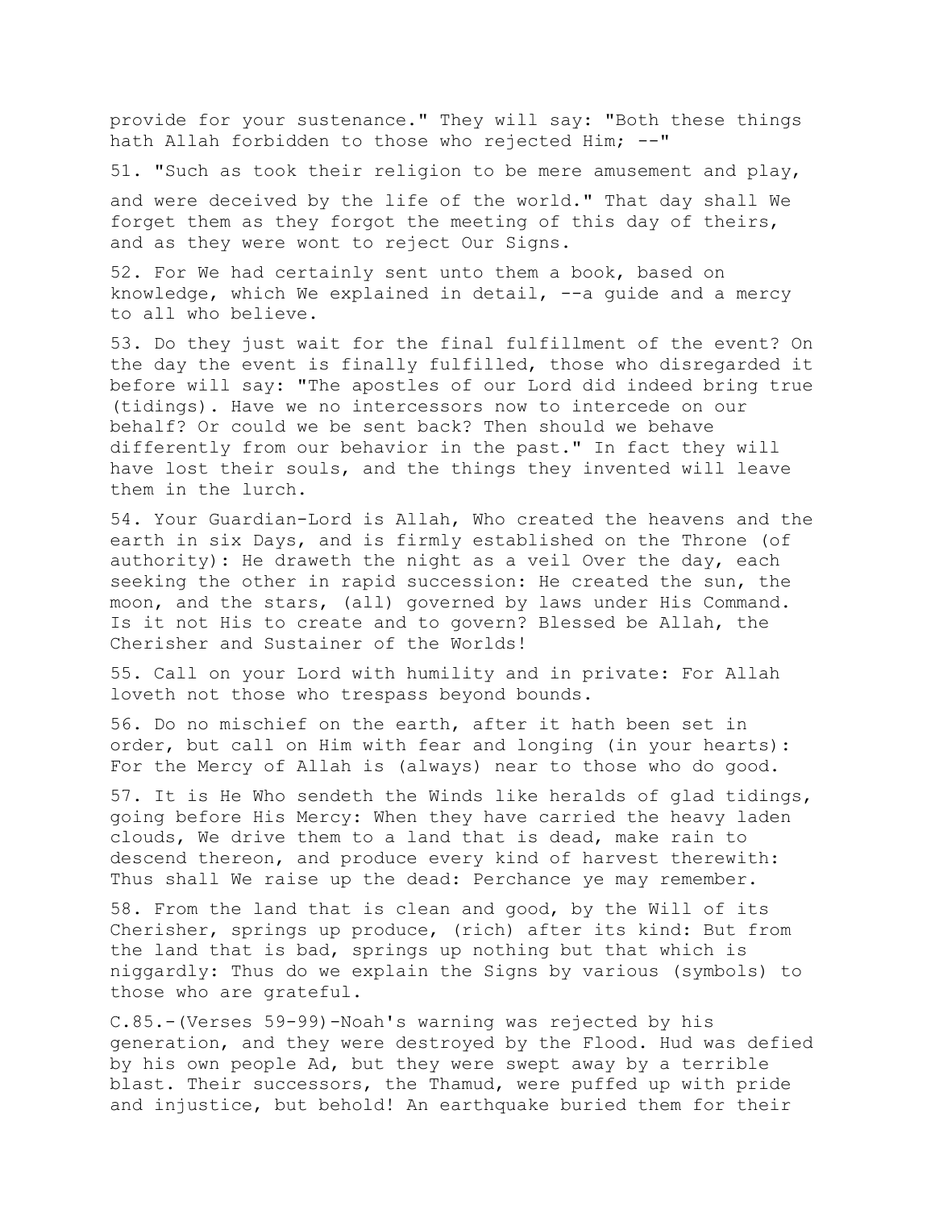provide for your sustenance." They will say: "Both these things hath Allah forbidden to those who rejected Him; --"

51. "Such as took their religion to be mere amusement and play, and were deceived by the life of the world." That day shall We forget them as they forgot the meeting of this day of theirs, and as they were wont to reject Our Signs.

52. For We had certainly sent unto them a book, based on knowledge, which We explained in detail, --a guide and a mercy to all who believe.

53. Do they just wait for the final fulfillment of the event? On the day the event is finally fulfilled, those who disregarded it before will say: "The apostles of our Lord did indeed bring true (tidings). Have we no intercessors now to intercede on our behalf? Or could we be sent back? Then should we behave differently from our behavior in the past." In fact they will have lost their souls, and the things they invented will leave them in the lurch.

54. Your Guardian-Lord is Allah, Who created the heavens and the earth in six Days, and is firmly established on the Throne (of authority): He draweth the night as a veil Over the day, each seeking the other in rapid succession: He created the sun, the moon, and the stars, (all) governed by laws under His Command. Is it not His to create and to govern? Blessed be Allah, the Cherisher and Sustainer of the Worlds!

55. Call on your Lord with humility and in private: For Allah loveth not those who trespass beyond bounds.

56. Do no mischief on the earth, after it hath been set in order, but call on Him with fear and longing (in your hearts): For the Mercy of Allah is (always) near to those who do good.

57. It is He Who sendeth the Winds like heralds of glad tidings, going before His Mercy: When they have carried the heavy laden clouds, We drive them to a land that is dead, make rain to descend thereon, and produce every kind of harvest therewith: Thus shall We raise up the dead: Perchance ye may remember.

58. From the land that is clean and good, by the Will of its Cherisher, springs up produce, (rich) after its kind: But from the land that is bad, springs up nothing but that which is niggardly: Thus do we explain the Signs by various (symbols) to those who are grateful.

C.85.-(Verses 59-99)-Noah's warning was rejected by his generation, and they were destroyed by the Flood. Hud was defied by his own people Ad, but they were swept away by a terrible blast. Their successors, the Thamud, were puffed up with pride and injustice, but behold! An earthquake buried them for their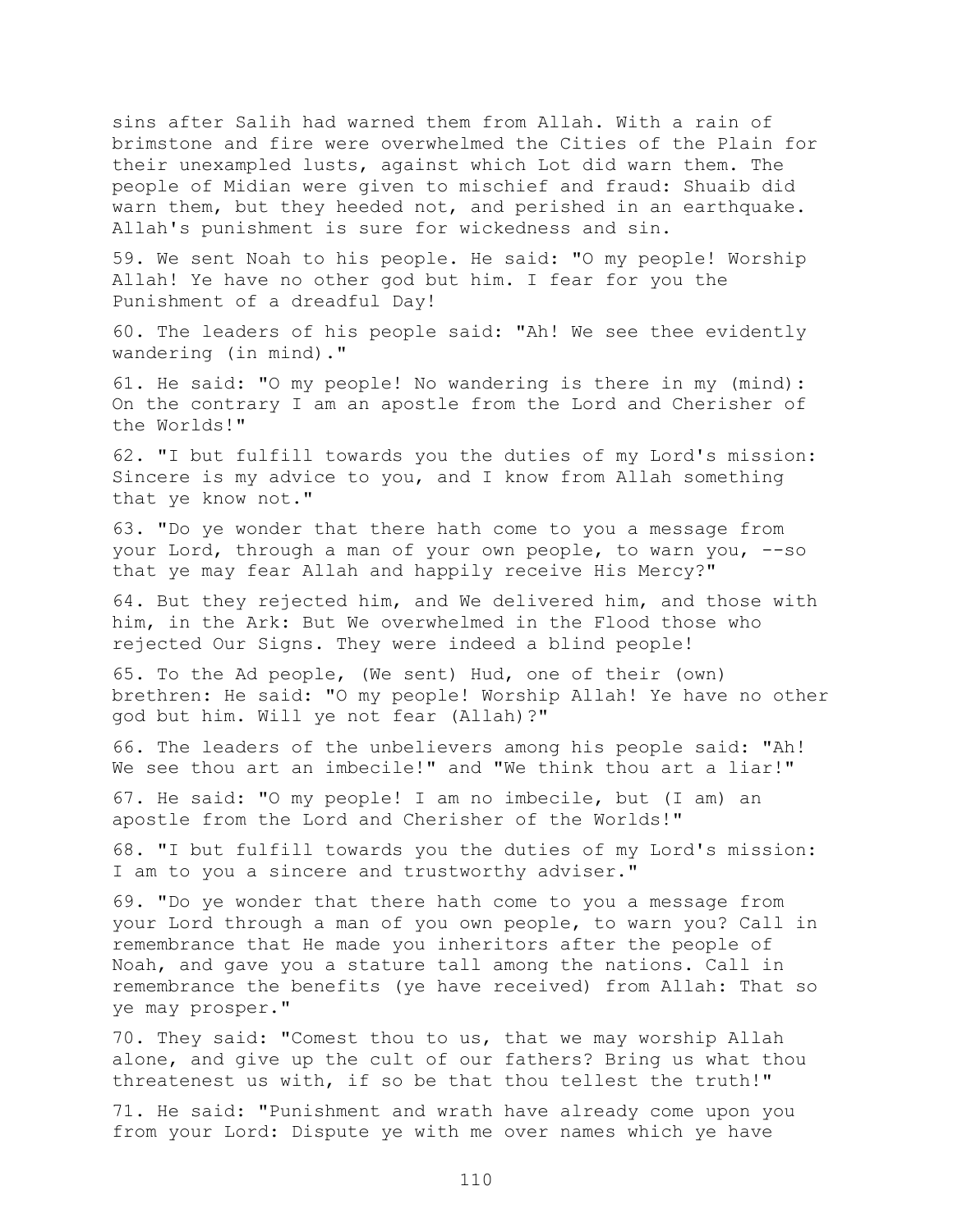sins after Salih had warned them from Allah. With a rain of brimstone and fire were overwhelmed the Cities of the Plain for their unexampled lusts, against which Lot did warn them. The people of Midian were given to mischief and fraud: Shuaib did warn them, but they heeded not, and perished in an earthquake. Allah's punishment is sure for wickedness and sin.

59. We sent Noah to his people. He said: "O my people! Worship Allah! Ye have no other god but him. I fear for you the Punishment of a dreadful Day!

60. The leaders of his people said: "Ah! We see thee evidently wandering (in mind)."

61. He said: "O my people! No wandering is there in my (mind): On the contrary I am an apostle from the Lord and Cherisher of the Worlds!"

62. "I but fulfill towards you the duties of my Lord's mission: Sincere is my advice to you, and I know from Allah something that ye know not."

63. "Do ye wonder that there hath come to you a message from your Lord, through a man of your own people, to warn you, --so that ye may fear Allah and happily receive His Mercy?"

64. But they rejected him, and We delivered him, and those with him, in the Ark: But We overwhelmed in the Flood those who rejected Our Signs. They were indeed a blind people!

65. To the Ad people, (We sent) Hud, one of their (own) brethren: He said: "O my people! Worship Allah! Ye have no other god but him. Will ye not fear (Allah)?"

66. The leaders of the unbelievers among his people said: "Ah! We see thou art an imbecile!" and "We think thou art a liar!"

67. He said: "O my people! I am no imbecile, but (I am) an apostle from the Lord and Cherisher of the Worlds!"

68. "I but fulfill towards you the duties of my Lord's mission: I am to you a sincere and trustworthy adviser."

69. "Do ye wonder that there hath come to you a message from your Lord through a man of you own people, to warn you? Call in remembrance that He made you inheritors after the people of Noah, and gave you a stature tall among the nations. Call in remembrance the benefits (ye have received) from Allah: That so ye may prosper."

70. They said: "Comest thou to us, that we may worship Allah alone, and give up the cult of our fathers? Bring us what thou threatenest us with, if so be that thou tellest the truth!"

71. He said: "Punishment and wrath have already come upon you from your Lord: Dispute ye with me over names which ye have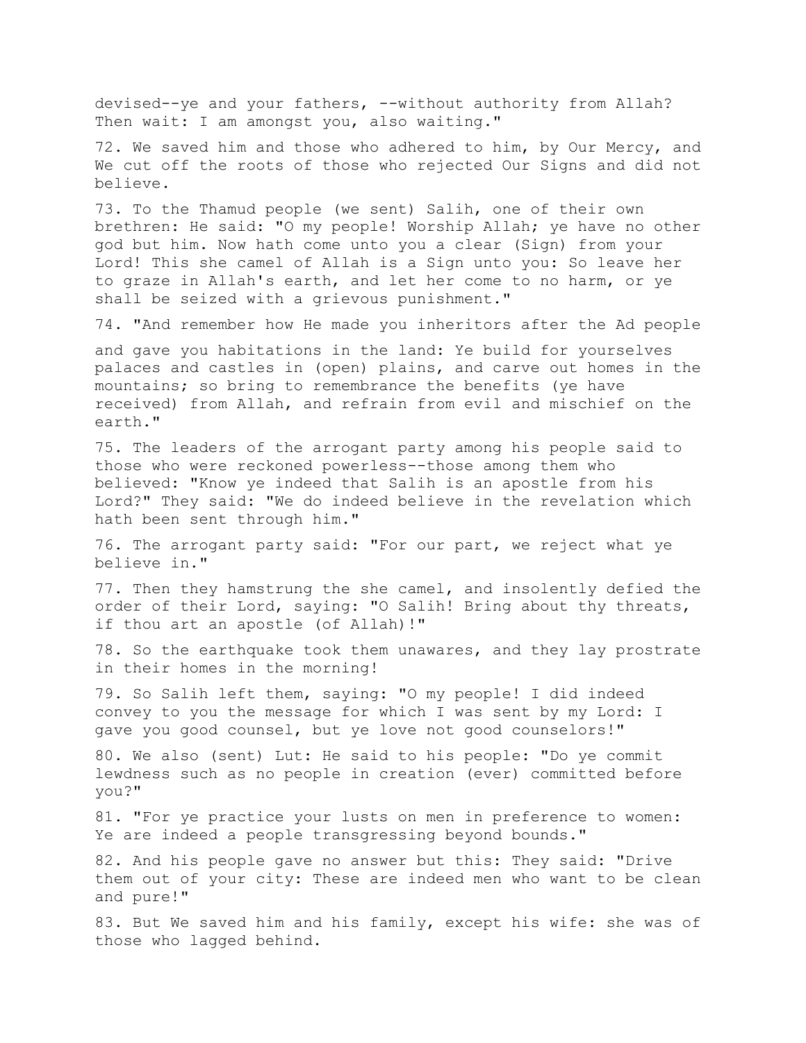devised--ye and your fathers, --without authority from Allah? Then wait: I am amongst you, also waiting."

72. We saved him and those who adhered to him, by Our Mercy, and We cut off the roots of those who rejected Our Signs and did not believe.

73. To the Thamud people (we sent) Salih, one of their own brethren: He said: "O my people! Worship Allah; ye have no other god but him. Now hath come unto you a clear (Sign) from your Lord! This she camel of Allah is a Sign unto you: So leave her to graze in Allah's earth, and let her come to no harm, or ye shall be seized with a grievous punishment."

74. "And remember how He made you inheritors after the Ad people and gave you habitations in the land: Ye build for yourselves palaces and castles in (open) plains, and carve out homes in the mountains; so bring to remembrance the benefits (ye have received) from Allah, and refrain from evil and mischief on the earth."

75. The leaders of the arrogant party among his people said to those who were reckoned powerless--those among them who believed: "Know ye indeed that Salih is an apostle from his Lord?" They said: "We do indeed believe in the revelation which hath been sent through him."

76. The arrogant party said: "For our part, we reject what ye believe in."

77. Then they hamstrung the she camel, and insolently defied the order of their Lord, saying: "O Salih! Bring about thy threats, if thou art an apostle (of Allah)!"

78. So the earthquake took them unawares, and they lay prostrate in their homes in the morning!

79. So Salih left them, saying: "O my people! I did indeed convey to you the message for which I was sent by my Lord: I gave you good counsel, but ye love not good counselors!"

80. We also (sent) Lut: He said to his people: "Do ye commit lewdness such as no people in creation (ever) committed before you?"

81. "For ye practice your lusts on men in preference to women: Ye are indeed a people transgressing beyond bounds."

82. And his people gave no answer but this: They said: "Drive them out of your city: These are indeed men who want to be clean and pure!"

83. But We saved him and his family, except his wife: she was of those who lagged behind.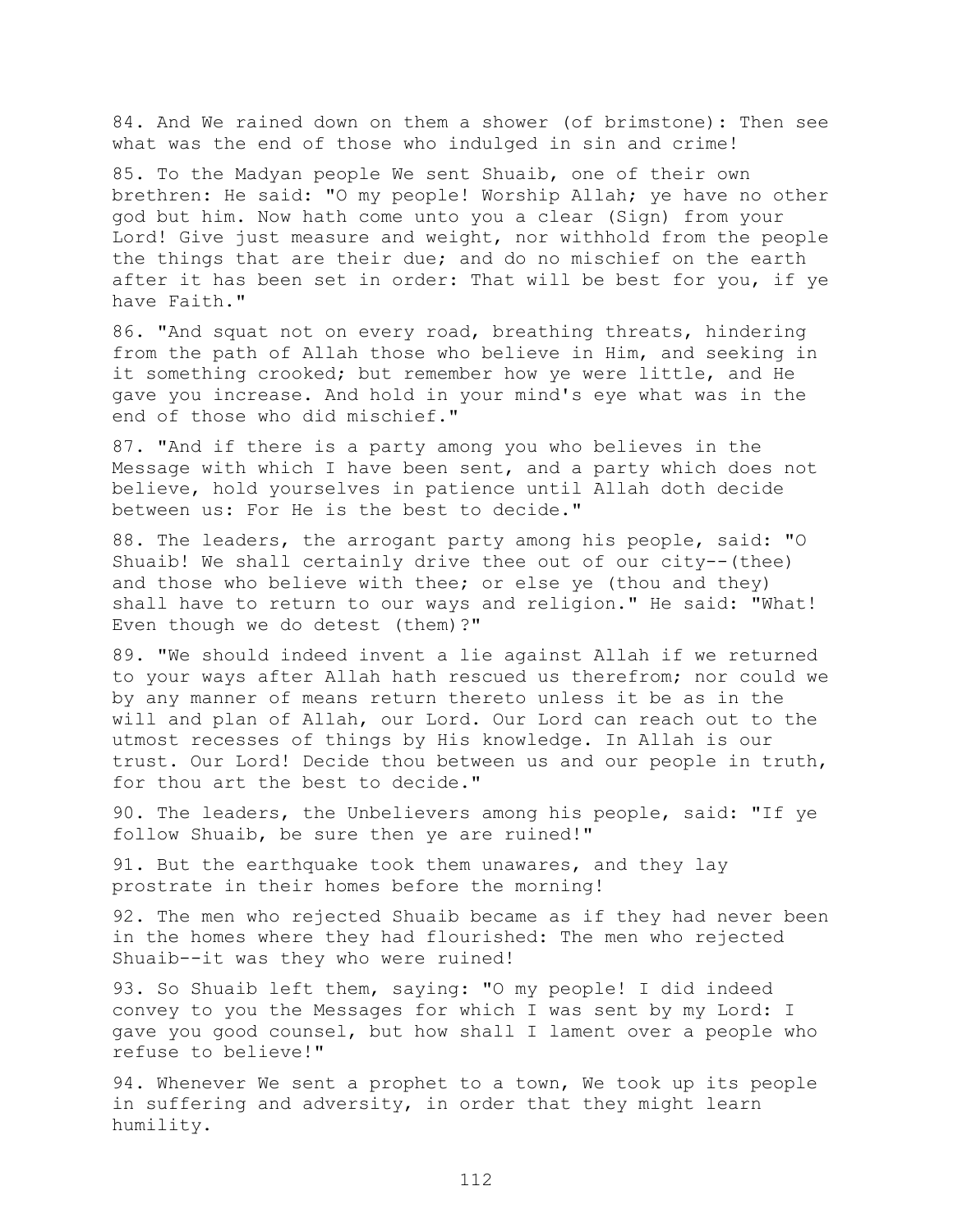84. And We rained down on them a shower (of brimstone): Then see what was the end of those who indulged in sin and crime!

85. To the Madyan people We sent Shuaib, one of their own brethren: He said: "O my people! Worship Allah; ye have no other god but him. Now hath come unto you a clear (Sign) from your Lord! Give just measure and weight, nor withhold from the people the things that are their due; and do no mischief on the earth after it has been set in order: That will be best for you, if ye have Faith."

86. "And squat not on every road, breathing threats, hindering from the path of Allah those who believe in Him, and seeking in it something crooked; but remember how ye were little, and He gave you increase. And hold in your mind's eye what was in the end of those who did mischief."

87. "And if there is a party among you who believes in the Message with which I have been sent, and a party which does not believe, hold yourselves in patience until Allah doth decide between us: For He is the best to decide."

88. The leaders, the arrogant party among his people, said: "O Shuaib! We shall certainly drive thee out of our city--(thee) and those who believe with thee; or else ye (thou and they) shall have to return to our ways and religion." He said: "What! Even though we do detest (them)?"

89. "We should indeed invent a lie against Allah if we returned to your ways after Allah hath rescued us therefrom; nor could we by any manner of means return thereto unless it be as in the will and plan of Allah, our Lord. Our Lord can reach out to the utmost recesses of things by His knowledge. In Allah is our trust. Our Lord! Decide thou between us and our people in truth, for thou art the best to decide."

90. The leaders, the Unbelievers among his people, said: "If ye follow Shuaib, be sure then ye are ruined!"

91. But the earthquake took them unawares, and they lay prostrate in their homes before the morning!

92. The men who rejected Shuaib became as if they had never been in the homes where they had flourished: The men who rejected Shuaib--it was they who were ruined!

93. So Shuaib left them, saying: "O my people! I did indeed convey to you the Messages for which I was sent by my Lord: I gave you good counsel, but how shall I lament over a people who refuse to believe!"

94. Whenever We sent a prophet to a town, We took up its people in suffering and adversity, in order that they might learn humility.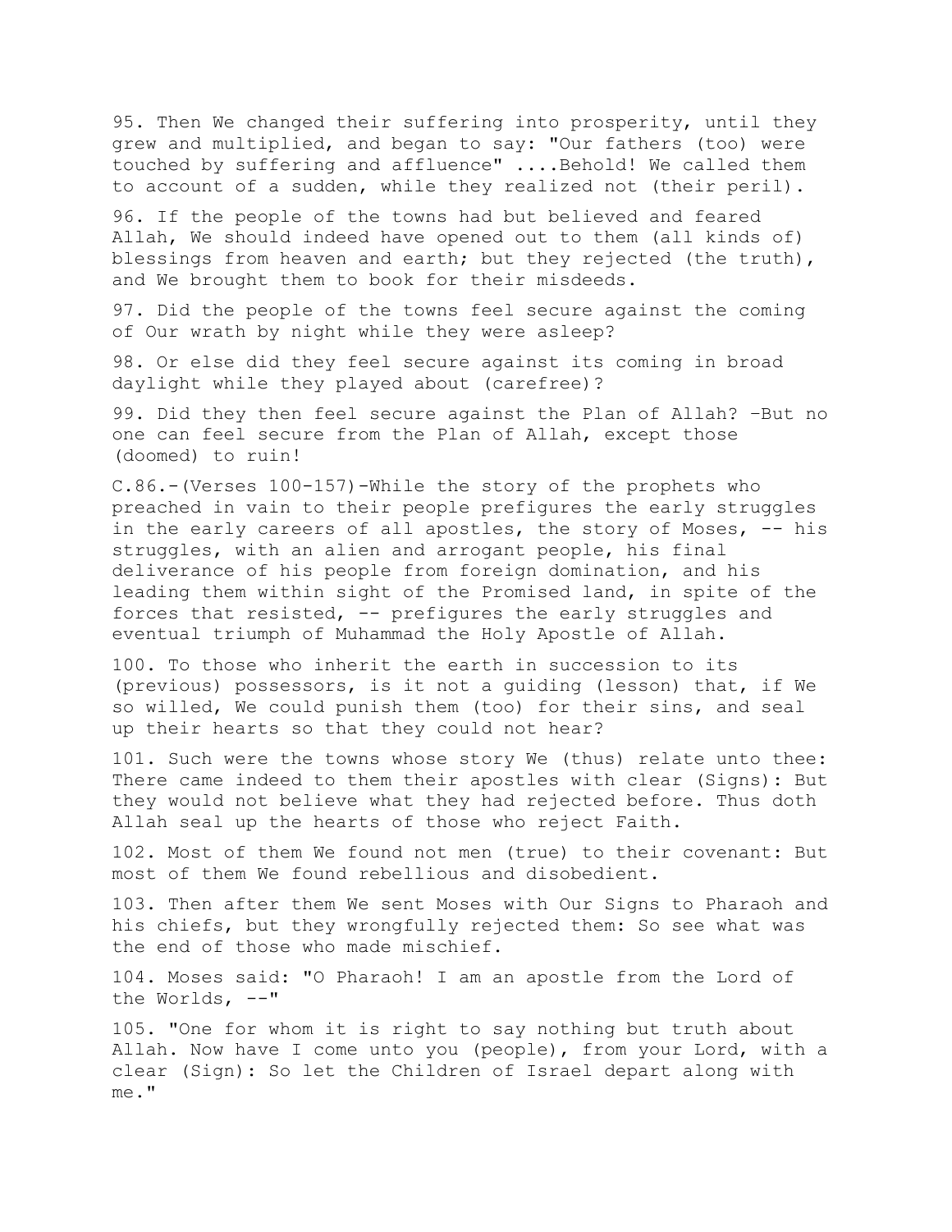95. Then We changed their suffering into prosperity, until they grew and multiplied, and began to say: "Our fathers (too) were touched by suffering and affluence" ....Behold! We called them to account of a sudden, while they realized not (their peril).

96. If the people of the towns had but believed and feared Allah, We should indeed have opened out to them (all kinds of) blessings from heaven and earth; but they rejected (the truth), and We brought them to book for their misdeeds.

97. Did the people of the towns feel secure against the coming of Our wrath by night while they were asleep?

98. Or else did they feel secure against its coming in broad daylight while they played about (carefree)?

99. Did they then feel secure against the Plan of Allah? –But no one can feel secure from the Plan of Allah, except those (doomed) to ruin!

C.86.-(Verses 100-157)-While the story of the prophets who preached in vain to their people prefigures the early struggles in the early careers of all apostles, the story of Moses, -- his struggles, with an alien and arrogant people, his final deliverance of his people from foreign domination, and his leading them within sight of the Promised land, in spite of the forces that resisted, -- prefigures the early struggles and eventual triumph of Muhammad the Holy Apostle of Allah.

100. To those who inherit the earth in succession to its (previous) possessors, is it not a guiding (lesson) that, if We so willed, We could punish them (too) for their sins, and seal up their hearts so that they could not hear?

101. Such were the towns whose story We (thus) relate unto thee: There came indeed to them their apostles with clear (Signs): But they would not believe what they had rejected before. Thus doth Allah seal up the hearts of those who reject Faith.

102. Most of them We found not men (true) to their covenant: But most of them We found rebellious and disobedient.

103. Then after them We sent Moses with Our Signs to Pharaoh and his chiefs, but they wrongfully rejected them: So see what was the end of those who made mischief.

104. Moses said: "O Pharaoh! I am an apostle from the Lord of the Worlds, --"

105. "One for whom it is right to say nothing but truth about Allah. Now have I come unto you (people), from your Lord, with a clear (Sign): So let the Children of Israel depart along with me."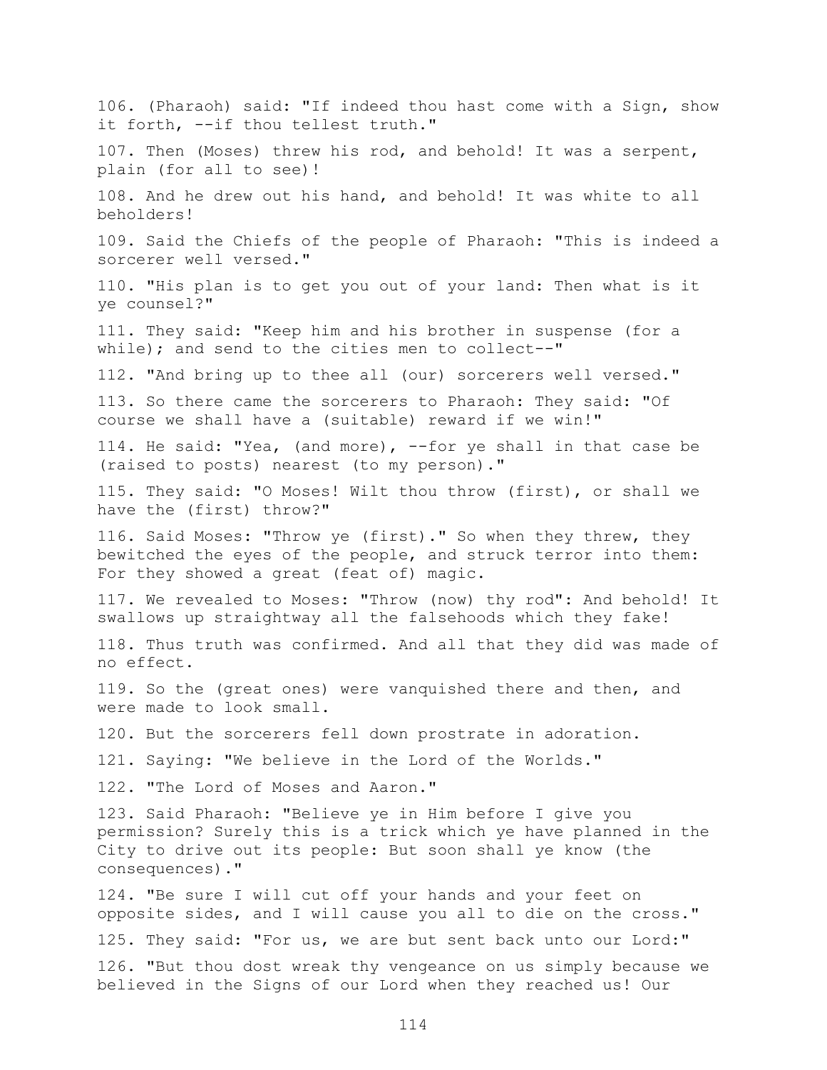106. (Pharaoh) said: "If indeed thou hast come with a Sign, show it forth, --if thou tellest truth."

107. Then (Moses) threw his rod, and behold! It was a serpent, plain (for all to see)!

108. And he drew out his hand, and behold! It was white to all beholders!

109. Said the Chiefs of the people of Pharaoh: "This is indeed a sorcerer well versed."

110. "His plan is to get you out of your land: Then what is it ye counsel?"

111. They said: "Keep him and his brother in suspense (for a while); and send to the cities men to collect--"

112. "And bring up to thee all (our) sorcerers well versed."

113. So there came the sorcerers to Pharaoh: They said: "Of course we shall have a (suitable) reward if we win!"

114. He said: "Yea, (and more), --for ye shall in that case be (raised to posts) nearest (to my person)."

115. They said: "O Moses! Wilt thou throw (first), or shall we have the (first) throw?"

116. Said Moses: "Throw ye (first)." So when they threw, they bewitched the eyes of the people, and struck terror into them: For they showed a great (feat of) magic.

117. We revealed to Moses: "Throw (now) thy rod": And behold! It swallows up straightway all the falsehoods which they fake!

118. Thus truth was confirmed. And all that they did was made of no effect.

119. So the (great ones) were vanquished there and then, and were made to look small.

120. But the sorcerers fell down prostrate in adoration.

121. Saying: "We believe in the Lord of the Worlds."

122. "The Lord of Moses and Aaron."

123. Said Pharaoh: "Believe ye in Him before I give you permission? Surely this is a trick which ye have planned in the City to drive out its people: But soon shall ye know (the consequences)."

124. "Be sure I will cut off your hands and your feet on opposite sides, and I will cause you all to die on the cross."

125. They said: "For us, we are but sent back unto our Lord:"

126. "But thou dost wreak thy vengeance on us simply because we believed in the Signs of our Lord when they reached us! Our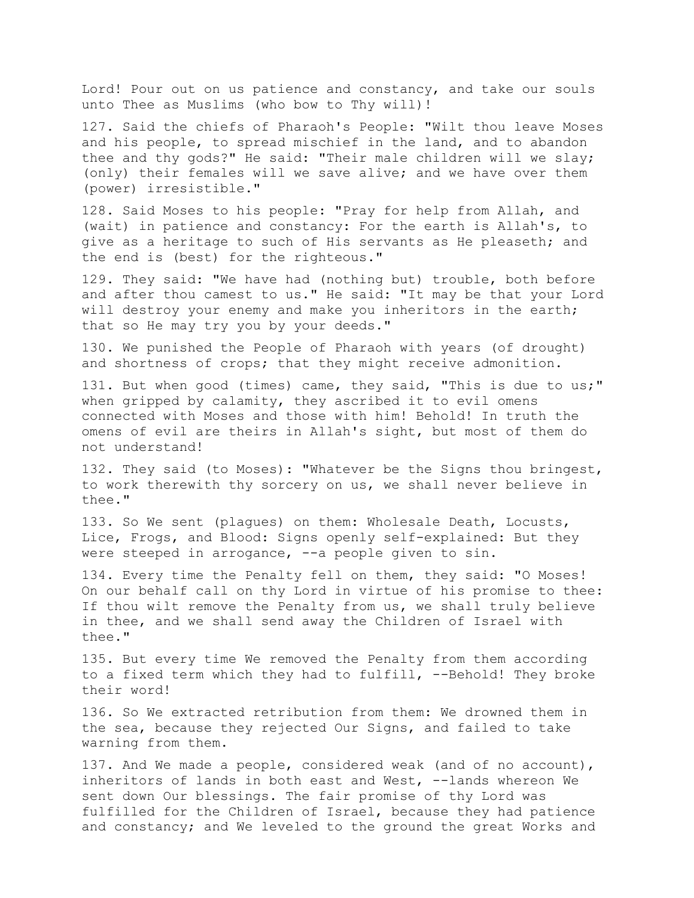Lord! Pour out on us patience and constancy, and take our souls unto Thee as Muslims (who bow to Thy will)!

127. Said the chiefs of Pharaoh's People: "Wilt thou leave Moses and his people, to spread mischief in the land, and to abandon thee and thy gods?" He said: "Their male children will we slay; (only) their females will we save alive; and we have over them (power) irresistible."

128. Said Moses to his people: "Pray for help from Allah, and (wait) in patience and constancy: For the earth is Allah's, to give as a heritage to such of His servants as He pleaseth; and the end is (best) for the righteous."

129. They said: "We have had (nothing but) trouble, both before and after thou camest to us." He said: "It may be that your Lord will destroy your enemy and make you inheritors in the earth; that so He may try you by your deeds."

130. We punished the People of Pharaoh with years (of drought) and shortness of crops; that they might receive admonition.

131. But when good (times) came, they said, "This is due to us;" when gripped by calamity, they ascribed it to evil omens connected with Moses and those with him! Behold! In truth the omens of evil are theirs in Allah's sight, but most of them do not understand!

132. They said (to Moses): "Whatever be the Signs thou bringest, to work therewith thy sorcery on us, we shall never believe in thee."

133. So We sent (plagues) on them: Wholesale Death, Locusts, Lice, Frogs, and Blood: Signs openly self-explained: But they were steeped in arrogance, --a people given to sin.

134. Every time the Penalty fell on them, they said: "O Moses! On our behalf call on thy Lord in virtue of his promise to thee: If thou wilt remove the Penalty from us, we shall truly believe in thee, and we shall send away the Children of Israel with thee."

135. But every time We removed the Penalty from them according to a fixed term which they had to fulfill, --Behold! They broke their word!

136. So We extracted retribution from them: We drowned them in the sea, because they rejected Our Signs, and failed to take warning from them.

137. And We made a people, considered weak (and of no account), inheritors of lands in both east and West, --lands whereon We sent down Our blessings. The fair promise of thy Lord was fulfilled for the Children of Israel, because they had patience and constancy; and We leveled to the ground the great Works and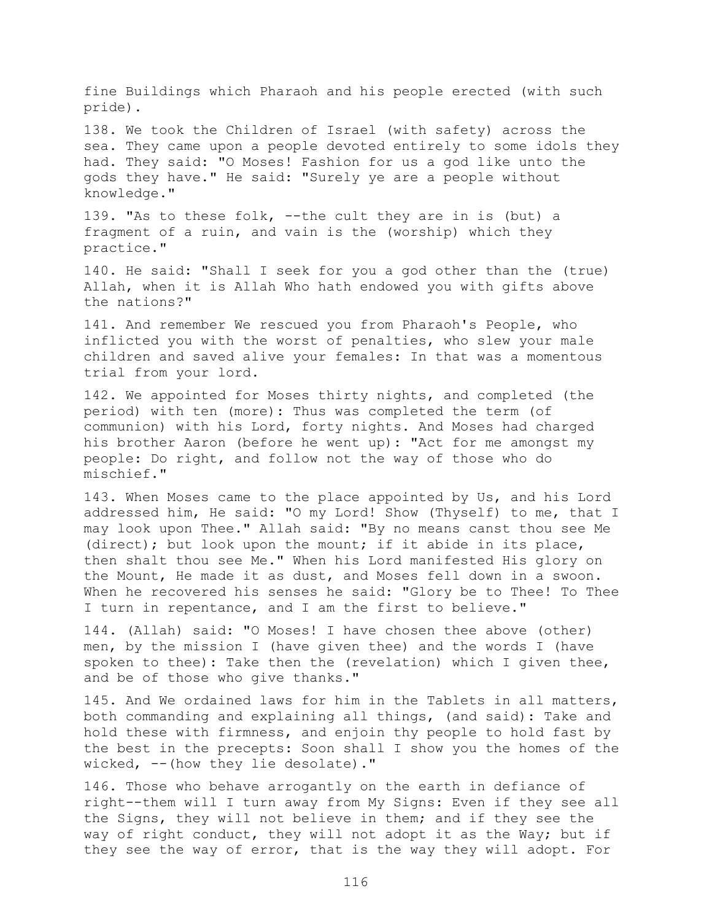fine Buildings which Pharaoh and his people erected (with such pride).

138. We took the Children of Israel (with safety) across the sea. They came upon a people devoted entirely to some idols they had. They said: "O Moses! Fashion for us a god like unto the gods they have." He said: "Surely ye are a people without knowledge."

139. "As to these folk, --the cult they are in is (but) a fragment of a ruin, and vain is the (worship) which they practice."

140. He said: "Shall I seek for you a god other than the (true) Allah, when it is Allah Who hath endowed you with gifts above the nations?"

141. And remember We rescued you from Pharaoh's People, who inflicted you with the worst of penalties, who slew your male children and saved alive your females: In that was a momentous trial from your lord.

142. We appointed for Moses thirty nights, and completed (the period) with ten (more): Thus was completed the term (of communion) with his Lord, forty nights. And Moses had charged his brother Aaron (before he went up): "Act for me amongst my people: Do right, and follow not the way of those who do mischief."

143. When Moses came to the place appointed by Us, and his Lord addressed him, He said: "O my Lord! Show (Thyself) to me, that I may look upon Thee." Allah said: "By no means canst thou see Me (direct); but look upon the mount; if it abide in its place, then shalt thou see Me." When his Lord manifested His glory on the Mount, He made it as dust, and Moses fell down in a swoon. When he recovered his senses he said: "Glory be to Thee! To Thee I turn in repentance, and I am the first to believe."

144. (Allah) said: "O Moses! I have chosen thee above (other) men, by the mission I (have given thee) and the words I (have spoken to thee): Take then the (revelation) which I given thee, and be of those who give thanks."

145. And We ordained laws for him in the Tablets in all matters, both commanding and explaining all things, (and said): Take and hold these with firmness, and enjoin thy people to hold fast by the best in the precepts: Soon shall I show you the homes of the wicked, --(how they lie desolate)."

146. Those who behave arrogantly on the earth in defiance of right--them will I turn away from My Signs: Even if they see all the Signs, they will not believe in them; and if they see the way of right conduct, they will not adopt it as the Way; but if they see the way of error, that is the way they will adopt. For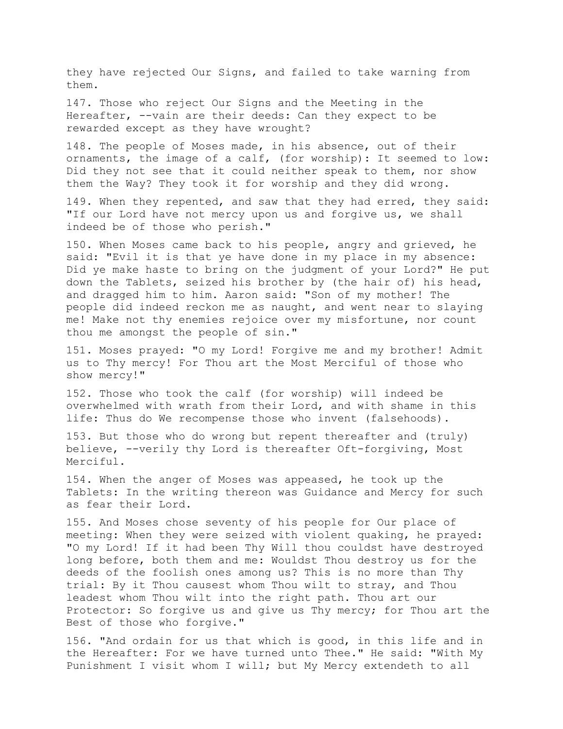they have rejected Our Signs, and failed to take warning from them.

147. Those who reject Our Signs and the Meeting in the Hereafter, --vain are their deeds: Can they expect to be rewarded except as they have wrought?

148. The people of Moses made, in his absence, out of their ornaments, the image of a calf, (for worship): It seemed to low: Did they not see that it could neither speak to them, nor show them the Way? They took it for worship and they did wrong.

149. When they repented, and saw that they had erred, they said: "If our Lord have not mercy upon us and forgive us, we shall indeed be of those who perish."

150. When Moses came back to his people, angry and grieved, he said: "Evil it is that ye have done in my place in my absence: Did ye make haste to bring on the judgment of your Lord?" He put down the Tablets, seized his brother by (the hair of) his head, and dragged him to him. Aaron said: "Son of my mother! The people did indeed reckon me as naught, and went near to slaying me! Make not thy enemies rejoice over my misfortune, nor count thou me amongst the people of sin."

151. Moses prayed: "O my Lord! Forgive me and my brother! Admit us to Thy mercy! For Thou art the Most Merciful of those who show mercy!"

152. Those who took the calf (for worship) will indeed be overwhelmed with wrath from their Lord, and with shame in this life: Thus do We recompense those who invent (falsehoods).

153. But those who do wrong but repent thereafter and (truly) believe, --verily thy Lord is thereafter Oft-forgiving, Most Merciful.

154. When the anger of Moses was appeased, he took up the Tablets: In the writing thereon was Guidance and Mercy for such as fear their Lord.

155. And Moses chose seventy of his people for Our place of meeting: When they were seized with violent quaking, he prayed: "O my Lord! If it had been Thy Will thou couldst have destroyed long before, both them and me: Wouldst Thou destroy us for the deeds of the foolish ones among us? This is no more than Thy trial: By it Thou causest whom Thou wilt to stray, and Thou leadest whom Thou wilt into the right path. Thou art our Protector: So forgive us and give us Thy mercy; for Thou art the Best of those who forgive."

156. "And ordain for us that which is good, in this life and in the Hereafter: For we have turned unto Thee." He said: "With My Punishment I visit whom I will; but My Mercy extendeth to all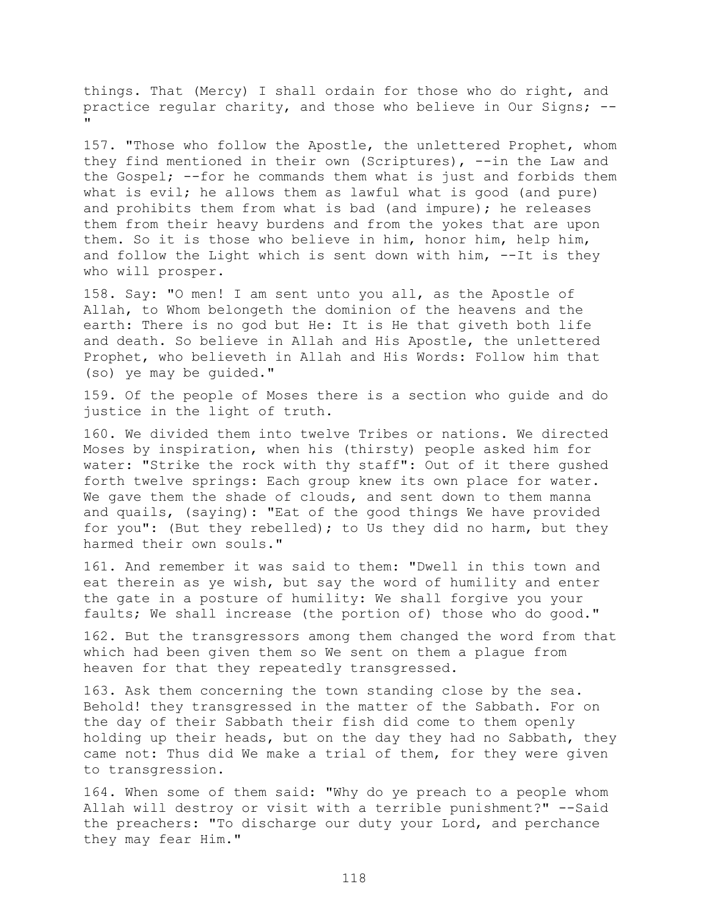things. That (Mercy) I shall ordain for those who do right, and practice regular charity, and those who believe in Our Signs; --"

157. "Those who follow the Apostle, the unlettered Prophet, whom they find mentioned in their own (Scriptures), --in the Law and the Gospel; --for he commands them what is just and forbids them what is evil; he allows them as lawful what is good (and pure) and prohibits them from what is bad (and impure); he releases them from their heavy burdens and from the yokes that are upon them. So it is those who believe in him, honor him, help him, and follow the Light which is sent down with him, --It is they who will prosper.

158. Say: "O men! I am sent unto you all, as the Apostle of Allah, to Whom belongeth the dominion of the heavens and the earth: There is no god but He: It is He that giveth both life and death. So believe in Allah and His Apostle, the unlettered Prophet, who believeth in Allah and His Words: Follow him that (so) ye may be guided."

159. Of the people of Moses there is a section who guide and do justice in the light of truth.

160. We divided them into twelve Tribes or nations. We directed Moses by inspiration, when his (thirsty) people asked him for water: "Strike the rock with thy staff": Out of it there gushed forth twelve springs: Each group knew its own place for water. We gave them the shade of clouds, and sent down to them manna and quails, (saying): "Eat of the good things We have provided for you": (But they rebelled); to Us they did no harm, but they harmed their own souls."

161. And remember it was said to them: "Dwell in this town and eat therein as ye wish, but say the word of humility and enter the gate in a posture of humility: We shall forgive you your faults; We shall increase (the portion of) those who do good."

162. But the transgressors among them changed the word from that which had been given them so We sent on them a plague from heaven for that they repeatedly transgressed.

163. Ask them concerning the town standing close by the sea. Behold! they transgressed in the matter of the Sabbath. For on the day of their Sabbath their fish did come to them openly holding up their heads, but on the day they had no Sabbath, they came not: Thus did We make a trial of them, for they were given to transgression.

164. When some of them said: "Why do ye preach to a people whom Allah will destroy or visit with a terrible punishment?" --Said the preachers: "To discharge our duty your Lord, and perchance they may fear Him."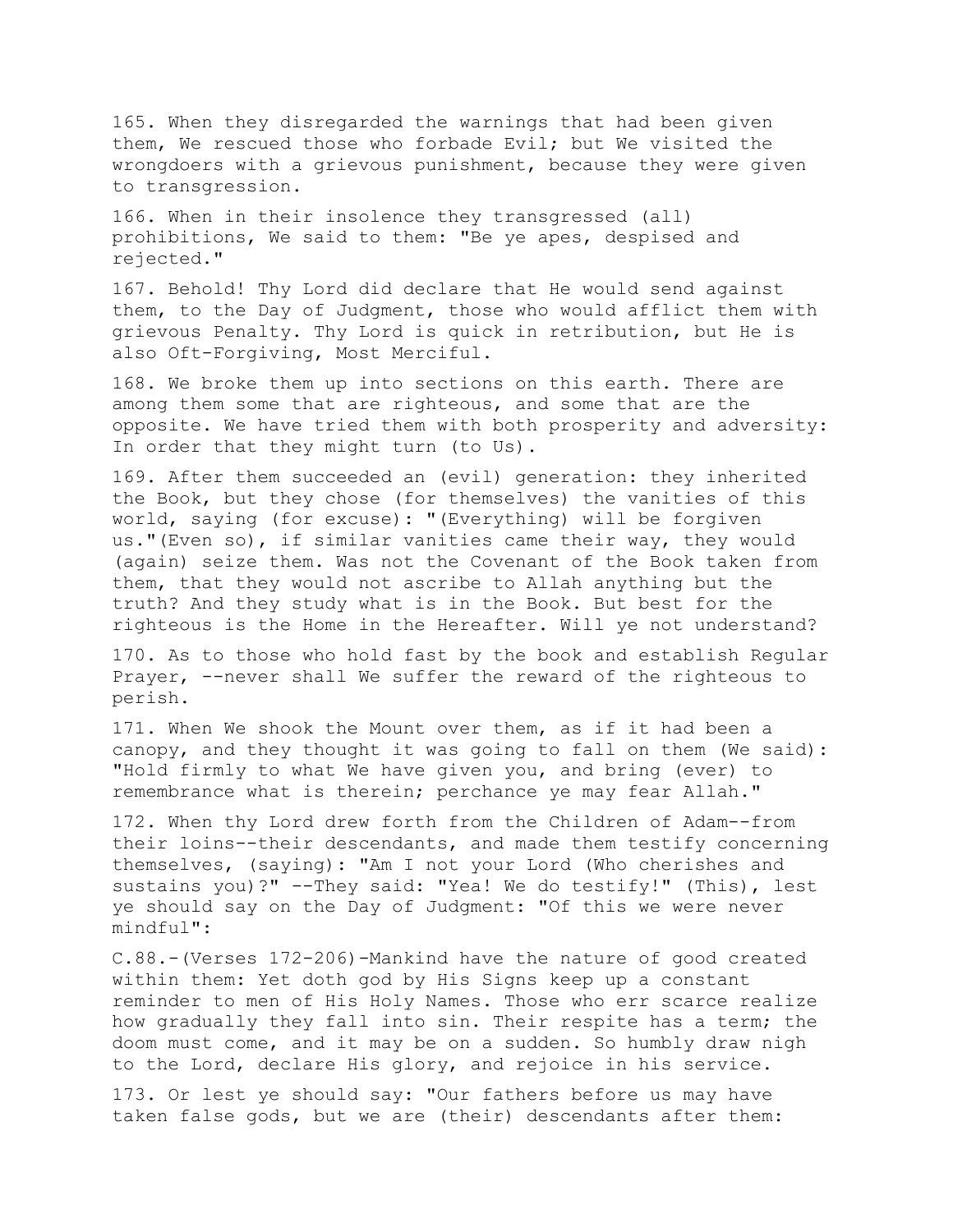165. When they disregarded the warnings that had been given them, We rescued those who forbade Evil; but We visited the wrongdoers with a grievous punishment, because they were given to transgression.

166. When in their insolence they transgressed (all) prohibitions, We said to them: "Be ye apes, despised and rejected."

167. Behold! Thy Lord did declare that He would send against them, to the Day of Judgment, those who would afflict them with grievous Penalty. Thy Lord is quick in retribution, but He is also Oft-Forgiving, Most Merciful.

168. We broke them up into sections on this earth. There are among them some that are righteous, and some that are the opposite. We have tried them with both prosperity and adversity: In order that they might turn (to Us).

169. After them succeeded an (evil) generation: they inherited the Book, but they chose (for themselves) the vanities of this world, saying (for excuse): "(Everything) will be forgiven us."(Even so), if similar vanities came their way, they would (again) seize them. Was not the Covenant of the Book taken from them, that they would not ascribe to Allah anything but the truth? And they study what is in the Book. But best for the righteous is the Home in the Hereafter. Will ye not understand?

170. As to those who hold fast by the book and establish Regular Prayer, --never shall We suffer the reward of the righteous to perish.

171. When We shook the Mount over them, as if it had been a canopy, and they thought it was going to fall on them (We said): "Hold firmly to what We have given you, and bring (ever) to remembrance what is therein; perchance ye may fear Allah."

172. When thy Lord drew forth from the Children of Adam--from their loins--their descendants, and made them testify concerning themselves, (saying): "Am I not your Lord (Who cherishes and sustains you)?" --They said: "Yea! We do testify!" (This), lest ye should say on the Day of Judgment: "Of this we were never mindful":

C.88.-(Verses 172-206)-Mankind have the nature of good created within them: Yet doth god by His Signs keep up a constant reminder to men of His Holy Names. Those who err scarce realize how gradually they fall into sin. Their respite has a term; the doom must come, and it may be on a sudden. So humbly draw nigh to the Lord, declare His glory, and rejoice in his service.

173. Or lest ye should say: "Our fathers before us may have taken false gods, but we are (their) descendants after them: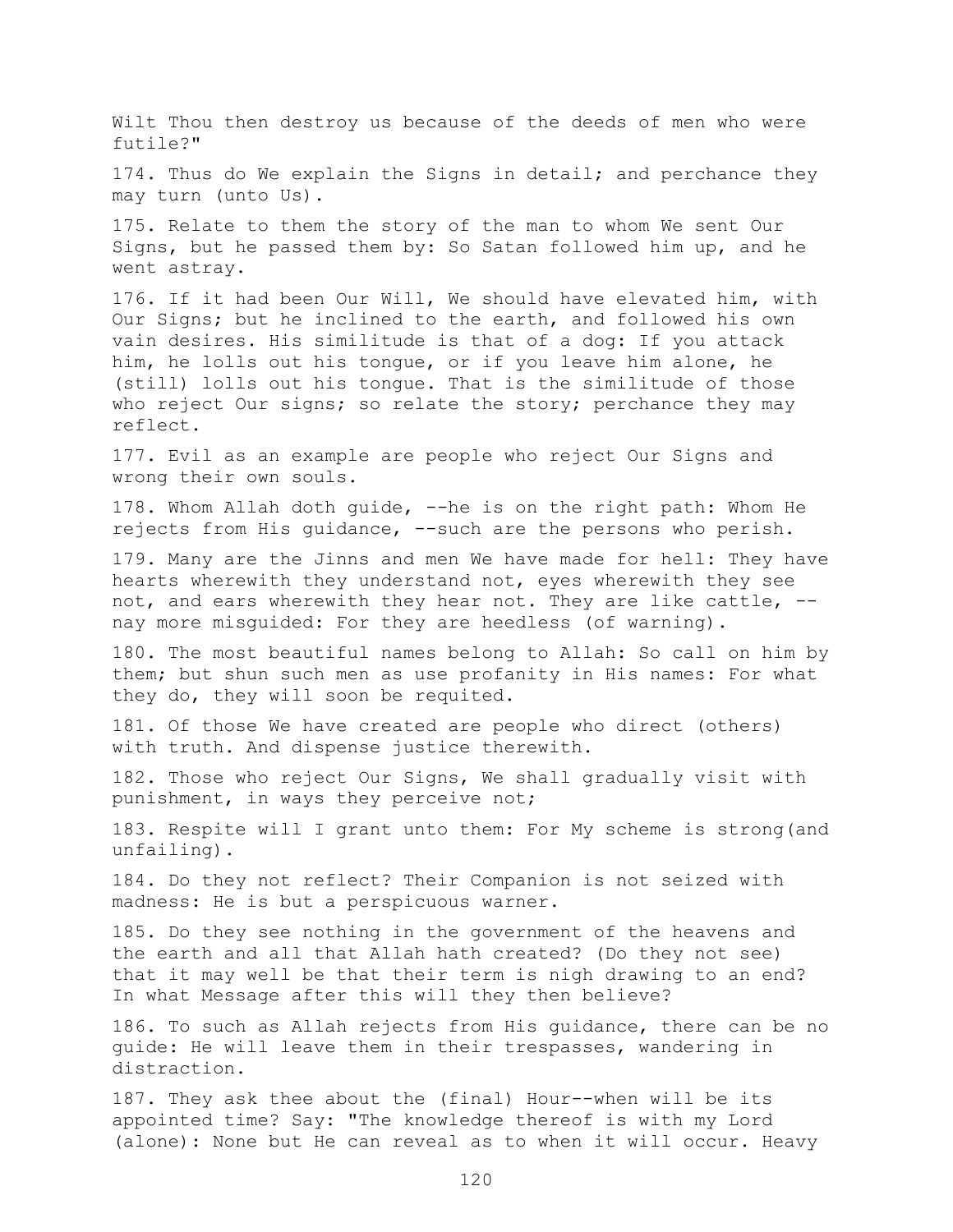Wilt Thou then destroy us because of the deeds of men who were futile?"

174. Thus do We explain the Signs in detail; and perchance they may turn (unto Us).

175. Relate to them the story of the man to whom We sent Our Signs, but he passed them by: So Satan followed him up, and he went astray.

176. If it had been Our Will, We should have elevated him, with Our Signs; but he inclined to the earth, and followed his own vain desires. His similitude is that of a dog: If you attack him, he lolls out his tongue, or if you leave him alone, he (still) lolls out his tongue. That is the similitude of those who reject Our signs; so relate the story; perchance they may reflect.

177. Evil as an example are people who reject Our Signs and wrong their own souls.

178. Whom Allah doth guide, --he is on the right path: Whom He rejects from His guidance, --such are the persons who perish.

179. Many are the Jinns and men We have made for hell: They have hearts wherewith they understand not, eyes wherewith they see not, and ears wherewith they hear not. They are like cattle, --nay more misguided: For they are heedless (of warning).

180. The most beautiful names belong to Allah: So call on him by them; but shun such men as use profanity in His names: For what they do, they will soon be requited.

181. Of those We have created are people who direct (others) with truth. And dispense justice therewith.

182. Those who reject Our Signs, We shall gradually visit with punishment, in ways they perceive not;

183. Respite will I grant unto them: For My scheme is strong(and unfailing).

184. Do they not reflect? Their Companion is not seized with madness: He is but a perspicuous warner.

185. Do they see nothing in the government of the heavens and the earth and all that Allah hath created? (Do they not see) that it may well be that their term is nigh drawing to an end? In what Message after this will they then believe?

186. To such as Allah rejects from His guidance, there can be no guide: He will leave them in their trespasses, wandering in distraction.

187. They ask thee about the (final) Hour--when will be its appointed time? Say: "The knowledge thereof is with my Lord (alone): None but He can reveal as to when it will occur. Heavy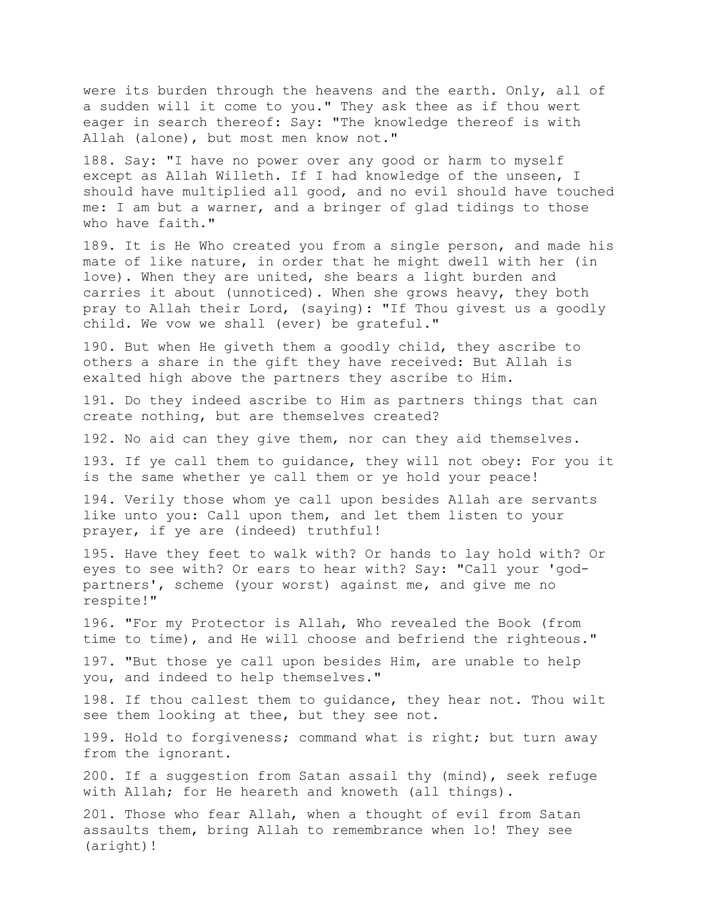were its burden through the heavens and the earth. Only, all of a sudden will it come to you." They ask thee as if thou wert eager in search thereof: Say: "The knowledge thereof is with Allah (alone), but most men know not."

188. Say: "I have no power over any good or harm to myself except as Allah Willeth. If I had knowledge of the unseen, I should have multiplied all good, and no evil should have touched me: I am but a warner, and a bringer of glad tidings to those who have faith."

189. It is He Who created you from a single person, and made his mate of like nature, in order that he might dwell with her (in love). When they are united, she bears a light burden and carries it about (unnoticed). When she grows heavy, they both pray to Allah their Lord, (saying): "If Thou givest us a goodly child. We vow we shall (ever) be grateful."

190. But when He giveth them a goodly child, they ascribe to others a share in the gift they have received: But Allah is exalted high above the partners they ascribe to Him.

191. Do they indeed ascribe to Him as partners things that can create nothing, but are themselves created?

192. No aid can they give them, nor can they aid themselves.

193. If ye call them to guidance, they will not obey: For you it is the same whether ye call them or ye hold your peace!

194. Verily those whom ye call upon besides Allah are servants like unto you: Call upon them, and let them listen to your prayer, if ye are (indeed) truthful!

195. Have they feet to walk with? Or hands to lay hold with? Or eyes to see with? Or ears to hear with? Say: "Call your 'god-partners', scheme (your worst) against me, and give me no respite!"

196. "For my Protector is Allah, Who revealed the Book (from time to time), and He will choose and befriend the righteous."

197. "But those ye call upon besides Him, are unable to help you, and indeed to help themselves."

198. If thou callest them to guidance, they hear not. Thou wilt see them looking at thee, but they see not.

199. Hold to forgiveness; command what is right; but turn away from the ignorant.

200. If a suggestion from Satan assail thy (mind), seek refuge with Allah; for He heareth and knoweth (all things).

201. Those who fear Allah, when a thought of evil from Satan assaults them, bring Allah to remembrance when lo! They see (aright)!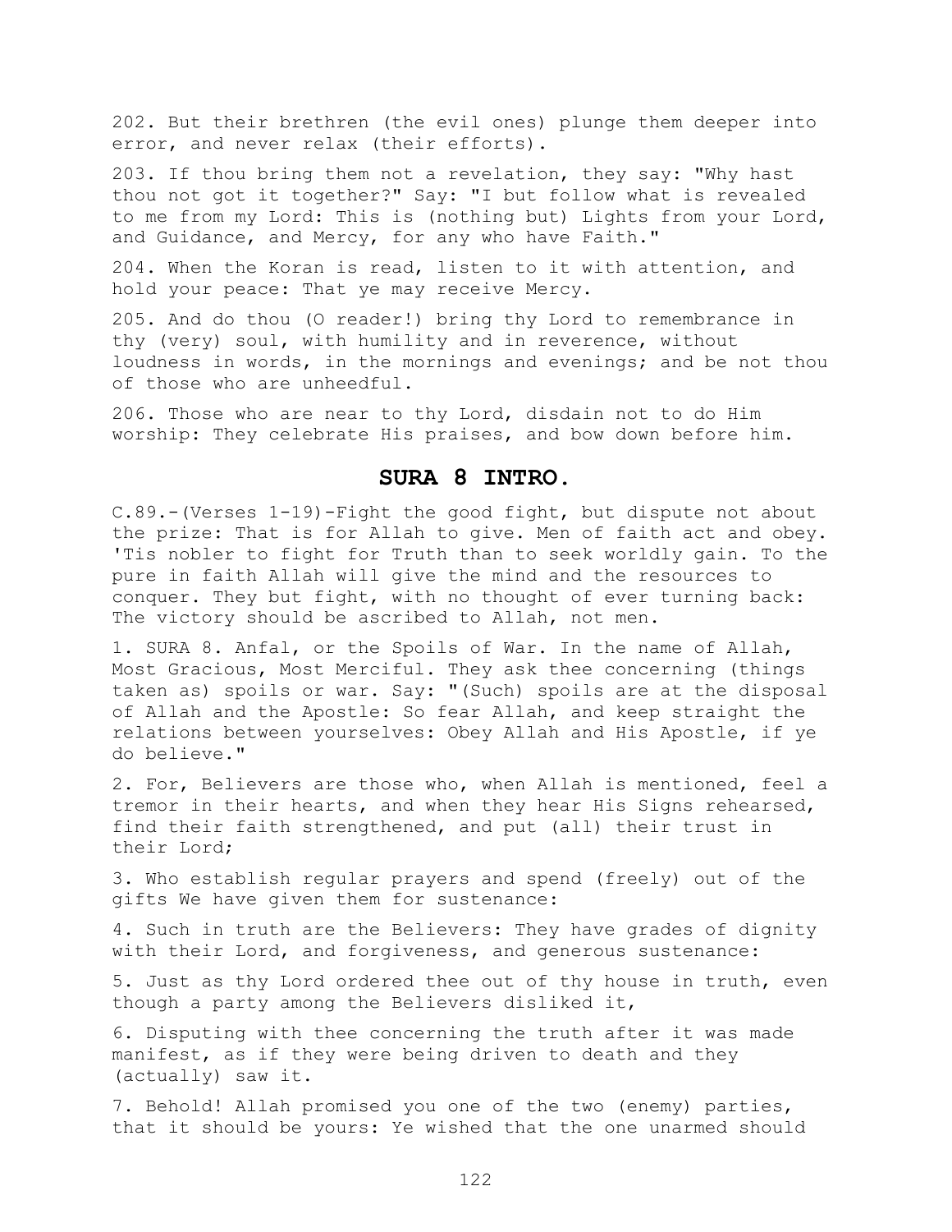202. But their brethren (the evil ones) plunge them deeper into error, and never relax (their efforts).

203. If thou bring them not a revelation, they say: "Why hast thou not got it together?" Say: "I but follow what is revealed to me from my Lord: This is (nothing but) Lights from your Lord, and Guidance, and Mercy, for any who have Faith."

204. When the Koran is read, listen to it with attention, and hold your peace: That ye may receive Mercy.

205. And do thou (O reader!) bring thy Lord to remembrance in thy (very) soul, with humility and in reverence, without loudness in words, in the mornings and evenings; and be not thou of those who are unheedful.

206. Those who are near to thy Lord, disdain not to do Him worship: They celebrate His praises, and bow down before him.

## SURA 8 INTRO.

C.89.-(Verses 1-19)-Fight the good fight, but dispute not about the prize: That is for Allah to give. Men of faith act and obey. 'Tis nobler to fight for Truth than to seek worldly gain. To the pure in faith Allah will give the mind and the resources to conquer. They but fight, with no thought of ever turning back: The victory should be ascribed to Allah, not men.

1. SURA 8. Anfal, or the Spoils of War. In the name of Allah, Most Gracious, Most Merciful. They ask thee concerning (things taken as) spoils or war. Say: "(Such) spoils are at the disposal of Allah and the Apostle: So fear Allah, and keep straight the relations between yourselves: Obey Allah and His Apostle, if ye do believe."

2. For, Believers are those who, when Allah is mentioned, feel a tremor in their hearts, and when they hear His Signs rehearsed, find their faith strengthened, and put (all) their trust in their Lord;

3. Who establish regular prayers and spend (freely) out of the gifts We have given them for sustenance:

4. Such in truth are the Believers: They have grades of dignity with their Lord, and forgiveness, and generous sustenance:

5. Just as thy Lord ordered thee out of thy house in truth, even though a party among the Believers disliked it,

6. Disputing with thee concerning the truth after it was made manifest, as if they were being driven to death and they (actually) saw it.

7. Behold! Allah promised you one of the two (enemy) parties, that it should be yours: Ye wished that the one unarmed should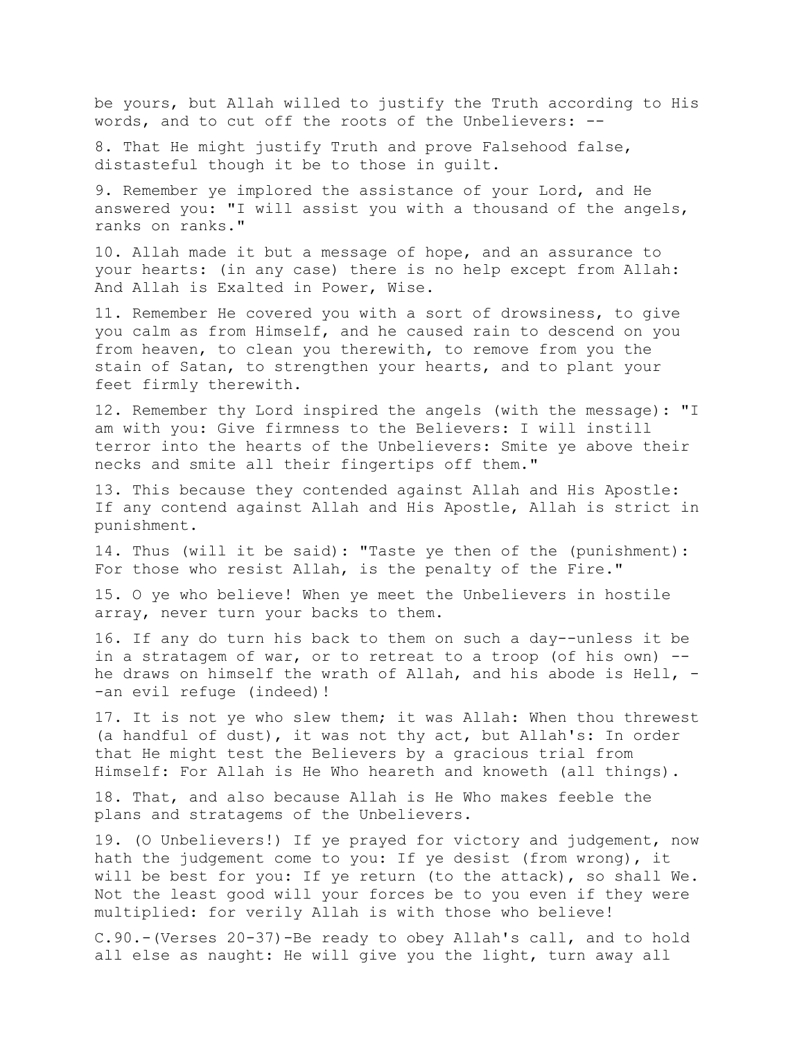be yours, but Allah willed to justify the Truth according to His words, and to cut off the roots of the Unbelievers: --

8. That He might justify Truth and prove Falsehood false, distasteful though it be to those in guilt.

9. Remember ye implored the assistance of your Lord, and He answered you: "I will assist you with a thousand of the angels, ranks on ranks."

10. Allah made it but a message of hope, and an assurance to your hearts: (in any case) there is no help except from Allah: And Allah is Exalted in Power, Wise.

11. Remember He covered you with a sort of drowsiness, to give you calm as from Himself, and he caused rain to descend on you from heaven, to clean you therewith, to remove from you the stain of Satan, to strengthen your hearts, and to plant your feet firmly therewith.

12. Remember thy Lord inspired the angels (with the message): "I am with you: Give firmness to the Believers: I will instill terror into the hearts of the Unbelievers: Smite ye above their necks and smite all their fingertips off them."

13. This because they contended against Allah and His Apostle: If any contend against Allah and His Apostle, Allah is strict in punishment.

14. Thus (will it be said): "Taste ye then of the (punishment): For those who resist Allah, is the penalty of the Fire."

15. O ye who believe! When ye meet the Unbelievers in hostile array, never turn your backs to them.

16. If any do turn his back to them on such a day--unless it be in a stratagem of war, or to retreat to a troop (of his own) --he draws on himself the wrath of Allah, and his abode is Hell, --an evil refuge (indeed)!

17. It is not ye who slew them; it was Allah: When thou threwest (a handful of dust), it was not thy act, but Allah's: In order that He might test the Believers by a gracious trial from Himself: For Allah is He Who heareth and knoweth (all things).

18. That, and also because Allah is He Who makes feeble the plans and stratagems of the Unbelievers.

19. (O Unbelievers!) If ye prayed for victory and judgement, now hath the judgement come to you: If ye desist (from wrong), it will be best for you: If ye return (to the attack), so shall We. Not the least good will your forces be to you even if they were multiplied: for verily Allah is with those who believe!

C.90.-(Verses 20-37)-Be ready to obey Allah's call, and to hold all else as naught: He will give you the light, turn away all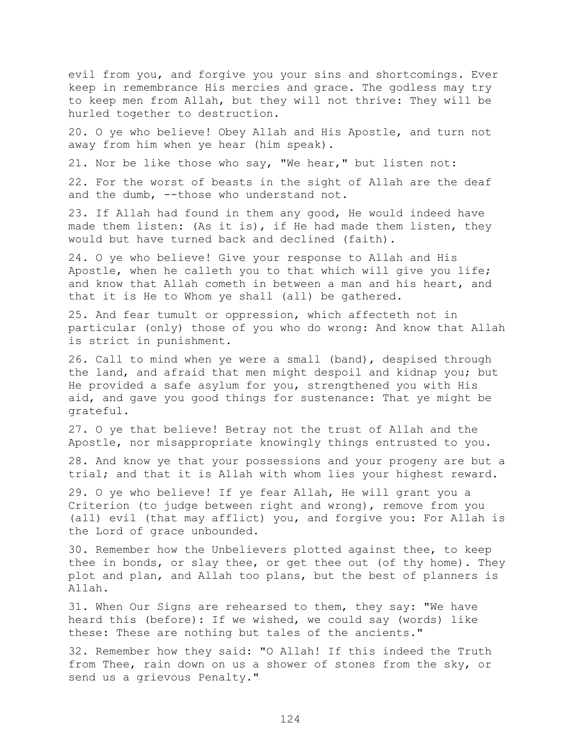evil from you, and forgive you your sins and shortcomings. Ever keep in remembrance His mercies and grace. The godless may try to keep men from Allah, but they will not thrive: They will be hurled together to destruction.

20. O ye who believe! Obey Allah and His Apostle, and turn not away from him when ye hear (him speak).

21. Nor be like those who say, "We hear," but listen not:

22. For the worst of beasts in the sight of Allah are the deaf and the dumb, --those who understand not.

23. If Allah had found in them any good, He would indeed have made them listen: (As it is), if He had made them listen, they would but have turned back and declined (faith).

24. O ye who believe! Give your response to Allah and His Apostle, when he calleth you to that which will give you life; and know that Allah cometh in between a man and his heart, and that it is He to Whom ye shall (all) be gathered.

25. And fear tumult or oppression, which affecteth not in particular (only) those of you who do wrong: And know that Allah is strict in punishment.

26. Call to mind when ye were a small (band), despised through the land, and afraid that men might despoil and kidnap you; but He provided a safe asylum for you, strengthened you with His aid, and gave you good things for sustenance: That ye might be grateful.

27. O ye that believe! Betray not the trust of Allah and the Apostle, nor misappropriate knowingly things entrusted to you.

28. And know ye that your possessions and your progeny are but a trial; and that it is Allah with whom lies your highest reward.

29. O ye who believe! If ye fear Allah, He will grant you a Criterion (to judge between right and wrong), remove from you (all) evil (that may afflict) you, and forgive you: For Allah is the Lord of grace unbounded.

30. Remember how the Unbelievers plotted against thee, to keep thee in bonds, or slay thee, or get thee out (of thy home). They plot and plan, and Allah too plans, but the best of planners is Allah.

31. When Our Signs are rehearsed to them, they say: "We have heard this (before): If we wished, we could say (words) like these: These are nothing but tales of the ancients."

32. Remember how they said: "O Allah! If this indeed the Truth from Thee, rain down on us a shower of stones from the sky, or send us a grievous Penalty."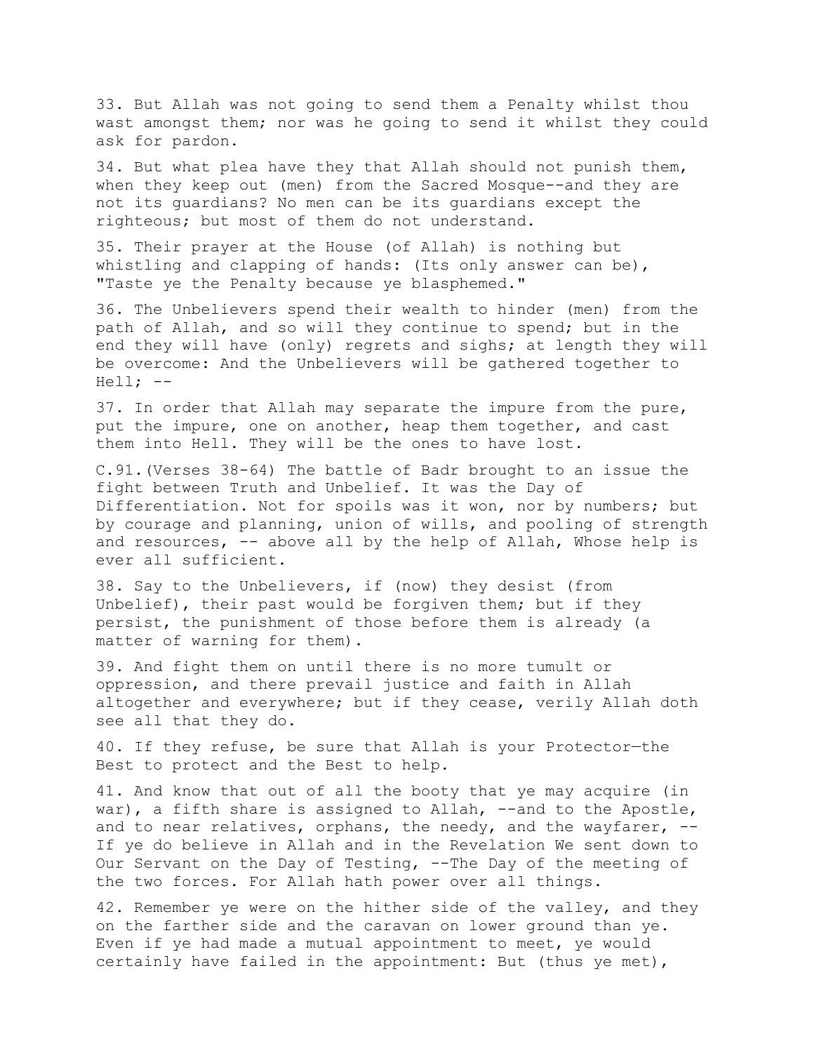33. But Allah was not going to send them a Penalty whilst thou wast amongst them; nor was he going to send it whilst they could ask for pardon.

34. But what plea have they that Allah should not punish them, when they keep out (men) from the Sacred Mosque--and they are not its guardians? No men can be its guardians except the righteous; but most of them do not understand.

35. Their prayer at the House (of Allah) is nothing but whistling and clapping of hands: (Its only answer can be), "Taste ye the Penalty because ye blasphemed."

36. The Unbelievers spend their wealth to hinder (men) from the path of Allah, and so will they continue to spend; but in the end they will have (only) regrets and sighs; at length they will be overcome: And the Unbelievers will be gathered together to Hell; --

37. In order that Allah may separate the impure from the pure, put the impure, one on another, heap them together, and cast them into Hell. They will be the ones to have lost.

C.91.(Verses 38-64) The battle of Badr brought to an issue the fight between Truth and Unbelief. It was the Day of Differentiation. Not for spoils was it won, nor by numbers; but by courage and planning, union of wills, and pooling of strength and resources, -- above all by the help of Allah, Whose help is ever all sufficient.

38. Say to the Unbelievers, if (now) they desist (from Unbelief), their past would be forgiven them; but if they persist, the punishment of those before them is already (a matter of warning for them).

39. And fight them on until there is no more tumult or oppression, and there prevail justice and faith in Allah altogether and everywhere; but if they cease, verily Allah doth see all that they do.

40. If they refuse, be sure that Allah is your Protector—the Best to protect and the Best to help.

41. And know that out of all the booty that ye may acquire (in war), a fifth share is assigned to Allah, --and to the Apostle, and to near relatives, orphans, the needy, and the wayfarer, -- If ye do believe in Allah and in the Revelation We sent down to Our Servant on the Day of Testing, --The Day of the meeting of the two forces. For Allah hath power over all things.

42. Remember ye were on the hither side of the valley, and they on the farther side and the caravan on lower ground than ye. Even if ye had made a mutual appointment to meet, ye would certainly have failed in the appointment: But (thus ye met),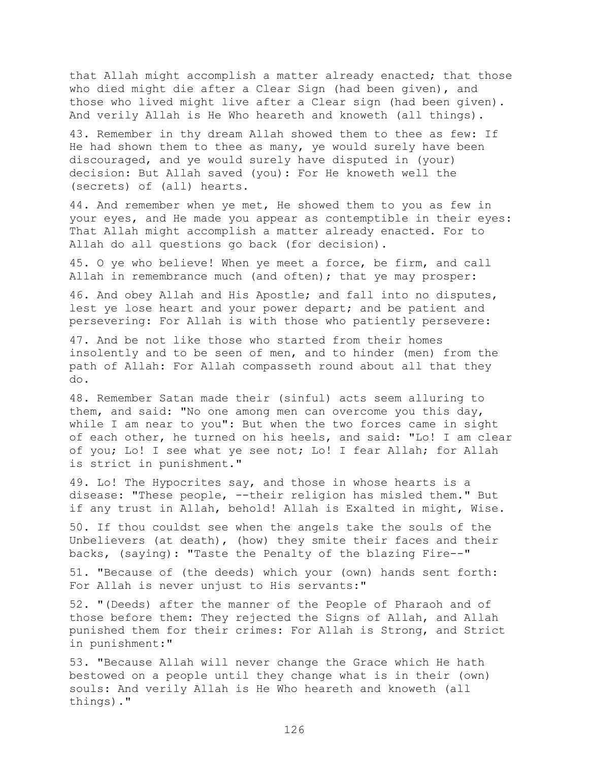that Allah might accomplish a matter already enacted; that those who died might die after a Clear Sign (had been given), and those who lived might live after a Clear sign (had been given). And verily Allah is He Who heareth and knoweth (all things).

43. Remember in thy dream Allah showed them to thee as few: If He had shown them to thee as many, ye would surely have been discouraged, and ye would surely have disputed in (your) decision: But Allah saved (you): For He knoweth well the (secrets) of (all) hearts.

44. And remember when ye met, He showed them to you as few in your eyes, and He made you appear as contemptible in their eyes: That Allah might accomplish a matter already enacted. For to Allah do all questions go back (for decision).

45. O ye who believe! When ye meet a force, be firm, and call Allah in remembrance much (and often); that ye may prosper:

46. And obey Allah and His Apostle; and fall into no disputes, lest ye lose heart and your power depart; and be patient and persevering: For Allah is with those who patiently persevere:

47. And be not like those who started from their homes insolently and to be seen of men, and to hinder (men) from the path of Allah: For Allah compasseth round about all that they do.

48. Remember Satan made their (sinful) acts seem alluring to them, and said: "No one among men can overcome you this day, while I am near to you": But when the two forces came in sight of each other, he turned on his heels, and said: "Lo! I am clear of you; Lo! I see what ye see not; Lo! I fear Allah; for Allah is strict in punishment."

49. Lo! The Hypocrites say, and those in whose hearts is a disease: "These people, --their religion has misled them." But if any trust in Allah, behold! Allah is Exalted in might, Wise.

50. If thou couldst see when the angels take the souls of the Unbelievers (at death), (how) they smite their faces and their backs, (saying): "Taste the Penalty of the blazing Fire--"

51. "Because of (the deeds) which your (own) hands sent forth: For Allah is never unjust to His servants:"

52. "(Deeds) after the manner of the People of Pharaoh and of those before them: They rejected the Signs of Allah, and Allah punished them for their crimes: For Allah is Strong, and Strict in punishment:"

53. "Because Allah will never change the Grace which He hath bestowed on a people until they change what is in their (own) souls: And verily Allah is He Who heareth and knoweth (all things)."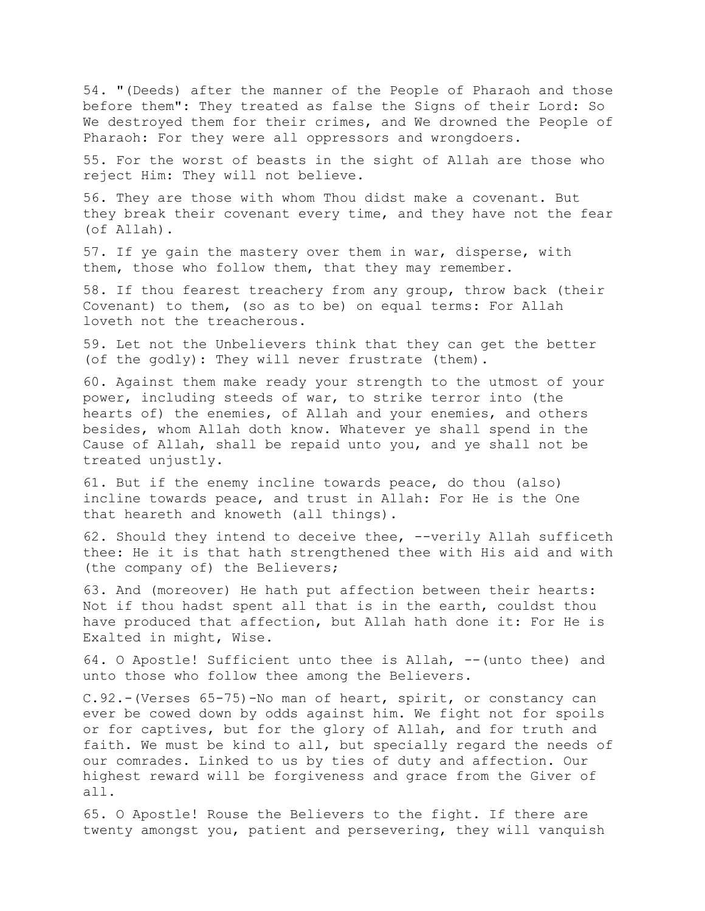54. "(Deeds) after the manner of the People of Pharaoh and those before them": They treated as false the Signs of their Lord: So We destroyed them for their crimes, and We drowned the People of Pharaoh: For they were all oppressors and wrongdoers.

55. For the worst of beasts in the sight of Allah are those who reject Him: They will not believe.

56. They are those with whom Thou didst make a covenant. But they break their covenant every time, and they have not the fear (of Allah).

57. If ye gain the mastery over them in war, disperse, with them, those who follow them, that they may remember.

58. If thou fearest treachery from any group, throw back (their Covenant) to them, (so as to be) on equal terms: For Allah loveth not the treacherous.

59. Let not the Unbelievers think that they can get the better (of the godly): They will never frustrate (them).

60. Against them make ready your strength to the utmost of your power, including steeds of war, to strike terror into (the hearts of) the enemies, of Allah and your enemies, and others besides, whom Allah doth know. Whatever ye shall spend in the Cause of Allah, shall be repaid unto you, and ye shall not be treated unjustly.

61. But if the enemy incline towards peace, do thou (also) incline towards peace, and trust in Allah: For He is the One that heareth and knoweth (all things).

62. Should they intend to deceive thee, --verily Allah sufficeth thee: He it is that hath strengthened thee with His aid and with (the company of) the Believers;

63. And (moreover) He hath put affection between their hearts: Not if thou hadst spent all that is in the earth, couldst thou have produced that affection, but Allah hath done it: For He is Exalted in might, Wise.

64. O Apostle! Sufficient unto thee is Allah, --(unto thee) and unto those who follow thee among the Believers.

C.92.-(Verses 65-75)-No man of heart, spirit, or constancy can ever be cowed down by odds against him. We fight not for spoils or for captives, but for the glory of Allah, and for truth and faith. We must be kind to all, but specially regard the needs of our comrades. Linked to us by ties of duty and affection. Our highest reward will be forgiveness and grace from the Giver of all.

65. O Apostle! Rouse the Believers to the fight. If there are twenty amongst you, patient and persevering, they will vanquish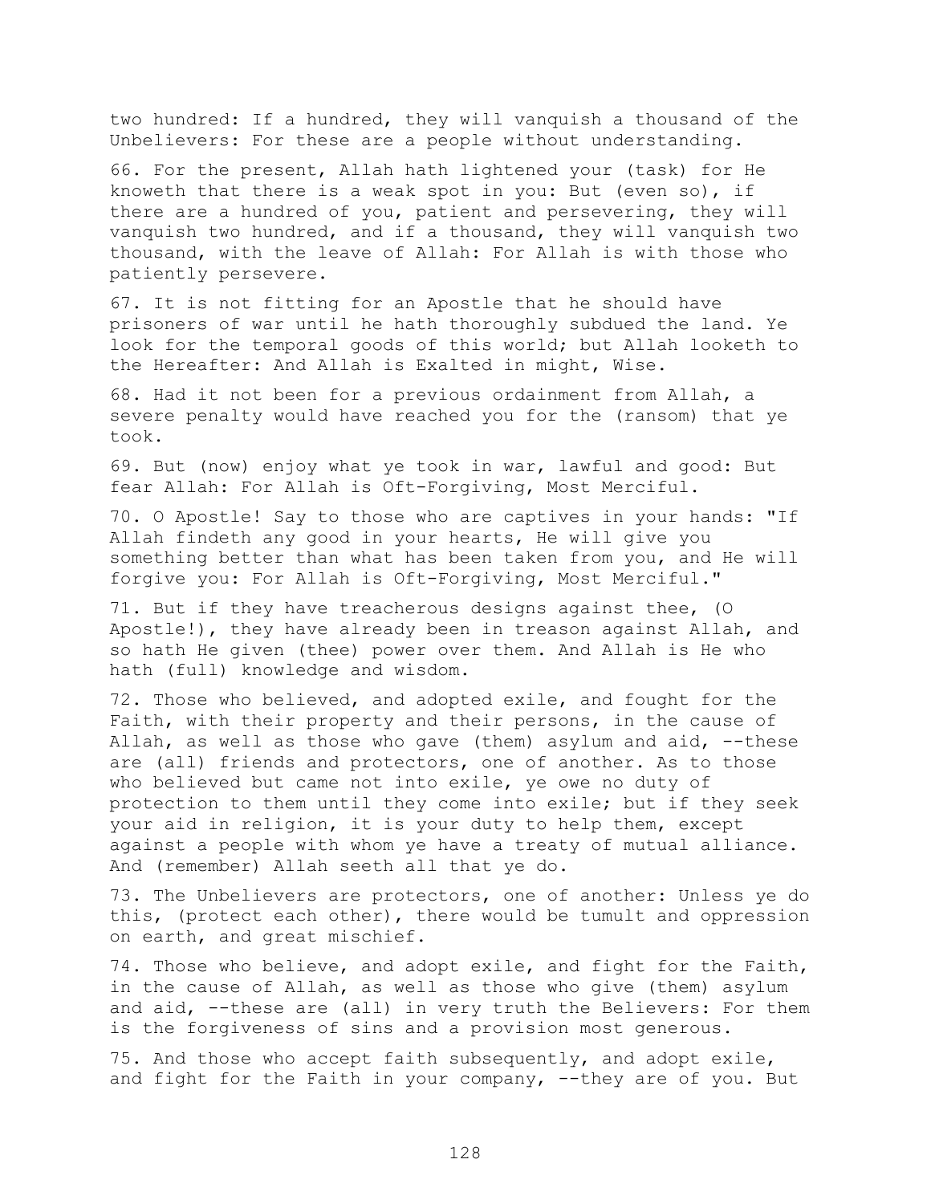two hundred: If a hundred, they will vanquish a thousand of the Unbelievers: For these are a people without understanding.

66. For the present, Allah hath lightened your (task) for He knoweth that there is a weak spot in you: But (even so), if there are a hundred of you, patient and persevering, they will vanquish two hundred, and if a thousand, they will vanquish two thousand, with the leave of Allah: For Allah is with those who patiently persevere.

67. It is not fitting for an Apostle that he should have prisoners of war until he hath thoroughly subdued the land. Ye look for the temporal goods of this world; but Allah looketh to the Hereafter: And Allah is Exalted in might, Wise.

68. Had it not been for a previous ordainment from Allah, a severe penalty would have reached you for the (ransom) that ye took.

69. But (now) enjoy what ye took in war, lawful and good: But fear Allah: For Allah is Oft-Forgiving, Most Merciful.

70. O Apostle! Say to those who are captives in your hands: "If Allah findeth any good in your hearts, He will give you something better than what has been taken from you, and He will forgive you: For Allah is Oft-Forgiving, Most Merciful."

71. But if they have treacherous designs against thee, (O Apostle!), they have already been in treason against Allah, and so hath He given (thee) power over them. And Allah is He who hath (full) knowledge and wisdom.

72. Those who believed, and adopted exile, and fought for the Faith, with their property and their persons, in the cause of Allah, as well as those who gave (them) asylum and aid, --these are (all) friends and protectors, one of another. As to those who believed but came not into exile, ye owe no duty of protection to them until they come into exile; but if they seek your aid in religion, it is your duty to help them, except against a people with whom ye have a treaty of mutual alliance. And (remember) Allah seeth all that ye do.

73. The Unbelievers are protectors, one of another: Unless ye do this, (protect each other), there would be tumult and oppression on earth, and great mischief.

74. Those who believe, and adopt exile, and fight for the Faith, in the cause of Allah, as well as those who give (them) asylum and aid, --these are (all) in very truth the Believers: For them is the forgiveness of sins and a provision most generous.

75. And those who accept faith subsequently, and adopt exile, and fight for the Faith in your company, --they are of you. But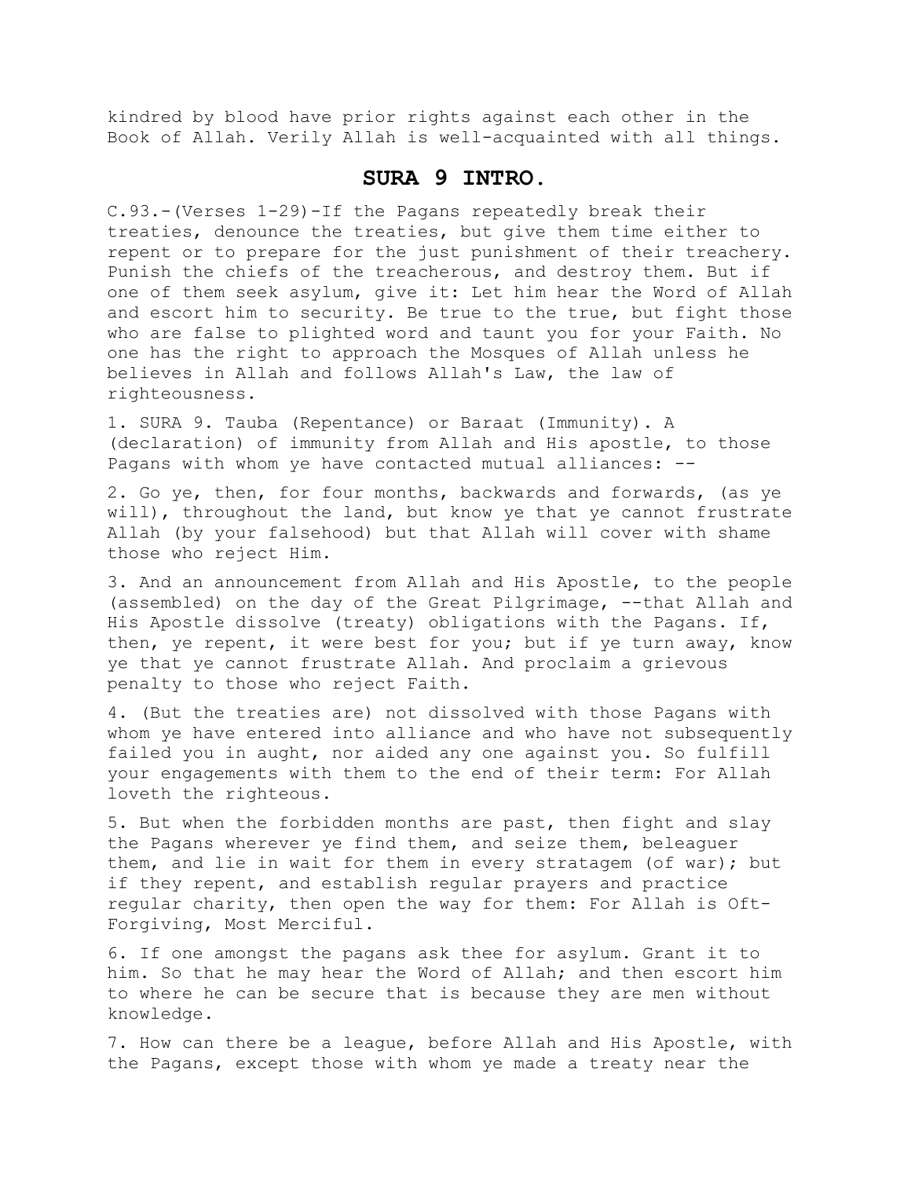kindred by blood have prior rights against each other in the Book of Allah. Verily Allah is well-acquainted with all things.

## SURA 9 INTRO.

C.93.-(Verses 1-29)-If the Pagans repeatedly break their treaties, denounce the treaties, but give them time either to repent or to prepare for the just punishment of their treachery. Punish the chiefs of the treacherous, and destroy them. But if one of them seek asylum, give it: Let him hear the Word of Allah and escort him to security. Be true to the true, but fight those who are false to plighted word and taunt you for your Faith. No one has the right to approach the Mosques of Allah unless he believes in Allah and follows Allah's Law, the law of righteousness.

1. SURA 9. Tauba (Repentance) or Baraat (Immunity). A (declaration) of immunity from Allah and His apostle, to those Pagans with whom ye have contacted mutual alliances: --

2. Go ye, then, for four months, backwards and forwards, (as ye will), throughout the land, but know ye that ye cannot frustrate Allah (by your falsehood) but that Allah will cover with shame those who reject Him.

3. And an announcement from Allah and His Apostle, to the people (assembled) on the day of the Great Pilgrimage, --that Allah and His Apostle dissolve (treaty) obligations with the Pagans. If, then, ye repent, it were best for you; but if ye turn away, know ye that ye cannot frustrate Allah. And proclaim a grievous penalty to those who reject Faith.

4. (But the treaties are) not dissolved with those Pagans with whom ye have entered into alliance and who have not subsequently failed you in aught, nor aided any one against you. So fulfill your engagements with them to the end of their term: For Allah loveth the righteous.

5. But when the forbidden months are past, then fight and slay the Pagans wherever ye find them, and seize them, beleaguer them, and lie in wait for them in every stratagem (of war); but if they repent, and establish regular prayers and practice regular charity, then open the way for them: For Allah is Oft-Forgiving, Most Merciful.

6. If one amongst the pagans ask thee for asylum. Grant it to him. So that he may hear the Word of Allah; and then escort him to where he can be secure that is because they are men without knowledge.

7. How can there be a league, before Allah and His Apostle, with the Pagans, except those with whom ye made a treaty near the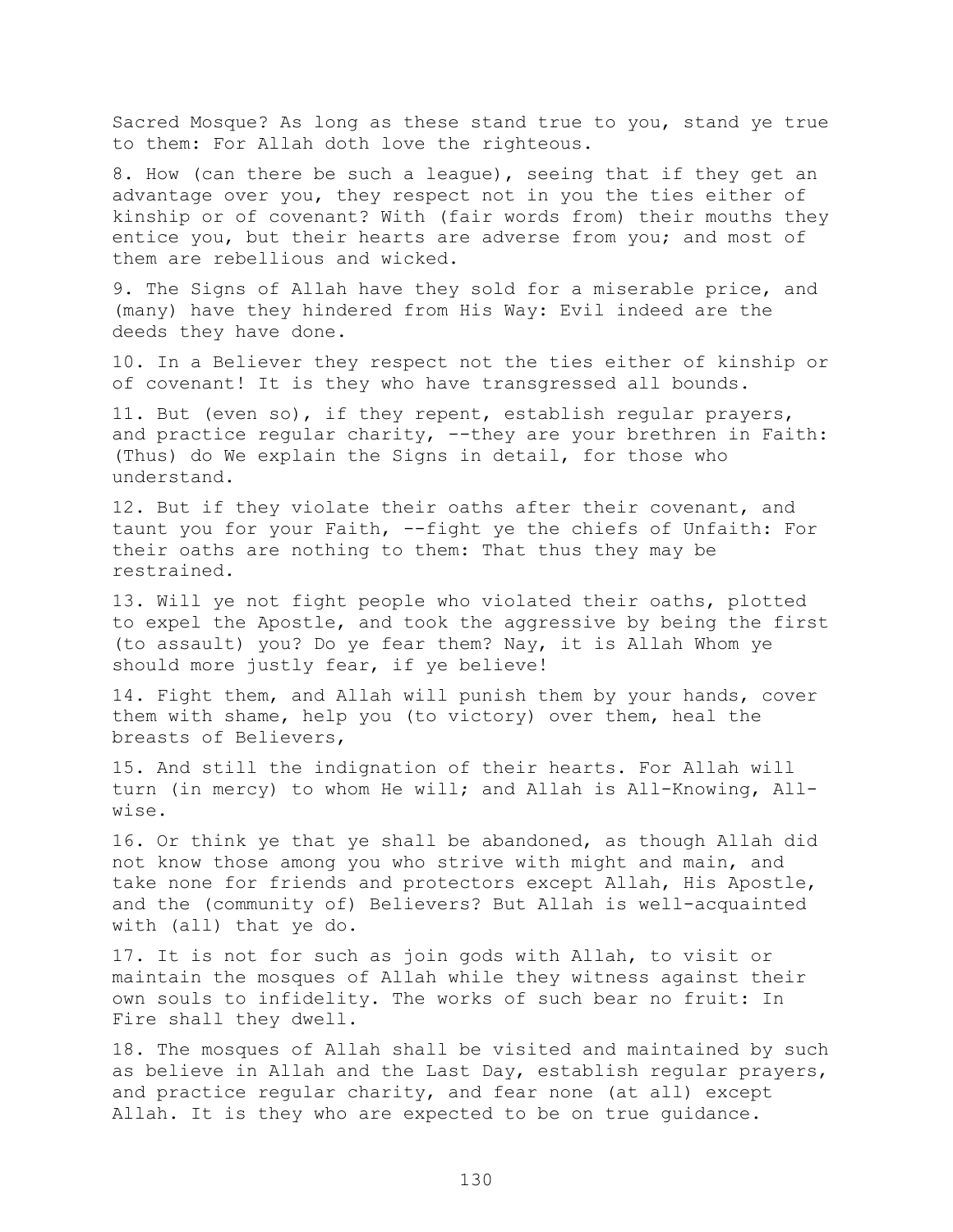Sacred Mosque? As long as these stand true to you, stand ye true to them: For Allah doth love the righteous.

8. How (can there be such a league), seeing that if they get an advantage over you, they respect not in you the ties either of kinship or of covenant? With (fair words from) their mouths they entice you, but their hearts are adverse from you; and most of them are rebellious and wicked.

9. The Signs of Allah have they sold for a miserable price, and (many) have they hindered from His Way: Evil indeed are the deeds they have done.

10. In a Believer they respect not the ties either of kinship or of covenant! It is they who have transgressed all bounds.

11. But (even so), if they repent, establish regular prayers, and practice regular charity, --they are your brethren in Faith: (Thus) do We explain the Signs in detail, for those who understand.

12. But if they violate their oaths after their covenant, and taunt you for your Faith, --fight ye the chiefs of Unfaith: For their oaths are nothing to them: That thus they may be restrained.

13. Will ye not fight people who violated their oaths, plotted to expel the Apostle, and took the aggressive by being the first (to assault) you? Do ye fear them? Nay, it is Allah Whom ye should more justly fear, if ye believe!

14. Fight them, and Allah will punish them by your hands, cover them with shame, help you (to victory) over them, heal the breasts of Believers,

15. And still the indignation of their hearts. For Allah will turn (in mercy) to whom He will; and Allah is All-Knowing, All-wise.

16. Or think ye that ye shall be abandoned, as though Allah did not know those among you who strive with might and main, and take none for friends and protectors except Allah, His Apostle, and the (community of) Believers? But Allah is well-acquainted with (all) that ye do.

17. It is not for such as join gods with Allah, to visit or maintain the mosques of Allah while they witness against their own souls to infidelity. The works of such bear no fruit: In Fire shall they dwell.

18. The mosques of Allah shall be visited and maintained by such as believe in Allah and the Last Day, establish regular prayers, and practice regular charity, and fear none (at all) except Allah. It is they who are expected to be on true guidance.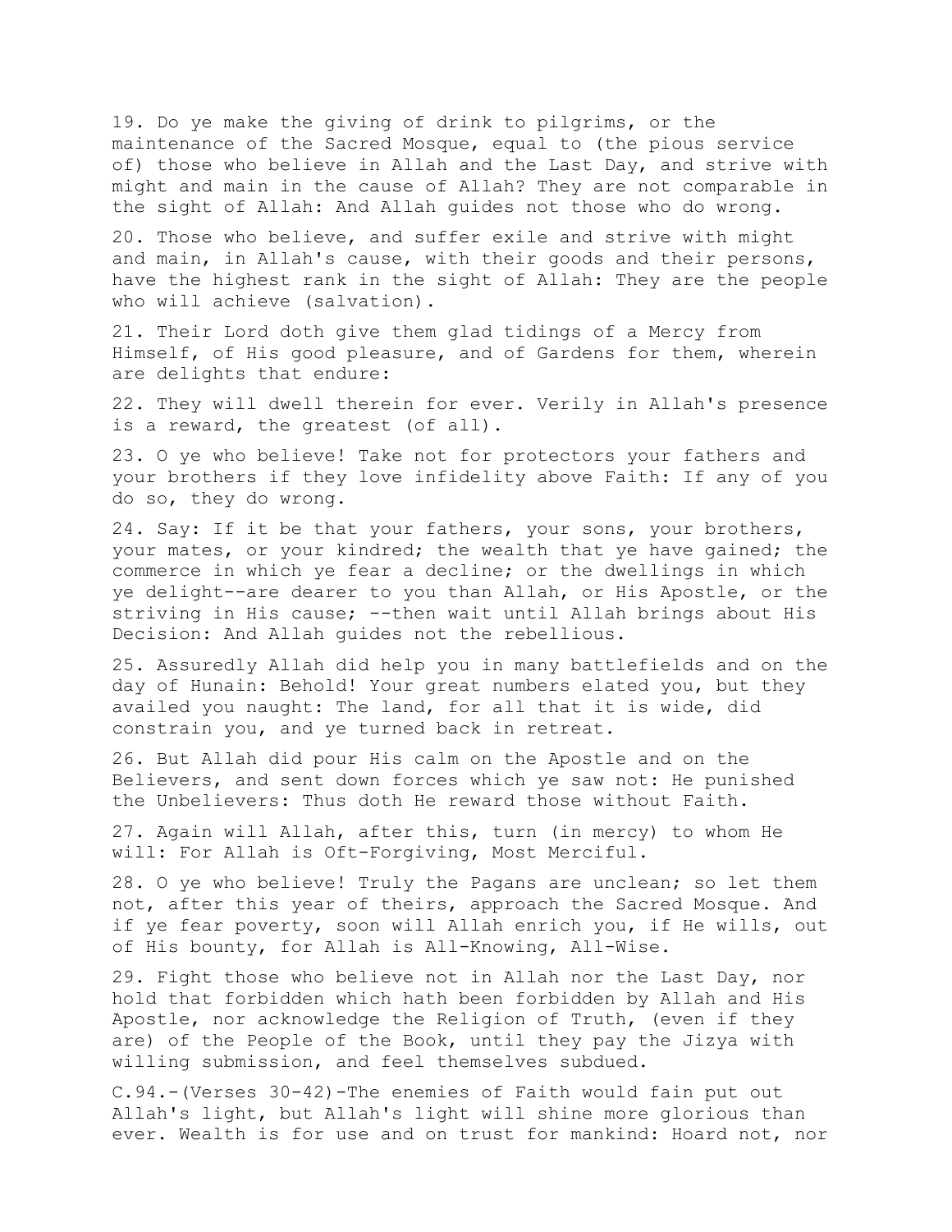19. Do ye make the giving of drink to pilgrims, or the maintenance of the Sacred Mosque, equal to (the pious service of) those who believe in Allah and the Last Day, and strive with might and main in the cause of Allah? They are not comparable in the sight of Allah: And Allah guides not those who do wrong.

20. Those who believe, and suffer exile and strive with might and main, in Allah's cause, with their goods and their persons, have the highest rank in the sight of Allah: They are the people who will achieve (salvation).

21. Their Lord doth give them glad tidings of a Mercy from Himself, of His good pleasure, and of Gardens for them, wherein are delights that endure:

22. They will dwell therein for ever. Verily in Allah's presence is a reward, the greatest (of all).

23. O ye who believe! Take not for protectors your fathers and your brothers if they love infidelity above Faith: If any of you do so, they do wrong.

24. Say: If it be that your fathers, your sons, your brothers, your mates, or your kindred; the wealth that ye have gained; the commerce in which ye fear a decline; or the dwellings in which ye delight--are dearer to you than Allah, or His Apostle, or the striving in His cause; --then wait until Allah brings about His Decision: And Allah guides not the rebellious.

25. Assuredly Allah did help you in many battlefields and on the day of Hunain: Behold! Your great numbers elated you, but they availed you naught: The land, for all that it is wide, did constrain you, and ye turned back in retreat.

26. But Allah did pour His calm on the Apostle and on the Believers, and sent down forces which ye saw not: He punished the Unbelievers: Thus doth He reward those without Faith.

27. Again will Allah, after this, turn (in mercy) to whom He will: For Allah is Oft-Forgiving, Most Merciful.

28. O ye who believe! Truly the Pagans are unclean; so let them not, after this year of theirs, approach the Sacred Mosque. And if ye fear poverty, soon will Allah enrich you, if He wills, out of His bounty, for Allah is All-Knowing, All-Wise.

29. Fight those who believe not in Allah nor the Last Day, nor hold that forbidden which hath been forbidden by Allah and His Apostle, nor acknowledge the Religion of Truth, (even if they are) of the People of the Book, until they pay the Jizya with willing submission, and feel themselves subdued.

C.94.-(Verses 30-42)-The enemies of Faith would fain put out Allah's light, but Allah's light will shine more glorious than ever. Wealth is for use and on trust for mankind: Hoard not, nor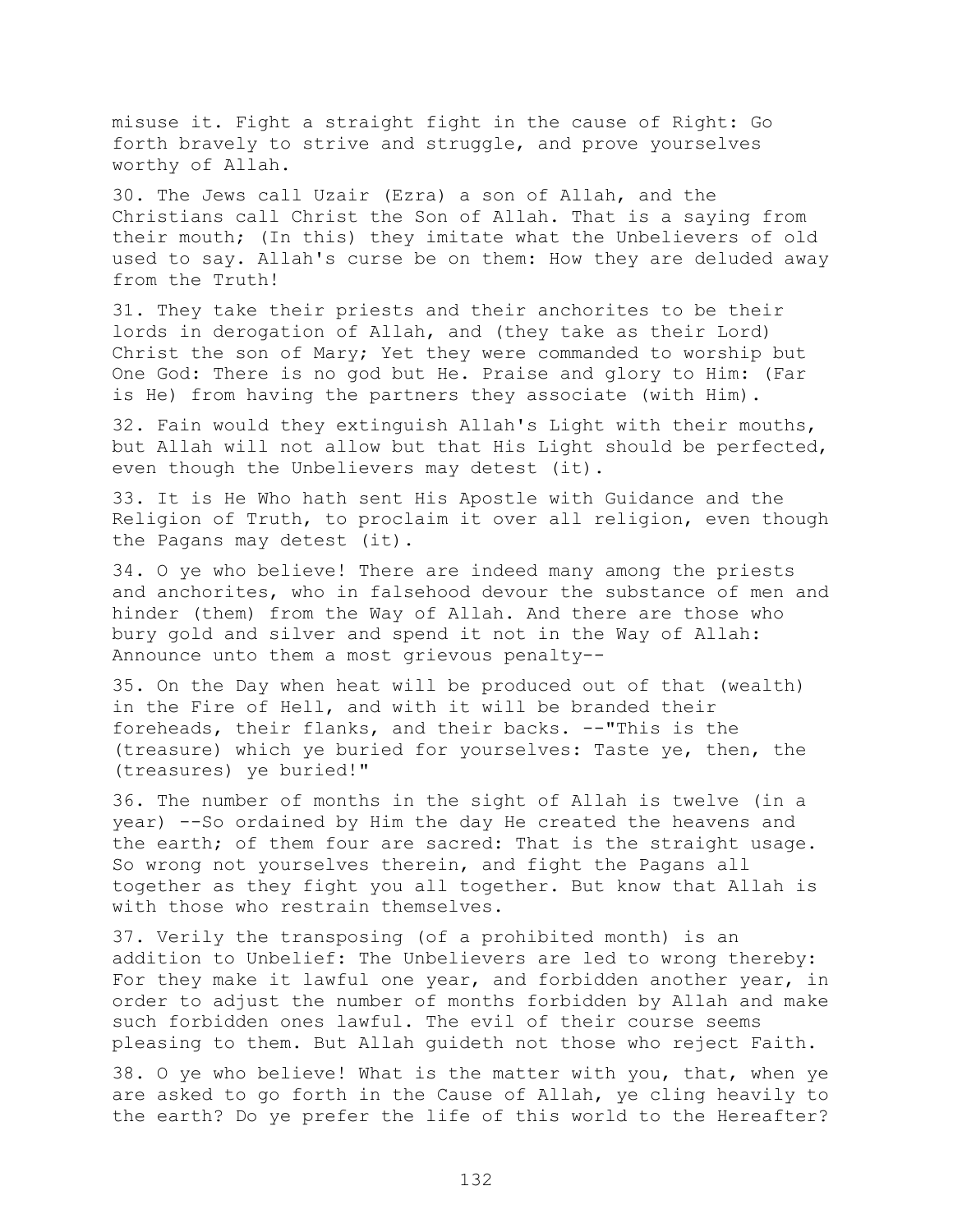misuse it. Fight a straight fight in the cause of Right: Go forth bravely to strive and struggle, and prove yourselves worthy of Allah.

30. The Jews call Uzair (Ezra) a son of Allah, and the Christians call Christ the Son of Allah. That is a saying from their mouth; (In this) they imitate what the Unbelievers of old used to say. Allah's curse be on them: How they are deluded away from the Truth!

31. They take their priests and their anchorites to be their lords in derogation of Allah, and (they take as their Lord) Christ the son of Mary; Yet they were commanded to worship but One God: There is no god but He. Praise and glory to Him: (Far is He) from having the partners they associate (with Him).

32. Fain would they extinguish Allah's Light with their mouths, but Allah will not allow but that His Light should be perfected, even though the Unbelievers may detest (it).

33. It is He Who hath sent His Apostle with Guidance and the Religion of Truth, to proclaim it over all religion, even though the Pagans may detest (it).

34. O ye who believe! There are indeed many among the priests and anchorites, who in falsehood devour the substance of men and hinder (them) from the Way of Allah. And there are those who bury gold and silver and spend it not in the Way of Allah: Announce unto them a most grievous penalty--

35. On the Day when heat will be produced out of that (wealth) in the Fire of Hell, and with it will be branded their foreheads, their flanks, and their backs. --"This is the (treasure) which ye buried for yourselves: Taste ye, then, the (treasures) ye buried!"

36. The number of months in the sight of Allah is twelve (in a year) --So ordained by Him the day He created the heavens and the earth; of them four are sacred: That is the straight usage. So wrong not yourselves therein, and fight the Pagans all together as they fight you all together. But know that Allah is with those who restrain themselves.

37. Verily the transposing (of a prohibited month) is an addition to Unbelief: The Unbelievers are led to wrong thereby: For they make it lawful one year, and forbidden another year, in order to adjust the number of months forbidden by Allah and make such forbidden ones lawful. The evil of their course seems pleasing to them. But Allah guideth not those who reject Faith.

38. O ye who believe! What is the matter with you, that, when ye are asked to go forth in the Cause of Allah, ye cling heavily to the earth? Do ye prefer the life of this world to the Hereafter?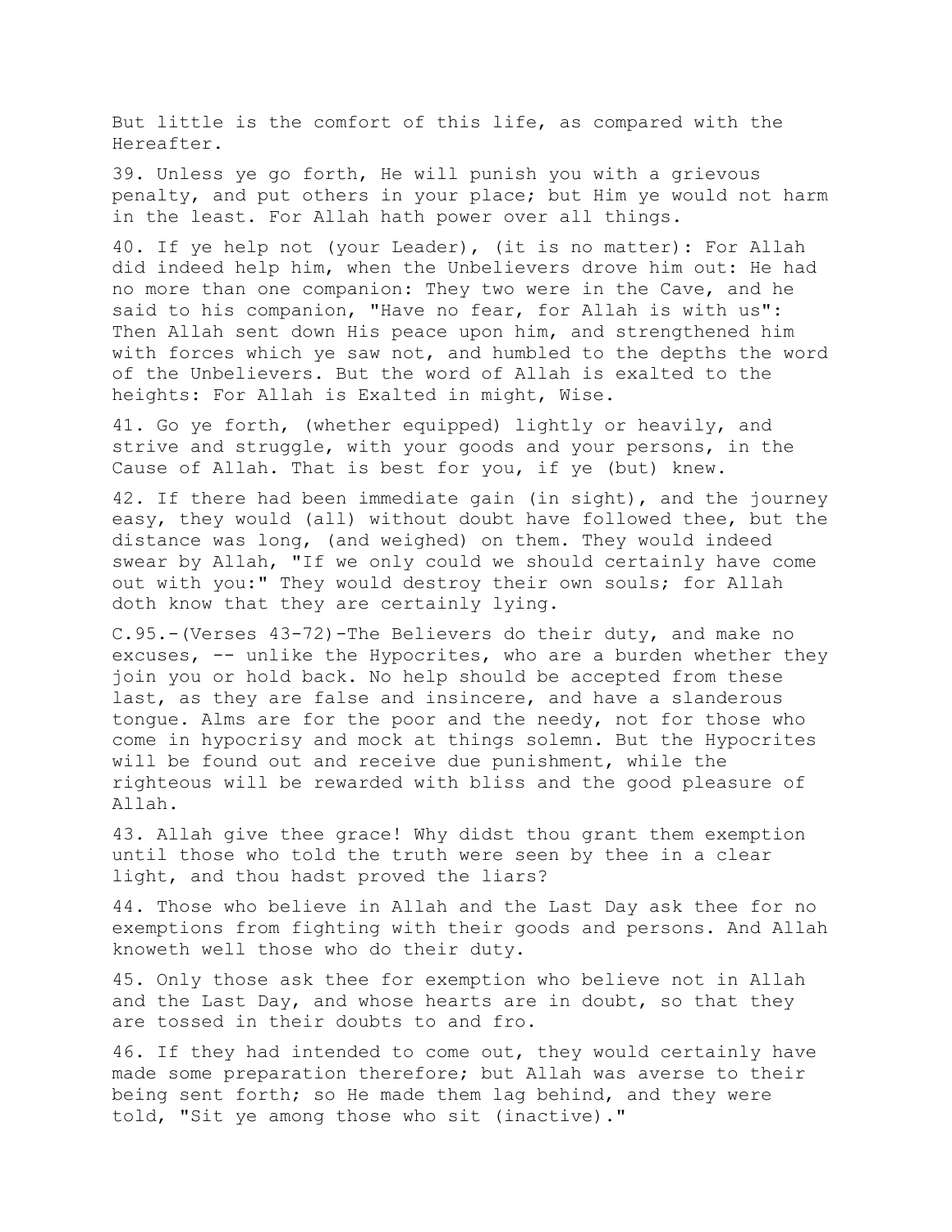But little is the comfort of this life, as compared with the Hereafter.

39. Unless ye go forth, He will punish you with a grievous penalty, and put others in your place; but Him ye would not harm in the least. For Allah hath power over all things.

40. If ye help not (your Leader), (it is no matter): For Allah did indeed help him, when the Unbelievers drove him out: He had no more than one companion: They two were in the Cave, and he said to his companion, "Have no fear, for Allah is with us": Then Allah sent down His peace upon him, and strengthened him with forces which ye saw not, and humbled to the depths the word of the Unbelievers. But the word of Allah is exalted to the heights: For Allah is Exalted in might, Wise.

41. Go ye forth, (whether equipped) lightly or heavily, and strive and struggle, with your goods and your persons, in the Cause of Allah. That is best for you, if ye (but) knew.

42. If there had been immediate gain (in sight), and the journey easy, they would (all) without doubt have followed thee, but the distance was long, (and weighed) on them. They would indeed swear by Allah, "If we only could we should certainly have come out with you:" They would destroy their own souls; for Allah doth know that they are certainly lying.

C.95.-(Verses 43-72)-The Believers do their duty, and make no excuses, -- unlike the Hypocrites, who are a burden whether they join you or hold back. No help should be accepted from these last, as they are false and insincere, and have a slanderous tongue. Alms are for the poor and the needy, not for those who come in hypocrisy and mock at things solemn. But the Hypocrites will be found out and receive due punishment, while the righteous will be rewarded with bliss and the good pleasure of Allah.

43. Allah give thee grace! Why didst thou grant them exemption until those who told the truth were seen by thee in a clear light, and thou hadst proved the liars?

44. Those who believe in Allah and the Last Day ask thee for no exemptions from fighting with their goods and persons. And Allah knoweth well those who do their duty.

45. Only those ask thee for exemption who believe not in Allah and the Last Day, and whose hearts are in doubt, so that they are tossed in their doubts to and fro.

46. If they had intended to come out, they would certainly have made some preparation therefore; but Allah was averse to their being sent forth; so He made them lag behind, and they were told, "Sit ye among those who sit (inactive)."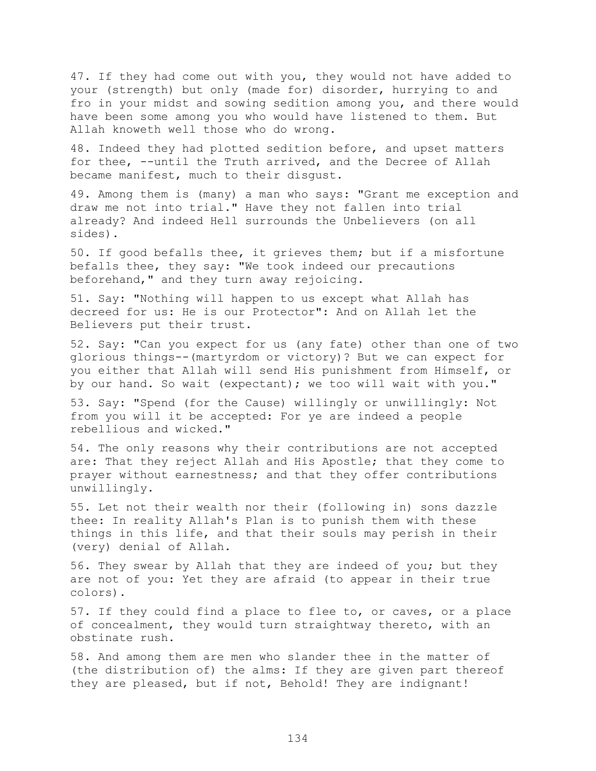47. If they had come out with you, they would not have added to your (strength) but only (made for) disorder, hurrying to and fro in your midst and sowing sedition among you, and there would have been some among you who would have listened to them. But Allah knoweth well those who do wrong.

48. Indeed they had plotted sedition before, and upset matters for thee, --until the Truth arrived, and the Decree of Allah became manifest, much to their disgust.

49. Among them is (many) a man who says: "Grant me exception and draw me not into trial." Have they not fallen into trial already? And indeed Hell surrounds the Unbelievers (on all sides).

50. If good befalls thee, it grieves them; but if a misfortune befalls thee, they say: "We took indeed our precautions beforehand," and they turn away rejoicing.

51. Say: "Nothing will happen to us except what Allah has decreed for us: He is our Protector": And on Allah let the Believers put their trust.

52. Say: "Can you expect for us (any fate) other than one of two glorious things--(martyrdom or victory)? But we can expect for you either that Allah will send His punishment from Himself, or by our hand. So wait (expectant); we too will wait with you."

53. Say: "Spend (for the Cause) willingly or unwillingly: Not from you will it be accepted: For ye are indeed a people rebellious and wicked."

54. The only reasons why their contributions are not accepted are: That they reject Allah and His Apostle; that they come to prayer without earnestness; and that they offer contributions unwillingly.

55. Let not their wealth nor their (following in) sons dazzle thee: In reality Allah's Plan is to punish them with these things in this life, and that their souls may perish in their (very) denial of Allah.

56. They swear by Allah that they are indeed of you; but they are not of you: Yet they are afraid (to appear in their true colors).

57. If they could find a place to flee to, or caves, or a place of concealment, they would turn straightway thereto, with an obstinate rush.

58. And among them are men who slander thee in the matter of (the distribution of) the alms: If they are given part thereof they are pleased, but if not, Behold! They are indignant!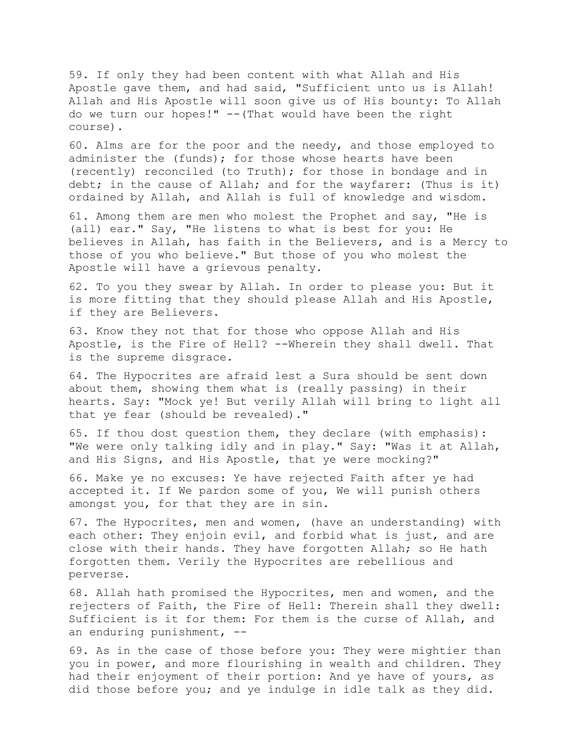59. If only they had been content with what Allah and His Apostle gave them, and had said, "Sufficient unto us is Allah! Allah and His Apostle will soon give us of His bounty: To Allah do we turn our hopes!" --(That would have been the right course).

60. Alms are for the poor and the needy, and those employed to administer the (funds); for those whose hearts have been (recently) reconciled (to Truth); for those in bondage and in debt; in the cause of Allah; and for the wayfarer: (Thus is it) ordained by Allah, and Allah is full of knowledge and wisdom.

61. Among them are men who molest the Prophet and say, "He is (all) ear." Say, "He listens to what is best for you: He believes in Allah, has faith in the Believers, and is a Mercy to those of you who believe." But those of you who molest the Apostle will have a grievous penalty.

62. To you they swear by Allah. In order to please you: But it is more fitting that they should please Allah and His Apostle, if they are Believers.

63. Know they not that for those who oppose Allah and His Apostle, is the Fire of Hell? --Wherein they shall dwell. That is the supreme disgrace.

64. The Hypocrites are afraid lest a Sura should be sent down about them, showing them what is (really passing) in their hearts. Say: "Mock ye! But verily Allah will bring to light all that ye fear (should be revealed)."

65. If thou dost question them, they declare (with emphasis): "We were only talking idly and in play." Say: "Was it at Allah, and His Signs, and His Apostle, that ye were mocking?"

66. Make ye no excuses: Ye have rejected Faith after ye had accepted it. If We pardon some of you, We will punish others amongst you, for that they are in sin.

67. The Hypocrites, men and women, (have an understanding) with each other: They enjoin evil, and forbid what is just, and are close with their hands. They have forgotten Allah; so He hath forgotten them. Verily the Hypocrites are rebellious and perverse.

68. Allah hath promised the Hypocrites, men and women, and the rejecters of Faith, the Fire of Hell: Therein shall they dwell: Sufficient is it for them: For them is the curse of Allah, and an enduring punishment, --

69. As in the case of those before you: They were mightier than you in power, and more flourishing in wealth and children. They had their enjoyment of their portion: And ye have of yours, as did those before you; and ye indulge in idle talk as they did.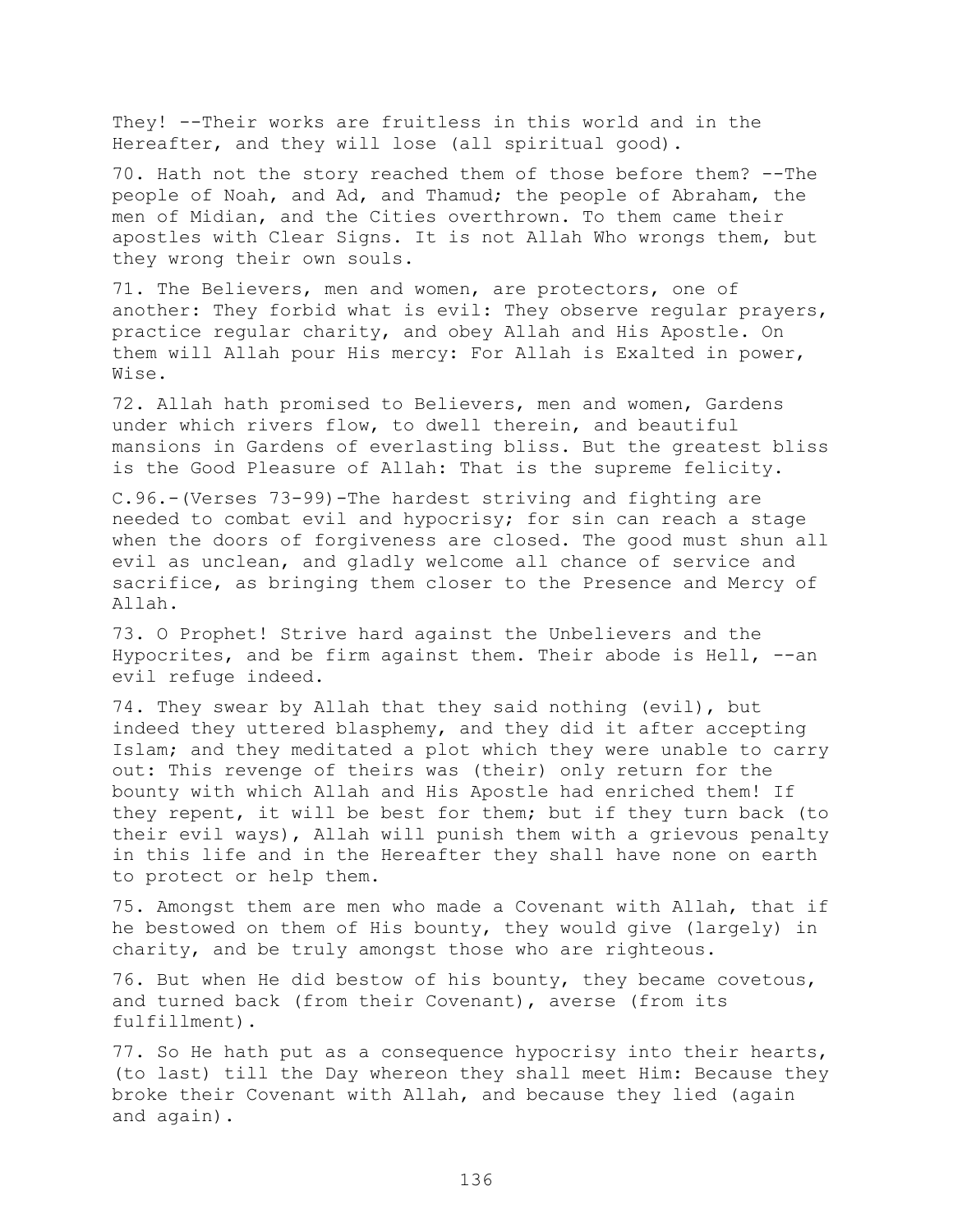They! --Their works are fruitless in this world and in the Hereafter, and they will lose (all spiritual good).

70. Hath not the story reached them of those before them? --The people of Noah, and Ad, and Thamud; the people of Abraham, the men of Midian, and the Cities overthrown. To them came their apostles with Clear Signs. It is not Allah Who wrongs them, but they wrong their own souls.

71. The Believers, men and women, are protectors, one of another: They forbid what is evil: They observe regular prayers, practice regular charity, and obey Allah and His Apostle. On them will Allah pour His mercy: For Allah is Exalted in power, Wise.

72. Allah hath promised to Believers, men and women, Gardens under which rivers flow, to dwell therein, and beautiful mansions in Gardens of everlasting bliss. But the greatest bliss is the Good Pleasure of Allah: That is the supreme felicity.

C.96.-(Verses 73-99)-The hardest striving and fighting are needed to combat evil and hypocrisy; for sin can reach a stage when the doors of forgiveness are closed. The good must shun all evil as unclean, and gladly welcome all chance of service and sacrifice, as bringing them closer to the Presence and Mercy of Allah.

73. O Prophet! Strive hard against the Unbelievers and the Hypocrites, and be firm against them. Their abode is Hell, --an evil refuge indeed.

74. They swear by Allah that they said nothing (evil), but indeed they uttered blasphemy, and they did it after accepting Islam; and they meditated a plot which they were unable to carry out: This revenge of theirs was (their) only return for the bounty with which Allah and His Apostle had enriched them! If they repent, it will be best for them; but if they turn back (to their evil ways), Allah will punish them with a grievous penalty in this life and in the Hereafter they shall have none on earth to protect or help them.

75. Amongst them are men who made a Covenant with Allah, that if he bestowed on them of His bounty, they would give (largely) in charity, and be truly amongst those who are righteous.

76. But when He did bestow of his bounty, they became covetous, and turned back (from their Covenant), averse (from its fulfillment).

77. So He hath put as a consequence hypocrisy into their hearts, (to last) till the Day whereon they shall meet Him: Because they broke their Covenant with Allah, and because they lied (again and again).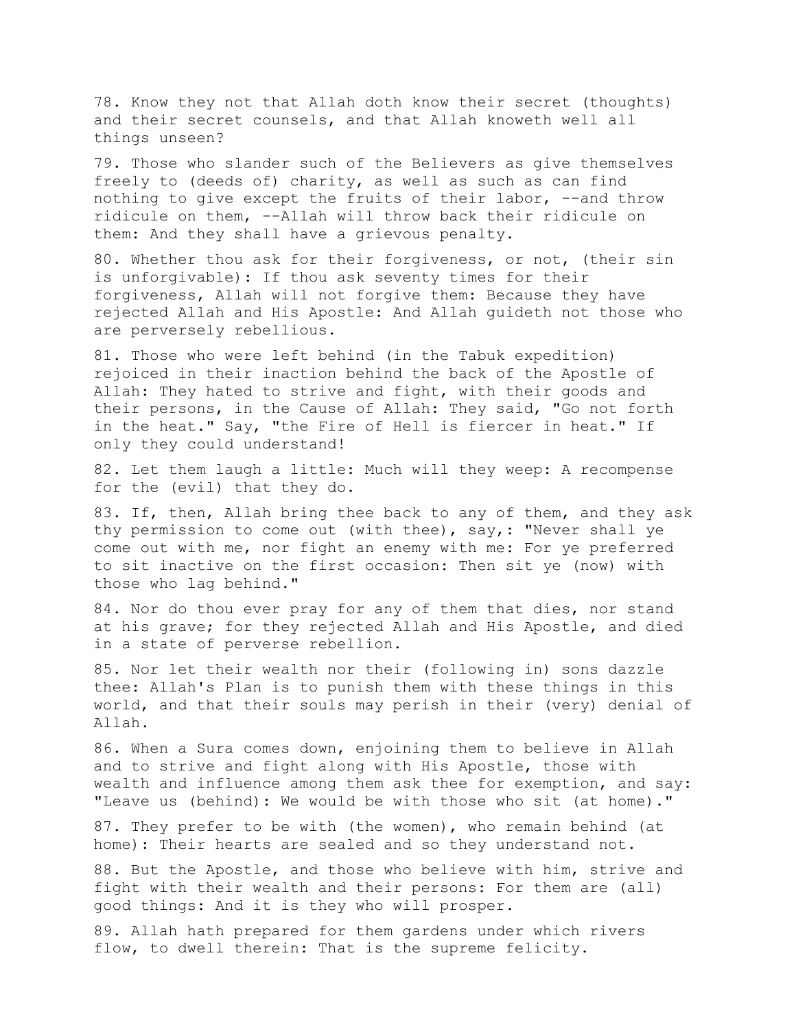78. Know they not that Allah doth know their secret (thoughts) and their secret counsels, and that Allah knoweth well all things unseen?

79. Those who slander such of the Believers as give themselves freely to (deeds of) charity, as well as such as can find nothing to give except the fruits of their labor, --and throw ridicule on them, --Allah will throw back their ridicule on them: And they shall have a grievous penalty.

80. Whether thou ask for their forgiveness, or not, (their sin is unforgivable): If thou ask seventy times for their forgiveness, Allah will not forgive them: Because they have rejected Allah and His Apostle: And Allah guideth not those who are perversely rebellious.

81. Those who were left behind (in the Tabuk expedition) rejoiced in their inaction behind the back of the Apostle of Allah: They hated to strive and fight, with their goods and their persons, in the Cause of Allah: They said, "Go not forth in the heat." Say, "the Fire of Hell is fiercer in heat." If only they could understand!

82. Let them laugh a little: Much will they weep: A recompense for the (evil) that they do.

83. If, then, Allah bring thee back to any of them, and they ask thy permission to come out (with thee), say,: "Never shall ye come out with me, nor fight an enemy with me: For ye preferred to sit inactive on the first occasion: Then sit ye (now) with those who lag behind."

84. Nor do thou ever pray for any of them that dies, nor stand at his grave; for they rejected Allah and His Apostle, and died in a state of perverse rebellion.

85. Nor let their wealth nor their (following in) sons dazzle thee: Allah's Plan is to punish them with these things in this world, and that their souls may perish in their (very) denial of Allah.

86. When a Sura comes down, enjoining them to believe in Allah and to strive and fight along with His Apostle, those with wealth and influence among them ask thee for exemption, and say: "Leave us (behind): We would be with those who sit (at home)."

87. They prefer to be with (the women), who remain behind (at home): Their hearts are sealed and so they understand not.

88. But the Apostle, and those who believe with him, strive and fight with their wealth and their persons: For them are (all) good things: And it is they who will prosper.

89. Allah hath prepared for them gardens under which rivers flow, to dwell therein: That is the supreme felicity.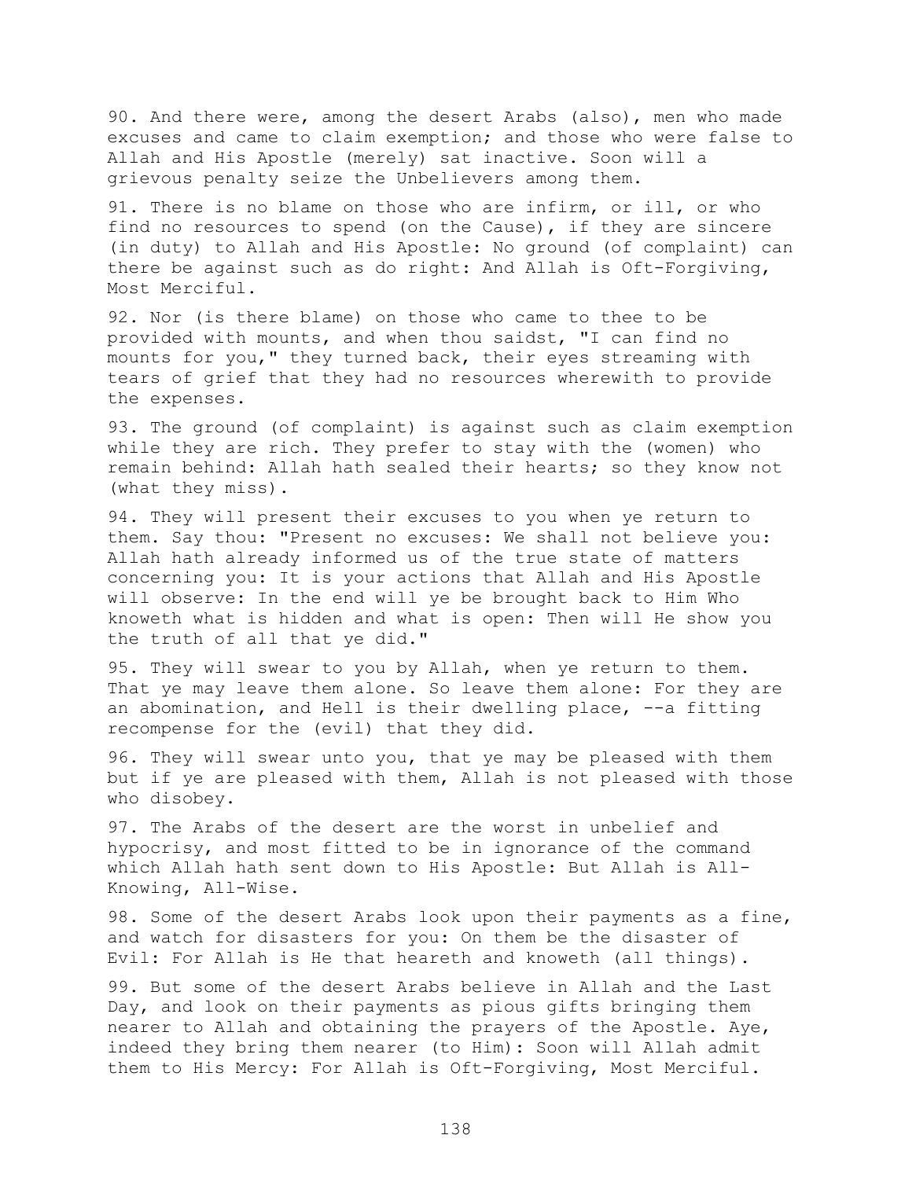90. And there were, among the desert Arabs (also), men who made excuses and came to claim exemption; and those who were false to Allah and His Apostle (merely) sat inactive. Soon will a grievous penalty seize the Unbelievers among them.

91. There is no blame on those who are infirm, or ill, or who find no resources to spend (on the Cause), if they are sincere (in duty) to Allah and His Apostle: No ground (of complaint) can there be against such as do right: And Allah is Oft-Forgiving, Most Merciful.

92. Nor (is there blame) on those who came to thee to be provided with mounts, and when thou saidst, "I can find no mounts for you," they turned back, their eyes streaming with tears of grief that they had no resources wherewith to provide the expenses.

93. The ground (of complaint) is against such as claim exemption while they are rich. They prefer to stay with the (women) who remain behind: Allah hath sealed their hearts; so they know not (what they miss).

94. They will present their excuses to you when ye return to them. Say thou: "Present no excuses: We shall not believe you: Allah hath already informed us of the true state of matters concerning you: It is your actions that Allah and His Apostle will observe: In the end will ye be brought back to Him Who knoweth what is hidden and what is open: Then will He show you the truth of all that ye did."

95. They will swear to you by Allah, when ye return to them. That ye may leave them alone. So leave them alone: For they are an abomination, and Hell is their dwelling place, --a fitting recompense for the (evil) that they did.

96. They will swear unto you, that ye may be pleased with them but if ye are pleased with them, Allah is not pleased with those who disobey.

97. The Arabs of the desert are the worst in unbelief and hypocrisy, and most fitted to be in ignorance of the command which Allah hath sent down to His Apostle: But Allah is All-Knowing, All-Wise.

98. Some of the desert Arabs look upon their payments as a fine, and watch for disasters for you: On them be the disaster of Evil: For Allah is He that heareth and knoweth (all things).

99. But some of the desert Arabs believe in Allah and the Last Day, and look on their payments as pious gifts bringing them nearer to Allah and obtaining the prayers of the Apostle. Aye, indeed they bring them nearer (to Him): Soon will Allah admit them to His Mercy: For Allah is Oft-Forgiving, Most Merciful.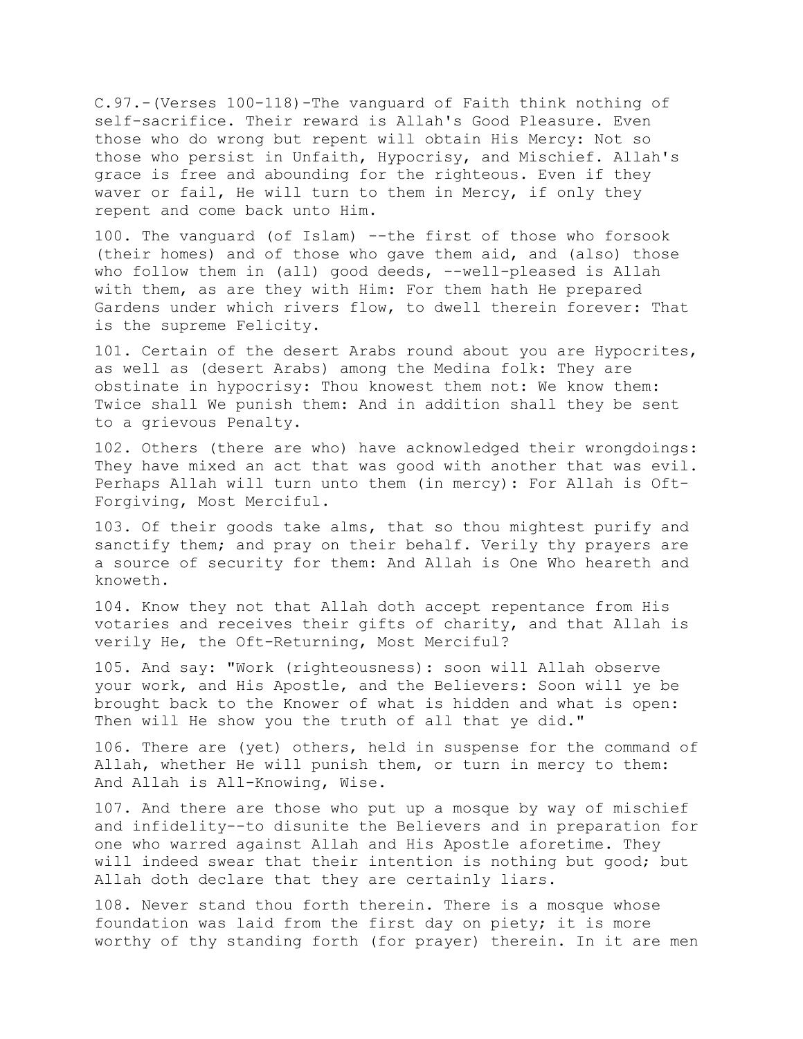C.97.-(Verses 100-118)-The vanguard of Faith think nothing of self-sacrifice. Their reward is Allah's Good Pleasure. Even those who do wrong but repent will obtain His Mercy: Not so those who persist in Unfaith, Hypocrisy, and Mischief. Allah's grace is free and abounding for the righteous. Even if they waver or fail, He will turn to them in Mercy, if only they repent and come back unto Him.

100. The vanguard (of Islam) --the first of those who forsook (their homes) and of those who gave them aid, and (also) those who follow them in (all) good deeds, --well-pleased is Allah with them, as are they with Him: For them hath He prepared Gardens under which rivers flow, to dwell therein forever: That is the supreme Felicity.

101. Certain of the desert Arabs round about you are Hypocrites, as well as (desert Arabs) among the Medina folk: They are obstinate in hypocrisy: Thou knowest them not: We know them: Twice shall We punish them: And in addition shall they be sent to a grievous Penalty.

102. Others (there are who) have acknowledged their wrongdoings: They have mixed an act that was good with another that was evil. Perhaps Allah will turn unto them (in mercy): For Allah is Oft-Forgiving, Most Merciful.

103. Of their goods take alms, that so thou mightest purify and sanctify them; and pray on their behalf. Verily thy prayers are a source of security for them: And Allah is One Who heareth and knoweth.

104. Know they not that Allah doth accept repentance from His votaries and receives their gifts of charity, and that Allah is verily He, the Oft-Returning, Most Merciful?

105. And say: "Work (righteousness): soon will Allah observe your work, and His Apostle, and the Believers: Soon will ye be brought back to the Knower of what is hidden and what is open: Then will He show you the truth of all that ye did."

106. There are (yet) others, held in suspense for the command of Allah, whether He will punish them, or turn in mercy to them: And Allah is All-Knowing, Wise.

107. And there are those who put up a mosque by way of mischief and infidelity--to disunite the Believers and in preparation for one who warred against Allah and His Apostle aforetime. They will indeed swear that their intention is nothing but good; but Allah doth declare that they are certainly liars.

108. Never stand thou forth therein. There is a mosque whose foundation was laid from the first day on piety; it is more worthy of thy standing forth (for prayer) therein. In it are men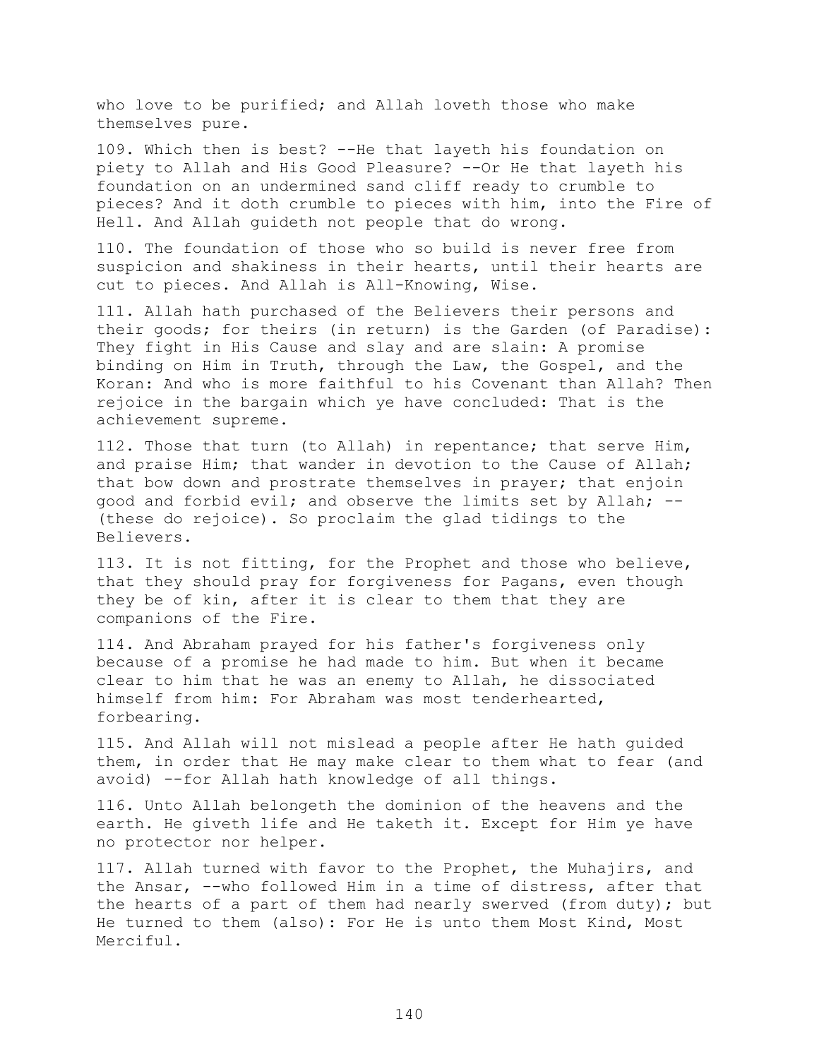who love to be purified; and Allah loveth those who make themselves pure.

109. Which then is best? --He that layeth his foundation on piety to Allah and His Good Pleasure? --Or He that layeth his foundation on an undermined sand cliff ready to crumble to pieces? And it doth crumble to pieces with him, into the Fire of Hell. And Allah guideth not people that do wrong.

110. The foundation of those who so build is never free from suspicion and shakiness in their hearts, until their hearts are cut to pieces. And Allah is All-Knowing, Wise.

111. Allah hath purchased of the Believers their persons and their goods; for theirs (in return) is the Garden (of Paradise): They fight in His Cause and slay and are slain: A promise binding on Him in Truth, through the Law, the Gospel, and the Koran: And who is more faithful to his Covenant than Allah? Then rejoice in the bargain which ye have concluded: That is the achievement supreme.

112. Those that turn (to Allah) in repentance; that serve Him, and praise Him; that wander in devotion to the Cause of Allah; that bow down and prostrate themselves in prayer; that enjoin good and forbid evil; and observe the limits set by Allah; --(these do rejoice). So proclaim the glad tidings to the Believers.

113. It is not fitting, for the Prophet and those who believe, that they should pray for forgiveness for Pagans, even though they be of kin, after it is clear to them that they are companions of the Fire.

114. And Abraham prayed for his father's forgiveness only because of a promise he had made to him. But when it became clear to him that he was an enemy to Allah, he dissociated himself from him: For Abraham was most tenderhearted, forbearing.

115. And Allah will not mislead a people after He hath guided them, in order that He may make clear to them what to fear (and avoid) --for Allah hath knowledge of all things.

116. Unto Allah belongeth the dominion of the heavens and the earth. He giveth life and He taketh it. Except for Him ye have no protector nor helper.

117. Allah turned with favor to the Prophet, the Muhajirs, and the Ansar, --who followed Him in a time of distress, after that the hearts of a part of them had nearly swerved (from duty); but He turned to them (also): For He is unto them Most Kind, Most Merciful.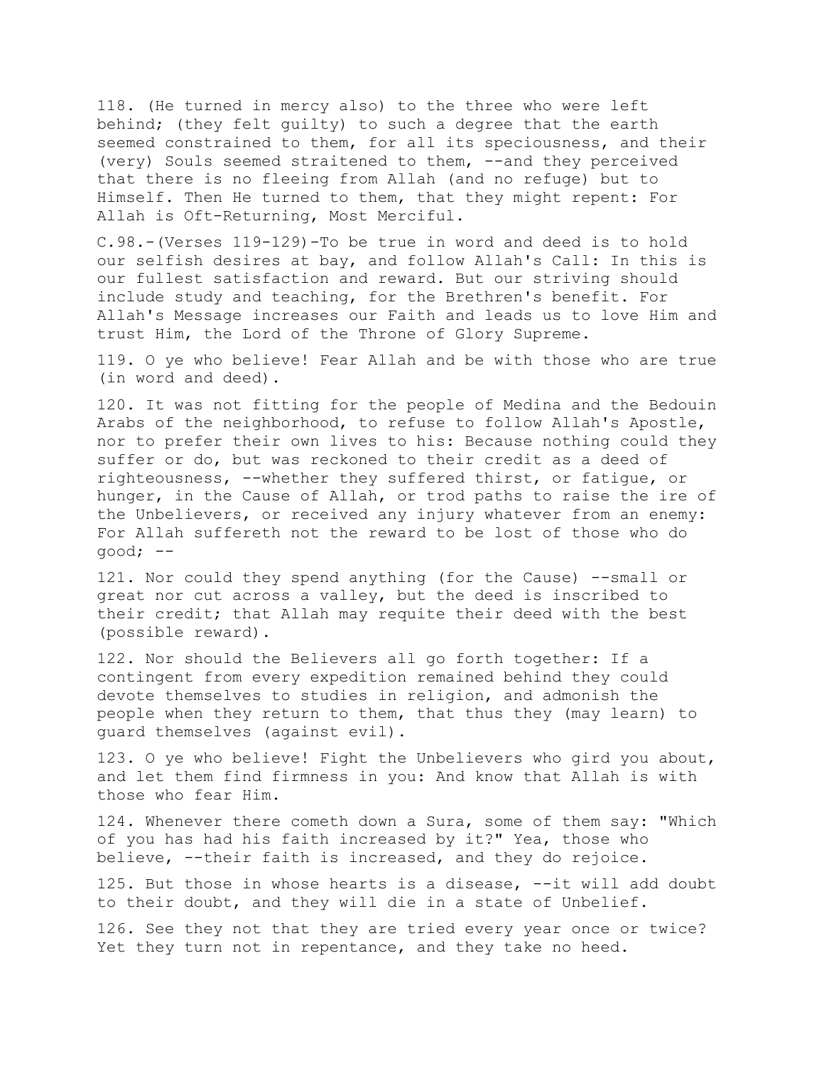118. (He turned in mercy also) to the three who were left behind; (they felt guilty) to such a degree that the earth seemed constrained to them, for all its speciousness, and their (very) Souls seemed straitened to them, --and they perceived that there is no fleeing from Allah (and no refuge) but to Himself. Then He turned to them, that they might repent: For Allah is Oft-Returning, Most Merciful.

C.98.-(Verses 119-129)-To be true in word and deed is to hold our selfish desires at bay, and follow Allah's Call: In this is our fullest satisfaction and reward. But our striving should include study and teaching, for the Brethren's benefit. For Allah's Message increases our Faith and leads us to love Him and trust Him, the Lord of the Throne of Glory Supreme.

119. O ye who believe! Fear Allah and be with those who are true (in word and deed).

120. It was not fitting for the people of Medina and the Bedouin Arabs of the neighborhood, to refuse to follow Allah's Apostle, nor to prefer their own lives to his: Because nothing could they suffer or do, but was reckoned to their credit as a deed of righteousness, --whether they suffered thirst, or fatigue, or hunger, in the Cause of Allah, or trod paths to raise the ire of the Unbelievers, or received any injury whatever from an enemy: For Allah suffereth not the reward to be lost of those who do good; --

121. Nor could they spend anything (for the Cause) --small or great nor cut across a valley, but the deed is inscribed to their credit; that Allah may requite their deed with the best (possible reward).

122. Nor should the Believers all go forth together: If a contingent from every expedition remained behind they could devote themselves to studies in religion, and admonish the people when they return to them, that thus they (may learn) to guard themselves (against evil).

123. O ye who believe! Fight the Unbelievers who gird you about, and let them find firmness in you: And know that Allah is with those who fear Him.

124. Whenever there cometh down a Sura, some of them say: "Which of you has had his faith increased by it?" Yea, those who believe, --their faith is increased, and they do rejoice.

125. But those in whose hearts is a disease, --it will add doubt to their doubt, and they will die in a state of Unbelief.

126. See they not that they are tried every year once or twice? Yet they turn not in repentance, and they take no heed.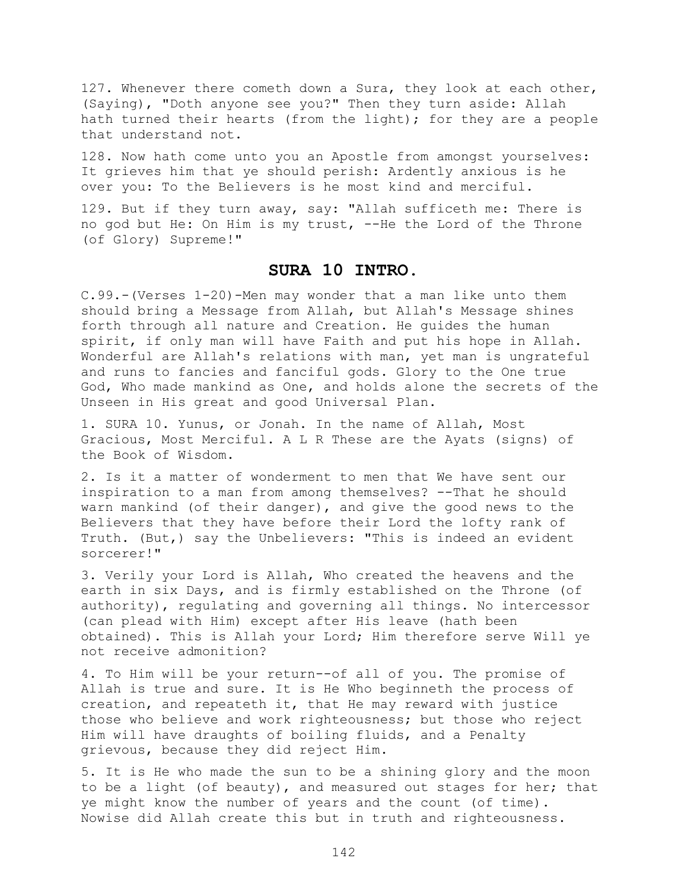127. Whenever there cometh down a Sura, they look at each other, (Saying), "Doth anyone see you?" Then they turn aside: Allah hath turned their hearts (from the light); for they are a people that understand not.

128. Now hath come unto you an Apostle from amongst yourselves: It grieves him that ye should perish: Ardently anxious is he over you: To the Believers is he most kind and merciful.

129. But if they turn away, say: "Allah sufficeth me: There is no god but He: On Him is my trust, --He the Lord of the Throne (of Glory) Supreme!"

## SURA 10 INTRO.

C.99.-(Verses 1-20)-Men may wonder that a man like unto them should bring a Message from Allah, but Allah's Message shines forth through all nature and Creation. He guides the human spirit, if only man will have Faith and put his hope in Allah. Wonderful are Allah's relations with man, yet man is ungrateful and runs to fancies and fanciful gods. Glory to the One true God, Who made mankind as One, and holds alone the secrets of the Unseen in His great and good Universal Plan.

1. SURA 10. Yunus, or Jonah. In the name of Allah, Most Gracious, Most Merciful. A L R These are the Ayats (signs) of the Book of Wisdom.

2. Is it a matter of wonderment to men that We have sent our inspiration to a man from among themselves? --That he should warn mankind (of their danger), and give the good news to the Believers that they have before their Lord the lofty rank of Truth. (But,) say the Unbelievers: "This is indeed an evident sorcerer!"

3. Verily your Lord is Allah, Who created the heavens and the earth in six Days, and is firmly established on the Throne (of authority), regulating and governing all things. No intercessor (can plead with Him) except after His leave (hath been obtained). This is Allah your Lord; Him therefore serve Will ye not receive admonition?

4. To Him will be your return--of all of you. The promise of Allah is true and sure. It is He Who beginneth the process of creation, and repeateth it, that He may reward with justice those who believe and work righteousness; but those who reject Him will have draughts of boiling fluids, and a Penalty grievous, because they did reject Him.

5. It is He who made the sun to be a shining glory and the moon to be a light (of beauty), and measured out stages for her; that ye might know the number of years and the count (of time). Nowise did Allah create this but in truth and righteousness.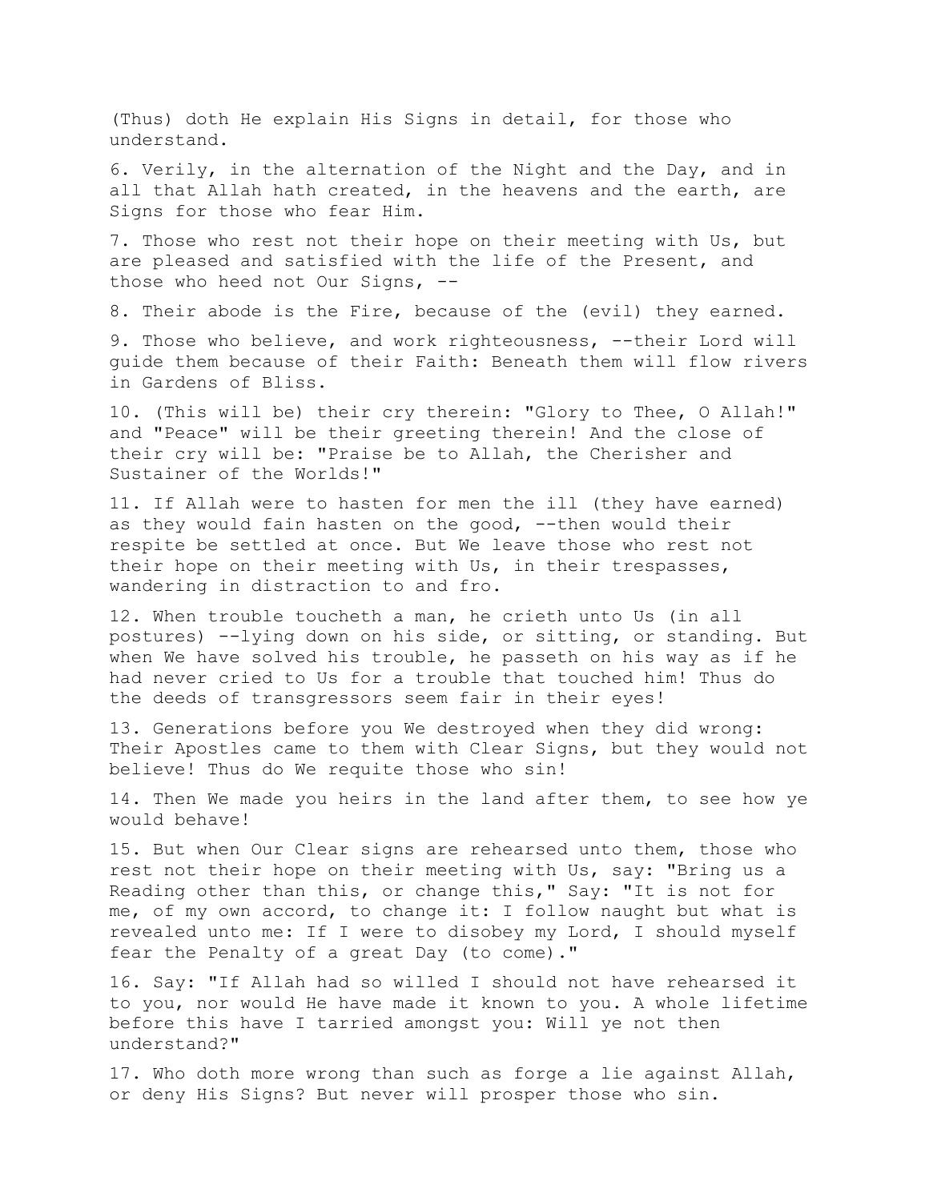(Thus) doth He explain His Signs in detail, for those who understand.

6. Verily, in the alternation of the Night and the Day, and in all that Allah hath created, in the heavens and the earth, are Signs for those who fear Him.

7. Those who rest not their hope on their meeting with Us, but are pleased and satisfied with the life of the Present, and those who heed not Our Signs, --

8. Their abode is the Fire, because of the (evil) they earned.

9. Those who believe, and work righteousness, --their Lord will guide them because of their Faith: Beneath them will flow rivers in Gardens of Bliss.

10. (This will be) their cry therein: "Glory to Thee, O Allah!" and "Peace" will be their greeting therein! And the close of their cry will be: "Praise be to Allah, the Cherisher and Sustainer of the Worlds!"

11. If Allah were to hasten for men the ill (they have earned) as they would fain hasten on the good, --then would their respite be settled at once. But We leave those who rest not their hope on their meeting with Us, in their trespasses, wandering in distraction to and fro.

12. When trouble toucheth a man, he crieth unto Us (in all postures) --lying down on his side, or sitting, or standing. But when We have solved his trouble, he passeth on his way as if he had never cried to Us for a trouble that touched him! Thus do the deeds of transgressors seem fair in their eyes!

13. Generations before you We destroyed when they did wrong: Their Apostles came to them with Clear Signs, but they would not believe! Thus do We requite those who sin!

14. Then We made you heirs in the land after them, to see how ye would behave!

15. But when Our Clear signs are rehearsed unto them, those who rest not their hope on their meeting with Us, say: "Bring us a Reading other than this, or change this," Say: "It is not for me, of my own accord, to change it: I follow naught but what is revealed unto me: If I were to disobey my Lord, I should myself fear the Penalty of a great Day (to come)."

16. Say: "If Allah had so willed I should not have rehearsed it to you, nor would He have made it known to you. A whole lifetime before this have I tarried amongst you: Will ye not then understand?"

17. Who doth more wrong than such as forge a lie against Allah, or deny His Signs? But never will prosper those who sin.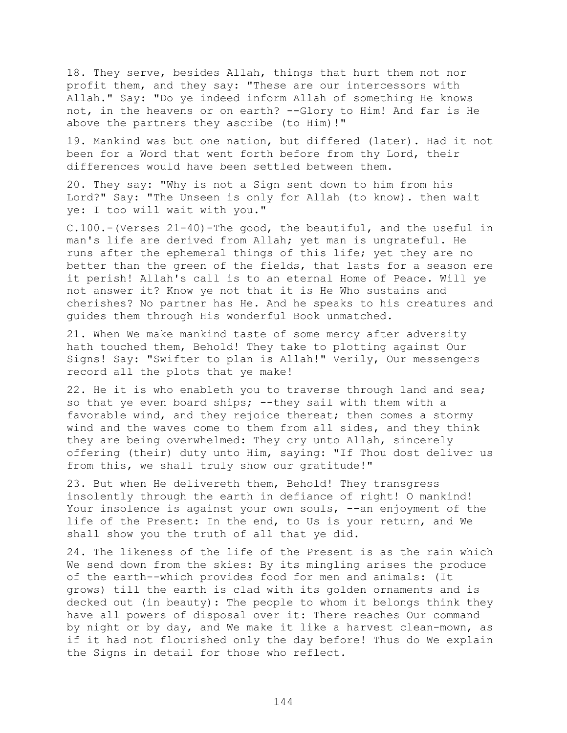18. They serve, besides Allah, things that hurt them not nor profit them, and they say: "These are our intercessors with Allah." Say: "Do ye indeed inform Allah of something He knows not, in the heavens or on earth? --Glory to Him! And far is He above the partners they ascribe (to Him)!"

19. Mankind was but one nation, but differed (later). Had it not been for a Word that went forth before from thy Lord, their differences would have been settled between them.

20. They say: "Why is not a Sign sent down to him from his Lord?" Say: "The Unseen is only for Allah (to know). then wait ye: I too will wait with you."

C.100.-(Verses 21-40)-The good, the beautiful, and the useful in man's life are derived from Allah; yet man is ungrateful. He runs after the ephemeral things of this life; yet they are no better than the green of the fields, that lasts for a season ere it perish! Allah's call is to an eternal Home of Peace. Will ye not answer it? Know ye not that it is He Who sustains and cherishes? No partner has He. And he speaks to his creatures and guides them through His wonderful Book unmatched.

21. When We make mankind taste of some mercy after adversity hath touched them, Behold! They take to plotting against Our Signs! Say: "Swifter to plan is Allah!" Verily, Our messengers record all the plots that ye make!

22. He it is who enableth you to traverse through land and sea; so that ye even board ships; --they sail with them with a favorable wind, and they rejoice thereat; then comes a stormy wind and the waves come to them from all sides, and they think they are being overwhelmed: They cry unto Allah, sincerely offering (their) duty unto Him, saying: "If Thou dost deliver us from this, we shall truly show our gratitude!"

23. But when He delivereth them, Behold! They transgress insolently through the earth in defiance of right! O mankind! Your insolence is against your own souls, --an enjoyment of the life of the Present: In the end, to Us is your return, and We shall show you the truth of all that ye did.

24. The likeness of the life of the Present is as the rain which We send down from the skies: By its mingling arises the produce of the earth--which provides food for men and animals: (It grows) till the earth is clad with its golden ornaments and is decked out (in beauty): The people to whom it belongs think they have all powers of disposal over it: There reaches Our command by night or by day, and We make it like a harvest clean-mown, as if it had not flourished only the day before! Thus do We explain the Signs in detail for those who reflect.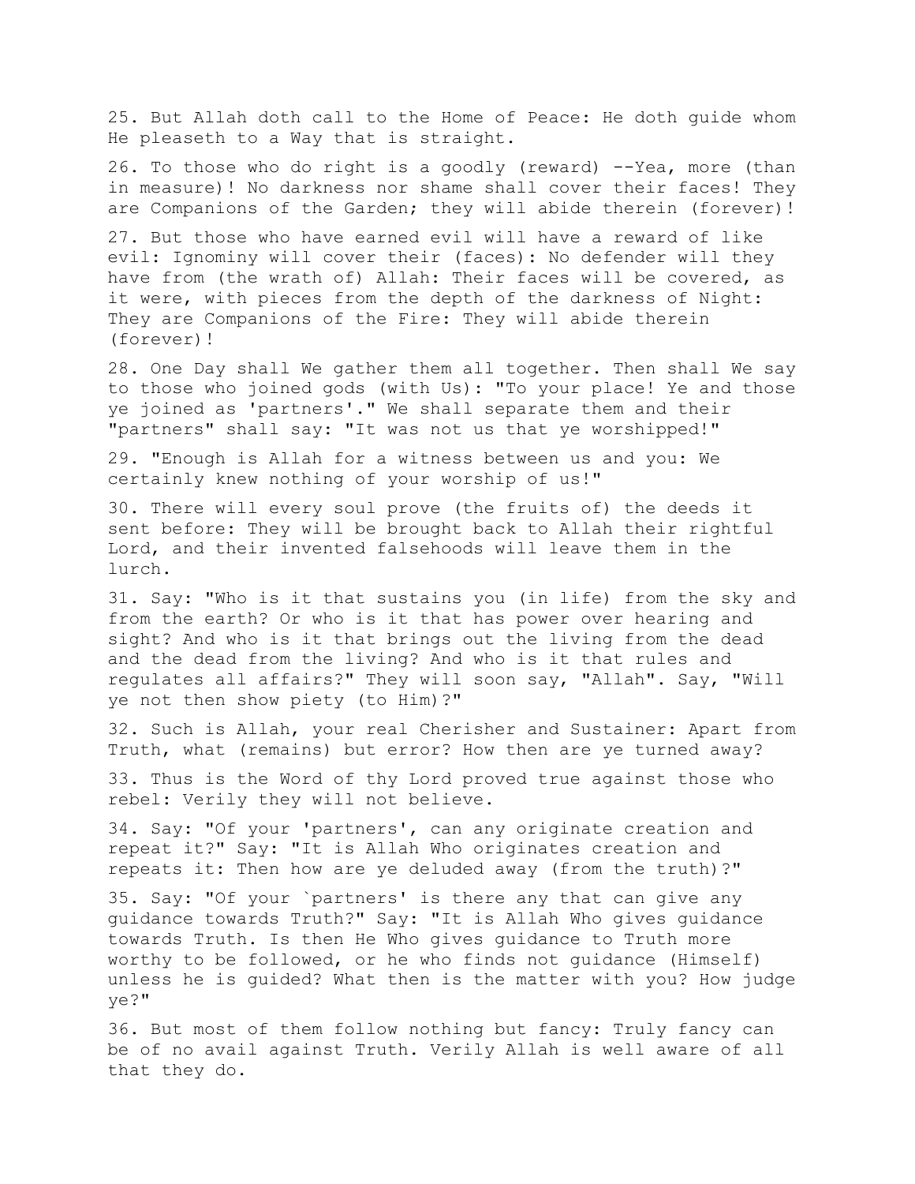25. But Allah doth call to the Home of Peace: He doth guide whom He pleaseth to a Way that is straight.

26. To those who do right is a goodly (reward) --Yea, more (than in measure)! No darkness nor shame shall cover their faces! They are Companions of the Garden; they will abide therein (forever)!

27. But those who have earned evil will have a reward of like evil: Ignominy will cover their (faces): No defender will they have from (the wrath of) Allah: Their faces will be covered, as it were, with pieces from the depth of the darkness of Night: They are Companions of the Fire: They will abide therein (forever)!

28. One Day shall We gather them all together. Then shall We say to those who joined gods (with Us): "To your place! Ye and those ye joined as 'partners'." We shall separate them and their "partners" shall say: "It was not us that ye worshipped!"

29. "Enough is Allah for a witness between us and you: We certainly knew nothing of your worship of us!"

30. There will every soul prove (the fruits of) the deeds it sent before: They will be brought back to Allah their rightful Lord, and their invented falsehoods will leave them in the lurch.

31. Say: "Who is it that sustains you (in life) from the sky and from the earth? Or who is it that has power over hearing and sight? And who is it that brings out the living from the dead and the dead from the living? And who is it that rules and regulates all affairs?" They will soon say, "Allah". Say, "Will ye not then show piety (to Him)?"

32. Such is Allah, your real Cherisher and Sustainer: Apart from Truth, what (remains) but error? How then are ye turned away?

33. Thus is the Word of thy Lord proved true against those who rebel: Verily they will not believe.

34. Say: "Of your 'partners', can any originate creation and repeat it?" Say: "It is Allah Who originates creation and repeats it: Then how are ye deluded away (from the truth)?"

35. Say: "Of your `partners' is there any that can give any guidance towards Truth?" Say: "It is Allah Who gives guidance towards Truth. Is then He Who gives guidance to Truth more worthy to be followed, or he who finds not guidance (Himself) unless he is guided? What then is the matter with you? How judge ye?"

36. But most of them follow nothing but fancy: Truly fancy can be of no avail against Truth. Verily Allah is well aware of all that they do.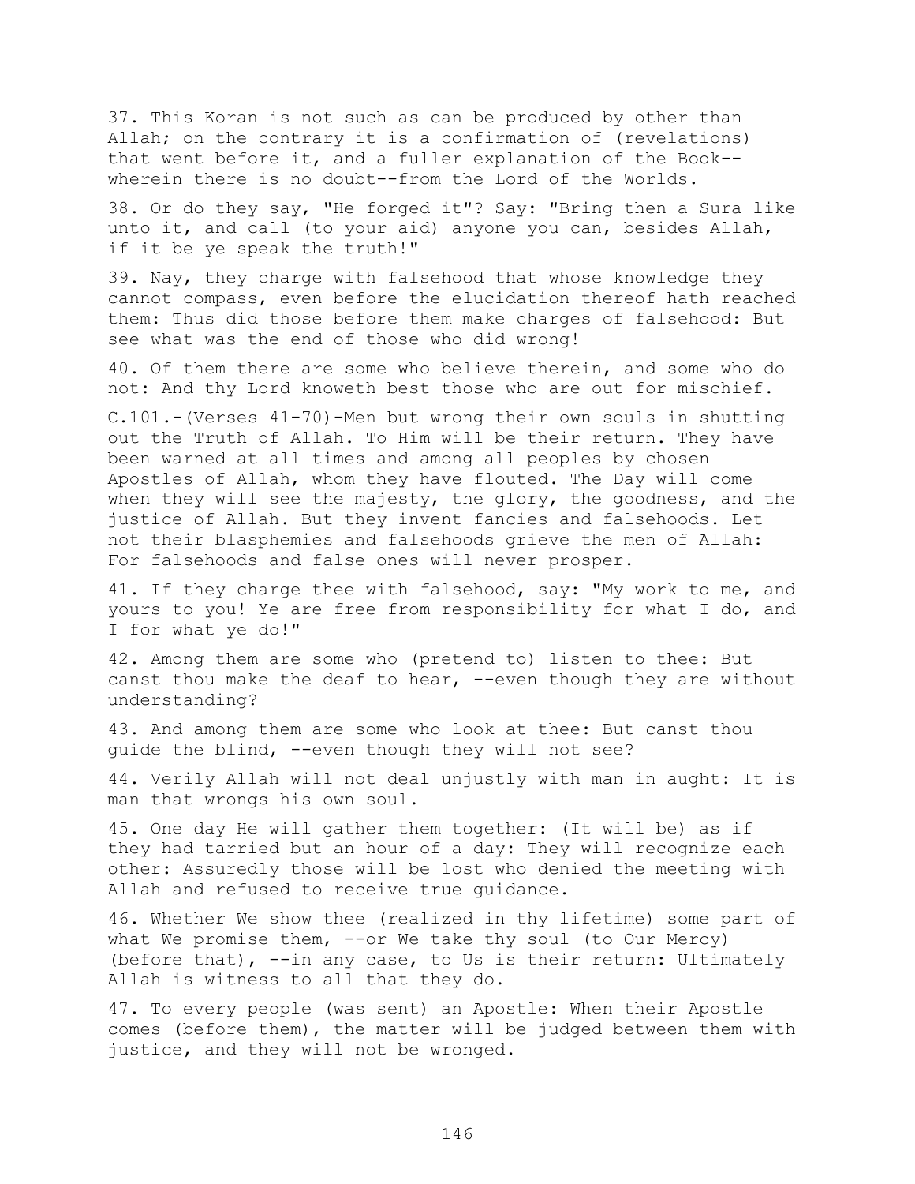37. This Koran is not such as can be produced by other than Allah; on the contrary it is a confirmation of (revelations) that went before it, and a fuller explanation of the Book--wherein there is no doubt--from the Lord of the Worlds.

38. Or do they say, "He forged it"? Say: "Bring then a Sura like unto it, and call (to your aid) anyone you can, besides Allah, if it be ye speak the truth!"

39. Nay, they charge with falsehood that whose knowledge they cannot compass, even before the elucidation thereof hath reached them: Thus did those before them make charges of falsehood: But see what was the end of those who did wrong!

40. Of them there are some who believe therein, and some who do not: And thy Lord knoweth best those who are out for mischief.

C.101.-(Verses 41-70)-Men but wrong their own souls in shutting out the Truth of Allah. To Him will be their return. They have been warned at all times and among all peoples by chosen Apostles of Allah, whom they have flouted. The Day will come when they will see the majesty, the glory, the goodness, and the justice of Allah. But they invent fancies and falsehoods. Let not their blasphemies and falsehoods grieve the men of Allah: For falsehoods and false ones will never prosper.

41. If they charge thee with falsehood, say: "My work to me, and yours to you! Ye are free from responsibility for what I do, and I for what ye do!"

42. Among them are some who (pretend to) listen to thee: But canst thou make the deaf to hear, --even though they are without understanding?

43. And among them are some who look at thee: But canst thou guide the blind, --even though they will not see?

44. Verily Allah will not deal unjustly with man in aught: It is man that wrongs his own soul.

45. One day He will gather them together: (It will be) as if they had tarried but an hour of a day: They will recognize each other: Assuredly those will be lost who denied the meeting with Allah and refused to receive true guidance.

46. Whether We show thee (realized in thy lifetime) some part of what We promise them, --or We take thy soul (to Our Mercy) (before that), --in any case, to Us is their return: Ultimately Allah is witness to all that they do.

47. To every people (was sent) an Apostle: When their Apostle comes (before them), the matter will be judged between them with justice, and they will not be wronged.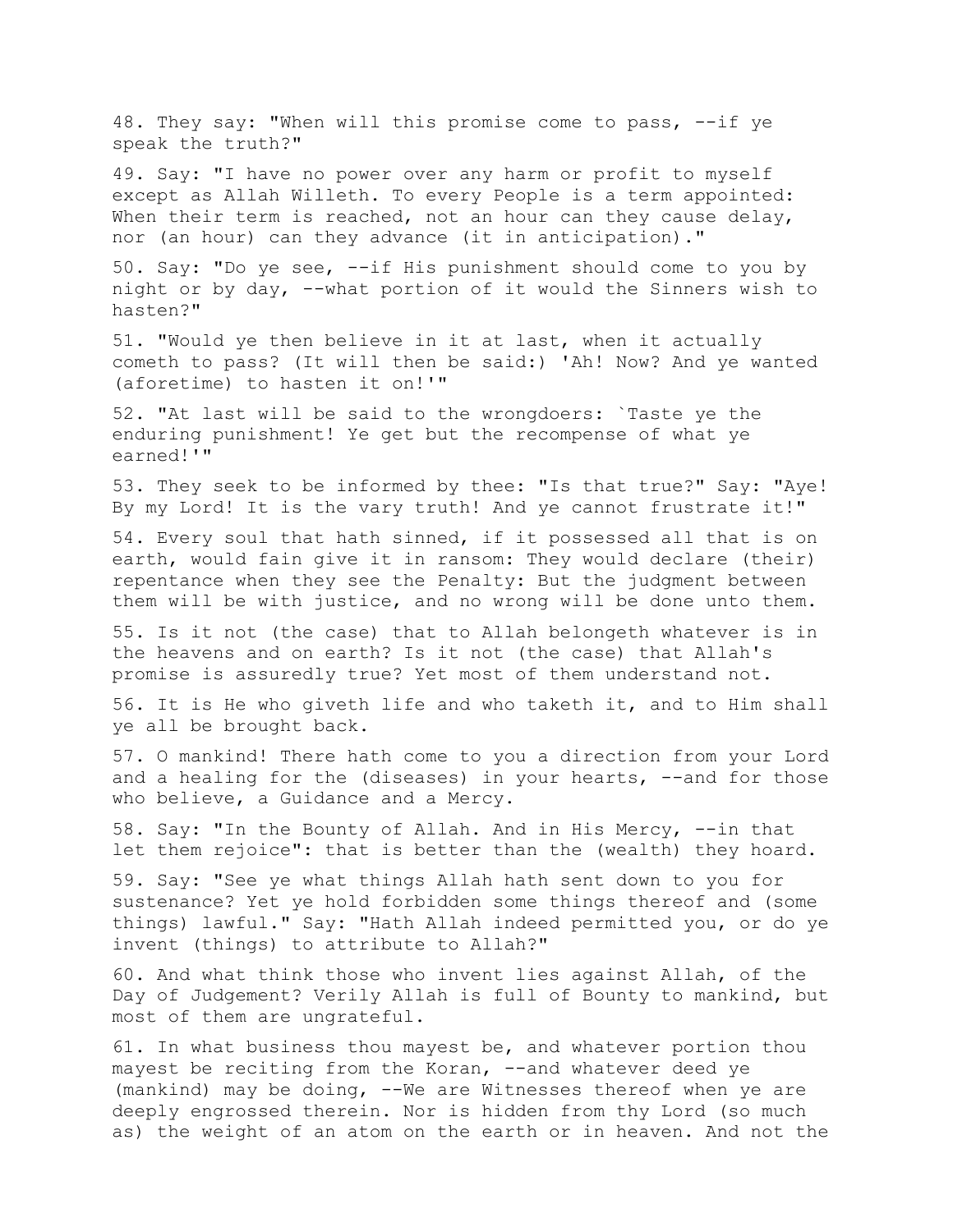48. They say: "When will this promise come to pass, --if ye speak the truth?"

49. Say: "I have no power over any harm or profit to myself except as Allah Willeth. To every People is a term appointed: When their term is reached, not an hour can they cause delay, nor (an hour) can they advance (it in anticipation)."

50. Say: "Do ye see, --if His punishment should come to you by night or by day, --what portion of it would the Sinners wish to hasten?"

51. "Would ye then believe in it at last, when it actually cometh to pass? (It will then be said:) 'Ah! Now? And ye wanted (aforetime) to hasten it on!'"

52. "At last will be said to the wrongdoers: `Taste ye the enduring punishment! Ye get but the recompense of what ye earned!'"

53. They seek to be informed by thee: "Is that true?" Say: "Aye! By my Lord! It is the vary truth! And ye cannot frustrate it!"

54. Every soul that hath sinned, if it possessed all that is on earth, would fain give it in ransom: They would declare (their) repentance when they see the Penalty: But the judgment between them will be with justice, and no wrong will be done unto them.

55. Is it not (the case) that to Allah belongeth whatever is in the heavens and on earth? Is it not (the case) that Allah's promise is assuredly true? Yet most of them understand not.

56. It is He who giveth life and who taketh it, and to Him shall ye all be brought back.

57. O mankind! There hath come to you a direction from your Lord and a healing for the (diseases) in your hearts, --and for those who believe, a Guidance and a Mercy.

58. Say: "In the Bounty of Allah. And in His Mercy, --in that let them rejoice": that is better than the (wealth) they hoard.

59. Say: "See ye what things Allah hath sent down to you for sustenance? Yet ye hold forbidden some things thereof and (some things) lawful." Say: "Hath Allah indeed permitted you, or do ye invent (things) to attribute to Allah?"

60. And what think those who invent lies against Allah, of the Day of Judgement? Verily Allah is full of Bounty to mankind, but most of them are ungrateful.

61. In what business thou mayest be, and whatever portion thou mayest be reciting from the Koran, --and whatever deed ye (mankind) may be doing, --We are Witnesses thereof when ye are deeply engrossed therein. Nor is hidden from thy Lord (so much as) the weight of an atom on the earth or in heaven. And not the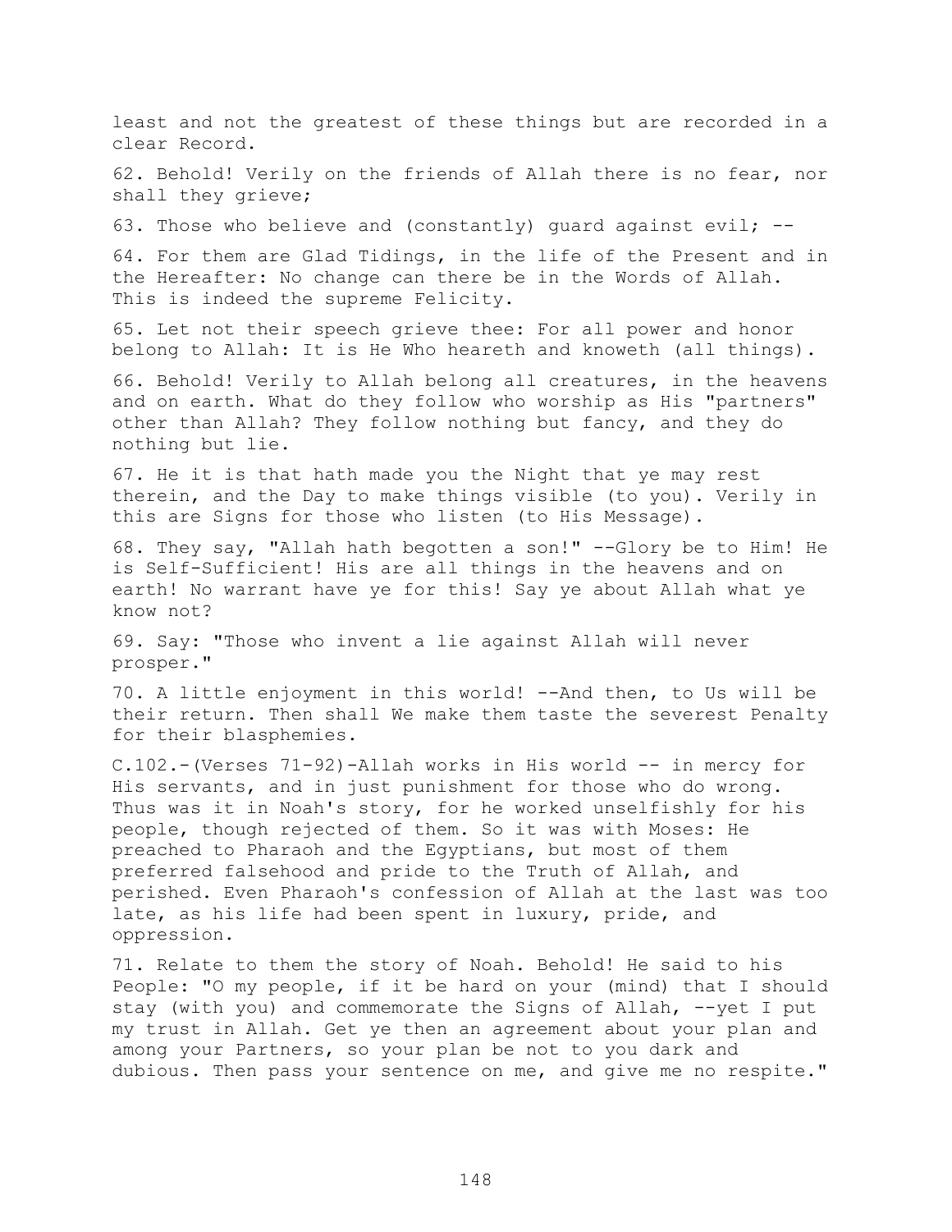least and not the greatest of these things but are recorded in a clear Record.

62. Behold! Verily on the friends of Allah there is no fear, nor shall they grieve;

63. Those who believe and (constantly) guard against evil; --

64. For them are Glad Tidings, in the life of the Present and in the Hereafter: No change can there be in the Words of Allah. This is indeed the supreme Felicity.

65. Let not their speech grieve thee: For all power and honor belong to Allah: It is He Who heareth and knoweth (all things).

66. Behold! Verily to Allah belong all creatures, in the heavens and on earth. What do they follow who worship as His "partners" other than Allah? They follow nothing but fancy, and they do nothing but lie.

67. He it is that hath made you the Night that ye may rest therein, and the Day to make things visible (to you). Verily in this are Signs for those who listen (to His Message).

68. They say, "Allah hath begotten a son!" --Glory be to Him! He is Self-Sufficient! His are all things in the heavens and on earth! No warrant have ye for this! Say ye about Allah what ye know not?

69. Say: "Those who invent a lie against Allah will never prosper."

70. A little enjoyment in this world! --And then, to Us will be their return. Then shall We make them taste the severest Penalty for their blasphemies.

C.102.-(Verses 71-92)-Allah works in His world -- in mercy for His servants, and in just punishment for those who do wrong. Thus was it in Noah's story, for he worked unselfishly for his people, though rejected of them. So it was with Moses: He preached to Pharaoh and the Egyptians, but most of them preferred falsehood and pride to the Truth of Allah, and perished. Even Pharaoh's confession of Allah at the last was too late, as his life had been spent in luxury, pride, and oppression.

71. Relate to them the story of Noah. Behold! He said to his People: "O my people, if it be hard on your (mind) that I should stay (with you) and commemorate the Signs of Allah, --yet I put my trust in Allah. Get ye then an agreement about your plan and among your Partners, so your plan be not to you dark and dubious. Then pass your sentence on me, and give me no respite."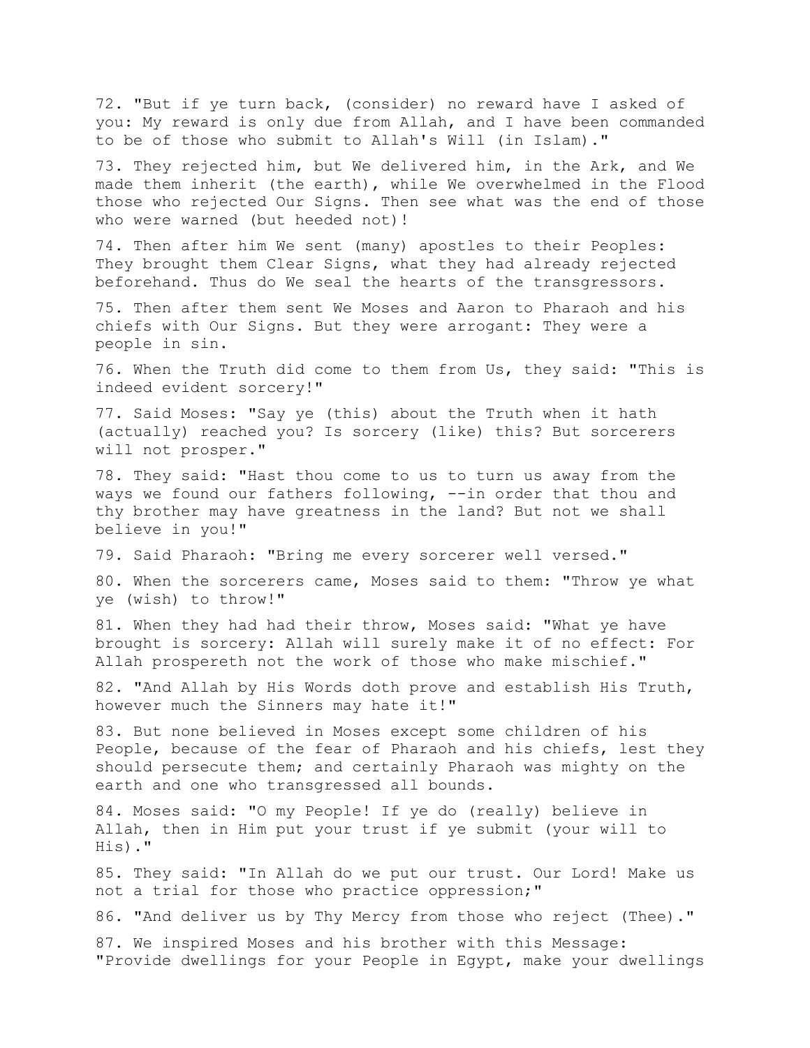72. "But if ye turn back, (consider) no reward have I asked of you: My reward is only due from Allah, and I have been commanded to be of those who submit to Allah's Will (in Islam)."

73. They rejected him, but We delivered him, in the Ark, and We made them inherit (the earth), while We overwhelmed in the Flood those who rejected Our Signs. Then see what was the end of those who were warned (but heeded not)!

74. Then after him We sent (many) apostles to their Peoples: They brought them Clear Signs, what they had already rejected beforehand. Thus do We seal the hearts of the transgressors.

75. Then after them sent We Moses and Aaron to Pharaoh and his chiefs with Our Signs. But they were arrogant: They were a people in sin.

76. When the Truth did come to them from Us, they said: "This is indeed evident sorcery!"

77. Said Moses: "Say ye (this) about the Truth when it hath (actually) reached you? Is sorcery (like) this? But sorcerers will not prosper."

78. They said: "Hast thou come to us to turn us away from the ways we found our fathers following, --in order that thou and thy brother may have greatness in the land? But not we shall believe in you!"

79. Said Pharaoh: "Bring me every sorcerer well versed."

80. When the sorcerers came, Moses said to them: "Throw ye what ye (wish) to throw!"

81. When they had had their throw, Moses said: "What ye have brought is sorcery: Allah will surely make it of no effect: For Allah prospereth not the work of those who make mischief."

82. "And Allah by His Words doth prove and establish His Truth, however much the Sinners may hate it!"

83. But none believed in Moses except some children of his People, because of the fear of Pharaoh and his chiefs, lest they should persecute them; and certainly Pharaoh was mighty on the earth and one who transgressed all bounds.

84. Moses said: "O my People! If ye do (really) believe in Allah, then in Him put your trust if ye submit (your will to His)."

85. They said: "In Allah do we put our trust. Our Lord! Make us not a trial for those who practice oppression;"

86. "And deliver us by Thy Mercy from those who reject (Thee)."

87. We inspired Moses and his brother with this Message: "Provide dwellings for your People in Egypt, make your dwellings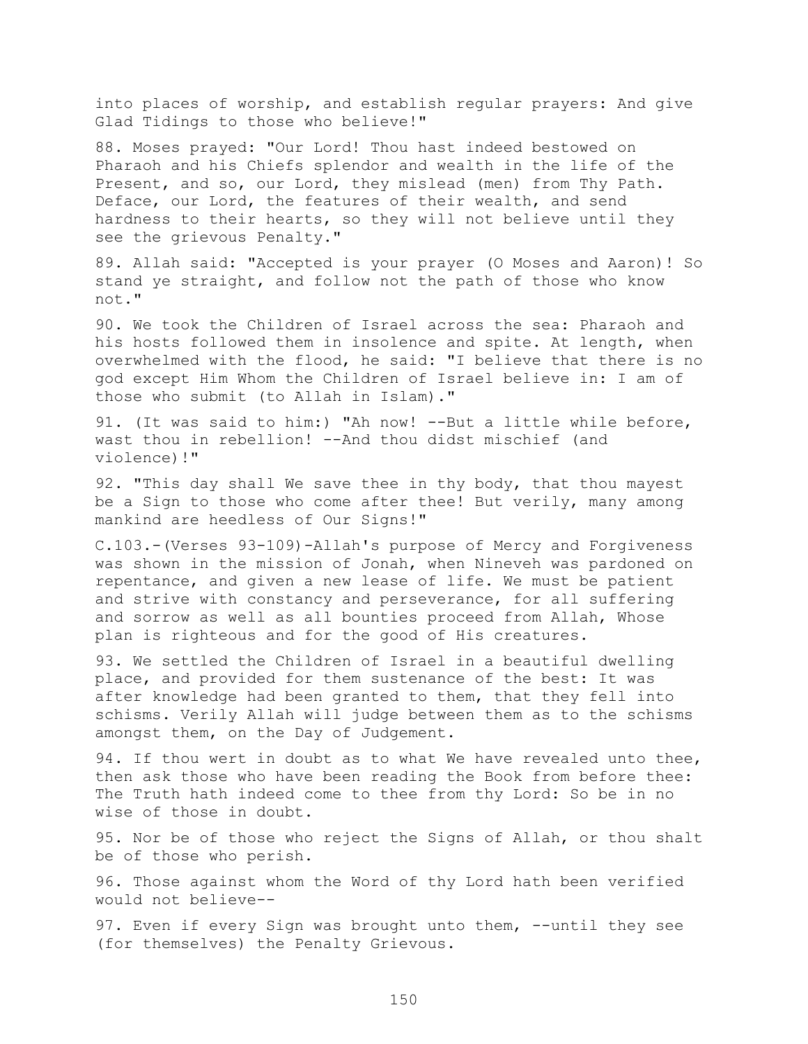into places of worship, and establish regular prayers: And give Glad Tidings to those who believe!"

88. Moses prayed: "Our Lord! Thou hast indeed bestowed on Pharaoh and his Chiefs splendor and wealth in the life of the Present, and so, our Lord, they mislead (men) from Thy Path. Deface, our Lord, the features of their wealth, and send hardness to their hearts, so they will not believe until they see the grievous Penalty."

89. Allah said: "Accepted is your prayer (O Moses and Aaron)! So stand ye straight, and follow not the path of those who know not."

90. We took the Children of Israel across the sea: Pharaoh and his hosts followed them in insolence and spite. At length, when overwhelmed with the flood, he said: "I believe that there is no god except Him Whom the Children of Israel believe in: I am of those who submit (to Allah in Islam)."

91. (It was said to him:) "Ah now! --But a little while before, wast thou in rebellion! --And thou didst mischief (and violence)!"

92. "This day shall We save thee in thy body, that thou mayest be a Sign to those who come after thee! But verily, many among mankind are heedless of Our Signs!"

C.103.-(Verses 93-109)-Allah's purpose of Mercy and Forgiveness was shown in the mission of Jonah, when Nineveh was pardoned on repentance, and given a new lease of life. We must be patient and strive with constancy and perseverance, for all suffering and sorrow as well as all bounties proceed from Allah, Whose plan is righteous and for the good of His creatures.

93. We settled the Children of Israel in a beautiful dwelling place, and provided for them sustenance of the best: It was after knowledge had been granted to them, that they fell into schisms. Verily Allah will judge between them as to the schisms amongst them, on the Day of Judgement.

94. If thou wert in doubt as to what We have revealed unto thee, then ask those who have been reading the Book from before thee: The Truth hath indeed come to thee from thy Lord: So be in no wise of those in doubt.

95. Nor be of those who reject the Signs of Allah, or thou shalt be of those who perish.

96. Those against whom the Word of thy Lord hath been verified would not believe--

97. Even if every Sign was brought unto them, --until they see (for themselves) the Penalty Grievous.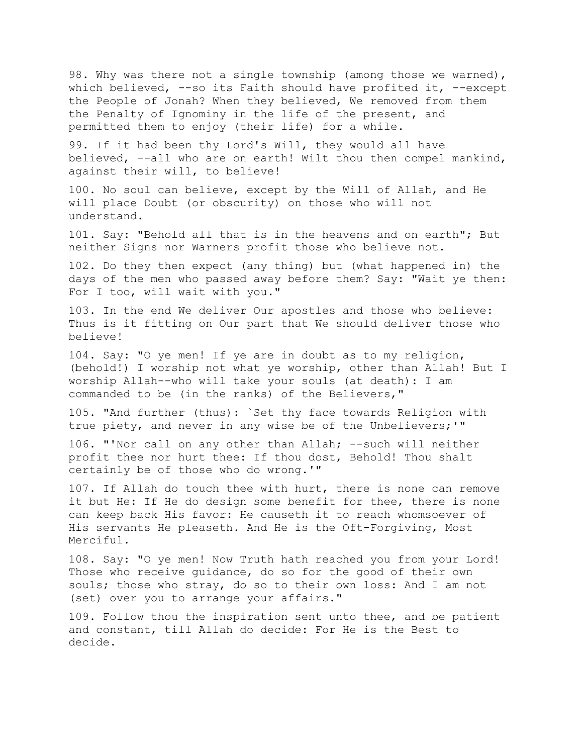98. Why was there not a single township (among those we warned), which believed, --so its Faith should have profited it, --except the People of Jonah? When they believed, We removed from them the Penalty of Ignominy in the life of the present, and permitted them to enjoy (their life) for a while.

99. If it had been thy Lord's Will, they would all have believed, --all who are on earth! Wilt thou then compel mankind, against their will, to believe!

100. No soul can believe, except by the Will of Allah, and He will place Doubt (or obscurity) on those who will not understand.

101. Say: "Behold all that is in the heavens and on earth"; But neither Signs nor Warners profit those who believe not.

102. Do they then expect (any thing) but (what happened in) the days of the men who passed away before them? Say: "Wait ye then: For I too, will wait with you."

103. In the end We deliver Our apostles and those who believe: Thus is it fitting on Our part that We should deliver those who believe!

104. Say: "O ye men! If ye are in doubt as to my religion, (behold!) I worship not what ye worship, other than Allah! But I worship Allah--who will take your souls (at death): I am commanded to be (in the ranks) of the Believers,"

105. "And further (thus): `Set thy face towards Religion with true piety, and never in any wise be of the Unbelievers;'"

106. "'Nor call on any other than Allah; --such will neither profit thee nor hurt thee: If thou dost, Behold! Thou shalt certainly be of those who do wrong.'"

107. If Allah do touch thee with hurt, there is none can remove it but He: If He do design some benefit for thee, there is none can keep back His favor: He causeth it to reach whomsoever of His servants He pleaseth. And He is the Oft-Forgiving, Most Merciful.

108. Say: "O ye men! Now Truth hath reached you from your Lord! Those who receive guidance, do so for the good of their own souls; those who stray, do so to their own loss: And I am not (set) over you to arrange your affairs."

109. Follow thou the inspiration sent unto thee, and be patient and constant, till Allah do decide: For He is the Best to decide.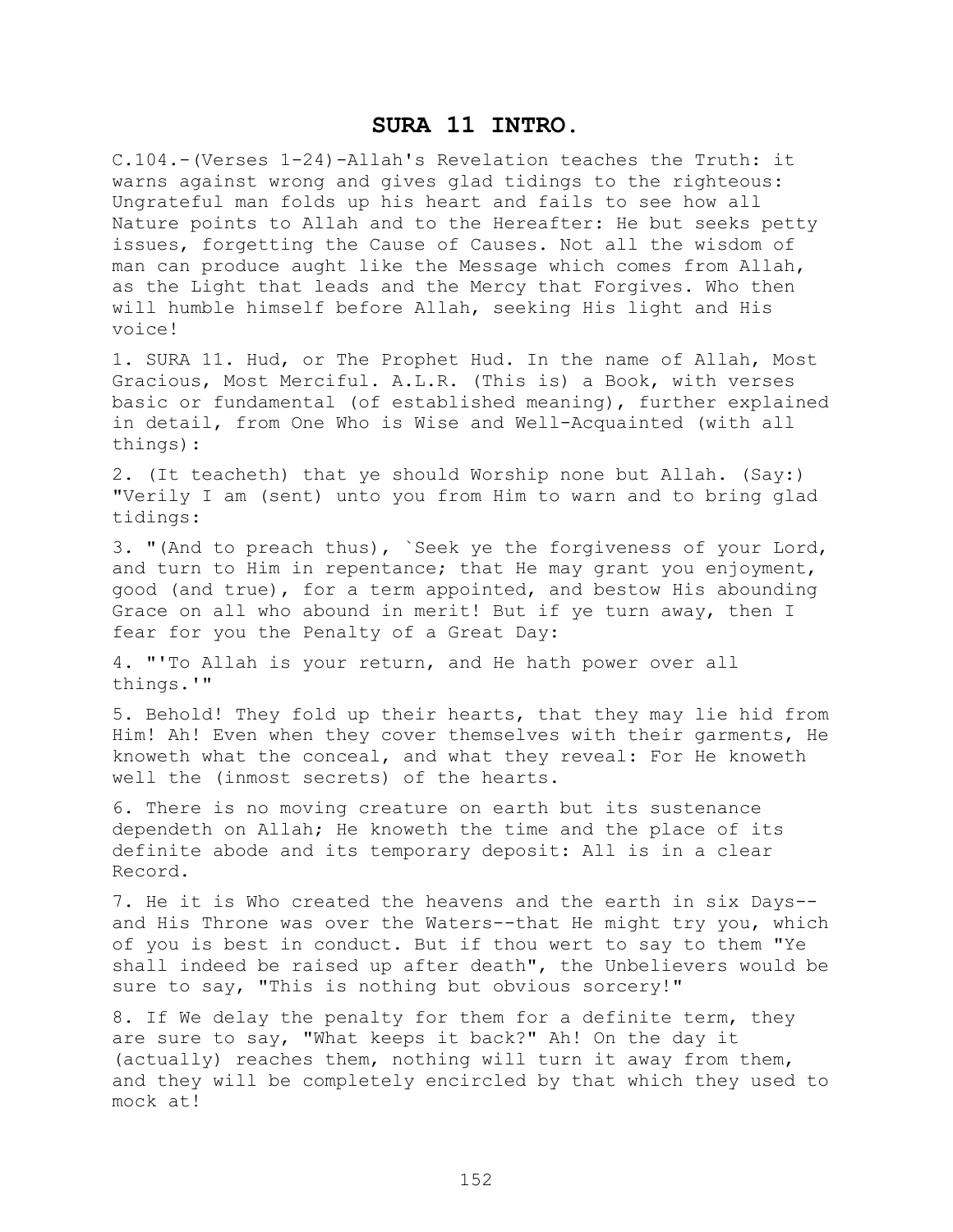# SURA 11 INTRO.

C.104.-(Verses 1-24)-Allah's Revelation teaches the Truth: it warns against wrong and gives glad tidings to the righteous: Ungrateful man folds up his heart and fails to see how all Nature points to Allah and to the Hereafter: He but seeks petty issues, forgetting the Cause of Causes. Not all the wisdom of man can produce aught like the Message which comes from Allah, as the Light that leads and the Mercy that Forgives. Who then will humble himself before Allah, seeking His light and His voice!

1. SURA 11. Hud, or The Prophet Hud. In the name of Allah, Most Gracious, Most Merciful. A.L.R. (This is) a Book, with verses basic or fundamental (of established meaning), further explained in detail, from One Who is Wise and Well-Acquainted (with all things):

2. (It teacheth) that ye should Worship none but Allah. (Say:) "Verily I am (sent) unto you from Him to warn and to bring glad tidings:

3. "(And to preach thus), `Seek ye the forgiveness of your Lord, and turn to Him in repentance; that He may grant you enjoyment, good (and true), for a term appointed, and bestow His abounding Grace on all who abound in merit! But if ye turn away, then I fear for you the Penalty of a Great Day:

4. "'To Allah is your return, and He hath power over all things.'"

5. Behold! They fold up their hearts, that they may lie hid from Him! Ah! Even when they cover themselves with their garments, He knoweth what the conceal, and what they reveal: For He knoweth well the (inmost secrets) of the hearts.

6. There is no moving creature on earth but its sustenance dependeth on Allah; He knoweth the time and the place of its definite abode and its temporary deposit: All is in a clear Record.

7. He it is Who created the heavens and the earth in six Days--and His Throne was over the Waters--that He might try you, which of you is best in conduct. But if thou wert to say to them "Ye shall indeed be raised up after death", the Unbelievers would be sure to say, "This is nothing but obvious sorcery!"

8. If We delay the penalty for them for a definite term, they are sure to say, "What keeps it back?" Ah! On the day it (actually) reaches them, nothing will turn it away from them, and they will be completely encircled by that which they used to mock at!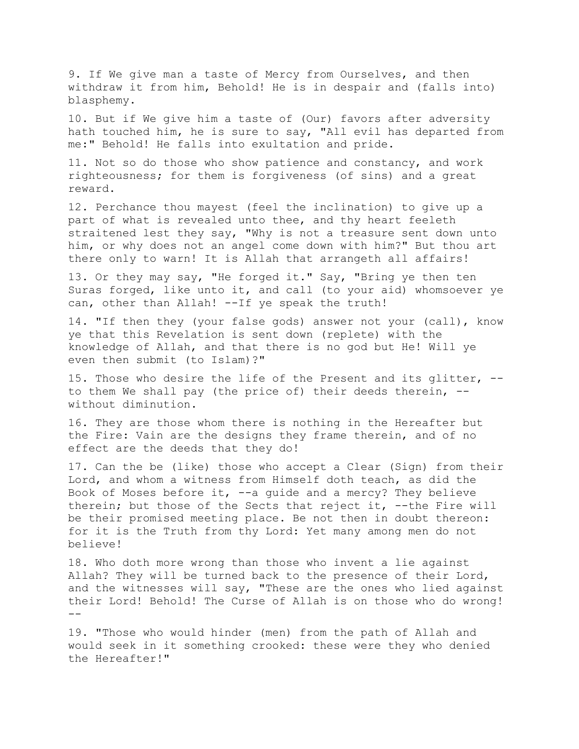9. If We give man a taste of Mercy from Ourselves, and then withdraw it from him, Behold! He is in despair and (falls into) blasphemy.

10. But if We give him a taste of (Our) favors after adversity hath touched him, he is sure to say, "All evil has departed from me:" Behold! He falls into exultation and pride.

11. Not so do those who show patience and constancy, and work righteousness; for them is forgiveness (of sins) and a great reward.

12. Perchance thou mayest (feel the inclination) to give up a part of what is revealed unto thee, and thy heart feeleth straitened lest they say, "Why is not a treasure sent down unto him, or why does not an angel come down with him?" But thou art there only to warn! It is Allah that arrangeth all affairs!

13. Or they may say, "He forged it." Say, "Bring ye then ten Suras forged, like unto it, and call (to your aid) whomsoever ye can, other than Allah! --If ye speak the truth!

14. "If then they (your false gods) answer not your (call), know ye that this Revelation is sent down (replete) with the knowledge of Allah, and that there is no god but He! Will ye even then submit (to Islam)?"

15. Those who desire the life of the Present and its glitter, --to them We shall pay (the price of) their deeds therein, --without diminution.

16. They are those whom there is nothing in the Hereafter but the Fire: Vain are the designs they frame therein, and of no effect are the deeds that they do!

17. Can the be (like) those who accept a Clear (Sign) from their Lord, and whom a witness from Himself doth teach, as did the Book of Moses before it, --a guide and a mercy? They believe therein; but those of the Sects that reject it, --the Fire will be their promised meeting place. Be not then in doubt thereon: for it is the Truth from thy Lord: Yet many among men do not believe!

18. Who doth more wrong than those who invent a lie against Allah? They will be turned back to the presence of their Lord, and the witnesses will say, "These are the ones who lied against their Lord! Behold! The Curse of Allah is on those who do wrong! --

19. "Those who would hinder (men) from the path of Allah and would seek in it something crooked: these were they who denied the Hereafter!"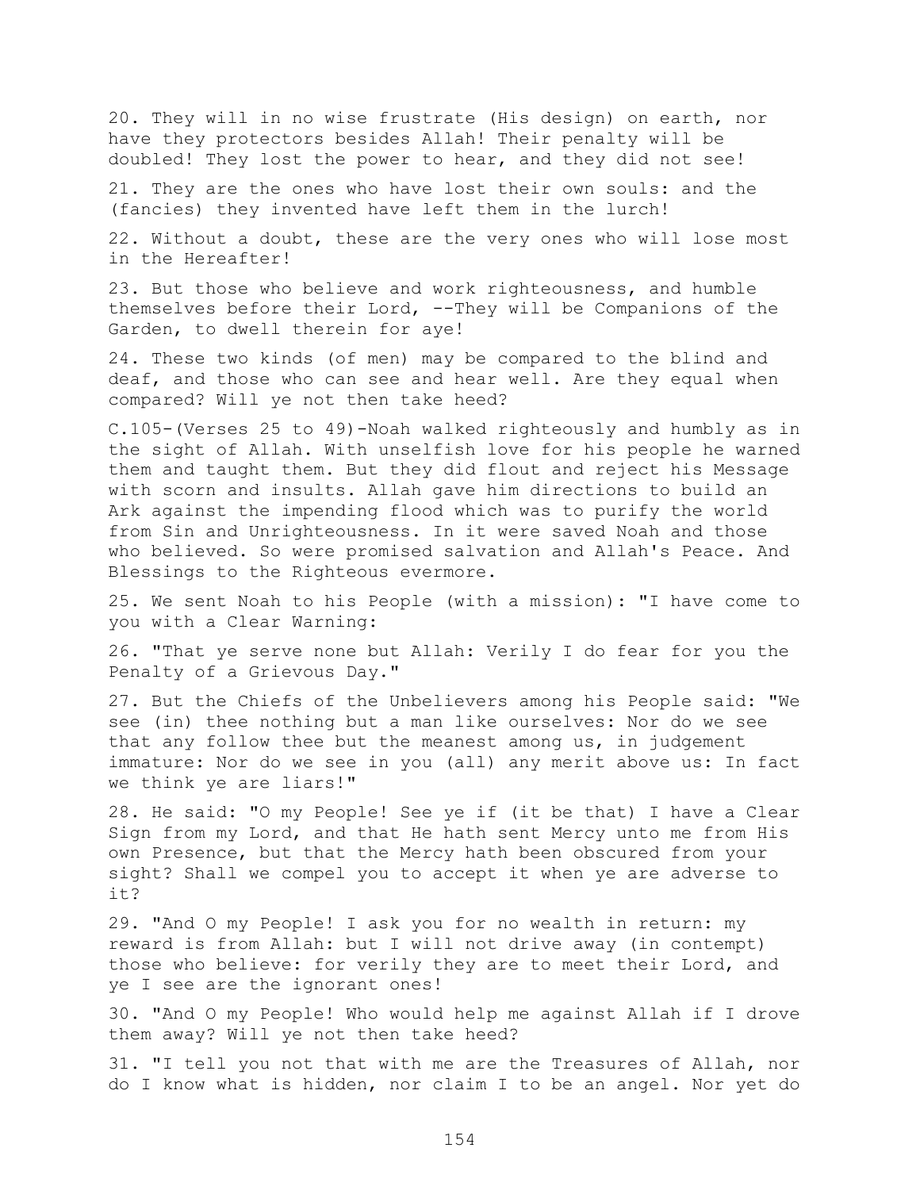20. They will in no wise frustrate (His design) on earth, nor have they protectors besides Allah! Their penalty will be doubled! They lost the power to hear, and they did not see!

21. They are the ones who have lost their own souls: and the (fancies) they invented have left them in the lurch!

22. Without a doubt, these are the very ones who will lose most in the Hereafter!

23. But those who believe and work righteousness, and humble themselves before their Lord, --They will be Companions of the Garden, to dwell therein for aye!

24. These two kinds (of men) may be compared to the blind and deaf, and those who can see and hear well. Are they equal when compared? Will ye not then take heed?

C.105-(Verses 25 to 49)-Noah walked righteously and humbly as in the sight of Allah. With unselfish love for his people he warned them and taught them. But they did flout and reject his Message with scorn and insults. Allah gave him directions to build an Ark against the impending flood which was to purify the world from Sin and Unrighteousness. In it were saved Noah and those who believed. So were promised salvation and Allah's Peace. And Blessings to the Righteous evermore.

25. We sent Noah to his People (with a mission): "I have come to you with a Clear Warning:

26. "That ye serve none but Allah: Verily I do fear for you the Penalty of a Grievous Day."

27. But the Chiefs of the Unbelievers among his People said: "We see (in) thee nothing but a man like ourselves: Nor do we see that any follow thee but the meanest among us, in judgement immature: Nor do we see in you (all) any merit above us: In fact we think ye are liars!"

28. He said: "O my People! See ye if (it be that) I have a Clear Sign from my Lord, and that He hath sent Mercy unto me from His own Presence, but that the Mercy hath been obscured from your sight? Shall we compel you to accept it when ye are adverse to it?

29. "And O my People! I ask you for no wealth in return: my reward is from Allah: but I will not drive away (in contempt) those who believe: for verily they are to meet their Lord, and ye I see are the ignorant ones!

30. "And O my People! Who would help me against Allah if I drove them away? Will ye not then take heed?

31. "I tell you not that with me are the Treasures of Allah, nor do I know what is hidden, nor claim I to be an angel. Nor yet do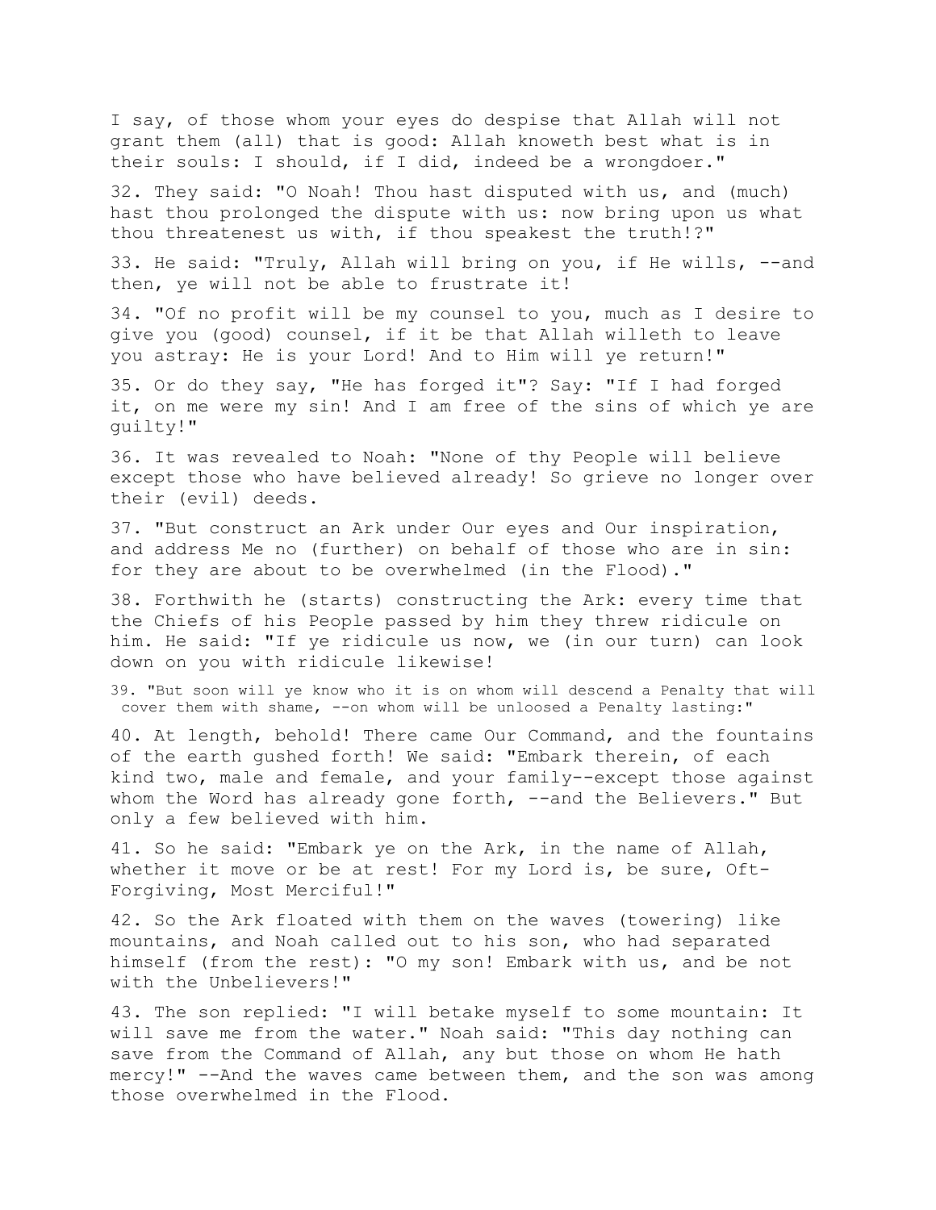I say, of those whom your eyes do despise that Allah will not grant them (all) that is good: Allah knoweth best what is in their souls: I should, if I did, indeed be a wrongdoer."

32. They said: "O Noah! Thou hast disputed with us, and (much) hast thou prolonged the dispute with us: now bring upon us what thou threatenest us with, if thou speakest the truth!?"

33. He said: "Truly, Allah will bring on you, if He wills, --and then, ye will not be able to frustrate it!

34. "Of no profit will be my counsel to you, much as I desire to give you (good) counsel, if it be that Allah willeth to leave you astray: He is your Lord! And to Him will ye return!"

35. Or do they say, "He has forged it"? Say: "If I had forged it, on me were my sin! And I am free of the sins of which ye are guilty!"

36. It was revealed to Noah: "None of thy People will believe except those who have believed already! So grieve no longer over their (evil) deeds.

37. "But construct an Ark under Our eyes and Our inspiration, and address Me no (further) on behalf of those who are in sin: for they are about to be overwhelmed (in the Flood)."

38. Forthwith he (starts) constructing the Ark: every time that the Chiefs of his People passed by him they threw ridicule on him. He said: "If ye ridicule us now, we (in our turn) can look down on you with ridicule likewise!

39. "But soon will ye know who it is on whom will descend a Penalty that will cover them with shame, --on whom will be unloosed a Penalty lasting:"

40. At length, behold! There came Our Command, and the fountains of the earth gushed forth! We said: "Embark therein, of each kind two, male and female, and your family--except those against whom the Word has already gone forth, --and the Believers." But only a few believed with him.

41. So he said: "Embark ye on the Ark, in the name of Allah, whether it move or be at rest! For my Lord is, be sure, Oft-Forgiving, Most Merciful!"

42. So the Ark floated with them on the waves (towering) like mountains, and Noah called out to his son, who had separated himself (from the rest): "O my son! Embark with us, and be not with the Unbelievers!"

43. The son replied: "I will betake myself to some mountain: It will save me from the water." Noah said: "This day nothing can save from the Command of Allah, any but those on whom He hath mercy!" --And the waves came between them, and the son was among those overwhelmed in the Flood.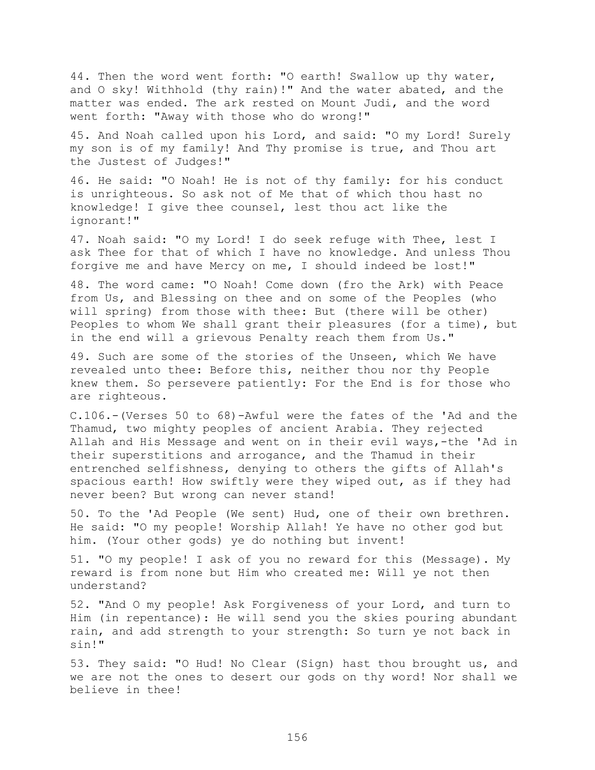44. Then the word went forth: "O earth! Swallow up thy water, and O sky! Withhold (thy rain)!" And the water abated, and the matter was ended. The ark rested on Mount Judi, and the word went forth: "Away with those who do wrong!"

45. And Noah called upon his Lord, and said: "O my Lord! Surely my son is of my family! And Thy promise is true, and Thou art the Justest of Judges!"

46. He said: "O Noah! He is not of thy family: for his conduct is unrighteous. So ask not of Me that of which thou hast no knowledge! I give thee counsel, lest thou act like the ignorant!"

47. Noah said: "O my Lord! I do seek refuge with Thee, lest I ask Thee for that of which I have no knowledge. And unless Thou forgive me and have Mercy on me, I should indeed be lost!"

48. The word came: "O Noah! Come down (fro the Ark) with Peace from Us, and Blessing on thee and on some of the Peoples (who will spring) from those with thee: But (there will be other) Peoples to whom We shall grant their pleasures (for a time), but in the end will a grievous Penalty reach them from Us."

49. Such are some of the stories of the Unseen, which We have revealed unto thee: Before this, neither thou nor thy People knew them. So persevere patiently: For the End is for those who are righteous.

C.106.-(Verses 50 to 68)-Awful were the fates of the 'Ad and the Thamud, two mighty peoples of ancient Arabia. They rejected Allah and His Message and went on in their evil ways,-the 'Ad in their superstitions and arrogance, and the Thamud in their entrenched selfishness, denying to others the gifts of Allah's spacious earth! How swiftly were they wiped out, as if they had never been? But wrong can never stand!

50. To the 'Ad People (We sent) Hud, one of their own brethren. He said: "O my people! Worship Allah! Ye have no other god but him. (Your other gods) ye do nothing but invent!

51. "O my people! I ask of you no reward for this (Message). My reward is from none but Him who created me: Will ye not then understand?

52. "And O my people! Ask Forgiveness of your Lord, and turn to Him (in repentance): He will send you the skies pouring abundant rain, and add strength to your strength: So turn ye not back in sin!"

53. They said: "O Hud! No Clear (Sign) hast thou brought us, and we are not the ones to desert our gods on thy word! Nor shall we believe in thee!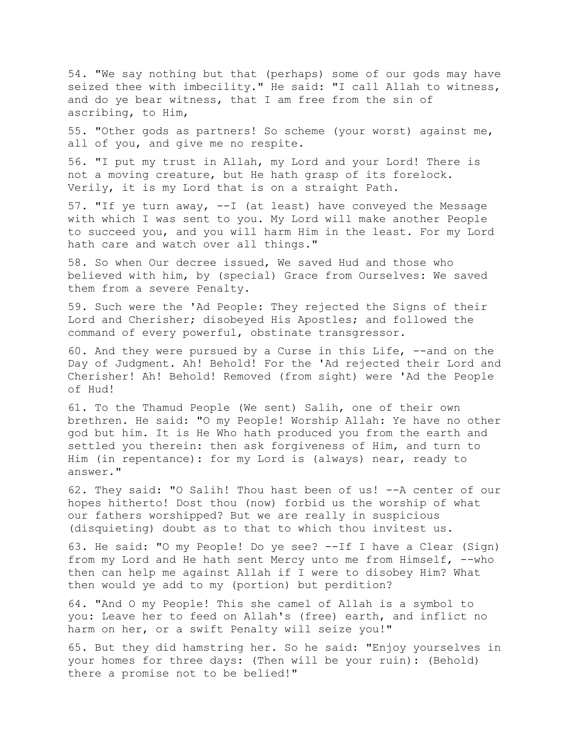54. "We say nothing but that (perhaps) some of our gods may have seized thee with imbecility." He said: "I call Allah to witness, and do ye bear witness, that I am free from the sin of ascribing, to Him,

55. "Other gods as partners! So scheme (your worst) against me, all of you, and give me no respite.

56. "I put my trust in Allah, my Lord and your Lord! There is not a moving creature, but He hath grasp of its forelock. Verily, it is my Lord that is on a straight Path.

57. "If ye turn away, --I (at least) have conveyed the Message with which I was sent to you. My Lord will make another People to succeed you, and you will harm Him in the least. For my Lord hath care and watch over all things."

58. So when Our decree issued, We saved Hud and those who believed with him, by (special) Grace from Ourselves: We saved them from a severe Penalty.

59. Such were the 'Ad People: They rejected the Signs of their Lord and Cherisher; disobeyed His Apostles; and followed the command of every powerful, obstinate transgressor.

60. And they were pursued by a Curse in this Life, --and on the Day of Judgment. Ah! Behold! For the 'Ad rejected their Lord and Cherisher! Ah! Behold! Removed (from sight) were 'Ad the People of Hud!

61. To the Thamud People (We sent) Salih, one of their own brethren. He said: "O my People! Worship Allah: Ye have no other god but him. It is He Who hath produced you from the earth and settled you therein: then ask forgiveness of Him, and turn to Him (in repentance): for my Lord is (always) near, ready to answer."

62. They said: "O Salih! Thou hast been of us! --A center of our hopes hitherto! Dost thou (now) forbid us the worship of what our fathers worshipped? But we are really in suspicious (disquieting) doubt as to that to which thou invitest us.

63. He said: "O my People! Do ye see? --If I have a Clear (Sign) from my Lord and He hath sent Mercy unto me from Himself, --who then can help me against Allah if I were to disobey Him? What then would ye add to my (portion) but perdition?

64. "And O my People! This she camel of Allah is a symbol to you: Leave her to feed on Allah's (free) earth, and inflict no harm on her, or a swift Penalty will seize you!"

65. But they did hamstring her. So he said: "Enjoy yourselves in your homes for three days: (Then will be your ruin): (Behold) there a promise not to be belied!"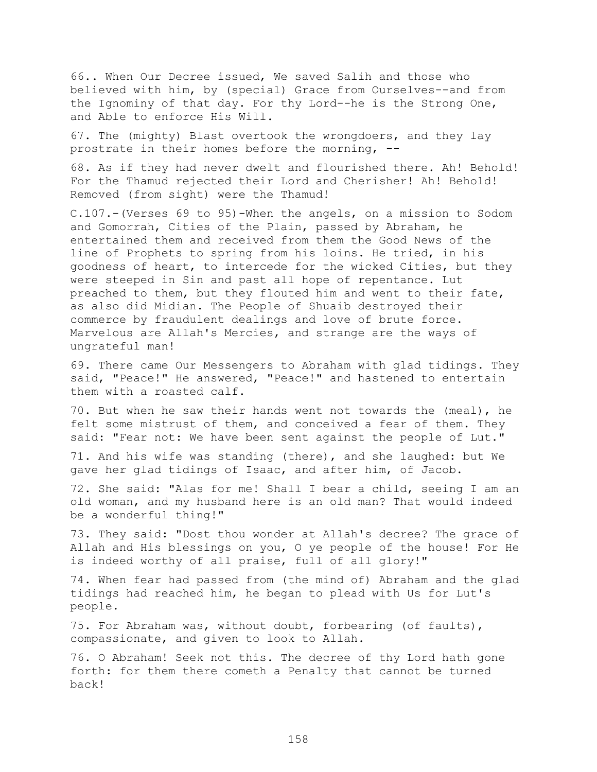66.. When Our Decree issued, We saved Salih and those who believed with him, by (special) Grace from Ourselves--and from the Ignominy of that day. For thy Lord--he is the Strong One, and Able to enforce His Will.

67. The (mighty) Blast overtook the wrongdoers, and they lay prostrate in their homes before the morning, --

68. As if they had never dwelt and flourished there. Ah! Behold! For the Thamud rejected their Lord and Cherisher! Ah! Behold! Removed (from sight) were the Thamud!

C.107.-(Verses 69 to 95)-When the angels, on a mission to Sodom and Gomorrah, Cities of the Plain, passed by Abraham, he entertained them and received from them the Good News of the line of Prophets to spring from his loins. He tried, in his goodness of heart, to intercede for the wicked Cities, but they were steeped in Sin and past all hope of repentance. Lut preached to them, but they flouted him and went to their fate, as also did Midian. The People of Shuaib destroyed their commerce by fraudulent dealings and love of brute force. Marvelous are Allah's Mercies, and strange are the ways of ungrateful man!

69. There came Our Messengers to Abraham with glad tidings. They said, "Peace!" He answered, "Peace!" and hastened to entertain them with a roasted calf.

70. But when he saw their hands went not towards the (meal), he felt some mistrust of them, and conceived a fear of them. They said: "Fear not: We have been sent against the people of Lut."

71. And his wife was standing (there), and she laughed: but We gave her glad tidings of Isaac, and after him, of Jacob.

72. She said: "Alas for me! Shall I bear a child, seeing I am an old woman, and my husband here is an old man? That would indeed be a wonderful thing!"

73. They said: "Dost thou wonder at Allah's decree? The grace of Allah and His blessings on you, O ye people of the house! For He is indeed worthy of all praise, full of all glory!"

74. When fear had passed from (the mind of) Abraham and the glad tidings had reached him, he began to plead with Us for Lut's people.

75. For Abraham was, without doubt, forbearing (of faults), compassionate, and given to look to Allah.

76. O Abraham! Seek not this. The decree of thy Lord hath gone forth: for them there cometh a Penalty that cannot be turned back!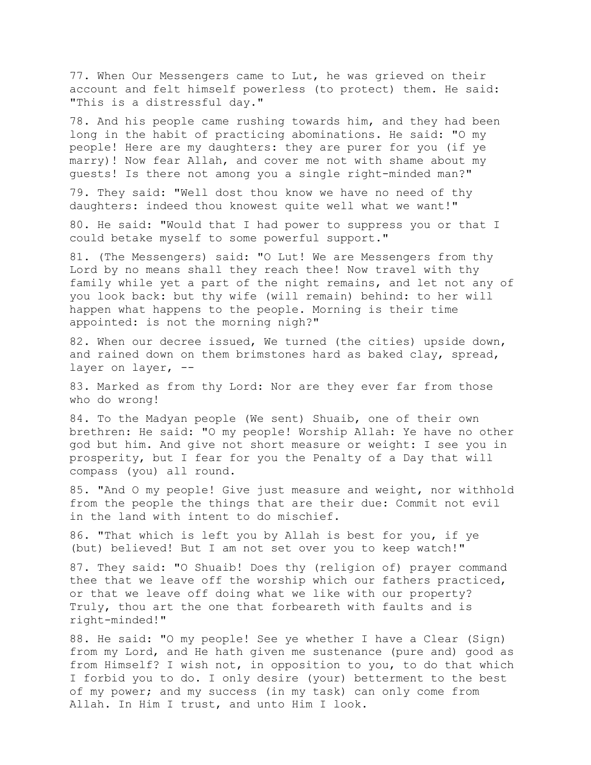77. When Our Messengers came to Lut, he was grieved on their account and felt himself powerless (to protect) them. He said: "This is a distressful day."

78. And his people came rushing towards him, and they had been long in the habit of practicing abominations. He said: "O my people! Here are my daughters: they are purer for you (if ye marry)! Now fear Allah, and cover me not with shame about my guests! Is there not among you a single right-minded man?"

79. They said: "Well dost thou know we have no need of thy daughters: indeed thou knowest quite well what we want!"

80. He said: "Would that I had power to suppress you or that I could betake myself to some powerful support."

81. (The Messengers) said: "O Lut! We are Messengers from thy Lord by no means shall they reach thee! Now travel with thy family while yet a part of the night remains, and let not any of you look back: but thy wife (will remain) behind: to her will happen what happens to the people. Morning is their time appointed: is not the morning nigh?"

82. When our decree issued, We turned (the cities) upside down, and rained down on them brimstones hard as baked clay, spread, layer on layer, --

83. Marked as from thy Lord: Nor are they ever far from those who do wrong!

84. To the Madyan people (We sent) Shuaib, one of their own brethren: He said: "O my people! Worship Allah: Ye have no other god but him. And give not short measure or weight: I see you in prosperity, but I fear for you the Penalty of a Day that will compass (you) all round.

85. "And O my people! Give just measure and weight, nor withhold from the people the things that are their due: Commit not evil in the land with intent to do mischief.

86. "That which is left you by Allah is best for you, if ye (but) believed! But I am not set over you to keep watch!"

87. They said: "O Shuaib! Does thy (religion of) prayer command thee that we leave off the worship which our fathers practiced, or that we leave off doing what we like with our property? Truly, thou art the one that forbeareth with faults and is right-minded!"

88. He said: "O my people! See ye whether I have a Clear (Sign) from my Lord, and He hath given me sustenance (pure and) good as from Himself? I wish not, in opposition to you, to do that which I forbid you to do. I only desire (your) betterment to the best of my power; and my success (in my task) can only come from Allah. In Him I trust, and unto Him I look.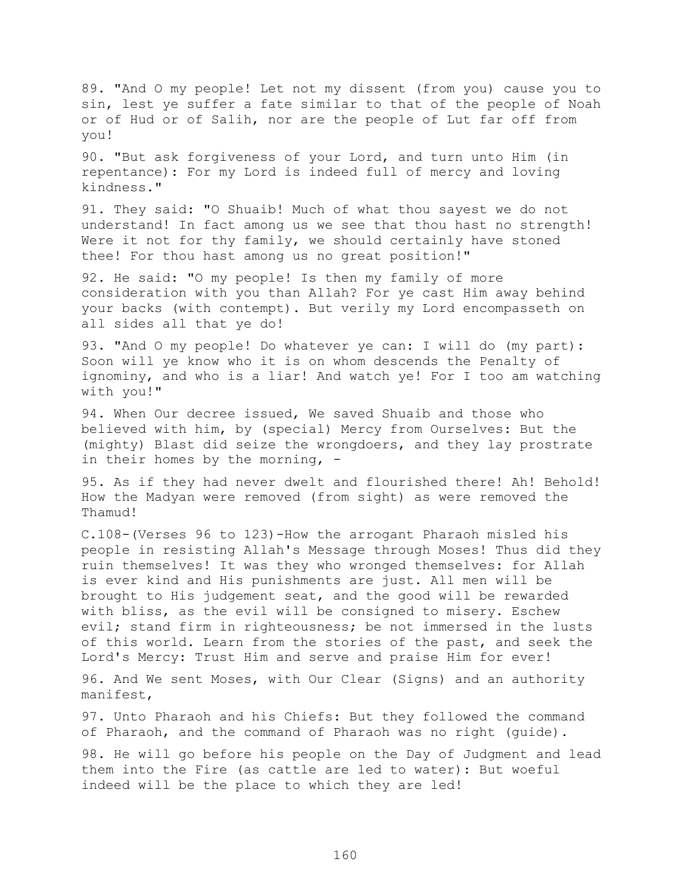89. "And O my people! Let not my dissent (from you) cause you to sin, lest ye suffer a fate similar to that of the people of Noah or of Hud or of Salih, nor are the people of Lut far off from you!

90. "But ask forgiveness of your Lord, and turn unto Him (in repentance): For my Lord is indeed full of mercy and loving kindness."

91. They said: "O Shuaib! Much of what thou sayest we do not understand! In fact among us we see that thou hast no strength! Were it not for thy family, we should certainly have stoned thee! For thou hast among us no great position!"

92. He said: "O my people! Is then my family of more consideration with you than Allah? For ye cast Him away behind your backs (with contempt). But verily my Lord encompasseth on all sides all that ye do!

93. "And O my people! Do whatever ye can: I will do (my part): Soon will ye know who it is on whom descends the Penalty of ignominy, and who is a liar! And watch ye! For I too am watching with you!"

94. When Our decree issued, We saved Shuaib and those who believed with him, by (special) Mercy from Ourselves: But the (mighty) Blast did seize the wrongdoers, and they lay prostrate in their homes by the morning, -

95. As if they had never dwelt and flourished there! Ah! Behold! How the Madyan were removed (from sight) as were removed the Thamud!

C.108-(Verses 96 to 123)-How the arrogant Pharaoh misled his people in resisting Allah's Message through Moses! Thus did they ruin themselves! It was they who wronged themselves: for Allah is ever kind and His punishments are just. All men will be brought to His judgement seat, and the good will be rewarded with bliss, as the evil will be consigned to misery. Eschew evil; stand firm in righteousness; be not immersed in the lusts of this world. Learn from the stories of the past, and seek the Lord's Mercy: Trust Him and serve and praise Him for ever!

96. And We sent Moses, with Our Clear (Signs) and an authority manifest,

97. Unto Pharaoh and his Chiefs: But they followed the command of Pharaoh, and the command of Pharaoh was no right (guide).

98. He will go before his people on the Day of Judgment and lead them into the Fire (as cattle are led to water): But woeful indeed will be the place to which they are led!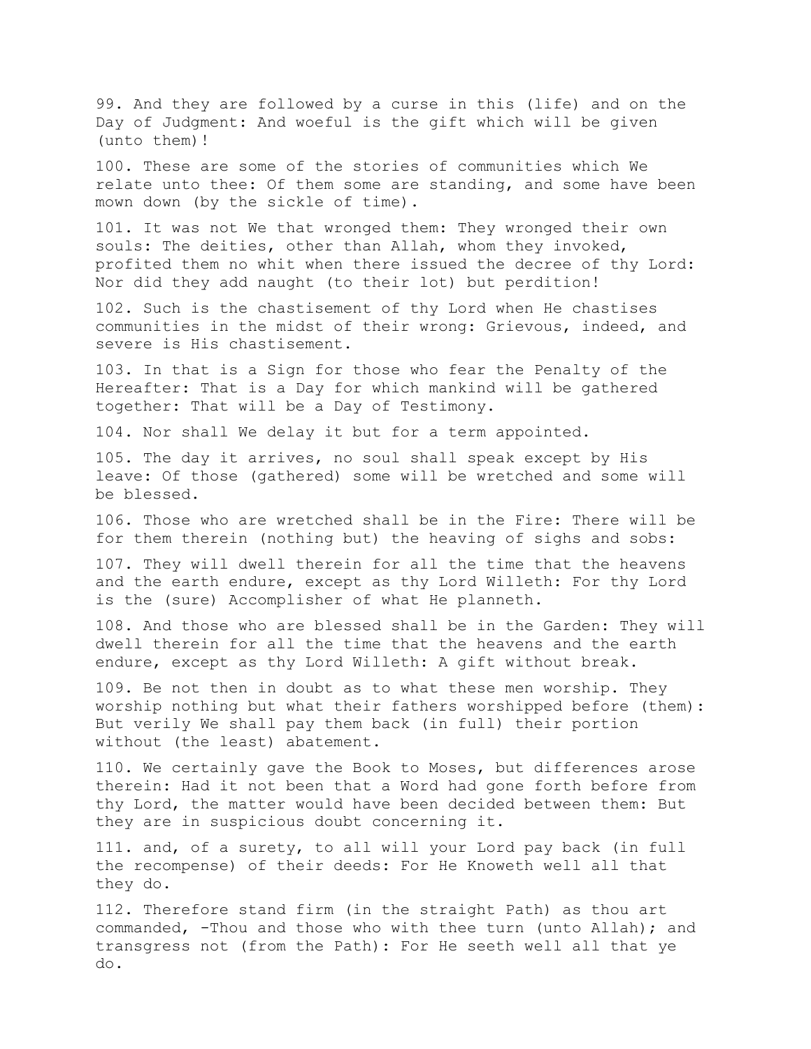99. And they are followed by a curse in this (life) and on the Day of Judgment: And woeful is the gift which will be given (unto them)!

100. These are some of the stories of communities which We relate unto thee: Of them some are standing, and some have been mown down (by the sickle of time).

101. It was not We that wronged them: They wronged their own souls: The deities, other than Allah, whom they invoked, profited them no whit when there issued the decree of thy Lord: Nor did they add naught (to their lot) but perdition!

102. Such is the chastisement of thy Lord when He chastises communities in the midst of their wrong: Grievous, indeed, and severe is His chastisement.

103. In that is a Sign for those who fear the Penalty of the Hereafter: That is a Day for which mankind will be gathered together: That will be a Day of Testimony.

104. Nor shall We delay it but for a term appointed.

105. The day it arrives, no soul shall speak except by His leave: Of those (gathered) some will be wretched and some will be blessed.

106. Those who are wretched shall be in the Fire: There will be for them therein (nothing but) the heaving of sighs and sobs:

107. They will dwell therein for all the time that the heavens and the earth endure, except as thy Lord Willeth: For thy Lord is the (sure) Accomplisher of what He planneth.

108. And those who are blessed shall be in the Garden: They will dwell therein for all the time that the heavens and the earth endure, except as thy Lord Willeth: A gift without break.

109. Be not then in doubt as to what these men worship. They worship nothing but what their fathers worshipped before (them): But verily We shall pay them back (in full) their portion without (the least) abatement.

110. We certainly gave the Book to Moses, but differences arose therein: Had it not been that a Word had gone forth before from thy Lord, the matter would have been decided between them: But they are in suspicious doubt concerning it.

111. and, of a surety, to all will your Lord pay back (in full the recompense) of their deeds: For He Knoweth well all that they do.

112. Therefore stand firm (in the straight Path) as thou art commanded, -Thou and those who with thee turn (unto Allah); and transgress not (from the Path): For He seeth well all that ye do.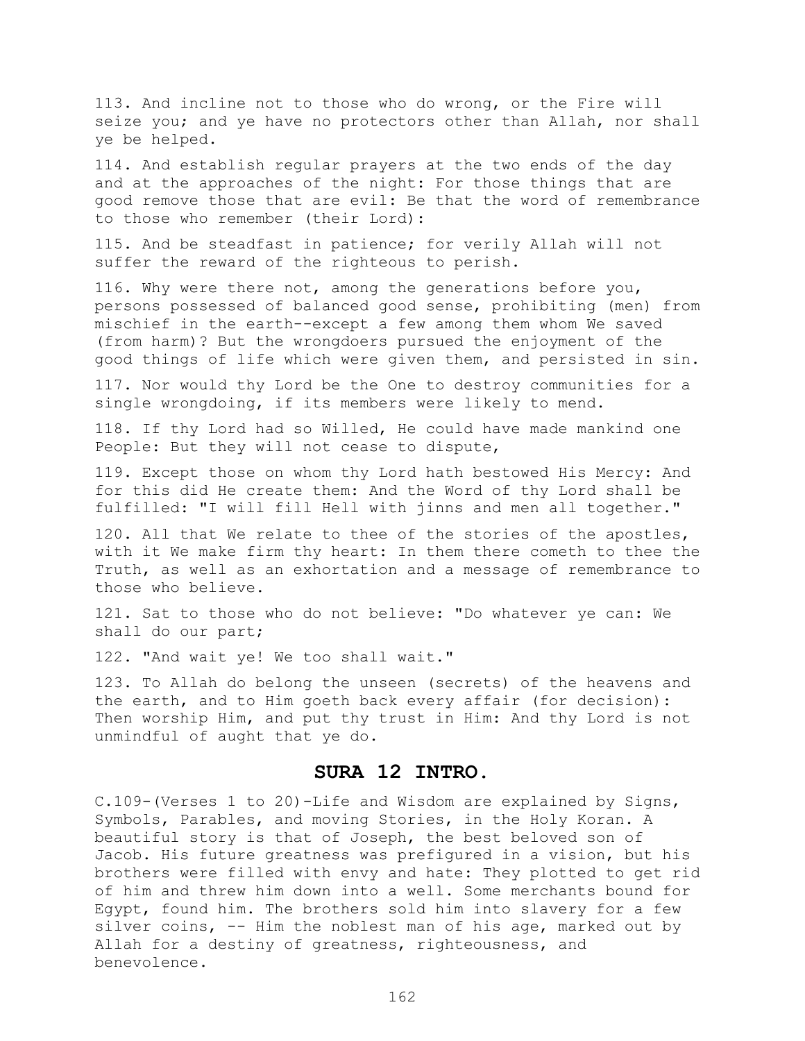113. And incline not to those who do wrong, or the Fire will seize you; and ye have no protectors other than Allah, nor shall ye be helped.

114. And establish regular prayers at the two ends of the day and at the approaches of the night: For those things that are good remove those that are evil: Be that the word of remembrance to those who remember (their Lord):

115. And be steadfast in patience; for verily Allah will not suffer the reward of the righteous to perish.

116. Why were there not, among the generations before you, persons possessed of balanced good sense, prohibiting (men) from mischief in the earth--except a few among them whom We saved (from harm)? But the wrongdoers pursued the enjoyment of the good things of life which were given them, and persisted in sin.

117. Nor would thy Lord be the One to destroy communities for a single wrongdoing, if its members were likely to mend.

118. If thy Lord had so Willed, He could have made mankind one People: But they will not cease to dispute,

119. Except those on whom thy Lord hath bestowed His Mercy: And for this did He create them: And the Word of thy Lord shall be fulfilled: "I will fill Hell with jinns and men all together."

120. All that We relate to thee of the stories of the apostles, with it We make firm thy heart: In them there cometh to thee the Truth, as well as an exhortation and a message of remembrance to those who believe.

121. Sat to those who do not believe: "Do whatever ye can: We shall do our part;

122. "And wait ye! We too shall wait."

123. To Allah do belong the unseen (secrets) of the heavens and the earth, and to Him goeth back every affair (for decision): Then worship Him, and put thy trust in Him: And thy Lord is not unmindful of aught that ye do.

## SURA 12 INTRO.

C.109-(Verses 1 to 20)-Life and Wisdom are explained by Signs, Symbols, Parables, and moving Stories, in the Holy Koran. A beautiful story is that of Joseph, the best beloved son of Jacob. His future greatness was prefigured in a vision, but his brothers were filled with envy and hate: They plotted to get rid of him and threw him down into a well. Some merchants bound for Egypt, found him. The brothers sold him into slavery for a few silver coins, -- Him the noblest man of his age, marked out by Allah for a destiny of greatness, righteousness, and benevolence.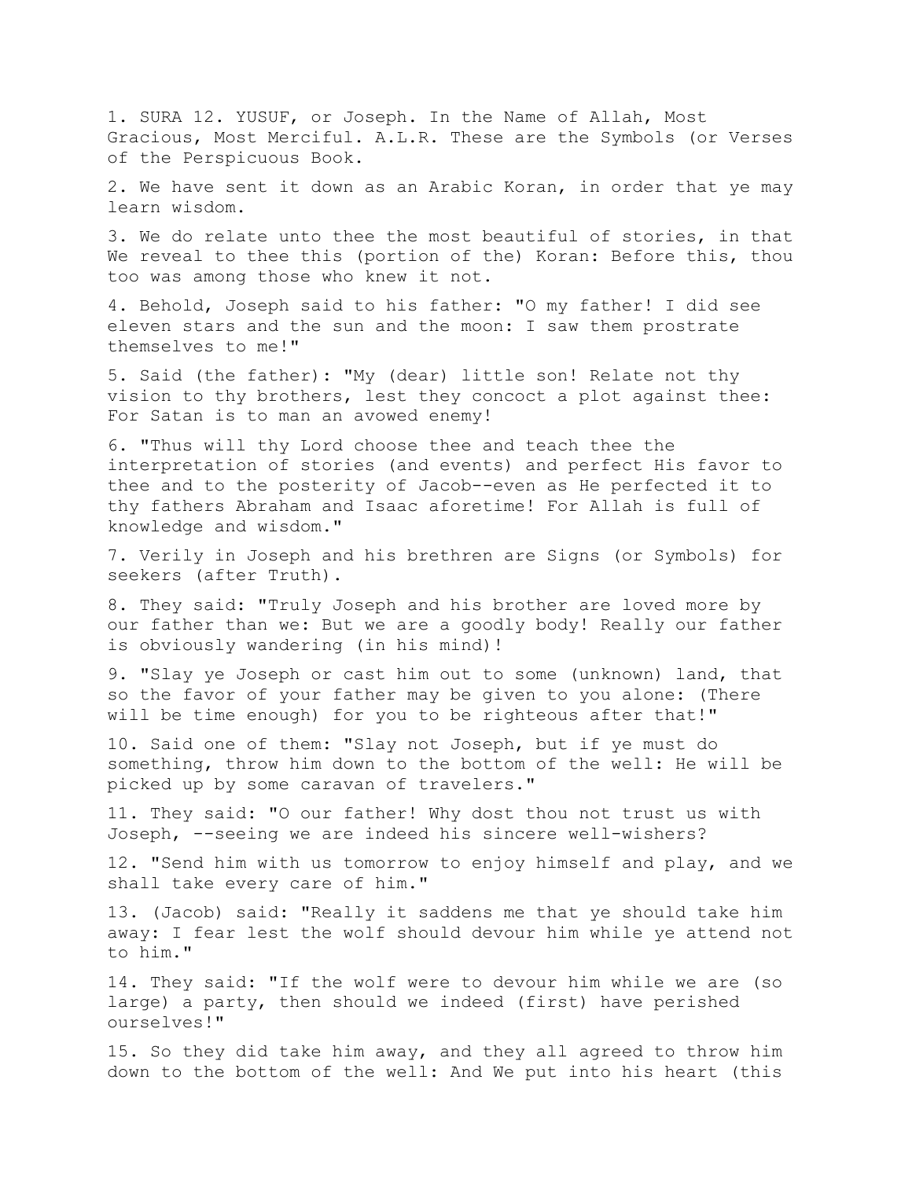1. SURA 12. YUSUF, or Joseph. In the Name of Allah, Most Gracious, Most Merciful. A.L.R. These are the Symbols (or Verses of the Perspicuous Book.

2. We have sent it down as an Arabic Koran, in order that ye may learn wisdom.

3. We do relate unto thee the most beautiful of stories, in that We reveal to thee this (portion of the) Koran: Before this, thou too was among those who knew it not.

4. Behold, Joseph said to his father: "O my father! I did see eleven stars and the sun and the moon: I saw them prostrate themselves to me!"

5. Said (the father): "My (dear) little son! Relate not thy vision to thy brothers, lest they concoct a plot against thee: For Satan is to man an avowed enemy!

6. "Thus will thy Lord choose thee and teach thee the interpretation of stories (and events) and perfect His favor to thee and to the posterity of Jacob--even as He perfected it to thy fathers Abraham and Isaac aforetime! For Allah is full of knowledge and wisdom."

7. Verily in Joseph and his brethren are Signs (or Symbols) for seekers (after Truth).

8. They said: "Truly Joseph and his brother are loved more by our father than we: But we are a goodly body! Really our father is obviously wandering (in his mind)!

9. "Slay ye Joseph or cast him out to some (unknown) land, that so the favor of your father may be given to you alone: (There will be time enough) for you to be righteous after that!"

10. Said one of them: "Slay not Joseph, but if ye must do something, throw him down to the bottom of the well: He will be picked up by some caravan of travelers."

11. They said: "O our father! Why dost thou not trust us with Joseph, --seeing we are indeed his sincere well-wishers?

12. "Send him with us tomorrow to enjoy himself and play, and we shall take every care of him."

13. (Jacob) said: "Really it saddens me that ye should take him away: I fear lest the wolf should devour him while ye attend not to him."

14. They said: "If the wolf were to devour him while we are (so large) a party, then should we indeed (first) have perished ourselves!"

15. So they did take him away, and they all agreed to throw him down to the bottom of the well: And We put into his heart (this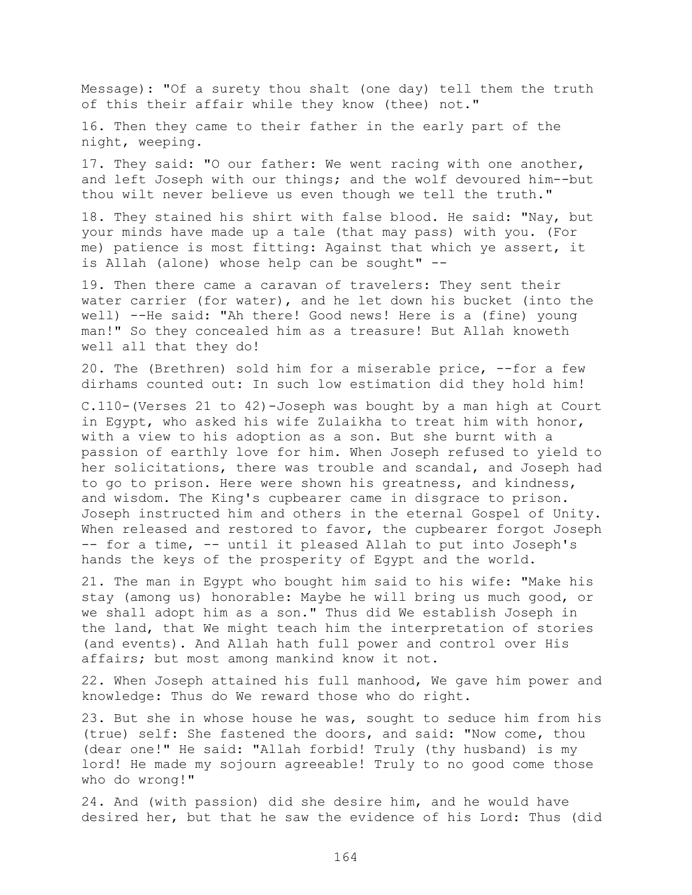Message): "Of a surety thou shalt (one day) tell them the truth of this their affair while they know (thee) not."

16. Then they came to their father in the early part of the night, weeping.

17. They said: "O our father: We went racing with one another, and left Joseph with our things; and the wolf devoured him--but thou wilt never believe us even though we tell the truth."

18. They stained his shirt with false blood. He said: "Nay, but your minds have made up a tale (that may pass) with you. (For me) patience is most fitting: Against that which ye assert, it is Allah (alone) whose help can be sought" --

19. Then there came a caravan of travelers: They sent their water carrier (for water), and he let down his bucket (into the well) --He said: "Ah there! Good news! Here is a (fine) young man!" So they concealed him as a treasure! But Allah knoweth well all that they do!

20. The (Brethren) sold him for a miserable price, --for a few dirhams counted out: In such low estimation did they hold him!

C.110-(Verses 21 to 42)-Joseph was bought by a man high at Court in Egypt, who asked his wife Zulaikha to treat him with honor, with a view to his adoption as a son. But she burnt with a passion of earthly love for him. When Joseph refused to yield to her solicitations, there was trouble and scandal, and Joseph had to go to prison. Here were shown his greatness, and kindness, and wisdom. The King's cupbearer came in disgrace to prison. Joseph instructed him and others in the eternal Gospel of Unity. When released and restored to favor, the cupbearer forgot Joseph -- for a time, -- until it pleased Allah to put into Joseph's hands the keys of the prosperity of Egypt and the world.

21. The man in Egypt who bought him said to his wife: "Make his stay (among us) honorable: Maybe he will bring us much good, or we shall adopt him as a son." Thus did We establish Joseph in the land, that We might teach him the interpretation of stories (and events). And Allah hath full power and control over His affairs; but most among mankind know it not.

22. When Joseph attained his full manhood, We gave him power and knowledge: Thus do We reward those who do right.

23. But she in whose house he was, sought to seduce him from his (true) self: She fastened the doors, and said: "Now come, thou (dear one!" He said: "Allah forbid! Truly (thy husband) is my lord! He made my sojourn agreeable! Truly to no good come those who do wrong!"

24. And (with passion) did she desire him, and he would have desired her, but that he saw the evidence of his Lord: Thus (did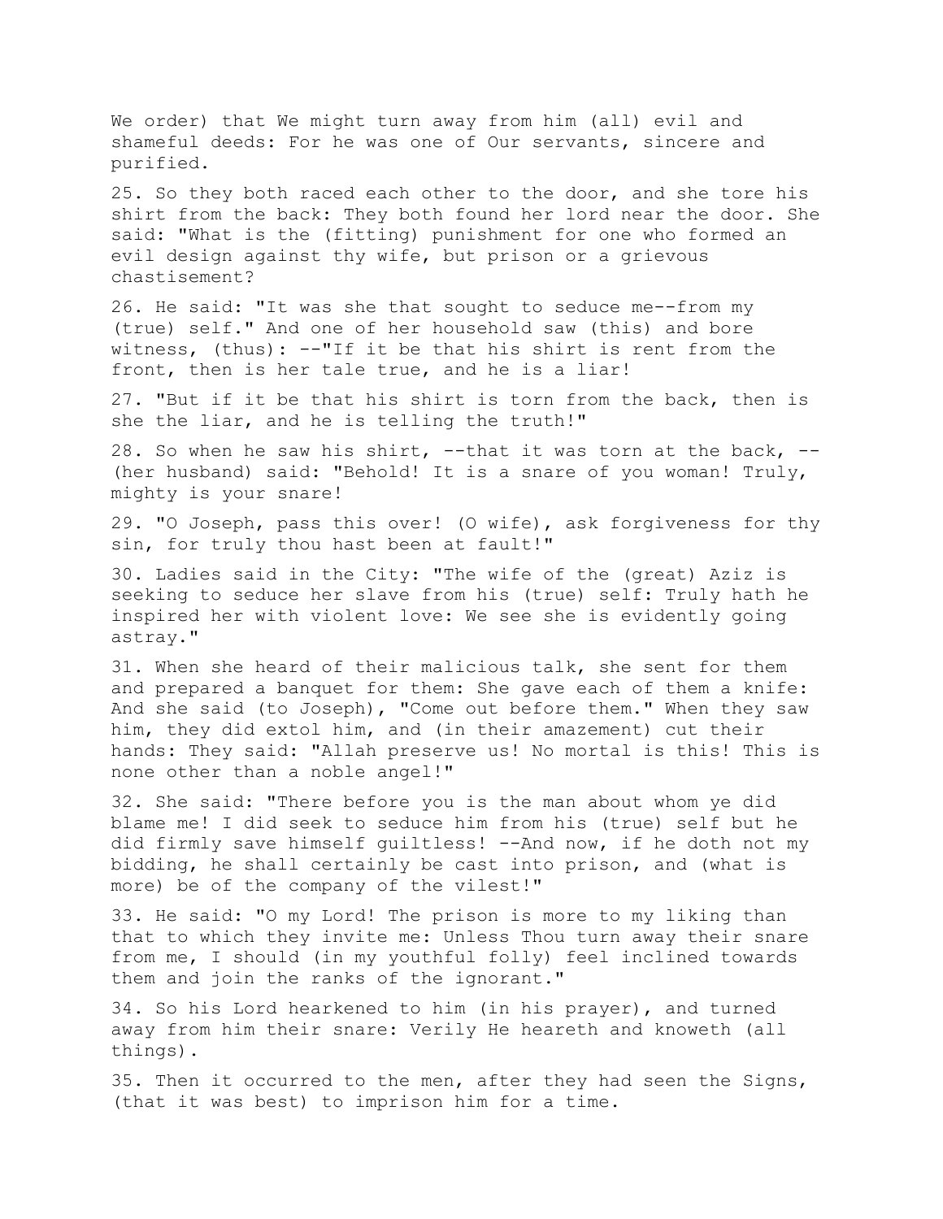We order) that We might turn away from him (all) evil and shameful deeds: For he was one of Our servants, sincere and purified.

25. So they both raced each other to the door, and she tore his shirt from the back: They both found her lord near the door. She said: "What is the (fitting) punishment for one who formed an evil design against thy wife, but prison or a grievous chastisement?

26. He said: "It was she that sought to seduce me--from my (true) self." And one of her household saw (this) and bore witness, (thus): --"If it be that his shirt is rent from the front, then is her tale true, and he is a liar!

27. "But if it be that his shirt is torn from the back, then is she the liar, and he is telling the truth!"

28. So when he saw his shirt, --that it was torn at the back, --(her husband) said: "Behold! It is a snare of you woman! Truly, mighty is your snare!

29. "O Joseph, pass this over! (O wife), ask forgiveness for thy sin, for truly thou hast been at fault!"

30. Ladies said in the City: "The wife of the (great) Aziz is seeking to seduce her slave from his (true) self: Truly hath he inspired her with violent love: We see she is evidently going astray."

31. When she heard of their malicious talk, she sent for them and prepared a banquet for them: She gave each of them a knife: And she said (to Joseph), "Come out before them." When they saw him, they did extol him, and (in their amazement) cut their hands: They said: "Allah preserve us! No mortal is this! This is none other than a noble angel!"

32. She said: "There before you is the man about whom ye did blame me! I did seek to seduce him from his (true) self but he did firmly save himself guiltless! --And now, if he doth not my bidding, he shall certainly be cast into prison, and (what is more) be of the company of the vilest!"

33. He said: "O my Lord! The prison is more to my liking than that to which they invite me: Unless Thou turn away their snare from me, I should (in my youthful folly) feel inclined towards them and join the ranks of the ignorant."

34. So his Lord hearkened to him (in his prayer), and turned away from him their snare: Verily He heareth and knoweth (all things).

35. Then it occurred to the men, after they had seen the Signs, (that it was best) to imprison him for a time.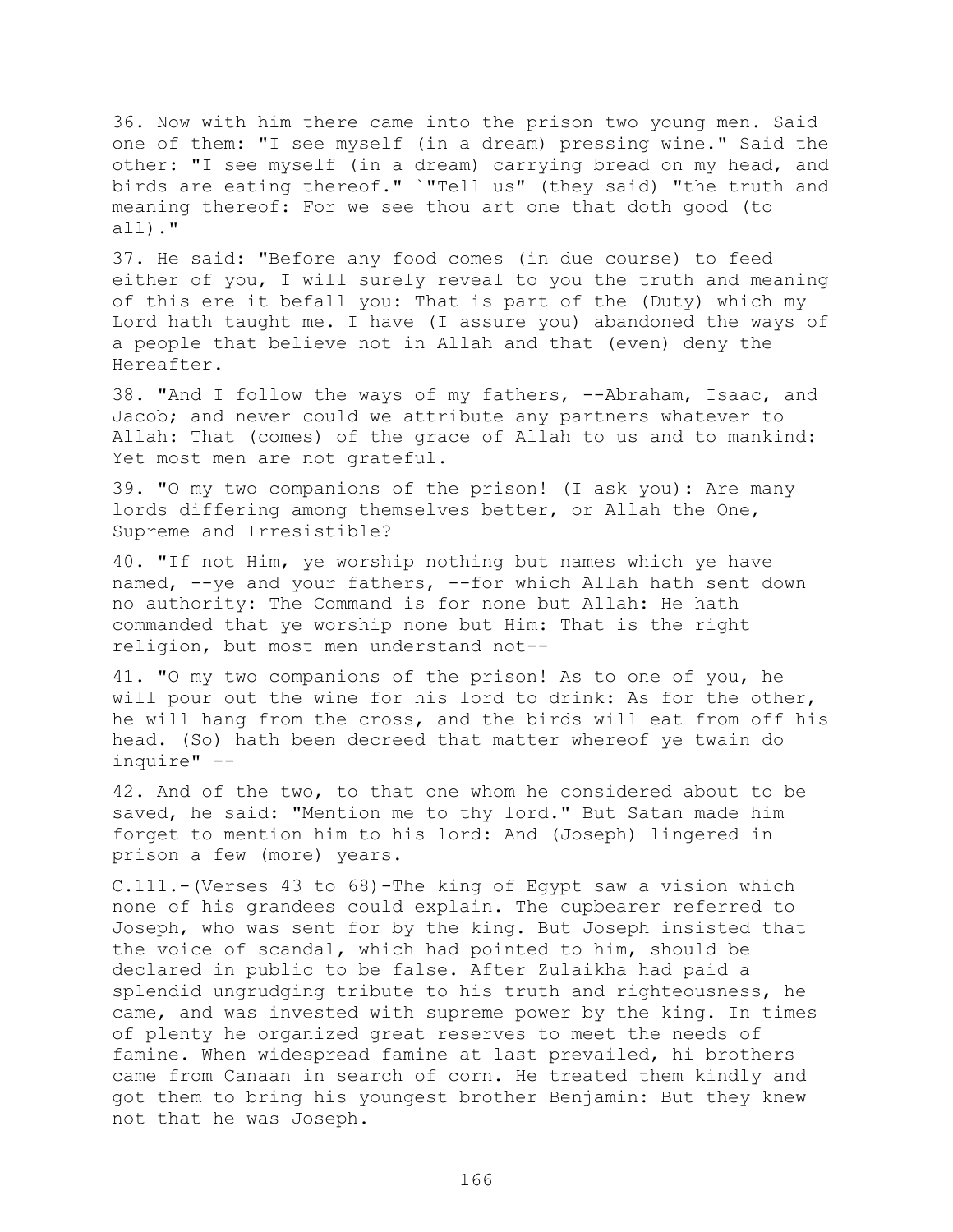36. Now with him there came into the prison two young men. Said one of them: "I see myself (in a dream) pressing wine." Said the other: "I see myself (in a dream) carrying bread on my head, and birds are eating thereof." `"Tell us" (they said) "the truth and meaning thereof: For we see thou art one that doth good (to all)."

37. He said: "Before any food comes (in due course) to feed either of you, I will surely reveal to you the truth and meaning of this ere it befall you: That is part of the (Duty) which my Lord hath taught me. I have (I assure you) abandoned the ways of a people that believe not in Allah and that (even) deny the Hereafter.

38. "And I follow the ways of my fathers, --Abraham, Isaac, and Jacob; and never could we attribute any partners whatever to Allah: That (comes) of the grace of Allah to us and to mankind: Yet most men are not grateful.

39. "O my two companions of the prison! (I ask you): Are many lords differing among themselves better, or Allah the One, Supreme and Irresistible?

40. "If not Him, ye worship nothing but names which ye have named, --ye and your fathers, --for which Allah hath sent down no authority: The Command is for none but Allah: He hath commanded that ye worship none but Him: That is the right religion, but most men understand not--

41. "O my two companions of the prison! As to one of you, he will pour out the wine for his lord to drink: As for the other, he will hang from the cross, and the birds will eat from off his head. (So) hath been decreed that matter whereof ye twain do inquire" --

42. And of the two, to that one whom he considered about to be saved, he said: "Mention me to thy lord." But Satan made him forget to mention him to his lord: And (Joseph) lingered in prison a few (more) years.

C.111.-(Verses 43 to 68)-The king of Egypt saw a vision which none of his grandees could explain. The cupbearer referred to Joseph, who was sent for by the king. But Joseph insisted that the voice of scandal, which had pointed to him, should be declared in public to be false. After Zulaikha had paid a splendid ungrudging tribute to his truth and righteousness, he came, and was invested with supreme power by the king. In times of plenty he organized great reserves to meet the needs of famine. When widespread famine at last prevailed, hi brothers came from Canaan in search of corn. He treated them kindly and got them to bring his youngest brother Benjamin: But they knew not that he was Joseph.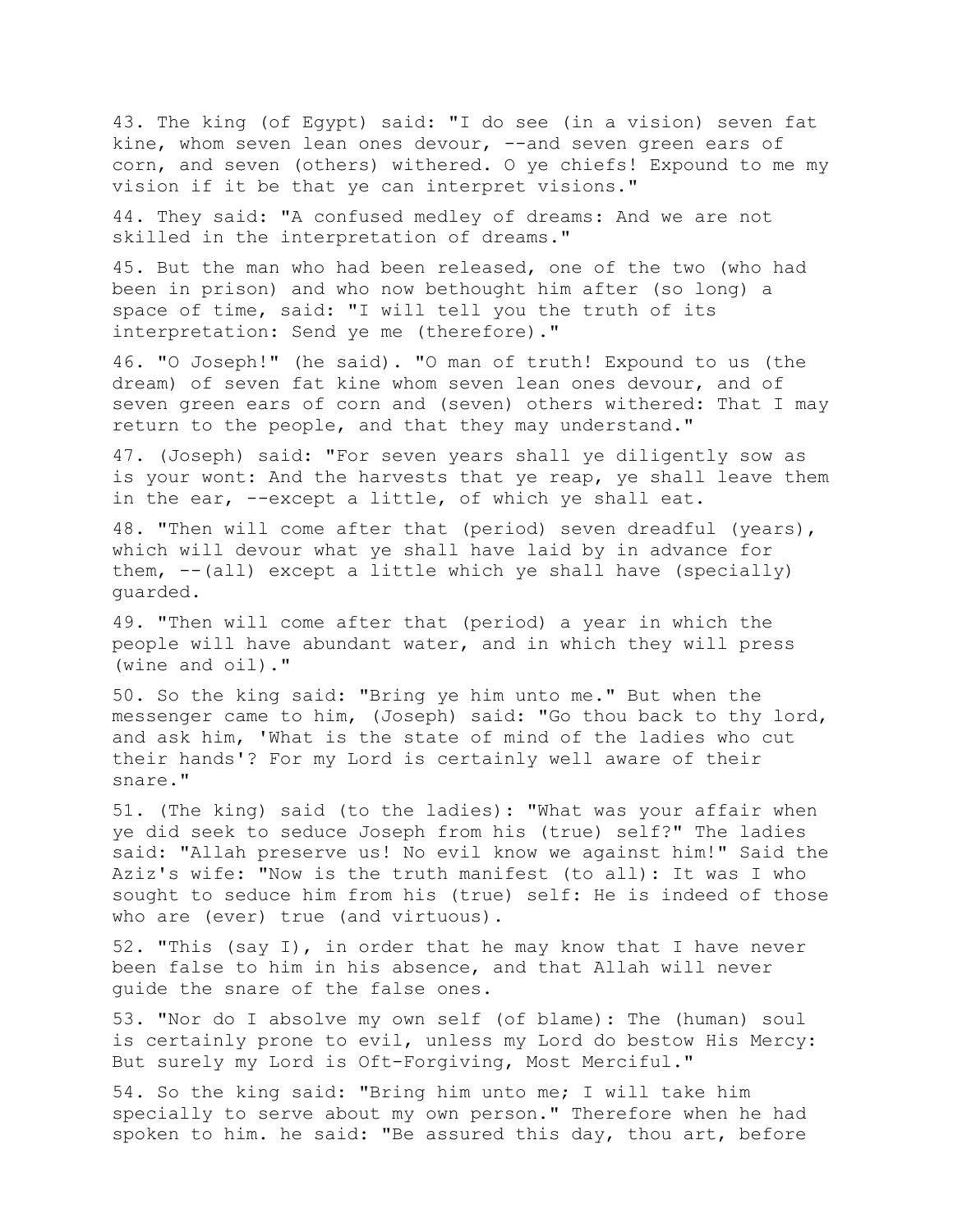43. The king (of Egypt) said: "I do see (in a vision) seven fat kine, whom seven lean ones devour, --and seven green ears of corn, and seven (others) withered. O ye chiefs! Expound to me my vision if it be that ye can interpret visions."

44. They said: "A confused medley of dreams: And we are not skilled in the interpretation of dreams."

45. But the man who had been released, one of the two (who had been in prison) and who now bethought him after (so long) a space of time, said: "I will tell you the truth of its interpretation: Send ye me (therefore)."

46. "O Joseph!" (he said). "O man of truth! Expound to us (the dream) of seven fat kine whom seven lean ones devour, and of seven green ears of corn and (seven) others withered: That I may return to the people, and that they may understand."

47. (Joseph) said: "For seven years shall ye diligently sow as is your wont: And the harvests that ye reap, ye shall leave them in the ear, --except a little, of which ye shall eat.

48. "Then will come after that (period) seven dreadful (years), which will devour what ye shall have laid by in advance for them, --(all) except a little which ye shall have (specially) guarded.

49. "Then will come after that (period) a year in which the people will have abundant water, and in which they will press (wine and oil)."

50. So the king said: "Bring ye him unto me." But when the messenger came to him, (Joseph) said: "Go thou back to thy lord, and ask him, 'What is the state of mind of the ladies who cut their hands'? For my Lord is certainly well aware of their snare."

51. (The king) said (to the ladies): "What was your affair when ye did seek to seduce Joseph from his (true) self?" The ladies said: "Allah preserve us! No evil know we against him!" Said the Aziz's wife: "Now is the truth manifest (to all): It was I who sought to seduce him from his (true) self: He is indeed of those who are (ever) true (and virtuous).

52. "This (say I), in order that he may know that I have never been false to him in his absence, and that Allah will never guide the snare of the false ones.

53. "Nor do I absolve my own self (of blame): The (human) soul is certainly prone to evil, unless my Lord do bestow His Mercy: But surely my Lord is Oft-Forgiving, Most Merciful."

54. So the king said: "Bring him unto me; I will take him specially to serve about my own person." Therefore when he had spoken to him. he said: "Be assured this day, thou art, before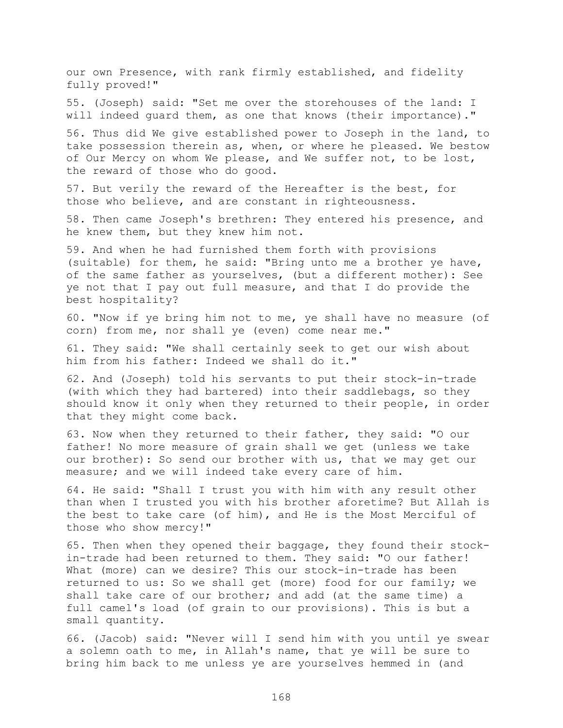our own Presence, with rank firmly established, and fidelity fully proved!"

55. (Joseph) said: "Set me over the storehouses of the land: I will indeed guard them, as one that knows (their importance)."

56. Thus did We give established power to Joseph in the land, to take possession therein as, when, or where he pleased. We bestow of Our Mercy on whom We please, and We suffer not, to be lost, the reward of those who do good.

57. But verily the reward of the Hereafter is the best, for those who believe, and are constant in righteousness.

58. Then came Joseph's brethren: They entered his presence, and he knew them, but they knew him not.

59. And when he had furnished them forth with provisions (suitable) for them, he said: "Bring unto me a brother ye have, of the same father as yourselves, (but a different mother): See ye not that I pay out full measure, and that I do provide the best hospitality?

60. "Now if ye bring him not to me, ye shall have no measure (of corn) from me, nor shall ye (even) come near me."

61. They said: "We shall certainly seek to get our wish about him from his father: Indeed we shall do it."

62. And (Joseph) told his servants to put their stock-in-trade (with which they had bartered) into their saddlebags, so they should know it only when they returned to their people, in order that they might come back.

63. Now when they returned to their father, they said: "O our father! No more measure of grain shall we get (unless we take our brother): So send our brother with us, that we may get our measure; and we will indeed take every care of him.

64. He said: "Shall I trust you with him with any result other than when I trusted you with his brother aforetime? But Allah is the best to take care (of him), and He is the Most Merciful of those who show mercy!"

65. Then when they opened their baggage, they found their stock-in-trade had been returned to them. They said: "O our father! What (more) can we desire? This our stock-in-trade has been returned to us: So we shall get (more) food for our family; we shall take care of our brother; and add (at the same time) a full camel's load (of grain to our provisions). This is but a small quantity.

66. (Jacob) said: "Never will I send him with you until ye swear a solemn oath to me, in Allah's name, that ye will be sure to bring him back to me unless ye are yourselves hemmed in (and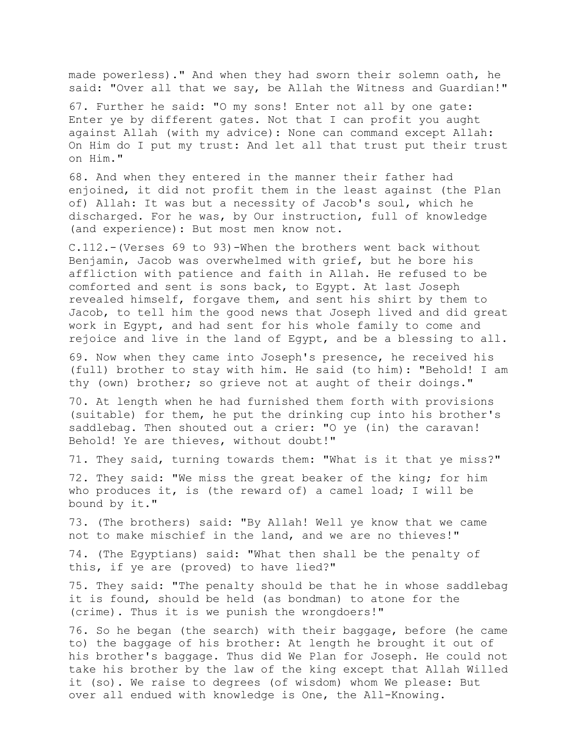made powerless)." And when they had sworn their solemn oath, he said: "Over all that we say, be Allah the Witness and Guardian!"

67. Further he said: "O my sons! Enter not all by one gate: Enter ye by different gates. Not that I can profit you aught against Allah (with my advice): None can command except Allah: On Him do I put my trust: And let all that trust put their trust on Him."

68. And when they entered in the manner their father had enjoined, it did not profit them in the least against (the Plan of) Allah: It was but a necessity of Jacob's soul, which he discharged. For he was, by Our instruction, full of knowledge (and experience): But most men know not.

C.112.-(Verses 69 to 93)-When the brothers went back without Benjamin, Jacob was overwhelmed with grief, but he bore his affliction with patience and faith in Allah. He refused to be comforted and sent is sons back, to Egypt. At last Joseph revealed himself, forgave them, and sent his shirt by them to Jacob, to tell him the good news that Joseph lived and did great work in Egypt, and had sent for his whole family to come and rejoice and live in the land of Egypt, and be a blessing to all.

69. Now when they came into Joseph's presence, he received his (full) brother to stay with him. He said (to him): "Behold! I am thy (own) brother; so grieve not at aught of their doings."

70. At length when he had furnished them forth with provisions (suitable) for them, he put the drinking cup into his brother's saddlebag. Then shouted out a crier: "O ye (in) the caravan! Behold! Ye are thieves, without doubt!"

71. They said, turning towards them: "What is it that ye miss?"

72. They said: "We miss the great beaker of the king; for him who produces it, is (the reward of) a camel load; I will be bound by it."

73. (The brothers) said: "By Allah! Well ye know that we came not to make mischief in the land, and we are no thieves!"

74. (The Egyptians) said: "What then shall be the penalty of this, if ye are (proved) to have lied?"

75. They said: "The penalty should be that he in whose saddlebag it is found, should be held (as bondman) to atone for the (crime). Thus it is we punish the wrongdoers!"

76. So he began (the search) with their baggage, before (he came to) the baggage of his brother: At length he brought it out of his brother's baggage. Thus did We Plan for Joseph. He could not take his brother by the law of the king except that Allah Willed it (so). We raise to degrees (of wisdom) whom We please: But over all endued with knowledge is One, the All-Knowing.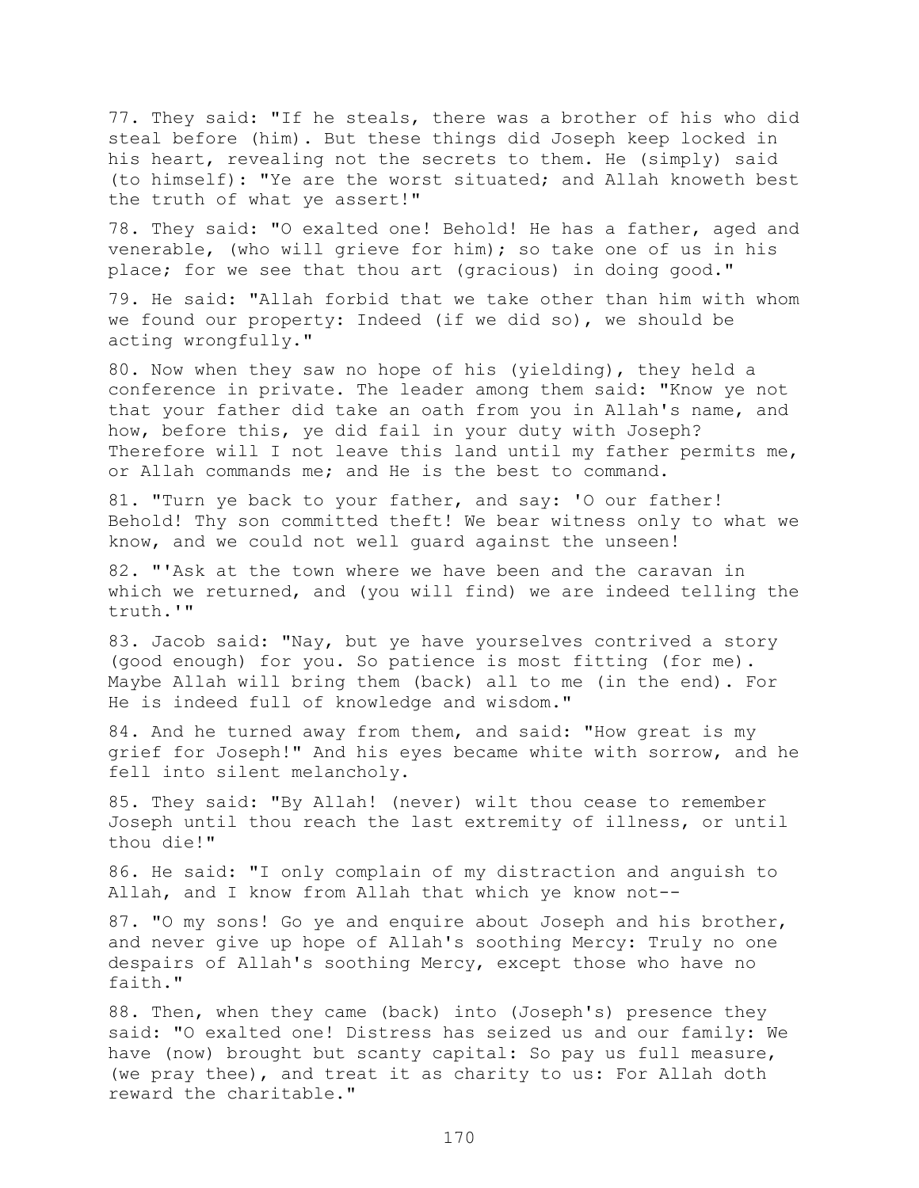77. They said: "If he steals, there was a brother of his who did steal before (him). But these things did Joseph keep locked in his heart, revealing not the secrets to them. He (simply) said (to himself): "Ye are the worst situated; and Allah knoweth best the truth of what ye assert!"

78. They said: "O exalted one! Behold! He has a father, aged and venerable, (who will grieve for him); so take one of us in his place; for we see that thou art (gracious) in doing good."

79. He said: "Allah forbid that we take other than him with whom we found our property: Indeed (if we did so), we should be acting wrongfully."

80. Now when they saw no hope of his (yielding), they held a conference in private. The leader among them said: "Know ye not that your father did take an oath from you in Allah's name, and how, before this, ye did fail in your duty with Joseph? Therefore will I not leave this land until my father permits me, or Allah commands me; and He is the best to command.

81. "Turn ye back to your father, and say: 'O our father! Behold! Thy son committed theft! We bear witness only to what we know, and we could not well guard against the unseen!

82. "'Ask at the town where we have been and the caravan in which we returned, and (you will find) we are indeed telling the truth.'"

83. Jacob said: "Nay, but ye have yourselves contrived a story (good enough) for you. So patience is most fitting (for me). Maybe Allah will bring them (back) all to me (in the end). For He is indeed full of knowledge and wisdom."

84. And he turned away from them, and said: "How great is my grief for Joseph!" And his eyes became white with sorrow, and he fell into silent melancholy.

85. They said: "By Allah! (never) wilt thou cease to remember Joseph until thou reach the last extremity of illness, or until thou die!"

86. He said: "I only complain of my distraction and anguish to Allah, and I know from Allah that which ye know not--

87. "O my sons! Go ye and enquire about Joseph and his brother, and never give up hope of Allah's soothing Mercy: Truly no one despairs of Allah's soothing Mercy, except those who have no faith."

88. Then, when they came (back) into (Joseph's) presence they said: "O exalted one! Distress has seized us and our family: We have (now) brought but scanty capital: So pay us full measure, (we pray thee), and treat it as charity to us: For Allah doth reward the charitable."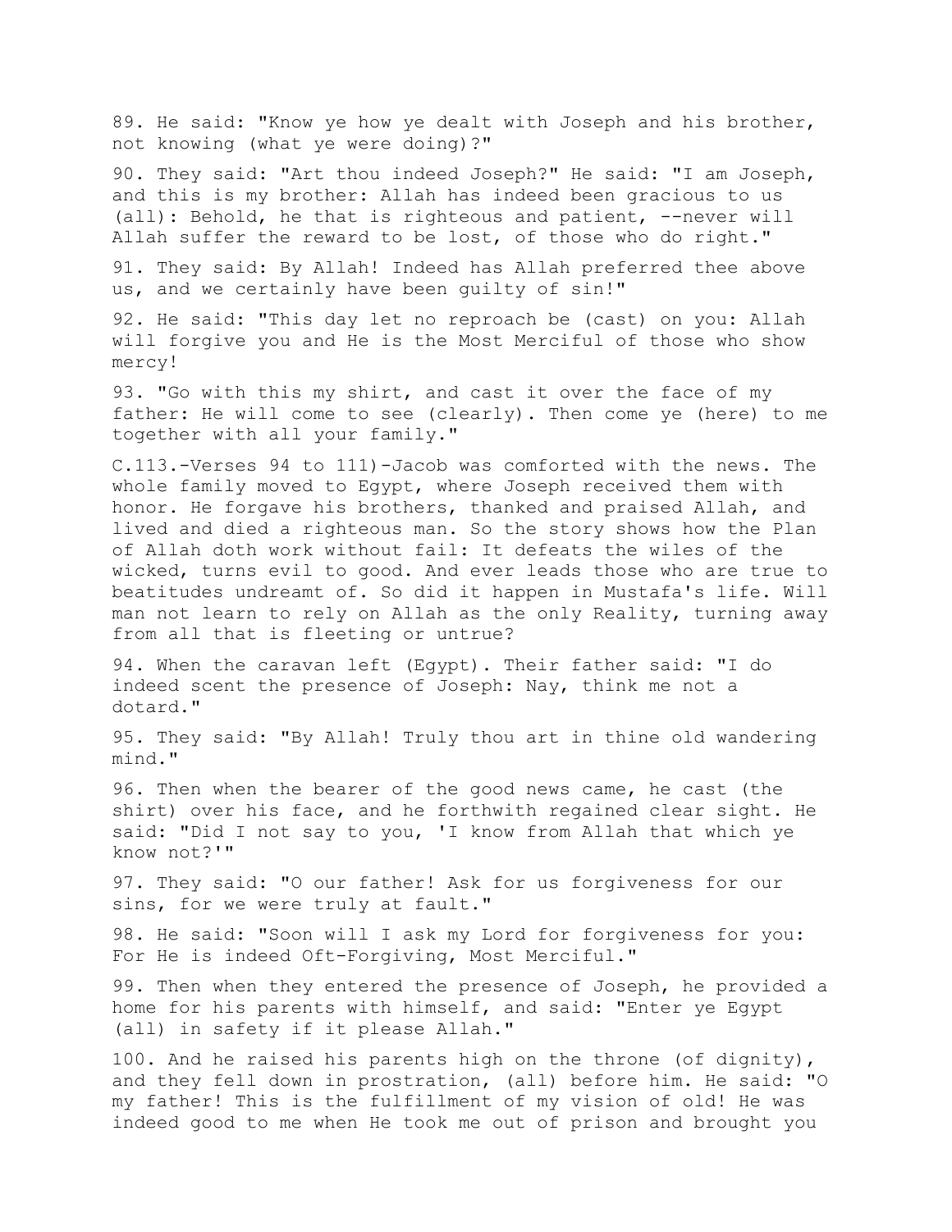89. He said: "Know ye how ye dealt with Joseph and his brother, not knowing (what ye were doing)?"

90. They said: "Art thou indeed Joseph?" He said: "I am Joseph, and this is my brother: Allah has indeed been gracious to us (all): Behold, he that is righteous and patient, --never will Allah suffer the reward to be lost, of those who do right."

91. They said: By Allah! Indeed has Allah preferred thee above us, and we certainly have been guilty of sin!"

92. He said: "This day let no reproach be (cast) on you: Allah will forgive you and He is the Most Merciful of those who show mercy!

93. "Go with this my shirt, and cast it over the face of my father: He will come to see (clearly). Then come ye (here) to me together with all your family."

C.113.-Verses 94 to 111)-Jacob was comforted with the news. The whole family moved to Egypt, where Joseph received them with honor. He forgave his brothers, thanked and praised Allah, and lived and died a righteous man. So the story shows how the Plan of Allah doth work without fail: It defeats the wiles of the wicked, turns evil to good. And ever leads those who are true to beatitudes undreamt of. So did it happen in Mustafa's life. Will man not learn to rely on Allah as the only Reality, turning away from all that is fleeting or untrue?

94. When the caravan left (Egypt). Their father said: "I do indeed scent the presence of Joseph: Nay, think me not a dotard."

95. They said: "By Allah! Truly thou art in thine old wandering mind."

96. Then when the bearer of the good news came, he cast (the shirt) over his face, and he forthwith regained clear sight. He said: "Did I not say to you, 'I know from Allah that which ye know not?'"

97. They said: "O our father! Ask for us forgiveness for our sins, for we were truly at fault."

98. He said: "Soon will I ask my Lord for forgiveness for you: For He is indeed Oft-Forgiving, Most Merciful."

99. Then when they entered the presence of Joseph, he provided a home for his parents with himself, and said: "Enter ye Egypt (all) in safety if it please Allah."

100. And he raised his parents high on the throne (of dignity), and they fell down in prostration, (all) before him. He said: "O my father! This is the fulfillment of my vision of old! He was indeed good to me when He took me out of prison and brought you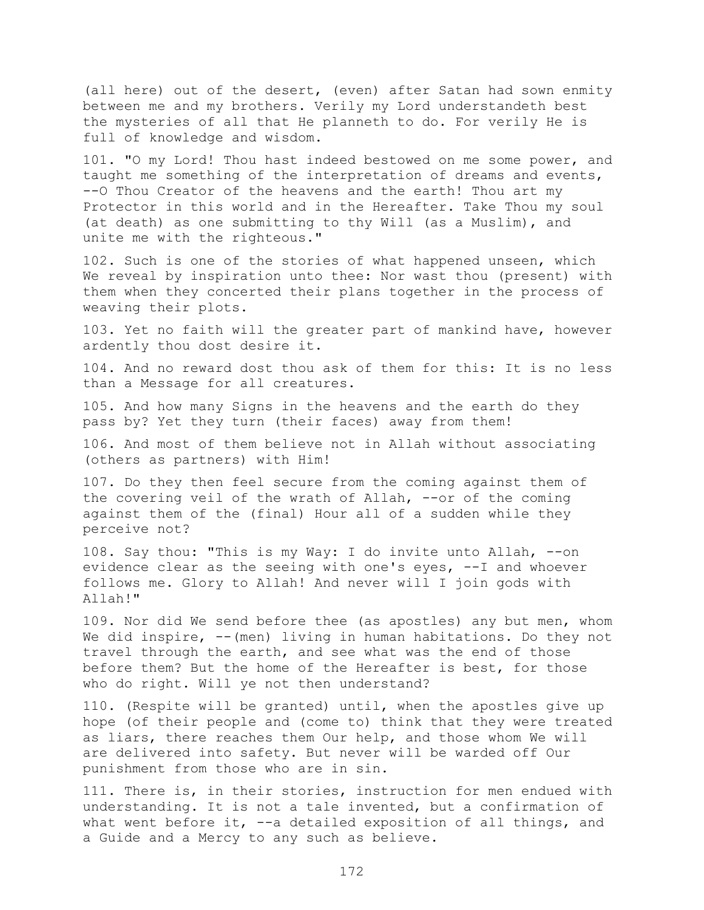(all here) out of the desert, (even) after Satan had sown enmity between me and my brothers. Verily my Lord understandeth best the mysteries of all that He planneth to do. For verily He is full of knowledge and wisdom.

101. "O my Lord! Thou hast indeed bestowed on me some power, and taught me something of the interpretation of dreams and events, --O Thou Creator of the heavens and the earth! Thou art my Protector in this world and in the Hereafter. Take Thou my soul (at death) as one submitting to thy Will (as a Muslim), and unite me with the righteous."

102. Such is one of the stories of what happened unseen, which We reveal by inspiration unto thee: Nor wast thou (present) with them when they concerted their plans together in the process of weaving their plots.

103. Yet no faith will the greater part of mankind have, however ardently thou dost desire it.

104. And no reward dost thou ask of them for this: It is no less than a Message for all creatures.

105. And how many Signs in the heavens and the earth do they pass by? Yet they turn (their faces) away from them!

106. And most of them believe not in Allah without associating (others as partners) with Him!

107. Do they then feel secure from the coming against them of the covering veil of the wrath of Allah, --or of the coming against them of the (final) Hour all of a sudden while they perceive not?

108. Say thou: "This is my Way: I do invite unto Allah, --on evidence clear as the seeing with one's eyes, --I and whoever follows me. Glory to Allah! And never will I join gods with Allah!"

109. Nor did We send before thee (as apostles) any but men, whom We did inspire, --(men) living in human habitations. Do they not travel through the earth, and see what was the end of those before them? But the home of the Hereafter is best, for those who do right. Will ye not then understand?

110. (Respite will be granted) until, when the apostles give up hope (of their people and (come to) think that they were treated as liars, there reaches them Our help, and those whom We will are delivered into safety. But never will be warded off Our punishment from those who are in sin.

111. There is, in their stories, instruction for men endued with understanding. It is not a tale invented, but a confirmation of what went before it, --a detailed exposition of all things, and a Guide and a Mercy to any such as believe.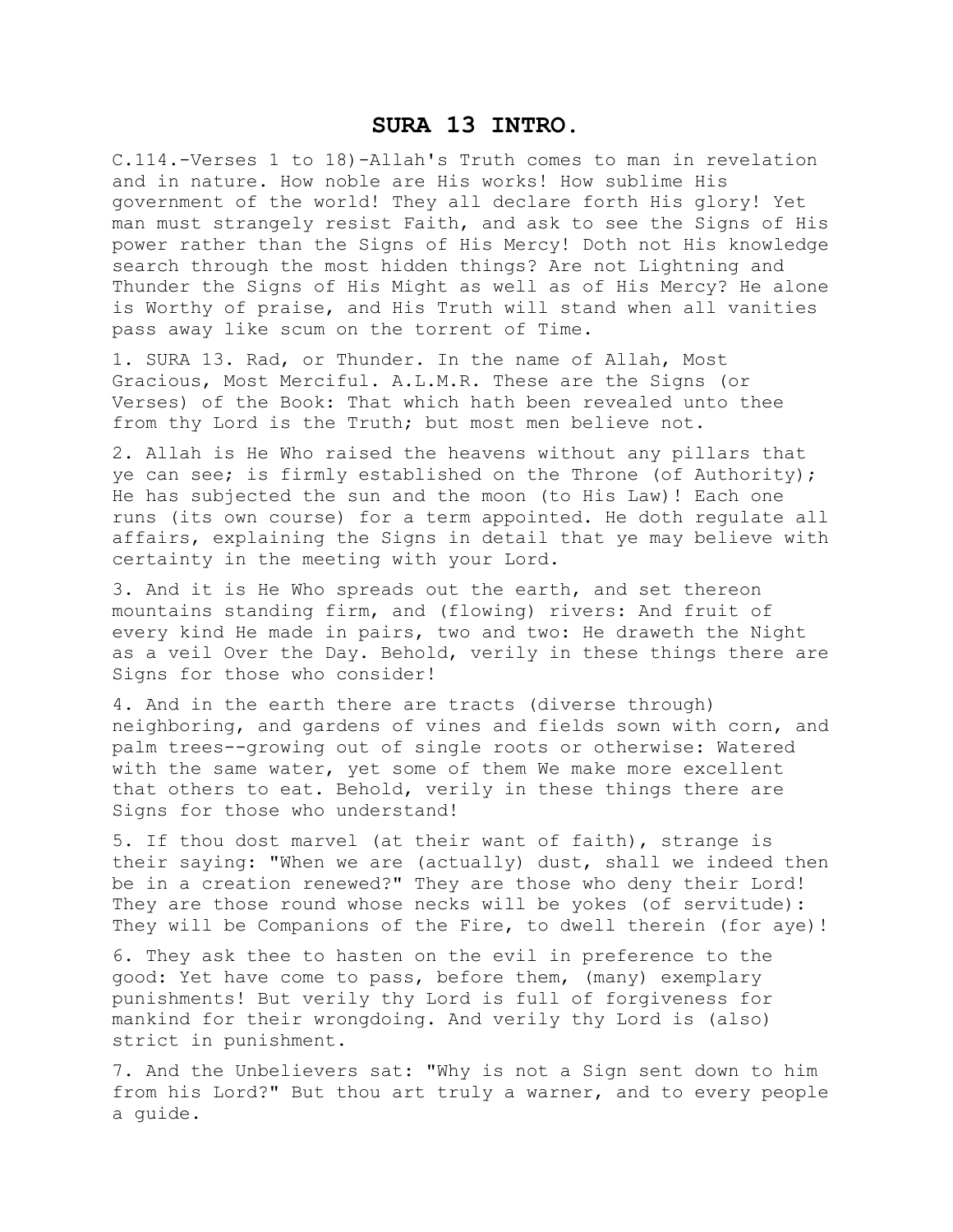# SURA 13 INTRO.

C.114.-Verses 1 to 18)-Allah's Truth comes to man in revelation and in nature. How noble are His works! How sublime His government of the world! They all declare forth His glory! Yet man must strangely resist Faith, and ask to see the Signs of His power rather than the Signs of His Mercy! Doth not His knowledge search through the most hidden things? Are not Lightning and Thunder the Signs of His Might as well as of His Mercy? He alone is Worthy of praise, and His Truth will stand when all vanities pass away like scum on the torrent of Time.

1. SURA 13. Rad, or Thunder. In the name of Allah, Most Gracious, Most Merciful. A.L.M.R. These are the Signs (or Verses) of the Book: That which hath been revealed unto thee from thy Lord is the Truth; but most men believe not.

2. Allah is He Who raised the heavens without any pillars that ye can see; is firmly established on the Throne (of Authority); He has subjected the sun and the moon (to His Law)! Each one runs (its own course) for a term appointed. He doth regulate all affairs, explaining the Signs in detail that ye may believe with certainty in the meeting with your Lord.

3. And it is He Who spreads out the earth, and set thereon mountains standing firm, and (flowing) rivers: And fruit of every kind He made in pairs, two and two: He draweth the Night as a veil Over the Day. Behold, verily in these things there are Signs for those who consider!

4. And in the earth there are tracts (diverse through) neighboring, and gardens of vines and fields sown with corn, and palm trees--growing out of single roots or otherwise: Watered with the same water, yet some of them We make more excellent that others to eat. Behold, verily in these things there are Signs for those who understand!

5. If thou dost marvel (at their want of faith), strange is their saying: "When we are (actually) dust, shall we indeed then be in a creation renewed?" They are those who deny their Lord! They are those round whose necks will be yokes (of servitude): They will be Companions of the Fire, to dwell therein (for aye)!

6. They ask thee to hasten on the evil in preference to the good: Yet have come to pass, before them, (many) exemplary punishments! But verily thy Lord is full of forgiveness for mankind for their wrongdoing. And verily thy Lord is (also) strict in punishment.

7. And the Unbelievers sat: "Why is not a Sign sent down to him from his Lord?" But thou art truly a warner, and to every people a guide.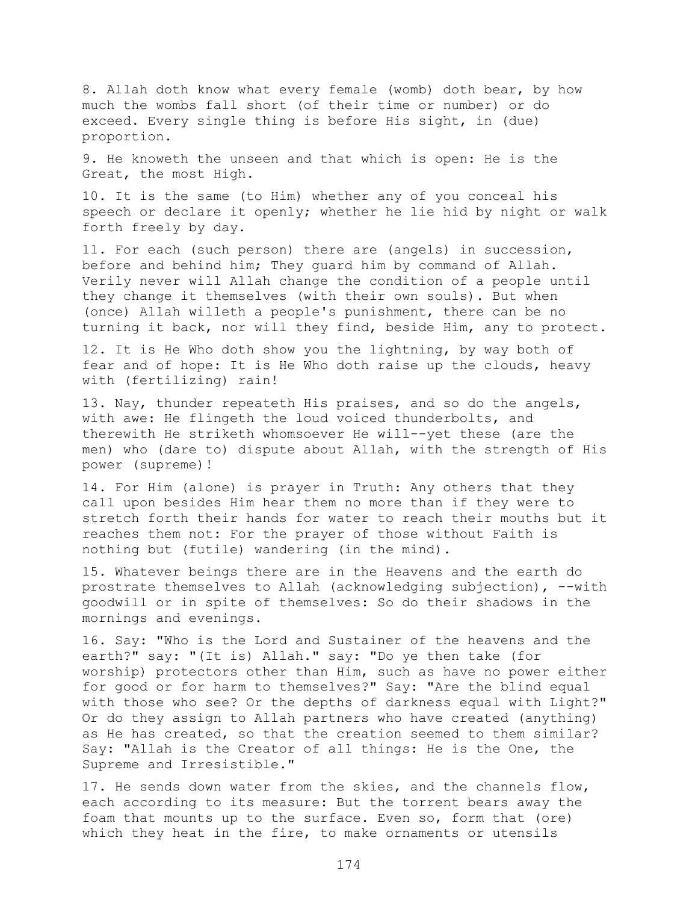8. Allah doth know what every female (womb) doth bear, by how much the wombs fall short (of their time or number) or do exceed. Every single thing is before His sight, in (due) proportion.

9. He knoweth the unseen and that which is open: He is the Great, the most High.

10. It is the same (to Him) whether any of you conceal his speech or declare it openly; whether he lie hid by night or walk forth freely by day.

11. For each (such person) there are (angels) in succession, before and behind him; They guard him by command of Allah. Verily never will Allah change the condition of a people until they change it themselves (with their own souls). But when (once) Allah willeth a people's punishment, there can be no turning it back, nor will they find, beside Him, any to protect.

12. It is He Who doth show you the lightning, by way both of fear and of hope: It is He Who doth raise up the clouds, heavy with (fertilizing) rain!

13. Nay, thunder repeateth His praises, and so do the angels, with awe: He flingeth the loud voiced thunderbolts, and therewith He striketh whomsoever He will--yet these (are the men) who (dare to) dispute about Allah, with the strength of His power (supreme)!

14. For Him (alone) is prayer in Truth: Any others that they call upon besides Him hear them no more than if they were to stretch forth their hands for water to reach their mouths but it reaches them not: For the prayer of those without Faith is nothing but (futile) wandering (in the mind).

15. Whatever beings there are in the Heavens and the earth do prostrate themselves to Allah (acknowledging subjection), --with goodwill or in spite of themselves: So do their shadows in the mornings and evenings.

16. Say: "Who is the Lord and Sustainer of the heavens and the earth?" say: "(It is) Allah." say: "Do ye then take (for worship) protectors other than Him, such as have no power either for good or for harm to themselves?" Say: "Are the blind equal with those who see? Or the depths of darkness equal with Light?" Or do they assign to Allah partners who have created (anything) as He has created, so that the creation seemed to them similar? Say: "Allah is the Creator of all things: He is the One, the Supreme and Irresistible."

17. He sends down water from the skies, and the channels flow, each according to its measure: But the torrent bears away the foam that mounts up to the surface. Even so, form that (ore) which they heat in the fire, to make ornaments or utensils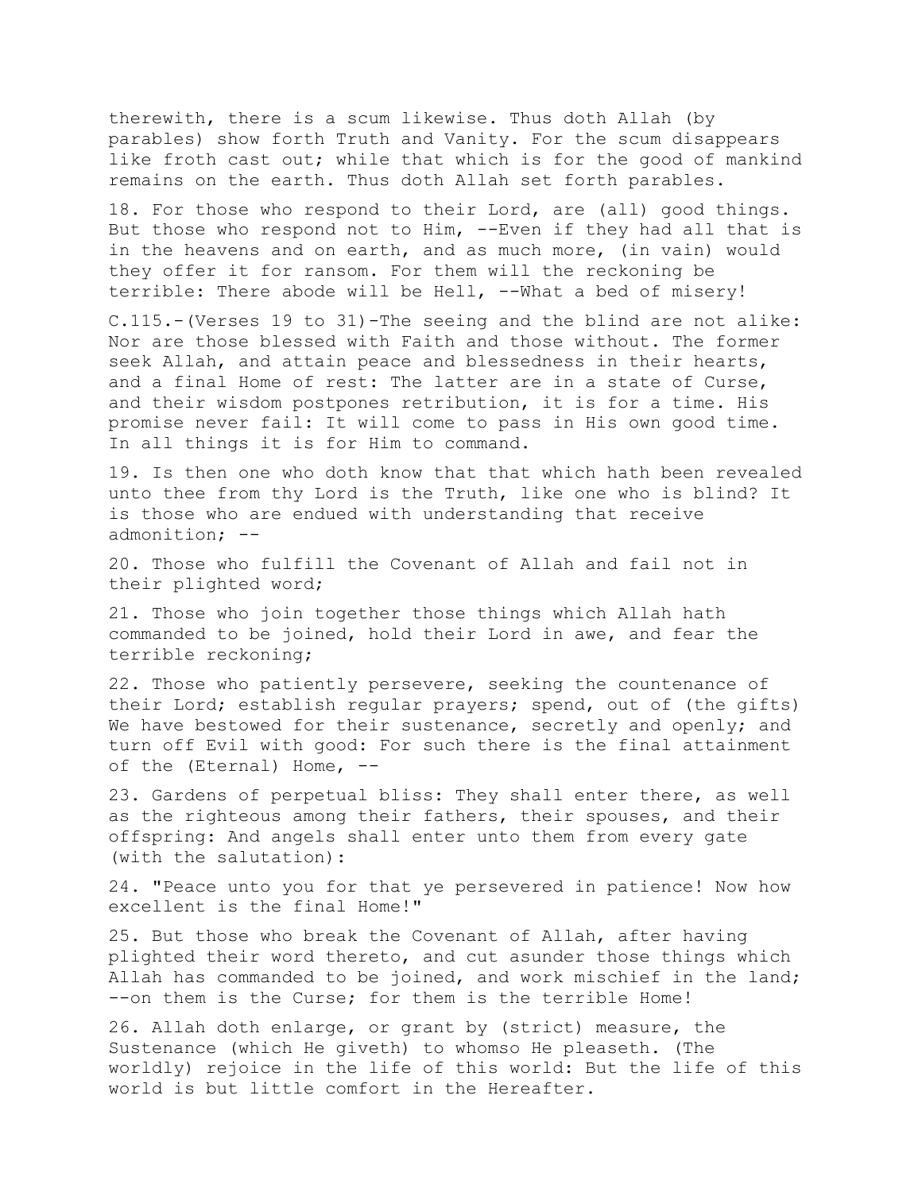therewith, there is a scum likewise. Thus doth Allah (by parables) show forth Truth and Vanity. For the scum disappears like froth cast out; while that which is for the good of mankind remains on the earth. Thus doth Allah set forth parables.

18. For those who respond to their Lord, are (all) good things. But those who respond not to Him, --Even if they had all that is in the heavens and on earth, and as much more, (in vain) would they offer it for ransom. For them will the reckoning be terrible: There abode will be Hell, --What a bed of misery!

C.115.-(Verses 19 to 31)-The seeing and the blind are not alike: Nor are those blessed with Faith and those without. The former seek Allah, and attain peace and blessedness in their hearts, and a final Home of rest: The latter are in a state of Curse, and their wisdom postpones retribution, it is for a time. His promise never fail: It will come to pass in His own good time. In all things it is for Him to command.

19. Is then one who doth know that that which hath been revealed unto thee from thy Lord is the Truth, like one who is blind? It is those who are endued with understanding that receive admonition; --

20. Those who fulfill the Covenant of Allah and fail not in their plighted word;

21. Those who join together those things which Allah hath commanded to be joined, hold their Lord in awe, and fear the terrible reckoning;

22. Those who patiently persevere, seeking the countenance of their Lord; establish regular prayers; spend, out of (the gifts) We have bestowed for their sustenance, secretly and openly; and turn off Evil with good: For such there is the final attainment of the (Eternal) Home, --

23. Gardens of perpetual bliss: They shall enter there, as well as the righteous among their fathers, their spouses, and their offspring: And angels shall enter unto them from every gate (with the salutation):

24. "Peace unto you for that ye persevered in patience! Now how excellent is the final Home!"

25. But those who break the Covenant of Allah, after having plighted their word thereto, and cut asunder those things which Allah has commanded to be joined, and work mischief in the land; --on them is the Curse; for them is the terrible Home!

26. Allah doth enlarge, or grant by (strict) measure, the Sustenance (which He giveth) to whomso He pleaseth. (The worldly) rejoice in the life of this world: But the life of this world is but little comfort in the Hereafter.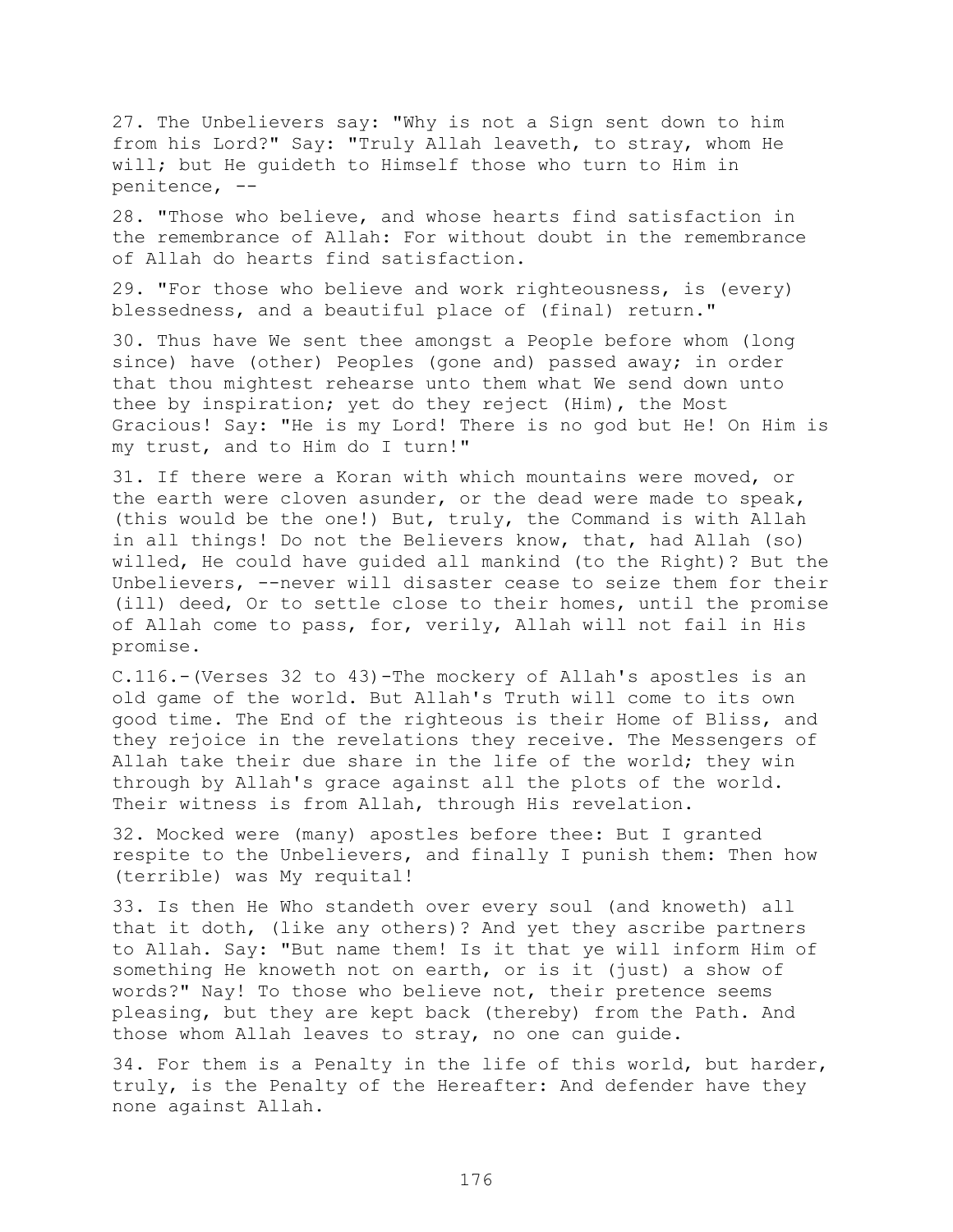27. The Unbelievers say: "Why is not a Sign sent down to him from his Lord?" Say: "Truly Allah leaveth, to stray, whom He will; but He guideth to Himself those who turn to Him in penitence, --

28. "Those who believe, and whose hearts find satisfaction in the remembrance of Allah: For without doubt in the remembrance of Allah do hearts find satisfaction.

29. "For those who believe and work righteousness, is (every) blessedness, and a beautiful place of (final) return."

30. Thus have We sent thee amongst a People before whom (long since) have (other) Peoples (gone and) passed away; in order that thou mightest rehearse unto them what We send down unto thee by inspiration; yet do they reject (Him), the Most Gracious! Say: "He is my Lord! There is no god but He! On Him is my trust, and to Him do I turn!"

31. If there were a Koran with which mountains were moved, or the earth were cloven asunder, or the dead were made to speak, (this would be the one!) But, truly, the Command is with Allah in all things! Do not the Believers know, that, had Allah (so) willed, He could have guided all mankind (to the Right)? But the Unbelievers, --never will disaster cease to seize them for their (ill) deed, Or to settle close to their homes, until the promise of Allah come to pass, for, verily, Allah will not fail in His promise.

C.116.-(Verses 32 to 43)-The mockery of Allah's apostles is an old game of the world. But Allah's Truth will come to its own good time. The End of the righteous is their Home of Bliss, and they rejoice in the revelations they receive. The Messengers of Allah take their due share in the life of the world; they win through by Allah's grace against all the plots of the world. Their witness is from Allah, through His revelation.

32. Mocked were (many) apostles before thee: But I granted respite to the Unbelievers, and finally I punish them: Then how (terrible) was My requital!

33. Is then He Who standeth over every soul (and knoweth) all that it doth, (like any others)? And yet they ascribe partners to Allah. Say: "But name them! Is it that ye will inform Him of something He knoweth not on earth, or is it (just) a show of words?" Nay! To those who believe not, their pretence seems pleasing, but they are kept back (thereby) from the Path. And those whom Allah leaves to stray, no one can guide.

34. For them is a Penalty in the life of this world, but harder, truly, is the Penalty of the Hereafter: And defender have they none against Allah.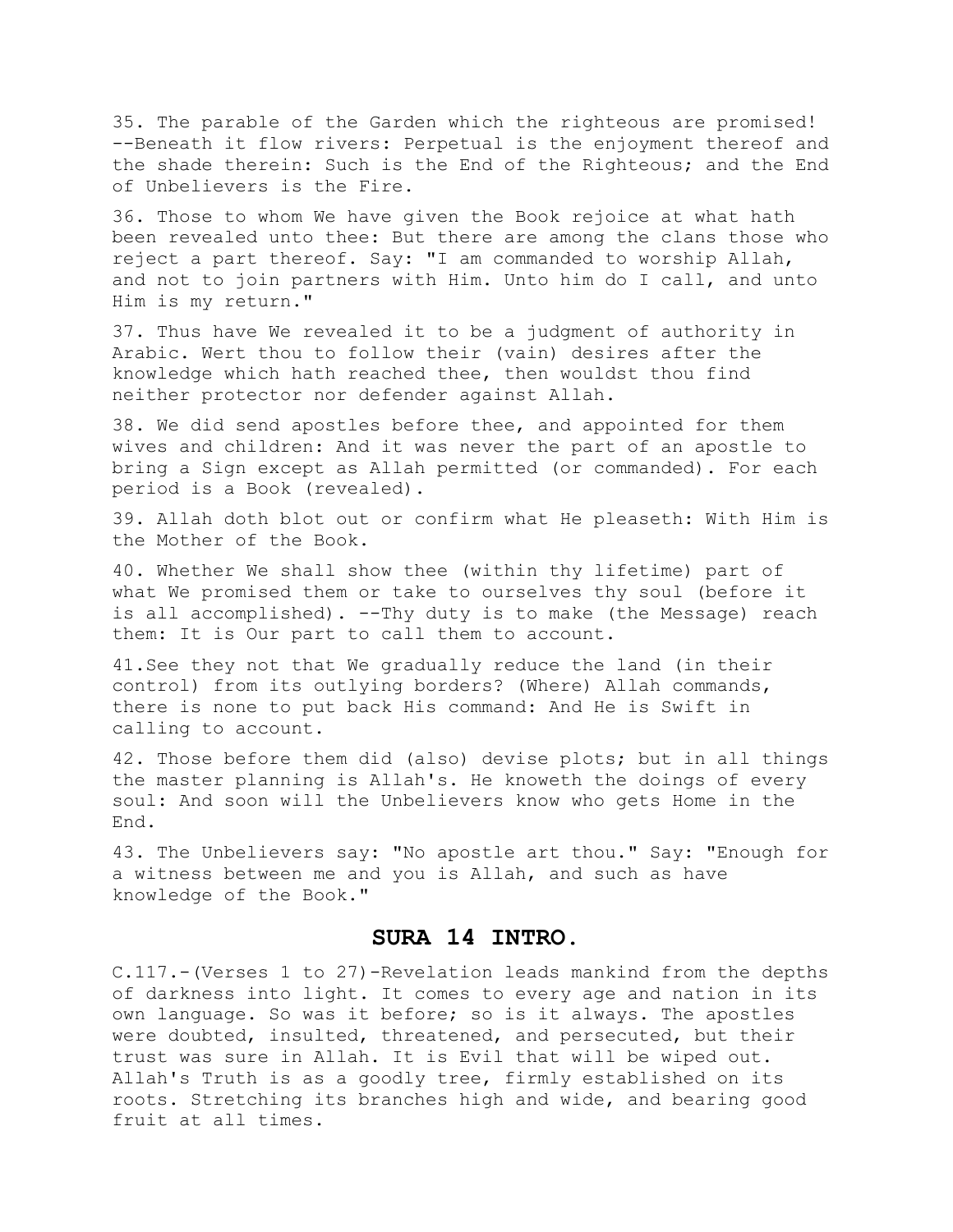35. The parable of the Garden which the righteous are promised! --Beneath it flow rivers: Perpetual is the enjoyment thereof and the shade therein: Such is the End of the Righteous; and the End of Unbelievers is the Fire.

36. Those to whom We have given the Book rejoice at what hath been revealed unto thee: But there are among the clans those who reject a part thereof. Say: "I am commanded to worship Allah, and not to join partners with Him. Unto him do I call, and unto Him is my return."

37. Thus have We revealed it to be a judgment of authority in Arabic. Wert thou to follow their (vain) desires after the knowledge which hath reached thee, then wouldst thou find neither protector nor defender against Allah.

38. We did send apostles before thee, and appointed for them wives and children: And it was never the part of an apostle to bring a Sign except as Allah permitted (or commanded). For each period is a Book (revealed).

39. Allah doth blot out or confirm what He pleaseth: With Him is the Mother of the Book.

40. Whether We shall show thee (within thy lifetime) part of what We promised them or take to ourselves thy soul (before it is all accomplished). --Thy duty is to make (the Message) reach them: It is Our part to call them to account.

41.See they not that We gradually reduce the land (in their control) from its outlying borders? (Where) Allah commands, there is none to put back His command: And He is Swift in calling to account.

42. Those before them did (also) devise plots; but in all things the master planning is Allah's. He knoweth the doings of every soul: And soon will the Unbelievers know who gets Home in the End.

43. The Unbelievers say: "No apostle art thou." Say: "Enough for a witness between me and you is Allah, and such as have knowledge of the Book."

## SURA 14 INTRO.

C.117.-(Verses 1 to 27)-Revelation leads mankind from the depths of darkness into light. It comes to every age and nation in its own language. So was it before; so is it always. The apostles were doubted, insulted, threatened, and persecuted, but their trust was sure in Allah. It is Evil that will be wiped out. Allah's Truth is as a goodly tree, firmly established on its roots. Stretching its branches high and wide, and bearing good fruit at all times.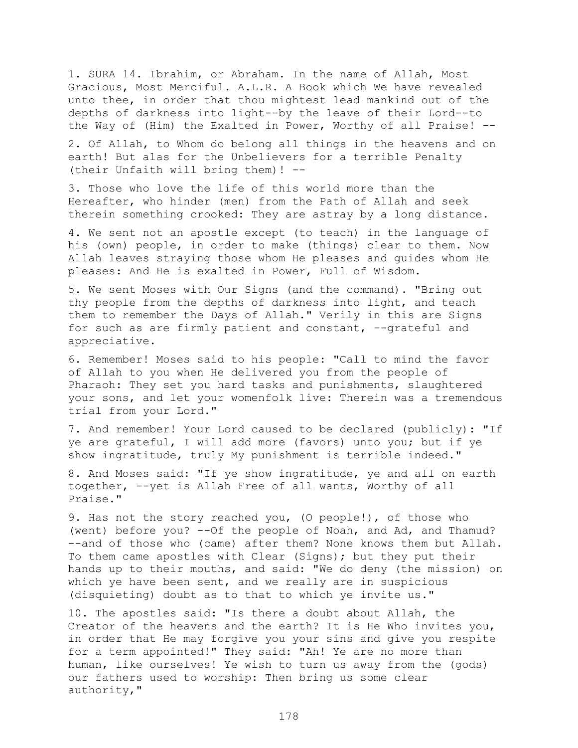1. SURA 14. Ibrahim, or Abraham. In the name of Allah, Most Gracious, Most Merciful. A.L.R. A Book which We have revealed unto thee, in order that thou mightest lead mankind out of the depths of darkness into light--by the leave of their Lord--to the Way of (Him) the Exalted in Power, Worthy of all Praise! --

2. Of Allah, to Whom do belong all things in the heavens and on earth! But alas for the Unbelievers for a terrible Penalty (their Unfaith will bring them)! --

3. Those who love the life of this world more than the Hereafter, who hinder (men) from the Path of Allah and seek therein something crooked: They are astray by a long distance.

4. We sent not an apostle except (to teach) in the language of his (own) people, in order to make (things) clear to them. Now Allah leaves straying those whom He pleases and guides whom He pleases: And He is exalted in Power, Full of Wisdom.

5. We sent Moses with Our Signs (and the command). "Bring out thy people from the depths of darkness into light, and teach them to remember the Days of Allah." Verily in this are Signs for such as are firmly patient and constant, --grateful and appreciative.

6. Remember! Moses said to his people: "Call to mind the favor of Allah to you when He delivered you from the people of Pharaoh: They set you hard tasks and punishments, slaughtered your sons, and let your womenfolk live: Therein was a tremendous trial from your Lord."

7. And remember! Your Lord caused to be declared (publicly): "If ye are grateful, I will add more (favors) unto you; but if ye show ingratitude, truly My punishment is terrible indeed."

8. And Moses said: "If ye show ingratitude, ye and all on earth together, --yet is Allah Free of all wants, Worthy of all Praise."

9. Has not the story reached you, (O people!), of those who (went) before you? --Of the people of Noah, and Ad, and Thamud? --and of those who (came) after them? None knows them but Allah. To them came apostles with Clear (Signs); but they put their hands up to their mouths, and said: "We do deny (the mission) on which ye have been sent, and we really are in suspicious (disquieting) doubt as to that to which ye invite us."

10. The apostles said: "Is there a doubt about Allah, the Creator of the heavens and the earth? It is He Who invites you, in order that He may forgive you your sins and give you respite for a term appointed!" They said: "Ah! Ye are no more than human, like ourselves! Ye wish to turn us away from the (gods) our fathers used to worship: Then bring us some clear authority,"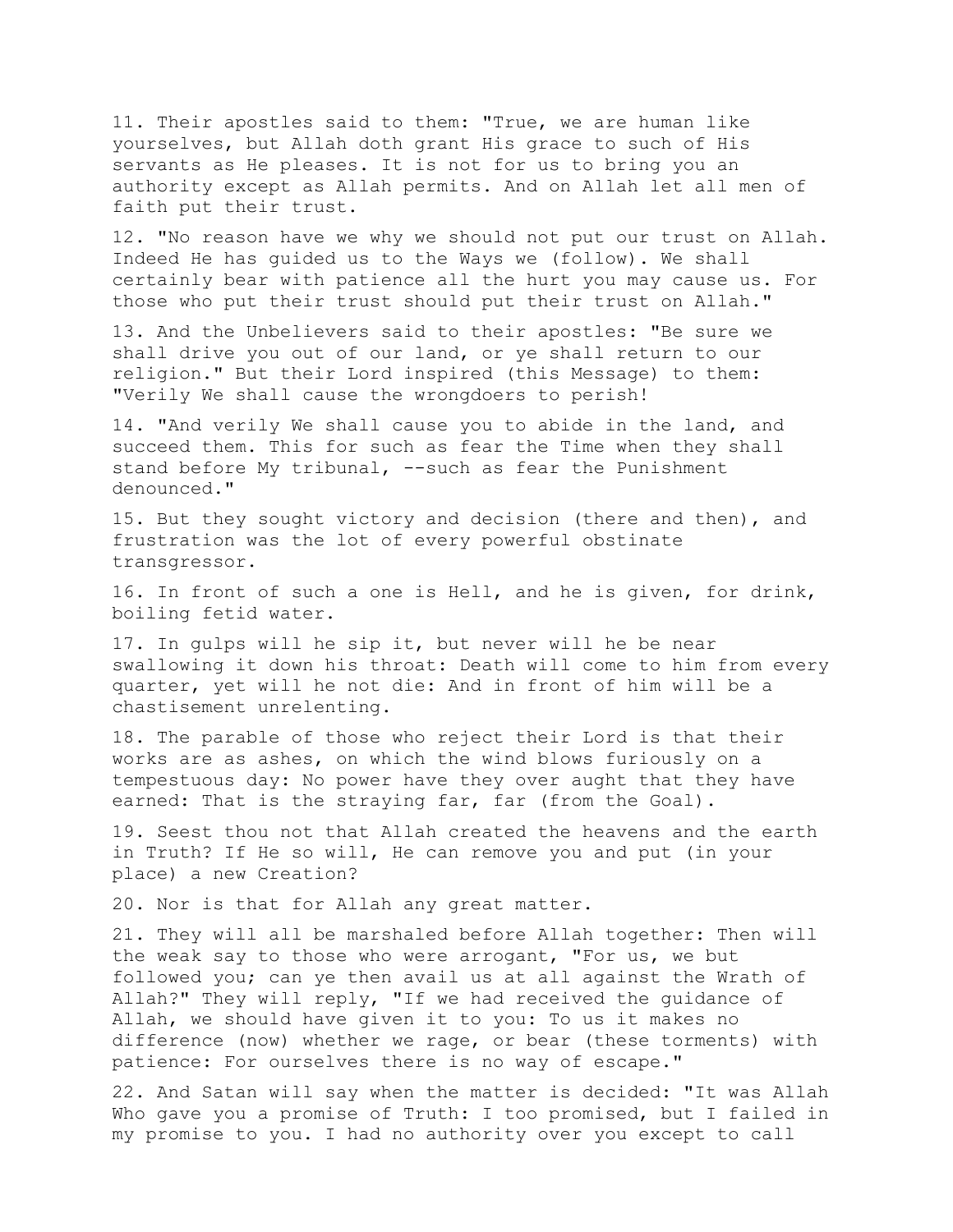11. Their apostles said to them: "True, we are human like yourselves, but Allah doth grant His grace to such of His servants as He pleases. It is not for us to bring you an authority except as Allah permits. And on Allah let all men of faith put their trust.

12. "No reason have we why we should not put our trust on Allah. Indeed He has guided us to the Ways we (follow). We shall certainly bear with patience all the hurt you may cause us. For those who put their trust should put their trust on Allah."

13. And the Unbelievers said to their apostles: "Be sure we shall drive you out of our land, or ye shall return to our religion." But their Lord inspired (this Message) to them: "Verily We shall cause the wrongdoers to perish!

14. "And verily We shall cause you to abide in the land, and succeed them. This for such as fear the Time when they shall stand before My tribunal, --such as fear the Punishment denounced."

15. But they sought victory and decision (there and then), and frustration was the lot of every powerful obstinate transgressor.

16. In front of such a one is Hell, and he is given, for drink, boiling fetid water.

17. In gulps will he sip it, but never will he be near swallowing it down his throat: Death will come to him from every quarter, yet will he not die: And in front of him will be a chastisement unrelenting.

18. The parable of those who reject their Lord is that their works are as ashes, on which the wind blows furiously on a tempestuous day: No power have they over aught that they have earned: That is the straying far, far (from the Goal).

19. Seest thou not that Allah created the heavens and the earth in Truth? If He so will, He can remove you and put (in your place) a new Creation?

20. Nor is that for Allah any great matter.

21. They will all be marshaled before Allah together: Then will the weak say to those who were arrogant, "For us, we but followed you; can ye then avail us at all against the Wrath of Allah?" They will reply, "If we had received the guidance of Allah, we should have given it to you: To us it makes no difference (now) whether we rage, or bear (these torments) with patience: For ourselves there is no way of escape."

22. And Satan will say when the matter is decided: "It was Allah Who gave you a promise of Truth: I too promised, but I failed in my promise to you. I had no authority over you except to call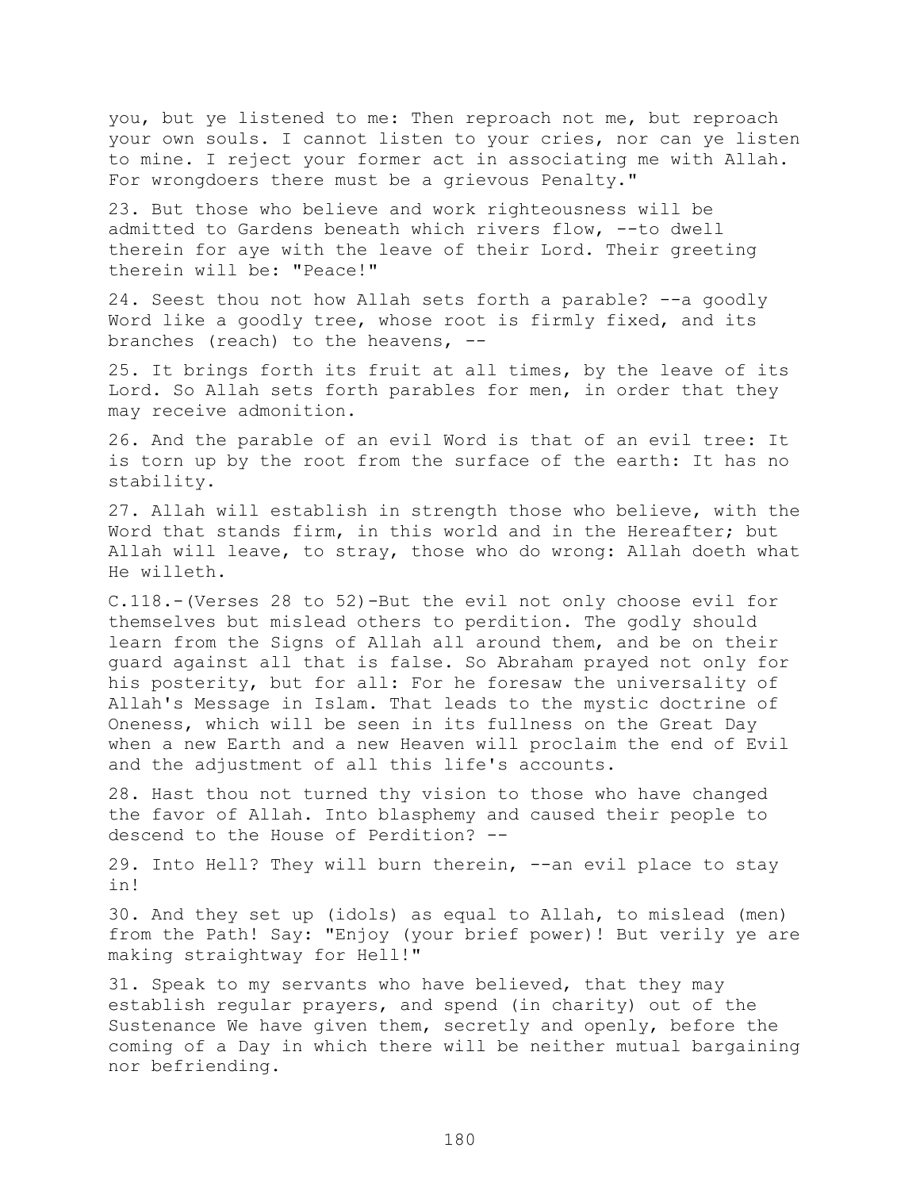you, but ye listened to me: Then reproach not me, but reproach your own souls. I cannot listen to your cries, nor can ye listen to mine. I reject your former act in associating me with Allah. For wrongdoers there must be a grievous Penalty."

23. But those who believe and work righteousness will be admitted to Gardens beneath which rivers flow, --to dwell therein for aye with the leave of their Lord. Their greeting therein will be: "Peace!"

24. Seest thou not how Allah sets forth a parable? --a goodly Word like a goodly tree, whose root is firmly fixed, and its branches (reach) to the heavens, --

25. It brings forth its fruit at all times, by the leave of its Lord. So Allah sets forth parables for men, in order that they may receive admonition.

26. And the parable of an evil Word is that of an evil tree: It is torn up by the root from the surface of the earth: It has no stability.

27. Allah will establish in strength those who believe, with the Word that stands firm, in this world and in the Hereafter; but Allah will leave, to stray, those who do wrong: Allah doeth what He willeth.

C.118.-(Verses 28 to 52)-But the evil not only choose evil for themselves but mislead others to perdition. The godly should learn from the Signs of Allah all around them, and be on their guard against all that is false. So Abraham prayed not only for his posterity, but for all: For he foresaw the universality of Allah's Message in Islam. That leads to the mystic doctrine of Oneness, which will be seen in its fullness on the Great Day when a new Earth and a new Heaven will proclaim the end of Evil and the adjustment of all this life's accounts.

28. Hast thou not turned thy vision to those who have changed the favor of Allah. Into blasphemy and caused their people to descend to the House of Perdition? --

29. Into Hell? They will burn therein, --an evil place to stay in!

30. And they set up (idols) as equal to Allah, to mislead (men) from the Path! Say: "Enjoy (your brief power)! But verily ye are making straightway for Hell!"

31. Speak to my servants who have believed, that they may establish regular prayers, and spend (in charity) out of the Sustenance We have given them, secretly and openly, before the coming of a Day in which there will be neither mutual bargaining nor befriending.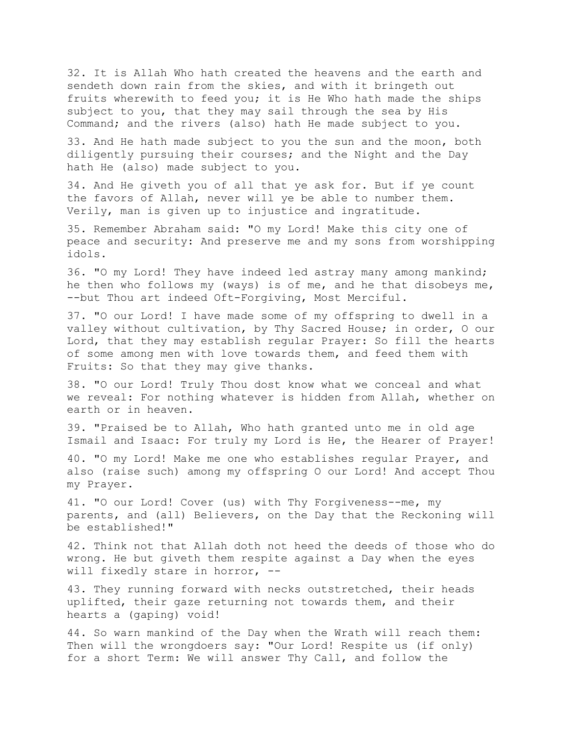32. It is Allah Who hath created the heavens and the earth and sendeth down rain from the skies, and with it bringeth out fruits wherewith to feed you; it is He Who hath made the ships subject to you, that they may sail through the sea by His Command; and the rivers (also) hath He made subject to you.

33. And He hath made subject to you the sun and the moon, both diligently pursuing their courses; and the Night and the Day hath He (also) made subject to you.

34. And He giveth you of all that ye ask for. But if ye count the favors of Allah, never will ye be able to number them. Verily, man is given up to injustice and ingratitude.

35. Remember Abraham said: "O my Lord! Make this city one of peace and security: And preserve me and my sons from worshipping idols.

36. "O my Lord! They have indeed led astray many among mankind; he then who follows my (ways) is of me, and he that disobeys me, --but Thou art indeed Oft-Forgiving, Most Merciful.

37. "O our Lord! I have made some of my offspring to dwell in a valley without cultivation, by Thy Sacred House; in order, O our Lord, that they may establish regular Prayer: So fill the hearts of some among men with love towards them, and feed them with Fruits: So that they may give thanks.

38. "O our Lord! Truly Thou dost know what we conceal and what we reveal: For nothing whatever is hidden from Allah, whether on earth or in heaven.

39. "Praised be to Allah, Who hath granted unto me in old age Ismail and Isaac: For truly my Lord is He, the Hearer of Prayer!

40. "O my Lord! Make me one who establishes regular Prayer, and also (raise such) among my offspring O our Lord! And accept Thou my Prayer.

41. "O our Lord! Cover (us) with Thy Forgiveness--me, my parents, and (all) Believers, on the Day that the Reckoning will be established!"

42. Think not that Allah doth not heed the deeds of those who do wrong. He but giveth them respite against a Day when the eyes will fixedly stare in horror, --

43. They running forward with necks outstretched, their heads uplifted, their gaze returning not towards them, and their hearts a (gaping) void!

44. So warn mankind of the Day when the Wrath will reach them: Then will the wrongdoers say: "Our Lord! Respite us (if only) for a short Term: We will answer Thy Call, and follow the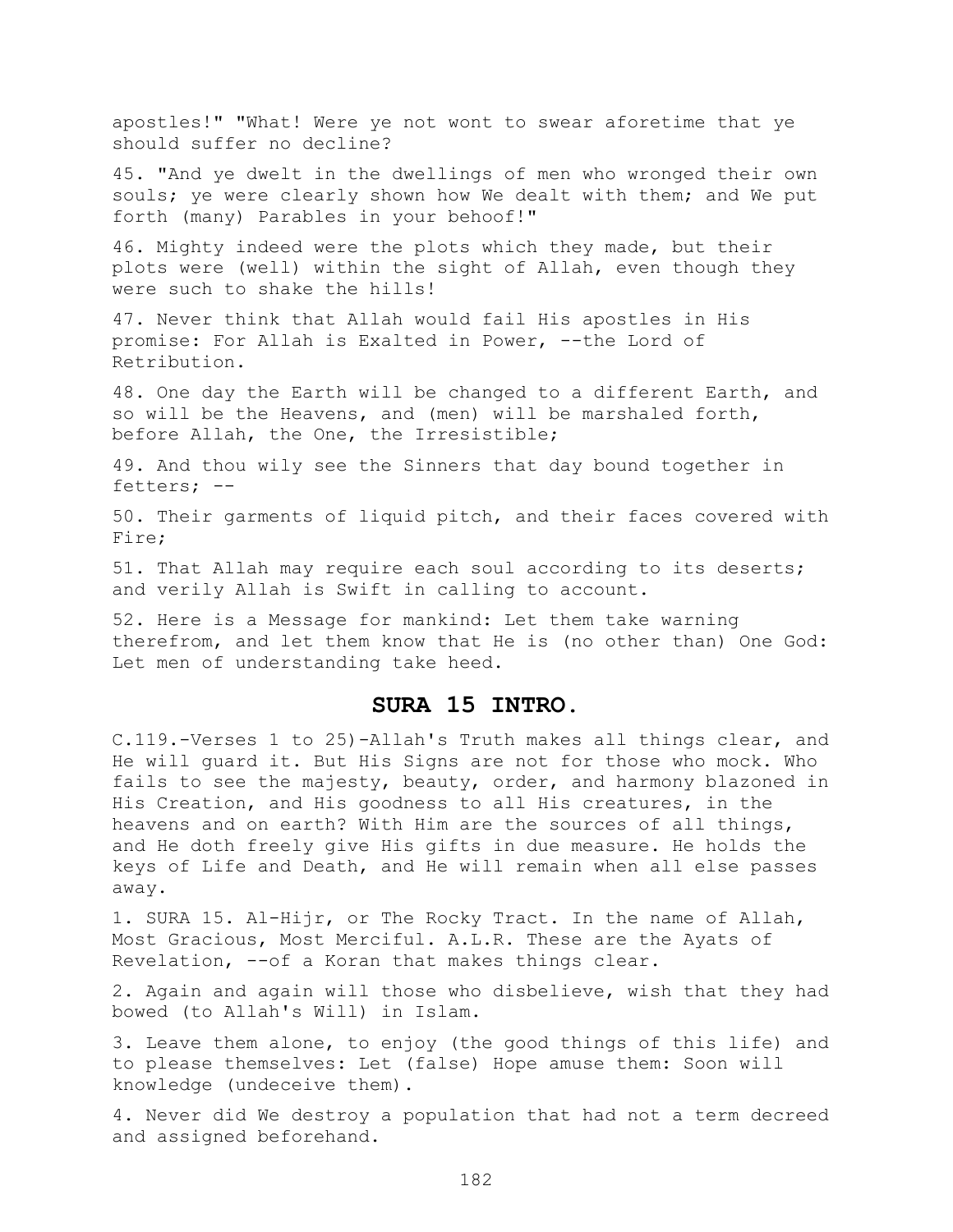apostles!" "What! Were ye not wont to swear aforetime that ye should suffer no decline?

45. "And ye dwelt in the dwellings of men who wronged their own souls; ye were clearly shown how We dealt with them; and We put forth (many) Parables in your behoof!"

46. Mighty indeed were the plots which they made, but their plots were (well) within the sight of Allah, even though they were such to shake the hills!

47. Never think that Allah would fail His apostles in His promise: For Allah is Exalted in Power, --the Lord of Retribution.

48. One day the Earth will be changed to a different Earth, and so will be the Heavens, and (men) will be marshaled forth, before Allah, the One, the Irresistible;

49. And thou wily see the Sinners that day bound together in fetters; --

50. Their garments of liquid pitch, and their faces covered with Fire;

51. That Allah may require each soul according to its deserts; and verily Allah is Swift in calling to account.

52. Here is a Message for mankind: Let them take warning therefrom, and let them know that He is (no other than) One God: Let men of understanding take heed.

## SURA 15 INTRO.

C.119.-Verses 1 to 25)-Allah's Truth makes all things clear, and He will guard it. But His Signs are not for those who mock. Who fails to see the majesty, beauty, order, and harmony blazoned in His Creation, and His goodness to all His creatures, in the heavens and on earth? With Him are the sources of all things, and He doth freely give His gifts in due measure. He holds the keys of Life and Death, and He will remain when all else passes away.

1. SURA 15. Al-Hijr, or The Rocky Tract. In the name of Allah, Most Gracious, Most Merciful. A.L.R. These are the Ayats of Revelation, --of a Koran that makes things clear.

2. Again and again will those who disbelieve, wish that they had bowed (to Allah's Will) in Islam.

3. Leave them alone, to enjoy (the good things of this life) and to please themselves: Let (false) Hope amuse them: Soon will knowledge (undeceive them).

4. Never did We destroy a population that had not a term decreed and assigned beforehand.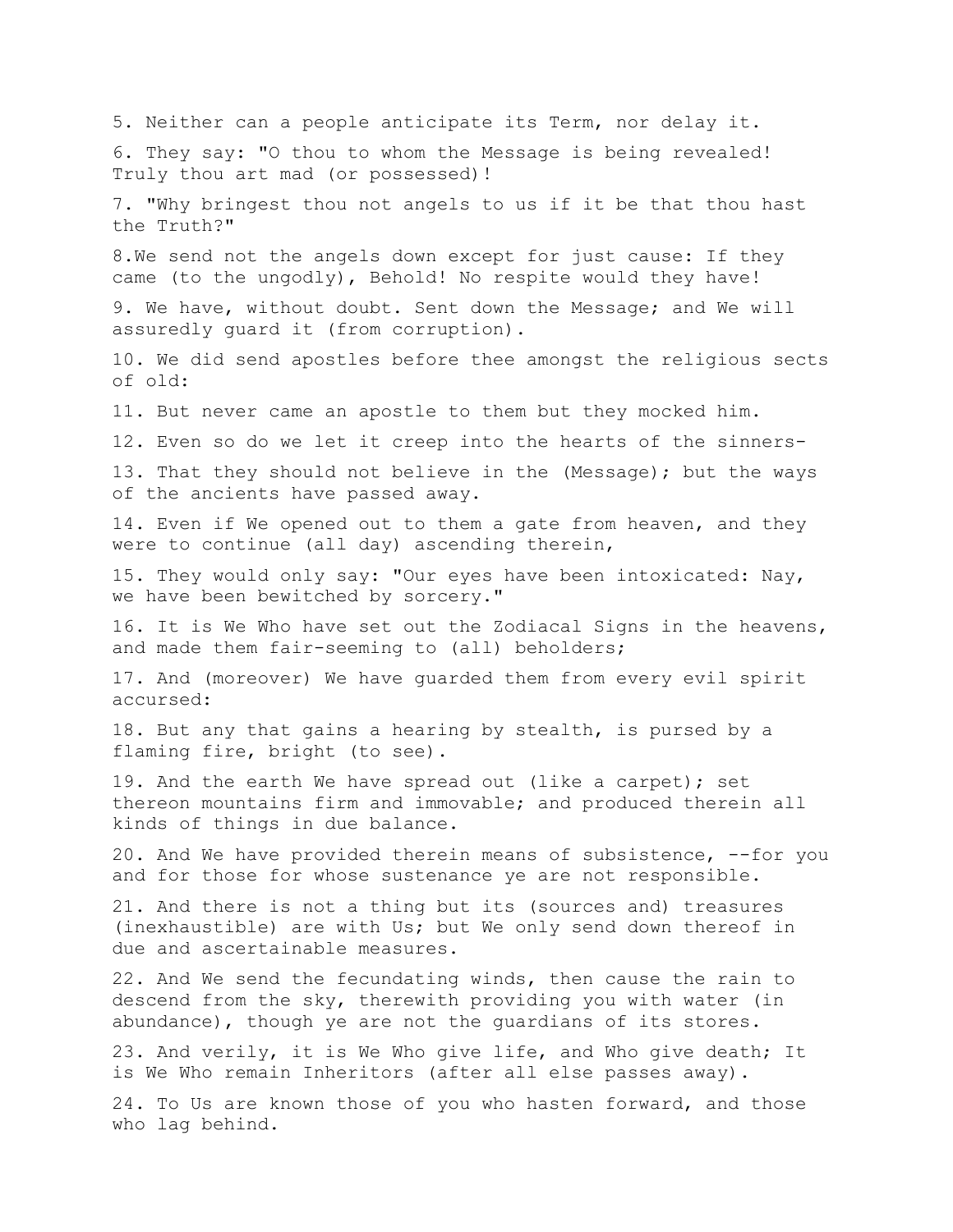5. Neither can a people anticipate its Term, nor delay it.

6. They say: "O thou to whom the Message is being revealed! Truly thou art mad (or possessed)!

7. "Why bringest thou not angels to us if it be that thou hast the Truth?"

8.We send not the angels down except for just cause: If they came (to the ungodly), Behold! No respite would they have!

9. We have, without doubt. Sent down the Message; and We will assuredly guard it (from corruption).

10. We did send apostles before thee amongst the religious sects of old:

11. But never came an apostle to them but they mocked him.

12. Even so do we let it creep into the hearts of the sinners-

13. That they should not believe in the (Message); but the ways of the ancients have passed away.

14. Even if We opened out to them a gate from heaven, and they were to continue (all day) ascending therein,

15. They would only say: "Our eyes have been intoxicated: Nay, we have been bewitched by sorcery."

16. It is We Who have set out the Zodiacal Signs in the heavens, and made them fair-seeming to (all) beholders;

17. And (moreover) We have guarded them from every evil spirit accursed:

18. But any that gains a hearing by stealth, is pursed by a flaming fire, bright (to see).

19. And the earth We have spread out (like a carpet); set thereon mountains firm and immovable; and produced therein all kinds of things in due balance.

20. And We have provided therein means of subsistence, --for you and for those for whose sustenance ye are not responsible.

21. And there is not a thing but its (sources and) treasures (inexhaustible) are with Us; but We only send down thereof in due and ascertainable measures.

22. And We send the fecundating winds, then cause the rain to descend from the sky, therewith providing you with water (in abundance), though ye are not the guardians of its stores.

23. And verily, it is We Who give life, and Who give death; It is We Who remain Inheritors (after all else passes away).

24. To Us are known those of you who hasten forward, and those who lag behind.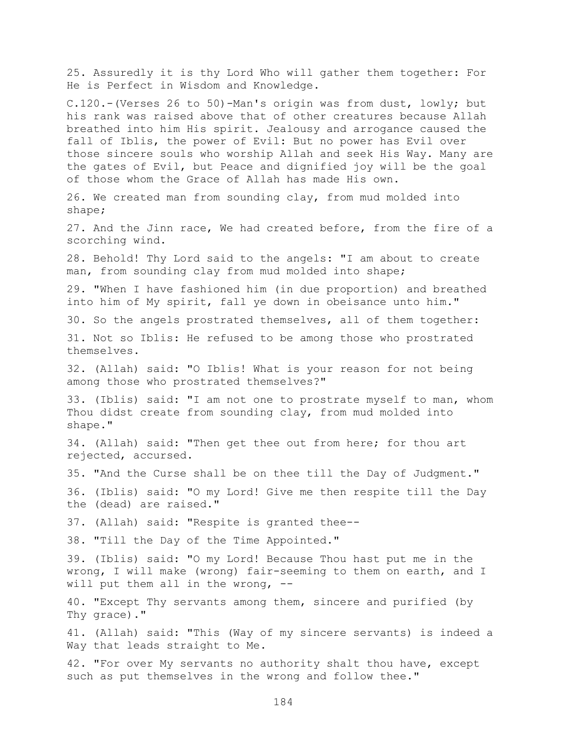25. Assuredly it is thy Lord Who will gather them together: For He is Perfect in Wisdom and Knowledge.

C.120.-(Verses 26 to 50)-Man's origin was from dust, lowly; but his rank was raised above that of other creatures because Allah breathed into him His spirit. Jealousy and arrogance caused the fall of Iblis, the power of Evil: But no power has Evil over those sincere souls who worship Allah and seek His Way. Many are the gates of Evil, but Peace and dignified joy will be the goal of those whom the Grace of Allah has made His own.

26. We created man from sounding clay, from mud molded into shape;

27. And the Jinn race, We had created before, from the fire of a scorching wind.

28. Behold! Thy Lord said to the angels: "I am about to create man, from sounding clay from mud molded into shape;

29. "When I have fashioned him (in due proportion) and breathed into him of My spirit, fall ye down in obeisance unto him."

30. So the angels prostrated themselves, all of them together:

31. Not so Iblis: He refused to be among those who prostrated themselves.

32. (Allah) said: "O Iblis! What is your reason for not being among those who prostrated themselves?"

33. (Iblis) said: "I am not one to prostrate myself to man, whom Thou didst create from sounding clay, from mud molded into shape."

34. (Allah) said: "Then get thee out from here; for thou art rejected, accursed.

35. "And the Curse shall be on thee till the Day of Judgment."

36. (Iblis) said: "O my Lord! Give me then respite till the Day the (dead) are raised."

37. (Allah) said: "Respite is granted thee--

38. "Till the Day of the Time Appointed."

39. (Iblis) said: "O my Lord! Because Thou hast put me in the wrong, I will make (wrong) fair-seeming to them on earth, and I will put them all in the wrong, --

40. "Except Thy servants among them, sincere and purified (by Thy grace)."

41. (Allah) said: "This (Way of my sincere servants) is indeed a Way that leads straight to Me.

42. "For over My servants no authority shalt thou have, except such as put themselves in the wrong and follow thee."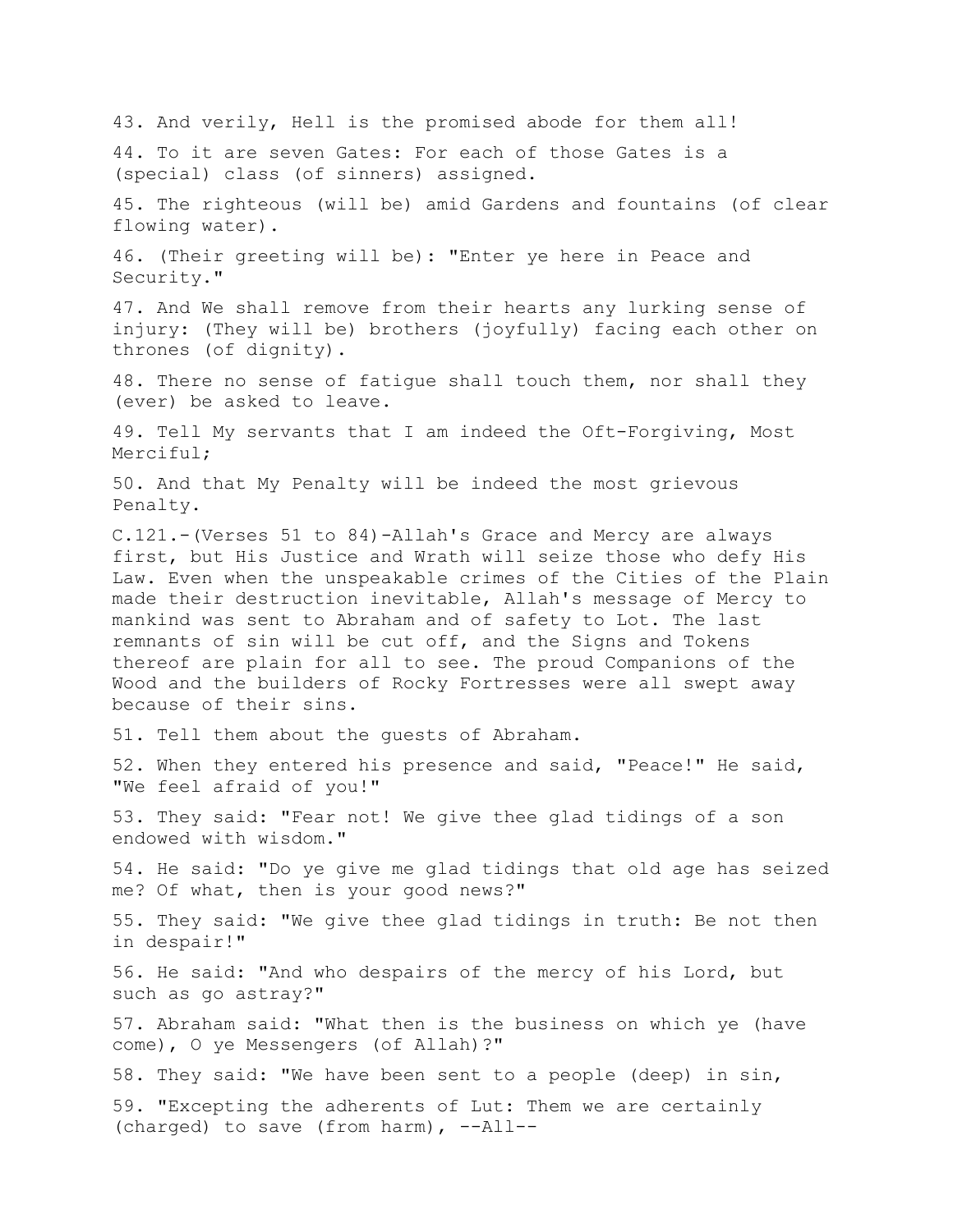43. And verily, Hell is the promised abode for them all!

44. To it are seven Gates: For each of those Gates is a (special) class (of sinners) assigned.

45. The righteous (will be) amid Gardens and fountains (of clear flowing water).

46. (Their greeting will be): "Enter ye here in Peace and Security."

47. And We shall remove from their hearts any lurking sense of injury: (They will be) brothers (joyfully) facing each other on thrones (of dignity).

48. There no sense of fatigue shall touch them, nor shall they (ever) be asked to leave.

49. Tell My servants that I am indeed the Oft-Forgiving, Most Merciful;

50. And that My Penalty will be indeed the most grievous Penalty.

C.121.-(Verses 51 to 84)-Allah's Grace and Mercy are always first, but His Justice and Wrath will seize those who defy His Law. Even when the unspeakable crimes of the Cities of the Plain made their destruction inevitable, Allah's message of Mercy to mankind was sent to Abraham and of safety to Lot. The last remnants of sin will be cut off, and the Signs and Tokens thereof are plain for all to see. The proud Companions of the Wood and the builders of Rocky Fortresses were all swept away because of their sins.

51. Tell them about the guests of Abraham.

52. When they entered his presence and said, "Peace!" He said, "We feel afraid of you!"

53. They said: "Fear not! We give thee glad tidings of a son endowed with wisdom."

54. He said: "Do ye give me glad tidings that old age has seized me? Of what, then is your good news?"

55. They said: "We give thee glad tidings in truth: Be not then in despair!"

56. He said: "And who despairs of the mercy of his Lord, but such as go astray?"

57. Abraham said: "What then is the business on which ye (have come), O ye Messengers (of Allah)?"

58. They said: "We have been sent to a people (deep) in sin,

59. "Excepting the adherents of Lut: Them we are certainly (charged) to save (from harm), --All--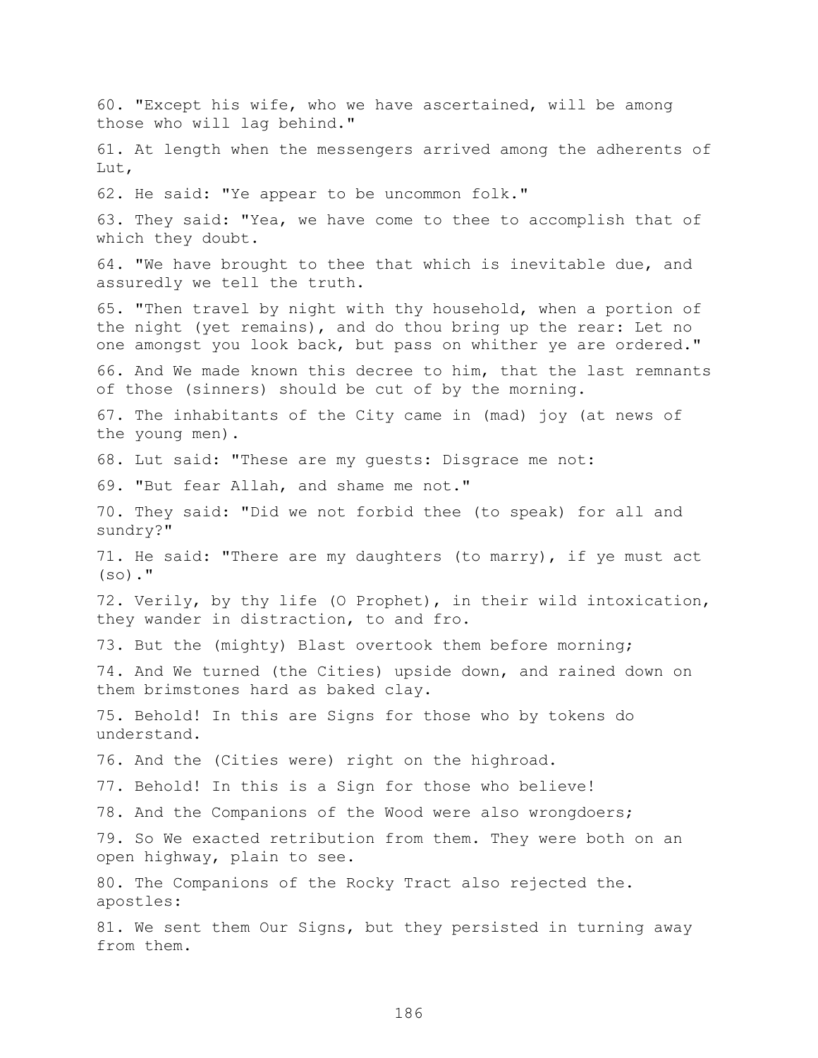60. "Except his wife, who we have ascertained, will be among those who will lag behind."

61. At length when the messengers arrived among the adherents of Lut,

62. He said: "Ye appear to be uncommon folk."

63. They said: "Yea, we have come to thee to accomplish that of which they doubt.

64. "We have brought to thee that which is inevitable due, and assuredly we tell the truth.

65. "Then travel by night with thy household, when a portion of the night (yet remains), and do thou bring up the rear: Let no one amongst you look back, but pass on whither ye are ordered."

66. And We made known this decree to him, that the last remnants of those (sinners) should be cut of by the morning.

67. The inhabitants of the City came in (mad) joy (at news of the young men).

68. Lut said: "These are my guests: Disgrace me not:

69. "But fear Allah, and shame me not."

70. They said: "Did we not forbid thee (to speak) for all and sundry?"

71. He said: "There are my daughters (to marry), if ye must act (so)."

72. Verily, by thy life (O Prophet), in their wild intoxication, they wander in distraction, to and fro.

73. But the (mighty) Blast overtook them before morning;

74. And We turned (the Cities) upside down, and rained down on them brimstones hard as baked clay.

75. Behold! In this are Signs for those who by tokens do understand.

76. And the (Cities were) right on the highroad.

77. Behold! In this is a Sign for those who believe!

78. And the Companions of the Wood were also wrongdoers;

79. So We exacted retribution from them. They were both on an open highway, plain to see.

80. The Companions of the Rocky Tract also rejected the. apostles:

81. We sent them Our Signs, but they persisted in turning away from them.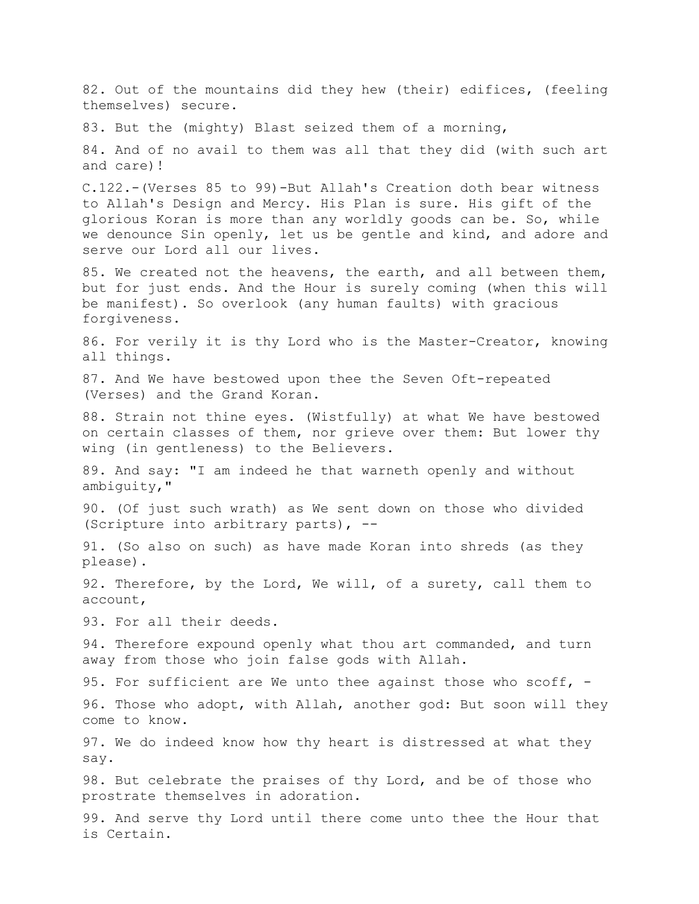82. Out of the mountains did they hew (their) edifices, (feeling themselves) secure.

83. But the (mighty) Blast seized them of a morning,

84. And of no avail to them was all that they did (with such art and care)!

C.122.-(Verses 85 to 99)-But Allah's Creation doth bear witness to Allah's Design and Mercy. His Plan is sure. His gift of the glorious Koran is more than any worldly goods can be. So, while we denounce Sin openly, let us be gentle and kind, and adore and serve our Lord all our lives.

85. We created not the heavens, the earth, and all between them, but for just ends. And the Hour is surely coming (when this will be manifest). So overlook (any human faults) with gracious forgiveness.

86. For verily it is thy Lord who is the Master-Creator, knowing all things.

87. And We have bestowed upon thee the Seven Oft-repeated (Verses) and the Grand Koran.

88. Strain not thine eyes. (Wistfully) at what We have bestowed on certain classes of them, nor grieve over them: But lower thy wing (in gentleness) to the Believers.

89. And say: "I am indeed he that warneth openly and without ambiguity,"

90. (Of just such wrath) as We sent down on those who divided (Scripture into arbitrary parts), --

91. (So also on such) as have made Koran into shreds (as they please).

92. Therefore, by the Lord, We will, of a surety, call them to account,

93. For all their deeds.

94. Therefore expound openly what thou art commanded, and turn away from those who join false gods with Allah.

95. For sufficient are We unto thee against those who scoff, -

96. Those who adopt, with Allah, another god: But soon will they come to know.

97. We do indeed know how thy heart is distressed at what they say.

98. But celebrate the praises of thy Lord, and be of those who prostrate themselves in adoration.

99. And serve thy Lord until there come unto thee the Hour that is Certain.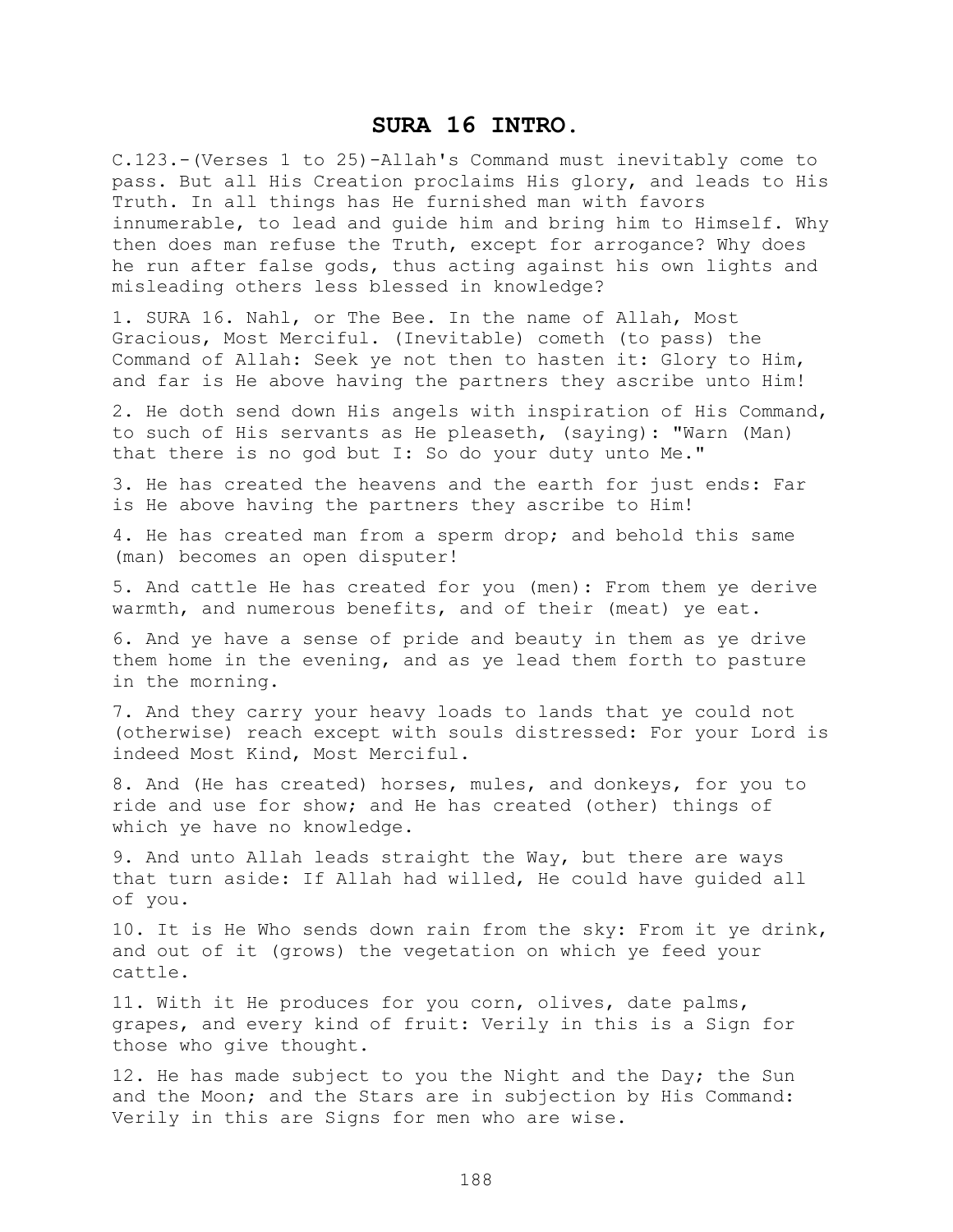# SURA 16 INTRO.

C.123.-(Verses 1 to 25)-Allah's Command must inevitably come to pass. But all His Creation proclaims His glory, and leads to His Truth. In all things has He furnished man with favors innumerable, to lead and guide him and bring him to Himself. Why then does man refuse the Truth, except for arrogance? Why does he run after false gods, thus acting against his own lights and misleading others less blessed in knowledge?

1. SURA 16. Nahl, or The Bee. In the name of Allah, Most Gracious, Most Merciful. (Inevitable) cometh (to pass) the Command of Allah: Seek ye not then to hasten it: Glory to Him, and far is He above having the partners they ascribe unto Him!

2. He doth send down His angels with inspiration of His Command, to such of His servants as He pleaseth, (saying): "Warn (Man) that there is no god but I: So do your duty unto Me."

3. He has created the heavens and the earth for just ends: Far is He above having the partners they ascribe to Him!

4. He has created man from a sperm drop; and behold this same (man) becomes an open disputer!

5. And cattle He has created for you (men): From them ye derive warmth, and numerous benefits, and of their (meat) ye eat.

6. And ye have a sense of pride and beauty in them as ye drive them home in the evening, and as ye lead them forth to pasture in the morning.

7. And they carry your heavy loads to lands that ye could not (otherwise) reach except with souls distressed: For your Lord is indeed Most Kind, Most Merciful.

8. And (He has created) horses, mules, and donkeys, for you to ride and use for show; and He has created (other) things of which ye have no knowledge.

9. And unto Allah leads straight the Way, but there are ways that turn aside: If Allah had willed, He could have guided all of you.

10. It is He Who sends down rain from the sky: From it ye drink, and out of it (grows) the vegetation on which ye feed your cattle.

11. With it He produces for you corn, olives, date palms, grapes, and every kind of fruit: Verily in this is a Sign for those who give thought.

12. He has made subject to you the Night and the Day; the Sun and the Moon; and the Stars are in subjection by His Command: Verily in this are Signs for men who are wise.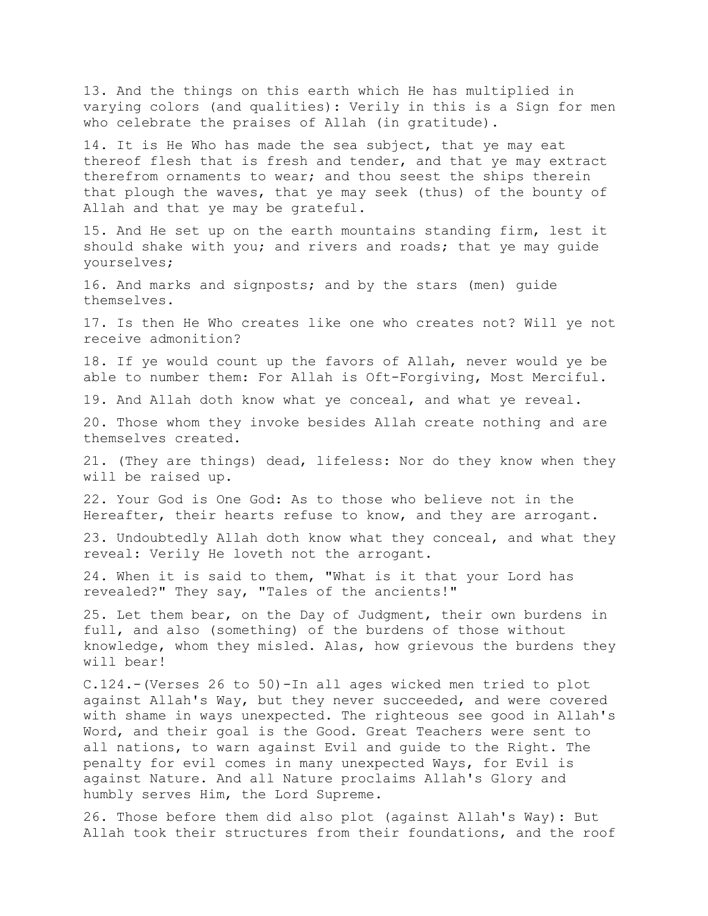13. And the things on this earth which He has multiplied in varying colors (and qualities): Verily in this is a Sign for men who celebrate the praises of Allah (in gratitude).

14. It is He Who has made the sea subject, that ye may eat thereof flesh that is fresh and tender, and that ye may extract therefrom ornaments to wear; and thou seest the ships therein that plough the waves, that ye may seek (thus) of the bounty of Allah and that ye may be grateful.

15. And He set up on the earth mountains standing firm, lest it should shake with you; and rivers and roads; that ye may guide yourselves;

16. And marks and signposts; and by the stars (men) guide themselves.

17. Is then He Who creates like one who creates not? Will ye not receive admonition?

18. If ye would count up the favors of Allah, never would ye be able to number them: For Allah is Oft-Forgiving, Most Merciful.

19. And Allah doth know what ye conceal, and what ye reveal.

20. Those whom they invoke besides Allah create nothing and are themselves created.

21. (They are things) dead, lifeless: Nor do they know when they will be raised up.

22. Your God is One God: As to those who believe not in the Hereafter, their hearts refuse to know, and they are arrogant.

23. Undoubtedly Allah doth know what they conceal, and what they reveal: Verily He loveth not the arrogant.

24. When it is said to them, "What is it that your Lord has revealed?" They say, "Tales of the ancients!"

25. Let them bear, on the Day of Judgment, their own burdens in full, and also (something) of the burdens of those without knowledge, whom they misled. Alas, how grievous the burdens they will bear!

C.124.-(Verses 26 to 50)-In all ages wicked men tried to plot against Allah's Way, but they never succeeded, and were covered with shame in ways unexpected. The righteous see good in Allah's Word, and their goal is the Good. Great Teachers were sent to all nations, to warn against Evil and guide to the Right. The penalty for evil comes in many unexpected Ways, for Evil is against Nature. And all Nature proclaims Allah's Glory and humbly serves Him, the Lord Supreme.

26. Those before them did also plot (against Allah's Way): But Allah took their structures from their foundations, and the roof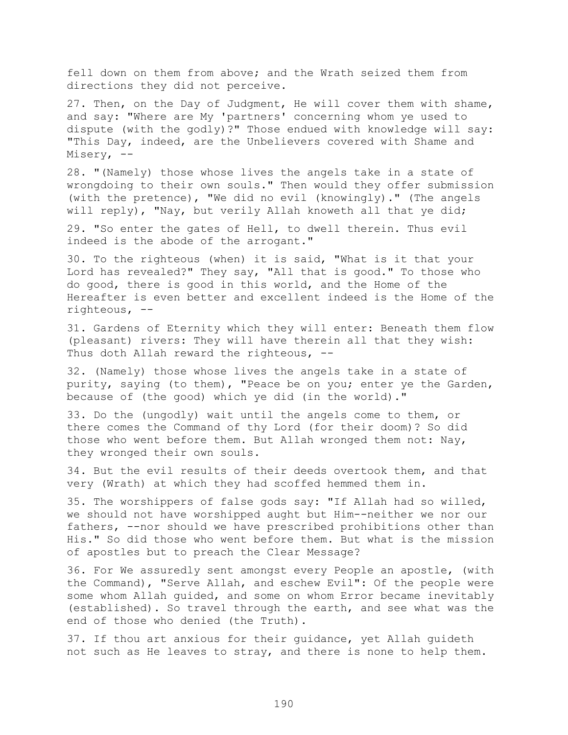fell down on them from above; and the Wrath seized them from directions they did not perceive.

27. Then, on the Day of Judgment, He will cover them with shame, and say: "Where are My 'partners' concerning whom ye used to dispute (with the godly)?" Those endued with knowledge will say: "This Day, indeed, are the Unbelievers covered with Shame and Misery, --

28. "(Namely) those whose lives the angels take in a state of wrongdoing to their own souls." Then would they offer submission (with the pretence), "We did no evil (knowingly)." (The angels will reply), "Nay, but verily Allah knoweth all that ye did;

29. "So enter the gates of Hell, to dwell therein. Thus evil indeed is the abode of the arrogant."

30. To the righteous (when) it is said, "What is it that your Lord has revealed?" They say, "All that is good." To those who do good, there is good in this world, and the Home of the Hereafter is even better and excellent indeed is the Home of the righteous, --

31. Gardens of Eternity which they will enter: Beneath them flow (pleasant) rivers: They will have therein all that they wish: Thus doth Allah reward the righteous, --

32. (Namely) those whose lives the angels take in a state of purity, saying (to them), "Peace be on you; enter ye the Garden, because of (the good) which ye did (in the world)."

33. Do the (ungodly) wait until the angels come to them, or there comes the Command of thy Lord (for their doom)? So did those who went before them. But Allah wronged them not: Nay, they wronged their own souls.

34. But the evil results of their deeds overtook them, and that very (Wrath) at which they had scoffed hemmed them in.

35. The worshippers of false gods say: "If Allah had so willed, we should not have worshipped aught but Him--neither we nor our fathers, --nor should we have prescribed prohibitions other than His." So did those who went before them. But what is the mission of apostles but to preach the Clear Message?

36. For We assuredly sent amongst every People an apostle, (with the Command), "Serve Allah, and eschew Evil": Of the people were some whom Allah guided, and some on whom Error became inevitably (established). So travel through the earth, and see what was the end of those who denied (the Truth).

37. If thou art anxious for their guidance, yet Allah guideth not such as He leaves to stray, and there is none to help them.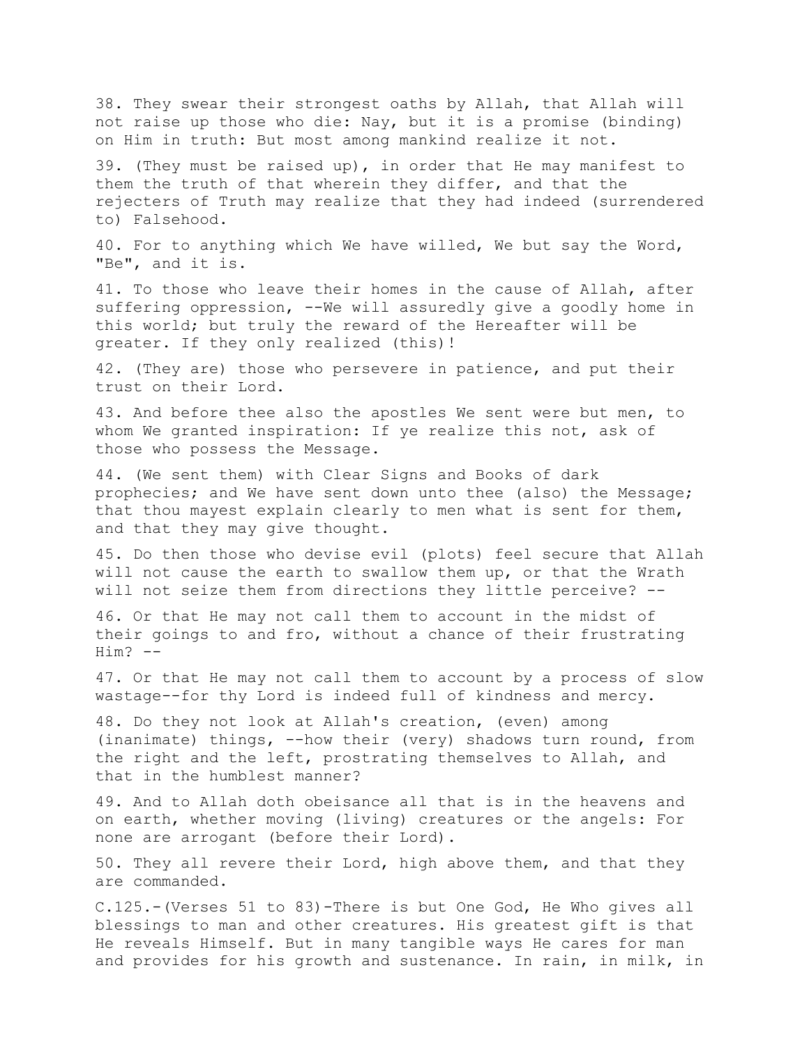38. They swear their strongest oaths by Allah, that Allah will not raise up those who die: Nay, but it is a promise (binding) on Him in truth: But most among mankind realize it not.

39. (They must be raised up), in order that He may manifest to them the truth of that wherein they differ, and that the rejecters of Truth may realize that they had indeed (surrendered to) Falsehood.

40. For to anything which We have willed, We but say the Word, "Be", and it is.

41. To those who leave their homes in the cause of Allah, after suffering oppression, --We will assuredly give a goodly home in this world; but truly the reward of the Hereafter will be greater. If they only realized (this)!

42. (They are) those who persevere in patience, and put their trust on their Lord.

43. And before thee also the apostles We sent were but men, to whom We granted inspiration: If ye realize this not, ask of those who possess the Message.

44. (We sent them) with Clear Signs and Books of dark prophecies; and We have sent down unto thee (also) the Message; that thou mayest explain clearly to men what is sent for them, and that they may give thought.

45. Do then those who devise evil (plots) feel secure that Allah will not cause the earth to swallow them up, or that the Wrath will not seize them from directions they little perceive? --

46. Or that He may not call them to account in the midst of their goings to and fro, without a chance of their frustrating Him? --

47. Or that He may not call them to account by a process of slow wastage--for thy Lord is indeed full of kindness and mercy.

48. Do they not look at Allah's creation, (even) among (inanimate) things, --how their (very) shadows turn round, from the right and the left, prostrating themselves to Allah, and that in the humblest manner?

49. And to Allah doth obeisance all that is in the heavens and on earth, whether moving (living) creatures or the angels: For none are arrogant (before their Lord).

50. They all revere their Lord, high above them, and that they are commanded.

C.125.-(Verses 51 to 83)-There is but One God, He Who gives all blessings to man and other creatures. His greatest gift is that He reveals Himself. But in many tangible ways He cares for man and provides for his growth and sustenance. In rain, in milk, in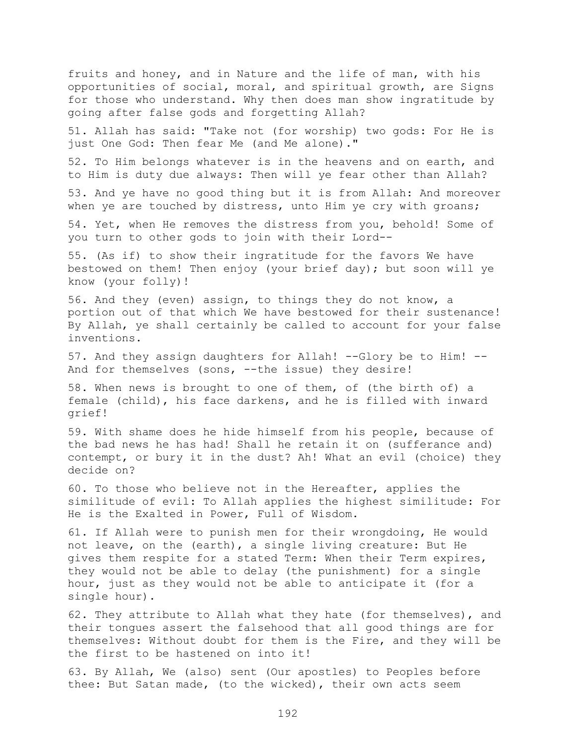fruits and honey, and in Nature and the life of man, with his opportunities of social, moral, and spiritual growth, are Signs for those who understand. Why then does man show ingratitude by going after false gods and forgetting Allah?

51. Allah has said: "Take not (for worship) two gods: For He is just One God: Then fear Me (and Me alone)."

52. To Him belongs whatever is in the heavens and on earth, and to Him is duty due always: Then will ye fear other than Allah?

53. And ye have no good thing but it is from Allah: And moreover when ye are touched by distress, unto Him ye cry with groans;

54. Yet, when He removes the distress from you, behold! Some of you turn to other gods to join with their Lord--

55. (As if) to show their ingratitude for the favors We have bestowed on them! Then enjoy (your brief day); but soon will ye know (your folly)!

56. And they (even) assign, to things they do not know, a portion out of that which We have bestowed for their sustenance! By Allah, ye shall certainly be called to account for your false inventions.

57. And they assign daughters for Allah! --Glory be to Him! -- And for themselves (sons, --the issue) they desire!

58. When news is brought to one of them, of (the birth of) a female (child), his face darkens, and he is filled with inward grief!

59. With shame does he hide himself from his people, because of the bad news he has had! Shall he retain it on (sufferance and) contempt, or bury it in the dust? Ah! What an evil (choice) they decide on?

60. To those who believe not in the Hereafter, applies the similitude of evil: To Allah applies the highest similitude: For He is the Exalted in Power, Full of Wisdom.

61. If Allah were to punish men for their wrongdoing, He would not leave, on the (earth), a single living creature: But He gives them respite for a stated Term: When their Term expires, they would not be able to delay (the punishment) for a single hour, just as they would not be able to anticipate it (for a single hour).

62. They attribute to Allah what they hate (for themselves), and their tongues assert the falsehood that all good things are for themselves: Without doubt for them is the Fire, and they will be the first to be hastened on into it!

63. By Allah, We (also) sent (Our apostles) to Peoples before thee: But Satan made, (to the wicked), their own acts seem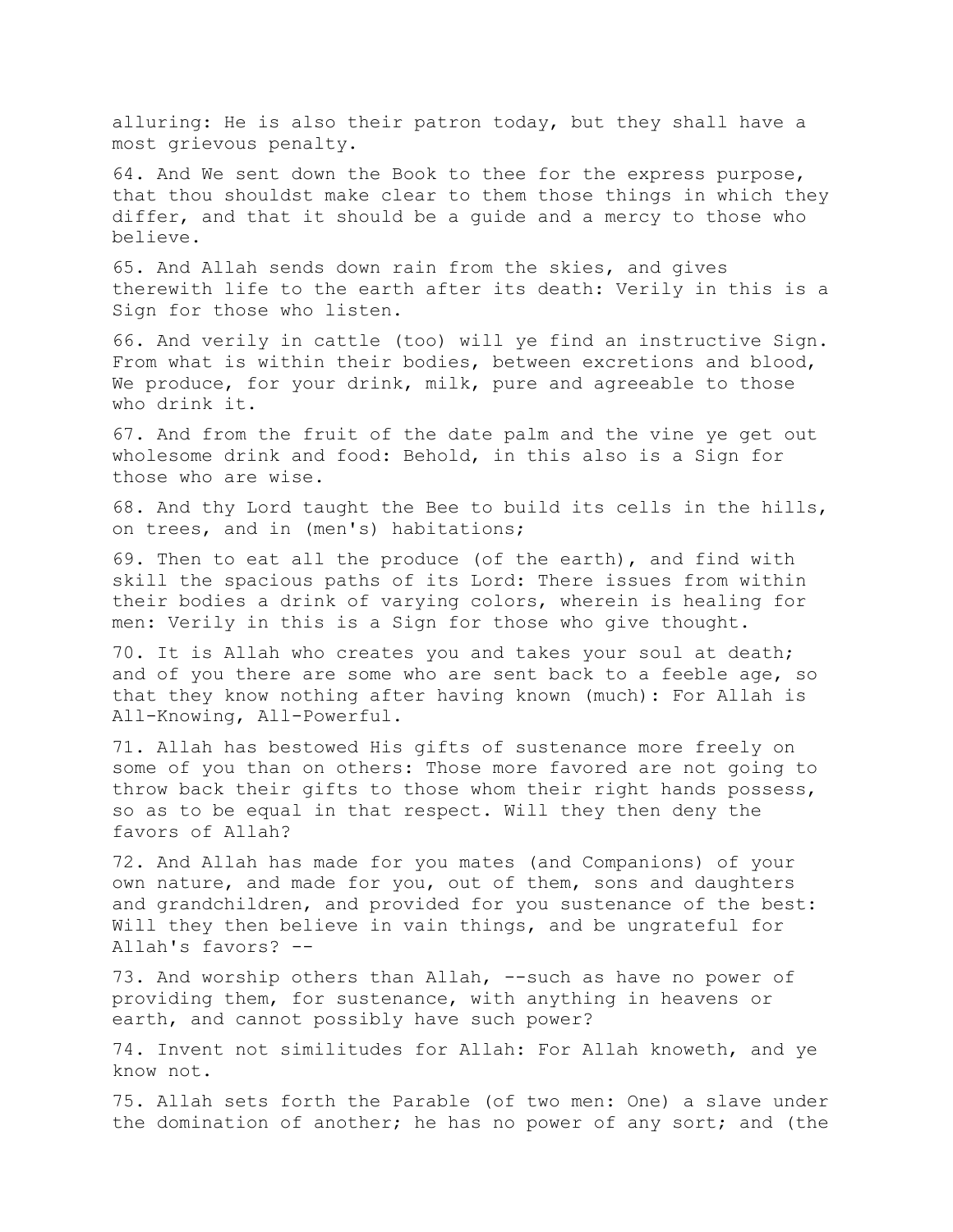alluring: He is also their patron today, but they shall have a most grievous penalty.

64. And We sent down the Book to thee for the express purpose, that thou shouldst make clear to them those things in which they differ, and that it should be a guide and a mercy to those who believe.

65. And Allah sends down rain from the skies, and gives therewith life to the earth after its death: Verily in this is a Sign for those who listen.

66. And verily in cattle (too) will ye find an instructive Sign. From what is within their bodies, between excretions and blood, We produce, for your drink, milk, pure and agreeable to those who drink it.

67. And from the fruit of the date palm and the vine ye get out wholesome drink and food: Behold, in this also is a Sign for those who are wise.

68. And thy Lord taught the Bee to build its cells in the hills, on trees, and in (men's) habitations;

69. Then to eat all the produce (of the earth), and find with skill the spacious paths of its Lord: There issues from within their bodies a drink of varying colors, wherein is healing for men: Verily in this is a Sign for those who give thought.

70. It is Allah who creates you and takes your soul at death; and of you there are some who are sent back to a feeble age, so that they know nothing after having known (much): For Allah is All-Knowing, All-Powerful.

71. Allah has bestowed His gifts of sustenance more freely on some of you than on others: Those more favored are not going to throw back their gifts to those whom their right hands possess, so as to be equal in that respect. Will they then deny the favors of Allah?

72. And Allah has made for you mates (and Companions) of your own nature, and made for you, out of them, sons and daughters and grandchildren, and provided for you sustenance of the best: Will they then believe in vain things, and be ungrateful for Allah's favors? --

73. And worship others than Allah, --such as have no power of providing them, for sustenance, with anything in heavens or earth, and cannot possibly have such power?

74. Invent not similitudes for Allah: For Allah knoweth, and ye know not.

75. Allah sets forth the Parable (of two men: One) a slave under the domination of another; he has no power of any sort; and (the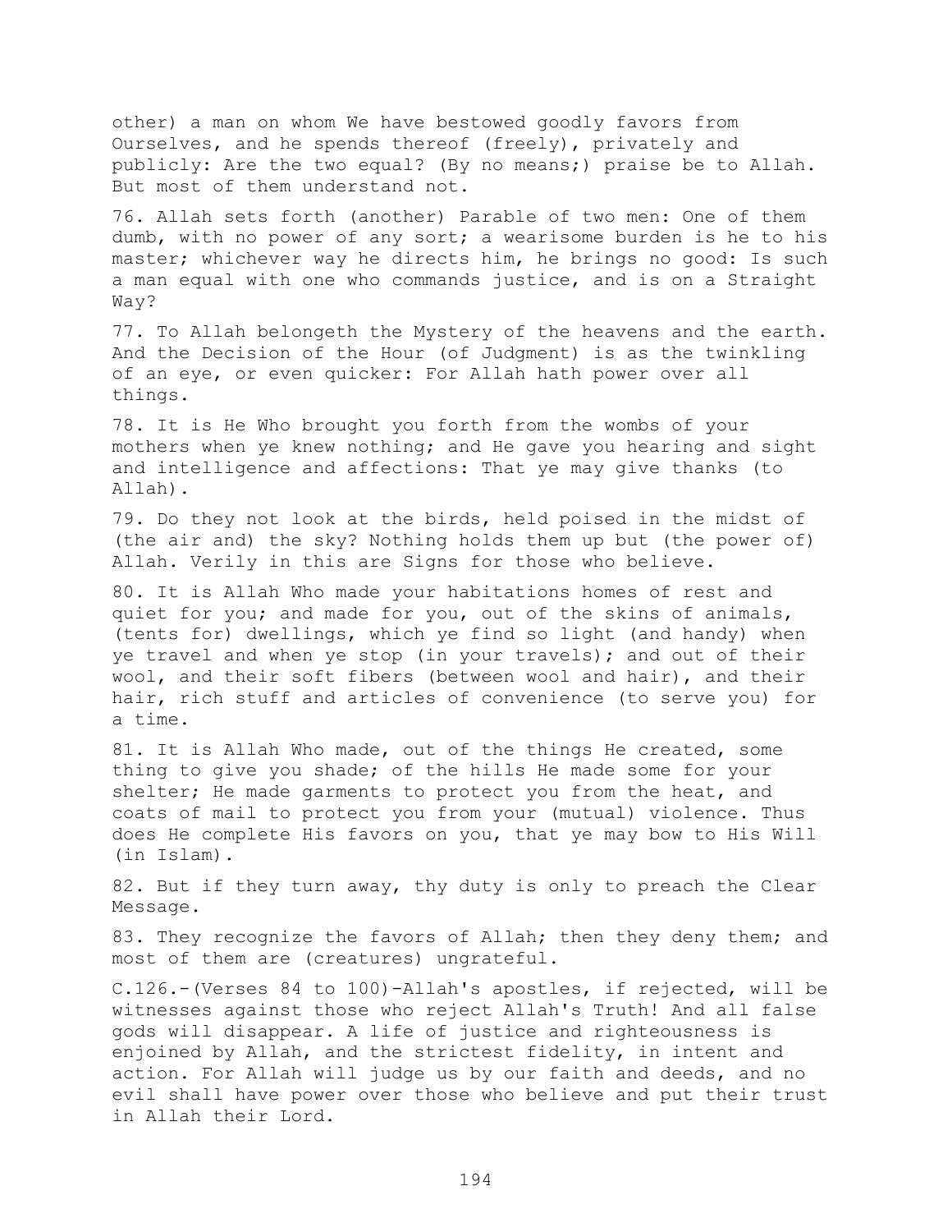other) a man on whom We have bestowed goodly favors from Ourselves, and he spends thereof (freely), privately and publicly: Are the two equal? (By no means;) praise be to Allah. But most of them understand not.

76. Allah sets forth (another) Parable of two men: One of them dumb, with no power of any sort; a wearisome burden is he to his master; whichever way he directs him, he brings no good: Is such a man equal with one who commands justice, and is on a Straight Way?

77. To Allah belongeth the Mystery of the heavens and the earth. And the Decision of the Hour (of Judgment) is as the twinkling of an eye, or even quicker: For Allah hath power over all things.

78. It is He Who brought you forth from the wombs of your mothers when ye knew nothing; and He gave you hearing and sight and intelligence and affections: That ye may give thanks (to Allah).

79. Do they not look at the birds, held poised in the midst of (the air and) the sky? Nothing holds them up but (the power of) Allah. Verily in this are Signs for those who believe.

80. It is Allah Who made your habitations homes of rest and quiet for you; and made for you, out of the skins of animals, (tents for) dwellings, which ye find so light (and handy) when ye travel and when ye stop (in your travels); and out of their wool, and their soft fibers (between wool and hair), and their hair, rich stuff and articles of convenience (to serve you) for a time.

81. It is Allah Who made, out of the things He created, some thing to give you shade; of the hills He made some for your shelter; He made garments to protect you from the heat, and coats of mail to protect you from your (mutual) violence. Thus does He complete His favors on you, that ye may bow to His Will (in Islam).

82. But if they turn away, thy duty is only to preach the Clear Message.

83. They recognize the favors of Allah; then they deny them; and most of them are (creatures) ungrateful.

C.126.-(Verses 84 to 100)-Allah's apostles, if rejected, will be witnesses against those who reject Allah's Truth! And all false gods will disappear. A life of justice and righteousness is enjoined by Allah, and the strictest fidelity, in intent and action. For Allah will judge us by our faith and deeds, and no evil shall have power over those who believe and put their trust in Allah their Lord.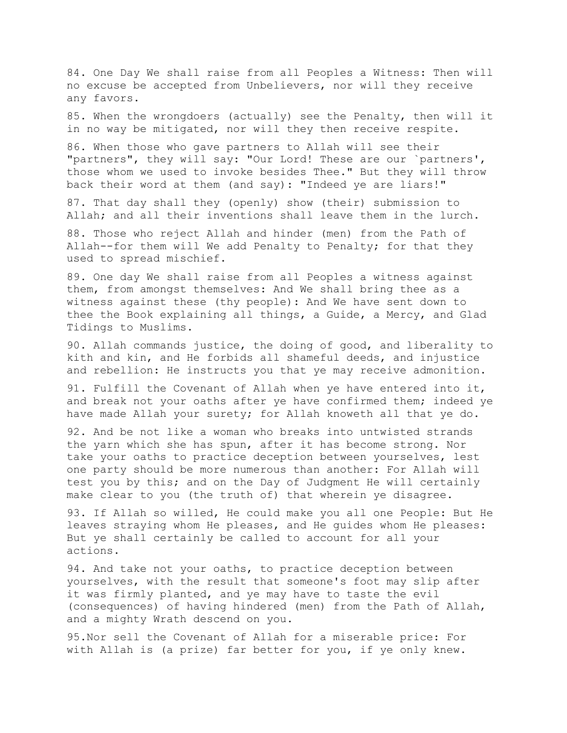84. One Day We shall raise from all Peoples a Witness: Then will no excuse be accepted from Unbelievers, nor will they receive any favors.

85. When the wrongdoers (actually) see the Penalty, then will it in no way be mitigated, nor will they then receive respite.

86. When those who gave partners to Allah will see their "partners", they will say: "Our Lord! These are our `partners', those whom we used to invoke besides Thee." But they will throw back their word at them (and say): "Indeed ye are liars!"

87. That day shall they (openly) show (their) submission to Allah; and all their inventions shall leave them in the lurch.

88. Those who reject Allah and hinder (men) from the Path of Allah--for them will We add Penalty to Penalty; for that they used to spread mischief.

89. One day We shall raise from all Peoples a witness against them, from amongst themselves: And We shall bring thee as a witness against these (thy people): And We have sent down to thee the Book explaining all things, a Guide, a Mercy, and Glad Tidings to Muslims.

90. Allah commands justice, the doing of good, and liberality to kith and kin, and He forbids all shameful deeds, and injustice and rebellion: He instructs you that ye may receive admonition.

91. Fulfill the Covenant of Allah when ye have entered into it, and break not your oaths after ye have confirmed them; indeed ye have made Allah your surety; for Allah knoweth all that ye do.

92. And be not like a woman who breaks into untwisted strands the yarn which she has spun, after it has become strong. Nor take your oaths to practice deception between yourselves, lest one party should be more numerous than another: For Allah will test you by this; and on the Day of Judgment He will certainly make clear to you (the truth of) that wherein ye disagree.

93. If Allah so willed, He could make you all one People: But He leaves straying whom He pleases, and He guides whom He pleases: But ye shall certainly be called to account for all your actions.

94. And take not your oaths, to practice deception between yourselves, with the result that someone's foot may slip after it was firmly planted, and ye may have to taste the evil (consequences) of having hindered (men) from the Path of Allah, and a mighty Wrath descend on you.

95.Nor sell the Covenant of Allah for a miserable price: For with Allah is (a prize) far better for you, if ye only knew.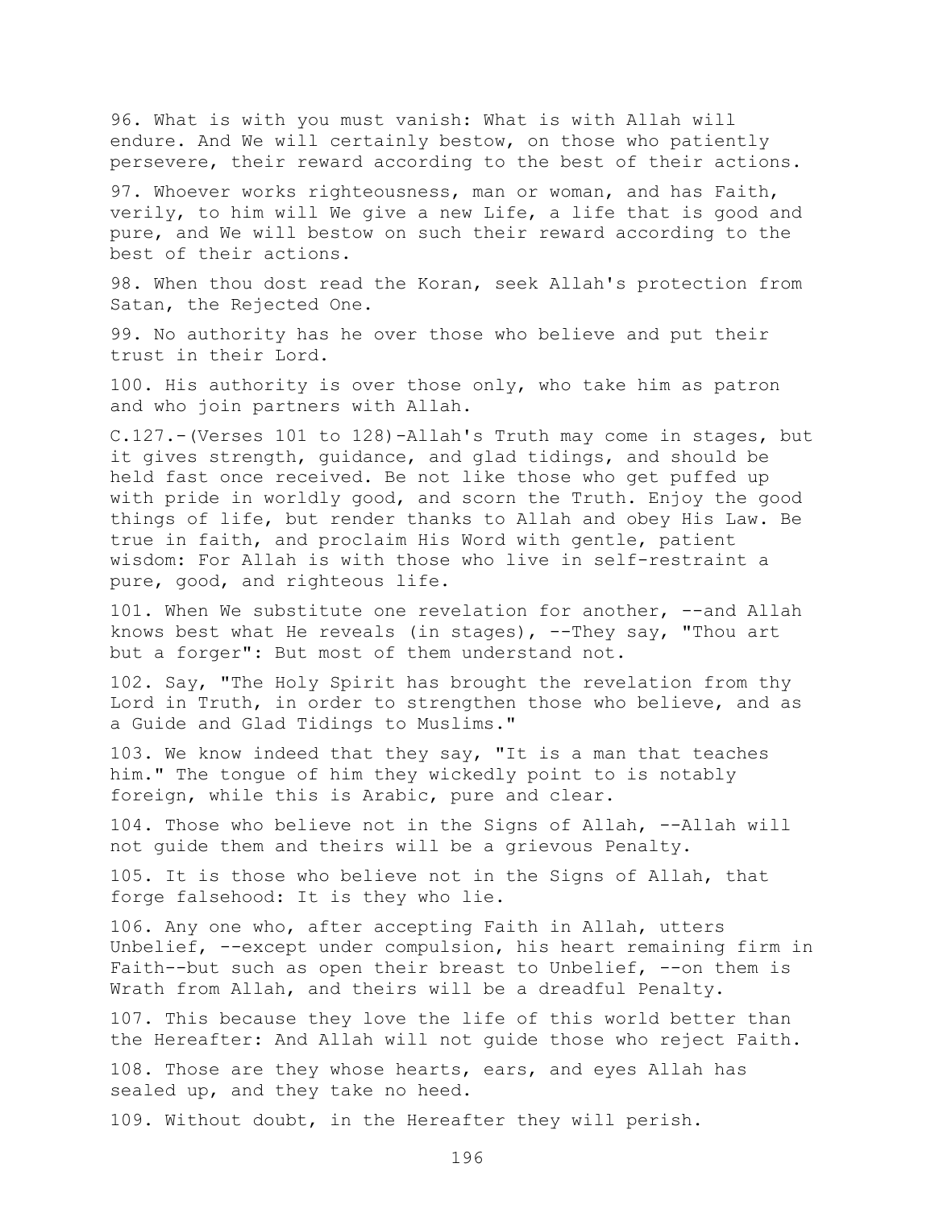96. What is with you must vanish: What is with Allah will endure. And We will certainly bestow, on those who patiently persevere, their reward according to the best of their actions.

97. Whoever works righteousness, man or woman, and has Faith, verily, to him will We give a new Life, a life that is good and pure, and We will bestow on such their reward according to the best of their actions.

98. When thou dost read the Koran, seek Allah's protection from Satan, the Rejected One.

99. No authority has he over those who believe and put their trust in their Lord.

100. His authority is over those only, who take him as patron and who join partners with Allah.

C.127.-(Verses 101 to 128)-Allah's Truth may come in stages, but it gives strength, guidance, and glad tidings, and should be held fast once received. Be not like those who get puffed up with pride in worldly good, and scorn the Truth. Enjoy the good things of life, but render thanks to Allah and obey His Law. Be true in faith, and proclaim His Word with gentle, patient wisdom: For Allah is with those who live in self-restraint a pure, good, and righteous life.

101. When We substitute one revelation for another, --and Allah knows best what He reveals (in stages), --They say, "Thou art but a forger": But most of them understand not.

102. Say, "The Holy Spirit has brought the revelation from thy Lord in Truth, in order to strengthen those who believe, and as a Guide and Glad Tidings to Muslims."

103. We know indeed that they say, "It is a man that teaches him." The tongue of him they wickedly point to is notably foreign, while this is Arabic, pure and clear.

104. Those who believe not in the Signs of Allah, --Allah will not guide them and theirs will be a grievous Penalty.

105. It is those who believe not in the Signs of Allah, that forge falsehood: It is they who lie.

106. Any one who, after accepting Faith in Allah, utters Unbelief, --except under compulsion, his heart remaining firm in Faith--but such as open their breast to Unbelief, --on them is Wrath from Allah, and theirs will be a dreadful Penalty.

107. This because they love the life of this world better than the Hereafter: And Allah will not guide those who reject Faith.

108. Those are they whose hearts, ears, and eyes Allah has sealed up, and they take no heed.

109. Without doubt, in the Hereafter they will perish.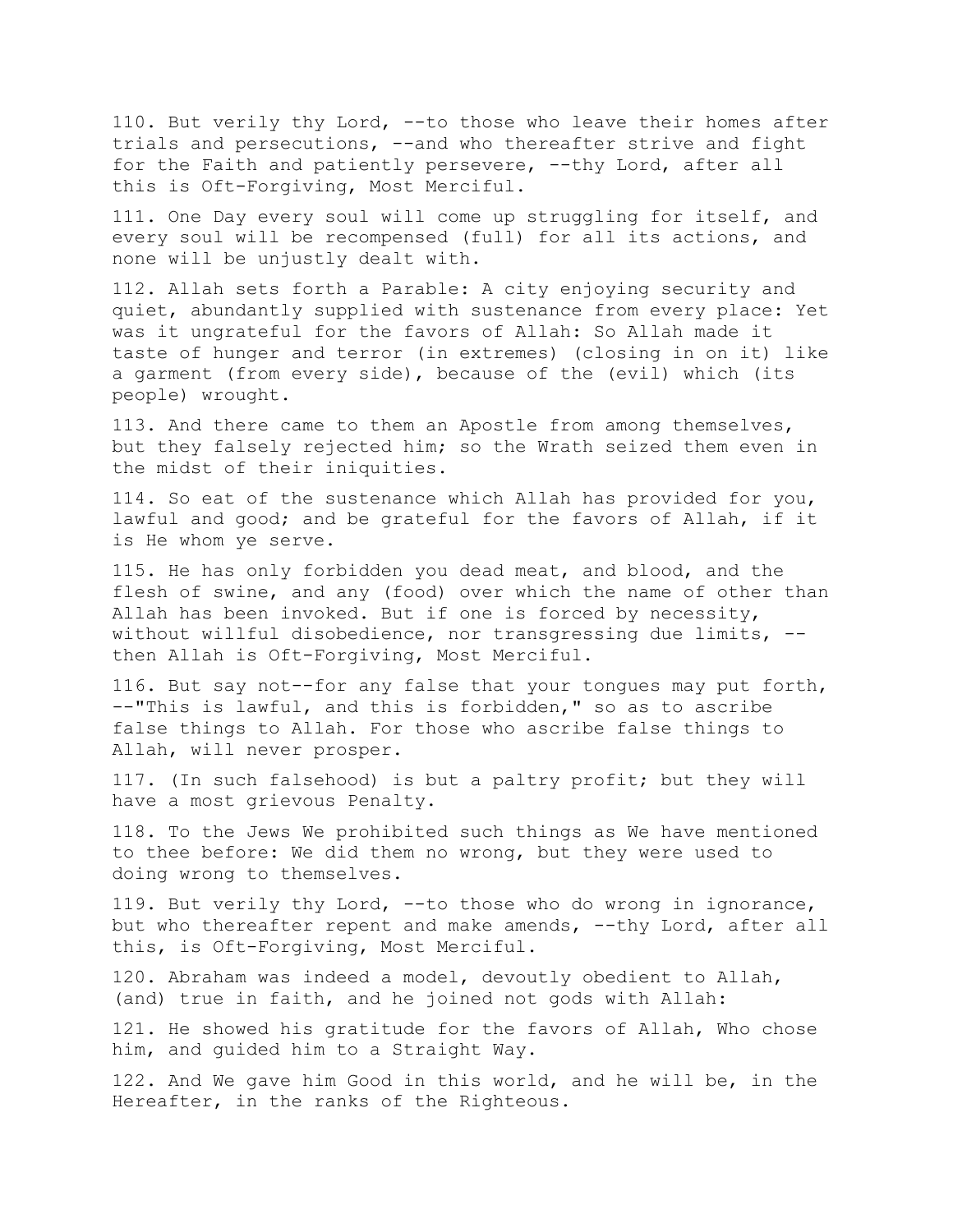110. But verily thy Lord, --to those who leave their homes after trials and persecutions, --and who thereafter strive and fight for the Faith and patiently persevere, --thy Lord, after all this is Oft-Forgiving, Most Merciful.

111. One Day every soul will come up struggling for itself, and every soul will be recompensed (full) for all its actions, and none will be unjustly dealt with.

112. Allah sets forth a Parable: A city enjoying security and quiet, abundantly supplied with sustenance from every place: Yet was it ungrateful for the favors of Allah: So Allah made it taste of hunger and terror (in extremes) (closing in on it) like a garment (from every side), because of the (evil) which (its people) wrought.

113. And there came to them an Apostle from among themselves, but they falsely rejected him; so the Wrath seized them even in the midst of their iniquities.

114. So eat of the sustenance which Allah has provided for you, lawful and good; and be grateful for the favors of Allah, if it is He whom ye serve.

115. He has only forbidden you dead meat, and blood, and the flesh of swine, and any (food) over which the name of other than Allah has been invoked. But if one is forced by necessity, without willful disobedience, nor transgressing due limits, --then Allah is Oft-Forgiving, Most Merciful.

116. But say not--for any false that your tongues may put forth, --"This is lawful, and this is forbidden," so as to ascribe false things to Allah. For those who ascribe false things to Allah, will never prosper.

117. (In such falsehood) is but a paltry profit; but they will have a most grievous Penalty.

118. To the Jews We prohibited such things as We have mentioned to thee before: We did them no wrong, but they were used to doing wrong to themselves.

119. But verily thy Lord, --to those who do wrong in ignorance, but who thereafter repent and make amends, --thy Lord, after all this, is Oft-Forgiving, Most Merciful.

120. Abraham was indeed a model, devoutly obedient to Allah, (and) true in faith, and he joined not gods with Allah:

121. He showed his gratitude for the favors of Allah, Who chose him, and guided him to a Straight Way.

122. And We gave him Good in this world, and he will be, in the Hereafter, in the ranks of the Righteous.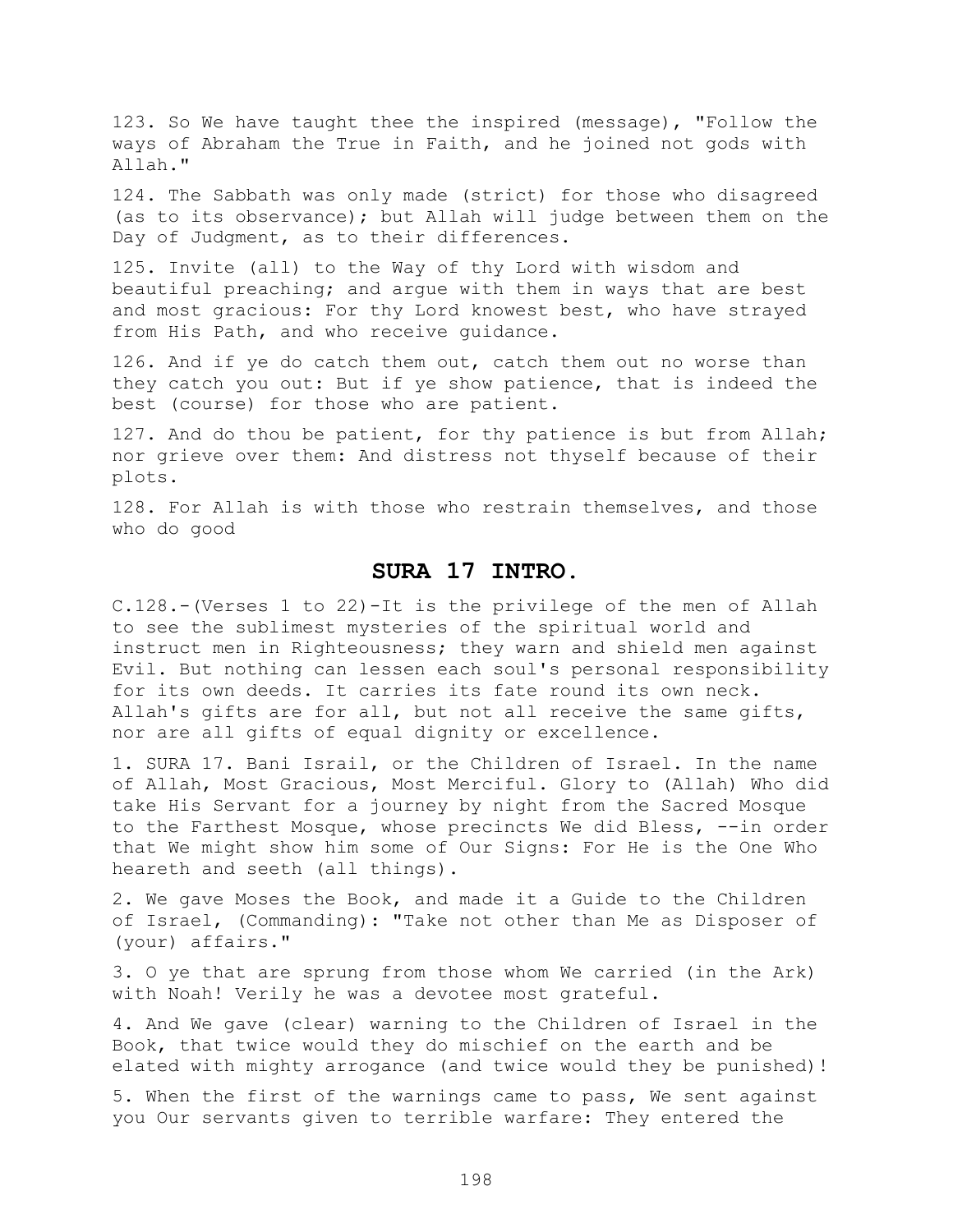123. So We have taught thee the inspired (message), "Follow the ways of Abraham the True in Faith, and he joined not gods with Allah."

124. The Sabbath was only made (strict) for those who disagreed (as to its observance); but Allah will judge between them on the Day of Judgment, as to their differences.

125. Invite (all) to the Way of thy Lord with wisdom and beautiful preaching; and argue with them in ways that are best and most gracious: For thy Lord knowest best, who have strayed from His Path, and who receive guidance.

126. And if ye do catch them out, catch them out no worse than they catch you out: But if ye show patience, that is indeed the best (course) for those who are patient.

127. And do thou be patient, for thy patience is but from Allah; nor grieve over them: And distress not thyself because of their plots.

128. For Allah is with those who restrain themselves, and those who do good

## SURA 17 INTRO.

C.128.-(Verses 1 to 22)-It is the privilege of the men of Allah to see the sublimest mysteries of the spiritual world and instruct men in Righteousness; they warn and shield men against Evil. But nothing can lessen each soul's personal responsibility for its own deeds. It carries its fate round its own neck. Allah's gifts are for all, but not all receive the same gifts, nor are all gifts of equal dignity or excellence.

1. SURA 17. Bani Israil, or the Children of Israel. In the name of Allah, Most Gracious, Most Merciful. Glory to (Allah) Who did take His Servant for a journey by night from the Sacred Mosque to the Farthest Mosque, whose precincts We did Bless, --in order that We might show him some of Our Signs: For He is the One Who heareth and seeth (all things).

2. We gave Moses the Book, and made it a Guide to the Children of Israel, (Commanding): "Take not other than Me as Disposer of (your) affairs."

3. O ye that are sprung from those whom We carried (in the Ark) with Noah! Verily he was a devotee most grateful.

4. And We gave (clear) warning to the Children of Israel in the Book, that twice would they do mischief on the earth and be elated with mighty arrogance (and twice would they be punished)!

5. When the first of the warnings came to pass, We sent against you Our servants given to terrible warfare: They entered the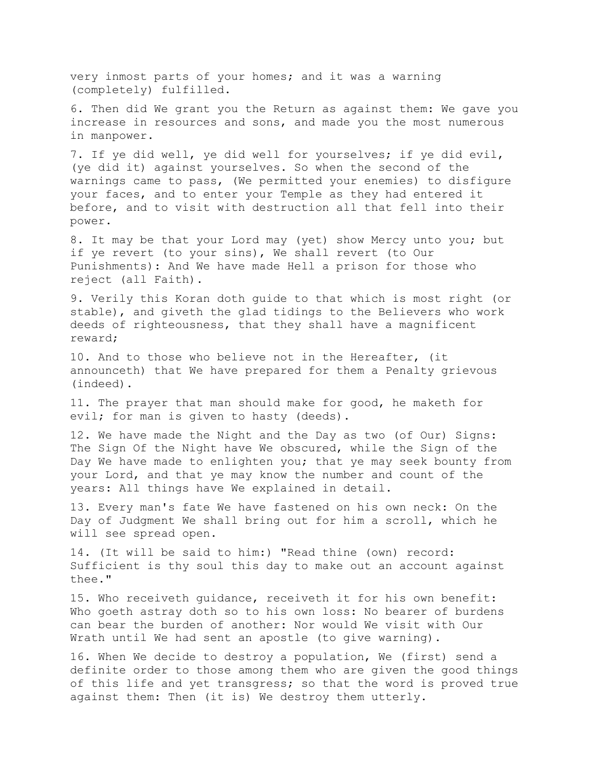very inmost parts of your homes; and it was a warning (completely) fulfilled.

6. Then did We grant you the Return as against them: We gave you increase in resources and sons, and made you the most numerous in manpower.

7. If ye did well, ye did well for yourselves; if ye did evil, (ye did it) against yourselves. So when the second of the warnings came to pass, (We permitted your enemies) to disfigure your faces, and to enter your Temple as they had entered it before, and to visit with destruction all that fell into their power.

8. It may be that your Lord may (yet) show Mercy unto you; but if ye revert (to your sins), We shall revert (to Our Punishments): And We have made Hell a prison for those who reject (all Faith).

9. Verily this Koran doth guide to that which is most right (or stable), and giveth the glad tidings to the Believers who work deeds of righteousness, that they shall have a magnificent reward;

10. And to those who believe not in the Hereafter, (it announceth) that We have prepared for them a Penalty grievous (indeed).

11. The prayer that man should make for good, he maketh for evil; for man is given to hasty (deeds).

12. We have made the Night and the Day as two (of Our) Signs: The Sign Of the Night have We obscured, while the Sign of the Day We have made to enlighten you; that ye may seek bounty from your Lord, and that ye may know the number and count of the years: All things have We explained in detail.

13. Every man's fate We have fastened on his own neck: On the Day of Judgment We shall bring out for him a scroll, which he will see spread open.

14. (It will be said to him:) "Read thine (own) record: Sufficient is thy soul this day to make out an account against thee."

15. Who receiveth guidance, receiveth it for his own benefit: Who goeth astray doth so to his own loss: No bearer of burdens can bear the burden of another: Nor would We visit with Our Wrath until We had sent an apostle (to give warning).

16. When We decide to destroy a population, We (first) send a definite order to those among them who are given the good things of this life and yet transgress; so that the word is proved true against them: Then (it is) We destroy them utterly.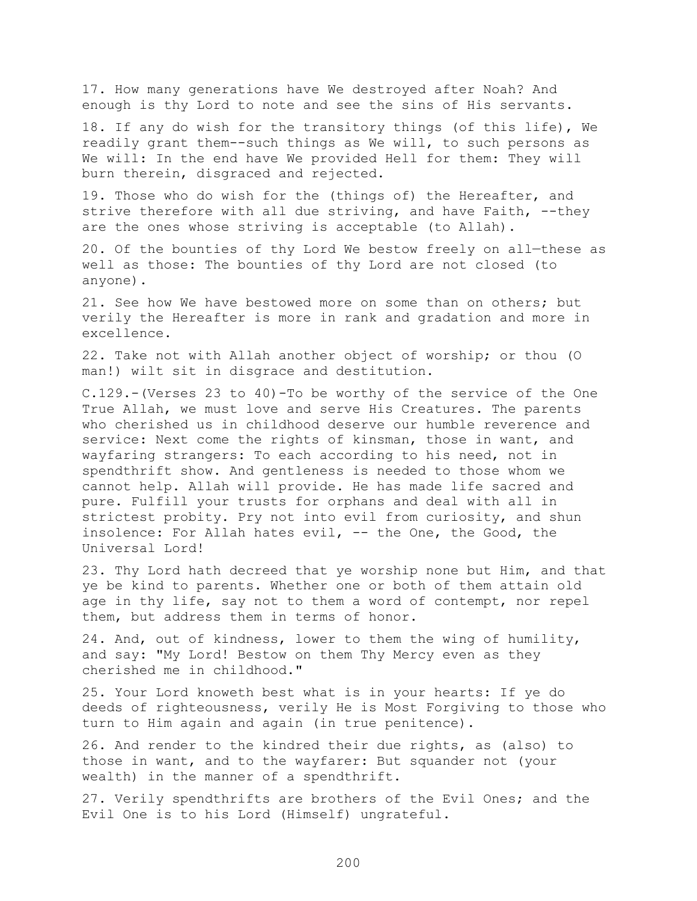17. How many generations have We destroyed after Noah? And enough is thy Lord to note and see the sins of His servants.

18. If any do wish for the transitory things (of this life), We readily grant them--such things as We will, to such persons as We will: In the end have We provided Hell for them: They will burn therein, disgraced and rejected.

19. Those who do wish for the (things of) the Hereafter, and strive therefore with all due striving, and have Faith, --they are the ones whose striving is acceptable (to Allah).

20. Of the bounties of thy Lord We bestow freely on all—these as well as those: The bounties of thy Lord are not closed (to anyone).

21. See how We have bestowed more on some than on others; but verily the Hereafter is more in rank and gradation and more in excellence.

22. Take not with Allah another object of worship; or thou (O man!) wilt sit in disgrace and destitution.

C.129.-(Verses 23 to 40)-To be worthy of the service of the One True Allah, we must love and serve His Creatures. The parents who cherished us in childhood deserve our humble reverence and service: Next come the rights of kinsman, those in want, and wayfaring strangers: To each according to his need, not in spendthrift show. And gentleness is needed to those whom we cannot help. Allah will provide. He has made life sacred and pure. Fulfill your trusts for orphans and deal with all in strictest probity. Pry not into evil from curiosity, and shun insolence: For Allah hates evil, -- the One, the Good, the Universal Lord!

23. Thy Lord hath decreed that ye worship none but Him, and that ye be kind to parents. Whether one or both of them attain old age in thy life, say not to them a word of contempt, nor repel them, but address them in terms of honor.

24. And, out of kindness, lower to them the wing of humility, and say: "My Lord! Bestow on them Thy Mercy even as they cherished me in childhood."

25. Your Lord knoweth best what is in your hearts: If ye do deeds of righteousness, verily He is Most Forgiving to those who turn to Him again and again (in true penitence).

26. And render to the kindred their due rights, as (also) to those in want, and to the wayfarer: But squander not (your wealth) in the manner of a spendthrift.

27. Verily spendthrifts are brothers of the Evil Ones; and the Evil One is to his Lord (Himself) ungrateful.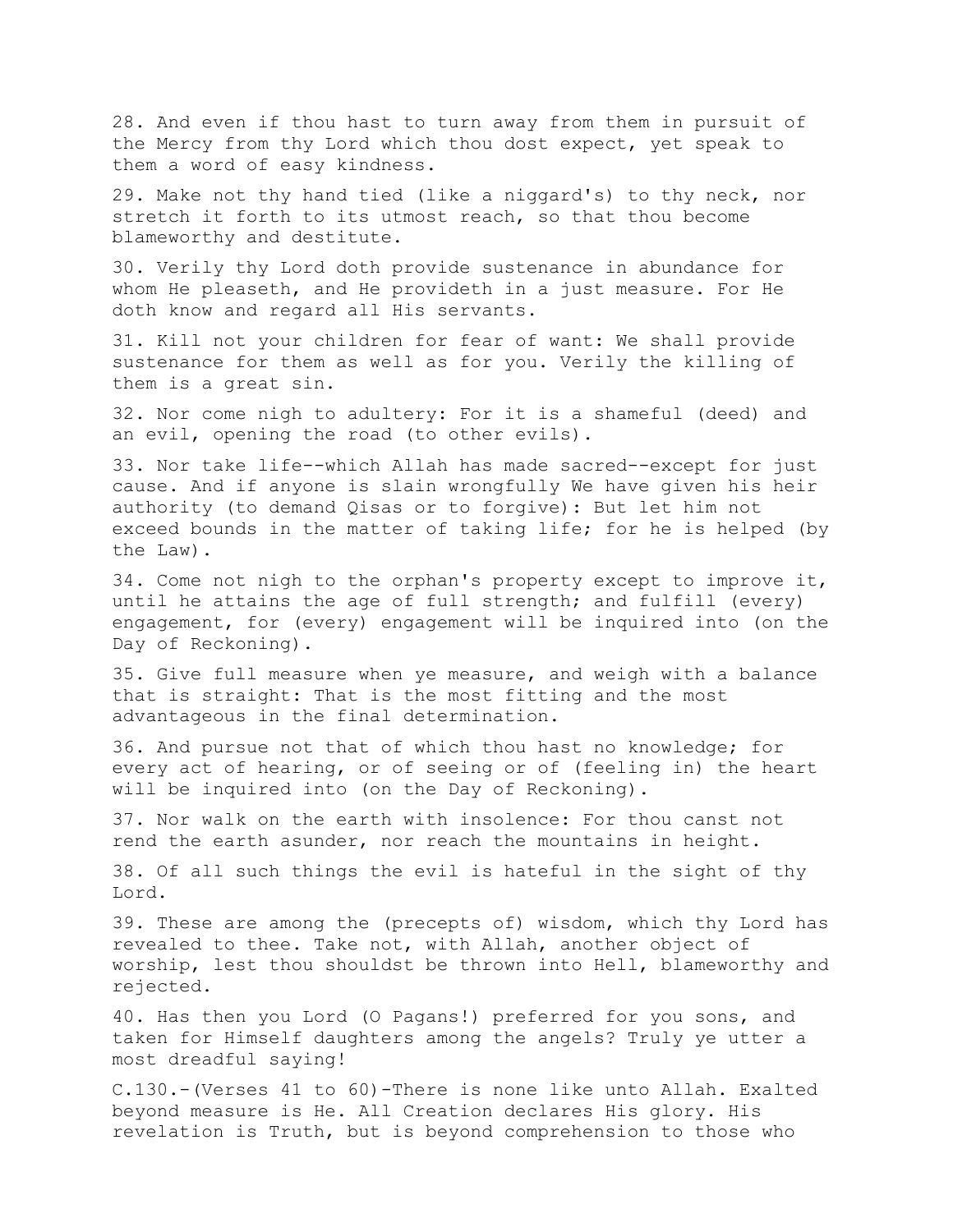28. And even if thou hast to turn away from them in pursuit of the Mercy from thy Lord which thou dost expect, yet speak to them a word of easy kindness.

29. Make not thy hand tied (like a niggard's) to thy neck, nor stretch it forth to its utmost reach, so that thou become blameworthy and destitute.

30. Verily thy Lord doth provide sustenance in abundance for whom He pleaseth, and He provideth in a just measure. For He doth know and regard all His servants.

31. Kill not your children for fear of want: We shall provide sustenance for them as well as for you. Verily the killing of them is a great sin.

32. Nor come nigh to adultery: For it is a shameful (deed) and an evil, opening the road (to other evils).

33. Nor take life--which Allah has made sacred--except for just cause. And if anyone is slain wrongfully We have given his heir authority (to demand Qisas or to forgive): But let him not exceed bounds in the matter of taking life; for he is helped (by the Law).

34. Come not nigh to the orphan's property except to improve it, until he attains the age of full strength; and fulfill (every) engagement, for (every) engagement will be inquired into (on the Day of Reckoning).

35. Give full measure when ye measure, and weigh with a balance that is straight: That is the most fitting and the most advantageous in the final determination.

36. And pursue not that of which thou hast no knowledge; for every act of hearing, or of seeing or of (feeling in) the heart will be inquired into (on the Day of Reckoning).

37. Nor walk on the earth with insolence: For thou canst not rend the earth asunder, nor reach the mountains in height.

38. Of all such things the evil is hateful in the sight of thy Lord.

39. These are among the (precepts of) wisdom, which thy Lord has revealed to thee. Take not, with Allah, another object of worship, lest thou shouldst be thrown into Hell, blameworthy and rejected.

40. Has then you Lord (O Pagans!) preferred for you sons, and taken for Himself daughters among the angels? Truly ye utter a most dreadful saying!

C.130.-(Verses 41 to 60)-There is none like unto Allah. Exalted beyond measure is He. All Creation declares His glory. His revelation is Truth, but is beyond comprehension to those who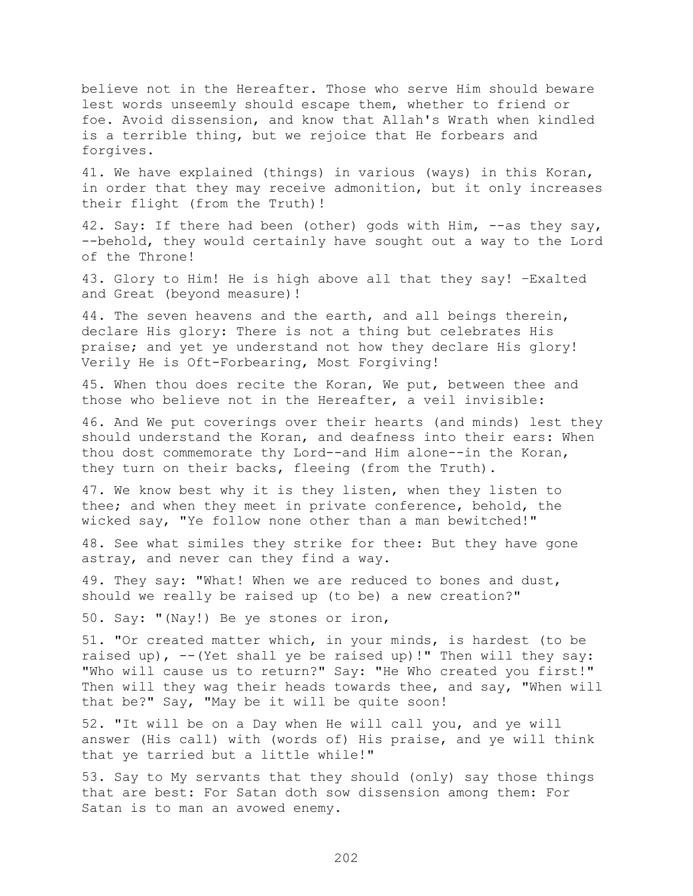believe not in the Hereafter. Those who serve Him should beware lest words unseemly should escape them, whether to friend or foe. Avoid dissension, and know that Allah's Wrath when kindled is a terrible thing, but we rejoice that He forbears and forgives.

41. We have explained (things) in various (ways) in this Koran, in order that they may receive admonition, but it only increases their flight (from the Truth)!

42. Say: If there had been (other) gods with Him, --as they say, --behold, they would certainly have sought out a way to the Lord of the Throne!

43. Glory to Him! He is high above all that they say! –Exalted and Great (beyond measure)!

44. The seven heavens and the earth, and all beings therein, declare His glory: There is not a thing but celebrates His praise; and yet ye understand not how they declare His glory! Verily He is Oft-Forbearing, Most Forgiving!

45. When thou does recite the Koran, We put, between thee and those who believe not in the Hereafter, a veil invisible:

46. And We put coverings over their hearts (and minds) lest they should understand the Koran, and deafness into their ears: When thou dost commemorate thy Lord--and Him alone--in the Koran, they turn on their backs, fleeing (from the Truth).

47. We know best why it is they listen, when they listen to thee; and when they meet in private conference, behold, the wicked say, "Ye follow none other than a man bewitched!"

48. See what similes they strike for thee: But they have gone astray, and never can they find a way.

49. They say: "What! When we are reduced to bones and dust, should we really be raised up (to be) a new creation?"

50. Say: "(Nay!) Be ye stones or iron,

51. "Or created matter which, in your minds, is hardest (to be raised up), --(Yet shall ye be raised up)!" Then will they say: "Who will cause us to return?" Say: "He Who created you first!" Then will they wag their heads towards thee, and say, "When will that be?" Say, "May be it will be quite soon!

52. "It will be on a Day when He will call you, and ye will answer (His call) with (words of) His praise, and ye will think that ye tarried but a little while!"

53. Say to My servants that they should (only) say those things that are best: For Satan doth sow dissension among them: For Satan is to man an avowed enemy.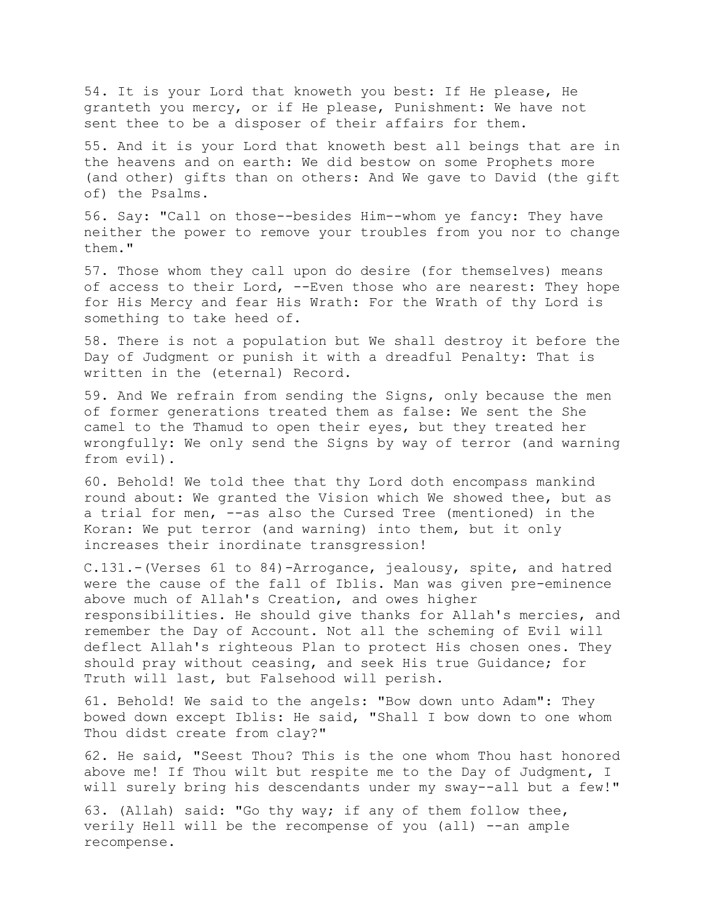54. It is your Lord that knoweth you best: If He please, He granteth you mercy, or if He please, Punishment: We have not sent thee to be a disposer of their affairs for them.

55. And it is your Lord that knoweth best all beings that are in the heavens and on earth: We did bestow on some Prophets more (and other) gifts than on others: And We gave to David (the gift of) the Psalms.

56. Say: "Call on those--besides Him--whom ye fancy: They have neither the power to remove your troubles from you nor to change them."

57. Those whom they call upon do desire (for themselves) means of access to their Lord, --Even those who are nearest: They hope for His Mercy and fear His Wrath: For the Wrath of thy Lord is something to take heed of.

58. There is not a population but We shall destroy it before the Day of Judgment or punish it with a dreadful Penalty: That is written in the (eternal) Record.

59. And We refrain from sending the Signs, only because the men of former generations treated them as false: We sent the She camel to the Thamud to open their eyes, but they treated her wrongfully: We only send the Signs by way of terror (and warning from evil).

60. Behold! We told thee that thy Lord doth encompass mankind round about: We granted the Vision which We showed thee, but as a trial for men, --as also the Cursed Tree (mentioned) in the Koran: We put terror (and warning) into them, but it only increases their inordinate transgression!

C.131.-(Verses 61 to 84)-Arrogance, jealousy, spite, and hatred were the cause of the fall of Iblis. Man was given pre-eminence above much of Allah's Creation, and owes higher responsibilities. He should give thanks for Allah's mercies, and remember the Day of Account. Not all the scheming of Evil will deflect Allah's righteous Plan to protect His chosen ones. They should pray without ceasing, and seek His true Guidance; for Truth will last, but Falsehood will perish.

61. Behold! We said to the angels: "Bow down unto Adam": They bowed down except Iblis: He said, "Shall I bow down to one whom Thou didst create from clay?"

62. He said, "Seest Thou? This is the one whom Thou hast honored above me! If Thou wilt but respite me to the Day of Judgment, I will surely bring his descendants under my sway--all but a few!"

63. (Allah) said: "Go thy way; if any of them follow thee, verily Hell will be the recompense of you (all) --an ample recompense.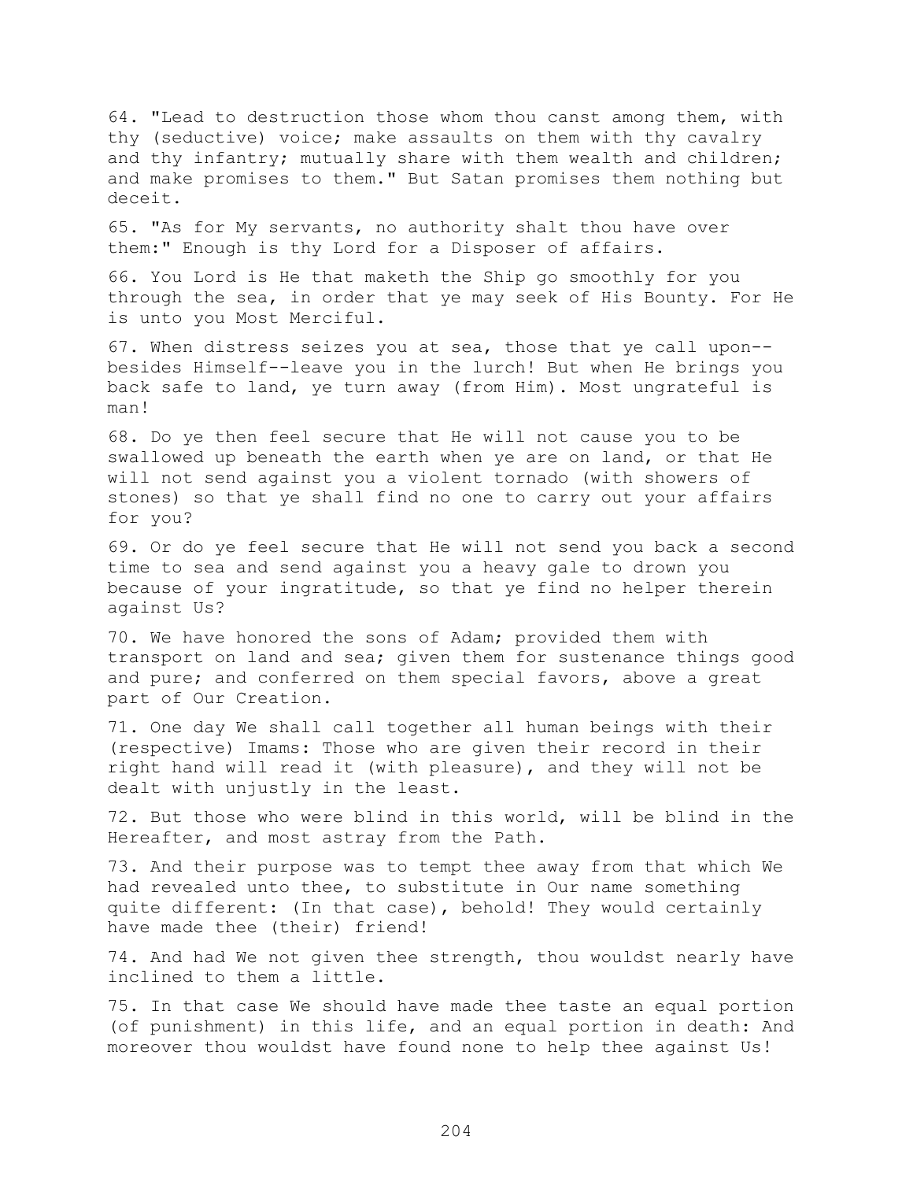64. "Lead to destruction those whom thou canst among them, with thy (seductive) voice; make assaults on them with thy cavalry and thy infantry; mutually share with them wealth and children; and make promises to them." But Satan promises them nothing but deceit.

65. "As for My servants, no authority shalt thou have over them:" Enough is thy Lord for a Disposer of affairs.

66. You Lord is He that maketh the Ship go smoothly for you through the sea, in order that ye may seek of His Bounty. For He is unto you Most Merciful.

67. When distress seizes you at sea, those that ye call upon--besides Himself--leave you in the lurch! But when He brings you back safe to land, ye turn away (from Him). Most ungrateful is man!

68. Do ye then feel secure that He will not cause you to be swallowed up beneath the earth when ye are on land, or that He will not send against you a violent tornado (with showers of stones) so that ye shall find no one to carry out your affairs for you?

69. Or do ye feel secure that He will not send you back a second time to sea and send against you a heavy gale to drown you because of your ingratitude, so that ye find no helper therein against Us?

70. We have honored the sons of Adam; provided them with transport on land and sea; given them for sustenance things good and pure; and conferred on them special favors, above a great part of Our Creation.

71. One day We shall call together all human beings with their (respective) Imams: Those who are given their record in their right hand will read it (with pleasure), and they will not be dealt with unjustly in the least.

72. But those who were blind in this world, will be blind in the Hereafter, and most astray from the Path.

73. And their purpose was to tempt thee away from that which We had revealed unto thee, to substitute in Our name something quite different: (In that case), behold! They would certainly have made thee (their) friend!

74. And had We not given thee strength, thou wouldst nearly have inclined to them a little.

75. In that case We should have made thee taste an equal portion (of punishment) in this life, and an equal portion in death: And moreover thou wouldst have found none to help thee against Us!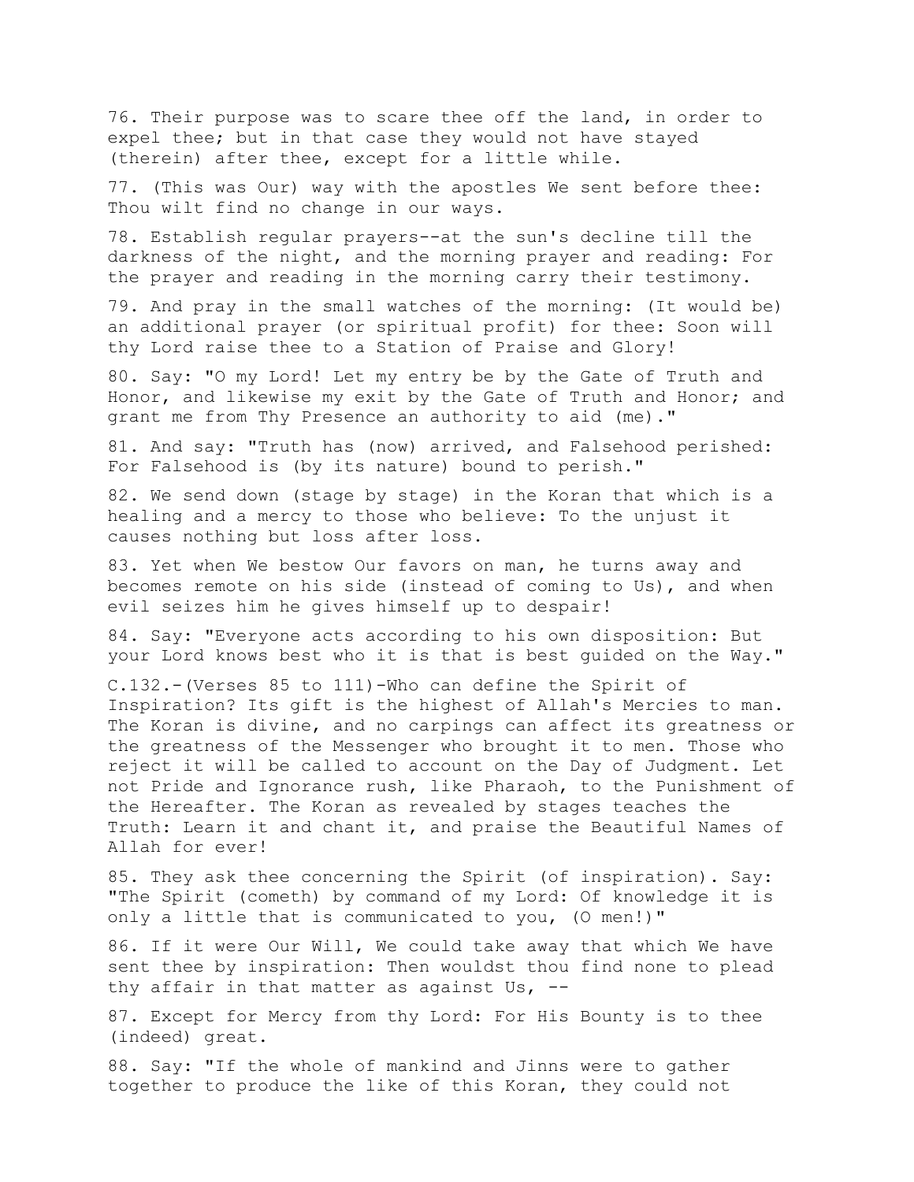76. Their purpose was to scare thee off the land, in order to expel thee; but in that case they would not have stayed (therein) after thee, except for a little while.

77. (This was Our) way with the apostles We sent before thee: Thou wilt find no change in our ways.

78. Establish regular prayers--at the sun's decline till the darkness of the night, and the morning prayer and reading: For the prayer and reading in the morning carry their testimony.

79. And pray in the small watches of the morning: (It would be) an additional prayer (or spiritual profit) for thee: Soon will thy Lord raise thee to a Station of Praise and Glory!

80. Say: "O my Lord! Let my entry be by the Gate of Truth and Honor, and likewise my exit by the Gate of Truth and Honor; and grant me from Thy Presence an authority to aid (me)."

81. And say: "Truth has (now) arrived, and Falsehood perished: For Falsehood is (by its nature) bound to perish."

82. We send down (stage by stage) in the Koran that which is a healing and a mercy to those who believe: To the unjust it causes nothing but loss after loss.

83. Yet when We bestow Our favors on man, he turns away and becomes remote on his side (instead of coming to Us), and when evil seizes him he gives himself up to despair!

84. Say: "Everyone acts according to his own disposition: But your Lord knows best who it is that is best guided on the Way."

C.132.-(Verses 85 to 111)-Who can define the Spirit of Inspiration? Its gift is the highest of Allah's Mercies to man. The Koran is divine, and no carpings can affect its greatness or the greatness of the Messenger who brought it to men. Those who reject it will be called to account on the Day of Judgment. Let not Pride and Ignorance rush, like Pharaoh, to the Punishment of the Hereafter. The Koran as revealed by stages teaches the Truth: Learn it and chant it, and praise the Beautiful Names of Allah for ever!

85. They ask thee concerning the Spirit (of inspiration). Say: "The Spirit (cometh) by command of my Lord: Of knowledge it is only a little that is communicated to you, (O men!)"

86. If it were Our Will, We could take away that which We have sent thee by inspiration: Then wouldst thou find none to plead thy affair in that matter as against Us, --

87. Except for Mercy from thy Lord: For His Bounty is to thee (indeed) great.

88. Say: "If the whole of mankind and Jinns were to gather together to produce the like of this Koran, they could not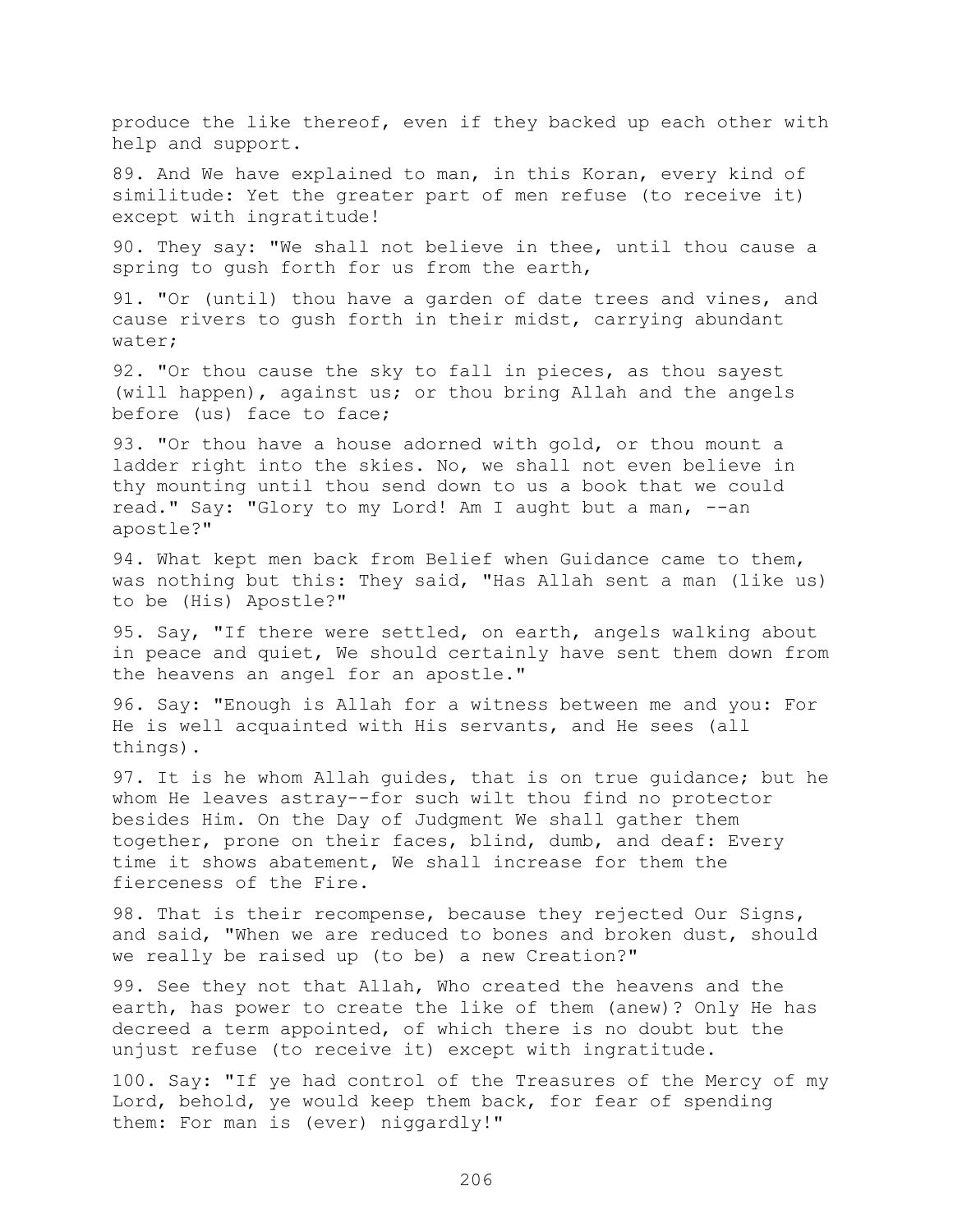produce the like thereof, even if they backed up each other with help and support.

89. And We have explained to man, in this Koran, every kind of similitude: Yet the greater part of men refuse (to receive it) except with ingratitude!

90. They say: "We shall not believe in thee, until thou cause a spring to gush forth for us from the earth,

91. "Or (until) thou have a garden of date trees and vines, and cause rivers to gush forth in their midst, carrying abundant water;

92. "Or thou cause the sky to fall in pieces, as thou sayest (will happen), against us; or thou bring Allah and the angels before (us) face to face;

93. "Or thou have a house adorned with gold, or thou mount a ladder right into the skies. No, we shall not even believe in thy mounting until thou send down to us a book that we could read." Say: "Glory to my Lord! Am I aught but a man, --an apostle?"

94. What kept men back from Belief when Guidance came to them, was nothing but this: They said, "Has Allah sent a man (like us) to be (His) Apostle?"

95. Say, "If there were settled, on earth, angels walking about in peace and quiet, We should certainly have sent them down from the heavens an angel for an apostle."

96. Say: "Enough is Allah for a witness between me and you: For He is well acquainted with His servants, and He sees (all things).

97. It is he whom Allah guides, that is on true guidance; but he whom He leaves astray--for such wilt thou find no protector besides Him. On the Day of Judgment We shall gather them together, prone on their faces, blind, dumb, and deaf: Every time it shows abatement, We shall increase for them the fierceness of the Fire.

98. That is their recompense, because they rejected Our Signs, and said, "When we are reduced to bones and broken dust, should we really be raised up (to be) a new Creation?"

99. See they not that Allah, Who created the heavens and the earth, has power to create the like of them (anew)? Only He has decreed a term appointed, of which there is no doubt but the unjust refuse (to receive it) except with ingratitude.

100. Say: "If ye had control of the Treasures of the Mercy of my Lord, behold, ye would keep them back, for fear of spending them: For man is (ever) niggardly!"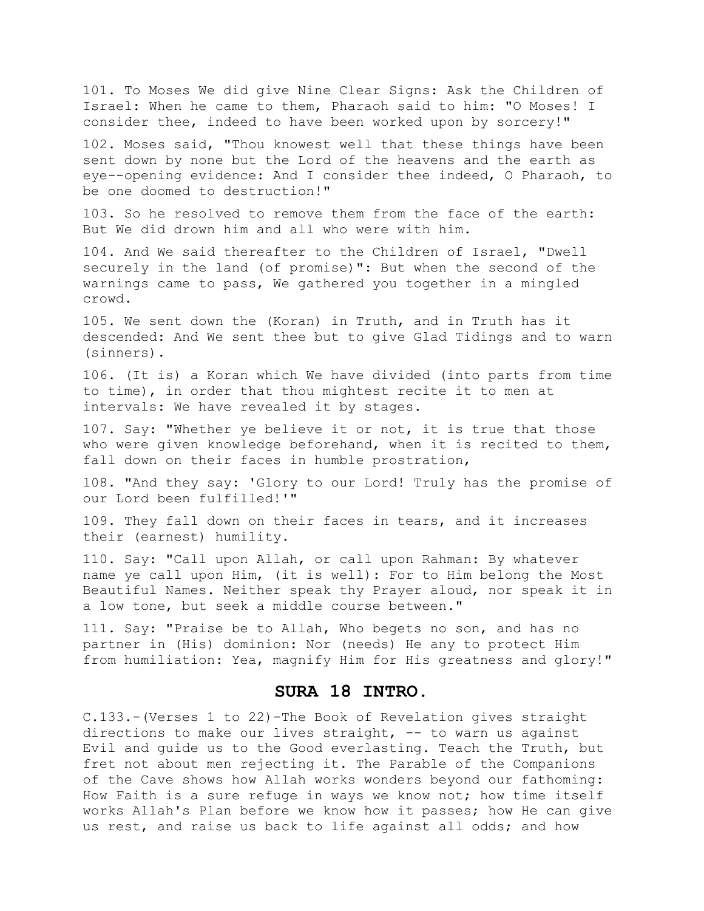101. To Moses We did give Nine Clear Signs: Ask the Children of Israel: When he came to them, Pharaoh said to him: "O Moses! I consider thee, indeed to have been worked upon by sorcery!"

102. Moses said, "Thou knowest well that these things have been sent down by none but the Lord of the heavens and the earth as eye--opening evidence: And I consider thee indeed, O Pharaoh, to be one doomed to destruction!"

103. So he resolved to remove them from the face of the earth: But We did drown him and all who were with him.

104. And We said thereafter to the Children of Israel, "Dwell securely in the land (of promise)": But when the second of the warnings came to pass, We gathered you together in a mingled crowd.

105. We sent down the (Koran) in Truth, and in Truth has it descended: And We sent thee but to give Glad Tidings and to warn (sinners).

106. (It is) a Koran which We have divided (into parts from time to time), in order that thou mightest recite it to men at intervals: We have revealed it by stages.

107. Say: "Whether ye believe it or not, it is true that those who were given knowledge beforehand, when it is recited to them, fall down on their faces in humble prostration,

108. "And they say: 'Glory to our Lord! Truly has the promise of our Lord been fulfilled!'"

109. They fall down on their faces in tears, and it increases their (earnest) humility.

110. Say: "Call upon Allah, or call upon Rahman: By whatever name ye call upon Him, (it is well): For to Him belong the Most Beautiful Names. Neither speak thy Prayer aloud, nor speak it in a low tone, but seek a middle course between."

111. Say: "Praise be to Allah, Who begets no son, and has no partner in (His) dominion: Nor (needs) He any to protect Him from humiliation: Yea, magnify Him for His greatness and glory!"

## SURA 18 INTRO.

C.133.-(Verses 1 to 22)-The Book of Revelation gives straight directions to make our lives straight, -- to warn us against Evil and guide us to the Good everlasting. Teach the Truth, but fret not about men rejecting it. The Parable of the Companions of the Cave shows how Allah works wonders beyond our fathoming: How Faith is a sure refuge in ways we know not; how time itself works Allah's Plan before we know how it passes; how He can give us rest, and raise us back to life against all odds; and how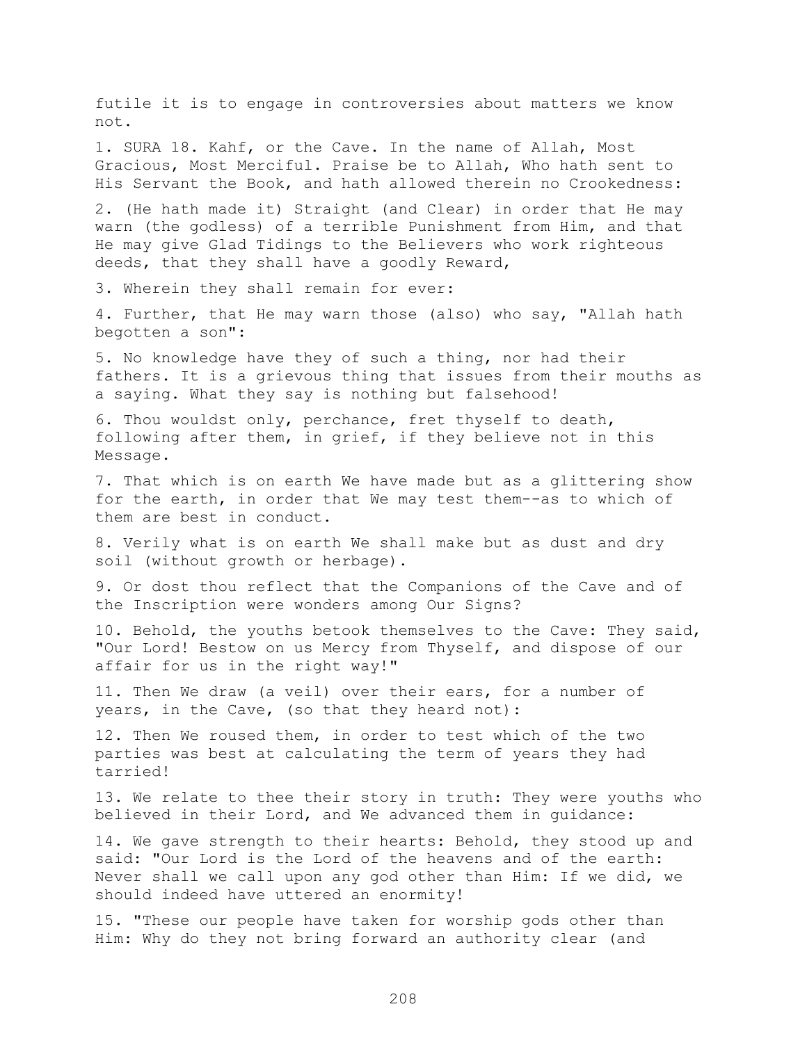futile it is to engage in controversies about matters we know not.

1. SURA 18. Kahf, or the Cave. In the name of Allah, Most Gracious, Most Merciful. Praise be to Allah, Who hath sent to His Servant the Book, and hath allowed therein no Crookedness:

2. (He hath made it) Straight (and Clear) in order that He may warn (the godless) of a terrible Punishment from Him, and that He may give Glad Tidings to the Believers who work righteous deeds, that they shall have a goodly Reward,

3. Wherein they shall remain for ever:

4. Further, that He may warn those (also) who say, "Allah hath begotten a son":

5. No knowledge have they of such a thing, nor had their fathers. It is a grievous thing that issues from their mouths as a saying. What they say is nothing but falsehood!

6. Thou wouldst only, perchance, fret thyself to death, following after them, in grief, if they believe not in this Message.

7. That which is on earth We have made but as a glittering show for the earth, in order that We may test them--as to which of them are best in conduct.

8. Verily what is on earth We shall make but as dust and dry soil (without growth or herbage).

9. Or dost thou reflect that the Companions of the Cave and of the Inscription were wonders among Our Signs?

10. Behold, the youths betook themselves to the Cave: They said, "Our Lord! Bestow on us Mercy from Thyself, and dispose of our affair for us in the right way!"

11. Then We draw (a veil) over their ears, for a number of years, in the Cave, (so that they heard not):

12. Then We roused them, in order to test which of the two parties was best at calculating the term of years they had tarried!

13. We relate to thee their story in truth: They were youths who believed in their Lord, and We advanced them in guidance:

14. We gave strength to their hearts: Behold, they stood up and said: "Our Lord is the Lord of the heavens and of the earth: Never shall we call upon any god other than Him: If we did, we should indeed have uttered an enormity!

15. "These our people have taken for worship gods other than Him: Why do they not bring forward an authority clear (and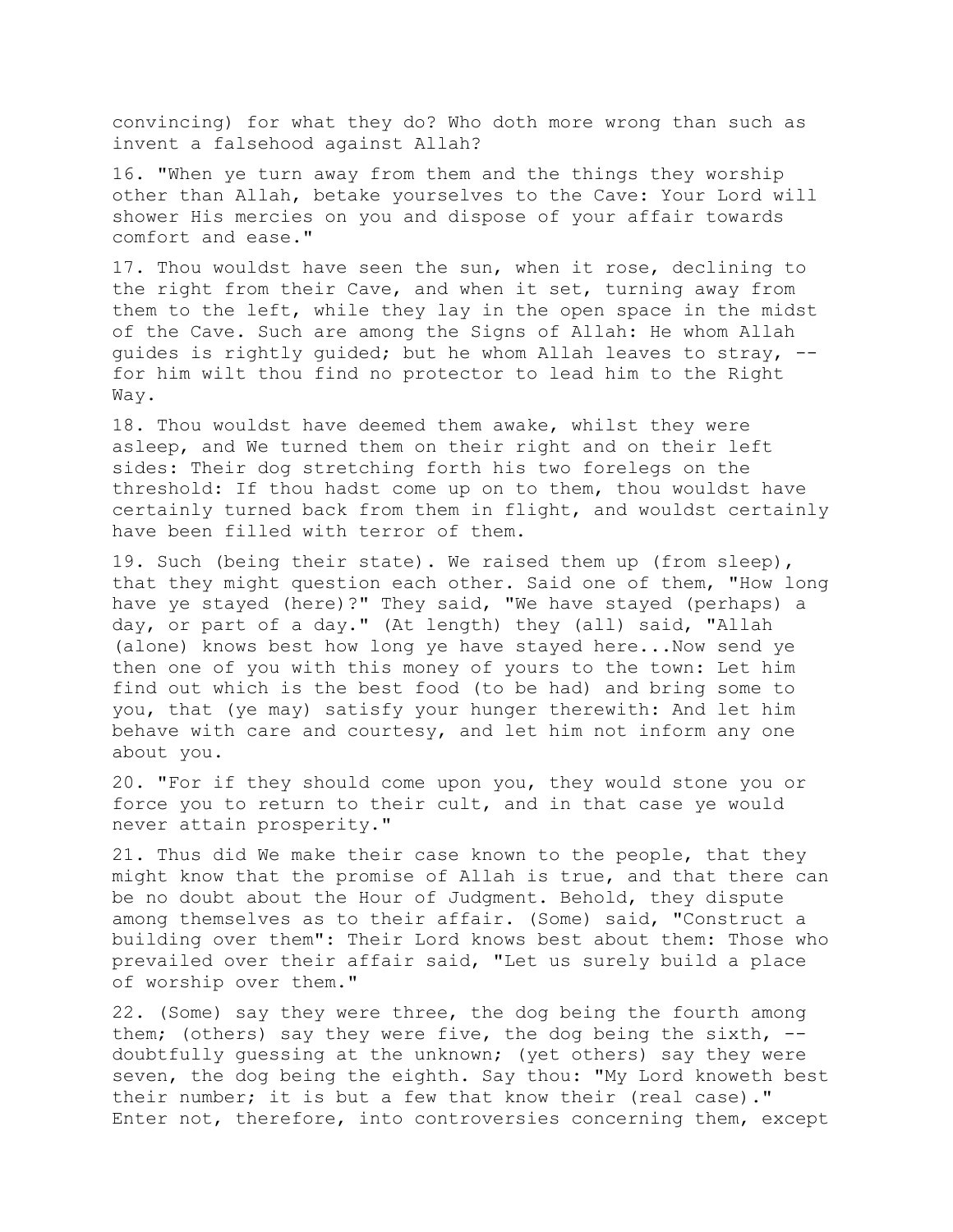convincing) for what they do? Who doth more wrong than such as invent a falsehood against Allah?

16. "When ye turn away from them and the things they worship other than Allah, betake yourselves to the Cave: Your Lord will shower His mercies on you and dispose of your affair towards comfort and ease."

17. Thou wouldst have seen the sun, when it rose, declining to the right from their Cave, and when it set, turning away from them to the left, while they lay in the open space in the midst of the Cave. Such are among the Signs of Allah: He whom Allah guides is rightly guided; but he whom Allah leaves to stray, -- for him wilt thou find no protector to lead him to the Right Way.

18. Thou wouldst have deemed them awake, whilst they were asleep, and We turned them on their right and on their left sides: Their dog stretching forth his two forelegs on the threshold: If thou hadst come up on to them, thou wouldst have certainly turned back from them in flight, and wouldst certainly have been filled with terror of them.

19. Such (being their state). We raised them up (from sleep), that they might question each other. Said one of them, "How long have ye stayed (here)?" They said, "We have stayed (perhaps) a day, or part of a day." (At length) they (all) said, "Allah (alone) knows best how long ye have stayed here...Now send ye then one of you with this money of yours to the town: Let him find out which is the best food (to be had) and bring some to you, that (ye may) satisfy your hunger therewith: And let him behave with care and courtesy, and let him not inform any one about you.

20. "For if they should come upon you, they would stone you or force you to return to their cult, and in that case ye would never attain prosperity."

21. Thus did We make their case known to the people, that they might know that the promise of Allah is true, and that there can be no doubt about the Hour of Judgment. Behold, they dispute among themselves as to their affair. (Some) said, "Construct a building over them": Their Lord knows best about them: Those who prevailed over their affair said, "Let us surely build a place of worship over them."

22. (Some) say they were three, the dog being the fourth among them; (others) say they were five, the dog being the sixth, -- doubtfully guessing at the unknown; (yet others) say they were seven, the dog being the eighth. Say thou: "My Lord knoweth best their number; it is but a few that know their (real case)." Enter not, therefore, into controversies concerning them, except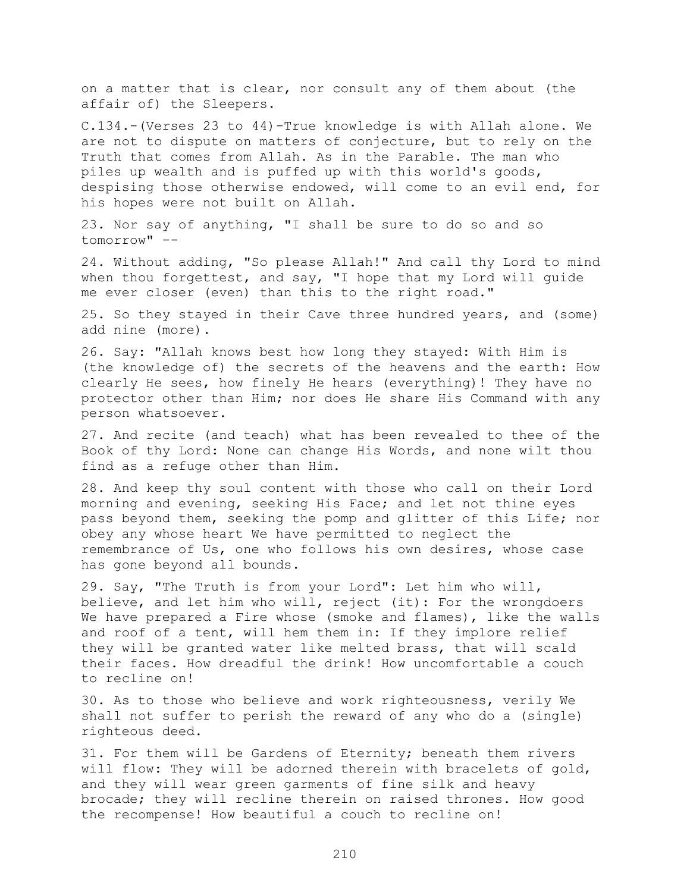on a matter that is clear, nor consult any of them about (the affair of) the Sleepers.

C.134.-(Verses 23 to 44)-True knowledge is with Allah alone. We are not to dispute on matters of conjecture, but to rely on the Truth that comes from Allah. As in the Parable. The man who piles up wealth and is puffed up with this world's goods, despising those otherwise endowed, will come to an evil end, for his hopes were not built on Allah.

23. Nor say of anything, "I shall be sure to do so and so tomorrow" --

24. Without adding, "So please Allah!" And call thy Lord to mind when thou forgettest, and say, "I hope that my Lord will guide me ever closer (even) than this to the right road."

25. So they stayed in their Cave three hundred years, and (some) add nine (more).

26. Say: "Allah knows best how long they stayed: With Him is (the knowledge of) the secrets of the heavens and the earth: How clearly He sees, how finely He hears (everything)! They have no protector other than Him; nor does He share His Command with any person whatsoever.

27. And recite (and teach) what has been revealed to thee of the Book of thy Lord: None can change His Words, and none wilt thou find as a refuge other than Him.

28. And keep thy soul content with those who call on their Lord morning and evening, seeking His Face; and let not thine eyes pass beyond them, seeking the pomp and glitter of this Life; nor obey any whose heart We have permitted to neglect the remembrance of Us, one who follows his own desires, whose case has gone beyond all bounds.

29. Say, "The Truth is from your Lord": Let him who will, believe, and let him who will, reject (it): For the wrongdoers We have prepared a Fire whose (smoke and flames), like the walls and roof of a tent, will hem them in: If they implore relief they will be granted water like melted brass, that will scald their faces. How dreadful the drink! How uncomfortable a couch to recline on!

30. As to those who believe and work righteousness, verily We shall not suffer to perish the reward of any who do a (single) righteous deed.

31. For them will be Gardens of Eternity; beneath them rivers will flow: They will be adorned therein with bracelets of gold, and they will wear green garments of fine silk and heavy brocade; they will recline therein on raised thrones. How good the recompense! How beautiful a couch to recline on!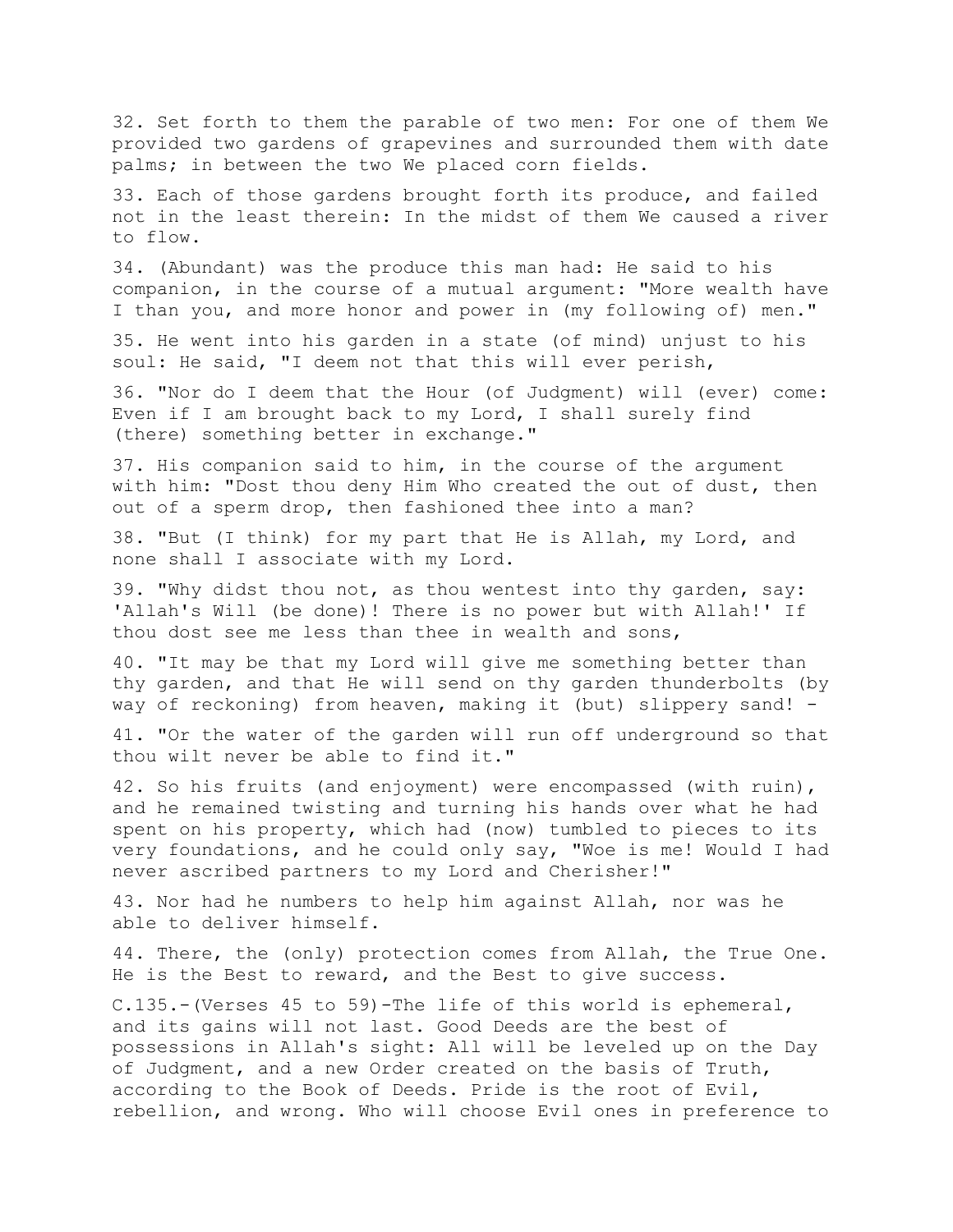32. Set forth to them the parable of two men: For one of them We provided two gardens of grapevines and surrounded them with date palms; in between the two We placed corn fields.

33. Each of those gardens brought forth its produce, and failed not in the least therein: In the midst of them We caused a river to flow.

34. (Abundant) was the produce this man had: He said to his companion, in the course of a mutual argument: "More wealth have I than you, and more honor and power in (my following of) men."

35. He went into his garden in a state (of mind) unjust to his soul: He said, "I deem not that this will ever perish,

36. "Nor do I deem that the Hour (of Judgment) will (ever) come: Even if I am brought back to my Lord, I shall surely find (there) something better in exchange."

37. His companion said to him, in the course of the argument with him: "Dost thou deny Him Who created the out of dust, then out of a sperm drop, then fashioned thee into a man?

38. "But (I think) for my part that He is Allah, my Lord, and none shall I associate with my Lord.

39. "Why didst thou not, as thou wentest into thy garden, say: 'Allah's Will (be done)! There is no power but with Allah!' If thou dost see me less than thee in wealth and sons,

40. "It may be that my Lord will give me something better than thy garden, and that He will send on thy garden thunderbolts (by way of reckoning) from heaven, making it (but) slippery sand! -

41. "Or the water of the garden will run off underground so that thou wilt never be able to find it."

42. So his fruits (and enjoyment) were encompassed (with ruin), and he remained twisting and turning his hands over what he had spent on his property, which had (now) tumbled to pieces to its very foundations, and he could only say, "Woe is me! Would I had never ascribed partners to my Lord and Cherisher!"

43. Nor had he numbers to help him against Allah, nor was he able to deliver himself.

44. There, the (only) protection comes from Allah, the True One. He is the Best to reward, and the Best to give success.

C.135.-(Verses 45 to 59)-The life of this world is ephemeral, and its gains will not last. Good Deeds are the best of possessions in Allah's sight: All will be leveled up on the Day of Judgment, and a new Order created on the basis of Truth, according to the Book of Deeds. Pride is the root of Evil, rebellion, and wrong. Who will choose Evil ones in preference to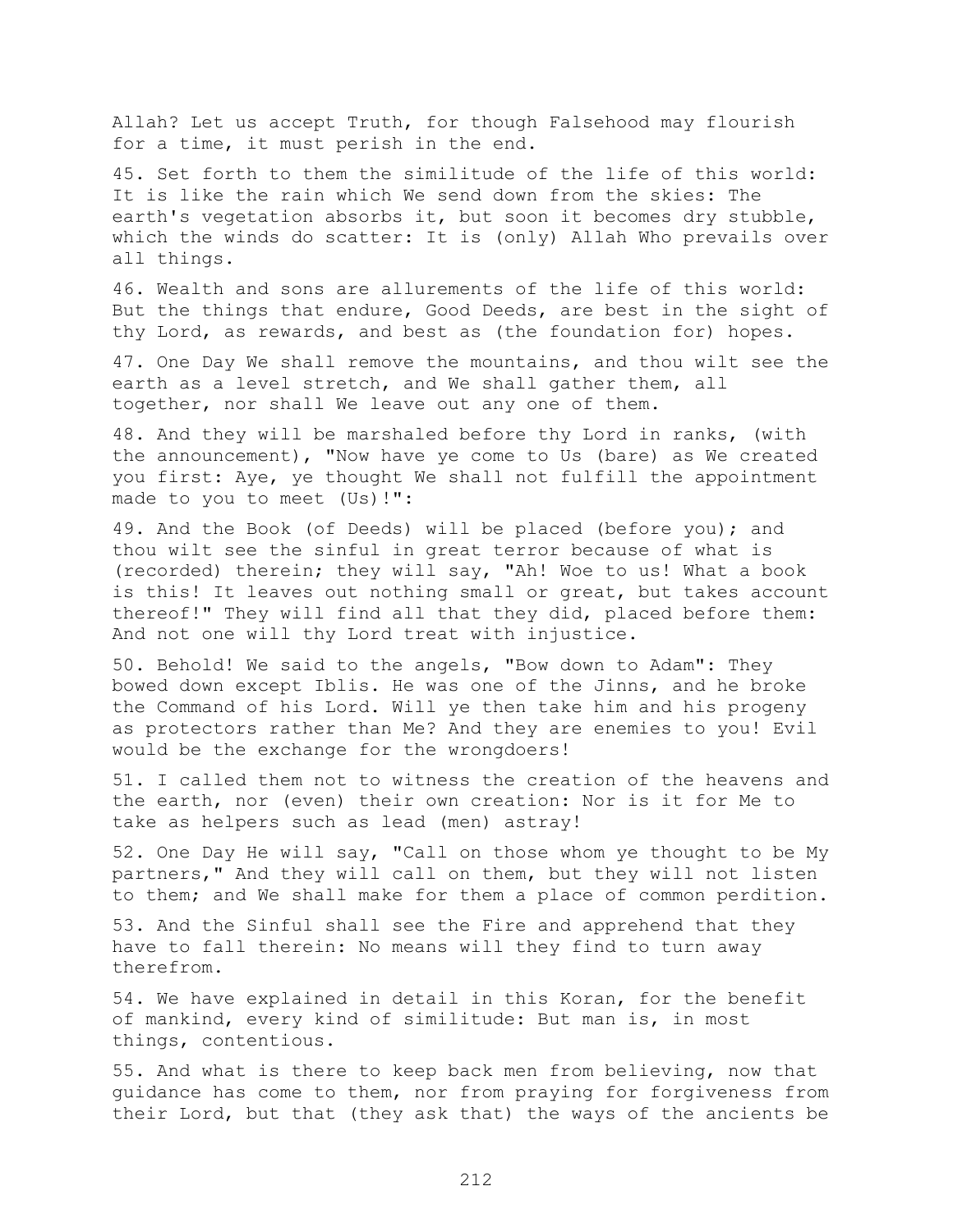Allah? Let us accept Truth, for though Falsehood may flourish for a time, it must perish in the end.

45. Set forth to them the similitude of the life of this world: It is like the rain which We send down from the skies: The earth's vegetation absorbs it, but soon it becomes dry stubble, which the winds do scatter: It is (only) Allah Who prevails over all things.

46. Wealth and sons are allurements of the life of this world: But the things that endure, Good Deeds, are best in the sight of thy Lord, as rewards, and best as (the foundation for) hopes.

47. One Day We shall remove the mountains, and thou wilt see the earth as a level stretch, and We shall gather them, all together, nor shall We leave out any one of them.

48. And they will be marshaled before thy Lord in ranks, (with the announcement), "Now have ye come to Us (bare) as We created you first: Aye, ye thought We shall not fulfill the appointment made to you to meet (Us)!":

49. And the Book (of Deeds) will be placed (before you); and thou wilt see the sinful in great terror because of what is (recorded) therein; they will say, "Ah! Woe to us! What a book is this! It leaves out nothing small or great, but takes account thereof!" They will find all that they did, placed before them: And not one will thy Lord treat with injustice.

50. Behold! We said to the angels, "Bow down to Adam": They bowed down except Iblis. He was one of the Jinns, and he broke the Command of his Lord. Will ye then take him and his progeny as protectors rather than Me? And they are enemies to you! Evil would be the exchange for the wrongdoers!

51. I called them not to witness the creation of the heavens and the earth, nor (even) their own creation: Nor is it for Me to take as helpers such as lead (men) astray!

52. One Day He will say, "Call on those whom ye thought to be My partners," And they will call on them, but they will not listen to them; and We shall make for them a place of common perdition.

53. And the Sinful shall see the Fire and apprehend that they have to fall therein: No means will they find to turn away therefrom.

54. We have explained in detail in this Koran, for the benefit of mankind, every kind of similitude: But man is, in most things, contentious.

55. And what is there to keep back men from believing, now that guidance has come to them, nor from praying for forgiveness from their Lord, but that (they ask that) the ways of the ancients be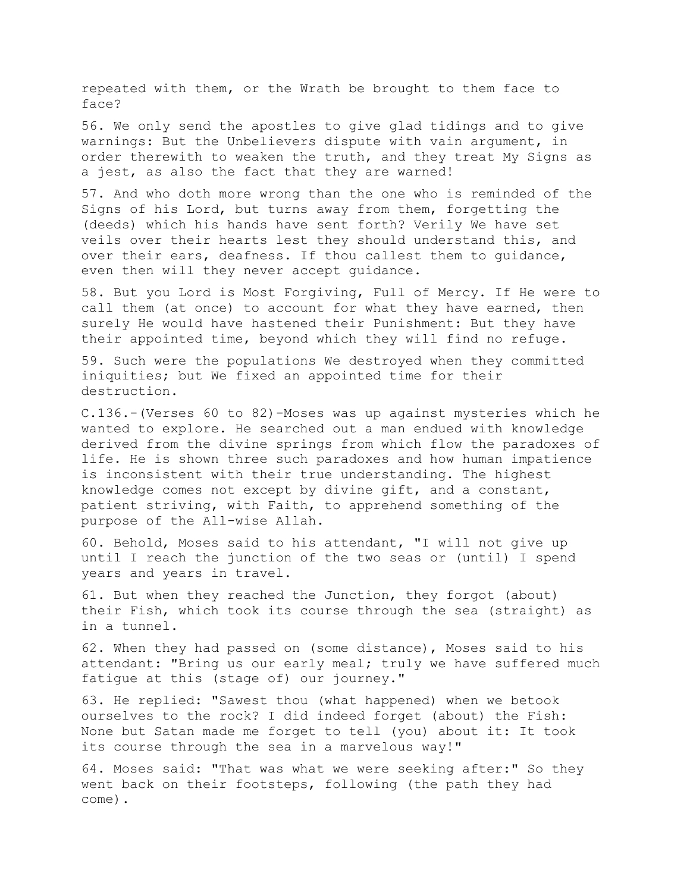repeated with them, or the Wrath be brought to them face to face?

56. We only send the apostles to give glad tidings and to give warnings: But the Unbelievers dispute with vain argument, in order therewith to weaken the truth, and they treat My Signs as a jest, as also the fact that they are warned!

57. And who doth more wrong than the one who is reminded of the Signs of his Lord, but turns away from them, forgetting the (deeds) which his hands have sent forth? Verily We have set veils over their hearts lest they should understand this, and over their ears, deafness. If thou callest them to guidance, even then will they never accept guidance.

58. But you Lord is Most Forgiving, Full of Mercy. If He were to call them (at once) to account for what they have earned, then surely He would have hastened their Punishment: But they have their appointed time, beyond which they will find no refuge.

59. Such were the populations We destroyed when they committed iniquities; but We fixed an appointed time for their destruction.

C.136.-(Verses 60 to 82)-Moses was up against mysteries which he wanted to explore. He searched out a man endued with knowledge derived from the divine springs from which flow the paradoxes of life. He is shown three such paradoxes and how human impatience is inconsistent with their true understanding. The highest knowledge comes not except by divine gift, and a constant, patient striving, with Faith, to apprehend something of the purpose of the All-wise Allah.

60. Behold, Moses said to his attendant, "I will not give up until I reach the junction of the two seas or (until) I spend years and years in travel.

61. But when they reached the Junction, they forgot (about) their Fish, which took its course through the sea (straight) as in a tunnel.

62. When they had passed on (some distance), Moses said to his attendant: "Bring us our early meal; truly we have suffered much fatigue at this (stage of) our journey."

63. He replied: "Sawest thou (what happened) when we betook ourselves to the rock? I did indeed forget (about) the Fish: None but Satan made me forget to tell (you) about it: It took its course through the sea in a marvelous way!"

64. Moses said: "That was what we were seeking after:" So they went back on their footsteps, following (the path they had come).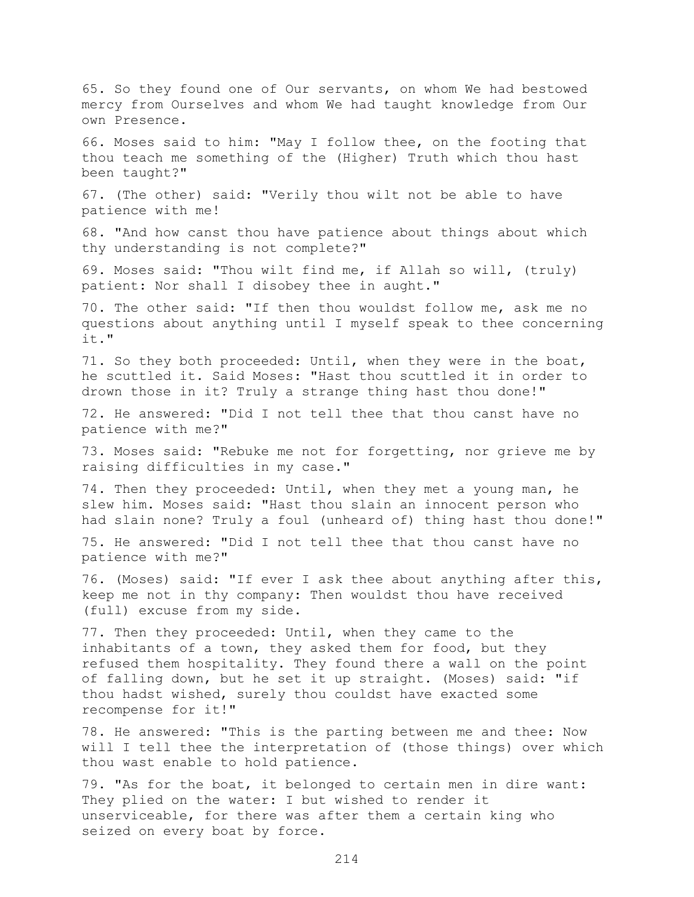65. So they found one of Our servants, on whom We had bestowed mercy from Ourselves and whom We had taught knowledge from Our own Presence.

66. Moses said to him: "May I follow thee, on the footing that thou teach me something of the (Higher) Truth which thou hast been taught?"

67. (The other) said: "Verily thou wilt not be able to have patience with me!

68. "And how canst thou have patience about things about which thy understanding is not complete?"

69. Moses said: "Thou wilt find me, if Allah so will, (truly) patient: Nor shall I disobey thee in aught."

70. The other said: "If then thou wouldst follow me, ask me no questions about anything until I myself speak to thee concerning it."

71. So they both proceeded: Until, when they were in the boat, he scuttled it. Said Moses: "Hast thou scuttled it in order to drown those in it? Truly a strange thing hast thou done!"

72. He answered: "Did I not tell thee that thou canst have no patience with me?"

73. Moses said: "Rebuke me not for forgetting, nor grieve me by raising difficulties in my case."

74. Then they proceeded: Until, when they met a young man, he slew him. Moses said: "Hast thou slain an innocent person who had slain none? Truly a foul (unheard of) thing hast thou done!"

75. He answered: "Did I not tell thee that thou canst have no patience with me?"

76. (Moses) said: "If ever I ask thee about anything after this, keep me not in thy company: Then wouldst thou have received (full) excuse from my side.

77. Then they proceeded: Until, when they came to the inhabitants of a town, they asked them for food, but they refused them hospitality. They found there a wall on the point of falling down, but he set it up straight. (Moses) said: "if thou hadst wished, surely thou couldst have exacted some recompense for it!"

78. He answered: "This is the parting between me and thee: Now will I tell thee the interpretation of (those things) over which thou wast enable to hold patience.

79. "As for the boat, it belonged to certain men in dire want: They plied on the water: I but wished to render it unserviceable, for there was after them a certain king who seized on every boat by force.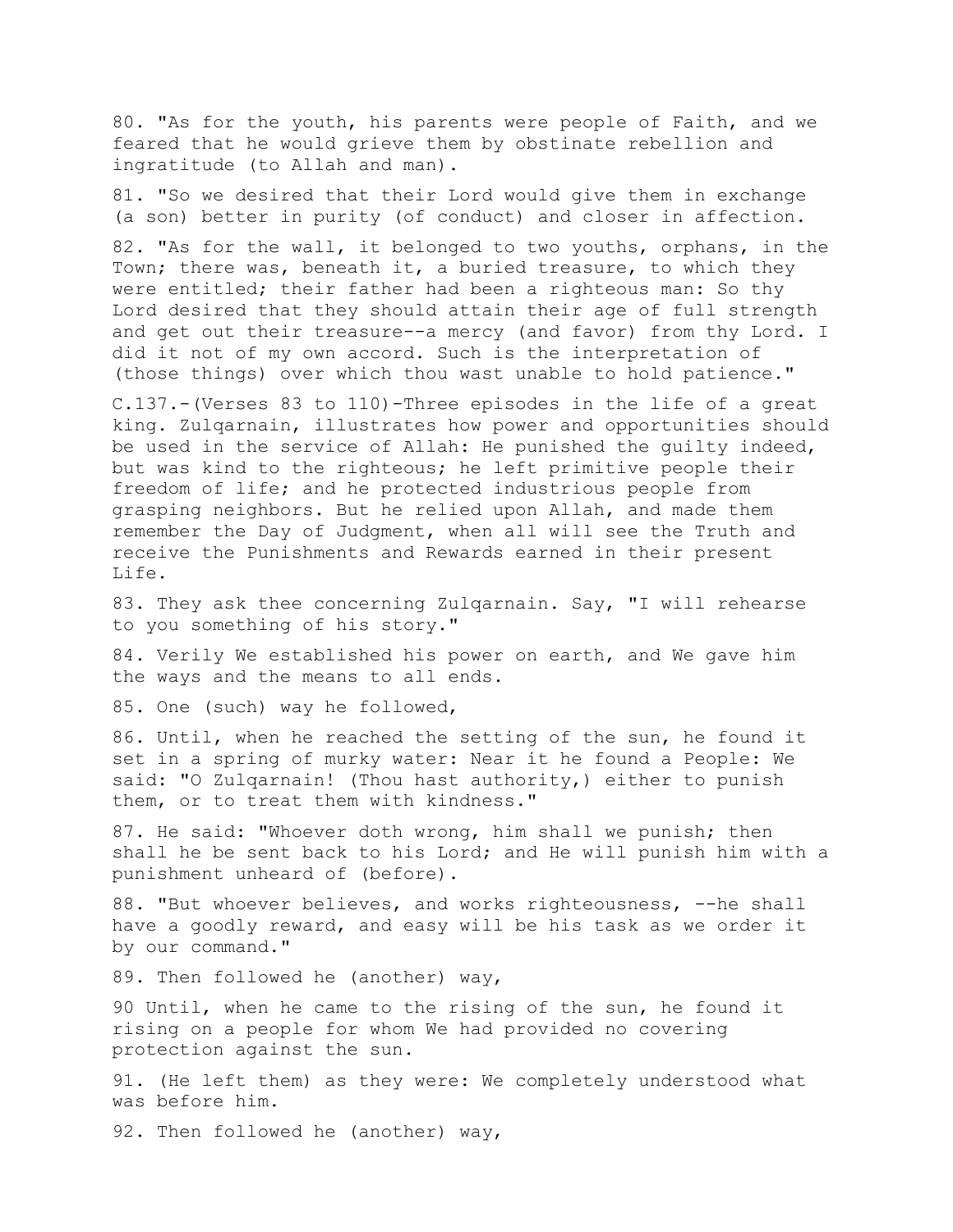80. "As for the youth, his parents were people of Faith, and we feared that he would grieve them by obstinate rebellion and ingratitude (to Allah and man).

81. "So we desired that their Lord would give them in exchange (a son) better in purity (of conduct) and closer in affection.

82. "As for the wall, it belonged to two youths, orphans, in the Town; there was, beneath it, a buried treasure, to which they were entitled; their father had been a righteous man: So thy Lord desired that they should attain their age of full strength and get out their treasure--a mercy (and favor) from thy Lord. I did it not of my own accord. Such is the interpretation of (those things) over which thou wast unable to hold patience."

C.137.-(Verses 83 to 110)-Three episodes in the life of a great king. Zulqarnain, illustrates how power and opportunities should be used in the service of Allah: He punished the guilty indeed, but was kind to the righteous; he left primitive people their freedom of life; and he protected industrious people from grasping neighbors. But he relied upon Allah, and made them remember the Day of Judgment, when all will see the Truth and receive the Punishments and Rewards earned in their present Life.

83. They ask thee concerning Zulqarnain. Say, "I will rehearse to you something of his story."

84. Verily We established his power on earth, and We gave him the ways and the means to all ends.

85. One (such) way he followed,

86. Until, when he reached the setting of the sun, he found it set in a spring of murky water: Near it he found a People: We said: "O Zulqarnain! (Thou hast authority,) either to punish them, or to treat them with kindness."

87. He said: "Whoever doth wrong, him shall we punish; then shall he be sent back to his Lord; and He will punish him with a punishment unheard of (before).

88. "But whoever believes, and works righteousness, --he shall have a goodly reward, and easy will be his task as we order it by our command."

89. Then followed he (another) way,

90 Until, when he came to the rising of the sun, he found it rising on a people for whom We had provided no covering protection against the sun.

91. (He left them) as they were: We completely understood what was before him.

92. Then followed he (another) way,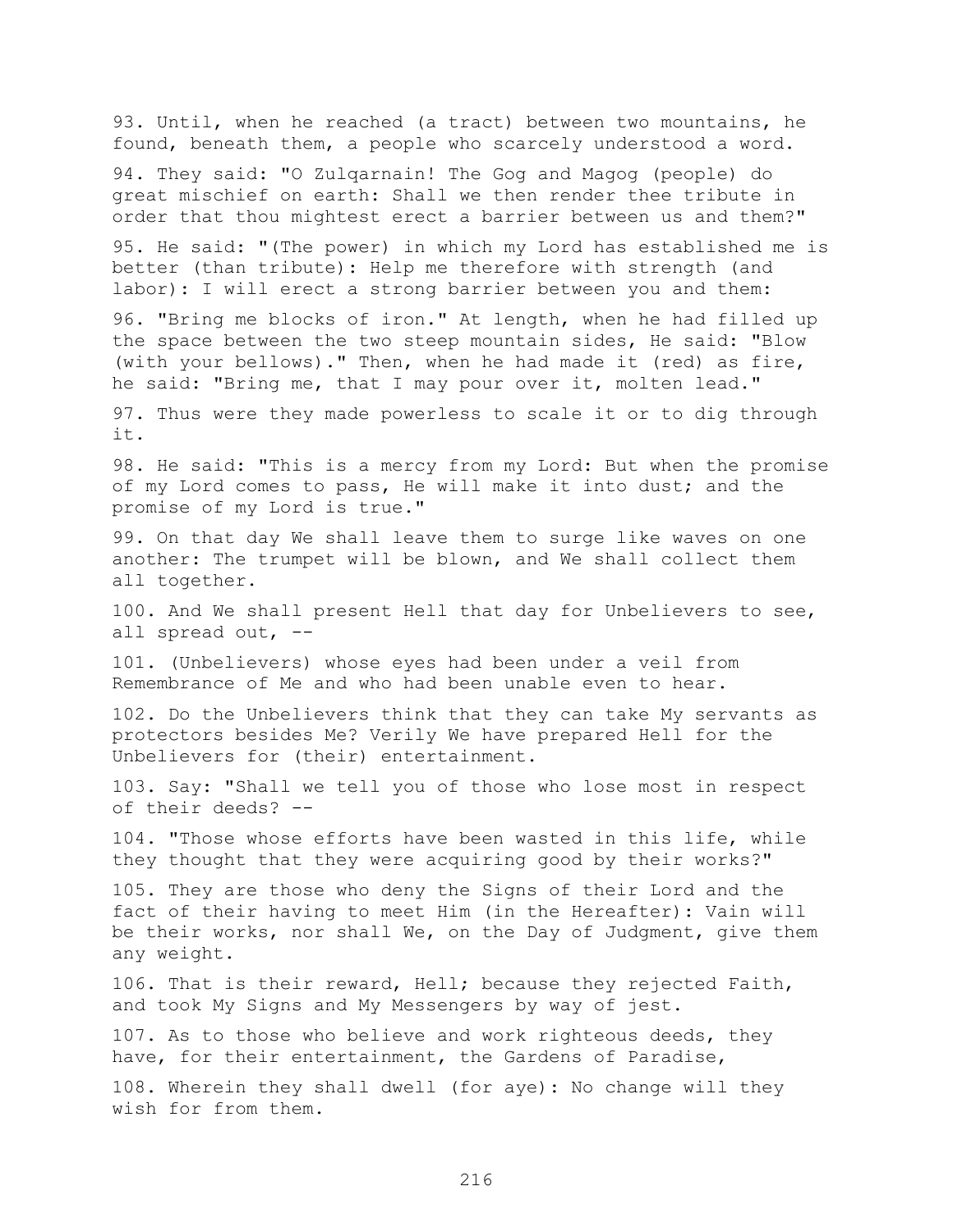93. Until, when he reached (a tract) between two mountains, he found, beneath them, a people who scarcely understood a word.

94. They said: "O Zulqarnain! The Gog and Magog (people) do great mischief on earth: Shall we then render thee tribute in order that thou mightest erect a barrier between us and them?"

95. He said: "(The power) in which my Lord has established me is better (than tribute): Help me therefore with strength (and labor): I will erect a strong barrier between you and them:

96. "Bring me blocks of iron." At length, when he had filled up the space between the two steep mountain sides, He said: "Blow (with your bellows)." Then, when he had made it (red) as fire, he said: "Bring me, that I may pour over it, molten lead."

97. Thus were they made powerless to scale it or to dig through it.

98. He said: "This is a mercy from my Lord: But when the promise of my Lord comes to pass, He will make it into dust; and the promise of my Lord is true."

99. On that day We shall leave them to surge like waves on one another: The trumpet will be blown, and We shall collect them all together.

100. And We shall present Hell that day for Unbelievers to see, all spread out, --

101. (Unbelievers) whose eyes had been under a veil from Remembrance of Me and who had been unable even to hear.

102. Do the Unbelievers think that they can take My servants as protectors besides Me? Verily We have prepared Hell for the Unbelievers for (their) entertainment.

103. Say: "Shall we tell you of those who lose most in respect of their deeds? --

104. "Those whose efforts have been wasted in this life, while they thought that they were acquiring good by their works?"

105. They are those who deny the Signs of their Lord and the fact of their having to meet Him (in the Hereafter): Vain will be their works, nor shall We, on the Day of Judgment, give them any weight.

106. That is their reward, Hell; because they rejected Faith, and took My Signs and My Messengers by way of jest.

107. As to those who believe and work righteous deeds, they have, for their entertainment, the Gardens of Paradise,

108. Wherein they shall dwell (for aye): No change will they wish for from them.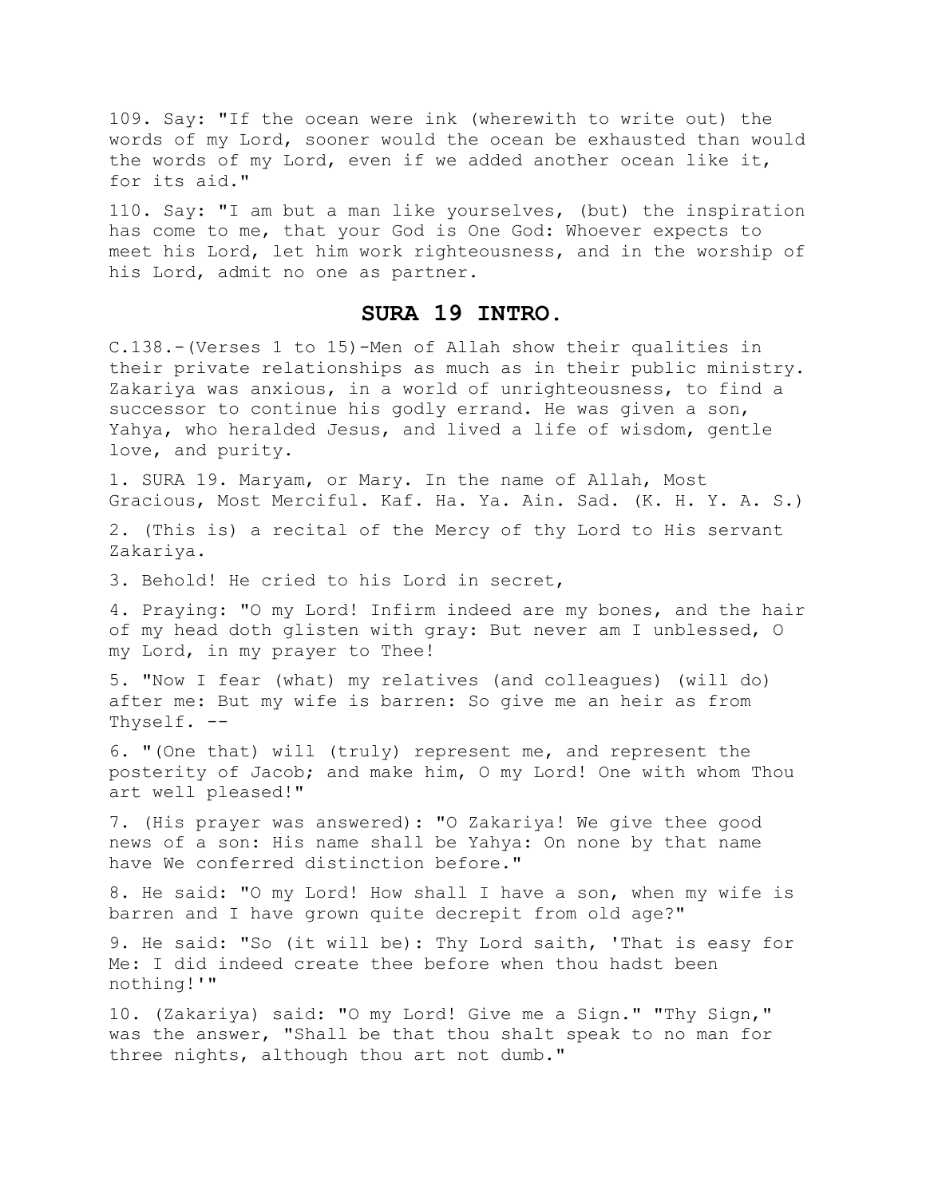109. Say: "If the ocean were ink (wherewith to write out) the words of my Lord, sooner would the ocean be exhausted than would the words of my Lord, even if we added another ocean like it, for its aid."

110. Say: "I am but a man like yourselves, (but) the inspiration has come to me, that your God is One God: Whoever expects to meet his Lord, let him work righteousness, and in the worship of his Lord, admit no one as partner.

## SURA 19 INTRO.

C.138.-(Verses 1 to 15)-Men of Allah show their qualities in their private relationships as much as in their public ministry. Zakariya was anxious, in a world of unrighteousness, to find a successor to continue his godly errand. He was given a son, Yahya, who heralded Jesus, and lived a life of wisdom, gentle love, and purity.

1. SURA 19. Maryam, or Mary. In the name of Allah, Most Gracious, Most Merciful. Kaf. Ha. Ya. Ain. Sad. (K. H. Y. A. S.)

2. (This is) a recital of the Mercy of thy Lord to His servant Zakariya.

3. Behold! He cried to his Lord in secret,

4. Praying: "O my Lord! Infirm indeed are my bones, and the hair of my head doth glisten with gray: But never am I unblessed, O my Lord, in my prayer to Thee!

5. "Now I fear (what) my relatives (and colleagues) (will do) after me: But my wife is barren: So give me an heir as from Thyself. --

6. "(One that) will (truly) represent me, and represent the posterity of Jacob; and make him, O my Lord! One with whom Thou art well pleased!"

7. (His prayer was answered): "O Zakariya! We give thee good news of a son: His name shall be Yahya: On none by that name have We conferred distinction before."

8. He said: "O my Lord! How shall I have a son, when my wife is barren and I have grown quite decrepit from old age?"

9. He said: "So (it will be): Thy Lord saith, 'That is easy for Me: I did indeed create thee before when thou hadst been nothing!'"

10. (Zakariya) said: "O my Lord! Give me a Sign." "Thy Sign," was the answer, "Shall be that thou shalt speak to no man for three nights, although thou art not dumb."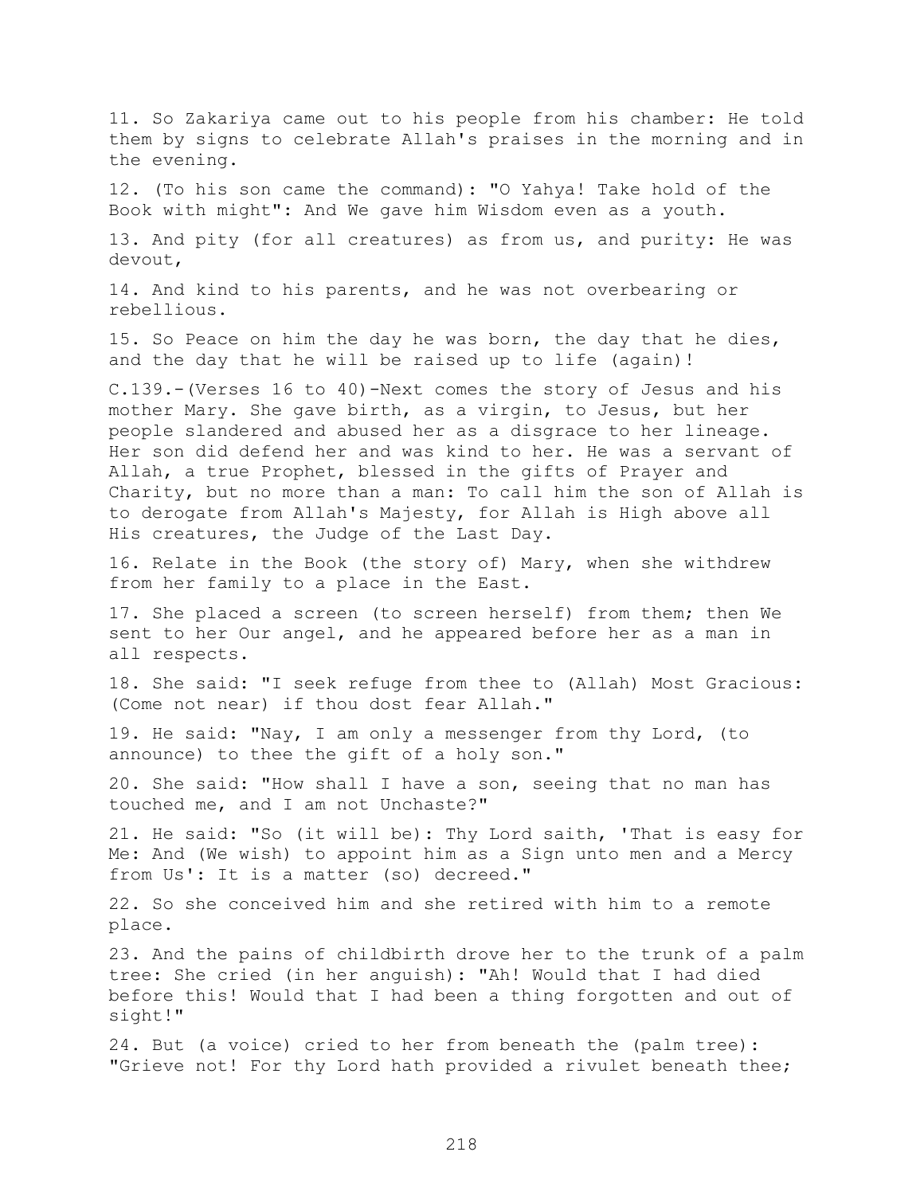11. So Zakariya came out to his people from his chamber: He told them by signs to celebrate Allah's praises in the morning and in the evening.

12. (To his son came the command): "O Yahya! Take hold of the Book with might": And We gave him Wisdom even as a youth.

13. And pity (for all creatures) as from us, and purity: He was devout,

14. And kind to his parents, and he was not overbearing or rebellious.

15. So Peace on him the day he was born, the day that he dies, and the day that he will be raised up to life (again)!

C.139.-(Verses 16 to 40)-Next comes the story of Jesus and his mother Mary. She gave birth, as a virgin, to Jesus, but her people slandered and abused her as a disgrace to her lineage. Her son did defend her and was kind to her. He was a servant of Allah, a true Prophet, blessed in the gifts of Prayer and Charity, but no more than a man: To call him the son of Allah is to derogate from Allah's Majesty, for Allah is High above all His creatures, the Judge of the Last Day.

16. Relate in the Book (the story of) Mary, when she withdrew from her family to a place in the East.

17. She placed a screen (to screen herself) from them; then We sent to her Our angel, and he appeared before her as a man in all respects.

18. She said: "I seek refuge from thee to (Allah) Most Gracious: (Come not near) if thou dost fear Allah."

19. He said: "Nay, I am only a messenger from thy Lord, (to announce) to thee the gift of a holy son."

20. She said: "How shall I have a son, seeing that no man has touched me, and I am not Unchaste?"

21. He said: "So (it will be): Thy Lord saith, 'That is easy for Me: And (We wish) to appoint him as a Sign unto men and a Mercy from Us': It is a matter (so) decreed."

22. So she conceived him and she retired with him to a remote place.

23. And the pains of childbirth drove her to the trunk of a palm tree: She cried (in her anguish): "Ah! Would that I had died before this! Would that I had been a thing forgotten and out of sight!"

24. But (a voice) cried to her from beneath the (palm tree): "Grieve not! For thy Lord hath provided a rivulet beneath thee;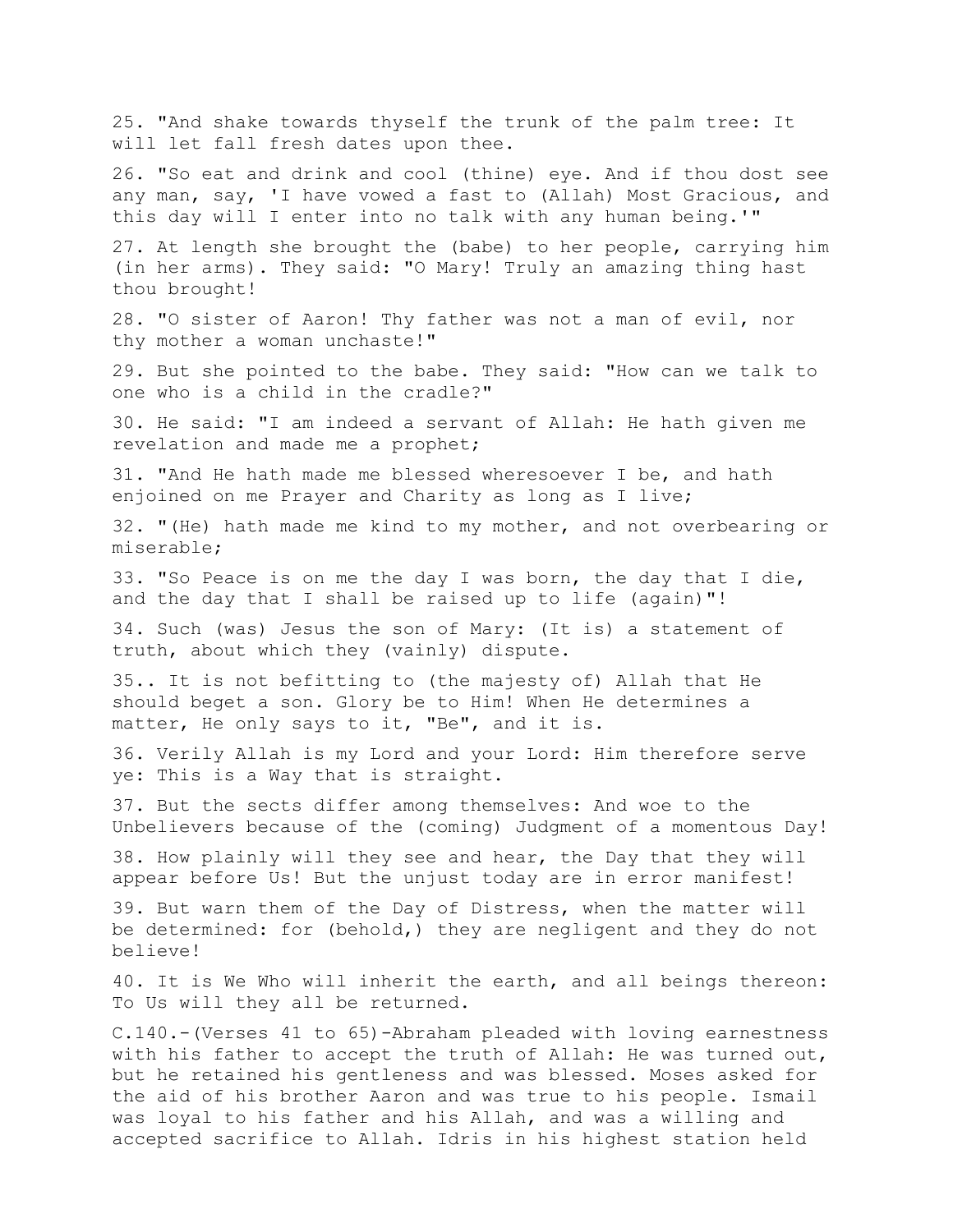25. "And shake towards thyself the trunk of the palm tree: It will let fall fresh dates upon thee.

26. "So eat and drink and cool (thine) eye. And if thou dost see any man, say, 'I have vowed a fast to (Allah) Most Gracious, and this day will I enter into no talk with any human being.'"

27. At length she brought the (babe) to her people, carrying him (in her arms). They said: "O Mary! Truly an amazing thing hast thou brought!

28. "O sister of Aaron! Thy father was not a man of evil, nor thy mother a woman unchaste!"

29. But she pointed to the babe. They said: "How can we talk to one who is a child in the cradle?"

30. He said: "I am indeed a servant of Allah: He hath given me revelation and made me a prophet;

31. "And He hath made me blessed wheresoever I be, and hath enjoined on me Prayer and Charity as long as I live;

32. "(He) hath made me kind to my mother, and not overbearing or miserable;

33. "So Peace is on me the day I was born, the day that I die, and the day that I shall be raised up to life (again)"!

34. Such (was) Jesus the son of Mary: (It is) a statement of truth, about which they (vainly) dispute.

35.. It is not befitting to (the majesty of) Allah that He should beget a son. Glory be to Him! When He determines a matter, He only says to it, "Be", and it is.

36. Verily Allah is my Lord and your Lord: Him therefore serve ye: This is a Way that is straight.

37. But the sects differ among themselves: And woe to the Unbelievers because of the (coming) Judgment of a momentous Day!

38. How plainly will they see and hear, the Day that they will appear before Us! But the unjust today are in error manifest!

39. But warn them of the Day of Distress, when the matter will be determined: for (behold,) they are negligent and they do not believe!

40. It is We Who will inherit the earth, and all beings thereon: To Us will they all be returned.

C.140.-(Verses 41 to 65)-Abraham pleaded with loving earnestness with his father to accept the truth of Allah: He was turned out, but he retained his gentleness and was blessed. Moses asked for the aid of his brother Aaron and was true to his people. Ismail was loyal to his father and his Allah, and was a willing and accepted sacrifice to Allah. Idris in his highest station held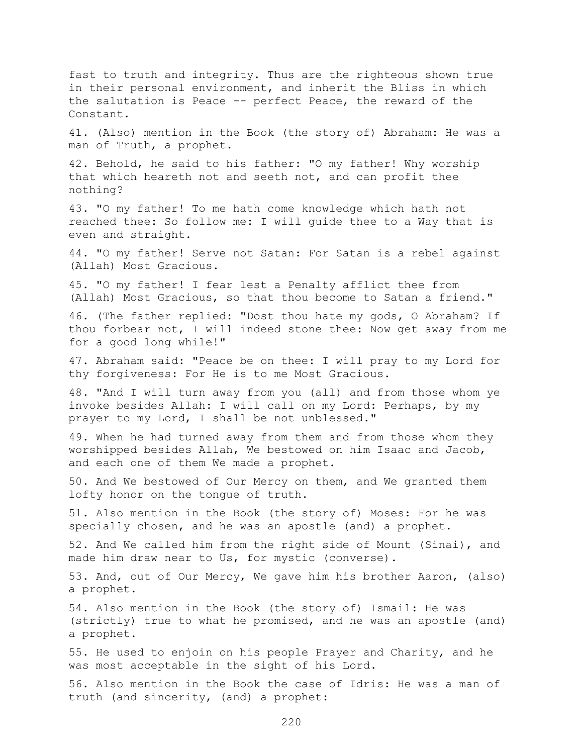fast to truth and integrity. Thus are the righteous shown true in their personal environment, and inherit the Bliss in which the salutation is Peace -- perfect Peace, the reward of the Constant.

41. (Also) mention in the Book (the story of) Abraham: He was a man of Truth, a prophet.

42. Behold, he said to his father: "O my father! Why worship that which heareth not and seeth not, and can profit thee nothing?

43. "O my father! To me hath come knowledge which hath not reached thee: So follow me: I will guide thee to a Way that is even and straight.

44. "O my father! Serve not Satan: For Satan is a rebel against (Allah) Most Gracious.

45. "O my father! I fear lest a Penalty afflict thee from (Allah) Most Gracious, so that thou become to Satan a friend."

46. (The father replied: "Dost thou hate my gods, O Abraham? If thou forbear not, I will indeed stone thee: Now get away from me for a good long while!"

47. Abraham said: "Peace be on thee: I will pray to my Lord for thy forgiveness: For He is to me Most Gracious.

48. "And I will turn away from you (all) and from those whom ye invoke besides Allah: I will call on my Lord: Perhaps, by my prayer to my Lord, I shall be not unblessed."

49. When he had turned away from them and from those whom they worshipped besides Allah, We bestowed on him Isaac and Jacob, and each one of them We made a prophet.

50. And We bestowed of Our Mercy on them, and We granted them lofty honor on the tongue of truth.

51. Also mention in the Book (the story of) Moses: For he was specially chosen, and he was an apostle (and) a prophet.

52. And We called him from the right side of Mount (Sinai), and made him draw near to Us, for mystic (converse).

53. And, out of Our Mercy, We gave him his brother Aaron, (also) a prophet.

54. Also mention in the Book (the story of) Ismail: He was (strictly) true to what he promised, and he was an apostle (and) a prophet.

55. He used to enjoin on his people Prayer and Charity, and he was most acceptable in the sight of his Lord.

56. Also mention in the Book the case of Idris: He was a man of truth (and sincerity, (and) a prophet: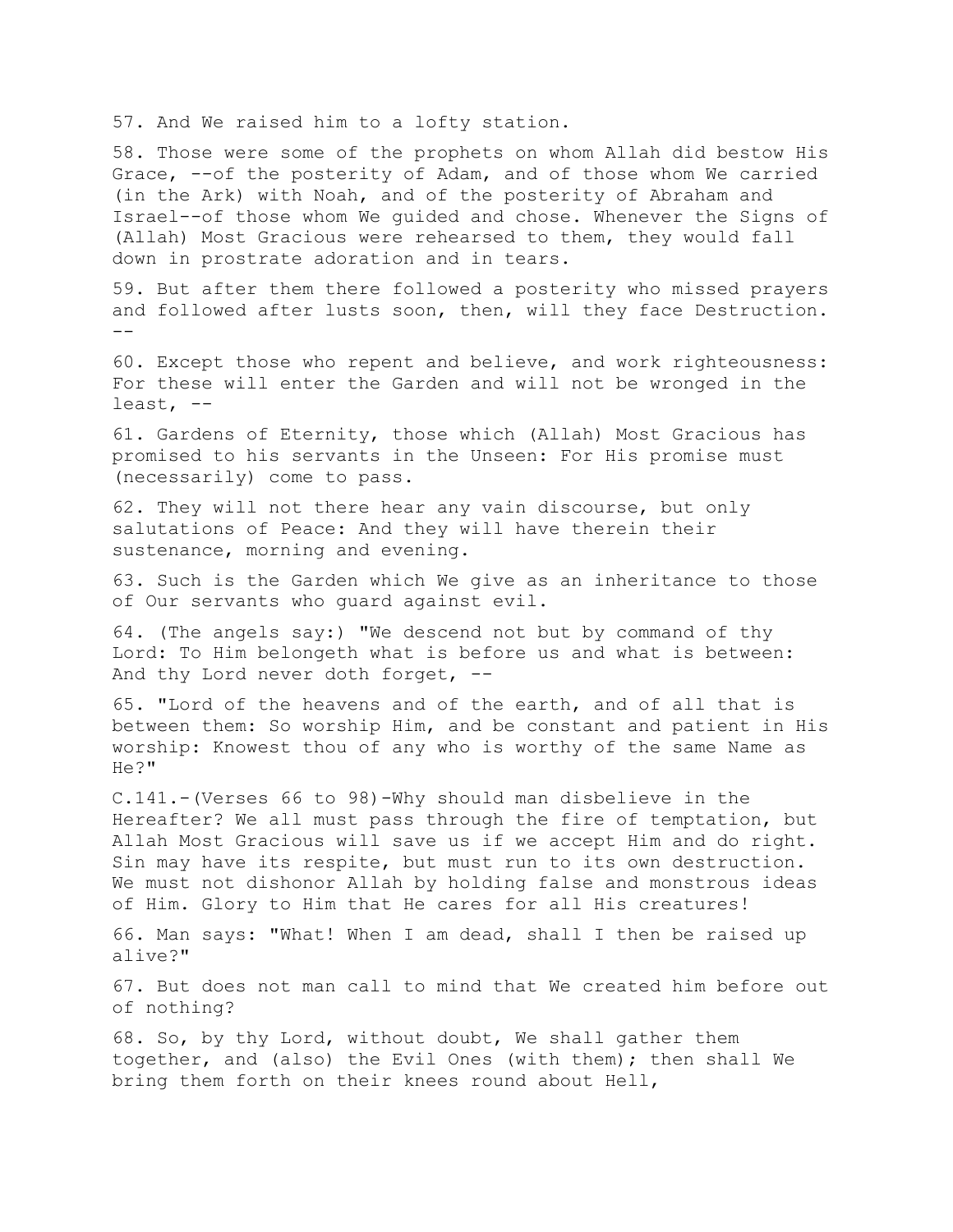57. And We raised him to a lofty station.

58. Those were some of the prophets on whom Allah did bestow His Grace, --of the posterity of Adam, and of those whom We carried (in the Ark) with Noah, and of the posterity of Abraham and Israel--of those whom We guided and chose. Whenever the Signs of (Allah) Most Gracious were rehearsed to them, they would fall down in prostrate adoration and in tears.

59. But after them there followed a posterity who missed prayers and followed after lusts soon, then, will they face Destruction. --

60. Except those who repent and believe, and work righteousness: For these will enter the Garden and will not be wronged in the least, --

61. Gardens of Eternity, those which (Allah) Most Gracious has promised to his servants in the Unseen: For His promise must (necessarily) come to pass.

62. They will not there hear any vain discourse, but only salutations of Peace: And they will have therein their sustenance, morning and evening.

63. Such is the Garden which We give as an inheritance to those of Our servants who guard against evil.

64. (The angels say:) "We descend not but by command of thy Lord: To Him belongeth what is before us and what is between: And thy Lord never doth forget, --

65. "Lord of the heavens and of the earth, and of all that is between them: So worship Him, and be constant and patient in His worship: Knowest thou of any who is worthy of the same Name as He?"

C.141.-(Verses 66 to 98)-Why should man disbelieve in the Hereafter? We all must pass through the fire of temptation, but Allah Most Gracious will save us if we accept Him and do right. Sin may have its respite, but must run to its own destruction. We must not dishonor Allah by holding false and monstrous ideas of Him. Glory to Him that He cares for all His creatures!

66. Man says: "What! When I am dead, shall I then be raised up alive?"

67. But does not man call to mind that We created him before out of nothing?

68. So, by thy Lord, without doubt, We shall gather them together, and (also) the Evil Ones (with them); then shall We bring them forth on their knees round about Hell,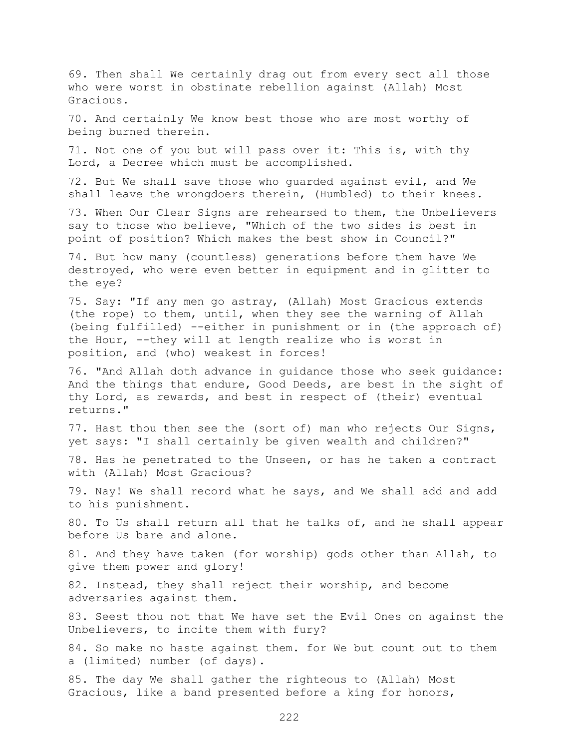69. Then shall We certainly drag out from every sect all those who were worst in obstinate rebellion against (Allah) Most Gracious.

70. And certainly We know best those who are most worthy of being burned therein.

71. Not one of you but will pass over it: This is, with thy Lord, a Decree which must be accomplished.

72. But We shall save those who guarded against evil, and We shall leave the wrongdoers therein, (Humbled) to their knees.

73. When Our Clear Signs are rehearsed to them, the Unbelievers say to those who believe, "Which of the two sides is best in point of position? Which makes the best show in Council?"

74. But how many (countless) generations before them have We destroyed, who were even better in equipment and in glitter to the eye?

75. Say: "If any men go astray, (Allah) Most Gracious extends (the rope) to them, until, when they see the warning of Allah (being fulfilled) --either in punishment or in (the approach of) the Hour, --they will at length realize who is worst in position, and (who) weakest in forces!

76. "And Allah doth advance in guidance those who seek guidance: And the things that endure, Good Deeds, are best in the sight of thy Lord, as rewards, and best in respect of (their) eventual returns."

77. Hast thou then see the (sort of) man who rejects Our Signs, yet says: "I shall certainly be given wealth and children?"

78. Has he penetrated to the Unseen, or has he taken a contract with (Allah) Most Gracious?

79. Nay! We shall record what he says, and We shall add and add to his punishment.

80. To Us shall return all that he talks of, and he shall appear before Us bare and alone.

81. And they have taken (for worship) gods other than Allah, to give them power and glory!

82. Instead, they shall reject their worship, and become adversaries against them.

83. Seest thou not that We have set the Evil Ones on against the Unbelievers, to incite them with fury?

84. So make no haste against them. for We but count out to them a (limited) number (of days).

85. The day We shall gather the righteous to (Allah) Most Gracious, like a band presented before a king for honors,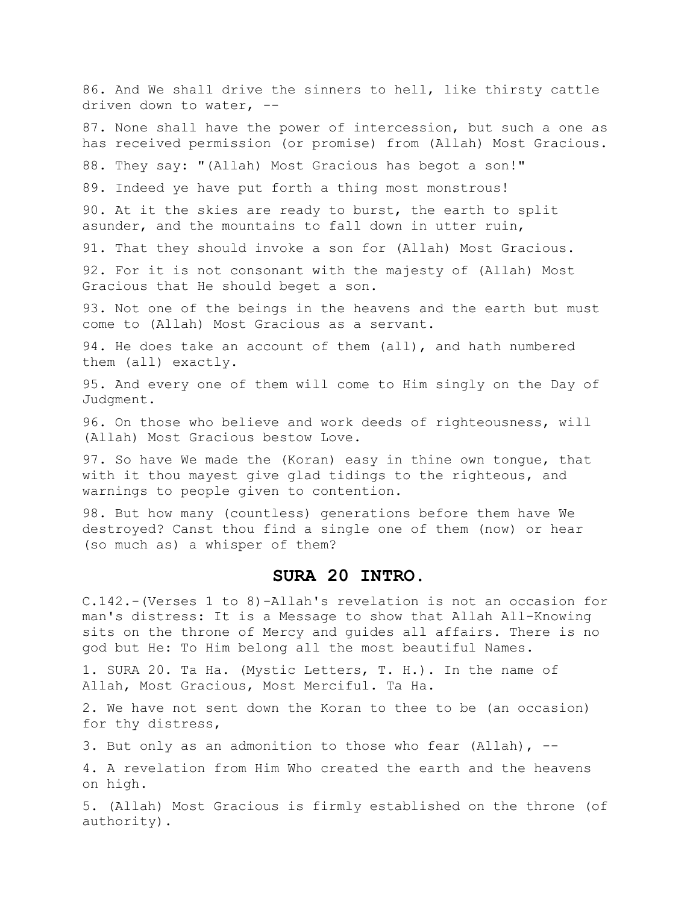86. And We shall drive the sinners to hell, like thirsty cattle driven down to water, --

87. None shall have the power of intercession, but such a one as has received permission (or promise) from (Allah) Most Gracious.

88. They say: "(Allah) Most Gracious has begot a son!"

89. Indeed ye have put forth a thing most monstrous!

90. At it the skies are ready to burst, the earth to split asunder, and the mountains to fall down in utter ruin,

91. That they should invoke a son for (Allah) Most Gracious.

92. For it is not consonant with the majesty of (Allah) Most Gracious that He should beget a son.

93. Not one of the beings in the heavens and the earth but must come to (Allah) Most Gracious as a servant.

94. He does take an account of them (all), and hath numbered them (all) exactly.

95. And every one of them will come to Him singly on the Day of Judgment.

96. On those who believe and work deeds of righteousness, will (Allah) Most Gracious bestow Love.

97. So have We made the (Koran) easy in thine own tongue, that with it thou mayest give glad tidings to the righteous, and warnings to people given to contention.

98. But how many (countless) generations before them have We destroyed? Canst thou find a single one of them (now) or hear (so much as) a whisper of them?

## SURA 20 INTRO.

C.142.-(Verses 1 to 8)-Allah's revelation is not an occasion for man's distress: It is a Message to show that Allah All-Knowing sits on the throne of Mercy and guides all affairs. There is no god but He: To Him belong all the most beautiful Names.

1. SURA 20. Ta Ha. (Mystic Letters, T. H.). In the name of Allah, Most Gracious, Most Merciful. Ta Ha.

2. We have not sent down the Koran to thee to be (an occasion) for thy distress,

3. But only as an admonition to those who fear (Allah), --

4. A revelation from Him Who created the earth and the heavens on high.

5. (Allah) Most Gracious is firmly established on the throne (of authority).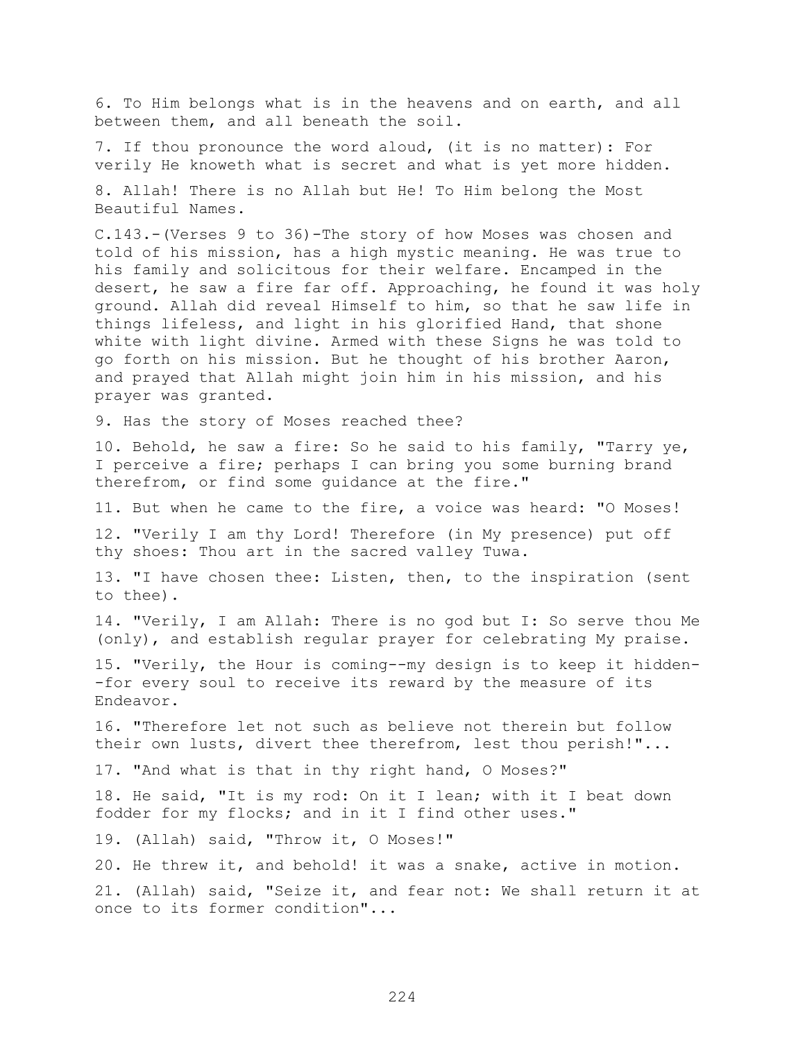6. To Him belongs what is in the heavens and on earth, and all between them, and all beneath the soil.

7. If thou pronounce the word aloud, (it is no matter): For verily He knoweth what is secret and what is yet more hidden.

8. Allah! There is no Allah but He! To Him belong the Most Beautiful Names.

C.143.-(Verses 9 to 36)-The story of how Moses was chosen and told of his mission, has a high mystic meaning. He was true to his family and solicitous for their welfare. Encamped in the desert, he saw a fire far off. Approaching, he found it was holy ground. Allah did reveal Himself to him, so that he saw life in things lifeless, and light in his glorified Hand, that shone white with light divine. Armed with these Signs he was told to go forth on his mission. But he thought of his brother Aaron, and prayed that Allah might join him in his mission, and his prayer was granted.

9. Has the story of Moses reached thee?

10. Behold, he saw a fire: So he said to his family, "Tarry ye, I perceive a fire; perhaps I can bring you some burning brand therefrom, or find some guidance at the fire."

11. But when he came to the fire, a voice was heard: "O Moses!

12. "Verily I am thy Lord! Therefore (in My presence) put off thy shoes: Thou art in the sacred valley Tuwa.

13. "I have chosen thee: Listen, then, to the inspiration (sent to thee).

14. "Verily, I am Allah: There is no god but I: So serve thou Me (only), and establish regular prayer for celebrating My praise.

15. "Verily, the Hour is coming--my design is to keep it hidden--for every soul to receive its reward by the measure of its Endeavor.

16. "Therefore let not such as believe not therein but follow their own lusts, divert thee therefrom, lest thou perish!"...

17. "And what is that in thy right hand, O Moses?"

18. He said, "It is my rod: On it I lean; with it I beat down fodder for my flocks; and in it I find other uses."

19. (Allah) said, "Throw it, O Moses!"

20. He threw it, and behold! it was a snake, active in motion.

21. (Allah) said, "Seize it, and fear not: We shall return it at once to its former condition"...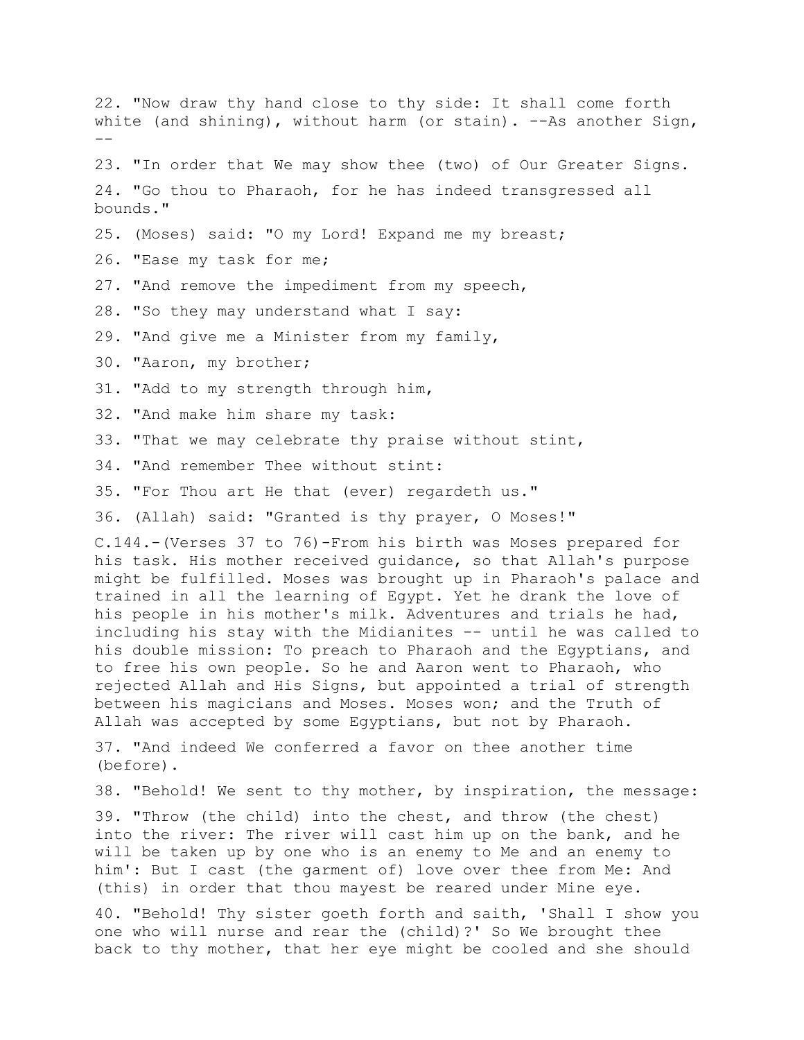22. "Now draw thy hand close to thy side: It shall come forth white (and shining), without harm (or stain). --As another Sign, --

23. "In order that We may show thee (two) of Our Greater Signs.

24. "Go thou to Pharaoh, for he has indeed transgressed all bounds."

25. (Moses) said: "O my Lord! Expand me my breast;

26. "Ease my task for me;

27. "And remove the impediment from my speech,

28. "So they may understand what I say:

29. "And give me a Minister from my family,

30. "Aaron, my brother;

31. "Add to my strength through him,

32. "And make him share my task:

33. "That we may celebrate thy praise without stint,

34. "And remember Thee without stint:

35. "For Thou art He that (ever) regardeth us."

36. (Allah) said: "Granted is thy prayer, O Moses!"

C.144.-(Verses 37 to 76)-From his birth was Moses prepared for his task. His mother received guidance, so that Allah's purpose might be fulfilled. Moses was brought up in Pharaoh's palace and trained in all the learning of Egypt. Yet he drank the love of his people in his mother's milk. Adventures and trials he had, including his stay with the Midianites -- until he was called to his double mission: To preach to Pharaoh and the Egyptians, and to free his own people. So he and Aaron went to Pharaoh, who rejected Allah and His Signs, but appointed a trial of strength between his magicians and Moses. Moses won; and the Truth of Allah was accepted by some Egyptians, but not by Pharaoh.

37. "And indeed We conferred a favor on thee another time (before).

38. "Behold! We sent to thy mother, by inspiration, the message:

39. "Throw (the child) into the chest, and throw (the chest) into the river: The river will cast him up on the bank, and he will be taken up by one who is an enemy to Me and an enemy to him': But I cast (the garment of) love over thee from Me: And (this) in order that thou mayest be reared under Mine eye.

40. "Behold! Thy sister goeth forth and saith, 'Shall I show you one who will nurse and rear the (child)?' So We brought thee back to thy mother, that her eye might be cooled and she should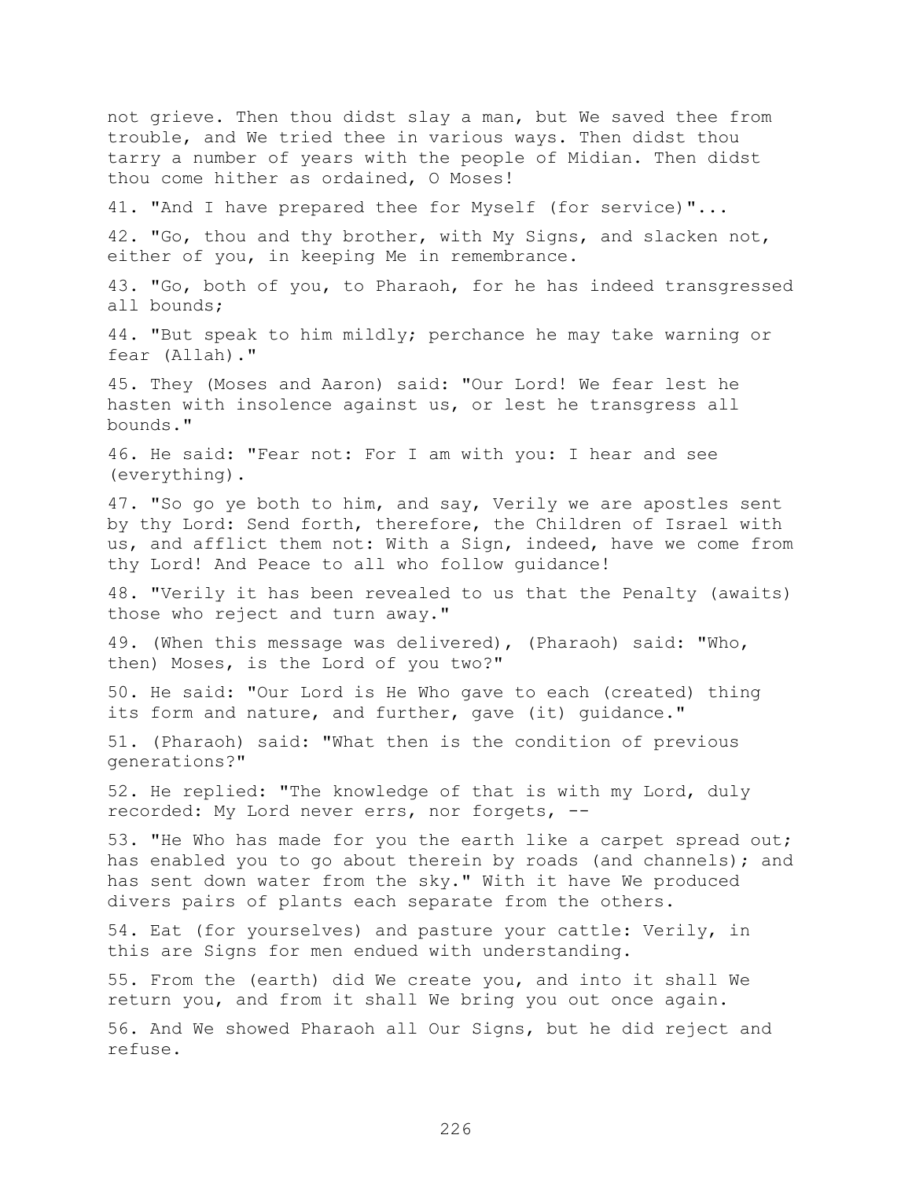not grieve. Then thou didst slay a man, but We saved thee from trouble, and We tried thee in various ways. Then didst thou tarry a number of years with the people of Midian. Then didst thou come hither as ordained, O Moses!

41. "And I have prepared thee for Myself (for service)"...

42. "Go, thou and thy brother, with My Signs, and slacken not, either of you, in keeping Me in remembrance.

43. "Go, both of you, to Pharaoh, for he has indeed transgressed all bounds;

44. "But speak to him mildly; perchance he may take warning or fear (Allah)."

45. They (Moses and Aaron) said: "Our Lord! We fear lest he hasten with insolence against us, or lest he transgress all bounds."

46. He said: "Fear not: For I am with you: I hear and see (everything).

47. "So go ye both to him, and say, Verily we are apostles sent by thy Lord: Send forth, therefore, the Children of Israel with us, and afflict them not: With a Sign, indeed, have we come from thy Lord! And Peace to all who follow guidance!

48. "Verily it has been revealed to us that the Penalty (awaits) those who reject and turn away."

49. (When this message was delivered), (Pharaoh) said: "Who, then) Moses, is the Lord of you two?"

50. He said: "Our Lord is He Who gave to each (created) thing its form and nature, and further, gave (it) guidance."

51. (Pharaoh) said: "What then is the condition of previous generations?"

52. He replied: "The knowledge of that is with my Lord, duly recorded: My Lord never errs, nor forgets, --

53. "He Who has made for you the earth like a carpet spread out; has enabled you to go about therein by roads (and channels); and has sent down water from the sky." With it have We produced divers pairs of plants each separate from the others.

54. Eat (for yourselves) and pasture your cattle: Verily, in this are Signs for men endued with understanding.

55. From the (earth) did We create you, and into it shall We return you, and from it shall We bring you out once again.

56. And We showed Pharaoh all Our Signs, but he did reject and refuse.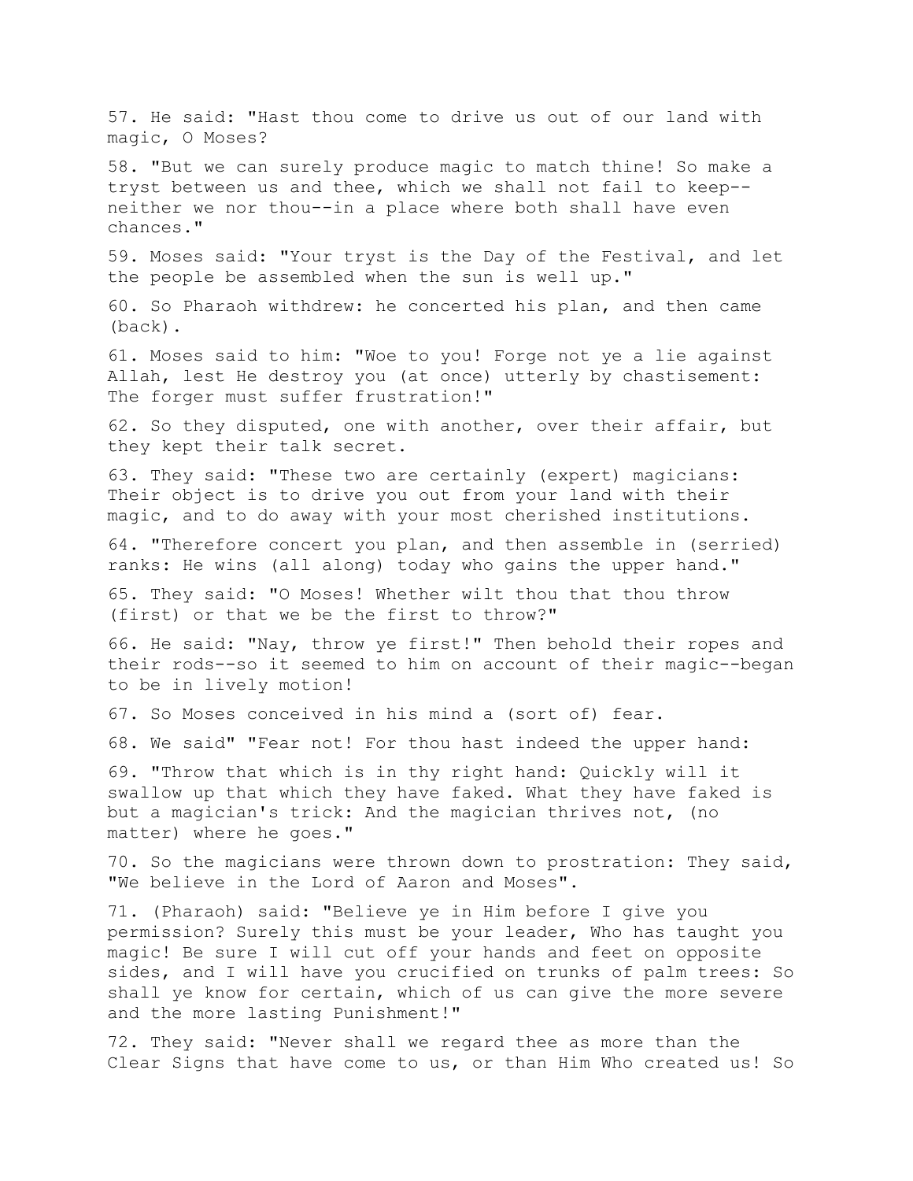57. He said: "Hast thou come to drive us out of our land with magic, O Moses?

58. "But we can surely produce magic to match thine! So make a tryst between us and thee, which we shall not fail to keep--neither we nor thou--in a place where both shall have even chances."

59. Moses said: "Your tryst is the Day of the Festival, and let the people be assembled when the sun is well up."

60. So Pharaoh withdrew: he concerted his plan, and then came (back).

61. Moses said to him: "Woe to you! Forge not ye a lie against Allah, lest He destroy you (at once) utterly by chastisement: The forger must suffer frustration!"

62. So they disputed, one with another, over their affair, but they kept their talk secret.

63. They said: "These two are certainly (expert) magicians: Their object is to drive you out from your land with their magic, and to do away with your most cherished institutions.

64. "Therefore concert you plan, and then assemble in (serried) ranks: He wins (all along) today who gains the upper hand."

65. They said: "O Moses! Whether wilt thou that thou throw (first) or that we be the first to throw?"

66. He said: "Nay, throw ye first!" Then behold their ropes and their rods--so it seemed to him on account of their magic--began to be in lively motion!

67. So Moses conceived in his mind a (sort of) fear.

68. We said" "Fear not! For thou hast indeed the upper hand:

69. "Throw that which is in thy right hand: Quickly will it swallow up that which they have faked. What they have faked is but a magician's trick: And the magician thrives not, (no matter) where he goes."

70. So the magicians were thrown down to prostration: They said, "We believe in the Lord of Aaron and Moses".

71. (Pharaoh) said: "Believe ye in Him before I give you permission? Surely this must be your leader, Who has taught you magic! Be sure I will cut off your hands and feet on opposite sides, and I will have you crucified on trunks of palm trees: So shall ye know for certain, which of us can give the more severe and the more lasting Punishment!"

72. They said: "Never shall we regard thee as more than the Clear Signs that have come to us, or than Him Who created us! So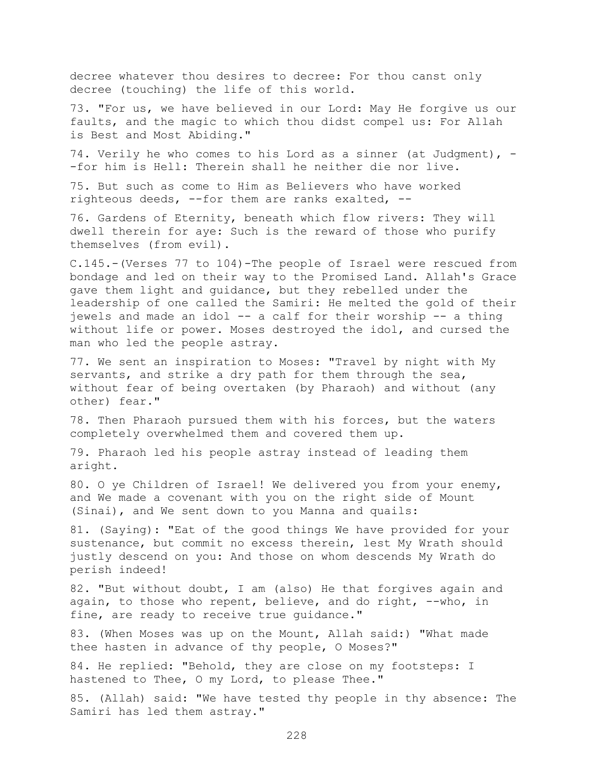decree whatever thou desires to decree: For thou canst only decree (touching) the life of this world.

73. "For us, we have believed in our Lord: May He forgive us our faults, and the magic to which thou didst compel us: For Allah is Best and Most Abiding."

74. Verily he who comes to his Lord as a sinner (at Judgment), --for him is Hell: Therein shall he neither die nor live.

75. But such as come to Him as Believers who have worked righteous deeds, --for them are ranks exalted, --

76. Gardens of Eternity, beneath which flow rivers: They will dwell therein for aye: Such is the reward of those who purify themselves (from evil).

C.145.-(Verses 77 to 104)-The people of Israel were rescued from bondage and led on their way to the Promised Land. Allah's Grace gave them light and guidance, but they rebelled under the leadership of one called the Samiri: He melted the gold of their jewels and made an idol -- a calf for their worship -- a thing without life or power. Moses destroyed the idol, and cursed the man who led the people astray.

77. We sent an inspiration to Moses: "Travel by night with My servants, and strike a dry path for them through the sea, without fear of being overtaken (by Pharaoh) and without (any other) fear."

78. Then Pharaoh pursued them with his forces, but the waters completely overwhelmed them and covered them up.

79. Pharaoh led his people astray instead of leading them aright.

80. O ye Children of Israel! We delivered you from your enemy, and We made a covenant with you on the right side of Mount (Sinai), and We sent down to you Manna and quails:

81. (Saying): "Eat of the good things We have provided for your sustenance, but commit no excess therein, lest My Wrath should justly descend on you: And those on whom descends My Wrath do perish indeed!

82. "But without doubt, I am (also) He that forgives again and again, to those who repent, believe, and do right, --who, in fine, are ready to receive true guidance."

83. (When Moses was up on the Mount, Allah said:) "What made thee hasten in advance of thy people, O Moses?"

84. He replied: "Behold, they are close on my footsteps: I hastened to Thee, O my Lord, to please Thee."

85. (Allah) said: "We have tested thy people in thy absence: The Samiri has led them astray."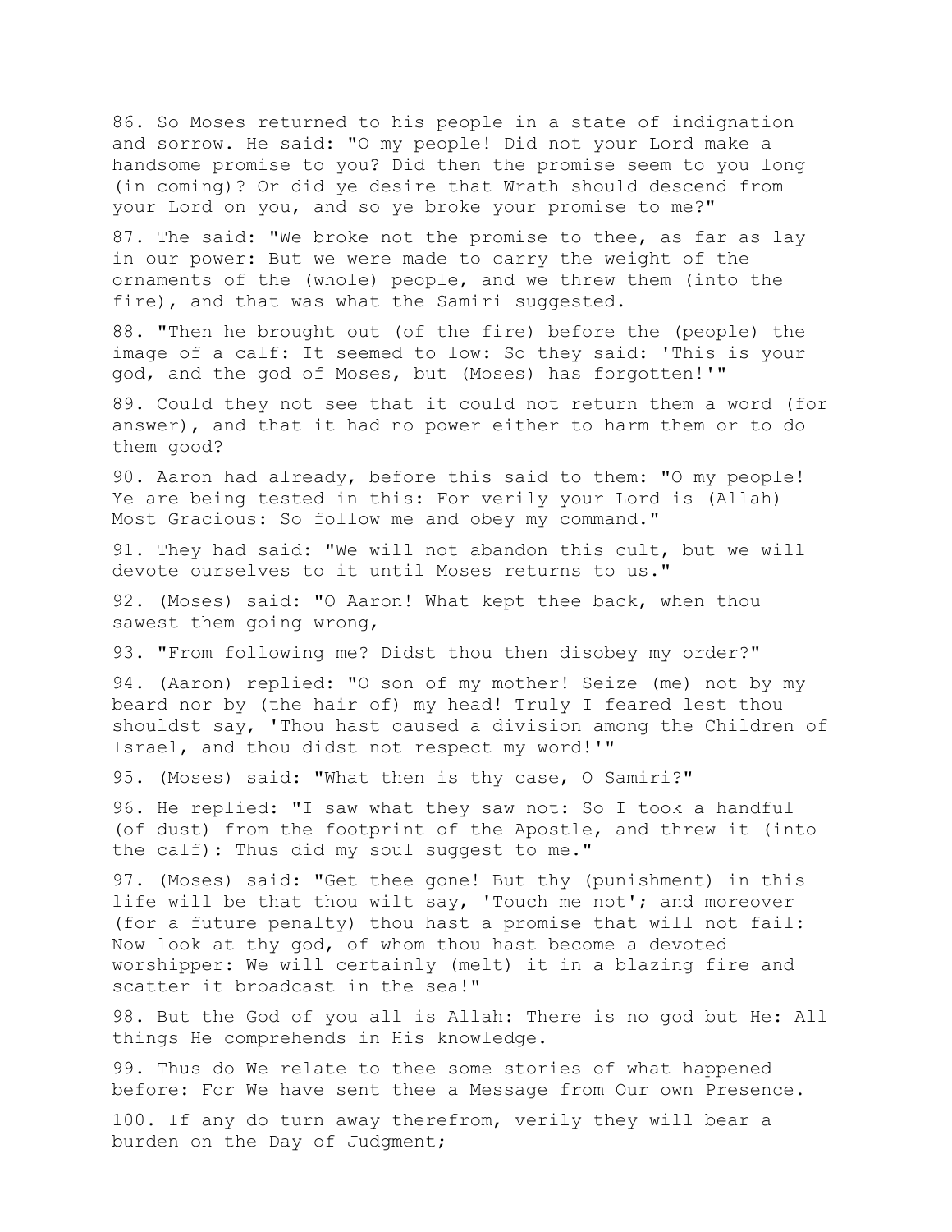86. So Moses returned to his people in a state of indignation and sorrow. He said: "O my people! Did not your Lord make a handsome promise to you? Did then the promise seem to you long (in coming)? Or did ye desire that Wrath should descend from your Lord on you, and so ye broke your promise to me?"

87. The said: "We broke not the promise to thee, as far as lay in our power: But we were made to carry the weight of the ornaments of the (whole) people, and we threw them (into the fire), and that was what the Samiri suggested.

88. "Then he brought out (of the fire) before the (people) the image of a calf: It seemed to low: So they said: 'This is your god, and the god of Moses, but (Moses) has forgotten!'"

89. Could they not see that it could not return them a word (for answer), and that it had no power either to harm them or to do them good?

90. Aaron had already, before this said to them: "O my people! Ye are being tested in this: For verily your Lord is (Allah) Most Gracious: So follow me and obey my command."

91. They had said: "We will not abandon this cult, but we will devote ourselves to it until Moses returns to us."

92. (Moses) said: "O Aaron! What kept thee back, when thou sawest them going wrong,

93. "From following me? Didst thou then disobey my order?"

94. (Aaron) replied: "O son of my mother! Seize (me) not by my beard nor by (the hair of) my head! Truly I feared lest thou shouldst say, 'Thou hast caused a division among the Children of Israel, and thou didst not respect my word!'"

95. (Moses) said: "What then is thy case, O Samiri?"

96. He replied: "I saw what they saw not: So I took a handful (of dust) from the footprint of the Apostle, and threw it (into the calf): Thus did my soul suggest to me."

97. (Moses) said: "Get thee gone! But thy (punishment) in this life will be that thou wilt say, 'Touch me not'; and moreover (for a future penalty) thou hast a promise that will not fail: Now look at thy god, of whom thou hast become a devoted worshipper: We will certainly (melt) it in a blazing fire and scatter it broadcast in the sea!"

98. But the God of you all is Allah: There is no god but He: All things He comprehends in His knowledge.

99. Thus do We relate to thee some stories of what happened before: For We have sent thee a Message from Our own Presence.

100. If any do turn away therefrom, verily they will bear a burden on the Day of Judgment;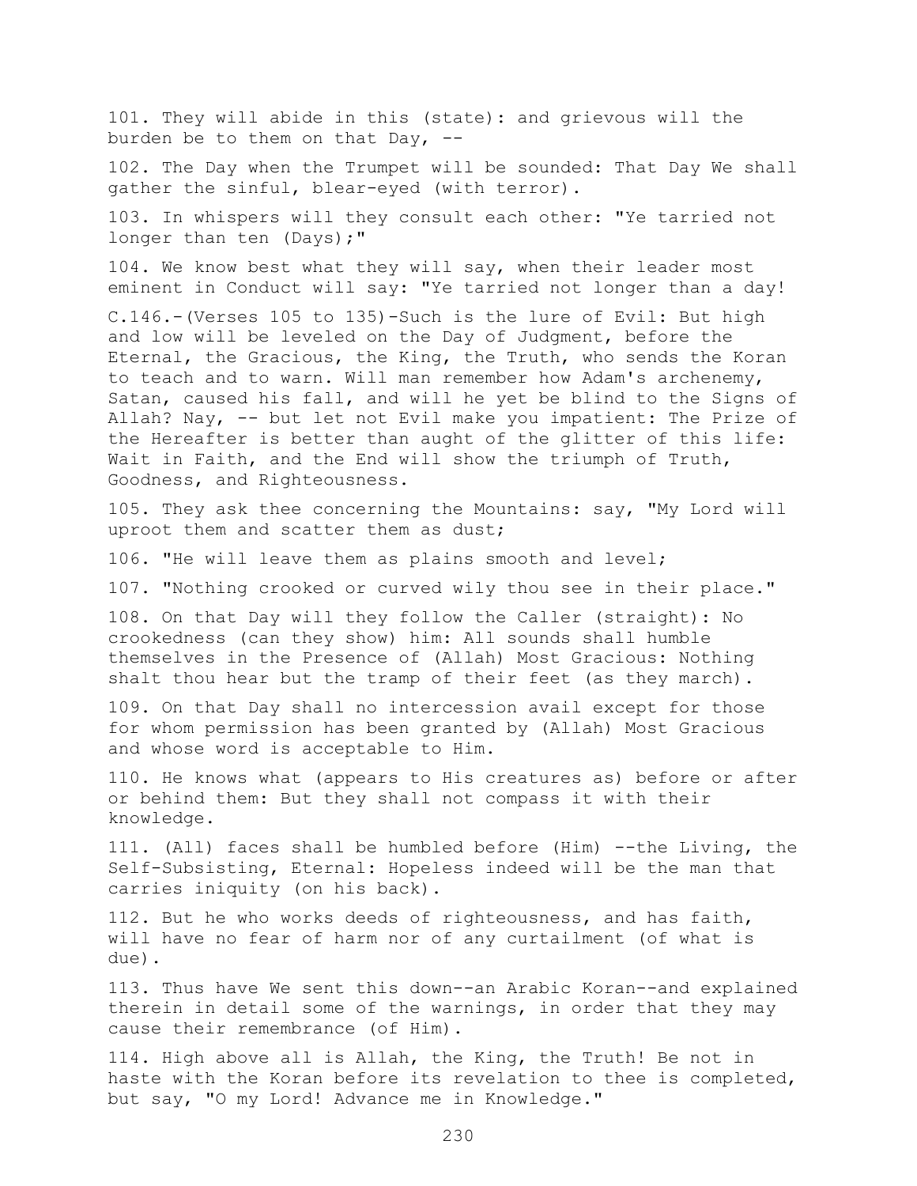101. They will abide in this (state): and grievous will the burden be to them on that Day, --

102. The Day when the Trumpet will be sounded: That Day We shall gather the sinful, blear-eyed (with terror).

103. In whispers will they consult each other: "Ye tarried not longer than ten (Days);"

104. We know best what they will say, when their leader most eminent in Conduct will say: "Ye tarried not longer than a day!

C.146.-(Verses 105 to 135)-Such is the lure of Evil: But high and low will be leveled on the Day of Judgment, before the Eternal, the Gracious, the King, the Truth, who sends the Koran to teach and to warn. Will man remember how Adam's archenemy, Satan, caused his fall, and will he yet be blind to the Signs of Allah? Nay, -- but let not Evil make you impatient: The Prize of the Hereafter is better than aught of the glitter of this life: Wait in Faith, and the End will show the triumph of Truth, Goodness, and Righteousness.

105. They ask thee concerning the Mountains: say, "My Lord will uproot them and scatter them as dust;

106. "He will leave them as plains smooth and level;

107. "Nothing crooked or curved wily thou see in their place."

108. On that Day will they follow the Caller (straight): No crookedness (can they show) him: All sounds shall humble themselves in the Presence of (Allah) Most Gracious: Nothing shalt thou hear but the tramp of their feet (as they march).

109. On that Day shall no intercession avail except for those for whom permission has been granted by (Allah) Most Gracious and whose word is acceptable to Him.

110. He knows what (appears to His creatures as) before or after or behind them: But they shall not compass it with their knowledge.

111. (All) faces shall be humbled before (Him) --the Living, the Self-Subsisting, Eternal: Hopeless indeed will be the man that carries iniquity (on his back).

112. But he who works deeds of righteousness, and has faith, will have no fear of harm nor of any curtailment (of what is due).

113. Thus have We sent this down--an Arabic Koran--and explained therein in detail some of the warnings, in order that they may cause their remembrance (of Him).

114. High above all is Allah, the King, the Truth! Be not in haste with the Koran before its revelation to thee is completed, but say, "O my Lord! Advance me in Knowledge."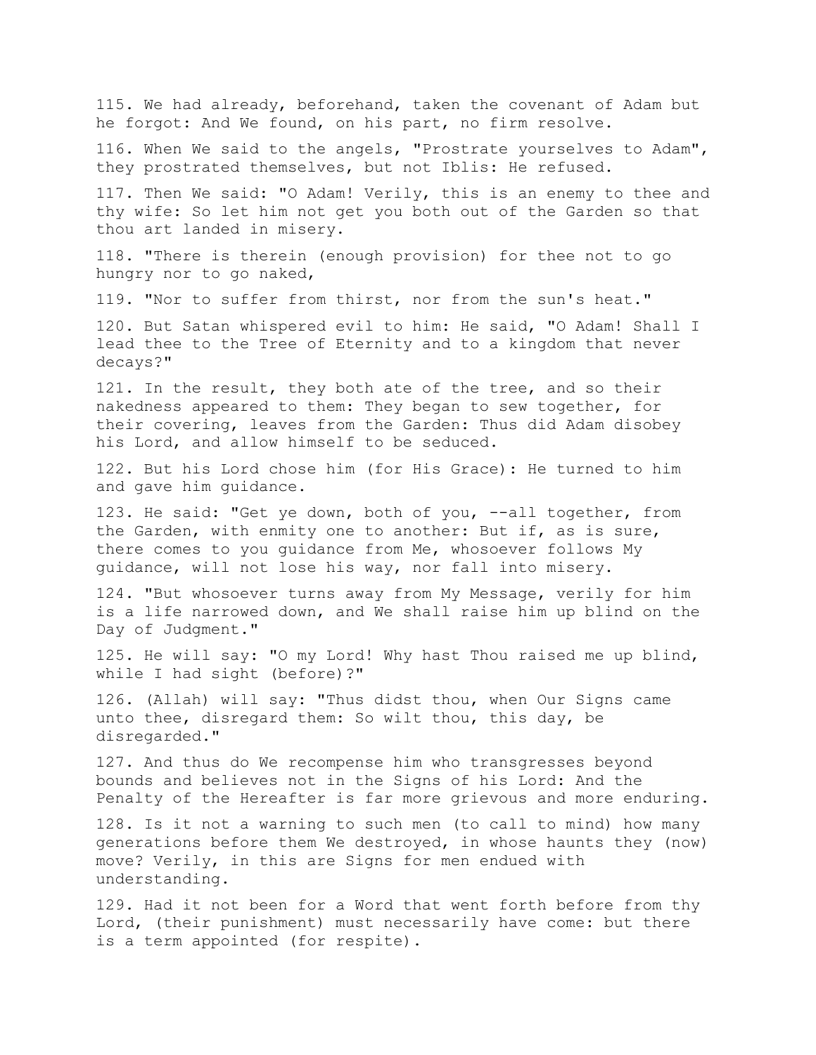115. We had already, beforehand, taken the covenant of Adam but he forgot: And We found, on his part, no firm resolve.

116. When We said to the angels, "Prostrate yourselves to Adam", they prostrated themselves, but not Iblis: He refused.

117. Then We said: "O Adam! Verily, this is an enemy to thee and thy wife: So let him not get you both out of the Garden so that thou art landed in misery.

118. "There is therein (enough provision) for thee not to go hungry nor to go naked,

119. "Nor to suffer from thirst, nor from the sun's heat."

120. But Satan whispered evil to him: He said, "O Adam! Shall I lead thee to the Tree of Eternity and to a kingdom that never decays?"

121. In the result, they both ate of the tree, and so their nakedness appeared to them: They began to sew together, for their covering, leaves from the Garden: Thus did Adam disobey his Lord, and allow himself to be seduced.

122. But his Lord chose him (for His Grace): He turned to him and gave him guidance.

123. He said: "Get ye down, both of you, --all together, from the Garden, with enmity one to another: But if, as is sure, there comes to you guidance from Me, whosoever follows My guidance, will not lose his way, nor fall into misery.

124. "But whosoever turns away from My Message, verily for him is a life narrowed down, and We shall raise him up blind on the Day of Judgment."

125. He will say: "O my Lord! Why hast Thou raised me up blind, while I had sight (before)?"

126. (Allah) will say: "Thus didst thou, when Our Signs came unto thee, disregard them: So wilt thou, this day, be disregarded."

127. And thus do We recompense him who transgresses beyond bounds and believes not in the Signs of his Lord: And the Penalty of the Hereafter is far more grievous and more enduring.

128. Is it not a warning to such men (to call to mind) how many generations before them We destroyed, in whose haunts they (now) move? Verily, in this are Signs for men endued with understanding.

129. Had it not been for a Word that went forth before from thy Lord, (their punishment) must necessarily have come: but there is a term appointed (for respite).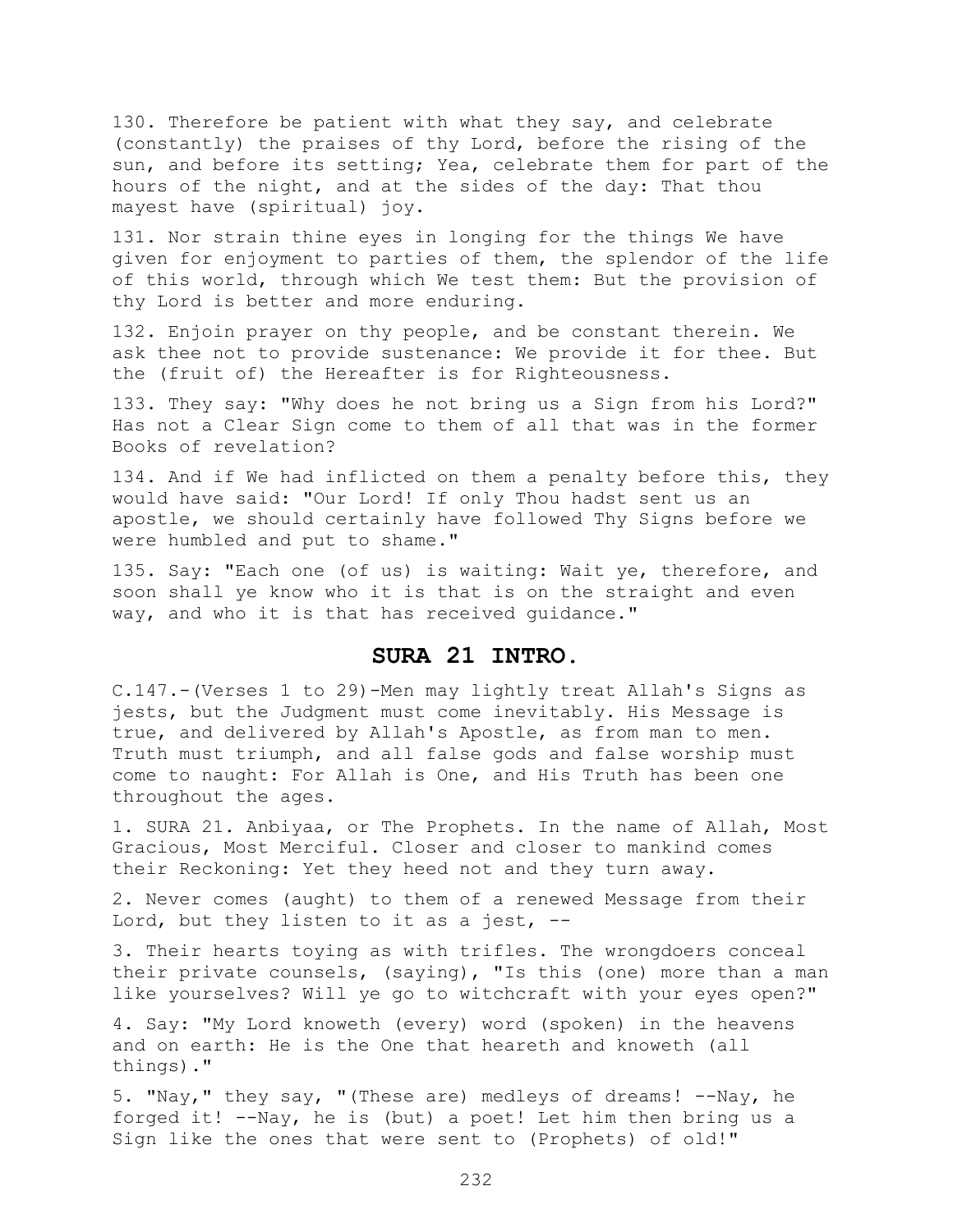130. Therefore be patient with what they say, and celebrate (constantly) the praises of thy Lord, before the rising of the sun, and before its setting; Yea, celebrate them for part of the hours of the night, and at the sides of the day: That thou mayest have (spiritual) joy.

131. Nor strain thine eyes in longing for the things We have given for enjoyment to parties of them, the splendor of the life of this world, through which We test them: But the provision of thy Lord is better and more enduring.

132. Enjoin prayer on thy people, and be constant therein. We ask thee not to provide sustenance: We provide it for thee. But the (fruit of) the Hereafter is for Righteousness.

133. They say: "Why does he not bring us a Sign from his Lord?" Has not a Clear Sign come to them of all that was in the former Books of revelation?

134. And if We had inflicted on them a penalty before this, they would have said: "Our Lord! If only Thou hadst sent us an apostle, we should certainly have followed Thy Signs before we were humbled and put to shame."

135. Say: "Each one (of us) is waiting: Wait ye, therefore, and soon shall ye know who it is that is on the straight and even way, and who it is that has received guidance."

## SURA 21 INTRO.

C.147.-(Verses 1 to 29)-Men may lightly treat Allah's Signs as jests, but the Judgment must come inevitably. His Message is true, and delivered by Allah's Apostle, as from man to men. Truth must triumph, and all false gods and false worship must come to naught: For Allah is One, and His Truth has been one throughout the ages.

1. SURA 21. Anbiyaa, or The Prophets. In the name of Allah, Most Gracious, Most Merciful. Closer and closer to mankind comes their Reckoning: Yet they heed not and they turn away.

2. Never comes (aught) to them of a renewed Message from their Lord, but they listen to it as a jest, --

3. Their hearts toying as with trifles. The wrongdoers conceal their private counsels, (saying), "Is this (one) more than a man like yourselves? Will ye go to witchcraft with your eyes open?"

4. Say: "My Lord knoweth (every) word (spoken) in the heavens and on earth: He is the One that heareth and knoweth (all things)."

5. "Nay," they say, "(These are) medleys of dreams! --Nay, he forged it! --Nay, he is (but) a poet! Let him then bring us a Sign like the ones that were sent to (Prophets) of old!"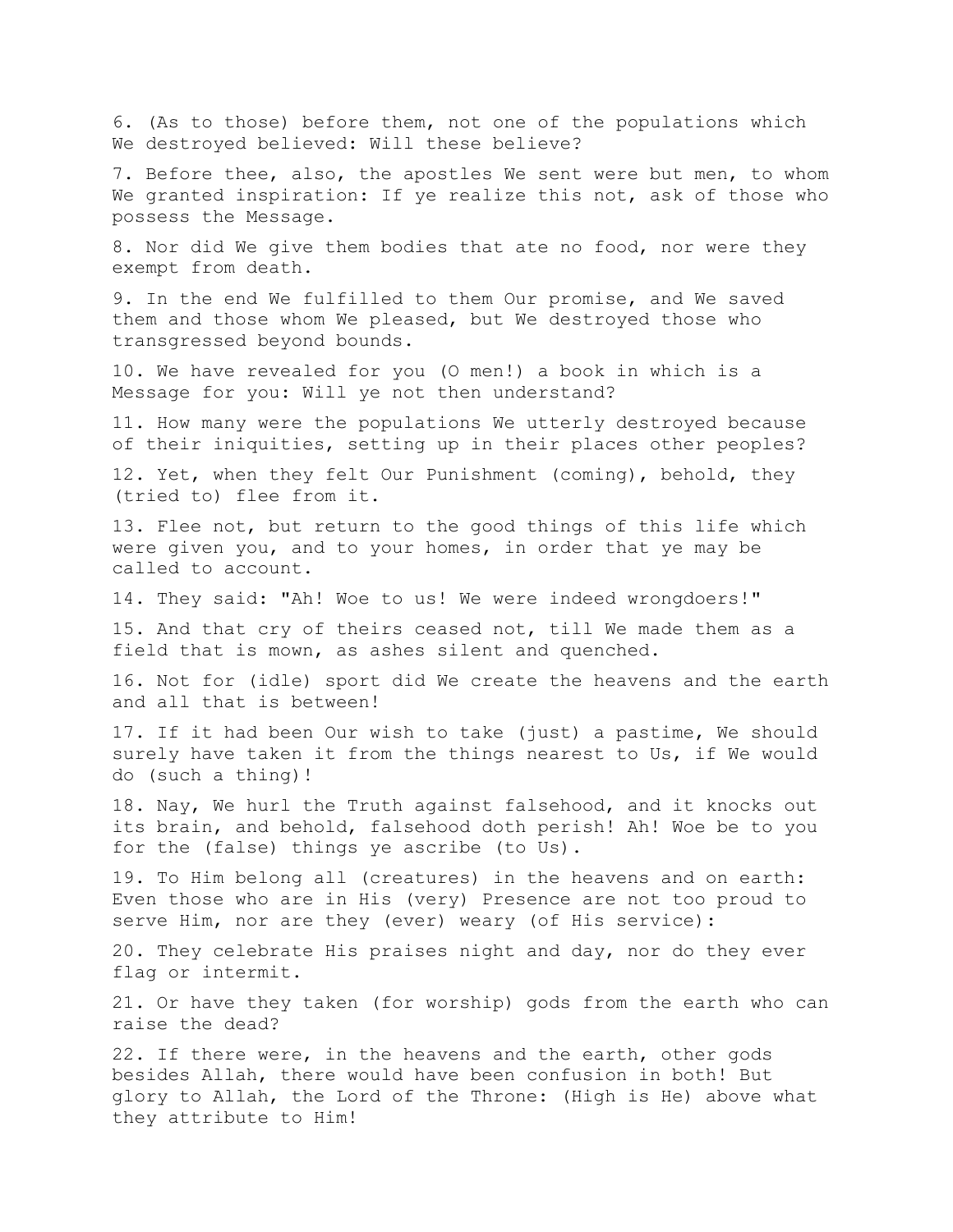6. (As to those) before them, not one of the populations which We destroyed believed: Will these believe?

7. Before thee, also, the apostles We sent were but men, to whom We granted inspiration: If ye realize this not, ask of those who possess the Message.

8. Nor did We give them bodies that ate no food, nor were they exempt from death.

9. In the end We fulfilled to them Our promise, and We saved them and those whom We pleased, but We destroyed those who transgressed beyond bounds.

10. We have revealed for you (O men!) a book in which is a Message for you: Will ye not then understand?

11. How many were the populations We utterly destroyed because of their iniquities, setting up in their places other peoples?

12. Yet, when they felt Our Punishment (coming), behold, they (tried to) flee from it.

13. Flee not, but return to the good things of this life which were given you, and to your homes, in order that ye may be called to account.

14. They said: "Ah! Woe to us! We were indeed wrongdoers!"

15. And that cry of theirs ceased not, till We made them as a field that is mown, as ashes silent and quenched.

16. Not for (idle) sport did We create the heavens and the earth and all that is between!

17. If it had been Our wish to take (just) a pastime, We should surely have taken it from the things nearest to Us, if We would do (such a thing)!

18. Nay, We hurl the Truth against falsehood, and it knocks out its brain, and behold, falsehood doth perish! Ah! Woe be to you for the (false) things ye ascribe (to Us).

19. To Him belong all (creatures) in the heavens and on earth: Even those who are in His (very) Presence are not too proud to serve Him, nor are they (ever) weary (of His service):

20. They celebrate His praises night and day, nor do they ever flag or intermit.

21. Or have they taken (for worship) gods from the earth who can raise the dead?

22. If there were, in the heavens and the earth, other gods besides Allah, there would have been confusion in both! But glory to Allah, the Lord of the Throne: (High is He) above what they attribute to Him!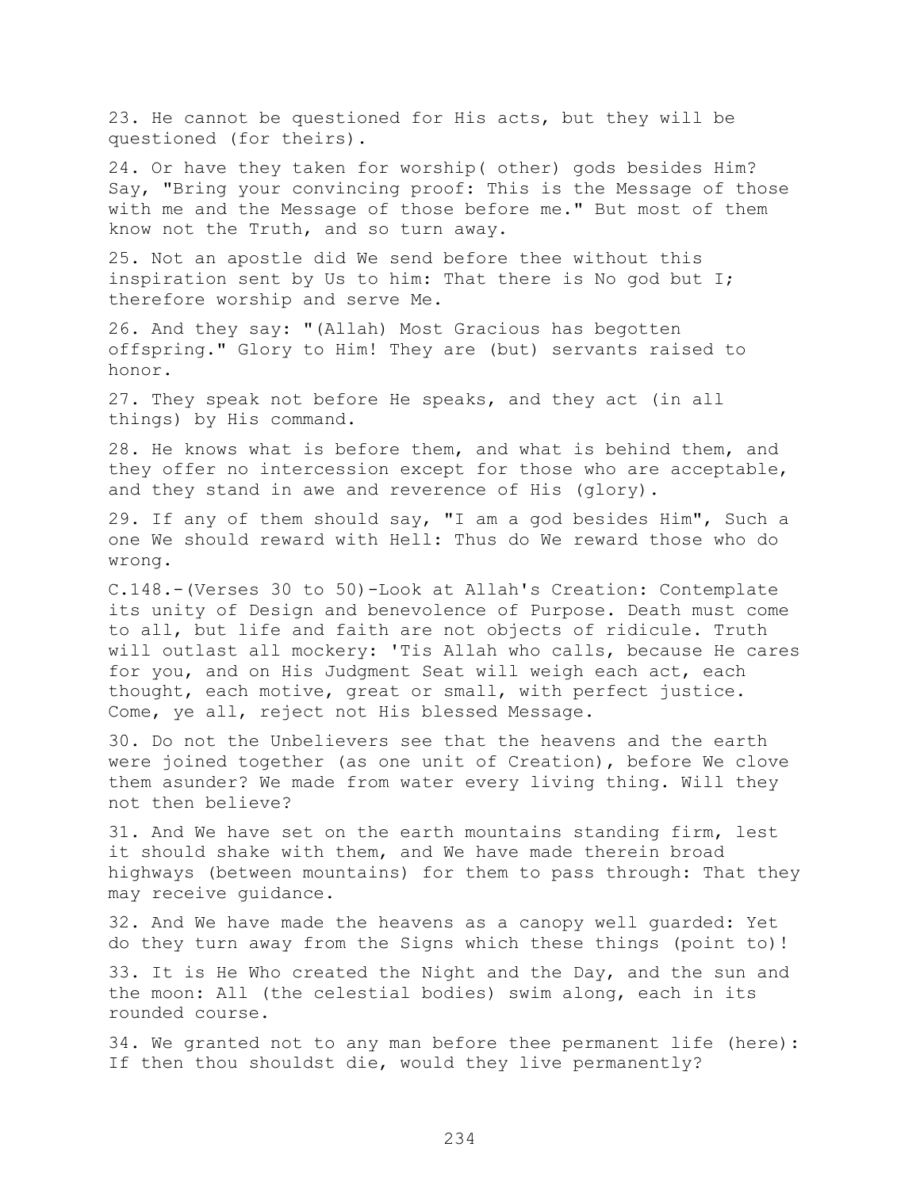23. He cannot be questioned for His acts, but they will be questioned (for theirs).

24. Or have they taken for worship( other) gods besides Him? Say, "Bring your convincing proof: This is the Message of those with me and the Message of those before me." But most of them know not the Truth, and so turn away.

25. Not an apostle did We send before thee without this inspiration sent by Us to him: That there is No god but I; therefore worship and serve Me.

26. And they say: "(Allah) Most Gracious has begotten offspring." Glory to Him! They are (but) servants raised to honor.

27. They speak not before He speaks, and they act (in all things) by His command.

28. He knows what is before them, and what is behind them, and they offer no intercession except for those who are acceptable, and they stand in awe and reverence of His (glory).

29. If any of them should say, "I am a god besides Him", Such a one We should reward with Hell: Thus do We reward those who do wrong.

C.148.-(Verses 30 to 50)-Look at Allah's Creation: Contemplate its unity of Design and benevolence of Purpose. Death must come to all, but life and faith are not objects of ridicule. Truth will outlast all mockery: 'Tis Allah who calls, because He cares for you, and on His Judgment Seat will weigh each act, each thought, each motive, great or small, with perfect justice. Come, ye all, reject not His blessed Message.

30. Do not the Unbelievers see that the heavens and the earth were joined together (as one unit of Creation), before We clove them asunder? We made from water every living thing. Will they not then believe?

31. And We have set on the earth mountains standing firm, lest it should shake with them, and We have made therein broad highways (between mountains) for them to pass through: That they may receive guidance.

32. And We have made the heavens as a canopy well guarded: Yet do they turn away from the Signs which these things (point to)!

33. It is He Who created the Night and the Day, and the sun and the moon: All (the celestial bodies) swim along, each in its rounded course.

34. We granted not to any man before thee permanent life (here): If then thou shouldst die, would they live permanently?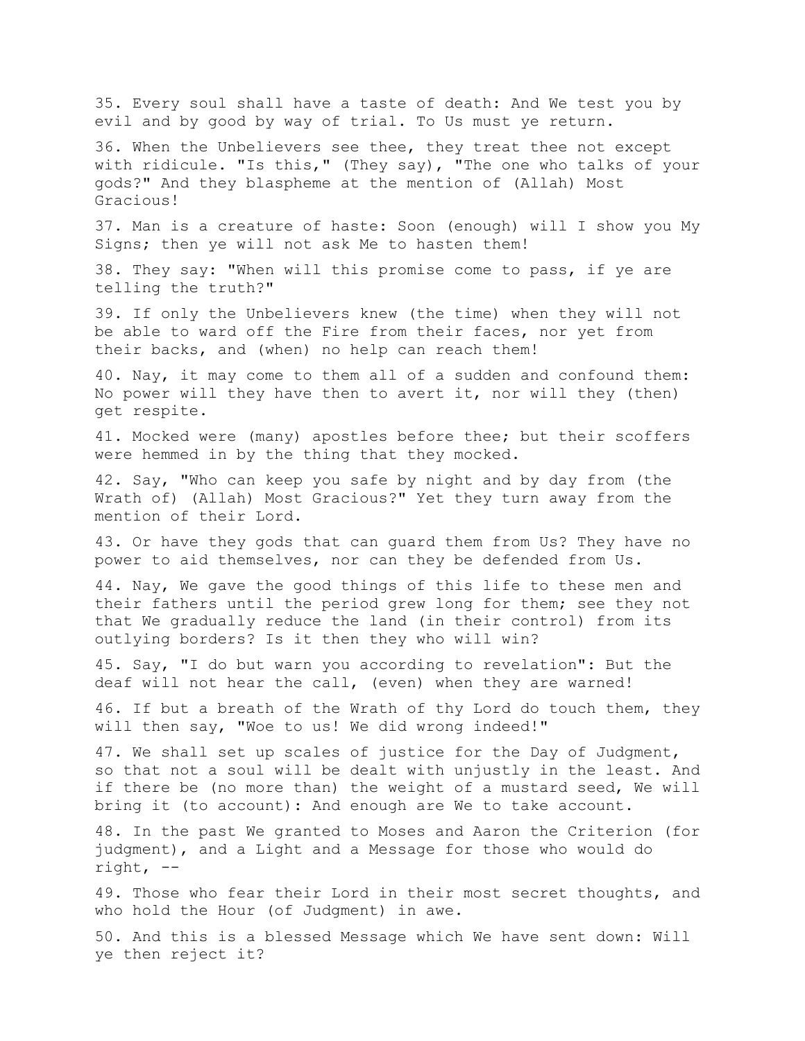35. Every soul shall have a taste of death: And We test you by evil and by good by way of trial. To Us must ye return.

36. When the Unbelievers see thee, they treat thee not except with ridicule. "Is this," (They say), "The one who talks of your gods?" And they blaspheme at the mention of (Allah) Most Gracious!

37. Man is a creature of haste: Soon (enough) will I show you My Signs; then ye will not ask Me to hasten them!

38. They say: "When will this promise come to pass, if ye are telling the truth?"

39. If only the Unbelievers knew (the time) when they will not be able to ward off the Fire from their faces, nor yet from their backs, and (when) no help can reach them!

40. Nay, it may come to them all of a sudden and confound them: No power will they have then to avert it, nor will they (then) get respite.

41. Mocked were (many) apostles before thee; but their scoffers were hemmed in by the thing that they mocked.

42. Say, "Who can keep you safe by night and by day from (the Wrath of) (Allah) Most Gracious?" Yet they turn away from the mention of their Lord.

43. Or have they gods that can guard them from Us? They have no power to aid themselves, nor can they be defended from Us.

44. Nay, We gave the good things of this life to these men and their fathers until the period grew long for them; see they not that We gradually reduce the land (in their control) from its outlying borders? Is it then they who will win?

45. Say, "I do but warn you according to revelation": But the deaf will not hear the call, (even) when they are warned!

46. If but a breath of the Wrath of thy Lord do touch them, they will then say, "Woe to us! We did wrong indeed!"

47. We shall set up scales of justice for the Day of Judgment, so that not a soul will be dealt with unjustly in the least. And if there be (no more than) the weight of a mustard seed, We will bring it (to account): And enough are We to take account.

48. In the past We granted to Moses and Aaron the Criterion (for judgment), and a Light and a Message for those who would do right, --

49. Those who fear their Lord in their most secret thoughts, and who hold the Hour (of Judgment) in awe.

50. And this is a blessed Message which We have sent down: Will ye then reject it?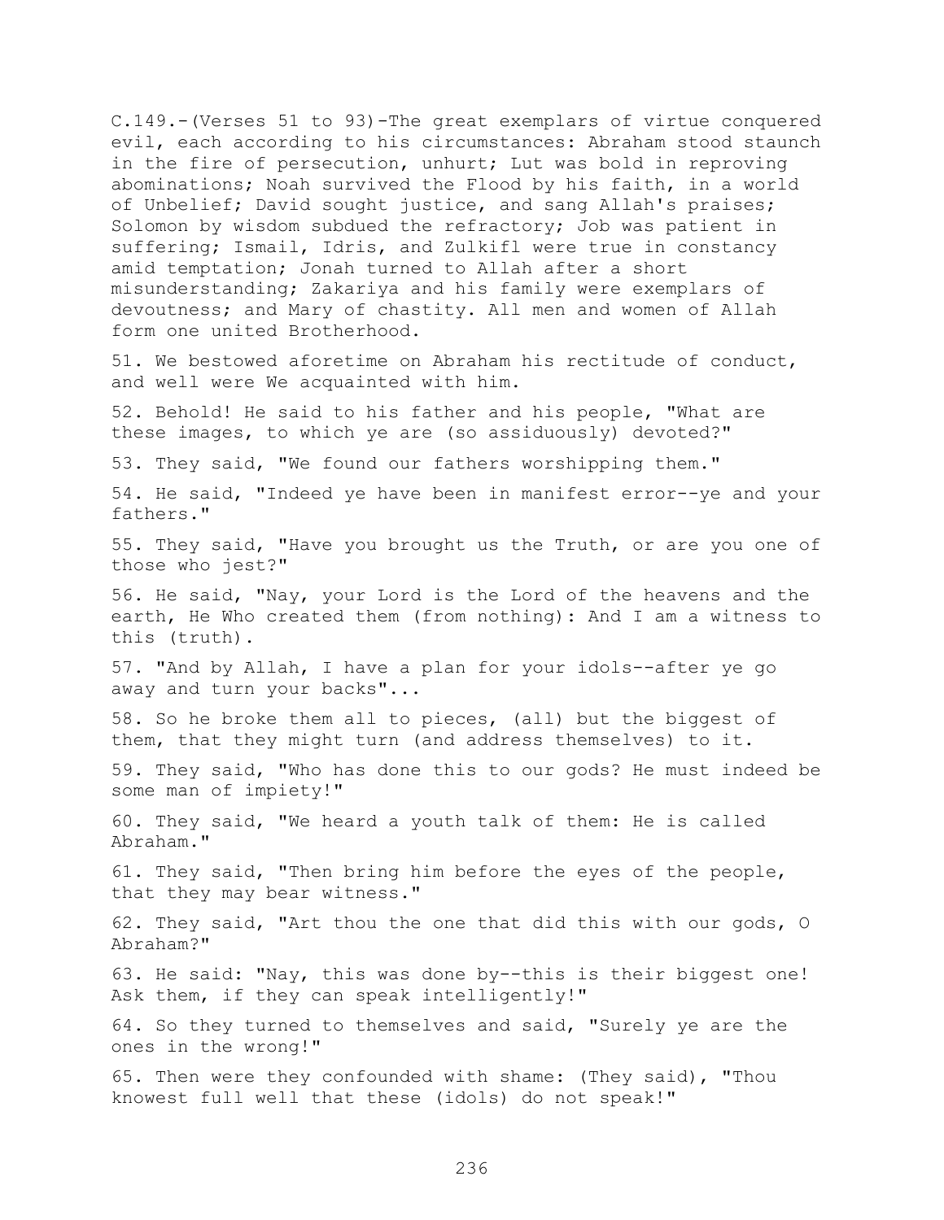C.149.-(Verses 51 to 93)-The great exemplars of virtue conquered evil, each according to his circumstances: Abraham stood staunch in the fire of persecution, unhurt; Lut was bold in reproving abominations; Noah survived the Flood by his faith, in a world of Unbelief; David sought justice, and sang Allah's praises; Solomon by wisdom subdued the refractory; Job was patient in suffering; Ismail, Idris, and Zulkifl were true in constancy amid temptation; Jonah turned to Allah after a short misunderstanding; Zakariya and his family were exemplars of devoutness; and Mary of chastity. All men and women of Allah form one united Brotherhood.

51. We bestowed aforetime on Abraham his rectitude of conduct, and well were We acquainted with him.

52. Behold! He said to his father and his people, "What are these images, to which ye are (so assiduously) devoted?"

53. They said, "We found our fathers worshipping them."

54. He said, "Indeed ye have been in manifest error--ye and your fathers."

55. They said, "Have you brought us the Truth, or are you one of those who jest?"

56. He said, "Nay, your Lord is the Lord of the heavens and the earth, He Who created them (from nothing): And I am a witness to this (truth).

57. "And by Allah, I have a plan for your idols--after ye go away and turn your backs"...

58. So he broke them all to pieces, (all) but the biggest of them, that they might turn (and address themselves) to it.

59. They said, "Who has done this to our gods? He must indeed be some man of impiety!"

60. They said, "We heard a youth talk of them: He is called Abraham."

61. They said, "Then bring him before the eyes of the people, that they may bear witness."

62. They said, "Art thou the one that did this with our gods, O Abraham?"

63. He said: "Nay, this was done by--this is their biggest one! Ask them, if they can speak intelligently!"

64. So they turned to themselves and said, "Surely ye are the ones in the wrong!"

65. Then were they confounded with shame: (They said), "Thou knowest full well that these (idols) do not speak!"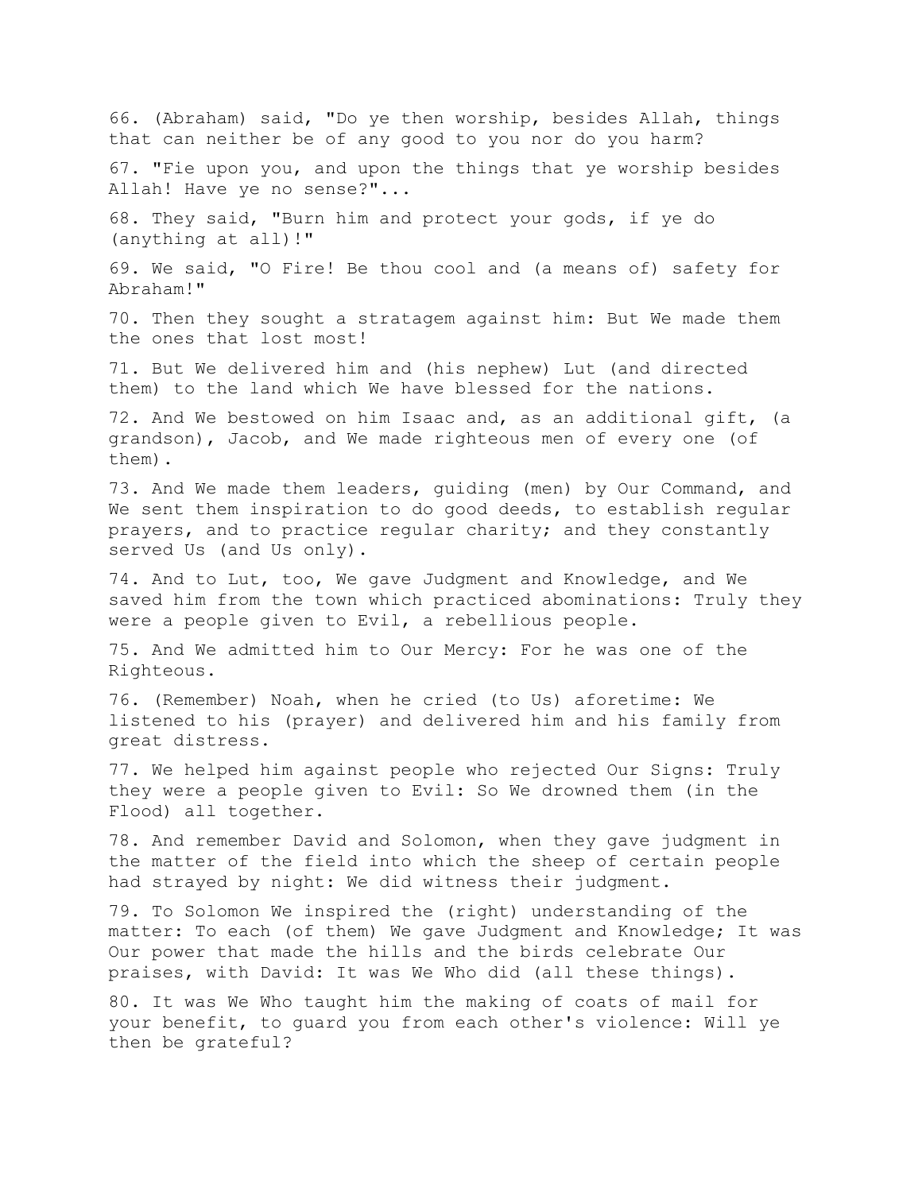66. (Abraham) said, "Do ye then worship, besides Allah, things that can neither be of any good to you nor do you harm?

67. "Fie upon you, and upon the things that ye worship besides Allah! Have ye no sense?"...

68. They said, "Burn him and protect your gods, if ye do (anything at all)!"

69. We said, "O Fire! Be thou cool and (a means of) safety for Abraham!"

70. Then they sought a stratagem against him: But We made them the ones that lost most!

71. But We delivered him and (his nephew) Lut (and directed them) to the land which We have blessed for the nations.

72. And We bestowed on him Isaac and, as an additional gift, (a grandson), Jacob, and We made righteous men of every one (of them).

73. And We made them leaders, guiding (men) by Our Command, and We sent them inspiration to do good deeds, to establish regular prayers, and to practice regular charity; and they constantly served Us (and Us only).

74. And to Lut, too, We gave Judgment and Knowledge, and We saved him from the town which practiced abominations: Truly they were a people given to Evil, a rebellious people.

75. And We admitted him to Our Mercy: For he was one of the Righteous.

76. (Remember) Noah, when he cried (to Us) aforetime: We listened to his (prayer) and delivered him and his family from great distress.

77. We helped him against people who rejected Our Signs: Truly they were a people given to Evil: So We drowned them (in the Flood) all together.

78. And remember David and Solomon, when they gave judgment in the matter of the field into which the sheep of certain people had strayed by night: We did witness their judgment.

79. To Solomon We inspired the (right) understanding of the matter: To each (of them) We gave Judgment and Knowledge; It was Our power that made the hills and the birds celebrate Our praises, with David: It was We Who did (all these things).

80. It was We Who taught him the making of coats of mail for your benefit, to guard you from each other's violence: Will ye then be grateful?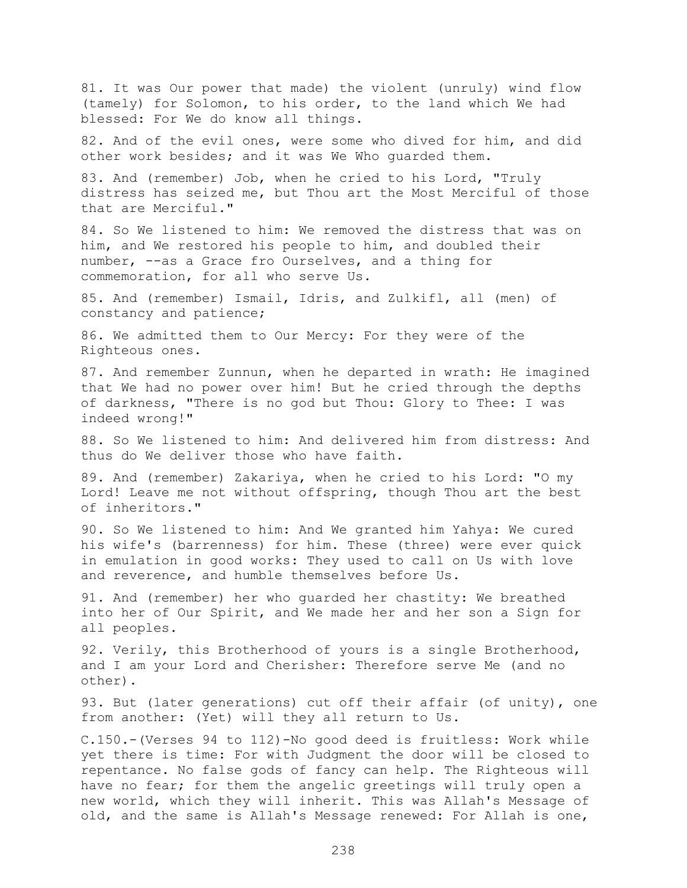81. It was Our power that made) the violent (unruly) wind flow (tamely) for Solomon, to his order, to the land which We had blessed: For We do know all things.

82. And of the evil ones, were some who dived for him, and did other work besides; and it was We Who guarded them.

83. And (remember) Job, when he cried to his Lord, "Truly distress has seized me, but Thou art the Most Merciful of those that are Merciful."

84. So We listened to him: We removed the distress that was on him, and We restored his people to him, and doubled their number, --as a Grace fro Ourselves, and a thing for commemoration, for all who serve Us.

85. And (remember) Ismail, Idris, and Zulkifl, all (men) of constancy and patience;

86. We admitted them to Our Mercy: For they were of the Righteous ones.

87. And remember Zunnun, when he departed in wrath: He imagined that We had no power over him! But he cried through the depths of darkness, "There is no god but Thou: Glory to Thee: I was indeed wrong!"

88. So We listened to him: And delivered him from distress: And thus do We deliver those who have faith.

89. And (remember) Zakariya, when he cried to his Lord: "O my Lord! Leave me not without offspring, though Thou art the best of inheritors."

90. So We listened to him: And We granted him Yahya: We cured his wife's (barrenness) for him. These (three) were ever quick in emulation in good works: They used to call on Us with love and reverence, and humble themselves before Us.

91. And (remember) her who guarded her chastity: We breathed into her of Our Spirit, and We made her and her son a Sign for all peoples.

92. Verily, this Brotherhood of yours is a single Brotherhood, and I am your Lord and Cherisher: Therefore serve Me (and no other).

93. But (later generations) cut off their affair (of unity), one from another: (Yet) will they all return to Us.

C.150.-(Verses 94 to 112)-No good deed is fruitless: Work while yet there is time: For with Judgment the door will be closed to repentance. No false gods of fancy can help. The Righteous will have no fear; for them the angelic greetings will truly open a new world, which they will inherit. This was Allah's Message of old, and the same is Allah's Message renewed: For Allah is one,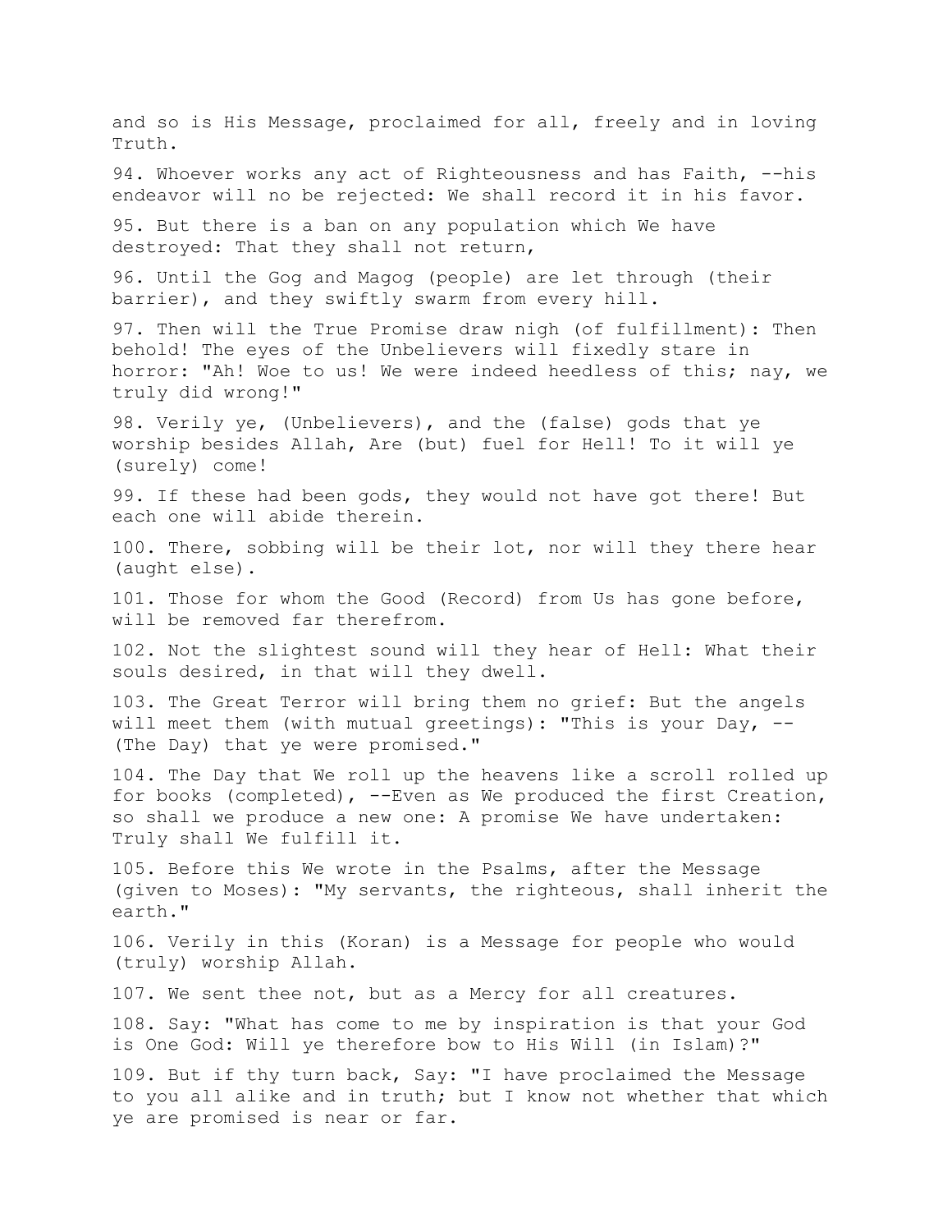and so is His Message, proclaimed for all, freely and in loving Truth.

94. Whoever works any act of Righteousness and has Faith, --his endeavor will no be rejected: We shall record it in his favor.

95. But there is a ban on any population which We have destroyed: That they shall not return,

96. Until the Gog and Magog (people) are let through (their barrier), and they swiftly swarm from every hill.

97. Then will the True Promise draw nigh (of fulfillment): Then behold! The eyes of the Unbelievers will fixedly stare in horror: "Ah! Woe to us! We were indeed heedless of this; nay, we truly did wrong!"

98. Verily ye, (Unbelievers), and the (false) gods that ye worship besides Allah, Are (but) fuel for Hell! To it will ye (surely) come!

99. If these had been gods, they would not have got there! But each one will abide therein.

100. There, sobbing will be their lot, nor will they there hear (aught else).

101. Those for whom the Good (Record) from Us has gone before, will be removed far therefrom.

102. Not the slightest sound will they hear of Hell: What their souls desired, in that will they dwell.

103. The Great Terror will bring them no grief: But the angels will meet them (with mutual greetings): "This is your Day, --(The Day) that ye were promised."

104. The Day that We roll up the heavens like a scroll rolled up for books (completed), --Even as We produced the first Creation, so shall we produce a new one: A promise We have undertaken: Truly shall We fulfill it.

105. Before this We wrote in the Psalms, after the Message (given to Moses): "My servants, the righteous, shall inherit the earth."

106. Verily in this (Koran) is a Message for people who would (truly) worship Allah.

107. We sent thee not, but as a Mercy for all creatures.

108. Say: "What has come to me by inspiration is that your God is One God: Will ye therefore bow to His Will (in Islam)?"

109. But if thy turn back, Say: "I have proclaimed the Message to you all alike and in truth; but I know not whether that which ye are promised is near or far.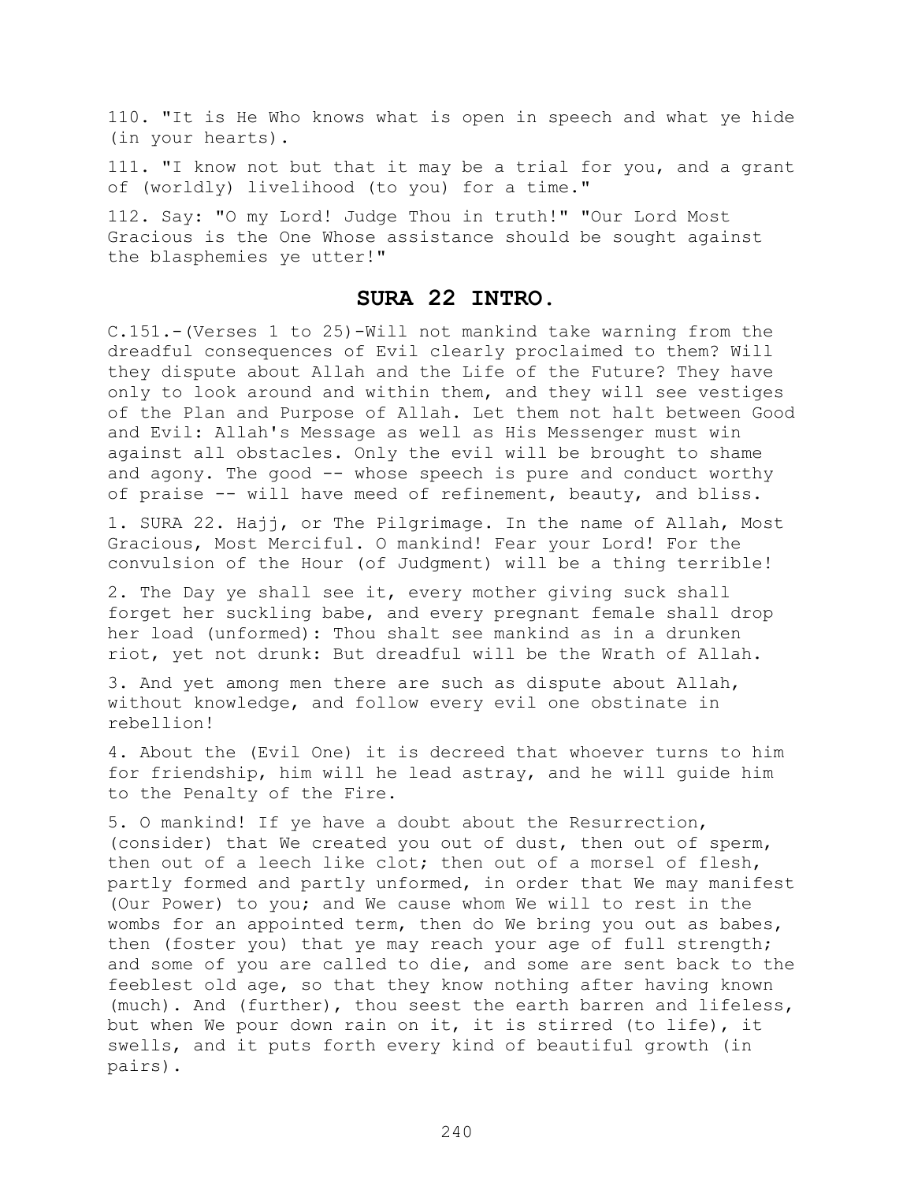110. "It is He Who knows what is open in speech and what ye hide (in your hearts).

111. "I know not but that it may be a trial for you, and a grant of (worldly) livelihood (to you) for a time."

112. Say: "O my Lord! Judge Thou in truth!" "Our Lord Most Gracious is the One Whose assistance should be sought against the blasphemies ye utter!"

## SURA 22 INTRO.

C.151.-(Verses 1 to 25)-Will not mankind take warning from the dreadful consequences of Evil clearly proclaimed to them? Will they dispute about Allah and the Life of the Future? They have only to look around and within them, and they will see vestiges of the Plan and Purpose of Allah. Let them not halt between Good and Evil: Allah's Message as well as His Messenger must win against all obstacles. Only the evil will be brought to shame and agony. The good -- whose speech is pure and conduct worthy of praise -- will have meed of refinement, beauty, and bliss.

1. SURA 22. Hajj, or The Pilgrimage. In the name of Allah, Most Gracious, Most Merciful. O mankind! Fear your Lord! For the convulsion of the Hour (of Judgment) will be a thing terrible!

2. The Day ye shall see it, every mother giving suck shall forget her suckling babe, and every pregnant female shall drop her load (unformed): Thou shalt see mankind as in a drunken riot, yet not drunk: But dreadful will be the Wrath of Allah.

3. And yet among men there are such as dispute about Allah, without knowledge, and follow every evil one obstinate in rebellion!

4. About the (Evil One) it is decreed that whoever turns to him for friendship, him will he lead astray, and he will guide him to the Penalty of the Fire.

5. O mankind! If ye have a doubt about the Resurrection, (consider) that We created you out of dust, then out of sperm, then out of a leech like clot; then out of a morsel of flesh, partly formed and partly unformed, in order that We may manifest (Our Power) to you; and We cause whom We will to rest in the wombs for an appointed term, then do We bring you out as babes, then (foster you) that ye may reach your age of full strength; and some of you are called to die, and some are sent back to the feeblest old age, so that they know nothing after having known (much). And (further), thou seest the earth barren and lifeless, but when We pour down rain on it, it is stirred (to life), it swells, and it puts forth every kind of beautiful growth (in pairs).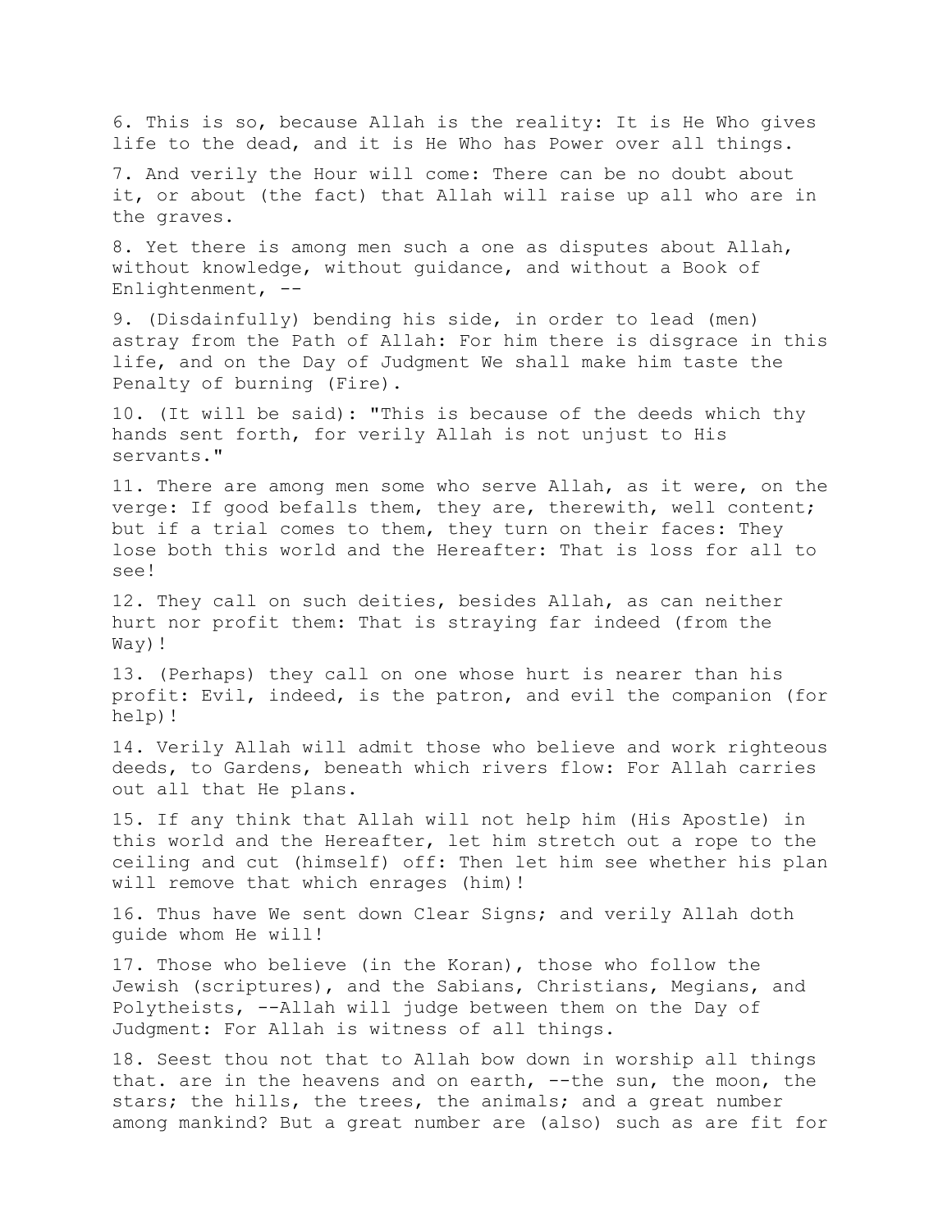6. This is so, because Allah is the reality: It is He Who gives life to the dead, and it is He Who has Power over all things.

7. And verily the Hour will come: There can be no doubt about it, or about (the fact) that Allah will raise up all who are in the graves.

8. Yet there is among men such a one as disputes about Allah, without knowledge, without guidance, and without a Book of Enlightenment, --

9. (Disdainfully) bending his side, in order to lead (men) astray from the Path of Allah: For him there is disgrace in this life, and on the Day of Judgment We shall make him taste the Penalty of burning (Fire).

10. (It will be said): "This is because of the deeds which thy hands sent forth, for verily Allah is not unjust to His servants."

11. There are among men some who serve Allah, as it were, on the verge: If good befalls them, they are, therewith, well content; but if a trial comes to them, they turn on their faces: They lose both this world and the Hereafter: That is loss for all to see!

12. They call on such deities, besides Allah, as can neither hurt nor profit them: That is straying far indeed (from the Way)!

13. (Perhaps) they call on one whose hurt is nearer than his profit: Evil, indeed, is the patron, and evil the companion (for help)!

14. Verily Allah will admit those who believe and work righteous deeds, to Gardens, beneath which rivers flow: For Allah carries out all that He plans.

15. If any think that Allah will not help him (His Apostle) in this world and the Hereafter, let him stretch out a rope to the ceiling and cut (himself) off: Then let him see whether his plan will remove that which enrages (him)!

16. Thus have We sent down Clear Signs; and verily Allah doth guide whom He will!

17. Those who believe (in the Koran), those who follow the Jewish (scriptures), and the Sabians, Christians, Megians, and Polytheists, --Allah will judge between them on the Day of Judgment: For Allah is witness of all things.

18. Seest thou not that to Allah bow down in worship all things that. are in the heavens and on earth, --the sun, the moon, the stars; the hills, the trees, the animals; and a great number among mankind? But a great number are (also) such as are fit for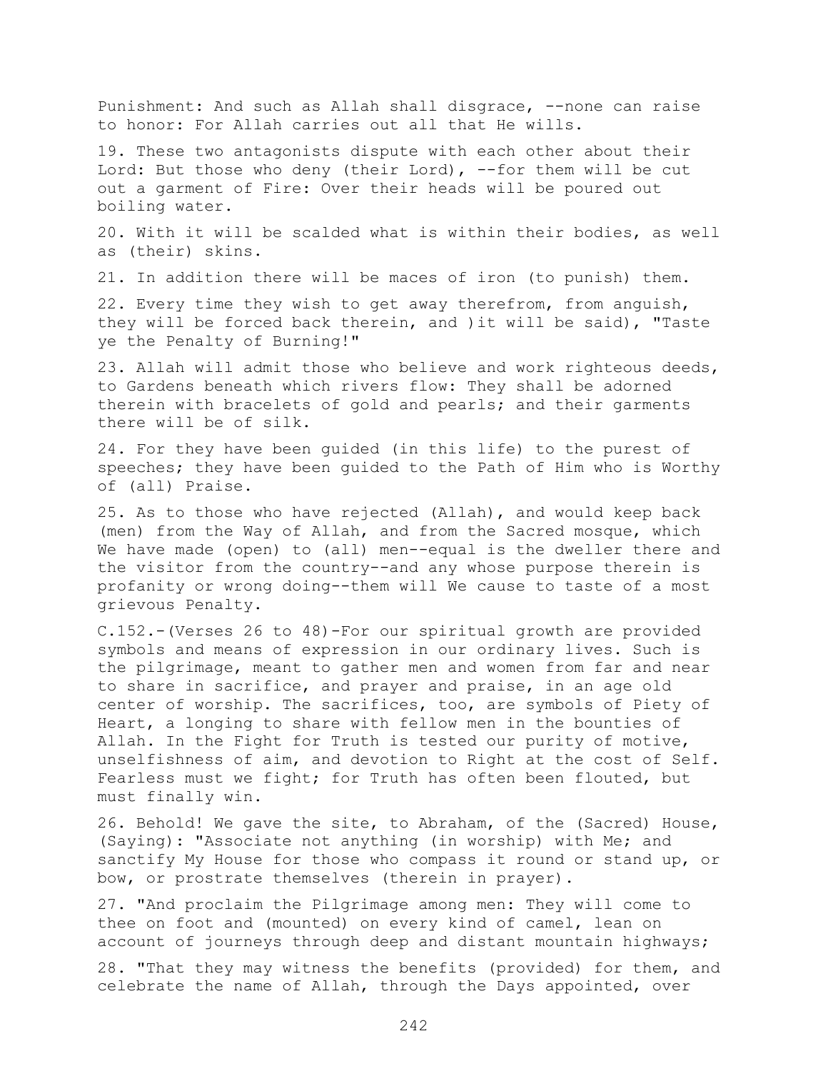Punishment: And such as Allah shall disgrace, --none can raise to honor: For Allah carries out all that He wills.

19. These two antagonists dispute with each other about their Lord: But those who deny (their Lord), --for them will be cut out a garment of Fire: Over their heads will be poured out boiling water.

20. With it will be scalded what is within their bodies, as well as (their) skins.

21. In addition there will be maces of iron (to punish) them.

22. Every time they wish to get away therefrom, from anguish, they will be forced back therein, and )it will be said), "Taste ye the Penalty of Burning!"

23. Allah will admit those who believe and work righteous deeds, to Gardens beneath which rivers flow: They shall be adorned therein with bracelets of gold and pearls; and their garments there will be of silk.

24. For they have been guided (in this life) to the purest of speeches; they have been guided to the Path of Him who is Worthy of (all) Praise.

25. As to those who have rejected (Allah), and would keep back (men) from the Way of Allah, and from the Sacred mosque, which We have made (open) to (all) men--equal is the dweller there and the visitor from the country--and any whose purpose therein is profanity or wrong doing--them will We cause to taste of a most grievous Penalty.

C.152.-(Verses 26 to 48)-For our spiritual growth are provided symbols and means of expression in our ordinary lives. Such is the pilgrimage, meant to gather men and women from far and near to share in sacrifice, and prayer and praise, in an age old center of worship. The sacrifices, too, are symbols of Piety of Heart, a longing to share with fellow men in the bounties of Allah. In the Fight for Truth is tested our purity of motive, unselfishness of aim, and devotion to Right at the cost of Self. Fearless must we fight; for Truth has often been flouted, but must finally win.

26. Behold! We gave the site, to Abraham, of the (Sacred) House, (Saying): "Associate not anything (in worship) with Me; and sanctify My House for those who compass it round or stand up, or bow, or prostrate themselves (therein in prayer).

27. "And proclaim the Pilgrimage among men: They will come to thee on foot and (mounted) on every kind of camel, lean on account of journeys through deep and distant mountain highways;

28. "That they may witness the benefits (provided) for them, and celebrate the name of Allah, through the Days appointed, over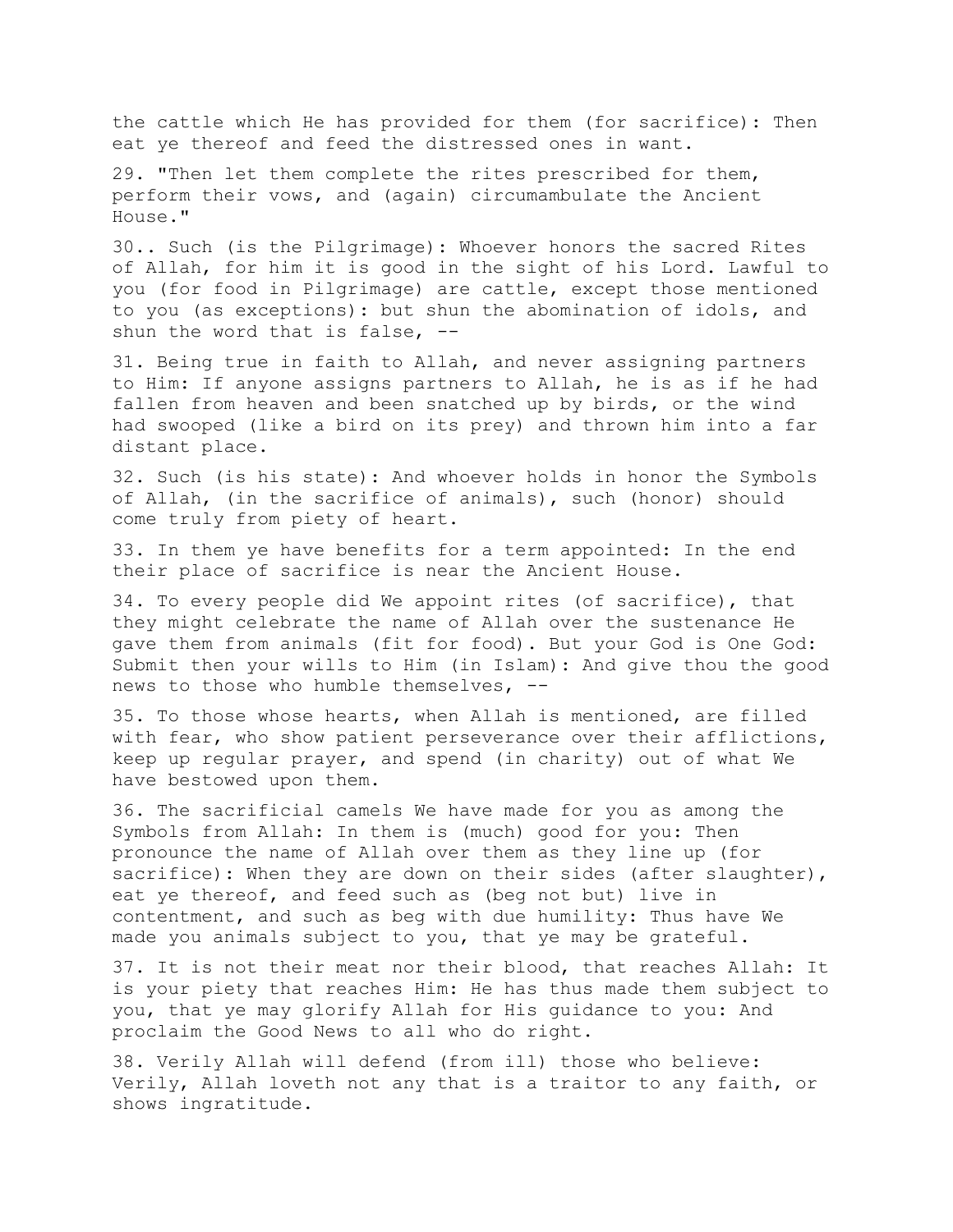the cattle which He has provided for them (for sacrifice): Then eat ye thereof and feed the distressed ones in want.

29. "Then let them complete the rites prescribed for them, perform their vows, and (again) circumambulate the Ancient House."

30.. Such (is the Pilgrimage): Whoever honors the sacred Rites of Allah, for him it is good in the sight of his Lord. Lawful to you (for food in Pilgrimage) are cattle, except those mentioned to you (as exceptions): but shun the abomination of idols, and shun the word that is false, --

31. Being true in faith to Allah, and never assigning partners to Him: If anyone assigns partners to Allah, he is as if he had fallen from heaven and been snatched up by birds, or the wind had swooped (like a bird on its prey) and thrown him into a far distant place.

32. Such (is his state): And whoever holds in honor the Symbols of Allah, (in the sacrifice of animals), such (honor) should come truly from piety of heart.

33. In them ye have benefits for a term appointed: In the end their place of sacrifice is near the Ancient House.

34. To every people did We appoint rites (of sacrifice), that they might celebrate the name of Allah over the sustenance He gave them from animals (fit for food). But your God is One God: Submit then your wills to Him (in Islam): And give thou the good news to those who humble themselves, --

35. To those whose hearts, when Allah is mentioned, are filled with fear, who show patient perseverance over their afflictions, keep up regular prayer, and spend (in charity) out of what We have bestowed upon them.

36. The sacrificial camels We have made for you as among the Symbols from Allah: In them is (much) good for you: Then pronounce the name of Allah over them as they line up (for sacrifice): When they are down on their sides (after slaughter), eat ye thereof, and feed such as (beg not but) live in contentment, and such as beg with due humility: Thus have We made you animals subject to you, that ye may be grateful.

37. It is not their meat nor their blood, that reaches Allah: It is your piety that reaches Him: He has thus made them subject to you, that ye may glorify Allah for His guidance to you: And proclaim the Good News to all who do right.

38. Verily Allah will defend (from ill) those who believe: Verily, Allah loveth not any that is a traitor to any faith, or shows ingratitude.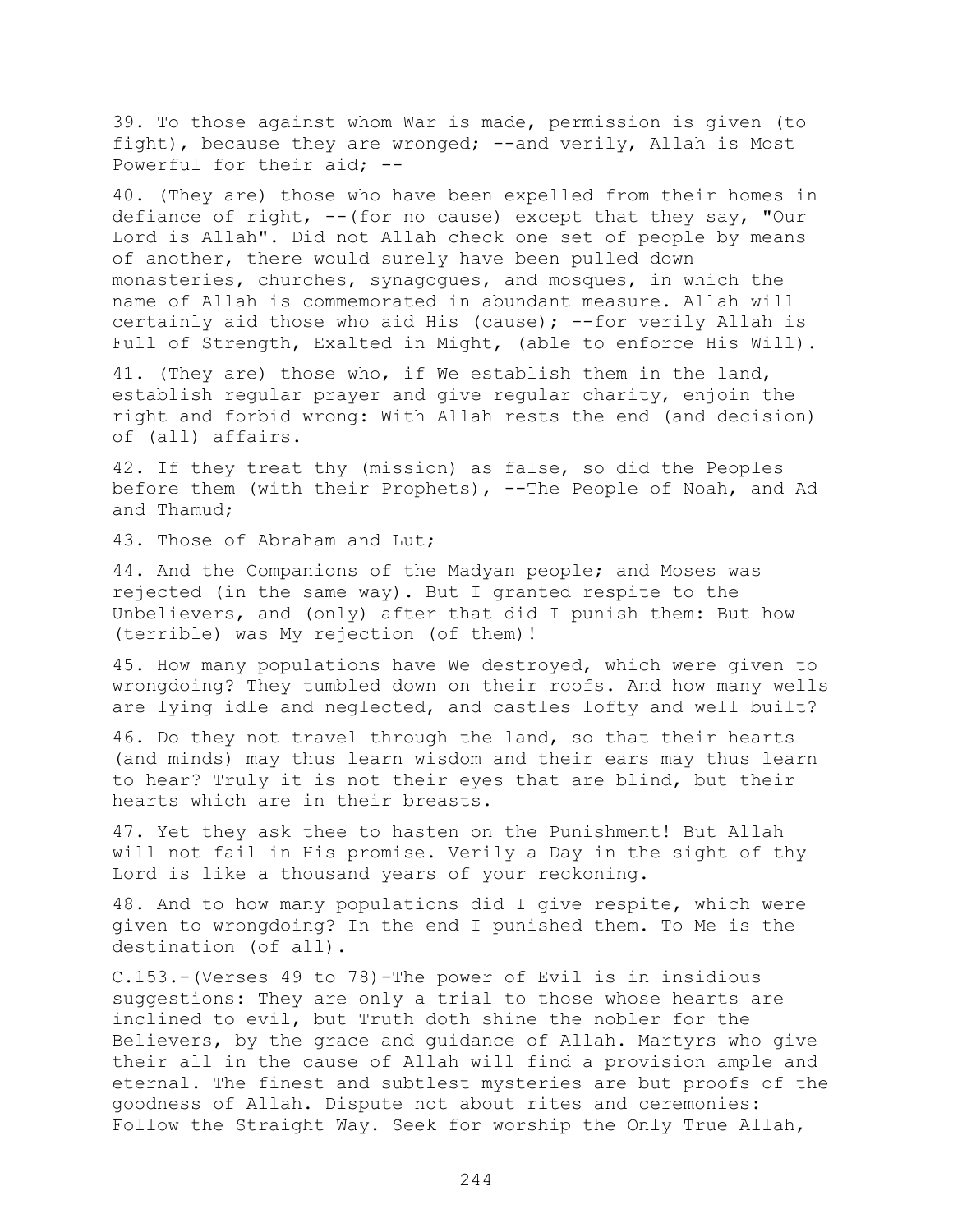39. To those against whom War is made, permission is given (to fight), because they are wronged; --and verily, Allah is Most Powerful for their aid; --

40. (They are) those who have been expelled from their homes in defiance of right, --(for no cause) except that they say, "Our Lord is Allah". Did not Allah check one set of people by means of another, there would surely have been pulled down monasteries, churches, synagogues, and mosques, in which the name of Allah is commemorated in abundant measure. Allah will certainly aid those who aid His (cause); --for verily Allah is Full of Strength, Exalted in Might, (able to enforce His Will).

41. (They are) those who, if We establish them in the land, establish regular prayer and give regular charity, enjoin the right and forbid wrong: With Allah rests the end (and decision) of (all) affairs.

42. If they treat thy (mission) as false, so did the Peoples before them (with their Prophets), --The People of Noah, and Ad and Thamud;

43. Those of Abraham and Lut;

44. And the Companions of the Madyan people; and Moses was rejected (in the same way). But I granted respite to the Unbelievers, and (only) after that did I punish them: But how (terrible) was My rejection (of them)!

45. How many populations have We destroyed, which were given to wrongdoing? They tumbled down on their roofs. And how many wells are lying idle and neglected, and castles lofty and well built?

46. Do they not travel through the land, so that their hearts (and minds) may thus learn wisdom and their ears may thus learn to hear? Truly it is not their eyes that are blind, but their hearts which are in their breasts.

47. Yet they ask thee to hasten on the Punishment! But Allah will not fail in His promise. Verily a Day in the sight of thy Lord is like a thousand years of your reckoning.

48. And to how many populations did I give respite, which were given to wrongdoing? In the end I punished them. To Me is the destination (of all).

C.153.-(Verses 49 to 78)-The power of Evil is in insidious suggestions: They are only a trial to those whose hearts are inclined to evil, but Truth doth shine the nobler for the Believers, by the grace and guidance of Allah. Martyrs who give their all in the cause of Allah will find a provision ample and eternal. The finest and subtlest mysteries are but proofs of the goodness of Allah. Dispute not about rites and ceremonies: Follow the Straight Way. Seek for worship the Only True Allah,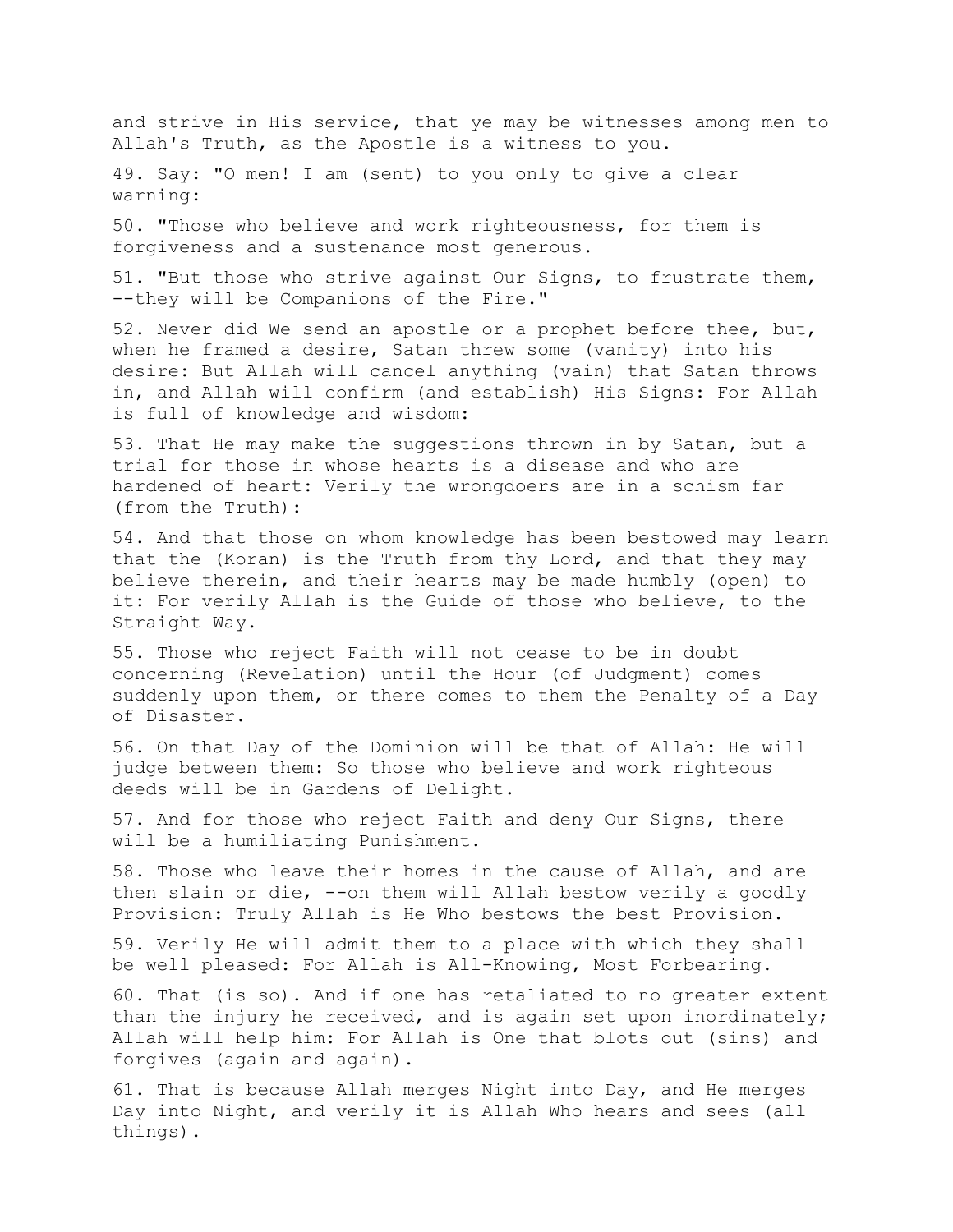and strive in His service, that ye may be witnesses among men to Allah's Truth, as the Apostle is a witness to you.

49. Say: "O men! I am (sent) to you only to give a clear warning:

50. "Those who believe and work righteousness, for them is forgiveness and a sustenance most generous.

51. "But those who strive against Our Signs, to frustrate them, --they will be Companions of the Fire."

52. Never did We send an apostle or a prophet before thee, but, when he framed a desire, Satan threw some (vanity) into his desire: But Allah will cancel anything (vain) that Satan throws in, and Allah will confirm (and establish) His Signs: For Allah is full of knowledge and wisdom:

53. That He may make the suggestions thrown in by Satan, but a trial for those in whose hearts is a disease and who are hardened of heart: Verily the wrongdoers are in a schism far (from the Truth):

54. And that those on whom knowledge has been bestowed may learn that the (Koran) is the Truth from thy Lord, and that they may believe therein, and their hearts may be made humbly (open) to it: For verily Allah is the Guide of those who believe, to the Straight Way.

55. Those who reject Faith will not cease to be in doubt concerning (Revelation) until the Hour (of Judgment) comes suddenly upon them, or there comes to them the Penalty of a Day of Disaster.

56. On that Day of the Dominion will be that of Allah: He will judge between them: So those who believe and work righteous deeds will be in Gardens of Delight.

57. And for those who reject Faith and deny Our Signs, there will be a humiliating Punishment.

58. Those who leave their homes in the cause of Allah, and are then slain or die, --on them will Allah bestow verily a goodly Provision: Truly Allah is He Who bestows the best Provision.

59. Verily He will admit them to a place with which they shall be well pleased: For Allah is All-Knowing, Most Forbearing.

60. That (is so). And if one has retaliated to no greater extent than the injury he received, and is again set upon inordinately; Allah will help him: For Allah is One that blots out (sins) and forgives (again and again).

61. That is because Allah merges Night into Day, and He merges Day into Night, and verily it is Allah Who hears and sees (all things).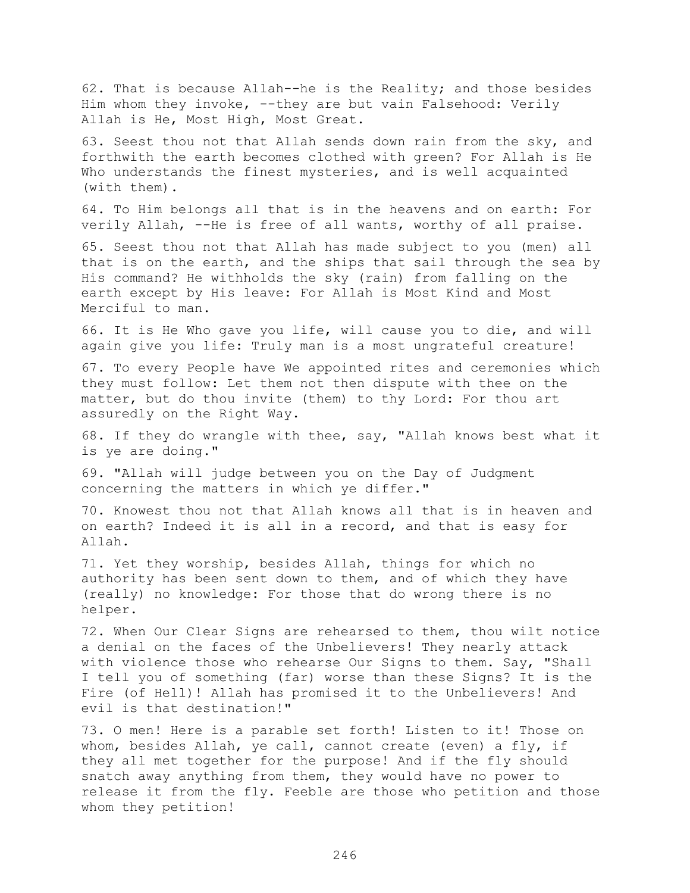62. That is because Allah--he is the Reality; and those besides Him whom they invoke, --they are but vain Falsehood: Verily Allah is He, Most High, Most Great.

63. Seest thou not that Allah sends down rain from the sky, and forthwith the earth becomes clothed with green? For Allah is He Who understands the finest mysteries, and is well acquainted (with them).

64. To Him belongs all that is in the heavens and on earth: For verily Allah, --He is free of all wants, worthy of all praise.

65. Seest thou not that Allah has made subject to you (men) all that is on the earth, and the ships that sail through the sea by His command? He withholds the sky (rain) from falling on the earth except by His leave: For Allah is Most Kind and Most Merciful to man.

66. It is He Who gave you life, will cause you to die, and will again give you life: Truly man is a most ungrateful creature!

67. To every People have We appointed rites and ceremonies which they must follow: Let them not then dispute with thee on the matter, but do thou invite (them) to thy Lord: For thou art assuredly on the Right Way.

68. If they do wrangle with thee, say, "Allah knows best what it is ye are doing."

69. "Allah will judge between you on the Day of Judgment concerning the matters in which ye differ."

70. Knowest thou not that Allah knows all that is in heaven and on earth? Indeed it is all in a record, and that is easy for Allah.

71. Yet they worship, besides Allah, things for which no authority has been sent down to them, and of which they have (really) no knowledge: For those that do wrong there is no helper.

72. When Our Clear Signs are rehearsed to them, thou wilt notice a denial on the faces of the Unbelievers! They nearly attack with violence those who rehearse Our Signs to them. Say, "Shall I tell you of something (far) worse than these Signs? It is the Fire (of Hell)! Allah has promised it to the Unbelievers! And evil is that destination!"

73. O men! Here is a parable set forth! Listen to it! Those on whom, besides Allah, ye call, cannot create (even) a fly, if they all met together for the purpose! And if the fly should snatch away anything from them, they would have no power to release it from the fly. Feeble are those who petition and those whom they petition!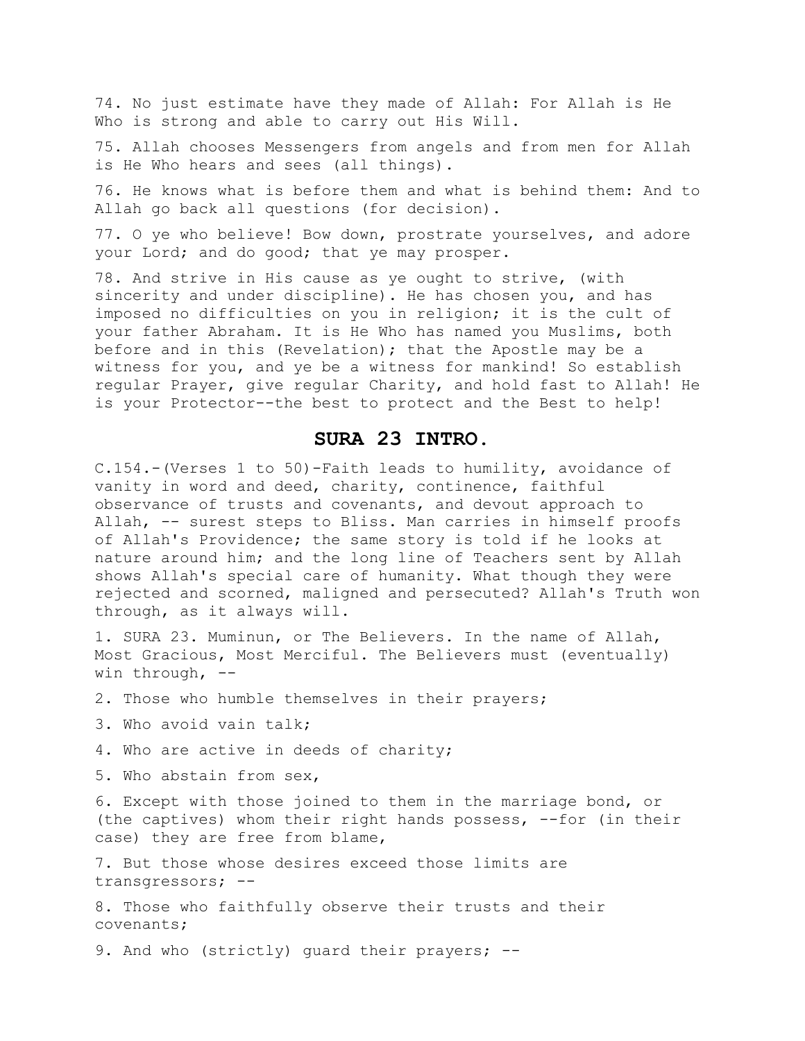74. No just estimate have they made of Allah: For Allah is He Who is strong and able to carry out His Will.

75. Allah chooses Messengers from angels and from men for Allah is He Who hears and sees (all things).

76. He knows what is before them and what is behind them: And to Allah go back all questions (for decision).

77. O ye who believe! Bow down, prostrate yourselves, and adore your Lord; and do good; that ye may prosper.

78. And strive in His cause as ye ought to strive, (with sincerity and under discipline). He has chosen you, and has imposed no difficulties on you in religion; it is the cult of your father Abraham. It is He Who has named you Muslims, both before and in this (Revelation); that the Apostle may be a witness for you, and ye be a witness for mankind! So establish regular Prayer, give regular Charity, and hold fast to Allah! He is your Protector--the best to protect and the Best to help!

## SURA 23 INTRO.

C.154.-(Verses 1 to 50)-Faith leads to humility, avoidance of vanity in word and deed, charity, continence, faithful observance of trusts and covenants, and devout approach to Allah, -- surest steps to Bliss. Man carries in himself proofs of Allah's Providence; the same story is told if he looks at nature around him; and the long line of Teachers sent by Allah shows Allah's special care of humanity. What though they were rejected and scorned, maligned and persecuted? Allah's Truth won through, as it always will.

1. SURA 23. Muminun, or The Believers. In the name of Allah, Most Gracious, Most Merciful. The Believers must (eventually) win through, --

2. Those who humble themselves in their prayers;

3. Who avoid vain talk;

4. Who are active in deeds of charity;

5. Who abstain from sex,

6. Except with those joined to them in the marriage bond, or (the captives) whom their right hands possess, --for (in their case) they are free from blame,

7. But those whose desires exceed those limits are transgressors; --

8. Those who faithfully observe their trusts and their covenants;

9. And who (strictly) guard their prayers; --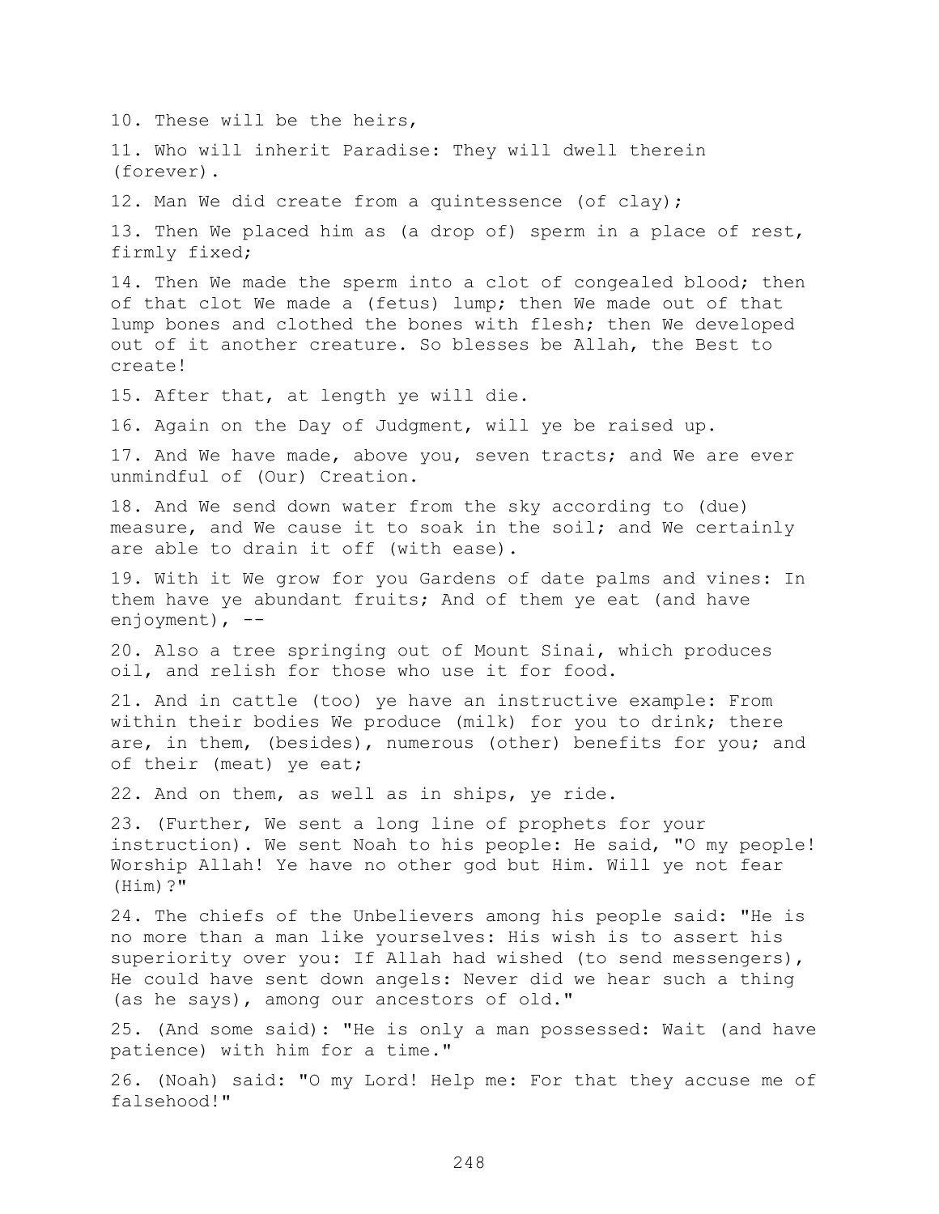10. These will be the heirs,

11. Who will inherit Paradise: They will dwell therein (forever).

12. Man We did create from a quintessence (of clay);

13. Then We placed him as (a drop of) sperm in a place of rest, firmly fixed;

14. Then We made the sperm into a clot of congealed blood; then of that clot We made a (fetus) lump; then We made out of that lump bones and clothed the bones with flesh; then We developed out of it another creature. So blesses be Allah, the Best to create!

15. After that, at length ye will die.

16. Again on the Day of Judgment, will ye be raised up.

17. And We have made, above you, seven tracts; and We are ever unmindful of (Our) Creation.

18. And We send down water from the sky according to (due) measure, and We cause it to soak in the soil; and We certainly are able to drain it off (with ease).

19. With it We grow for you Gardens of date palms and vines: In them have ye abundant fruits; And of them ye eat (and have enjoyment), --

20. Also a tree springing out of Mount Sinai, which produces oil, and relish for those who use it for food.

21. And in cattle (too) ye have an instructive example: From within their bodies We produce (milk) for you to drink; there are, in them, (besides), numerous (other) benefits for you; and of their (meat) ye eat;

22. And on them, as well as in ships, ye ride.

23. (Further, We sent a long line of prophets for your instruction). We sent Noah to his people: He said, "O my people! Worship Allah! Ye have no other god but Him. Will ye not fear (Him)?"

24. The chiefs of the Unbelievers among his people said: "He is no more than a man like yourselves: His wish is to assert his superiority over you: If Allah had wished (to send messengers), He could have sent down angels: Never did we hear such a thing (as he says), among our ancestors of old."

25. (And some said): "He is only a man possessed: Wait (and have patience) with him for a time."

26. (Noah) said: "O my Lord! Help me: For that they accuse me of falsehood!"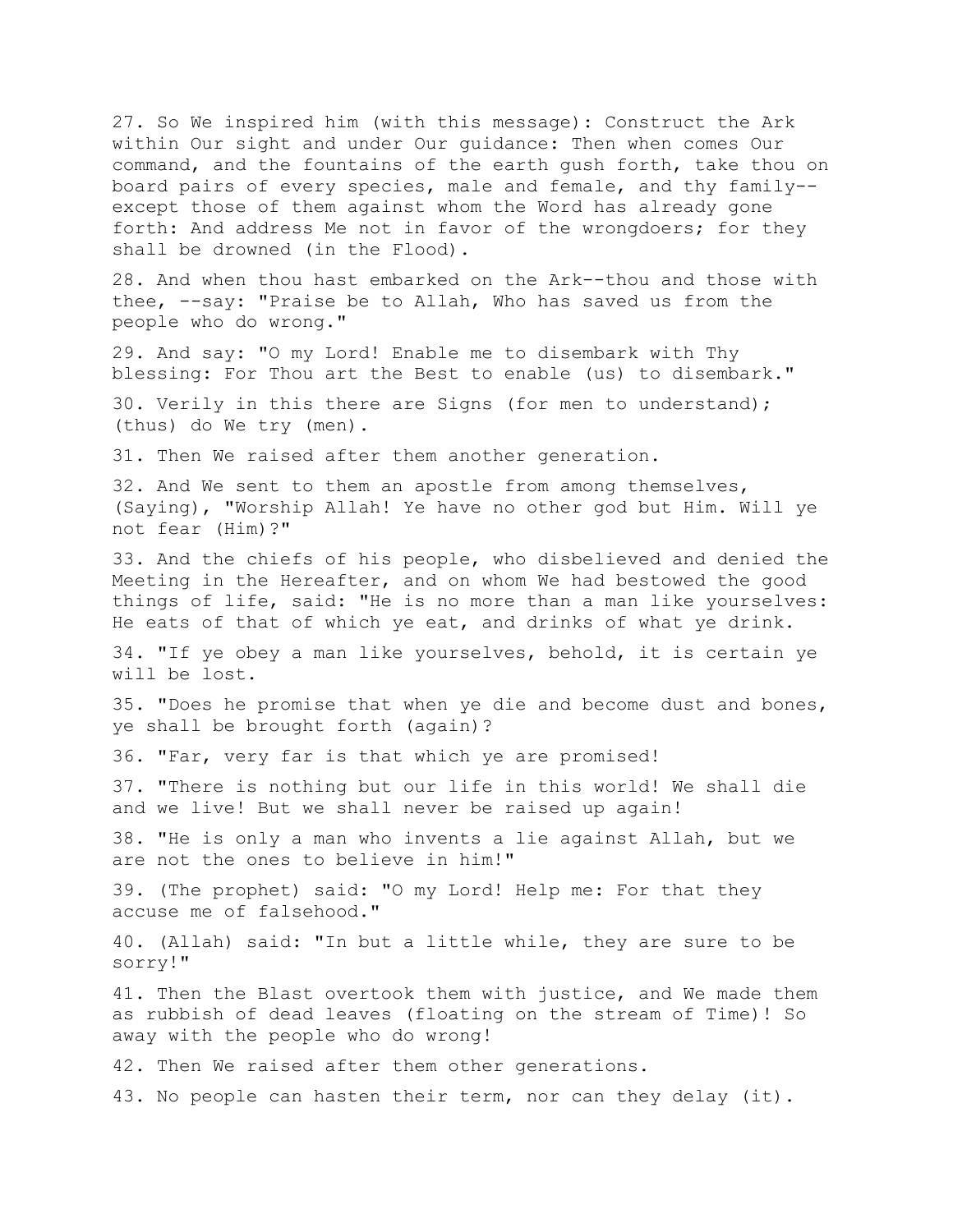27. So We inspired him (with this message): Construct the Ark within Our sight and under Our guidance: Then when comes Our command, and the fountains of the earth gush forth, take thou on board pairs of every species, male and female, and thy family--except those of them against whom the Word has already gone forth: And address Me not in favor of the wrongdoers; for they shall be drowned (in the Flood).

28. And when thou hast embarked on the Ark--thou and those with thee, --say: "Praise be to Allah, Who has saved us from the people who do wrong."

29. And say: "O my Lord! Enable me to disembark with Thy blessing: For Thou art the Best to enable (us) to disembark."

30. Verily in this there are Signs (for men to understand); (thus) do We try (men).

31. Then We raised after them another generation.

32. And We sent to them an apostle from among themselves, (Saying), "Worship Allah! Ye have no other god but Him. Will ye not fear (Him)?"

33. And the chiefs of his people, who disbelieved and denied the Meeting in the Hereafter, and on whom We had bestowed the good things of life, said: "He is no more than a man like yourselves: He eats of that of which ye eat, and drinks of what ye drink.

34. "If ye obey a man like yourselves, behold, it is certain ye will be lost.

35. "Does he promise that when ye die and become dust and bones, ye shall be brought forth (again)?

36. "Far, very far is that which ye are promised!

37. "There is nothing but our life in this world! We shall die and we live! But we shall never be raised up again!

38. "He is only a man who invents a lie against Allah, but we are not the ones to believe in him!"

39. (The prophet) said: "O my Lord! Help me: For that they accuse me of falsehood."

40. (Allah) said: "In but a little while, they are sure to be sorry!"

41. Then the Blast overtook them with justice, and We made them as rubbish of dead leaves (floating on the stream of Time)! So away with the people who do wrong!

42. Then We raised after them other generations.

43. No people can hasten their term, nor can they delay (it).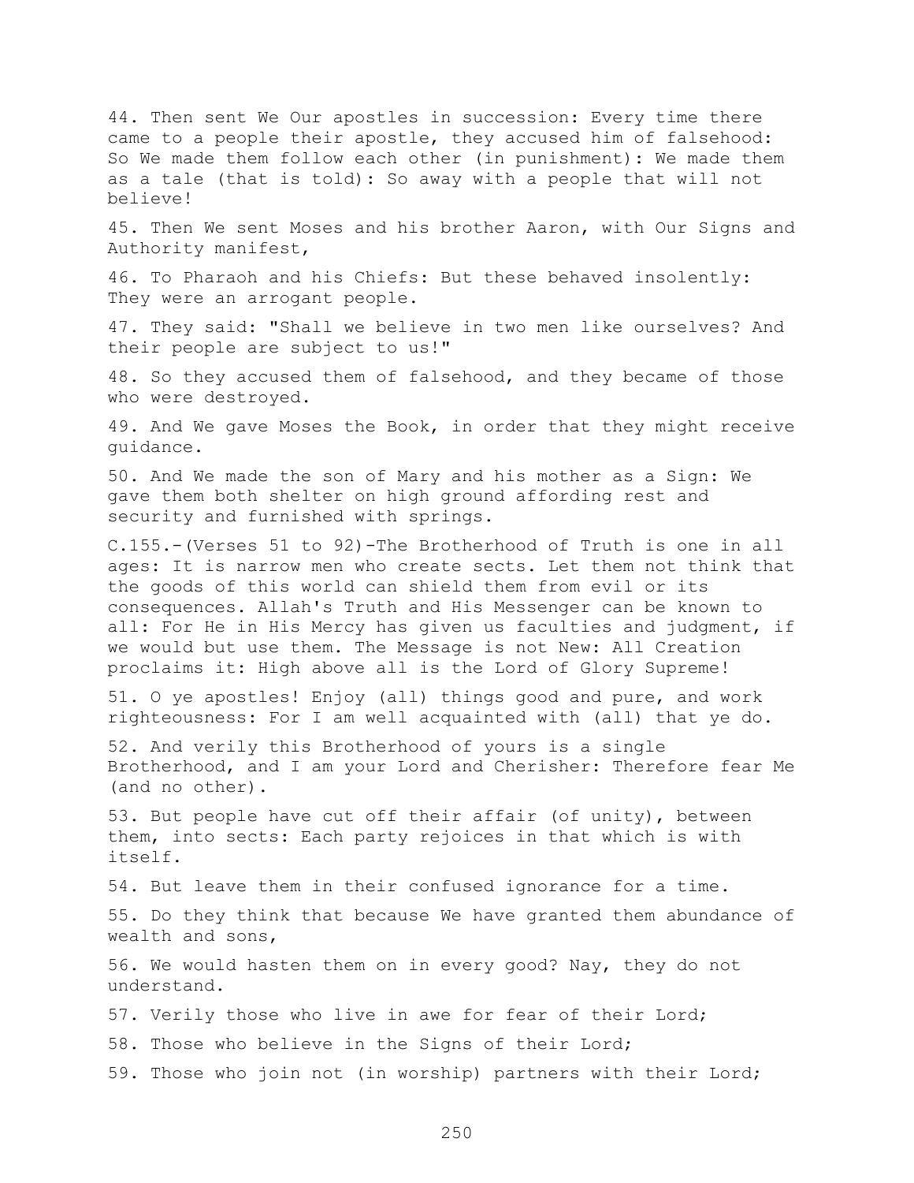44. Then sent We Our apostles in succession: Every time there came to a people their apostle, they accused him of falsehood: So We made them follow each other (in punishment): We made them as a tale (that is told): So away with a people that will not believe!

45. Then We sent Moses and his brother Aaron, with Our Signs and Authority manifest,

46. To Pharaoh and his Chiefs: But these behaved insolently: They were an arrogant people.

47. They said: "Shall we believe in two men like ourselves? And their people are subject to us!"

48. So they accused them of falsehood, and they became of those who were destroyed.

49. And We gave Moses the Book, in order that they might receive guidance.

50. And We made the son of Mary and his mother as a Sign: We gave them both shelter on high ground affording rest and security and furnished with springs.

C.155.-(Verses 51 to 92)-The Brotherhood of Truth is one in all ages: It is narrow men who create sects. Let them not think that the goods of this world can shield them from evil or its consequences. Allah's Truth and His Messenger can be known to all: For He in His Mercy has given us faculties and judgment, if we would but use them. The Message is not New: All Creation proclaims it: High above all is the Lord of Glory Supreme!

51. O ye apostles! Enjoy (all) things good and pure, and work righteousness: For I am well acquainted with (all) that ye do.

52. And verily this Brotherhood of yours is a single Brotherhood, and I am your Lord and Cherisher: Therefore fear Me (and no other).

53. But people have cut off their affair (of unity), between them, into sects: Each party rejoices in that which is with itself.

54. But leave them in their confused ignorance for a time.

55. Do they think that because We have granted them abundance of wealth and sons,

56. We would hasten them on in every good? Nay, they do not understand.

57. Verily those who live in awe for fear of their Lord;

58. Those who believe in the Signs of their Lord;

59. Those who join not (in worship) partners with their Lord;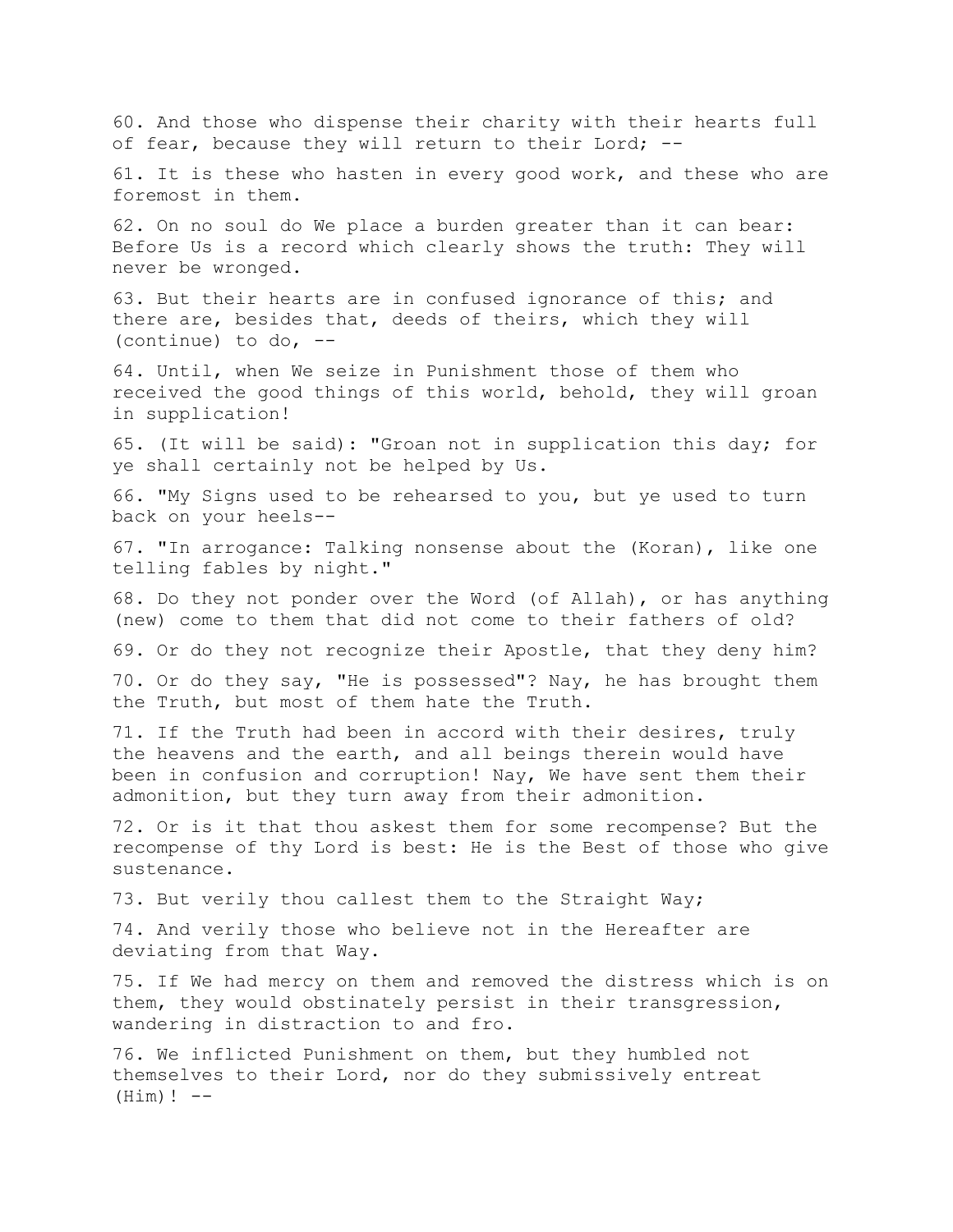60. And those who dispense their charity with their hearts full of fear, because they will return to their Lord; --

61. It is these who hasten in every good work, and these who are foremost in them.

62. On no soul do We place a burden greater than it can bear: Before Us is a record which clearly shows the truth: They will never be wronged.

63. But their hearts are in confused ignorance of this; and there are, besides that, deeds of theirs, which they will (continue) to do, --

64. Until, when We seize in Punishment those of them who received the good things of this world, behold, they will groan in supplication!

65. (It will be said): "Groan not in supplication this day; for ye shall certainly not be helped by Us.

66. "My Signs used to be rehearsed to you, but ye used to turn back on your heels--

67. "In arrogance: Talking nonsense about the (Koran), like one telling fables by night."

68. Do they not ponder over the Word (of Allah), or has anything (new) come to them that did not come to their fathers of old?

69. Or do they not recognize their Apostle, that they deny him?

70. Or do they say, "He is possessed"? Nay, he has brought them the Truth, but most of them hate the Truth.

71. If the Truth had been in accord with their desires, truly the heavens and the earth, and all beings therein would have been in confusion and corruption! Nay, We have sent them their admonition, but they turn away from their admonition.

72. Or is it that thou askest them for some recompense? But the recompense of thy Lord is best: He is the Best of those who give sustenance.

73. But verily thou callest them to the Straight Way;

74. And verily those who believe not in the Hereafter are deviating from that Way.

75. If We had mercy on them and removed the distress which is on them, they would obstinately persist in their transgression, wandering in distraction to and fro.

76. We inflicted Punishment on them, but they humbled not themselves to their Lord, nor do they submissively entreat (Him)! --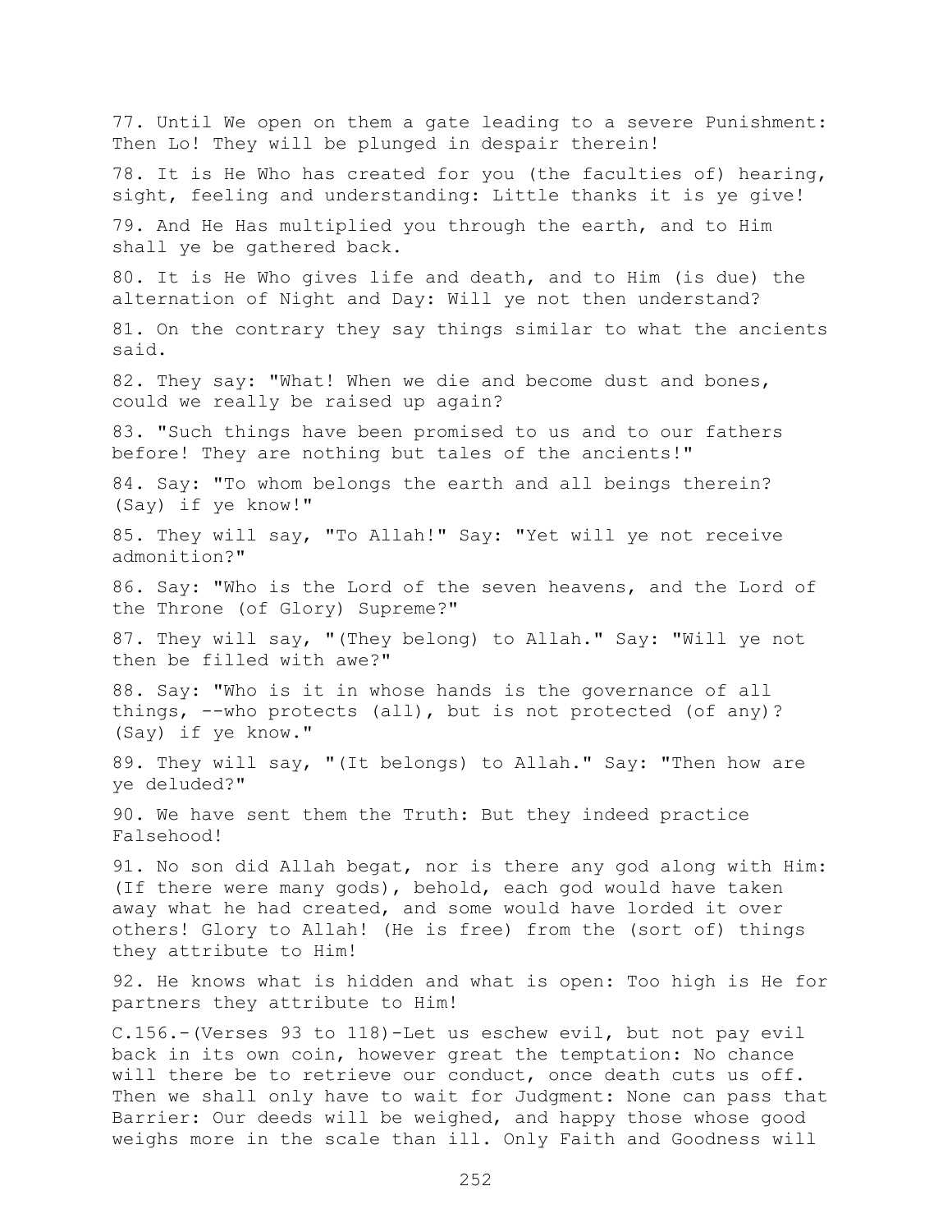77. Until We open on them a gate leading to a severe Punishment: Then Lo! They will be plunged in despair therein!

78. It is He Who has created for you (the faculties of) hearing, sight, feeling and understanding: Little thanks it is ye give!

79. And He Has multiplied you through the earth, and to Him shall ye be gathered back.

80. It is He Who gives life and death, and to Him (is due) the alternation of Night and Day: Will ye not then understand?

81. On the contrary they say things similar to what the ancients said.

82. They say: "What! When we die and become dust and bones, could we really be raised up again?

83. "Such things have been promised to us and to our fathers before! They are nothing but tales of the ancients!"

84. Say: "To whom belongs the earth and all beings therein? (Say) if ye know!"

85. They will say, "To Allah!" Say: "Yet will ye not receive admonition?"

86. Say: "Who is the Lord of the seven heavens, and the Lord of the Throne (of Glory) Supreme?"

87. They will say, "(They belong) to Allah." Say: "Will ye not then be filled with awe?"

88. Say: "Who is it in whose hands is the governance of all things, --who protects (all), but is not protected (of any)? (Say) if ye know."

89. They will say, "(It belongs) to Allah." Say: "Then how are ye deluded?"

90. We have sent them the Truth: But they indeed practice Falsehood!

91. No son did Allah begat, nor is there any god along with Him: (If there were many gods), behold, each god would have taken away what he had created, and some would have lorded it over others! Glory to Allah! (He is free) from the (sort of) things they attribute to Him!

92. He knows what is hidden and what is open: Too high is He for partners they attribute to Him!

C.156.-(Verses 93 to 118)-Let us eschew evil, but not pay evil back in its own coin, however great the temptation: No chance will there be to retrieve our conduct, once death cuts us off. Then we shall only have to wait for Judgment: None can pass that Barrier: Our deeds will be weighed, and happy those whose good weighs more in the scale than ill. Only Faith and Goodness will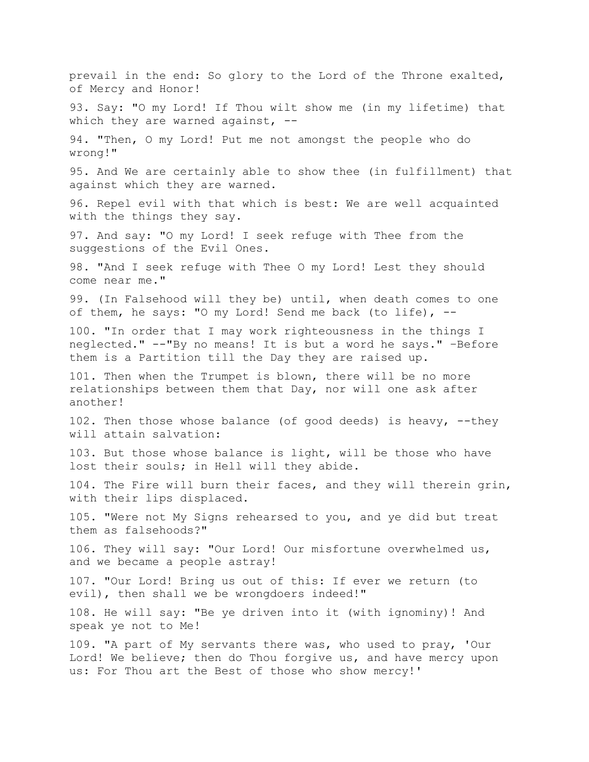prevail in the end: So glory to the Lord of the Throne exalted, of Mercy and Honor!

93. Say: "O my Lord! If Thou wilt show me (in my lifetime) that which they are warned against, --

94. "Then, O my Lord! Put me not amongst the people who do wrong!"

95. And We are certainly able to show thee (in fulfillment) that against which they are warned.

96. Repel evil with that which is best: We are well acquainted with the things they say.

97. And say: "O my Lord! I seek refuge with Thee from the suggestions of the Evil Ones.

98. "And I seek refuge with Thee O my Lord! Lest they should come near me."

99. (In Falsehood will they be) until, when death comes to one of them, he says: "O my Lord! Send me back (to life), --

100. "In order that I may work righteousness in the things I neglected." --"By no means! It is but a word he says." –Before them is a Partition till the Day they are raised up.

101. Then when the Trumpet is blown, there will be no more relationships between them that Day, nor will one ask after another!

102. Then those whose balance (of good deeds) is heavy, --they will attain salvation:

103. But those whose balance is light, will be those who have lost their souls; in Hell will they abide.

104. The Fire will burn their faces, and they will therein grin, with their lips displaced.

105. "Were not My Signs rehearsed to you, and ye did but treat them as falsehoods?"

106. They will say: "Our Lord! Our misfortune overwhelmed us, and we became a people astray!

107. "Our Lord! Bring us out of this: If ever we return (to evil), then shall we be wrongdoers indeed!"

108. He will say: "Be ye driven into it (with ignominy)! And speak ye not to Me!

109. "A part of My servants there was, who used to pray, 'Our Lord! We believe; then do Thou forgive us, and have mercy upon us: For Thou art the Best of those who show mercy!'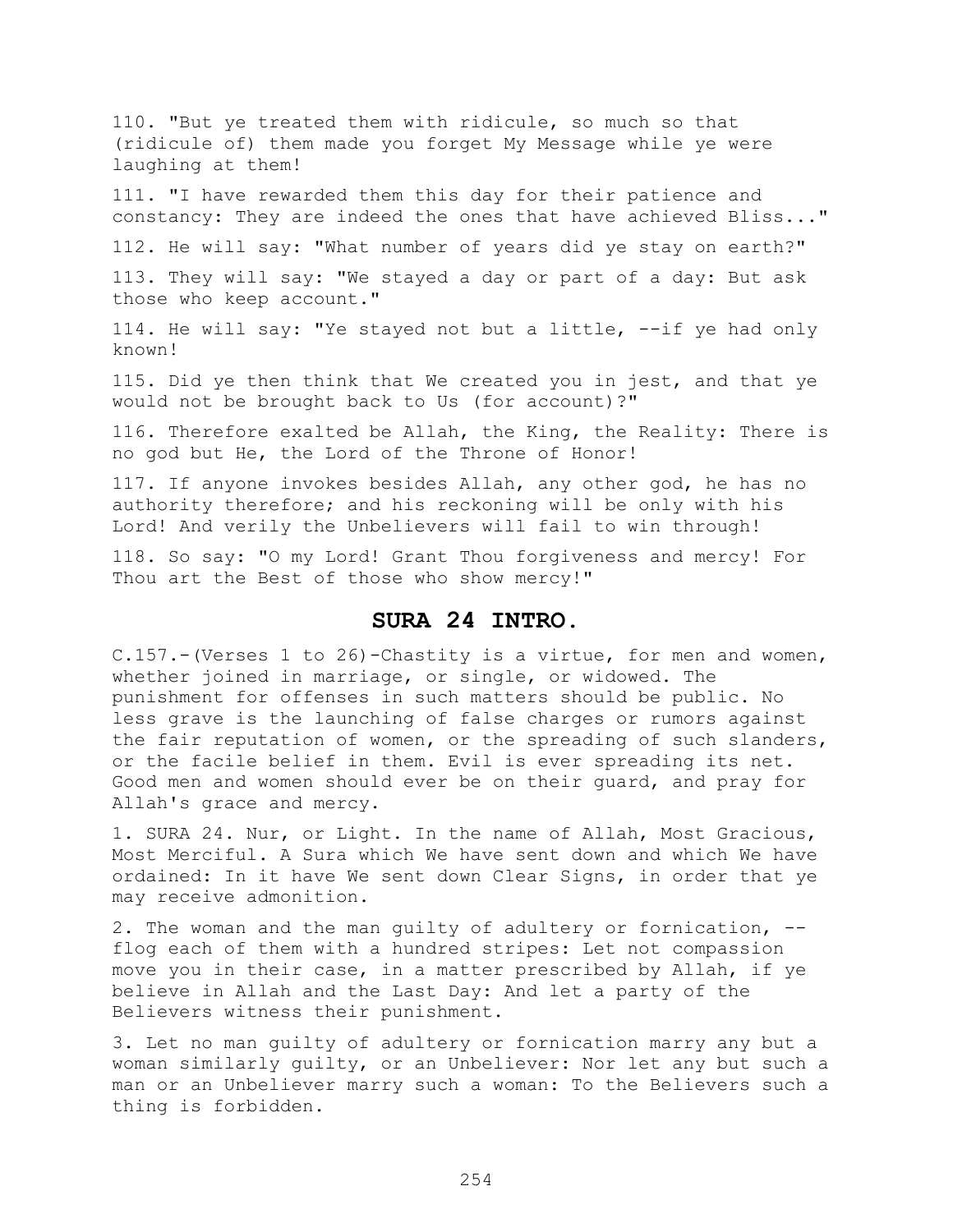110. "But ye treated them with ridicule, so much so that (ridicule of) them made you forget My Message while ye were laughing at them!

111. "I have rewarded them this day for their patience and constancy: They are indeed the ones that have achieved Bliss..."

112. He will say: "What number of years did ye stay on earth?"

113. They will say: "We stayed a day or part of a day: But ask those who keep account."

114. He will say: "Ye stayed not but a little, --if ye had only known!

115. Did ye then think that We created you in jest, and that ye would not be brought back to Us (for account)?"

116. Therefore exalted be Allah, the King, the Reality: There is no god but He, the Lord of the Throne of Honor!

117. If anyone invokes besides Allah, any other god, he has no authority therefore; and his reckoning will be only with his Lord! And verily the Unbelievers will fail to win through!

118. So say: "O my Lord! Grant Thou forgiveness and mercy! For Thou art the Best of those who show mercy!"

## SURA 24 INTRO.

C.157.-(Verses 1 to 26)-Chastity is a virtue, for men and women, whether joined in marriage, or single, or widowed. The punishment for offenses in such matters should be public. No less grave is the launching of false charges or rumors against the fair reputation of women, or the spreading of such slanders, or the facile belief in them. Evil is ever spreading its net. Good men and women should ever be on their guard, and pray for Allah's grace and mercy.

1. SURA 24. Nur, or Light. In the name of Allah, Most Gracious, Most Merciful. A Sura which We have sent down and which We have ordained: In it have We sent down Clear Signs, in order that ye may receive admonition.

2. The woman and the man guilty of adultery or fornication, -- flog each of them with a hundred stripes: Let not compassion move you in their case, in a matter prescribed by Allah, if ye believe in Allah and the Last Day: And let a party of the Believers witness their punishment.

3. Let no man guilty of adultery or fornication marry any but a woman similarly guilty, or an Unbeliever: Nor let any but such a man or an Unbeliever marry such a woman: To the Believers such a thing is forbidden.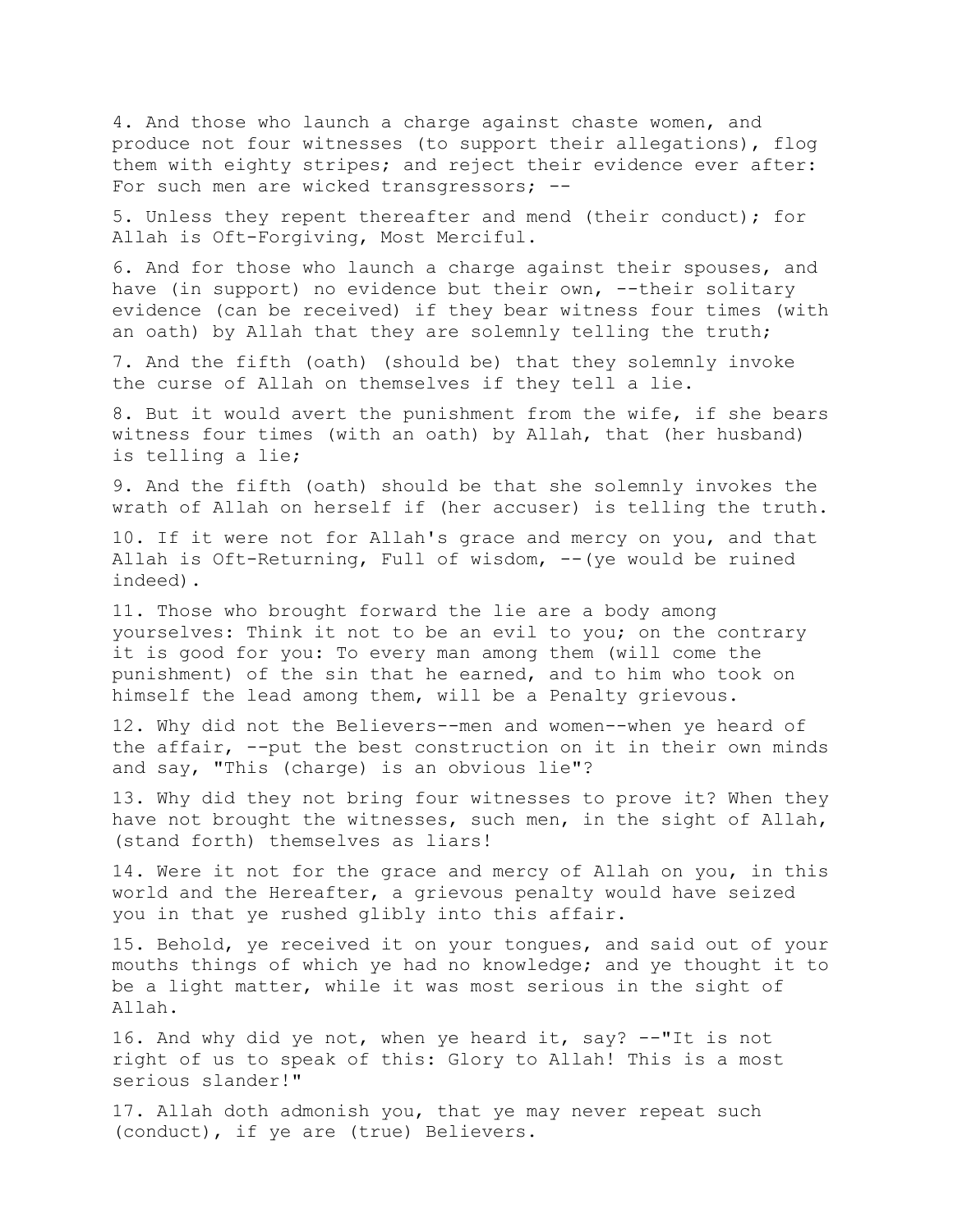4. And those who launch a charge against chaste women, and produce not four witnesses (to support their allegations), flog them with eighty stripes; and reject their evidence ever after: For such men are wicked transgressors; --

5. Unless they repent thereafter and mend (their conduct); for Allah is Oft-Forgiving, Most Merciful.

6. And for those who launch a charge against their spouses, and have (in support) no evidence but their own, --their solitary evidence (can be received) if they bear witness four times (with an oath) by Allah that they are solemnly telling the truth;

7. And the fifth (oath) (should be) that they solemnly invoke the curse of Allah on themselves if they tell a lie.

8. But it would avert the punishment from the wife, if she bears witness four times (with an oath) by Allah, that (her husband) is telling a lie;

9. And the fifth (oath) should be that she solemnly invokes the wrath of Allah on herself if (her accuser) is telling the truth.

10. If it were not for Allah's grace and mercy on you, and that Allah is Oft-Returning, Full of wisdom, --(ye would be ruined indeed).

11. Those who brought forward the lie are a body among yourselves: Think it not to be an evil to you; on the contrary it is good for you: To every man among them (will come the punishment) of the sin that he earned, and to him who took on himself the lead among them, will be a Penalty grievous.

12. Why did not the Believers--men and women--when ye heard of the affair, --put the best construction on it in their own minds and say, "This (charge) is an obvious lie"?

13. Why did they not bring four witnesses to prove it? When they have not brought the witnesses, such men, in the sight of Allah, (stand forth) themselves as liars!

14. Were it not for the grace and mercy of Allah on you, in this world and the Hereafter, a grievous penalty would have seized you in that ye rushed glibly into this affair.

15. Behold, ye received it on your tongues, and said out of your mouths things of which ye had no knowledge; and ye thought it to be a light matter, while it was most serious in the sight of Allah.

16. And why did ye not, when ye heard it, say? --"It is not right of us to speak of this: Glory to Allah! This is a most serious slander!"

17. Allah doth admonish you, that ye may never repeat such (conduct), if ye are (true) Believers.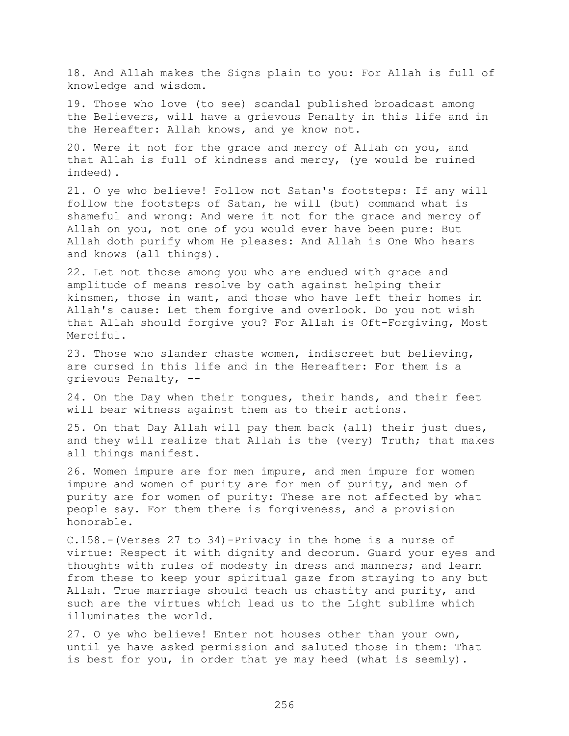18. And Allah makes the Signs plain to you: For Allah is full of knowledge and wisdom.

19. Those who love (to see) scandal published broadcast among the Believers, will have a grievous Penalty in this life and in the Hereafter: Allah knows, and ye know not.

20. Were it not for the grace and mercy of Allah on you, and that Allah is full of kindness and mercy, (ye would be ruined indeed).

21. O ye who believe! Follow not Satan's footsteps: If any will follow the footsteps of Satan, he will (but) command what is shameful and wrong: And were it not for the grace and mercy of Allah on you, not one of you would ever have been pure: But Allah doth purify whom He pleases: And Allah is One Who hears and knows (all things).

22. Let not those among you who are endued with grace and amplitude of means resolve by oath against helping their kinsmen, those in want, and those who have left their homes in Allah's cause: Let them forgive and overlook. Do you not wish that Allah should forgive you? For Allah is Oft-Forgiving, Most Merciful.

23. Those who slander chaste women, indiscreet but believing, are cursed in this life and in the Hereafter: For them is a grievous Penalty, --

24. On the Day when their tongues, their hands, and their feet will bear witness against them as to their actions.

25. On that Day Allah will pay them back (all) their just dues, and they will realize that Allah is the (very) Truth; that makes all things manifest.

26. Women impure are for men impure, and men impure for women impure and women of purity are for men of purity, and men of purity are for women of purity: These are not affected by what people say. For them there is forgiveness, and a provision honorable.

C.158.-(Verses 27 to 34)-Privacy in the home is a nurse of virtue: Respect it with dignity and decorum. Guard your eyes and thoughts with rules of modesty in dress and manners; and learn from these to keep your spiritual gaze from straying to any but Allah. True marriage should teach us chastity and purity, and such are the virtues which lead us to the Light sublime which illuminates the world.

27. O ye who believe! Enter not houses other than your own, until ye have asked permission and saluted those in them: That is best for you, in order that ye may heed (what is seemly).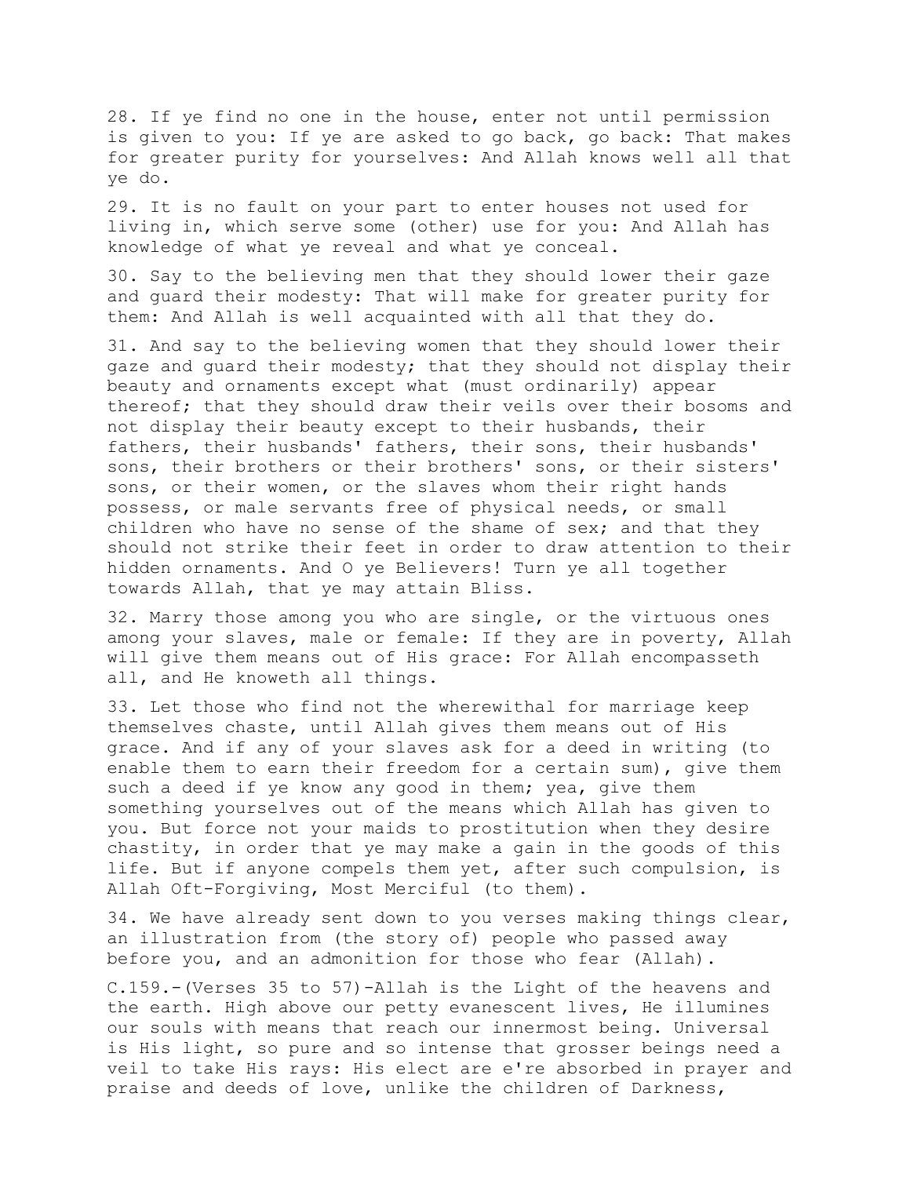28. If ye find no one in the house, enter not until permission is given to you: If ye are asked to go back, go back: That makes for greater purity for yourselves: And Allah knows well all that ye do.

29. It is no fault on your part to enter houses not used for living in, which serve some (other) use for you: And Allah has knowledge of what ye reveal and what ye conceal.

30. Say to the believing men that they should lower their gaze and guard their modesty: That will make for greater purity for them: And Allah is well acquainted with all that they do.

31. And say to the believing women that they should lower their gaze and guard their modesty; that they should not display their beauty and ornaments except what (must ordinarily) appear thereof; that they should draw their veils over their bosoms and not display their beauty except to their husbands, their fathers, their husbands' fathers, their sons, their husbands' sons, their brothers or their brothers' sons, or their sisters' sons, or their women, or the slaves whom their right hands possess, or male servants free of physical needs, or small children who have no sense of the shame of sex; and that they should not strike their feet in order to draw attention to their hidden ornaments. And O ye Believers! Turn ye all together towards Allah, that ye may attain Bliss.

32. Marry those among you who are single, or the virtuous ones among your slaves, male or female: If they are in poverty, Allah will give them means out of His grace: For Allah encompasseth all, and He knoweth all things.

33. Let those who find not the wherewithal for marriage keep themselves chaste, until Allah gives them means out of His grace. And if any of your slaves ask for a deed in writing (to enable them to earn their freedom for a certain sum), give them such a deed if ye know any good in them; yea, give them something yourselves out of the means which Allah has given to you. But force not your maids to prostitution when they desire chastity, in order that ye may make a gain in the goods of this life. But if anyone compels them yet, after such compulsion, is Allah Oft-Forgiving, Most Merciful (to them).

34. We have already sent down to you verses making things clear, an illustration from (the story of) people who passed away before you, and an admonition for those who fear (Allah).

C.159.-(Verses 35 to 57)-Allah is the Light of the heavens and the earth. High above our petty evanescent lives, He illumines our souls with means that reach our innermost being. Universal is His light, so pure and so intense that grosser beings need a veil to take His rays: His elect are e're absorbed in prayer and praise and deeds of love, unlike the children of Darkness,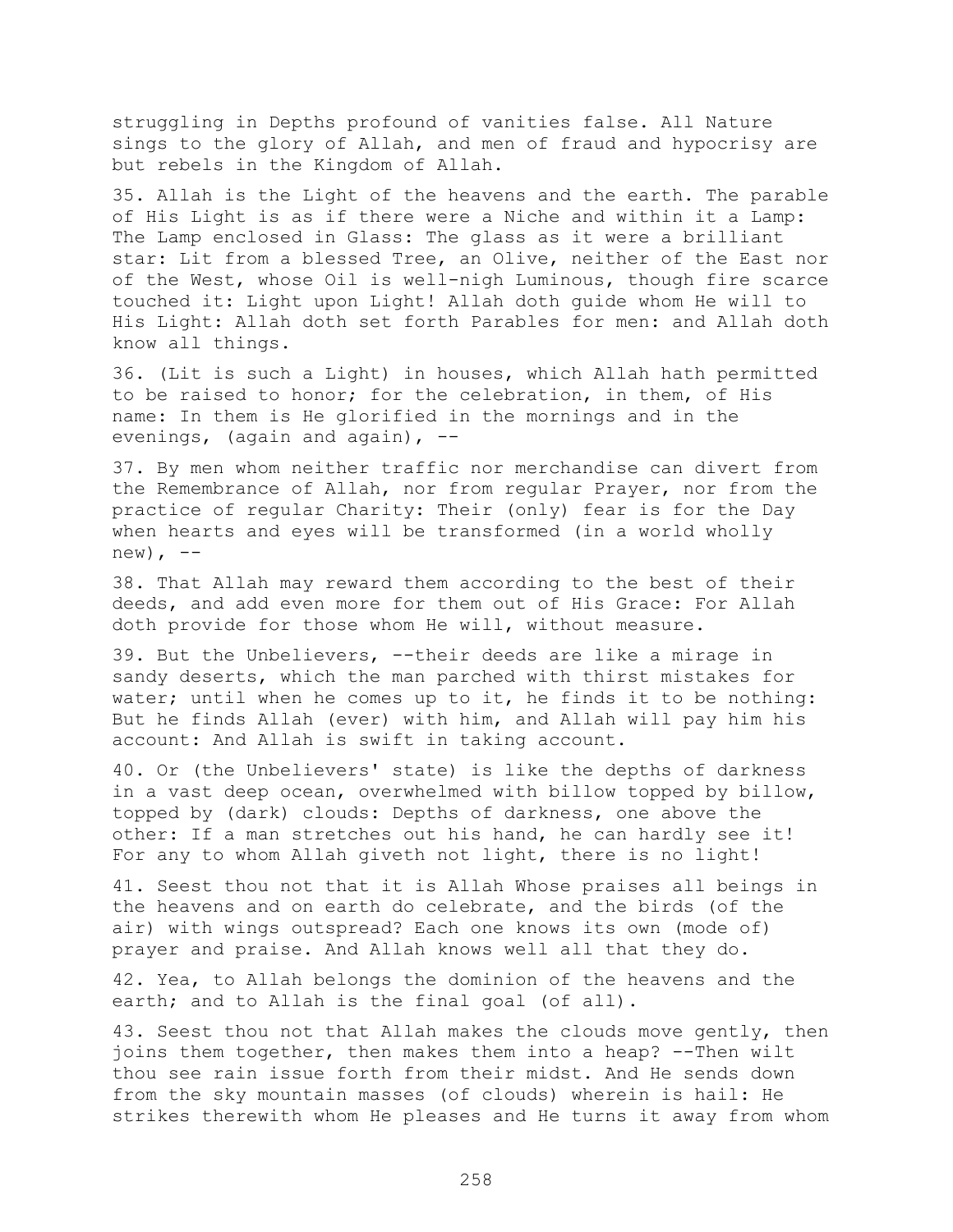struggling in Depths profound of vanities false. All Nature sings to the glory of Allah, and men of fraud and hypocrisy are but rebels in the Kingdom of Allah.

35. Allah is the Light of the heavens and the earth. The parable of His Light is as if there were a Niche and within it a Lamp: The Lamp enclosed in Glass: The glass as it were a brilliant star: Lit from a blessed Tree, an Olive, neither of the East nor of the West, whose Oil is well-nigh Luminous, though fire scarce touched it: Light upon Light! Allah doth guide whom He will to His Light: Allah doth set forth Parables for men: and Allah doth know all things.

36. (Lit is such a Light) in houses, which Allah hath permitted to be raised to honor; for the celebration, in them, of His name: In them is He glorified in the mornings and in the evenings, (again and again), --

37. By men whom neither traffic nor merchandise can divert from the Remembrance of Allah, nor from regular Prayer, nor from the practice of regular Charity: Their (only) fear is for the Day when hearts and eyes will be transformed (in a world wholly new), --

38. That Allah may reward them according to the best of their deeds, and add even more for them out of His Grace: For Allah doth provide for those whom He will, without measure.

39. But the Unbelievers, --their deeds are like a mirage in sandy deserts, which the man parched with thirst mistakes for water; until when he comes up to it, he finds it to be nothing: But he finds Allah (ever) with him, and Allah will pay him his account: And Allah is swift in taking account.

40. Or (the Unbelievers' state) is like the depths of darkness in a vast deep ocean, overwhelmed with billow topped by billow, topped by (dark) clouds: Depths of darkness, one above the other: If a man stretches out his hand, he can hardly see it! For any to whom Allah giveth not light, there is no light!

41. Seest thou not that it is Allah Whose praises all beings in the heavens and on earth do celebrate, and the birds (of the air) with wings outspread? Each one knows its own (mode of) prayer and praise. And Allah knows well all that they do.

42. Yea, to Allah belongs the dominion of the heavens and the earth; and to Allah is the final goal (of all).

43. Seest thou not that Allah makes the clouds move gently, then joins them together, then makes them into a heap? --Then wilt thou see rain issue forth from their midst. And He sends down from the sky mountain masses (of clouds) wherein is hail: He strikes therewith whom He pleases and He turns it away from whom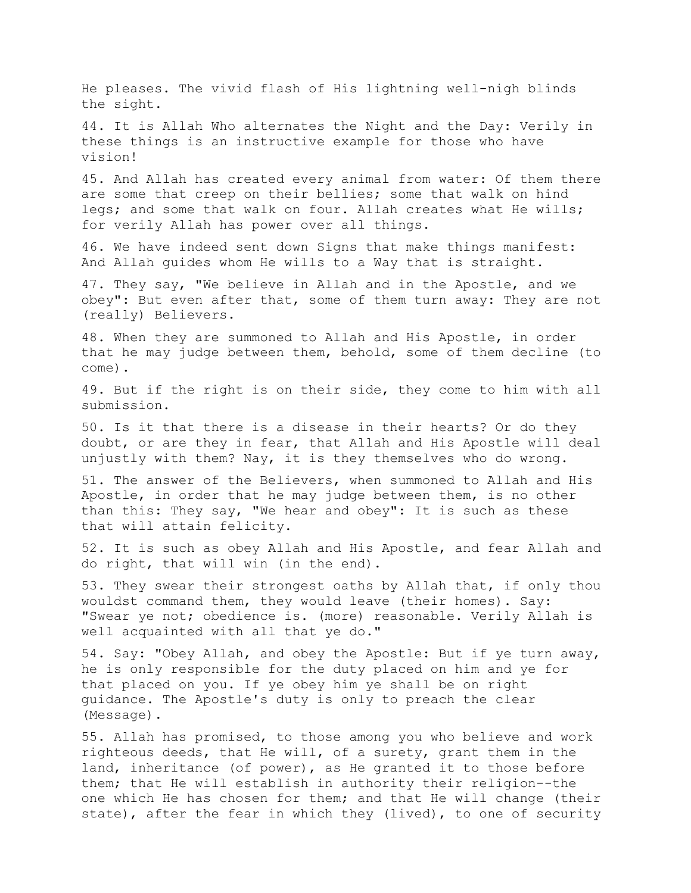He pleases. The vivid flash of His lightning well-nigh blinds the sight.

44. It is Allah Who alternates the Night and the Day: Verily in these things is an instructive example for those who have vision!

45. And Allah has created every animal from water: Of them there are some that creep on their bellies; some that walk on hind legs; and some that walk on four. Allah creates what He wills; for verily Allah has power over all things.

46. We have indeed sent down Signs that make things manifest: And Allah guides whom He wills to a Way that is straight.

47. They say, "We believe in Allah and in the Apostle, and we obey": But even after that, some of them turn away: They are not (really) Believers.

48. When they are summoned to Allah and His Apostle, in order that he may judge between them, behold, some of them decline (to come).

49. But if the right is on their side, they come to him with all submission.

50. Is it that there is a disease in their hearts? Or do they doubt, or are they in fear, that Allah and His Apostle will deal unjustly with them? Nay, it is they themselves who do wrong.

51. The answer of the Believers, when summoned to Allah and His Apostle, in order that he may judge between them, is no other than this: They say, "We hear and obey": It is such as these that will attain felicity.

52. It is such as obey Allah and His Apostle, and fear Allah and do right, that will win (in the end).

53. They swear their strongest oaths by Allah that, if only thou wouldst command them, they would leave (their homes). Say: "Swear ye not; obedience is. (more) reasonable. Verily Allah is well acquainted with all that ye do."

54. Say: "Obey Allah, and obey the Apostle: But if ye turn away, he is only responsible for the duty placed on him and ye for that placed on you. If ye obey him ye shall be on right guidance. The Apostle's duty is only to preach the clear (Message).

55. Allah has promised, to those among you who believe and work righteous deeds, that He will, of a surety, grant them in the land, inheritance (of power), as He granted it to those before them; that He will establish in authority their religion--the one which He has chosen for them; and that He will change (their state), after the fear in which they (lived), to one of security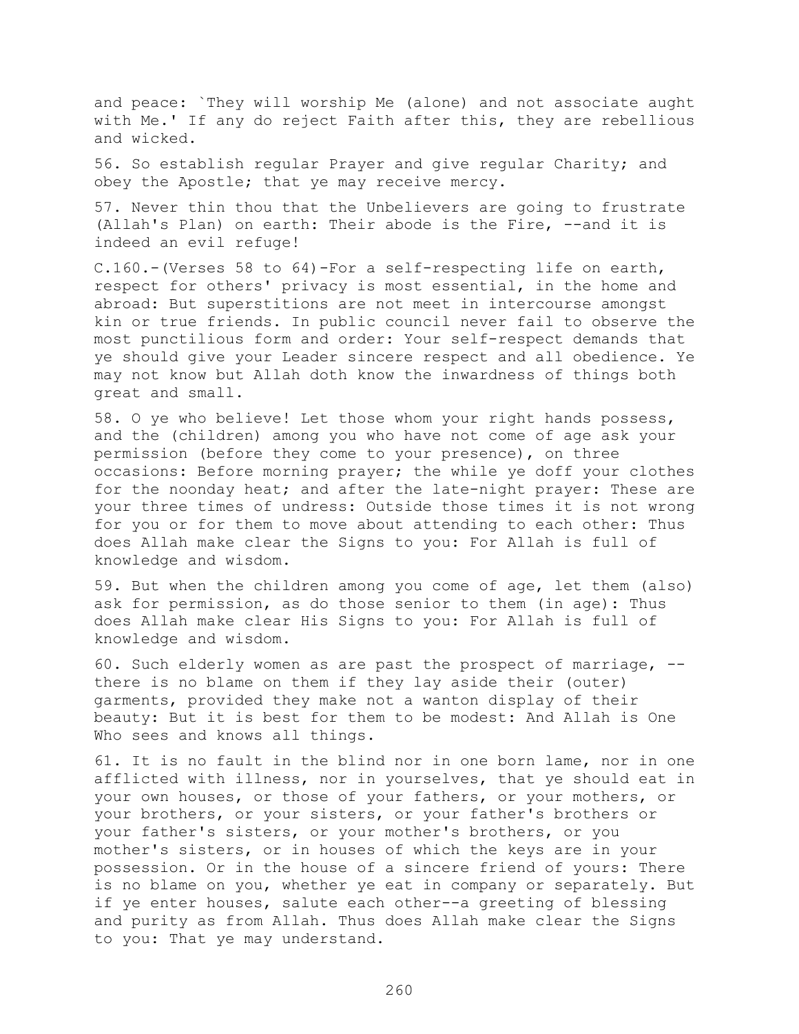and peace: `They will worship Me (alone) and not associate aught with Me.' If any do reject Faith after this, they are rebellious and wicked.

56. So establish regular Prayer and give regular Charity; and obey the Apostle; that ye may receive mercy.

57. Never thin thou that the Unbelievers are going to frustrate (Allah's Plan) on earth: Their abode is the Fire, --and it is indeed an evil refuge!

C.160.-(Verses 58 to 64)-For a self-respecting life on earth, respect for others' privacy is most essential, in the home and abroad: But superstitions are not meet in intercourse amongst kin or true friends. In public council never fail to observe the most punctilious form and order: Your self-respect demands that ye should give your Leader sincere respect and all obedience. Ye may not know but Allah doth know the inwardness of things both great and small.

58. O ye who believe! Let those whom your right hands possess, and the (children) among you who have not come of age ask your permission (before they come to your presence), on three occasions: Before morning prayer; the while ye doff your clothes for the noonday heat; and after the late-night prayer: These are your three times of undress: Outside those times it is not wrong for you or for them to move about attending to each other: Thus does Allah make clear the Signs to you: For Allah is full of knowledge and wisdom.

59. But when the children among you come of age, let them (also) ask for permission, as do those senior to them (in age): Thus does Allah make clear His Signs to you: For Allah is full of knowledge and wisdom.

60. Such elderly women as are past the prospect of marriage, --there is no blame on them if they lay aside their (outer) garments, provided they make not a wanton display of their beauty: But it is best for them to be modest: And Allah is One Who sees and knows all things.

61. It is no fault in the blind nor in one born lame, nor in one afflicted with illness, nor in yourselves, that ye should eat in your own houses, or those of your fathers, or your mothers, or your brothers, or your sisters, or your father's brothers or your father's sisters, or your mother's brothers, or you mother's sisters, or in houses of which the keys are in your possession. Or in the house of a sincere friend of yours: There is no blame on you, whether ye eat in company or separately. But if ye enter houses, salute each other--a greeting of blessing and purity as from Allah. Thus does Allah make clear the Signs to you: That ye may understand.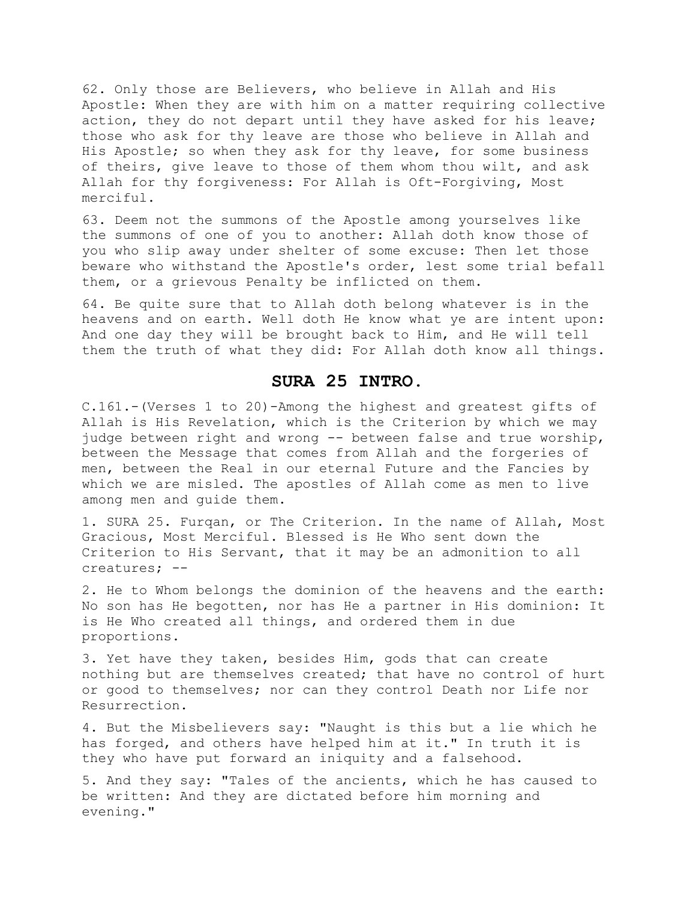62. Only those are Believers, who believe in Allah and His Apostle: When they are with him on a matter requiring collective action, they do not depart until they have asked for his leave; those who ask for thy leave are those who believe in Allah and His Apostle; so when they ask for thy leave, for some business of theirs, give leave to those of them whom thou wilt, and ask Allah for thy forgiveness: For Allah is Oft-Forgiving, Most merciful.

63. Deem not the summons of the Apostle among yourselves like the summons of one of you to another: Allah doth know those of you who slip away under shelter of some excuse: Then let those beware who withstand the Apostle's order, lest some trial befall them, or a grievous Penalty be inflicted on them.

64. Be quite sure that to Allah doth belong whatever is in the heavens and on earth. Well doth He know what ye are intent upon: And one day they will be brought back to Him, and He will tell them the truth of what they did: For Allah doth know all things.

## SURA 25 INTRO.

C.161.-(Verses 1 to 20)-Among the highest and greatest gifts of Allah is His Revelation, which is the Criterion by which we may judge between right and wrong -- between false and true worship, between the Message that comes from Allah and the forgeries of men, between the Real in our eternal Future and the Fancies by which we are misled. The apostles of Allah come as men to live among men and guide them.

1. SURA 25. Furqan, or The Criterion. In the name of Allah, Most Gracious, Most Merciful. Blessed is He Who sent down the Criterion to His Servant, that it may be an admonition to all creatures; --

2. He to Whom belongs the dominion of the heavens and the earth: No son has He begotten, nor has He a partner in His dominion: It is He Who created all things, and ordered them in due proportions.

3. Yet have they taken, besides Him, gods that can create nothing but are themselves created; that have no control of hurt or good to themselves; nor can they control Death nor Life nor Resurrection.

4. But the Misbelievers say: "Naught is this but a lie which he has forged, and others have helped him at it." In truth it is they who have put forward an iniquity and a falsehood.

5. And they say: "Tales of the ancients, which he has caused to be written: And they are dictated before him morning and evening."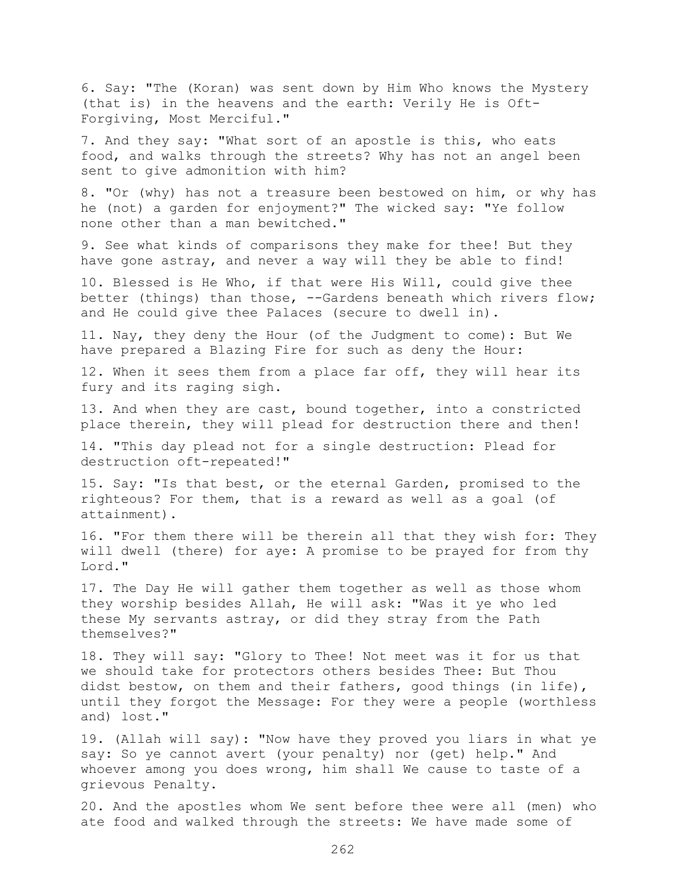6. Say: "The (Koran) was sent down by Him Who knows the Mystery (that is) in the heavens and the earth: Verily He is Oft-Forgiving, Most Merciful."

7. And they say: "What sort of an apostle is this, who eats food, and walks through the streets? Why has not an angel been sent to give admonition with him?

8. "Or (why) has not a treasure been bestowed on him, or why has he (not) a garden for enjoyment?" The wicked say: "Ye follow none other than a man bewitched."

9. See what kinds of comparisons they make for thee! But they have gone astray, and never a way will they be able to find!

10. Blessed is He Who, if that were His Will, could give thee better (things) than those, --Gardens beneath which rivers flow; and He could give thee Palaces (secure to dwell in).

11. Nay, they deny the Hour (of the Judgment to come): But We have prepared a Blazing Fire for such as deny the Hour:

12. When it sees them from a place far off, they will hear its fury and its raging sigh.

13. And when they are cast, bound together, into a constricted place therein, they will plead for destruction there and then!

14. "This day plead not for a single destruction: Plead for destruction oft-repeated!"

15. Say: "Is that best, or the eternal Garden, promised to the righteous? For them, that is a reward as well as a goal (of attainment).

16. "For them there will be therein all that they wish for: They will dwell (there) for aye: A promise to be prayed for from thy Lord."

17. The Day He will gather them together as well as those whom they worship besides Allah, He will ask: "Was it ye who led these My servants astray, or did they stray from the Path themselves?"

18. They will say: "Glory to Thee! Not meet was it for us that we should take for protectors others besides Thee: But Thou didst bestow, on them and their fathers, good things (in life), until they forgot the Message: For they were a people (worthless and) lost."

19. (Allah will say): "Now have they proved you liars in what ye say: So ye cannot avert (your penalty) nor (get) help." And whoever among you does wrong, him shall We cause to taste of a grievous Penalty.

20. And the apostles whom We sent before thee were all (men) who ate food and walked through the streets: We have made some of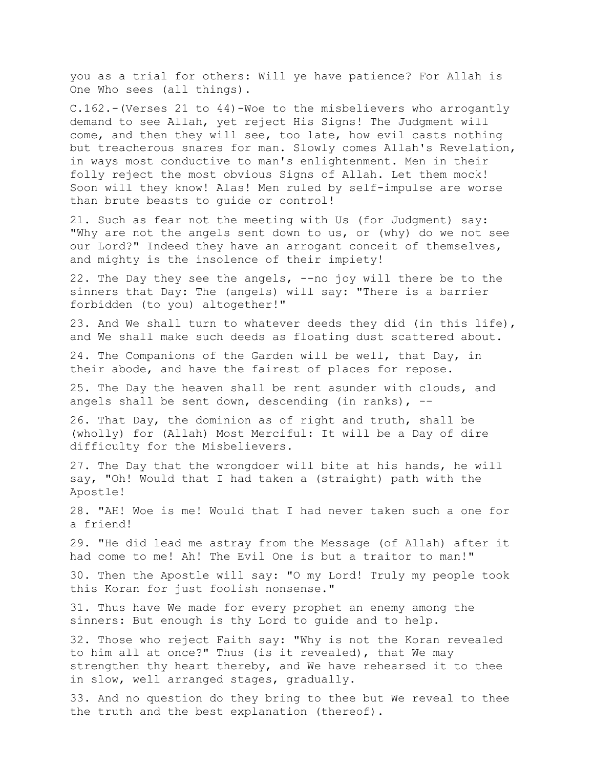you as a trial for others: Will ye have patience? For Allah is One Who sees (all things).

C.162.-(Verses 21 to 44)-Woe to the misbelievers who arrogantly demand to see Allah, yet reject His Signs! The Judgment will come, and then they will see, too late, how evil casts nothing but treacherous snares for man. Slowly comes Allah's Revelation, in ways most conductive to man's enlightenment. Men in their folly reject the most obvious Signs of Allah. Let them mock! Soon will they know! Alas! Men ruled by self-impulse are worse than brute beasts to guide or control!

21. Such as fear not the meeting with Us (for Judgment) say: "Why are not the angels sent down to us, or (why) do we not see our Lord?" Indeed they have an arrogant conceit of themselves, and mighty is the insolence of their impiety!

22. The Day they see the angels, --no joy will there be to the sinners that Day: The (angels) will say: "There is a barrier forbidden (to you) altogether!"

23. And We shall turn to whatever deeds they did (in this life), and We shall make such deeds as floating dust scattered about.

24. The Companions of the Garden will be well, that Day, in their abode, and have the fairest of places for repose.

25. The Day the heaven shall be rent asunder with clouds, and angels shall be sent down, descending (in ranks), --

26. That Day, the dominion as of right and truth, shall be (wholly) for (Allah) Most Merciful: It will be a Day of dire difficulty for the Misbelievers.

27. The Day that the wrongdoer will bite at his hands, he will say, "Oh! Would that I had taken a (straight) path with the Apostle!

28. "AH! Woe is me! Would that I had never taken such a one for a friend!

29. "He did lead me astray from the Message (of Allah) after it had come to me! Ah! The Evil One is but a traitor to man!"

30. Then the Apostle will say: "O my Lord! Truly my people took this Koran for just foolish nonsense."

31. Thus have We made for every prophet an enemy among the sinners: But enough is thy Lord to guide and to help.

32. Those who reject Faith say: "Why is not the Koran revealed to him all at once?" Thus (is it revealed), that We may strengthen thy heart thereby, and We have rehearsed it to thee in slow, well arranged stages, gradually.

33. And no question do they bring to thee but We reveal to thee the truth and the best explanation (thereof).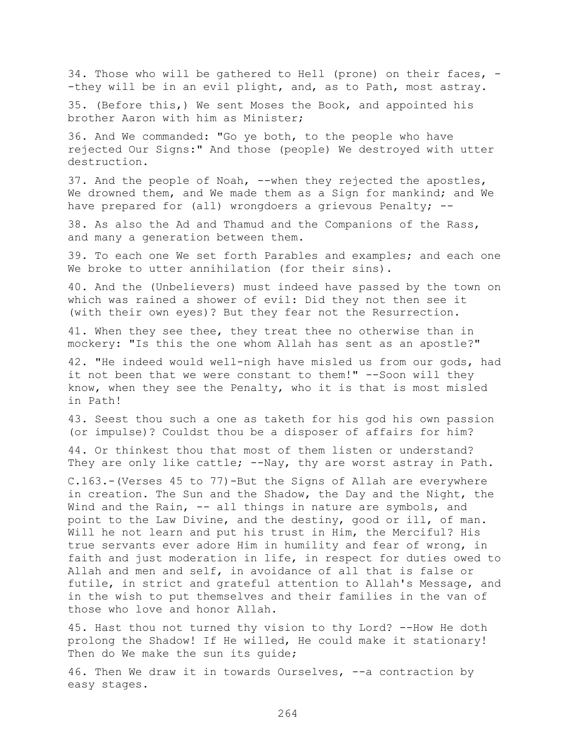34. Those who will be gathered to Hell (prone) on their faces, --they will be in an evil plight, and, as to Path, most astray.

35. (Before this,) We sent Moses the Book, and appointed his brother Aaron with him as Minister;

36. And We commanded: "Go ye both, to the people who have rejected Our Signs:" And those (people) We destroyed with utter destruction.

37. And the people of Noah, --when they rejected the apostles, We drowned them, and We made them as a Sign for mankind; and We have prepared for (all) wrongdoers a grievous Penalty; --

38. As also the Ad and Thamud and the Companions of the Rass, and many a generation between them.

39. To each one We set forth Parables and examples; and each one We broke to utter annihilation (for their sins).

40. And the (Unbelievers) must indeed have passed by the town on which was rained a shower of evil: Did they not then see it (with their own eyes)? But they fear not the Resurrection.

41. When they see thee, they treat thee no otherwise than in mockery: "Is this the one whom Allah has sent as an apostle?"

42. "He indeed would well-nigh have misled us from our gods, had it not been that we were constant to them!" --Soon will they know, when they see the Penalty, who it is that is most misled in Path!

43. Seest thou such a one as taketh for his god his own passion (or impulse)? Couldst thou be a disposer of affairs for him?

44. Or thinkest thou that most of them listen or understand? They are only like cattle; --Nay, thy are worst astray in Path.

C.163.-(Verses 45 to 77)-But the Signs of Allah are everywhere in creation. The Sun and the Shadow, the Day and the Night, the Wind and the Rain, -- all things in nature are symbols, and point to the Law Divine, and the destiny, good or ill, of man. Will he not learn and put his trust in Him, the Merciful? His true servants ever adore Him in humility and fear of wrong, in faith and just moderation in life, in respect for duties owed to Allah and men and self, in avoidance of all that is false or futile, in strict and grateful attention to Allah's Message, and in the wish to put themselves and their families in the van of those who love and honor Allah.

45. Hast thou not turned thy vision to thy Lord? --How He doth prolong the Shadow! If He willed, He could make it stationary! Then do We make the sun its guide;

46. Then We draw it in towards Ourselves, --a contraction by easy stages.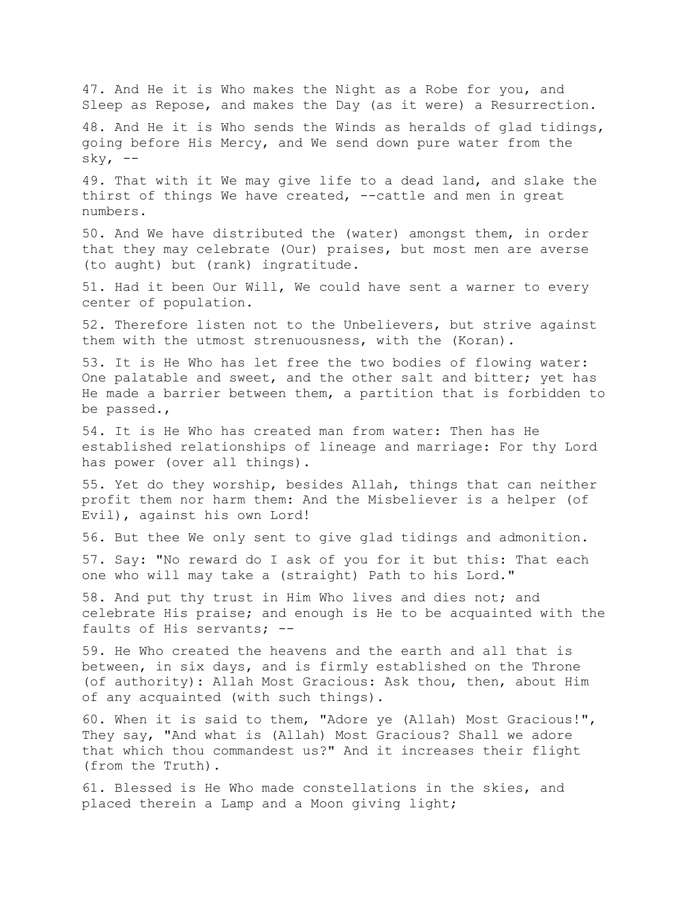47. And He it is Who makes the Night as a Robe for you, and Sleep as Repose, and makes the Day (as it were) a Resurrection.

48. And He it is Who sends the Winds as heralds of glad tidings, going before His Mercy, and We send down pure water from the sky, --

49. That with it We may give life to a dead land, and slake the thirst of things We have created, --cattle and men in great numbers.

50. And We have distributed the (water) amongst them, in order that they may celebrate (Our) praises, but most men are averse (to aught) but (rank) ingratitude.

51. Had it been Our Will, We could have sent a warner to every center of population.

52. Therefore listen not to the Unbelievers, but strive against them with the utmost strenuousness, with the (Koran).

53. It is He Who has let free the two bodies of flowing water: One palatable and sweet, and the other salt and bitter; yet has He made a barrier between them, a partition that is forbidden to be passed.,

54. It is He Who has created man from water: Then has He established relationships of lineage and marriage: For thy Lord has power (over all things).

55. Yet do they worship, besides Allah, things that can neither profit them nor harm them: And the Misbeliever is a helper (of Evil), against his own Lord!

56. But thee We only sent to give glad tidings and admonition.

57. Say: "No reward do I ask of you for it but this: That each one who will may take a (straight) Path to his Lord."

58. And put thy trust in Him Who lives and dies not; and celebrate His praise; and enough is He to be acquainted with the faults of His servants; --

59. He Who created the heavens and the earth and all that is between, in six days, and is firmly established on the Throne (of authority): Allah Most Gracious: Ask thou, then, about Him of any acquainted (with such things).

60. When it is said to them, "Adore ye (Allah) Most Gracious!", They say, "And what is (Allah) Most Gracious? Shall we adore that which thou commandest us?" And it increases their flight (from the Truth).

61. Blessed is He Who made constellations in the skies, and placed therein a Lamp and a Moon giving light;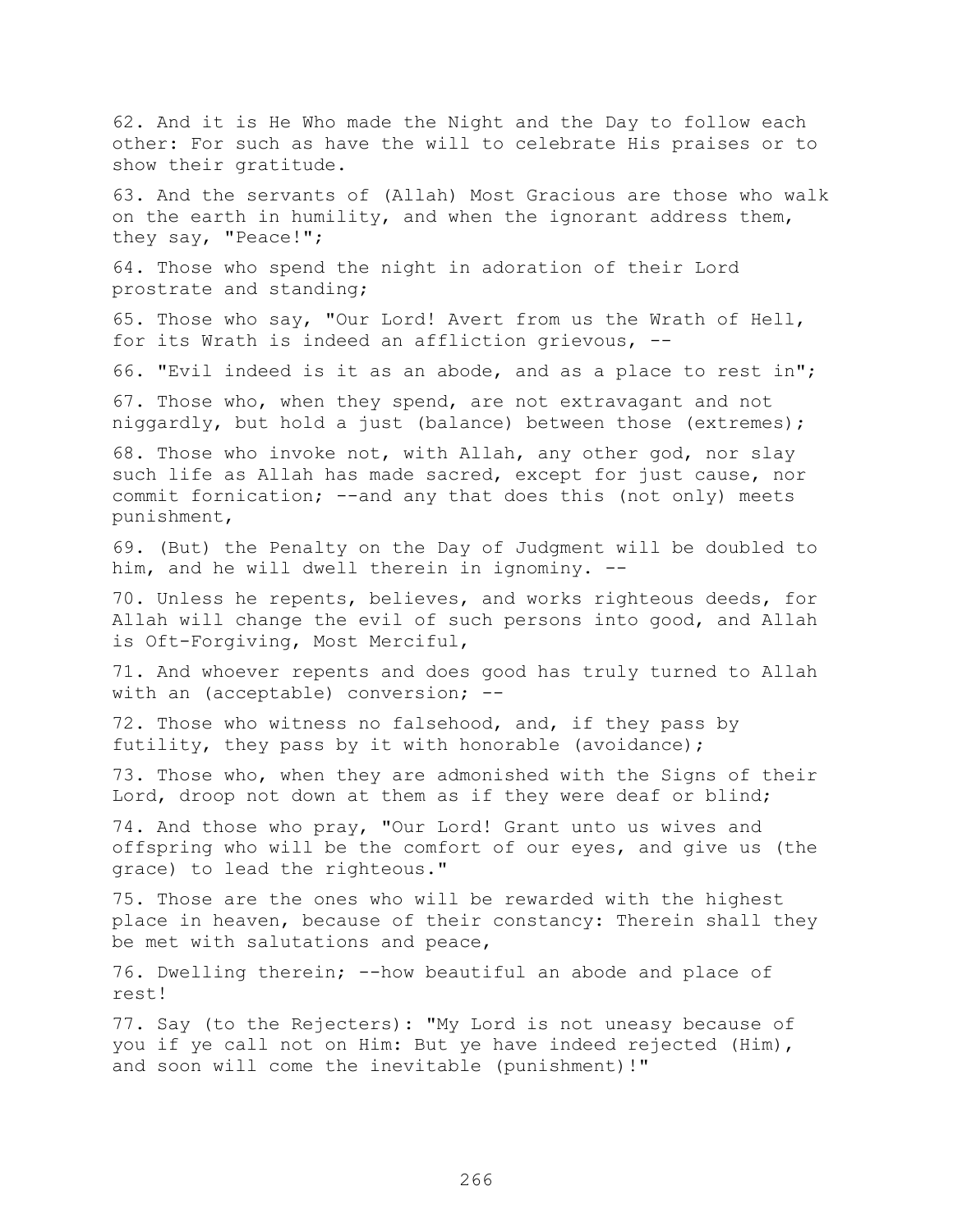62. And it is He Who made the Night and the Day to follow each other: For such as have the will to celebrate His praises or to show their gratitude.

63. And the servants of (Allah) Most Gracious are those who walk on the earth in humility, and when the ignorant address them, they say, "Peace!";

64. Those who spend the night in adoration of their Lord prostrate and standing;

65. Those who say, "Our Lord! Avert from us the Wrath of Hell, for its Wrath is indeed an affliction grievous, --

66. "Evil indeed is it as an abode, and as a place to rest in";

67. Those who, when they spend, are not extravagant and not niggardly, but hold a just (balance) between those (extremes);

68. Those who invoke not, with Allah, any other god, nor slay such life as Allah has made sacred, except for just cause, nor commit fornication; --and any that does this (not only) meets punishment,

69. (But) the Penalty on the Day of Judgment will be doubled to him, and he will dwell therein in ignominy. --

70. Unless he repents, believes, and works righteous deeds, for Allah will change the evil of such persons into good, and Allah is Oft-Forgiving, Most Merciful,

71. And whoever repents and does good has truly turned to Allah with an (acceptable) conversion; --

72. Those who witness no falsehood, and, if they pass by futility, they pass by it with honorable (avoidance);

73. Those who, when they are admonished with the Signs of their Lord, droop not down at them as if they were deaf or blind;

74. And those who pray, "Our Lord! Grant unto us wives and offspring who will be the comfort of our eyes, and give us (the grace) to lead the righteous."

75. Those are the ones who will be rewarded with the highest place in heaven, because of their constancy: Therein shall they be met with salutations and peace,

76. Dwelling therein; --how beautiful an abode and place of rest!

77. Say (to the Rejecters): "My Lord is not uneasy because of you if ye call not on Him: But ye have indeed rejected (Him), and soon will come the inevitable (punishment)!"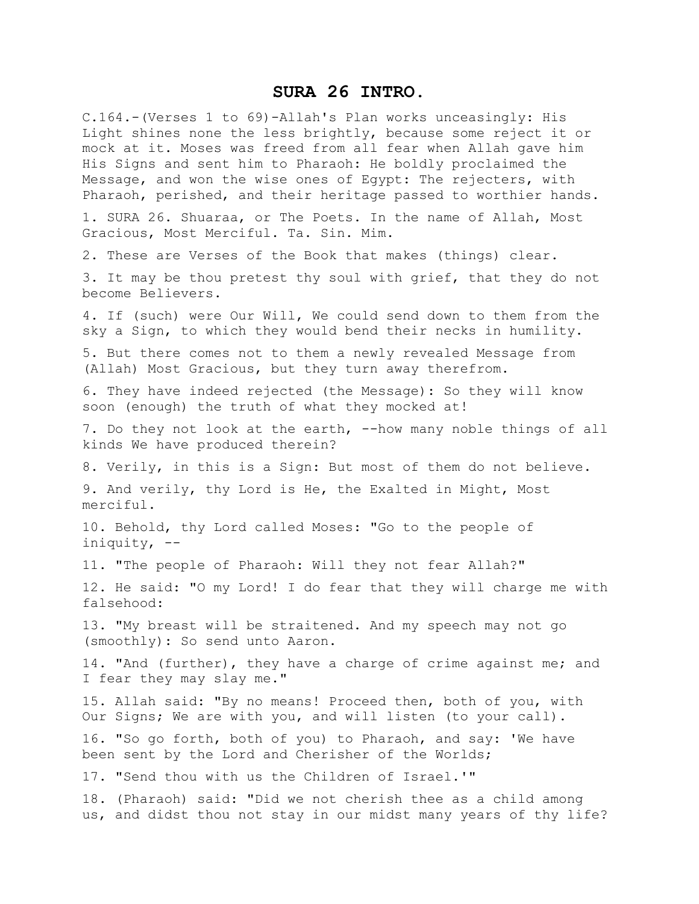# SURA 26 INTRO.

C.164.-(Verses 1 to 69)-Allah's Plan works unceasingly: His Light shines none the less brightly, because some reject it or mock at it. Moses was freed from all fear when Allah gave him His Signs and sent him to Pharaoh: He boldly proclaimed the Message, and won the wise ones of Egypt: The rejecters, with Pharaoh, perished, and their heritage passed to worthier hands.

1. SURA 26. Shuaraa, or The Poets. In the name of Allah, Most Gracious, Most Merciful. Ta. Sin. Mim.

2. These are Verses of the Book that makes (things) clear.

3. It may be thou pretest thy soul with grief, that they do not become Believers.

4. If (such) were Our Will, We could send down to them from the sky a Sign, to which they would bend their necks in humility.

5. But there comes not to them a newly revealed Message from (Allah) Most Gracious, but they turn away therefrom.

6. They have indeed rejected (the Message): So they will know soon (enough) the truth of what they mocked at!

7. Do they not look at the earth, --how many noble things of all kinds We have produced therein?

8. Verily, in this is a Sign: But most of them do not believe.

9. And verily, thy Lord is He, the Exalted in Might, Most merciful.

10. Behold, thy Lord called Moses: "Go to the people of iniquity, --

11. "The people of Pharaoh: Will they not fear Allah?"

12. He said: "O my Lord! I do fear that they will charge me with falsehood:

13. "My breast will be straitened. And my speech may not go (smoothly): So send unto Aaron.

14. "And (further), they have a charge of crime against me; and I fear they may slay me."

15. Allah said: "By no means! Proceed then, both of you, with Our Signs; We are with you, and will listen (to your call).

16. "So go forth, both of you) to Pharaoh, and say: 'We have been sent by the Lord and Cherisher of the Worlds;

17. "Send thou with us the Children of Israel.'"

18. (Pharaoh) said: "Did we not cherish thee as a child among us, and didst thou not stay in our midst many years of thy life?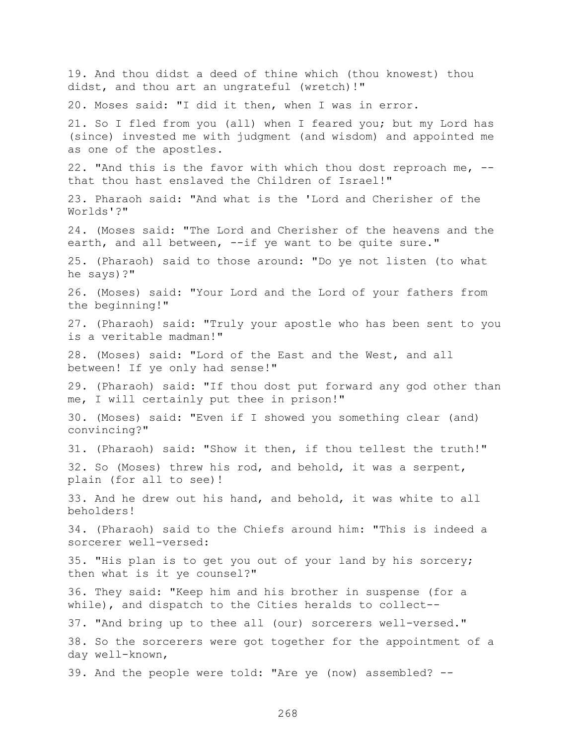19. And thou didst a deed of thine which (thou knowest) thou didst, and thou art an ungrateful (wretch)!"

20. Moses said: "I did it then, when I was in error.

21. So I fled from you (all) when I feared you; but my Lord has (since) invested me with judgment (and wisdom) and appointed me as one of the apostles.

22. "And this is the favor with which thou dost reproach me, -- that thou hast enslaved the Children of Israel!"

23. Pharaoh said: "And what is the 'Lord and Cherisher of the Worlds'?"

24. (Moses said: "The Lord and Cherisher of the heavens and the earth, and all between, --if ye want to be quite sure."

25. (Pharaoh) said to those around: "Do ye not listen (to what he says)?"

26. (Moses) said: "Your Lord and the Lord of your fathers from the beginning!"

27. (Pharaoh) said: "Truly your apostle who has been sent to you is a veritable madman!"

28. (Moses) said: "Lord of the East and the West, and all between! If ye only had sense!"

29. (Pharaoh) said: "If thou dost put forward any god other than me, I will certainly put thee in prison!"

30. (Moses) said: "Even if I showed you something clear (and) convincing?"

31. (Pharaoh) said: "Show it then, if thou tellest the truth!"

32. So (Moses) threw his rod, and behold, it was a serpent, plain (for all to see)!

33. And he drew out his hand, and behold, it was white to all beholders!

34. (Pharaoh) said to the Chiefs around him: "This is indeed a sorcerer well-versed:

35. "His plan is to get you out of your land by his sorcery; then what is it ye counsel?"

36. They said: "Keep him and his brother in suspense (for a while), and dispatch to the Cities heralds to collect--

37. "And bring up to thee all (our) sorcerers well-versed."

38. So the sorcerers were got together for the appointment of a day well-known,

39. And the people were told: "Are ye (now) assembled? --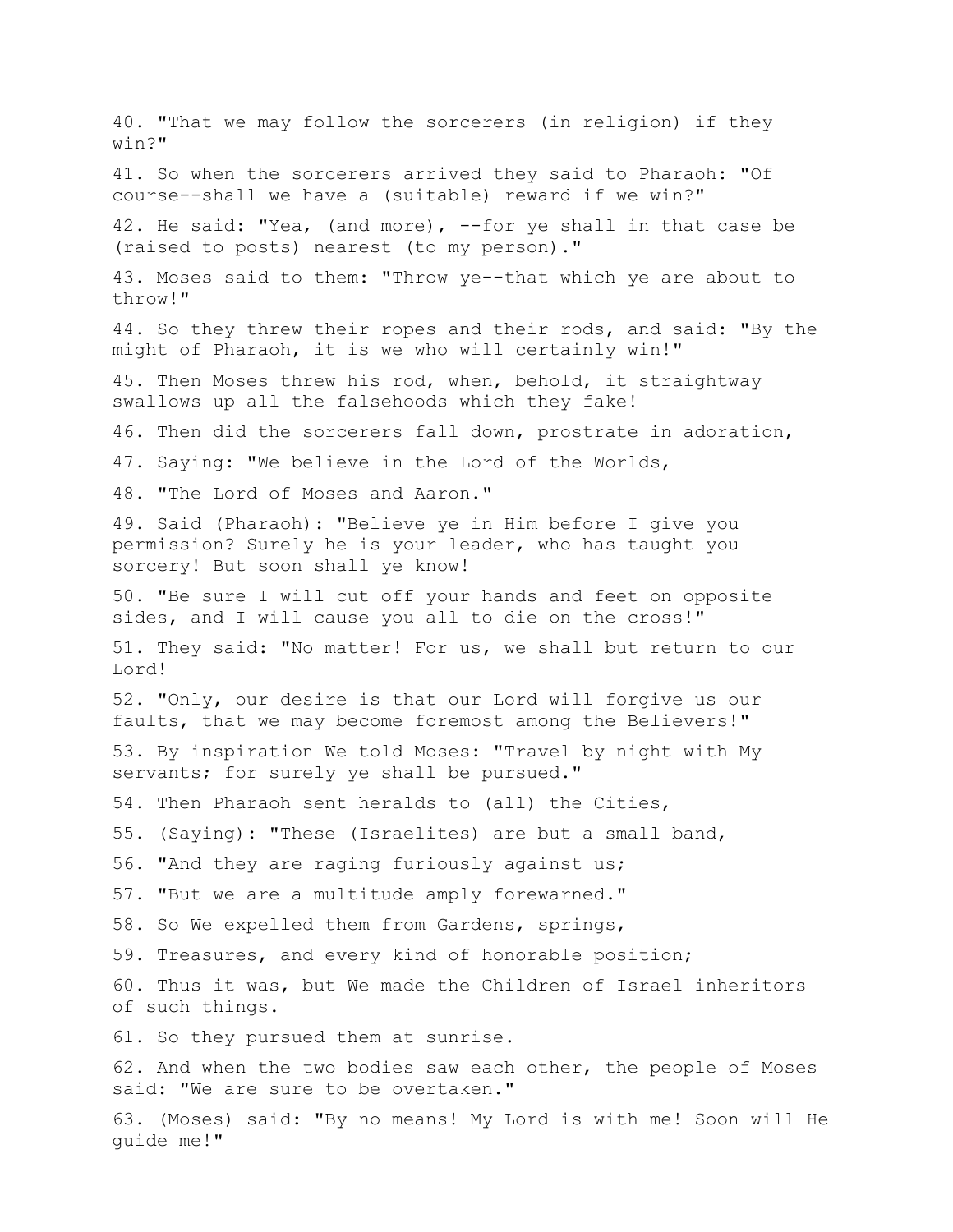40. "That we may follow the sorcerers (in religion) if they win?"

41. So when the sorcerers arrived they said to Pharaoh: "Of course--shall we have a (suitable) reward if we win?"

42. He said: "Yea, (and more), --for ye shall in that case be (raised to posts) nearest (to my person)."

43. Moses said to them: "Throw ye--that which ye are about to throw!"

44. So they threw their ropes and their rods, and said: "By the might of Pharaoh, it is we who will certainly win!"

45. Then Moses threw his rod, when, behold, it straightway swallows up all the falsehoods which they fake!

46. Then did the sorcerers fall down, prostrate in adoration,

47. Saying: "We believe in the Lord of the Worlds,

48. "The Lord of Moses and Aaron."

49. Said (Pharaoh): "Believe ye in Him before I give you permission? Surely he is your leader, who has taught you sorcery! But soon shall ye know!

50. "Be sure I will cut off your hands and feet on opposite sides, and I will cause you all to die on the cross!"

51. They said: "No matter! For us, we shall but return to our Lord!

52. "Only, our desire is that our Lord will forgive us our faults, that we may become foremost among the Believers!"

53. By inspiration We told Moses: "Travel by night with My servants; for surely ye shall be pursued."

54. Then Pharaoh sent heralds to (all) the Cities,

55. (Saying): "These (Israelites) are but a small band,

56. "And they are raging furiously against us;

57. "But we are a multitude amply forewarned."

58. So We expelled them from Gardens, springs,

59. Treasures, and every kind of honorable position;

60. Thus it was, but We made the Children of Israel inheritors of such things.

61. So they pursued them at sunrise.

62. And when the two bodies saw each other, the people of Moses said: "We are sure to be overtaken."

63. (Moses) said: "By no means! My Lord is with me! Soon will He guide me!"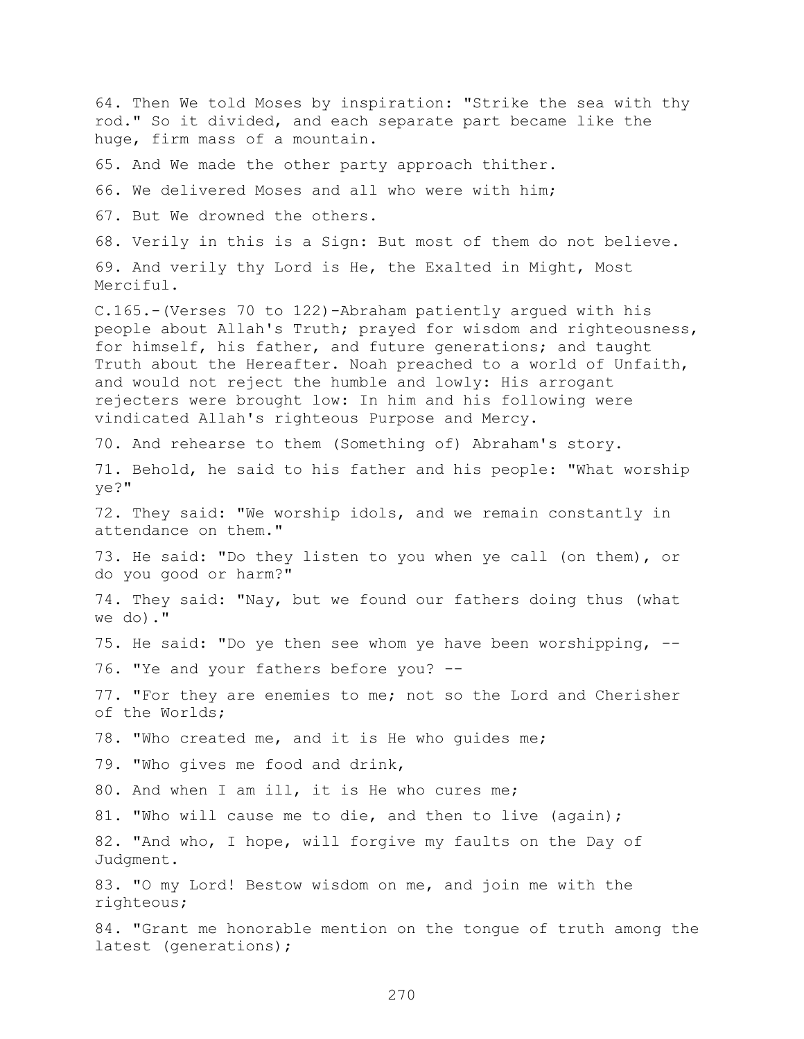64. Then We told Moses by inspiration: "Strike the sea with thy rod." So it divided, and each separate part became like the huge, firm mass of a mountain.

65. And We made the other party approach thither.

66. We delivered Moses and all who were with him;

67. But We drowned the others.

68. Verily in this is a Sign: But most of them do not believe.

69. And verily thy Lord is He, the Exalted in Might, Most Merciful.

C.165.-(Verses 70 to 122)-Abraham patiently argued with his people about Allah's Truth; prayed for wisdom and righteousness, for himself, his father, and future generations; and taught Truth about the Hereafter. Noah preached to a world of Unfaith, and would not reject the humble and lowly: His arrogant rejecters were brought low: In him and his following were vindicated Allah's righteous Purpose and Mercy.

70. And rehearse to them (Something of) Abraham's story.

71. Behold, he said to his father and his people: "What worship ye?"

72. They said: "We worship idols, and we remain constantly in attendance on them."

73. He said: "Do they listen to you when ye call (on them), or do you good or harm?"

74. They said: "Nay, but we found our fathers doing thus (what we do)."

75. He said: "Do ye then see whom ye have been worshipping, --

76. "Ye and your fathers before you? --

77. "For they are enemies to me; not so the Lord and Cherisher of the Worlds;

78. "Who created me, and it is He who guides me;

79. "Who gives me food and drink,

80. And when I am ill, it is He who cures me;

81. "Who will cause me to die, and then to live (again);

82. "And who, I hope, will forgive my faults on the Day of Judgment.

83. "O my Lord! Bestow wisdom on me, and join me with the righteous;

84. "Grant me honorable mention on the tongue of truth among the latest (generations);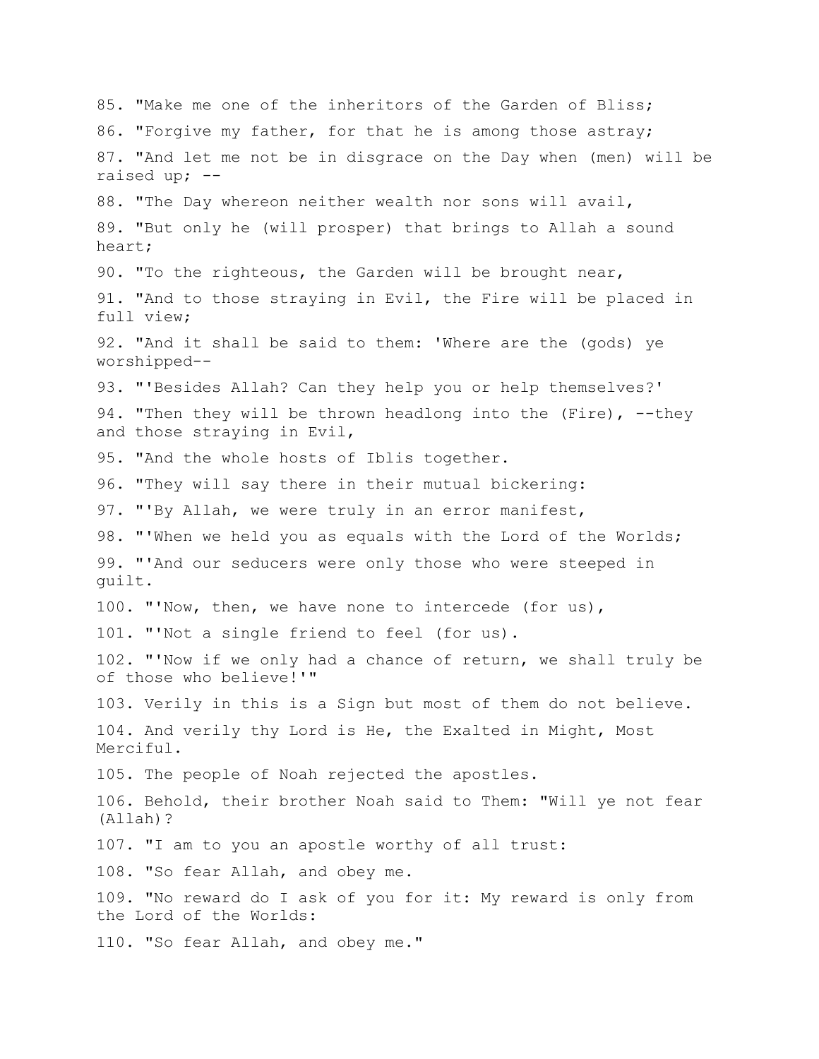85. "Make me one of the inheritors of the Garden of Bliss;

86. "Forgive my father, for that he is among those astray;

87. "And let me not be in disgrace on the Day when (men) will be raised up; --

88. "The Day whereon neither wealth nor sons will avail,

89. "But only he (will prosper) that brings to Allah a sound heart;

90. "To the righteous, the Garden will be brought near,

91. "And to those straying in Evil, the Fire will be placed in full view;

92. "And it shall be said to them: 'Where are the (gods) ye worshipped--

93. "'Besides Allah? Can they help you or help themselves?'

94. "Then they will be thrown headlong into the (Fire), --they and those straying in Evil,

95. "And the whole hosts of Iblis together.

96. "They will say there in their mutual bickering:

97. "'By Allah, we were truly in an error manifest,

98. "'When we held you as equals with the Lord of the Worlds;

99. "'And our seducers were only those who were steeped in guilt.

100. "'Now, then, we have none to intercede (for us),

101. "'Not a single friend to feel (for us).

102. "'Now if we only had a chance of return, we shall truly be of those who believe!'"

103. Verily in this is a Sign but most of them do not believe.

104. And verily thy Lord is He, the Exalted in Might, Most Merciful.

105. The people of Noah rejected the apostles.

106. Behold, their brother Noah said to Them: "Will ye not fear (Allah)?

107. "I am to you an apostle worthy of all trust:

108. "So fear Allah, and obey me.

109. "No reward do I ask of you for it: My reward is only from the Lord of the Worlds:

110. "So fear Allah, and obey me."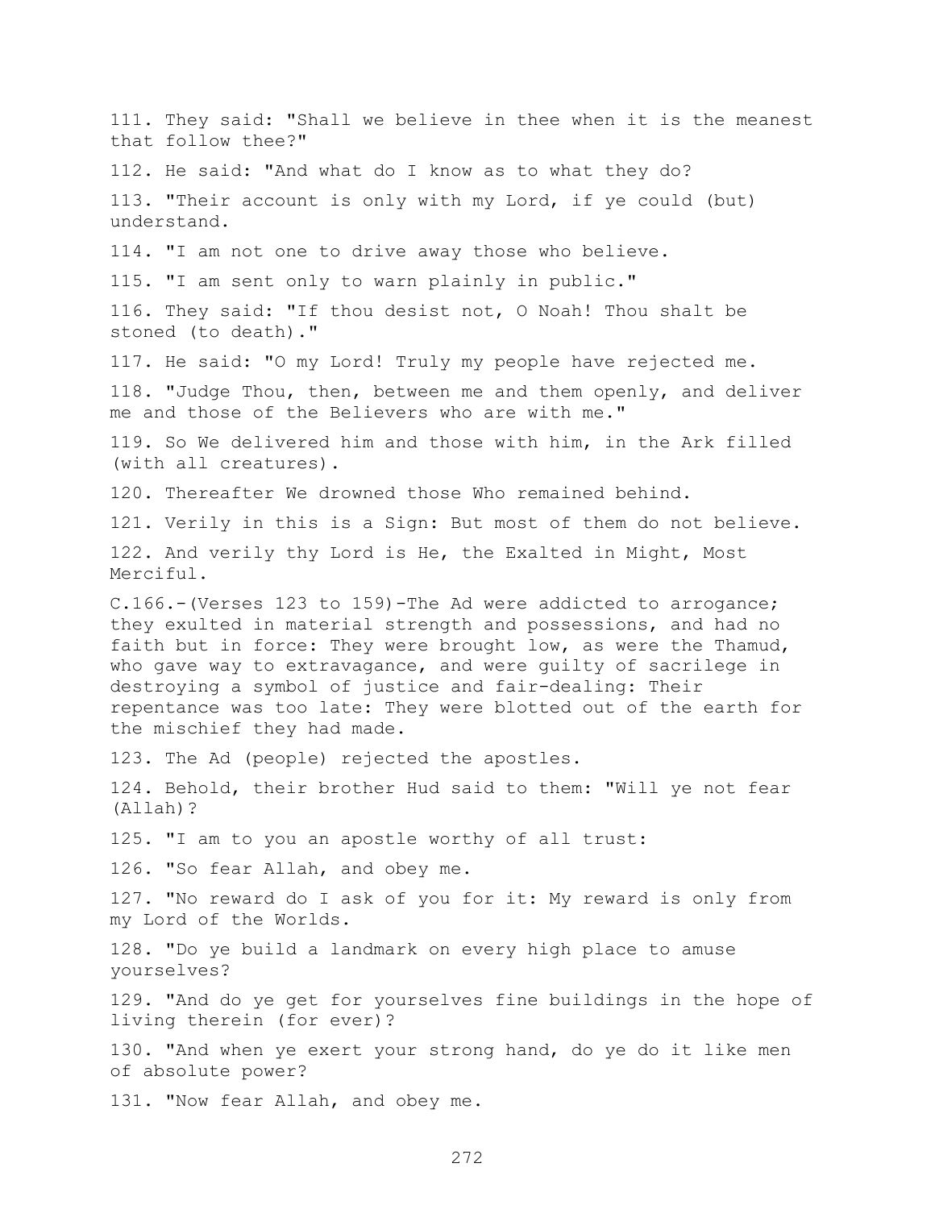111. They said: "Shall we believe in thee when it is the meanest that follow thee?"

112. He said: "And what do I know as to what they do?

113. "Their account is only with my Lord, if ye could (but) understand.

114. "I am not one to drive away those who believe.

115. "I am sent only to warn plainly in public."

116. They said: "If thou desist not, O Noah! Thou shalt be stoned (to death)."

117. He said: "O my Lord! Truly my people have rejected me.

118. "Judge Thou, then, between me and them openly, and deliver me and those of the Believers who are with me."

119. So We delivered him and those with him, in the Ark filled (with all creatures).

120. Thereafter We drowned those Who remained behind.

121. Verily in this is a Sign: But most of them do not believe.

122. And verily thy Lord is He, the Exalted in Might, Most Merciful.

C.166.-(Verses 123 to 159)-The Ad were addicted to arrogance; they exulted in material strength and possessions, and had no faith but in force: They were brought low, as were the Thamud, who gave way to extravagance, and were guilty of sacrilege in destroying a symbol of justice and fair-dealing: Their repentance was too late: They were blotted out of the earth for the mischief they had made.

123. The Ad (people) rejected the apostles.

124. Behold, their brother Hud said to them: "Will ye not fear (Allah)?

125. "I am to you an apostle worthy of all trust:

126. "So fear Allah, and obey me.

127. "No reward do I ask of you for it: My reward is only from my Lord of the Worlds.

128. "Do ye build a landmark on every high place to amuse yourselves?

129. "And do ye get for yourselves fine buildings in the hope of living therein (for ever)?

130. "And when ye exert your strong hand, do ye do it like men of absolute power?

131. "Now fear Allah, and obey me.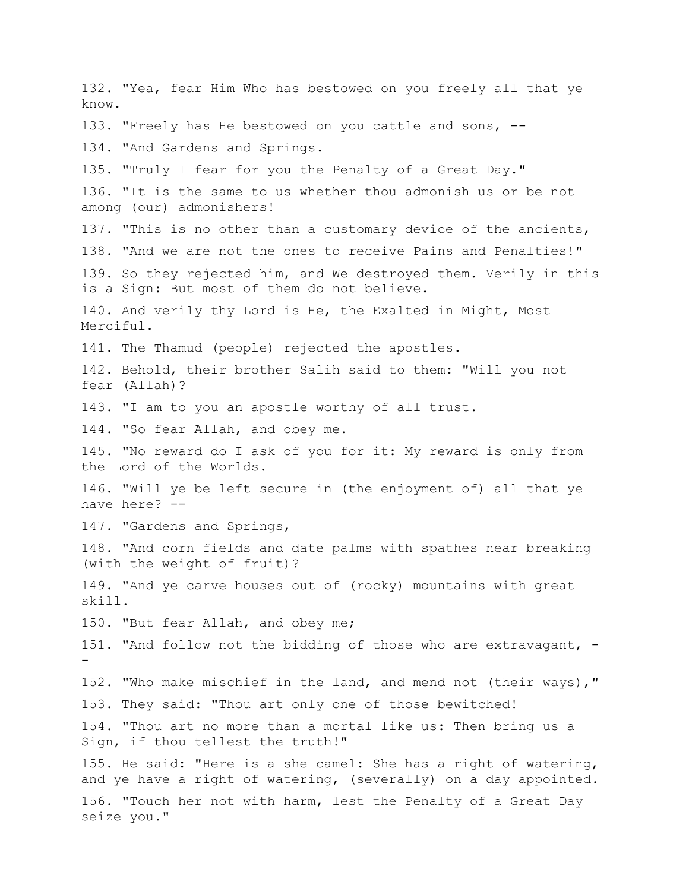132. "Yea, fear Him Who has bestowed on you freely all that ye know.

133. "Freely has He bestowed on you cattle and sons, --

134. "And Gardens and Springs.

135. "Truly I fear for you the Penalty of a Great Day."

136. "It is the same to us whether thou admonish us or be not among (our) admonishers!

137. "This is no other than a customary device of the ancients,

138. "And we are not the ones to receive Pains and Penalties!"

139. So they rejected him, and We destroyed them. Verily in this is a Sign: But most of them do not believe.

140. And verily thy Lord is He, the Exalted in Might, Most Merciful.

141. The Thamud (people) rejected the apostles.

142. Behold, their brother Salih said to them: "Will you not fear (Allah)?

143. "I am to you an apostle worthy of all trust.

144. "So fear Allah, and obey me.

145. "No reward do I ask of you for it: My reward is only from the Lord of the Worlds.

146. "Will ye be left secure in (the enjoyment of) all that ye have here? --

147. "Gardens and Springs,

148. "And corn fields and date palms with spathes near breaking (with the weight of fruit)?

149. "And ye carve houses out of (rocky) mountains with great skill.

150. "But fear Allah, and obey me;

151. "And follow not the bidding of those who are extravagant, --

152. "Who make mischief in the land, and mend not (their ways),"

153. They said: "Thou art only one of those bewitched!

154. "Thou art no more than a mortal like us: Then bring us a Sign, if thou tellest the truth!"

155. He said: "Here is a she camel: She has a right of watering, and ye have a right of watering, (severally) on a day appointed.

156. "Touch her not with harm, lest the Penalty of a Great Day seize you."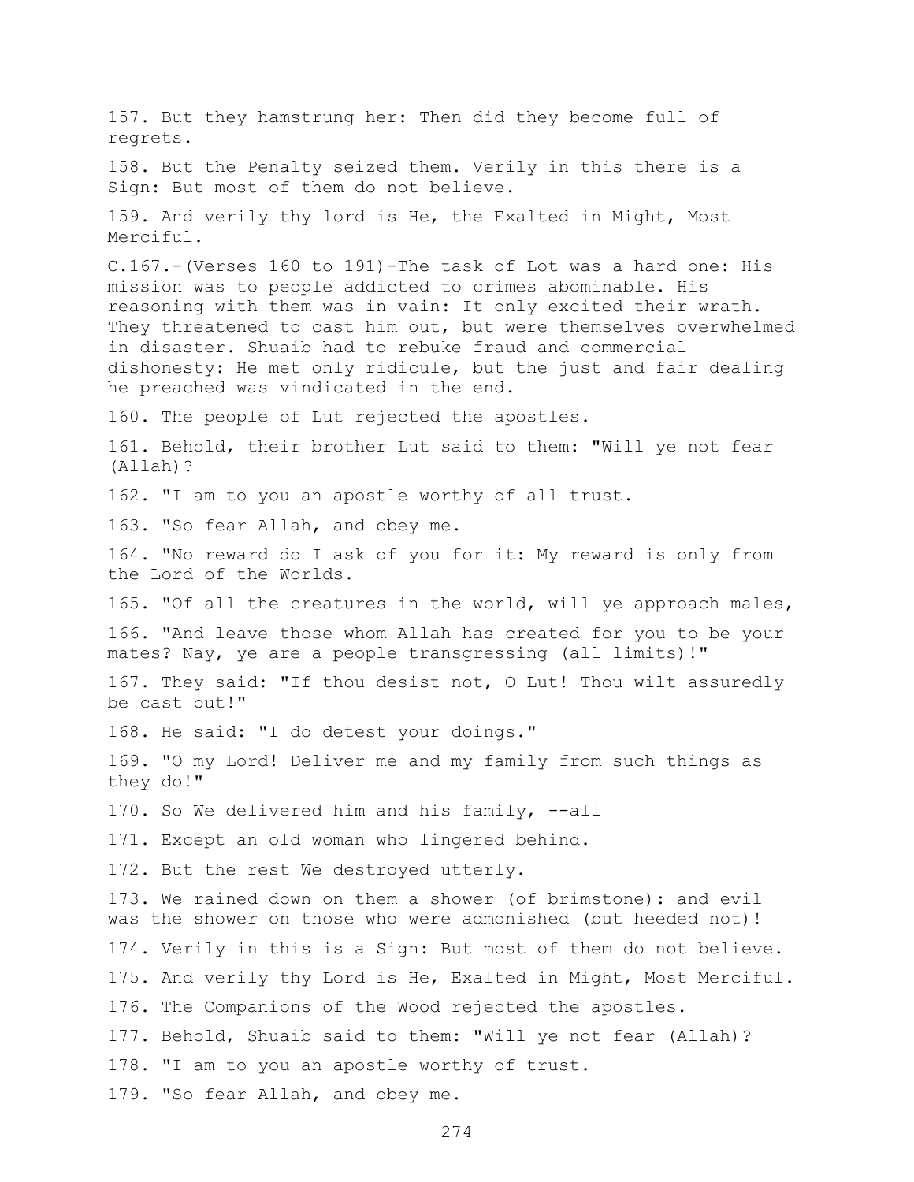157. But they hamstrung her: Then did they become full of regrets.

158. But the Penalty seized them. Verily in this there is a Sign: But most of them do not believe.

159. And verily thy lord is He, the Exalted in Might, Most Merciful.

C.167.-(Verses 160 to 191)-The task of Lot was a hard one: His mission was to people addicted to crimes abominable. His reasoning with them was in vain: It only excited their wrath. They threatened to cast him out, but were themselves overwhelmed in disaster. Shuaib had to rebuke fraud and commercial dishonesty: He met only ridicule, but the just and fair dealing he preached was vindicated in the end.

160. The people of Lut rejected the apostles.

161. Behold, their brother Lut said to them: "Will ye not fear (Allah)?

162. "I am to you an apostle worthy of all trust.

163. "So fear Allah, and obey me.

164. "No reward do I ask of you for it: My reward is only from the Lord of the Worlds.

165. "Of all the creatures in the world, will ye approach males,

166. "And leave those whom Allah has created for you to be your mates? Nay, ye are a people transgressing (all limits)!"

167. They said: "If thou desist not, O Lut! Thou wilt assuredly be cast out!"

168. He said: "I do detest your doings."

169. "O my Lord! Deliver me and my family from such things as they do!"

170. So We delivered him and his family, --all

171. Except an old woman who lingered behind.

172. But the rest We destroyed utterly.

173. We rained down on them a shower (of brimstone): and evil was the shower on those who were admonished (but heeded not)!

174. Verily in this is a Sign: But most of them do not believe.

175. And verily thy Lord is He, Exalted in Might, Most Merciful.

176. The Companions of the Wood rejected the apostles.

177. Behold, Shuaib said to them: "Will ye not fear (Allah)?

178. "I am to you an apostle worthy of trust.

179. "So fear Allah, and obey me.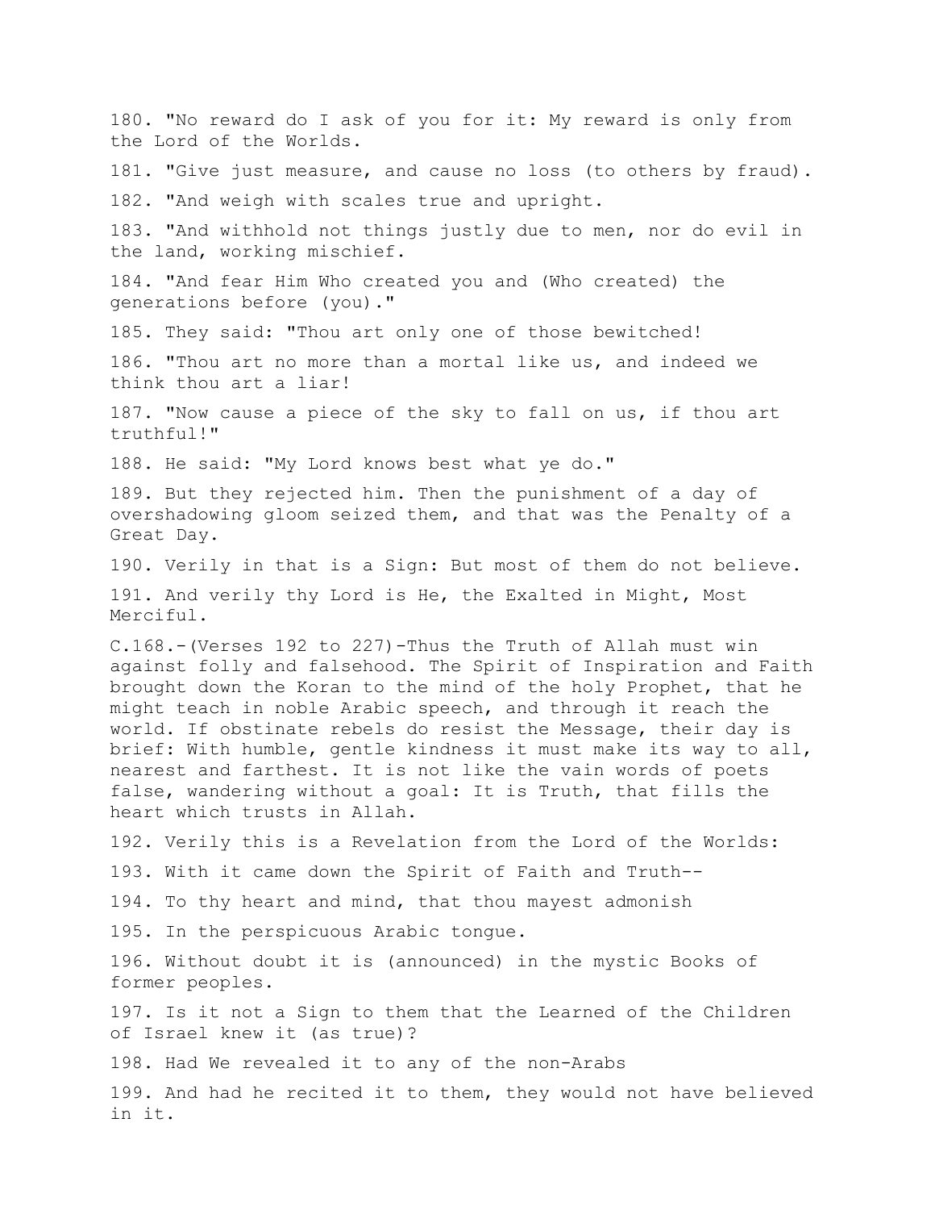180. "No reward do I ask of you for it: My reward is only from the Lord of the Worlds.

181. "Give just measure, and cause no loss (to others by fraud).

182. "And weigh with scales true and upright.

183. "And withhold not things justly due to men, nor do evil in the land, working mischief.

184. "And fear Him Who created you and (Who created) the generations before (you)."

185. They said: "Thou art only one of those bewitched!

186. "Thou art no more than a mortal like us, and indeed we think thou art a liar!

187. "Now cause a piece of the sky to fall on us, if thou art truthful!"

188. He said: "My Lord knows best what ye do."

189. But they rejected him. Then the punishment of a day of overshadowing gloom seized them, and that was the Penalty of a Great Day.

190. Verily in that is a Sign: But most of them do not believe.

191. And verily thy Lord is He, the Exalted in Might, Most Merciful.

C.168.-(Verses 192 to 227)-Thus the Truth of Allah must win against folly and falsehood. The Spirit of Inspiration and Faith brought down the Koran to the mind of the holy Prophet, that he might teach in noble Arabic speech, and through it reach the world. If obstinate rebels do resist the Message, their day is brief: With humble, gentle kindness it must make its way to all, nearest and farthest. It is not like the vain words of poets false, wandering without a goal: It is Truth, that fills the heart which trusts in Allah.

192. Verily this is a Revelation from the Lord of the Worlds:

193. With it came down the Spirit of Faith and Truth--

194. To thy heart and mind, that thou mayest admonish

195. In the perspicuous Arabic tongue.

196. Without doubt it is (announced) in the mystic Books of former peoples.

197. Is it not a Sign to them that the Learned of the Children of Israel knew it (as true)?

198. Had We revealed it to any of the non-Arabs

199. And had he recited it to them, they would not have believed in it.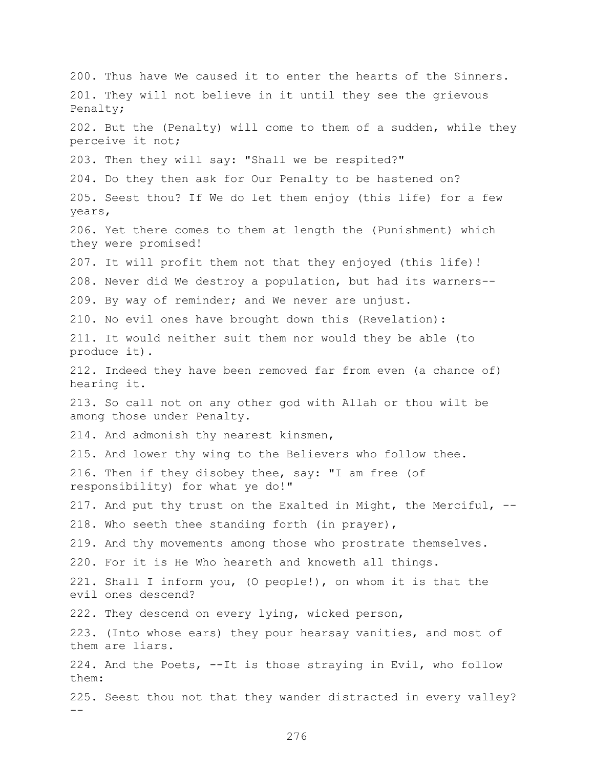200. Thus have We caused it to enter the hearts of the Sinners.

201. They will not believe in it until they see the grievous Penalty;

202. But the (Penalty) will come to them of a sudden, while they perceive it not;

203. Then they will say: "Shall we be respited?"

204. Do they then ask for Our Penalty to be hastened on?

205. Seest thou? If We do let them enjoy (this life) for a few years,

206. Yet there comes to them at length the (Punishment) which they were promised!

207. It will profit them not that they enjoyed (this life)!

208. Never did We destroy a population, but had its warners--

209. By way of reminder; and We never are unjust.

210. No evil ones have brought down this (Revelation):

211. It would neither suit them nor would they be able (to produce it).

212. Indeed they have been removed far from even (a chance of) hearing it.

213. So call not on any other god with Allah or thou wilt be among those under Penalty.

214. And admonish thy nearest kinsmen,

215. And lower thy wing to the Believers who follow thee.

216. Then if they disobey thee, say: "I am free (of responsibility) for what ye do!"

217. And put thy trust on the Exalted in Might, the Merciful, --

218. Who seeth thee standing forth (in prayer),

219. And thy movements among those who prostrate themselves.

220. For it is He Who heareth and knoweth all things.

221. Shall I inform you, (O people!), on whom it is that the evil ones descend?

222. They descend on every lying, wicked person,

223. (Into whose ears) they pour hearsay vanities, and most of them are liars.

224. And the Poets, --It is those straying in Evil, who follow them:

225. Seest thou not that they wander distracted in every valley? --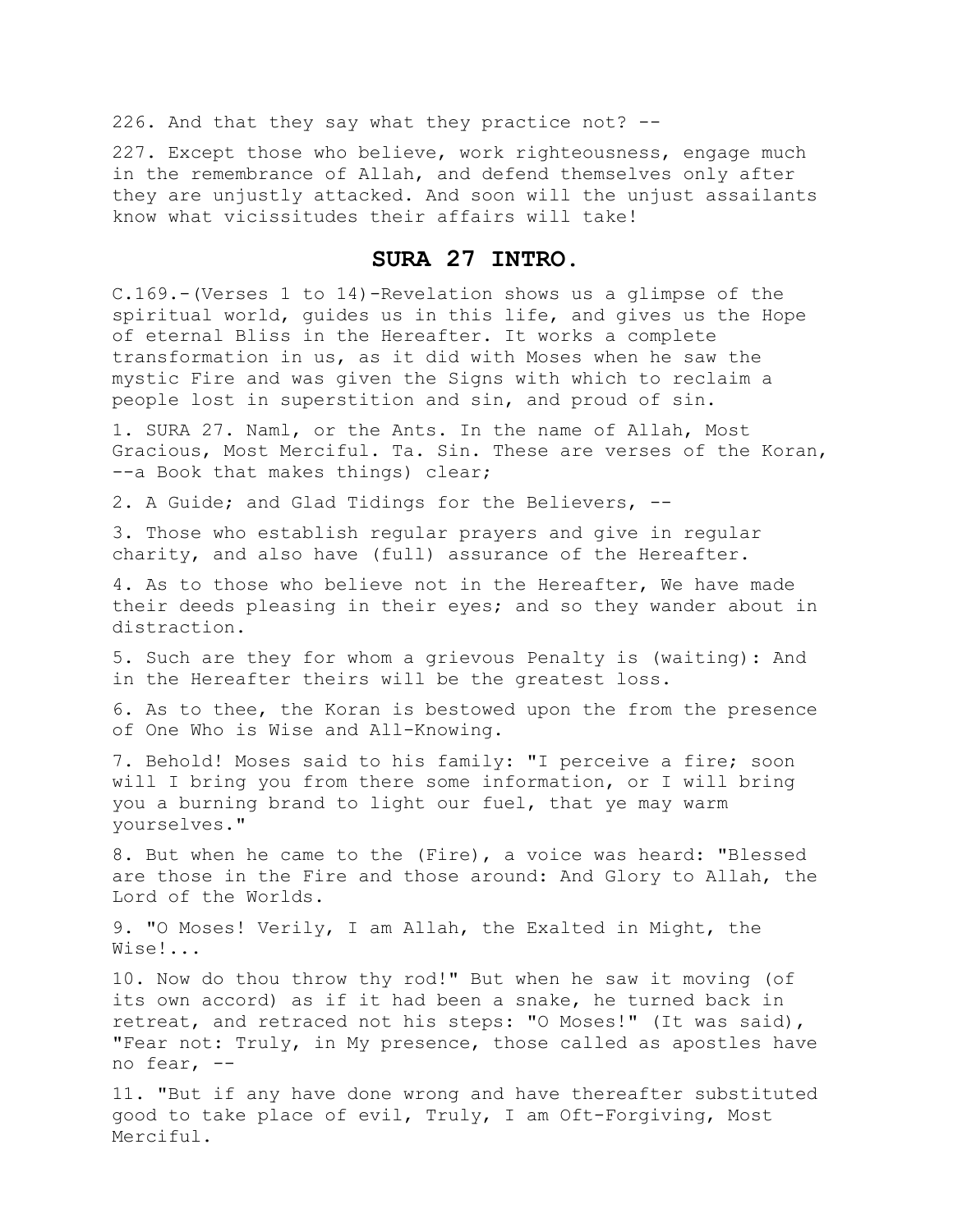226. And that they say what they practice not? --

227. Except those who believe, work righteousness, engage much in the remembrance of Allah, and defend themselves only after they are unjustly attacked. And soon will the unjust assailants know what vicissitudes their affairs will take!

## SURA 27 INTRO.

C.169.-(Verses 1 to 14)-Revelation shows us a glimpse of the spiritual world, guides us in this life, and gives us the Hope of eternal Bliss in the Hereafter. It works a complete transformation in us, as it did with Moses when he saw the mystic Fire and was given the Signs with which to reclaim a people lost in superstition and sin, and proud of sin.

1. SURA 27. Naml, or the Ants. In the name of Allah, Most Gracious, Most Merciful. Ta. Sin. These are verses of the Koran, --a Book that makes things) clear;

2. A Guide; and Glad Tidings for the Believers, --

3. Those who establish regular prayers and give in regular charity, and also have (full) assurance of the Hereafter.

4. As to those who believe not in the Hereafter, We have made their deeds pleasing in their eyes; and so they wander about in distraction.

5. Such are they for whom a grievous Penalty is (waiting): And in the Hereafter theirs will be the greatest loss.

6. As to thee, the Koran is bestowed upon the from the presence of One Who is Wise and All-Knowing.

7. Behold! Moses said to his family: "I perceive a fire; soon will I bring you from there some information, or I will bring you a burning brand to light our fuel, that ye may warm yourselves."

8. But when he came to the (Fire), a voice was heard: "Blessed are those in the Fire and those around: And Glory to Allah, the Lord of the Worlds.

9. "O Moses! Verily, I am Allah, the Exalted in Might, the Wise!...

10. Now do thou throw thy rod!" But when he saw it moving (of its own accord) as if it had been a snake, he turned back in retreat, and retraced not his steps: "O Moses!" (It was said), "Fear not: Truly, in My presence, those called as apostles have no fear, --

11. "But if any have done wrong and have thereafter substituted good to take place of evil, Truly, I am Oft-Forgiving, Most Merciful.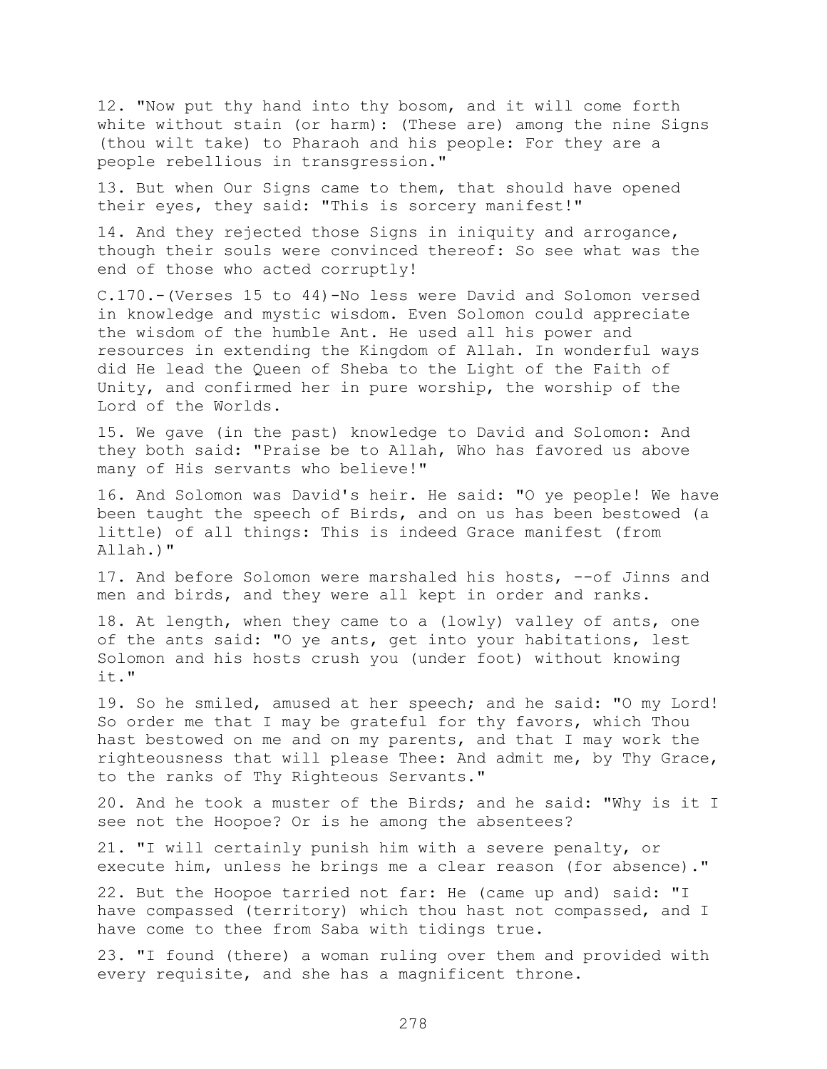12. "Now put thy hand into thy bosom, and it will come forth white without stain (or harm): (These are) among the nine Signs (thou wilt take) to Pharaoh and his people: For they are a people rebellious in transgression."

13. But when Our Signs came to them, that should have opened their eyes, they said: "This is sorcery manifest!"

14. And they rejected those Signs in iniquity and arrogance, though their souls were convinced thereof: So see what was the end of those who acted corruptly!

C.170.-(Verses 15 to 44)-No less were David and Solomon versed in knowledge and mystic wisdom. Even Solomon could appreciate the wisdom of the humble Ant. He used all his power and resources in extending the Kingdom of Allah. In wonderful ways did He lead the Queen of Sheba to the Light of the Faith of Unity, and confirmed her in pure worship, the worship of the Lord of the Worlds.

15. We gave (in the past) knowledge to David and Solomon: And they both said: "Praise be to Allah, Who has favored us above many of His servants who believe!"

16. And Solomon was David's heir. He said: "O ye people! We have been taught the speech of Birds, and on us has been bestowed (a little) of all things: This is indeed Grace manifest (from Allah.)"

17. And before Solomon were marshaled his hosts, --of Jinns and men and birds, and they were all kept in order and ranks.

18. At length, when they came to a (lowly) valley of ants, one of the ants said: "O ye ants, get into your habitations, lest Solomon and his hosts crush you (under foot) without knowing it."

19. So he smiled, amused at her speech; and he said: "O my Lord! So order me that I may be grateful for thy favors, which Thou hast bestowed on me and on my parents, and that I may work the righteousness that will please Thee: And admit me, by Thy Grace, to the ranks of Thy Righteous Servants."

20. And he took a muster of the Birds; and he said: "Why is it I see not the Hoopoe? Or is he among the absentees?

21. "I will certainly punish him with a severe penalty, or execute him, unless he brings me a clear reason (for absence)."

22. But the Hoopoe tarried not far: He (came up and) said: "I have compassed (territory) which thou hast not compassed, and I have come to thee from Saba with tidings true.

23. "I found (there) a woman ruling over them and provided with every requisite, and she has a magnificent throne.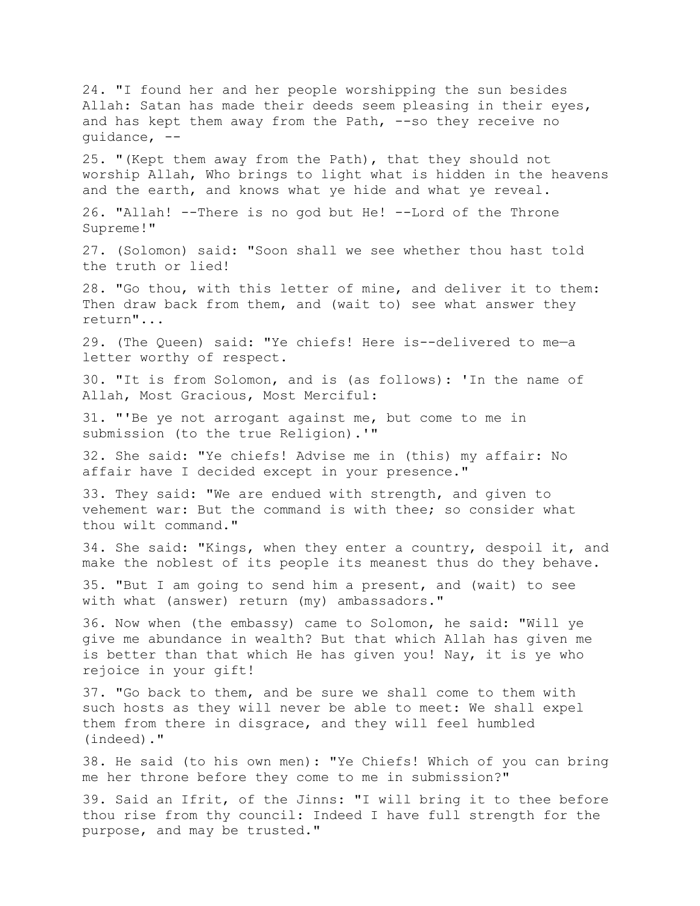24. "I found her and her people worshipping the sun besides Allah: Satan has made their deeds seem pleasing in their eyes, and has kept them away from the Path, --so they receive no guidance, --

25. "(Kept them away from the Path), that they should not worship Allah, Who brings to light what is hidden in the heavens and the earth, and knows what ye hide and what ye reveal.

26. "Allah! --There is no god but He! --Lord of the Throne Supreme!"

27. (Solomon) said: "Soon shall we see whether thou hast told the truth or lied!

28. "Go thou, with this letter of mine, and deliver it to them: Then draw back from them, and (wait to) see what answer they return"...

29. (The Queen) said: "Ye chiefs! Here is--delivered to me—a letter worthy of respect.

30. "It is from Solomon, and is (as follows): 'In the name of Allah, Most Gracious, Most Merciful:

31. "'Be ye not arrogant against me, but come to me in submission (to the true Religion).'"

32. She said: "Ye chiefs! Advise me in (this) my affair: No affair have I decided except in your presence."

33. They said: "We are endued with strength, and given to vehement war: But the command is with thee; so consider what thou wilt command."

34. She said: "Kings, when they enter a country, despoil it, and make the noblest of its people its meanest thus do they behave.

35. "But I am going to send him a present, and (wait) to see with what (answer) return (my) ambassadors."

36. Now when (the embassy) came to Solomon, he said: "Will ye give me abundance in wealth? But that which Allah has given me is better than that which He has given you! Nay, it is ye who rejoice in your gift!

37. "Go back to them, and be sure we shall come to them with such hosts as they will never be able to meet: We shall expel them from there in disgrace, and they will feel humbled (indeed)."

38. He said (to his own men): "Ye Chiefs! Which of you can bring me her throne before they come to me in submission?"

39. Said an Ifrit, of the Jinns: "I will bring it to thee before thou rise from thy council: Indeed I have full strength for the purpose, and may be trusted."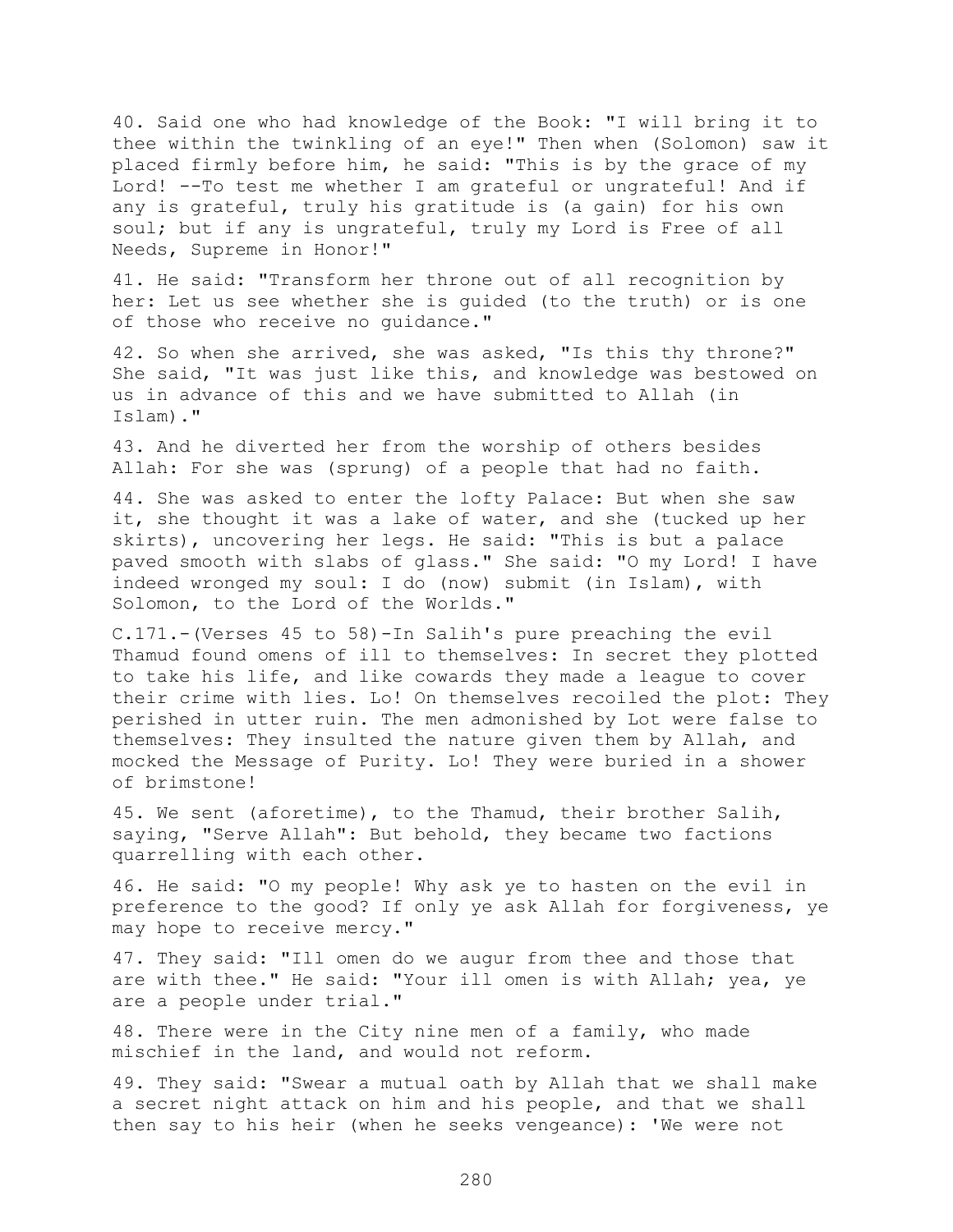40. Said one who had knowledge of the Book: "I will bring it to thee within the twinkling of an eye!" Then when (Solomon) saw it placed firmly before him, he said: "This is by the grace of my Lord! --To test me whether I am grateful or ungrateful! And if any is grateful, truly his gratitude is (a gain) for his own soul; but if any is ungrateful, truly my Lord is Free of all Needs, Supreme in Honor!"

41. He said: "Transform her throne out of all recognition by her: Let us see whether she is guided (to the truth) or is one of those who receive no guidance."

42. So when she arrived, she was asked, "Is this thy throne?" She said, "It was just like this, and knowledge was bestowed on us in advance of this and we have submitted to Allah (in Islam)."

43. And he diverted her from the worship of others besides Allah: For she was (sprung) of a people that had no faith.

44. She was asked to enter the lofty Palace: But when she saw it, she thought it was a lake of water, and she (tucked up her skirts), uncovering her legs. He said: "This is but a palace paved smooth with slabs of glass." She said: "O my Lord! I have indeed wronged my soul: I do (now) submit (in Islam), with Solomon, to the Lord of the Worlds."

C.171.-(Verses 45 to 58)-In Salih's pure preaching the evil Thamud found omens of ill to themselves: In secret they plotted to take his life, and like cowards they made a league to cover their crime with lies. Lo! On themselves recoiled the plot: They perished in utter ruin. The men admonished by Lot were false to themselves: They insulted the nature given them by Allah, and mocked the Message of Purity. Lo! They were buried in a shower of brimstone!

45. We sent (aforetime), to the Thamud, their brother Salih, saying, "Serve Allah": But behold, they became two factions quarrelling with each other.

46. He said: "O my people! Why ask ye to hasten on the evil in preference to the good? If only ye ask Allah for forgiveness, ye may hope to receive mercy."

47. They said: "Ill omen do we augur from thee and those that are with thee." He said: "Your ill omen is with Allah; yea, ye are a people under trial."

48. There were in the City nine men of a family, who made mischief in the land, and would not reform.

49. They said: "Swear a mutual oath by Allah that we shall make a secret night attack on him and his people, and that we shall then say to his heir (when he seeks vengeance): 'We were not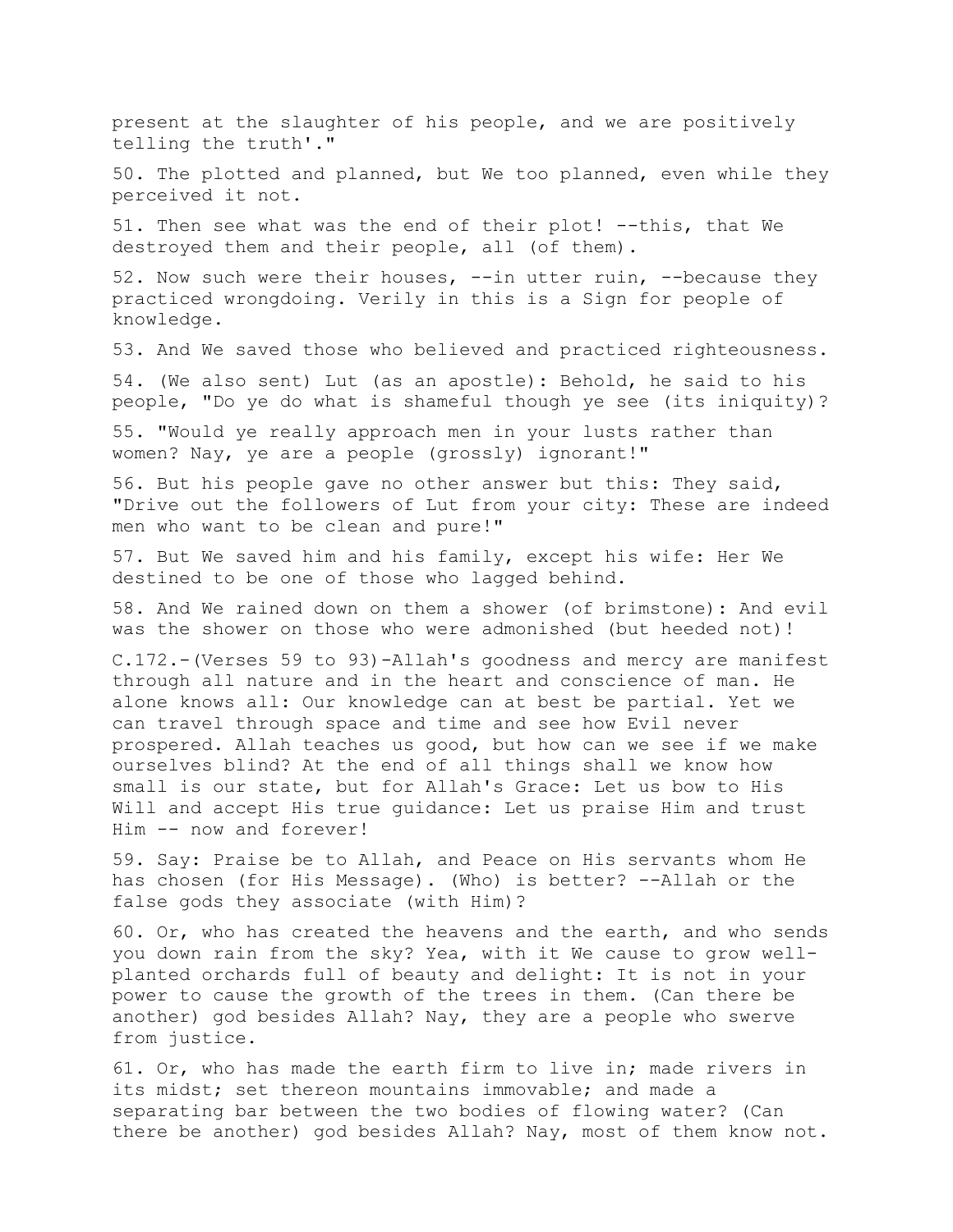present at the slaughter of his people, and we are positively telling the truth'."

50. The plotted and planned, but We too planned, even while they perceived it not.

51. Then see what was the end of their plot! --this, that We destroyed them and their people, all (of them).

52. Now such were their houses, --in utter ruin, --because they practiced wrongdoing. Verily in this is a Sign for people of knowledge.

53. And We saved those who believed and practiced righteousness.

54. (We also sent) Lut (as an apostle): Behold, he said to his people, "Do ye do what is shameful though ye see (its iniquity)?

55. "Would ye really approach men in your lusts rather than women? Nay, ye are a people (grossly) ignorant!"

56. But his people gave no other answer but this: They said, "Drive out the followers of Lut from your city: These are indeed men who want to be clean and pure!"

57. But We saved him and his family, except his wife: Her We destined to be one of those who lagged behind.

58. And We rained down on them a shower (of brimstone): And evil was the shower on those who were admonished (but heeded not)!

C.172.-(Verses 59 to 93)-Allah's goodness and mercy are manifest through all nature and in the heart and conscience of man. He alone knows all: Our knowledge can at best be partial. Yet we can travel through space and time and see how Evil never prospered. Allah teaches us good, but how can we see if we make ourselves blind? At the end of all things shall we know how small is our state, but for Allah's Grace: Let us bow to His Will and accept His true guidance: Let us praise Him and trust Him -- now and forever!

59. Say: Praise be to Allah, and Peace on His servants whom He has chosen (for His Message). (Who) is better? --Allah or the false gods they associate (with Him)?

60. Or, who has created the heavens and the earth, and who sends you down rain from the sky? Yea, with it We cause to grow well-planted orchards full of beauty and delight: It is not in your power to cause the growth of the trees in them. (Can there be another) god besides Allah? Nay, they are a people who swerve from justice.

61. Or, who has made the earth firm to live in; made rivers in its midst; set thereon mountains immovable; and made a separating bar between the two bodies of flowing water? (Can there be another) god besides Allah? Nay, most of them know not.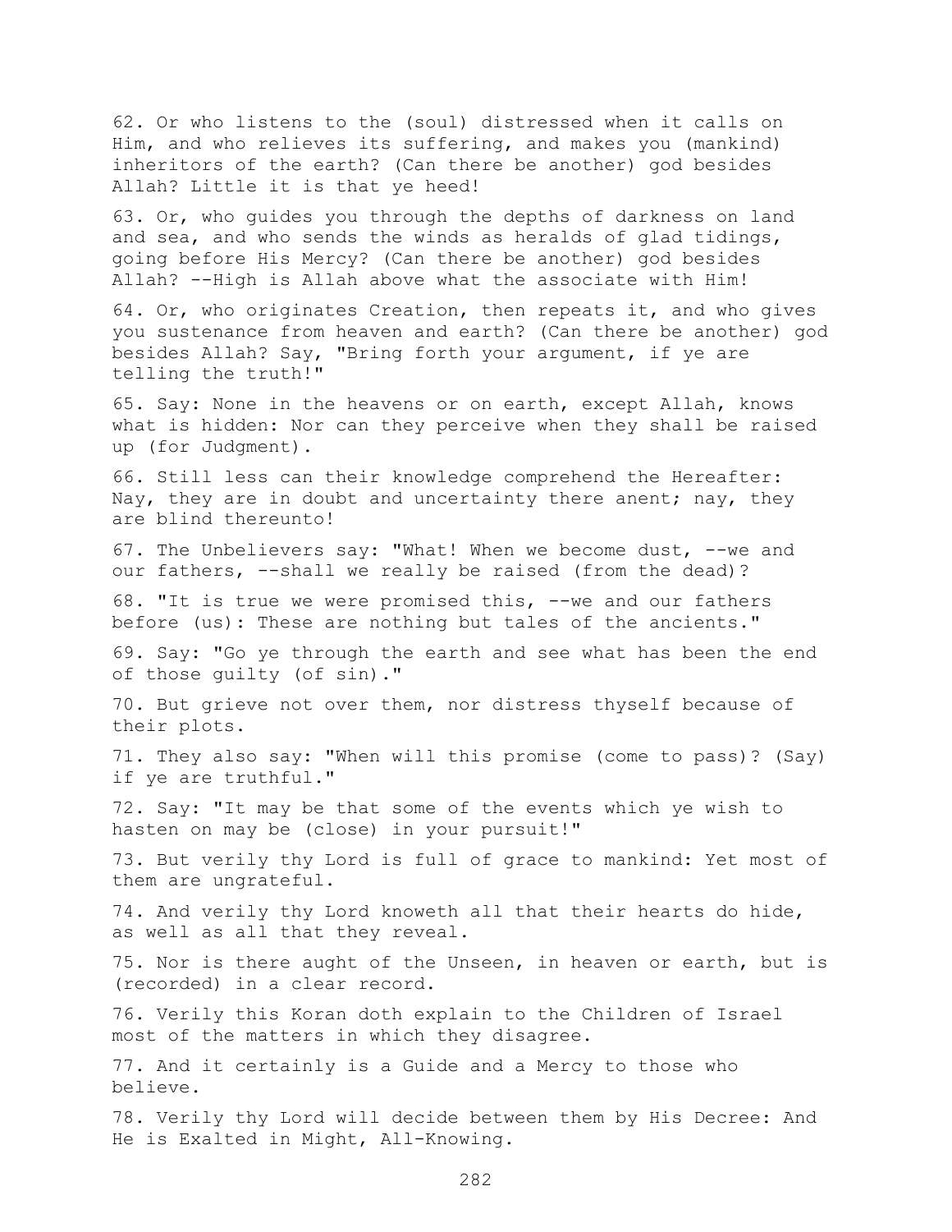62. Or who listens to the (soul) distressed when it calls on Him, and who relieves its suffering, and makes you (mankind) inheritors of the earth? (Can there be another) god besides Allah? Little it is that ye heed!

63. Or, who guides you through the depths of darkness on land and sea, and who sends the winds as heralds of glad tidings, going before His Mercy? (Can there be another) god besides Allah? --High is Allah above what the associate with Him!

64. Or, who originates Creation, then repeats it, and who gives you sustenance from heaven and earth? (Can there be another) god besides Allah? Say, "Bring forth your argument, if ye are telling the truth!"

65. Say: None in the heavens or on earth, except Allah, knows what is hidden: Nor can they perceive when they shall be raised up (for Judgment).

66. Still less can their knowledge comprehend the Hereafter: Nay, they are in doubt and uncertainty there anent; nay, they are blind thereunto!

67. The Unbelievers say: "What! When we become dust, --we and our fathers, --shall we really be raised (from the dead)?

68. "It is true we were promised this, --we and our fathers before (us): These are nothing but tales of the ancients."

69. Say: "Go ye through the earth and see what has been the end of those guilty (of sin)."

70. But grieve not over them, nor distress thyself because of their plots.

71. They also say: "When will this promise (come to pass)? (Say) if ye are truthful."

72. Say: "It may be that some of the events which ye wish to hasten on may be (close) in your pursuit!"

73. But verily thy Lord is full of grace to mankind: Yet most of them are ungrateful.

74. And verily thy Lord knoweth all that their hearts do hide, as well as all that they reveal.

75. Nor is there aught of the Unseen, in heaven or earth, but is (recorded) in a clear record.

76. Verily this Koran doth explain to the Children of Israel most of the matters in which they disagree.

77. And it certainly is a Guide and a Mercy to those who believe.

78. Verily thy Lord will decide between them by His Decree: And He is Exalted in Might, All-Knowing.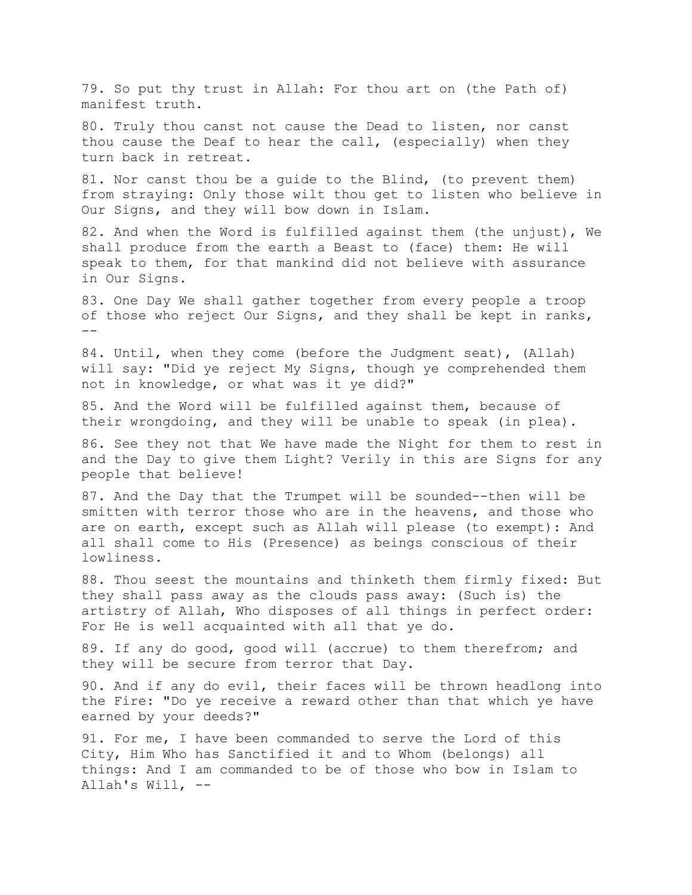79. So put thy trust in Allah: For thou art on (the Path of) manifest truth.

80. Truly thou canst not cause the Dead to listen, nor canst thou cause the Deaf to hear the call, (especially) when they turn back in retreat.

81. Nor canst thou be a guide to the Blind, (to prevent them) from straying: Only those wilt thou get to listen who believe in Our Signs, and they will bow down in Islam.

82. And when the Word is fulfilled against them (the unjust), We shall produce from the earth a Beast to (face) them: He will speak to them, for that mankind did not believe with assurance in Our Signs.

83. One Day We shall gather together from every people a troop of those who reject Our Signs, and they shall be kept in ranks, --

84. Until, when they come (before the Judgment seat), (Allah) will say: "Did ye reject My Signs, though ye comprehended them not in knowledge, or what was it ye did?"

85. And the Word will be fulfilled against them, because of their wrongdoing, and they will be unable to speak (in plea).

86. See they not that We have made the Night for them to rest in and the Day to give them Light? Verily in this are Signs for any people that believe!

87. And the Day that the Trumpet will be sounded--then will be smitten with terror those who are in the heavens, and those who are on earth, except such as Allah will please (to exempt): And all shall come to His (Presence) as beings conscious of their lowliness.

88. Thou seest the mountains and thinketh them firmly fixed: But they shall pass away as the clouds pass away: (Such is) the artistry of Allah, Who disposes of all things in perfect order: For He is well acquainted with all that ye do.

89. If any do good, good will (accrue) to them therefrom; and they will be secure from terror that Day.

90. And if any do evil, their faces will be thrown headlong into the Fire: "Do ye receive a reward other than that which ye have earned by your deeds?"

91. For me, I have been commanded to serve the Lord of this City, Him Who has Sanctified it and to Whom (belongs) all things: And I am commanded to be of those who bow in Islam to Allah's Will, --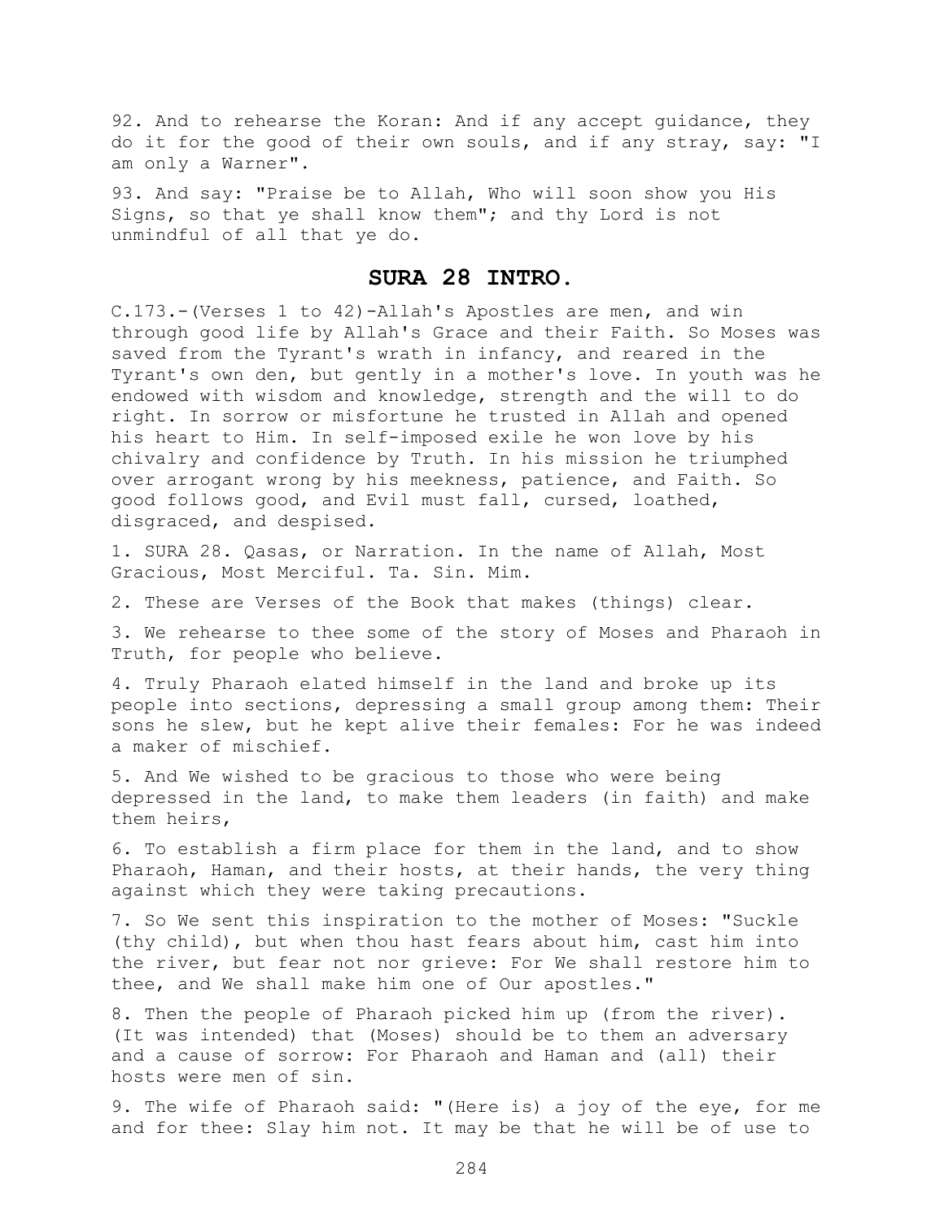92. And to rehearse the Koran: And if any accept guidance, they do it for the good of their own souls, and if any stray, say: "I am only a Warner".

93. And say: "Praise be to Allah, Who will soon show you His Signs, so that ye shall know them"; and thy Lord is not unmindful of all that ye do.

## SURA 28 INTRO.

C.173.-(Verses 1 to 42)-Allah's Apostles are men, and win through good life by Allah's Grace and their Faith. So Moses was saved from the Tyrant's wrath in infancy, and reared in the Tyrant's own den, but gently in a mother's love. In youth was he endowed with wisdom and knowledge, strength and the will to do right. In sorrow or misfortune he trusted in Allah and opened his heart to Him. In self-imposed exile he won love by his chivalry and confidence by Truth. In his mission he triumphed over arrogant wrong by his meekness, patience, and Faith. So good follows good, and Evil must fall, cursed, loathed, disgraced, and despised.

1. SURA 28. Qasas, or Narration. In the name of Allah, Most Gracious, Most Merciful. Ta. Sin. Mim.

2. These are Verses of the Book that makes (things) clear.

3. We rehearse to thee some of the story of Moses and Pharaoh in Truth, for people who believe.

4. Truly Pharaoh elated himself in the land and broke up its people into sections, depressing a small group among them: Their sons he slew, but he kept alive their females: For he was indeed a maker of mischief.

5. And We wished to be gracious to those who were being depressed in the land, to make them leaders (in faith) and make them heirs,

6. To establish a firm place for them in the land, and to show Pharaoh, Haman, and their hosts, at their hands, the very thing against which they were taking precautions.

7. So We sent this inspiration to the mother of Moses: "Suckle (thy child), but when thou hast fears about him, cast him into the river, but fear not nor grieve: For We shall restore him to thee, and We shall make him one of Our apostles."

8. Then the people of Pharaoh picked him up (from the river). (It was intended) that (Moses) should be to them an adversary and a cause of sorrow: For Pharaoh and Haman and (all) their hosts were men of sin.

9. The wife of Pharaoh said: "(Here is) a joy of the eye, for me and for thee: Slay him not. It may be that he will be of use to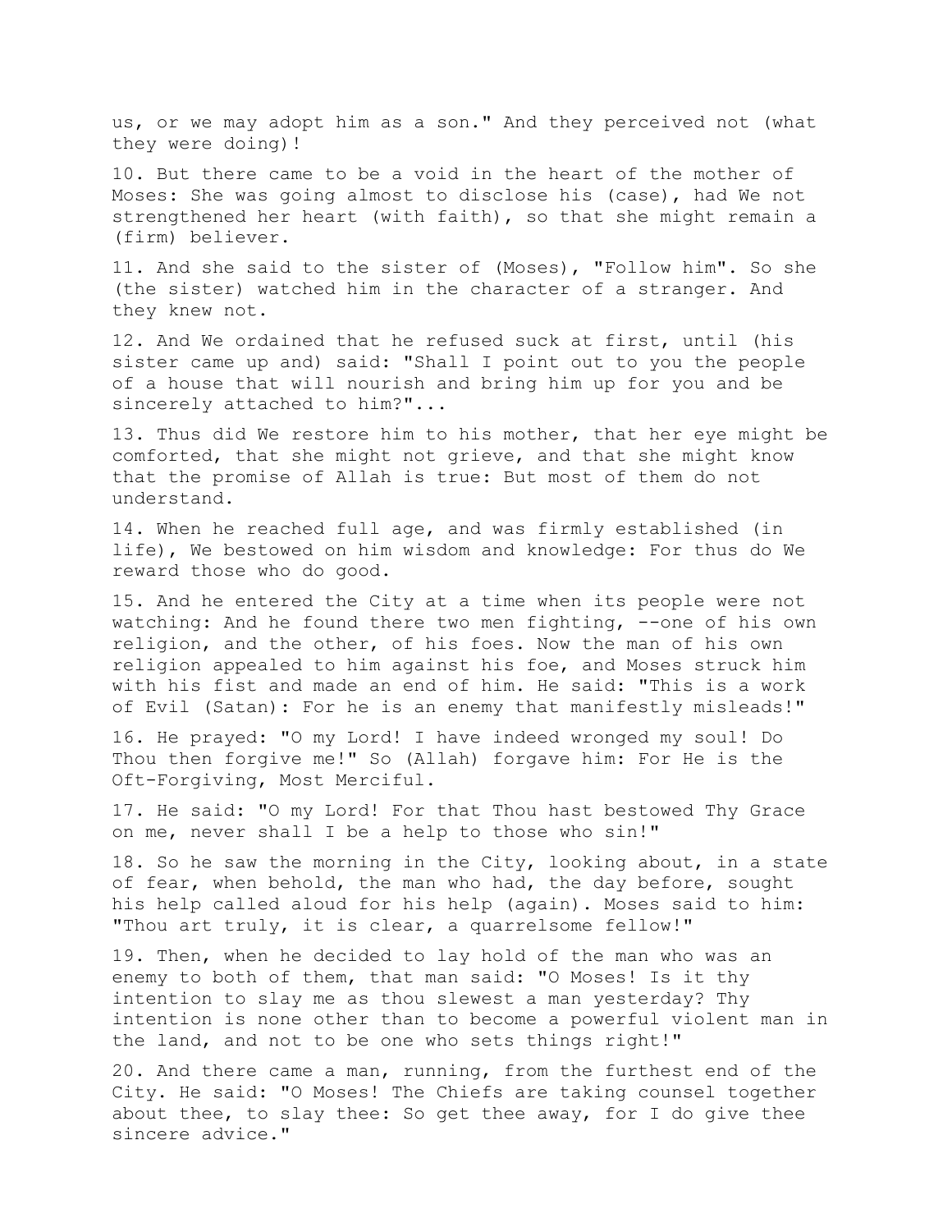us, or we may adopt him as a son." And they perceived not (what they were doing)!

10. But there came to be a void in the heart of the mother of Moses: She was going almost to disclose his (case), had We not strengthened her heart (with faith), so that she might remain a (firm) believer.

11. And she said to the sister of (Moses), "Follow him". So she (the sister) watched him in the character of a stranger. And they knew not.

12. And We ordained that he refused suck at first, until (his sister came up and) said: "Shall I point out to you the people of a house that will nourish and bring him up for you and be sincerely attached to him?"...

13. Thus did We restore him to his mother, that her eye might be comforted, that she might not grieve, and that she might know that the promise of Allah is true: But most of them do not understand.

14. When he reached full age, and was firmly established (in life), We bestowed on him wisdom and knowledge: For thus do We reward those who do good.

15. And he entered the City at a time when its people were not watching: And he found there two men fighting, --one of his own religion, and the other, of his foes. Now the man of his own religion appealed to him against his foe, and Moses struck him with his fist and made an end of him. He said: "This is a work of Evil (Satan): For he is an enemy that manifestly misleads!"

16. He prayed: "O my Lord! I have indeed wronged my soul! Do Thou then forgive me!" So (Allah) forgave him: For He is the Oft-Forgiving, Most Merciful.

17. He said: "O my Lord! For that Thou hast bestowed Thy Grace on me, never shall I be a help to those who sin!"

18. So he saw the morning in the City, looking about, in a state of fear, when behold, the man who had, the day before, sought his help called aloud for his help (again). Moses said to him: "Thou art truly, it is clear, a quarrelsome fellow!"

19. Then, when he decided to lay hold of the man who was an enemy to both of them, that man said: "O Moses! Is it thy intention to slay me as thou slewest a man yesterday? Thy intention is none other than to become a powerful violent man in the land, and not to be one who sets things right!"

20. And there came a man, running, from the furthest end of the City. He said: "O Moses! The Chiefs are taking counsel together about thee, to slay thee: So get thee away, for I do give thee sincere advice."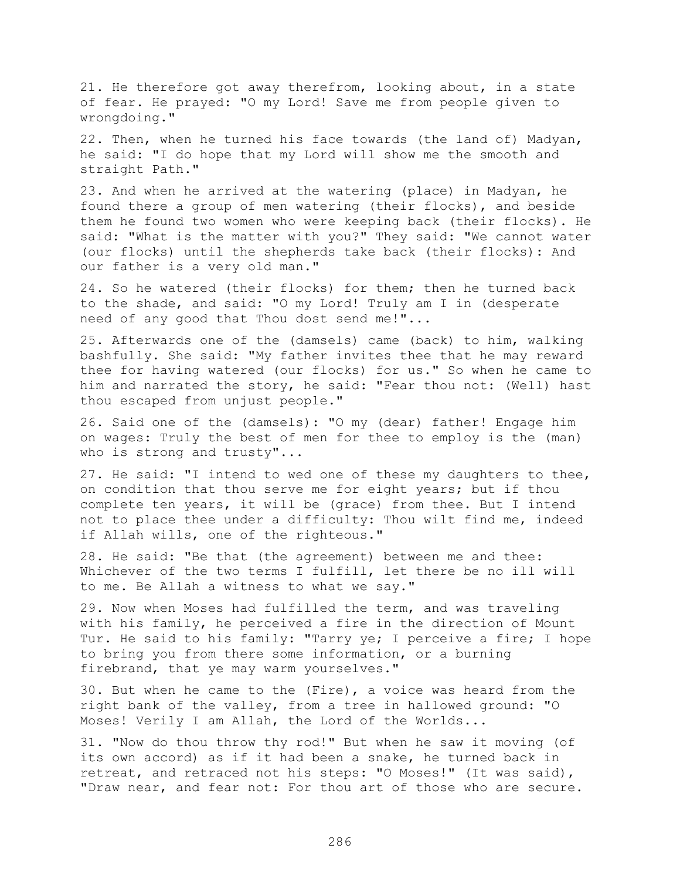21. He therefore got away therefrom, looking about, in a state of fear. He prayed: "O my Lord! Save me from people given to wrongdoing."

22. Then, when he turned his face towards (the land of) Madyan, he said: "I do hope that my Lord will show me the smooth and straight Path."

23. And when he arrived at the watering (place) in Madyan, he found there a group of men watering (their flocks), and beside them he found two women who were keeping back (their flocks). He said: "What is the matter with you?" They said: "We cannot water (our flocks) until the shepherds take back (their flocks): And our father is a very old man."

24. So he watered (their flocks) for them; then he turned back to the shade, and said: "O my Lord! Truly am I in (desperate need of any good that Thou dost send me!"...

25. Afterwards one of the (damsels) came (back) to him, walking bashfully. She said: "My father invites thee that he may reward thee for having watered (our flocks) for us." So when he came to him and narrated the story, he said: "Fear thou not: (Well) hast thou escaped from unjust people."

26. Said one of the (damsels): "O my (dear) father! Engage him on wages: Truly the best of men for thee to employ is the (man) who is strong and trusty"...

27. He said: "I intend to wed one of these my daughters to thee, on condition that thou serve me for eight years; but if thou complete ten years, it will be (grace) from thee. But I intend not to place thee under a difficulty: Thou wilt find me, indeed if Allah wills, one of the righteous."

28. He said: "Be that (the agreement) between me and thee: Whichever of the two terms I fulfill, let there be no ill will to me. Be Allah a witness to what we say."

29. Now when Moses had fulfilled the term, and was traveling with his family, he perceived a fire in the direction of Mount Tur. He said to his family: "Tarry ye; I perceive a fire; I hope to bring you from there some information, or a burning firebrand, that ye may warm yourselves."

30. But when he came to the (Fire), a voice was heard from the right bank of the valley, from a tree in hallowed ground: "O Moses! Verily I am Allah, the Lord of the Worlds...

31. "Now do thou throw thy rod!" But when he saw it moving (of its own accord) as if it had been a snake, he turned back in retreat, and retraced not his steps: "O Moses!" (It was said), "Draw near, and fear not: For thou art of those who are secure.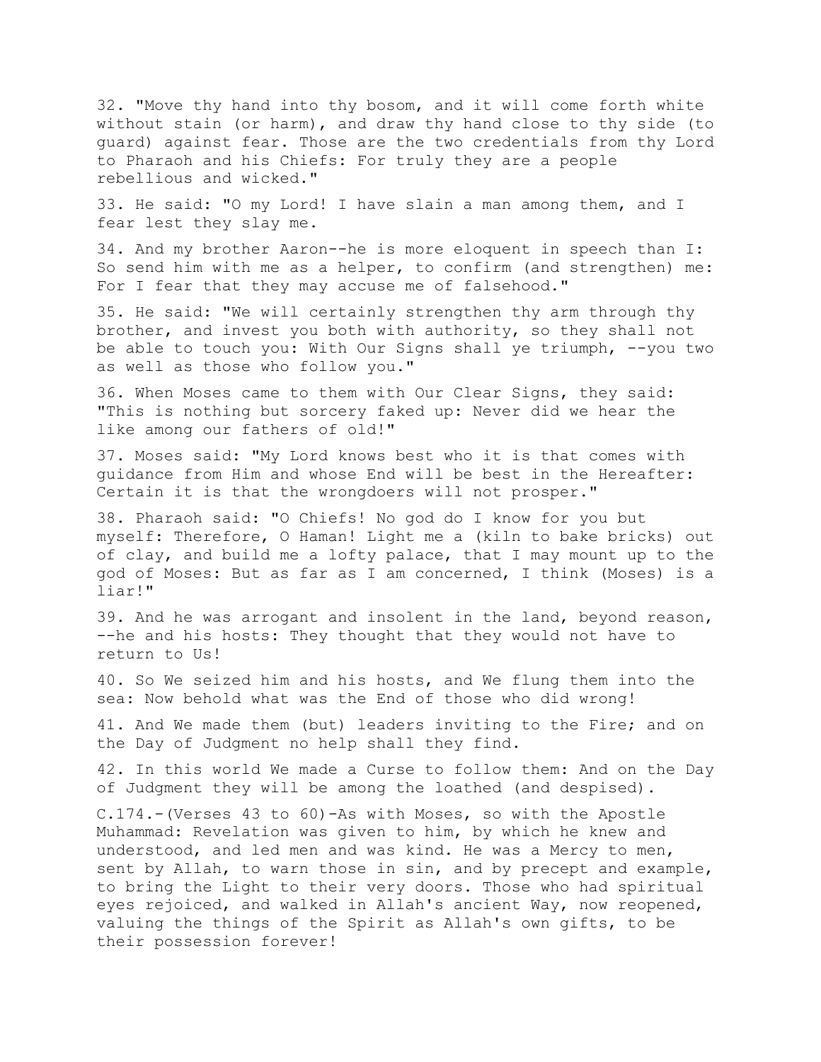32. "Move thy hand into thy bosom, and it will come forth white without stain (or harm), and draw thy hand close to thy side (to guard) against fear. Those are the two credentials from thy Lord to Pharaoh and his Chiefs: For truly they are a people rebellious and wicked."

33. He said: "O my Lord! I have slain a man among them, and I fear lest they slay me.

34. And my brother Aaron--he is more eloquent in speech than I: So send him with me as a helper, to confirm (and strengthen) me: For I fear that they may accuse me of falsehood."

35. He said: "We will certainly strengthen thy arm through thy brother, and invest you both with authority, so they shall not be able to touch you: With Our Signs shall ye triumph, --you two as well as those who follow you."

36. When Moses came to them with Our Clear Signs, they said: "This is nothing but sorcery faked up: Never did we hear the like among our fathers of old!"

37. Moses said: "My Lord knows best who it is that comes with guidance from Him and whose End will be best in the Hereafter: Certain it is that the wrongdoers will not prosper."

38. Pharaoh said: "O Chiefs! No god do I know for you but myself: Therefore, O Haman! Light me a (kiln to bake bricks) out of clay, and build me a lofty palace, that I may mount up to the god of Moses: But as far as I am concerned, I think (Moses) is a liar!"

39. And he was arrogant and insolent in the land, beyond reason, --he and his hosts: They thought that they would not have to return to Us!

40. So We seized him and his hosts, and We flung them into the sea: Now behold what was the End of those who did wrong!

41. And We made them (but) leaders inviting to the Fire; and on the Day of Judgment no help shall they find.

42. In this world We made a Curse to follow them: And on the Day of Judgment they will be among the loathed (and despised).

C.174.-(Verses 43 to 60)-As with Moses, so with the Apostle Muhammad: Revelation was given to him, by which he knew and understood, and led men and was kind. He was a Mercy to men, sent by Allah, to warn those in sin, and by precept and example, to bring the Light to their very doors. Those who had spiritual eyes rejoiced, and walked in Allah's ancient Way, now reopened, valuing the things of the Spirit as Allah's own gifts, to be their possession forever!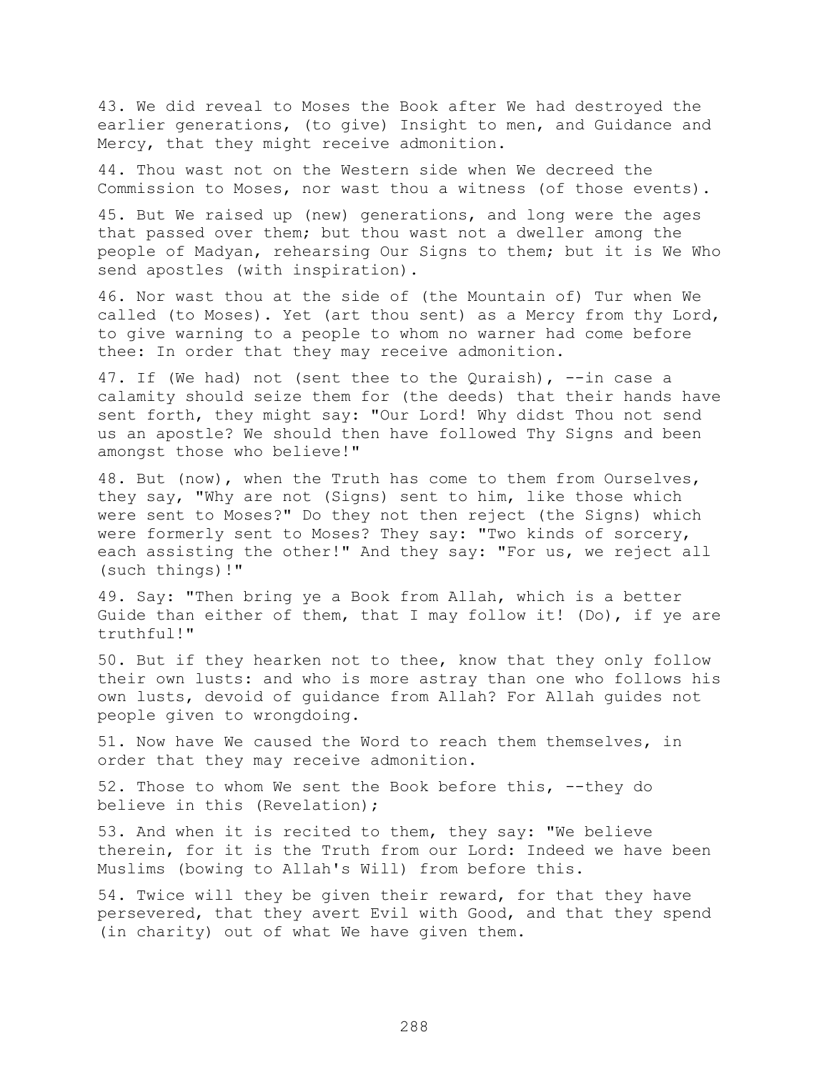43. We did reveal to Moses the Book after We had destroyed the earlier generations, (to give) Insight to men, and Guidance and Mercy, that they might receive admonition.

44. Thou wast not on the Western side when We decreed the Commission to Moses, nor wast thou a witness (of those events).

45. But We raised up (new) generations, and long were the ages that passed over them; but thou wast not a dweller among the people of Madyan, rehearsing Our Signs to them; but it is We Who send apostles (with inspiration).

46. Nor wast thou at the side of (the Mountain of) Tur when We called (to Moses). Yet (art thou sent) as a Mercy from thy Lord, to give warning to a people to whom no warner had come before thee: In order that they may receive admonition.

47. If (We had) not (sent thee to the Quraish), --in case a calamity should seize them for (the deeds) that their hands have sent forth, they might say: "Our Lord! Why didst Thou not send us an apostle? We should then have followed Thy Signs and been amongst those who believe!"

48. But (now), when the Truth has come to them from Ourselves, they say, "Why are not (Signs) sent to him, like those which were sent to Moses?" Do they not then reject (the Signs) which were formerly sent to Moses? They say: "Two kinds of sorcery, each assisting the other!" And they say: "For us, we reject all (such things)!"

49. Say: "Then bring ye a Book from Allah, which is a better Guide than either of them, that I may follow it! (Do), if ye are truthful!"

50. But if they hearken not to thee, know that they only follow their own lusts: and who is more astray than one who follows his own lusts, devoid of guidance from Allah? For Allah guides not people given to wrongdoing.

51. Now have We caused the Word to reach them themselves, in order that they may receive admonition.

52. Those to whom We sent the Book before this, --they do believe in this (Revelation);

53. And when it is recited to them, they say: "We believe therein, for it is the Truth from our Lord: Indeed we have been Muslims (bowing to Allah's Will) from before this.

54. Twice will they be given their reward, for that they have persevered, that they avert Evil with Good, and that they spend (in charity) out of what We have given them.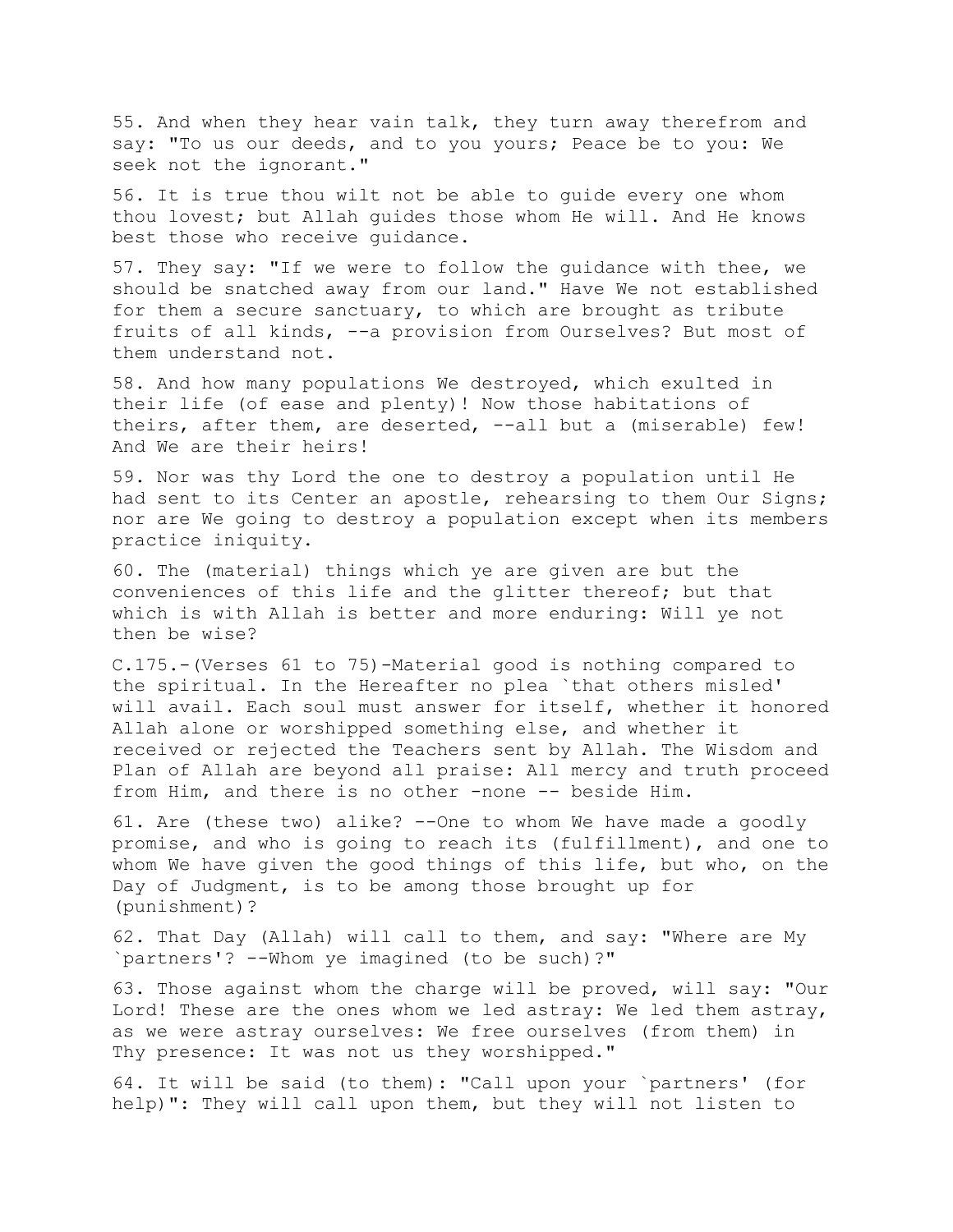55. And when they hear vain talk, they turn away therefrom and say: "To us our deeds, and to you yours; Peace be to you: We seek not the ignorant."

56. It is true thou wilt not be able to guide every one whom thou lovest; but Allah guides those whom He will. And He knows best those who receive guidance.

57. They say: "If we were to follow the guidance with thee, we should be snatched away from our land." Have We not established for them a secure sanctuary, to which are brought as tribute fruits of all kinds, --a provision from Ourselves? But most of them understand not.

58. And how many populations We destroyed, which exulted in their life (of ease and plenty)! Now those habitations of theirs, after them, are deserted, --all but a (miserable) few! And We are their heirs!

59. Nor was thy Lord the one to destroy a population until He had sent to its Center an apostle, rehearsing to them Our Signs; nor are We going to destroy a population except when its members practice iniquity.

60. The (material) things which ye are given are but the conveniences of this life and the glitter thereof; but that which is with Allah is better and more enduring: Will ye not then be wise?

C.175.-(Verses 61 to 75)-Material good is nothing compared to the spiritual. In the Hereafter no plea `that others misled' will avail. Each soul must answer for itself, whether it honored Allah alone or worshipped something else, and whether it received or rejected the Teachers sent by Allah. The Wisdom and Plan of Allah are beyond all praise: All mercy and truth proceed from Him, and there is no other -none -- beside Him.

61. Are (these two) alike? --One to whom We have made a goodly promise, and who is going to reach its (fulfillment), and one to whom We have given the good things of this life, but who, on the Day of Judgment, is to be among those brought up for (punishment)?

62. That Day (Allah) will call to them, and say: "Where are My `partners'? --Whom ye imagined (to be such)?"

63. Those against whom the charge will be proved, will say: "Our Lord! These are the ones whom we led astray: We led them astray, as we were astray ourselves: We free ourselves (from them) in Thy presence: It was not us they worshipped."

64. It will be said (to them): "Call upon your `partners' (for help)": They will call upon them, but they will not listen to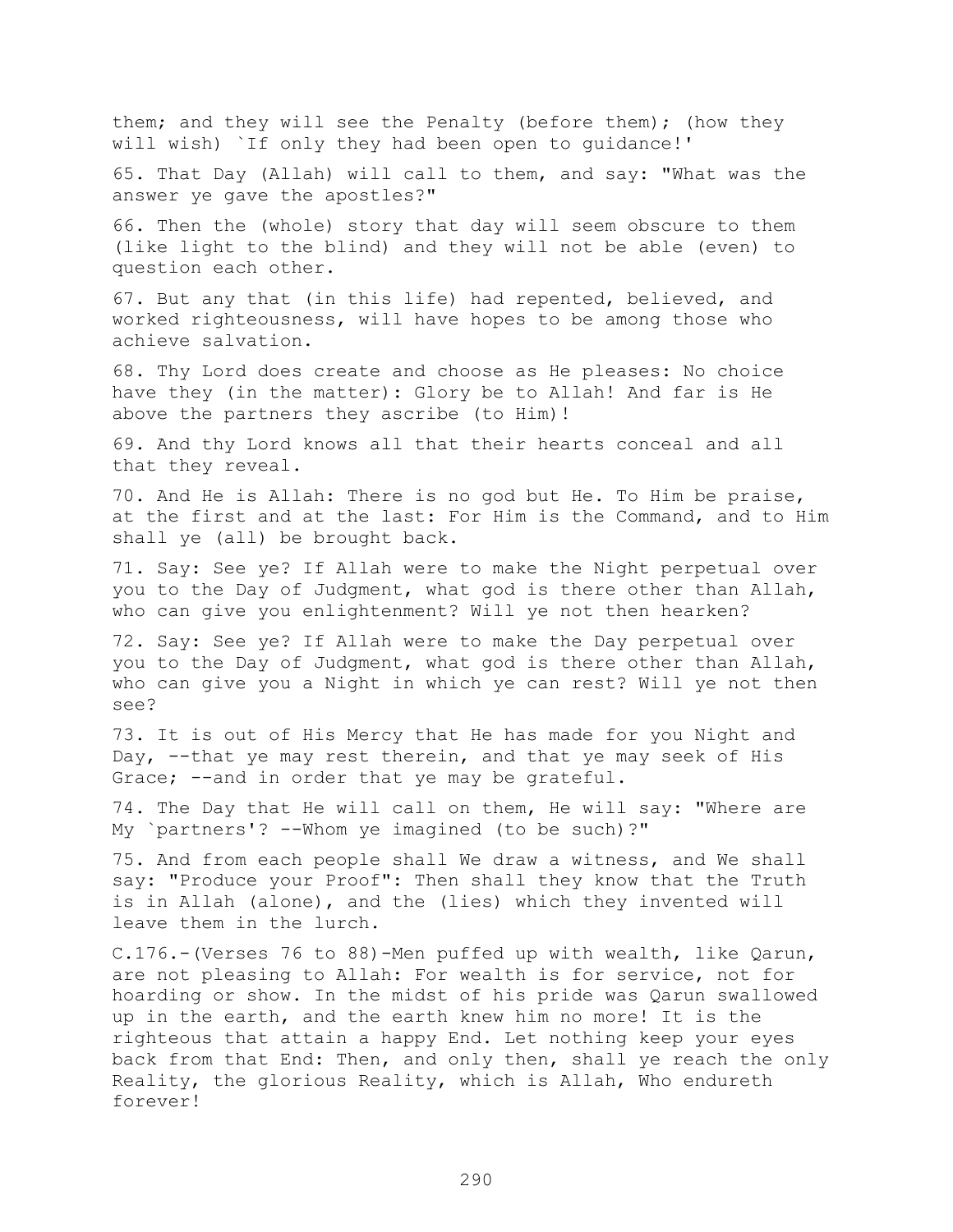them; and they will see the Penalty (before them); (how they will wish) `If only they had been open to guidance!'

65. That Day (Allah) will call to them, and say: "What was the answer ye gave the apostles?"

66. Then the (whole) story that day will seem obscure to them (like light to the blind) and they will not be able (even) to question each other.

67. But any that (in this life) had repented, believed, and worked righteousness, will have hopes to be among those who achieve salvation.

68. Thy Lord does create and choose as He pleases: No choice have they (in the matter): Glory be to Allah! And far is He above the partners they ascribe (to Him)!

69. And thy Lord knows all that their hearts conceal and all that they reveal.

70. And He is Allah: There is no god but He. To Him be praise, at the first and at the last: For Him is the Command, and to Him shall ye (all) be brought back.

71. Say: See ye? If Allah were to make the Night perpetual over you to the Day of Judgment, what god is there other than Allah, who can give you enlightenment? Will ye not then hearken?

72. Say: See ye? If Allah were to make the Day perpetual over you to the Day of Judgment, what god is there other than Allah, who can give you a Night in which ye can rest? Will ye not then see?

73. It is out of His Mercy that He has made for you Night and Day, --that ye may rest therein, and that ye may seek of His Grace; --and in order that ye may be grateful.

74. The Day that He will call on them, He will say: "Where are My `partners'? --Whom ye imagined (to be such)?"

75. And from each people shall We draw a witness, and We shall say: "Produce your Proof": Then shall they know that the Truth is in Allah (alone), and the (lies) which they invented will leave them in the lurch.

C.176.-(Verses 76 to 88)-Men puffed up with wealth, like Qarun, are not pleasing to Allah: For wealth is for service, not for hoarding or show. In the midst of his pride was Qarun swallowed up in the earth, and the earth knew him no more! It is the righteous that attain a happy End. Let nothing keep your eyes back from that End: Then, and only then, shall ye reach the only Reality, the glorious Reality, which is Allah, Who endureth forever!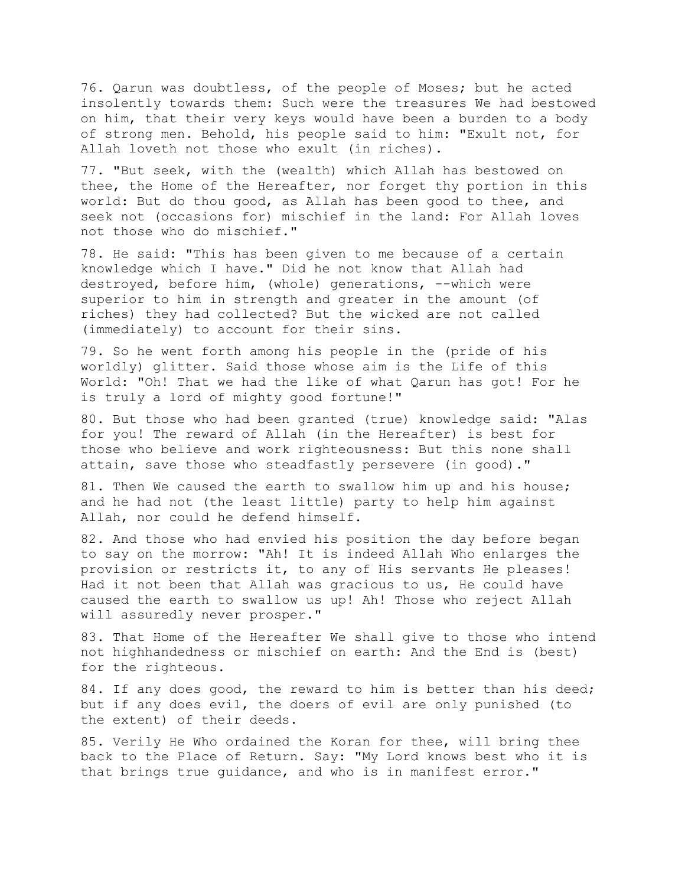76. Qarun was doubtless, of the people of Moses; but he acted insolently towards them: Such were the treasures We had bestowed on him, that their very keys would have been a burden to a body of strong men. Behold, his people said to him: "Exult not, for Allah loveth not those who exult (in riches).

77. "But seek, with the (wealth) which Allah has bestowed on thee, the Home of the Hereafter, nor forget thy portion in this world: But do thou good, as Allah has been good to thee, and seek not (occasions for) mischief in the land: For Allah loves not those who do mischief."

78. He said: "This has been given to me because of a certain knowledge which I have." Did he not know that Allah had destroyed, before him, (whole) generations, --which were superior to him in strength and greater in the amount (of riches) they had collected? But the wicked are not called (immediately) to account for their sins.

79. So he went forth among his people in the (pride of his worldly) glitter. Said those whose aim is the Life of this World: "Oh! That we had the like of what Qarun has got! For he is truly a lord of mighty good fortune!"

80. But those who had been granted (true) knowledge said: "Alas for you! The reward of Allah (in the Hereafter) is best for those who believe and work righteousness: But this none shall attain, save those who steadfastly persevere (in good)."

81. Then We caused the earth to swallow him up and his house; and he had not (the least little) party to help him against Allah, nor could he defend himself.

82. And those who had envied his position the day before began to say on the morrow: "Ah! It is indeed Allah Who enlarges the provision or restricts it, to any of His servants He pleases! Had it not been that Allah was gracious to us, He could have caused the earth to swallow us up! Ah! Those who reject Allah will assuredly never prosper."

83. That Home of the Hereafter We shall give to those who intend not highhandedness or mischief on earth: And the End is (best) for the righteous.

84. If any does good, the reward to him is better than his deed; but if any does evil, the doers of evil are only punished (to the extent) of their deeds.

85. Verily He Who ordained the Koran for thee, will bring thee back to the Place of Return. Say: "My Lord knows best who it is that brings true guidance, and who is in manifest error."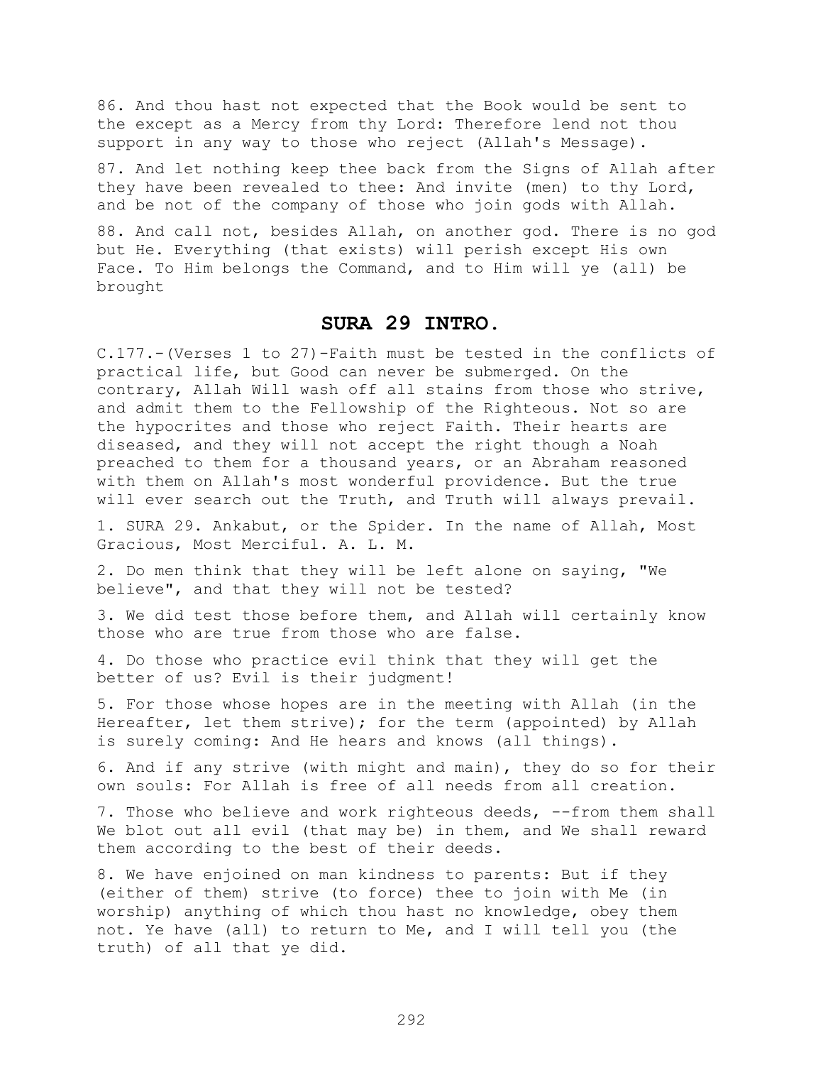86. And thou hast not expected that the Book would be sent to the except as a Mercy from thy Lord: Therefore lend not thou support in any way to those who reject (Allah's Message).

87. And let nothing keep thee back from the Signs of Allah after they have been revealed to thee: And invite (men) to thy Lord, and be not of the company of those who join gods with Allah.

88. And call not, besides Allah, on another god. There is no god but He. Everything (that exists) will perish except His own Face. To Him belongs the Command, and to Him will ye (all) be brought

## SURA 29 INTRO.

C.177.-(Verses 1 to 27)-Faith must be tested in the conflicts of practical life, but Good can never be submerged. On the contrary, Allah Will wash off all stains from those who strive, and admit them to the Fellowship of the Righteous. Not so are the hypocrites and those who reject Faith. Their hearts are diseased, and they will not accept the right though a Noah preached to them for a thousand years, or an Abraham reasoned with them on Allah's most wonderful providence. But the true will ever search out the Truth, and Truth will always prevail.

1. SURA 29. Ankabut, or the Spider. In the name of Allah, Most Gracious, Most Merciful. A. L. M.

2. Do men think that they will be left alone on saying, "We believe", and that they will not be tested?

3. We did test those before them, and Allah will certainly know those who are true from those who are false.

4. Do those who practice evil think that they will get the better of us? Evil is their judgment!

5. For those whose hopes are in the meeting with Allah (in the Hereafter, let them strive); for the term (appointed) by Allah is surely coming: And He hears and knows (all things).

6. And if any strive (with might and main), they do so for their own souls: For Allah is free of all needs from all creation.

7. Those who believe and work righteous deeds, --from them shall We blot out all evil (that may be) in them, and We shall reward them according to the best of their deeds.

8. We have enjoined on man kindness to parents: But if they (either of them) strive (to force) thee to join with Me (in worship) anything of which thou hast no knowledge, obey them not. Ye have (all) to return to Me, and I will tell you (the truth) of all that ye did.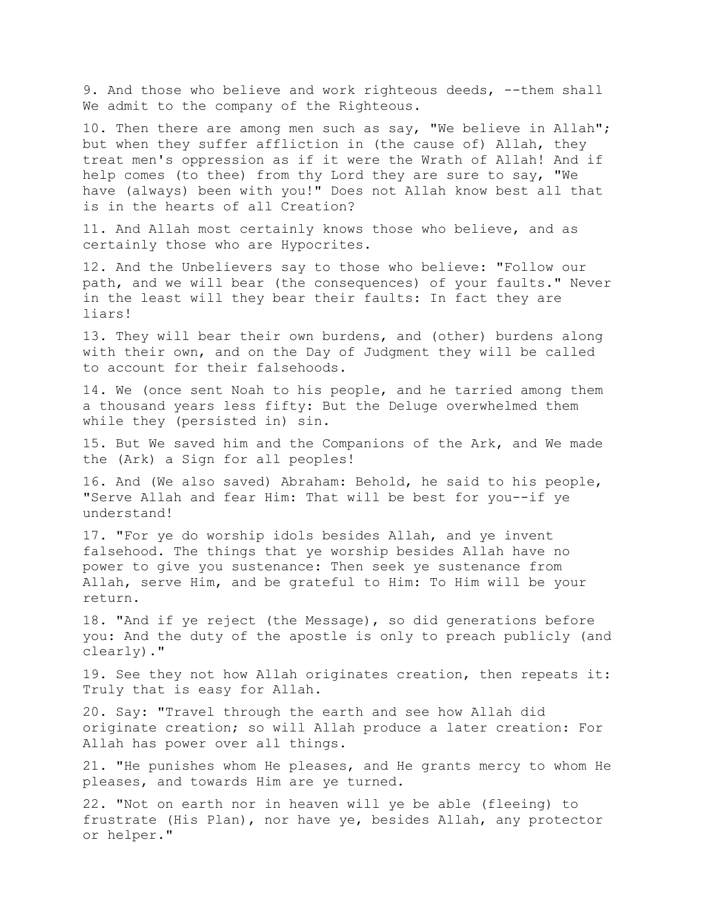9. And those who believe and work righteous deeds, --them shall We admit to the company of the Righteous.

10. Then there are among men such as say, "We believe in Allah"; but when they suffer affliction in (the cause of) Allah, they treat men's oppression as if it were the Wrath of Allah! And if help comes (to thee) from thy Lord they are sure to say, "We have (always) been with you!" Does not Allah know best all that is in the hearts of all Creation?

11. And Allah most certainly knows those who believe, and as certainly those who are Hypocrites.

12. And the Unbelievers say to those who believe: "Follow our path, and we will bear (the consequences) of your faults." Never in the least will they bear their faults: In fact they are liars!

13. They will bear their own burdens, and (other) burdens along with their own, and on the Day of Judgment they will be called to account for their falsehoods.

14. We (once sent Noah to his people, and he tarried among them a thousand years less fifty: But the Deluge overwhelmed them while they (persisted in) sin.

15. But We saved him and the Companions of the Ark, and We made the (Ark) a Sign for all peoples!

16. And (We also saved) Abraham: Behold, he said to his people, "Serve Allah and fear Him: That will be best for you--if ye understand!

17. "For ye do worship idols besides Allah, and ye invent falsehood. The things that ye worship besides Allah have no power to give you sustenance: Then seek ye sustenance from Allah, serve Him, and be grateful to Him: To Him will be your return.

18. "And if ye reject (the Message), so did generations before you: And the duty of the apostle is only to preach publicly (and clearly)."

19. See they not how Allah originates creation, then repeats it: Truly that is easy for Allah.

20. Say: "Travel through the earth and see how Allah did originate creation; so will Allah produce a later creation: For Allah has power over all things.

21. "He punishes whom He pleases, and He grants mercy to whom He pleases, and towards Him are ye turned.

22. "Not on earth nor in heaven will ye be able (fleeing) to frustrate (His Plan), nor have ye, besides Allah, any protector or helper."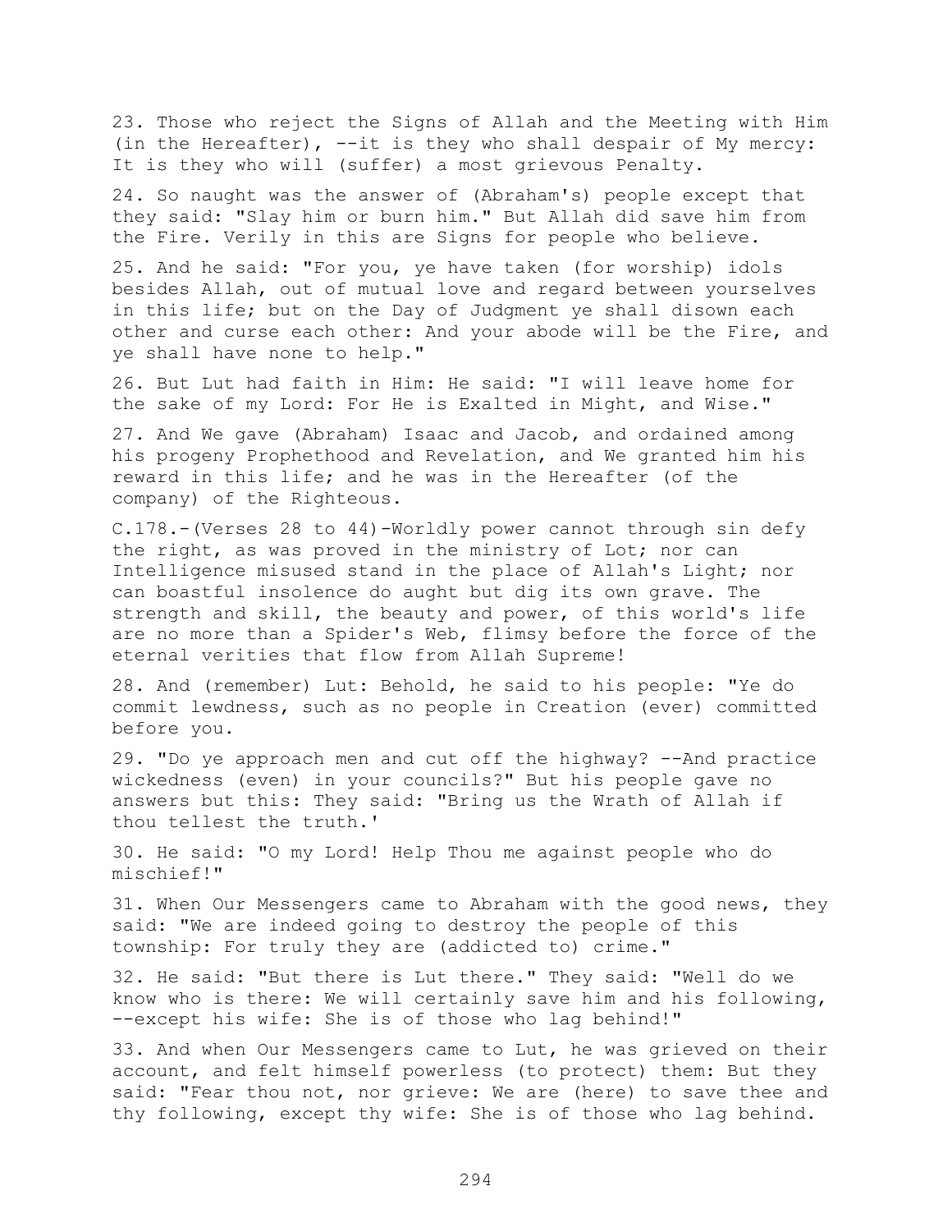23. Those who reject the Signs of Allah and the Meeting with Him (in the Hereafter), --it is they who shall despair of My mercy: It is they who will (suffer) a most grievous Penalty.

24. So naught was the answer of (Abraham's) people except that they said: "Slay him or burn him." But Allah did save him from the Fire. Verily in this are Signs for people who believe.

25. And he said: "For you, ye have taken (for worship) idols besides Allah, out of mutual love and regard between yourselves in this life; but on the Day of Judgment ye shall disown each other and curse each other: And your abode will be the Fire, and ye shall have none to help."

26. But Lut had faith in Him: He said: "I will leave home for the sake of my Lord: For He is Exalted in Might, and Wise."

27. And We gave (Abraham) Isaac and Jacob, and ordained among his progeny Prophethood and Revelation, and We granted him his reward in this life; and he was in the Hereafter (of the company) of the Righteous.

C.178.-(Verses 28 to 44)-Worldly power cannot through sin defy the right, as was proved in the ministry of Lot; nor can Intelligence misused stand in the place of Allah's Light; nor can boastful insolence do aught but dig its own grave. The strength and skill, the beauty and power, of this world's life are no more than a Spider's Web, flimsy before the force of the eternal verities that flow from Allah Supreme!

28. And (remember) Lut: Behold, he said to his people: "Ye do commit lewdness, such as no people in Creation (ever) committed before you.

29. "Do ye approach men and cut off the highway? --And practice wickedness (even) in your councils?" But his people gave no answers but this: They said: "Bring us the Wrath of Allah if thou tellest the truth.'

30. He said: "O my Lord! Help Thou me against people who do mischief!"

31. When Our Messengers came to Abraham with the good news, they said: "We are indeed going to destroy the people of this township: For truly they are (addicted to) crime."

32. He said: "But there is Lut there." They said: "Well do we know who is there: We will certainly save him and his following, --except his wife: She is of those who lag behind!"

33. And when Our Messengers came to Lut, he was grieved on their account, and felt himself powerless (to protect) them: But they said: "Fear thou not, nor grieve: We are (here) to save thee and thy following, except thy wife: She is of those who lag behind.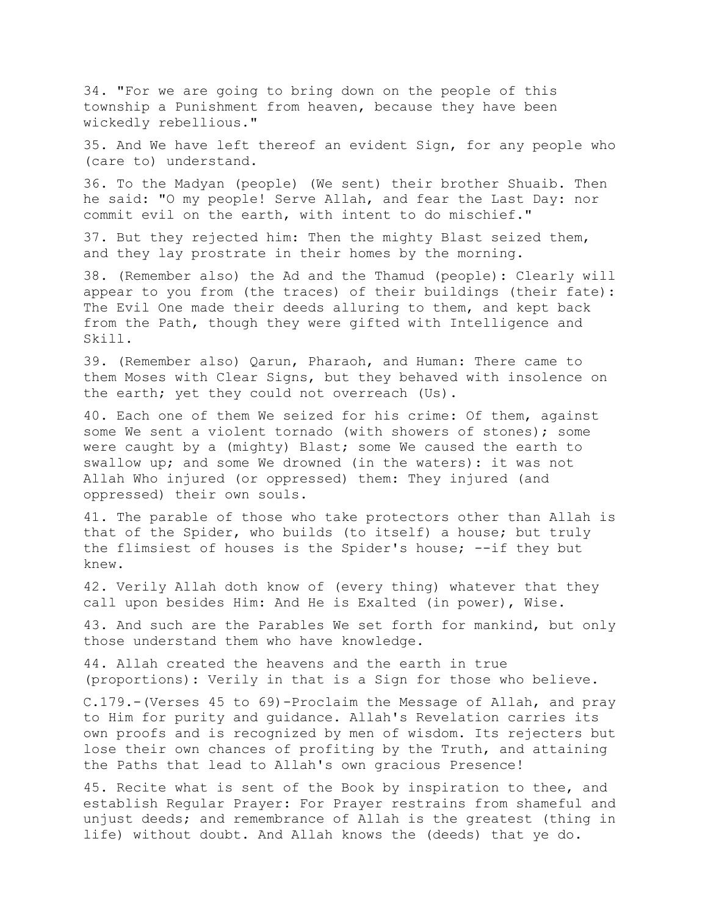34. "For we are going to bring down on the people of this township a Punishment from heaven, because they have been wickedly rebellious."

35. And We have left thereof an evident Sign, for any people who (care to) understand.

36. To the Madyan (people) (We sent) their brother Shuaib. Then he said: "O my people! Serve Allah, and fear the Last Day: nor commit evil on the earth, with intent to do mischief."

37. But they rejected him: Then the mighty Blast seized them, and they lay prostrate in their homes by the morning.

38. (Remember also) the Ad and the Thamud (people): Clearly will appear to you from (the traces) of their buildings (their fate): The Evil One made their deeds alluring to them, and kept back from the Path, though they were gifted with Intelligence and Skill.

39. (Remember also) Qarun, Pharaoh, and Human: There came to them Moses with Clear Signs, but they behaved with insolence on the earth; yet they could not overreach (Us).

40. Each one of them We seized for his crime: Of them, against some We sent a violent tornado (with showers of stones); some were caught by a (mighty) Blast; some We caused the earth to swallow up; and some We drowned (in the waters): it was not Allah Who injured (or oppressed) them: They injured (and oppressed) their own souls.

41. The parable of those who take protectors other than Allah is that of the Spider, who builds (to itself) a house; but truly the flimsiest of houses is the Spider's house; --if they but knew.

42. Verily Allah doth know of (every thing) whatever that they call upon besides Him: And He is Exalted (in power), Wise.

43. And such are the Parables We set forth for mankind, but only those understand them who have knowledge.

44. Allah created the heavens and the earth in true (proportions): Verily in that is a Sign for those who believe.

C.179.-(Verses 45 to 69)-Proclaim the Message of Allah, and pray to Him for purity and guidance. Allah's Revelation carries its own proofs and is recognized by men of wisdom. Its rejecters but lose their own chances of profiting by the Truth, and attaining the Paths that lead to Allah's own gracious Presence!

45. Recite what is sent of the Book by inspiration to thee, and establish Regular Prayer: For Prayer restrains from shameful and unjust deeds; and remembrance of Allah is the greatest (thing in life) without doubt. And Allah knows the (deeds) that ye do.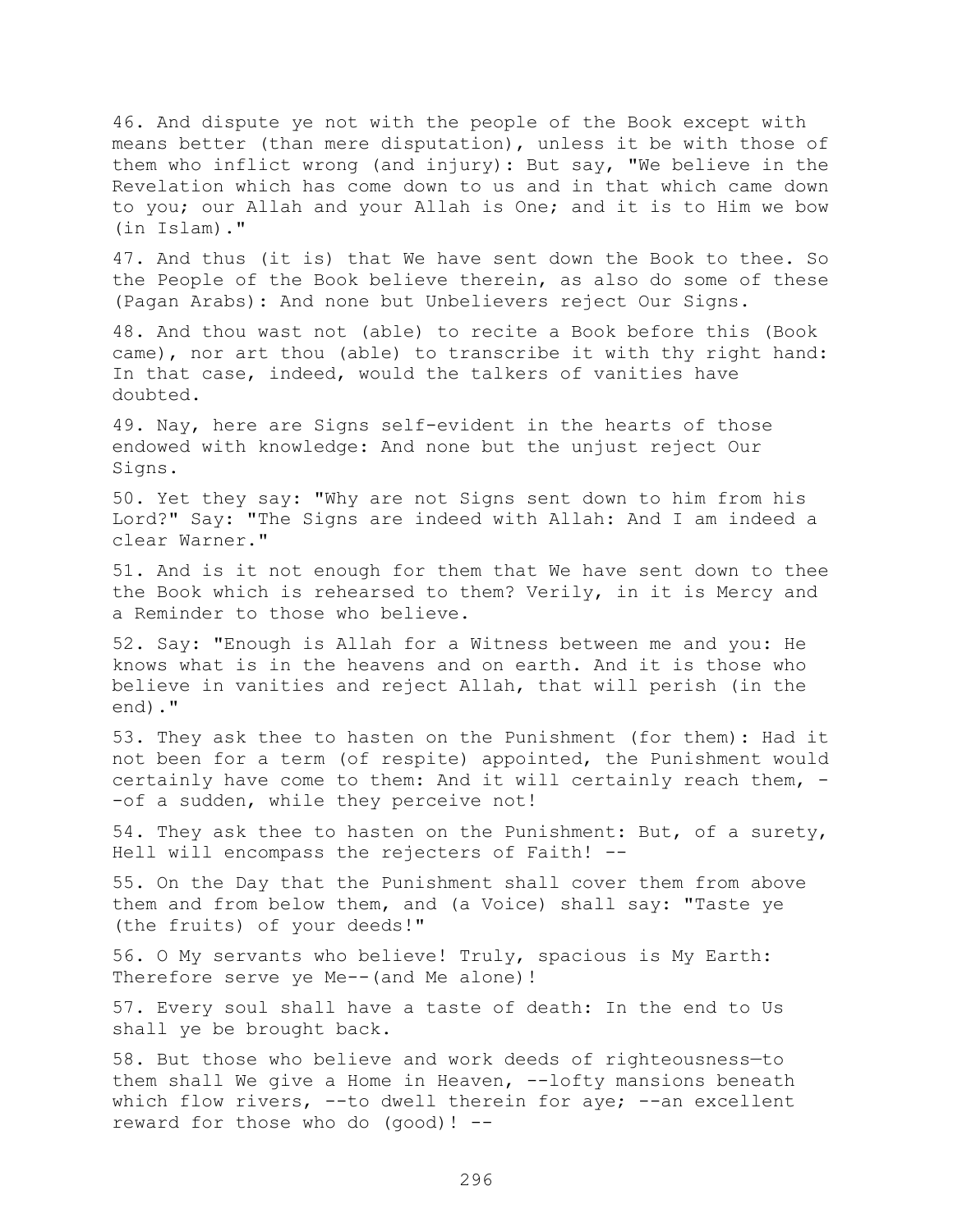46. And dispute ye not with the people of the Book except with means better (than mere disputation), unless it be with those of them who inflict wrong (and injury): But say, "We believe in the Revelation which has come down to us and in that which came down to you; our Allah and your Allah is One; and it is to Him we bow (in Islam)."

47. And thus (it is) that We have sent down the Book to thee. So the People of the Book believe therein, as also do some of these (Pagan Arabs): And none but Unbelievers reject Our Signs.

48. And thou wast not (able) to recite a Book before this (Book came), nor art thou (able) to transcribe it with thy right hand: In that case, indeed, would the talkers of vanities have doubted.

49. Nay, here are Signs self-evident in the hearts of those endowed with knowledge: And none but the unjust reject Our Signs.

50. Yet they say: "Why are not Signs sent down to him from his Lord?" Say: "The Signs are indeed with Allah: And I am indeed a clear Warner."

51. And is it not enough for them that We have sent down to thee the Book which is rehearsed to them? Verily, in it is Mercy and a Reminder to those who believe.

52. Say: "Enough is Allah for a Witness between me and you: He knows what is in the heavens and on earth. And it is those who believe in vanities and reject Allah, that will perish (in the end)."

53. They ask thee to hasten on the Punishment (for them): Had it not been for a term (of respite) appointed, the Punishment would certainly have come to them: And it will certainly reach them, --of a sudden, while they perceive not!

54. They ask thee to hasten on the Punishment: But, of a surety, Hell will encompass the rejecters of Faith! --

55. On the Day that the Punishment shall cover them from above them and from below them, and (a Voice) shall say: "Taste ye (the fruits) of your deeds!"

56. O My servants who believe! Truly, spacious is My Earth: Therefore serve ye Me--(and Me alone)!

57. Every soul shall have a taste of death: In the end to Us shall ye be brought back.

58. But those who believe and work deeds of righteousness—to them shall We give a Home in Heaven, --lofty mansions beneath which flow rivers, --to dwell therein for aye; --an excellent reward for those who do (good)! --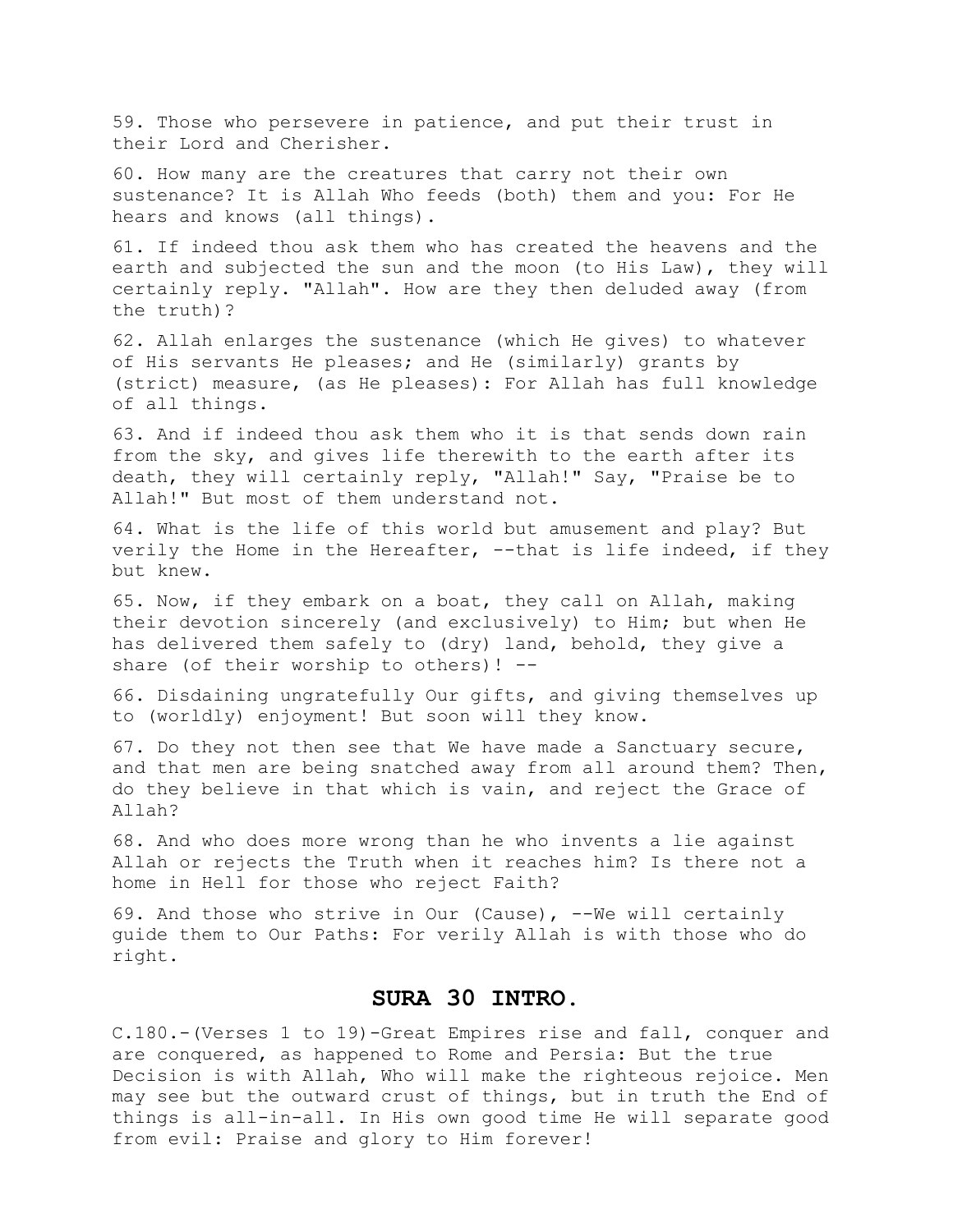59. Those who persevere in patience, and put their trust in their Lord and Cherisher.

60. How many are the creatures that carry not their own sustenance? It is Allah Who feeds (both) them and you: For He hears and knows (all things).

61. If indeed thou ask them who has created the heavens and the earth and subjected the sun and the moon (to His Law), they will certainly reply. "Allah". How are they then deluded away (from the truth)?

62. Allah enlarges the sustenance (which He gives) to whatever of His servants He pleases; and He (similarly) grants by (strict) measure, (as He pleases): For Allah has full knowledge of all things.

63. And if indeed thou ask them who it is that sends down rain from the sky, and gives life therewith to the earth after its death, they will certainly reply, "Allah!" Say, "Praise be to Allah!" But most of them understand not.

64. What is the life of this world but amusement and play? But verily the Home in the Hereafter, --that is life indeed, if they but knew.

65. Now, if they embark on a boat, they call on Allah, making their devotion sincerely (and exclusively) to Him; but when He has delivered them safely to (dry) land, behold, they give a share (of their worship to others)! --

66. Disdaining ungratefully Our gifts, and giving themselves up to (worldly) enjoyment! But soon will they know.

67. Do they not then see that We have made a Sanctuary secure, and that men are being snatched away from all around them? Then, do they believe in that which is vain, and reject the Grace of Allah?

68. And who does more wrong than he who invents a lie against Allah or rejects the Truth when it reaches him? Is there not a home in Hell for those who reject Faith?

69. And those who strive in Our (Cause), --We will certainly guide them to Our Paths: For verily Allah is with those who do right.

## SURA 30 INTRO.

C.180.-(Verses 1 to 19)-Great Empires rise and fall, conquer and are conquered, as happened to Rome and Persia: But the true Decision is with Allah, Who will make the righteous rejoice. Men may see but the outward crust of things, but in truth the End of things is all-in-all. In His own good time He will separate good from evil: Praise and glory to Him forever!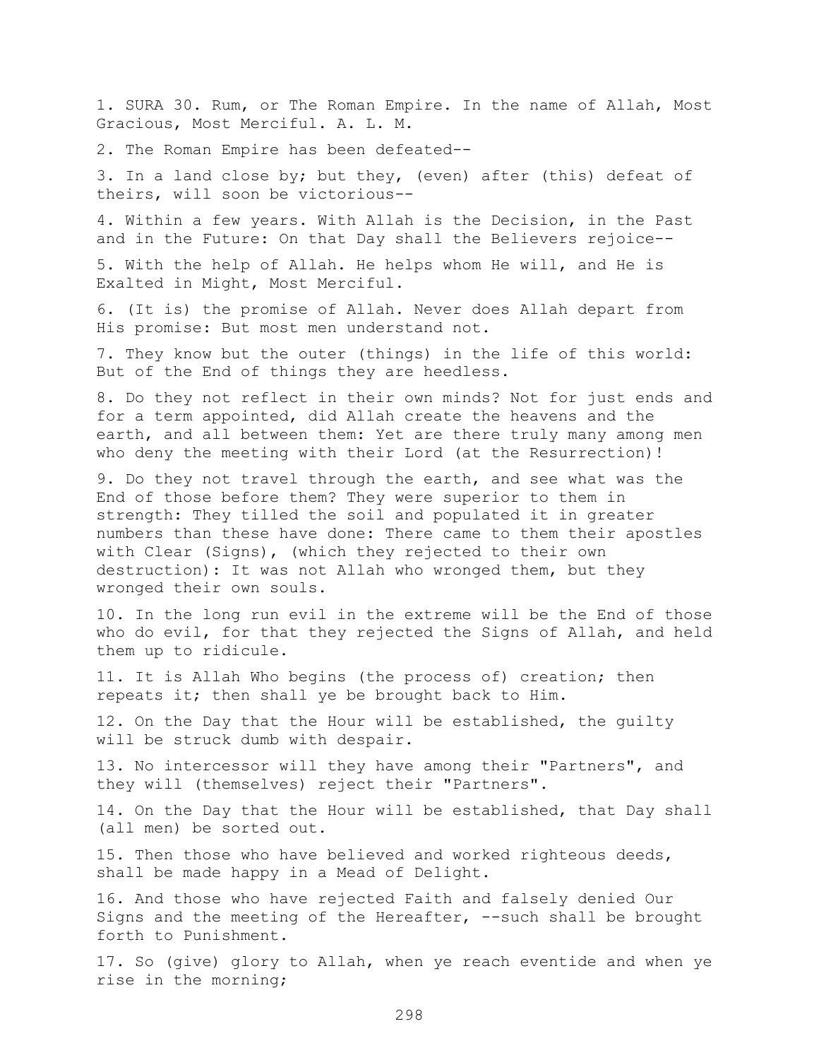1. SURA 30. Rum, or The Roman Empire. In the name of Allah, Most Gracious, Most Merciful. A. L. M.

2. The Roman Empire has been defeated--

3. In a land close by; but they, (even) after (this) defeat of theirs, will soon be victorious--

4. Within a few years. With Allah is the Decision, in the Past and in the Future: On that Day shall the Believers rejoice--

5. With the help of Allah. He helps whom He will, and He is Exalted in Might, Most Merciful.

6. (It is) the promise of Allah. Never does Allah depart from His promise: But most men understand not.

7. They know but the outer (things) in the life of this world: But of the End of things they are heedless.

8. Do they not reflect in their own minds? Not for just ends and for a term appointed, did Allah create the heavens and the earth, and all between them: Yet are there truly many among men who deny the meeting with their Lord (at the Resurrection)!

9. Do they not travel through the earth, and see what was the End of those before them? They were superior to them in strength: They tilled the soil and populated it in greater numbers than these have done: There came to them their apostles with Clear (Signs), (which they rejected to their own destruction): It was not Allah who wronged them, but they wronged their own souls.

10. In the long run evil in the extreme will be the End of those who do evil, for that they rejected the Signs of Allah, and held them up to ridicule.

11. It is Allah Who begins (the process of) creation; then repeats it; then shall ye be brought back to Him.

12. On the Day that the Hour will be established, the guilty will be struck dumb with despair.

13. No intercessor will they have among their "Partners", and they will (themselves) reject their "Partners".

14. On the Day that the Hour will be established, that Day shall (all men) be sorted out.

15. Then those who have believed and worked righteous deeds, shall be made happy in a Mead of Delight.

16. And those who have rejected Faith and falsely denied Our Signs and the meeting of the Hereafter, --such shall be brought forth to Punishment.

17. So (give) glory to Allah, when ye reach eventide and when ye rise in the morning;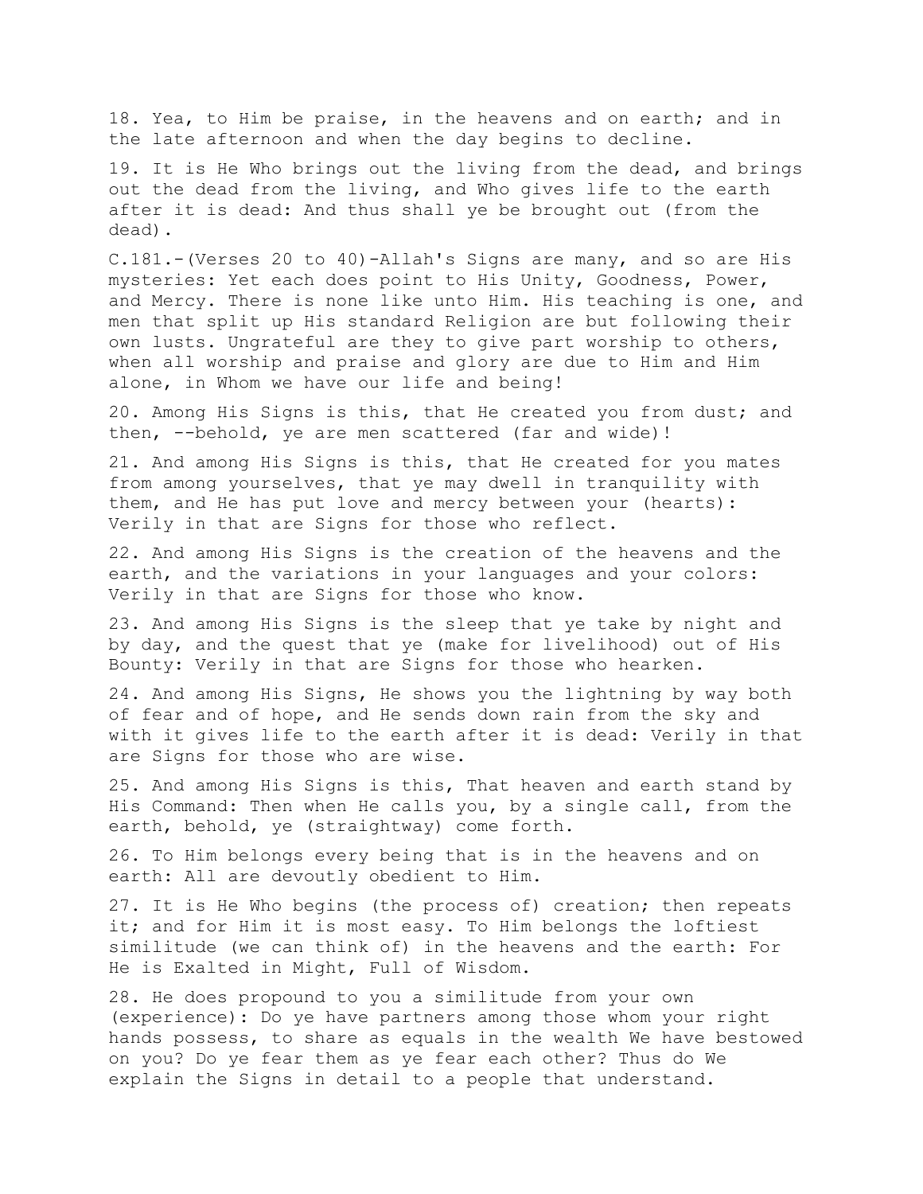18. Yea, to Him be praise, in the heavens and on earth; and in the late afternoon and when the day begins to decline.

19. It is He Who brings out the living from the dead, and brings out the dead from the living, and Who gives life to the earth after it is dead: And thus shall ye be brought out (from the dead).

C.181.-(Verses 20 to 40)-Allah's Signs are many, and so are His mysteries: Yet each does point to His Unity, Goodness, Power, and Mercy. There is none like unto Him. His teaching is one, and men that split up His standard Religion are but following their own lusts. Ungrateful are they to give part worship to others, when all worship and praise and glory are due to Him and Him alone, in Whom we have our life and being!

20. Among His Signs is this, that He created you from dust; and then, --behold, ye are men scattered (far and wide)!

21. And among His Signs is this, that He created for you mates from among yourselves, that ye may dwell in tranquility with them, and He has put love and mercy between your (hearts): Verily in that are Signs for those who reflect.

22. And among His Signs is the creation of the heavens and the earth, and the variations in your languages and your colors: Verily in that are Signs for those who know.

23. And among His Signs is the sleep that ye take by night and by day, and the quest that ye (make for livelihood) out of His Bounty: Verily in that are Signs for those who hearken.

24. And among His Signs, He shows you the lightning by way both of fear and of hope, and He sends down rain from the sky and with it gives life to the earth after it is dead: Verily in that are Signs for those who are wise.

25. And among His Signs is this, That heaven and earth stand by His Command: Then when He calls you, by a single call, from the earth, behold, ye (straightway) come forth.

26. To Him belongs every being that is in the heavens and on earth: All are devoutly obedient to Him.

27. It is He Who begins (the process of) creation; then repeats it; and for Him it is most easy. To Him belongs the loftiest similitude (we can think of) in the heavens and the earth: For He is Exalted in Might, Full of Wisdom.

28. He does propound to you a similitude from your own (experience): Do ye have partners among those whom your right hands possess, to share as equals in the wealth We have bestowed on you? Do ye fear them as ye fear each other? Thus do We explain the Signs in detail to a people that understand.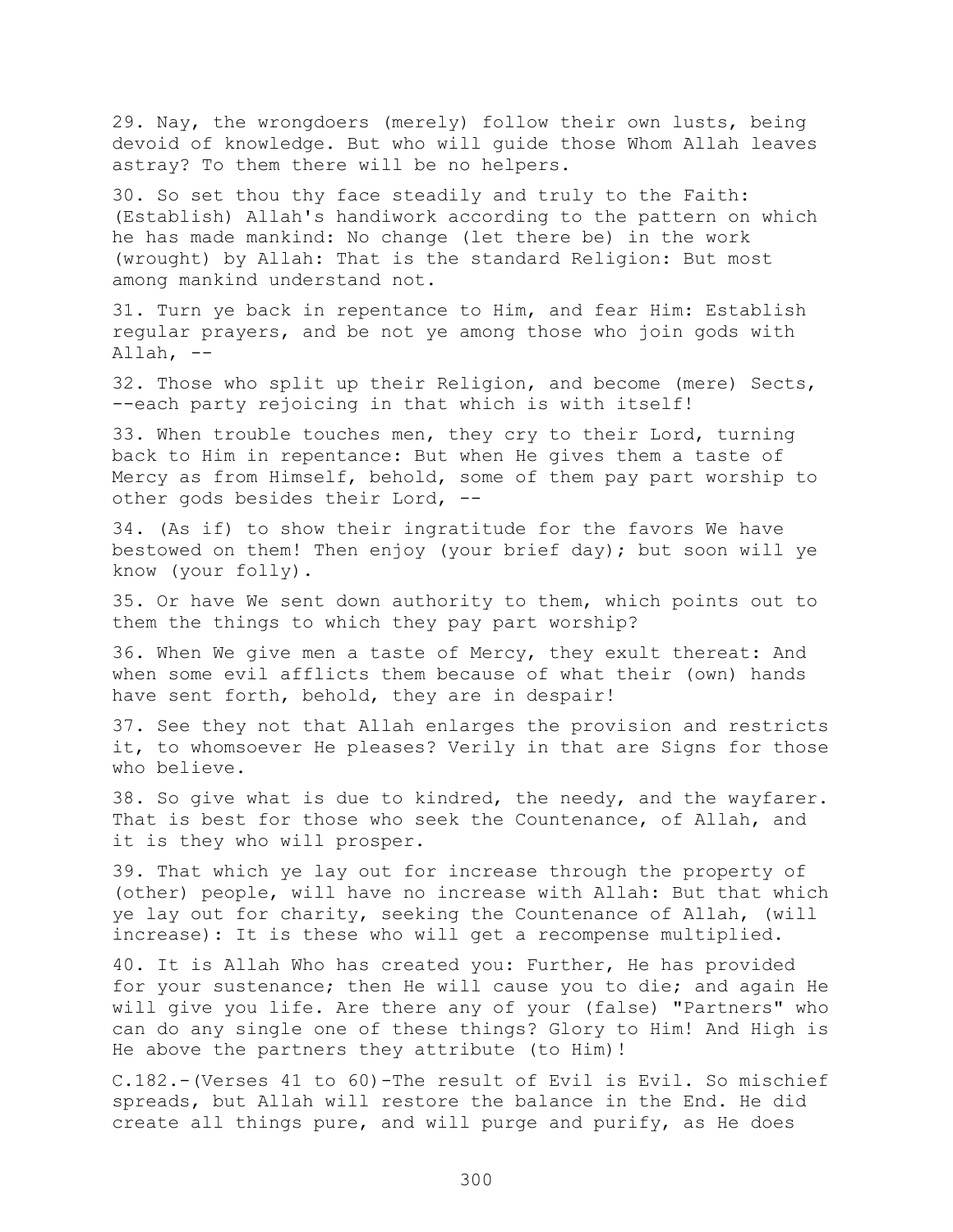29. Nay, the wrongdoers (merely) follow their own lusts, being devoid of knowledge. But who will guide those Whom Allah leaves astray? To them there will be no helpers.

30. So set thou thy face steadily and truly to the Faith: (Establish) Allah's handiwork according to the pattern on which he has made mankind: No change (let there be) in the work (wrought) by Allah: That is the standard Religion: But most among mankind understand not.

31. Turn ye back in repentance to Him, and fear Him: Establish regular prayers, and be not ye among those who join gods with Allah, --

32. Those who split up their Religion, and become (mere) Sects, --each party rejoicing in that which is with itself!

33. When trouble touches men, they cry to their Lord, turning back to Him in repentance: But when He gives them a taste of Mercy as from Himself, behold, some of them pay part worship to other gods besides their Lord, --

34. (As if) to show their ingratitude for the favors We have bestowed on them! Then enjoy (your brief day); but soon will ye know (your folly).

35. Or have We sent down authority to them, which points out to them the things to which they pay part worship?

36. When We give men a taste of Mercy, they exult thereat: And when some evil afflicts them because of what their (own) hands have sent forth, behold, they are in despair!

37. See they not that Allah enlarges the provision and restricts it, to whomsoever He pleases? Verily in that are Signs for those who believe.

38. So give what is due to kindred, the needy, and the wayfarer. That is best for those who seek the Countenance, of Allah, and it is they who will prosper.

39. That which ye lay out for increase through the property of (other) people, will have no increase with Allah: But that which ye lay out for charity, seeking the Countenance of Allah, (will increase): It is these who will get a recompense multiplied.

40. It is Allah Who has created you: Further, He has provided for your sustenance; then He will cause you to die; and again He will give you life. Are there any of your (false) "Partners" who can do any single one of these things? Glory to Him! And High is He above the partners they attribute (to Him)!

C.182.-(Verses 41 to 60)-The result of Evil is Evil. So mischief spreads, but Allah will restore the balance in the End. He did create all things pure, and will purge and purify, as He does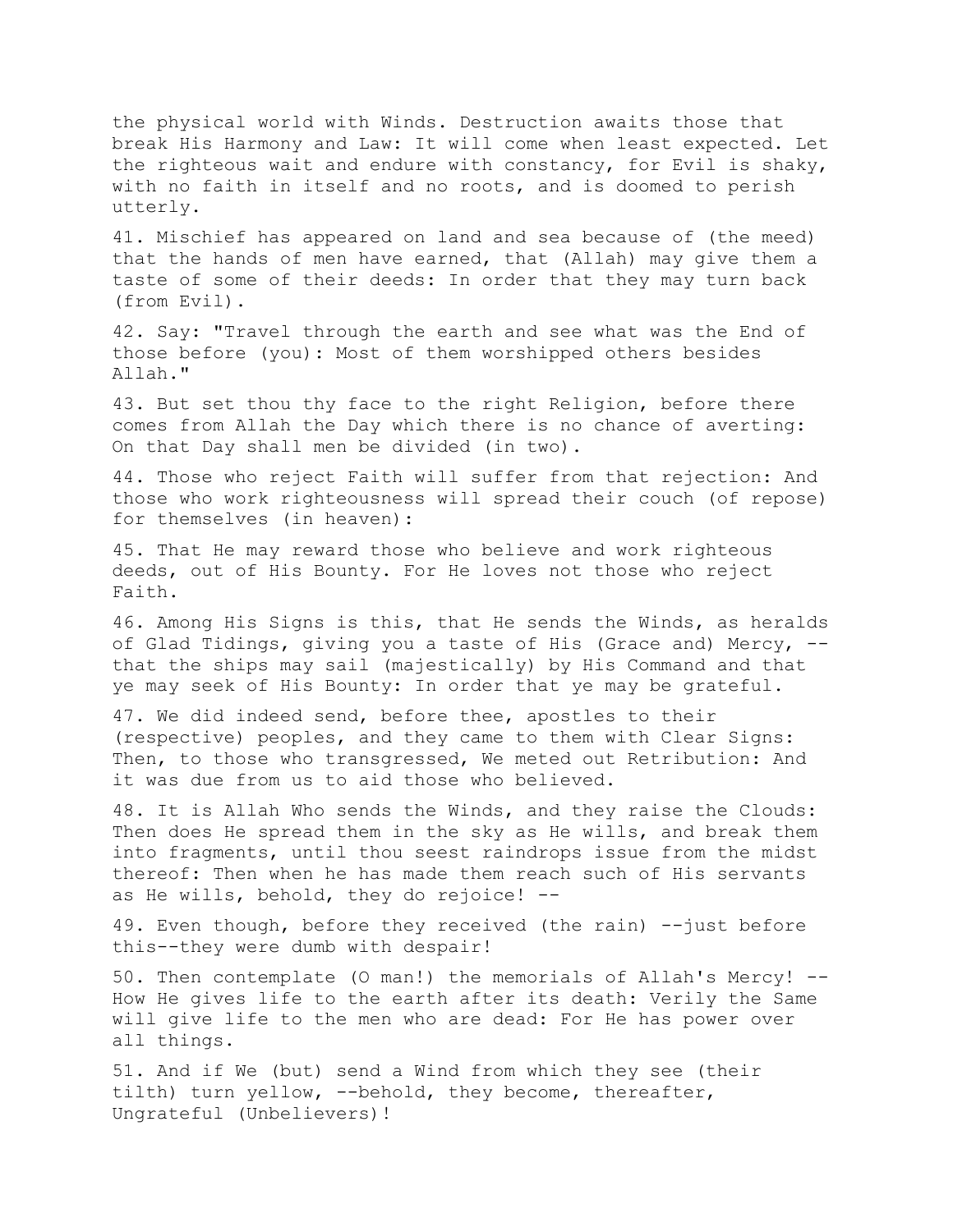the physical world with Winds. Destruction awaits those that break His Harmony and Law: It will come when least expected. Let the righteous wait and endure with constancy, for Evil is shaky, with no faith in itself and no roots, and is doomed to perish utterly.

41. Mischief has appeared on land and sea because of (the meed) that the hands of men have earned, that (Allah) may give them a taste of some of their deeds: In order that they may turn back (from Evil).

42. Say: "Travel through the earth and see what was the End of those before (you): Most of them worshipped others besides Allah."

43. But set thou thy face to the right Religion, before there comes from Allah the Day which there is no chance of averting: On that Day shall men be divided (in two).

44. Those who reject Faith will suffer from that rejection: And those who work righteousness will spread their couch (of repose) for themselves (in heaven):

45. That He may reward those who believe and work righteous deeds, out of His Bounty. For He loves not those who reject Faith.

46. Among His Signs is this, that He sends the Winds, as heralds of Glad Tidings, giving you a taste of His (Grace and) Mercy, -- that the ships may sail (majestically) by His Command and that ye may seek of His Bounty: In order that ye may be grateful.

47. We did indeed send, before thee, apostles to their (respective) peoples, and they came to them with Clear Signs: Then, to those who transgressed, We meted out Retribution: And it was due from us to aid those who believed.

48. It is Allah Who sends the Winds, and they raise the Clouds: Then does He spread them in the sky as He wills, and break them into fragments, until thou seest raindrops issue from the midst thereof: Then when he has made them reach such of His servants as He wills, behold, they do rejoice! --

49. Even though, before they received (the rain) --just before this--they were dumb with despair!

50. Then contemplate (O man!) the memorials of Allah's Mercy! -- How He gives life to the earth after its death: Verily the Same will give life to the men who are dead: For He has power over all things.

51. And if We (but) send a Wind from which they see (their tilth) turn yellow, --behold, they become, thereafter, Ungrateful (Unbelievers)!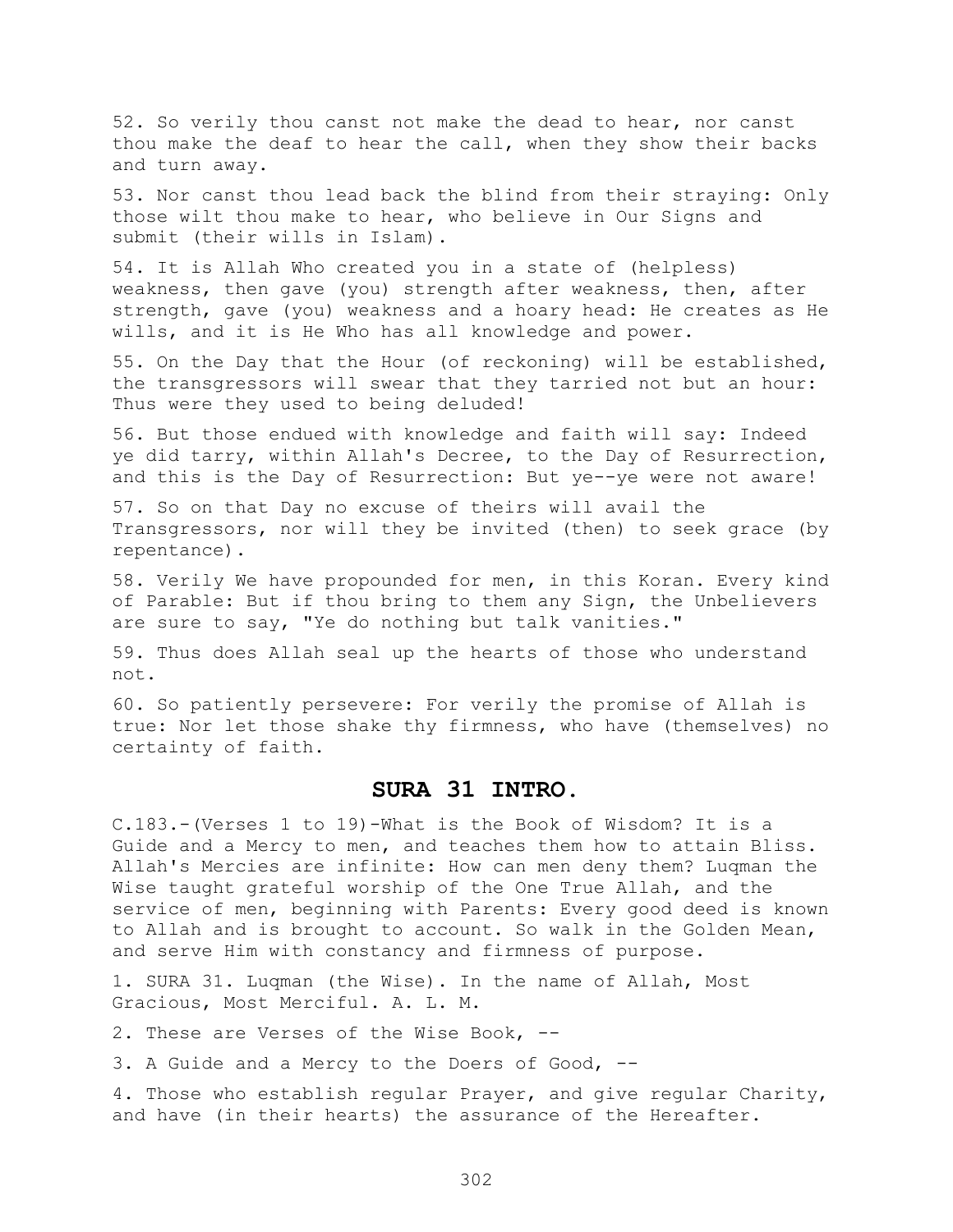52. So verily thou canst not make the dead to hear, nor canst thou make the deaf to hear the call, when they show their backs and turn away.

53. Nor canst thou lead back the blind from their straying: Only those wilt thou make to hear, who believe in Our Signs and submit (their wills in Islam).

54. It is Allah Who created you in a state of (helpless) weakness, then gave (you) strength after weakness, then, after strength, gave (you) weakness and a hoary head: He creates as He wills, and it is He Who has all knowledge and power.

55. On the Day that the Hour (of reckoning) will be established, the transgressors will swear that they tarried not but an hour: Thus were they used to being deluded!

56. But those endued with knowledge and faith will say: Indeed ye did tarry, within Allah's Decree, to the Day of Resurrection, and this is the Day of Resurrection: But ye--ye were not aware!

57. So on that Day no excuse of theirs will avail the Transgressors, nor will they be invited (then) to seek grace (by repentance).

58. Verily We have propounded for men, in this Koran. Every kind of Parable: But if thou bring to them any Sign, the Unbelievers are sure to say, "Ye do nothing but talk vanities."

59. Thus does Allah seal up the hearts of those who understand not.

60. So patiently persevere: For verily the promise of Allah is true: Nor let those shake thy firmness, who have (themselves) no certainty of faith.

## SURA 31 INTRO.

C.183.-(Verses 1 to 19)-What is the Book of Wisdom? It is a Guide and a Mercy to men, and teaches them how to attain Bliss. Allah's Mercies are infinite: How can men deny them? Luqman the Wise taught grateful worship of the One True Allah, and the service of men, beginning with Parents: Every good deed is known to Allah and is brought to account. So walk in the Golden Mean, and serve Him with constancy and firmness of purpose.

1. SURA 31. Luqman (the Wise). In the name of Allah, Most Gracious, Most Merciful. A. L. M.

2. These are Verses of the Wise Book, --

3. A Guide and a Mercy to the Doers of Good, --

4. Those who establish regular Prayer, and give regular Charity, and have (in their hearts) the assurance of the Hereafter.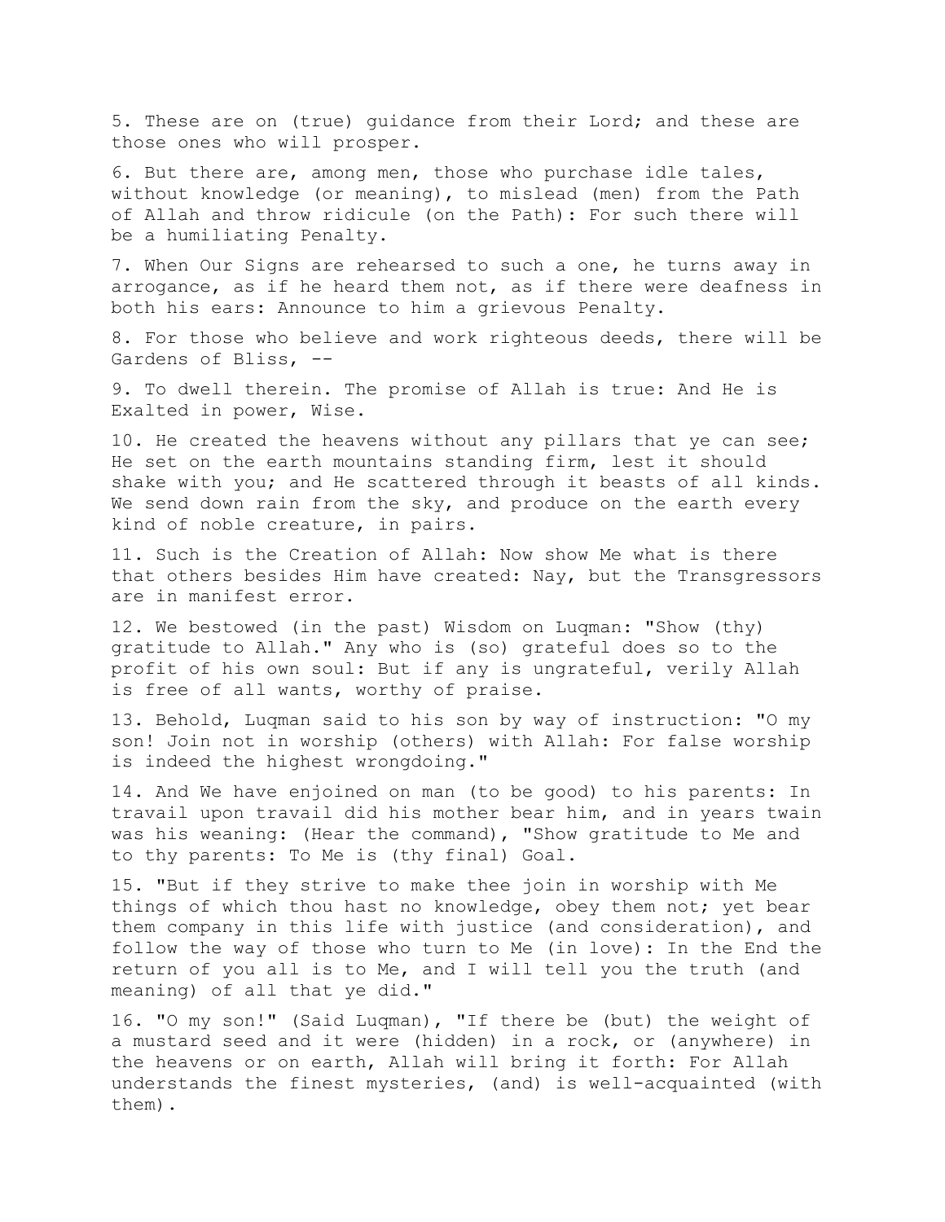5. These are on (true) guidance from their Lord; and these are those ones who will prosper.

6. But there are, among men, those who purchase idle tales, without knowledge (or meaning), to mislead (men) from the Path of Allah and throw ridicule (on the Path): For such there will be a humiliating Penalty.

7. When Our Signs are rehearsed to such a one, he turns away in arrogance, as if he heard them not, as if there were deafness in both his ears: Announce to him a grievous Penalty.

8. For those who believe and work righteous deeds, there will be Gardens of Bliss, --

9. To dwell therein. The promise of Allah is true: And He is Exalted in power, Wise.

10. He created the heavens without any pillars that ye can see; He set on the earth mountains standing firm, lest it should shake with you; and He scattered through it beasts of all kinds. We send down rain from the sky, and produce on the earth every kind of noble creature, in pairs.

11. Such is the Creation of Allah: Now show Me what is there that others besides Him have created: Nay, but the Transgressors are in manifest error.

12. We bestowed (in the past) Wisdom on Luqman: "Show (thy) gratitude to Allah." Any who is (so) grateful does so to the profit of his own soul: But if any is ungrateful, verily Allah is free of all wants, worthy of praise.

13. Behold, Luqman said to his son by way of instruction: "O my son! Join not in worship (others) with Allah: For false worship is indeed the highest wrongdoing."

14. And We have enjoined on man (to be good) to his parents: In travail upon travail did his mother bear him, and in years twain was his weaning: (Hear the command), "Show gratitude to Me and to thy parents: To Me is (thy final) Goal.

15. "But if they strive to make thee join in worship with Me things of which thou hast no knowledge, obey them not; yet bear them company in this life with justice (and consideration), and follow the way of those who turn to Me (in love): In the End the return of you all is to Me, and I will tell you the truth (and meaning) of all that ye did."

16. "O my son!" (Said Luqman), "If there be (but) the weight of a mustard seed and it were (hidden) in a rock, or (anywhere) in the heavens or on earth, Allah will bring it forth: For Allah understands the finest mysteries, (and) is well-acquainted (with them).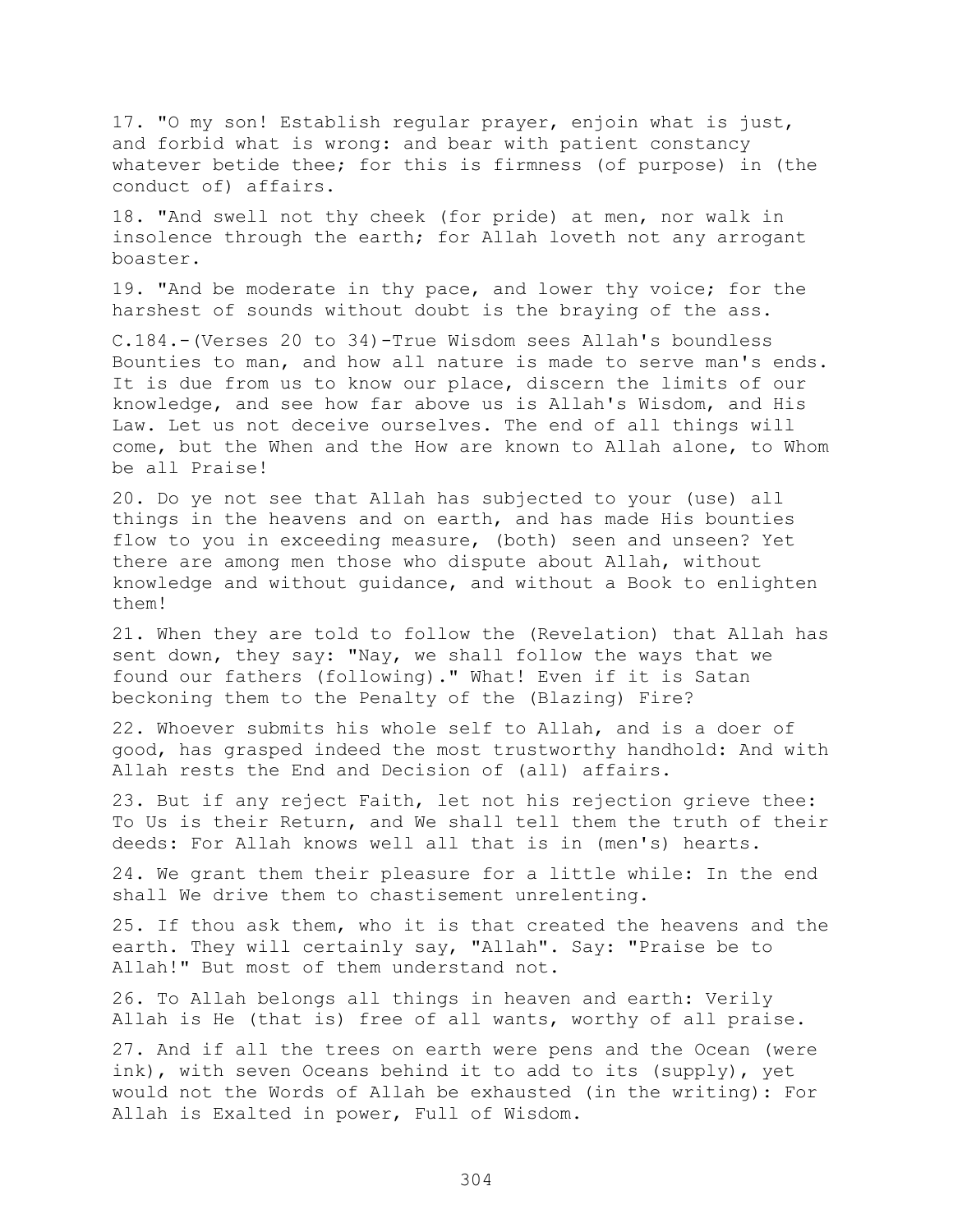17. "O my son! Establish regular prayer, enjoin what is just, and forbid what is wrong: and bear with patient constancy whatever betide thee; for this is firmness (of purpose) in (the conduct of) affairs.

18. "And swell not thy cheek (for pride) at men, nor walk in insolence through the earth; for Allah loveth not any arrogant boaster.

19. "And be moderate in thy pace, and lower thy voice; for the harshest of sounds without doubt is the braying of the ass.

C.184.-(Verses 20 to 34)-True Wisdom sees Allah's boundless Bounties to man, and how all nature is made to serve man's ends. It is due from us to know our place, discern the limits of our knowledge, and see how far above us is Allah's Wisdom, and His Law. Let us not deceive ourselves. The end of all things will come, but the When and the How are known to Allah alone, to Whom be all Praise!

20. Do ye not see that Allah has subjected to your (use) all things in the heavens and on earth, and has made His bounties flow to you in exceeding measure, (both) seen and unseen? Yet there are among men those who dispute about Allah, without knowledge and without guidance, and without a Book to enlighten them!

21. When they are told to follow the (Revelation) that Allah has sent down, they say: "Nay, we shall follow the ways that we found our fathers (following)." What! Even if it is Satan beckoning them to the Penalty of the (Blazing) Fire?

22. Whoever submits his whole self to Allah, and is a doer of good, has grasped indeed the most trustworthy handhold: And with Allah rests the End and Decision of (all) affairs.

23. But if any reject Faith, let not his rejection grieve thee: To Us is their Return, and We shall tell them the truth of their deeds: For Allah knows well all that is in (men's) hearts.

24. We grant them their pleasure for a little while: In the end shall We drive them to chastisement unrelenting.

25. If thou ask them, who it is that created the heavens and the earth. They will certainly say, "Allah". Say: "Praise be to Allah!" But most of them understand not.

26. To Allah belongs all things in heaven and earth: Verily Allah is He (that is) free of all wants, worthy of all praise.

27. And if all the trees on earth were pens and the Ocean (were ink), with seven Oceans behind it to add to its (supply), yet would not the Words of Allah be exhausted (in the writing): For Allah is Exalted in power, Full of Wisdom.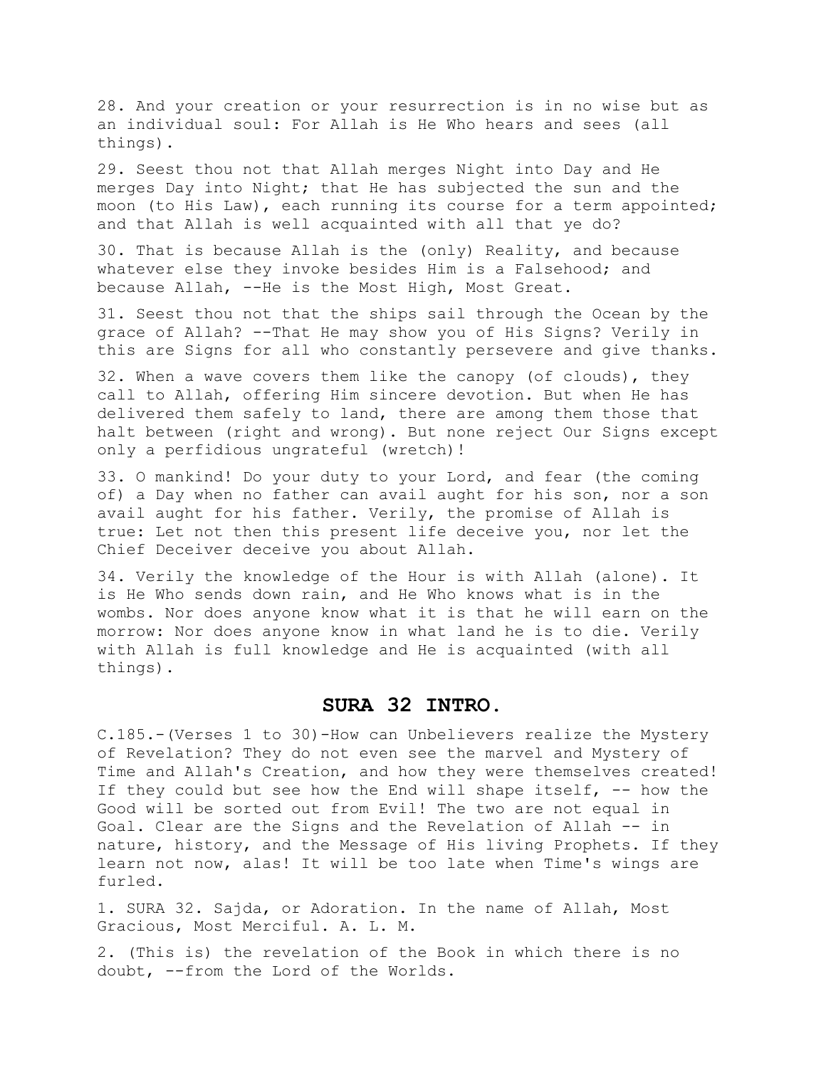28. And your creation or your resurrection is in no wise but as an individual soul: For Allah is He Who hears and sees (all things).

29. Seest thou not that Allah merges Night into Day and He merges Day into Night; that He has subjected the sun and the moon (to His Law), each running its course for a term appointed; and that Allah is well acquainted with all that ye do?

30. That is because Allah is the (only) Reality, and because whatever else they invoke besides Him is a Falsehood; and because Allah, --He is the Most High, Most Great.

31. Seest thou not that the ships sail through the Ocean by the grace of Allah? --That He may show you of His Signs? Verily in this are Signs for all who constantly persevere and give thanks.

32. When a wave covers them like the canopy (of clouds), they call to Allah, offering Him sincere devotion. But when He has delivered them safely to land, there are among them those that halt between (right and wrong). But none reject Our Signs except only a perfidious ungrateful (wretch)!

33. O mankind! Do your duty to your Lord, and fear (the coming of) a Day when no father can avail aught for his son, nor a son avail aught for his father. Verily, the promise of Allah is true: Let not then this present life deceive you, nor let the Chief Deceiver deceive you about Allah.

34. Verily the knowledge of the Hour is with Allah (alone). It is He Who sends down rain, and He Who knows what is in the wombs. Nor does anyone know what it is that he will earn on the morrow: Nor does anyone know in what land he is to die. Verily with Allah is full knowledge and He is acquainted (with all things).

## SURA 32 INTRO.

C.185.-(Verses 1 to 30)-How can Unbelievers realize the Mystery of Revelation? They do not even see the marvel and Mystery of Time and Allah's Creation, and how they were themselves created! If they could but see how the End will shape itself, -- how the Good will be sorted out from Evil! The two are not equal in Goal. Clear are the Signs and the Revelation of Allah -- in nature, history, and the Message of His living Prophets. If they learn not now, alas! It will be too late when Time's wings are furled.

1. SURA 32. Sajda, or Adoration. In the name of Allah, Most Gracious, Most Merciful. A. L. M.

2. (This is) the revelation of the Book in which there is no doubt, --from the Lord of the Worlds.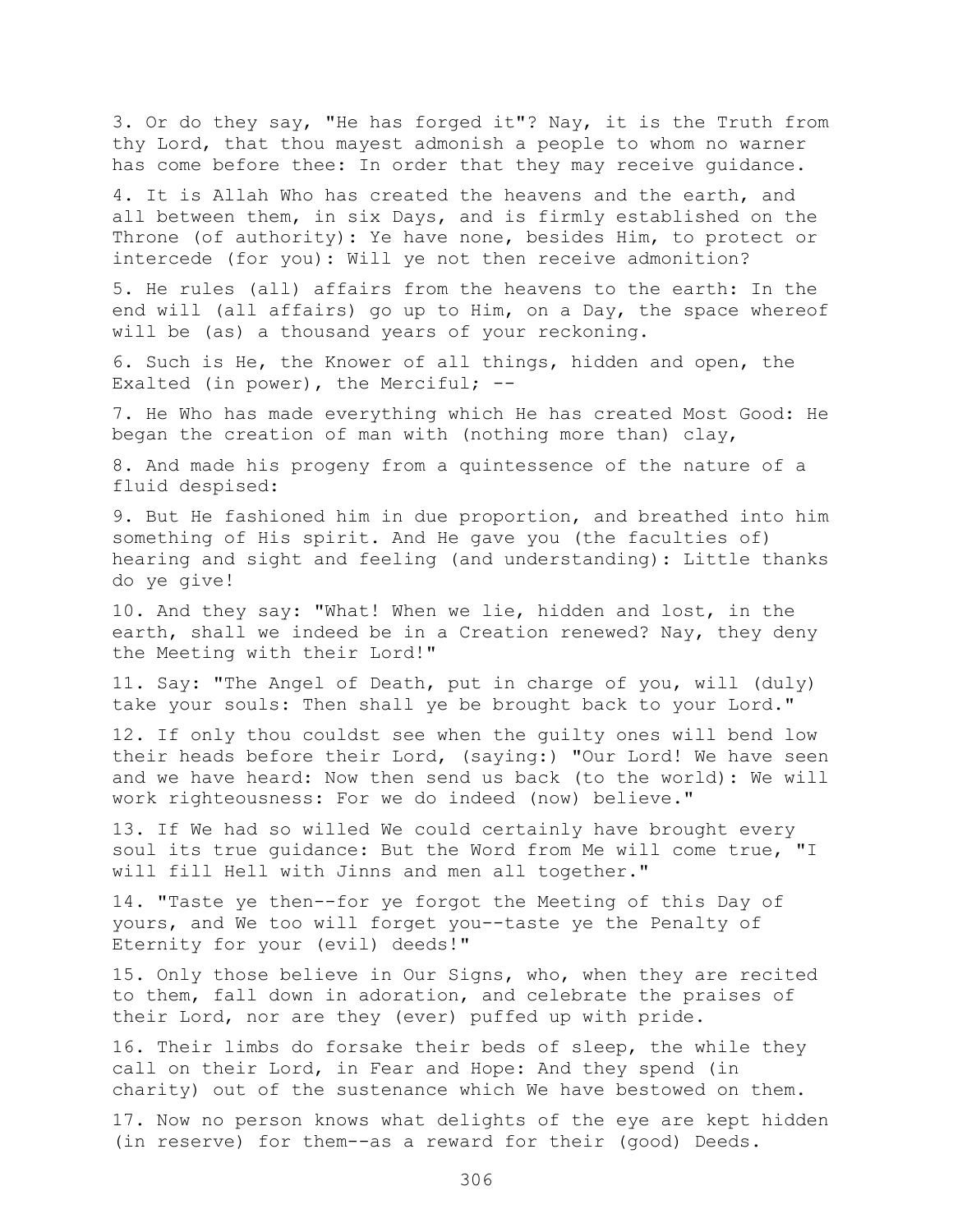3. Or do they say, "He has forged it"? Nay, it is the Truth from thy Lord, that thou mayest admonish a people to whom no warner has come before thee: In order that they may receive guidance.

4. It is Allah Who has created the heavens and the earth, and all between them, in six Days, and is firmly established on the Throne (of authority): Ye have none, besides Him, to protect or intercede (for you): Will ye not then receive admonition?

5. He rules (all) affairs from the heavens to the earth: In the end will (all affairs) go up to Him, on a Day, the space whereof will be (as) a thousand years of your reckoning.

6. Such is He, the Knower of all things, hidden and open, the Exalted (in power), the Merciful; --

7. He Who has made everything which He has created Most Good: He began the creation of man with (nothing more than) clay,

8. And made his progeny from a quintessence of the nature of a fluid despised:

9. But He fashioned him in due proportion, and breathed into him something of His spirit. And He gave you (the faculties of) hearing and sight and feeling (and understanding): Little thanks do ye give!

10. And they say: "What! When we lie, hidden and lost, in the earth, shall we indeed be in a Creation renewed? Nay, they deny the Meeting with their Lord!"

11. Say: "The Angel of Death, put in charge of you, will (duly) take your souls: Then shall ye be brought back to your Lord."

12. If only thou couldst see when the guilty ones will bend low their heads before their Lord, (saying:) "Our Lord! We have seen and we have heard: Now then send us back (to the world): We will work righteousness: For we do indeed (now) believe."

13. If We had so willed We could certainly have brought every soul its true guidance: But the Word from Me will come true, "I will fill Hell with Jinns and men all together."

14. "Taste ye then--for ye forgot the Meeting of this Day of yours, and We too will forget you--taste ye the Penalty of Eternity for your (evil) deeds!"

15. Only those believe in Our Signs, who, when they are recited to them, fall down in adoration, and celebrate the praises of their Lord, nor are they (ever) puffed up with pride.

16. Their limbs do forsake their beds of sleep, the while they call on their Lord, in Fear and Hope: And they spend (in charity) out of the sustenance which We have bestowed on them.

17. Now no person knows what delights of the eye are kept hidden (in reserve) for them--as a reward for their (good) Deeds.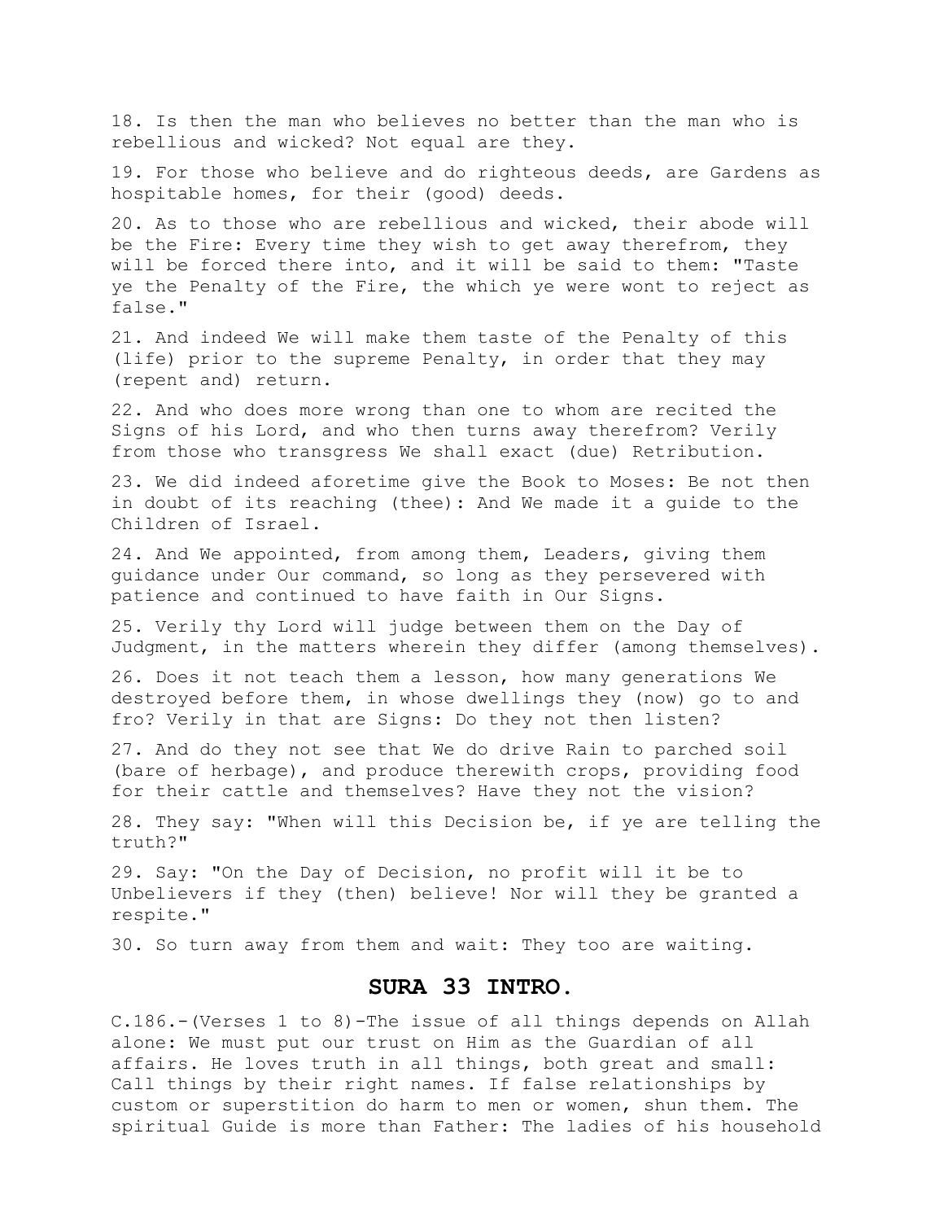18. Is then the man who believes no better than the man who is rebellious and wicked? Not equal are they.

19. For those who believe and do righteous deeds, are Gardens as hospitable homes, for their (good) deeds.

20. As to those who are rebellious and wicked, their abode will be the Fire: Every time they wish to get away therefrom, they will be forced there into, and it will be said to them: "Taste ye the Penalty of the Fire, the which ye were wont to reject as false."

21. And indeed We will make them taste of the Penalty of this (life) prior to the supreme Penalty, in order that they may (repent and) return.

22. And who does more wrong than one to whom are recited the Signs of his Lord, and who then turns away therefrom? Verily from those who transgress We shall exact (due) Retribution.

23. We did indeed aforetime give the Book to Moses: Be not then in doubt of its reaching (thee): And We made it a guide to the Children of Israel.

24. And We appointed, from among them, Leaders, giving them guidance under Our command, so long as they persevered with patience and continued to have faith in Our Signs.

25. Verily thy Lord will judge between them on the Day of Judgment, in the matters wherein they differ (among themselves).

26. Does it not teach them a lesson, how many generations We destroyed before them, in whose dwellings they (now) go to and fro? Verily in that are Signs: Do they not then listen?

27. And do they not see that We do drive Rain to parched soil (bare of herbage), and produce therewith crops, providing food for their cattle and themselves? Have they not the vision?

28. They say: "When will this Decision be, if ye are telling the truth?"

29. Say: "On the Day of Decision, no profit will it be to Unbelievers if they (then) believe! Nor will they be granted a respite."

30. So turn away from them and wait: They too are waiting.

## SURA 33 INTRO.

C.186.-(Verses 1 to 8)-The issue of all things depends on Allah alone: We must put our trust on Him as the Guardian of all affairs. He loves truth in all things, both great and small: Call things by their right names. If false relationships by custom or superstition do harm to men or women, shun them. The spiritual Guide is more than Father: The ladies of his household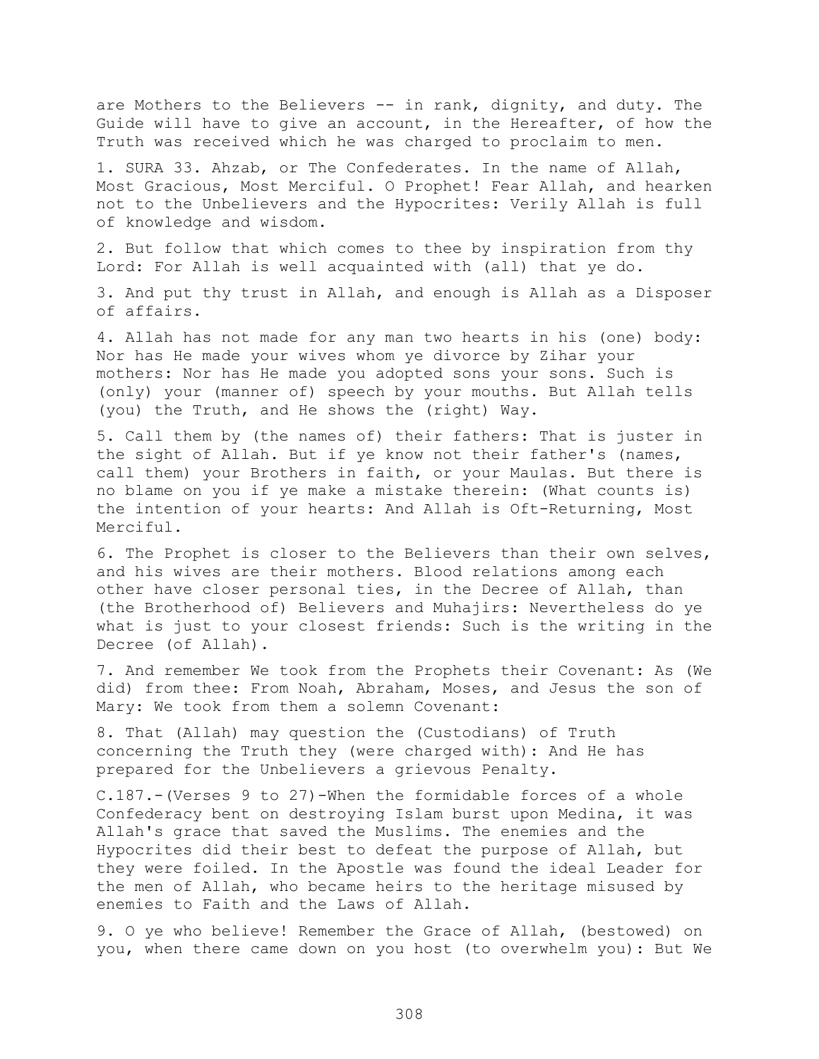are Mothers to the Believers -- in rank, dignity, and duty. The Guide will have to give an account, in the Hereafter, of how the Truth was received which he was charged to proclaim to men.

1. SURA 33. Ahzab, or The Confederates. In the name of Allah, Most Gracious, Most Merciful. O Prophet! Fear Allah, and hearken not to the Unbelievers and the Hypocrites: Verily Allah is full of knowledge and wisdom.

2. But follow that which comes to thee by inspiration from thy Lord: For Allah is well acquainted with (all) that ye do.

3. And put thy trust in Allah, and enough is Allah as a Disposer of affairs.

4. Allah has not made for any man two hearts in his (one) body: Nor has He made your wives whom ye divorce by Zihar your mothers: Nor has He made you adopted sons your sons. Such is (only) your (manner of) speech by your mouths. But Allah tells (you) the Truth, and He shows the (right) Way.

5. Call them by (the names of) their fathers: That is juster in the sight of Allah. But if ye know not their father's (names, call them) your Brothers in faith, or your Maulas. But there is no blame on you if ye make a mistake therein: (What counts is) the intention of your hearts: And Allah is Oft-Returning, Most Merciful.

6. The Prophet is closer to the Believers than their own selves, and his wives are their mothers. Blood relations among each other have closer personal ties, in the Decree of Allah, than (the Brotherhood of) Believers and Muhajirs: Nevertheless do ye what is just to your closest friends: Such is the writing in the Decree (of Allah).

7. And remember We took from the Prophets their Covenant: As (We did) from thee: From Noah, Abraham, Moses, and Jesus the son of Mary: We took from them a solemn Covenant:

8. That (Allah) may question the (Custodians) of Truth concerning the Truth they (were charged with): And He has prepared for the Unbelievers a grievous Penalty.

C.187.-(Verses 9 to 27)-When the formidable forces of a whole Confederacy bent on destroying Islam burst upon Medina, it was Allah's grace that saved the Muslims. The enemies and the Hypocrites did their best to defeat the purpose of Allah, but they were foiled. In the Apostle was found the ideal Leader for the men of Allah, who became heirs to the heritage misused by enemies to Faith and the Laws of Allah.

9. O ye who believe! Remember the Grace of Allah, (bestowed) on you, when there came down on you host (to overwhelm you): But We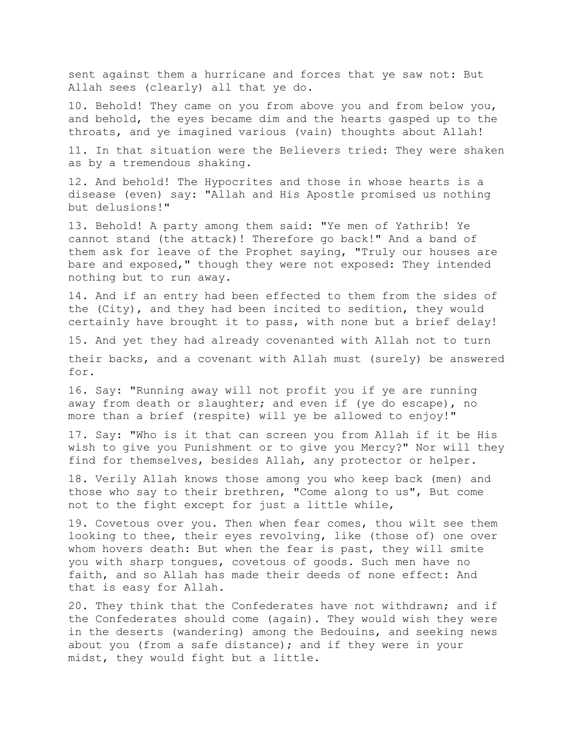sent against them a hurricane and forces that ye saw not: But Allah sees (clearly) all that ye do.

10. Behold! They came on you from above you and from below you, and behold, the eyes became dim and the hearts gasped up to the throats, and ye imagined various (vain) thoughts about Allah!

11. In that situation were the Believers tried: They were shaken as by a tremendous shaking.

12. And behold! The Hypocrites and those in whose hearts is a disease (even) say: "Allah and His Apostle promised us nothing but delusions!"

13. Behold! A party among them said: "Ye men of Yathrib! Ye cannot stand (the attack)! Therefore go back!" And a band of them ask for leave of the Prophet saying, "Truly our houses are bare and exposed," though they were not exposed: They intended nothing but to run away.

14. And if an entry had been effected to them from the sides of the (City), and they had been incited to sedition, they would certainly have brought it to pass, with none but a brief delay!

15. And yet they had already covenanted with Allah not to turn their backs, and a covenant with Allah must (surely) be answered for.

16. Say: "Running away will not profit you if ye are running away from death or slaughter; and even if (ye do escape), no more than a brief (respite) will ye be allowed to enjoy!"

17. Say: "Who is it that can screen you from Allah if it be His wish to give you Punishment or to give you Mercy?" Nor will they find for themselves, besides Allah, any protector or helper.

18. Verily Allah knows those among you who keep back (men) and those who say to their brethren, "Come along to us", But come not to the fight except for just a little while,

19. Covetous over you. Then when fear comes, thou wilt see them looking to thee, their eyes revolving, like (those of) one over whom hovers death: But when the fear is past, they will smite you with sharp tongues, covetous of goods. Such men have no faith, and so Allah has made their deeds of none effect: And that is easy for Allah.

20. They think that the Confederates have not withdrawn; and if the Confederates should come (again). They would wish they were in the deserts (wandering) among the Bedouins, and seeking news about you (from a safe distance); and if they were in your midst, they would fight but a little.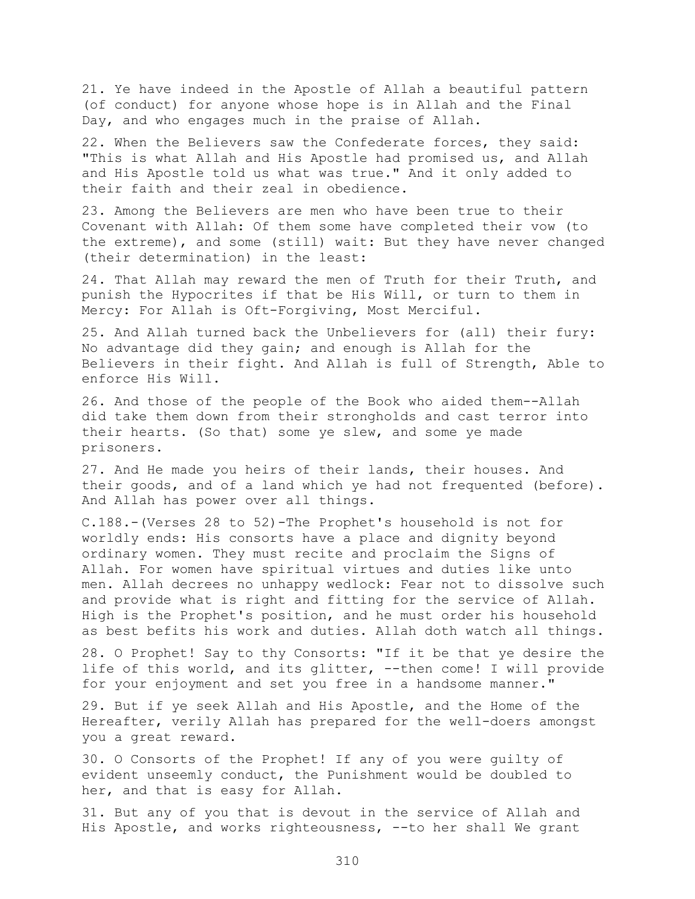21. Ye have indeed in the Apostle of Allah a beautiful pattern (of conduct) for anyone whose hope is in Allah and the Final Day, and who engages much in the praise of Allah.

22. When the Believers saw the Confederate forces, they said: "This is what Allah and His Apostle had promised us, and Allah and His Apostle told us what was true." And it only added to their faith and their zeal in obedience.

23. Among the Believers are men who have been true to their Covenant with Allah: Of them some have completed their vow (to the extreme), and some (still) wait: But they have never changed (their determination) in the least:

24. That Allah may reward the men of Truth for their Truth, and punish the Hypocrites if that be His Will, or turn to them in Mercy: For Allah is Oft-Forgiving, Most Merciful.

25. And Allah turned back the Unbelievers for (all) their fury: No advantage did they gain; and enough is Allah for the Believers in their fight. And Allah is full of Strength, Able to enforce His Will.

26. And those of the people of the Book who aided them--Allah did take them down from their strongholds and cast terror into their hearts. (So that) some ye slew, and some ye made prisoners.

27. And He made you heirs of their lands, their houses. And their goods, and of a land which ye had not frequented (before). And Allah has power over all things.

C.188.-(Verses 28 to 52)-The Prophet's household is not for worldly ends: His consorts have a place and dignity beyond ordinary women. They must recite and proclaim the Signs of Allah. For women have spiritual virtues and duties like unto men. Allah decrees no unhappy wedlock: Fear not to dissolve such and provide what is right and fitting for the service of Allah. High is the Prophet's position, and he must order his household as best befits his work and duties. Allah doth watch all things.

28. O Prophet! Say to thy Consorts: "If it be that ye desire the life of this world, and its glitter, --then come! I will provide for your enjoyment and set you free in a handsome manner."

29. But if ye seek Allah and His Apostle, and the Home of the Hereafter, verily Allah has prepared for the well-doers amongst you a great reward.

30. O Consorts of the Prophet! If any of you were guilty of evident unseemly conduct, the Punishment would be doubled to her, and that is easy for Allah.

31. But any of you that is devout in the service of Allah and His Apostle, and works righteousness, --to her shall We grant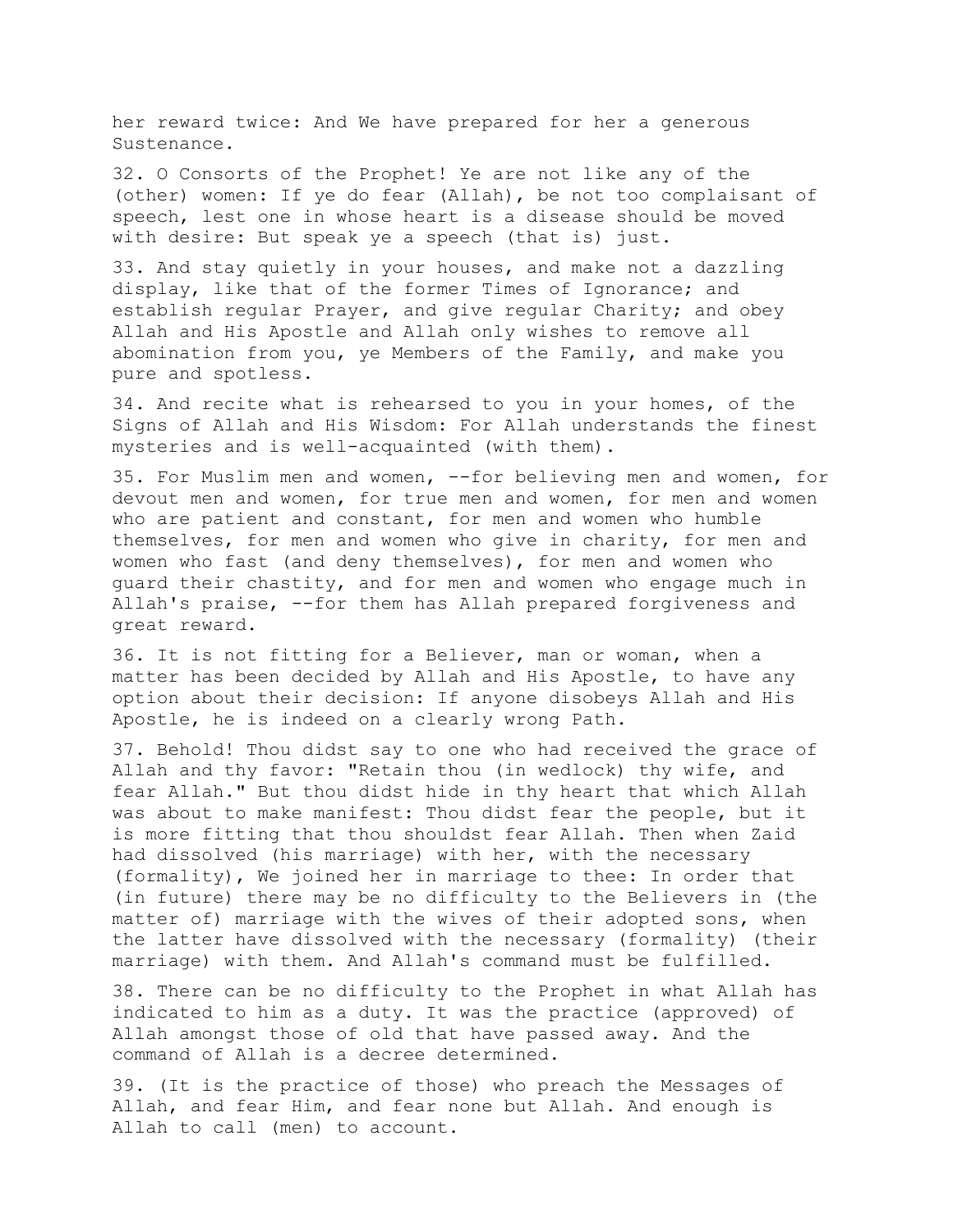her reward twice: And We have prepared for her a generous Sustenance.

32. O Consorts of the Prophet! Ye are not like any of the (other) women: If ye do fear (Allah), be not too complaisant of speech, lest one in whose heart is a disease should be moved with desire: But speak ye a speech (that is) just.

33. And stay quietly in your houses, and make not a dazzling display, like that of the former Times of Ignorance; and establish regular Prayer, and give regular Charity; and obey Allah and His Apostle and Allah only wishes to remove all abomination from you, ye Members of the Family, and make you pure and spotless.

34. And recite what is rehearsed to you in your homes, of the Signs of Allah and His Wisdom: For Allah understands the finest mysteries and is well-acquainted (with them).

35. For Muslim men and women, --for believing men and women, for devout men and women, for true men and women, for men and women who are patient and constant, for men and women who humble themselves, for men and women who give in charity, for men and women who fast (and deny themselves), for men and women who guard their chastity, and for men and women who engage much in Allah's praise, --for them has Allah prepared forgiveness and great reward.

36. It is not fitting for a Believer, man or woman, when a matter has been decided by Allah and His Apostle, to have any option about their decision: If anyone disobeys Allah and His Apostle, he is indeed on a clearly wrong Path.

37. Behold! Thou didst say to one who had received the grace of Allah and thy favor: "Retain thou (in wedlock) thy wife, and fear Allah." But thou didst hide in thy heart that which Allah was about to make manifest: Thou didst fear the people, but it is more fitting that thou shouldst fear Allah. Then when Zaid had dissolved (his marriage) with her, with the necessary (formality), We joined her in marriage to thee: In order that (in future) there may be no difficulty to the Believers in (the matter of) marriage with the wives of their adopted sons, when the latter have dissolved with the necessary (formality) (their marriage) with them. And Allah's command must be fulfilled.

38. There can be no difficulty to the Prophet in what Allah has indicated to him as a duty. It was the practice (approved) of Allah amongst those of old that have passed away. And the command of Allah is a decree determined.

39. (It is the practice of those) who preach the Messages of Allah, and fear Him, and fear none but Allah. And enough is Allah to call (men) to account.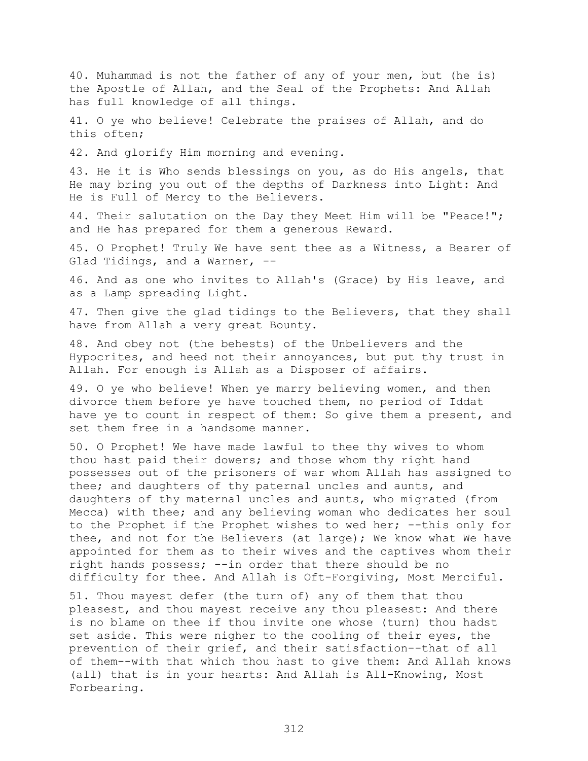40. Muhammad is not the father of any of your men, but (he is) the Apostle of Allah, and the Seal of the Prophets: And Allah has full knowledge of all things.

41. O ye who believe! Celebrate the praises of Allah, and do this often;

42. And glorify Him morning and evening.

43. He it is Who sends blessings on you, as do His angels, that He may bring you out of the depths of Darkness into Light: And He is Full of Mercy to the Believers.

44. Their salutation on the Day they Meet Him will be "Peace!"; and He has prepared for them a generous Reward.

45. O Prophet! Truly We have sent thee as a Witness, a Bearer of Glad Tidings, and a Warner, --

46. And as one who invites to Allah's (Grace) by His leave, and as a Lamp spreading Light.

47. Then give the glad tidings to the Believers, that they shall have from Allah a very great Bounty.

48. And obey not (the behests) of the Unbelievers and the Hypocrites, and heed not their annoyances, but put thy trust in Allah. For enough is Allah as a Disposer of affairs.

49. O ye who believe! When ye marry believing women, and then divorce them before ye have touched them, no period of Iddat have ye to count in respect of them: So give them a present, and set them free in a handsome manner.

50. O Prophet! We have made lawful to thee thy wives to whom thou hast paid their dowers; and those whom thy right hand possesses out of the prisoners of war whom Allah has assigned to thee; and daughters of thy paternal uncles and aunts, and daughters of thy maternal uncles and aunts, who migrated (from Mecca) with thee; and any believing woman who dedicates her soul to the Prophet if the Prophet wishes to wed her; --this only for thee, and not for the Believers (at large); We know what We have appointed for them as to their wives and the captives whom their right hands possess; --in order that there should be no difficulty for thee. And Allah is Oft-Forgiving, Most Merciful.

51. Thou mayest defer (the turn of) any of them that thou pleasest, and thou mayest receive any thou pleasest: And there is no blame on thee if thou invite one whose (turn) thou hadst set aside. This were nigher to the cooling of their eyes, the prevention of their grief, and their satisfaction--that of all of them--with that which thou hast to give them: And Allah knows (all) that is in your hearts: And Allah is All-Knowing, Most Forbearing.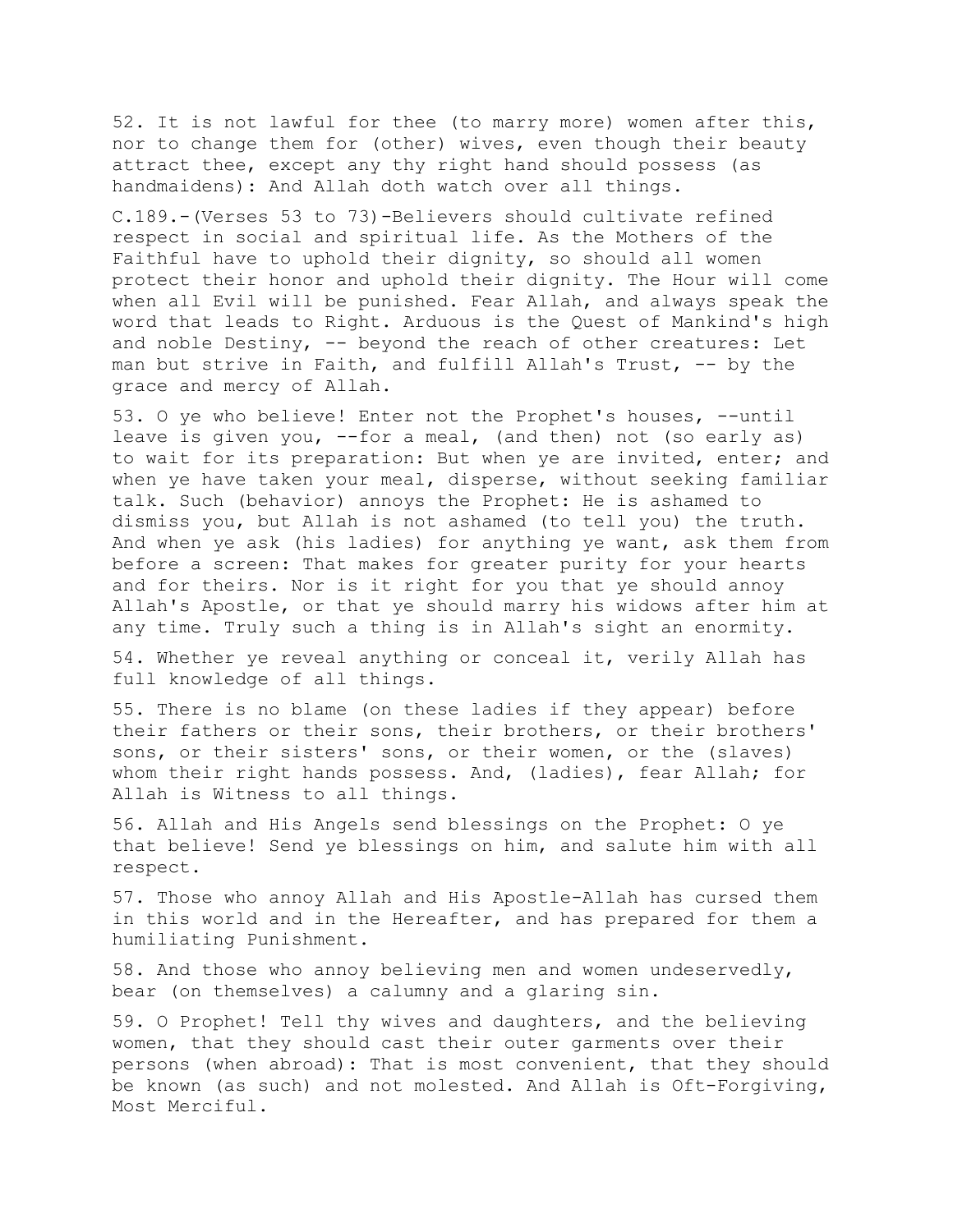52. It is not lawful for thee (to marry more) women after this, nor to change them for (other) wives, even though their beauty attract thee, except any thy right hand should possess (as handmaidens): And Allah doth watch over all things.

C.189.-(Verses 53 to 73)-Believers should cultivate refined respect in social and spiritual life. As the Mothers of the Faithful have to uphold their dignity, so should all women protect their honor and uphold their dignity. The Hour will come when all Evil will be punished. Fear Allah, and always speak the word that leads to Right. Arduous is the Quest of Mankind's high and noble Destiny, -- beyond the reach of other creatures: Let man but strive in Faith, and fulfill Allah's Trust, -- by the grace and mercy of Allah.

53. O ye who believe! Enter not the Prophet's houses, --until leave is given you, --for a meal, (and then) not (so early as) to wait for its preparation: But when ye are invited, enter; and when ye have taken your meal, disperse, without seeking familiar talk. Such (behavior) annoys the Prophet: He is ashamed to dismiss you, but Allah is not ashamed (to tell you) the truth. And when ye ask (his ladies) for anything ye want, ask them from before a screen: That makes for greater purity for your hearts and for theirs. Nor is it right for you that ye should annoy Allah's Apostle, or that ye should marry his widows after him at any time. Truly such a thing is in Allah's sight an enormity.

54. Whether ye reveal anything or conceal it, verily Allah has full knowledge of all things.

55. There is no blame (on these ladies if they appear) before their fathers or their sons, their brothers, or their brothers' sons, or their sisters' sons, or their women, or the (slaves) whom their right hands possess. And, (ladies), fear Allah; for Allah is Witness to all things.

56. Allah and His Angels send blessings on the Prophet: O ye that believe! Send ye blessings on him, and salute him with all respect.

57. Those who annoy Allah and His Apostle-Allah has cursed them in this world and in the Hereafter, and has prepared for them a humiliating Punishment.

58. And those who annoy believing men and women undeservedly, bear (on themselves) a calumny and a glaring sin.

59. O Prophet! Tell thy wives and daughters, and the believing women, that they should cast their outer garments over their persons (when abroad): That is most convenient, that they should be known (as such) and not molested. And Allah is Oft-Forgiving, Most Merciful.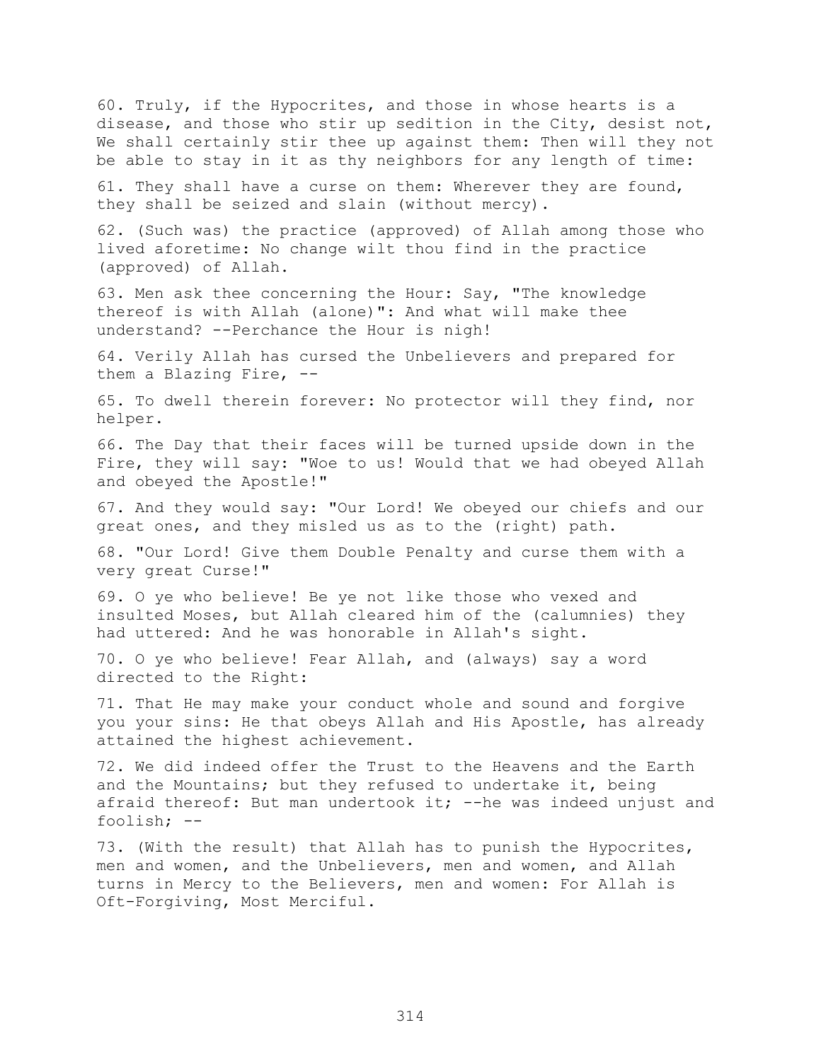60. Truly, if the Hypocrites, and those in whose hearts is a disease, and those who stir up sedition in the City, desist not, We shall certainly stir thee up against them: Then will they not be able to stay in it as thy neighbors for any length of time:

61. They shall have a curse on them: Wherever they are found, they shall be seized and slain (without mercy).

62. (Such was) the practice (approved) of Allah among those who lived aforetime: No change wilt thou find in the practice (approved) of Allah.

63. Men ask thee concerning the Hour: Say, "The knowledge thereof is with Allah (alone)": And what will make thee understand? --Perchance the Hour is nigh!

64. Verily Allah has cursed the Unbelievers and prepared for them a Blazing Fire, --

65. To dwell therein forever: No protector will they find, nor helper.

66. The Day that their faces will be turned upside down in the Fire, they will say: "Woe to us! Would that we had obeyed Allah and obeyed the Apostle!"

67. And they would say: "Our Lord! We obeyed our chiefs and our great ones, and they misled us as to the (right) path.

68. "Our Lord! Give them Double Penalty and curse them with a very great Curse!"

69. O ye who believe! Be ye not like those who vexed and insulted Moses, but Allah cleared him of the (calumnies) they had uttered: And he was honorable in Allah's sight.

70. O ye who believe! Fear Allah, and (always) say a word directed to the Right:

71. That He may make your conduct whole and sound and forgive you your sins: He that obeys Allah and His Apostle, has already attained the highest achievement.

72. We did indeed offer the Trust to the Heavens and the Earth and the Mountains; but they refused to undertake it, being afraid thereof: But man undertook it; --he was indeed unjust and foolish; --

73. (With the result) that Allah has to punish the Hypocrites, men and women, and the Unbelievers, men and women, and Allah turns in Mercy to the Believers, men and women: For Allah is Oft-Forgiving, Most Merciful.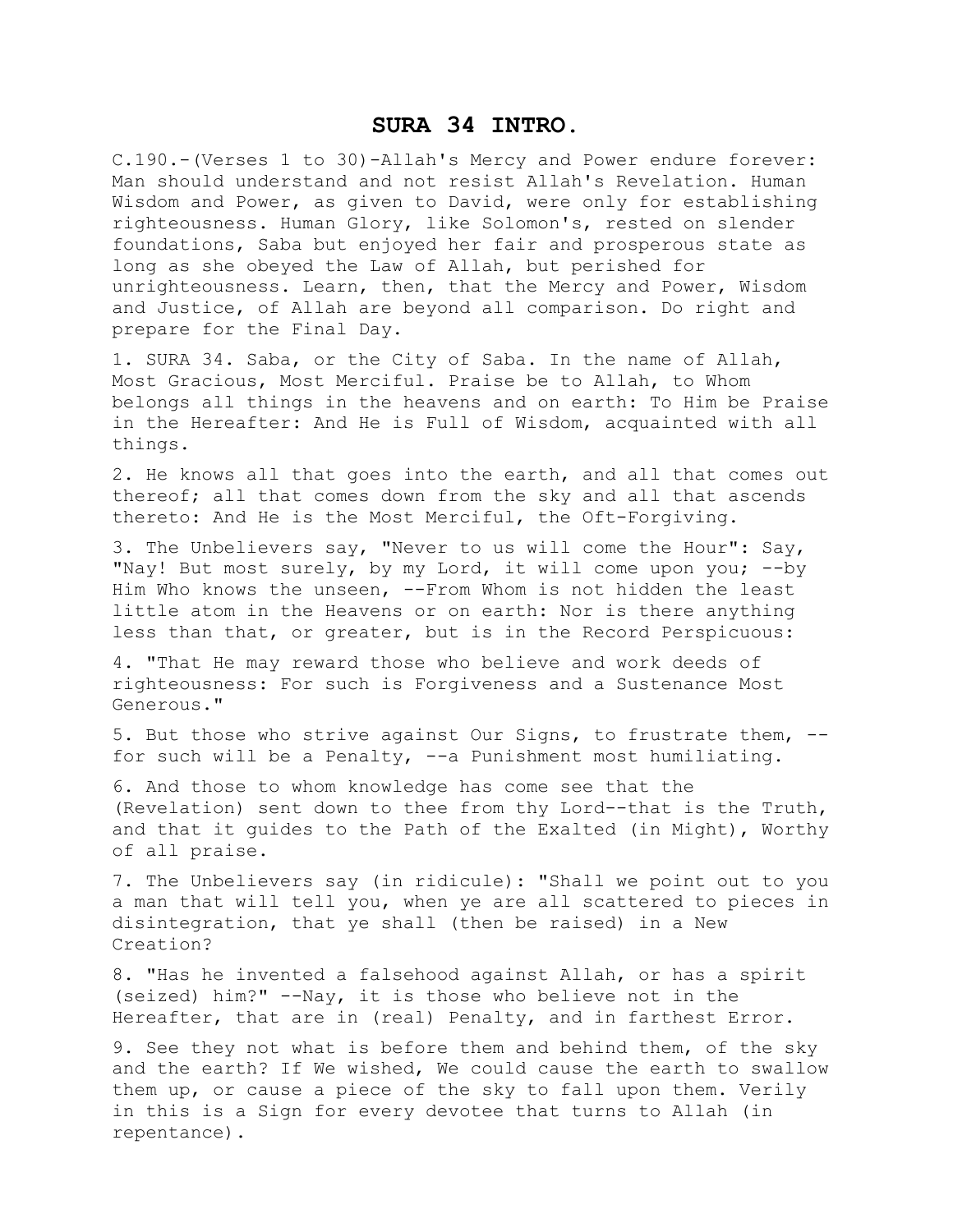# SURA 34 INTRO.

C.190.-(Verses 1 to 30)-Allah's Mercy and Power endure forever: Man should understand and not resist Allah's Revelation. Human Wisdom and Power, as given to David, were only for establishing righteousness. Human Glory, like Solomon's, rested on slender foundations, Saba but enjoyed her fair and prosperous state as long as she obeyed the Law of Allah, but perished for unrighteousness. Learn, then, that the Mercy and Power, Wisdom and Justice, of Allah are beyond all comparison. Do right and prepare for the Final Day.

1. SURA 34. Saba, or the City of Saba. In the name of Allah, Most Gracious, Most Merciful. Praise be to Allah, to Whom belongs all things in the heavens and on earth: To Him be Praise in the Hereafter: And He is Full of Wisdom, acquainted with all things.

2. He knows all that goes into the earth, and all that comes out thereof; all that comes down from the sky and all that ascends thereto: And He is the Most Merciful, the Oft-Forgiving.

3. The Unbelievers say, "Never to us will come the Hour": Say, "Nay! But most surely, by my Lord, it will come upon you; --by Him Who knows the unseen, --From Whom is not hidden the least little atom in the Heavens or on earth: Nor is there anything less than that, or greater, but is in the Record Perspicuous:

4. "That He may reward those who believe and work deeds of righteousness: For such is Forgiveness and a Sustenance Most Generous."

5. But those who strive against Our Signs, to frustrate them, --for such will be a Penalty, --a Punishment most humiliating.

6. And those to whom knowledge has come see that the (Revelation) sent down to thee from thy Lord--that is the Truth, and that it guides to the Path of the Exalted (in Might), Worthy of all praise.

7. The Unbelievers say (in ridicule): "Shall we point out to you a man that will tell you, when ye are all scattered to pieces in disintegration, that ye shall (then be raised) in a New Creation?

8. "Has he invented a falsehood against Allah, or has a spirit (seized) him?" --Nay, it is those who believe not in the Hereafter, that are in (real) Penalty, and in farthest Error.

9. See they not what is before them and behind them, of the sky and the earth? If We wished, We could cause the earth to swallow them up, or cause a piece of the sky to fall upon them. Verily in this is a Sign for every devotee that turns to Allah (in repentance).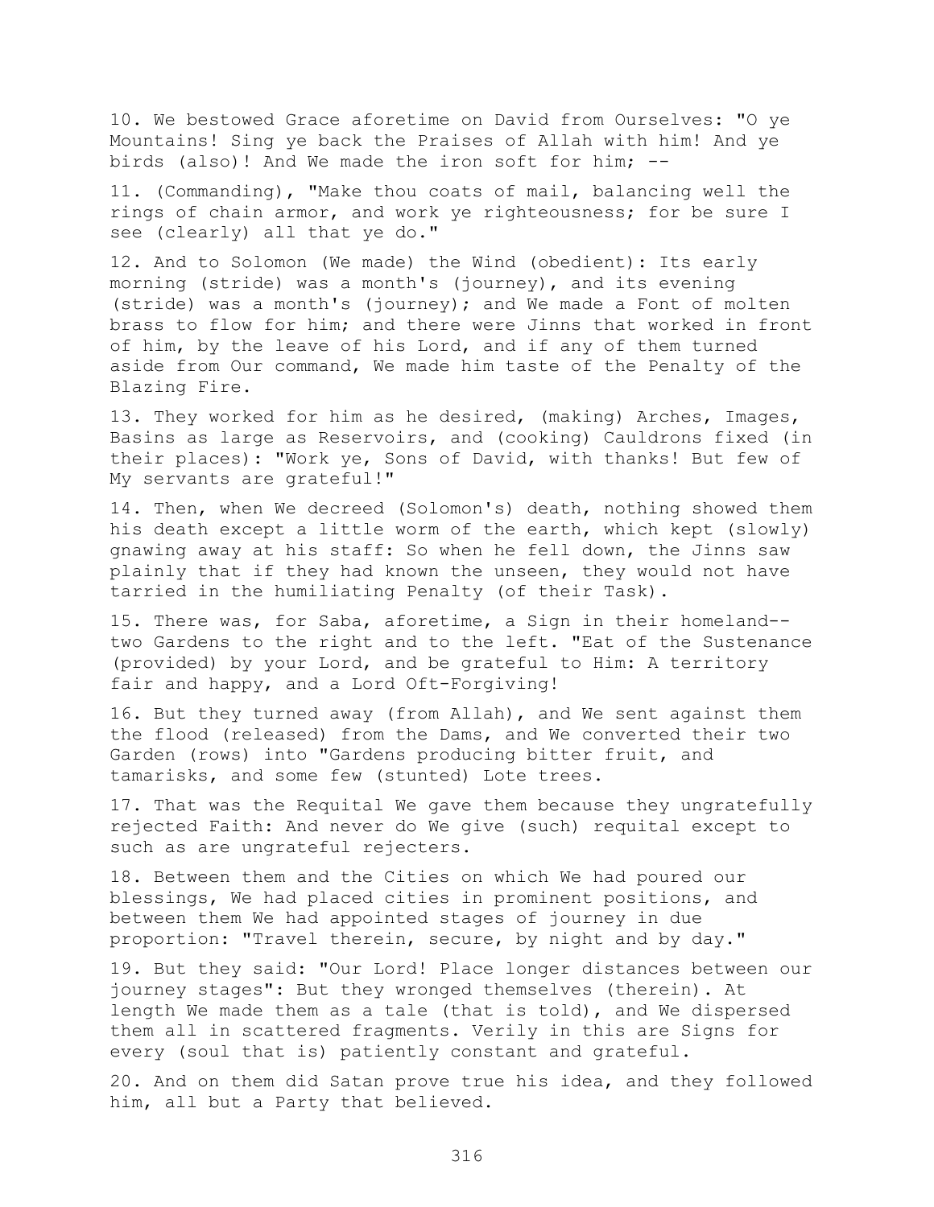10. We bestowed Grace aforetime on David from Ourselves: "O ye Mountains! Sing ye back the Praises of Allah with him! And ye birds (also)! And We made the iron soft for him; --

11. (Commanding), "Make thou coats of mail, balancing well the rings of chain armor, and work ye righteousness; for be sure I see (clearly) all that ye do."

12. And to Solomon (We made) the Wind (obedient): Its early morning (stride) was a month's (journey), and its evening (stride) was a month's (journey); and We made a Font of molten brass to flow for him; and there were Jinns that worked in front of him, by the leave of his Lord, and if any of them turned aside from Our command, We made him taste of the Penalty of the Blazing Fire.

13. They worked for him as he desired, (making) Arches, Images, Basins as large as Reservoirs, and (cooking) Cauldrons fixed (in their places): "Work ye, Sons of David, with thanks! But few of My servants are grateful!"

14. Then, when We decreed (Solomon's) death, nothing showed them his death except a little worm of the earth, which kept (slowly) gnawing away at his staff: So when he fell down, the Jinns saw plainly that if they had known the unseen, they would not have tarried in the humiliating Penalty (of their Task).

15. There was, for Saba, aforetime, a Sign in their homeland--two Gardens to the right and to the left. "Eat of the Sustenance (provided) by your Lord, and be grateful to Him: A territory fair and happy, and a Lord Oft-Forgiving!

16. But they turned away (from Allah), and We sent against them the flood (released) from the Dams, and We converted their two Garden (rows) into "Gardens producing bitter fruit, and tamarisks, and some few (stunted) Lote trees.

17. That was the Requital We gave them because they ungratefully rejected Faith: And never do We give (such) requital except to such as are ungrateful rejecters.

18. Between them and the Cities on which We had poured our blessings, We had placed cities in prominent positions, and between them We had appointed stages of journey in due proportion: "Travel therein, secure, by night and by day."

19. But they said: "Our Lord! Place longer distances between our journey stages": But they wronged themselves (therein). At length We made them as a tale (that is told), and We dispersed them all in scattered fragments. Verily in this are Signs for every (soul that is) patiently constant and grateful.

20. And on them did Satan prove true his idea, and they followed him, all but a Party that believed.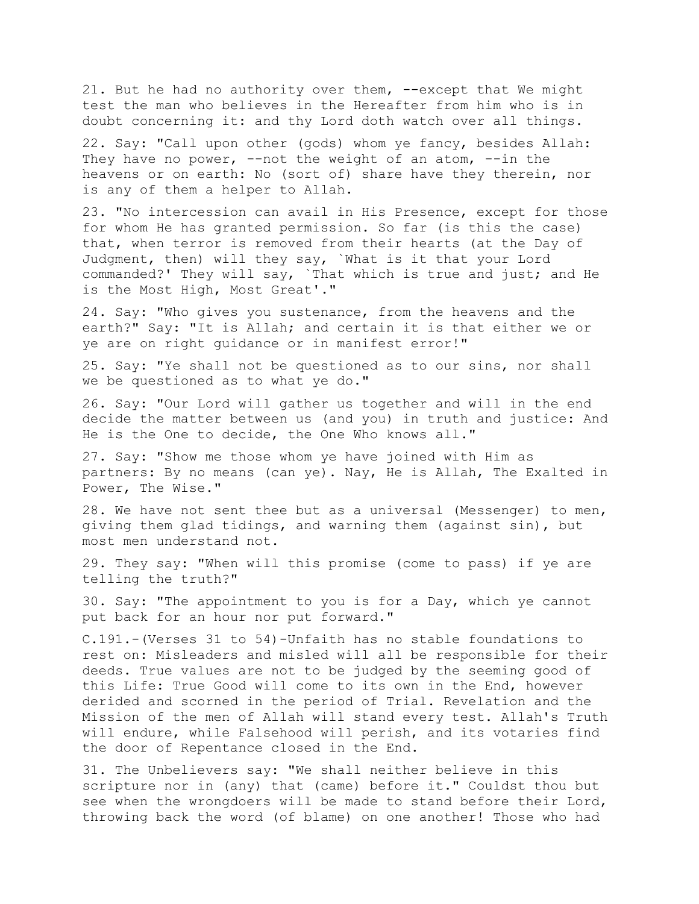21. But he had no authority over them, --except that We might test the man who believes in the Hereafter from him who is in doubt concerning it: and thy Lord doth watch over all things.

22. Say: "Call upon other (gods) whom ye fancy, besides Allah: They have no power, --not the weight of an atom, --in the heavens or on earth: No (sort of) share have they therein, nor is any of them a helper to Allah.

23. "No intercession can avail in His Presence, except for those for whom He has granted permission. So far (is this the case) that, when terror is removed from their hearts (at the Day of Judgment, then) will they say, `What is it that your Lord commanded?' They will say, `That which is true and just; and He is the Most High, Most Great'."

24. Say: "Who gives you sustenance, from the heavens and the earth?" Say: "It is Allah; and certain it is that either we or ye are on right guidance or in manifest error!"

25. Say: "Ye shall not be questioned as to our sins, nor shall we be questioned as to what ye do."

26. Say: "Our Lord will gather us together and will in the end decide the matter between us (and you) in truth and justice: And He is the One to decide, the One Who knows all."

27. Say: "Show me those whom ye have joined with Him as partners: By no means (can ye). Nay, He is Allah, The Exalted in Power, The Wise."

28. We have not sent thee but as a universal (Messenger) to men, giving them glad tidings, and warning them (against sin), but most men understand not.

29. They say: "When will this promise (come to pass) if ye are telling the truth?"

30. Say: "The appointment to you is for a Day, which ye cannot put back for an hour nor put forward."

C.191.-(Verses 31 to 54)-Unfaith has no stable foundations to rest on: Misleaders and misled will all be responsible for their deeds. True values are not to be judged by the seeming good of this Life: True Good will come to its own in the End, however derided and scorned in the period of Trial. Revelation and the Mission of the men of Allah will stand every test. Allah's Truth will endure, while Falsehood will perish, and its votaries find the door of Repentance closed in the End.

31. The Unbelievers say: "We shall neither believe in this scripture nor in (any) that (came) before it." Couldst thou but see when the wrongdoers will be made to stand before their Lord, throwing back the word (of blame) on one another! Those who had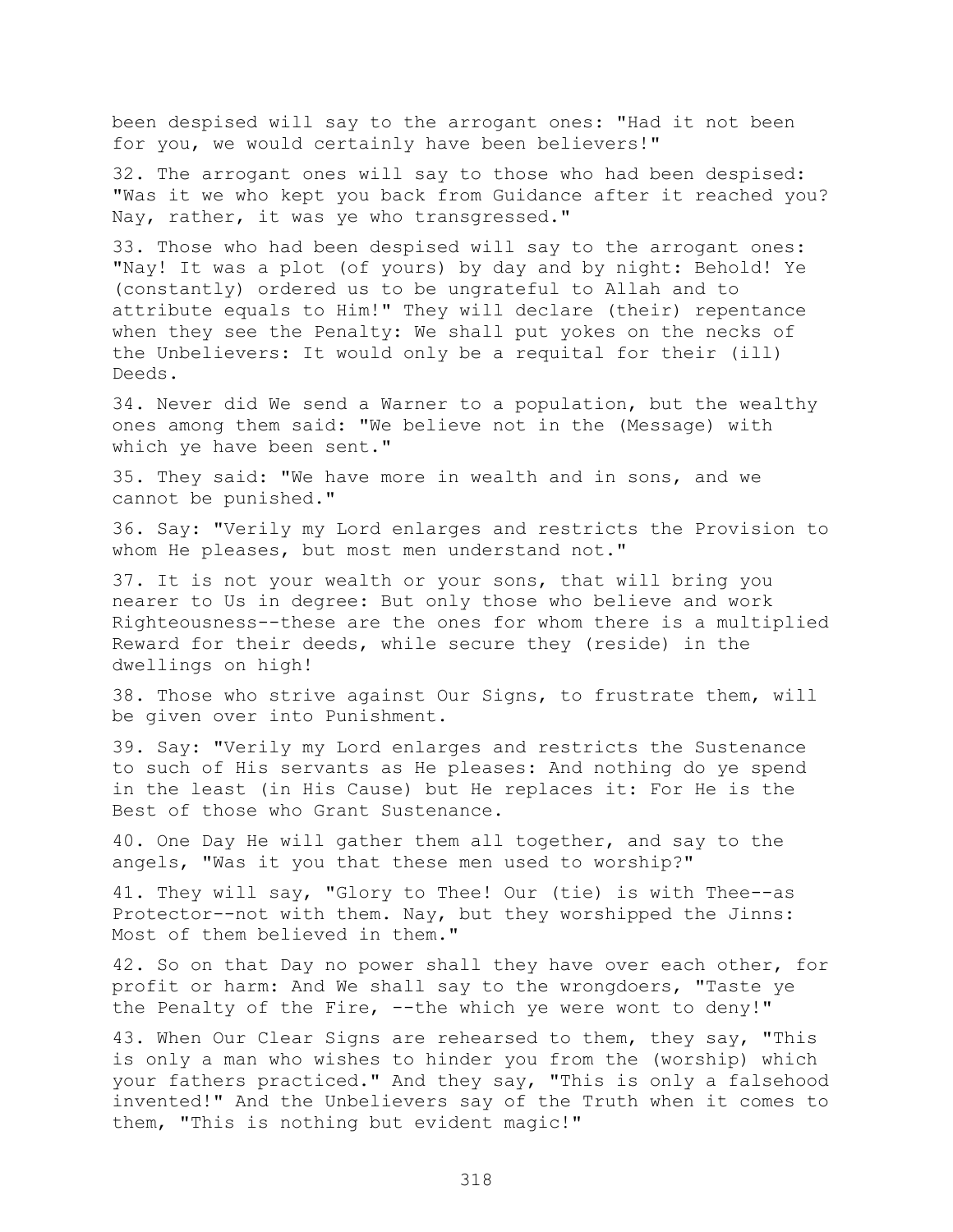been despised will say to the arrogant ones: "Had it not been for you, we would certainly have been believers!"

32. The arrogant ones will say to those who had been despised: "Was it we who kept you back from Guidance after it reached you? Nay, rather, it was ye who transgressed."

33. Those who had been despised will say to the arrogant ones: "Nay! It was a plot (of yours) by day and by night: Behold! Ye (constantly) ordered us to be ungrateful to Allah and to attribute equals to Him!" They will declare (their) repentance when they see the Penalty: We shall put yokes on the necks of the Unbelievers: It would only be a requital for their (ill) Deeds.

34. Never did We send a Warner to a population, but the wealthy ones among them said: "We believe not in the (Message) with which ye have been sent."

35. They said: "We have more in wealth and in sons, and we cannot be punished."

36. Say: "Verily my Lord enlarges and restricts the Provision to whom He pleases, but most men understand not."

37. It is not your wealth or your sons, that will bring you nearer to Us in degree: But only those who believe and work Righteousness--these are the ones for whom there is a multiplied Reward for their deeds, while secure they (reside) in the dwellings on high!

38. Those who strive against Our Signs, to frustrate them, will be given over into Punishment.

39. Say: "Verily my Lord enlarges and restricts the Sustenance to such of His servants as He pleases: And nothing do ye spend in the least (in His Cause) but He replaces it: For He is the Best of those who Grant Sustenance.

40. One Day He will gather them all together, and say to the angels, "Was it you that these men used to worship?"

41. They will say, "Glory to Thee! Our (tie) is with Thee--as Protector--not with them. Nay, but they worshipped the Jinns: Most of them believed in them."

42. So on that Day no power shall they have over each other, for profit or harm: And We shall say to the wrongdoers, "Taste ye the Penalty of the Fire, --the which ye were wont to deny!"

43. When Our Clear Signs are rehearsed to them, they say, "This is only a man who wishes to hinder you from the (worship) which your fathers practiced." And they say, "This is only a falsehood invented!" And the Unbelievers say of the Truth when it comes to them, "This is nothing but evident magic!"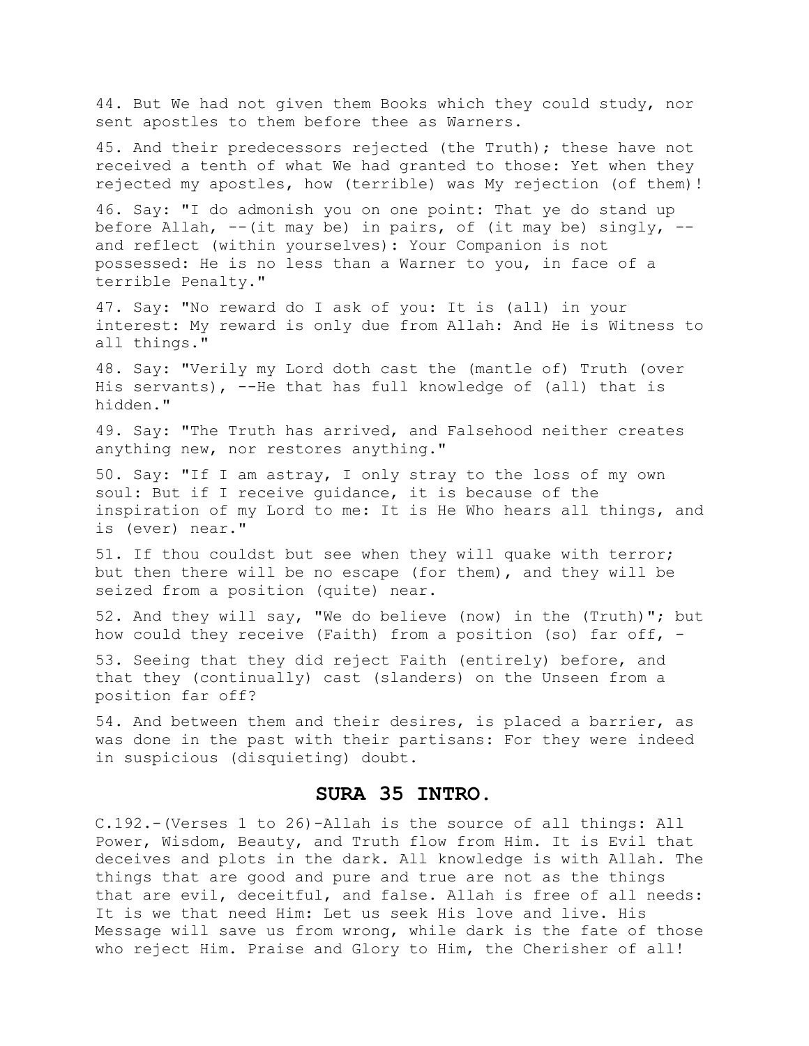44. But We had not given them Books which they could study, nor sent apostles to them before thee as Warners.

45. And their predecessors rejected (the Truth); these have not received a tenth of what We had granted to those: Yet when they rejected my apostles, how (terrible) was My rejection (of them)!

46. Say: "I do admonish you on one point: That ye do stand up before Allah, --(it may be) in pairs, of (it may be) singly, --and reflect (within yourselves): Your Companion is not possessed: He is no less than a Warner to you, in face of a terrible Penalty."

47. Say: "No reward do I ask of you: It is (all) in your interest: My reward is only due from Allah: And He is Witness to all things."

48. Say: "Verily my Lord doth cast the (mantle of) Truth (over His servants), --He that has full knowledge of (all) that is hidden."

49. Say: "The Truth has arrived, and Falsehood neither creates anything new, nor restores anything."

50. Say: "If I am astray, I only stray to the loss of my own soul: But if I receive guidance, it is because of the inspiration of my Lord to me: It is He Who hears all things, and is (ever) near."

51. If thou couldst but see when they will quake with terror; but then there will be no escape (for them), and they will be seized from a position (quite) near.

52. And they will say, "We do believe (now) in the (Truth)"; but how could they receive (Faith) from a position (so) far off, -

53. Seeing that they did reject Faith (entirely) before, and that they (continually) cast (slanders) on the Unseen from a position far off?

54. And between them and their desires, is placed a barrier, as was done in the past with their partisans: For they were indeed in suspicious (disquieting) doubt.

## SURA 35 INTRO.

C.192.-(Verses 1 to 26)-Allah is the source of all things: All Power, Wisdom, Beauty, and Truth flow from Him. It is Evil that deceives and plots in the dark. All knowledge is with Allah. The things that are good and pure and true are not as the things that are evil, deceitful, and false. Allah is free of all needs: It is we that need Him: Let us seek His love and live. His Message will save us from wrong, while dark is the fate of those who reject Him. Praise and Glory to Him, the Cherisher of all!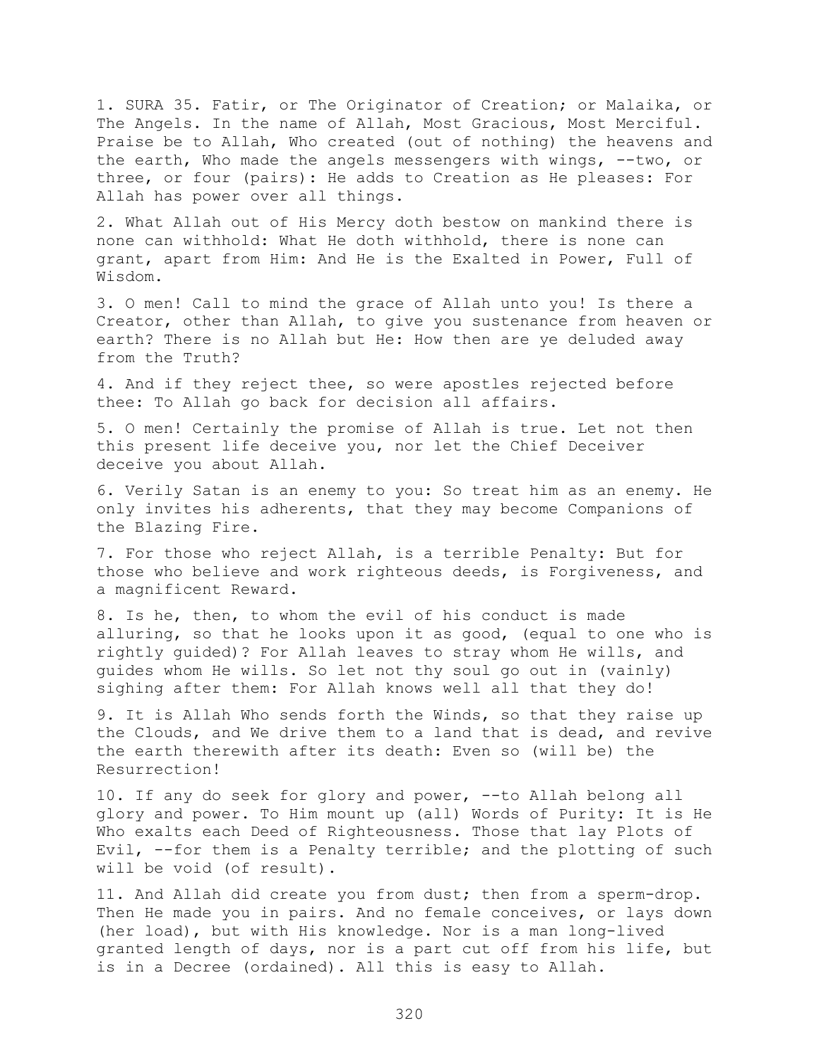1. SURA 35. Fatir, or The Originator of Creation; or Malaika, or The Angels. In the name of Allah, Most Gracious, Most Merciful. Praise be to Allah, Who created (out of nothing) the heavens and the earth, Who made the angels messengers with wings, --two, or three, or four (pairs): He adds to Creation as He pleases: For Allah has power over all things.

2. What Allah out of His Mercy doth bestow on mankind there is none can withhold: What He doth withhold, there is none can grant, apart from Him: And He is the Exalted in Power, Full of Wisdom.

3. O men! Call to mind the grace of Allah unto you! Is there a Creator, other than Allah, to give you sustenance from heaven or earth? There is no Allah but He: How then are ye deluded away from the Truth?

4. And if they reject thee, so were apostles rejected before thee: To Allah go back for decision all affairs.

5. O men! Certainly the promise of Allah is true. Let not then this present life deceive you, nor let the Chief Deceiver deceive you about Allah.

6. Verily Satan is an enemy to you: So treat him as an enemy. He only invites his adherents, that they may become Companions of the Blazing Fire.

7. For those who reject Allah, is a terrible Penalty: But for those who believe and work righteous deeds, is Forgiveness, and a magnificent Reward.

8. Is he, then, to whom the evil of his conduct is made alluring, so that he looks upon it as good, (equal to one who is rightly guided)? For Allah leaves to stray whom He wills, and guides whom He wills. So let not thy soul go out in (vainly) sighing after them: For Allah knows well all that they do!

9. It is Allah Who sends forth the Winds, so that they raise up the Clouds, and We drive them to a land that is dead, and revive the earth therewith after its death: Even so (will be) the Resurrection!

10. If any do seek for glory and power, --to Allah belong all glory and power. To Him mount up (all) Words of Purity: It is He Who exalts each Deed of Righteousness. Those that lay Plots of Evil, --for them is a Penalty terrible; and the plotting of such will be void (of result).

11. And Allah did create you from dust; then from a sperm-drop. Then He made you in pairs. And no female conceives, or lays down (her load), but with His knowledge. Nor is a man long-lived granted length of days, nor is a part cut off from his life, but is in a Decree (ordained). All this is easy to Allah.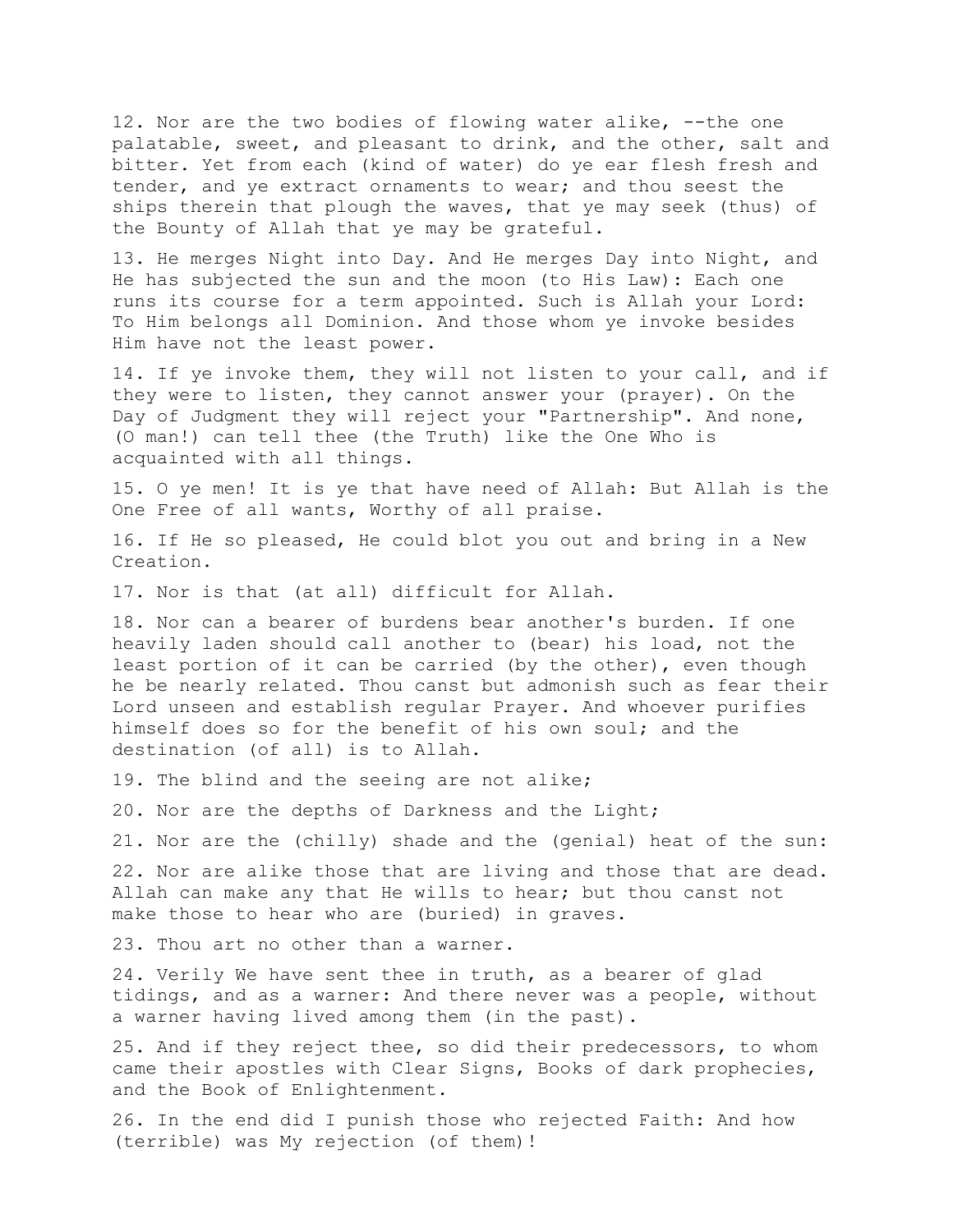12. Nor are the two bodies of flowing water alike, --the one palatable, sweet, and pleasant to drink, and the other, salt and bitter. Yet from each (kind of water) do ye ear flesh fresh and tender, and ye extract ornaments to wear; and thou seest the ships therein that plough the waves, that ye may seek (thus) of the Bounty of Allah that ye may be grateful.

13. He merges Night into Day. And He merges Day into Night, and He has subjected the sun and the moon (to His Law): Each one runs its course for a term appointed. Such is Allah your Lord: To Him belongs all Dominion. And those whom ye invoke besides Him have not the least power.

14. If ye invoke them, they will not listen to your call, and if they were to listen, they cannot answer your (prayer). On the Day of Judgment they will reject your "Partnership". And none, (O man!) can tell thee (the Truth) like the One Who is acquainted with all things.

15. O ye men! It is ye that have need of Allah: But Allah is the One Free of all wants, Worthy of all praise.

16. If He so pleased, He could blot you out and bring in a New Creation.

17. Nor is that (at all) difficult for Allah.

18. Nor can a bearer of burdens bear another's burden. If one heavily laden should call another to (bear) his load, not the least portion of it can be carried (by the other), even though he be nearly related. Thou canst but admonish such as fear their Lord unseen and establish regular Prayer. And whoever purifies himself does so for the benefit of his own soul; and the destination (of all) is to Allah.

19. The blind and the seeing are not alike;

20. Nor are the depths of Darkness and the Light;

21. Nor are the (chilly) shade and the (genial) heat of the sun:

22. Nor are alike those that are living and those that are dead. Allah can make any that He wills to hear; but thou canst not make those to hear who are (buried) in graves.

23. Thou art no other than a warner.

24. Verily We have sent thee in truth, as a bearer of glad tidings, and as a warner: And there never was a people, without a warner having lived among them (in the past).

25. And if they reject thee, so did their predecessors, to whom came their apostles with Clear Signs, Books of dark prophecies, and the Book of Enlightenment.

26. In the end did I punish those who rejected Faith: And how (terrible) was My rejection (of them)!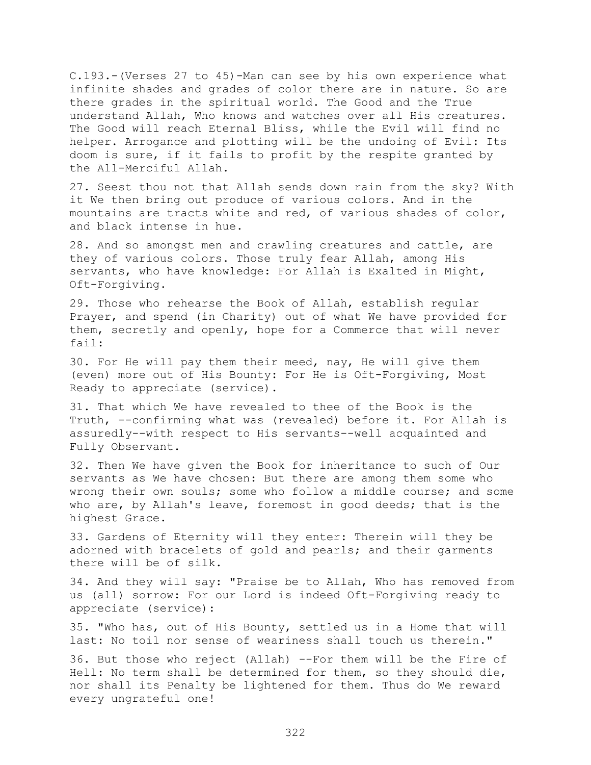C.193.-(Verses 27 to 45)-Man can see by his own experience what infinite shades and grades of color there are in nature. So are there grades in the spiritual world. The Good and the True understand Allah, Who knows and watches over all His creatures. The Good will reach Eternal Bliss, while the Evil will find no helper. Arrogance and plotting will be the undoing of Evil: Its doom is sure, if it fails to profit by the respite granted by the All-Merciful Allah.

27. Seest thou not that Allah sends down rain from the sky? With it We then bring out produce of various colors. And in the mountains are tracts white and red, of various shades of color, and black intense in hue.

28. And so amongst men and crawling creatures and cattle, are they of various colors. Those truly fear Allah, among His servants, who have knowledge: For Allah is Exalted in Might, Oft-Forgiving.

29. Those who rehearse the Book of Allah, establish regular Prayer, and spend (in Charity) out of what We have provided for them, secretly and openly, hope for a Commerce that will never fail:

30. For He will pay them their meed, nay, He will give them (even) more out of His Bounty: For He is Oft-Forgiving, Most Ready to appreciate (service).

31. That which We have revealed to thee of the Book is the Truth, --confirming what was (revealed) before it. For Allah is assuredly--with respect to His servants--well acquainted and Fully Observant.

32. Then We have given the Book for inheritance to such of Our servants as We have chosen: But there are among them some who wrong their own souls; some who follow a middle course; and some who are, by Allah's leave, foremost in good deeds; that is the highest Grace.

33. Gardens of Eternity will they enter: Therein will they be adorned with bracelets of gold and pearls; and their garments there will be of silk.

34. And they will say: "Praise be to Allah, Who has removed from us (all) sorrow: For our Lord is indeed Oft-Forgiving ready to appreciate (service):

35. "Who has, out of His Bounty, settled us in a Home that will last: No toil nor sense of weariness shall touch us therein."

36. But those who reject (Allah) --For them will be the Fire of Hell: No term shall be determined for them, so they should die, nor shall its Penalty be lightened for them. Thus do We reward every ungrateful one!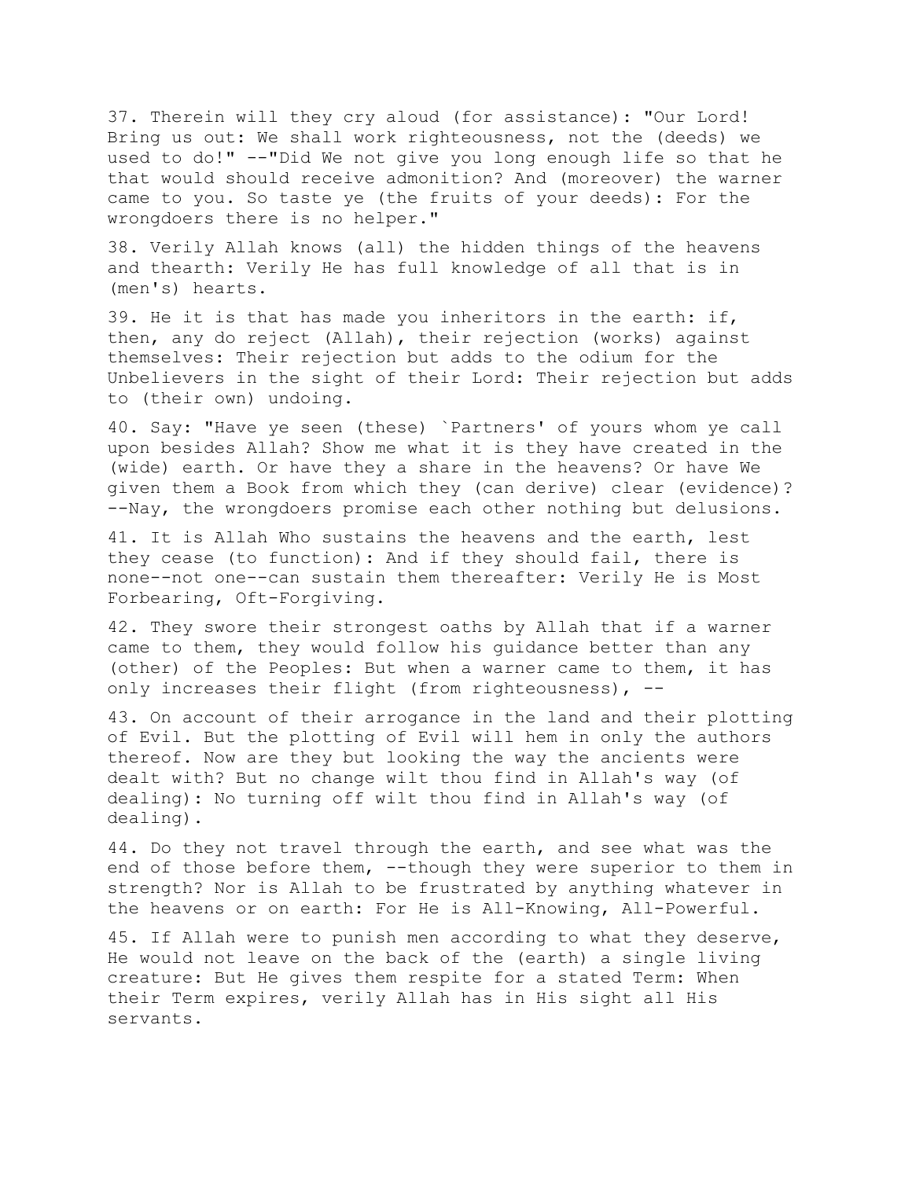37. Therein will they cry aloud (for assistance): "Our Lord! Bring us out: We shall work righteousness, not the (deeds) we used to do!" --"Did We not give you long enough life so that he that would should receive admonition? And (moreover) the warner came to you. So taste ye (the fruits of your deeds): For the wrongdoers there is no helper."

38. Verily Allah knows (all) the hidden things of the heavens and thearth: Verily He has full knowledge of all that is in (men's) hearts.

39. He it is that has made you inheritors in the earth: if, then, any do reject (Allah), their rejection (works) against themselves: Their rejection but adds to the odium for the Unbelievers in the sight of their Lord: Their rejection but adds to (their own) undoing.

40. Say: "Have ye seen (these) `Partners' of yours whom ye call upon besides Allah? Show me what it is they have created in the (wide) earth. Or have they a share in the heavens? Or have We given them a Book from which they (can derive) clear (evidence)? --Nay, the wrongdoers promise each other nothing but delusions.

41. It is Allah Who sustains the heavens and the earth, lest they cease (to function): And if they should fail, there is none--not one--can sustain them thereafter: Verily He is Most Forbearing, Oft-Forgiving.

42. They swore their strongest oaths by Allah that if a warner came to them, they would follow his guidance better than any (other) of the Peoples: But when a warner came to them, it has only increases their flight (from righteousness), --

43. On account of their arrogance in the land and their plotting of Evil. But the plotting of Evil will hem in only the authors thereof. Now are they but looking the way the ancients were dealt with? But no change wilt thou find in Allah's way (of dealing): No turning off wilt thou find in Allah's way (of dealing).

44. Do they not travel through the earth, and see what was the end of those before them, --though they were superior to them in strength? Nor is Allah to be frustrated by anything whatever in the heavens or on earth: For He is All-Knowing, All-Powerful.

45. If Allah were to punish men according to what they deserve, He would not leave on the back of the (earth) a single living creature: But He gives them respite for a stated Term: When their Term expires, verily Allah has in His sight all His servants.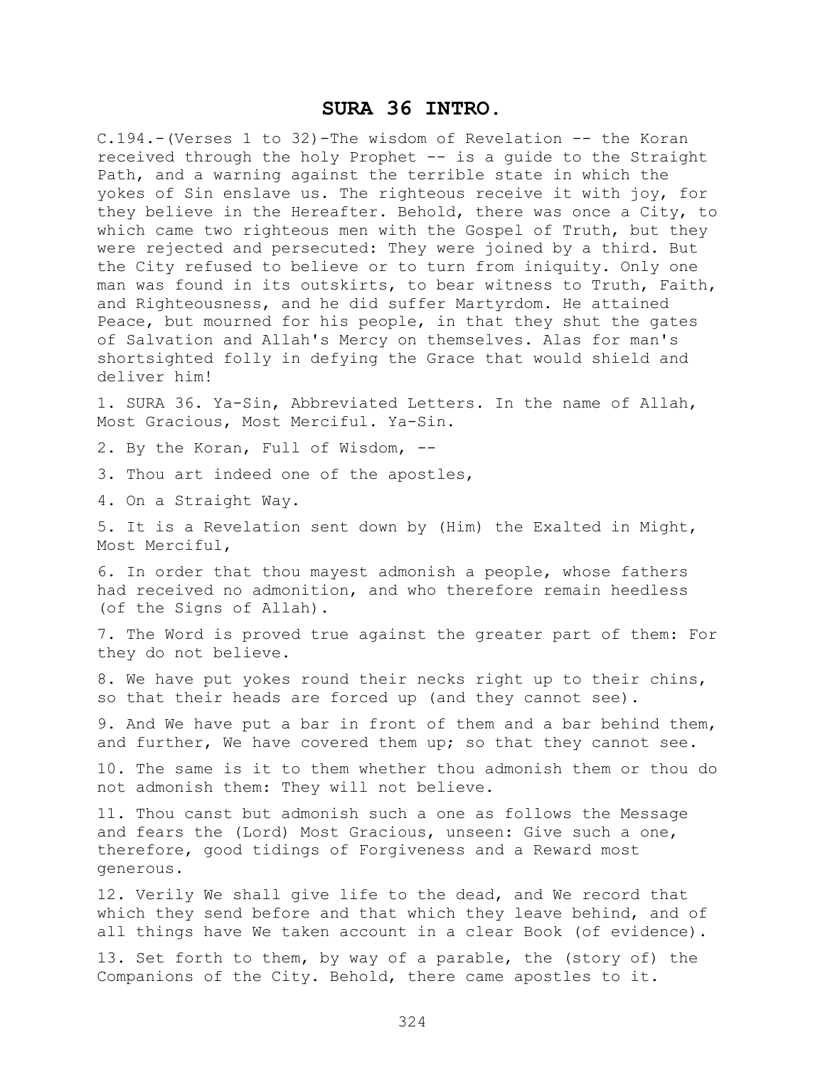# SURA 36 INTRO.

C.194.-(Verses 1 to 32)-The wisdom of Revelation -- the Koran received through the holy Prophet -- is a guide to the Straight Path, and a warning against the terrible state in which the yokes of Sin enslave us. The righteous receive it with joy, for they believe in the Hereafter. Behold, there was once a City, to which came two righteous men with the Gospel of Truth, but they were rejected and persecuted: They were joined by a third. But the City refused to believe or to turn from iniquity. Only one man was found in its outskirts, to bear witness to Truth, Faith, and Righteousness, and he did suffer Martyrdom. He attained Peace, but mourned for his people, in that they shut the gates of Salvation and Allah's Mercy on themselves. Alas for man's shortsighted folly in defying the Grace that would shield and deliver him!

1. SURA 36. Ya-Sin, Abbreviated Letters. In the name of Allah, Most Gracious, Most Merciful. Ya-Sin.

2. By the Koran, Full of Wisdom, --

3. Thou art indeed one of the apostles,

4. On a Straight Way.

5. It is a Revelation sent down by (Him) the Exalted in Might, Most Merciful,

6. In order that thou mayest admonish a people, whose fathers had received no admonition, and who therefore remain heedless (of the Signs of Allah).

7. The Word is proved true against the greater part of them: For they do not believe.

8. We have put yokes round their necks right up to their chins, so that their heads are forced up (and they cannot see).

9. And We have put a bar in front of them and a bar behind them, and further, We have covered them up; so that they cannot see.

10. The same is it to them whether thou admonish them or thou do not admonish them: They will not believe.

11. Thou canst but admonish such a one as follows the Message and fears the (Lord) Most Gracious, unseen: Give such a one, therefore, good tidings of Forgiveness and a Reward most generous.

12. Verily We shall give life to the dead, and We record that which they send before and that which they leave behind, and of all things have We taken account in a clear Book (of evidence).

13. Set forth to them, by way of a parable, the (story of) the Companions of the City. Behold, there came apostles to it.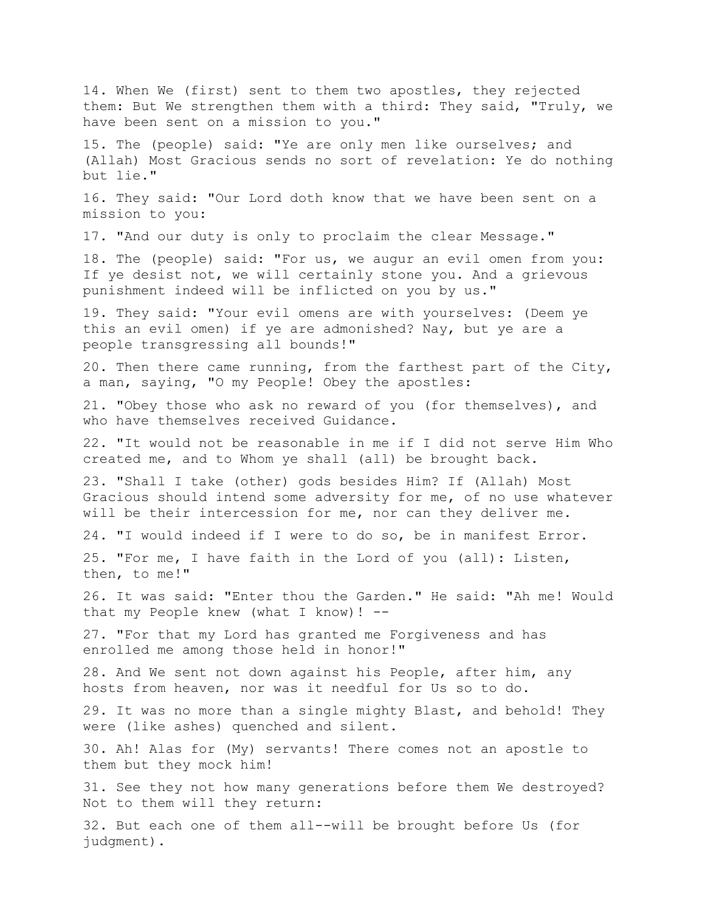14. When We (first) sent to them two apostles, they rejected them: But We strengthen them with a third: They said, "Truly, we have been sent on a mission to you."

15. The (people) said: "Ye are only men like ourselves; and (Allah) Most Gracious sends no sort of revelation: Ye do nothing but lie."

16. They said: "Our Lord doth know that we have been sent on a mission to you:

17. "And our duty is only to proclaim the clear Message."

18. The (people) said: "For us, we augur an evil omen from you: If ye desist not, we will certainly stone you. And a grievous punishment indeed will be inflicted on you by us."

19. They said: "Your evil omens are with yourselves: (Deem ye this an evil omen) if ye are admonished? Nay, but ye are a people transgressing all bounds!"

20. Then there came running, from the farthest part of the City, a man, saying, "O my People! Obey the apostles:

21. "Obey those who ask no reward of you (for themselves), and who have themselves received Guidance.

22. "It would not be reasonable in me if I did not serve Him Who created me, and to Whom ye shall (all) be brought back.

23. "Shall I take (other) gods besides Him? If (Allah) Most Gracious should intend some adversity for me, of no use whatever will be their intercession for me, nor can they deliver me.

24. "I would indeed if I were to do so, be in manifest Error.

25. "For me, I have faith in the Lord of you (all): Listen, then, to me!"

26. It was said: "Enter thou the Garden." He said: "Ah me! Would that my People knew (what I know)! --

27. "For that my Lord has granted me Forgiveness and has enrolled me among those held in honor!"

28. And We sent not down against his People, after him, any hosts from heaven, nor was it needful for Us so to do.

29. It was no more than a single mighty Blast, and behold! They were (like ashes) quenched and silent.

30. Ah! Alas for (My) servants! There comes not an apostle to them but they mock him!

31. See they not how many generations before them We destroyed? Not to them will they return:

32. But each one of them all--will be brought before Us (for judgment).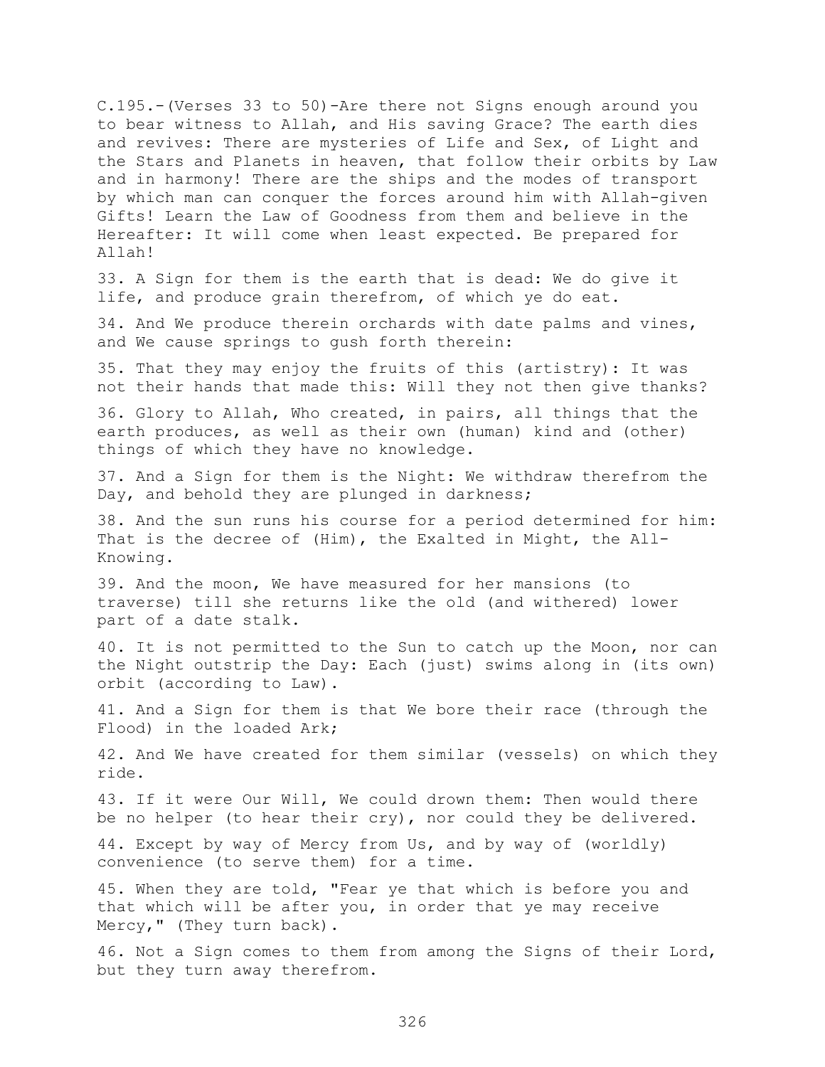C.195.-(Verses 33 to 50)-Are there not Signs enough around you to bear witness to Allah, and His saving Grace? The earth dies and revives: There are mysteries of Life and Sex, of Light and the Stars and Planets in heaven, that follow their orbits by Law and in harmony! There are the ships and the modes of transport by which man can conquer the forces around him with Allah-given Gifts! Learn the Law of Goodness from them and believe in the Hereafter: It will come when least expected. Be prepared for Allah!

33. A Sign for them is the earth that is dead: We do give it life, and produce grain therefrom, of which ye do eat.

34. And We produce therein orchards with date palms and vines, and We cause springs to gush forth therein:

35. That they may enjoy the fruits of this (artistry): It was not their hands that made this: Will they not then give thanks?

36. Glory to Allah, Who created, in pairs, all things that the earth produces, as well as their own (human) kind and (other) things of which they have no knowledge.

37. And a Sign for them is the Night: We withdraw therefrom the Day, and behold they are plunged in darkness;

38. And the sun runs his course for a period determined for him: That is the decree of (Him), the Exalted in Might, the All-Knowing.

39. And the moon, We have measured for her mansions (to traverse) till she returns like the old (and withered) lower part of a date stalk.

40. It is not permitted to the Sun to catch up the Moon, nor can the Night outstrip the Day: Each (just) swims along in (its own) orbit (according to Law).

41. And a Sign for them is that We bore their race (through the Flood) in the loaded Ark;

42. And We have created for them similar (vessels) on which they ride.

43. If it were Our Will, We could drown them: Then would there be no helper (to hear their cry), nor could they be delivered.

44. Except by way of Mercy from Us, and by way of (worldly) convenience (to serve them) for a time.

45. When they are told, "Fear ye that which is before you and that which will be after you, in order that ye may receive Mercy," (They turn back).

46. Not a Sign comes to them from among the Signs of their Lord, but they turn away therefrom.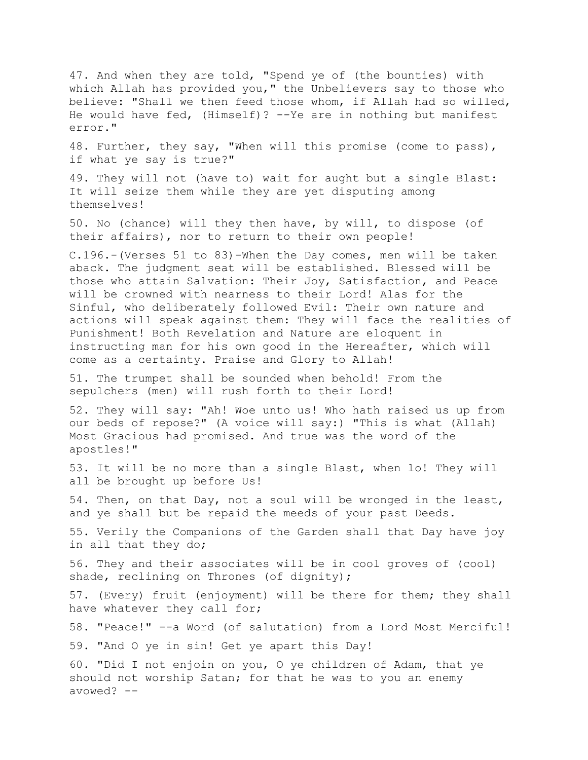47. And when they are told, "Spend ye of (the bounties) with which Allah has provided you," the Unbelievers say to those who believe: "Shall we then feed those whom, if Allah had so willed, He would have fed, (Himself)? --Ye are in nothing but manifest error."

48. Further, they say, "When will this promise (come to pass), if what ye say is true?"

49. They will not (have to) wait for aught but a single Blast: It will seize them while they are yet disputing among themselves!

50. No (chance) will they then have, by will, to dispose (of their affairs), nor to return to their own people!

C.196.-(Verses 51 to 83)-When the Day comes, men will be taken aback. The judgment seat will be established. Blessed will be those who attain Salvation: Their Joy, Satisfaction, and Peace will be crowned with nearness to their Lord! Alas for the Sinful, who deliberately followed Evil: Their own nature and actions will speak against them: They will face the realities of Punishment! Both Revelation and Nature are eloquent in instructing man for his own good in the Hereafter, which will come as a certainty. Praise and Glory to Allah!

51. The trumpet shall be sounded when behold! From the sepulchers (men) will rush forth to their Lord!

52. They will say: "Ah! Woe unto us! Who hath raised us up from our beds of repose?" (A voice will say:) "This is what (Allah) Most Gracious had promised. And true was the word of the apostles!"

53. It will be no more than a single Blast, when lo! They will all be brought up before Us!

54. Then, on that Day, not a soul will be wronged in the least, and ye shall but be repaid the meeds of your past Deeds.

55. Verily the Companions of the Garden shall that Day have joy in all that they do;

56. They and their associates will be in cool groves of (cool) shade, reclining on Thrones (of dignity);

57. (Every) fruit (enjoyment) will be there for them; they shall have whatever they call for;

58. "Peace!" --a Word (of salutation) from a Lord Most Merciful!

59. "And O ye in sin! Get ye apart this Day!

60. "Did I not enjoin on you, O ye children of Adam, that ye should not worship Satan; for that he was to you an enemy avowed? --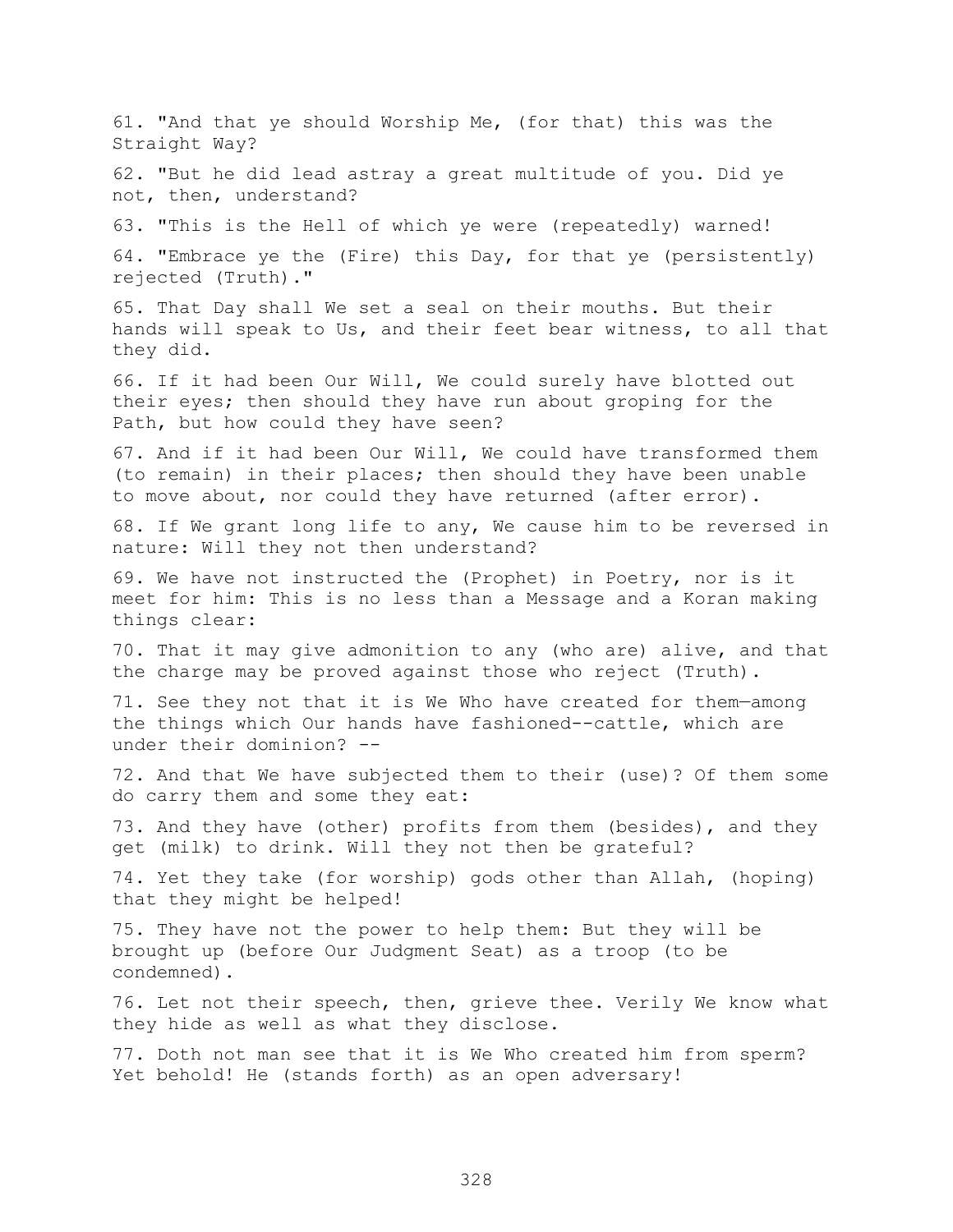61. "And that ye should Worship Me, (for that) this was the Straight Way?

62. "But he did lead astray a great multitude of you. Did ye not, then, understand?

63. "This is the Hell of which ye were (repeatedly) warned!

64. "Embrace ye the (Fire) this Day, for that ye (persistently) rejected (Truth)."

65. That Day shall We set a seal on their mouths. But their hands will speak to Us, and their feet bear witness, to all that they did.

66. If it had been Our Will, We could surely have blotted out their eyes; then should they have run about groping for the Path, but how could they have seen?

67. And if it had been Our Will, We could have transformed them (to remain) in their places; then should they have been unable to move about, nor could they have returned (after error).

68. If We grant long life to any, We cause him to be reversed in nature: Will they not then understand?

69. We have not instructed the (Prophet) in Poetry, nor is it meet for him: This is no less than a Message and a Koran making things clear:

70. That it may give admonition to any (who are) alive, and that the charge may be proved against those who reject (Truth).

71. See they not that it is We Who have created for them—among the things which Our hands have fashioned--cattle, which are under their dominion? --

72. And that We have subjected them to their (use)? Of them some do carry them and some they eat:

73. And they have (other) profits from them (besides), and they get (milk) to drink. Will they not then be grateful?

74. Yet they take (for worship) gods other than Allah, (hoping) that they might be helped!

75. They have not the power to help them: But they will be brought up (before Our Judgment Seat) as a troop (to be condemned).

76. Let not their speech, then, grieve thee. Verily We know what they hide as well as what they disclose.

77. Doth not man see that it is We Who created him from sperm? Yet behold! He (stands forth) as an open adversary!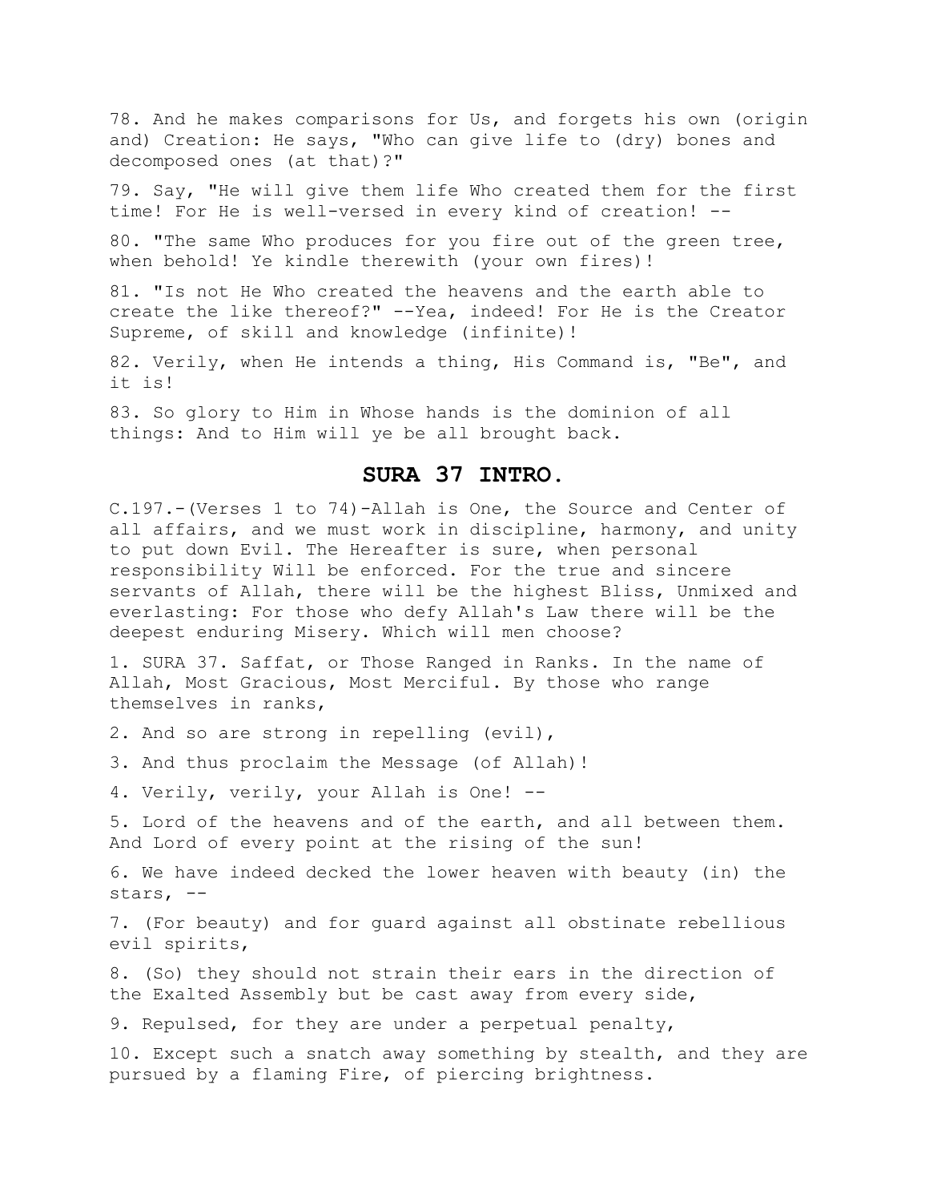78. And he makes comparisons for Us, and forgets his own (origin and) Creation: He says, "Who can give life to (dry) bones and decomposed ones (at that)?"

79. Say, "He will give them life Who created them for the first time! For He is well-versed in every kind of creation! --

80. "The same Who produces for you fire out of the green tree, when behold! Ye kindle therewith (your own fires)!

81. "Is not He Who created the heavens and the earth able to create the like thereof?" --Yea, indeed! For He is the Creator Supreme, of skill and knowledge (infinite)!

82. Verily, when He intends a thing, His Command is, "Be", and it is!

83. So glory to Him in Whose hands is the dominion of all things: And to Him will ye be all brought back.

## SURA 37 INTRO.

C.197.-(Verses 1 to 74)-Allah is One, the Source and Center of all affairs, and we must work in discipline, harmony, and unity to put down Evil. The Hereafter is sure, when personal responsibility Will be enforced. For the true and sincere servants of Allah, there will be the highest Bliss, Unmixed and everlasting: For those who defy Allah's Law there will be the deepest enduring Misery. Which will men choose?

1. SURA 37. Saffat, or Those Ranged in Ranks. In the name of Allah, Most Gracious, Most Merciful. By those who range themselves in ranks,

2. And so are strong in repelling (evil),

3. And thus proclaim the Message (of Allah)!

4. Verily, verily, your Allah is One! --

5. Lord of the heavens and of the earth, and all between them. And Lord of every point at the rising of the sun!

6. We have indeed decked the lower heaven with beauty (in) the stars, --

7. (For beauty) and for guard against all obstinate rebellious evil spirits,

8. (So) they should not strain their ears in the direction of the Exalted Assembly but be cast away from every side,

9. Repulsed, for they are under a perpetual penalty,

10. Except such a snatch away something by stealth, and they are pursued by a flaming Fire, of piercing brightness.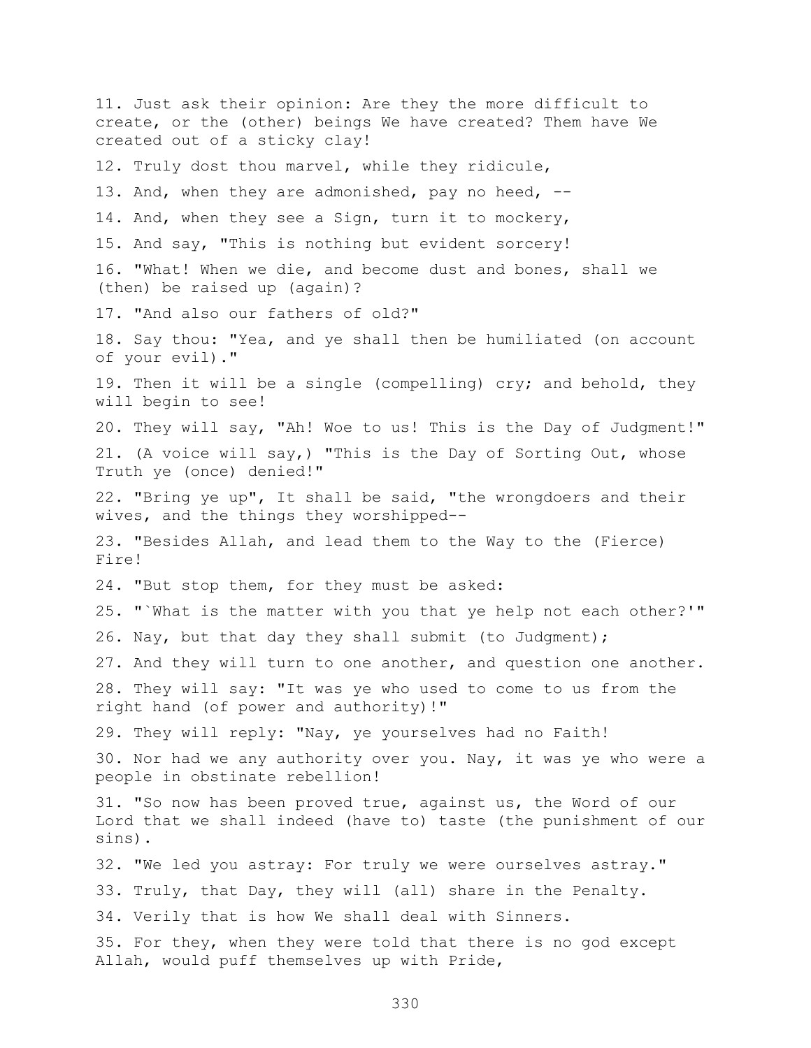11. Just ask their opinion: Are they the more difficult to create, or the (other) beings We have created? Them have We created out of a sticky clay!

12. Truly dost thou marvel, while they ridicule,

13. And, when they are admonished, pay no heed, --

14. And, when they see a Sign, turn it to mockery,

15. And say, "This is nothing but evident sorcery!

16. "What! When we die, and become dust and bones, shall we (then) be raised up (again)?

17. "And also our fathers of old?"

18. Say thou: "Yea, and ye shall then be humiliated (on account of your evil)."

19. Then it will be a single (compelling) cry; and behold, they will begin to see!

20. They will say, "Ah! Woe to us! This is the Day of Judgment!"

21. (A voice will say,) "This is the Day of Sorting Out, whose Truth ye (once) denied!"

22. "Bring ye up", It shall be said, "the wrongdoers and their wives, and the things they worshipped--

23. "Besides Allah, and lead them to the Way to the (Fierce) Fire!

24. "But stop them, for they must be asked:

25. "`What is the matter with you that ye help not each other?'"

26. Nay, but that day they shall submit (to Judgment);

27. And they will turn to one another, and question one another.

28. They will say: "It was ye who used to come to us from the right hand (of power and authority)!"

29. They will reply: "Nay, ye yourselves had no Faith!

30. Nor had we any authority over you. Nay, it was ye who were a people in obstinate rebellion!

31. "So now has been proved true, against us, the Word of our Lord that we shall indeed (have to) taste (the punishment of our sins).

32. "We led you astray: For truly we were ourselves astray."

33. Truly, that Day, they will (all) share in the Penalty.

34. Verily that is how We shall deal with Sinners.

35. For they, when they were told that there is no god except Allah, would puff themselves up with Pride,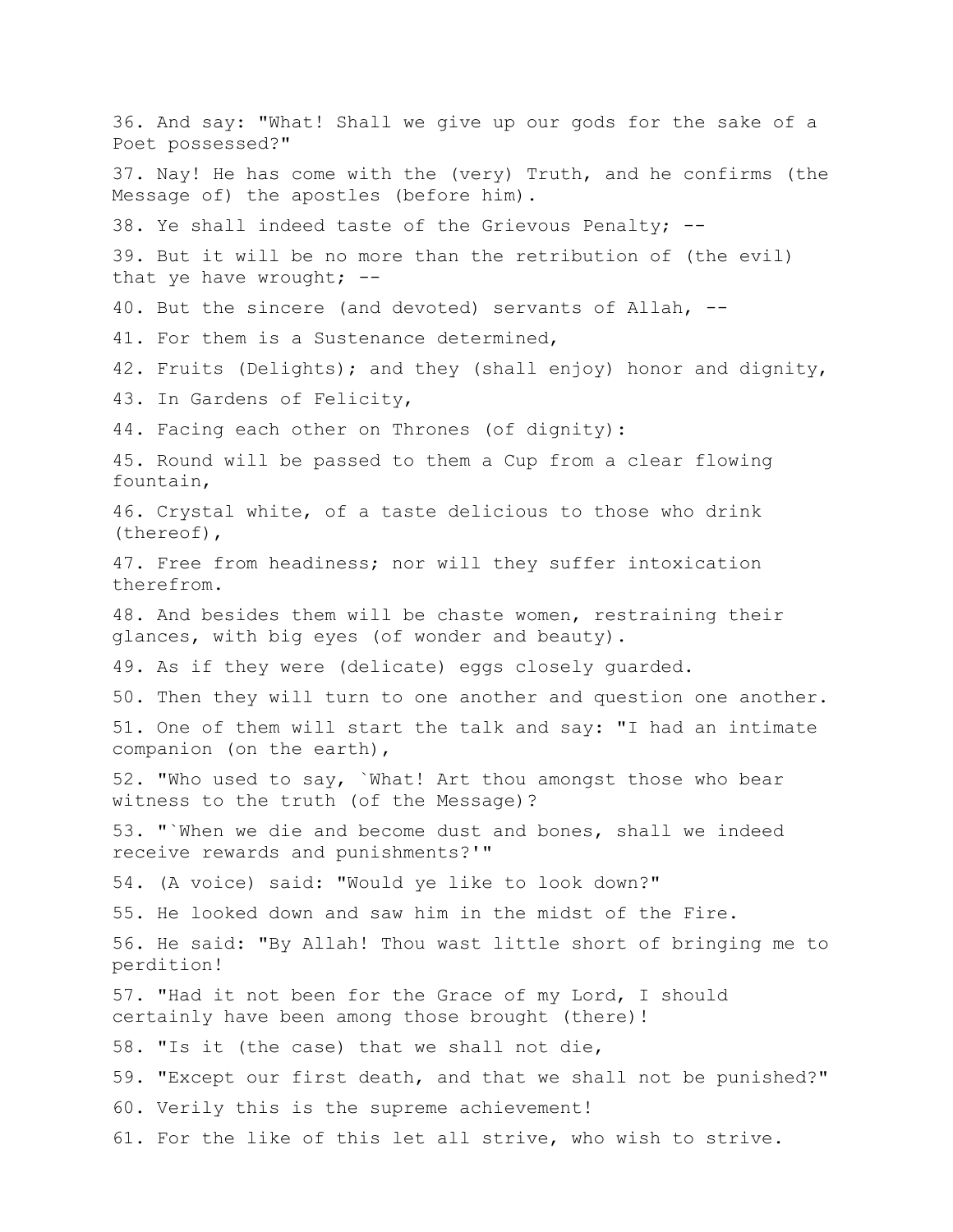36. And say: "What! Shall we give up our gods for the sake of a Poet possessed?"

37. Nay! He has come with the (very) Truth, and he confirms (the Message of) the apostles (before him).

38. Ye shall indeed taste of the Grievous Penalty; --

39. But it will be no more than the retribution of (the evil) that ye have wrought; --

40. But the sincere (and devoted) servants of Allah, --

41. For them is a Sustenance determined,

42. Fruits (Delights); and they (shall enjoy) honor and dignity,

43. In Gardens of Felicity,

44. Facing each other on Thrones (of dignity):

45. Round will be passed to them a Cup from a clear flowing fountain,

46. Crystal white, of a taste delicious to those who drink (thereof),

47. Free from headiness; nor will they suffer intoxication therefrom.

48. And besides them will be chaste women, restraining their glances, with big eyes (of wonder and beauty).

49. As if they were (delicate) eggs closely guarded.

50. Then they will turn to one another and question one another.

51. One of them will start the talk and say: "I had an intimate companion (on the earth),

52. "Who used to say, `What! Art thou amongst those who bear witness to the truth (of the Message)?

53. "`When we die and become dust and bones, shall we indeed receive rewards and punishments?'"

54. (A voice) said: "Would ye like to look down?"

55. He looked down and saw him in the midst of the Fire.

56. He said: "By Allah! Thou wast little short of bringing me to perdition!

57. "Had it not been for the Grace of my Lord, I should certainly have been among those brought (there)!

58. "Is it (the case) that we shall not die,

59. "Except our first death, and that we shall not be punished?"

60. Verily this is the supreme achievement!

61. For the like of this let all strive, who wish to strive.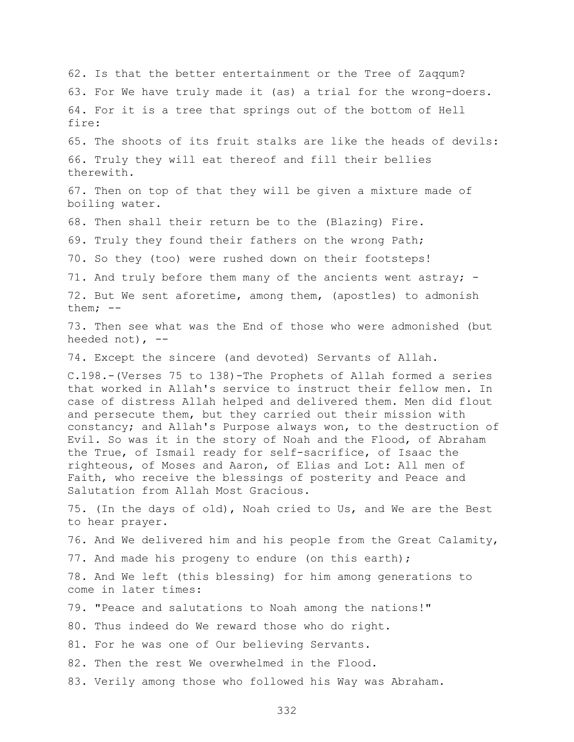62. Is that the better entertainment or the Tree of Zaqqum?

63. For We have truly made it (as) a trial for the wrong-doers.

64. For it is a tree that springs out of the bottom of Hell fire:

65. The shoots of its fruit stalks are like the heads of devils:

66. Truly they will eat thereof and fill their bellies therewith.

67. Then on top of that they will be given a mixture made of boiling water.

68. Then shall their return be to the (Blazing) Fire.

69. Truly they found their fathers on the wrong Path;

70. So they (too) were rushed down on their footsteps!

71. And truly before them many of the ancients went astray; -

72. But We sent aforetime, among them, (apostles) to admonish them; --

73. Then see what was the End of those who were admonished (but heeded not), --

74. Except the sincere (and devoted) Servants of Allah.

C.198.-(Verses 75 to 138)-The Prophets of Allah formed a series that worked in Allah's service to instruct their fellow men. In case of distress Allah helped and delivered them. Men did flout and persecute them, but they carried out their mission with constancy; and Allah's Purpose always won, to the destruction of Evil. So was it in the story of Noah and the Flood, of Abraham the True, of Ismail ready for self-sacrifice, of Isaac the righteous, of Moses and Aaron, of Elias and Lot: All men of Faith, who receive the blessings of posterity and Peace and Salutation from Allah Most Gracious.

75. (In the days of old), Noah cried to Us, and We are the Best to hear prayer.

76. And We delivered him and his people from the Great Calamity,

77. And made his progeny to endure (on this earth);

78. And We left (this blessing) for him among generations to come in later times:

79. "Peace and salutations to Noah among the nations!"

80. Thus indeed do We reward those who do right.

81. For he was one of Our believing Servants.

82. Then the rest We overwhelmed in the Flood.

83. Verily among those who followed his Way was Abraham.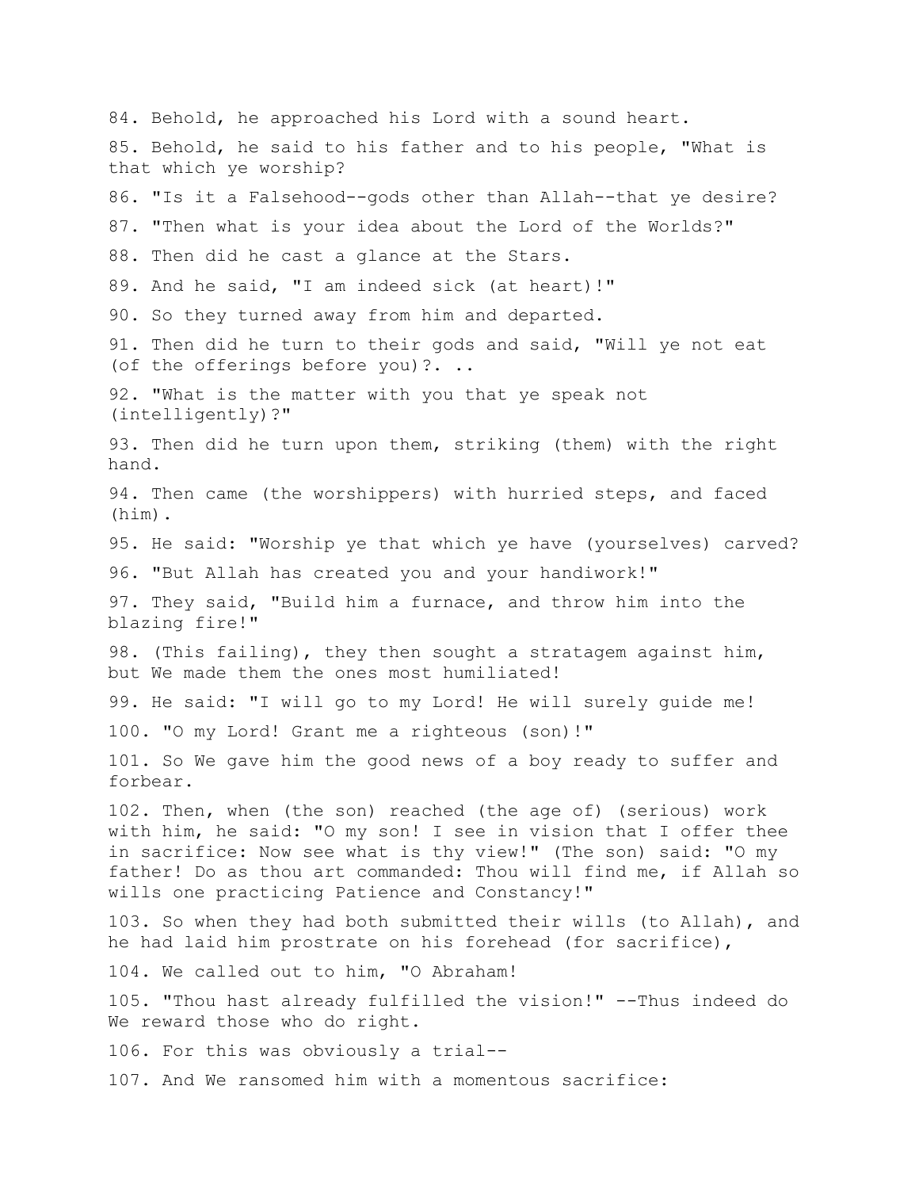84. Behold, he approached his Lord with a sound heart.

85. Behold, he said to his father and to his people, "What is that which ye worship?

86. "Is it a Falsehood--gods other than Allah--that ye desire?

87. "Then what is your idea about the Lord of the Worlds?"

88. Then did he cast a glance at the Stars.

89. And he said, "I am indeed sick (at heart)!"

90. So they turned away from him and departed.

91. Then did he turn to their gods and said, "Will ye not eat (of the offerings before you)?. ..

92. "What is the matter with you that ye speak not (intelligently)?"

93. Then did he turn upon them, striking (them) with the right hand.

94. Then came (the worshippers) with hurried steps, and faced (him).

95. He said: "Worship ye that which ye have (yourselves) carved?

96. "But Allah has created you and your handiwork!"

97. They said, "Build him a furnace, and throw him into the blazing fire!"

98. (This failing), they then sought a stratagem against him, but We made them the ones most humiliated!

99. He said: "I will go to my Lord! He will surely guide me!

100. "O my Lord! Grant me a righteous (son)!"

101. So We gave him the good news of a boy ready to suffer and forbear.

102. Then, when (the son) reached (the age of) (serious) work with him, he said: "O my son! I see in vision that I offer thee in sacrifice: Now see what is thy view!" (The son) said: "O my father! Do as thou art commanded: Thou will find me, if Allah so wills one practicing Patience and Constancy!"

103. So when they had both submitted their wills (to Allah), and he had laid him prostrate on his forehead (for sacrifice),

104. We called out to him, "O Abraham!

105. "Thou hast already fulfilled the vision!" --Thus indeed do We reward those who do right.

106. For this was obviously a trial--

107. And We ransomed him with a momentous sacrifice: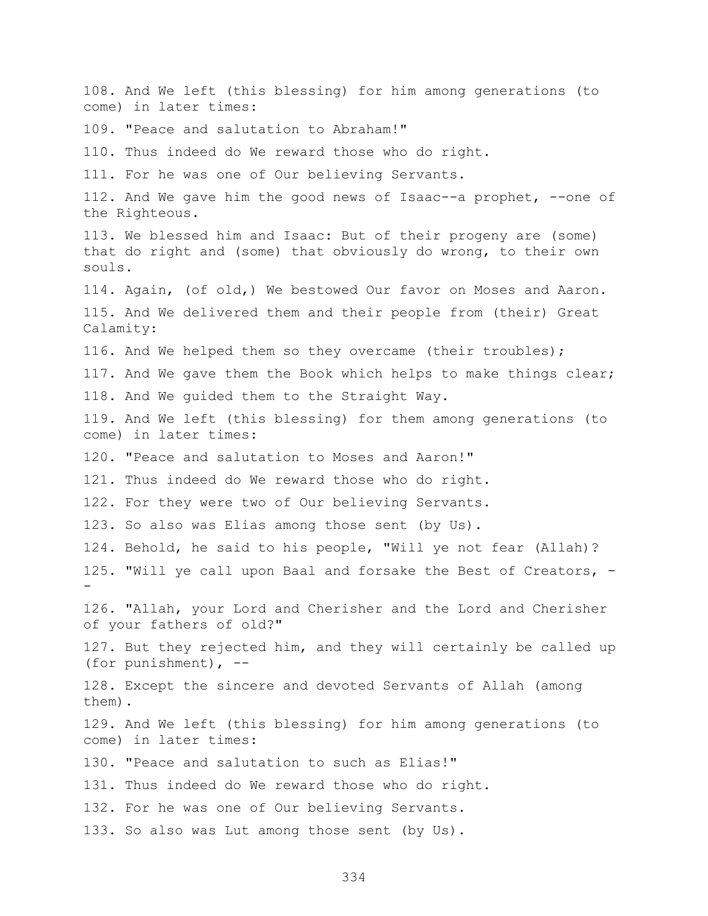108. And We left (this blessing) for him among generations (to come) in later times:

109. "Peace and salutation to Abraham!"

110. Thus indeed do We reward those who do right.

111. For he was one of Our believing Servants.

112. And We gave him the good news of Isaac--a prophet, --one of the Righteous.

113. We blessed him and Isaac: But of their progeny are (some) that do right and (some) that obviously do wrong, to their own souls.

114. Again, (of old,) We bestowed Our favor on Moses and Aaron.

115. And We delivered them and their people from (their) Great Calamity:

116. And We helped them so they overcame (their troubles);

117. And We gave them the Book which helps to make things clear;

118. And We guided them to the Straight Way.

119. And We left (this blessing) for them among generations (to come) in later times:

120. "Peace and salutation to Moses and Aaron!"

121. Thus indeed do We reward those who do right.

122. For they were two of Our believing Servants.

123. So also was Elias among those sent (by Us).

124. Behold, he said to his people, "Will ye not fear (Allah)?

125. "Will ye call upon Baal and forsake the Best of Creators, --

126. "Allah, your Lord and Cherisher and the Lord and Cherisher of your fathers of old?"

127. But they rejected him, and they will certainly be called up (for punishment), --

128. Except the sincere and devoted Servants of Allah (among them).

129. And We left (this blessing) for him among generations (to come) in later times:

130. "Peace and salutation to such as Elias!"

131. Thus indeed do We reward those who do right.

132. For he was one of Our believing Servants.

133. So also was Lut among those sent (by Us).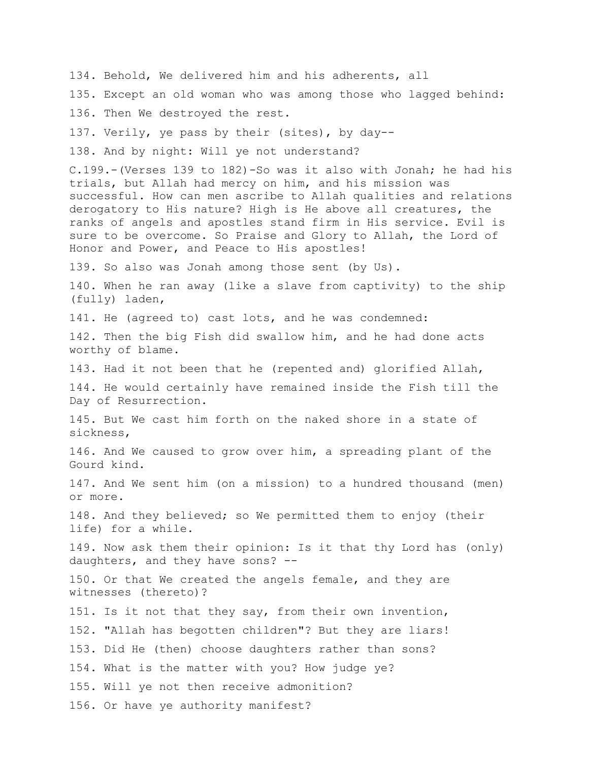134. Behold, We delivered him and his adherents, all

135. Except an old woman who was among those who lagged behind:

136. Then We destroyed the rest.

137. Verily, ye pass by their (sites), by day--

138. And by night: Will ye not understand?

C.199.-(Verses 139 to 182)-So was it also with Jonah; he had his trials, but Allah had mercy on him, and his mission was successful. How can men ascribe to Allah qualities and relations derogatory to His nature? High is He above all creatures, the ranks of angels and apostles stand firm in His service. Evil is sure to be overcome. So Praise and Glory to Allah, the Lord of Honor and Power, and Peace to His apostles!

139. So also was Jonah among those sent (by Us).

140. When he ran away (like a slave from captivity) to the ship (fully) laden,

141. He (agreed to) cast lots, and he was condemned:

142. Then the big Fish did swallow him, and he had done acts worthy of blame.

143. Had it not been that he (repented and) glorified Allah,

144. He would certainly have remained inside the Fish till the Day of Resurrection.

145. But We cast him forth on the naked shore in a state of sickness,

146. And We caused to grow over him, a spreading plant of the Gourd kind.

147. And We sent him (on a mission) to a hundred thousand (men) or more.

148. And they believed; so We permitted them to enjoy (their life) for a while.

149. Now ask them their opinion: Is it that thy Lord has (only) daughters, and they have sons? --

150. Or that We created the angels female, and they are witnesses (thereto)?

151. Is it not that they say, from their own invention,

152. "Allah has begotten children"? But they are liars!

153. Did He (then) choose daughters rather than sons?

154. What is the matter with you? How judge ye?

155. Will ye not then receive admonition?

156. Or have ye authority manifest?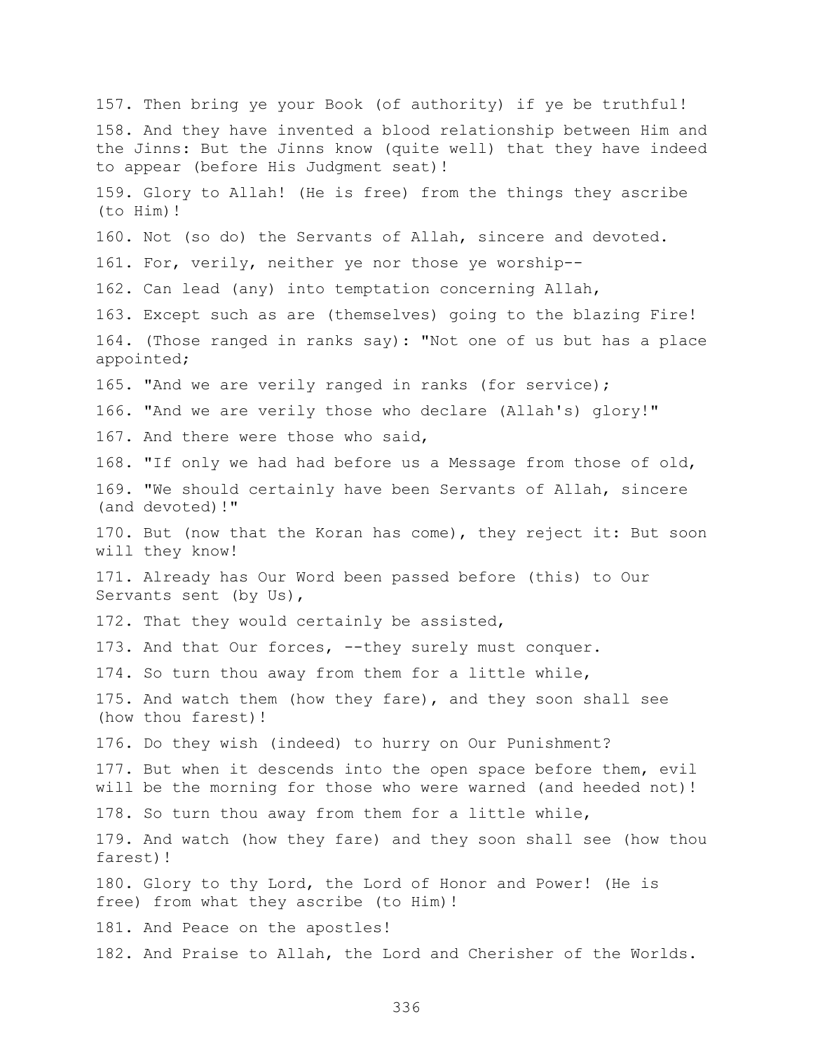157. Then bring ye your Book (of authority) if ye be truthful!

158. And they have invented a blood relationship between Him and the Jinns: But the Jinns know (quite well) that they have indeed to appear (before His Judgment seat)!

159. Glory to Allah! (He is free) from the things they ascribe (to Him)!

160. Not (so do) the Servants of Allah, sincere and devoted.

161. For, verily, neither ye nor those ye worship--

162. Can lead (any) into temptation concerning Allah,

163. Except such as are (themselves) going to the blazing Fire!

164. (Those ranged in ranks say): "Not one of us but has a place appointed;

165. "And we are verily ranged in ranks (for service);

166. "And we are verily those who declare (Allah's) glory!"

167. And there were those who said,

168. "If only we had had before us a Message from those of old,

169. "We should certainly have been Servants of Allah, sincere (and devoted)!"

170. But (now that the Koran has come), they reject it: But soon will they know!

171. Already has Our Word been passed before (this) to Our Servants sent (by Us),

172. That they would certainly be assisted,

173. And that Our forces, --they surely must conquer.

174. So turn thou away from them for a little while,

175. And watch them (how they fare), and they soon shall see (how thou farest)!

176. Do they wish (indeed) to hurry on Our Punishment?

177. But when it descends into the open space before them, evil will be the morning for those who were warned (and heeded not)!

178. So turn thou away from them for a little while,

179. And watch (how they fare) and they soon shall see (how thou farest)!

180. Glory to thy Lord, the Lord of Honor and Power! (He is free) from what they ascribe (to Him)!

181. And Peace on the apostles!

182. And Praise to Allah, the Lord and Cherisher of the Worlds.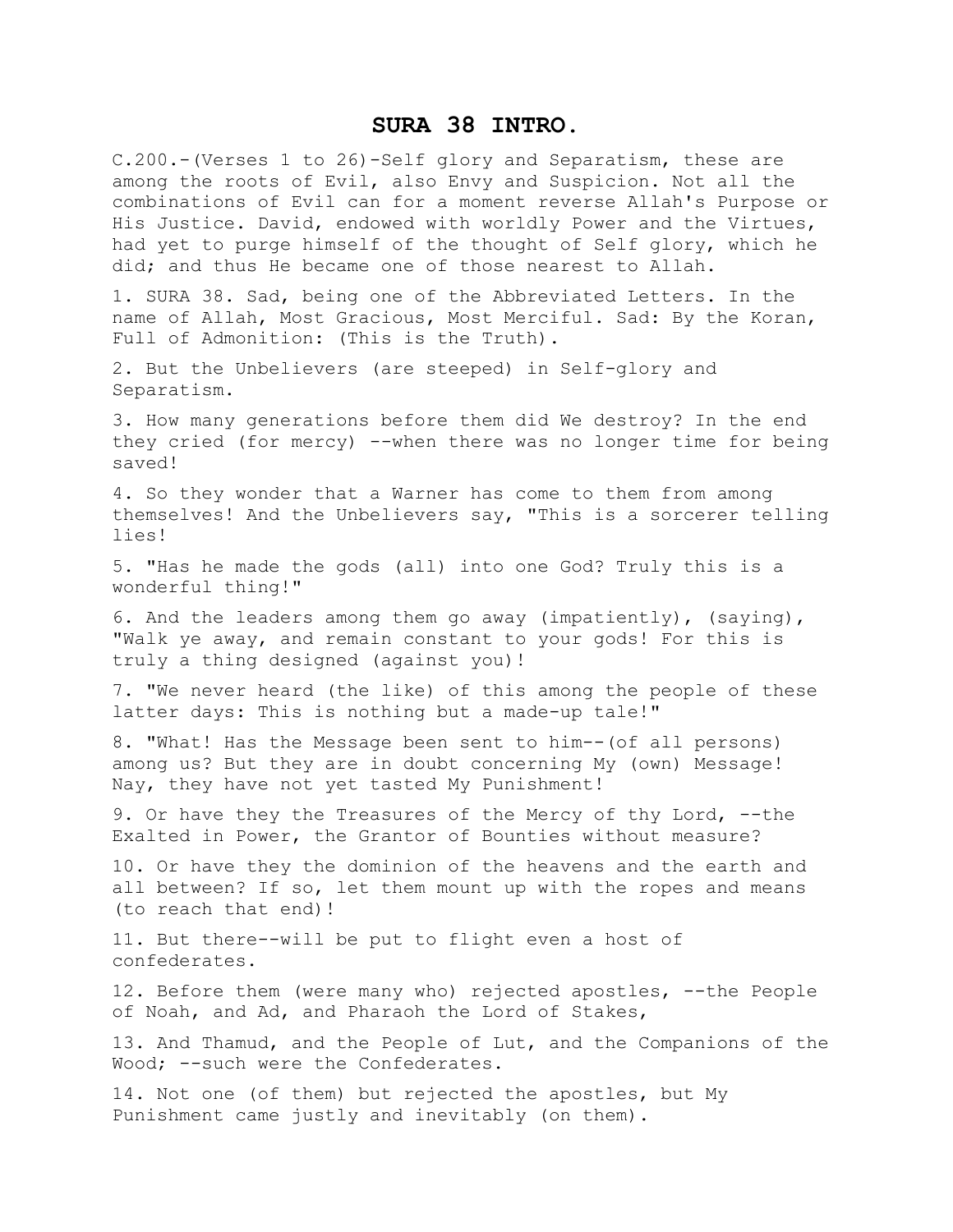# SURA 38 INTRO.

C.200.-(Verses 1 to 26)-Self glory and Separatism, these are among the roots of Evil, also Envy and Suspicion. Not all the combinations of Evil can for a moment reverse Allah's Purpose or His Justice. David, endowed with worldly Power and the Virtues, had yet to purge himself of the thought of Self glory, which he did; and thus He became one of those nearest to Allah.

1. SURA 38. Sad, being one of the Abbreviated Letters. In the name of Allah, Most Gracious, Most Merciful. Sad: By the Koran, Full of Admonition: (This is the Truth).

2. But the Unbelievers (are steeped) in Self-glory and Separatism.

3. How many generations before them did We destroy? In the end they cried (for mercy) --when there was no longer time for being saved!

4. So they wonder that a Warner has come to them from among themselves! And the Unbelievers say, "This is a sorcerer telling lies!

5. "Has he made the gods (all) into one God? Truly this is a wonderful thing!"

6. And the leaders among them go away (impatiently), (saying), "Walk ye away, and remain constant to your gods! For this is truly a thing designed (against you)!

7. "We never heard (the like) of this among the people of these latter days: This is nothing but a made-up tale!"

8. "What! Has the Message been sent to him--(of all persons) among us? But they are in doubt concerning My (own) Message! Nay, they have not yet tasted My Punishment!

9. Or have they the Treasures of the Mercy of thy Lord, --the Exalted in Power, the Grantor of Bounties without measure?

10. Or have they the dominion of the heavens and the earth and all between? If so, let them mount up with the ropes and means (to reach that end)!

11. But there--will be put to flight even a host of confederates.

12. Before them (were many who) rejected apostles, --the People of Noah, and Ad, and Pharaoh the Lord of Stakes,

13. And Thamud, and the People of Lut, and the Companions of the Wood; --such were the Confederates.

14. Not one (of them) but rejected the apostles, but My Punishment came justly and inevitably (on them).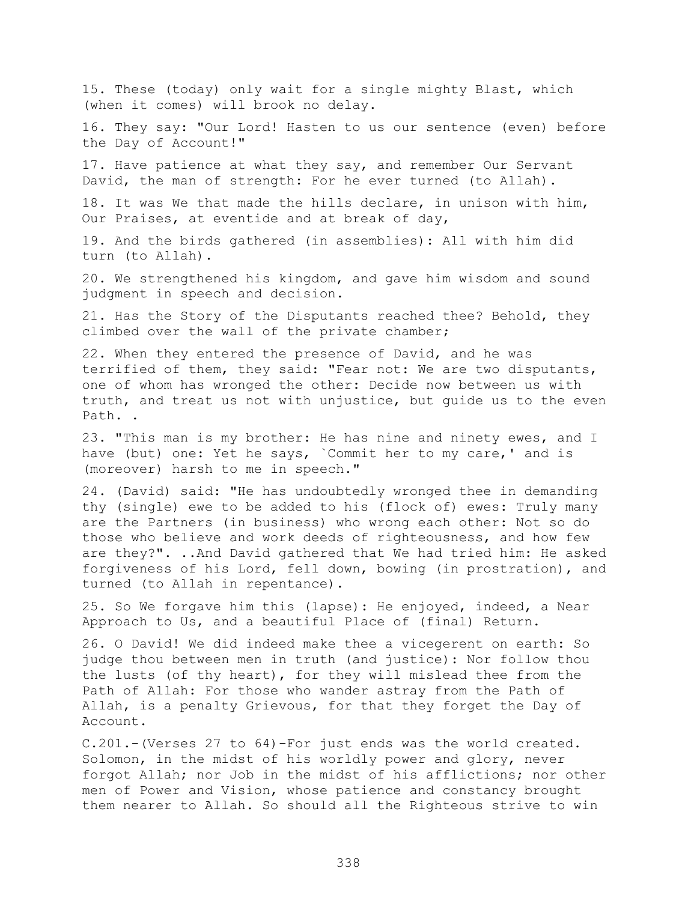15. These (today) only wait for a single mighty Blast, which (when it comes) will brook no delay.

16. They say: "Our Lord! Hasten to us our sentence (even) before the Day of Account!"

17. Have patience at what they say, and remember Our Servant David, the man of strength: For he ever turned (to Allah).

18. It was We that made the hills declare, in unison with him, Our Praises, at eventide and at break of day,

19. And the birds gathered (in assemblies): All with him did turn (to Allah).

20. We strengthened his kingdom, and gave him wisdom and sound judgment in speech and decision.

21. Has the Story of the Disputants reached thee? Behold, they climbed over the wall of the private chamber;

22. When they entered the presence of David, and he was terrified of them, they said: "Fear not: We are two disputants, one of whom has wronged the other: Decide now between us with truth, and treat us not with unjustice, but guide us to the even Path. .

23. "This man is my brother: He has nine and ninety ewes, and I have (but) one: Yet he says, `Commit her to my care,' and is (moreover) harsh to me in speech."

24. (David) said: "He has undoubtedly wronged thee in demanding thy (single) ewe to be added to his (flock of) ewes: Truly many are the Partners (in business) who wrong each other: Not so do those who believe and work deeds of righteousness, and how few are they?". ..And David gathered that We had tried him: He asked forgiveness of his Lord, fell down, bowing (in prostration), and turned (to Allah in repentance).

25. So We forgave him this (lapse): He enjoyed, indeed, a Near Approach to Us, and a beautiful Place of (final) Return.

26. O David! We did indeed make thee a vicegerent on earth: So judge thou between men in truth (and justice): Nor follow thou the lusts (of thy heart), for they will mislead thee from the Path of Allah: For those who wander astray from the Path of Allah, is a penalty Grievous, for that they forget the Day of Account.

C.201.-(Verses 27 to 64)-For just ends was the world created. Solomon, in the midst of his worldly power and glory, never forgot Allah; nor Job in the midst of his afflictions; nor other men of Power and Vision, whose patience and constancy brought them nearer to Allah. So should all the Righteous strive to win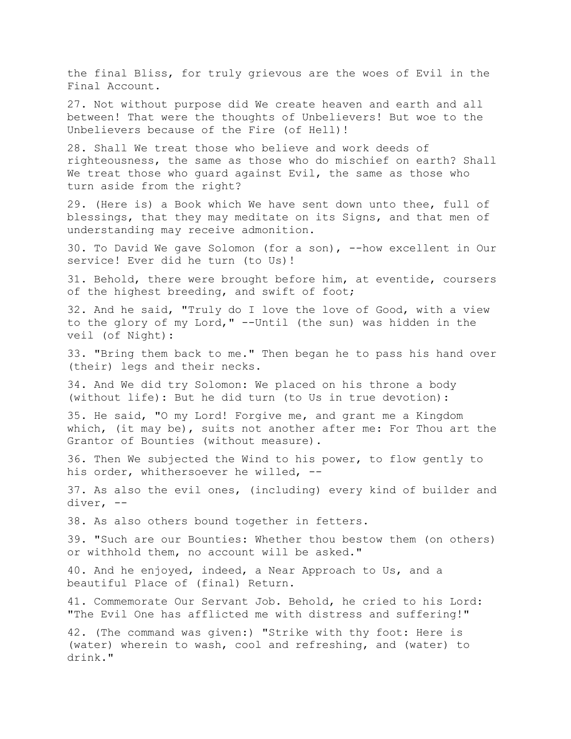the final Bliss, for truly grievous are the woes of Evil in the Final Account.

27. Not without purpose did We create heaven and earth and all between! That were the thoughts of Unbelievers! But woe to the Unbelievers because of the Fire (of Hell)!

28. Shall We treat those who believe and work deeds of righteousness, the same as those who do mischief on earth? Shall We treat those who guard against Evil, the same as those who turn aside from the right?

29. (Here is) a Book which We have sent down unto thee, full of blessings, that they may meditate on its Signs, and that men of understanding may receive admonition.

30. To David We gave Solomon (for a son), --how excellent in Our service! Ever did he turn (to Us)!

31. Behold, there were brought before him, at eventide, coursers of the highest breeding, and swift of foot;

32. And he said, "Truly do I love the love of Good, with a view to the glory of my Lord," --Until (the sun) was hidden in the veil (of Night):

33. "Bring them back to me." Then began he to pass his hand over (their) legs and their necks.

34. And We did try Solomon: We placed on his throne a body (without life): But he did turn (to Us in true devotion):

35. He said, "O my Lord! Forgive me, and grant me a Kingdom which, (it may be), suits not another after me: For Thou art the Grantor of Bounties (without measure).

36. Then We subjected the Wind to his power, to flow gently to his order, whithersoever he willed, --

37. As also the evil ones, (including) every kind of builder and diver, --

38. As also others bound together in fetters.

39. "Such are our Bounties: Whether thou bestow them (on others) or withhold them, no account will be asked."

40. And he enjoyed, indeed, a Near Approach to Us, and a beautiful Place of (final) Return.

41. Commemorate Our Servant Job. Behold, he cried to his Lord: "The Evil One has afflicted me with distress and suffering!"

42. (The command was given:) "Strike with thy foot: Here is (water) wherein to wash, cool and refreshing, and (water) to drink."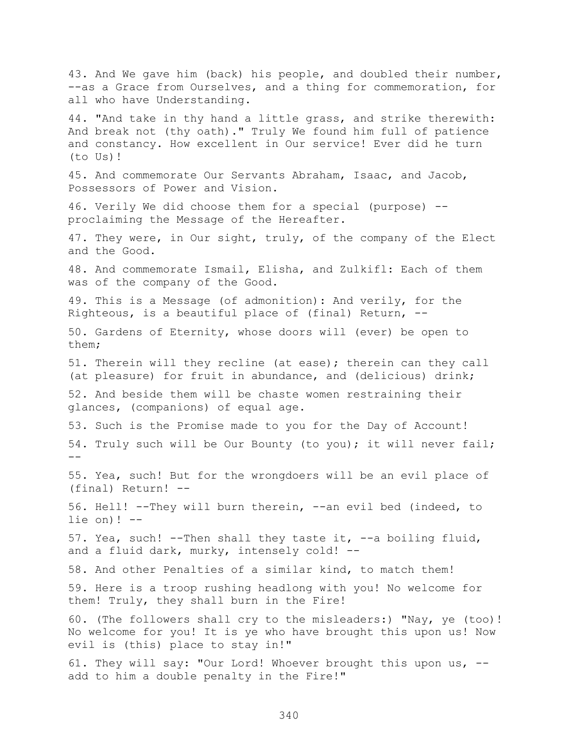43. And We gave him (back) his people, and doubled their number, --as a Grace from Ourselves, and a thing for commemoration, for all who have Understanding.

44. "And take in thy hand a little grass, and strike therewith: And break not (thy oath)." Truly We found him full of patience and constancy. How excellent in Our service! Ever did he turn (to Us)!

45. And commemorate Our Servants Abraham, Isaac, and Jacob, Possessors of Power and Vision.

46. Verily We did choose them for a special (purpose) -- proclaiming the Message of the Hereafter.

47. They were, in Our sight, truly, of the company of the Elect and the Good.

48. And commemorate Ismail, Elisha, and Zulkifl: Each of them was of the company of the Good.

49. This is a Message (of admonition): And verily, for the Righteous, is a beautiful place of (final) Return, --

50. Gardens of Eternity, whose doors will (ever) be open to them;

51. Therein will they recline (at ease); therein can they call (at pleasure) for fruit in abundance, and (delicious) drink;

52. And beside them will be chaste women restraining their glances, (companions) of equal age.

53. Such is the Promise made to you for the Day of Account!

54. Truly such will be Our Bounty (to you); it will never fail; --

55. Yea, such! But for the wrongdoers will be an evil place of (final) Return! --

56. Hell! --They will burn therein, --an evil bed (indeed, to lie on)! --

57. Yea, such! --Then shall they taste it, --a boiling fluid, and a fluid dark, murky, intensely cold! --

58. And other Penalties of a similar kind, to match them!

59. Here is a troop rushing headlong with you! No welcome for them! Truly, they shall burn in the Fire!

60. (The followers shall cry to the misleaders:) "Nay, ye (too)! No welcome for you! It is ye who have brought this upon us! Now evil is (this) place to stay in!"

61. They will say: "Our Lord! Whoever brought this upon us, -- add to him a double penalty in the Fire!"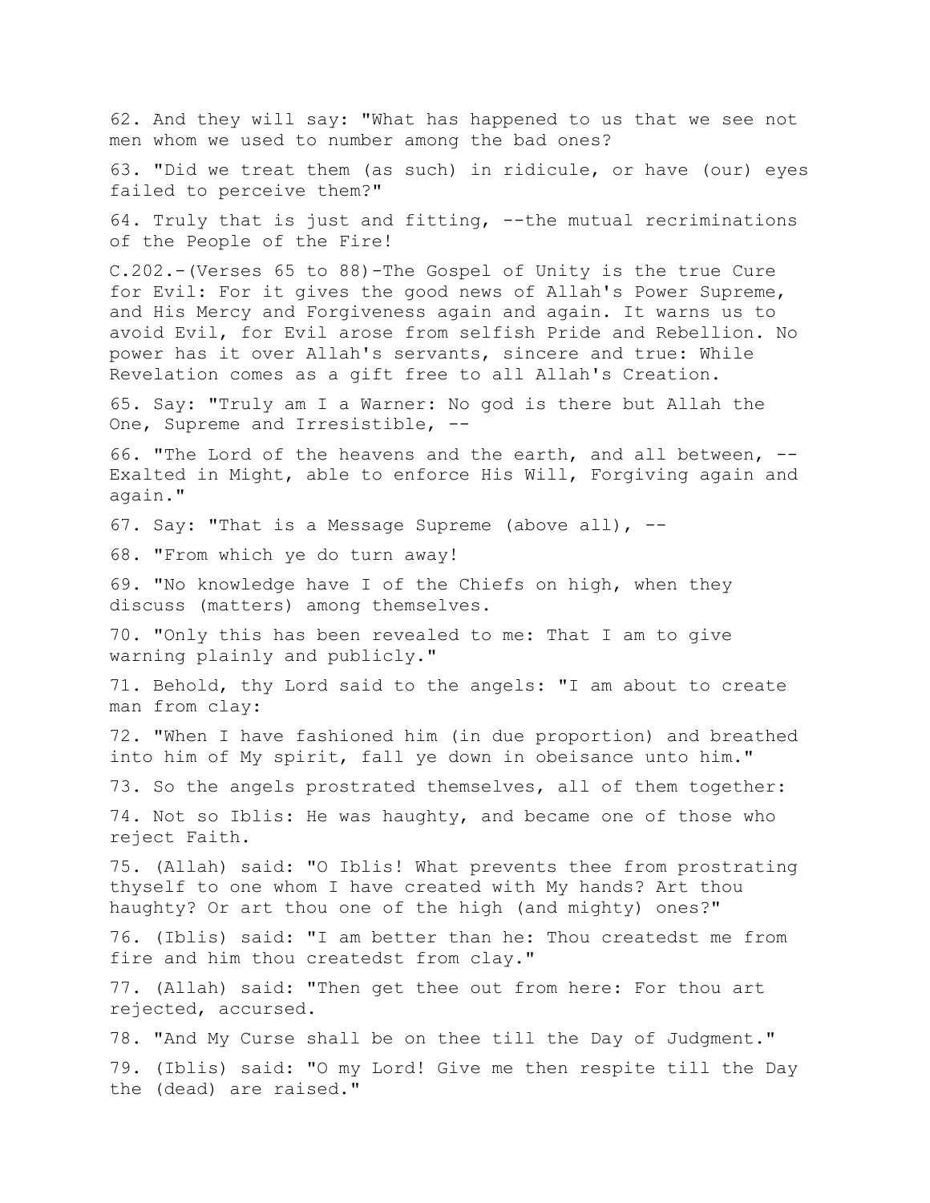62. And they will say: "What has happened to us that we see not men whom we used to number among the bad ones?

63. "Did we treat them (as such) in ridicule, or have (our) eyes failed to perceive them?"

64. Truly that is just and fitting, --the mutual recriminations of the People of the Fire!

C.202.-(Verses 65 to 88)-The Gospel of Unity is the true Cure for Evil: For it gives the good news of Allah's Power Supreme, and His Mercy and Forgiveness again and again. It warns us to avoid Evil, for Evil arose from selfish Pride and Rebellion. No power has it over Allah's servants, sincere and true: While Revelation comes as a gift free to all Allah's Creation.

65. Say: "Truly am I a Warner: No god is there but Allah the One, Supreme and Irresistible, --

66. "The Lord of the heavens and the earth, and all between, -- Exalted in Might, able to enforce His Will, Forgiving again and again."

67. Say: "That is a Message Supreme (above all), --

68. "From which ye do turn away!

69. "No knowledge have I of the Chiefs on high, when they discuss (matters) among themselves.

70. "Only this has been revealed to me: That I am to give warning plainly and publicly."

71. Behold, thy Lord said to the angels: "I am about to create man from clay:

72. "When I have fashioned him (in due proportion) and breathed into him of My spirit, fall ye down in obeisance unto him."

73. So the angels prostrated themselves, all of them together:

74. Not so Iblis: He was haughty, and became one of those who reject Faith.

75. (Allah) said: "O Iblis! What prevents thee from prostrating thyself to one whom I have created with My hands? Art thou haughty? Or art thou one of the high (and mighty) ones?"

76. (Iblis) said: "I am better than he: Thou createdst me from fire and him thou createdst from clay."

77. (Allah) said: "Then get thee out from here: For thou art rejected, accursed.

78. "And My Curse shall be on thee till the Day of Judgment."

79. (Iblis) said: "O my Lord! Give me then respite till the Day the (dead) are raised."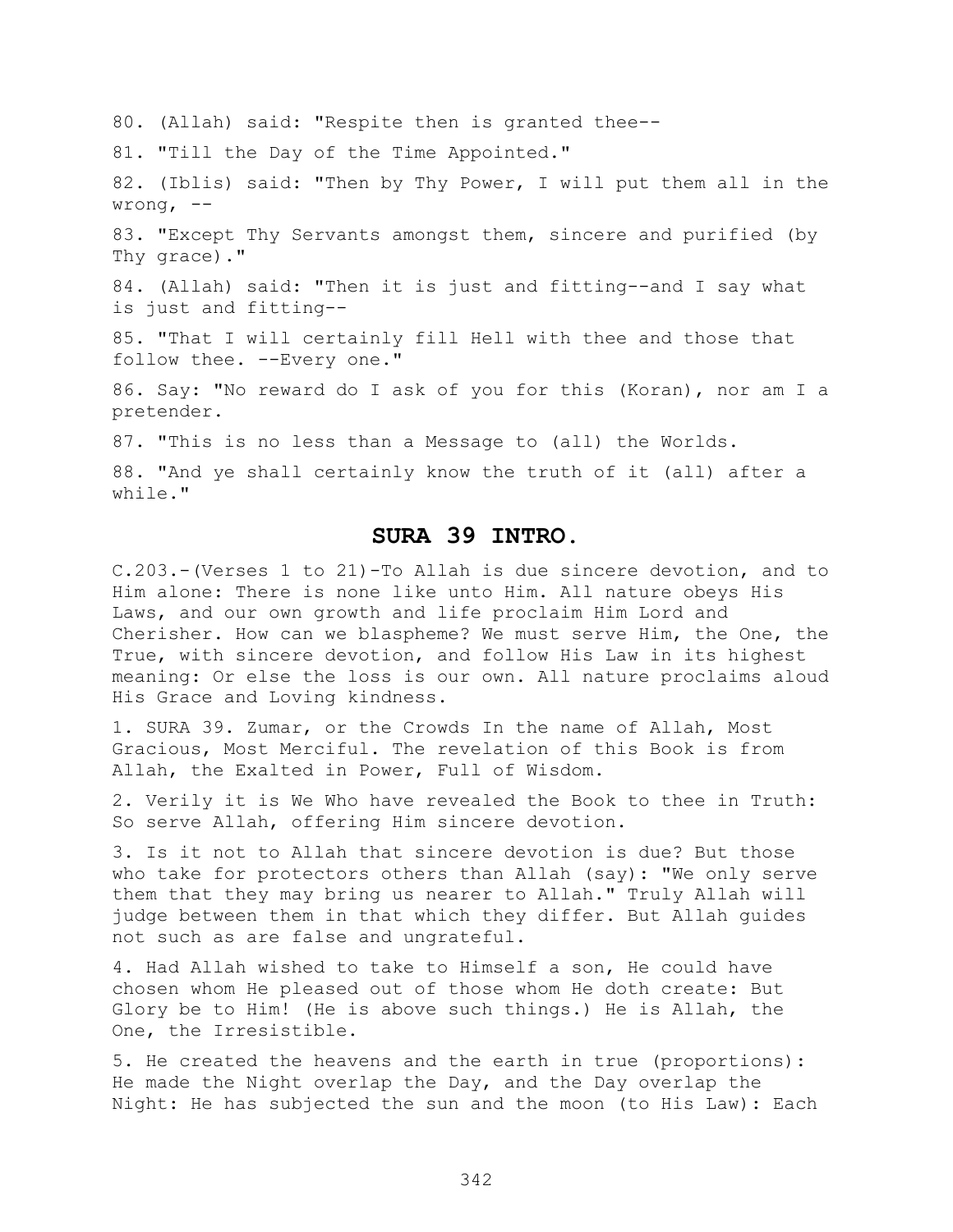80. (Allah) said: "Respite then is granted thee--

81. "Till the Day of the Time Appointed."

82. (Iblis) said: "Then by Thy Power, I will put them all in the wrong, --

83. "Except Thy Servants amongst them, sincere and purified (by Thy grace)."

84. (Allah) said: "Then it is just and fitting--and I say what is just and fitting--

85. "That I will certainly fill Hell with thee and those that follow thee. --Every one."

86. Say: "No reward do I ask of you for this (Koran), nor am I a pretender.

87. "This is no less than a Message to (all) the Worlds.

88. "And ye shall certainly know the truth of it (all) after a while."

## SURA 39 INTRO.

C.203.-(Verses 1 to 21)-To Allah is due sincere devotion, and to Him alone: There is none like unto Him. All nature obeys His Laws, and our own growth and life proclaim Him Lord and Cherisher. How can we blaspheme? We must serve Him, the One, the True, with sincere devotion, and follow His Law in its highest meaning: Or else the loss is our own. All nature proclaims aloud His Grace and Loving kindness.

1. SURA 39. Zumar, or the Crowds In the name of Allah, Most Gracious, Most Merciful. The revelation of this Book is from Allah, the Exalted in Power, Full of Wisdom.

2. Verily it is We Who have revealed the Book to thee in Truth: So serve Allah, offering Him sincere devotion.

3. Is it not to Allah that sincere devotion is due? But those who take for protectors others than Allah (say): "We only serve them that they may bring us nearer to Allah." Truly Allah will judge between them in that which they differ. But Allah guides not such as are false and ungrateful.

4. Had Allah wished to take to Himself a son, He could have chosen whom He pleased out of those whom He doth create: But Glory be to Him! (He is above such things.) He is Allah, the One, the Irresistible.

5. He created the heavens and the earth in true (proportions): He made the Night overlap the Day, and the Day overlap the Night: He has subjected the sun and the moon (to His Law): Each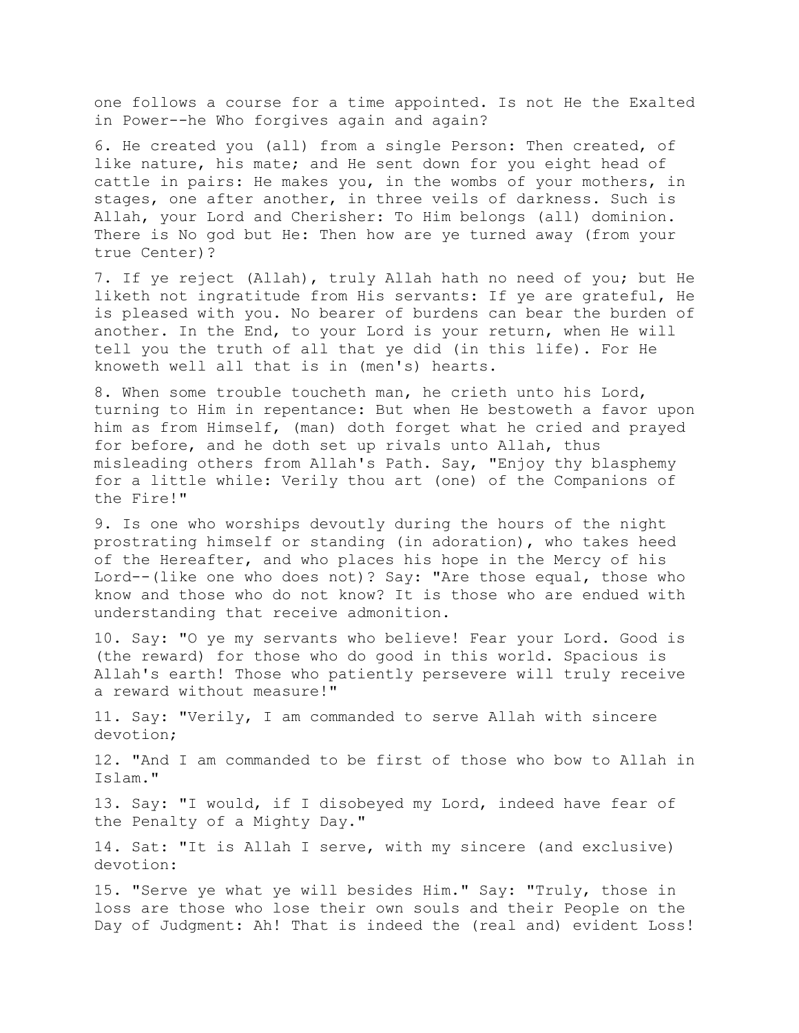one follows a course for a time appointed. Is not He the Exalted in Power--he Who forgives again and again?

6. He created you (all) from a single Person: Then created, of like nature, his mate; and He sent down for you eight head of cattle in pairs: He makes you, in the wombs of your mothers, in stages, one after another, in three veils of darkness. Such is Allah, your Lord and Cherisher: To Him belongs (all) dominion. There is No god but He: Then how are ye turned away (from your true Center)?

7. If ye reject (Allah), truly Allah hath no need of you; but He liketh not ingratitude from His servants: If ye are grateful, He is pleased with you. No bearer of burdens can bear the burden of another. In the End, to your Lord is your return, when He will tell you the truth of all that ye did (in this life). For He knoweth well all that is in (men's) hearts.

8. When some trouble toucheth man, he crieth unto his Lord, turning to Him in repentance: But when He bestoweth a favor upon him as from Himself, (man) doth forget what he cried and prayed for before, and he doth set up rivals unto Allah, thus misleading others from Allah's Path. Say, "Enjoy thy blasphemy for a little while: Verily thou art (one) of the Companions of the Fire!"

9. Is one who worships devoutly during the hours of the night prostrating himself or standing (in adoration), who takes heed of the Hereafter, and who places his hope in the Mercy of his Lord--(like one who does not)? Say: "Are those equal, those who know and those who do not know? It is those who are endued with understanding that receive admonition.

10. Say: "O ye my servants who believe! Fear your Lord. Good is (the reward) for those who do good in this world. Spacious is Allah's earth! Those who patiently persevere will truly receive a reward without measure!"

11. Say: "Verily, I am commanded to serve Allah with sincere devotion;

12. "And I am commanded to be first of those who bow to Allah in Islam."

13. Say: "I would, if I disobeyed my Lord, indeed have fear of the Penalty of a Mighty Day."

14. Sat: "It is Allah I serve, with my sincere (and exclusive) devotion:

15. "Serve ye what ye will besides Him." Say: "Truly, those in loss are those who lose their own souls and their People on the Day of Judgment: Ah! That is indeed the (real and) evident Loss!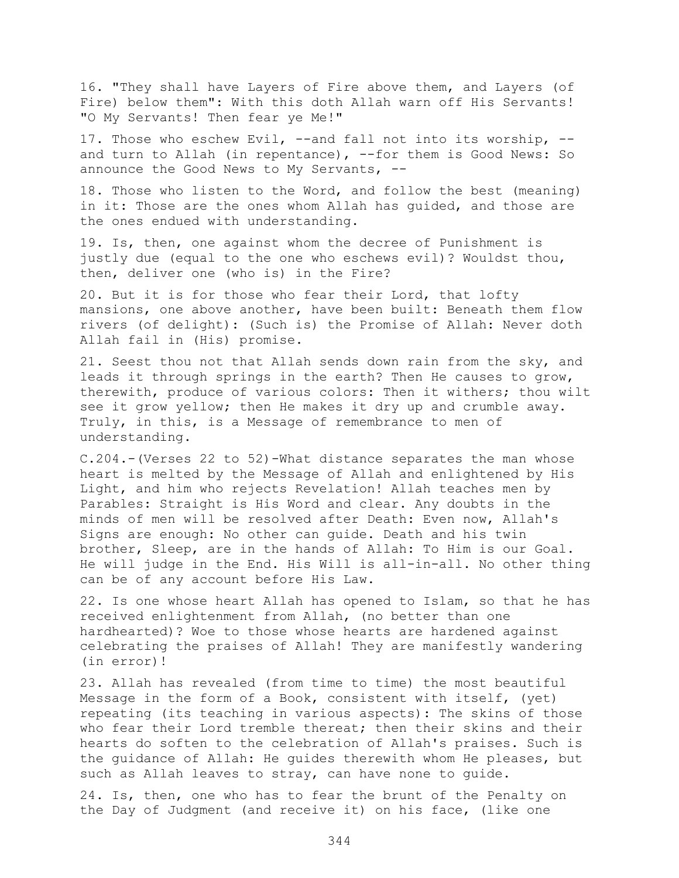16. "They shall have Layers of Fire above them, and Layers (of Fire) below them": With this doth Allah warn off His Servants! "O My Servants! Then fear ye Me!"

17. Those who eschew Evil, --and fall not into its worship, --and turn to Allah (in repentance), --for them is Good News: So announce the Good News to My Servants, --

18. Those who listen to the Word, and follow the best (meaning) in it: Those are the ones whom Allah has guided, and those are the ones endued with understanding.

19. Is, then, one against whom the decree of Punishment is justly due (equal to the one who eschews evil)? Wouldst thou, then, deliver one (who is) in the Fire?

20. But it is for those who fear their Lord, that lofty mansions, one above another, have been built: Beneath them flow rivers (of delight): (Such is) the Promise of Allah: Never doth Allah fail in (His) promise.

21. Seest thou not that Allah sends down rain from the sky, and leads it through springs in the earth? Then He causes to grow, therewith, produce of various colors: Then it withers; thou wilt see it grow yellow; then He makes it dry up and crumble away. Truly, in this, is a Message of remembrance to men of understanding.

C.204.-(Verses 22 to 52)-What distance separates the man whose heart is melted by the Message of Allah and enlightened by His Light, and him who rejects Revelation! Allah teaches men by Parables: Straight is His Word and clear. Any doubts in the minds of men will be resolved after Death: Even now, Allah's Signs are enough: No other can guide. Death and his twin brother, Sleep, are in the hands of Allah: To Him is our Goal. He will judge in the End. His Will is all-in-all. No other thing can be of any account before His Law.

22. Is one whose heart Allah has opened to Islam, so that he has received enlightenment from Allah, (no better than one hardhearted)? Woe to those whose hearts are hardened against celebrating the praises of Allah! They are manifestly wandering (in error)!

23. Allah has revealed (from time to time) the most beautiful Message in the form of a Book, consistent with itself, (yet) repeating (its teaching in various aspects): The skins of those who fear their Lord tremble thereat; then their skins and their hearts do soften to the celebration of Allah's praises. Such is the guidance of Allah: He guides therewith whom He pleases, but such as Allah leaves to stray, can have none to guide.

24. Is, then, one who has to fear the brunt of the Penalty on the Day of Judgment (and receive it) on his face, (like one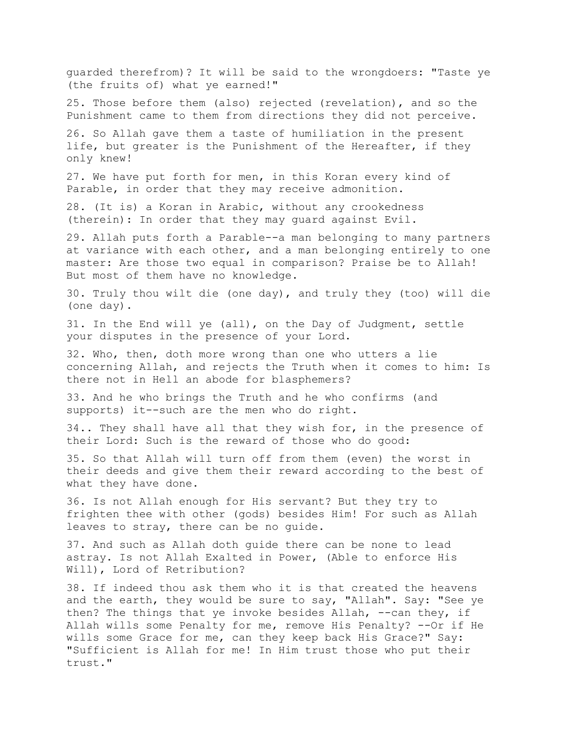guarded therefrom)? It will be said to the wrongdoers: "Taste ye (the fruits of) what ye earned!"

25. Those before them (also) rejected (revelation), and so the Punishment came to them from directions they did not perceive.

26. So Allah gave them a taste of humiliation in the present life, but greater is the Punishment of the Hereafter, if they only knew!

27. We have put forth for men, in this Koran every kind of Parable, in order that they may receive admonition.

28. (It is) a Koran in Arabic, without any crookedness (therein): In order that they may guard against Evil.

29. Allah puts forth a Parable--a man belonging to many partners at variance with each other, and a man belonging entirely to one master: Are those two equal in comparison? Praise be to Allah! But most of them have no knowledge.

30. Truly thou wilt die (one day), and truly they (too) will die (one day).

31. In the End will ye (all), on the Day of Judgment, settle your disputes in the presence of your Lord.

32. Who, then, doth more wrong than one who utters a lie concerning Allah, and rejects the Truth when it comes to him: Is there not in Hell an abode for blasphemers?

33. And he who brings the Truth and he who confirms (and supports) it--such are the men who do right.

34.. They shall have all that they wish for, in the presence of their Lord: Such is the reward of those who do good:

35. So that Allah will turn off from them (even) the worst in their deeds and give them their reward according to the best of what they have done.

36. Is not Allah enough for His servant? But they try to frighten thee with other (gods) besides Him! For such as Allah leaves to stray, there can be no guide.

37. And such as Allah doth guide there can be none to lead astray. Is not Allah Exalted in Power, (Able to enforce His Will), Lord of Retribution?

38. If indeed thou ask them who it is that created the heavens and the earth, they would be sure to say, "Allah". Say: "See ye then? The things that ye invoke besides Allah, --can they, if Allah wills some Penalty for me, remove His Penalty? --Or if He wills some Grace for me, can they keep back His Grace?" Say: "Sufficient is Allah for me! In Him trust those who put their trust."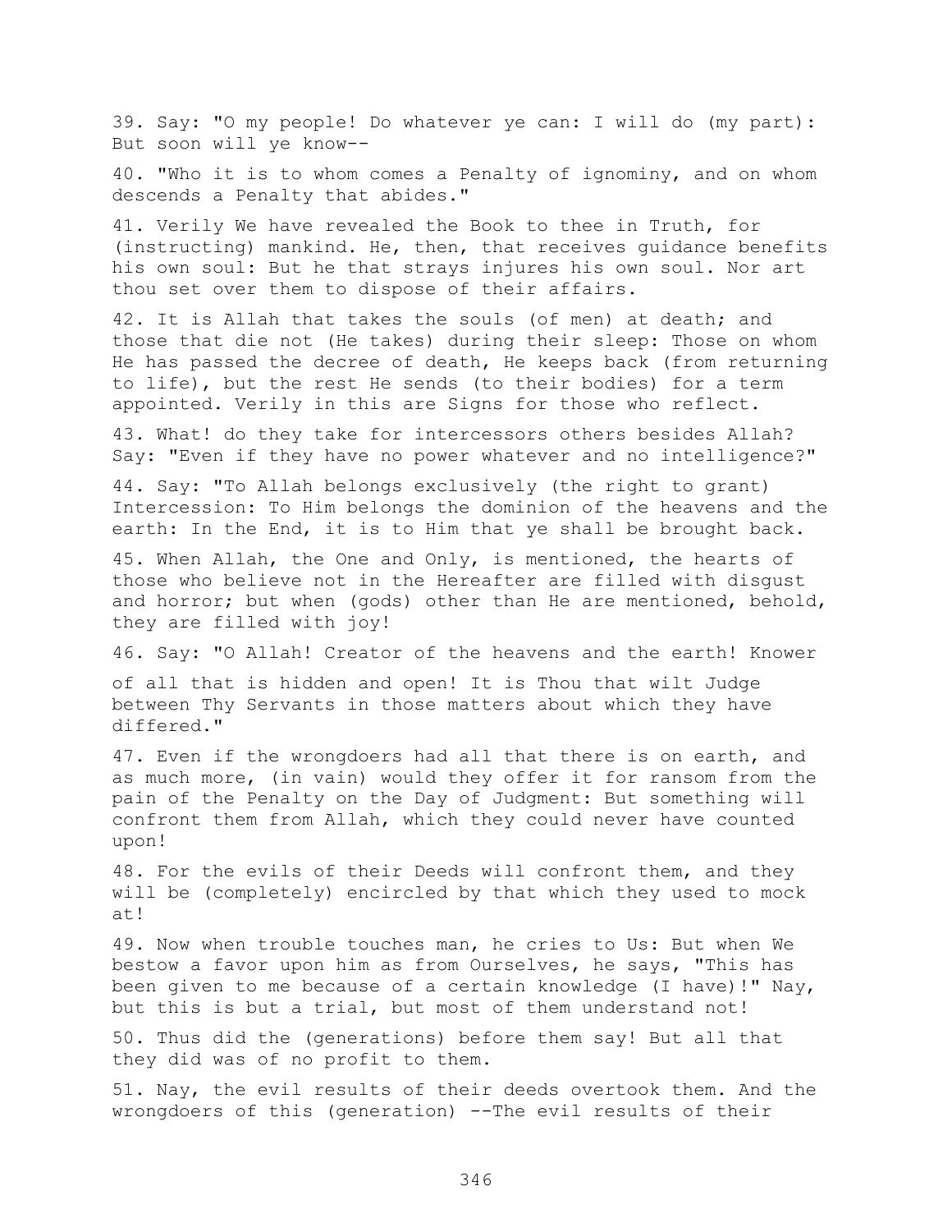39. Say: "O my people! Do whatever ye can: I will do (my part): But soon will ye know--

40. "Who it is to whom comes a Penalty of ignominy, and on whom descends a Penalty that abides."

41. Verily We have revealed the Book to thee in Truth, for (instructing) mankind. He, then, that receives guidance benefits his own soul: But he that strays injures his own soul. Nor art thou set over them to dispose of their affairs.

42. It is Allah that takes the souls (of men) at death; and those that die not (He takes) during their sleep: Those on whom He has passed the decree of death, He keeps back (from returning to life), but the rest He sends (to their bodies) for a term appointed. Verily in this are Signs for those who reflect.

43. What! do they take for intercessors others besides Allah? Say: "Even if they have no power whatever and no intelligence?"

44. Say: "To Allah belongs exclusively (the right to grant) Intercession: To Him belongs the dominion of the heavens and the earth: In the End, it is to Him that ye shall be brought back.

45. When Allah, the One and Only, is mentioned, the hearts of those who believe not in the Hereafter are filled with disgust and horror; but when (gods) other than He are mentioned, behold, they are filled with joy!

46. Say: "O Allah! Creator of the heavens and the earth! Knower of all that is hidden and open! It is Thou that wilt Judge between Thy Servants in those matters about which they have differed."

47. Even if the wrongdoers had all that there is on earth, and as much more, (in vain) would they offer it for ransom from the pain of the Penalty on the Day of Judgment: But something will confront them from Allah, which they could never have counted upon!

48. For the evils of their Deeds will confront them, and they will be (completely) encircled by that which they used to mock at!

49. Now when trouble touches man, he cries to Us: But when We bestow a favor upon him as from Ourselves, he says, "This has been given to me because of a certain knowledge (I have)!" Nay, but this is but a trial, but most of them understand not!

50. Thus did the (generations) before them say! But all that they did was of no profit to them.

51. Nay, the evil results of their deeds overtook them. And the wrongdoers of this (generation) --The evil results of their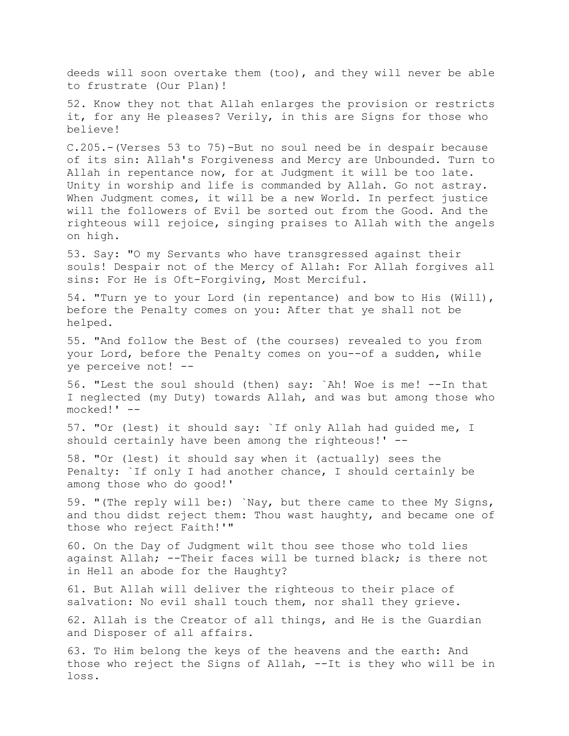deeds will soon overtake them (too), and they will never be able to frustrate (Our Plan)!

52. Know they not that Allah enlarges the provision or restricts it, for any He pleases? Verily, in this are Signs for those who believe!

C.205.-(Verses 53 to 75)-But no soul need be in despair because of its sin: Allah's Forgiveness and Mercy are Unbounded. Turn to Allah in repentance now, for at Judgment it will be too late. Unity in worship and life is commanded by Allah. Go not astray. When Judgment comes, it will be a new World. In perfect justice will the followers of Evil be sorted out from the Good. And the righteous will rejoice, singing praises to Allah with the angels on high.

53. Say: "O my Servants who have transgressed against their souls! Despair not of the Mercy of Allah: For Allah forgives all sins: For He is Oft-Forgiving, Most Merciful.

54. "Turn ye to your Lord (in repentance) and bow to His (Will), before the Penalty comes on you: After that ye shall not be helped.

55. "And follow the Best of (the courses) revealed to you from your Lord, before the Penalty comes on you--of a sudden, while ye perceive not! --

56. "Lest the soul should (then) say: `Ah! Woe is me! --In that I neglected (my Duty) towards Allah, and was but among those who mocked!' --

57. "Or (lest) it should say: `If only Allah had guided me, I should certainly have been among the righteous!' --

58. "Or (lest) it should say when it (actually) sees the Penalty: `If only I had another chance, I should certainly be among those who do good!'

59. "(The reply will be:) `Nay, but there came to thee My Signs, and thou didst reject them: Thou wast haughty, and became one of those who reject Faith!'"

60. On the Day of Judgment wilt thou see those who told lies against Allah; --Their faces will be turned black; is there not in Hell an abode for the Haughty?

61. But Allah will deliver the righteous to their place of salvation: No evil shall touch them, nor shall they grieve.

62. Allah is the Creator of all things, and He is the Guardian and Disposer of all affairs.

63. To Him belong the keys of the heavens and the earth: And those who reject the Signs of Allah, --It is they who will be in loss.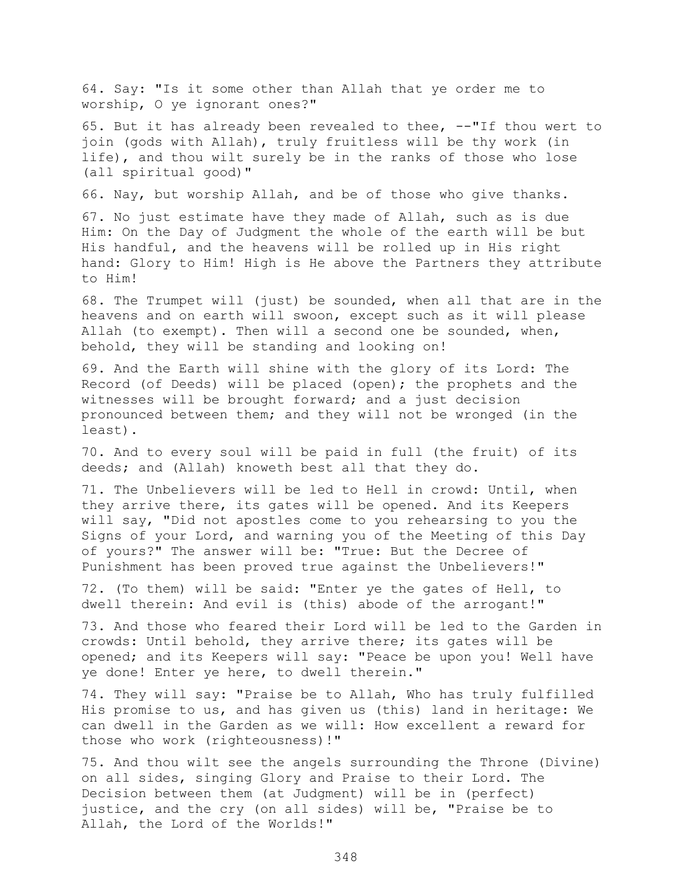64. Say: "Is it some other than Allah that ye order me to worship, O ye ignorant ones?"

65. But it has already been revealed to thee, --"If thou wert to join (gods with Allah), truly fruitless will be thy work (in life), and thou wilt surely be in the ranks of those who lose (all spiritual good)"

66. Nay, but worship Allah, and be of those who give thanks.

67. No just estimate have they made of Allah, such as is due Him: On the Day of Judgment the whole of the earth will be but His handful, and the heavens will be rolled up in His right hand: Glory to Him! High is He above the Partners they attribute to Him!

68. The Trumpet will (just) be sounded, when all that are in the heavens and on earth will swoon, except such as it will please Allah (to exempt). Then will a second one be sounded, when, behold, they will be standing and looking on!

69. And the Earth will shine with the glory of its Lord: The Record (of Deeds) will be placed (open); the prophets and the witnesses will be brought forward; and a just decision pronounced between them; and they will not be wronged (in the least).

70. And to every soul will be paid in full (the fruit) of its deeds; and (Allah) knoweth best all that they do.

71. The Unbelievers will be led to Hell in crowd: Until, when they arrive there, its gates will be opened. And its Keepers will say, "Did not apostles come to you rehearsing to you the Signs of your Lord, and warning you of the Meeting of this Day of yours?" The answer will be: "True: But the Decree of Punishment has been proved true against the Unbelievers!"

72. (To them) will be said: "Enter ye the gates of Hell, to dwell therein: And evil is (this) abode of the arrogant!"

73. And those who feared their Lord will be led to the Garden in crowds: Until behold, they arrive there; its gates will be opened; and its Keepers will say: "Peace be upon you! Well have ye done! Enter ye here, to dwell therein."

74. They will say: "Praise be to Allah, Who has truly fulfilled His promise to us, and has given us (this) land in heritage: We can dwell in the Garden as we will: How excellent a reward for those who work (righteousness)!"

75. And thou wilt see the angels surrounding the Throne (Divine) on all sides, singing Glory and Praise to their Lord. The Decision between them (at Judgment) will be in (perfect) justice, and the cry (on all sides) will be, "Praise be to Allah, the Lord of the Worlds!"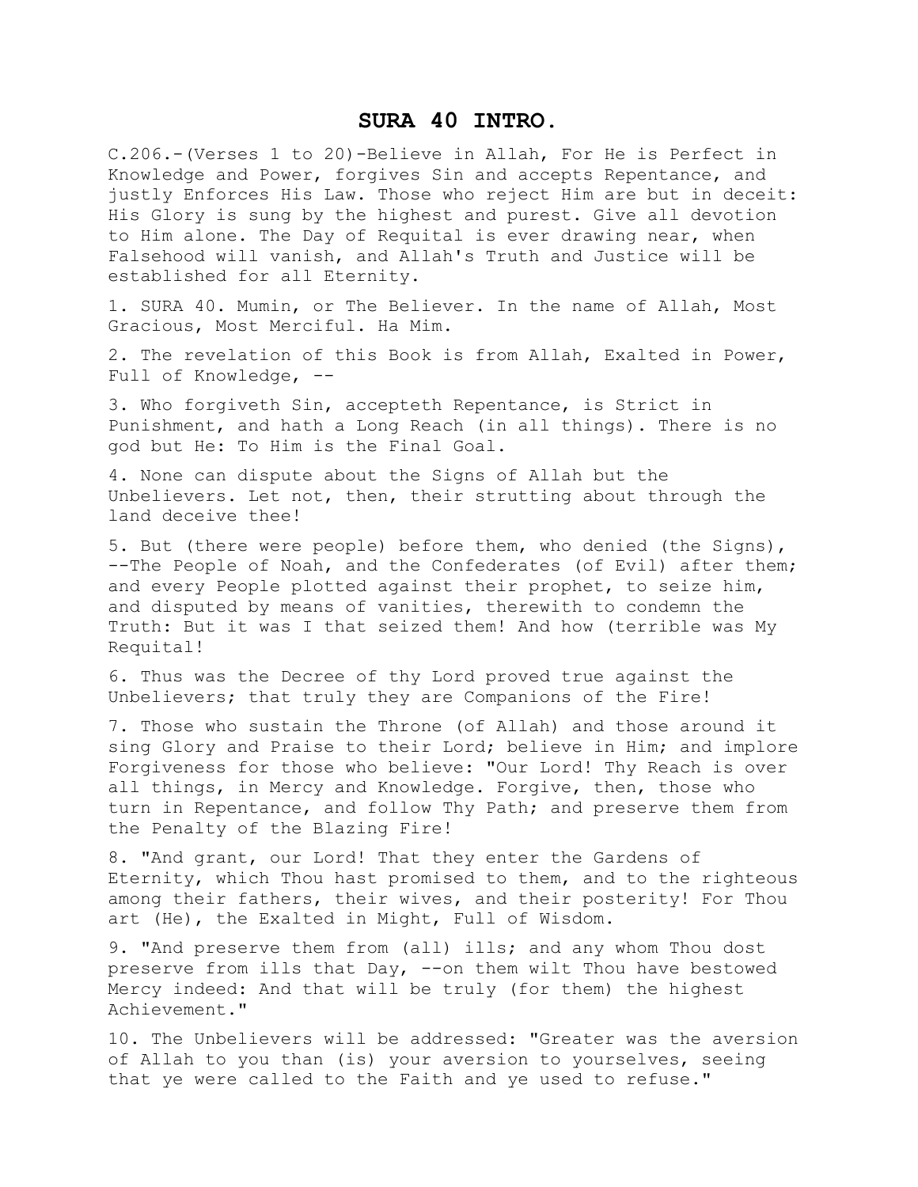# SURA 40 INTRO.

C.206.-(Verses 1 to 20)-Believe in Allah, For He is Perfect in Knowledge and Power, forgives Sin and accepts Repentance, and justly Enforces His Law. Those who reject Him are but in deceit: His Glory is sung by the highest and purest. Give all devotion to Him alone. The Day of Requital is ever drawing near, when Falsehood will vanish, and Allah's Truth and Justice will be established for all Eternity.

1. SURA 40. Mumin, or The Believer. In the name of Allah, Most Gracious, Most Merciful. Ha Mim.

2. The revelation of this Book is from Allah, Exalted in Power, Full of Knowledge, --

3. Who forgiveth Sin, accepteth Repentance, is Strict in Punishment, and hath a Long Reach (in all things). There is no god but He: To Him is the Final Goal.

4. None can dispute about the Signs of Allah but the Unbelievers. Let not, then, their strutting about through the land deceive thee!

5. But (there were people) before them, who denied (the Signs), --The People of Noah, and the Confederates (of Evil) after them; and every People plotted against their prophet, to seize him, and disputed by means of vanities, therewith to condemn the Truth: But it was I that seized them! And how (terrible was My Requital!

6. Thus was the Decree of thy Lord proved true against the Unbelievers; that truly they are Companions of the Fire!

7. Those who sustain the Throne (of Allah) and those around it sing Glory and Praise to their Lord; believe in Him; and implore Forgiveness for those who believe: "Our Lord! Thy Reach is over all things, in Mercy and Knowledge. Forgive, then, those who turn in Repentance, and follow Thy Path; and preserve them from the Penalty of the Blazing Fire!

8. "And grant, our Lord! That they enter the Gardens of Eternity, which Thou hast promised to them, and to the righteous among their fathers, their wives, and their posterity! For Thou art (He), the Exalted in Might, Full of Wisdom.

9. "And preserve them from (all) ills; and any whom Thou dost preserve from ills that Day, --on them wilt Thou have bestowed Mercy indeed: And that will be truly (for them) the highest Achievement."

10. The Unbelievers will be addressed: "Greater was the aversion of Allah to you than (is) your aversion to yourselves, seeing that ye were called to the Faith and ye used to refuse."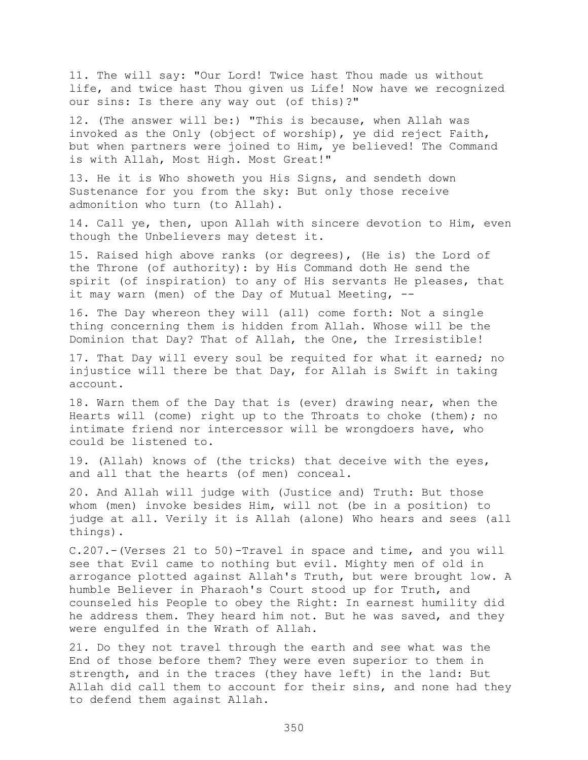11. The will say: "Our Lord! Twice hast Thou made us without life, and twice hast Thou given us Life! Now have we recognized our sins: Is there any way out (of this)?"

12. (The answer will be:) "This is because, when Allah was invoked as the Only (object of worship), ye did reject Faith, but when partners were joined to Him, ye believed! The Command is with Allah, Most High. Most Great!"

13. He it is Who showeth you His Signs, and sendeth down Sustenance for you from the sky: But only those receive admonition who turn (to Allah).

14. Call ye, then, upon Allah with sincere devotion to Him, even though the Unbelievers may detest it.

15. Raised high above ranks (or degrees), (He is) the Lord of the Throne (of authority): by His Command doth He send the spirit (of inspiration) to any of His servants He pleases, that it may warn (men) of the Day of Mutual Meeting, --

16. The Day whereon they will (all) come forth: Not a single thing concerning them is hidden from Allah. Whose will be the Dominion that Day? That of Allah, the One, the Irresistible!

17. That Day will every soul be requited for what it earned; no injustice will there be that Day, for Allah is Swift in taking account.

18. Warn them of the Day that is (ever) drawing near, when the Hearts will (come) right up to the Throats to choke (them); no intimate friend nor intercessor will be wrongdoers have, who could be listened to.

19. (Allah) knows of (the tricks) that deceive with the eyes, and all that the hearts (of men) conceal.

20. And Allah will judge with (Justice and) Truth: But those whom (men) invoke besides Him, will not (be in a position) to judge at all. Verily it is Allah (alone) Who hears and sees (all things).

C.207.-(Verses 21 to 50)-Travel in space and time, and you will see that Evil came to nothing but evil. Mighty men of old in arrogance plotted against Allah's Truth, but were brought low. A humble Believer in Pharaoh's Court stood up for Truth, and counseled his People to obey the Right: In earnest humility did he address them. They heard him not. But he was saved, and they were engulfed in the Wrath of Allah.

21. Do they not travel through the earth and see what was the End of those before them? They were even superior to them in strength, and in the traces (they have left) in the land: But Allah did call them to account for their sins, and none had they to defend them against Allah.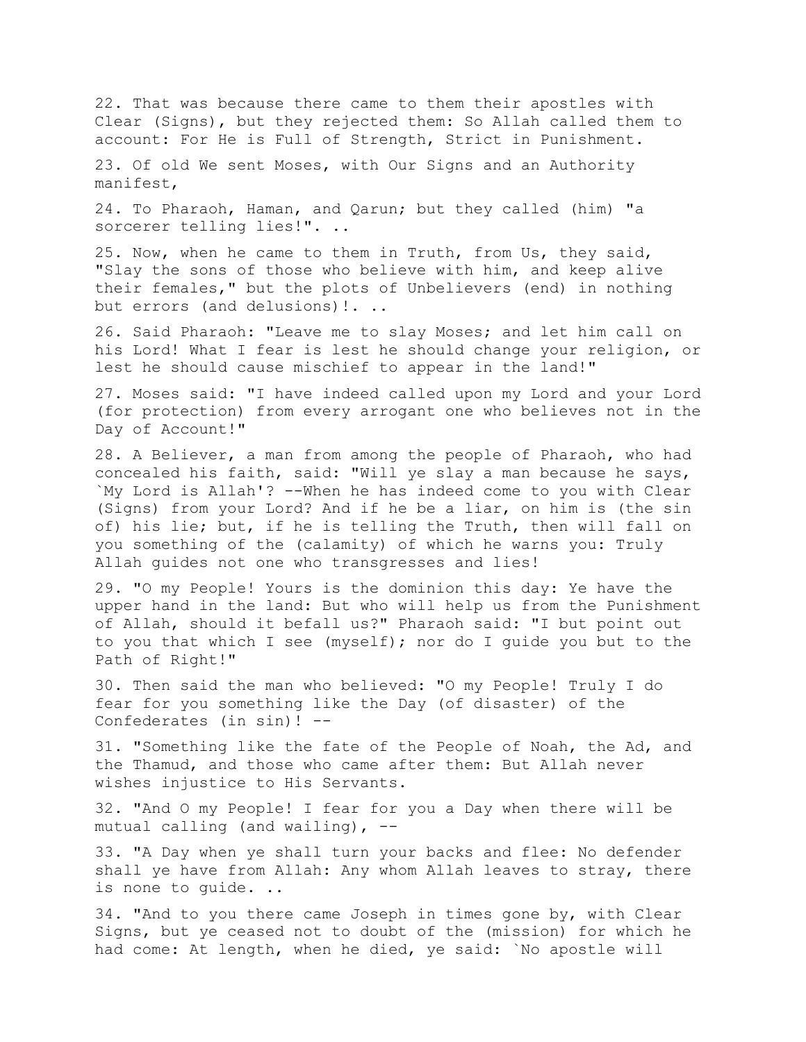22. That was because there came to them their apostles with Clear (Signs), but they rejected them: So Allah called them to account: For He is Full of Strength, Strict in Punishment.

23. Of old We sent Moses, with Our Signs and an Authority manifest,

24. To Pharaoh, Haman, and Qarun; but they called (him) "a sorcerer telling lies!". ..

25. Now, when he came to them in Truth, from Us, they said, "Slay the sons of those who believe with him, and keep alive their females," but the plots of Unbelievers (end) in nothing but errors (and delusions)!. ..

26. Said Pharaoh: "Leave me to slay Moses; and let him call on his Lord! What I fear is lest he should change your religion, or lest he should cause mischief to appear in the land!"

27. Moses said: "I have indeed called upon my Lord and your Lord (for protection) from every arrogant one who believes not in the Day of Account!"

28. A Believer, a man from among the people of Pharaoh, who had concealed his faith, said: "Will ye slay a man because he says, `My Lord is Allah'? --When he has indeed come to you with Clear (Signs) from your Lord? And if he be a liar, on him is (the sin of) his lie; but, if he is telling the Truth, then will fall on you something of the (calamity) of which he warns you: Truly Allah guides not one who transgresses and lies!

29. "O my People! Yours is the dominion this day: Ye have the upper hand in the land: But who will help us from the Punishment of Allah, should it befall us?" Pharaoh said: "I but point out to you that which I see (myself); nor do I guide you but to the Path of Right!"

30. Then said the man who believed: "O my People! Truly I do fear for you something like the Day (of disaster) of the Confederates (in sin)! --

31. "Something like the fate of the People of Noah, the Ad, and the Thamud, and those who came after them: But Allah never wishes injustice to His Servants.

32. "And O my People! I fear for you a Day when there will be mutual calling (and wailing), --

33. "A Day when ye shall turn your backs and flee: No defender shall ye have from Allah: Any whom Allah leaves to stray, there is none to guide. ..

34. "And to you there came Joseph in times gone by, with Clear Signs, but ye ceased not to doubt of the (mission) for which he had come: At length, when he died, ye said: `No apostle will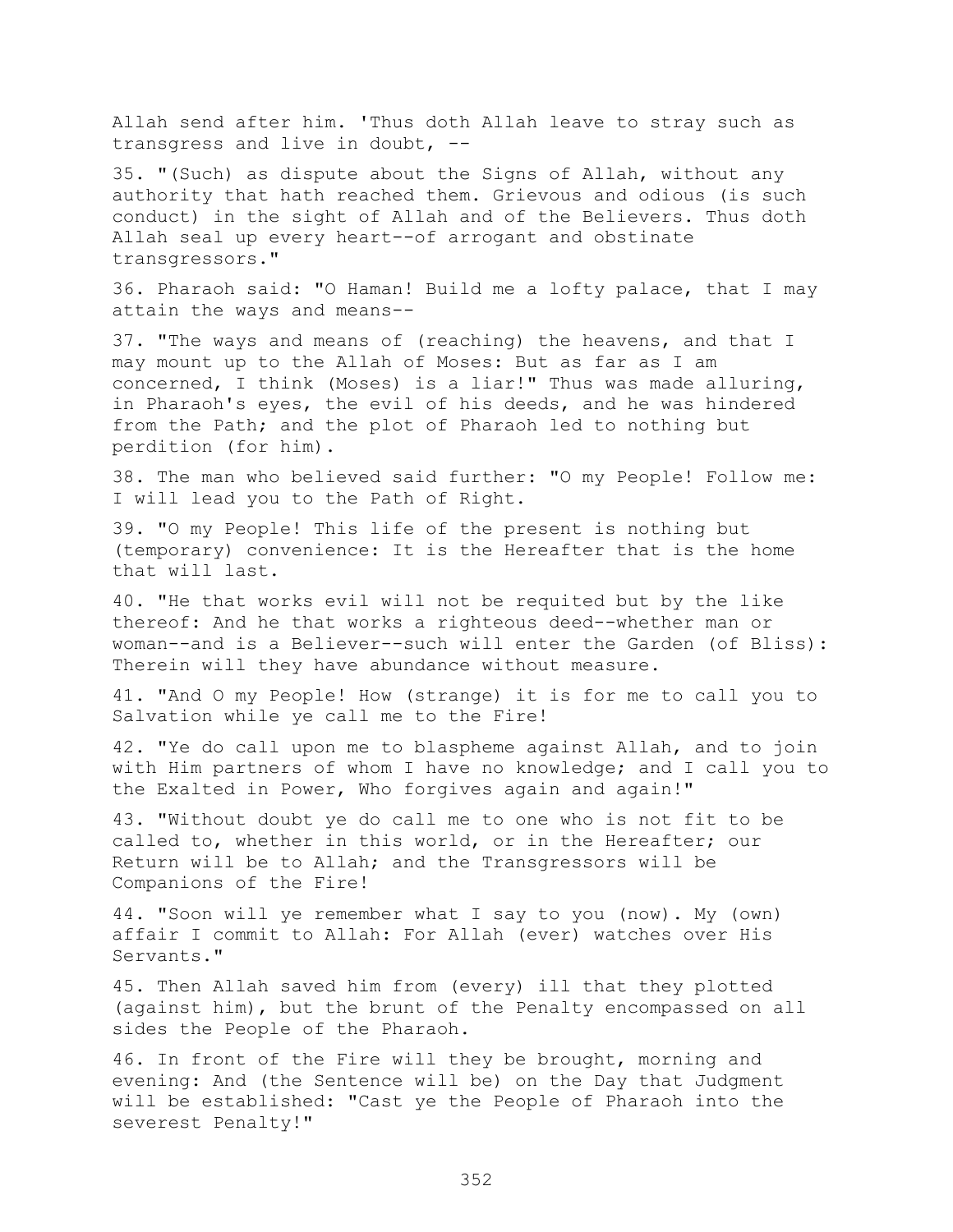Allah send after him. 'Thus doth Allah leave to stray such as transgress and live in doubt, --

35. "(Such) as dispute about the Signs of Allah, without any authority that hath reached them. Grievous and odious (is such conduct) in the sight of Allah and of the Believers. Thus doth Allah seal up every heart--of arrogant and obstinate transgressors."

36. Pharaoh said: "O Haman! Build me a lofty palace, that I may attain the ways and means--

37. "The ways and means of (reaching) the heavens, and that I may mount up to the Allah of Moses: But as far as I am concerned, I think (Moses) is a liar!" Thus was made alluring, in Pharaoh's eyes, the evil of his deeds, and he was hindered from the Path; and the plot of Pharaoh led to nothing but perdition (for him).

38. The man who believed said further: "O my People! Follow me: I will lead you to the Path of Right.

39. "O my People! This life of the present is nothing but (temporary) convenience: It is the Hereafter that is the home that will last.

40. "He that works evil will not be requited but by the like thereof: And he that works a righteous deed--whether man or woman--and is a Believer--such will enter the Garden (of Bliss): Therein will they have abundance without measure.

41. "And O my People! How (strange) it is for me to call you to Salvation while ye call me to the Fire!

42. "Ye do call upon me to blaspheme against Allah, and to join with Him partners of whom I have no knowledge; and I call you to the Exalted in Power, Who forgives again and again!"

43. "Without doubt ye do call me to one who is not fit to be called to, whether in this world, or in the Hereafter; our Return will be to Allah; and the Transgressors will be Companions of the Fire!

44. "Soon will ye remember what I say to you (now). My (own) affair I commit to Allah: For Allah (ever) watches over His Servants."

45. Then Allah saved him from (every) ill that they plotted (against him), but the brunt of the Penalty encompassed on all sides the People of the Pharaoh.

46. In front of the Fire will they be brought, morning and evening: And (the Sentence will be) on the Day that Judgment will be established: "Cast ye the People of Pharaoh into the severest Penalty!"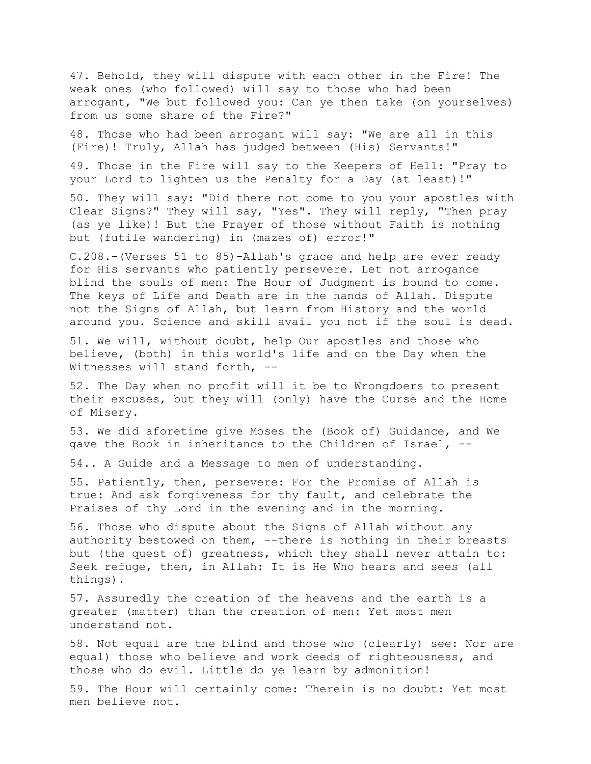47. Behold, they will dispute with each other in the Fire! The weak ones (who followed) will say to those who had been arrogant, "We but followed you: Can ye then take (on yourselves) from us some share of the Fire?"

48. Those who had been arrogant will say: "We are all in this (Fire)! Truly, Allah has judged between (His) Servants!"

49. Those in the Fire will say to the Keepers of Hell: "Pray to your Lord to lighten us the Penalty for a Day (at least)!"

50. They will say: "Did there not come to you your apostles with Clear Signs?" They will say, "Yes". They will reply, "Then pray (as ye like)! But the Prayer of those without Faith is nothing but (futile wandering) in (mazes of) error!"

C.208.-(Verses 51 to 85)-Allah's grace and help are ever ready for His servants who patiently persevere. Let not arrogance blind the souls of men: The Hour of Judgment is bound to come. The keys of Life and Death are in the hands of Allah. Dispute not the Signs of Allah, but learn from History and the world around you. Science and skill avail you not if the soul is dead.

51. We will, without doubt, help Our apostles and those who believe, (both) in this world's life and on the Day when the Witnesses will stand forth, --

52. The Day when no profit will it be to Wrongdoers to present their excuses, but they will (only) have the Curse and the Home of Misery.

53. We did aforetime give Moses the (Book of) Guidance, and We gave the Book in inheritance to the Children of Israel, --

54.. A Guide and a Message to men of understanding.

55. Patiently, then, persevere: For the Promise of Allah is true: And ask forgiveness for thy fault, and celebrate the Praises of thy Lord in the evening and in the morning.

56. Those who dispute about the Signs of Allah without any authority bestowed on them, --there is nothing in their breasts but (the quest of) greatness, which they shall never attain to: Seek refuge, then, in Allah: It is He Who hears and sees (all things).

57. Assuredly the creation of the heavens and the earth is a greater (matter) than the creation of men: Yet most men understand not.

58. Not equal are the blind and those who (clearly) see: Nor are equal) those who believe and work deeds of righteousness, and those who do evil. Little do ye learn by admonition!

59. The Hour will certainly come: Therein is no doubt: Yet most men believe not.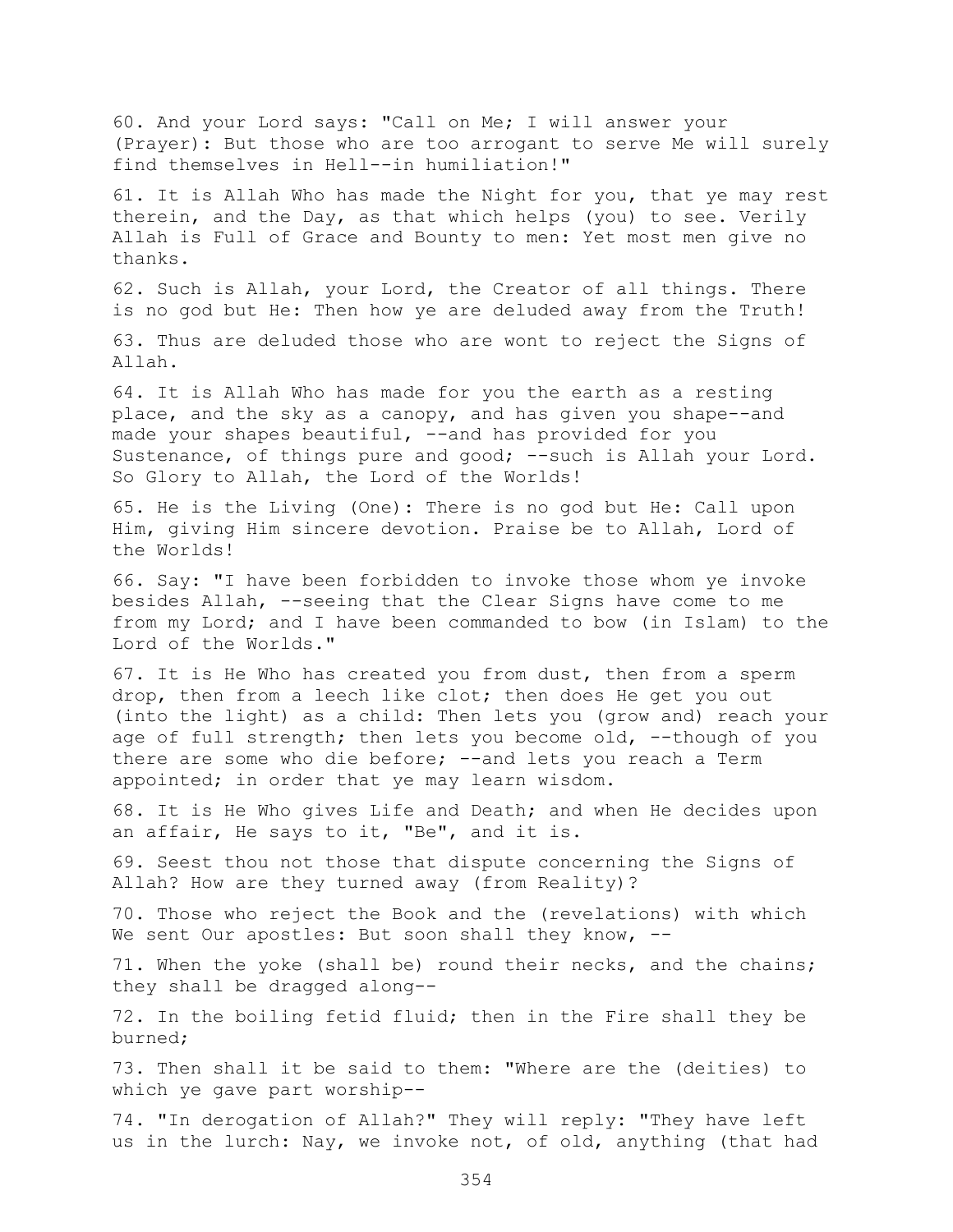60. And your Lord says: "Call on Me; I will answer your (Prayer): But those who are too arrogant to serve Me will surely find themselves in Hell--in humiliation!"

61. It is Allah Who has made the Night for you, that ye may rest therein, and the Day, as that which helps (you) to see. Verily Allah is Full of Grace and Bounty to men: Yet most men give no thanks.

62. Such is Allah, your Lord, the Creator of all things. There is no god but He: Then how ye are deluded away from the Truth!

63. Thus are deluded those who are wont to reject the Signs of Allah.

64. It is Allah Who has made for you the earth as a resting place, and the sky as a canopy, and has given you shape--and made your shapes beautiful, --and has provided for you Sustenance, of things pure and good; --such is Allah your Lord. So Glory to Allah, the Lord of the Worlds!

65. He is the Living (One): There is no god but He: Call upon Him, giving Him sincere devotion. Praise be to Allah, Lord of the Worlds!

66. Say: "I have been forbidden to invoke those whom ye invoke besides Allah, --seeing that the Clear Signs have come to me from my Lord; and I have been commanded to bow (in Islam) to the Lord of the Worlds."

67. It is He Who has created you from dust, then from a sperm drop, then from a leech like clot; then does He get you out (into the light) as a child: Then lets you (grow and) reach your age of full strength; then lets you become old, --though of you there are some who die before; --and lets you reach a Term appointed; in order that ye may learn wisdom.

68. It is He Who gives Life and Death; and when He decides upon an affair, He says to it, "Be", and it is.

69. Seest thou not those that dispute concerning the Signs of Allah? How are they turned away (from Reality)?

70. Those who reject the Book and the (revelations) with which We sent Our apostles: But soon shall they know, --

71. When the yoke (shall be) round their necks, and the chains; they shall be dragged along--

72. In the boiling fetid fluid; then in the Fire shall they be burned;

73. Then shall it be said to them: "Where are the (deities) to which ye gave part worship--

74. "In derogation of Allah?" They will reply: "They have left us in the lurch: Nay, we invoke not, of old, anything (that had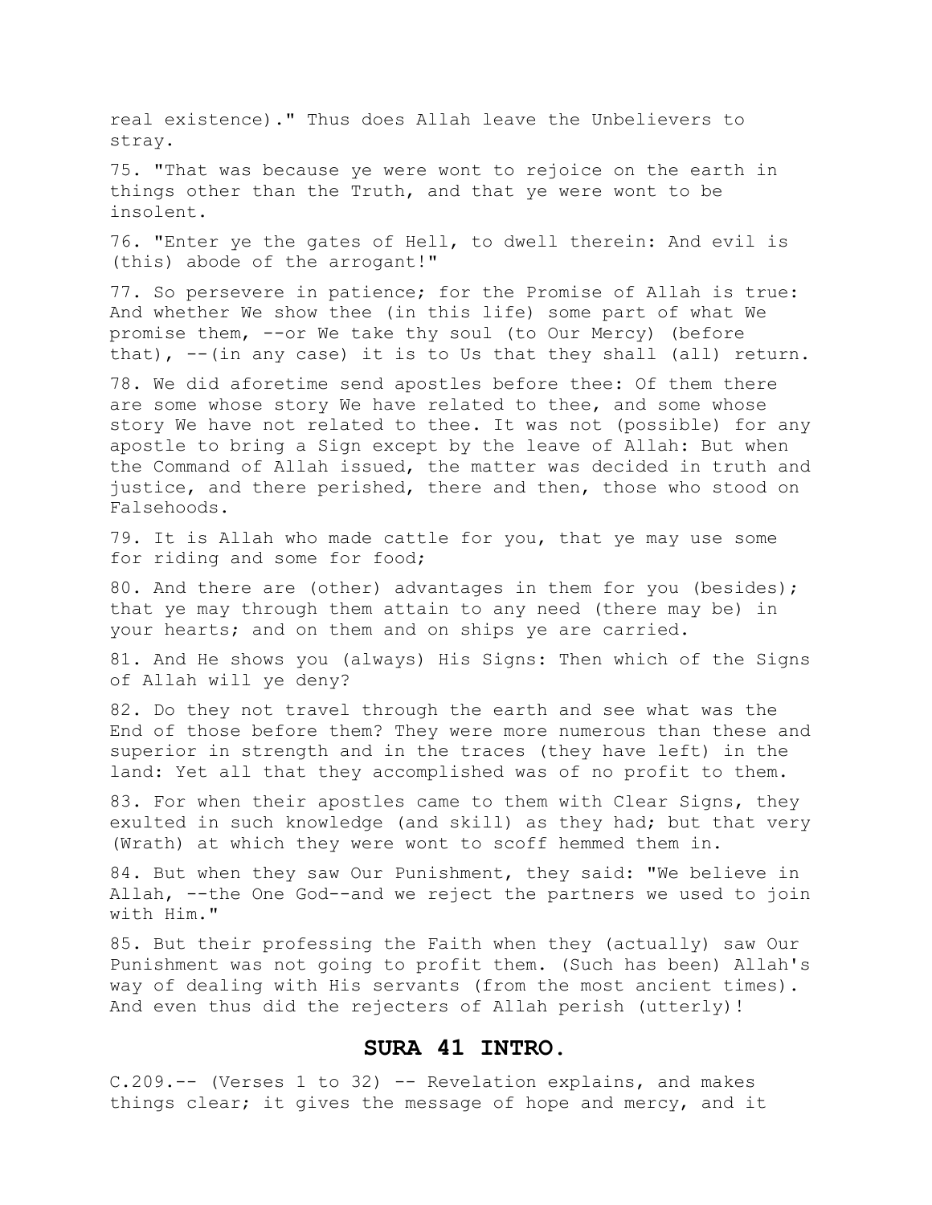real existence)." Thus does Allah leave the Unbelievers to stray.

75. "That was because ye were wont to rejoice on the earth in things other than the Truth, and that ye were wont to be insolent.

76. "Enter ye the gates of Hell, to dwell therein: And evil is (this) abode of the arrogant!"

77. So persevere in patience; for the Promise of Allah is true: And whether We show thee (in this life) some part of what We promise them, --or We take thy soul (to Our Mercy) (before that), --(in any case) it is to Us that they shall (all) return.

78. We did aforetime send apostles before thee: Of them there are some whose story We have related to thee, and some whose story We have not related to thee. It was not (possible) for any apostle to bring a Sign except by the leave of Allah: But when the Command of Allah issued, the matter was decided in truth and justice, and there perished, there and then, those who stood on Falsehoods.

79. It is Allah who made cattle for you, that ye may use some for riding and some for food;

80. And there are (other) advantages in them for you (besides); that ye may through them attain to any need (there may be) in your hearts; and on them and on ships ye are carried.

81. And He shows you (always) His Signs: Then which of the Signs of Allah will ye deny?

82. Do they not travel through the earth and see what was the End of those before them? They were more numerous than these and superior in strength and in the traces (they have left) in the land: Yet all that they accomplished was of no profit to them.

83. For when their apostles came to them with Clear Signs, they exulted in such knowledge (and skill) as they had; but that very (Wrath) at which they were wont to scoff hemmed them in.

84. But when they saw Our Punishment, they said: "We believe in Allah, --the One God--and we reject the partners we used to join with Him."

85. But their professing the Faith when they (actually) saw Our Punishment was not going to profit them. (Such has been) Allah's way of dealing with His servants (from the most ancient times). And even thus did the rejecters of Allah perish (utterly)!

## SURA 41 INTRO.

C.209.-- (Verses 1 to 32) -- Revelation explains, and makes things clear; it gives the message of hope and mercy, and it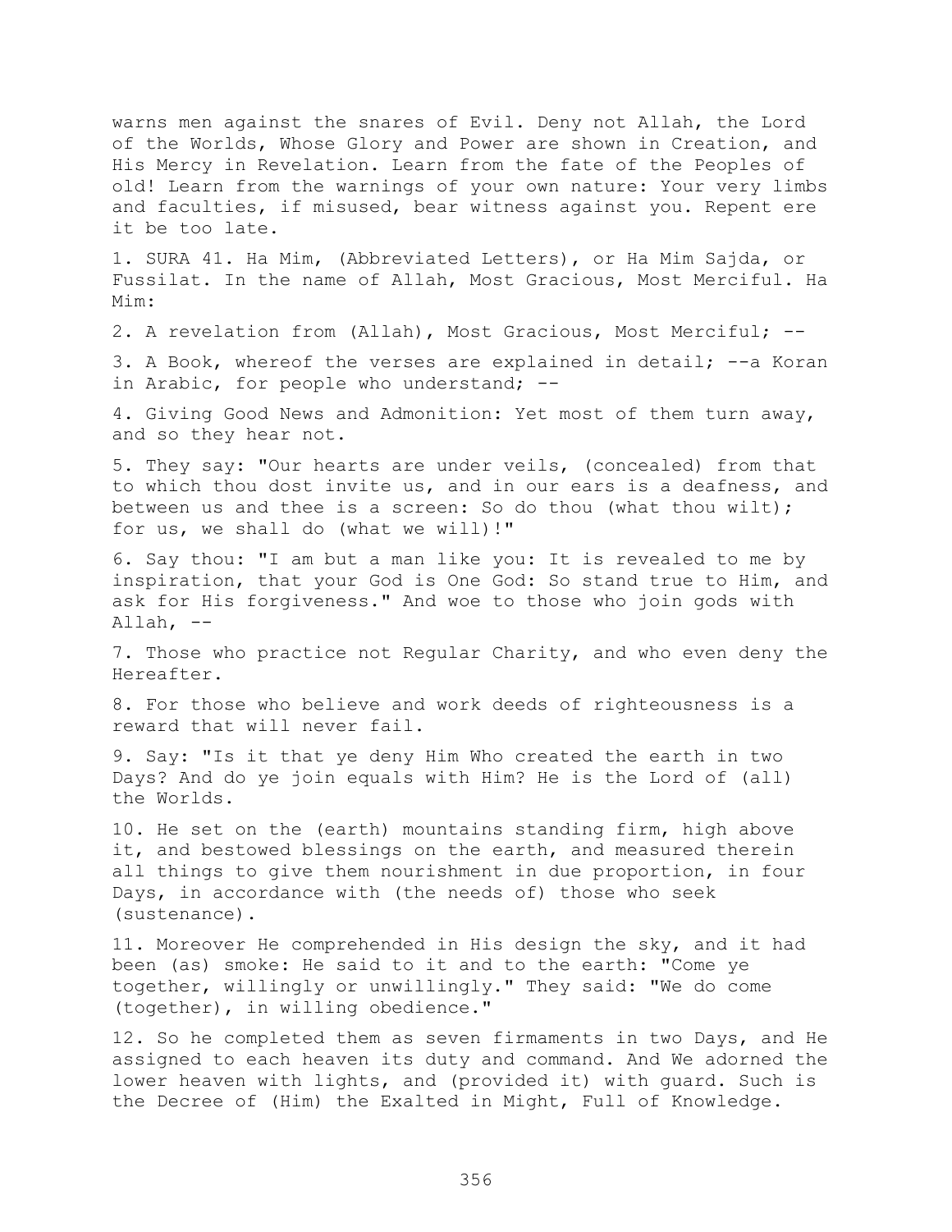warns men against the snares of Evil. Deny not Allah, the Lord of the Worlds, Whose Glory and Power are shown in Creation, and His Mercy in Revelation. Learn from the fate of the Peoples of old! Learn from the warnings of your own nature: Your very limbs and faculties, if misused, bear witness against you. Repent ere it be too late.

1. SURA 41. Ha Mim, (Abbreviated Letters), or Ha Mim Sajda, or Fussilat. In the name of Allah, Most Gracious, Most Merciful. Ha Mim:

2. A revelation from (Allah), Most Gracious, Most Merciful; --

3. A Book, whereof the verses are explained in detail; --a Koran in Arabic, for people who understand; --

4. Giving Good News and Admonition: Yet most of them turn away, and so they hear not.

5. They say: "Our hearts are under veils, (concealed) from that to which thou dost invite us, and in our ears is a deafness, and between us and thee is a screen: So do thou (what thou wilt); for us, we shall do (what we will)!"

6. Say thou: "I am but a man like you: It is revealed to me by inspiration, that your God is One God: So stand true to Him, and ask for His forgiveness." And woe to those who join gods with Allah, --

7. Those who practice not Regular Charity, and who even deny the Hereafter.

8. For those who believe and work deeds of righteousness is a reward that will never fail.

9. Say: "Is it that ye deny Him Who created the earth in two Days? And do ye join equals with Him? He is the Lord of (all) the Worlds.

10. He set on the (earth) mountains standing firm, high above it, and bestowed blessings on the earth, and measured therein all things to give them nourishment in due proportion, in four Days, in accordance with (the needs of) those who seek (sustenance).

11. Moreover He comprehended in His design the sky, and it had been (as) smoke: He said to it and to the earth: "Come ye together, willingly or unwillingly." They said: "We do come (together), in willing obedience."

12. So he completed them as seven firmaments in two Days, and He assigned to each heaven its duty and command. And We adorned the lower heaven with lights, and (provided it) with guard. Such is the Decree of (Him) the Exalted in Might, Full of Knowledge.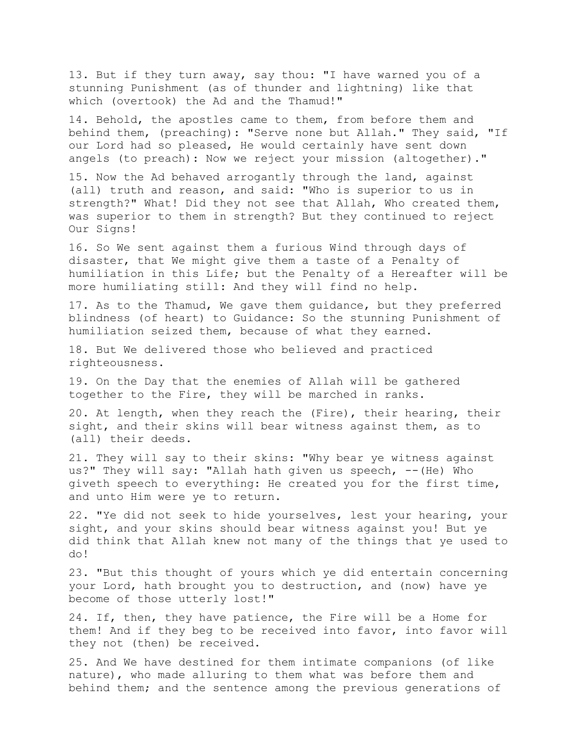13. But if they turn away, say thou: "I have warned you of a stunning Punishment (as of thunder and lightning) like that which (overtook) the Ad and the Thamud!"

14. Behold, the apostles came to them, from before them and behind them, (preaching): "Serve none but Allah." They said, "If our Lord had so pleased, He would certainly have sent down angels (to preach): Now we reject your mission (altogether)."

15. Now the Ad behaved arrogantly through the land, against (all) truth and reason, and said: "Who is superior to us in strength?" What! Did they not see that Allah, Who created them, was superior to them in strength? But they continued to reject Our Signs!

16. So We sent against them a furious Wind through days of disaster, that We might give them a taste of a Penalty of humiliation in this Life; but the Penalty of a Hereafter will be more humiliating still: And they will find no help.

17. As to the Thamud, We gave them guidance, but they preferred blindness (of heart) to Guidance: So the stunning Punishment of humiliation seized them, because of what they earned.

18. But We delivered those who believed and practiced righteousness.

19. On the Day that the enemies of Allah will be gathered together to the Fire, they will be marched in ranks.

20. At length, when they reach the (Fire), their hearing, their sight, and their skins will bear witness against them, as to (all) their deeds.

21. They will say to their skins: "Why bear ye witness against us?" They will say: "Allah hath given us speech, --(He) Who giveth speech to everything: He created you for the first time, and unto Him were ye to return.

22. "Ye did not seek to hide yourselves, lest your hearing, your sight, and your skins should bear witness against you! But ye did think that Allah knew not many of the things that ye used to do!

23. "But this thought of yours which ye did entertain concerning your Lord, hath brought you to destruction, and (now) have ye become of those utterly lost!"

24. If, then, they have patience, the Fire will be a Home for them! And if they beg to be received into favor, into favor will they not (then) be received.

25. And We have destined for them intimate companions (of like nature), who made alluring to them what was before them and behind them; and the sentence among the previous generations of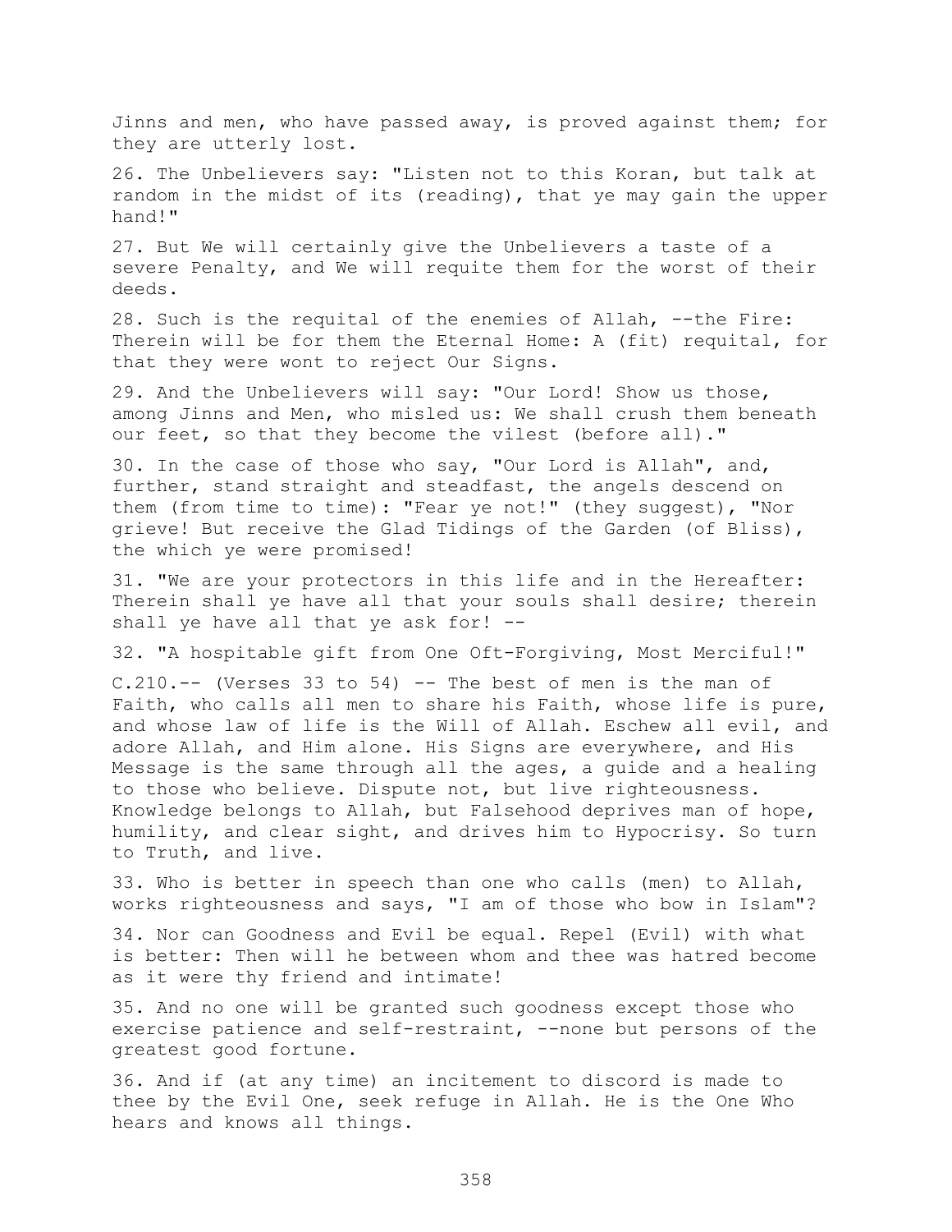Jinns and men, who have passed away, is proved against them; for they are utterly lost.

26. The Unbelievers say: "Listen not to this Koran, but talk at random in the midst of its (reading), that ye may gain the upper hand!"

27. But We will certainly give the Unbelievers a taste of a severe Penalty, and We will requite them for the worst of their deeds.

28. Such is the requital of the enemies of Allah, --the Fire: Therein will be for them the Eternal Home: A (fit) requital, for that they were wont to reject Our Signs.

29. And the Unbelievers will say: "Our Lord! Show us those, among Jinns and Men, who misled us: We shall crush them beneath our feet, so that they become the vilest (before all)."

30. In the case of those who say, "Our Lord is Allah", and, further, stand straight and steadfast, the angels descend on them (from time to time): "Fear ye not!" (they suggest), "Nor grieve! But receive the Glad Tidings of the Garden (of Bliss), the which ye were promised!

31. "We are your protectors in this life and in the Hereafter: Therein shall ye have all that your souls shall desire; therein shall ye have all that ye ask for! --

32. "A hospitable gift from One Oft-Forgiving, Most Merciful!"

C.210.-- (Verses 33 to 54) -- The best of men is the man of Faith, who calls all men to share his Faith, whose life is pure, and whose law of life is the Will of Allah. Eschew all evil, and adore Allah, and Him alone. His Signs are everywhere, and His Message is the same through all the ages, a guide and a healing to those who believe. Dispute not, but live righteousness. Knowledge belongs to Allah, but Falsehood deprives man of hope, humility, and clear sight, and drives him to Hypocrisy. So turn to Truth, and live.

33. Who is better in speech than one who calls (men) to Allah, works righteousness and says, "I am of those who bow in Islam"?

34. Nor can Goodness and Evil be equal. Repel (Evil) with what is better: Then will he between whom and thee was hatred become as it were thy friend and intimate!

35. And no one will be granted such goodness except those who exercise patience and self-restraint, --none but persons of the greatest good fortune.

36. And if (at any time) an incitement to discord is made to thee by the Evil One, seek refuge in Allah. He is the One Who hears and knows all things.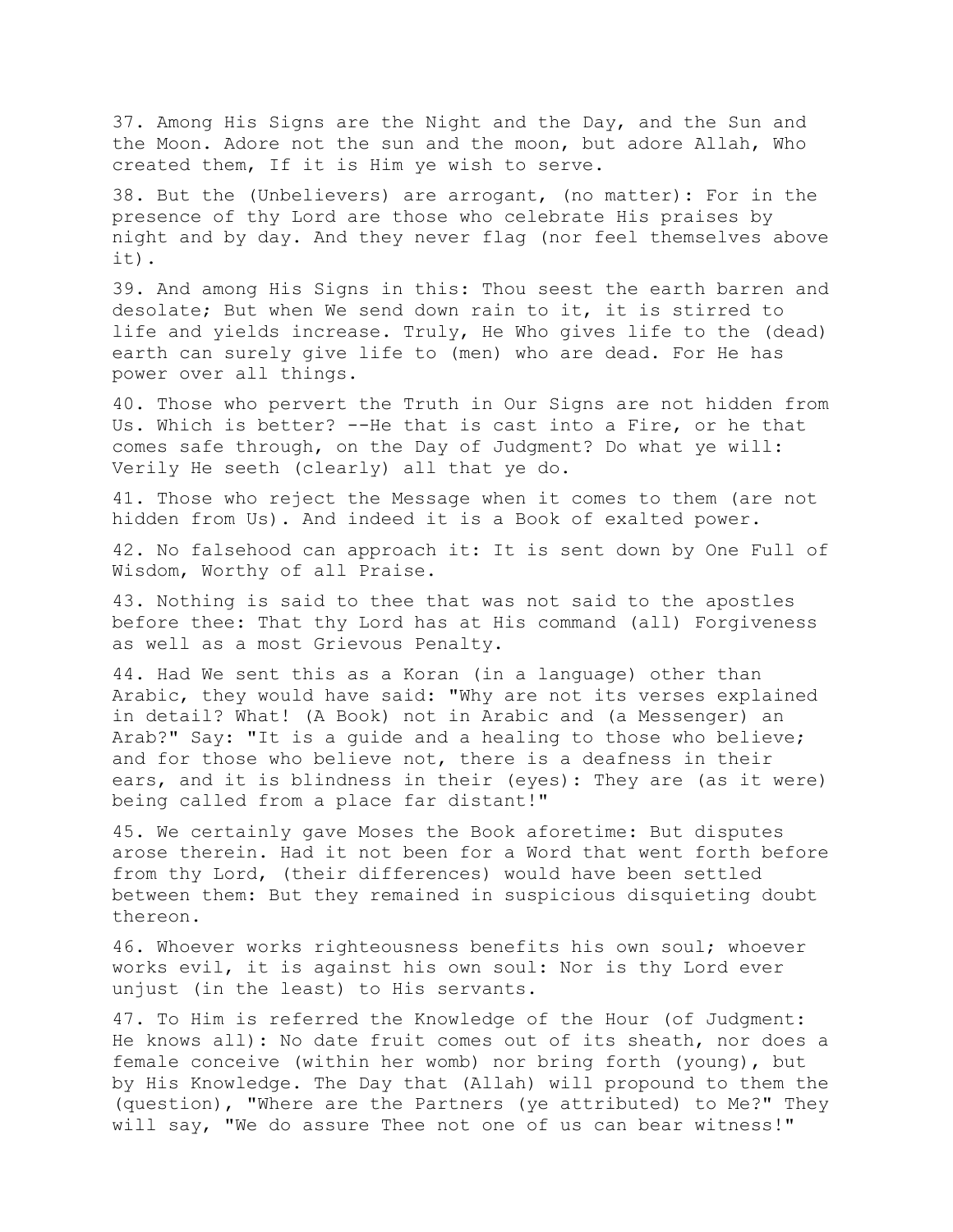37. Among His Signs are the Night and the Day, and the Sun and the Moon. Adore not the sun and the moon, but adore Allah, Who created them, If it is Him ye wish to serve.

38. But the (Unbelievers) are arrogant, (no matter): For in the presence of thy Lord are those who celebrate His praises by night and by day. And they never flag (nor feel themselves above it).

39. And among His Signs in this: Thou seest the earth barren and desolate; But when We send down rain to it, it is stirred to life and yields increase. Truly, He Who gives life to the (dead) earth can surely give life to (men) who are dead. For He has power over all things.

40. Those who pervert the Truth in Our Signs are not hidden from Us. Which is better? --He that is cast into a Fire, or he that comes safe through, on the Day of Judgment? Do what ye will: Verily He seeth (clearly) all that ye do.

41. Those who reject the Message when it comes to them (are not hidden from Us). And indeed it is a Book of exalted power.

42. No falsehood can approach it: It is sent down by One Full of Wisdom, Worthy of all Praise.

43. Nothing is said to thee that was not said to the apostles before thee: That thy Lord has at His command (all) Forgiveness as well as a most Grievous Penalty.

44. Had We sent this as a Koran (in a language) other than Arabic, they would have said: "Why are not its verses explained in detail? What! (A Book) not in Arabic and (a Messenger) an Arab?" Say: "It is a guide and a healing to those who believe; and for those who believe not, there is a deafness in their ears, and it is blindness in their (eyes): They are (as it were) being called from a place far distant!"

45. We certainly gave Moses the Book aforetime: But disputes arose therein. Had it not been for a Word that went forth before from thy Lord, (their differences) would have been settled between them: But they remained in suspicious disquieting doubt thereon.

46. Whoever works righteousness benefits his own soul; whoever works evil, it is against his own soul: Nor is thy Lord ever unjust (in the least) to His servants.

47. To Him is referred the Knowledge of the Hour (of Judgment: He knows all): No date fruit comes out of its sheath, nor does a female conceive (within her womb) nor bring forth (young), but by His Knowledge. The Day that (Allah) will propound to them the (question), "Where are the Partners (ye attributed) to Me?" They will say, "We do assure Thee not one of us can bear witness!"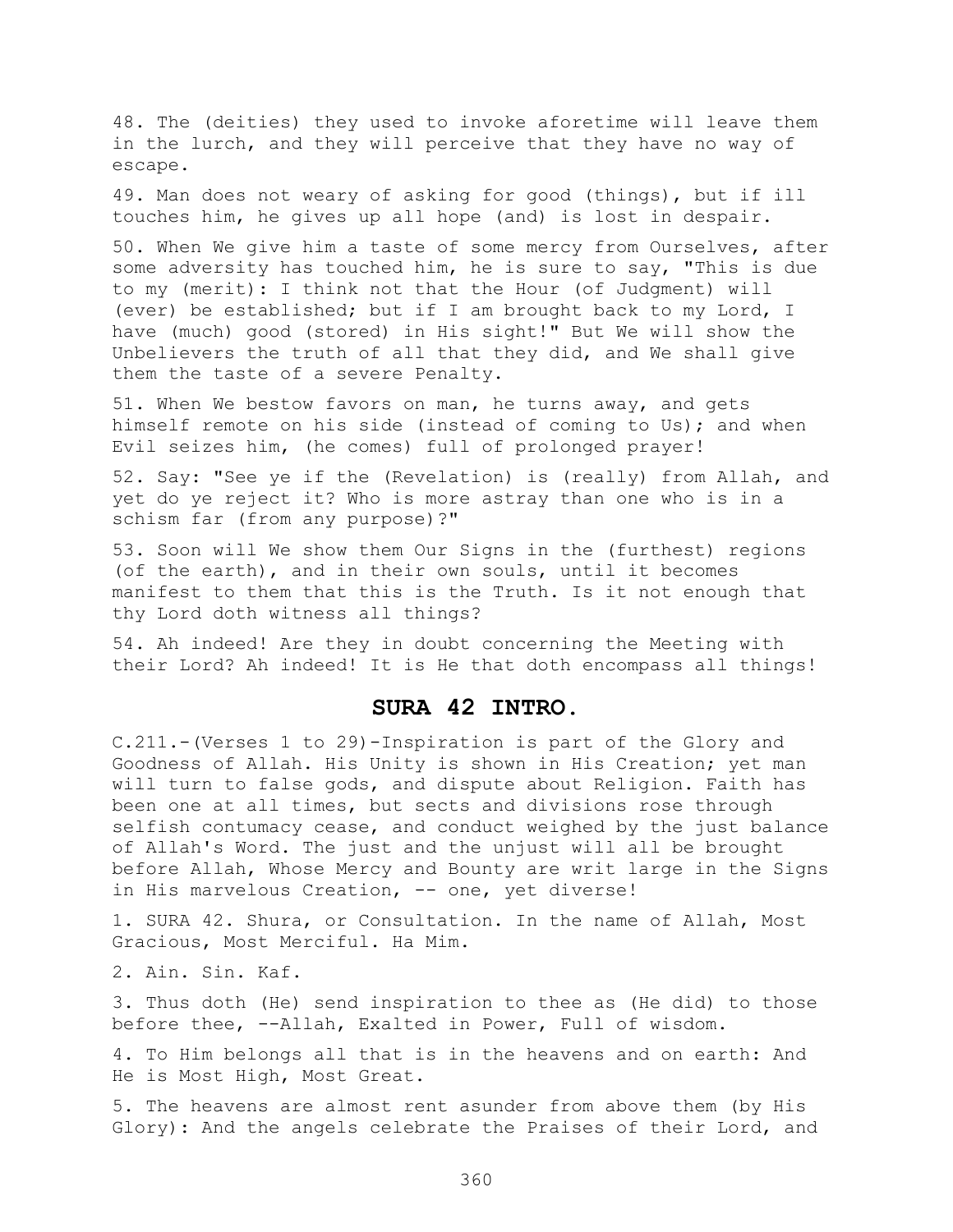48. The (deities) they used to invoke aforetime will leave them in the lurch, and they will perceive that they have no way of escape.

49. Man does not weary of asking for good (things), but if ill touches him, he gives up all hope (and) is lost in despair.

50. When We give him a taste of some mercy from Ourselves, after some adversity has touched him, he is sure to say, "This is due to my (merit): I think not that the Hour (of Judgment) will (ever) be established; but if I am brought back to my Lord, I have (much) good (stored) in His sight!" But We will show the Unbelievers the truth of all that they did, and We shall give them the taste of a severe Penalty.

51. When We bestow favors on man, he turns away, and gets himself remote on his side (instead of coming to Us); and when Evil seizes him, (he comes) full of prolonged prayer!

52. Say: "See ye if the (Revelation) is (really) from Allah, and yet do ye reject it? Who is more astray than one who is in a schism far (from any purpose)?"

53. Soon will We show them Our Signs in the (furthest) regions (of the earth), and in their own souls, until it becomes manifest to them that this is the Truth. Is it not enough that thy Lord doth witness all things?

54. Ah indeed! Are they in doubt concerning the Meeting with their Lord? Ah indeed! It is He that doth encompass all things!

## SURA 42 INTRO.

C.211.-(Verses 1 to 29)-Inspiration is part of the Glory and Goodness of Allah. His Unity is shown in His Creation; yet man will turn to false gods, and dispute about Religion. Faith has been one at all times, but sects and divisions rose through selfish contumacy cease, and conduct weighed by the just balance of Allah's Word. The just and the unjust will all be brought before Allah, Whose Mercy and Bounty are writ large in the Signs in His marvelous Creation, -- one, yet diverse!

1. SURA 42. Shura, or Consultation. In the name of Allah, Most Gracious, Most Merciful. Ha Mim.

2. Ain. Sin. Kaf.

3. Thus doth (He) send inspiration to thee as (He did) to those before thee, --Allah, Exalted in Power, Full of wisdom.

4. To Him belongs all that is in the heavens and on earth: And He is Most High, Most Great.

5. The heavens are almost rent asunder from above them (by His Glory): And the angels celebrate the Praises of their Lord, and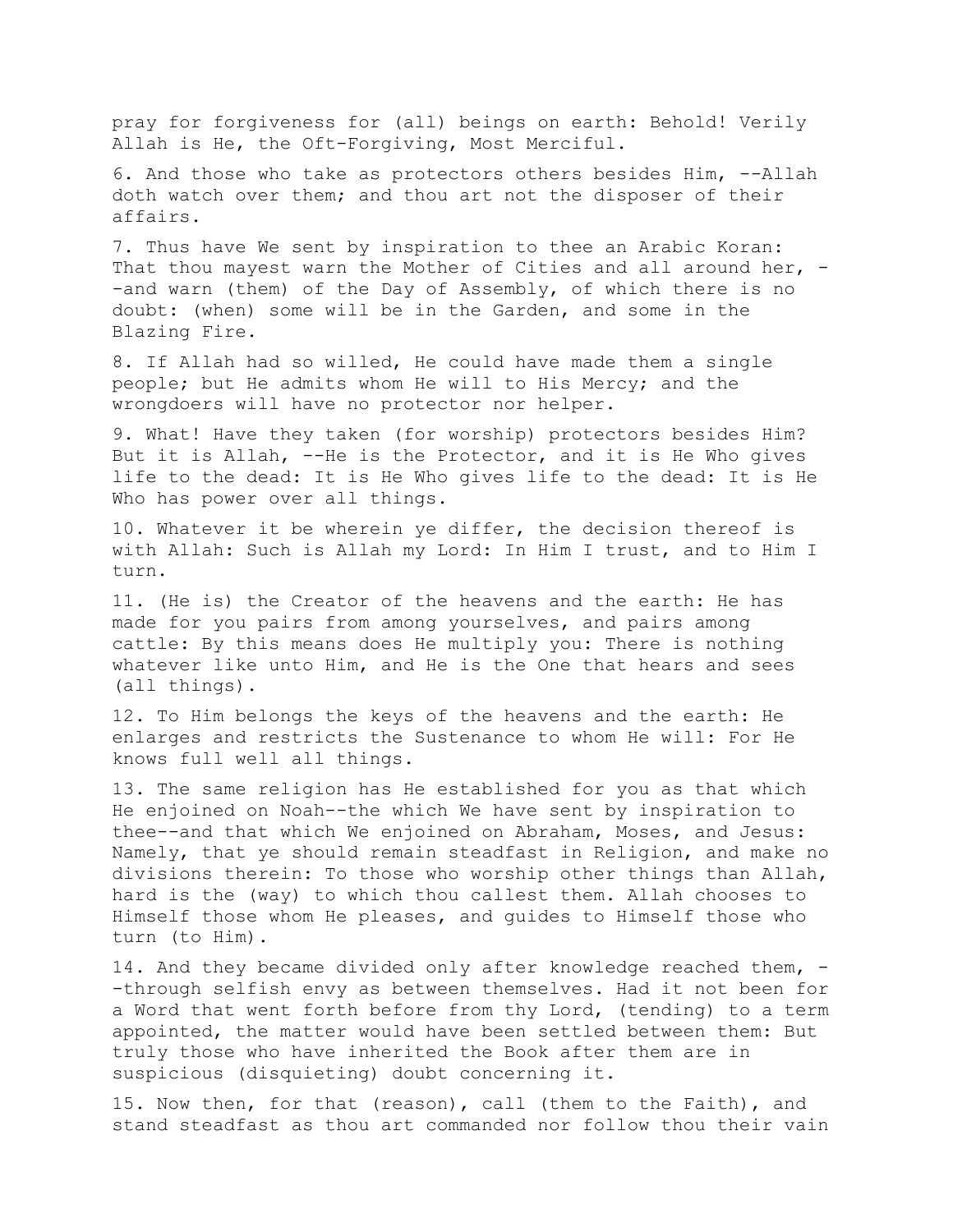pray for forgiveness for (all) beings on earth: Behold! Verily Allah is He, the Oft-Forgiving, Most Merciful.

6. And those who take as protectors others besides Him, --Allah doth watch over them; and thou art not the disposer of their affairs.

7. Thus have We sent by inspiration to thee an Arabic Koran: That thou mayest warn the Mother of Cities and all around her, --and warn (them) of the Day of Assembly, of which there is no doubt: (when) some will be in the Garden, and some in the Blazing Fire.

8. If Allah had so willed, He could have made them a single people; but He admits whom He will to His Mercy; and the wrongdoers will have no protector nor helper.

9. What! Have they taken (for worship) protectors besides Him? But it is Allah, --He is the Protector, and it is He Who gives life to the dead: It is He Who gives life to the dead: It is He Who has power over all things.

10. Whatever it be wherein ye differ, the decision thereof is with Allah: Such is Allah my Lord: In Him I trust, and to Him I turn.

11. (He is) the Creator of the heavens and the earth: He has made for you pairs from among yourselves, and pairs among cattle: By this means does He multiply you: There is nothing whatever like unto Him, and He is the One that hears and sees (all things).

12. To Him belongs the keys of the heavens and the earth: He enlarges and restricts the Sustenance to whom He will: For He knows full well all things.

13. The same religion has He established for you as that which He enjoined on Noah--the which We have sent by inspiration to thee--and that which We enjoined on Abraham, Moses, and Jesus: Namely, that ye should remain steadfast in Religion, and make no divisions therein: To those who worship other things than Allah, hard is the (way) to which thou callest them. Allah chooses to Himself those whom He pleases, and guides to Himself those who turn (to Him).

14. And they became divided only after knowledge reached them, --through selfish envy as between themselves. Had it not been for a Word that went forth before from thy Lord, (tending) to a term appointed, the matter would have been settled between them: But truly those who have inherited the Book after them are in suspicious (disquieting) doubt concerning it.

15. Now then, for that (reason), call (them to the Faith), and stand steadfast as thou art commanded nor follow thou their vain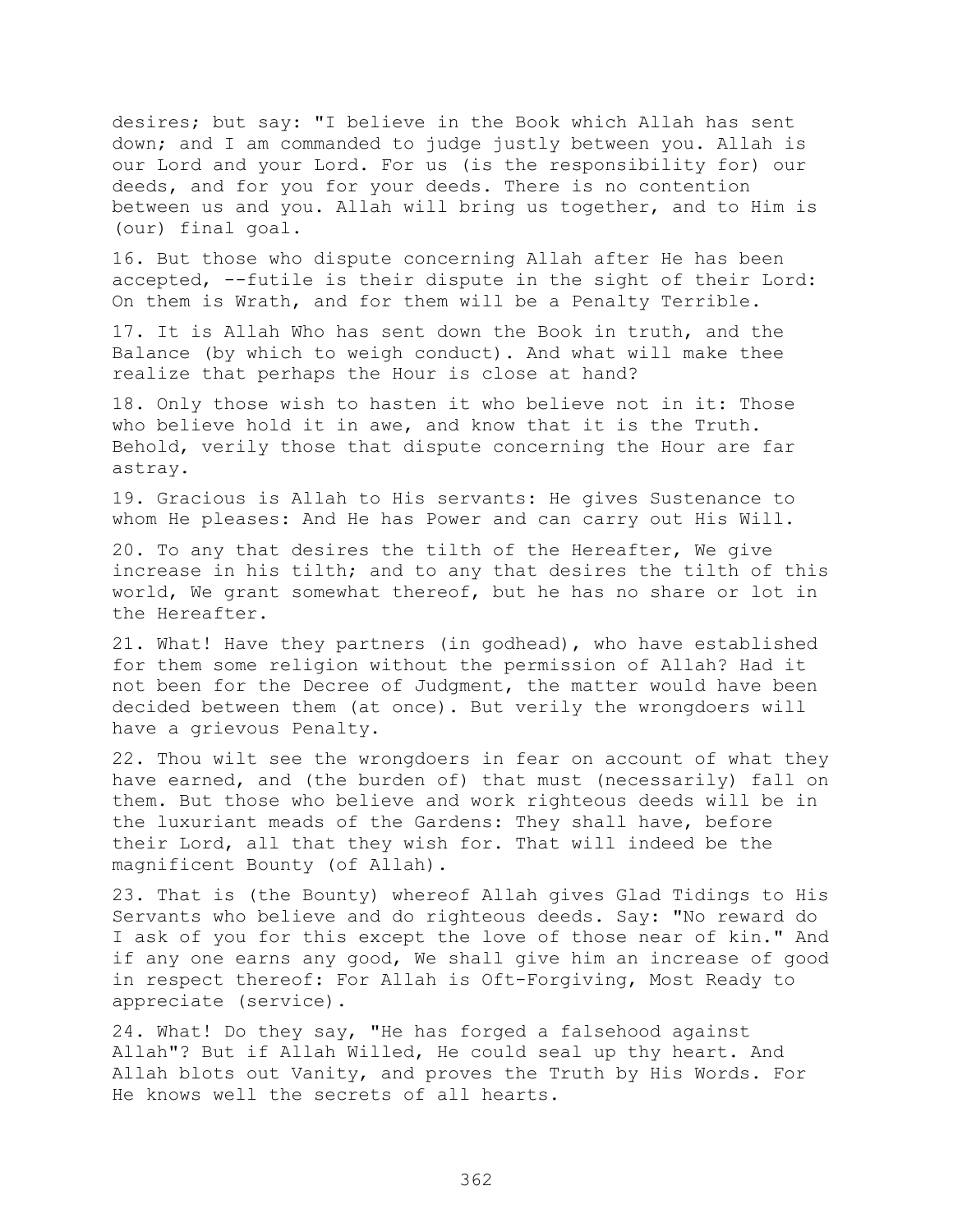desires; but say: "I believe in the Book which Allah has sent down; and I am commanded to judge justly between you. Allah is our Lord and your Lord. For us (is the responsibility for) our deeds, and for you for your deeds. There is no contention between us and you. Allah will bring us together, and to Him is (our) final goal.

16. But those who dispute concerning Allah after He has been accepted, --futile is their dispute in the sight of their Lord: On them is Wrath, and for them will be a Penalty Terrible.

17. It is Allah Who has sent down the Book in truth, and the Balance (by which to weigh conduct). And what will make thee realize that perhaps the Hour is close at hand?

18. Only those wish to hasten it who believe not in it: Those who believe hold it in awe, and know that it is the Truth. Behold, verily those that dispute concerning the Hour are far astray.

19. Gracious is Allah to His servants: He gives Sustenance to whom He pleases: And He has Power and can carry out His Will.

20. To any that desires the tilth of the Hereafter, We give increase in his tilth; and to any that desires the tilth of this world, We grant somewhat thereof, but he has no share or lot in the Hereafter.

21. What! Have they partners (in godhead), who have established for them some religion without the permission of Allah? Had it not been for the Decree of Judgment, the matter would have been decided between them (at once). But verily the wrongdoers will have a grievous Penalty.

22. Thou wilt see the wrongdoers in fear on account of what they have earned, and (the burden of) that must (necessarily) fall on them. But those who believe and work righteous deeds will be in the luxuriant meads of the Gardens: They shall have, before their Lord, all that they wish for. That will indeed be the magnificent Bounty (of Allah).

23. That is (the Bounty) whereof Allah gives Glad Tidings to His Servants who believe and do righteous deeds. Say: "No reward do I ask of you for this except the love of those near of kin." And if any one earns any good, We shall give him an increase of good in respect thereof: For Allah is Oft-Forgiving, Most Ready to appreciate (service).

24. What! Do they say, "He has forged a falsehood against Allah"? But if Allah Willed, He could seal up thy heart. And Allah blots out Vanity, and proves the Truth by His Words. For He knows well the secrets of all hearts.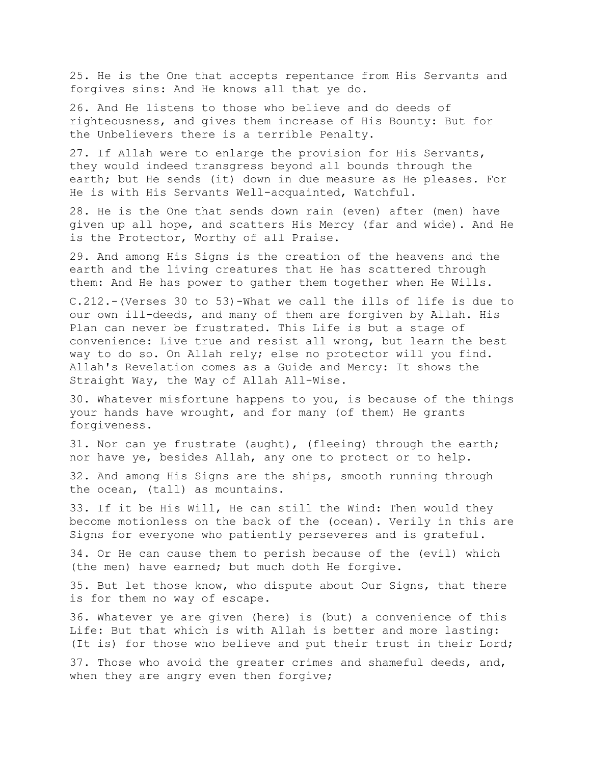25. He is the One that accepts repentance from His Servants and forgives sins: And He knows all that ye do.

26. And He listens to those who believe and do deeds of righteousness, and gives them increase of His Bounty: But for the Unbelievers there is a terrible Penalty.

27. If Allah were to enlarge the provision for His Servants, they would indeed transgress beyond all bounds through the earth; but He sends (it) down in due measure as He pleases. For He is with His Servants Well-acquainted, Watchful.

28. He is the One that sends down rain (even) after (men) have given up all hope, and scatters His Mercy (far and wide). And He is the Protector, Worthy of all Praise.

29. And among His Signs is the creation of the heavens and the earth and the living creatures that He has scattered through them: And He has power to gather them together when He Wills.

C.212.-(Verses 30 to 53)-What we call the ills of life is due to our own ill-deeds, and many of them are forgiven by Allah. His Plan can never be frustrated. This Life is but a stage of convenience: Live true and resist all wrong, but learn the best way to do so. On Allah rely; else no protector will you find. Allah's Revelation comes as a Guide and Mercy: It shows the Straight Way, the Way of Allah All-Wise.

30. Whatever misfortune happens to you, is because of the things your hands have wrought, and for many (of them) He grants forgiveness.

31. Nor can ye frustrate (aught), (fleeing) through the earth; nor have ye, besides Allah, any one to protect or to help.

32. And among His Signs are the ships, smooth running through the ocean, (tall) as mountains.

33. If it be His Will, He can still the Wind: Then would they become motionless on the back of the (ocean). Verily in this are Signs for everyone who patiently perseveres and is grateful.

34. Or He can cause them to perish because of the (evil) which (the men) have earned; but much doth He forgive.

35. But let those know, who dispute about Our Signs, that there is for them no way of escape.

36. Whatever ye are given (here) is (but) a convenience of this Life: But that which is with Allah is better and more lasting: (It is) for those who believe and put their trust in their Lord;

37. Those who avoid the greater crimes and shameful deeds, and, when they are angry even then forgive;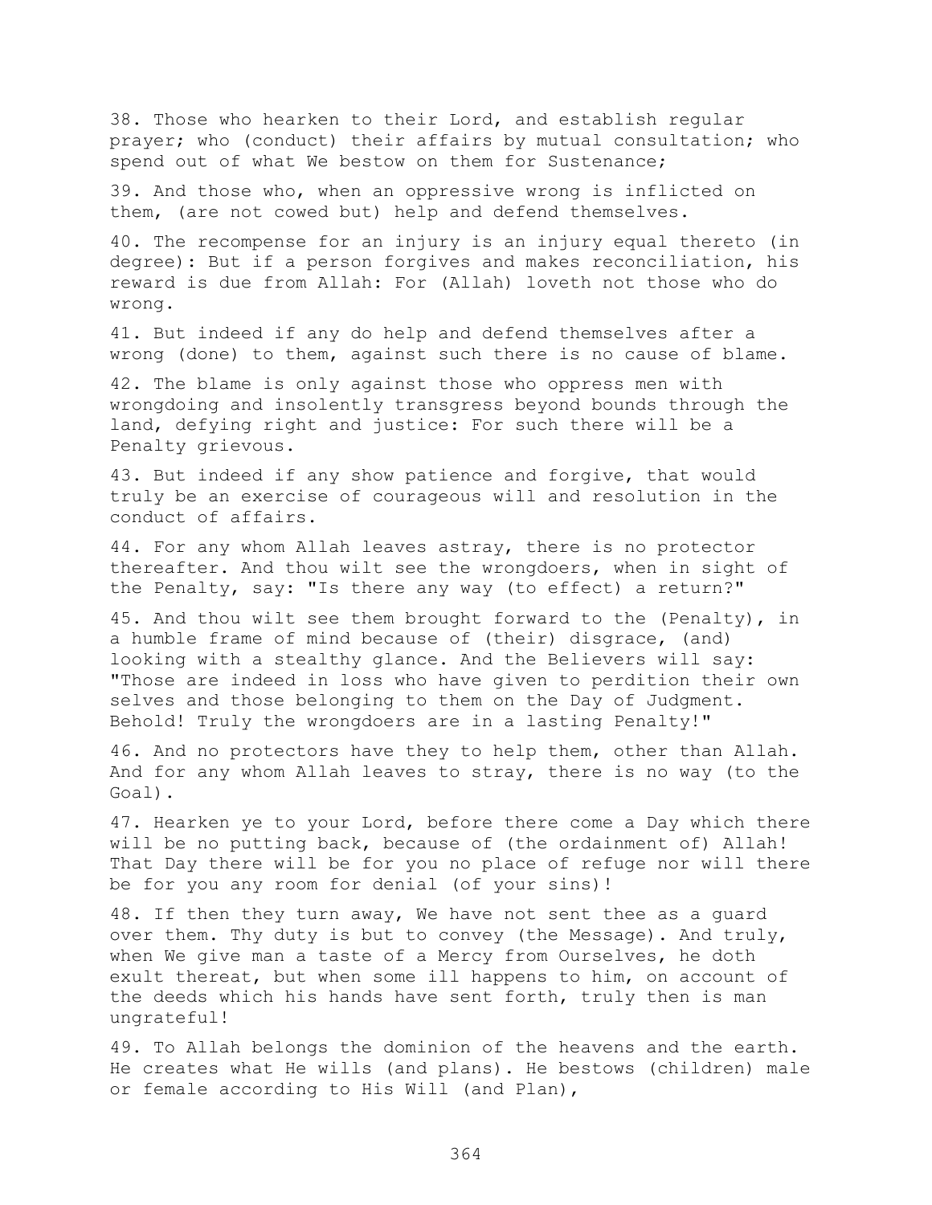38. Those who hearken to their Lord, and establish regular prayer; who (conduct) their affairs by mutual consultation; who spend out of what We bestow on them for Sustenance;

39. And those who, when an oppressive wrong is inflicted on them, (are not cowed but) help and defend themselves.

40. The recompense for an injury is an injury equal thereto (in degree): But if a person forgives and makes reconciliation, his reward is due from Allah: For (Allah) loveth not those who do wrong.

41. But indeed if any do help and defend themselves after a wrong (done) to them, against such there is no cause of blame.

42. The blame is only against those who oppress men with wrongdoing and insolently transgress beyond bounds through the land, defying right and justice: For such there will be a Penalty grievous.

43. But indeed if any show patience and forgive, that would truly be an exercise of courageous will and resolution in the conduct of affairs.

44. For any whom Allah leaves astray, there is no protector thereafter. And thou wilt see the wrongdoers, when in sight of the Penalty, say: "Is there any way (to effect) a return?"

45. And thou wilt see them brought forward to the (Penalty), in a humble frame of mind because of (their) disgrace, (and) looking with a stealthy glance. And the Believers will say: "Those are indeed in loss who have given to perdition their own selves and those belonging to them on the Day of Judgment. Behold! Truly the wrongdoers are in a lasting Penalty!"

46. And no protectors have they to help them, other than Allah. And for any whom Allah leaves to stray, there is no way (to the Goal).

47. Hearken ye to your Lord, before there come a Day which there will be no putting back, because of (the ordainment of) Allah! That Day there will be for you no place of refuge nor will there be for you any room for denial (of your sins)!

48. If then they turn away, We have not sent thee as a guard over them. Thy duty is but to convey (the Message). And truly, when We give man a taste of a Mercy from Ourselves, he doth exult thereat, but when some ill happens to him, on account of the deeds which his hands have sent forth, truly then is man ungrateful!

49. To Allah belongs the dominion of the heavens and the earth. He creates what He wills (and plans). He bestows (children) male or female according to His Will (and Plan),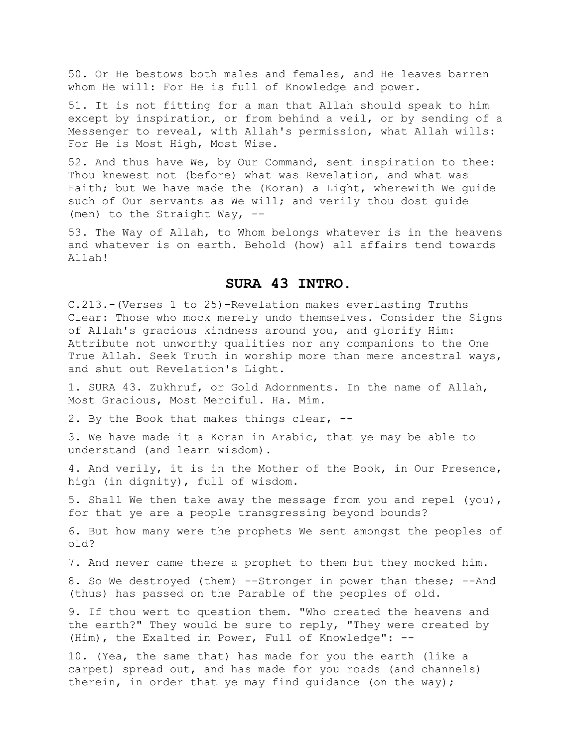50. Or He bestows both males and females, and He leaves barren whom He will: For He is full of Knowledge and power.

51. It is not fitting for a man that Allah should speak to him except by inspiration, or from behind a veil, or by sending of a Messenger to reveal, with Allah's permission, what Allah wills: For He is Most High, Most Wise.

52. And thus have We, by Our Command, sent inspiration to thee: Thou knewest not (before) what was Revelation, and what was Faith; but We have made the (Koran) a Light, wherewith We guide such of Our servants as We will; and verily thou dost guide (men) to the Straight Way, --

53. The Way of Allah, to Whom belongs whatever is in the heavens and whatever is on earth. Behold (how) all affairs tend towards Allah!

## SURA 43 INTRO.

C.213.-(Verses 1 to 25)-Revelation makes everlasting Truths Clear: Those who mock merely undo themselves. Consider the Signs of Allah's gracious kindness around you, and glorify Him: Attribute not unworthy qualities nor any companions to the One True Allah. Seek Truth in worship more than mere ancestral ways, and shut out Revelation's Light.

1. SURA 43. Zukhruf, or Gold Adornments. In the name of Allah, Most Gracious, Most Merciful. Ha. Mim.

2. By the Book that makes things clear, --

3. We have made it a Koran in Arabic, that ye may be able to understand (and learn wisdom).

4. And verily, it is in the Mother of the Book, in Our Presence, high (in dignity), full of wisdom.

5. Shall We then take away the message from you and repel (you), for that ye are a people transgressing beyond bounds?

6. But how many were the prophets We sent amongst the peoples of old?

7. And never came there a prophet to them but they mocked him.

8. So We destroyed (them) --Stronger in power than these; --And (thus) has passed on the Parable of the peoples of old.

9. If thou wert to question them. "Who created the heavens and the earth?" They would be sure to reply, "They were created by (Him), the Exalted in Power, Full of Knowledge": --

10. (Yea, the same that) has made for you the earth (like a carpet) spread out, and has made for you roads (and channels) therein, in order that ye may find guidance (on the way);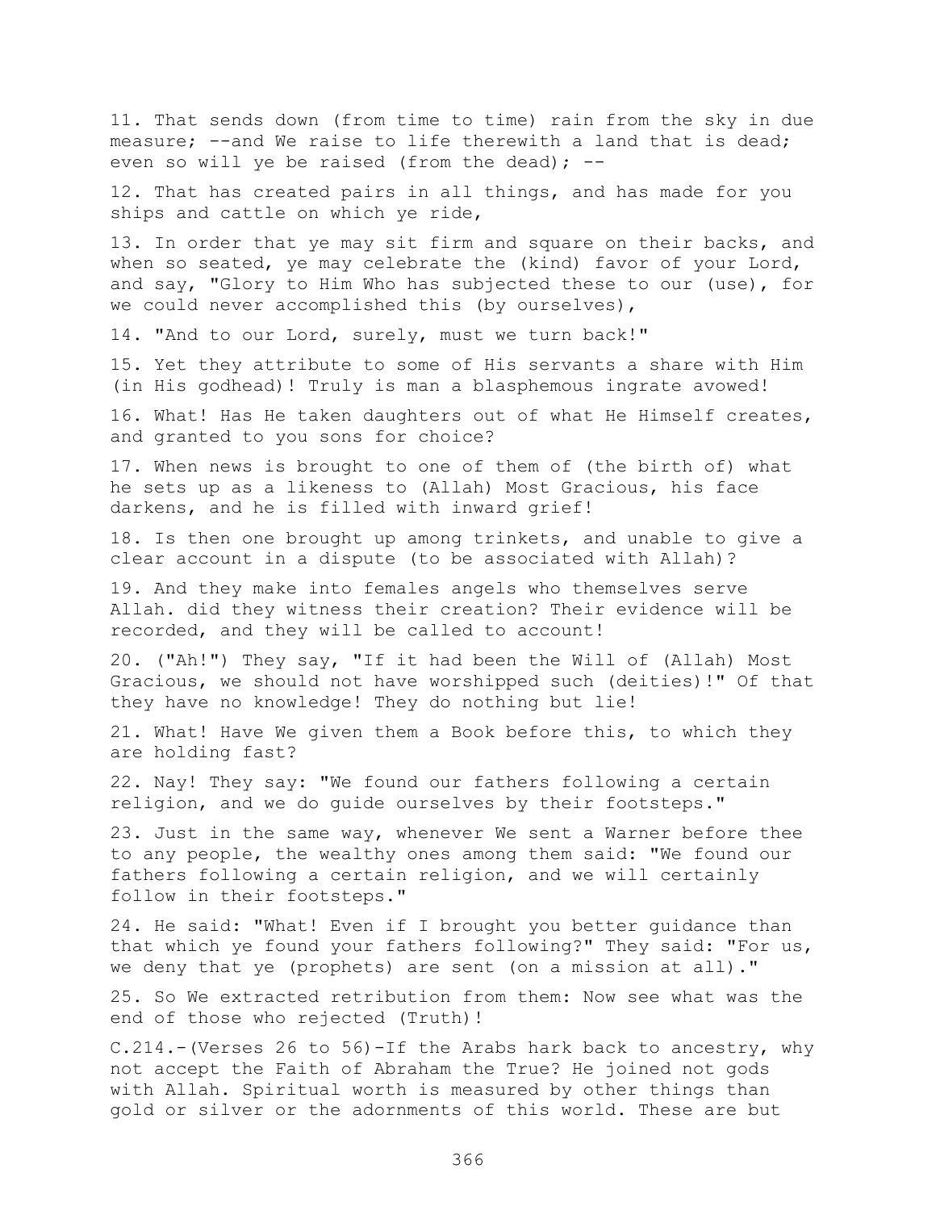11. That sends down (from time to time) rain from the sky in due measure; --and We raise to life therewith a land that is dead; even so will ye be raised (from the dead); --

12. That has created pairs in all things, and has made for you ships and cattle on which ye ride,

13. In order that ye may sit firm and square on their backs, and when so seated, ye may celebrate the (kind) favor of your Lord, and say, "Glory to Him Who has subjected these to our (use), for we could never accomplished this (by ourselves),

14. "And to our Lord, surely, must we turn back!"

15. Yet they attribute to some of His servants a share with Him (in His godhead)! Truly is man a blasphemous ingrate avowed!

16. What! Has He taken daughters out of what He Himself creates, and granted to you sons for choice?

17. When news is brought to one of them of (the birth of) what he sets up as a likeness to (Allah) Most Gracious, his face darkens, and he is filled with inward grief!

18. Is then one brought up among trinkets, and unable to give a clear account in a dispute (to be associated with Allah)?

19. And they make into females angels who themselves serve Allah. did they witness their creation? Their evidence will be recorded, and they will be called to account!

20. ("Ah!") They say, "If it had been the Will of (Allah) Most Gracious, we should not have worshipped such (deities)!" Of that they have no knowledge! They do nothing but lie!

21. What! Have We given them a Book before this, to which they are holding fast?

22. Nay! They say: "We found our fathers following a certain religion, and we do guide ourselves by their footsteps."

23. Just in the same way, whenever We sent a Warner before thee to any people, the wealthy ones among them said: "We found our fathers following a certain religion, and we will certainly follow in their footsteps."

24. He said: "What! Even if I brought you better guidance than that which ye found your fathers following?" They said: "For us, we deny that ye (prophets) are sent (on a mission at all)."

25. So We extracted retribution from them: Now see what was the end of those who rejected (Truth)!

C.214.-(Verses 26 to 56)-If the Arabs hark back to ancestry, why not accept the Faith of Abraham the True? He joined not gods with Allah. Spiritual worth is measured by other things than gold or silver or the adornments of this world. These are but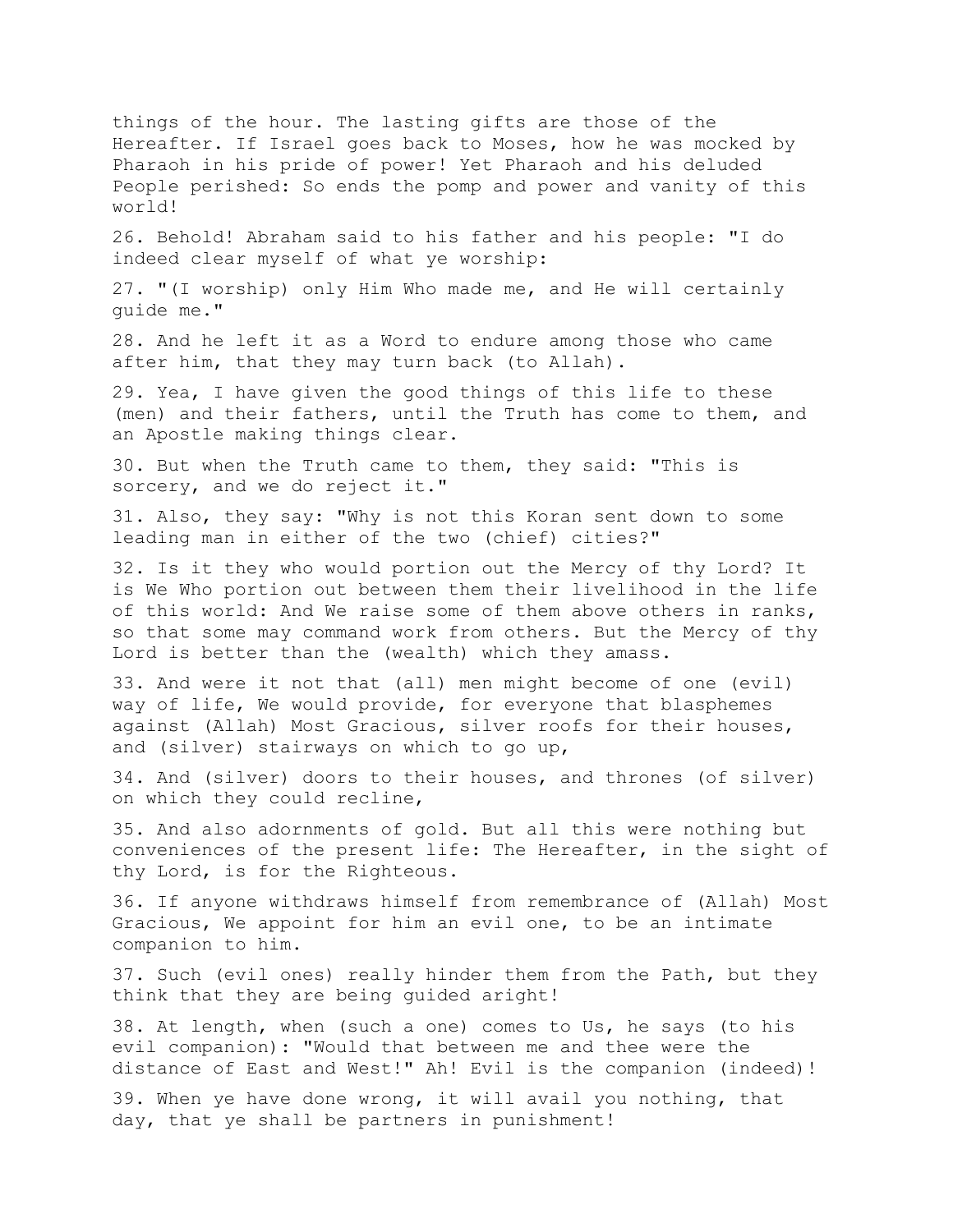things of the hour. The lasting gifts are those of the Hereafter. If Israel goes back to Moses, how he was mocked by Pharaoh in his pride of power! Yet Pharaoh and his deluded People perished: So ends the pomp and power and vanity of this world!

26. Behold! Abraham said to his father and his people: "I do indeed clear myself of what ye worship:

27. "(I worship) only Him Who made me, and He will certainly guide me."

28. And he left it as a Word to endure among those who came after him, that they may turn back (to Allah).

29. Yea, I have given the good things of this life to these (men) and their fathers, until the Truth has come to them, and an Apostle making things clear.

30. But when the Truth came to them, they said: "This is sorcery, and we do reject it."

31. Also, they say: "Why is not this Koran sent down to some leading man in either of the two (chief) cities?"

32. Is it they who would portion out the Mercy of thy Lord? It is We Who portion out between them their livelihood in the life of this world: And We raise some of them above others in ranks, so that some may command work from others. But the Mercy of thy Lord is better than the (wealth) which they amass.

33. And were it not that (all) men might become of one (evil) way of life, We would provide, for everyone that blasphemes against (Allah) Most Gracious, silver roofs for their houses, and (silver) stairways on which to go up,

34. And (silver) doors to their houses, and thrones (of silver) on which they could recline,

35. And also adornments of gold. But all this were nothing but conveniences of the present life: The Hereafter, in the sight of thy Lord, is for the Righteous.

36. If anyone withdraws himself from remembrance of (Allah) Most Gracious, We appoint for him an evil one, to be an intimate companion to him.

37. Such (evil ones) really hinder them from the Path, but they think that they are being guided aright!

38. At length, when (such a one) comes to Us, he says (to his evil companion): "Would that between me and thee were the distance of East and West!" Ah! Evil is the companion (indeed)!

39. When ye have done wrong, it will avail you nothing, that day, that ye shall be partners in punishment!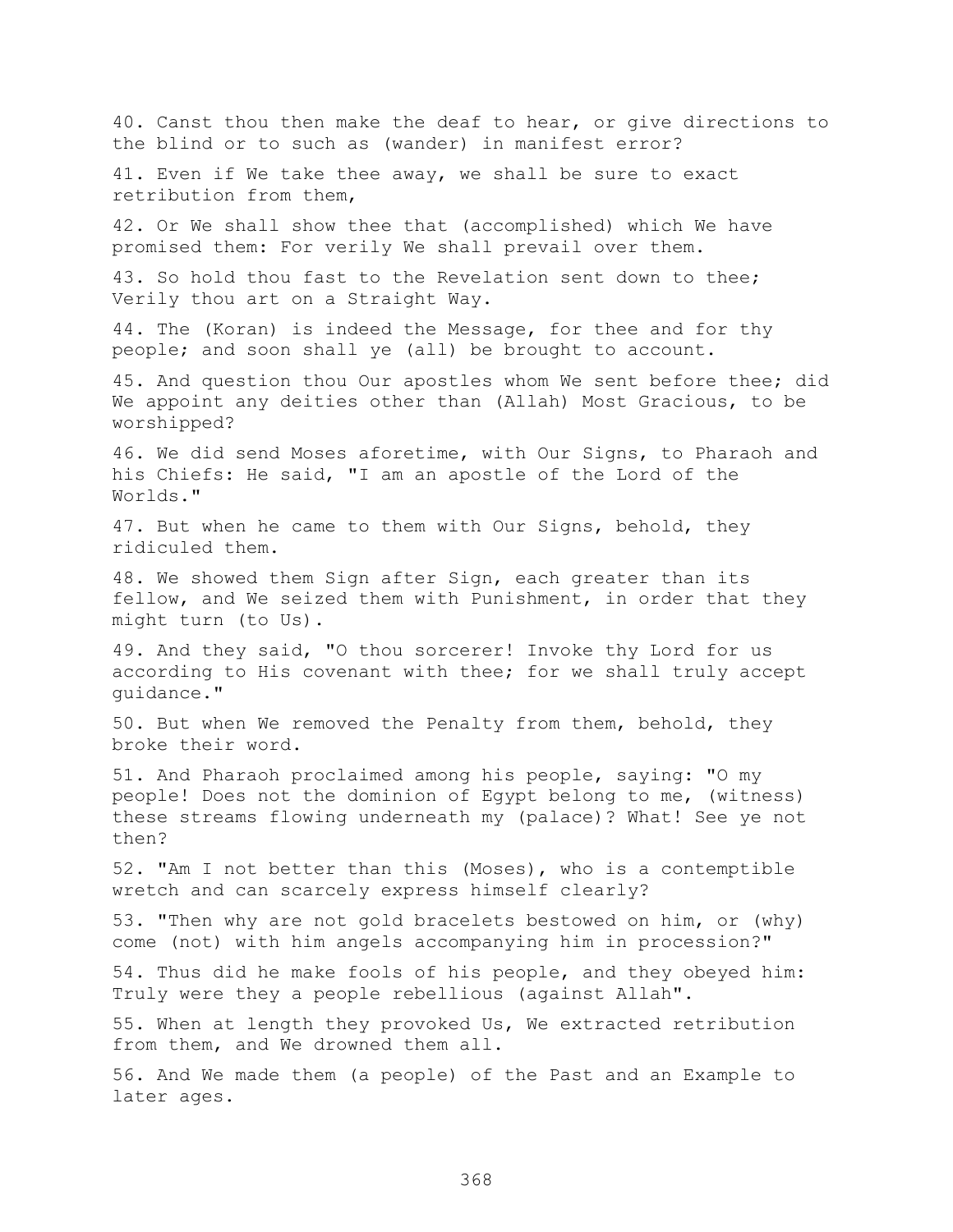40. Canst thou then make the deaf to hear, or give directions to the blind or to such as (wander) in manifest error?

41. Even if We take thee away, we shall be sure to exact retribution from them,

42. Or We shall show thee that (accomplished) which We have promised them: For verily We shall prevail over them.

43. So hold thou fast to the Revelation sent down to thee; Verily thou art on a Straight Way.

44. The (Koran) is indeed the Message, for thee and for thy people; and soon shall ye (all) be brought to account.

45. And question thou Our apostles whom We sent before thee; did We appoint any deities other than (Allah) Most Gracious, to be worshipped?

46. We did send Moses aforetime, with Our Signs, to Pharaoh and his Chiefs: He said, "I am an apostle of the Lord of the Worlds."

47. But when he came to them with Our Signs, behold, they ridiculed them.

48. We showed them Sign after Sign, each greater than its fellow, and We seized them with Punishment, in order that they might turn (to Us).

49. And they said, "O thou sorcerer! Invoke thy Lord for us according to His covenant with thee; for we shall truly accept guidance."

50. But when We removed the Penalty from them, behold, they broke their word.

51. And Pharaoh proclaimed among his people, saying: "O my people! Does not the dominion of Egypt belong to me, (witness) these streams flowing underneath my (palace)? What! See ye not then?

52. "Am I not better than this (Moses), who is a contemptible wretch and can scarcely express himself clearly?

53. "Then why are not gold bracelets bestowed on him, or (why) come (not) with him angels accompanying him in procession?"

54. Thus did he make fools of his people, and they obeyed him: Truly were they a people rebellious (against Allah".

55. When at length they provoked Us, We extracted retribution from them, and We drowned them all.

56. And We made them (a people) of the Past and an Example to later ages.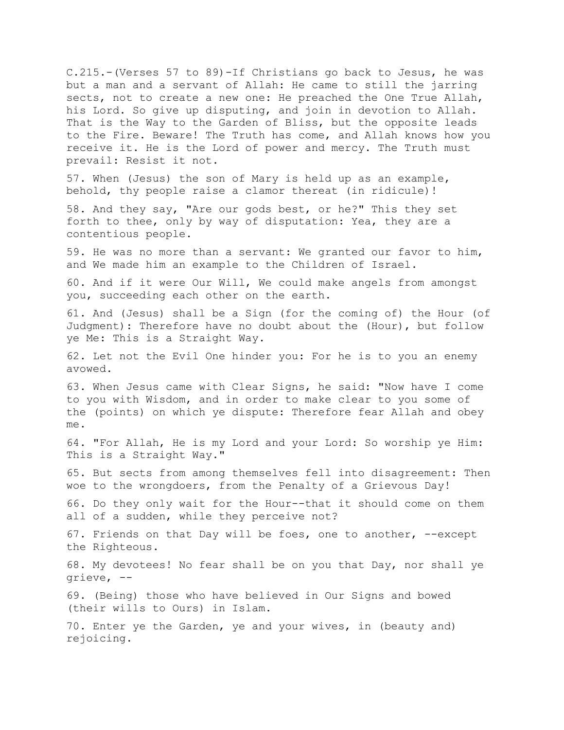C.215.-(Verses 57 to 89)-If Christians go back to Jesus, he was but a man and a servant of Allah: He came to still the jarring sects, not to create a new one: He preached the One True Allah, his Lord. So give up disputing, and join in devotion to Allah. That is the Way to the Garden of Bliss, but the opposite leads to the Fire. Beware! The Truth has come, and Allah knows how you receive it. He is the Lord of power and mercy. The Truth must prevail: Resist it not.

57. When (Jesus) the son of Mary is held up as an example, behold, thy people raise a clamor thereat (in ridicule)!

58. And they say, "Are our gods best, or he?" This they set forth to thee, only by way of disputation: Yea, they are a contentious people.

59. He was no more than a servant: We granted our favor to him, and We made him an example to the Children of Israel.

60. And if it were Our Will, We could make angels from amongst you, succeeding each other on the earth.

61. And (Jesus) shall be a Sign (for the coming of) the Hour (of Judgment): Therefore have no doubt about the (Hour), but follow ye Me: This is a Straight Way.

62. Let not the Evil One hinder you: For he is to you an enemy avowed.

63. When Jesus came with Clear Signs, he said: "Now have I come to you with Wisdom, and in order to make clear to you some of the (points) on which ye dispute: Therefore fear Allah and obey me.

64. "For Allah, He is my Lord and your Lord: So worship ye Him: This is a Straight Way."

65. But sects from among themselves fell into disagreement: Then woe to the wrongdoers, from the Penalty of a Grievous Day!

66. Do they only wait for the Hour--that it should come on them all of a sudden, while they perceive not?

67. Friends on that Day will be foes, one to another, --except the Righteous.

68. My devotees! No fear shall be on you that Day, nor shall ye grieve, --

69. (Being) those who have believed in Our Signs and bowed (their wills to Ours) in Islam.

70. Enter ye the Garden, ye and your wives, in (beauty and) rejoicing.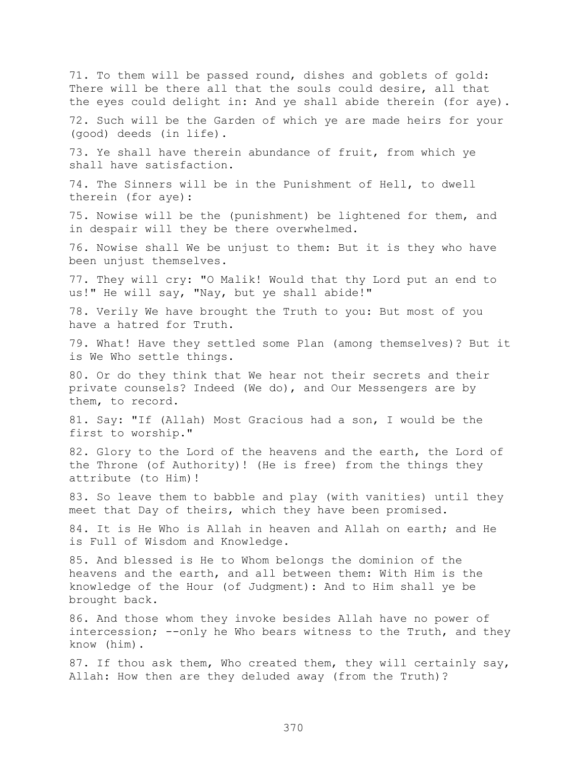71. To them will be passed round, dishes and goblets of gold: There will be there all that the souls could desire, all that the eyes could delight in: And ye shall abide therein (for aye).

72. Such will be the Garden of which ye are made heirs for your (good) deeds (in life).

73. Ye shall have therein abundance of fruit, from which ye shall have satisfaction.

74. The Sinners will be in the Punishment of Hell, to dwell therein (for aye):

75. Nowise will be the (punishment) be lightened for them, and in despair will they be there overwhelmed.

76. Nowise shall We be unjust to them: But it is they who have been unjust themselves.

77. They will cry: "O Malik! Would that thy Lord put an end to us!" He will say, "Nay, but ye shall abide!"

78. Verily We have brought the Truth to you: But most of you have a hatred for Truth.

79. What! Have they settled some Plan (among themselves)? But it is We Who settle things.

80. Or do they think that We hear not their secrets and their private counsels? Indeed (We do), and Our Messengers are by them, to record.

81. Say: "If (Allah) Most Gracious had a son, I would be the first to worship."

82. Glory to the Lord of the heavens and the earth, the Lord of the Throne (of Authority)! (He is free) from the things they attribute (to Him)!

83. So leave them to babble and play (with vanities) until they meet that Day of theirs, which they have been promised.

84. It is He Who is Allah in heaven and Allah on earth; and He is Full of Wisdom and Knowledge.

85. And blessed is He to Whom belongs the dominion of the heavens and the earth, and all between them: With Him is the knowledge of the Hour (of Judgment): And to Him shall ye be brought back.

86. And those whom they invoke besides Allah have no power of intercession; --only he Who bears witness to the Truth, and they know (him).

87. If thou ask them, Who created them, they will certainly say, Allah: How then are they deluded away (from the Truth)?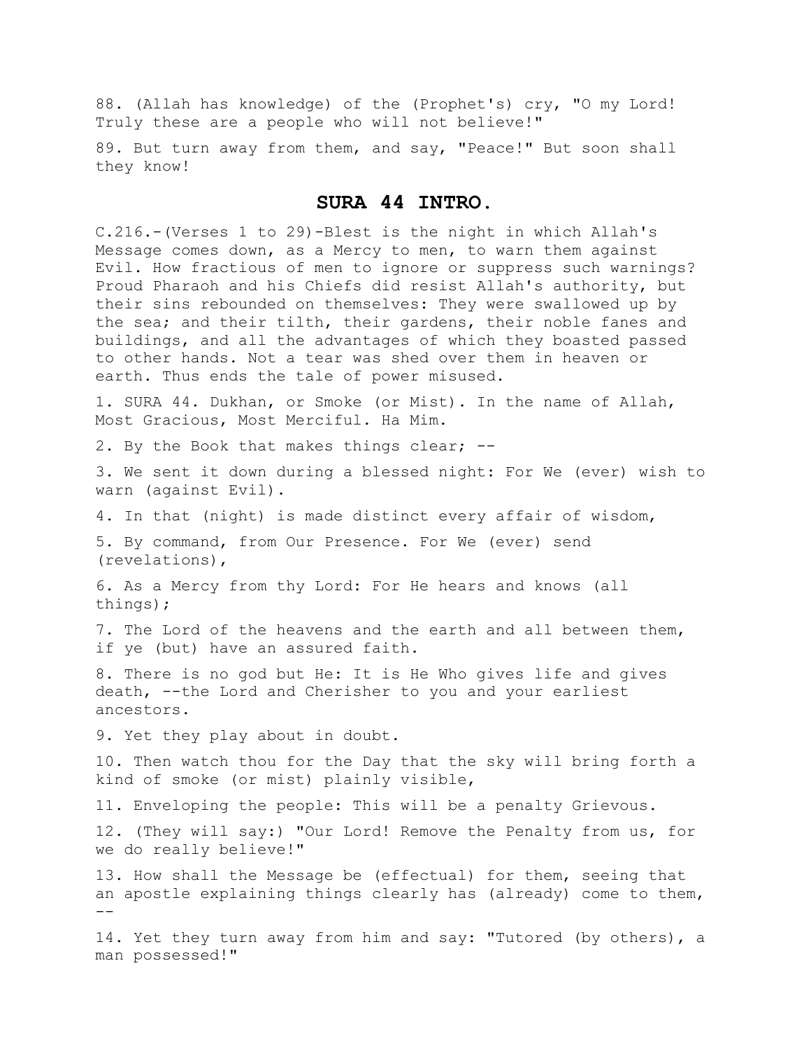88. (Allah has knowledge) of the (Prophet's) cry, "O my Lord! Truly these are a people who will not believe!"

89. But turn away from them, and say, "Peace!" But soon shall they know!

## SURA 44 INTRO.

C.216.-(Verses 1 to 29)-Blest is the night in which Allah's Message comes down, as a Mercy to men, to warn them against Evil. How fractious of men to ignore or suppress such warnings? Proud Pharaoh and his Chiefs did resist Allah's authority, but their sins rebounded on themselves: They were swallowed up by the sea; and their tilth, their gardens, their noble fanes and buildings, and all the advantages of which they boasted passed to other hands. Not a tear was shed over them in heaven or earth. Thus ends the tale of power misused.

1. SURA 44. Dukhan, or Smoke (or Mist). In the name of Allah, Most Gracious, Most Merciful. Ha Mim.

2. By the Book that makes things clear; --

3. We sent it down during a blessed night: For We (ever) wish to warn (against Evil).

4. In that (night) is made distinct every affair of wisdom,

5. By command, from Our Presence. For We (ever) send (revelations),

6. As a Mercy from thy Lord: For He hears and knows (all things);

7. The Lord of the heavens and the earth and all between them, if ye (but) have an assured faith.

8. There is no god but He: It is He Who gives life and gives death, --the Lord and Cherisher to you and your earliest ancestors.

9. Yet they play about in doubt.

10. Then watch thou for the Day that the sky will bring forth a kind of smoke (or mist) plainly visible,

11. Enveloping the people: This will be a penalty Grievous.

12. (They will say:) "Our Lord! Remove the Penalty from us, for we do really believe!"

13. How shall the Message be (effectual) for them, seeing that an apostle explaining things clearly has (already) come to them, --

14. Yet they turn away from him and say: "Tutored (by others), a man possessed!"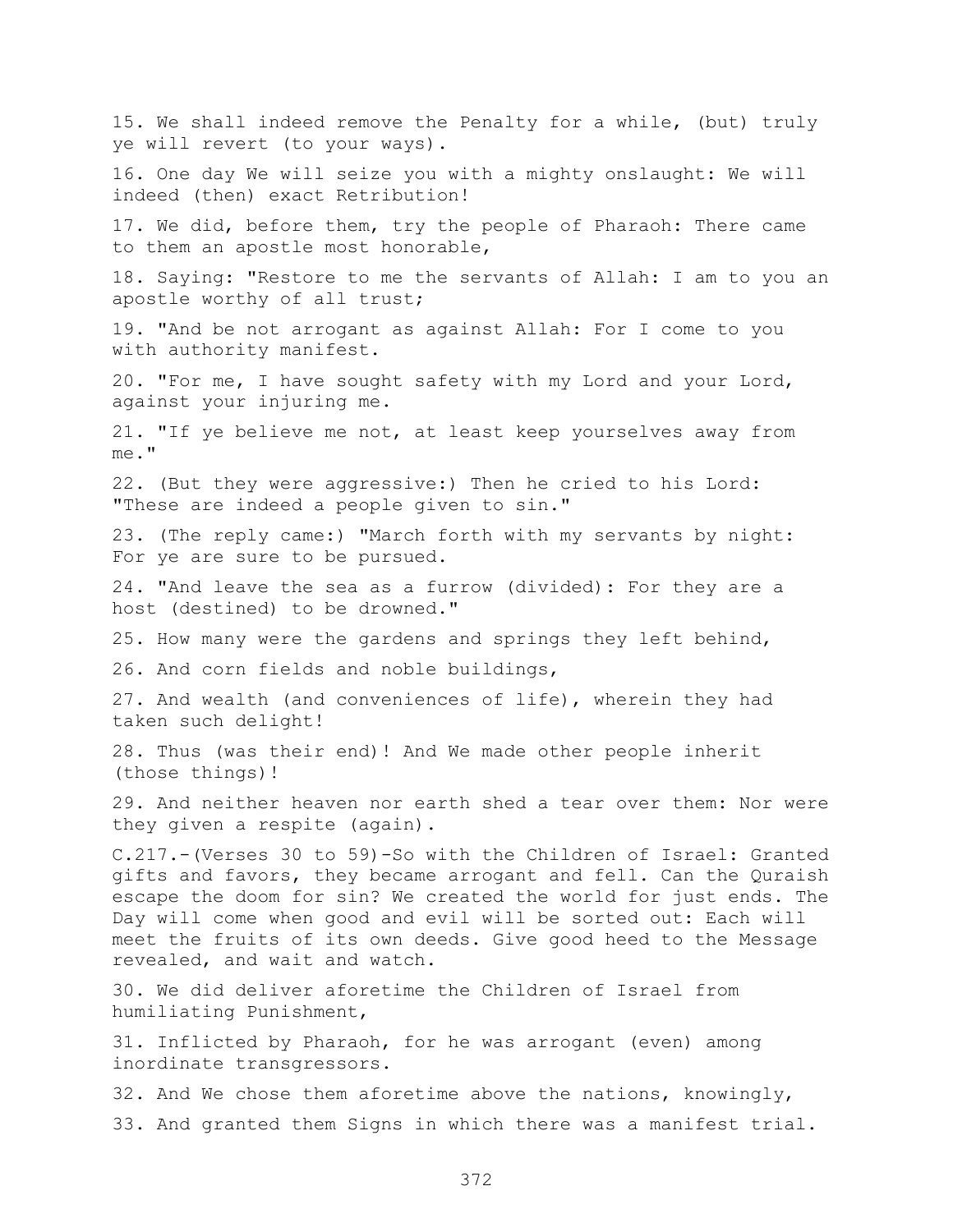15. We shall indeed remove the Penalty for a while, (but) truly ye will revert (to your ways).

16. One day We will seize you with a mighty onslaught: We will indeed (then) exact Retribution!

17. We did, before them, try the people of Pharaoh: There came to them an apostle most honorable,

18. Saying: "Restore to me the servants of Allah: I am to you an apostle worthy of all trust;

19. "And be not arrogant as against Allah: For I come to you with authority manifest.

20. "For me, I have sought safety with my Lord and your Lord, against your injuring me.

21. "If ye believe me not, at least keep yourselves away from me."

22. (But they were aggressive:) Then he cried to his Lord: "These are indeed a people given to sin."

23. (The reply came:) "March forth with my servants by night: For ye are sure to be pursued.

24. "And leave the sea as a furrow (divided): For they are a host (destined) to be drowned."

25. How many were the gardens and springs they left behind,

26. And corn fields and noble buildings,

27. And wealth (and conveniences of life), wherein they had taken such delight!

28. Thus (was their end)! And We made other people inherit (those things)!

29. And neither heaven nor earth shed a tear over them: Nor were they given a respite (again).

C.217.-(Verses 30 to 59)-So with the Children of Israel: Granted gifts and favors, they became arrogant and fell. Can the Quraish escape the doom for sin? We created the world for just ends. The Day will come when good and evil will be sorted out: Each will meet the fruits of its own deeds. Give good heed to the Message revealed, and wait and watch.

30. We did deliver aforetime the Children of Israel from humiliating Punishment,

31. Inflicted by Pharaoh, for he was arrogant (even) among inordinate transgressors.

32. And We chose them aforetime above the nations, knowingly,

33. And granted them Signs in which there was a manifest trial.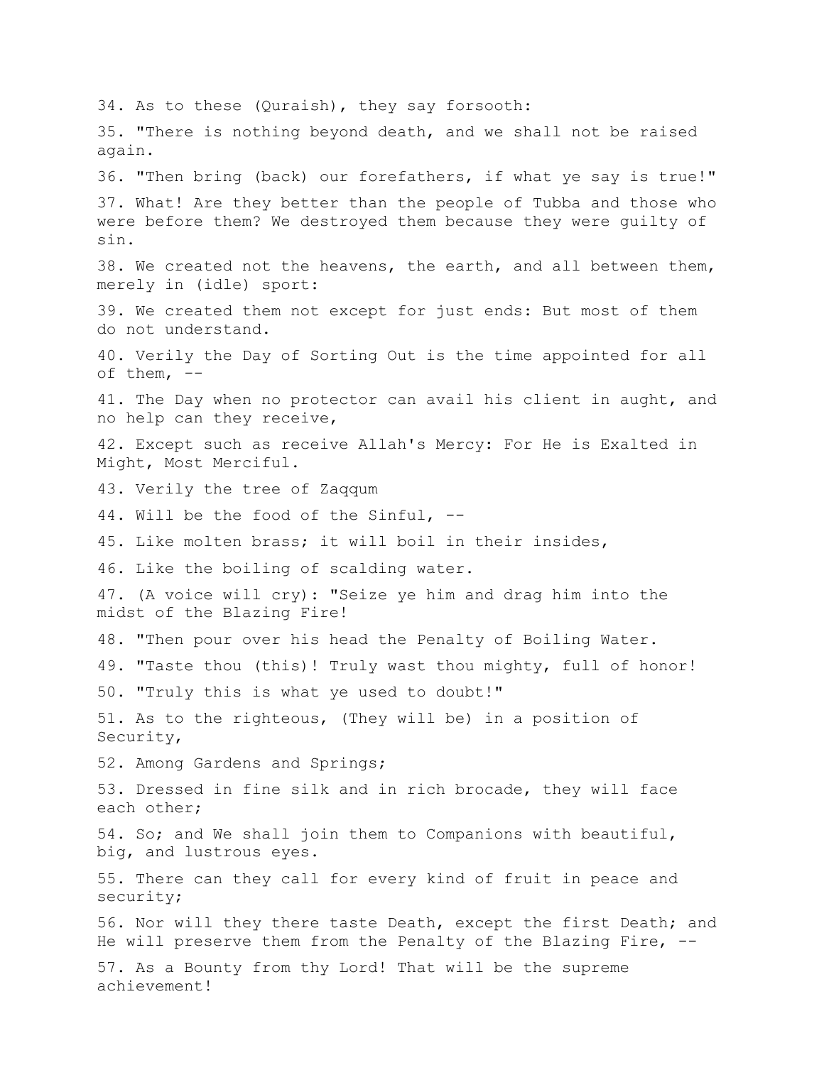34. As to these (Quraish), they say forsooth:

35. "There is nothing beyond death, and we shall not be raised again.

36. "Then bring (back) our forefathers, if what ye say is true!"

37. What! Are they better than the people of Tubba and those who were before them? We destroyed them because they were guilty of sin.

38. We created not the heavens, the earth, and all between them, merely in (idle) sport:

39. We created them not except for just ends: But most of them do not understand.

40. Verily the Day of Sorting Out is the time appointed for all of them, --

41. The Day when no protector can avail his client in aught, and no help can they receive,

42. Except such as receive Allah's Mercy: For He is Exalted in Might, Most Merciful.

43. Verily the tree of Zaqqum

44. Will be the food of the Sinful, --

45. Like molten brass; it will boil in their insides,

46. Like the boiling of scalding water.

47. (A voice will cry): "Seize ye him and drag him into the midst of the Blazing Fire!

48. "Then pour over his head the Penalty of Boiling Water.

49. "Taste thou (this)! Truly wast thou mighty, full of honor!

50. "Truly this is what ye used to doubt!"

51. As to the righteous, (They will be) in a position of Security,

52. Among Gardens and Springs;

53. Dressed in fine silk and in rich brocade, they will face each other;

54. So; and We shall join them to Companions with beautiful, big, and lustrous eyes.

55. There can they call for every kind of fruit in peace and security;

56. Nor will they there taste Death, except the first Death; and He will preserve them from the Penalty of the Blazing Fire, --

57. As a Bounty from thy Lord! That will be the supreme achievement!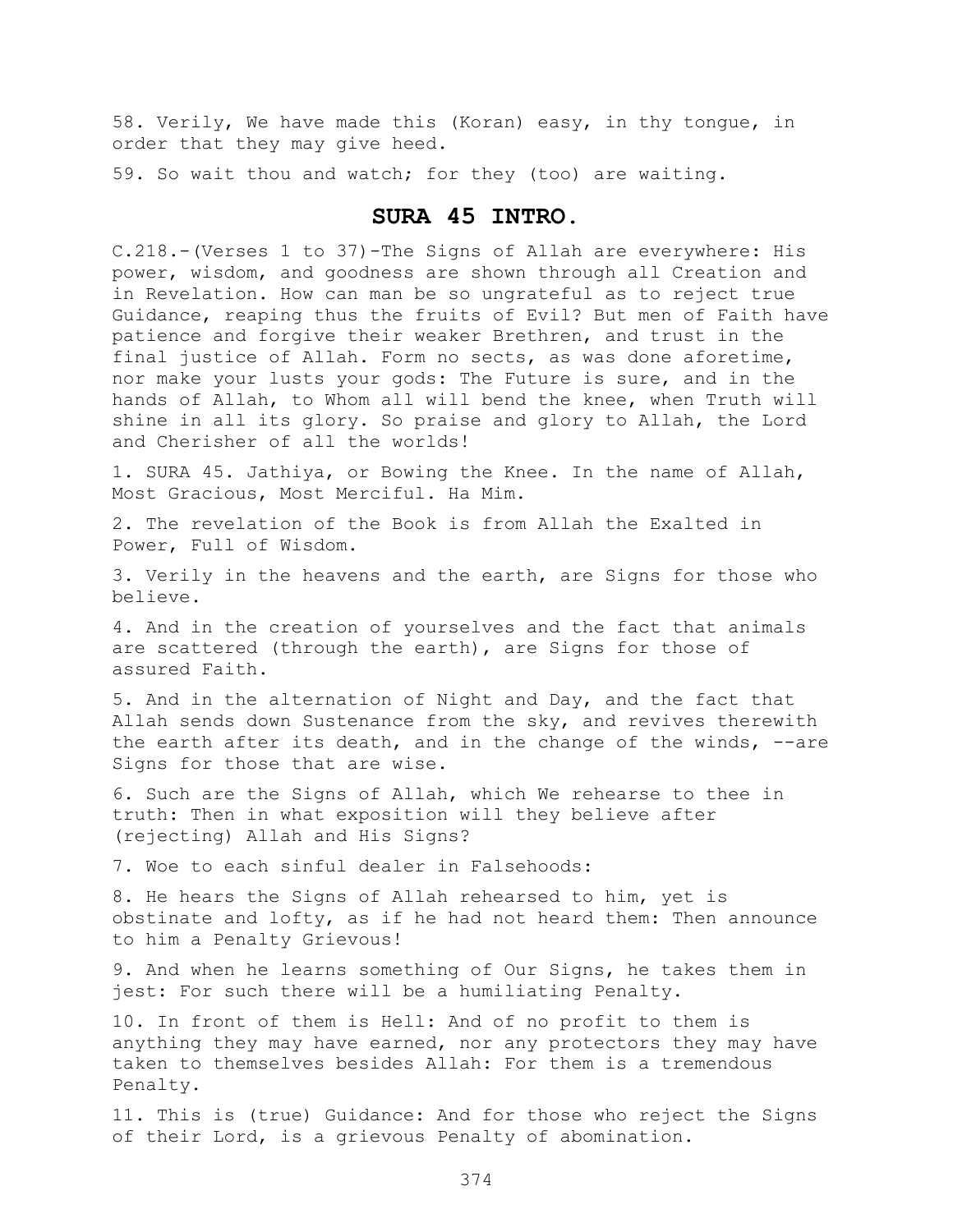58. Verily, We have made this (Koran) easy, in thy tongue, in order that they may give heed.

59. So wait thou and watch; for they (too) are waiting.

## SURA 45 INTRO.

C.218.-(Verses 1 to 37)-The Signs of Allah are everywhere: His power, wisdom, and goodness are shown through all Creation and in Revelation. How can man be so ungrateful as to reject true Guidance, reaping thus the fruits of Evil? But men of Faith have patience and forgive their weaker Brethren, and trust in the final justice of Allah. Form no sects, as was done aforetime, nor make your lusts your gods: The Future is sure, and in the hands of Allah, to Whom all will bend the knee, when Truth will shine in all its glory. So praise and glory to Allah, the Lord and Cherisher of all the worlds!

1. SURA 45. Jathiya, or Bowing the Knee. In the name of Allah, Most Gracious, Most Merciful. Ha Mim.

2. The revelation of the Book is from Allah the Exalted in Power, Full of Wisdom.

3. Verily in the heavens and the earth, are Signs for those who believe.

4. And in the creation of yourselves and the fact that animals are scattered (through the earth), are Signs for those of assured Faith.

5. And in the alternation of Night and Day, and the fact that Allah sends down Sustenance from the sky, and revives therewith the earth after its death, and in the change of the winds, --are Signs for those that are wise.

6. Such are the Signs of Allah, which We rehearse to thee in truth: Then in what exposition will they believe after (rejecting) Allah and His Signs?

7. Woe to each sinful dealer in Falsehoods:

8. He hears the Signs of Allah rehearsed to him, yet is obstinate and lofty, as if he had not heard them: Then announce to him a Penalty Grievous!

9. And when he learns something of Our Signs, he takes them in jest: For such there will be a humiliating Penalty.

10. In front of them is Hell: And of no profit to them is anything they may have earned, nor any protectors they may have taken to themselves besides Allah: For them is a tremendous Penalty.

11. This is (true) Guidance: And for those who reject the Signs of their Lord, is a grievous Penalty of abomination.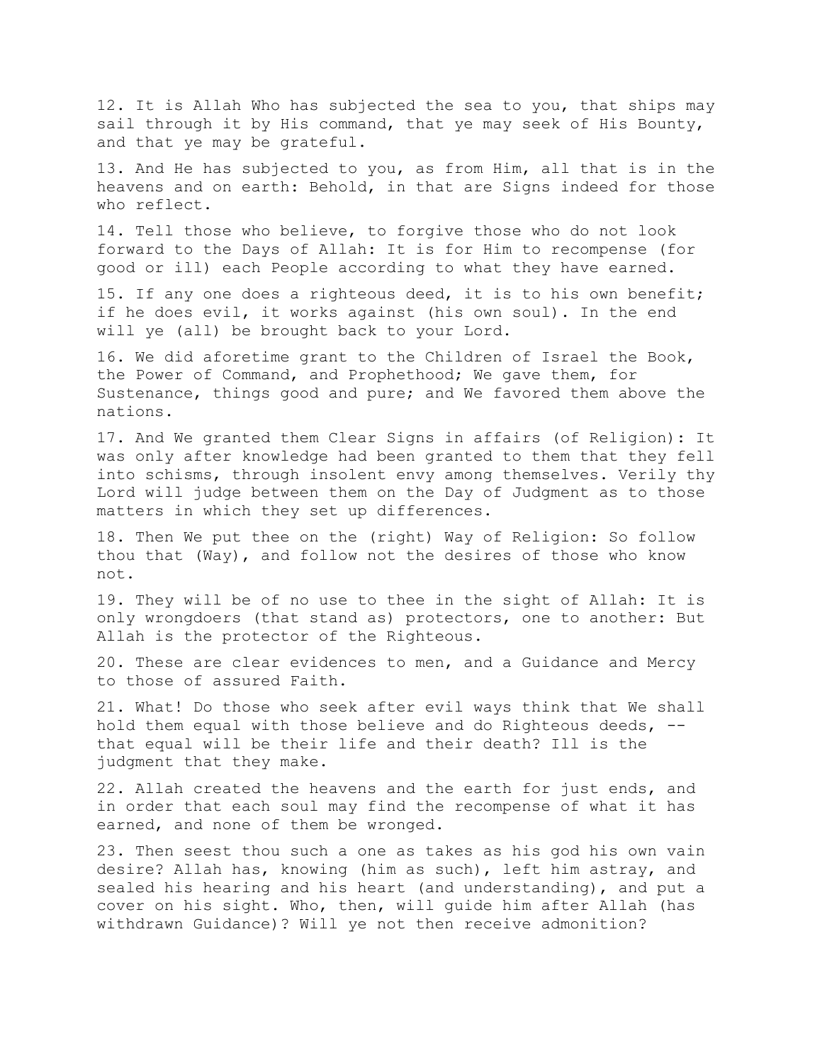12. It is Allah Who has subjected the sea to you, that ships may sail through it by His command, that ye may seek of His Bounty, and that ye may be grateful.

13. And He has subjected to you, as from Him, all that is in the heavens and on earth: Behold, in that are Signs indeed for those who reflect.

14. Tell those who believe, to forgive those who do not look forward to the Days of Allah: It is for Him to recompense (for good or ill) each People according to what they have earned.

15. If any one does a righteous deed, it is to his own benefit; if he does evil, it works against (his own soul). In the end will ye (all) be brought back to your Lord.

16. We did aforetime grant to the Children of Israel the Book, the Power of Command, and Prophethood; We gave them, for Sustenance, things good and pure; and We favored them above the nations.

17. And We granted them Clear Signs in affairs (of Religion): It was only after knowledge had been granted to them that they fell into schisms, through insolent envy among themselves. Verily thy Lord will judge between them on the Day of Judgment as to those matters in which they set up differences.

18. Then We put thee on the (right) Way of Religion: So follow thou that (Way), and follow not the desires of those who know not.

19. They will be of no use to thee in the sight of Allah: It is only wrongdoers (that stand as) protectors, one to another: But Allah is the protector of the Righteous.

20. These are clear evidences to men, and a Guidance and Mercy to those of assured Faith.

21. What! Do those who seek after evil ways think that We shall hold them equal with those believe and do Righteous deeds, -- that equal will be their life and their death? Ill is the judgment that they make.

22. Allah created the heavens and the earth for just ends, and in order that each soul may find the recompense of what it has earned, and none of them be wronged.

23. Then seest thou such a one as takes as his god his own vain desire? Allah has, knowing (him as such), left him astray, and sealed his hearing and his heart (and understanding), and put a cover on his sight. Who, then, will guide him after Allah (has withdrawn Guidance)? Will ye not then receive admonition?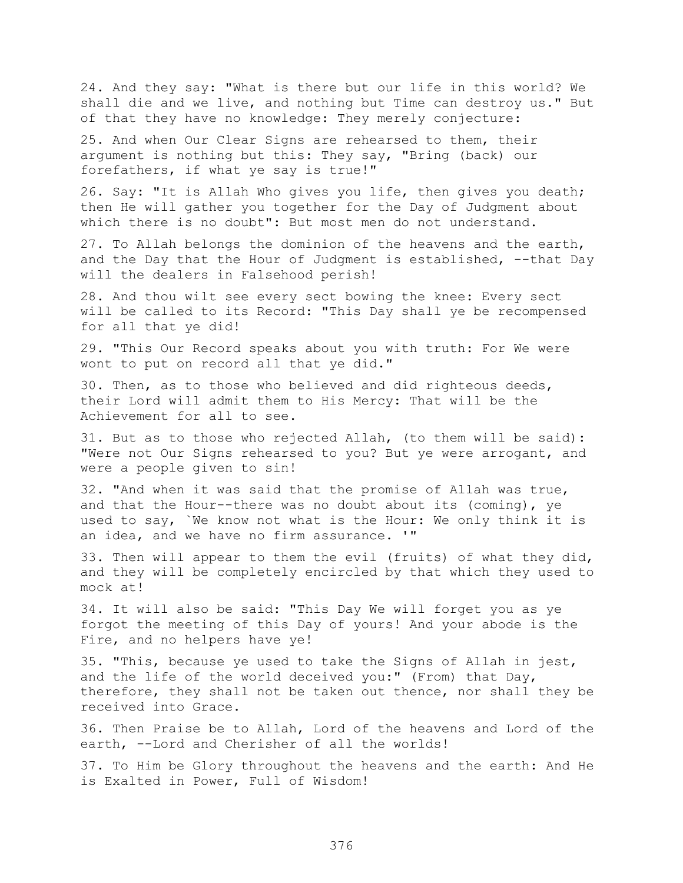24. And they say: "What is there but our life in this world? We shall die and we live, and nothing but Time can destroy us." But of that they have no knowledge: They merely conjecture:

25. And when Our Clear Signs are rehearsed to them, their argument is nothing but this: They say, "Bring (back) our forefathers, if what ye say is true!"

26. Say: "It is Allah Who gives you life, then gives you death; then He will gather you together for the Day of Judgment about which there is no doubt": But most men do not understand.

27. To Allah belongs the dominion of the heavens and the earth, and the Day that the Hour of Judgment is established, --that Day will the dealers in Falsehood perish!

28. And thou wilt see every sect bowing the knee: Every sect will be called to its Record: "This Day shall ye be recompensed for all that ye did!

29. "This Our Record speaks about you with truth: For We were wont to put on record all that ye did."

30. Then, as to those who believed and did righteous deeds, their Lord will admit them to His Mercy: That will be the Achievement for all to see.

31. But as to those who rejected Allah, (to them will be said): "Were not Our Signs rehearsed to you? But ye were arrogant, and were a people given to sin!

32. "And when it was said that the promise of Allah was true, and that the Hour--there was no doubt about its (coming), ye used to say, `We know not what is the Hour: We only think it is an idea, and we have no firm assurance. '"

33. Then will appear to them the evil (fruits) of what they did, and they will be completely encircled by that which they used to mock at!

34. It will also be said: "This Day We will forget you as ye forgot the meeting of this Day of yours! And your abode is the Fire, and no helpers have ye!

35. "This, because ye used to take the Signs of Allah in jest, and the life of the world deceived you:" (From) that Day, therefore, they shall not be taken out thence, nor shall they be received into Grace.

36. Then Praise be to Allah, Lord of the heavens and Lord of the earth, --Lord and Cherisher of all the worlds!

37. To Him be Glory throughout the heavens and the earth: And He is Exalted in Power, Full of Wisdom!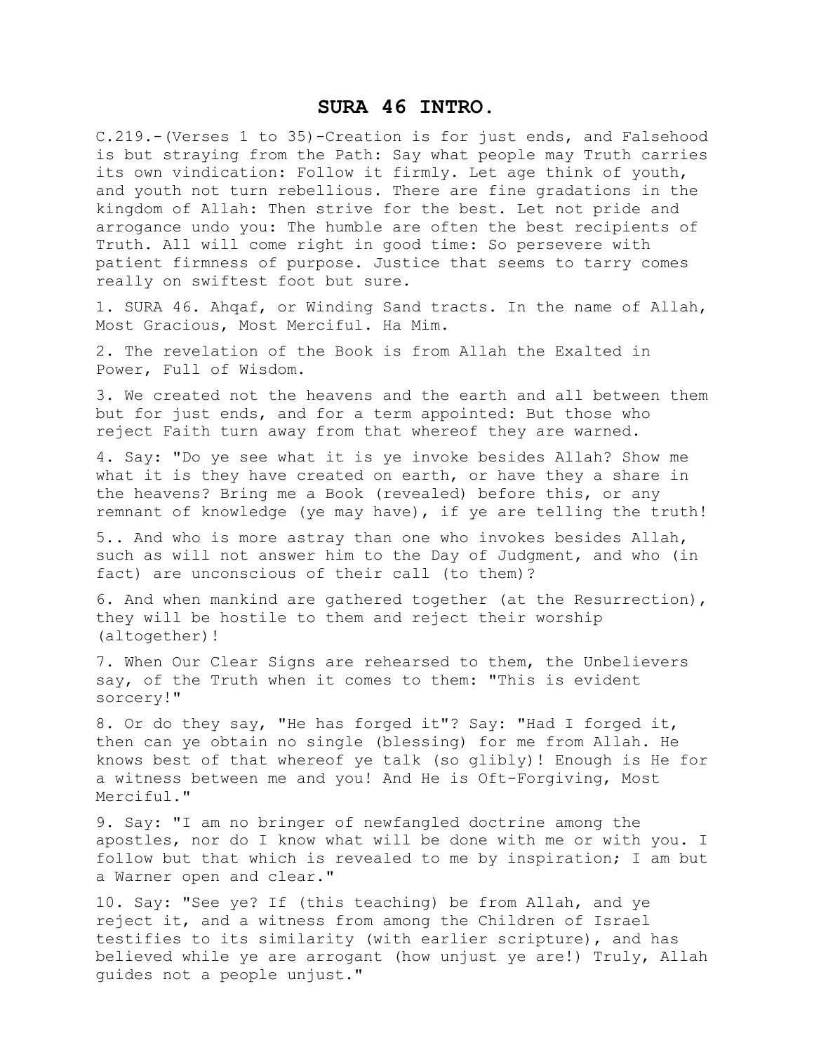# SURA 46 INTRO.

C.219.-(Verses 1 to 35)-Creation is for just ends, and Falsehood is but straying from the Path: Say what people may Truth carries its own vindication: Follow it firmly. Let age think of youth, and youth not turn rebellious. There are fine gradations in the kingdom of Allah: Then strive for the best. Let not pride and arrogance undo you: The humble are often the best recipients of Truth. All will come right in good time: So persevere with patient firmness of purpose. Justice that seems to tarry comes really on swiftest foot but sure.

1. SURA 46. Ahqaf, or Winding Sand tracts. In the name of Allah, Most Gracious, Most Merciful. Ha Mim.

2. The revelation of the Book is from Allah the Exalted in Power, Full of Wisdom.

3. We created not the heavens and the earth and all between them but for just ends, and for a term appointed: But those who reject Faith turn away from that whereof they are warned.

4. Say: "Do ye see what it is ye invoke besides Allah? Show me what it is they have created on earth, or have they a share in the heavens? Bring me a Book (revealed) before this, or any remnant of knowledge (ye may have), if ye are telling the truth!

5.. And who is more astray than one who invokes besides Allah, such as will not answer him to the Day of Judgment, and who (in fact) are unconscious of their call (to them)?

6. And when mankind are gathered together (at the Resurrection), they will be hostile to them and reject their worship (altogether)!

7. When Our Clear Signs are rehearsed to them, the Unbelievers say, of the Truth when it comes to them: "This is evident sorcery!"

8. Or do they say, "He has forged it"? Say: "Had I forged it, then can ye obtain no single (blessing) for me from Allah. He knows best of that whereof ye talk (so glibly)! Enough is He for a witness between me and you! And He is Oft-Forgiving, Most Merciful."

9. Say: "I am no bringer of newfangled doctrine among the apostles, nor do I know what will be done with me or with you. I follow but that which is revealed to me by inspiration; I am but a Warner open and clear."

10. Say: "See ye? If (this teaching) be from Allah, and ye reject it, and a witness from among the Children of Israel testifies to its similarity (with earlier scripture), and has believed while ye are arrogant (how unjust ye are!) Truly, Allah guides not a people unjust."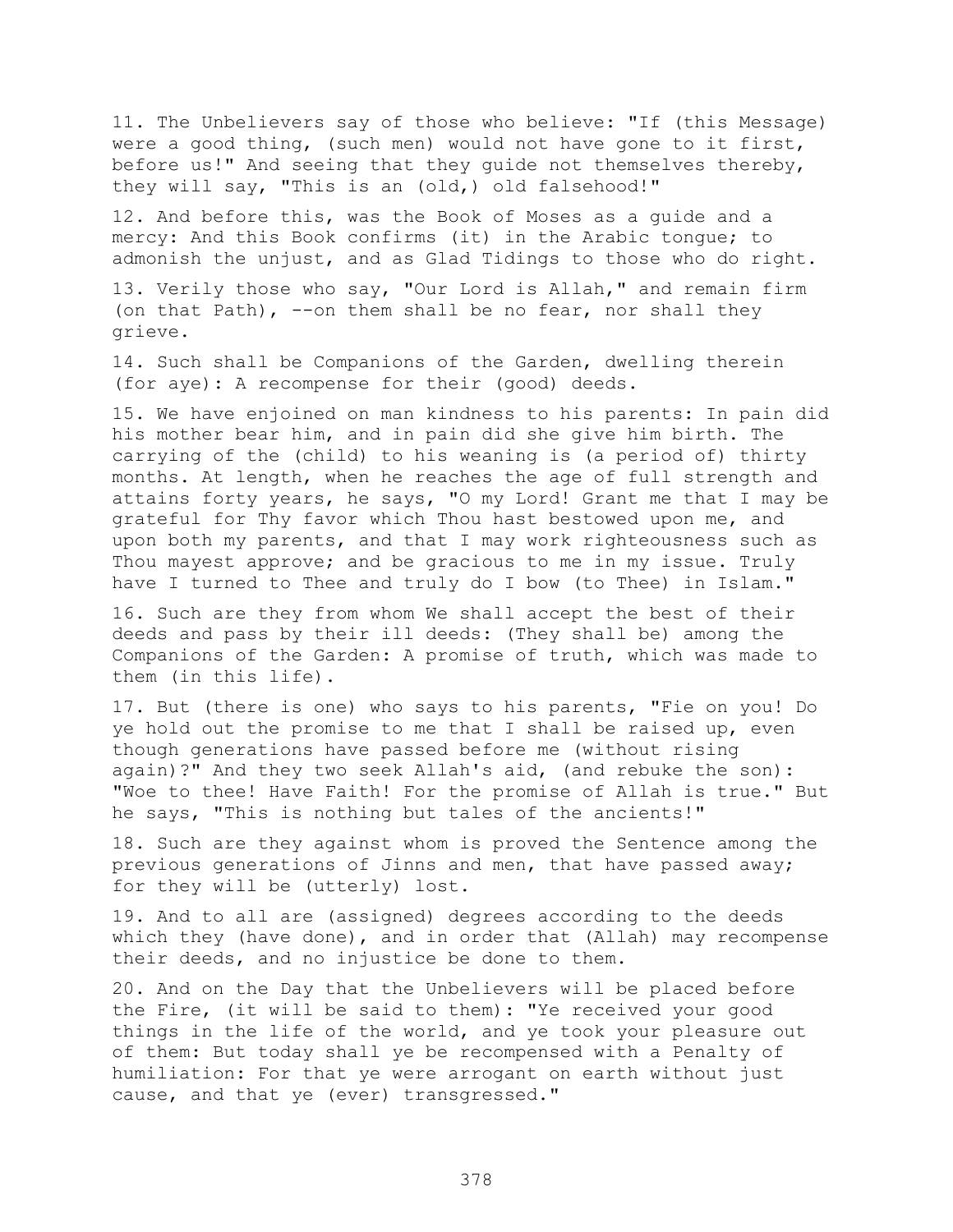11. The Unbelievers say of those who believe: "If (this Message) were a good thing, (such men) would not have gone to it first, before us!" And seeing that they guide not themselves thereby, they will say, "This is an (old,) old falsehood!"

12. And before this, was the Book of Moses as a guide and a mercy: And this Book confirms (it) in the Arabic tongue; to admonish the unjust, and as Glad Tidings to those who do right.

13. Verily those who say, "Our Lord is Allah," and remain firm (on that Path), --on them shall be no fear, nor shall they grieve.

14. Such shall be Companions of the Garden, dwelling therein (for aye): A recompense for their (good) deeds.

15. We have enjoined on man kindness to his parents: In pain did his mother bear him, and in pain did she give him birth. The carrying of the (child) to his weaning is (a period of) thirty months. At length, when he reaches the age of full strength and attains forty years, he says, "O my Lord! Grant me that I may be grateful for Thy favor which Thou hast bestowed upon me, and upon both my parents, and that I may work righteousness such as Thou mayest approve; and be gracious to me in my issue. Truly have I turned to Thee and truly do I bow (to Thee) in Islam."

16. Such are they from whom We shall accept the best of their deeds and pass by their ill deeds: (They shall be) among the Companions of the Garden: A promise of truth, which was made to them (in this life).

17. But (there is one) who says to his parents, "Fie on you! Do ye hold out the promise to me that I shall be raised up, even though generations have passed before me (without rising again)?" And they two seek Allah's aid, (and rebuke the son): "Woe to thee! Have Faith! For the promise of Allah is true." But he says, "This is nothing but tales of the ancients!"

18. Such are they against whom is proved the Sentence among the previous generations of Jinns and men, that have passed away; for they will be (utterly) lost.

19. And to all are (assigned) degrees according to the deeds which they (have done), and in order that (Allah) may recompense their deeds, and no injustice be done to them.

20. And on the Day that the Unbelievers will be placed before the Fire, (it will be said to them): "Ye received your good things in the life of the world, and ye took your pleasure out of them: But today shall ye be recompensed with a Penalty of humiliation: For that ye were arrogant on earth without just cause, and that ye (ever) transgressed."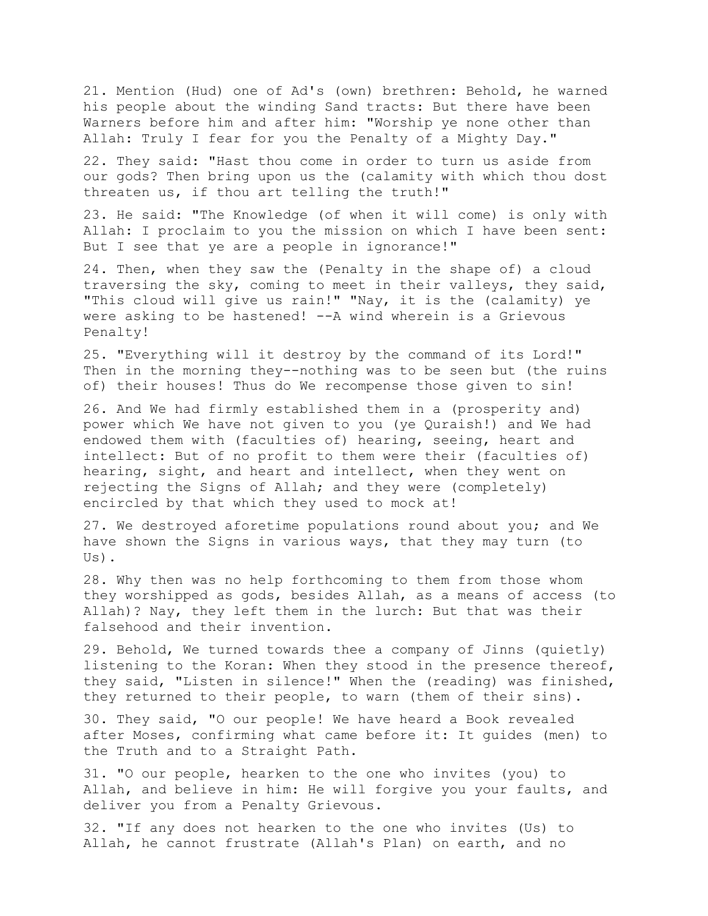21. Mention (Hud) one of Ad's (own) brethren: Behold, he warned his people about the winding Sand tracts: But there have been Warners before him and after him: "Worship ye none other than Allah: Truly I fear for you the Penalty of a Mighty Day."

22. They said: "Hast thou come in order to turn us aside from our gods? Then bring upon us the (calamity with which thou dost threaten us, if thou art telling the truth!"

23. He said: "The Knowledge (of when it will come) is only with Allah: I proclaim to you the mission on which I have been sent: But I see that ye are a people in ignorance!"

24. Then, when they saw the (Penalty in the shape of) a cloud traversing the sky, coming to meet in their valleys, they said, "This cloud will give us rain!" "Nay, it is the (calamity) ye were asking to be hastened! --A wind wherein is a Grievous Penalty!

25. "Everything will it destroy by the command of its Lord!" Then in the morning they--nothing was to be seen but (the ruins of) their houses! Thus do We recompense those given to sin!

26. And We had firmly established them in a (prosperity and) power which We have not given to you (ye Quraish!) and We had endowed them with (faculties of) hearing, seeing, heart and intellect: But of no profit to them were their (faculties of) hearing, sight, and heart and intellect, when they went on rejecting the Signs of Allah; and they were (completely) encircled by that which they used to mock at!

27. We destroyed aforetime populations round about you; and We have shown the Signs in various ways, that they may turn (to Us).

28. Why then was no help forthcoming to them from those whom they worshipped as gods, besides Allah, as a means of access (to Allah)? Nay, they left them in the lurch: But that was their falsehood and their invention.

29. Behold, We turned towards thee a company of Jinns (quietly) listening to the Koran: When they stood in the presence thereof, they said, "Listen in silence!" When the (reading) was finished, they returned to their people, to warn (them of their sins).

30. They said, "O our people! We have heard a Book revealed after Moses, confirming what came before it: It guides (men) to the Truth and to a Straight Path.

31. "O our people, hearken to the one who invites (you) to Allah, and believe in him: He will forgive you your faults, and deliver you from a Penalty Grievous.

32. "If any does not hearken to the one who invites (Us) to Allah, he cannot frustrate (Allah's Plan) on earth, and no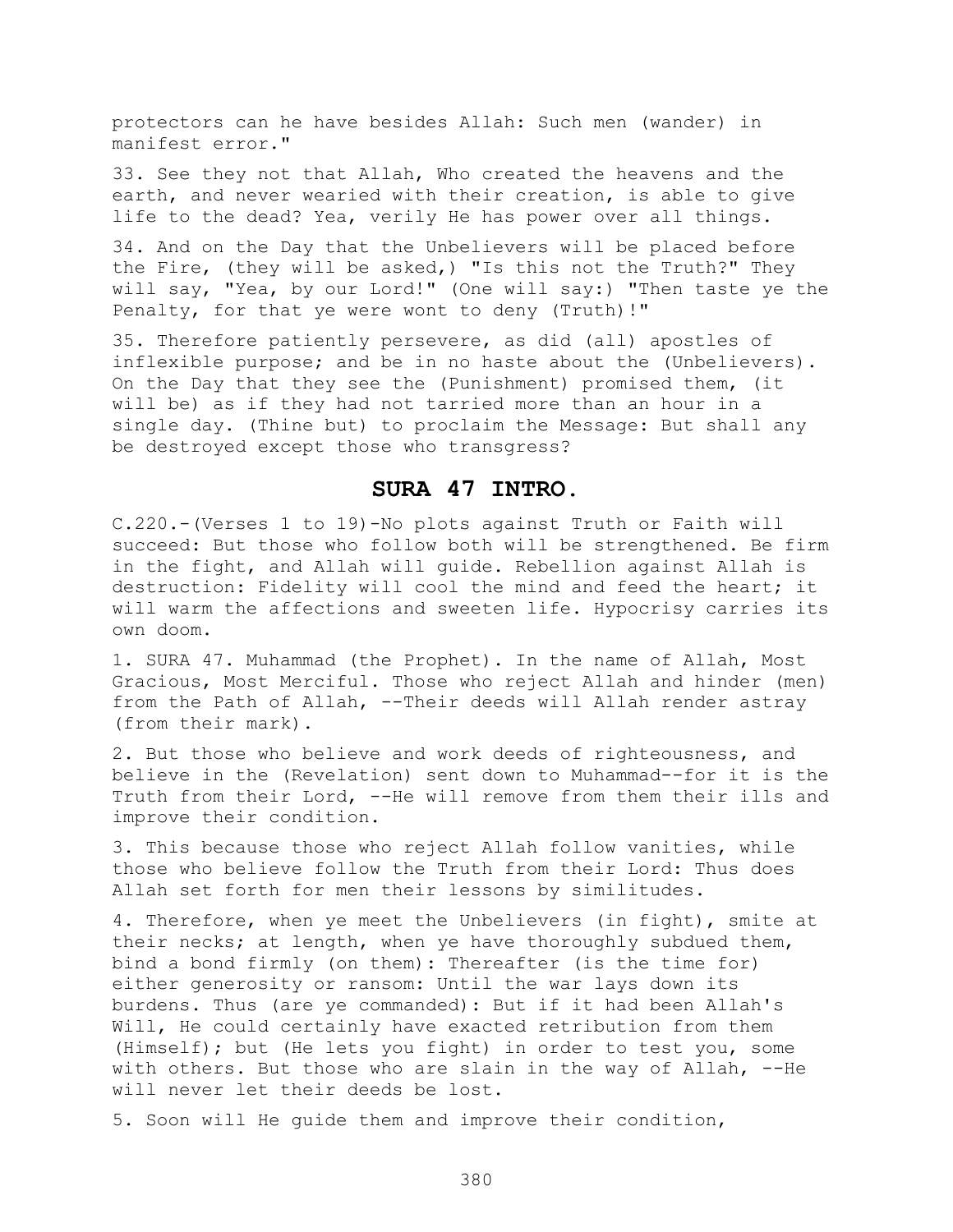protectors can he have besides Allah: Such men (wander) in manifest error."

33. See they not that Allah, Who created the heavens and the earth, and never wearied with their creation, is able to give life to the dead? Yea, verily He has power over all things.

34. And on the Day that the Unbelievers will be placed before the Fire, (they will be asked,) "Is this not the Truth?" They will say, "Yea, by our Lord!" (One will say:) "Then taste ye the Penalty, for that ye were wont to deny (Truth)!"

35. Therefore patiently persevere, as did (all) apostles of inflexible purpose; and be in no haste about the (Unbelievers). On the Day that they see the (Punishment) promised them, (it will be) as if they had not tarried more than an hour in a single day. (Thine but) to proclaim the Message: But shall any be destroyed except those who transgress?

## SURA 47 INTRO.

C.220.-(Verses 1 to 19)-No plots against Truth or Faith will succeed: But those who follow both will be strengthened. Be firm in the fight, and Allah will guide. Rebellion against Allah is destruction: Fidelity will cool the mind and feed the heart; it will warm the affections and sweeten life. Hypocrisy carries its own doom.

1. SURA 47. Muhammad (the Prophet). In the name of Allah, Most Gracious, Most Merciful. Those who reject Allah and hinder (men) from the Path of Allah, --Their deeds will Allah render astray (from their mark).

2. But those who believe and work deeds of righteousness, and believe in the (Revelation) sent down to Muhammad--for it is the Truth from their Lord, --He will remove from them their ills and improve their condition.

3. This because those who reject Allah follow vanities, while those who believe follow the Truth from their Lord: Thus does Allah set forth for men their lessons by similitudes.

4. Therefore, when ye meet the Unbelievers (in fight), smite at their necks; at length, when ye have thoroughly subdued them, bind a bond firmly (on them): Thereafter (is the time for) either generosity or ransom: Until the war lays down its burdens. Thus (are ye commanded): But if it had been Allah's Will, He could certainly have exacted retribution from them (Himself); but (He lets you fight) in order to test you, some with others. But those who are slain in the way of Allah, --He will never let their deeds be lost.

5. Soon will He guide them and improve their condition,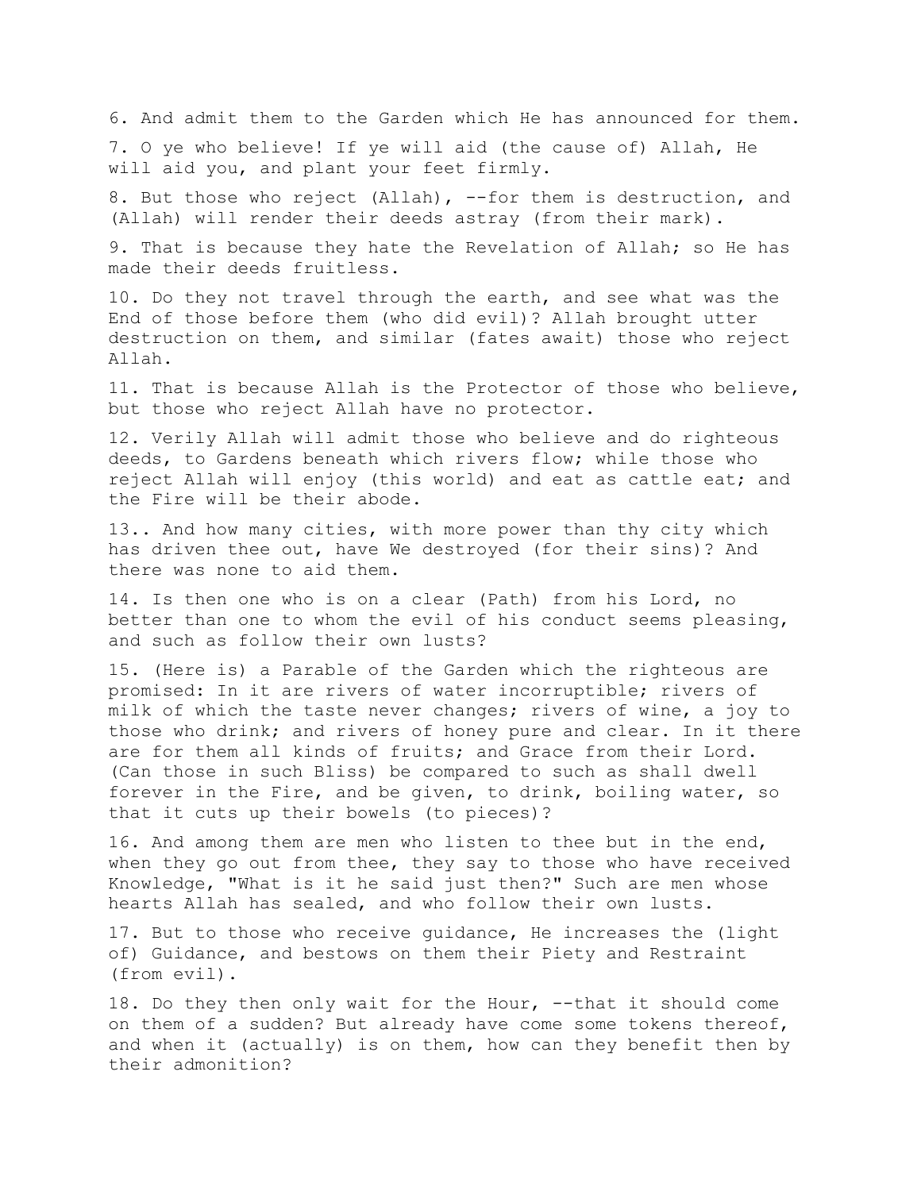6. And admit them to the Garden which He has announced for them.

7. O ye who believe! If ye will aid (the cause of) Allah, He will aid you, and plant your feet firmly.

8. But those who reject (Allah), --for them is destruction, and (Allah) will render their deeds astray (from their mark).

9. That is because they hate the Revelation of Allah; so He has made their deeds fruitless.

10. Do they not travel through the earth, and see what was the End of those before them (who did evil)? Allah brought utter destruction on them, and similar (fates await) those who reject Allah.

11. That is because Allah is the Protector of those who believe, but those who reject Allah have no protector.

12. Verily Allah will admit those who believe and do righteous deeds, to Gardens beneath which rivers flow; while those who reject Allah will enjoy (this world) and eat as cattle eat; and the Fire will be their abode.

13.. And how many cities, with more power than thy city which has driven thee out, have We destroyed (for their sins)? And there was none to aid them.

14. Is then one who is on a clear (Path) from his Lord, no better than one to whom the evil of his conduct seems pleasing, and such as follow their own lusts?

15. (Here is) a Parable of the Garden which the righteous are promised: In it are rivers of water incorruptible; rivers of milk of which the taste never changes; rivers of wine, a joy to those who drink; and rivers of honey pure and clear. In it there are for them all kinds of fruits; and Grace from their Lord. (Can those in such Bliss) be compared to such as shall dwell forever in the Fire, and be given, to drink, boiling water, so that it cuts up their bowels (to pieces)?

16. And among them are men who listen to thee but in the end, when they go out from thee, they say to those who have received Knowledge, "What is it he said just then?" Such are men whose hearts Allah has sealed, and who follow their own lusts.

17. But to those who receive guidance, He increases the (light of) Guidance, and bestows on them their Piety and Restraint (from evil).

18. Do they then only wait for the Hour, --that it should come on them of a sudden? But already have come some tokens thereof, and when it (actually) is on them, how can they benefit then by their admonition?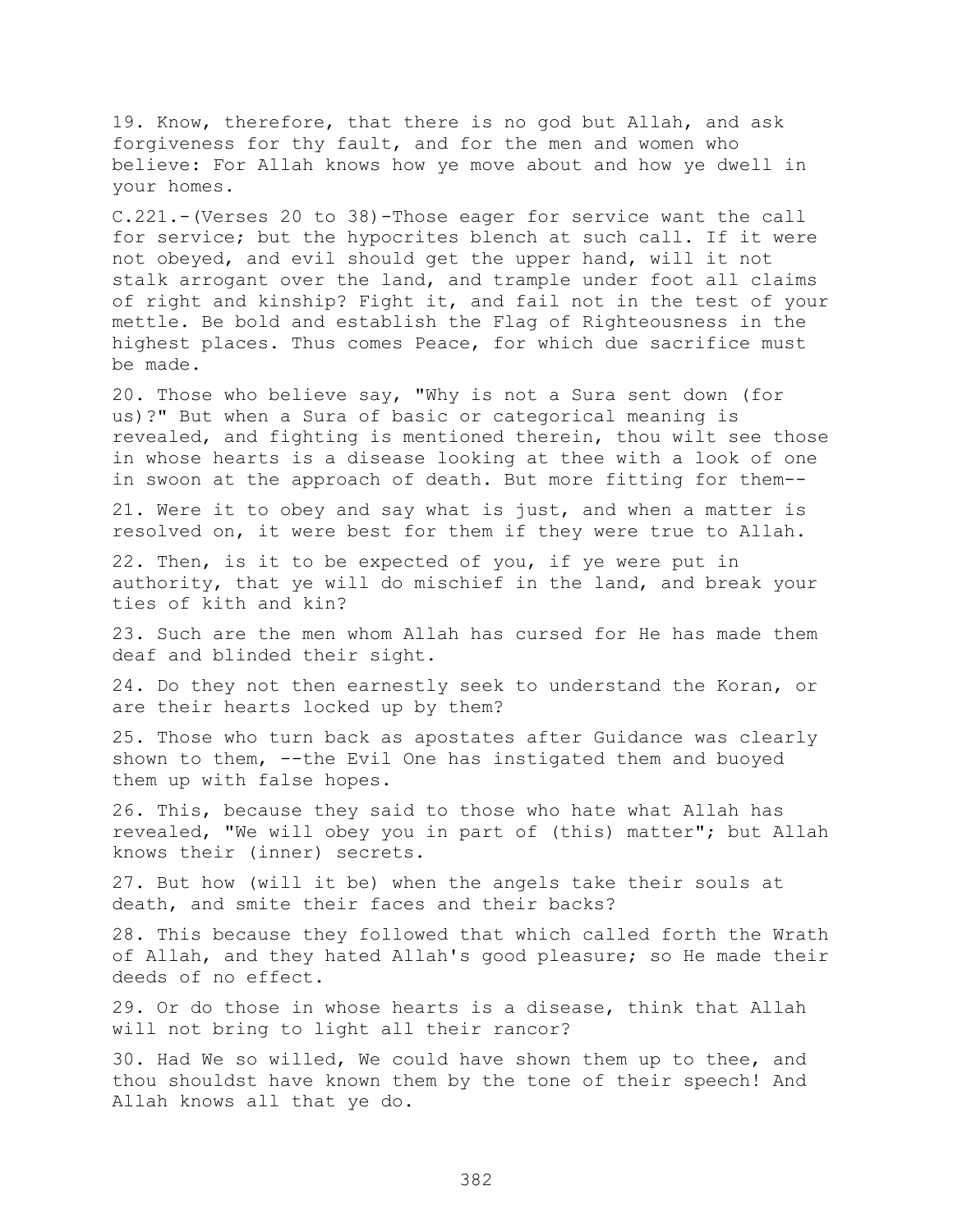19. Know, therefore, that there is no god but Allah, and ask forgiveness for thy fault, and for the men and women who believe: For Allah knows how ye move about and how ye dwell in your homes.

C.221.-(Verses 20 to 38)-Those eager for service want the call for service; but the hypocrites blench at such call. If it were not obeyed, and evil should get the upper hand, will it not stalk arrogant over the land, and trample under foot all claims of right and kinship? Fight it, and fail not in the test of your mettle. Be bold and establish the Flag of Righteousness in the highest places. Thus comes Peace, for which due sacrifice must be made.

20. Those who believe say, "Why is not a Sura sent down (for us)?" But when a Sura of basic or categorical meaning is revealed, and fighting is mentioned therein, thou wilt see those in whose hearts is a disease looking at thee with a look of one in swoon at the approach of death. But more fitting for them--

21. Were it to obey and say what is just, and when a matter is resolved on, it were best for them if they were true to Allah.

22. Then, is it to be expected of you, if ye were put in authority, that ye will do mischief in the land, and break your ties of kith and kin?

23. Such are the men whom Allah has cursed for He has made them deaf and blinded their sight.

24. Do they not then earnestly seek to understand the Koran, or are their hearts locked up by them?

25. Those who turn back as apostates after Guidance was clearly shown to them, --the Evil One has instigated them and buoyed them up with false hopes.

26. This, because they said to those who hate what Allah has revealed, "We will obey you in part of (this) matter"; but Allah knows their (inner) secrets.

27. But how (will it be) when the angels take their souls at death, and smite their faces and their backs?

28. This because they followed that which called forth the Wrath of Allah, and they hated Allah's good pleasure; so He made their deeds of no effect.

29. Or do those in whose hearts is a disease, think that Allah will not bring to light all their rancor?

30. Had We so willed, We could have shown them up to thee, and thou shouldst have known them by the tone of their speech! And Allah knows all that ye do.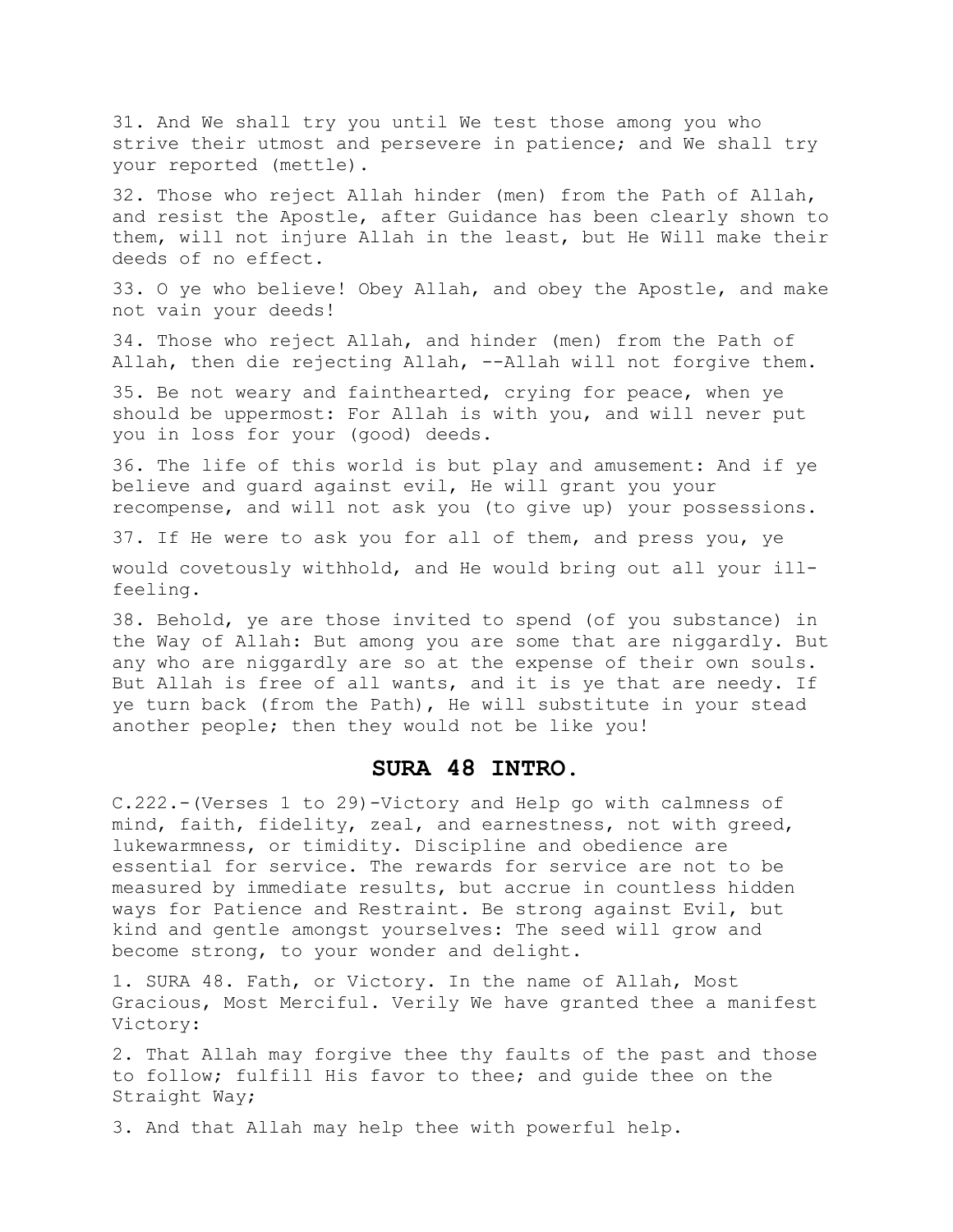31. And We shall try you until We test those among you who strive their utmost and persevere in patience; and We shall try your reported (mettle).

32. Those who reject Allah hinder (men) from the Path of Allah, and resist the Apostle, after Guidance has been clearly shown to them, will not injure Allah in the least, but He Will make their deeds of no effect.

33. O ye who believe! Obey Allah, and obey the Apostle, and make not vain your deeds!

34. Those who reject Allah, and hinder (men) from the Path of Allah, then die rejecting Allah, --Allah will not forgive them.

35. Be not weary and fainthearted, crying for peace, when ye should be uppermost: For Allah is with you, and will never put you in loss for your (good) deeds.

36. The life of this world is but play and amusement: And if ye believe and guard against evil, He will grant you your recompense, and will not ask you (to give up) your possessions.

37. If He were to ask you for all of them, and press you, ye would covetously withhold, and He would bring out all your ill-feeling.

38. Behold, ye are those invited to spend (of you substance) in the Way of Allah: But among you are some that are niggardly. But any who are niggardly are so at the expense of their own souls. But Allah is free of all wants, and it is ye that are needy. If ye turn back (from the Path), He will substitute in your stead another people; then they would not be like you!

## SURA 48 INTRO.

C.222.-(Verses 1 to 29)-Victory and Help go with calmness of mind, faith, fidelity, zeal, and earnestness, not with greed, lukewarmness, or timidity. Discipline and obedience are essential for service. The rewards for service are not to be measured by immediate results, but accrue in countless hidden ways for Patience and Restraint. Be strong against Evil, but kind and gentle amongst yourselves: The seed will grow and become strong, to your wonder and delight.

1. SURA 48. Fath, or Victory. In the name of Allah, Most Gracious, Most Merciful. Verily We have granted thee a manifest Victory:

2. That Allah may forgive thee thy faults of the past and those to follow; fulfill His favor to thee; and guide thee on the Straight Way;

3. And that Allah may help thee with powerful help.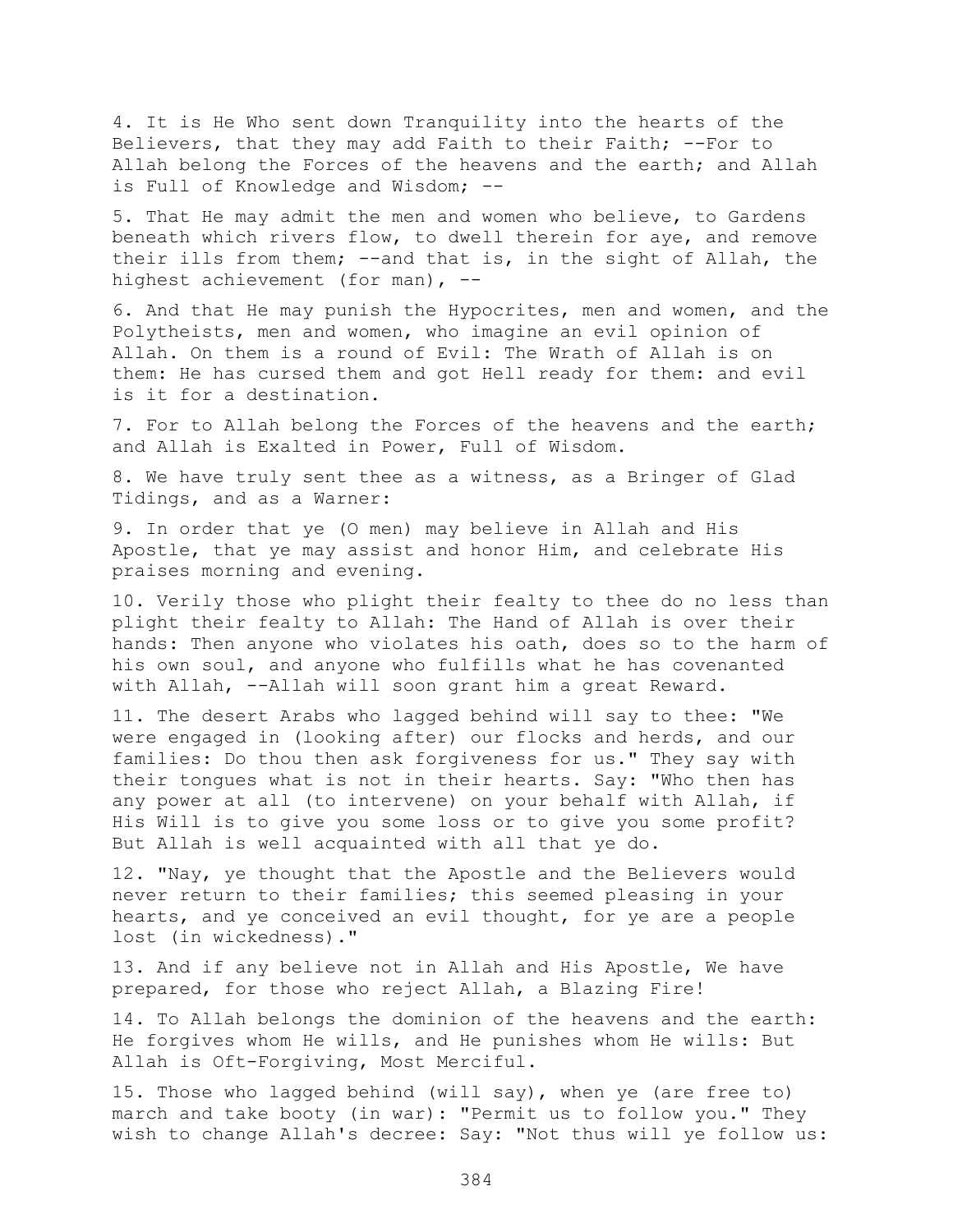4. It is He Who sent down Tranquility into the hearts of the Believers, that they may add Faith to their Faith; --For to Allah belong the Forces of the heavens and the earth; and Allah is Full of Knowledge and Wisdom; --

5. That He may admit the men and women who believe, to Gardens beneath which rivers flow, to dwell therein for aye, and remove their ills from them; --and that is, in the sight of Allah, the highest achievement (for man), --

6. And that He may punish the Hypocrites, men and women, and the Polytheists, men and women, who imagine an evil opinion of Allah. On them is a round of Evil: The Wrath of Allah is on them: He has cursed them and got Hell ready for them: and evil is it for a destination.

7. For to Allah belong the Forces of the heavens and the earth; and Allah is Exalted in Power, Full of Wisdom.

8. We have truly sent thee as a witness, as a Bringer of Glad Tidings, and as a Warner:

9. In order that ye (O men) may believe in Allah and His Apostle, that ye may assist and honor Him, and celebrate His praises morning and evening.

10. Verily those who plight their fealty to thee do no less than plight their fealty to Allah: The Hand of Allah is over their hands: Then anyone who violates his oath, does so to the harm of his own soul, and anyone who fulfills what he has covenanted with Allah, --Allah will soon grant him a great Reward.

11. The desert Arabs who lagged behind will say to thee: "We were engaged in (looking after) our flocks and herds, and our families: Do thou then ask forgiveness for us." They say with their tongues what is not in their hearts. Say: "Who then has any power at all (to intervene) on your behalf with Allah, if His Will is to give you some loss or to give you some profit? But Allah is well acquainted with all that ye do.

12. "Nay, ye thought that the Apostle and the Believers would never return to their families; this seemed pleasing in your hearts, and ye conceived an evil thought, for ye are a people lost (in wickedness)."

13. And if any believe not in Allah and His Apostle, We have prepared, for those who reject Allah, a Blazing Fire!

14. To Allah belongs the dominion of the heavens and the earth: He forgives whom He wills, and He punishes whom He wills: But Allah is Oft-Forgiving, Most Merciful.

15. Those who lagged behind (will say), when ye (are free to) march and take booty (in war): "Permit us to follow you." They wish to change Allah's decree: Say: "Not thus will ye follow us: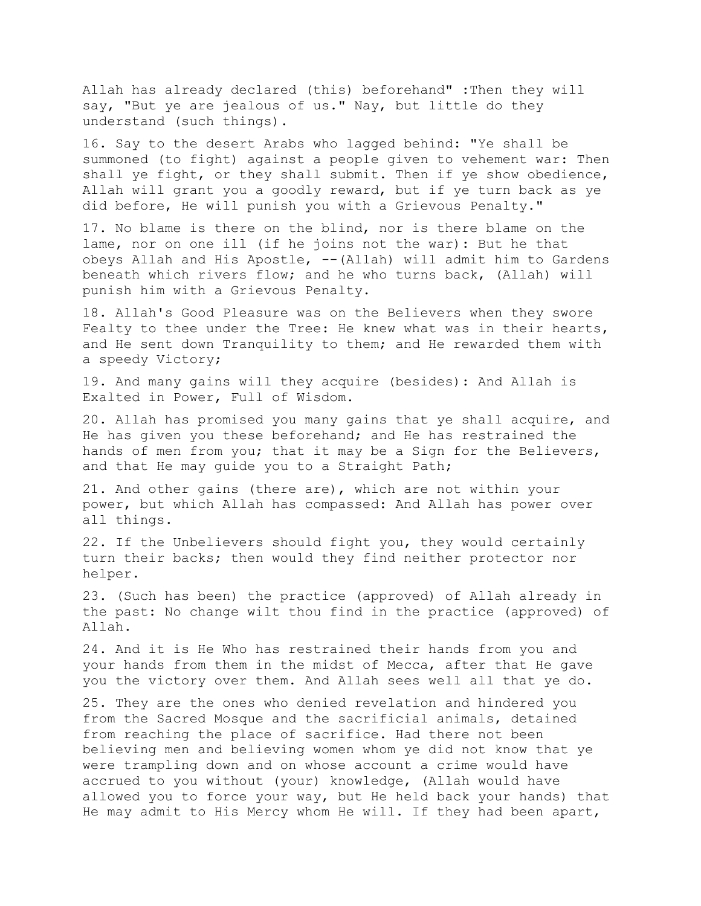Allah has already declared (this) beforehand" :Then they will say, "But ye are jealous of us." Nay, but little do they understand (such things).

16. Say to the desert Arabs who lagged behind: "Ye shall be summoned (to fight) against a people given to vehement war: Then shall ye fight, or they shall submit. Then if ye show obedience, Allah will grant you a goodly reward, but if ye turn back as ye did before, He will punish you with a Grievous Penalty."

17. No blame is there on the blind, nor is there blame on the lame, nor on one ill (if he joins not the war): But he that obeys Allah and His Apostle, --(Allah) will admit him to Gardens beneath which rivers flow; and he who turns back, (Allah) will punish him with a Grievous Penalty.

18. Allah's Good Pleasure was on the Believers when they swore Fealty to thee under the Tree: He knew what was in their hearts, and He sent down Tranquility to them; and He rewarded them with a speedy Victory;

19. And many gains will they acquire (besides): And Allah is Exalted in Power, Full of Wisdom.

20. Allah has promised you many gains that ye shall acquire, and He has given you these beforehand; and He has restrained the hands of men from you; that it may be a Sign for the Believers, and that He may guide you to a Straight Path;

21. And other gains (there are), which are not within your power, but which Allah has compassed: And Allah has power over all things.

22. If the Unbelievers should fight you, they would certainly turn their backs; then would they find neither protector nor helper.

23. (Such has been) the practice (approved) of Allah already in the past: No change wilt thou find in the practice (approved) of Allah.

24. And it is He Who has restrained their hands from you and your hands from them in the midst of Mecca, after that He gave you the victory over them. And Allah sees well all that ye do.

25. They are the ones who denied revelation and hindered you from the Sacred Mosque and the sacrificial animals, detained from reaching the place of sacrifice. Had there not been believing men and believing women whom ye did not know that ye were trampling down and on whose account a crime would have accrued to you without (your) knowledge, (Allah would have allowed you to force your way, but He held back your hands) that He may admit to His Mercy whom He will. If they had been apart,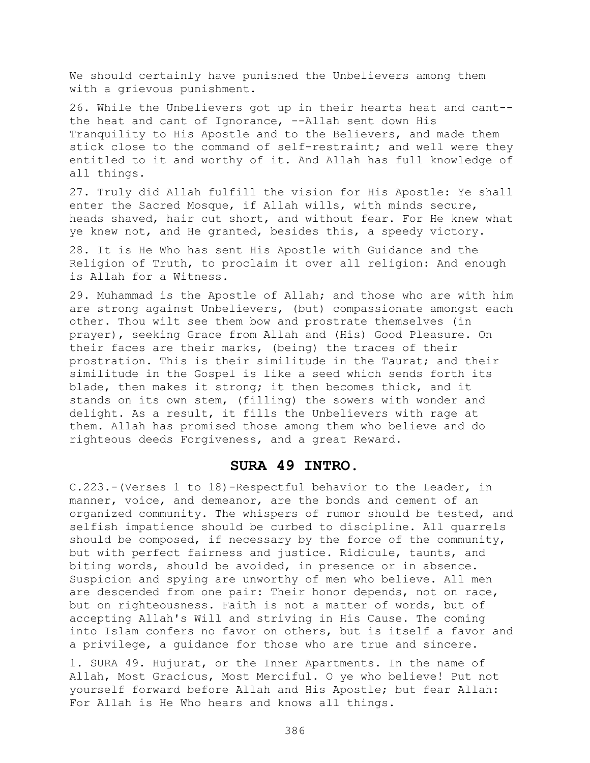We should certainly have punished the Unbelievers among them with a grievous punishment.

26. While the Unbelievers got up in their hearts heat and cant--the heat and cant of Ignorance, --Allah sent down His Tranquility to His Apostle and to the Believers, and made them stick close to the command of self-restraint; and well were they entitled to it and worthy of it. And Allah has full knowledge of all things.

27. Truly did Allah fulfill the vision for His Apostle: Ye shall enter the Sacred Mosque, if Allah wills, with minds secure, heads shaved, hair cut short, and without fear. For He knew what ye knew not, and He granted, besides this, a speedy victory.

28. It is He Who has sent His Apostle with Guidance and the Religion of Truth, to proclaim it over all religion: And enough is Allah for a Witness.

29. Muhammad is the Apostle of Allah; and those who are with him are strong against Unbelievers, (but) compassionate amongst each other. Thou wilt see them bow and prostrate themselves (in prayer), seeking Grace from Allah and (His) Good Pleasure. On their faces are their marks, (being) the traces of their prostration. This is their similitude in the Taurat; and their similitude in the Gospel is like a seed which sends forth its blade, then makes it strong; it then becomes thick, and it stands on its own stem, (filling) the sowers with wonder and delight. As a result, it fills the Unbelievers with rage at them. Allah has promised those among them who believe and do righteous deeds Forgiveness, and a great Reward.

## SURA 49 INTRO.

C.223.-(Verses 1 to 18)-Respectful behavior to the Leader, in manner, voice, and demeanor, are the bonds and cement of an organized community. The whispers of rumor should be tested, and selfish impatience should be curbed to discipline. All quarrels should be composed, if necessary by the force of the community, but with perfect fairness and justice. Ridicule, taunts, and biting words, should be avoided, in presence or in absence. Suspicion and spying are unworthy of men who believe. All men are descended from one pair: Their honor depends, not on race, but on righteousness. Faith is not a matter of words, but of accepting Allah's Will and striving in His Cause. The coming into Islam confers no favor on others, but is itself a favor and a privilege, a guidance for those who are true and sincere.

1. SURA 49. Hujurat, or the Inner Apartments. In the name of Allah, Most Gracious, Most Merciful. O ye who believe! Put not yourself forward before Allah and His Apostle; but fear Allah: For Allah is He Who hears and knows all things.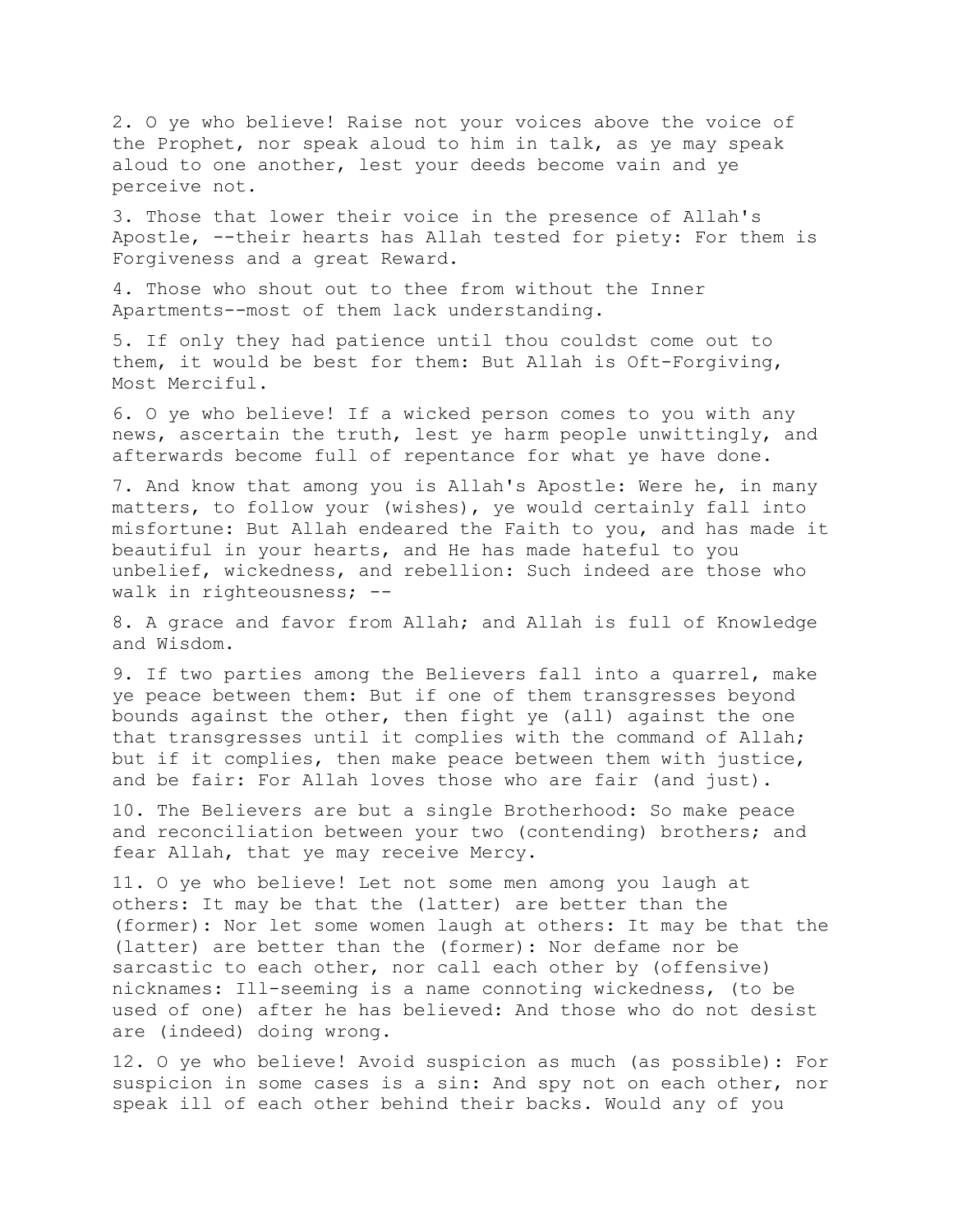2. O ye who believe! Raise not your voices above the voice of the Prophet, nor speak aloud to him in talk, as ye may speak aloud to one another, lest your deeds become vain and ye perceive not.

3. Those that lower their voice in the presence of Allah's Apostle, --their hearts has Allah tested for piety: For them is Forgiveness and a great Reward.

4. Those who shout out to thee from without the Inner Apartments--most of them lack understanding.

5. If only they had patience until thou couldst come out to them, it would be best for them: But Allah is Oft-Forgiving, Most Merciful.

6. O ye who believe! If a wicked person comes to you with any news, ascertain the truth, lest ye harm people unwittingly, and afterwards become full of repentance for what ye have done.

7. And know that among you is Allah's Apostle: Were he, in many matters, to follow your (wishes), ye would certainly fall into misfortune: But Allah endeared the Faith to you, and has made it beautiful in your hearts, and He has made hateful to you unbelief, wickedness, and rebellion: Such indeed are those who walk in righteousness; --

8. A grace and favor from Allah; and Allah is full of Knowledge and Wisdom.

9. If two parties among the Believers fall into a quarrel, make ye peace between them: But if one of them transgresses beyond bounds against the other, then fight ye (all) against the one that transgresses until it complies with the command of Allah; but if it complies, then make peace between them with justice, and be fair: For Allah loves those who are fair (and just).

10. The Believers are but a single Brotherhood: So make peace and reconciliation between your two (contending) brothers; and fear Allah, that ye may receive Mercy.

11. O ye who believe! Let not some men among you laugh at others: It may be that the (latter) are better than the (former): Nor let some women laugh at others: It may be that the (latter) are better than the (former): Nor defame nor be sarcastic to each other, nor call each other by (offensive) nicknames: Ill-seeming is a name connoting wickedness, (to be used of one) after he has believed: And those who do not desist are (indeed) doing wrong.

12. O ye who believe! Avoid suspicion as much (as possible): For suspicion in some cases is a sin: And spy not on each other, nor speak ill of each other behind their backs. Would any of you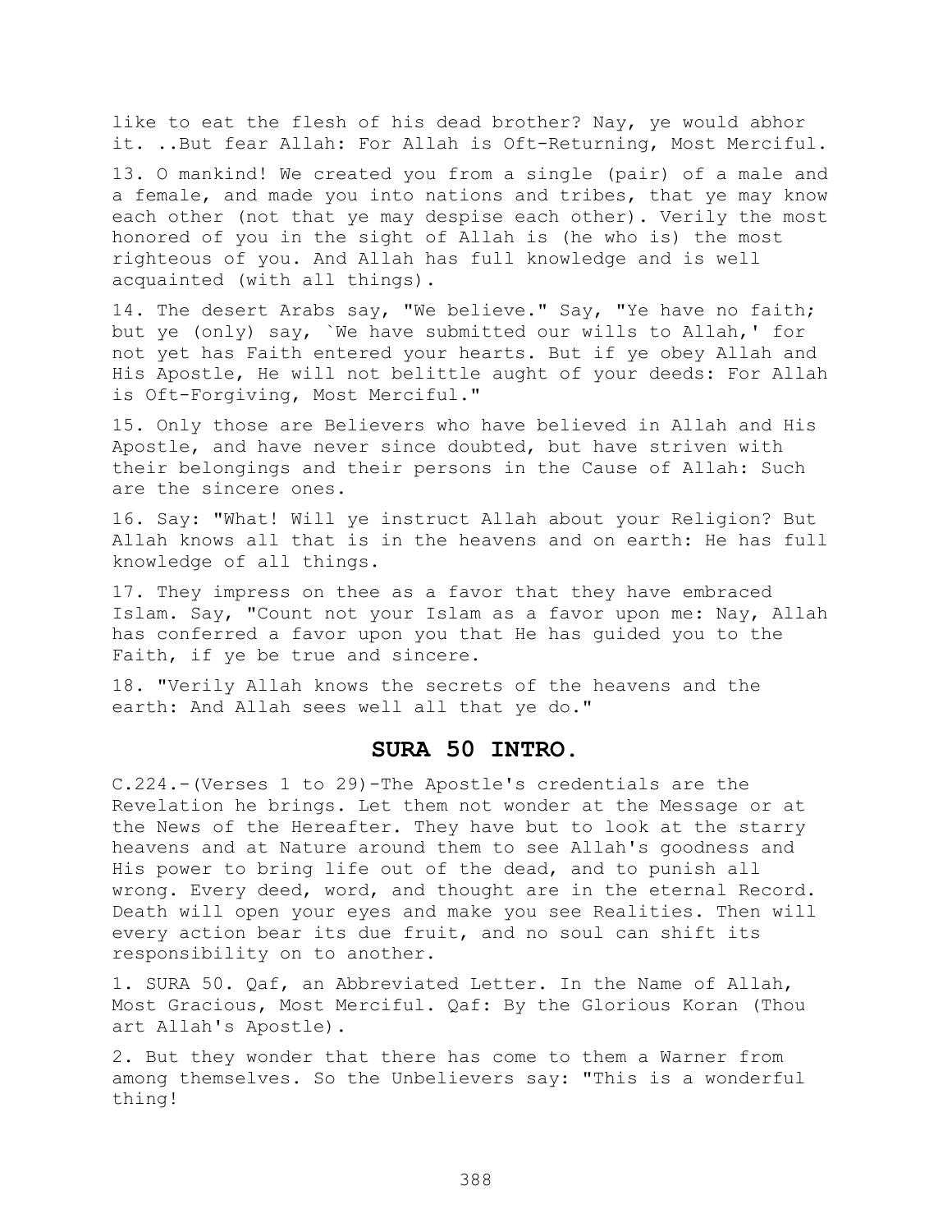like to eat the flesh of his dead brother? Nay, ye would abhor it. ..But fear Allah: For Allah is Oft-Returning, Most Merciful.

13. O mankind! We created you from a single (pair) of a male and a female, and made you into nations and tribes, that ye may know each other (not that ye may despise each other). Verily the most honored of you in the sight of Allah is (he who is) the most righteous of you. And Allah has full knowledge and is well acquainted (with all things).

14. The desert Arabs say, "We believe." Say, "Ye have no faith; but ye (only) say, `We have submitted our wills to Allah,' for not yet has Faith entered your hearts. But if ye obey Allah and His Apostle, He will not belittle aught of your deeds: For Allah is Oft-Forgiving, Most Merciful."

15. Only those are Believers who have believed in Allah and His Apostle, and have never since doubted, but have striven with their belongings and their persons in the Cause of Allah: Such are the sincere ones.

16. Say: "What! Will ye instruct Allah about your Religion? But Allah knows all that is in the heavens and on earth: He has full knowledge of all things.

17. They impress on thee as a favor that they have embraced Islam. Say, "Count not your Islam as a favor upon me: Nay, Allah has conferred a favor upon you that He has guided you to the Faith, if ye be true and sincere.

18. "Verily Allah knows the secrets of the heavens and the earth: And Allah sees well all that ye do."

## SURA 50 INTRO.

C.224.-(Verses 1 to 29)-The Apostle's credentials are the Revelation he brings. Let them not wonder at the Message or at the News of the Hereafter. They have but to look at the starry heavens and at Nature around them to see Allah's goodness and His power to bring life out of the dead, and to punish all wrong. Every deed, word, and thought are in the eternal Record. Death will open your eyes and make you see Realities. Then will every action bear its due fruit, and no soul can shift its responsibility on to another.

1. SURA 50. Qaf, an Abbreviated Letter. In the Name of Allah, Most Gracious, Most Merciful. Qaf: By the Glorious Koran (Thou art Allah's Apostle).

2. But they wonder that there has come to them a Warner from among themselves. So the Unbelievers say: "This is a wonderful thing!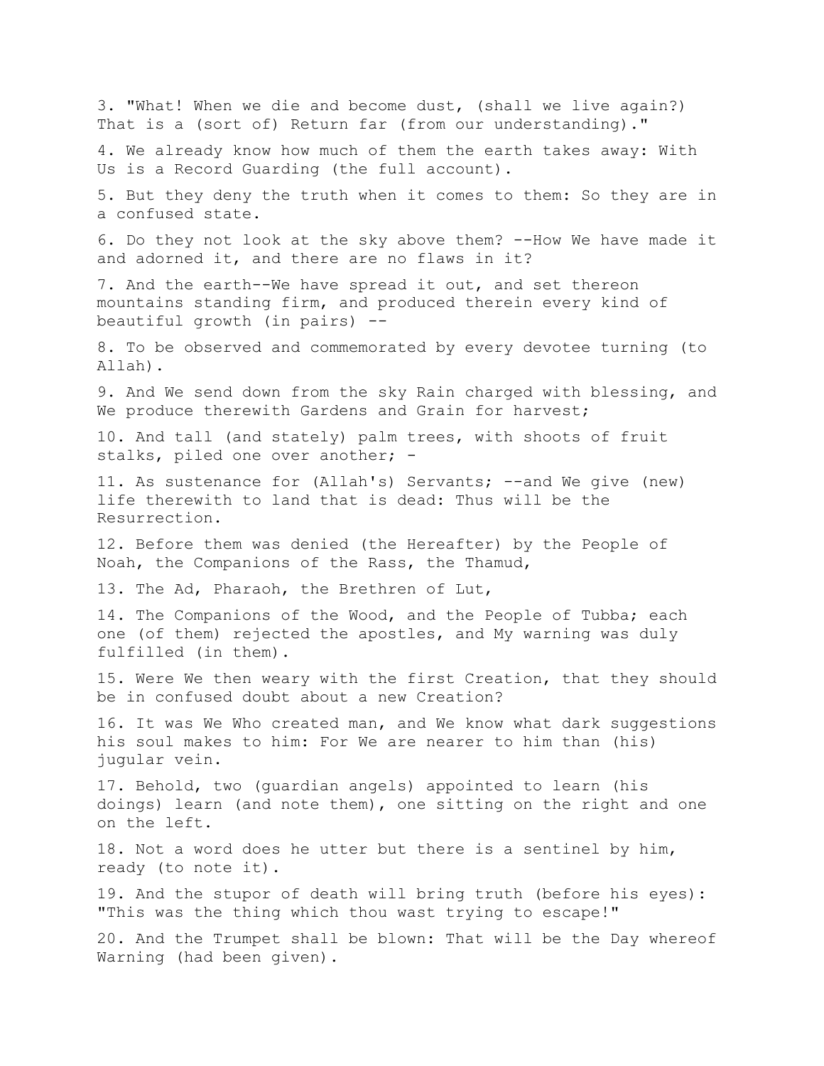3. "What! When we die and become dust, (shall we live again?) That is a (sort of) Return far (from our understanding)."

4. We already know how much of them the earth takes away: With Us is a Record Guarding (the full account).

5. But they deny the truth when it comes to them: So they are in a confused state.

6. Do they not look at the sky above them? --How We have made it and adorned it, and there are no flaws in it?

7. And the earth--We have spread it out, and set thereon mountains standing firm, and produced therein every kind of beautiful growth (in pairs) --

8. To be observed and commemorated by every devotee turning (to Allah).

9. And We send down from the sky Rain charged with blessing, and We produce therewith Gardens and Grain for harvest;

10. And tall (and stately) palm trees, with shoots of fruit stalks, piled one over another; -

11. As sustenance for (Allah's) Servants; --and We give (new) life therewith to land that is dead: Thus will be the Resurrection.

12. Before them was denied (the Hereafter) by the People of Noah, the Companions of the Rass, the Thamud,

13. The Ad, Pharaoh, the Brethren of Lut,

14. The Companions of the Wood, and the People of Tubba; each one (of them) rejected the apostles, and My warning was duly fulfilled (in them).

15. Were We then weary with the first Creation, that they should be in confused doubt about a new Creation?

16. It was We Who created man, and We know what dark suggestions his soul makes to him: For We are nearer to him than (his) jugular vein.

17. Behold, two (guardian angels) appointed to learn (his doings) learn (and note them), one sitting on the right and one on the left.

18. Not a word does he utter but there is a sentinel by him, ready (to note it).

19. And the stupor of death will bring truth (before his eyes): "This was the thing which thou wast trying to escape!"

20. And the Trumpet shall be blown: That will be the Day whereof Warning (had been given).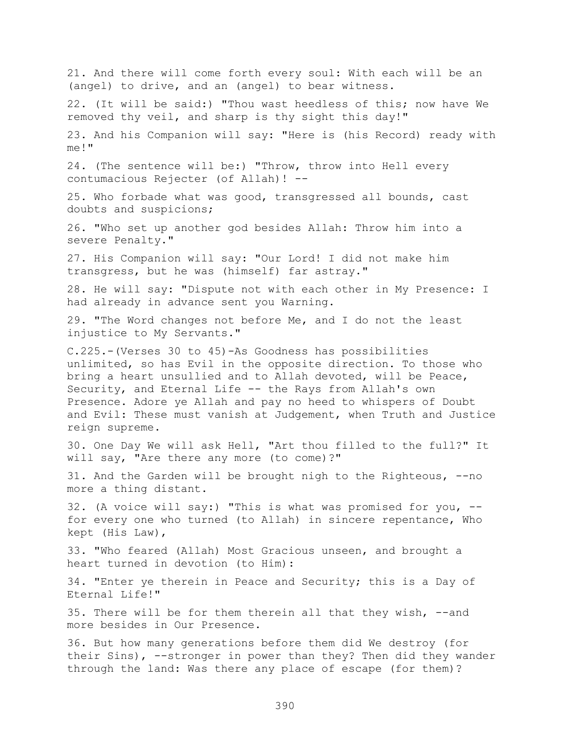21. And there will come forth every soul: With each will be an (angel) to drive, and an (angel) to bear witness.

22. (It will be said:) "Thou wast heedless of this; now have We removed thy veil, and sharp is thy sight this day!"

23. And his Companion will say: "Here is (his Record) ready with me!"

24. (The sentence will be:) "Throw, throw into Hell every contumacious Rejecter (of Allah)! --

25. Who forbade what was good, transgressed all bounds, cast doubts and suspicions;

26. "Who set up another god besides Allah: Throw him into a severe Penalty."

27. His Companion will say: "Our Lord! I did not make him transgress, but he was (himself) far astray."

28. He will say: "Dispute not with each other in My Presence: I had already in advance sent you Warning.

29. "The Word changes not before Me, and I do not the least injustice to My Servants."

C.225.-(Verses 30 to 45)-As Goodness has possibilities unlimited, so has Evil in the opposite direction. To those who bring a heart unsullied and to Allah devoted, will be Peace, Security, and Eternal Life -- the Rays from Allah's own Presence. Adore ye Allah and pay no heed to whispers of Doubt and Evil: These must vanish at Judgement, when Truth and Justice reign supreme.

30. One Day We will ask Hell, "Art thou filled to the full?" It will say, "Are there any more (to come)?"

31. And the Garden will be brought nigh to the Righteous, --no more a thing distant.

32. (A voice will say:) "This is what was promised for you, --for every one who turned (to Allah) in sincere repentance, Who kept (His Law),

33. "Who feared (Allah) Most Gracious unseen, and brought a heart turned in devotion (to Him):

34. "Enter ye therein in Peace and Security; this is a Day of Eternal Life!"

35. There will be for them therein all that they wish, --and more besides in Our Presence.

36. But how many generations before them did We destroy (for their Sins), --stronger in power than they? Then did they wander through the land: Was there any place of escape (for them)?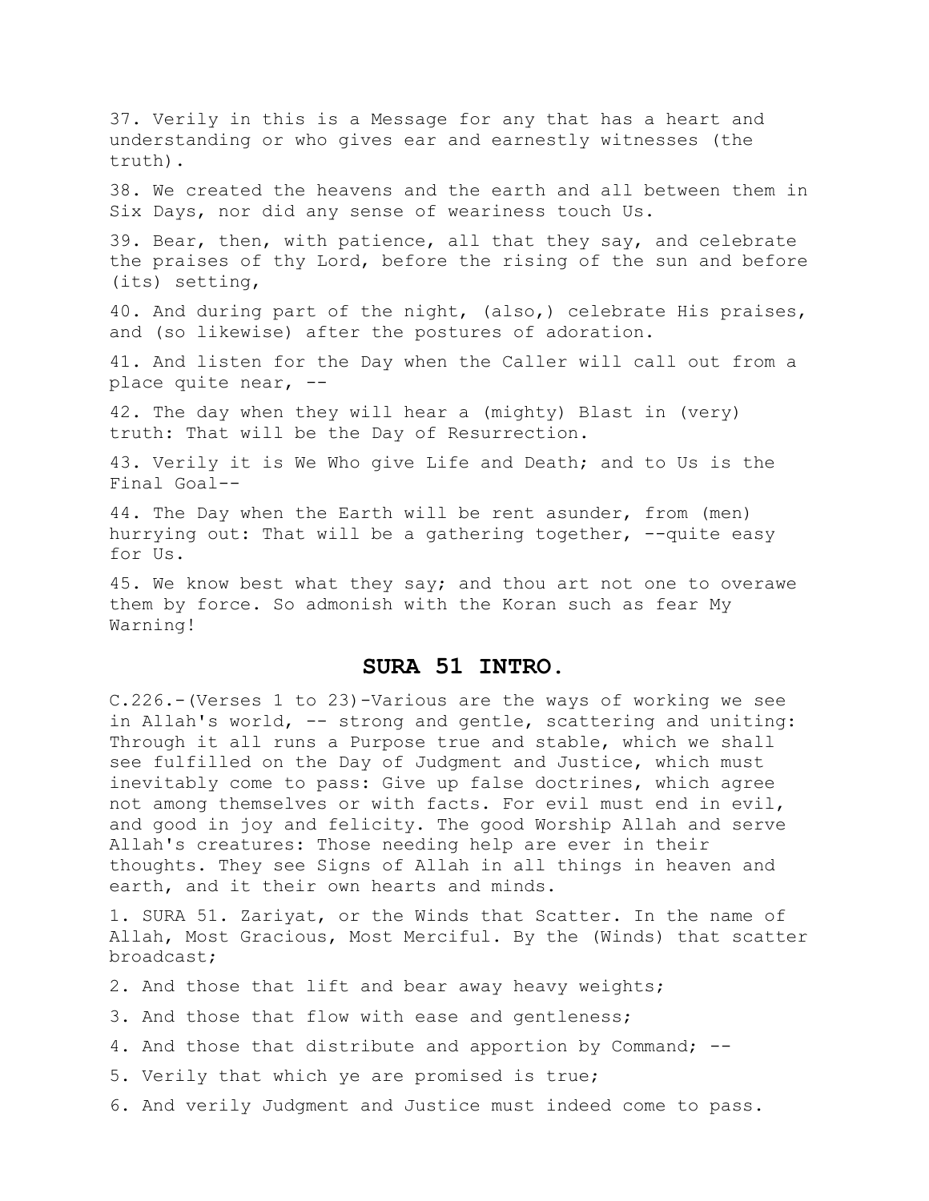37. Verily in this is a Message for any that has a heart and understanding or who gives ear and earnestly witnesses (the truth).

38. We created the heavens and the earth and all between them in Six Days, nor did any sense of weariness touch Us.

39. Bear, then, with patience, all that they say, and celebrate the praises of thy Lord, before the rising of the sun and before (its) setting,

40. And during part of the night, (also,) celebrate His praises, and (so likewise) after the postures of adoration.

41. And listen for the Day when the Caller will call out from a place quite near, --

42. The day when they will hear a (mighty) Blast in (very) truth: That will be the Day of Resurrection.

43. Verily it is We Who give Life and Death; and to Us is the Final Goal--

44. The Day when the Earth will be rent asunder, from (men) hurrying out: That will be a gathering together, --quite easy for Us.

45. We know best what they say; and thou art not one to overawe them by force. So admonish with the Koran such as fear My Warning!

## SURA 51 INTRO.

C.226.-(Verses 1 to 23)-Various are the ways of working we see in Allah's world, -- strong and gentle, scattering and uniting: Through it all runs a Purpose true and stable, which we shall see fulfilled on the Day of Judgment and Justice, which must inevitably come to pass: Give up false doctrines, which agree not among themselves or with facts. For evil must end in evil, and good in joy and felicity. The good Worship Allah and serve Allah's creatures: Those needing help are ever in their thoughts. They see Signs of Allah in all things in heaven and earth, and it their own hearts and minds.

1. SURA 51. Zariyat, or the Winds that Scatter. In the name of Allah, Most Gracious, Most Merciful. By the (Winds) that scatter broadcast;

2. And those that lift and bear away heavy weights;

3. And those that flow with ease and gentleness;

4. And those that distribute and apportion by Command; --

5. Verily that which ye are promised is true;

6. And verily Judgment and Justice must indeed come to pass.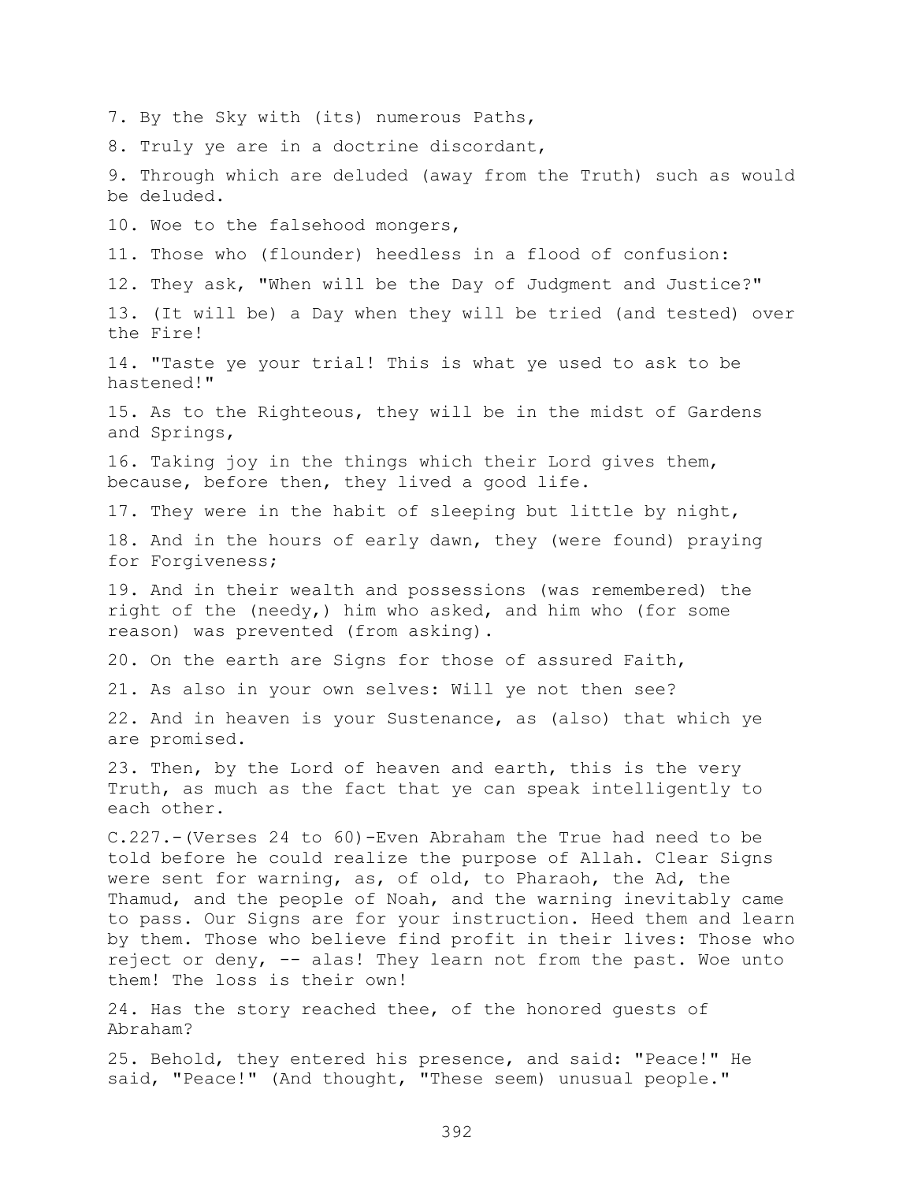7. By the Sky with (its) numerous Paths,

8. Truly ye are in a doctrine discordant,

9. Through which are deluded (away from the Truth) such as would be deluded.

10. Woe to the falsehood mongers,

11. Those who (flounder) heedless in a flood of confusion:

12. They ask, "When will be the Day of Judgment and Justice?"

13. (It will be) a Day when they will be tried (and tested) over the Fire!

14. "Taste ye your trial! This is what ye used to ask to be hastened!"

15. As to the Righteous, they will be in the midst of Gardens and Springs,

16. Taking joy in the things which their Lord gives them, because, before then, they lived a good life.

17. They were in the habit of sleeping but little by night,

18. And in the hours of early dawn, they (were found) praying for Forgiveness;

19. And in their wealth and possessions (was remembered) the right of the (needy,) him who asked, and him who (for some reason) was prevented (from asking).

20. On the earth are Signs for those of assured Faith,

21. As also in your own selves: Will ye not then see?

22. And in heaven is your Sustenance, as (also) that which ye are promised.

23. Then, by the Lord of heaven and earth, this is the very Truth, as much as the fact that ye can speak intelligently to each other.

C.227.-(Verses 24 to 60)-Even Abraham the True had need to be told before he could realize the purpose of Allah. Clear Signs were sent for warning, as, of old, to Pharaoh, the Ad, the Thamud, and the people of Noah, and the warning inevitably came to pass. Our Signs are for your instruction. Heed them and learn by them. Those who believe find profit in their lives: Those who reject or deny, -- alas! They learn not from the past. Woe unto them! The loss is their own!

24. Has the story reached thee, of the honored guests of Abraham?

25. Behold, they entered his presence, and said: "Peace!" He said, "Peace!" (And thought, "These seem) unusual people."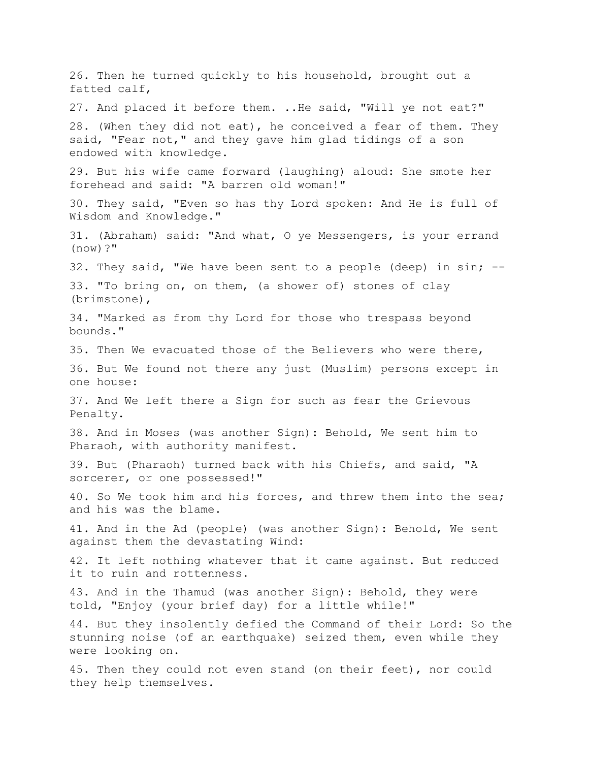26. Then he turned quickly to his household, brought out a fatted calf,

27. And placed it before them. ..He said, "Will ye not eat?"

28. (When they did not eat), he conceived a fear of them. They said, "Fear not," and they gave him glad tidings of a son endowed with knowledge.

29. But his wife came forward (laughing) aloud: She smote her forehead and said: "A barren old woman!"

30. They said, "Even so has thy Lord spoken: And He is full of Wisdom and Knowledge."

31. (Abraham) said: "And what, O ye Messengers, is your errand (now)?"

32. They said, "We have been sent to a people (deep) in sin; --

33. "To bring on, on them, (a shower of) stones of clay (brimstone),

34. "Marked as from thy Lord for those who trespass beyond bounds."

35. Then We evacuated those of the Believers who were there,

36. But We found not there any just (Muslim) persons except in one house:

37. And We left there a Sign for such as fear the Grievous Penalty.

38. And in Moses (was another Sign): Behold, We sent him to Pharaoh, with authority manifest.

39. But (Pharaoh) turned back with his Chiefs, and said, "A sorcerer, or one possessed!"

40. So We took him and his forces, and threw them into the sea; and his was the blame.

41. And in the Ad (people) (was another Sign): Behold, We sent against them the devastating Wind:

42. It left nothing whatever that it came against. But reduced it to ruin and rottenness.

43. And in the Thamud (was another Sign): Behold, they were told, "Enjoy (your brief day) for a little while!"

44. But they insolently defied the Command of their Lord: So the stunning noise (of an earthquake) seized them, even while they were looking on.

45. Then they could not even stand (on their feet), nor could they help themselves.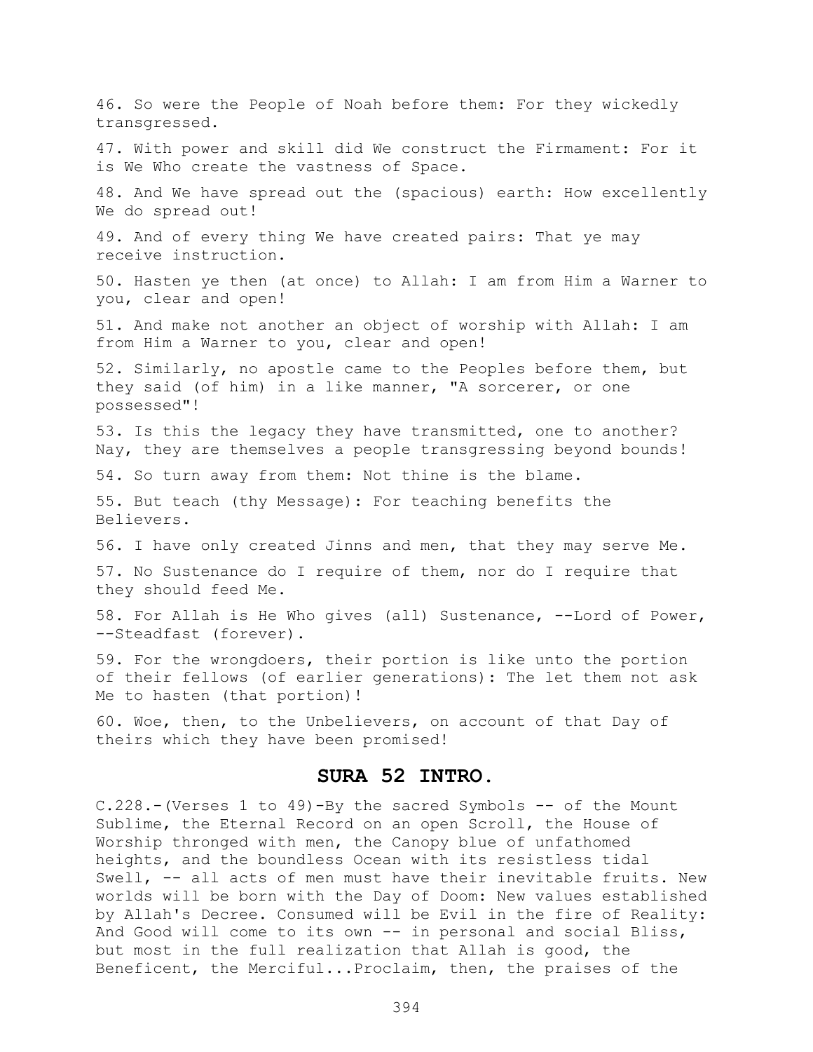46. So were the People of Noah before them: For they wickedly transgressed.

47. With power and skill did We construct the Firmament: For it is We Who create the vastness of Space.

48. And We have spread out the (spacious) earth: How excellently We do spread out!

49. And of every thing We have created pairs: That ye may receive instruction.

50. Hasten ye then (at once) to Allah: I am from Him a Warner to you, clear and open!

51. And make not another an object of worship with Allah: I am from Him a Warner to you, clear and open!

52. Similarly, no apostle came to the Peoples before them, but they said (of him) in a like manner, "A sorcerer, or one possessed"!

53. Is this the legacy they have transmitted, one to another? Nay, they are themselves a people transgressing beyond bounds!

54. So turn away from them: Not thine is the blame.

55. But teach (thy Message): For teaching benefits the Believers.

56. I have only created Jinns and men, that they may serve Me.

57. No Sustenance do I require of them, nor do I require that they should feed Me.

58. For Allah is He Who gives (all) Sustenance, --Lord of Power, --Steadfast (forever).

59. For the wrongdoers, their portion is like unto the portion of their fellows (of earlier generations): The let them not ask Me to hasten (that portion)!

60. Woe, then, to the Unbelievers, on account of that Day of theirs which they have been promised!

## SURA 52 INTRO.

C.228.-(Verses 1 to 49)-By the sacred Symbols -- of the Mount Sublime, the Eternal Record on an open Scroll, the House of Worship thronged with men, the Canopy blue of unfathomed heights, and the boundless Ocean with its resistless tidal Swell, -- all acts of men must have their inevitable fruits. New worlds will be born with the Day of Doom: New values established by Allah's Decree. Consumed will be Evil in the fire of Reality: And Good will come to its own -- in personal and social Bliss, but most in the full realization that Allah is good, the Beneficent, the Merciful...Proclaim, then, the praises of the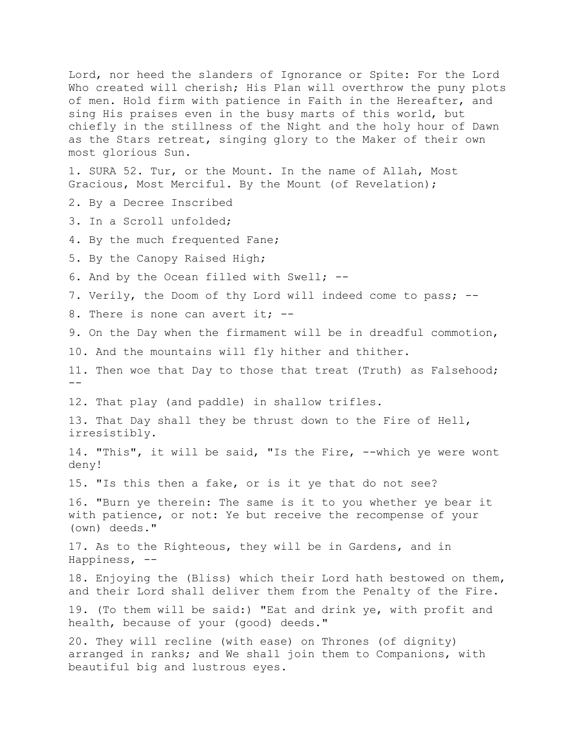Lord, nor heed the slanders of Ignorance or Spite: For the Lord Who created will cherish; His Plan will overthrow the puny plots of men. Hold firm with patience in Faith in the Hereafter, and sing His praises even in the busy marts of this world, but chiefly in the stillness of the Night and the holy hour of Dawn as the Stars retreat, singing glory to the Maker of their own most glorious Sun.

1. SURA 52. Tur, or the Mount. In the name of Allah, Most Gracious, Most Merciful. By the Mount (of Revelation);

2. By a Decree Inscribed

3. In a Scroll unfolded;

4. By the much frequented Fane;

5. By the Canopy Raised High;

6. And by the Ocean filled with Swell; --

7. Verily, the Doom of thy Lord will indeed come to pass; --

8. There is none can avert it; --

9. On the Day when the firmament will be in dreadful commotion,

10. And the mountains will fly hither and thither.

11. Then woe that Day to those that treat (Truth) as Falsehood; --

12. That play (and paddle) in shallow trifles.

13. That Day shall they be thrust down to the Fire of Hell, irresistibly.

14. "This", it will be said, "Is the Fire, --which ye were wont deny!

15. "Is this then a fake, or is it ye that do not see?

16. "Burn ye therein: The same is it to you whether ye bear it with patience, or not: Ye but receive the recompense of your (own) deeds."

17. As to the Righteous, they will be in Gardens, and in Happiness, --

18. Enjoying the (Bliss) which their Lord hath bestowed on them, and their Lord shall deliver them from the Penalty of the Fire.

19. (To them will be said:) "Eat and drink ye, with profit and health, because of your (good) deeds."

20. They will recline (with ease) on Thrones (of dignity) arranged in ranks; and We shall join them to Companions, with beautiful big and lustrous eyes.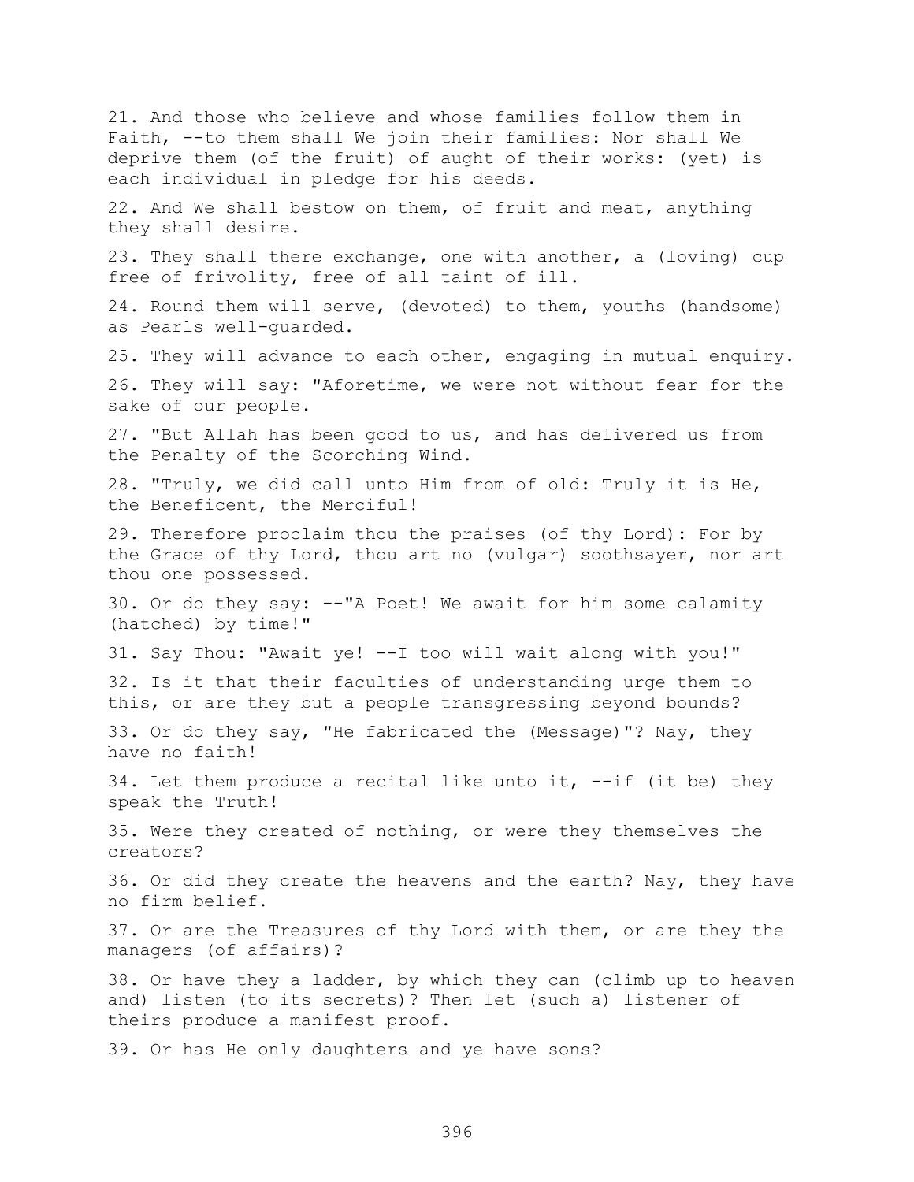21. And those who believe and whose families follow them in Faith, --to them shall We join their families: Nor shall We deprive them (of the fruit) of aught of their works: (yet) is each individual in pledge for his deeds.

22. And We shall bestow on them, of fruit and meat, anything they shall desire.

23. They shall there exchange, one with another, a (loving) cup free of frivolity, free of all taint of ill.

24. Round them will serve, (devoted) to them, youths (handsome) as Pearls well-guarded.

25. They will advance to each other, engaging in mutual enquiry.

26. They will say: "Aforetime, we were not without fear for the sake of our people.

27. "But Allah has been good to us, and has delivered us from the Penalty of the Scorching Wind.

28. "Truly, we did call unto Him from of old: Truly it is He, the Beneficent, the Merciful!

29. Therefore proclaim thou the praises (of thy Lord): For by the Grace of thy Lord, thou art no (vulgar) soothsayer, nor art thou one possessed.

30. Or do they say: --"A Poet! We await for him some calamity (hatched) by time!"

31. Say Thou: "Await ye! --I too will wait along with you!"

32. Is it that their faculties of understanding urge them to this, or are they but a people transgressing beyond bounds?

33. Or do they say, "He fabricated the (Message)"? Nay, they have no faith!

34. Let them produce a recital like unto it, --if (it be) they speak the Truth!

35. Were they created of nothing, or were they themselves the creators?

36. Or did they create the heavens and the earth? Nay, they have no firm belief.

37. Or are the Treasures of thy Lord with them, or are they the managers (of affairs)?

38. Or have they a ladder, by which they can (climb up to heaven and) listen (to its secrets)? Then let (such a) listener of theirs produce a manifest proof.

39. Or has He only daughters and ye have sons?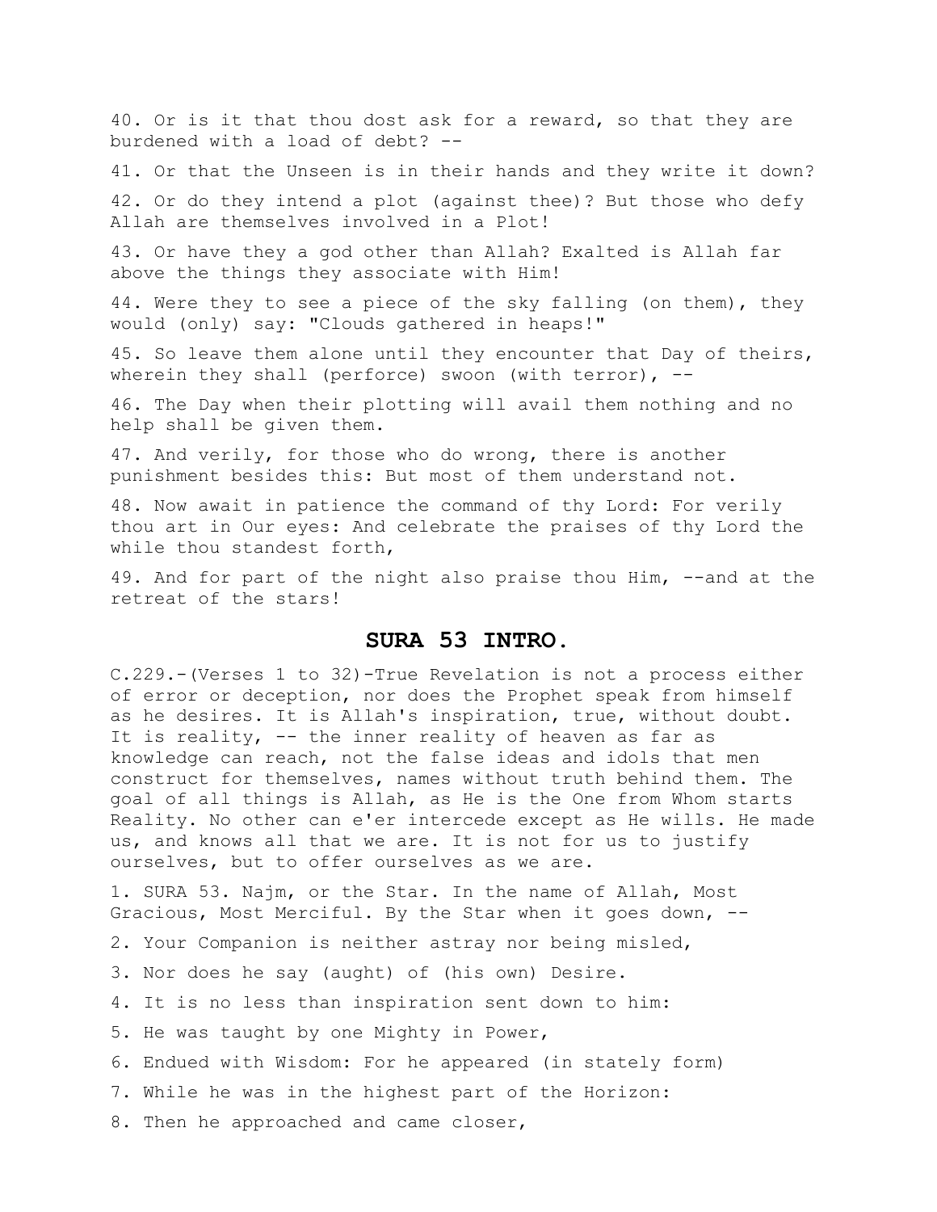40. Or is it that thou dost ask for a reward, so that they are burdened with a load of debt? --

41. Or that the Unseen is in their hands and they write it down?

42. Or do they intend a plot (against thee)? But those who defy Allah are themselves involved in a Plot!

43. Or have they a god other than Allah? Exalted is Allah far above the things they associate with Him!

44. Were they to see a piece of the sky falling (on them), they would (only) say: "Clouds gathered in heaps!"

45. So leave them alone until they encounter that Day of theirs, wherein they shall (perforce) swoon (with terror), --

46. The Day when their plotting will avail them nothing and no help shall be given them.

47. And verily, for those who do wrong, there is another punishment besides this: But most of them understand not.

48. Now await in patience the command of thy Lord: For verily thou art in Our eyes: And celebrate the praises of thy Lord the while thou standest forth,

49. And for part of the night also praise thou Him, --and at the retreat of the stars!

## SURA 53 INTRO.

C.229.-(Verses 1 to 32)-True Revelation is not a process either of error or deception, nor does the Prophet speak from himself as he desires. It is Allah's inspiration, true, without doubt. It is reality, -- the inner reality of heaven as far as knowledge can reach, not the false ideas and idols that men construct for themselves, names without truth behind them. The goal of all things is Allah, as He is the One from Whom starts Reality. No other can e'er intercede except as He wills. He made us, and knows all that we are. It is not for us to justify ourselves, but to offer ourselves as we are.

1. SURA 53. Najm, or the Star. In the name of Allah, Most Gracious, Most Merciful. By the Star when it goes down, --

2. Your Companion is neither astray nor being misled,

3. Nor does he say (aught) of (his own) Desire.

4. It is no less than inspiration sent down to him:

5. He was taught by one Mighty in Power,

6. Endued with Wisdom: For he appeared (in stately form)

7. While he was in the highest part of the Horizon:

8. Then he approached and came closer,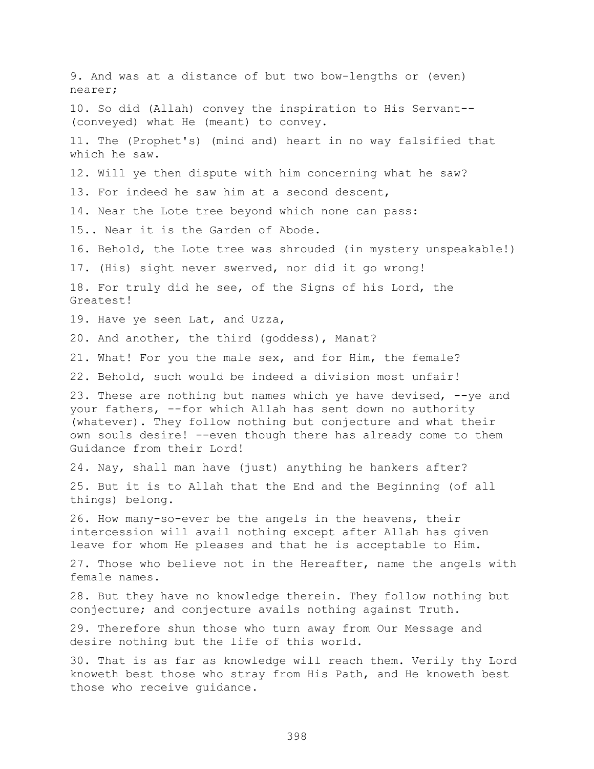9. And was at a distance of but two bow-lengths or (even) nearer;

10. So did (Allah) convey the inspiration to His Servant-- (conveyed) what He (meant) to convey.

11. The (Prophet's) (mind and) heart in no way falsified that which he saw.

12. Will ye then dispute with him concerning what he saw?

13. For indeed he saw him at a second descent,

14. Near the Lote tree beyond which none can pass:

15.. Near it is the Garden of Abode.

16. Behold, the Lote tree was shrouded (in mystery unspeakable!)

17. (His) sight never swerved, nor did it go wrong!

18. For truly did he see, of the Signs of his Lord, the Greatest!

19. Have ye seen Lat, and Uzza,

20. And another, the third (goddess), Manat?

21. What! For you the male sex, and for Him, the female?

22. Behold, such would be indeed a division most unfair!

23. These are nothing but names which ye have devised, --ye and your fathers, --for which Allah has sent down no authority (whatever). They follow nothing but conjecture and what their own souls desire! --even though there has already come to them Guidance from their Lord!

24. Nay, shall man have (just) anything he hankers after?

25. But it is to Allah that the End and the Beginning (of all things) belong.

26. How many-so-ever be the angels in the heavens, their intercession will avail nothing except after Allah has given leave for whom He pleases and that he is acceptable to Him.

27. Those who believe not in the Hereafter, name the angels with female names.

28. But they have no knowledge therein. They follow nothing but conjecture; and conjecture avails nothing against Truth.

29. Therefore shun those who turn away from Our Message and desire nothing but the life of this world.

30. That is as far as knowledge will reach them. Verily thy Lord knoweth best those who stray from His Path, and He knoweth best those who receive guidance.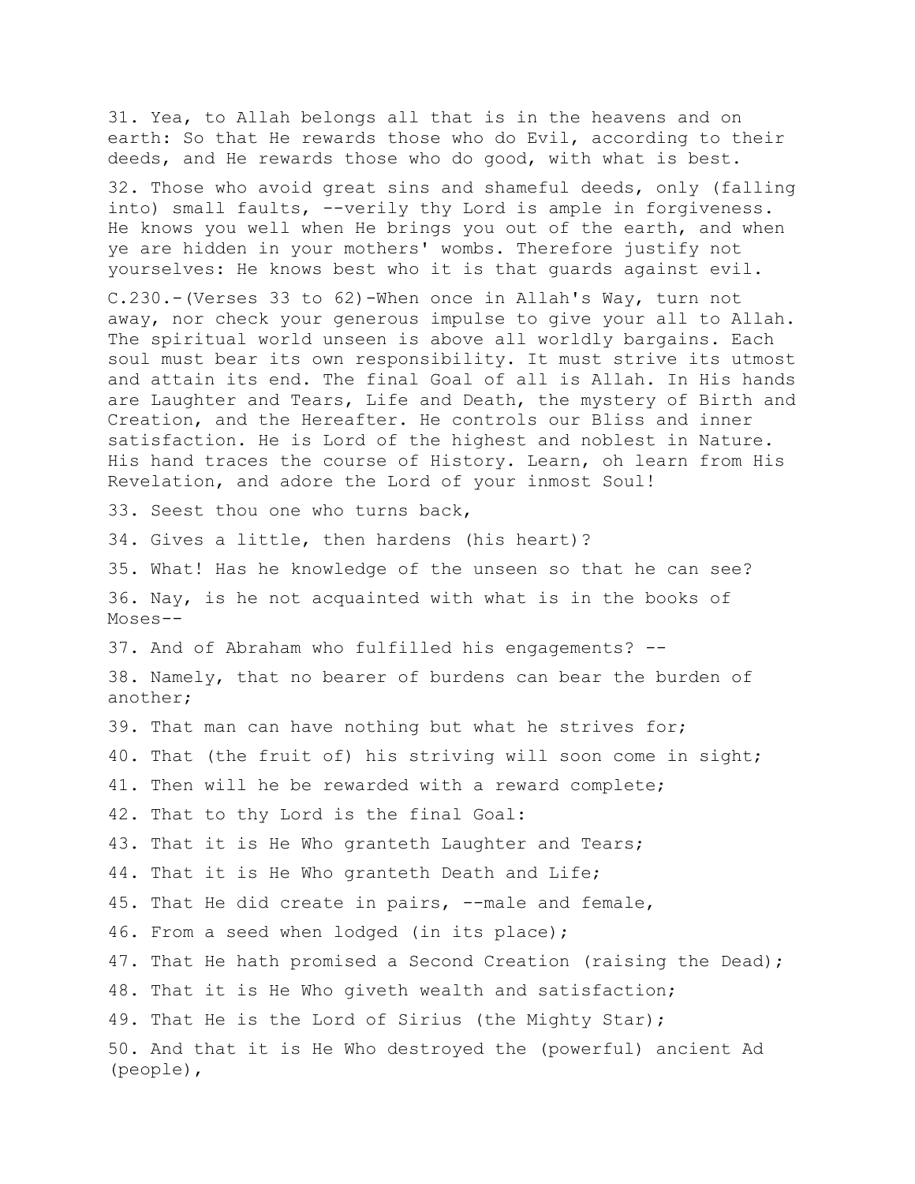31. Yea, to Allah belongs all that is in the heavens and on earth: So that He rewards those who do Evil, according to their deeds, and He rewards those who do good, with what is best.

32. Those who avoid great sins and shameful deeds, only (falling into) small faults, --verily thy Lord is ample in forgiveness. He knows you well when He brings you out of the earth, and when ye are hidden in your mothers' wombs. Therefore justify not yourselves: He knows best who it is that guards against evil.

C.230.-(Verses 33 to 62)-When once in Allah's Way, turn not away, nor check your generous impulse to give your all to Allah. The spiritual world unseen is above all worldly bargains. Each soul must bear its own responsibility. It must strive its utmost and attain its end. The final Goal of all is Allah. In His hands are Laughter and Tears, Life and Death, the mystery of Birth and Creation, and the Hereafter. He controls our Bliss and inner satisfaction. He is Lord of the highest and noblest in Nature. His hand traces the course of History. Learn, oh learn from His Revelation, and adore the Lord of your inmost Soul!

33. Seest thou one who turns back,

34. Gives a little, then hardens (his heart)?

35. What! Has he knowledge of the unseen so that he can see?

36. Nay, is he not acquainted with what is in the books of Moses--

37. And of Abraham who fulfilled his engagements? --

38. Namely, that no bearer of burdens can bear the burden of another;

39. That man can have nothing but what he strives for;

40. That (the fruit of) his striving will soon come in sight;

41. Then will he be rewarded with a reward complete;

42. That to thy Lord is the final Goal:

43. That it is He Who granteth Laughter and Tears;

44. That it is He Who granteth Death and Life;

45. That He did create in pairs, --male and female,

46. From a seed when lodged (in its place);

47. That He hath promised a Second Creation (raising the Dead);

48. That it is He Who giveth wealth and satisfaction;

49. That He is the Lord of Sirius (the Mighty Star);

50. And that it is He Who destroyed the (powerful) ancient Ad (people),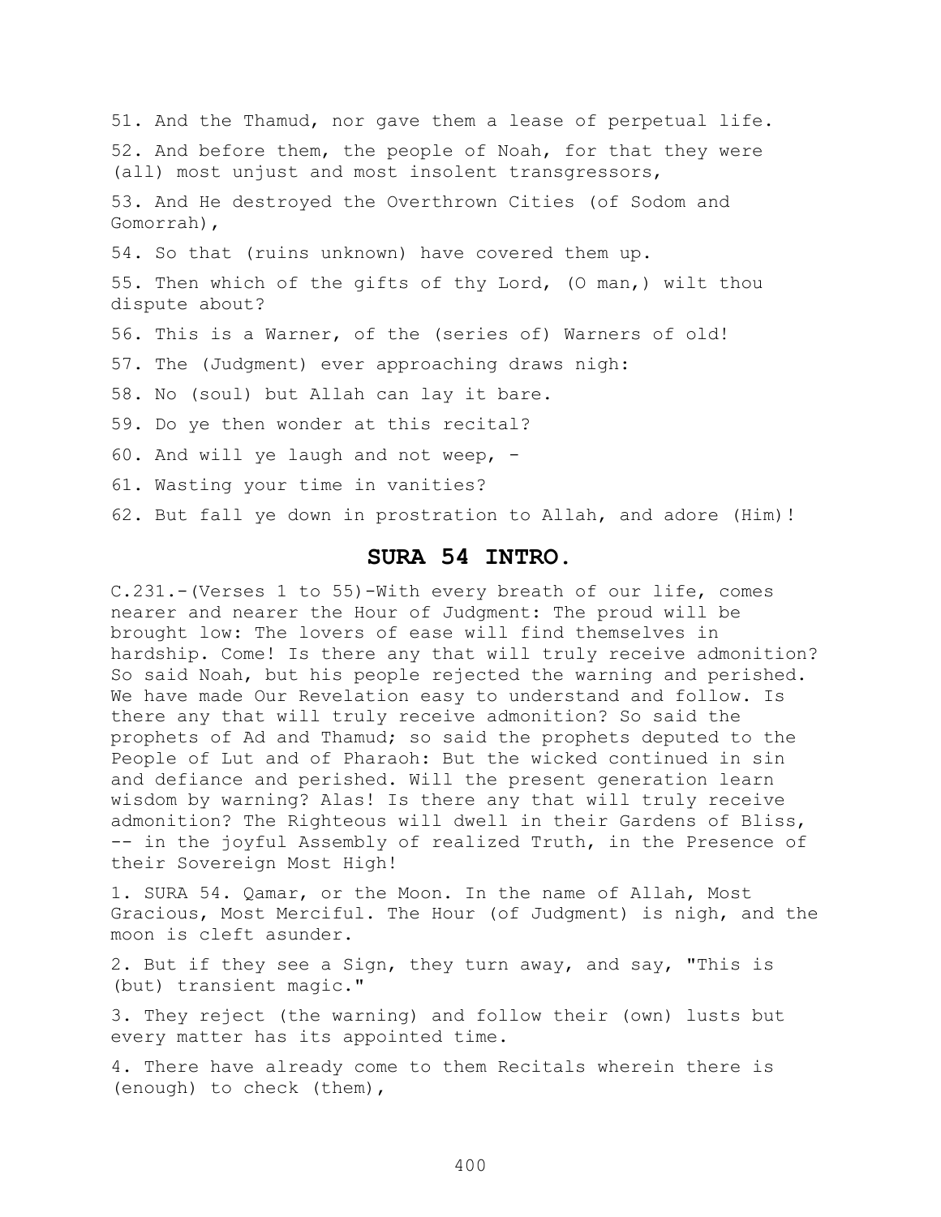51. And the Thamud, nor gave them a lease of perpetual life.

52. And before them, the people of Noah, for that they were (all) most unjust and most insolent transgressors,

53. And He destroyed the Overthrown Cities (of Sodom and Gomorrah),

54. So that (ruins unknown) have covered them up.

55. Then which of the gifts of thy Lord, (O man,) wilt thou dispute about?

56. This is a Warner, of the (series of) Warners of old!

57. The (Judgment) ever approaching draws nigh:

58. No (soul) but Allah can lay it bare.

59. Do ye then wonder at this recital?

60. And will ye laugh and not weep, -

61. Wasting your time in vanities?

62. But fall ye down in prostration to Allah, and adore (Him)!

## SURA 54 INTRO.

C.231.-(Verses 1 to 55)-With every breath of our life, comes nearer and nearer the Hour of Judgment: The proud will be brought low: The lovers of ease will find themselves in hardship. Come! Is there any that will truly receive admonition? So said Noah, but his people rejected the warning and perished. We have made Our Revelation easy to understand and follow. Is there any that will truly receive admonition? So said the prophets of Ad and Thamud; so said the prophets deputed to the People of Lut and of Pharaoh: But the wicked continued in sin and defiance and perished. Will the present generation learn wisdom by warning? Alas! Is there any that will truly receive admonition? The Righteous will dwell in their Gardens of Bliss, -- in the joyful Assembly of realized Truth, in the Presence of their Sovereign Most High!

1. SURA 54. Qamar, or the Moon. In the name of Allah, Most Gracious, Most Merciful. The Hour (of Judgment) is nigh, and the moon is cleft asunder.

2. But if they see a Sign, they turn away, and say, "This is (but) transient magic."

3. They reject (the warning) and follow their (own) lusts but every matter has its appointed time.

4. There have already come to them Recitals wherein there is (enough) to check (them),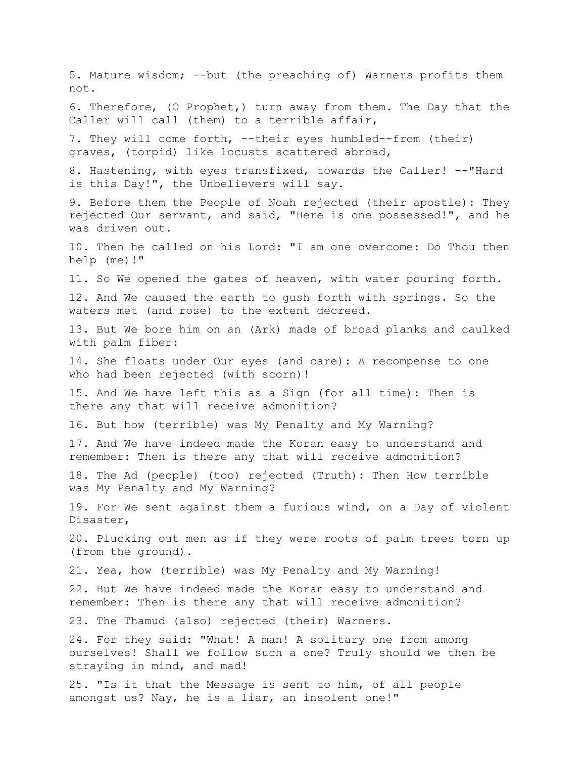5. Mature wisdom; --but (the preaching of) Warners profits them not.

6. Therefore, (O Prophet,) turn away from them. The Day that the Caller will call (them) to a terrible affair,

7. They will come forth, --their eyes humbled--from (their) graves, (torpid) like locusts scattered abroad,

8. Hastening, with eyes transfixed, towards the Caller! --"Hard is this Day!", the Unbelievers will say.

9. Before them the People of Noah rejected (their apostle): They rejected Our servant, and said, "Here is one possessed!", and he was driven out.

10. Then he called on his Lord: "I am one overcome: Do Thou then help (me)!"

11. So We opened the gates of heaven, with water pouring forth.

12. And We caused the earth to gush forth with springs. So the waters met (and rose) to the extent decreed.

13. But We bore him on an (Ark) made of broad planks and caulked with palm fiber:

14. She floats under Our eyes (and care): A recompense to one who had been rejected (with scorn)!

15. And We have left this as a Sign (for all time): Then is there any that will receive admonition?

16. But how (terrible) was My Penalty and My Warning?

17. And We have indeed made the Koran easy to understand and remember: Then is there any that will receive admonition?

18. The Ad (people) (too) rejected (Truth): Then How terrible was My Penalty and My Warning?

19. For We sent against them a furious wind, on a Day of violent Disaster,

20. Plucking out men as if they were roots of palm trees torn up (from the ground).

21. Yea, how (terrible) was My Penalty and My Warning!

22. But We have indeed made the Koran easy to understand and remember: Then is there any that will receive admonition?

23. The Thamud (also) rejected (their) Warners.

24. For they said: "What! A man! A solitary one from among ourselves! Shall we follow such a one? Truly should we then be straying in mind, and mad!

25. "Is it that the Message is sent to him, of all people amongst us? Nay, he is a liar, an insolent one!"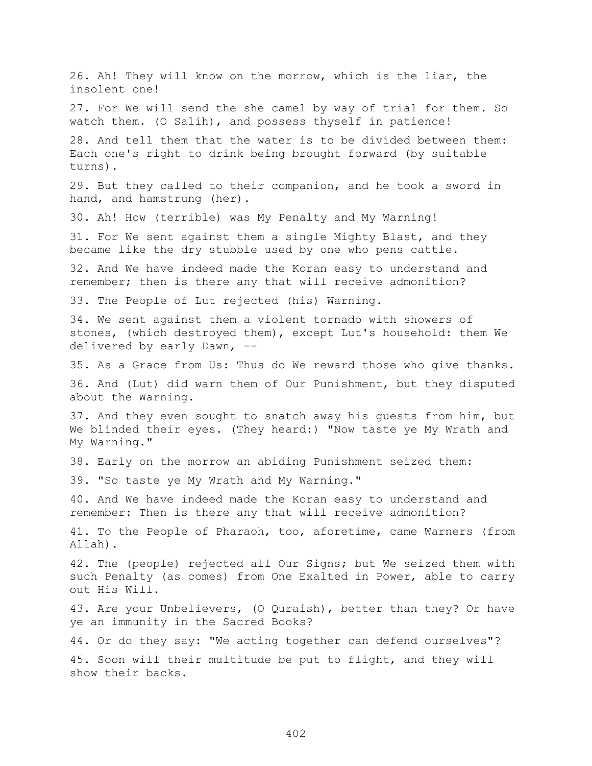26. Ah! They will know on the morrow, which is the liar, the insolent one!

27. For We will send the she camel by way of trial for them. So watch them. (O Salih), and possess thyself in patience!

28. And tell them that the water is to be divided between them: Each one's right to drink being brought forward (by suitable turns).

29. But they called to their companion, and he took a sword in hand, and hamstrung (her).

30. Ah! How (terrible) was My Penalty and My Warning!

31. For We sent against them a single Mighty Blast, and they became like the dry stubble used by one who pens cattle.

32. And We have indeed made the Koran easy to understand and remember; then is there any that will receive admonition?

33. The People of Lut rejected (his) Warning.

34. We sent against them a violent tornado with showers of stones, (which destroyed them), except Lut's household: them We delivered by early Dawn, --

35. As a Grace from Us: Thus do We reward those who give thanks.

36. And (Lut) did warn them of Our Punishment, but they disputed about the Warning.

37. And they even sought to snatch away his guests from him, but We blinded their eyes. (They heard:) "Now taste ye My Wrath and My Warning."

38. Early on the morrow an abiding Punishment seized them:

39. "So taste ye My Wrath and My Warning."

40. And We have indeed made the Koran easy to understand and remember: Then is there any that will receive admonition?

41. To the People of Pharaoh, too, aforetime, came Warners (from Allah).

42. The (people) rejected all Our Signs; but We seized them with such Penalty (as comes) from One Exalted in Power, able to carry out His Will.

43. Are your Unbelievers, (O Quraish), better than they? Or have ye an immunity in the Sacred Books?

44. Or do they say: "We acting together can defend ourselves"?

45. Soon will their multitude be put to flight, and they will show their backs.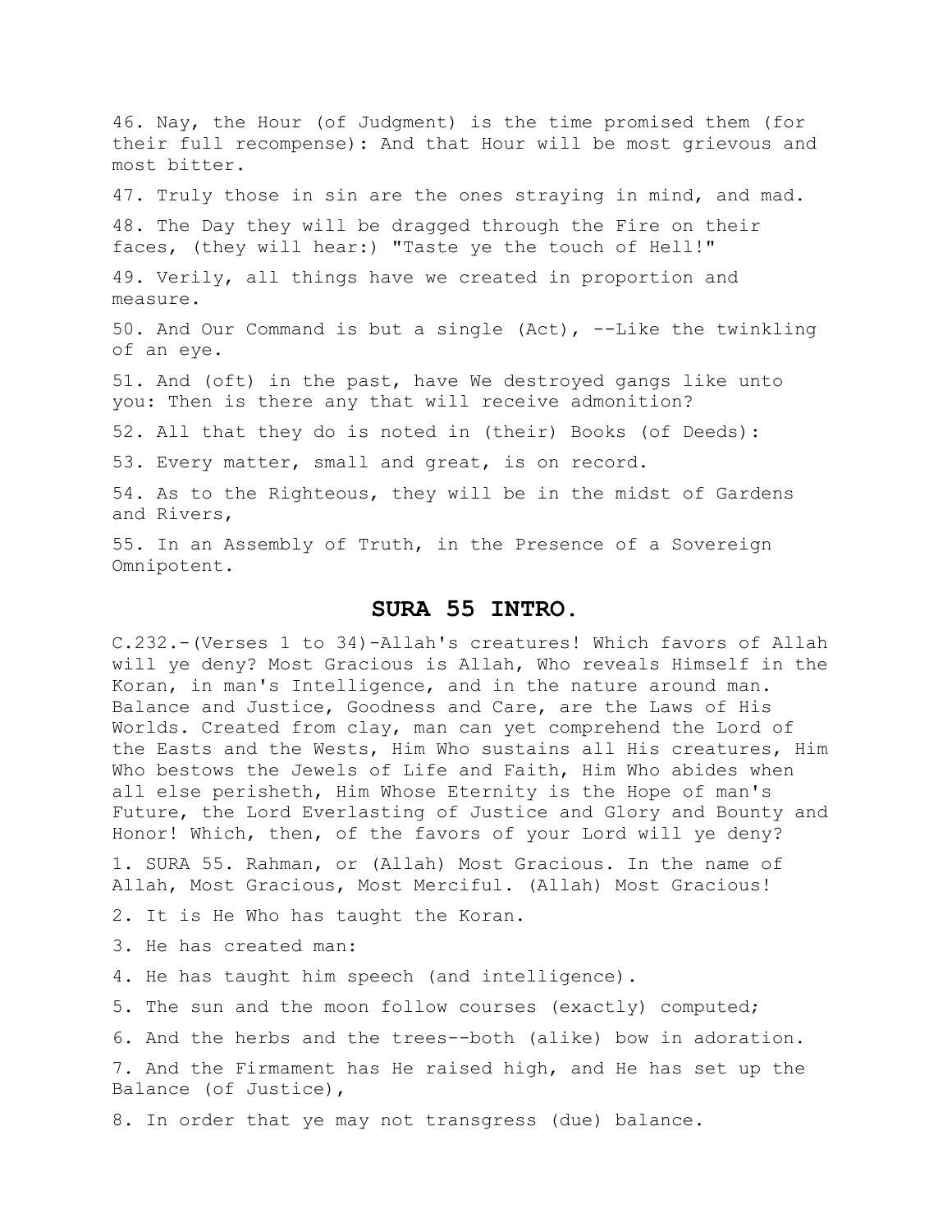46. Nay, the Hour (of Judgment) is the time promised them (for their full recompense): And that Hour will be most grievous and most bitter.

47. Truly those in sin are the ones straying in mind, and mad.

48. The Day they will be dragged through the Fire on their faces, (they will hear:) "Taste ye the touch of Hell!"

49. Verily, all things have we created in proportion and measure.

50. And Our Command is but a single (Act), --Like the twinkling of an eye.

51. And (oft) in the past, have We destroyed gangs like unto you: Then is there any that will receive admonition?

52. All that they do is noted in (their) Books (of Deeds):

53. Every matter, small and great, is on record.

54. As to the Righteous, they will be in the midst of Gardens and Rivers,

55. In an Assembly of Truth, in the Presence of a Sovereign Omnipotent.

## SURA 55 INTRO.

C.232.-(Verses 1 to 34)-Allah's creatures! Which favors of Allah will ye deny? Most Gracious is Allah, Who reveals Himself in the Koran, in man's Intelligence, and in the nature around man. Balance and Justice, Goodness and Care, are the Laws of His Worlds. Created from clay, man can yet comprehend the Lord of the Easts and the Wests, Him Who sustains all His creatures, Him Who bestows the Jewels of Life and Faith, Him Who abides when all else perisheth, Him Whose Eternity is the Hope of man's Future, the Lord Everlasting of Justice and Glory and Bounty and Honor! Which, then, of the favors of your Lord will ye deny?

1. SURA 55. Rahman, or (Allah) Most Gracious. In the name of Allah, Most Gracious, Most Merciful. (Allah) Most Gracious!

2. It is He Who has taught the Koran.

3. He has created man:

4. He has taught him speech (and intelligence).

5. The sun and the moon follow courses (exactly) computed;

6. And the herbs and the trees--both (alike) bow in adoration.

7. And the Firmament has He raised high, and He has set up the Balance (of Justice),

8. In order that ye may not transgress (due) balance.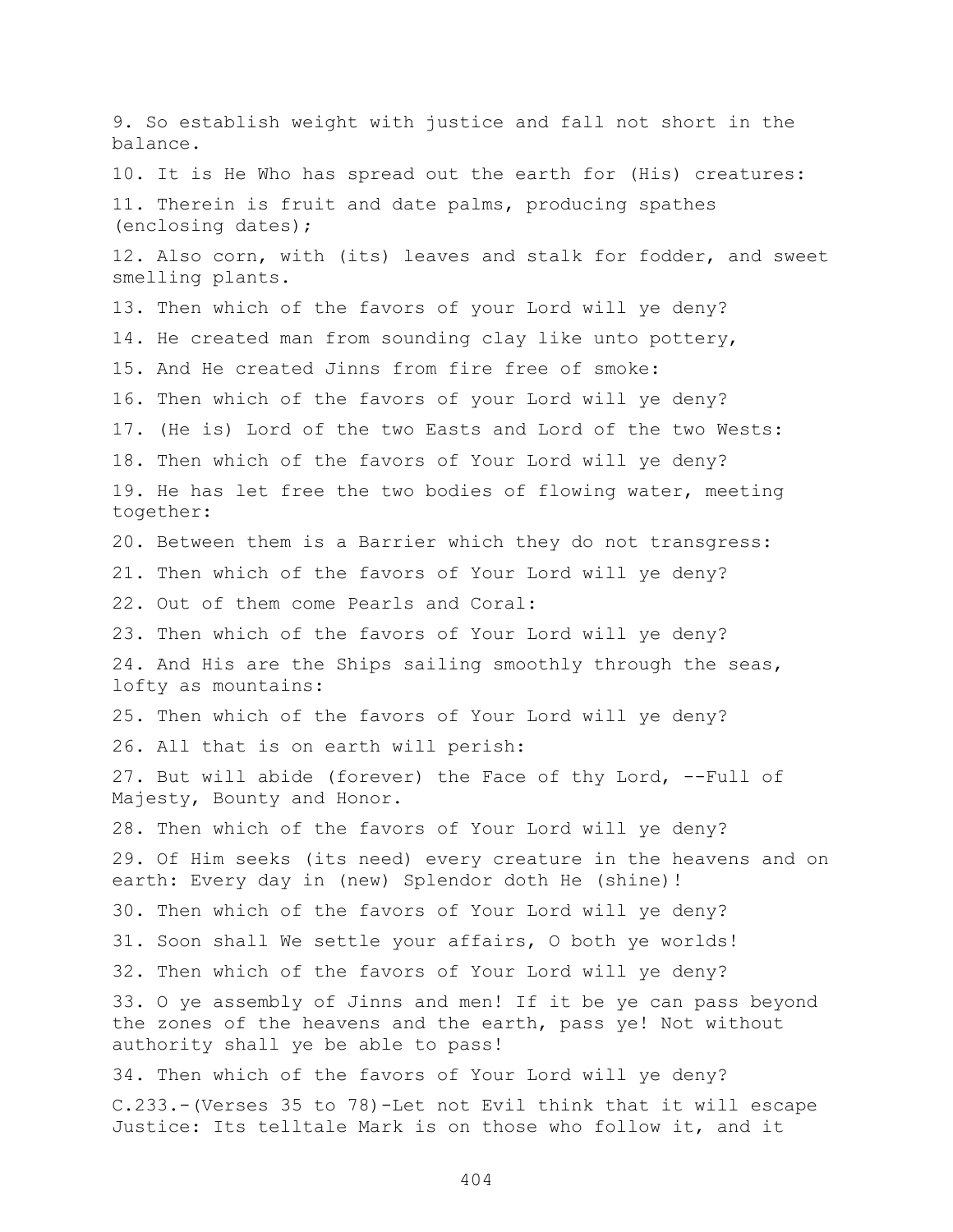9. So establish weight with justice and fall not short in the balance.

10. It is He Who has spread out the earth for (His) creatures:

11. Therein is fruit and date palms, producing spathes (enclosing dates);

12. Also corn, with (its) leaves and stalk for fodder, and sweet smelling plants.

13. Then which of the favors of your Lord will ye deny?

14. He created man from sounding clay like unto pottery,

15. And He created Jinns from fire free of smoke:

16. Then which of the favors of your Lord will ye deny?

17. (He is) Lord of the two Easts and Lord of the two Wests:

18. Then which of the favors of Your Lord will ye deny?

19. He has let free the two bodies of flowing water, meeting together:

20. Between them is a Barrier which they do not transgress:

21. Then which of the favors of Your Lord will ye deny?

22. Out of them come Pearls and Coral:

23. Then which of the favors of Your Lord will ye deny?

24. And His are the Ships sailing smoothly through the seas, lofty as mountains:

25. Then which of the favors of Your Lord will ye deny?

26. All that is on earth will perish:

27. But will abide (forever) the Face of thy Lord, --Full of Majesty, Bounty and Honor.

28. Then which of the favors of Your Lord will ye deny?

29. Of Him seeks (its need) every creature in the heavens and on earth: Every day in (new) Splendor doth He (shine)!

30. Then which of the favors of Your Lord will ye deny?

31. Soon shall We settle your affairs, O both ye worlds!

32. Then which of the favors of Your Lord will ye deny?

33. O ye assembly of Jinns and men! If it be ye can pass beyond the zones of the heavens and the earth, pass ye! Not without authority shall ye be able to pass!

34. Then which of the favors of Your Lord will ye deny?

C.233.-(Verses 35 to 78)-Let not Evil think that it will escape Justice: Its telltale Mark is on those who follow it, and it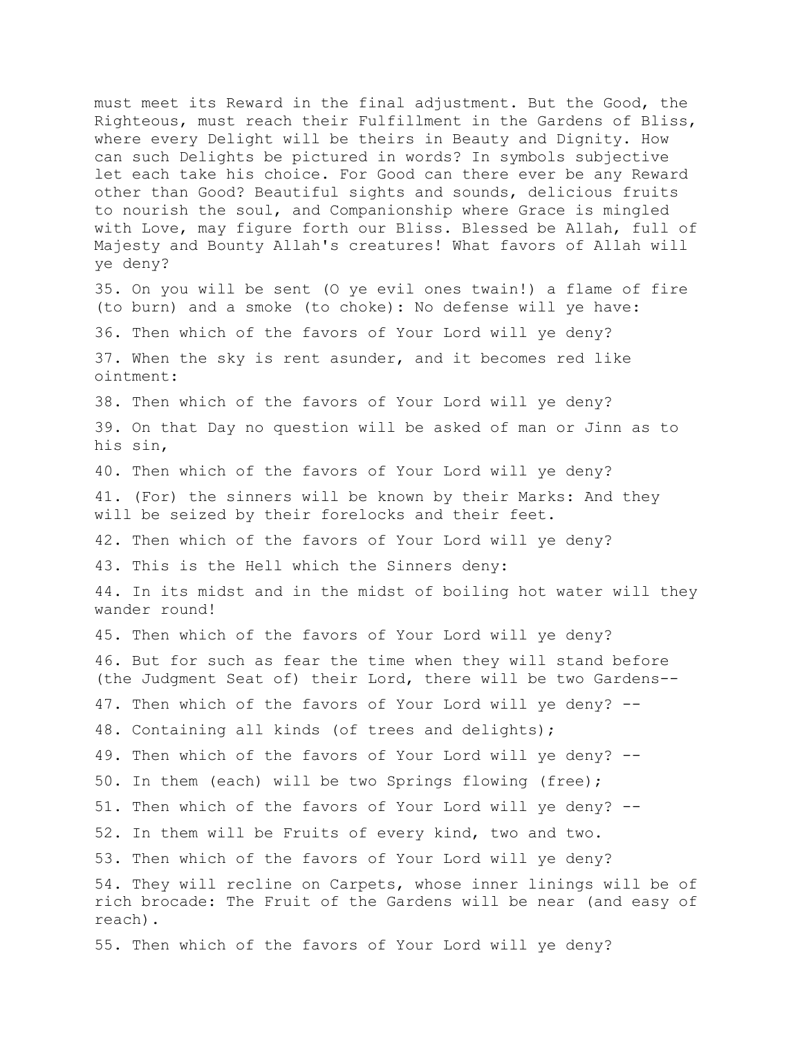must meet its Reward in the final adjustment. But the Good, the Righteous, must reach their Fulfillment in the Gardens of Bliss, where every Delight will be theirs in Beauty and Dignity. How can such Delights be pictured in words? In symbols subjective let each take his choice. For Good can there ever be any Reward other than Good? Beautiful sights and sounds, delicious fruits to nourish the soul, and Companionship where Grace is mingled with Love, may figure forth our Bliss. Blessed be Allah, full of Majesty and Bounty Allah's creatures! What favors of Allah will ye deny?

35. On you will be sent (O ye evil ones twain!) a flame of fire (to burn) and a smoke (to choke): No defense will ye have:

36. Then which of the favors of Your Lord will ye deny?

37. When the sky is rent asunder, and it becomes red like ointment:

38. Then which of the favors of Your Lord will ye deny?

39. On that Day no question will be asked of man or Jinn as to his sin,

40. Then which of the favors of Your Lord will ye deny?

41. (For) the sinners will be known by their Marks: And they will be seized by their forelocks and their feet.

42. Then which of the favors of Your Lord will ye deny?

43. This is the Hell which the Sinners deny:

44. In its midst and in the midst of boiling hot water will they wander round!

45. Then which of the favors of Your Lord will ye deny?

46. But for such as fear the time when they will stand before (the Judgment Seat of) their Lord, there will be two Gardens--

47. Then which of the favors of Your Lord will ye deny? --

48. Containing all kinds (of trees and delights);

49. Then which of the favors of Your Lord will ye deny? --

50. In them (each) will be two Springs flowing (free);

51. Then which of the favors of Your Lord will ye deny? --

52. In them will be Fruits of every kind, two and two.

53. Then which of the favors of Your Lord will ye deny?

54. They will recline on Carpets, whose inner linings will be of rich brocade: The Fruit of the Gardens will be near (and easy of reach).

55. Then which of the favors of Your Lord will ye deny?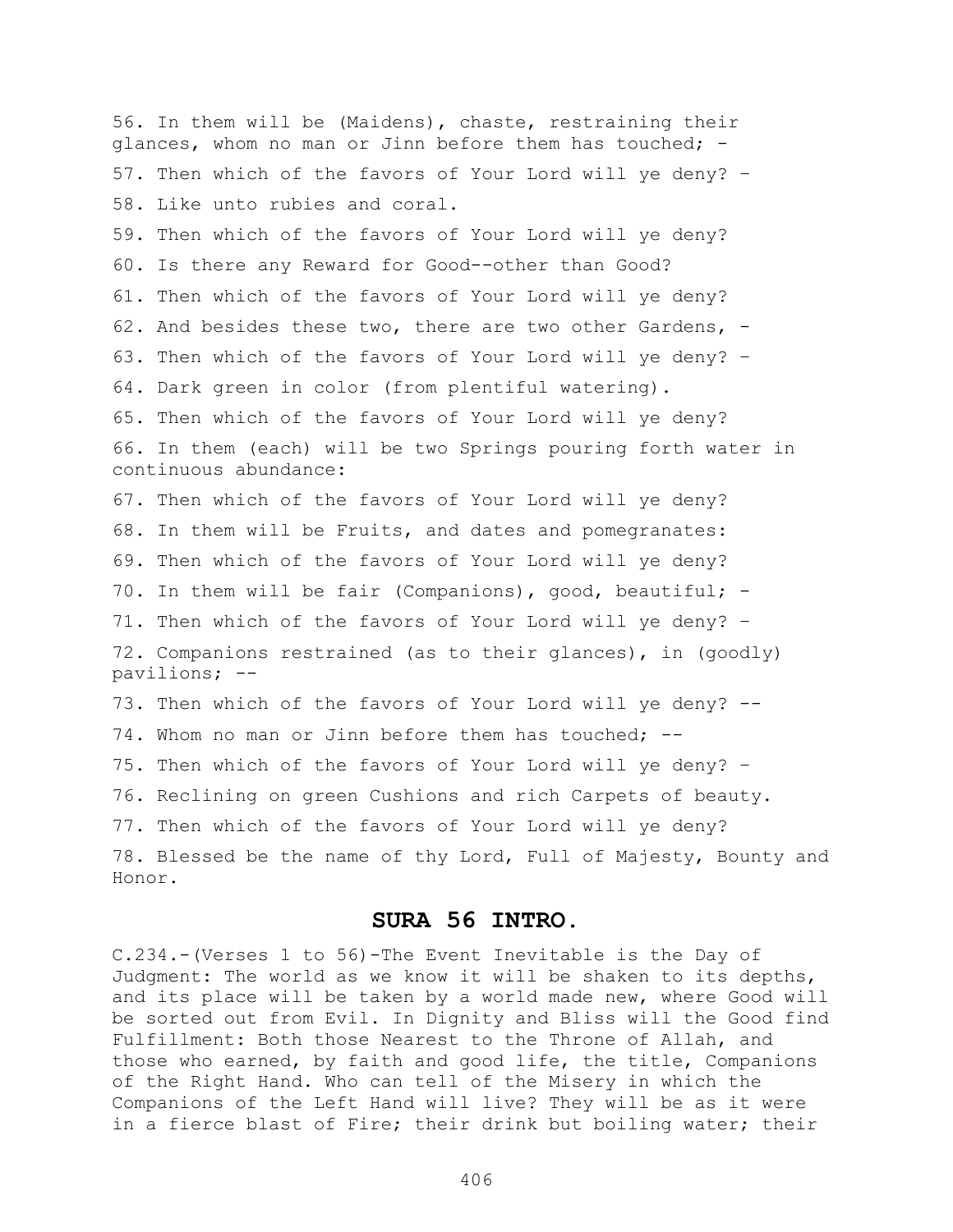56. In them will be (Maidens), chaste, restraining their glances, whom no man or Jinn before them has touched; -

57. Then which of the favors of Your Lord will ye deny? –

58. Like unto rubies and coral.

59. Then which of the favors of Your Lord will ye deny?

60. Is there any Reward for Good--other than Good?

61. Then which of the favors of Your Lord will ye deny?

62. And besides these two, there are two other Gardens, -

63. Then which of the favors of Your Lord will ye deny? –

64. Dark green in color (from plentiful watering).

65. Then which of the favors of Your Lord will ye deny?

66. In them (each) will be two Springs pouring forth water in continuous abundance:

67. Then which of the favors of Your Lord will ye deny?

68. In them will be Fruits, and dates and pomegranates:

69. Then which of the favors of Your Lord will ye deny?

70. In them will be fair (Companions), good, beautiful; -

71. Then which of the favors of Your Lord will ye deny? –

72. Companions restrained (as to their glances), in (goodly) pavilions; --

73. Then which of the favors of Your Lord will ye deny? --

74. Whom no man or Jinn before them has touched; --

75. Then which of the favors of Your Lord will ye deny? –

76. Reclining on green Cushions and rich Carpets of beauty.

77. Then which of the favors of Your Lord will ye deny?

78. Blessed be the name of thy Lord, Full of Majesty, Bounty and Honor.

## SURA 56 INTRO.

C.234.-(Verses 1 to 56)-The Event Inevitable is the Day of Judgment: The world as we know it will be shaken to its depths, and its place will be taken by a world made new, where Good will be sorted out from Evil. In Dignity and Bliss will the Good find Fulfillment: Both those Nearest to the Throne of Allah, and those who earned, by faith and good life, the title, Companions of the Right Hand. Who can tell of the Misery in which the Companions of the Left Hand will live? They will be as it were in a fierce blast of Fire; their drink but boiling water; their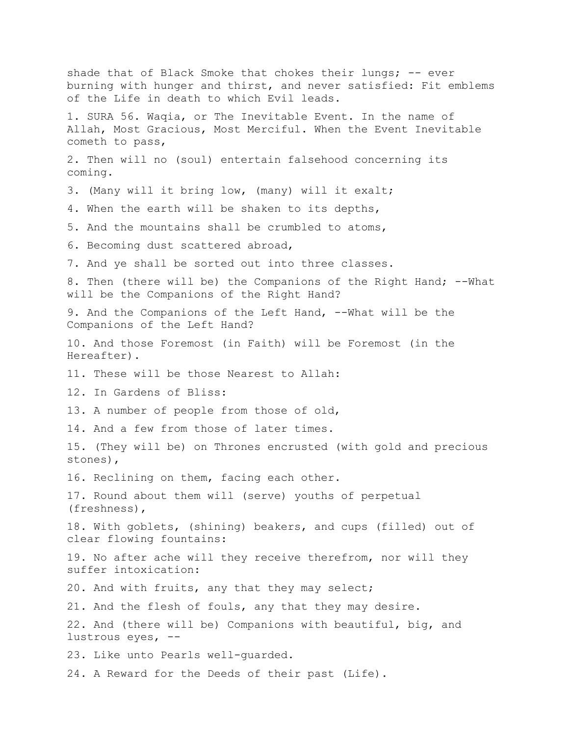shade that of Black Smoke that chokes their lungs; -- ever burning with hunger and thirst, and never satisfied: Fit emblems of the Life in death to which Evil leads.

1. SURA 56. Waqia, or The Inevitable Event. In the name of Allah, Most Gracious, Most Merciful. When the Event Inevitable cometh to pass,

2. Then will no (soul) entertain falsehood concerning its coming.

3. (Many will it bring low, (many) will it exalt;

4. When the earth will be shaken to its depths,

5. And the mountains shall be crumbled to atoms,

6. Becoming dust scattered abroad,

7. And ye shall be sorted out into three classes.

8. Then (there will be) the Companions of the Right Hand; --What will be the Companions of the Right Hand?

9. And the Companions of the Left Hand, --What will be the Companions of the Left Hand?

10. And those Foremost (in Faith) will be Foremost (in the Hereafter).

11. These will be those Nearest to Allah:

12. In Gardens of Bliss:

13. A number of people from those of old,

14. And a few from those of later times.

15. (They will be) on Thrones encrusted (with gold and precious stones),

16. Reclining on them, facing each other.

17. Round about them will (serve) youths of perpetual (freshness),

18. With goblets, (shining) beakers, and cups (filled) out of clear flowing fountains:

19. No after ache will they receive therefrom, nor will they suffer intoxication:

20. And with fruits, any that they may select;

21. And the flesh of fouls, any that they may desire.

22. And (there will be) Companions with beautiful, big, and lustrous eyes, --

23. Like unto Pearls well-guarded.

24. A Reward for the Deeds of their past (Life).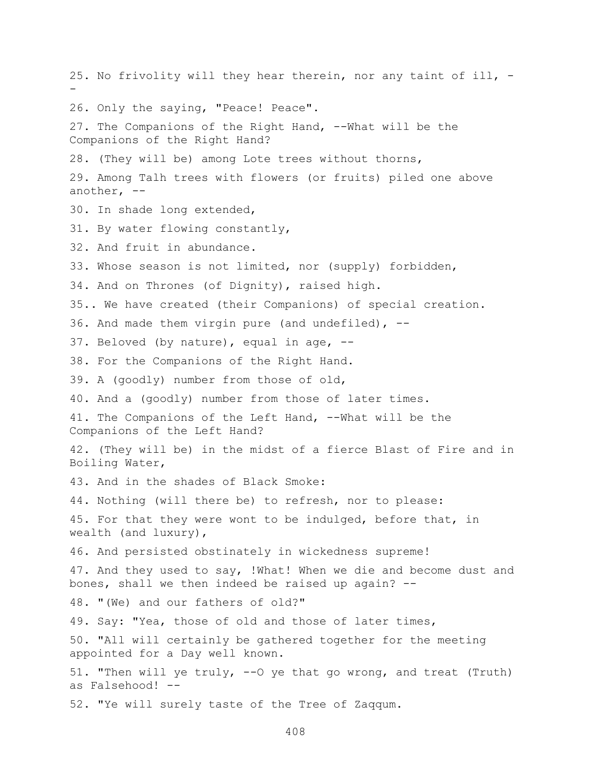25. No frivolity will they hear therein, nor any taint of ill, --

26. Only the saying, "Peace! Peace".

27. The Companions of the Right Hand, --What will be the Companions of the Right Hand?

28. (They will be) among Lote trees without thorns,

29. Among Talh trees with flowers (or fruits) piled one above another, --

30. In shade long extended,

31. By water flowing constantly,

32. And fruit in abundance.

33. Whose season is not limited, nor (supply) forbidden,

34. And on Thrones (of Dignity), raised high.

35.. We have created (their Companions) of special creation.

36. And made them virgin pure (and undefiled), --

37. Beloved (by nature), equal in age, --

38. For the Companions of the Right Hand.

39. A (goodly) number from those of old,

40. And a (goodly) number from those of later times.

41. The Companions of the Left Hand, --What will be the Companions of the Left Hand?

42. (They will be) in the midst of a fierce Blast of Fire and in Boiling Water,

43. And in the shades of Black Smoke:

44. Nothing (will there be) to refresh, nor to please:

45. For that they were wont to be indulged, before that, in wealth (and luxury),

46. And persisted obstinately in wickedness supreme!

47. And they used to say, !What! When we die and become dust and bones, shall we then indeed be raised up again? --

48. "(We) and our fathers of old?"

49. Say: "Yea, those of old and those of later times,

50. "All will certainly be gathered together for the meeting appointed for a Day well known.

51. "Then will ye truly, --O ye that go wrong, and treat (Truth) as Falsehood! --

52. "Ye will surely taste of the Tree of Zaqqum.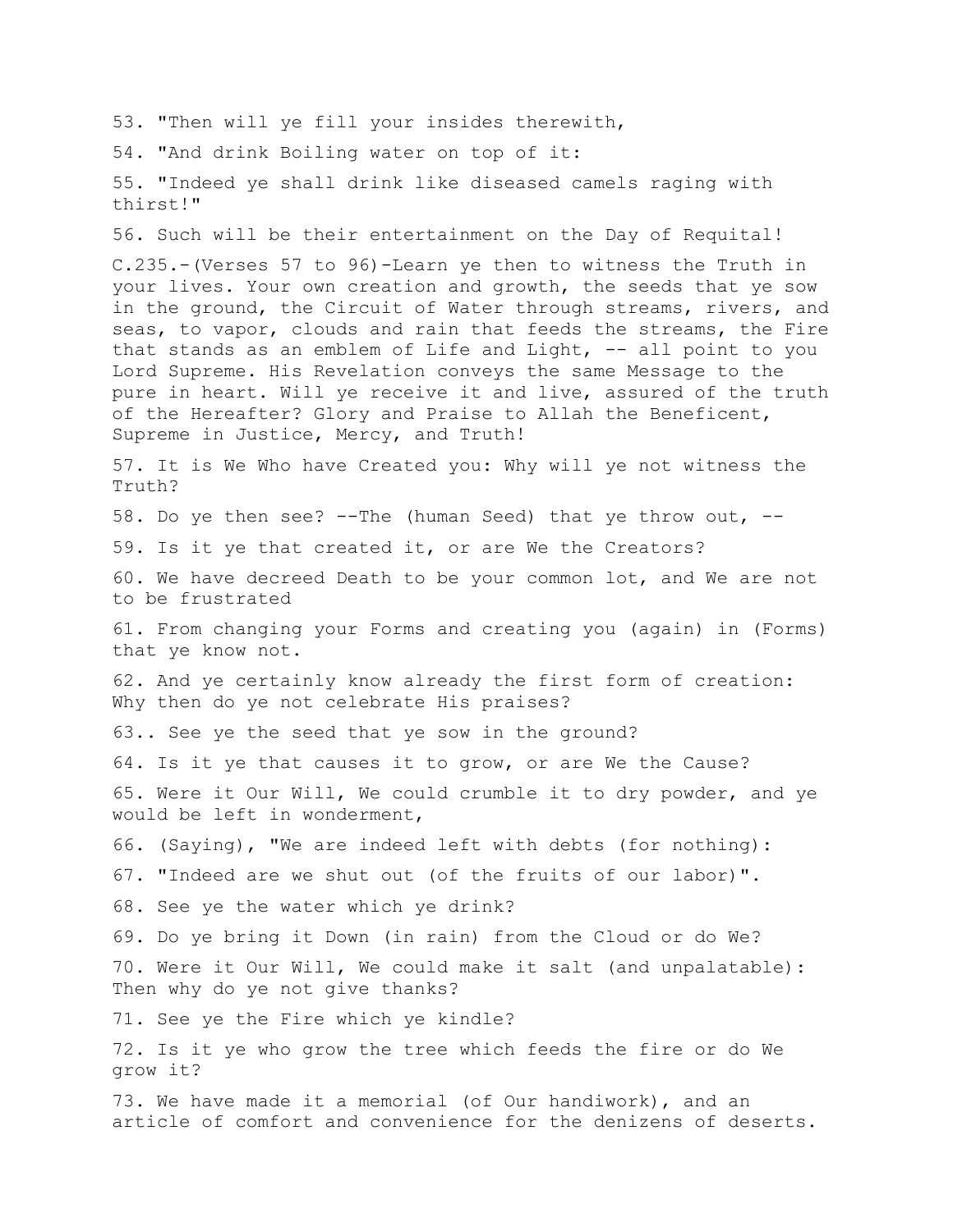53. "Then will ye fill your insides therewith,

54. "And drink Boiling water on top of it:

55. "Indeed ye shall drink like diseased camels raging with thirst!"

56. Such will be their entertainment on the Day of Requital!

C.235.-(Verses 57 to 96)-Learn ye then to witness the Truth in your lives. Your own creation and growth, the seeds that ye sow in the ground, the Circuit of Water through streams, rivers, and seas, to vapor, clouds and rain that feeds the streams, the Fire that stands as an emblem of Life and Light, -- all point to you Lord Supreme. His Revelation conveys the same Message to the pure in heart. Will ye receive it and live, assured of the truth of the Hereafter? Glory and Praise to Allah the Beneficent, Supreme in Justice, Mercy, and Truth!

57. It is We Who have Created you: Why will ye not witness the Truth?

58. Do ye then see? --The (human Seed) that ye throw out, --

59. Is it ye that created it, or are We the Creators?

60. We have decreed Death to be your common lot, and We are not to be frustrated

61. From changing your Forms and creating you (again) in (Forms) that ye know not.

62. And ye certainly know already the first form of creation: Why then do ye not celebrate His praises?

63.. See ye the seed that ye sow in the ground?

64. Is it ye that causes it to grow, or are We the Cause?

65. Were it Our Will, We could crumble it to dry powder, and ye would be left in wonderment,

66. (Saying), "We are indeed left with debts (for nothing):

67. "Indeed are we shut out (of the fruits of our labor)".

68. See ye the water which ye drink?

69. Do ye bring it Down (in rain) from the Cloud or do We?

70. Were it Our Will, We could make it salt (and unpalatable): Then why do ye not give thanks?

71. See ye the Fire which ye kindle?

72. Is it ye who grow the tree which feeds the fire or do We grow it?

73. We have made it a memorial (of Our handiwork), and an article of comfort and convenience for the denizens of deserts.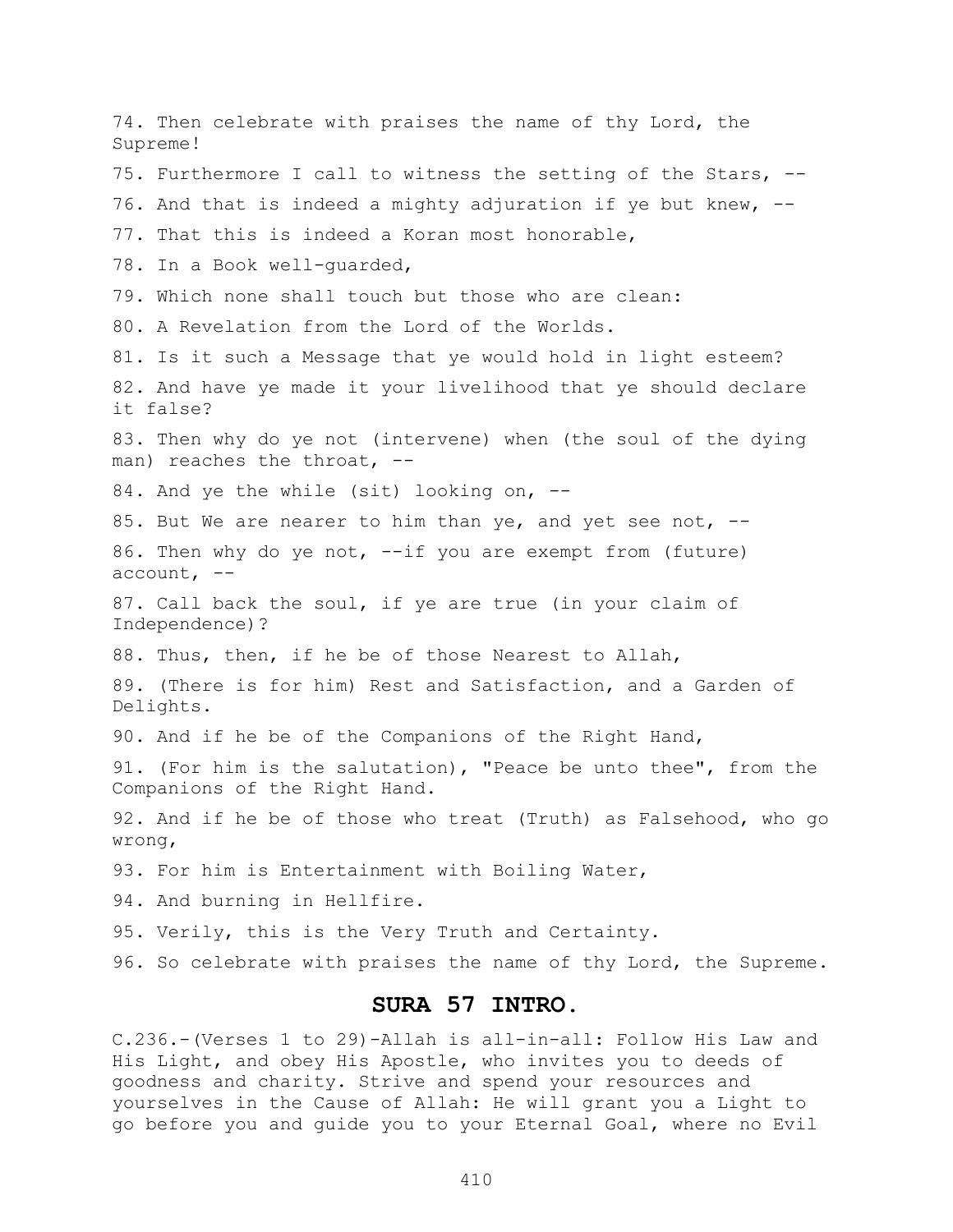74. Then celebrate with praises the name of thy Lord, the Supreme!

75. Furthermore I call to witness the setting of the Stars, --

76. And that is indeed a mighty adjuration if ye but knew, --

77. That this is indeed a Koran most honorable,

78. In a Book well-guarded,

79. Which none shall touch but those who are clean:

80. A Revelation from the Lord of the Worlds.

81. Is it such a Message that ye would hold in light esteem?

82. And have ye made it your livelihood that ye should declare it false?

83. Then why do ye not (intervene) when (the soul of the dying man) reaches the throat, --

84. And ye the while (sit) looking on, --

85. But We are nearer to him than ye, and yet see not, --

86. Then why do ye not, --if you are exempt from (future) account, --

87. Call back the soul, if ye are true (in your claim of Independence)?

88. Thus, then, if he be of those Nearest to Allah,

89. (There is for him) Rest and Satisfaction, and a Garden of Delights.

90. And if he be of the Companions of the Right Hand,

91. (For him is the salutation), "Peace be unto thee", from the Companions of the Right Hand.

92. And if he be of those who treat (Truth) as Falsehood, who go wrong,

93. For him is Entertainment with Boiling Water,

94. And burning in Hellfire.

95. Verily, this is the Very Truth and Certainty.

96. So celebrate with praises the name of thy Lord, the Supreme.

## SURA 57 INTRO.

C.236.-(Verses 1 to 29)-Allah is all-in-all: Follow His Law and His Light, and obey His Apostle, who invites you to deeds of goodness and charity. Strive and spend your resources and yourselves in the Cause of Allah: He will grant you a Light to go before you and guide you to your Eternal Goal, where no Evil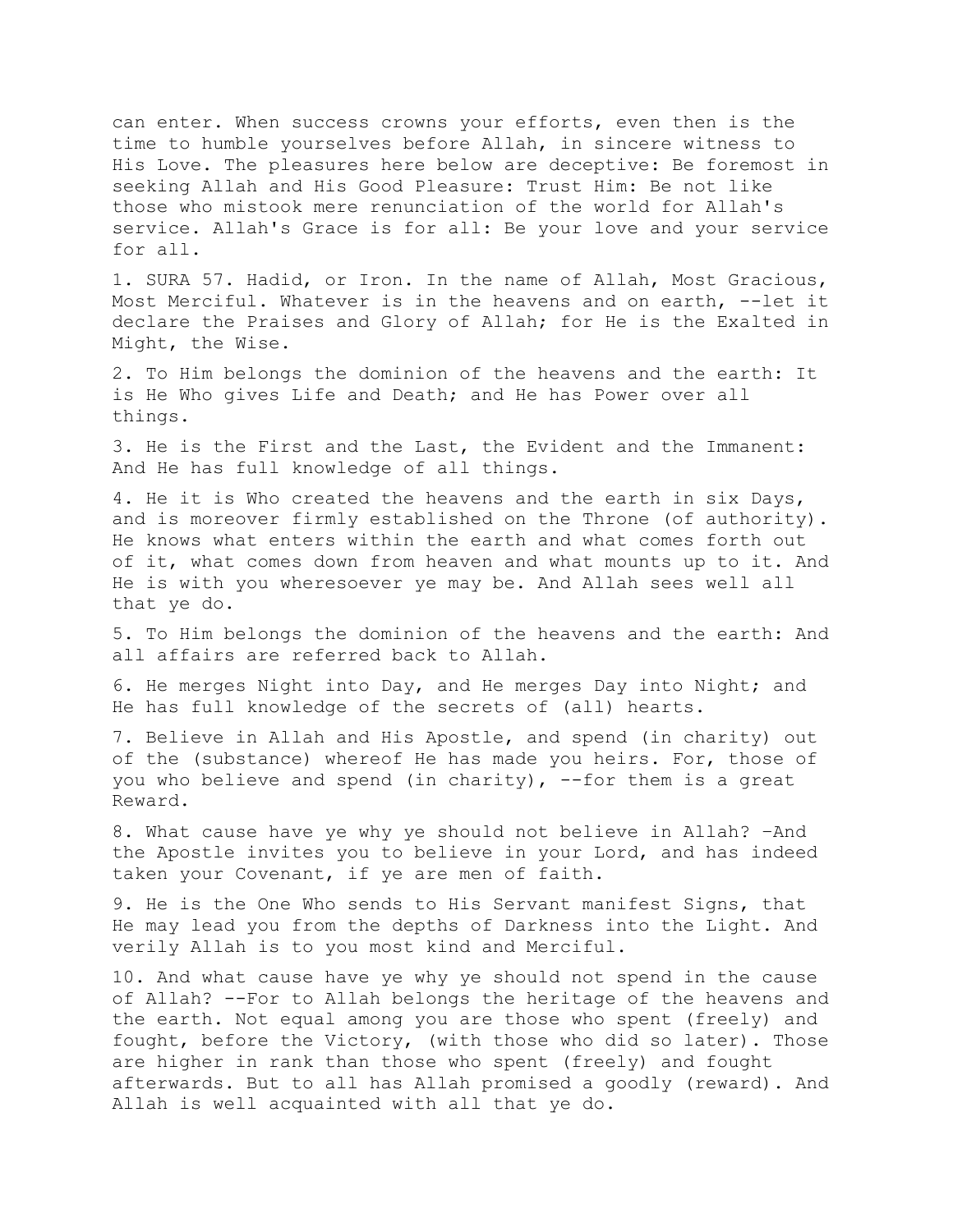can enter. When success crowns your efforts, even then is the time to humble yourselves before Allah, in sincere witness to His Love. The pleasures here below are deceptive: Be foremost in seeking Allah and His Good Pleasure: Trust Him: Be not like those who mistook mere renunciation of the world for Allah's service. Allah's Grace is for all: Be your love and your service for all.

1. SURA 57. Hadid, or Iron. In the name of Allah, Most Gracious, Most Merciful. Whatever is in the heavens and on earth, --let it declare the Praises and Glory of Allah; for He is the Exalted in Might, the Wise.

2. To Him belongs the dominion of the heavens and the earth: It is He Who gives Life and Death; and He has Power over all things.

3. He is the First and the Last, the Evident and the Immanent: And He has full knowledge of all things.

4. He it is Who created the heavens and the earth in six Days, and is moreover firmly established on the Throne (of authority). He knows what enters within the earth and what comes forth out of it, what comes down from heaven and what mounts up to it. And He is with you wheresoever ye may be. And Allah sees well all that ye do.

5. To Him belongs the dominion of the heavens and the earth: And all affairs are referred back to Allah.

6. He merges Night into Day, and He merges Day into Night; and He has full knowledge of the secrets of (all) hearts.

7. Believe in Allah and His Apostle, and spend (in charity) out of the (substance) whereof He has made you heirs. For, those of you who believe and spend (in charity), --for them is a great Reward.

8. What cause have ye why ye should not believe in Allah? –And the Apostle invites you to believe in your Lord, and has indeed taken your Covenant, if ye are men of faith.

9. He is the One Who sends to His Servant manifest Signs, that He may lead you from the depths of Darkness into the Light. And verily Allah is to you most kind and Merciful.

10. And what cause have ye why ye should not spend in the cause of Allah? --For to Allah belongs the heritage of the heavens and the earth. Not equal among you are those who spent (freely) and fought, before the Victory, (with those who did so later). Those are higher in rank than those who spent (freely) and fought afterwards. But to all has Allah promised a goodly (reward). And Allah is well acquainted with all that ye do.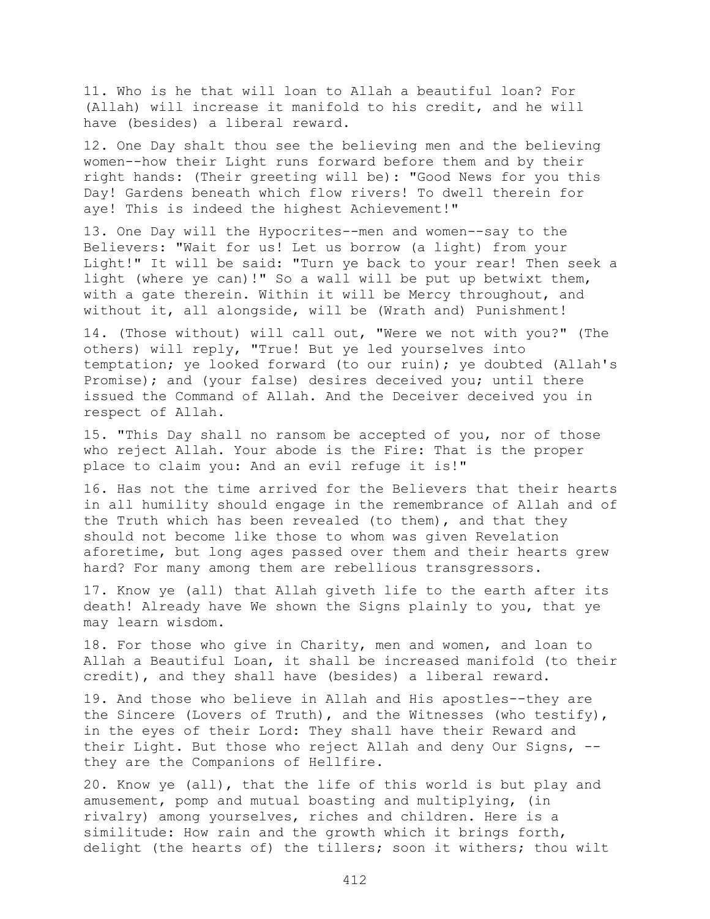11. Who is he that will loan to Allah a beautiful loan? For (Allah) will increase it manifold to his credit, and he will have (besides) a liberal reward.

12. One Day shalt thou see the believing men and the believing women--how their Light runs forward before them and by their right hands: (Their greeting will be): "Good News for you this Day! Gardens beneath which flow rivers! To dwell therein for aye! This is indeed the highest Achievement!"

13. One Day will the Hypocrites--men and women--say to the Believers: "Wait for us! Let us borrow (a light) from your Light!" It will be said: "Turn ye back to your rear! Then seek a light (where ye can)!" So a wall will be put up betwixt them, with a gate therein. Within it will be Mercy throughout, and without it, all alongside, will be (Wrath and) Punishment!

14. (Those without) will call out, "Were we not with you?" (The others) will reply, "True! But ye led yourselves into temptation; ye looked forward (to our ruin); ye doubted (Allah's Promise); and (your false) desires deceived you; until there issued the Command of Allah. And the Deceiver deceived you in respect of Allah.

15. "This Day shall no ransom be accepted of you, nor of those who reject Allah. Your abode is the Fire: That is the proper place to claim you: And an evil refuge it is!"

16. Has not the time arrived for the Believers that their hearts in all humility should engage in the remembrance of Allah and of the Truth which has been revealed (to them), and that they should not become like those to whom was given Revelation aforetime, but long ages passed over them and their hearts grew hard? For many among them are rebellious transgressors.

17. Know ye (all) that Allah giveth life to the earth after its death! Already have We shown the Signs plainly to you, that ye may learn wisdom.

18. For those who give in Charity, men and women, and loan to Allah a Beautiful Loan, it shall be increased manifold (to their credit), and they shall have (besides) a liberal reward.

19. And those who believe in Allah and His apostles--they are the Sincere (Lovers of Truth), and the Witnesses (who testify), in the eyes of their Lord: They shall have their Reward and their Light. But those who reject Allah and deny Our Signs, --they are the Companions of Hellfire.

20. Know ye (all), that the life of this world is but play and amusement, pomp and mutual boasting and multiplying, (in rivalry) among yourselves, riches and children. Here is a similitude: How rain and the growth which it brings forth, delight (the hearts of) the tillers; soon it withers; thou wilt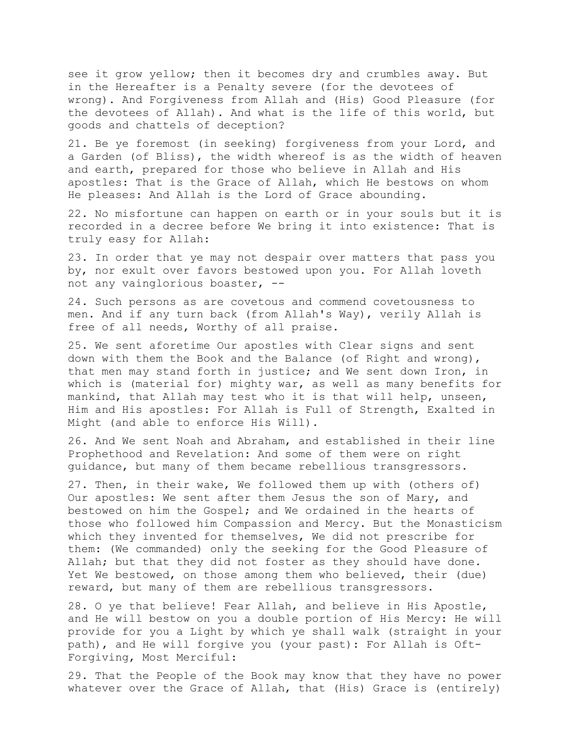see it grow yellow; then it becomes dry and crumbles away. But in the Hereafter is a Penalty severe (for the devotees of wrong). And Forgiveness from Allah and (His) Good Pleasure (for the devotees of Allah). And what is the life of this world, but goods and chattels of deception?

21. Be ye foremost (in seeking) forgiveness from your Lord, and a Garden (of Bliss), the width whereof is as the width of heaven and earth, prepared for those who believe in Allah and His apostles: That is the Grace of Allah, which He bestows on whom He pleases: And Allah is the Lord of Grace abounding.

22. No misfortune can happen on earth or in your souls but it is recorded in a decree before We bring it into existence: That is truly easy for Allah:

23. In order that ye may not despair over matters that pass you by, nor exult over favors bestowed upon you. For Allah loveth not any vainglorious boaster, --

24. Such persons as are covetous and commend covetousness to men. And if any turn back (from Allah's Way), verily Allah is free of all needs, Worthy of all praise.

25. We sent aforetime Our apostles with Clear signs and sent down with them the Book and the Balance (of Right and wrong), that men may stand forth in justice; and We sent down Iron, in which is (material for) mighty war, as well as many benefits for mankind, that Allah may test who it is that will help, unseen, Him and His apostles: For Allah is Full of Strength, Exalted in Might (and able to enforce His Will).

26. And We sent Noah and Abraham, and established in their line Prophethood and Revelation: And some of them were on right guidance, but many of them became rebellious transgressors.

27. Then, in their wake, We followed them up with (others of) Our apostles: We sent after them Jesus the son of Mary, and bestowed on him the Gospel; and We ordained in the hearts of those who followed him Compassion and Mercy. But the Monasticism which they invented for themselves, We did not prescribe for them: (We commanded) only the seeking for the Good Pleasure of Allah; but that they did not foster as they should have done. Yet We bestowed, on those among them who believed, their (due) reward, but many of them are rebellious transgressors.

28. O ye that believe! Fear Allah, and believe in His Apostle, and He will bestow on you a double portion of His Mercy: He will provide for you a Light by which ye shall walk (straight in your path), and He will forgive you (your past): For Allah is Oft-Forgiving, Most Merciful:

29. That the People of the Book may know that they have no power whatever over the Grace of Allah, that (His) Grace is (entirely)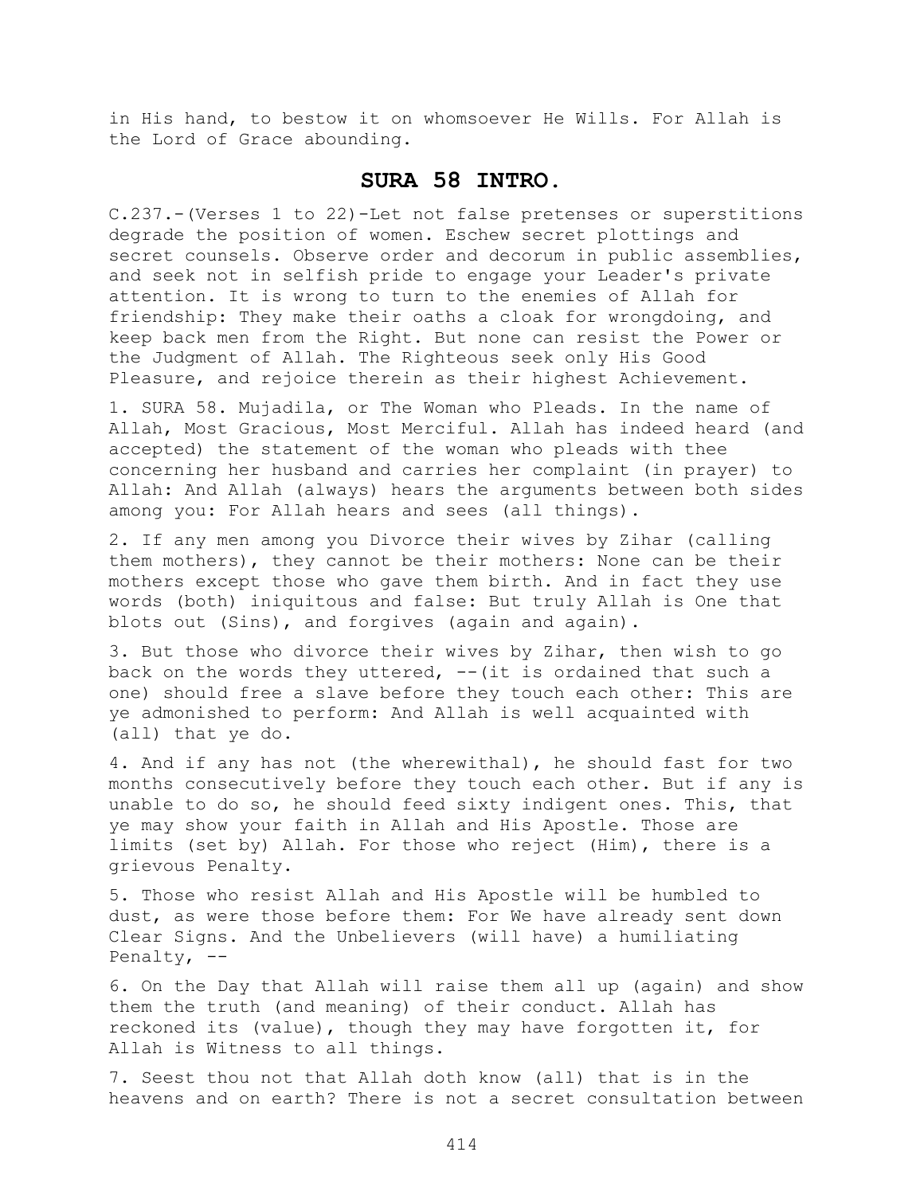in His hand, to bestow it on whomsoever He Wills. For Allah is the Lord of Grace abounding.

## SURA 58 INTRO.

C.237.-(Verses 1 to 22)-Let not false pretenses or superstitions degrade the position of women. Eschew secret plottings and secret counsels. Observe order and decorum in public assemblies, and seek not in selfish pride to engage your Leader's private attention. It is wrong to turn to the enemies of Allah for friendship: They make their oaths a cloak for wrongdoing, and keep back men from the Right. But none can resist the Power or the Judgment of Allah. The Righteous seek only His Good Pleasure, and rejoice therein as their highest Achievement.

1. SURA 58. Mujadila, or The Woman who Pleads. In the name of Allah, Most Gracious, Most Merciful. Allah has indeed heard (and accepted) the statement of the woman who pleads with thee concerning her husband and carries her complaint (in prayer) to Allah: And Allah (always) hears the arguments between both sides among you: For Allah hears and sees (all things).

2. If any men among you Divorce their wives by Zihar (calling them mothers), they cannot be their mothers: None can be their mothers except those who gave them birth. And in fact they use words (both) iniquitous and false: But truly Allah is One that blots out (Sins), and forgives (again and again).

3. But those who divorce their wives by Zihar, then wish to go back on the words they uttered, --(it is ordained that such a one) should free a slave before they touch each other: This are ye admonished to perform: And Allah is well acquainted with (all) that ye do.

4. And if any has not (the wherewithal), he should fast for two months consecutively before they touch each other. But if any is unable to do so, he should feed sixty indigent ones. This, that ye may show your faith in Allah and His Apostle. Those are limits (set by) Allah. For those who reject (Him), there is a grievous Penalty.

5. Those who resist Allah and His Apostle will be humbled to dust, as were those before them: For We have already sent down Clear Signs. And the Unbelievers (will have) a humiliating Penalty, --

6. On the Day that Allah will raise them all up (again) and show them the truth (and meaning) of their conduct. Allah has reckoned its (value), though they may have forgotten it, for Allah is Witness to all things.

7. Seest thou not that Allah doth know (all) that is in the heavens and on earth? There is not a secret consultation between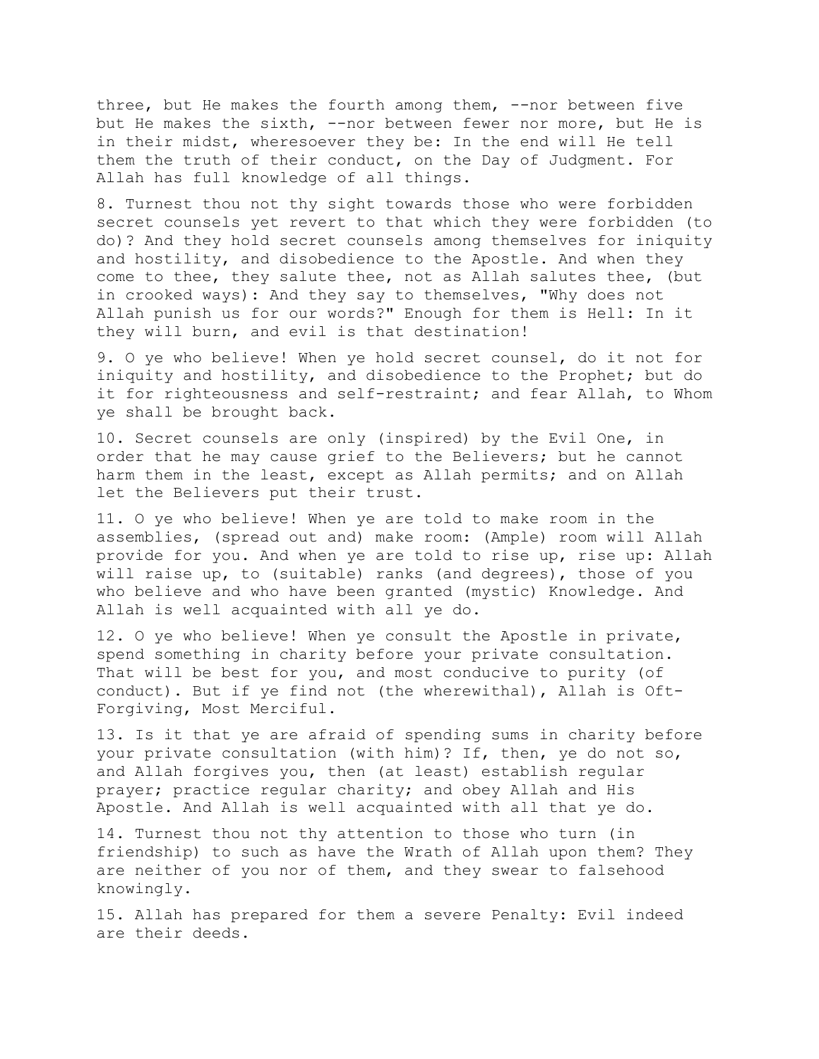three, but He makes the fourth among them, --nor between five but He makes the sixth, --nor between fewer nor more, but He is in their midst, wheresoever they be: In the end will He tell them the truth of their conduct, on the Day of Judgment. For Allah has full knowledge of all things.

8. Turnest thou not thy sight towards those who were forbidden secret counsels yet revert to that which they were forbidden (to do)? And they hold secret counsels among themselves for iniquity and hostility, and disobedience to the Apostle. And when they come to thee, they salute thee, not as Allah salutes thee, (but in crooked ways): And they say to themselves, "Why does not Allah punish us for our words?" Enough for them is Hell: In it they will burn, and evil is that destination!

9. O ye who believe! When ye hold secret counsel, do it not for iniquity and hostility, and disobedience to the Prophet; but do it for righteousness and self-restraint; and fear Allah, to Whom ye shall be brought back.

10. Secret counsels are only (inspired) by the Evil One, in order that he may cause grief to the Believers; but he cannot harm them in the least, except as Allah permits; and on Allah let the Believers put their trust.

11. O ye who believe! When ye are told to make room in the assemblies, (spread out and) make room: (Ample) room will Allah provide for you. And when ye are told to rise up, rise up: Allah will raise up, to (suitable) ranks (and degrees), those of you who believe and who have been granted (mystic) Knowledge. And Allah is well acquainted with all ye do.

12. O ye who believe! When ye consult the Apostle in private, spend something in charity before your private consultation. That will be best for you, and most conducive to purity (of conduct). But if ye find not (the wherewithal), Allah is Oft-Forgiving, Most Merciful.

13. Is it that ye are afraid of spending sums in charity before your private consultation (with him)? If, then, ye do not so, and Allah forgives you, then (at least) establish regular prayer; practice regular charity; and obey Allah and His Apostle. And Allah is well acquainted with all that ye do.

14. Turnest thou not thy attention to those who turn (in friendship) to such as have the Wrath of Allah upon them? They are neither of you nor of them, and they swear to falsehood knowingly.

15. Allah has prepared for them a severe Penalty: Evil indeed are their deeds.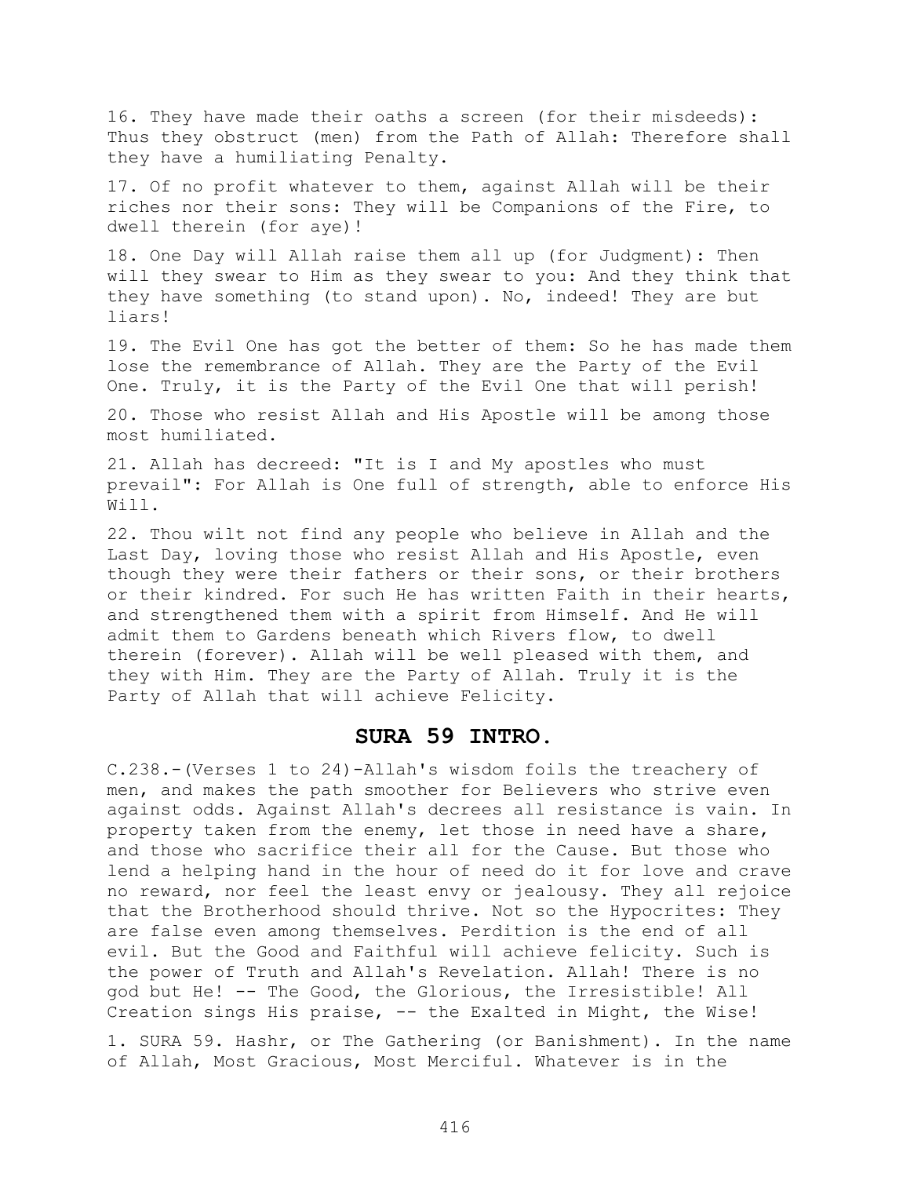16. They have made their oaths a screen (for their misdeeds): Thus they obstruct (men) from the Path of Allah: Therefore shall they have a humiliating Penalty.

17. Of no profit whatever to them, against Allah will be their riches nor their sons: They will be Companions of the Fire, to dwell therein (for aye)!

18. One Day will Allah raise them all up (for Judgment): Then will they swear to Him as they swear to you: And they think that they have something (to stand upon). No, indeed! They are but liars!

19. The Evil One has got the better of them: So he has made them lose the remembrance of Allah. They are the Party of the Evil One. Truly, it is the Party of the Evil One that will perish!

20. Those who resist Allah and His Apostle will be among those most humiliated.

21. Allah has decreed: "It is I and My apostles who must prevail": For Allah is One full of strength, able to enforce His Will.

22. Thou wilt not find any people who believe in Allah and the Last Day, loving those who resist Allah and His Apostle, even though they were their fathers or their sons, or their brothers or their kindred. For such He has written Faith in their hearts, and strengthened them with a spirit from Himself. And He will admit them to Gardens beneath which Rivers flow, to dwell therein (forever). Allah will be well pleased with them, and they with Him. They are the Party of Allah. Truly it is the Party of Allah that will achieve Felicity.

## SURA 59 INTRO.

C.238.-(Verses 1 to 24)-Allah's wisdom foils the treachery of men, and makes the path smoother for Believers who strive even against odds. Against Allah's decrees all resistance is vain. In property taken from the enemy, let those in need have a share, and those who sacrifice their all for the Cause. But those who lend a helping hand in the hour of need do it for love and crave no reward, nor feel the least envy or jealousy. They all rejoice that the Brotherhood should thrive. Not so the Hypocrites: They are false even among themselves. Perdition is the end of all evil. But the Good and Faithful will achieve felicity. Such is the power of Truth and Allah's Revelation. Allah! There is no god but He! -- The Good, the Glorious, the Irresistible! All Creation sings His praise, -- the Exalted in Might, the Wise!

1. SURA 59. Hashr, or The Gathering (or Banishment). In the name of Allah, Most Gracious, Most Merciful. Whatever is in the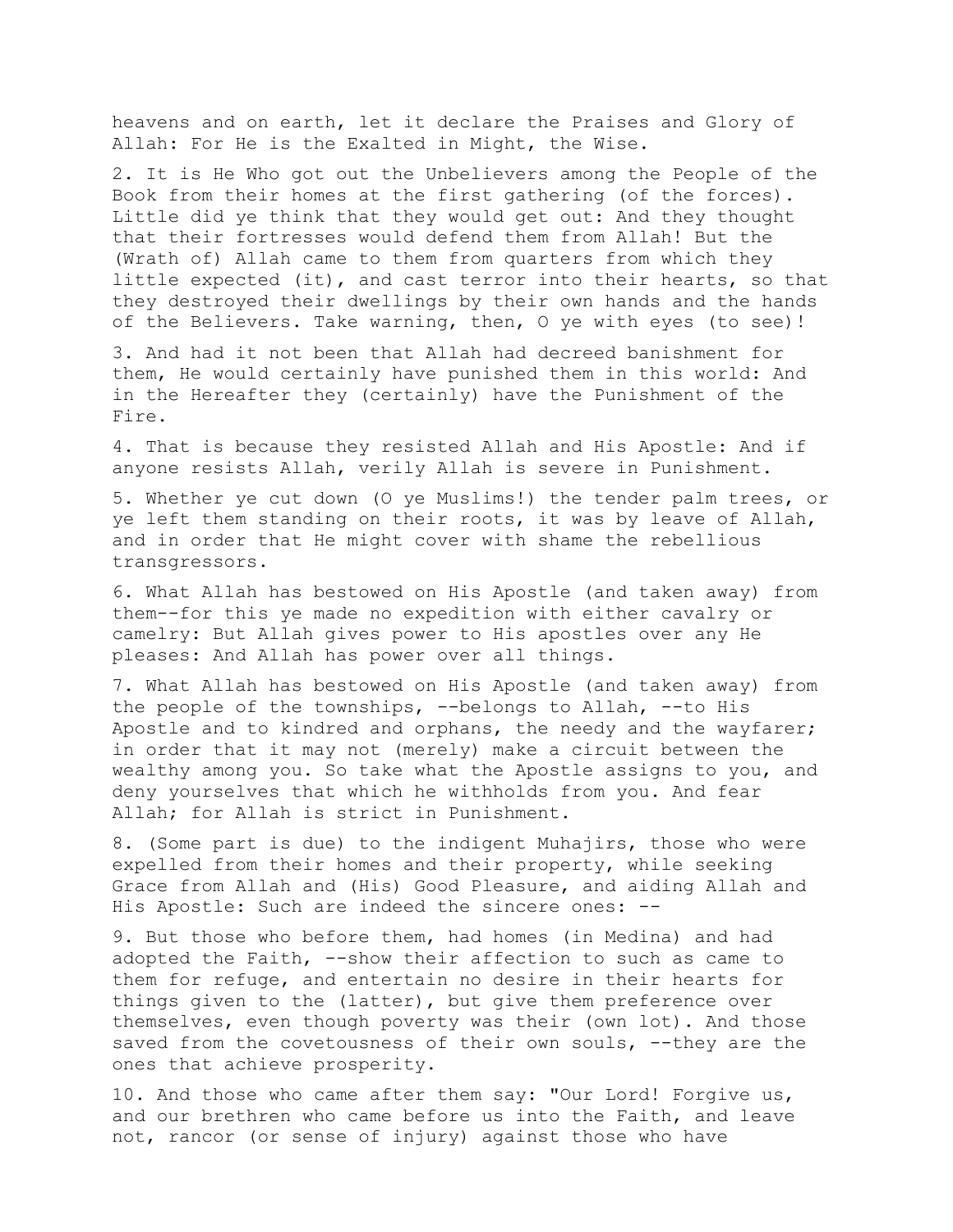heavens and on earth, let it declare the Praises and Glory of Allah: For He is the Exalted in Might, the Wise.

2. It is He Who got out the Unbelievers among the People of the Book from their homes at the first gathering (of the forces). Little did ye think that they would get out: And they thought that their fortresses would defend them from Allah! But the (Wrath of) Allah came to them from quarters from which they little expected (it), and cast terror into their hearts, so that they destroyed their dwellings by their own hands and the hands of the Believers. Take warning, then, O ye with eyes (to see)!

3. And had it not been that Allah had decreed banishment for them, He would certainly have punished them in this world: And in the Hereafter they (certainly) have the Punishment of the Fire.

4. That is because they resisted Allah and His Apostle: And if anyone resists Allah, verily Allah is severe in Punishment.

5. Whether ye cut down (O ye Muslims!) the tender palm trees, or ye left them standing on their roots, it was by leave of Allah, and in order that He might cover with shame the rebellious transgressors.

6. What Allah has bestowed on His Apostle (and taken away) from them--for this ye made no expedition with either cavalry or camelry: But Allah gives power to His apostles over any He pleases: And Allah has power over all things.

7. What Allah has bestowed on His Apostle (and taken away) from the people of the townships, --belongs to Allah, --to His Apostle and to kindred and orphans, the needy and the wayfarer; in order that it may not (merely) make a circuit between the wealthy among you. So take what the Apostle assigns to you, and deny yourselves that which he withholds from you. And fear Allah; for Allah is strict in Punishment.

8. (Some part is due) to the indigent Muhajirs, those who were expelled from their homes and their property, while seeking Grace from Allah and (His) Good Pleasure, and aiding Allah and His Apostle: Such are indeed the sincere ones: --

9. But those who before them, had homes (in Medina) and had adopted the Faith, --show their affection to such as came to them for refuge, and entertain no desire in their hearts for things given to the (latter), but give them preference over themselves, even though poverty was their (own lot). And those saved from the covetousness of their own souls, --they are the ones that achieve prosperity.

10. And those who came after them say: "Our Lord! Forgive us, and our brethren who came before us into the Faith, and leave not, rancor (or sense of injury) against those who have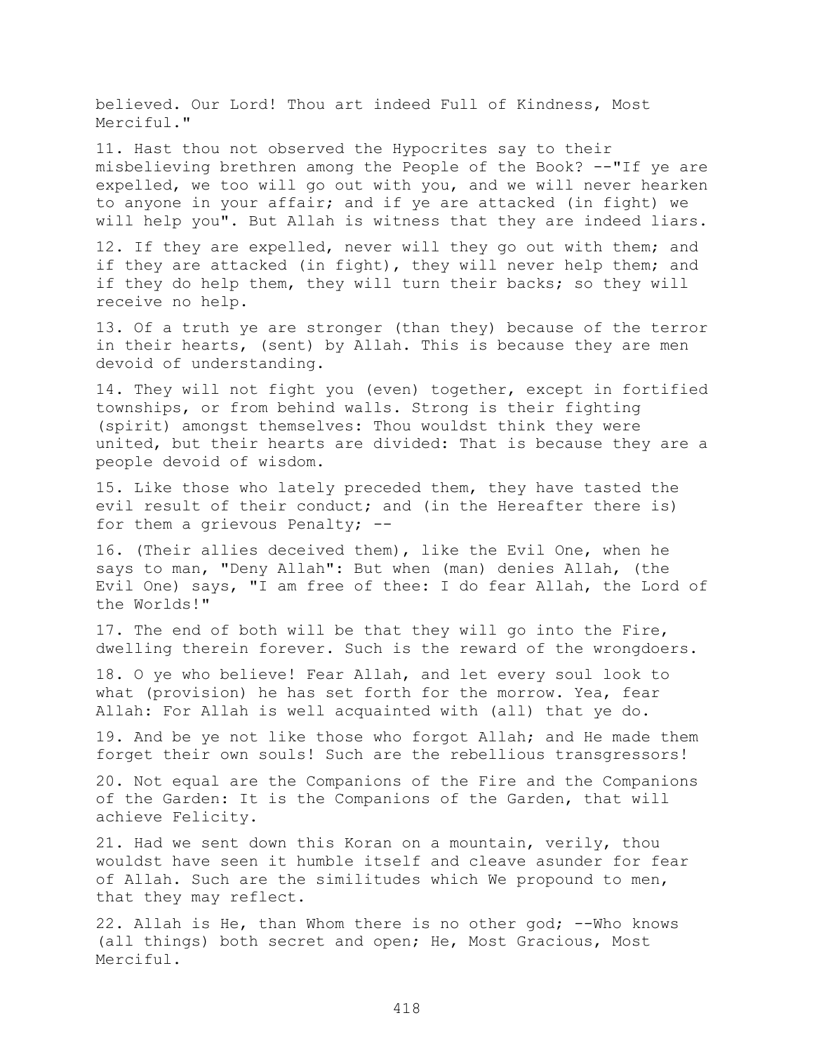believed. Our Lord! Thou art indeed Full of Kindness, Most Merciful."

11. Hast thou not observed the Hypocrites say to their misbelieving brethren among the People of the Book? --"If ye are expelled, we too will go out with you, and we will never hearken to anyone in your affair; and if ye are attacked (in fight) we will help you". But Allah is witness that they are indeed liars.

12. If they are expelled, never will they go out with them; and if they are attacked (in fight), they will never help them; and if they do help them, they will turn their backs; so they will receive no help.

13. Of a truth ye are stronger (than they) because of the terror in their hearts, (sent) by Allah. This is because they are men devoid of understanding.

14. They will not fight you (even) together, except in fortified townships, or from behind walls. Strong is their fighting (spirit) amongst themselves: Thou wouldst think they were united, but their hearts are divided: That is because they are a people devoid of wisdom.

15. Like those who lately preceded them, they have tasted the evil result of their conduct; and (in the Hereafter there is) for them a grievous Penalty; --

16. (Their allies deceived them), like the Evil One, when he says to man, "Deny Allah": But when (man) denies Allah, (the Evil One) says, "I am free of thee: I do fear Allah, the Lord of the Worlds!"

17. The end of both will be that they will go into the Fire, dwelling therein forever. Such is the reward of the wrongdoers.

18. O ye who believe! Fear Allah, and let every soul look to what (provision) he has set forth for the morrow. Yea, fear Allah: For Allah is well acquainted with (all) that ye do.

19. And be ye not like those who forgot Allah; and He made them forget their own souls! Such are the rebellious transgressors!

20. Not equal are the Companions of the Fire and the Companions of the Garden: It is the Companions of the Garden, that will achieve Felicity.

21. Had we sent down this Koran on a mountain, verily, thou wouldst have seen it humble itself and cleave asunder for fear of Allah. Such are the similitudes which We propound to men, that they may reflect.

22. Allah is He, than Whom there is no other god; --Who knows (all things) both secret and open; He, Most Gracious, Most Merciful.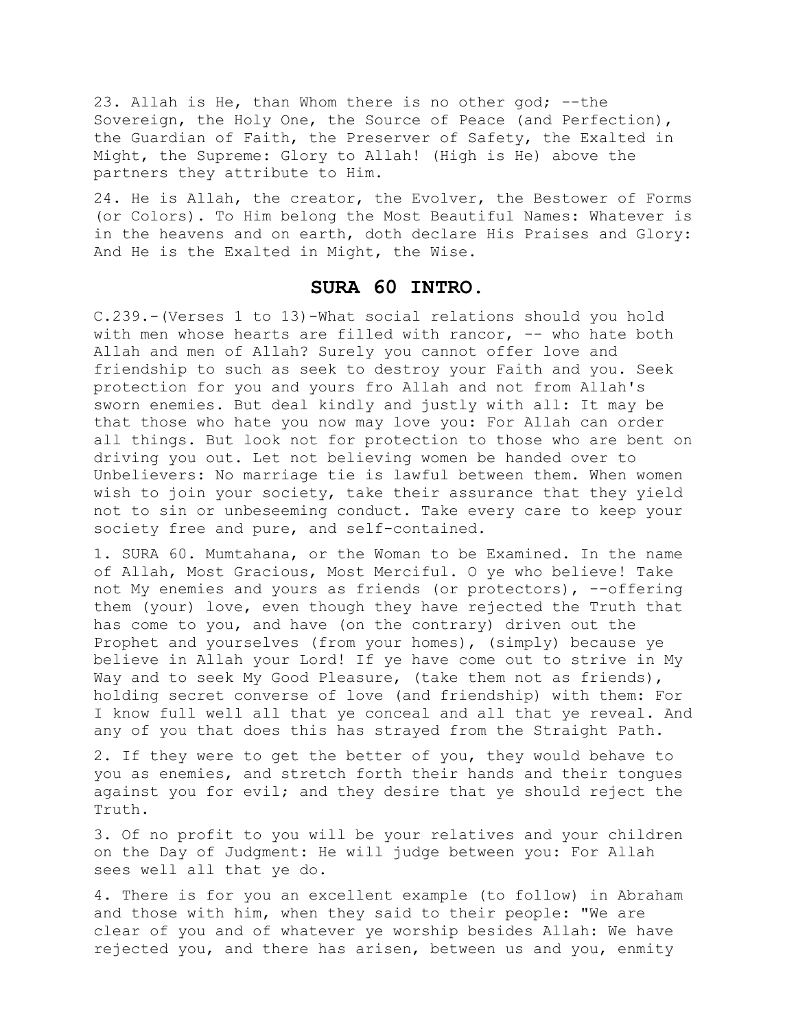23. Allah is He, than Whom there is no other god; --the Sovereign, the Holy One, the Source of Peace (and Perfection), the Guardian of Faith, the Preserver of Safety, the Exalted in Might, the Supreme: Glory to Allah! (High is He) above the partners they attribute to Him.

24. He is Allah, the creator, the Evolver, the Bestower of Forms (or Colors). To Him belong the Most Beautiful Names: Whatever is in the heavens and on earth, doth declare His Praises and Glory: And He is the Exalted in Might, the Wise.

## SURA 60 INTRO.

C.239.-(Verses 1 to 13)-What social relations should you hold with men whose hearts are filled with rancor, -- who hate both Allah and men of Allah? Surely you cannot offer love and friendship to such as seek to destroy your Faith and you. Seek protection for you and yours fro Allah and not from Allah's sworn enemies. But deal kindly and justly with all: It may be that those who hate you now may love you: For Allah can order all things. But look not for protection to those who are bent on driving you out. Let not believing women be handed over to Unbelievers: No marriage tie is lawful between them. When women wish to join your society, take their assurance that they yield not to sin or unbeseeming conduct. Take every care to keep your society free and pure, and self-contained.

1. SURA 60. Mumtahana, or the Woman to be Examined. In the name of Allah, Most Gracious, Most Merciful. O ye who believe! Take not My enemies and yours as friends (or protectors), --offering them (your) love, even though they have rejected the Truth that has come to you, and have (on the contrary) driven out the Prophet and yourselves (from your homes), (simply) because ye believe in Allah your Lord! If ye have come out to strive in My Way and to seek My Good Pleasure, (take them not as friends), holding secret converse of love (and friendship) with them: For I know full well all that ye conceal and all that ye reveal. And any of you that does this has strayed from the Straight Path.

2. If they were to get the better of you, they would behave to you as enemies, and stretch forth their hands and their tongues against you for evil; and they desire that ye should reject the Truth.

3. Of no profit to you will be your relatives and your children on the Day of Judgment: He will judge between you: For Allah sees well all that ye do.

4. There is for you an excellent example (to follow) in Abraham and those with him, when they said to their people: "We are clear of you and of whatever ye worship besides Allah: We have rejected you, and there has arisen, between us and you, enmity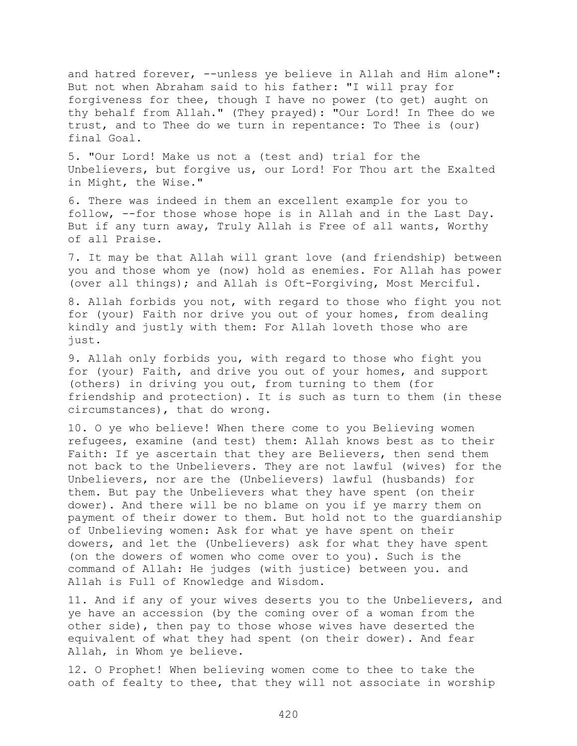and hatred forever, --unless ye believe in Allah and Him alone": But not when Abraham said to his father: "I will pray for forgiveness for thee, though I have no power (to get) aught on thy behalf from Allah." (They prayed): "Our Lord! In Thee do we trust, and to Thee do we turn in repentance: To Thee is (our) final Goal.

5. "Our Lord! Make us not a (test and) trial for the Unbelievers, but forgive us, our Lord! For Thou art the Exalted in Might, the Wise."

6. There was indeed in them an excellent example for you to follow, --for those whose hope is in Allah and in the Last Day. But if any turn away, Truly Allah is Free of all wants, Worthy of all Praise.

7. It may be that Allah will grant love (and friendship) between you and those whom ye (now) hold as enemies. For Allah has power (over all things); and Allah is Oft-Forgiving, Most Merciful.

8. Allah forbids you not, with regard to those who fight you not for (your) Faith nor drive you out of your homes, from dealing kindly and justly with them: For Allah loveth those who are just.

9. Allah only forbids you, with regard to those who fight you for (your) Faith, and drive you out of your homes, and support (others) in driving you out, from turning to them (for friendship and protection). It is such as turn to them (in these circumstances), that do wrong.

10. O ye who believe! When there come to you Believing women refugees, examine (and test) them: Allah knows best as to their Faith: If ye ascertain that they are Believers, then send them not back to the Unbelievers. They are not lawful (wives) for the Unbelievers, nor are the (Unbelievers) lawful (husbands) for them. But pay the Unbelievers what they have spent (on their dower). And there will be no blame on you if ye marry them on payment of their dower to them. But hold not to the guardianship of Unbelieving women: Ask for what ye have spent on their dowers, and let the (Unbelievers) ask for what they have spent (on the dowers of women who come over to you). Such is the command of Allah: He judges (with justice) between you. and Allah is Full of Knowledge and Wisdom.

11. And if any of your wives deserts you to the Unbelievers, and ye have an accession (by the coming over of a woman from the other side), then pay to those whose wives have deserted the equivalent of what they had spent (on their dower). And fear Allah, in Whom ye believe.

12. O Prophet! When believing women come to thee to take the oath of fealty to thee, that they will not associate in worship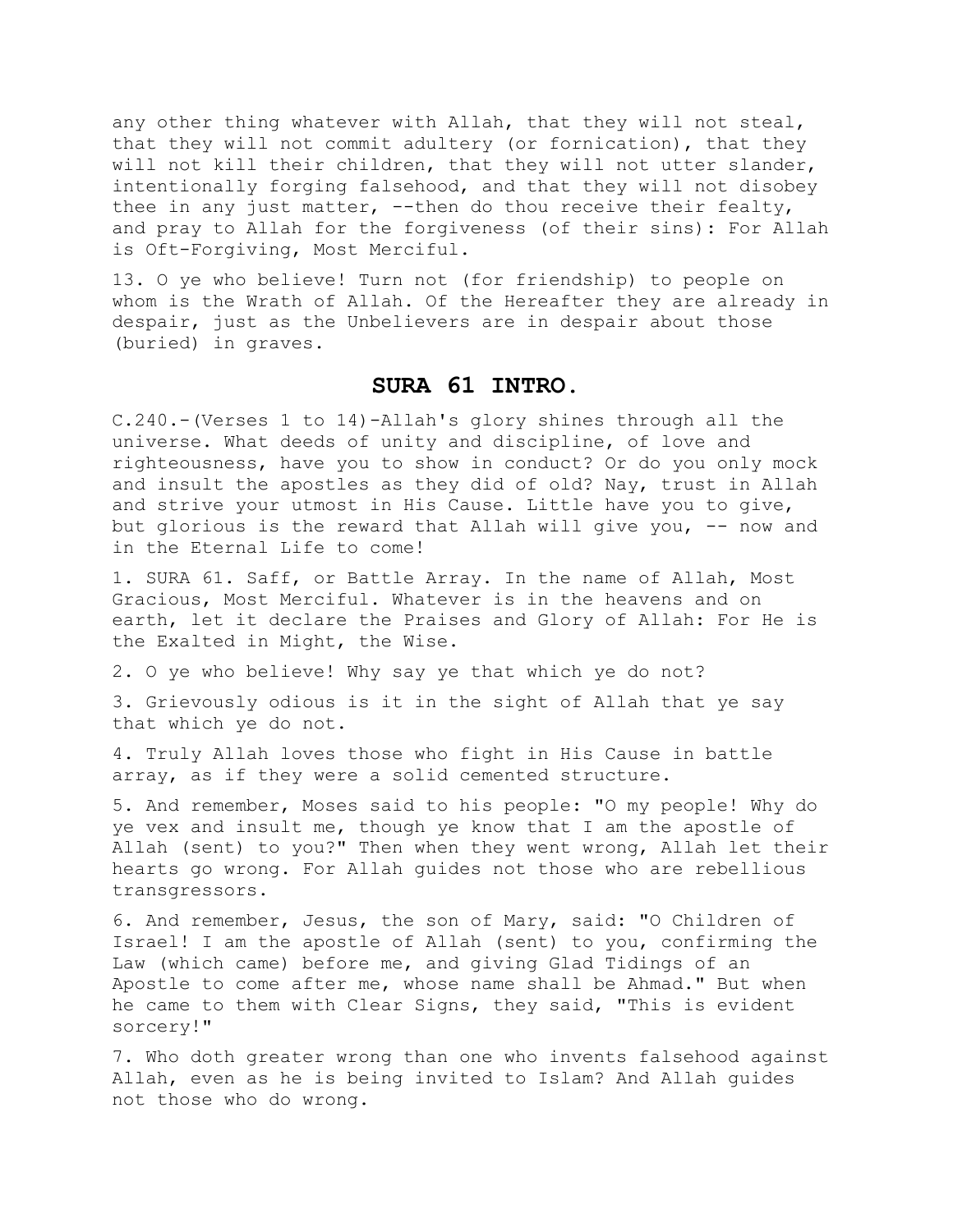any other thing whatever with Allah, that they will not steal, that they will not commit adultery (or fornication), that they will not kill their children, that they will not utter slander, intentionally forging falsehood, and that they will not disobey thee in any just matter, --then do thou receive their fealty, and pray to Allah for the forgiveness (of their sins): For Allah is Oft-Forgiving, Most Merciful.

13. O ye who believe! Turn not (for friendship) to people on whom is the Wrath of Allah. Of the Hereafter they are already in despair, just as the Unbelievers are in despair about those (buried) in graves.

## SURA 61 INTRO.

C.240.-(Verses 1 to 14)-Allah's glory shines through all the universe. What deeds of unity and discipline, of love and righteousness, have you to show in conduct? Or do you only mock and insult the apostles as they did of old? Nay, trust in Allah and strive your utmost in His Cause. Little have you to give, but glorious is the reward that Allah will give you, -- now and in the Eternal Life to come!

1. SURA 61. Saff, or Battle Array. In the name of Allah, Most Gracious, Most Merciful. Whatever is in the heavens and on earth, let it declare the Praises and Glory of Allah: For He is the Exalted in Might, the Wise.

2. O ye who believe! Why say ye that which ye do not?

3. Grievously odious is it in the sight of Allah that ye say that which ye do not.

4. Truly Allah loves those who fight in His Cause in battle array, as if they were a solid cemented structure.

5. And remember, Moses said to his people: "O my people! Why do ye vex and insult me, though ye know that I am the apostle of Allah (sent) to you?" Then when they went wrong, Allah let their hearts go wrong. For Allah guides not those who are rebellious transgressors.

6. And remember, Jesus, the son of Mary, said: "O Children of Israel! I am the apostle of Allah (sent) to you, confirming the Law (which came) before me, and giving Glad Tidings of an Apostle to come after me, whose name shall be Ahmad." But when he came to them with Clear Signs, they said, "This is evident sorcery!"

7. Who doth greater wrong than one who invents falsehood against Allah, even as he is being invited to Islam? And Allah guides not those who do wrong.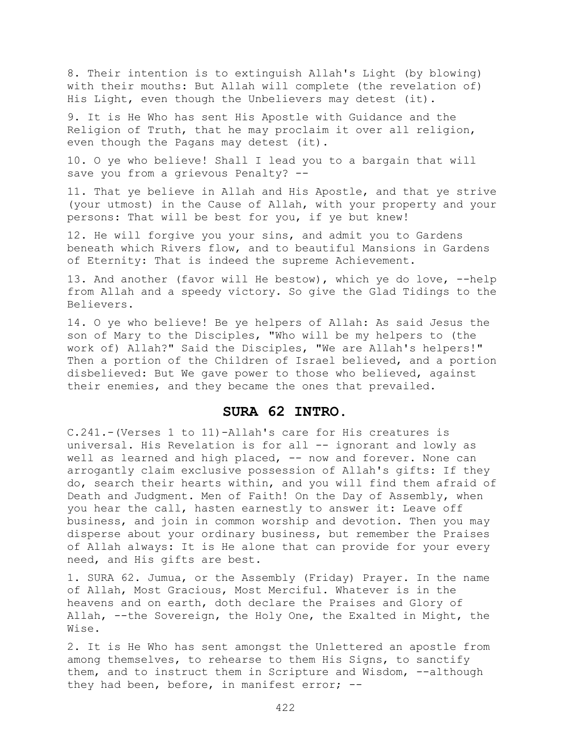8. Their intention is to extinguish Allah's Light (by blowing) with their mouths: But Allah will complete (the revelation of) His Light, even though the Unbelievers may detest (it).

9. It is He Who has sent His Apostle with Guidance and the Religion of Truth, that he may proclaim it over all religion, even though the Pagans may detest (it).

10. O ye who believe! Shall I lead you to a bargain that will save you from a grievous Penalty? --

11. That ye believe in Allah and His Apostle, and that ye strive (your utmost) in the Cause of Allah, with your property and your persons: That will be best for you, if ye but knew!

12. He will forgive you your sins, and admit you to Gardens beneath which Rivers flow, and to beautiful Mansions in Gardens of Eternity: That is indeed the supreme Achievement.

13. And another (favor will He bestow), which ye do love, --help from Allah and a speedy victory. So give the Glad Tidings to the Believers.

14. O ye who believe! Be ye helpers of Allah: As said Jesus the son of Mary to the Disciples, "Who will be my helpers to (the work of) Allah?" Said the Disciples, "We are Allah's helpers!" Then a portion of the Children of Israel believed, and a portion disbelieved: But We gave power to those who believed, against their enemies, and they became the ones that prevailed.

## SURA 62 INTRO.

C.241.-(Verses 1 to 11)-Allah's care for His creatures is universal. His Revelation is for all -- ignorant and lowly as well as learned and high placed, -- now and forever. None can arrogantly claim exclusive possession of Allah's gifts: If they do, search their hearts within, and you will find them afraid of Death and Judgment. Men of Faith! On the Day of Assembly, when you hear the call, hasten earnestly to answer it: Leave off business, and join in common worship and devotion. Then you may disperse about your ordinary business, but remember the Praises of Allah always: It is He alone that can provide for your every need, and His gifts are best.

1. SURA 62. Jumua, or the Assembly (Friday) Prayer. In the name of Allah, Most Gracious, Most Merciful. Whatever is in the heavens and on earth, doth declare the Praises and Glory of Allah, --the Sovereign, the Holy One, the Exalted in Might, the Wise.

2. It is He Who has sent amongst the Unlettered an apostle from among themselves, to rehearse to them His Signs, to sanctify them, and to instruct them in Scripture and Wisdom, --although they had been, before, in manifest error; --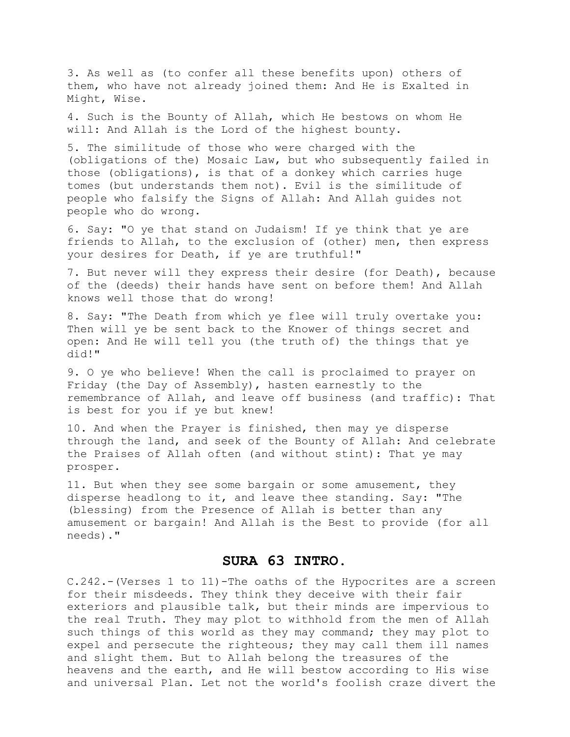3. As well as (to confer all these benefits upon) others of them, who have not already joined them: And He is Exalted in Might, Wise.

4. Such is the Bounty of Allah, which He bestows on whom He will: And Allah is the Lord of the highest bounty.

5. The similitude of those who were charged with the (obligations of the) Mosaic Law, but who subsequently failed in those (obligations), is that of a donkey which carries huge tomes (but understands them not). Evil is the similitude of people who falsify the Signs of Allah: And Allah guides not people who do wrong.

6. Say: "O ye that stand on Judaism! If ye think that ye are friends to Allah, to the exclusion of (other) men, then express your desires for Death, if ye are truthful!"

7. But never will they express their desire (for Death), because of the (deeds) their hands have sent on before them! And Allah knows well those that do wrong!

8. Say: "The Death from which ye flee will truly overtake you: Then will ye be sent back to the Knower of things secret and open: And He will tell you (the truth of) the things that ye did!"

9. O ye who believe! When the call is proclaimed to prayer on Friday (the Day of Assembly), hasten earnestly to the remembrance of Allah, and leave off business (and traffic): That is best for you if ye but knew!

10. And when the Prayer is finished, then may ye disperse through the land, and seek of the Bounty of Allah: And celebrate the Praises of Allah often (and without stint): That ye may prosper.

11. But when they see some bargain or some amusement, they disperse headlong to it, and leave thee standing. Say: "The (blessing) from the Presence of Allah is better than any amusement or bargain! And Allah is the Best to provide (for all needs)."

## SURA 63 INTRO.

C.242.-(Verses 1 to 11)-The oaths of the Hypocrites are a screen for their misdeeds. They think they deceive with their fair exteriors and plausible talk, but their minds are impervious to the real Truth. They may plot to withhold from the men of Allah such things of this world as they may command; they may plot to expel and persecute the righteous; they may call them ill names and slight them. But to Allah belong the treasures of the heavens and the earth, and He will bestow according to His wise and universal Plan. Let not the world's foolish craze divert the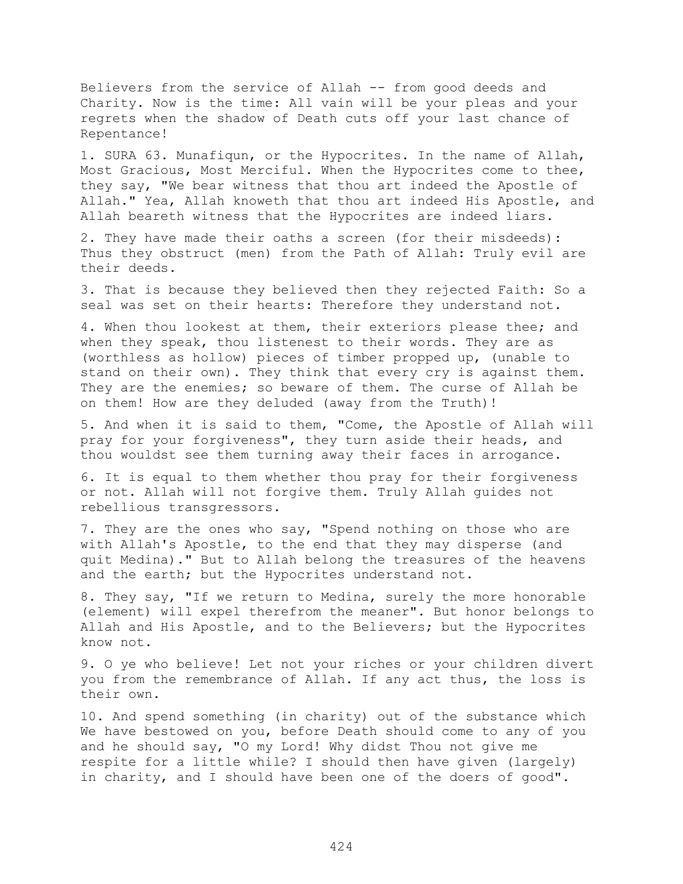Believers from the service of Allah -- from good deeds and Charity. Now is the time: All vain will be your pleas and your regrets when the shadow of Death cuts off your last chance of Repentance!

1. SURA 63. Munafiqun, or the Hypocrites. In the name of Allah, Most Gracious, Most Merciful. When the Hypocrites come to thee, they say, "We bear witness that thou art indeed the Apostle of Allah." Yea, Allah knoweth that thou art indeed His Apostle, and Allah beareth witness that the Hypocrites are indeed liars.

2. They have made their oaths a screen (for their misdeeds): Thus they obstruct (men) from the Path of Allah: Truly evil are their deeds.

3. That is because they believed then they rejected Faith: So a seal was set on their hearts: Therefore they understand not.

4. When thou lookest at them, their exteriors please thee; and when they speak, thou listenest to their words. They are as (worthless as hollow) pieces of timber propped up, (unable to stand on their own). They think that every cry is against them. They are the enemies; so beware of them. The curse of Allah be on them! How are they deluded (away from the Truth)!

5. And when it is said to them, "Come, the Apostle of Allah will pray for your forgiveness", they turn aside their heads, and thou wouldst see them turning away their faces in arrogance.

6. It is equal to them whether thou pray for their forgiveness or not. Allah will not forgive them. Truly Allah guides not rebellious transgressors.

7. They are the ones who say, "Spend nothing on those who are with Allah's Apostle, to the end that they may disperse (and quit Medina)." But to Allah belong the treasures of the heavens and the earth; but the Hypocrites understand not.

8. They say, "If we return to Medina, surely the more honorable (element) will expel therefrom the meaner". But honor belongs to Allah and His Apostle, and to the Believers; but the Hypocrites know not.

9. O ye who believe! Let not your riches or your children divert you from the remembrance of Allah. If any act thus, the loss is their own.

10. And spend something (in charity) out of the substance which We have bestowed on you, before Death should come to any of you and he should say, "O my Lord! Why didst Thou not give me respite for a little while? I should then have given (largely) in charity, and I should have been one of the doers of good".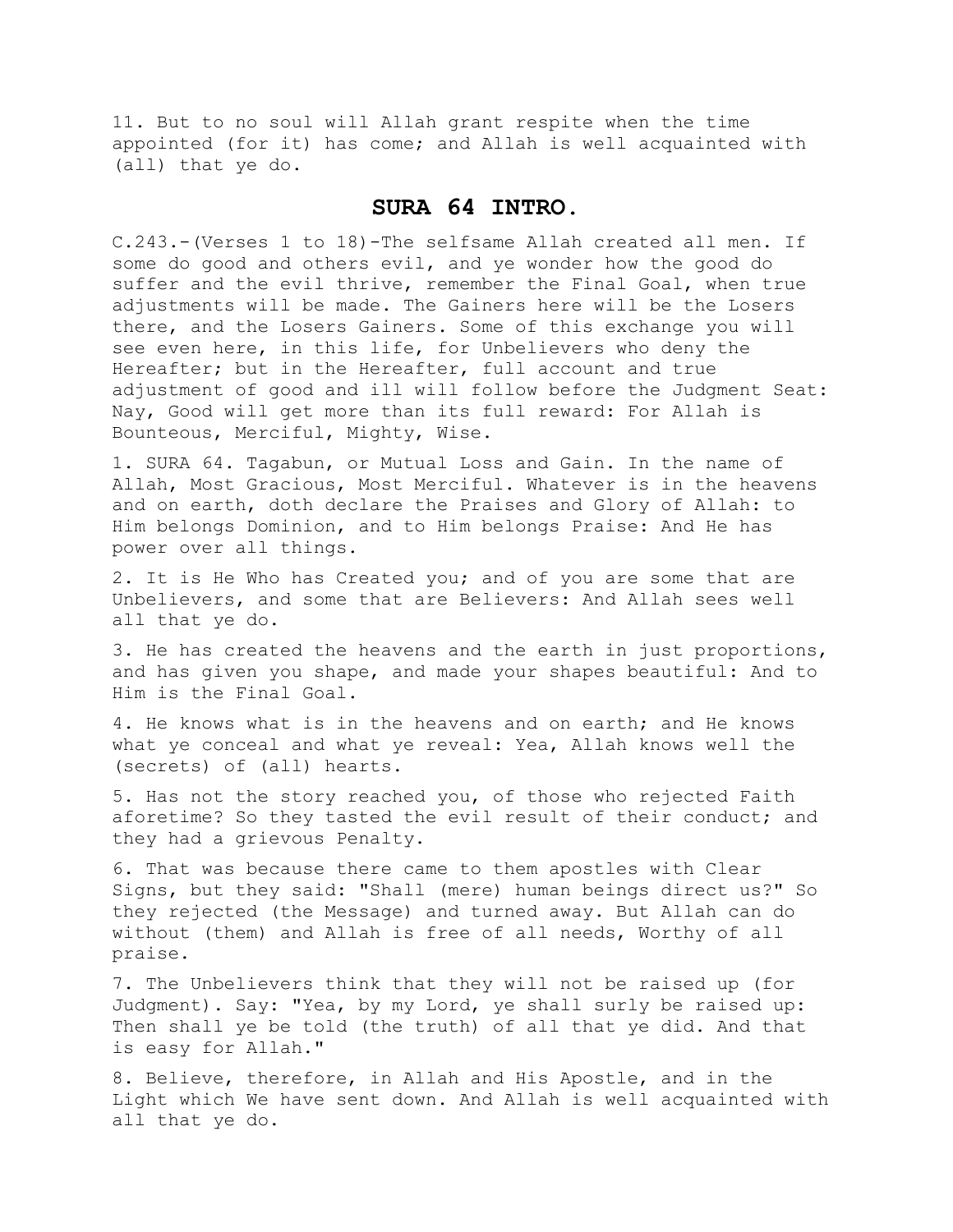11. But to no soul will Allah grant respite when the time appointed (for it) has come; and Allah is well acquainted with (all) that ye do.

## SURA 64 INTRO.

C.243.-(Verses 1 to 18)-The selfsame Allah created all men. If some do good and others evil, and ye wonder how the good do suffer and the evil thrive, remember the Final Goal, when true adjustments will be made. The Gainers here will be the Losers there, and the Losers Gainers. Some of this exchange you will see even here, in this life, for Unbelievers who deny the Hereafter; but in the Hereafter, full account and true adjustment of good and ill will follow before the Judgment Seat: Nay, Good will get more than its full reward: For Allah is Bounteous, Merciful, Mighty, Wise.

1. SURA 64. Tagabun, or Mutual Loss and Gain. In the name of Allah, Most Gracious, Most Merciful. Whatever is in the heavens and on earth, doth declare the Praises and Glory of Allah: to Him belongs Dominion, and to Him belongs Praise: And He has power over all things.

2. It is He Who has Created you; and of you are some that are Unbelievers, and some that are Believers: And Allah sees well all that ye do.

3. He has created the heavens and the earth in just proportions, and has given you shape, and made your shapes beautiful: And to Him is the Final Goal.

4. He knows what is in the heavens and on earth; and He knows what ye conceal and what ye reveal: Yea, Allah knows well the (secrets) of (all) hearts.

5. Has not the story reached you, of those who rejected Faith aforetime? So they tasted the evil result of their conduct; and they had a grievous Penalty.

6. That was because there came to them apostles with Clear Signs, but they said: "Shall (mere) human beings direct us?" So they rejected (the Message) and turned away. But Allah can do without (them) and Allah is free of all needs, Worthy of all praise.

7. The Unbelievers think that they will not be raised up (for Judgment). Say: "Yea, by my Lord, ye shall surly be raised up: Then shall ye be told (the truth) of all that ye did. And that is easy for Allah."

8. Believe, therefore, in Allah and His Apostle, and in the Light which We have sent down. And Allah is well acquainted with all that ye do.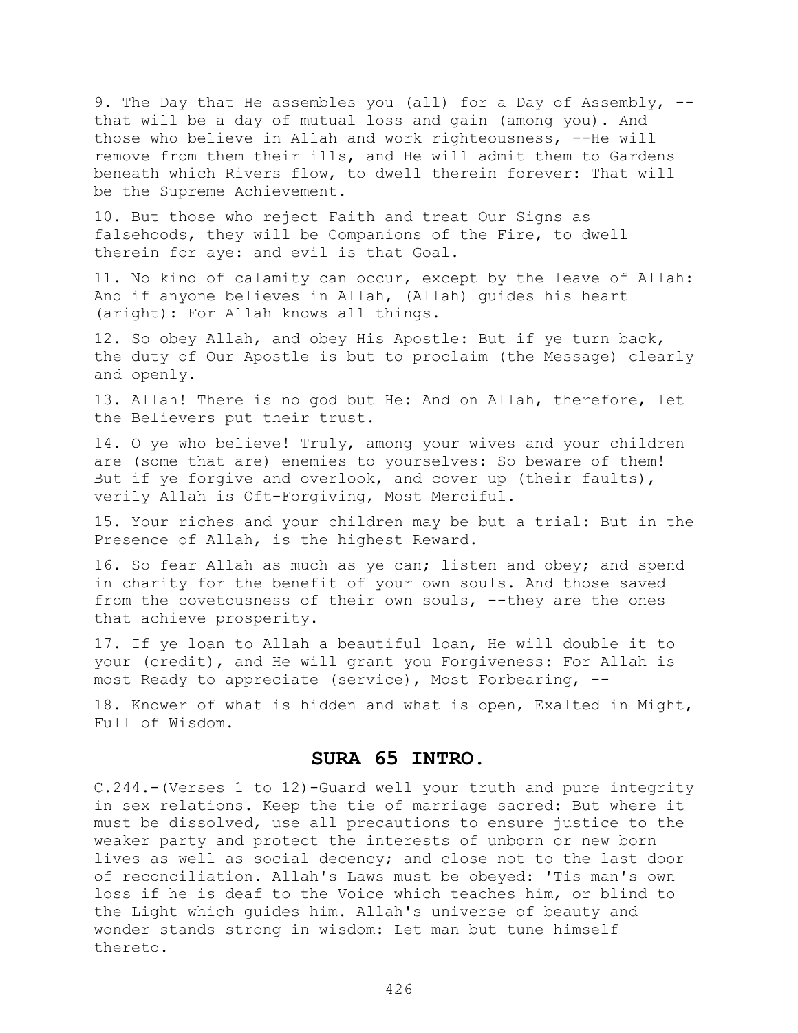9. The Day that He assembles you (all) for a Day of Assembly, --that will be a day of mutual loss and gain (among you). And those who believe in Allah and work righteousness, --He will remove from them their ills, and He will admit them to Gardens beneath which Rivers flow, to dwell therein forever: That will be the Supreme Achievement.

10. But those who reject Faith and treat Our Signs as falsehoods, they will be Companions of the Fire, to dwell therein for aye: and evil is that Goal.

11. No kind of calamity can occur, except by the leave of Allah: And if anyone believes in Allah, (Allah) guides his heart (aright): For Allah knows all things.

12. So obey Allah, and obey His Apostle: But if ye turn back, the duty of Our Apostle is but to proclaim (the Message) clearly and openly.

13. Allah! There is no god but He: And on Allah, therefore, let the Believers put their trust.

14. O ye who believe! Truly, among your wives and your children are (some that are) enemies to yourselves: So beware of them! But if ye forgive and overlook, and cover up (their faults), verily Allah is Oft-Forgiving, Most Merciful.

15. Your riches and your children may be but a trial: But in the Presence of Allah, is the highest Reward.

16. So fear Allah as much as ye can; listen and obey; and spend in charity for the benefit of your own souls. And those saved from the covetousness of their own souls, --they are the ones that achieve prosperity.

17. If ye loan to Allah a beautiful loan, He will double it to your (credit), and He will grant you Forgiveness: For Allah is most Ready to appreciate (service), Most Forbearing, --

18. Knower of what is hidden and what is open, Exalted in Might, Full of Wisdom.

## SURA 65 INTRO.

C.244.-(Verses 1 to 12)-Guard well your truth and pure integrity in sex relations. Keep the tie of marriage sacred: But where it must be dissolved, use all precautions to ensure justice to the weaker party and protect the interests of unborn or new born lives as well as social decency; and close not to the last door of reconciliation. Allah's Laws must be obeyed: 'Tis man's own loss if he is deaf to the Voice which teaches him, or blind to the Light which guides him. Allah's universe of beauty and wonder stands strong in wisdom: Let man but tune himself thereto.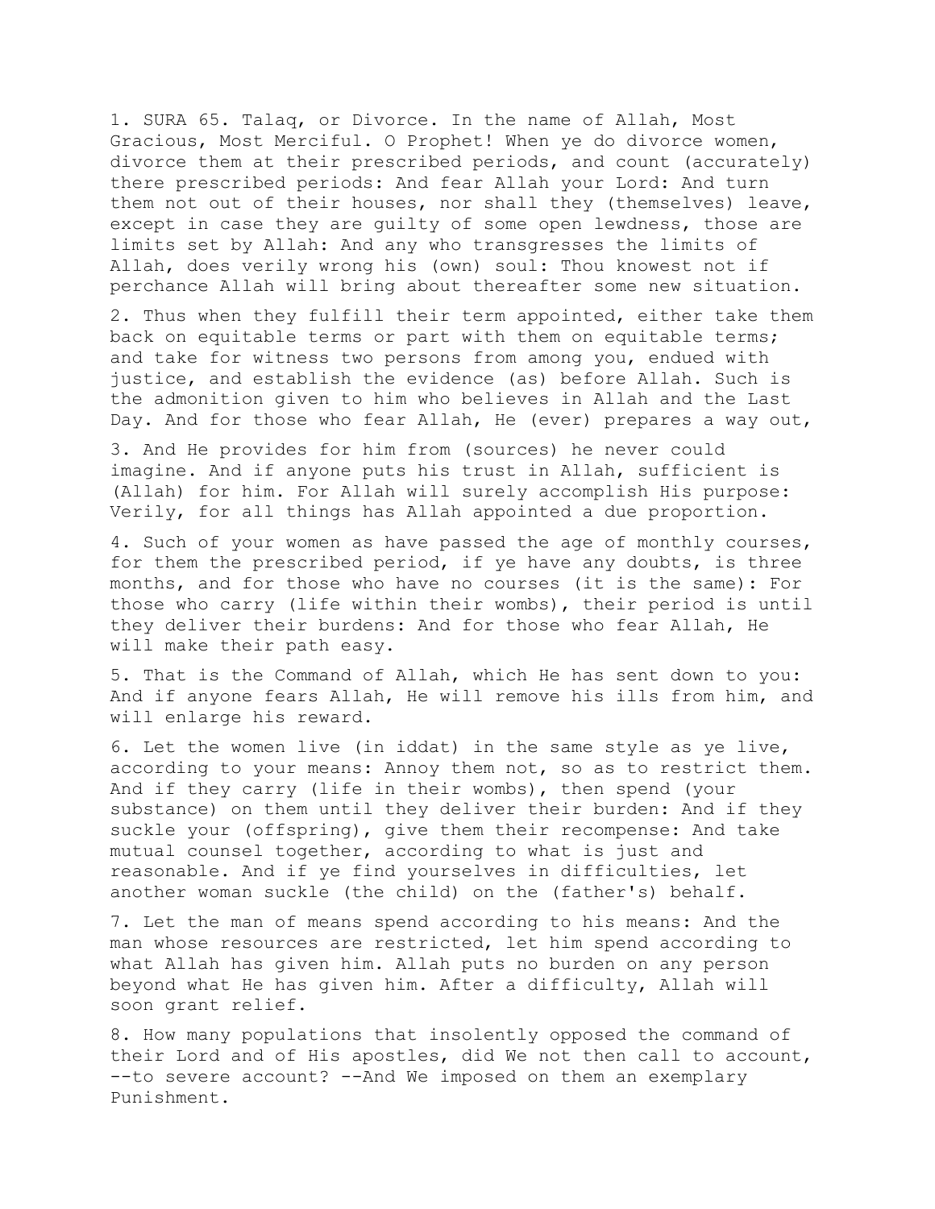1. SURA 65. Talaq, or Divorce. In the name of Allah, Most Gracious, Most Merciful. O Prophet! When ye do divorce women, divorce them at their prescribed periods, and count (accurately) there prescribed periods: And fear Allah your Lord: And turn them not out of their houses, nor shall they (themselves) leave, except in case they are guilty of some open lewdness, those are limits set by Allah: And any who transgresses the limits of Allah, does verily wrong his (own) soul: Thou knowest not if perchance Allah will bring about thereafter some new situation.

2. Thus when they fulfill their term appointed, either take them back on equitable terms or part with them on equitable terms; and take for witness two persons from among you, endued with justice, and establish the evidence (as) before Allah. Such is the admonition given to him who believes in Allah and the Last Day. And for those who fear Allah, He (ever) prepares a way out,

3. And He provides for him from (sources) he never could imagine. And if anyone puts his trust in Allah, sufficient is (Allah) for him. For Allah will surely accomplish His purpose: Verily, for all things has Allah appointed a due proportion.

4. Such of your women as have passed the age of monthly courses, for them the prescribed period, if ye have any doubts, is three months, and for those who have no courses (it is the same): For those who carry (life within their wombs), their period is until they deliver their burdens: And for those who fear Allah, He will make their path easy.

5. That is the Command of Allah, which He has sent down to you: And if anyone fears Allah, He will remove his ills from him, and will enlarge his reward.

6. Let the women live (in iddat) in the same style as ye live, according to your means: Annoy them not, so as to restrict them. And if they carry (life in their wombs), then spend (your substance) on them until they deliver their burden: And if they suckle your (offspring), give them their recompense: And take mutual counsel together, according to what is just and reasonable. And if ye find yourselves in difficulties, let another woman suckle (the child) on the (father's) behalf.

7. Let the man of means spend according to his means: And the man whose resources are restricted, let him spend according to what Allah has given him. Allah puts no burden on any person beyond what He has given him. After a difficulty, Allah will soon grant relief.

8. How many populations that insolently opposed the command of their Lord and of His apostles, did We not then call to account, --to severe account? --And We imposed on them an exemplary Punishment.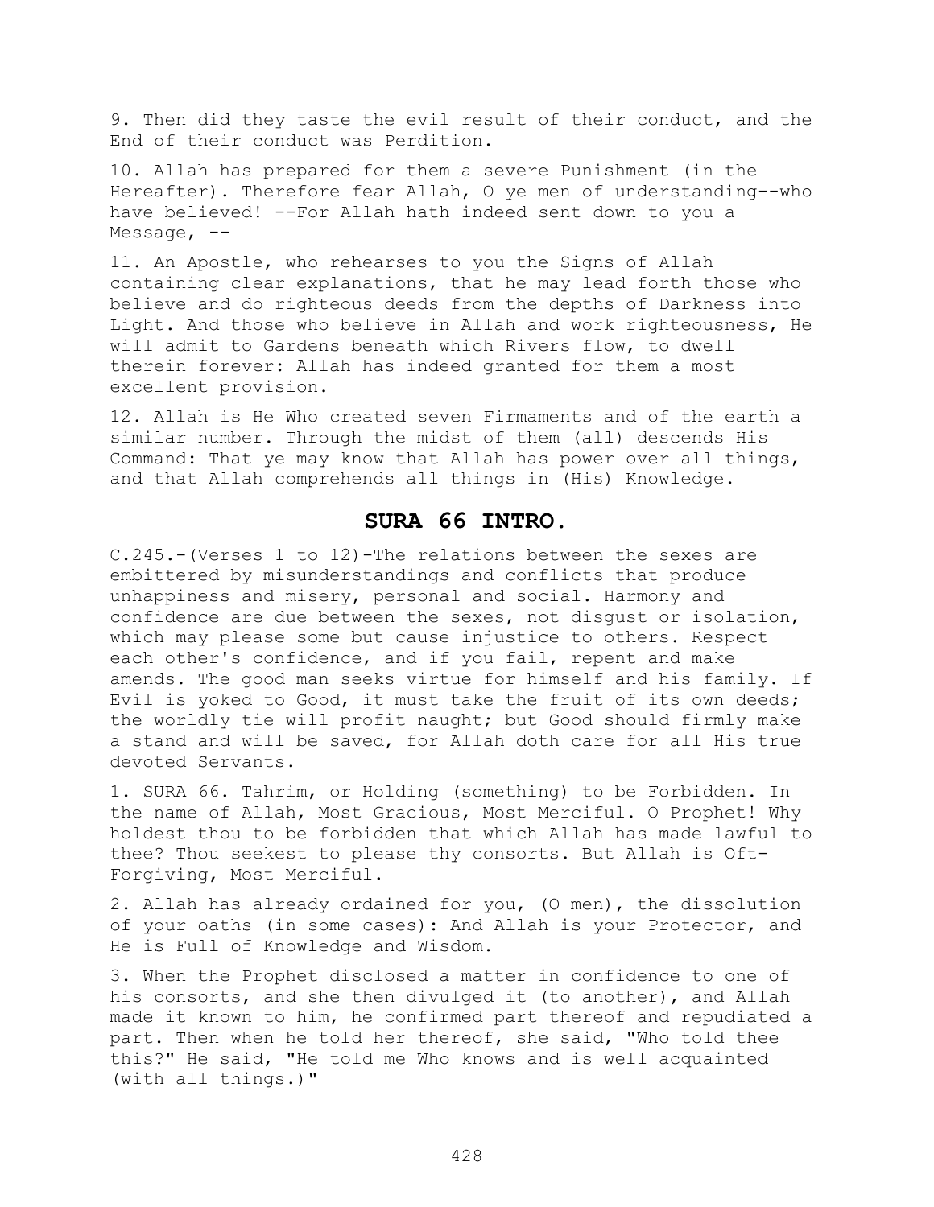9. Then did they taste the evil result of their conduct, and the End of their conduct was Perdition.

10. Allah has prepared for them a severe Punishment (in the Hereafter). Therefore fear Allah, O ye men of understanding--who have believed! --For Allah hath indeed sent down to you a Message, --

11. An Apostle, who rehearses to you the Signs of Allah containing clear explanations, that he may lead forth those who believe and do righteous deeds from the depths of Darkness into Light. And those who believe in Allah and work righteousness, He will admit to Gardens beneath which Rivers flow, to dwell therein forever: Allah has indeed granted for them a most excellent provision.

12. Allah is He Who created seven Firmaments and of the earth a similar number. Through the midst of them (all) descends His Command: That ye may know that Allah has power over all things, and that Allah comprehends all things in (His) Knowledge.

## SURA 66 INTRO.

C.245.-(Verses 1 to 12)-The relations between the sexes are embittered by misunderstandings and conflicts that produce unhappiness and misery, personal and social. Harmony and confidence are due between the sexes, not disgust or isolation, which may please some but cause injustice to others. Respect each other's confidence, and if you fail, repent and make amends. The good man seeks virtue for himself and his family. If Evil is yoked to Good, it must take the fruit of its own deeds; the worldly tie will profit naught; but Good should firmly make a stand and will be saved, for Allah doth care for all His true devoted Servants.

1. SURA 66. Tahrim, or Holding (something) to be Forbidden. In the name of Allah, Most Gracious, Most Merciful. O Prophet! Why holdest thou to be forbidden that which Allah has made lawful to thee? Thou seekest to please thy consorts. But Allah is Oft-Forgiving, Most Merciful.

2. Allah has already ordained for you, (O men), the dissolution of your oaths (in some cases): And Allah is your Protector, and He is Full of Knowledge and Wisdom.

3. When the Prophet disclosed a matter in confidence to one of his consorts, and she then divulged it (to another), and Allah made it known to him, he confirmed part thereof and repudiated a part. Then when he told her thereof, she said, "Who told thee this?" He said, "He told me Who knows and is well acquainted (with all things.)"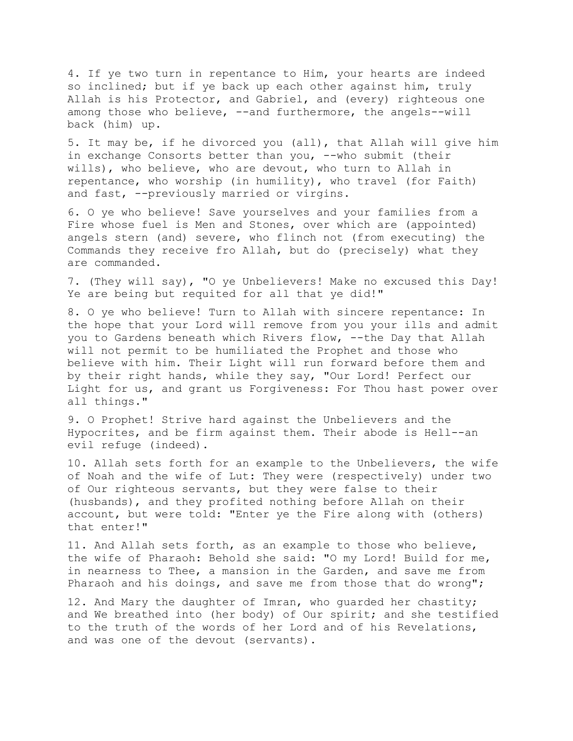4. If ye two turn in repentance to Him, your hearts are indeed so inclined; but if ye back up each other against him, truly Allah is his Protector, and Gabriel, and (every) righteous one among those who believe, --and furthermore, the angels--will back (him) up.

5. It may be, if he divorced you (all), that Allah will give him in exchange Consorts better than you, --who submit (their wills), who believe, who are devout, who turn to Allah in repentance, who worship (in humility), who travel (for Faith) and fast, --previously married or virgins.

6. O ye who believe! Save yourselves and your families from a Fire whose fuel is Men and Stones, over which are (appointed) angels stern (and) severe, who flinch not (from executing) the Commands they receive fro Allah, but do (precisely) what they are commanded.

7. (They will say), "O ye Unbelievers! Make no excused this Day! Ye are being but requited for all that ye did!"

8. O ye who believe! Turn to Allah with sincere repentance: In the hope that your Lord will remove from you your ills and admit you to Gardens beneath which Rivers flow, --the Day that Allah will not permit to be humiliated the Prophet and those who believe with him. Their Light will run forward before them and by their right hands, while they say, "Our Lord! Perfect our Light for us, and grant us Forgiveness: For Thou hast power over all things."

9. O Prophet! Strive hard against the Unbelievers and the Hypocrites, and be firm against them. Their abode is Hell--an evil refuge (indeed).

10. Allah sets forth for an example to the Unbelievers, the wife of Noah and the wife of Lut: They were (respectively) under two of Our righteous servants, but they were false to their (husbands), and they profited nothing before Allah on their account, but were told: "Enter ye the Fire along with (others) that enter!"

11. And Allah sets forth, as an example to those who believe, the wife of Pharaoh: Behold she said: "O my Lord! Build for me, in nearness to Thee, a mansion in the Garden, and save me from Pharaoh and his doings, and save me from those that do wrong";

12. And Mary the daughter of Imran, who guarded her chastity; and We breathed into (her body) of Our spirit; and she testified to the truth of the words of her Lord and of his Revelations, and was one of the devout (servants).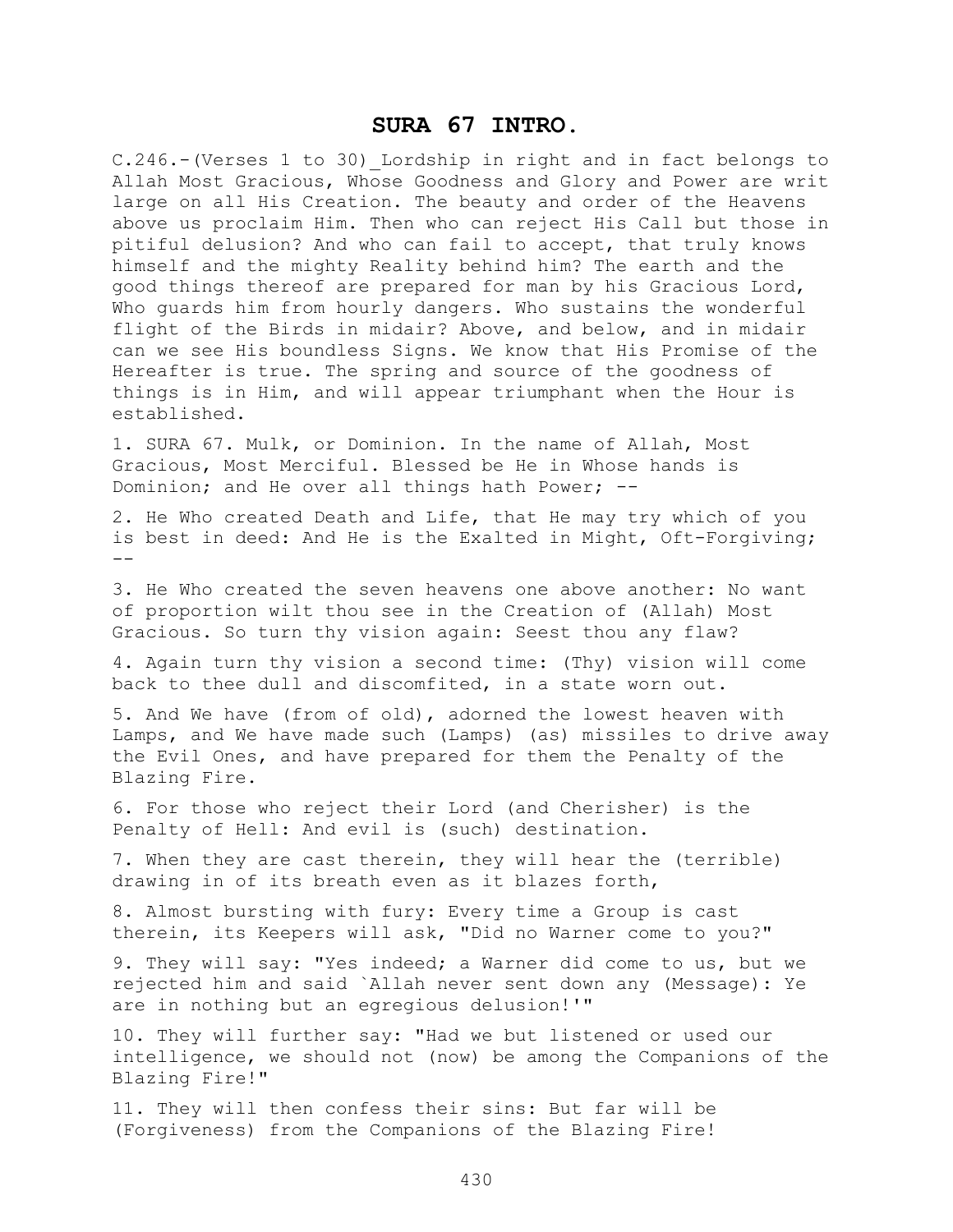# SURA 67 INTRO.

C.246.-(Verses 1 to 30)_Lordship in right and in fact belongs to Allah Most Gracious, Whose Goodness and Glory and Power are writ large on all His Creation. The beauty and order of the Heavens above us proclaim Him. Then who can reject His Call but those in pitiful delusion? And who can fail to accept, that truly knows himself and the mighty Reality behind him? The earth and the good things thereof are prepared for man by his Gracious Lord, Who guards him from hourly dangers. Who sustains the wonderful flight of the Birds in midair? Above, and below, and in midair can we see His boundless Signs. We know that His Promise of the Hereafter is true. The spring and source of the goodness of things is in Him, and will appear triumphant when the Hour is established.

1. SURA 67. Mulk, or Dominion. In the name of Allah, Most Gracious, Most Merciful. Blessed be He in Whose hands is Dominion; and He over all things hath Power; --

2. He Who created Death and Life, that He may try which of you is best in deed: And He is the Exalted in Might, Oft-Forgiving; --

3. He Who created the seven heavens one above another: No want of proportion wilt thou see in the Creation of (Allah) Most Gracious. So turn thy vision again: Seest thou any flaw?

4. Again turn thy vision a second time: (Thy) vision will come back to thee dull and discomfited, in a state worn out.

5. And We have (from of old), adorned the lowest heaven with Lamps, and We have made such (Lamps) (as) missiles to drive away the Evil Ones, and have prepared for them the Penalty of the Blazing Fire.

6. For those who reject their Lord (and Cherisher) is the Penalty of Hell: And evil is (such) destination.

7. When they are cast therein, they will hear the (terrible) drawing in of its breath even as it blazes forth,

8. Almost bursting with fury: Every time a Group is cast therein, its Keepers will ask, "Did no Warner come to you?"

9. They will say: "Yes indeed; a Warner did come to us, but we rejected him and said `Allah never sent down any (Message): Ye are in nothing but an egregious delusion!'"

10. They will further say: "Had we but listened or used our intelligence, we should not (now) be among the Companions of the Blazing Fire!"

11. They will then confess their sins: But far will be (Forgiveness) from the Companions of the Blazing Fire!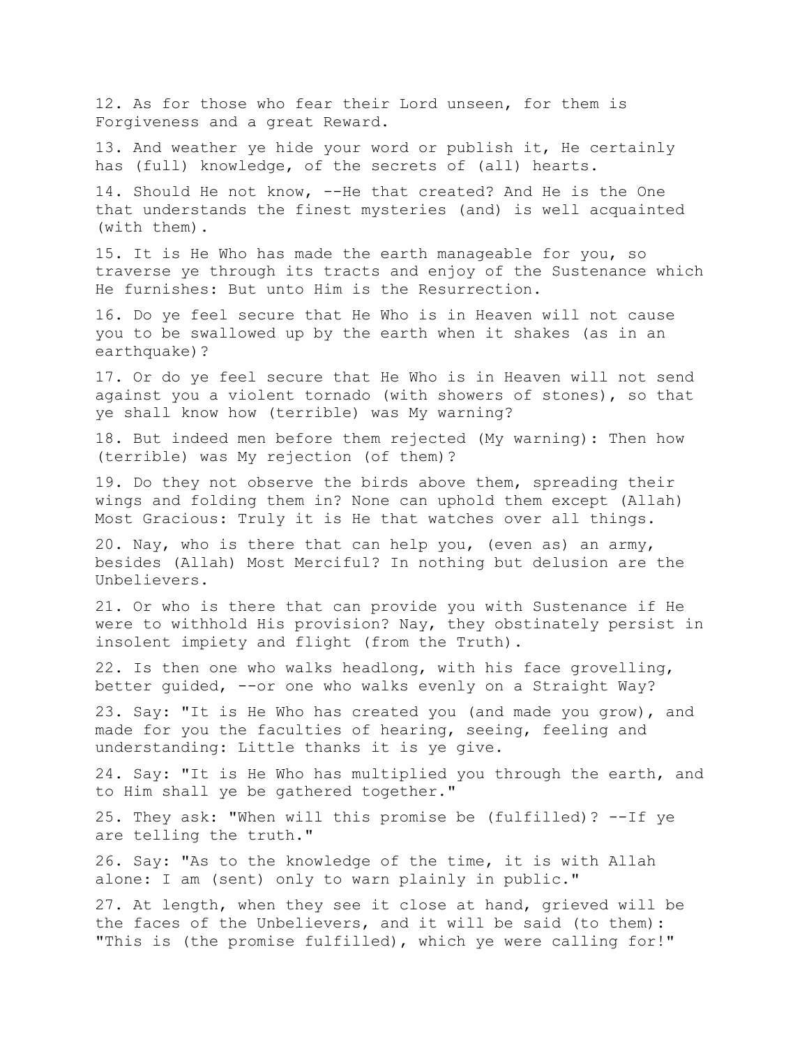12. As for those who fear their Lord unseen, for them is Forgiveness and a great Reward.

13. And weather ye hide your word or publish it, He certainly has (full) knowledge, of the secrets of (all) hearts.

14. Should He not know, --He that created? And He is the One that understands the finest mysteries (and) is well acquainted (with them).

15. It is He Who has made the earth manageable for you, so traverse ye through its tracts and enjoy of the Sustenance which He furnishes: But unto Him is the Resurrection.

16. Do ye feel secure that He Who is in Heaven will not cause you to be swallowed up by the earth when it shakes (as in an earthquake)?

17. Or do ye feel secure that He Who is in Heaven will not send against you a violent tornado (with showers of stones), so that ye shall know how (terrible) was My warning?

18. But indeed men before them rejected (My warning): Then how (terrible) was My rejection (of them)?

19. Do they not observe the birds above them, spreading their wings and folding them in? None can uphold them except (Allah) Most Gracious: Truly it is He that watches over all things.

20. Nay, who is there that can help you, (even as) an army, besides (Allah) Most Merciful? In nothing but delusion are the Unbelievers.

21. Or who is there that can provide you with Sustenance if He were to withhold His provision? Nay, they obstinately persist in insolent impiety and flight (from the Truth).

22. Is then one who walks headlong, with his face grovelling, better guided, --or one who walks evenly on a Straight Way?

23. Say: "It is He Who has created you (and made you grow), and made for you the faculties of hearing, seeing, feeling and understanding: Little thanks it is ye give.

24. Say: "It is He Who has multiplied you through the earth, and to Him shall ye be gathered together."

25. They ask: "When will this promise be (fulfilled)? --If ye are telling the truth."

26. Say: "As to the knowledge of the time, it is with Allah alone: I am (sent) only to warn plainly in public."

27. At length, when they see it close at hand, grieved will be the faces of the Unbelievers, and it will be said (to them): "This is (the promise fulfilled), which ye were calling for!"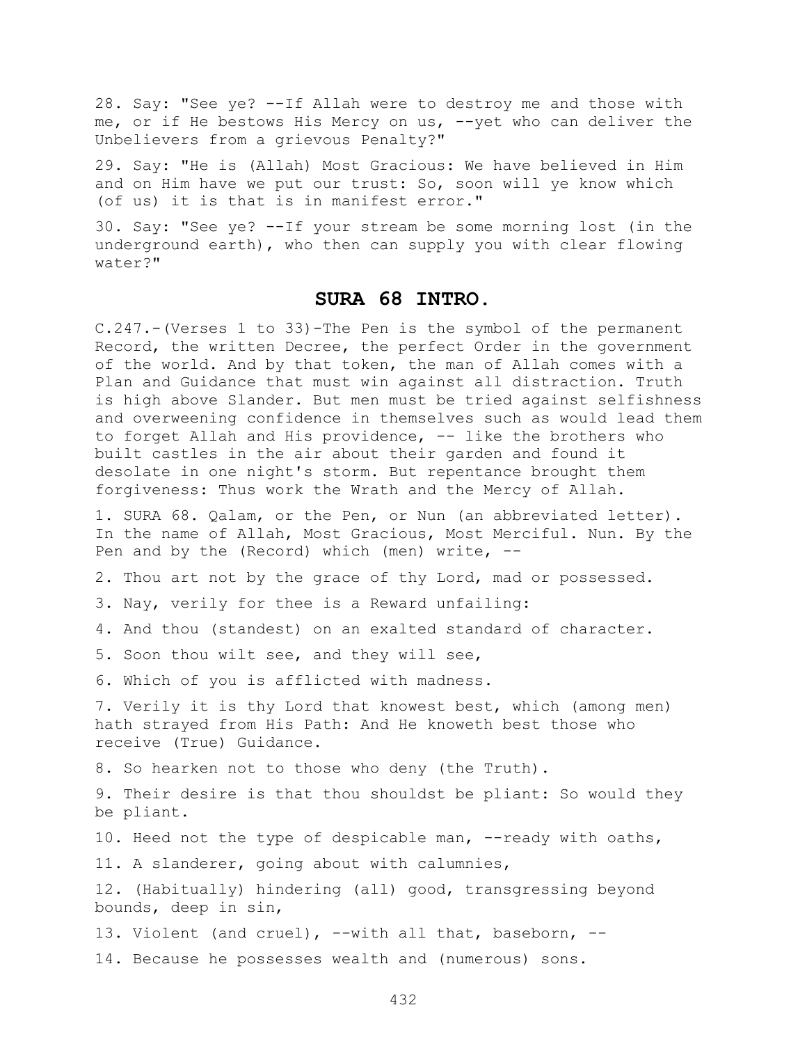28. Say: "See ye? --If Allah were to destroy me and those with me, or if He bestows His Mercy on us, --yet who can deliver the Unbelievers from a grievous Penalty?"

29. Say: "He is (Allah) Most Gracious: We have believed in Him and on Him have we put our trust: So, soon will ye know which (of us) it is that is in manifest error."

30. Say: "See ye? --If your stream be some morning lost (in the underground earth), who then can supply you with clear flowing water?"

## SURA 68 INTRO.

C.247.-(Verses 1 to 33)-The Pen is the symbol of the permanent Record, the written Decree, the perfect Order in the government of the world. And by that token, the man of Allah comes with a Plan and Guidance that must win against all distraction. Truth is high above Slander. But men must be tried against selfishness and overweening confidence in themselves such as would lead them to forget Allah and His providence, -- like the brothers who built castles in the air about their garden and found it desolate in one night's storm. But repentance brought them forgiveness: Thus work the Wrath and the Mercy of Allah.

1. SURA 68. Qalam, or the Pen, or Nun (an abbreviated letter). In the name of Allah, Most Gracious, Most Merciful. Nun. By the Pen and by the (Record) which (men) write, --

2. Thou art not by the grace of thy Lord, mad or possessed.

3. Nay, verily for thee is a Reward unfailing:

4. And thou (standest) on an exalted standard of character.

5. Soon thou wilt see, and they will see,

6. Which of you is afflicted with madness.

7. Verily it is thy Lord that knowest best, which (among men) hath strayed from His Path: And He knoweth best those who receive (True) Guidance.

8. So hearken not to those who deny (the Truth).

9. Their desire is that thou shouldst be pliant: So would they be pliant.

10. Heed not the type of despicable man, --ready with oaths,

11. A slanderer, going about with calumnies,

12. (Habitually) hindering (all) good, transgressing beyond bounds, deep in sin,

13. Violent (and cruel), --with all that, baseborn, --

14. Because he possesses wealth and (numerous) sons.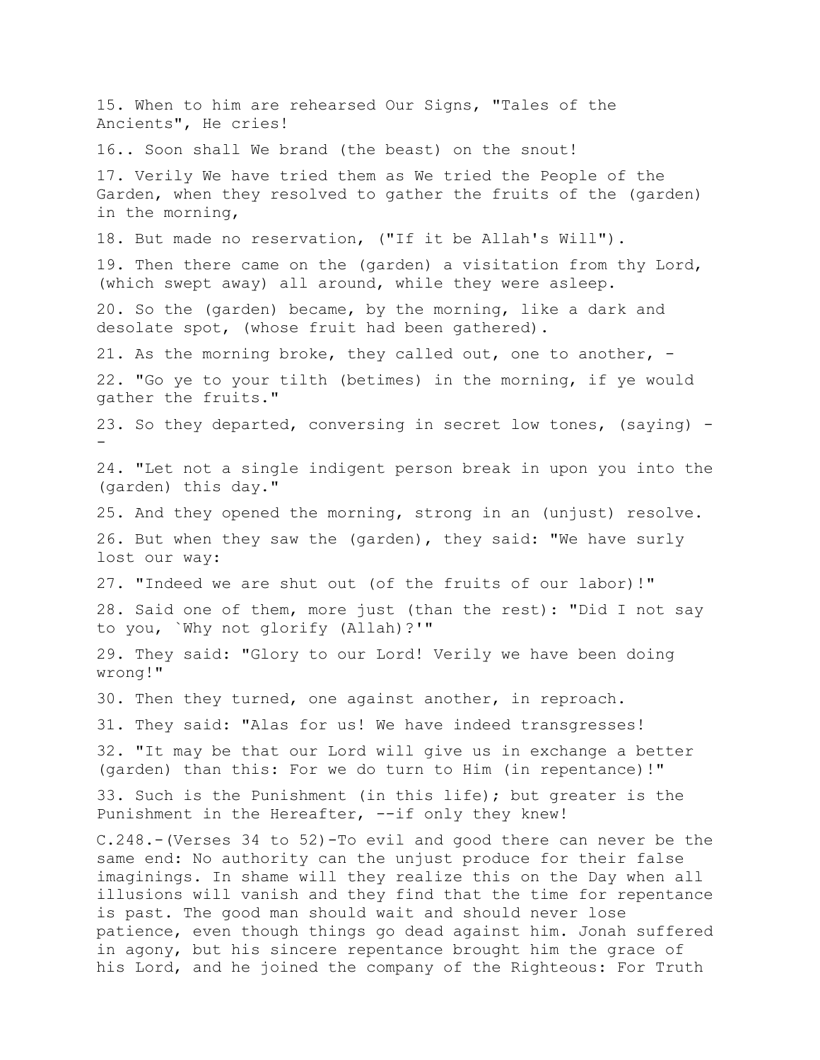15. When to him are rehearsed Our Signs, "Tales of the Ancients", He cries!

16.. Soon shall We brand (the beast) on the snout!

17. Verily We have tried them as We tried the People of the Garden, when they resolved to gather the fruits of the (garden) in the morning,

18. But made no reservation, ("If it be Allah's Will").

19. Then there came on the (garden) a visitation from thy Lord, (which swept away) all around, while they were asleep.

20. So the (garden) became, by the morning, like a dark and desolate spot, (whose fruit had been gathered).

21. As the morning broke, they called out, one to another, -

22. "Go ye to your tilth (betimes) in the morning, if ye would gather the fruits."

23. So they departed, conversing in secret low tones, (saying) --

24. "Let not a single indigent person break in upon you into the (garden) this day."

25. And they opened the morning, strong in an (unjust) resolve.

26. But when they saw the (garden), they said: "We have surly lost our way:

27. "Indeed we are shut out (of the fruits of our labor)!"

28. Said one of them, more just (than the rest): "Did I not say to you, `Why not glorify (Allah)?'"

29. They said: "Glory to our Lord! Verily we have been doing wrong!"

30. Then they turned, one against another, in reproach.

31. They said: "Alas for us! We have indeed transgresses!

32. "It may be that our Lord will give us in exchange a better (garden) than this: For we do turn to Him (in repentance)!"

33. Such is the Punishment (in this life); but greater is the Punishment in the Hereafter, --if only they knew!

C.248.-(Verses 34 to 52)-To evil and good there can never be the same end: No authority can the unjust produce for their false imaginings. In shame will they realize this on the Day when all illusions will vanish and they find that the time for repentance is past. The good man should wait and should never lose patience, even though things go dead against him. Jonah suffered in agony, but his sincere repentance brought him the grace of his Lord, and he joined the company of the Righteous: For Truth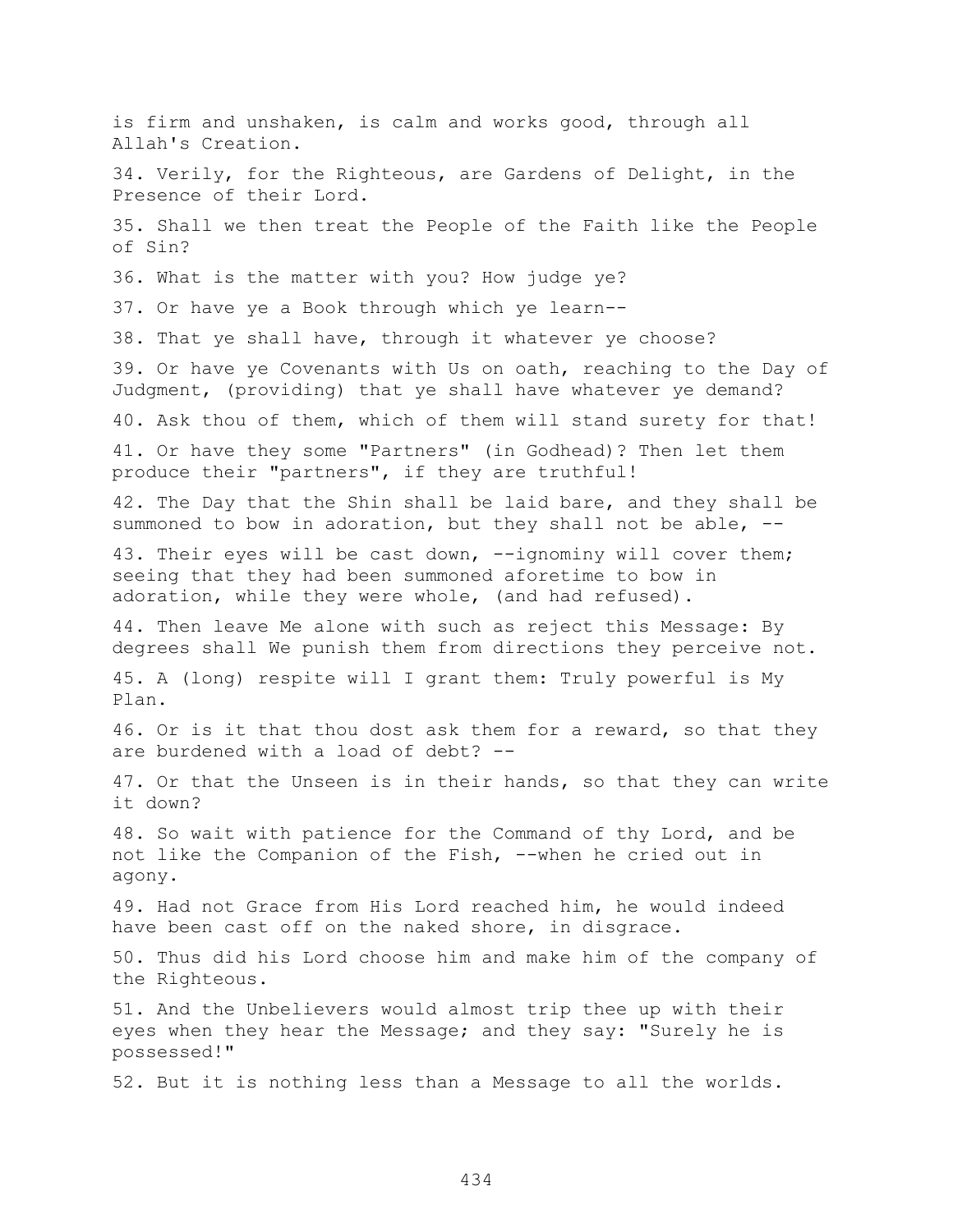is firm and unshaken, is calm and works good, through all Allah's Creation.

34. Verily, for the Righteous, are Gardens of Delight, in the Presence of their Lord.

35. Shall we then treat the People of the Faith like the People of Sin?

36. What is the matter with you? How judge ye?

37. Or have ye a Book through which ye learn--

38. That ye shall have, through it whatever ye choose?

39. Or have ye Covenants with Us on oath, reaching to the Day of Judgment, (providing) that ye shall have whatever ye demand?

40. Ask thou of them, which of them will stand surety for that!

41. Or have they some "Partners" (in Godhead)? Then let them produce their "partners", if they are truthful!

42. The Day that the Shin shall be laid bare, and they shall be summoned to bow in adoration, but they shall not be able, --

43. Their eyes will be cast down, --ignominy will cover them; seeing that they had been summoned aforetime to bow in adoration, while they were whole, (and had refused).

44. Then leave Me alone with such as reject this Message: By degrees shall We punish them from directions they perceive not.

45. A (long) respite will I grant them: Truly powerful is My Plan.

46. Or is it that thou dost ask them for a reward, so that they are burdened with a load of debt? --

47. Or that the Unseen is in their hands, so that they can write it down?

48. So wait with patience for the Command of thy Lord, and be not like the Companion of the Fish, --when he cried out in agony.

49. Had not Grace from His Lord reached him, he would indeed have been cast off on the naked shore, in disgrace.

50. Thus did his Lord choose him and make him of the company of the Righteous.

51. And the Unbelievers would almost trip thee up with their eyes when they hear the Message; and they say: "Surely he is possessed!"

52. But it is nothing less than a Message to all the worlds.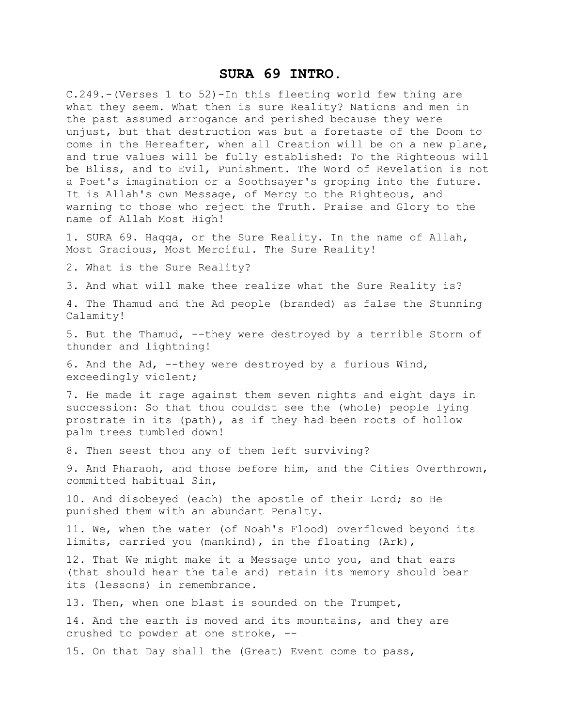# SURA 69 INTRO.

C.249.-(Verses 1 to 52)-In this fleeting world few thing are what they seem. What then is sure Reality? Nations and men in the past assumed arrogance and perished because they were unjust, but that destruction was but a foretaste of the Doom to come in the Hereafter, when all Creation will be on a new plane, and true values will be fully established: To the Righteous will be Bliss, and to Evil, Punishment. The Word of Revelation is not a Poet's imagination or a Soothsayer's groping into the future. It is Allah's own Message, of Mercy to the Righteous, and warning to those who reject the Truth. Praise and Glory to the name of Allah Most High!

1. SURA 69. Haqqa, or the Sure Reality. In the name of Allah, Most Gracious, Most Merciful. The Sure Reality!

2. What is the Sure Reality?

3. And what will make thee realize what the Sure Reality is?

4. The Thamud and the Ad people (branded) as false the Stunning Calamity!

5. But the Thamud, --they were destroyed by a terrible Storm of thunder and lightning!

6. And the Ad, --they were destroyed by a furious Wind, exceedingly violent;

7. He made it rage against them seven nights and eight days in succession: So that thou couldst see the (whole) people lying prostrate in its (path), as if they had been roots of hollow palm trees tumbled down!

8. Then seest thou any of them left surviving?

9. And Pharaoh, and those before him, and the Cities Overthrown, committed habitual Sin,

10. And disobeyed (each) the apostle of their Lord; so He punished them with an abundant Penalty.

11. We, when the water (of Noah's Flood) overflowed beyond its limits, carried you (mankind), in the floating (Ark),

12. That We might make it a Message unto you, and that ears (that should hear the tale and) retain its memory should bear its (lessons) in remembrance.

13. Then, when one blast is sounded on the Trumpet,

14. And the earth is moved and its mountains, and they are crushed to powder at one stroke, --

15. On that Day shall the (Great) Event come to pass,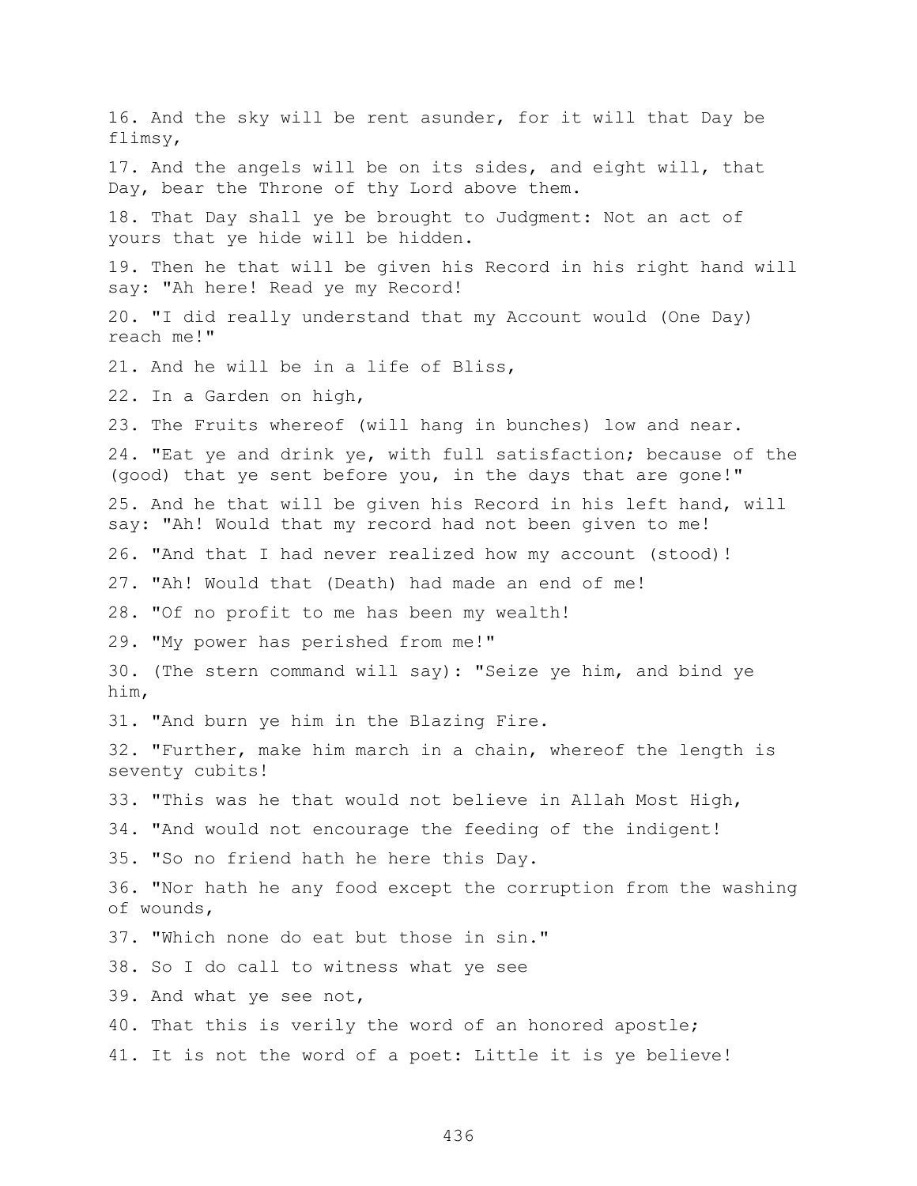16. And the sky will be rent asunder, for it will that Day be flimsy,

17. And the angels will be on its sides, and eight will, that Day, bear the Throne of thy Lord above them.

18. That Day shall ye be brought to Judgment: Not an act of yours that ye hide will be hidden.

19. Then he that will be given his Record in his right hand will say: "Ah here! Read ye my Record!

20. "I did really understand that my Account would (One Day) reach me!"

21. And he will be in a life of Bliss,

22. In a Garden on high,

23. The Fruits whereof (will hang in bunches) low and near.

24. "Eat ye and drink ye, with full satisfaction; because of the (good) that ye sent before you, in the days that are gone!"

25. And he that will be given his Record in his left hand, will say: "Ah! Would that my record had not been given to me!

26. "And that I had never realized how my account (stood)!

27. "Ah! Would that (Death) had made an end of me!

28. "Of no profit to me has been my wealth!

29. "My power has perished from me!"

30. (The stern command will say): "Seize ye him, and bind ye him,

31. "And burn ye him in the Blazing Fire.

32. "Further, make him march in a chain, whereof the length is seventy cubits!

33. "This was he that would not believe in Allah Most High,

34. "And would not encourage the feeding of the indigent!

35. "So no friend hath he here this Day.

36. "Nor hath he any food except the corruption from the washing of wounds,

37. "Which none do eat but those in sin."

38. So I do call to witness what ye see

39. And what ye see not,

40. That this is verily the word of an honored apostle;

41. It is not the word of a poet: Little it is ye believe!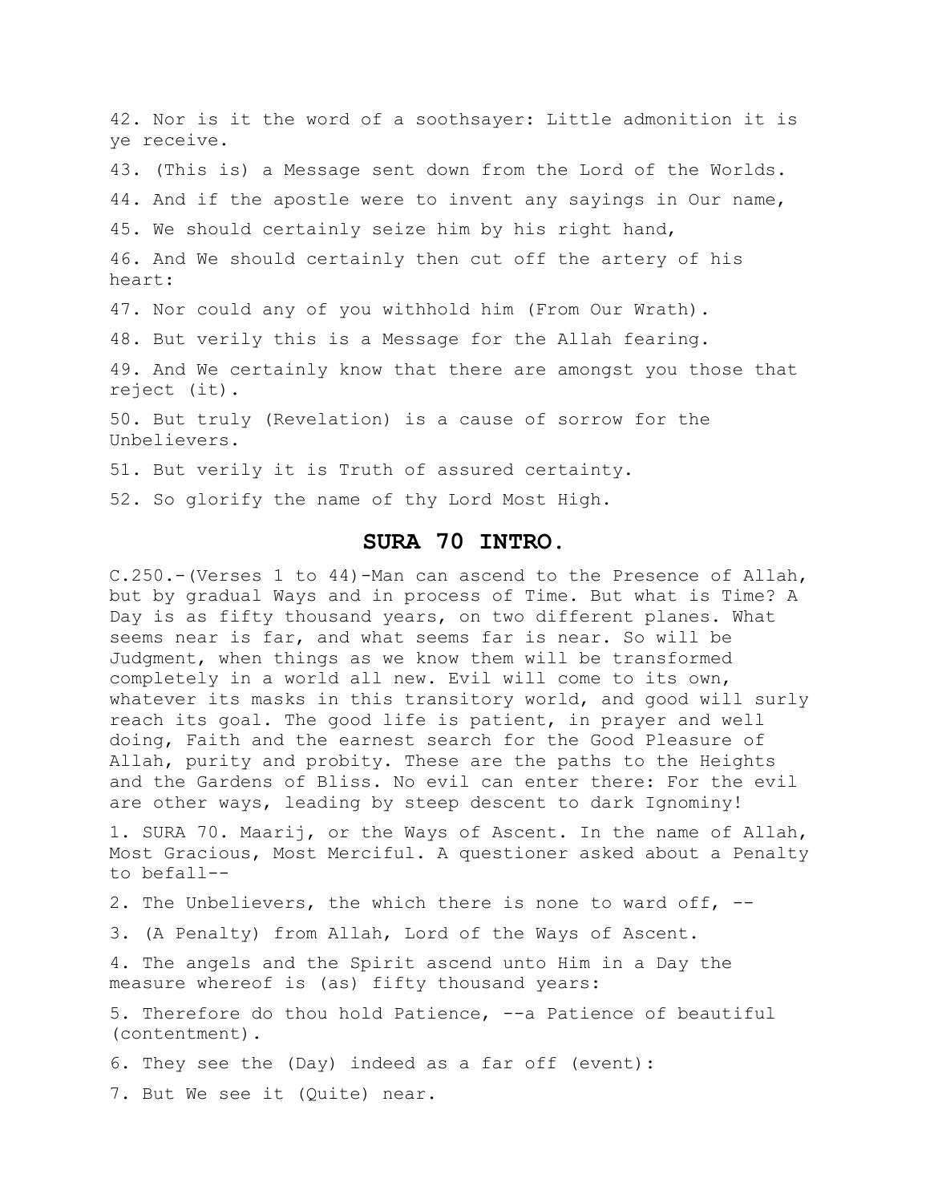42. Nor is it the word of a soothsayer: Little admonition it is ye receive.

43. (This is) a Message sent down from the Lord of the Worlds.

44. And if the apostle were to invent any sayings in Our name,

45. We should certainly seize him by his right hand,

46. And We should certainly then cut off the artery of his heart:

47. Nor could any of you withhold him (From Our Wrath).

48. But verily this is a Message for the Allah fearing.

49. And We certainly know that there are amongst you those that reject (it).

50. But truly (Revelation) is a cause of sorrow for the Unbelievers.

51. But verily it is Truth of assured certainty.

52. So glorify the name of thy Lord Most High.

## SURA 70 INTRO.

C.250.-(Verses 1 to 44)-Man can ascend to the Presence of Allah, but by gradual Ways and in process of Time. But what is Time? A Day is as fifty thousand years, on two different planes. What seems near is far, and what seems far is near. So will be Judgment, when things as we know them will be transformed completely in a world all new. Evil will come to its own, whatever its masks in this transitory world, and good will surly reach its goal. The good life is patient, in prayer and well doing, Faith and the earnest search for the Good Pleasure of Allah, purity and probity. These are the paths to the Heights and the Gardens of Bliss. No evil can enter there: For the evil are other ways, leading by steep descent to dark Ignominy!

1. SURA 70. Maarij, or the Ways of Ascent. In the name of Allah, Most Gracious, Most Merciful. A questioner asked about a Penalty to befall--

2. The Unbelievers, the which there is none to ward off, --

3. (A Penalty) from Allah, Lord of the Ways of Ascent.

4. The angels and the Spirit ascend unto Him in a Day the measure whereof is (as) fifty thousand years:

5. Therefore do thou hold Patience, --a Patience of beautiful (contentment).

6. They see the (Day) indeed as a far off (event):

7. But We see it (Quite) near.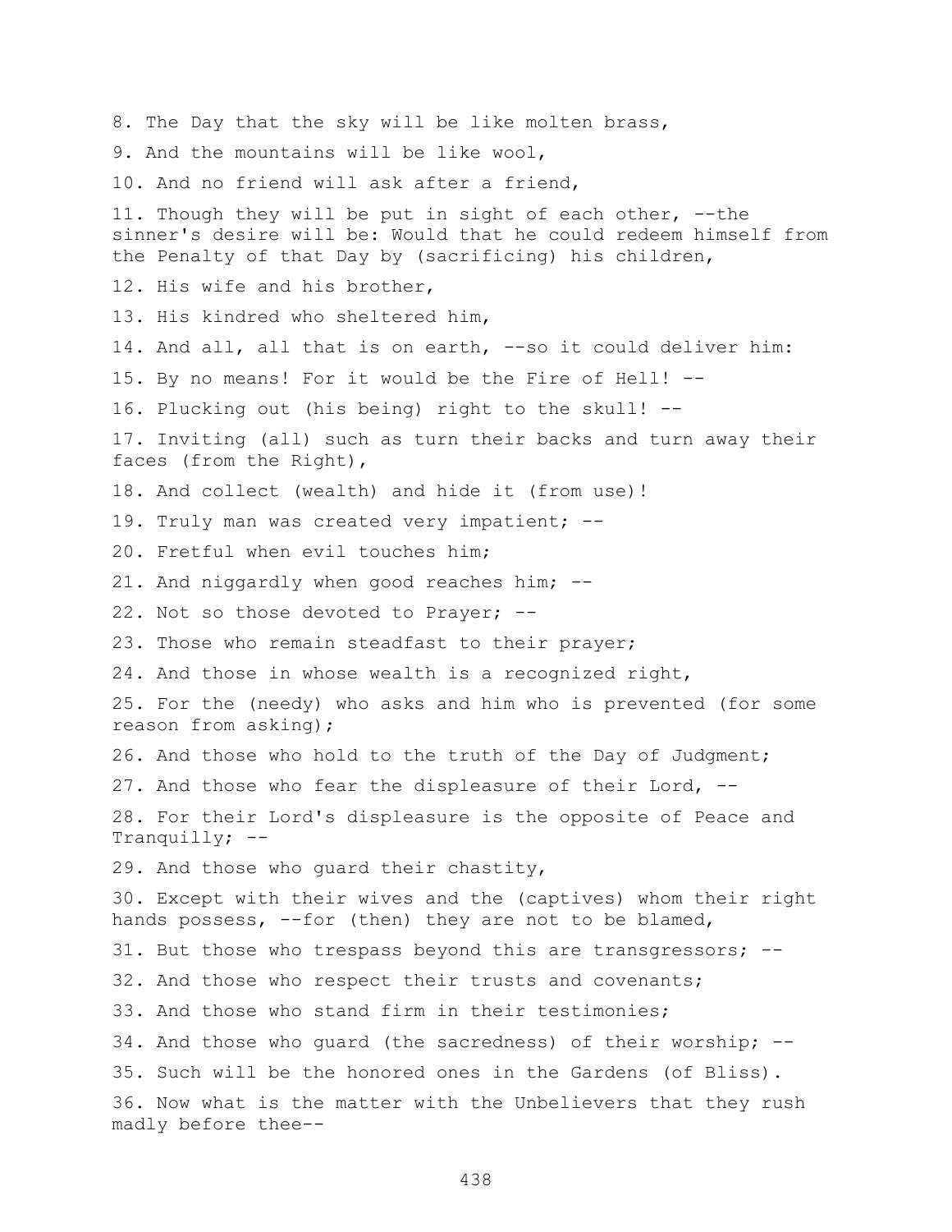8. The Day that the sky will be like molten brass,

9. And the mountains will be like wool,

10. And no friend will ask after a friend,

11. Though they will be put in sight of each other, --the sinner's desire will be: Would that he could redeem himself from the Penalty of that Day by (sacrificing) his children,

12. His wife and his brother,

13. His kindred who sheltered him,

14. And all, all that is on earth, --so it could deliver him:

15. By no means! For it would be the Fire of Hell! --

16. Plucking out (his being) right to the skull! --

17. Inviting (all) such as turn their backs and turn away their faces (from the Right),

18. And collect (wealth) and hide it (from use)!

19. Truly man was created very impatient; --

20. Fretful when evil touches him;

21. And niggardly when good reaches him; --

22. Not so those devoted to Prayer; --

23. Those who remain steadfast to their prayer;

24. And those in whose wealth is a recognized right,

25. For the (needy) who asks and him who is prevented (for some reason from asking);

26. And those who hold to the truth of the Day of Judgment;

27. And those who fear the displeasure of their Lord, --

28. For their Lord's displeasure is the opposite of Peace and Tranquilly; --

29. And those who guard their chastity,

30. Except with their wives and the (captives) whom their right hands possess, --for (then) they are not to be blamed,

31. But those who trespass beyond this are transgressors; --

32. And those who respect their trusts and covenants;

33. And those who stand firm in their testimonies;

34. And those who guard (the sacredness) of their worship; --

35. Such will be the honored ones in the Gardens (of Bliss).

36. Now what is the matter with the Unbelievers that they rush madly before thee--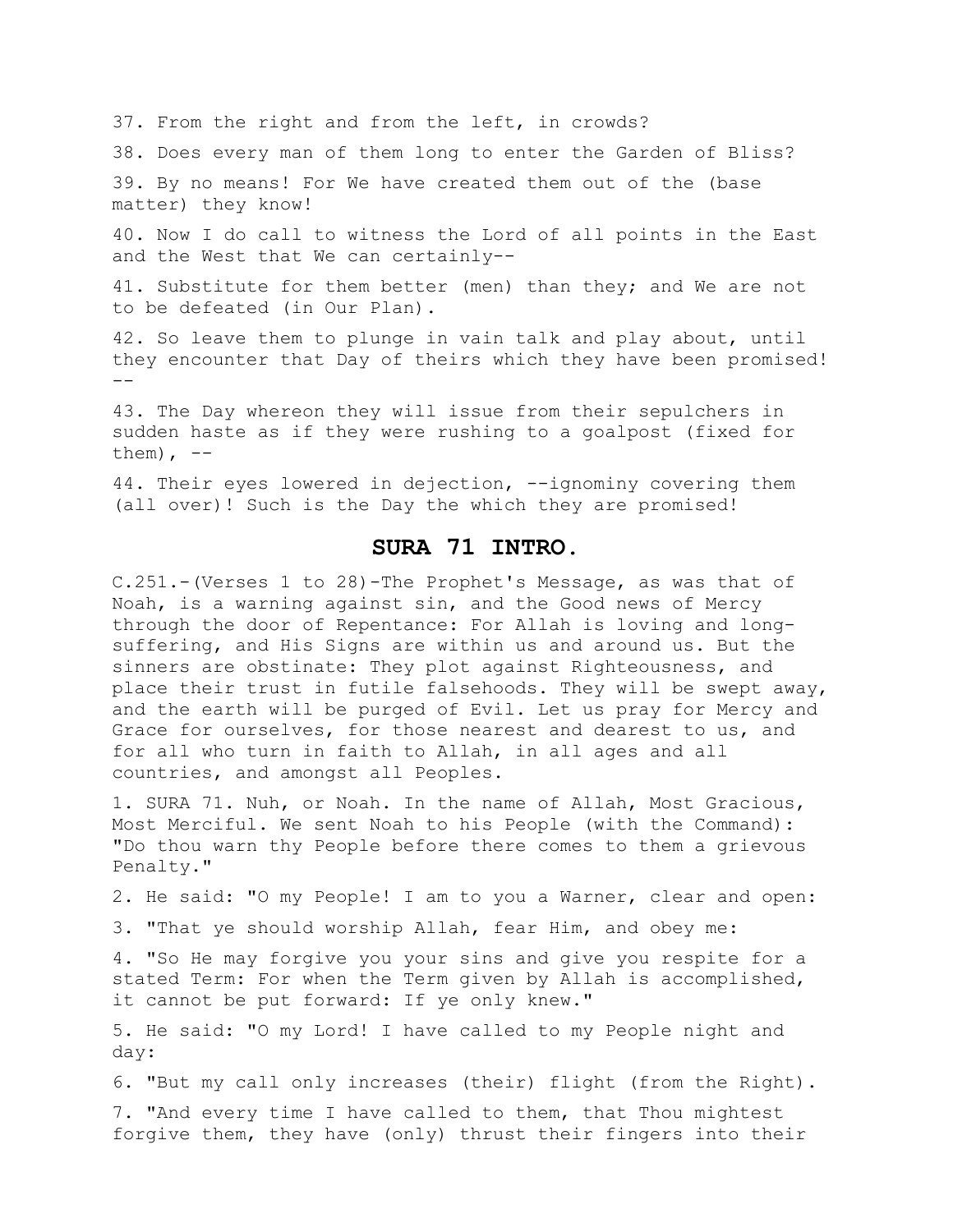37. From the right and from the left, in crowds?

38. Does every man of them long to enter the Garden of Bliss?

39. By no means! For We have created them out of the (base matter) they know!

40. Now I do call to witness the Lord of all points in the East and the West that We can certainly--

41. Substitute for them better (men) than they; and We are not to be defeated (in Our Plan).

42. So leave them to plunge in vain talk and play about, until they encounter that Day of theirs which they have been promised! --

43. The Day whereon they will issue from their sepulchers in sudden haste as if they were rushing to a goalpost (fixed for them), --

44. Their eyes lowered in dejection, --ignominy covering them (all over)! Such is the Day the which they are promised!

## SURA 71 INTRO.

C.251.-(Verses 1 to 28)-The Prophet's Message, as was that of Noah, is a warning against sin, and the Good news of Mercy through the door of Repentance: For Allah is loving and long-suffering, and His Signs are within us and around us. But the sinners are obstinate: They plot against Righteousness, and place their trust in futile falsehoods. They will be swept away, and the earth will be purged of Evil. Let us pray for Mercy and Grace for ourselves, for those nearest and dearest to us, and for all who turn in faith to Allah, in all ages and all countries, and amongst all Peoples.

1. SURA 71. Nuh, or Noah. In the name of Allah, Most Gracious, Most Merciful. We sent Noah to his People (with the Command): "Do thou warn thy People before there comes to them a grievous Penalty."

2. He said: "O my People! I am to you a Warner, clear and open:

3. "That ye should worship Allah, fear Him, and obey me:

4. "So He may forgive you your sins and give you respite for a stated Term: For when the Term given by Allah is accomplished, it cannot be put forward: If ye only knew."

5. He said: "O my Lord! I have called to my People night and day:

6. "But my call only increases (their) flight (from the Right).

7. "And every time I have called to them, that Thou mightest forgive them, they have (only) thrust their fingers into their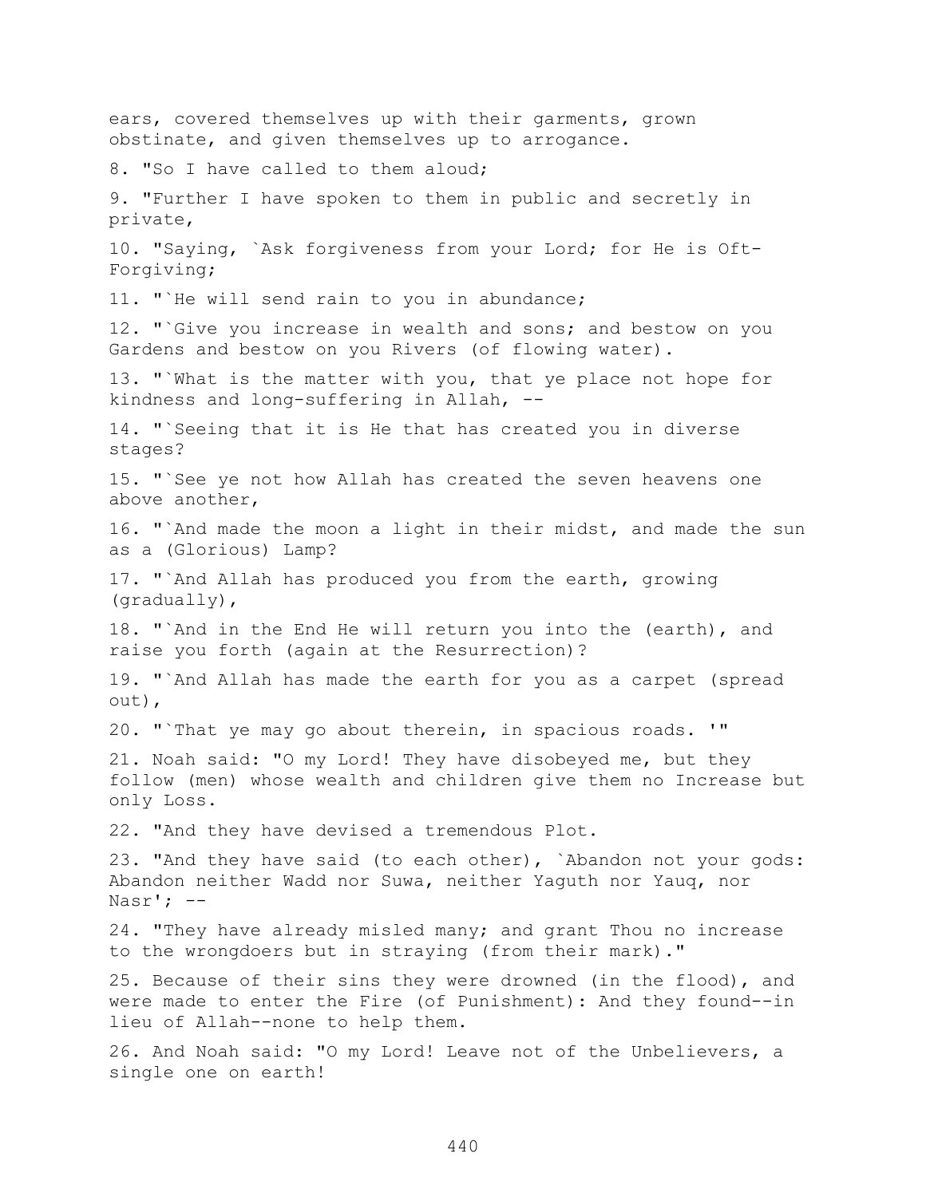ears, covered themselves up with their garments, grown obstinate, and given themselves up to arrogance.

8. "So I have called to them aloud;

9. "Further I have spoken to them in public and secretly in private,

10. "Saying, `Ask forgiveness from your Lord; for He is Oft-Forgiving;

11. "`He will send rain to you in abundance;

12. "`Give you increase in wealth and sons; and bestow on you Gardens and bestow on you Rivers (of flowing water).

13. "`What is the matter with you, that ye place not hope for kindness and long-suffering in Allah, --

14. "`Seeing that it is He that has created you in diverse stages?

15. "`See ye not how Allah has created the seven heavens one above another,

16. "`And made the moon a light in their midst, and made the sun as a (Glorious) Lamp?

17. "`And Allah has produced you from the earth, growing (gradually),

18. "`And in the End He will return you into the (earth), and raise you forth (again at the Resurrection)?

19. "`And Allah has made the earth for you as a carpet (spread out),

20. "`That ye may go about therein, in spacious roads. '"

21. Noah said: "O my Lord! They have disobeyed me, but they follow (men) whose wealth and children give them no Increase but only Loss.

22. "And they have devised a tremendous Plot.

23. "And they have said (to each other), `Abandon not your gods: Abandon neither Wadd nor Suwa, neither Yaguth nor Yauq, nor Nasr'; --

24. "They have already misled many; and grant Thou no increase to the wrongdoers but in straying (from their mark)."

25. Because of their sins they were drowned (in the flood), and were made to enter the Fire (of Punishment): And they found--in lieu of Allah--none to help them.

26. And Noah said: "O my Lord! Leave not of the Unbelievers, a single one on earth!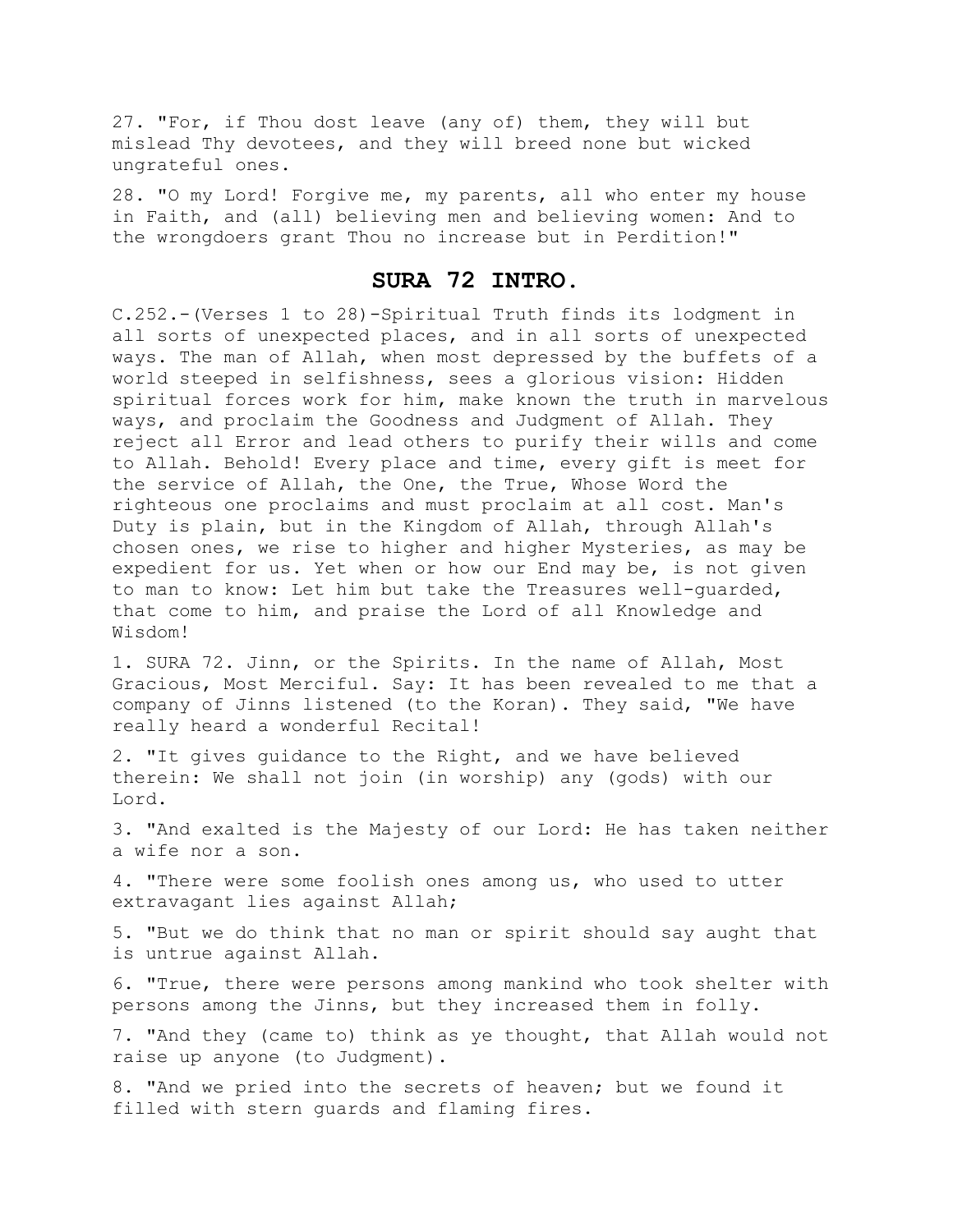27. "For, if Thou dost leave (any of) them, they will but mislead Thy devotees, and they will breed none but wicked ungrateful ones.

28. "O my Lord! Forgive me, my parents, all who enter my house in Faith, and (all) believing men and believing women: And to the wrongdoers grant Thou no increase but in Perdition!"

## SURA 72 INTRO.

C.252.-(Verses 1 to 28)-Spiritual Truth finds its lodgment in all sorts of unexpected places, and in all sorts of unexpected ways. The man of Allah, when most depressed by the buffets of a world steeped in selfishness, sees a glorious vision: Hidden spiritual forces work for him, make known the truth in marvelous ways, and proclaim the Goodness and Judgment of Allah. They reject all Error and lead others to purify their wills and come to Allah. Behold! Every place and time, every gift is meet for the service of Allah, the One, the True, Whose Word the righteous one proclaims and must proclaim at all cost. Man's Duty is plain, but in the Kingdom of Allah, through Allah's chosen ones, we rise to higher and higher Mysteries, as may be expedient for us. Yet when or how our End may be, is not given to man to know: Let him but take the Treasures well-guarded, that come to him, and praise the Lord of all Knowledge and Wisdom!

1. SURA 72. Jinn, or the Spirits. In the name of Allah, Most Gracious, Most Merciful. Say: It has been revealed to me that a company of Jinns listened (to the Koran). They said, "We have really heard a wonderful Recital!

2. "It gives guidance to the Right, and we have believed therein: We shall not join (in worship) any (gods) with our Lord.

3. "And exalted is the Majesty of our Lord: He has taken neither a wife nor a son.

4. "There were some foolish ones among us, who used to utter extravagant lies against Allah;

5. "But we do think that no man or spirit should say aught that is untrue against Allah.

6. "True, there were persons among mankind who took shelter with persons among the Jinns, but they increased them in folly.

7. "And they (came to) think as ye thought, that Allah would not raise up anyone (to Judgment).

8. "And we pried into the secrets of heaven; but we found it filled with stern guards and flaming fires.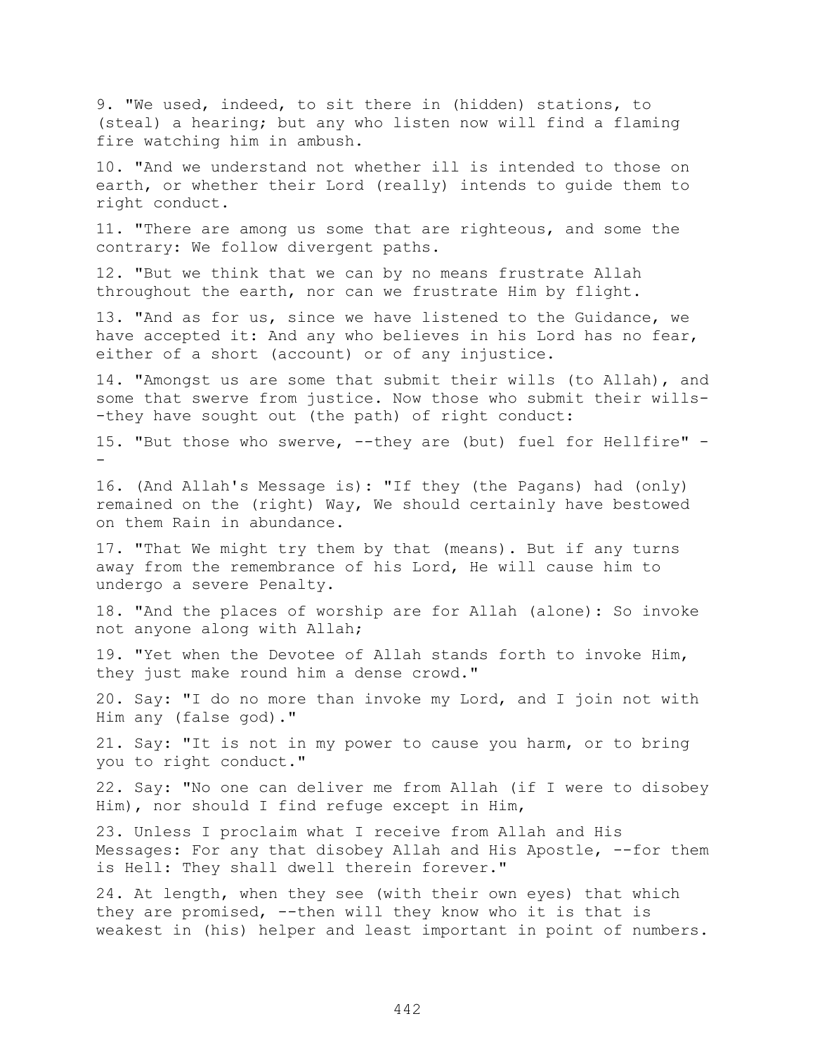9. "We used, indeed, to sit there in (hidden) stations, to (steal) a hearing; but any who listen now will find a flaming fire watching him in ambush.

10. "And we understand not whether ill is intended to those on earth, or whether their Lord (really) intends to guide them to right conduct.

11. "There are among us some that are righteous, and some the contrary: We follow divergent paths.

12. "But we think that we can by no means frustrate Allah throughout the earth, nor can we frustrate Him by flight.

13. "And as for us, since we have listened to the Guidance, we have accepted it: And any who believes in his Lord has no fear, either of a short (account) or of any injustice.

14. "Amongst us are some that submit their wills (to Allah), and some that swerve from justice. Now those who submit their wills--they have sought out (the path) of right conduct:

15. "But those who swerve, --they are (but) fuel for Hellfire" --

16. (And Allah's Message is): "If they (the Pagans) had (only) remained on the (right) Way, We should certainly have bestowed on them Rain in abundance.

17. "That We might try them by that (means). But if any turns away from the remembrance of his Lord, He will cause him to undergo a severe Penalty.

18. "And the places of worship are for Allah (alone): So invoke not anyone along with Allah;

19. "Yet when the Devotee of Allah stands forth to invoke Him, they just make round him a dense crowd."

20. Say: "I do no more than invoke my Lord, and I join not with Him any (false god)."

21. Say: "It is not in my power to cause you harm, or to bring you to right conduct."

22. Say: "No one can deliver me from Allah (if I were to disobey Him), nor should I find refuge except in Him,

23. Unless I proclaim what I receive from Allah and His Messages: For any that disobey Allah and His Apostle, --for them is Hell: They shall dwell therein forever."

24. At length, when they see (with their own eyes) that which they are promised, --then will they know who it is that is weakest in (his) helper and least important in point of numbers.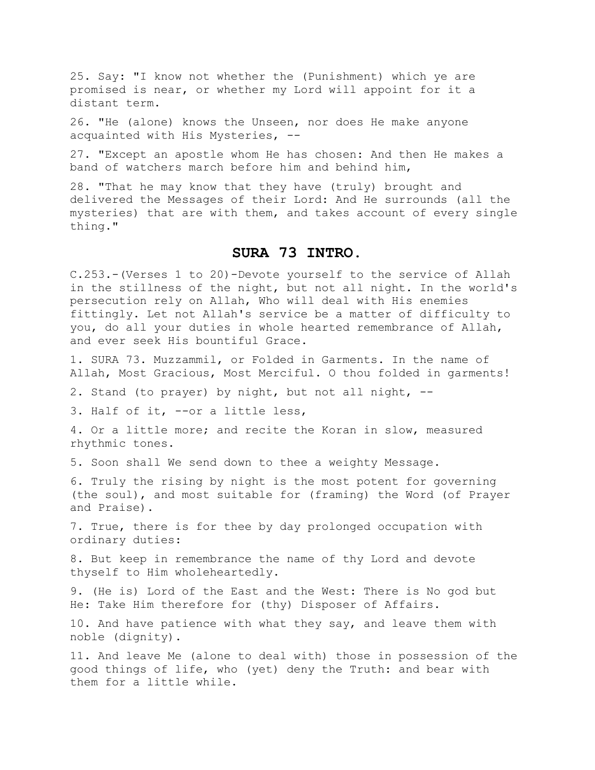25. Say: "I know not whether the (Punishment) which ye are promised is near, or whether my Lord will appoint for it a distant term.

26. "He (alone) knows the Unseen, nor does He make anyone acquainted with His Mysteries, --

27. "Except an apostle whom He has chosen: And then He makes a band of watchers march before him and behind him,

28. "That he may know that they have (truly) brought and delivered the Messages of their Lord: And He surrounds (all the mysteries) that are with them, and takes account of every single thing."

## SURA 73 INTRO.

C.253.-(Verses 1 to 20)-Devote yourself to the service of Allah in the stillness of the night, but not all night. In the world's persecution rely on Allah, Who will deal with His enemies fittingly. Let not Allah's service be a matter of difficulty to you, do all your duties in whole hearted remembrance of Allah, and ever seek His bountiful Grace.

1. SURA 73. Muzzammil, or Folded in Garments. In the name of Allah, Most Gracious, Most Merciful. O thou folded in garments!

2. Stand (to prayer) by night, but not all night, --

3. Half of it, --or a little less,

4. Or a little more; and recite the Koran in slow, measured rhythmic tones.

5. Soon shall We send down to thee a weighty Message.

6. Truly the rising by night is the most potent for governing (the soul), and most suitable for (framing) the Word (of Prayer and Praise).

7. True, there is for thee by day prolonged occupation with ordinary duties:

8. But keep in remembrance the name of thy Lord and devote thyself to Him wholeheartedly.

9. (He is) Lord of the East and the West: There is No god but He: Take Him therefore for (thy) Disposer of Affairs.

10. And have patience with what they say, and leave them with noble (dignity).

11. And leave Me (alone to deal with) those in possession of the good things of life, who (yet) deny the Truth: and bear with them for a little while.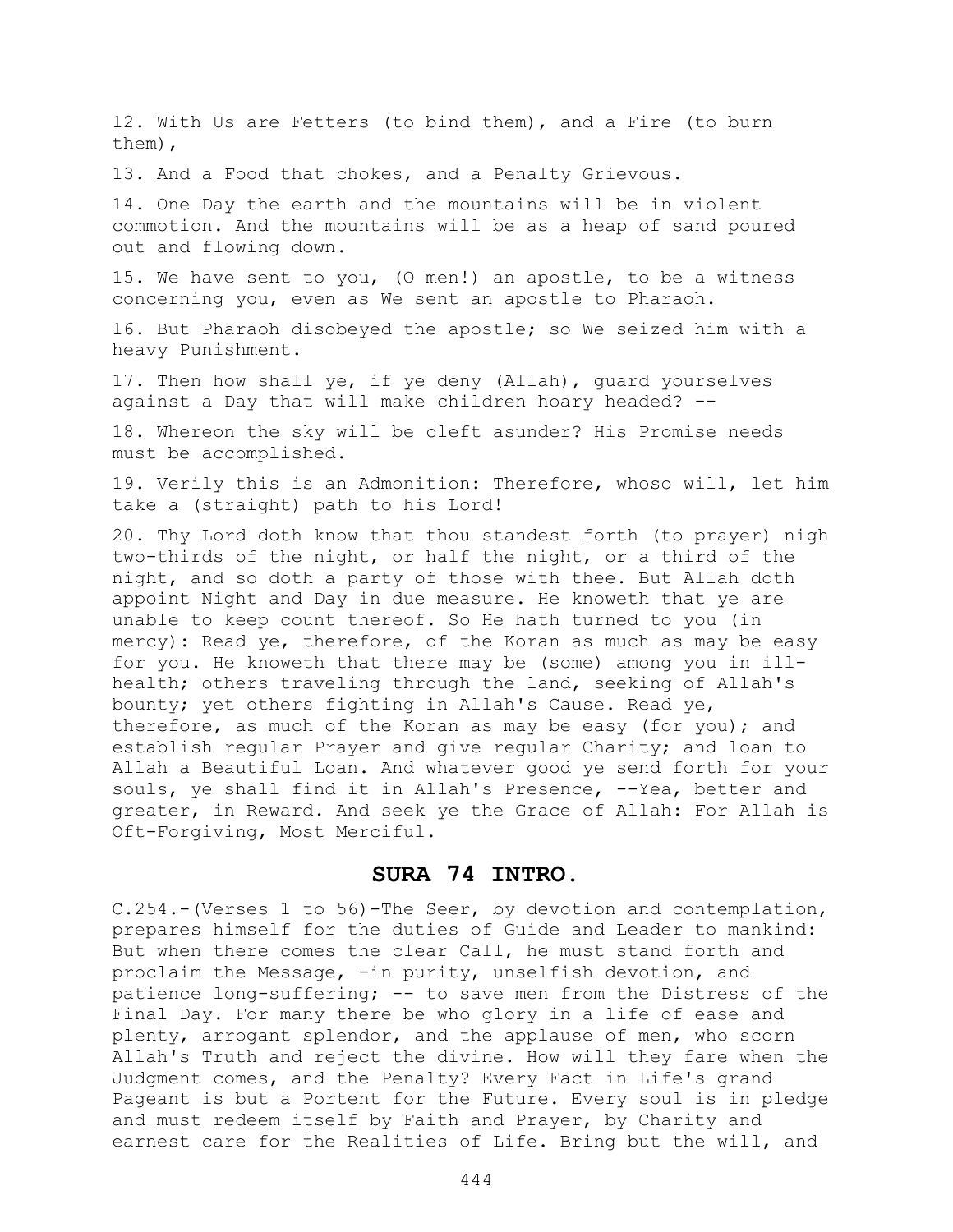12. With Us are Fetters (to bind them), and a Fire (to burn them),

13. And a Food that chokes, and a Penalty Grievous.

14. One Day the earth and the mountains will be in violent commotion. And the mountains will be as a heap of sand poured out and flowing down.

15. We have sent to you, (O men!) an apostle, to be a witness concerning you, even as We sent an apostle to Pharaoh.

16. But Pharaoh disobeyed the apostle; so We seized him with a heavy Punishment.

17. Then how shall ye, if ye deny (Allah), guard yourselves against a Day that will make children hoary headed? --

18. Whereon the sky will be cleft asunder? His Promise needs must be accomplished.

19. Verily this is an Admonition: Therefore, whoso will, let him take a (straight) path to his Lord!

20. Thy Lord doth know that thou standest forth (to prayer) nigh two-thirds of the night, or half the night, or a third of the night, and so doth a party of those with thee. But Allah doth appoint Night and Day in due measure. He knoweth that ye are unable to keep count thereof. So He hath turned to you (in mercy): Read ye, therefore, of the Koran as much as may be easy for you. He knoweth that there may be (some) among you in ill-health; others traveling through the land, seeking of Allah's bounty; yet others fighting in Allah's Cause. Read ye, therefore, as much of the Koran as may be easy (for you); and establish regular Prayer and give regular Charity; and loan to Allah a Beautiful Loan. And whatever good ye send forth for your souls, ye shall find it in Allah's Presence, --Yea, better and greater, in Reward. And seek ye the Grace of Allah: For Allah is Oft-Forgiving, Most Merciful.

## SURA 74 INTRO.

C.254.-(Verses 1 to 56)-The Seer, by devotion and contemplation, prepares himself for the duties of Guide and Leader to mankind: But when there comes the clear Call, he must stand forth and proclaim the Message, -in purity, unselfish devotion, and patience long-suffering; -- to save men from the Distress of the Final Day. For many there be who glory in a life of ease and plenty, arrogant splendor, and the applause of men, who scorn Allah's Truth and reject the divine. How will they fare when the Judgment comes, and the Penalty? Every Fact in Life's grand Pageant is but a Portent for the Future. Every soul is in pledge and must redeem itself by Faith and Prayer, by Charity and earnest care for the Realities of Life. Bring but the will, and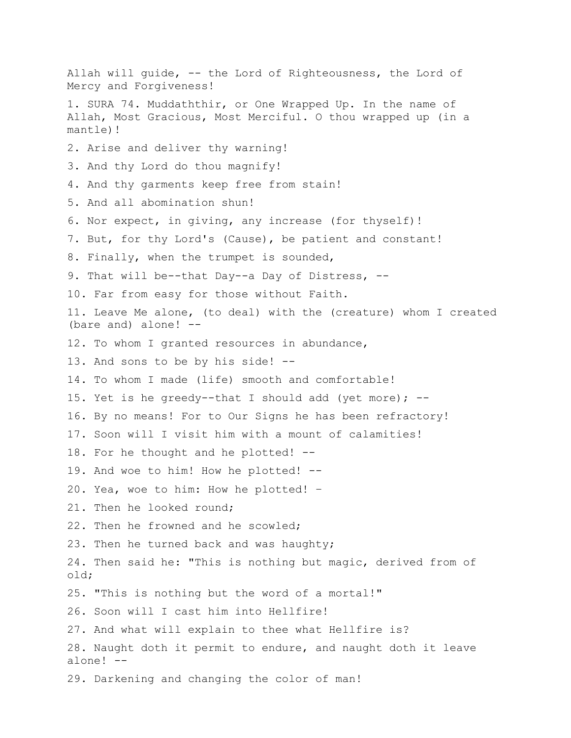Allah will guide, -- the Lord of Righteousness, the Lord of Mercy and Forgiveness!

1. SURA 74. Muddaththir, or One Wrapped Up. In the name of Allah, Most Gracious, Most Merciful. O thou wrapped up (in a mantle)!

2. Arise and deliver thy warning!

3. And thy Lord do thou magnify!

4. And thy garments keep free from stain!

5. And all abomination shun!

6. Nor expect, in giving, any increase (for thyself)!

7. But, for thy Lord's (Cause), be patient and constant!

8. Finally, when the trumpet is sounded,

9. That will be--that Day--a Day of Distress, --

10. Far from easy for those without Faith.

11. Leave Me alone, (to deal) with the (creature) whom I created (bare and) alone! --

12. To whom I granted resources in abundance,

13. And sons to be by his side! --

14. To whom I made (life) smooth and comfortable!

15. Yet is he greedy--that I should add (yet more); --

16. By no means! For to Our Signs he has been refractory!

17. Soon will I visit him with a mount of calamities!

18. For he thought and he plotted! --

19. And woe to him! How he plotted! --

20. Yea, woe to him: How he plotted! –

21. Then he looked round;

22. Then he frowned and he scowled;

23. Then he turned back and was haughty;

24. Then said he: "This is nothing but magic, derived from of old;

25. "This is nothing but the word of a mortal!"

26. Soon will I cast him into Hellfire!

27. And what will explain to thee what Hellfire is?

28. Naught doth it permit to endure, and naught doth it leave alone! --

29. Darkening and changing the color of man!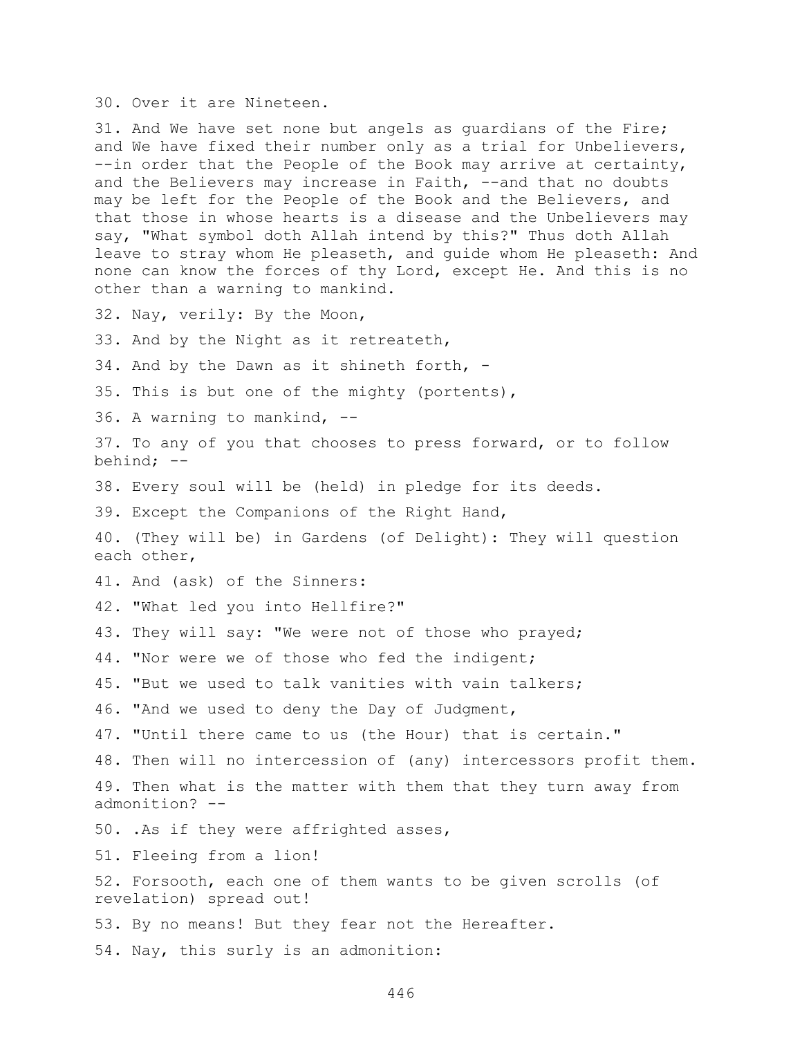30. Over it are Nineteen.

31. And We have set none but angels as guardians of the Fire; and We have fixed their number only as a trial for Unbelievers, --in order that the People of the Book may arrive at certainty, and the Believers may increase in Faith, --and that no doubts may be left for the People of the Book and the Believers, and that those in whose hearts is a disease and the Unbelievers may say, "What symbol doth Allah intend by this?" Thus doth Allah leave to stray whom He pleaseth, and guide whom He pleaseth: And none can know the forces of thy Lord, except He. And this is no other than a warning to mankind.

32. Nay, verily: By the Moon,

33. And by the Night as it retreateth,

34. And by the Dawn as it shineth forth, -

35. This is but one of the mighty (portents),

36. A warning to mankind, --

37. To any of you that chooses to press forward, or to follow behind; --

38. Every soul will be (held) in pledge for its deeds.

39. Except the Companions of the Right Hand,

40. (They will be) in Gardens (of Delight): They will question each other,

41. And (ask) of the Sinners:

42. "What led you into Hellfire?"

43. They will say: "We were not of those who prayed;

44. "Nor were we of those who fed the indigent;

45. "But we used to talk vanities with vain talkers;

46. "And we used to deny the Day of Judgment,

47. "Until there came to us (the Hour) that is certain."

48. Then will no intercession of (any) intercessors profit them.

49. Then what is the matter with them that they turn away from admonition? --

50. .As if they were affrighted asses,

51. Fleeing from a lion!

52. Forsooth, each one of them wants to be given scrolls (of revelation) spread out!

53. By no means! But they fear not the Hereafter.

54. Nay, this surly is an admonition: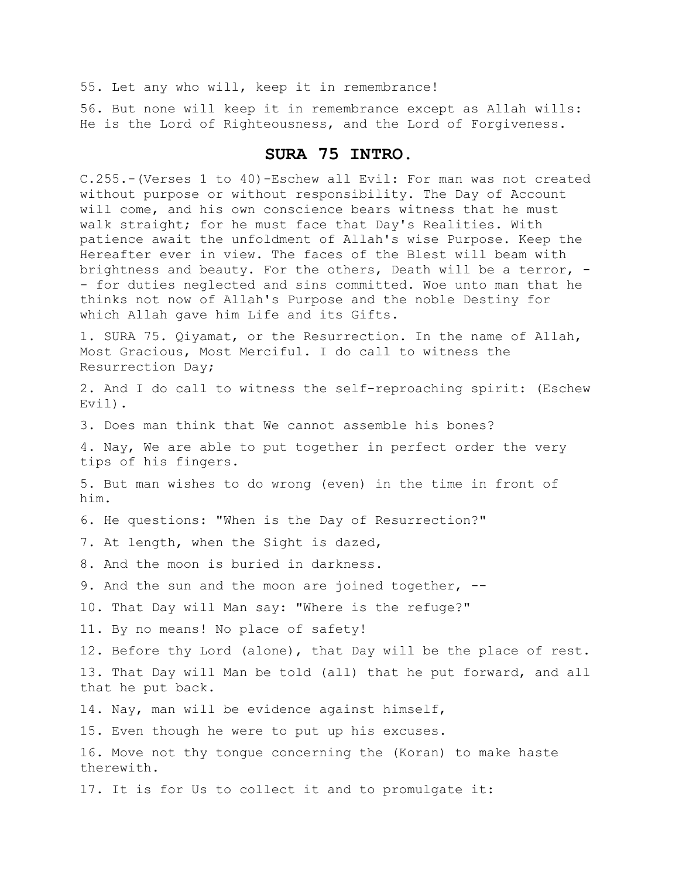55. Let any who will, keep it in remembrance!

56. But none will keep it in remembrance except as Allah wills: He is the Lord of Righteousness, and the Lord of Forgiveness.

## SURA 75 INTRO.

C.255.-(Verses 1 to 40)-Eschew all Evil: For man was not created without purpose or without responsibility. The Day of Account will come, and his own conscience bears witness that he must walk straight; for he must face that Day's Realities. With patience await the unfoldment of Allah's wise Purpose. Keep the Hereafter ever in view. The faces of the Blest will beam with brightness and beauty. For the others, Death will be a terror, -- for duties neglected and sins committed. Woe unto man that he thinks not now of Allah's Purpose and the noble Destiny for which Allah gave him Life and its Gifts.

1. SURA 75. Qiyamat, or the Resurrection. In the name of Allah, Most Gracious, Most Merciful. I do call to witness the Resurrection Day;

2. And I do call to witness the self-reproaching spirit: (Eschew Evil).

3. Does man think that We cannot assemble his bones?

4. Nay, We are able to put together in perfect order the very tips of his fingers.

5. But man wishes to do wrong (even) in the time in front of him.

6. He questions: "When is the Day of Resurrection?"

7. At length, when the Sight is dazed,

8. And the moon is buried in darkness.

9. And the sun and the moon are joined together, --

10. That Day will Man say: "Where is the refuge?"

11. By no means! No place of safety!

12. Before thy Lord (alone), that Day will be the place of rest.

13. That Day will Man be told (all) that he put forward, and all that he put back.

14. Nay, man will be evidence against himself,

15. Even though he were to put up his excuses.

16. Move not thy tongue concerning the (Koran) to make haste therewith.

17. It is for Us to collect it and to promulgate it: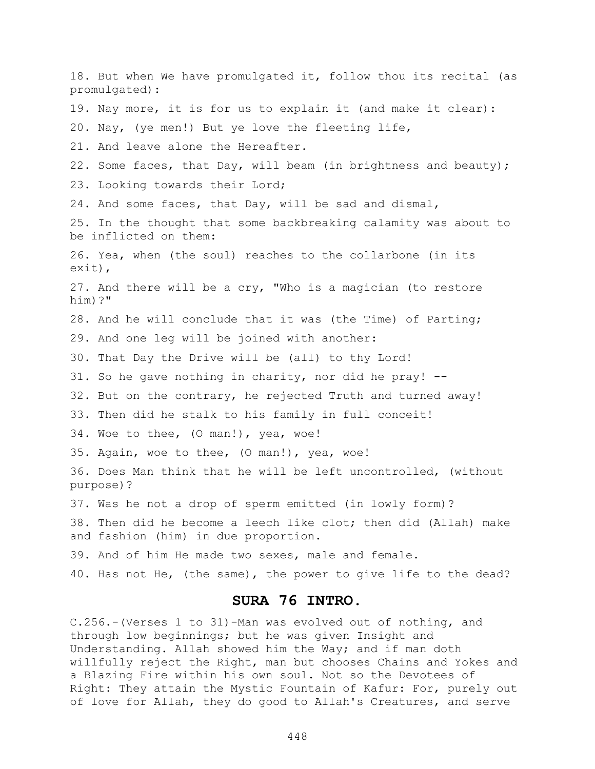18. But when We have promulgated it, follow thou its recital (as promulgated):

19. Nay more, it is for us to explain it (and make it clear):

20. Nay, (ye men!) But ye love the fleeting life,

21. And leave alone the Hereafter.

22. Some faces, that Day, will beam (in brightness and beauty);

23. Looking towards their Lord;

24. And some faces, that Day, will be sad and dismal,

25. In the thought that some backbreaking calamity was about to be inflicted on them:

26. Yea, when (the soul) reaches to the collarbone (in its exit),

27. And there will be a cry, "Who is a magician (to restore him)?"

28. And he will conclude that it was (the Time) of Parting;

29. And one leg will be joined with another:

30. That Day the Drive will be (all) to thy Lord!

31. So he gave nothing in charity, nor did he pray! --

32. But on the contrary, he rejected Truth and turned away!

33. Then did he stalk to his family in full conceit!

34. Woe to thee, (O man!), yea, woe!

35. Again, woe to thee, (O man!), yea, woe!

36. Does Man think that he will be left uncontrolled, (without purpose)?

37. Was he not a drop of sperm emitted (in lowly form)?

38. Then did he become a leech like clot; then did (Allah) make and fashion (him) in due proportion.

39. And of him He made two sexes, male and female.

40. Has not He, (the same), the power to give life to the dead?

## SURA 76 INTRO.

C.256.-(Verses 1 to 31)-Man was evolved out of nothing, and through low beginnings; but he was given Insight and Understanding. Allah showed him the Way; and if man doth willfully reject the Right, man but chooses Chains and Yokes and a Blazing Fire within his own soul. Not so the Devotees of Right: They attain the Mystic Fountain of Kafur: For, purely out of love for Allah, they do good to Allah's Creatures, and serve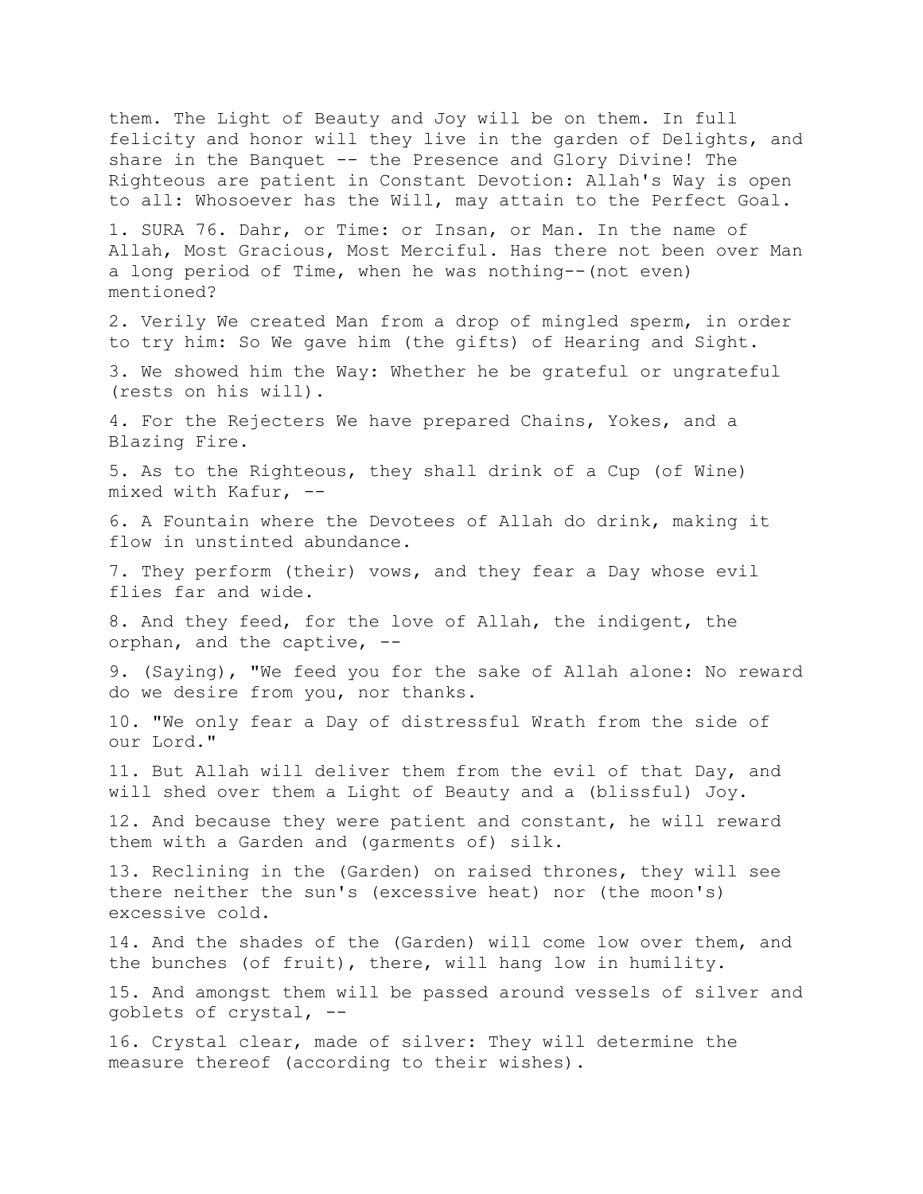them. The Light of Beauty and Joy will be on them. In full felicity and honor will they live in the garden of Delights, and share in the Banquet -- the Presence and Glory Divine! The Righteous are patient in Constant Devotion: Allah's Way is open to all: Whosoever has the Will, may attain to the Perfect Goal.

1. SURA 76. Dahr, or Time: or Insan, or Man. In the name of Allah, Most Gracious, Most Merciful. Has there not been over Man a long period of Time, when he was nothing--(not even) mentioned?

2. Verily We created Man from a drop of mingled sperm, in order to try him: So We gave him (the gifts) of Hearing and Sight.

3. We showed him the Way: Whether he be grateful or ungrateful (rests on his will).

4. For the Rejecters We have prepared Chains, Yokes, and a Blazing Fire.

5. As to the Righteous, they shall drink of a Cup (of Wine) mixed with Kafur, --

6. A Fountain where the Devotees of Allah do drink, making it flow in unstinted abundance.

7. They perform (their) vows, and they fear a Day whose evil flies far and wide.

8. And they feed, for the love of Allah, the indigent, the orphan, and the captive, --

9. (Saying), "We feed you for the sake of Allah alone: No reward do we desire from you, nor thanks.

10. "We only fear a Day of distressful Wrath from the side of our Lord."

11. But Allah will deliver them from the evil of that Day, and will shed over them a Light of Beauty and a (blissful) Joy.

12. And because they were patient and constant, he will reward them with a Garden and (garments of) silk.

13. Reclining in the (Garden) on raised thrones, they will see there neither the sun's (excessive heat) nor (the moon's) excessive cold.

14. And the shades of the (Garden) will come low over them, and the bunches (of fruit), there, will hang low in humility.

15. And amongst them will be passed around vessels of silver and goblets of crystal, --

16. Crystal clear, made of silver: They will determine the measure thereof (according to their wishes).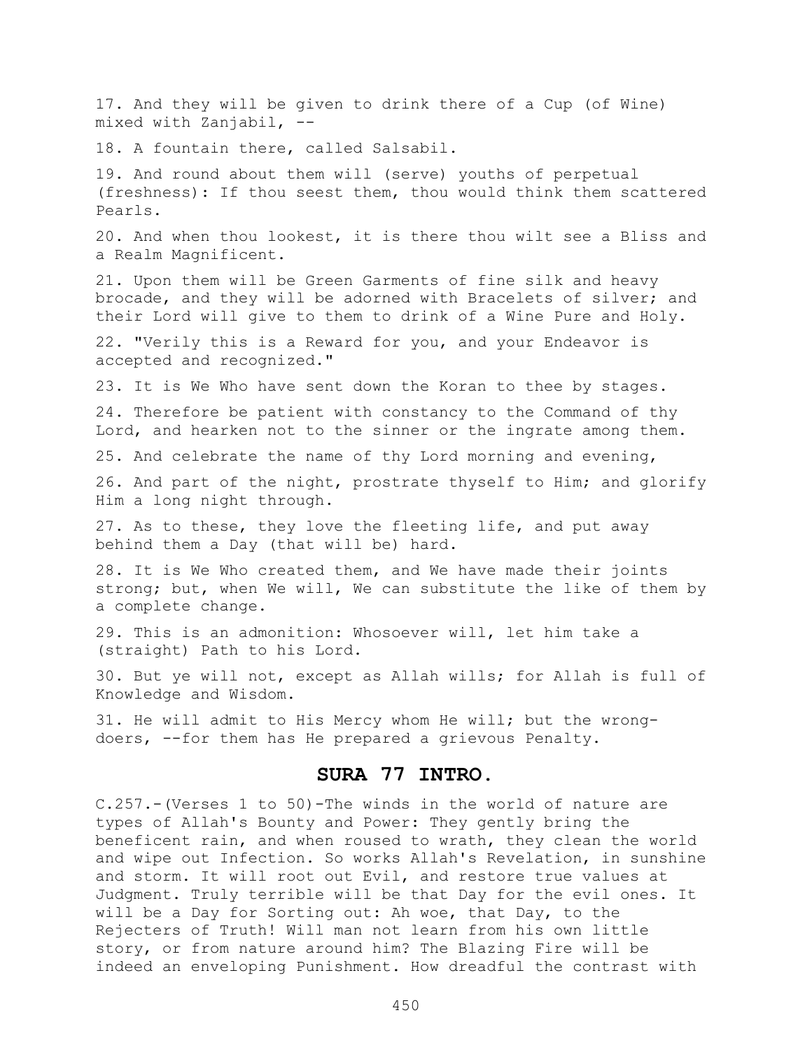17. And they will be given to drink there of a Cup (of Wine) mixed with Zanjabil, --

18. A fountain there, called Salsabil.

19. And round about them will (serve) youths of perpetual (freshness): If thou seest them, thou would think them scattered Pearls.

20. And when thou lookest, it is there thou wilt see a Bliss and a Realm Magnificent.

21. Upon them will be Green Garments of fine silk and heavy brocade, and they will be adorned with Bracelets of silver; and their Lord will give to them to drink of a Wine Pure and Holy.

22. "Verily this is a Reward for you, and your Endeavor is accepted and recognized."

23. It is We Who have sent down the Koran to thee by stages.

24. Therefore be patient with constancy to the Command of thy Lord, and hearken not to the sinner or the ingrate among them.

25. And celebrate the name of thy Lord morning and evening,

26. And part of the night, prostrate thyself to Him; and glorify Him a long night through.

27. As to these, they love the fleeting life, and put away behind them a Day (that will be) hard.

28. It is We Who created them, and We have made their joints strong; but, when We will, We can substitute the like of them by a complete change.

29. This is an admonition: Whosoever will, let him take a (straight) Path to his Lord.

30. But ye will not, except as Allah wills; for Allah is full of Knowledge and Wisdom.

31. He will admit to His Mercy whom He will; but the wrong-doers, --for them has He prepared a grievous Penalty.

## SURA 77 INTRO.

C.257.-(Verses 1 to 50)-The winds in the world of nature are types of Allah's Bounty and Power: They gently bring the beneficent rain, and when roused to wrath, they clean the world and wipe out Infection. So works Allah's Revelation, in sunshine and storm. It will root out Evil, and restore true values at Judgment. Truly terrible will be that Day for the evil ones. It will be a Day for Sorting out: Ah woe, that Day, to the Rejecters of Truth! Will man not learn from his own little story, or from nature around him? The Blazing Fire will be indeed an enveloping Punishment. How dreadful the contrast with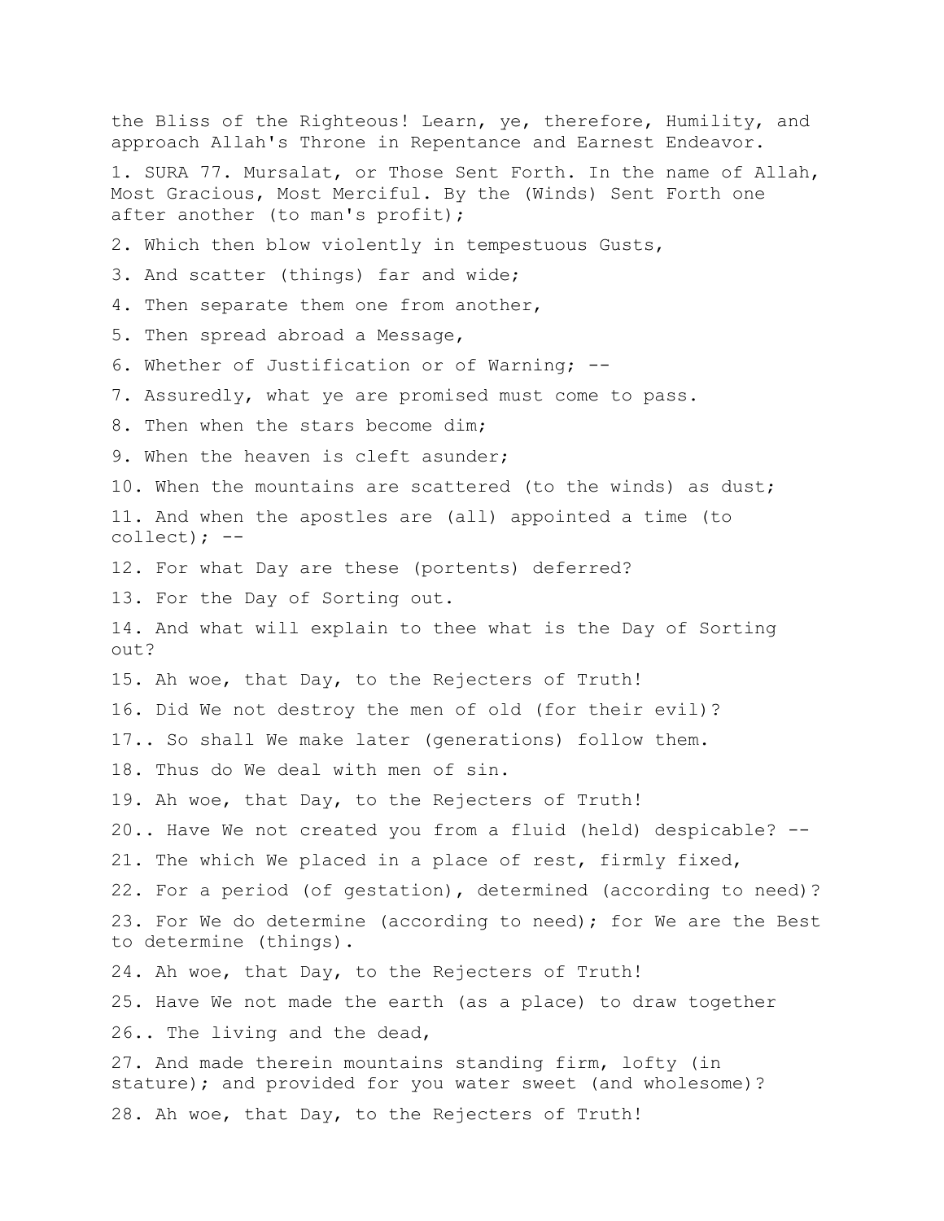the Bliss of the Righteous! Learn, ye, therefore, Humility, and approach Allah's Throne in Repentance and Earnest Endeavor.

1. SURA 77. Mursalat, or Those Sent Forth. In the name of Allah, Most Gracious, Most Merciful. By the (Winds) Sent Forth one after another (to man's profit);

2. Which then blow violently in tempestuous Gusts,

3. And scatter (things) far and wide;

4. Then separate them one from another,

5. Then spread abroad a Message,

6. Whether of Justification or of Warning; --

7. Assuredly, what ye are promised must come to pass.

8. Then when the stars become dim;

9. When the heaven is cleft asunder;

10. When the mountains are scattered (to the winds) as dust;

11. And when the apostles are (all) appointed a time (to collect); --

12. For what Day are these (portents) deferred?

13. For the Day of Sorting out.

14. And what will explain to thee what is the Day of Sorting out?

15. Ah woe, that Day, to the Rejecters of Truth!

16. Did We not destroy the men of old (for their evil)?

17.. So shall We make later (generations) follow them.

18. Thus do We deal with men of sin.

19. Ah woe, that Day, to the Rejecters of Truth!

20.. Have We not created you from a fluid (held) despicable? --

21. The which We placed in a place of rest, firmly fixed,

22. For a period (of gestation), determined (according to need)?

23. For We do determine (according to need); for We are the Best to determine (things).

24. Ah woe, that Day, to the Rejecters of Truth!

25. Have We not made the earth (as a place) to draw together

26.. The living and the dead,

27. And made therein mountains standing firm, lofty (in stature); and provided for you water sweet (and wholesome)?

28. Ah woe, that Day, to the Rejecters of Truth!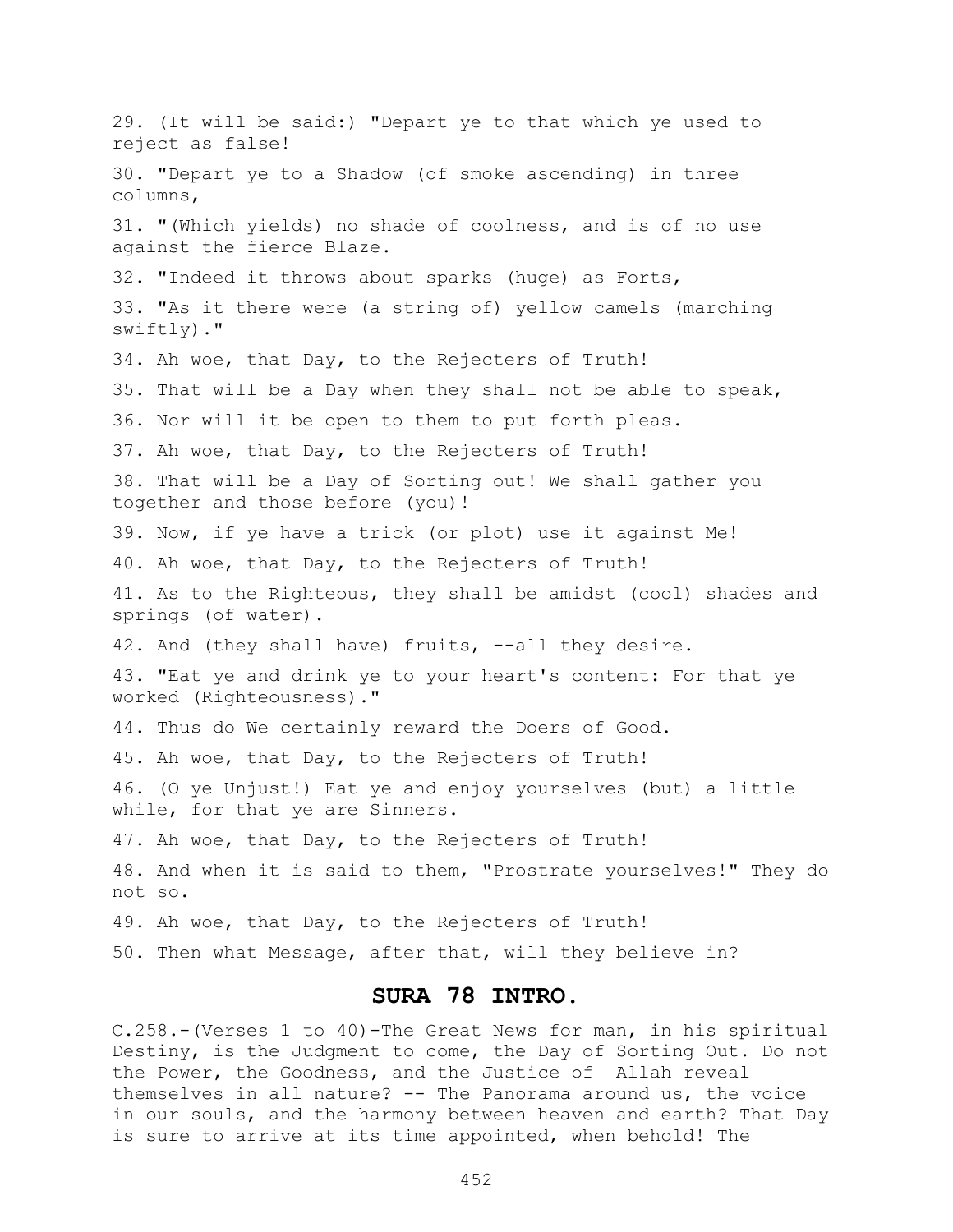29. (It will be said:) "Depart ye to that which ye used to reject as false!

30. "Depart ye to a Shadow (of smoke ascending) in three columns,

31. "(Which yields) no shade of coolness, and is of no use against the fierce Blaze.

32. "Indeed it throws about sparks (huge) as Forts,

33. "As it there were (a string of) yellow camels (marching swiftly)."

34. Ah woe, that Day, to the Rejecters of Truth!

35. That will be a Day when they shall not be able to speak,

36. Nor will it be open to them to put forth pleas.

37. Ah woe, that Day, to the Rejecters of Truth!

38. That will be a Day of Sorting out! We shall gather you together and those before (you)!

39. Now, if ye have a trick (or plot) use it against Me!

40. Ah woe, that Day, to the Rejecters of Truth!

41. As to the Righteous, they shall be amidst (cool) shades and springs (of water).

42. And (they shall have) fruits, --all they desire.

43. "Eat ye and drink ye to your heart's content: For that ye worked (Righteousness)."

44. Thus do We certainly reward the Doers of Good.

45. Ah woe, that Day, to the Rejecters of Truth!

46. (O ye Unjust!) Eat ye and enjoy yourselves (but) a little while, for that ye are Sinners.

47. Ah woe, that Day, to the Rejecters of Truth!

48. And when it is said to them, "Prostrate yourselves!" They do not so.

49. Ah woe, that Day, to the Rejecters of Truth!

50. Then what Message, after that, will they believe in?

## SURA 78 INTRO.

C.258.-(Verses 1 to 40)-The Great News for man, in his spiritual Destiny, is the Judgment to come, the Day of Sorting Out. Do not the Power, the Goodness, and the Justice of Allah reveal themselves in all nature? -- The Panorama around us, the voice in our souls, and the harmony between heaven and earth? That Day is sure to arrive at its time appointed, when behold! The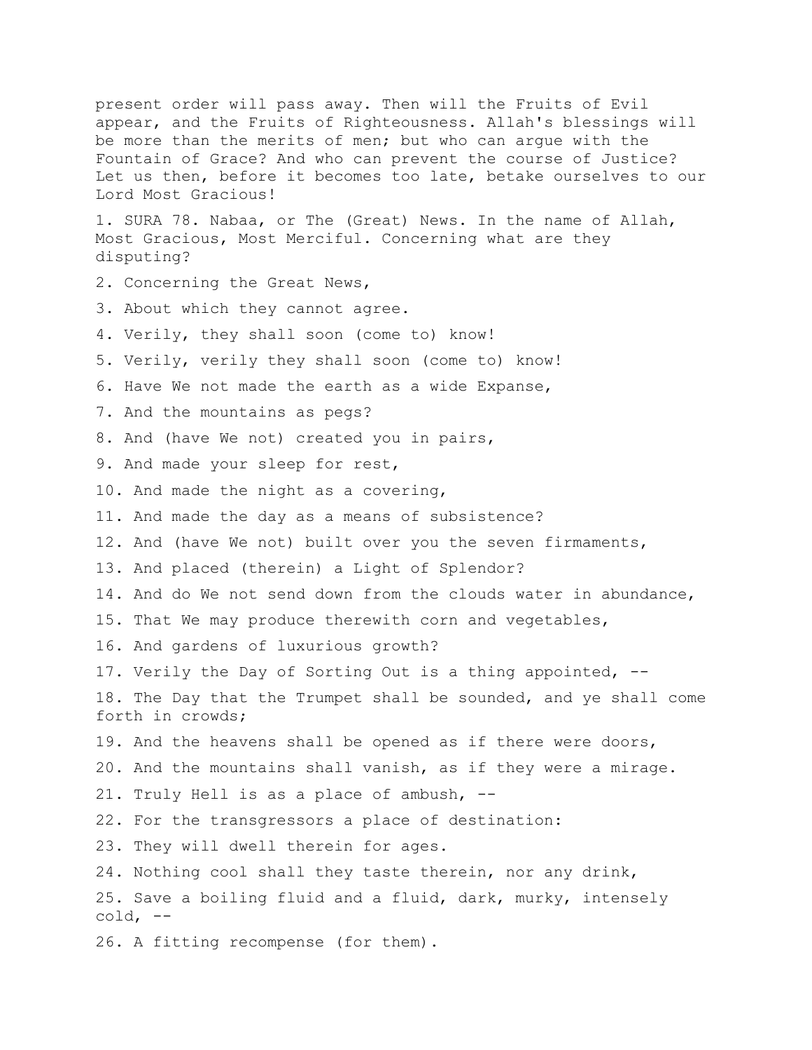present order will pass away. Then will the Fruits of Evil appear, and the Fruits of Righteousness. Allah's blessings will be more than the merits of men; but who can argue with the Fountain of Grace? And who can prevent the course of Justice? Let us then, before it becomes too late, betake ourselves to our Lord Most Gracious!

1. SURA 78. Nabaa, or The (Great) News. In the name of Allah, Most Gracious, Most Merciful. Concerning what are they disputing?

2. Concerning the Great News,

3. About which they cannot agree.

4. Verily, they shall soon (come to) know!

5. Verily, verily they shall soon (come to) know!

6. Have We not made the earth as a wide Expanse,

7. And the mountains as pegs?

8. And (have We not) created you in pairs,

9. And made your sleep for rest,

10. And made the night as a covering,

11. And made the day as a means of subsistence?

12. And (have We not) built over you the seven firmaments,

13. And placed (therein) a Light of Splendor?

14. And do We not send down from the clouds water in abundance,

15. That We may produce therewith corn and vegetables,

16. And gardens of luxurious growth?

17. Verily the Day of Sorting Out is a thing appointed, --

18. The Day that the Trumpet shall be sounded, and ye shall come forth in crowds;

19. And the heavens shall be opened as if there were doors,

20. And the mountains shall vanish, as if they were a mirage.

21. Truly Hell is as a place of ambush, --

22. For the transgressors a place of destination:

23. They will dwell therein for ages.

24. Nothing cool shall they taste therein, nor any drink,

25. Save a boiling fluid and a fluid, dark, murky, intensely cold, --

26. A fitting recompense (for them).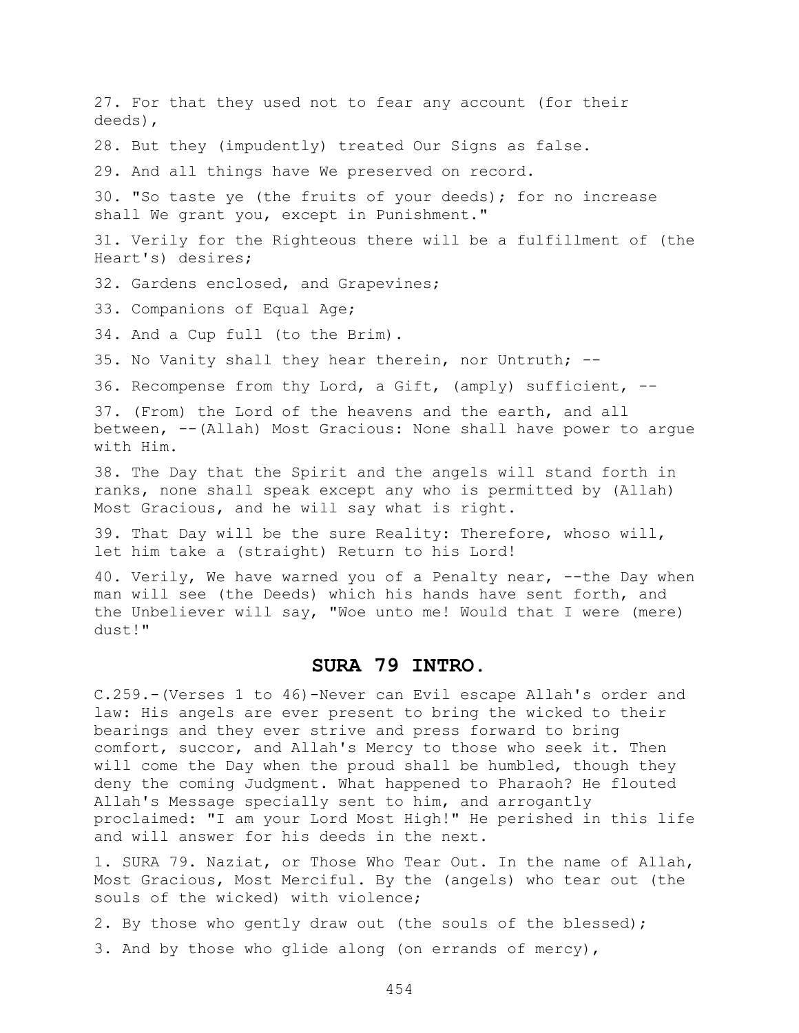27. For that they used not to fear any account (for their deeds),

28. But they (impudently) treated Our Signs as false.

29. And all things have We preserved on record.

30. "So taste ye (the fruits of your deeds); for no increase shall We grant you, except in Punishment."

31. Verily for the Righteous there will be a fulfillment of (the Heart's) desires;

32. Gardens enclosed, and Grapevines;

33. Companions of Equal Age;

34. And a Cup full (to the Brim).

35. No Vanity shall they hear therein, nor Untruth; --

36. Recompense from thy Lord, a Gift, (amply) sufficient, --

37. (From) the Lord of the heavens and the earth, and all between, --(Allah) Most Gracious: None shall have power to argue with Him.

38. The Day that the Spirit and the angels will stand forth in ranks, none shall speak except any who is permitted by (Allah) Most Gracious, and he will say what is right.

39. That Day will be the sure Reality: Therefore, whoso will, let him take a (straight) Return to his Lord!

40. Verily, We have warned you of a Penalty near, --the Day when man will see (the Deeds) which his hands have sent forth, and the Unbeliever will say, "Woe unto me! Would that I were (mere) dust!"

## SURA 79 INTRO.

C.259.-(Verses 1 to 46)-Never can Evil escape Allah's order and law: His angels are ever present to bring the wicked to their bearings and they ever strive and press forward to bring comfort, succor, and Allah's Mercy to those who seek it. Then will come the Day when the proud shall be humbled, though they deny the coming Judgment. What happened to Pharaoh? He flouted Allah's Message specially sent to him, and arrogantly proclaimed: "I am your Lord Most High!" He perished in this life and will answer for his deeds in the next.

1. SURA 79. Naziat, or Those Who Tear Out. In the name of Allah, Most Gracious, Most Merciful. By the (angels) who tear out (the souls of the wicked) with violence;

2. By those who gently draw out (the souls of the blessed);

3. And by those who glide along (on errands of mercy),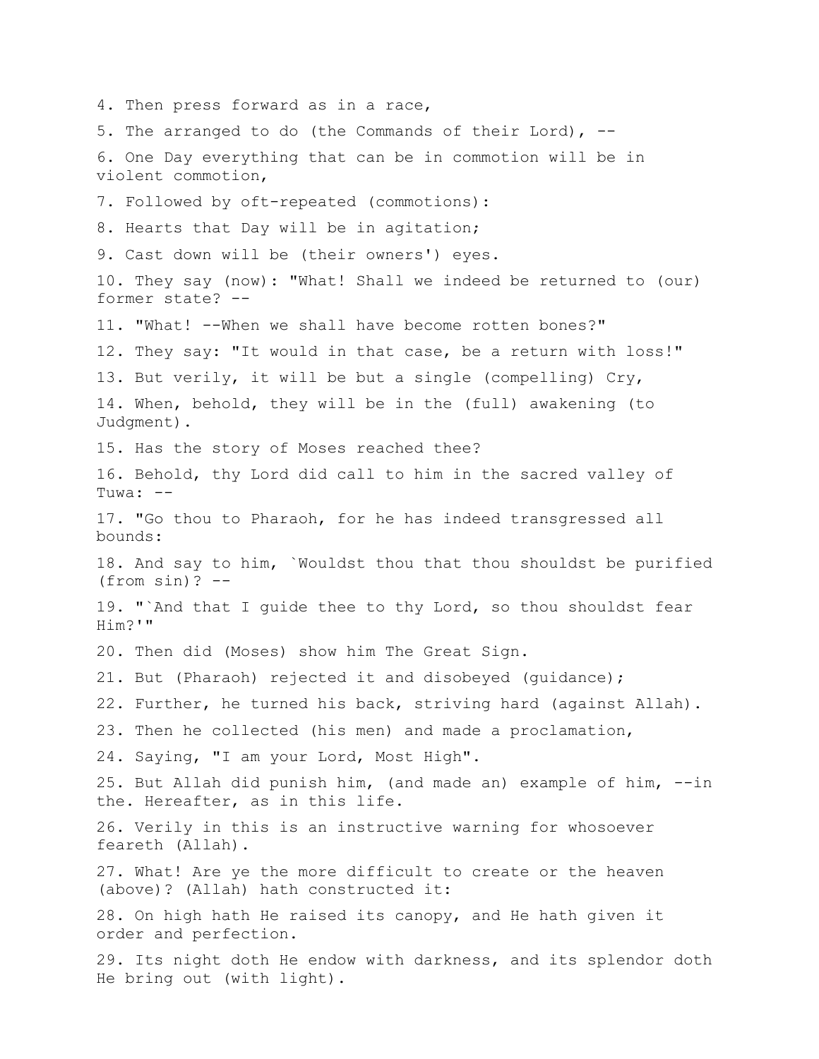4. Then press forward as in a race,

5. The arranged to do (the Commands of their Lord), --

6. One Day everything that can be in commotion will be in violent commotion,

7. Followed by oft-repeated (commotions):

8. Hearts that Day will be in agitation;

9. Cast down will be (their owners') eyes.

10. They say (now): "What! Shall we indeed be returned to (our) former state? --

11. "What! --When we shall have become rotten bones?"

12. They say: "It would in that case, be a return with loss!"

13. But verily, it will be but a single (compelling) Cry,

14. When, behold, they will be in the (full) awakening (to Judgment).

15. Has the story of Moses reached thee?

16. Behold, thy Lord did call to him in the sacred valley of Tuwa: --

17. "Go thou to Pharaoh, for he has indeed transgressed all bounds:

18. And say to him, `Wouldst thou that thou shouldst be purified (from sin)? --

19. "`And that I guide thee to thy Lord, so thou shouldst fear Him?'"

20. Then did (Moses) show him The Great Sign.

21. But (Pharaoh) rejected it and disobeyed (guidance);

22. Further, he turned his back, striving hard (against Allah).

23. Then he collected (his men) and made a proclamation,

24. Saying, "I am your Lord, Most High".

25. But Allah did punish him, (and made an) example of him, --in the. Hereafter, as in this life.

26. Verily in this is an instructive warning for whosoever feareth (Allah).

27. What! Are ye the more difficult to create or the heaven (above)? (Allah) hath constructed it:

28. On high hath He raised its canopy, and He hath given it order and perfection.

29. Its night doth He endow with darkness, and its splendor doth He bring out (with light).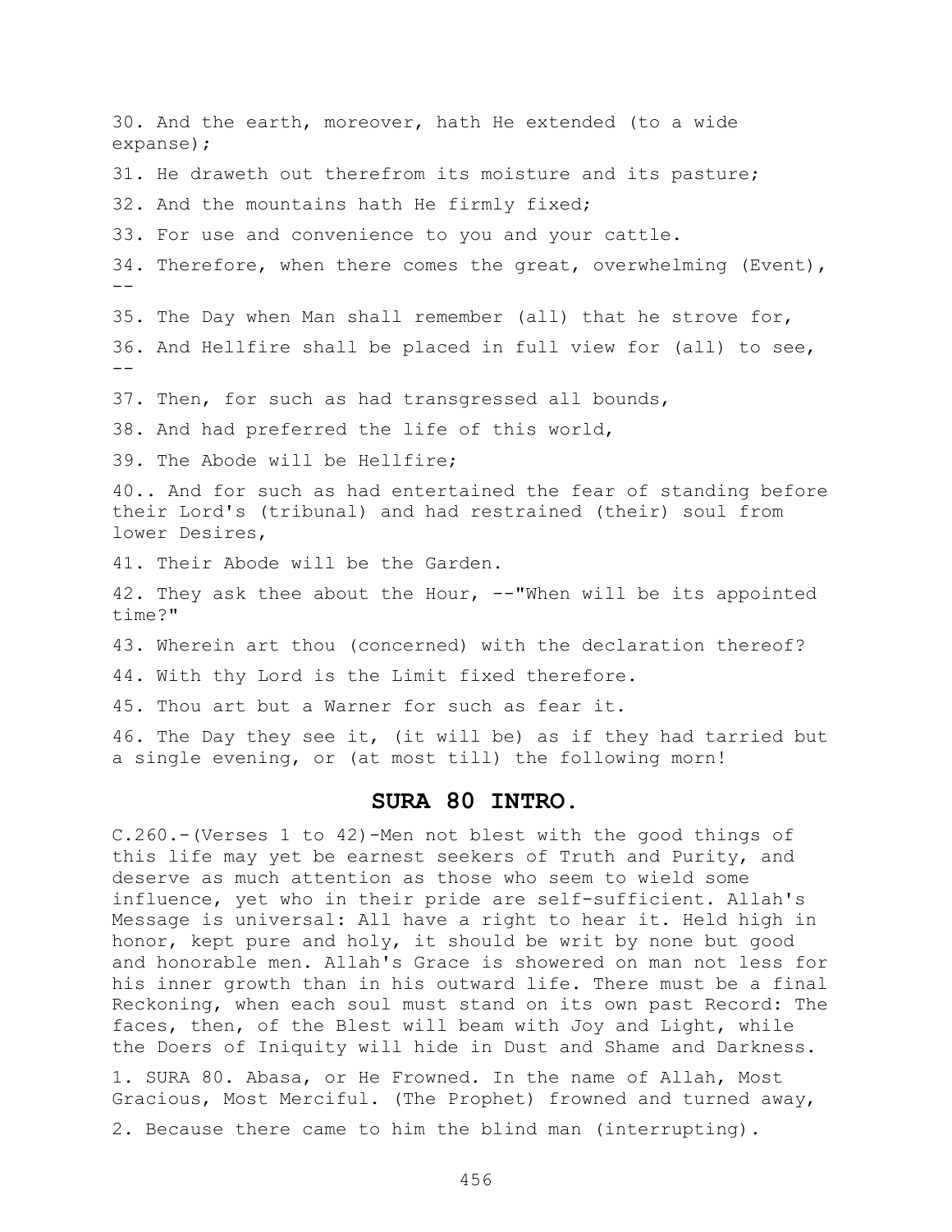30. And the earth, moreover, hath He extended (to a wide expanse);

31. He draweth out therefrom its moisture and its pasture;

32. And the mountains hath He firmly fixed;

33. For use and convenience to you and your cattle.

34. Therefore, when there comes the great, overwhelming (Event), --

35. The Day when Man shall remember (all) that he strove for,

36. And Hellfire shall be placed in full view for (all) to see, --

37. Then, for such as had transgressed all bounds,

38. And had preferred the life of this world,

39. The Abode will be Hellfire;

40.. And for such as had entertained the fear of standing before their Lord's (tribunal) and had restrained (their) soul from lower Desires,

41. Their Abode will be the Garden.

42. They ask thee about the Hour, --"When will be its appointed time?"

43. Wherein art thou (concerned) with the declaration thereof?

44. With thy Lord is the Limit fixed therefore.

45. Thou art but a Warner for such as fear it.

46. The Day they see it, (it will be) as if they had tarried but a single evening, or (at most till) the following morn!

## SURA 80 INTRO.

C.260.-(Verses 1 to 42)-Men not blest with the good things of this life may yet be earnest seekers of Truth and Purity, and deserve as much attention as those who seem to wield some influence, yet who in their pride are self-sufficient. Allah's Message is universal: All have a right to hear it. Held high in honor, kept pure and holy, it should be writ by none but good and honorable men. Allah's Grace is showered on man not less for his inner growth than in his outward life. There must be a final Reckoning, when each soul must stand on its own past Record: The faces, then, of the Blest will beam with Joy and Light, while the Doers of Iniquity will hide in Dust and Shame and Darkness.

1. SURA 80. Abasa, or He Frowned. In the name of Allah, Most Gracious, Most Merciful. (The Prophet) frowned and turned away,

2. Because there came to him the blind man (interrupting).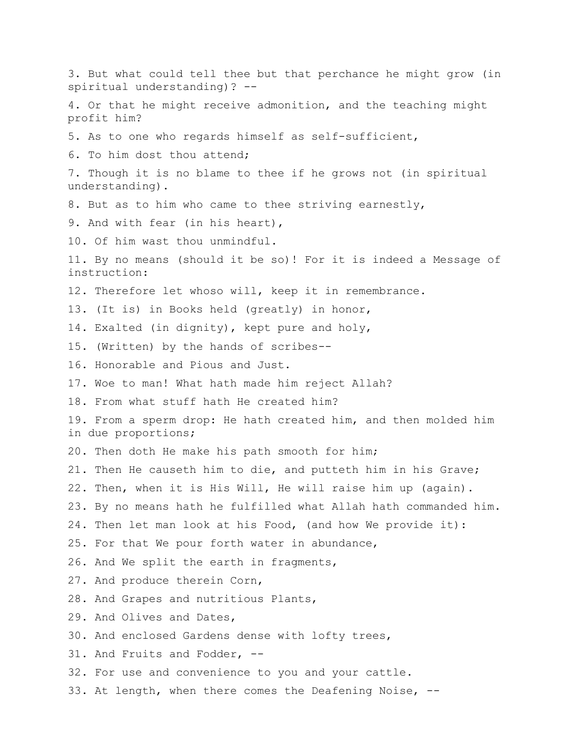3. But what could tell thee but that perchance he might grow (in spiritual understanding)? --

4. Or that he might receive admonition, and the teaching might profit him?

5. As to one who regards himself as self-sufficient,

6. To him dost thou attend;

7. Though it is no blame to thee if he grows not (in spiritual understanding).

8. But as to him who came to thee striving earnestly,

9. And with fear (in his heart),

10. Of him wast thou unmindful.

11. By no means (should it be so)! For it is indeed a Message of instruction:

12. Therefore let whoso will, keep it in remembrance.

13. (It is) in Books held (greatly) in honor,

14. Exalted (in dignity), kept pure and holy,

15. (Written) by the hands of scribes--

16. Honorable and Pious and Just.

17. Woe to man! What hath made him reject Allah?

18. From what stuff hath He created him?

19. From a sperm drop: He hath created him, and then molded him in due proportions;

20. Then doth He make his path smooth for him;

21. Then He causeth him to die, and putteth him in his Grave;

22. Then, when it is His Will, He will raise him up (again).

23. By no means hath he fulfilled what Allah hath commanded him.

24. Then let man look at his Food, (and how We provide it):

25. For that We pour forth water in abundance,

26. And We split the earth in fragments,

27. And produce therein Corn,

28. And Grapes and nutritious Plants,

29. And Olives and Dates,

30. And enclosed Gardens dense with lofty trees,

31. And Fruits and Fodder, --

32. For use and convenience to you and your cattle.

33. At length, when there comes the Deafening Noise, --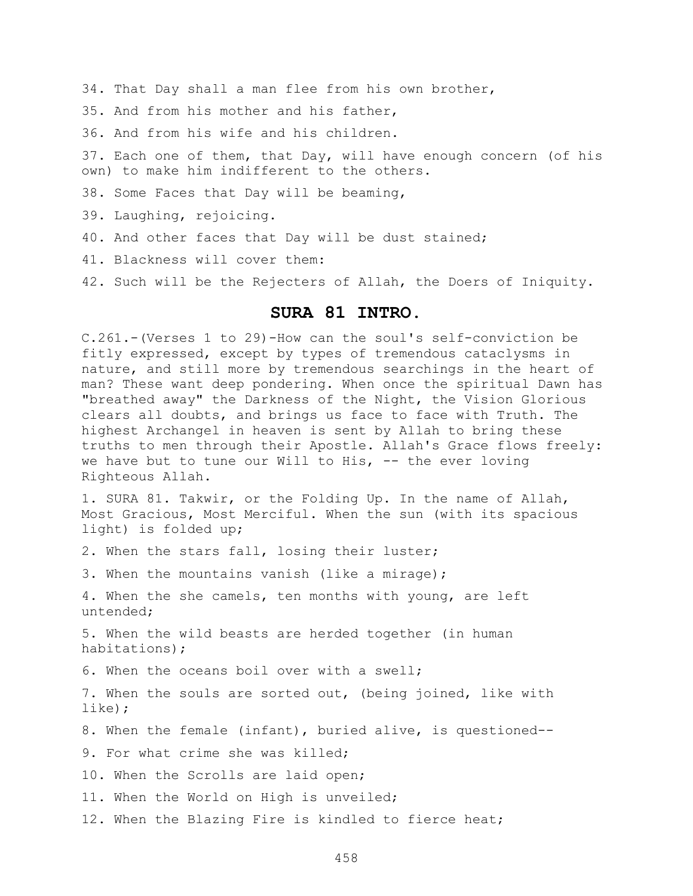34. That Day shall a man flee from his own brother,

35. And from his mother and his father,

36. And from his wife and his children.

37. Each one of them, that Day, will have enough concern (of his own) to make him indifferent to the others.

38. Some Faces that Day will be beaming,

39. Laughing, rejoicing.

40. And other faces that Day will be dust stained;

41. Blackness will cover them:

42. Such will be the Rejecters of Allah, the Doers of Iniquity.

## SURA 81 INTRO.

C.261.-(Verses 1 to 29)-How can the soul's self-conviction be fitly expressed, except by types of tremendous cataclysms in nature, and still more by tremendous searchings in the heart of man? These want deep pondering. When once the spiritual Dawn has "breathed away" the Darkness of the Night, the Vision Glorious clears all doubts, and brings us face to face with Truth. The highest Archangel in heaven is sent by Allah to bring these truths to men through their Apostle. Allah's Grace flows freely: we have but to tune our Will to His, -- the ever loving Righteous Allah.

1. SURA 81. Takwir, or the Folding Up. In the name of Allah, Most Gracious, Most Merciful. When the sun (with its spacious light) is folded up;

2. When the stars fall, losing their luster;

3. When the mountains vanish (like a mirage);

4. When the she camels, ten months with young, are left untended;

5. When the wild beasts are herded together (in human habitations);

6. When the oceans boil over with a swell;

7. When the souls are sorted out, (being joined, like with like);

8. When the female (infant), buried alive, is questioned--

9. For what crime she was killed;

10. When the Scrolls are laid open;

11. When the World on High is unveiled;

12. When the Blazing Fire is kindled to fierce heat;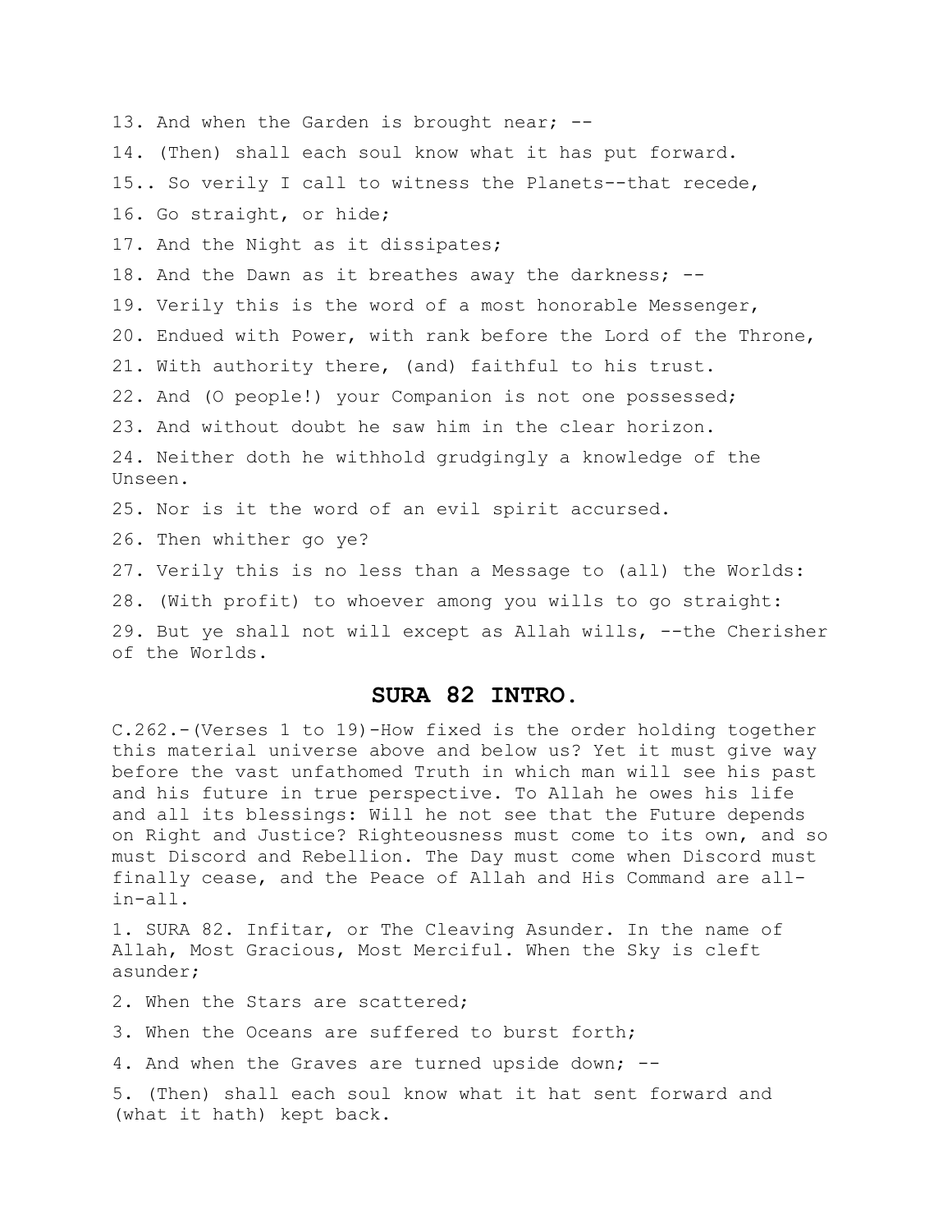13. And when the Garden is brought near; --

14. (Then) shall each soul know what it has put forward.

15.. So verily I call to witness the Planets--that recede,

16. Go straight, or hide;

17. And the Night as it dissipates;

18. And the Dawn as it breathes away the darkness; --

19. Verily this is the word of a most honorable Messenger,

20. Endued with Power, with rank before the Lord of the Throne,

21. With authority there, (and) faithful to his trust.

22. And (O people!) your Companion is not one possessed;

23. And without doubt he saw him in the clear horizon.

24. Neither doth he withhold grudgingly a knowledge of the Unseen.

25. Nor is it the word of an evil spirit accursed.

26. Then whither go ye?

27. Verily this is no less than a Message to (all) the Worlds:

28. (With profit) to whoever among you wills to go straight:

29. But ye shall not will except as Allah wills, --the Cherisher of the Worlds.

## SURA 82 INTRO.

C.262.-(Verses 1 to 19)-How fixed is the order holding together this material universe above and below us? Yet it must give way before the vast unfathomed Truth in which man will see his past and his future in true perspective. To Allah he owes his life and all its blessings: Will he not see that the Future depends on Right and Justice? Righteousness must come to its own, and so must Discord and Rebellion. The Day must come when Discord must finally cease, and the Peace of Allah and His Command are all-in-all.

1. SURA 82. Infitar, or The Cleaving Asunder. In the name of Allah, Most Gracious, Most Merciful. When the Sky is cleft asunder;

2. When the Stars are scattered;

3. When the Oceans are suffered to burst forth;

4. And when the Graves are turned upside down; --

5. (Then) shall each soul know what it hat sent forward and (what it hath) kept back.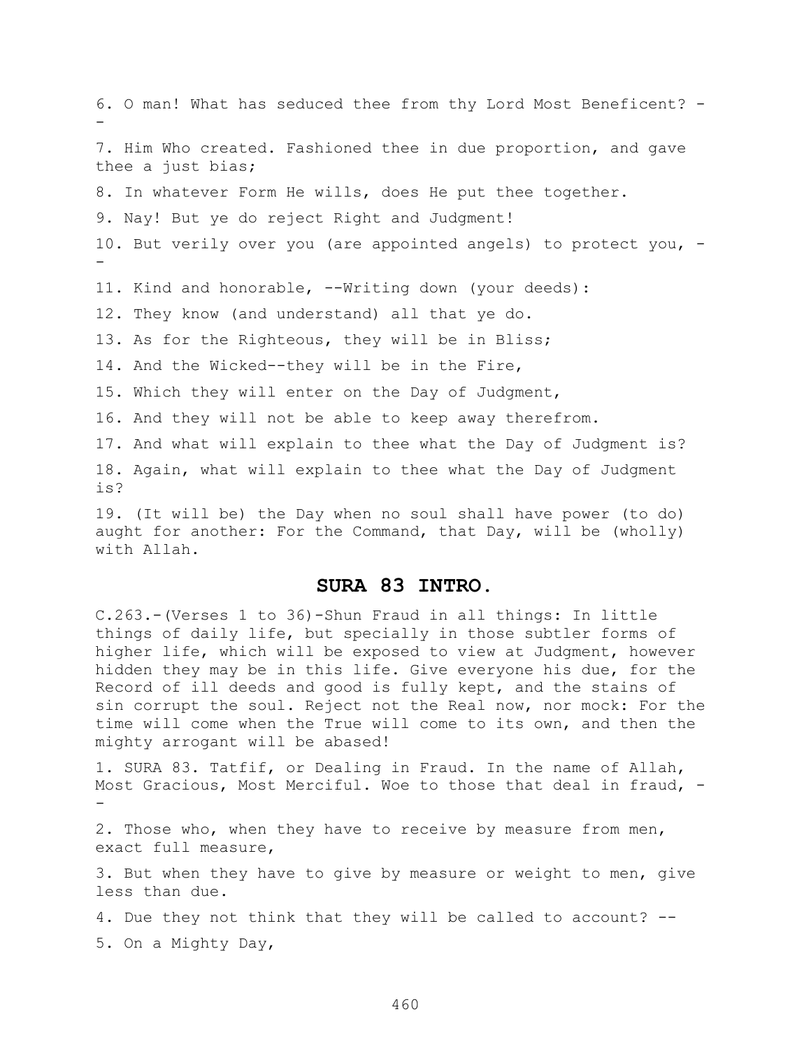6. O man! What has seduced thee from thy Lord Most Beneficent? --

7. Him Who created. Fashioned thee in due proportion, and gave thee a just bias;

8. In whatever Form He wills, does He put thee together.

9. Nay! But ye do reject Right and Judgment!

10. But verily over you (are appointed angels) to protect you, --

11. Kind and honorable, --Writing down (your deeds):

12. They know (and understand) all that ye do.

13. As for the Righteous, they will be in Bliss;

14. And the Wicked--they will be in the Fire,

15. Which they will enter on the Day of Judgment,

16. And they will not be able to keep away therefrom.

17. And what will explain to thee what the Day of Judgment is?

18. Again, what will explain to thee what the Day of Judgment is?

19. (It will be) the Day when no soul shall have power (to do) aught for another: For the Command, that Day, will be (wholly) with Allah.

## SURA 83 INTRO.

C.263.-(Verses 1 to 36)-Shun Fraud in all things: In little things of daily life, but specially in those subtler forms of higher life, which will be exposed to view at Judgment, however hidden they may be in this life. Give everyone his due, for the Record of ill deeds and good is fully kept, and the stains of sin corrupt the soul. Reject not the Real now, nor mock: For the time will come when the True will come to its own, and then the mighty arrogant will be abased!

1. SURA 83. Tatfif, or Dealing in Fraud. In the name of Allah, Most Gracious, Most Merciful. Woe to those that deal in fraud, --

2. Those who, when they have to receive by measure from men, exact full measure,

3. But when they have to give by measure or weight to men, give less than due.

4. Due they not think that they will be called to account? --

5. On a Mighty Day,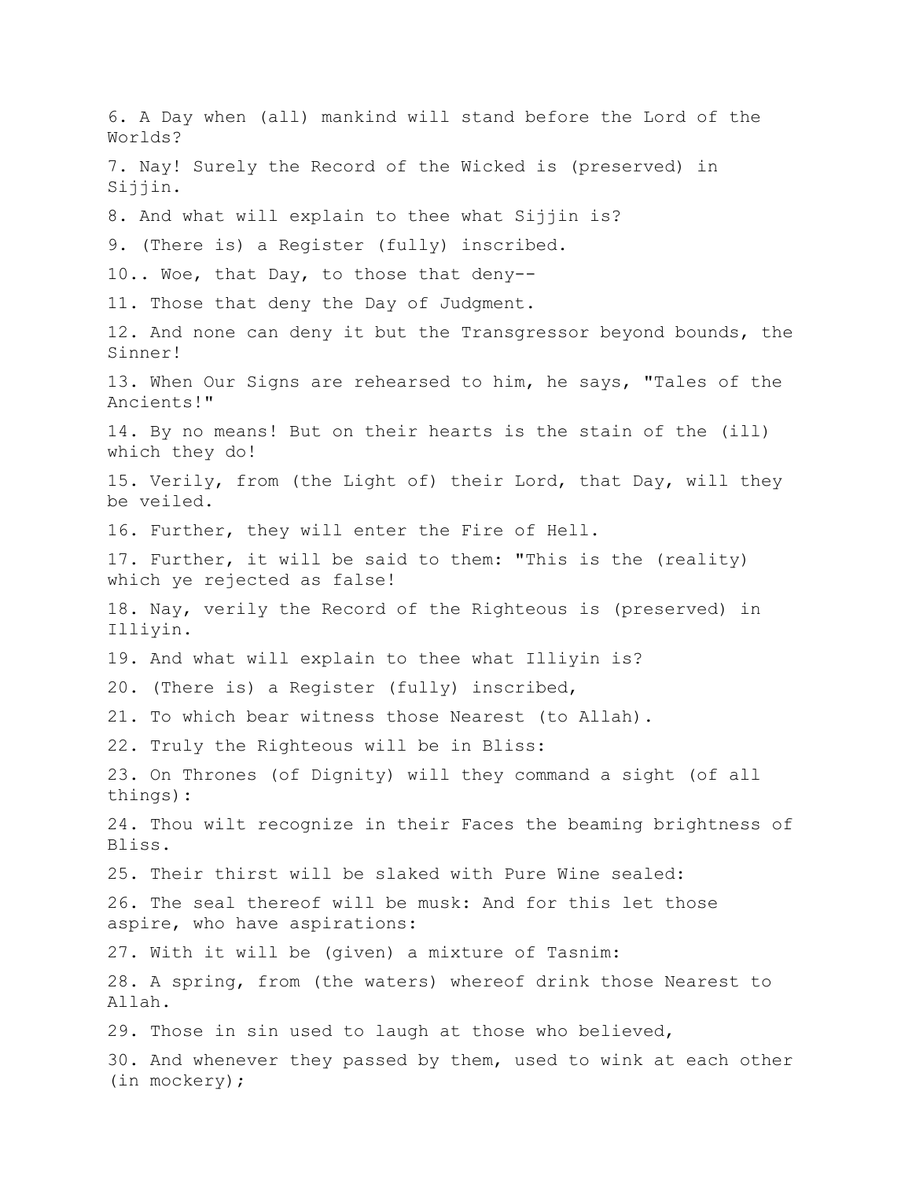6. A Day when (all) mankind will stand before the Lord of the Worlds?

7. Nay! Surely the Record of the Wicked is (preserved) in Sijjin.

8. And what will explain to thee what Sijjin is?

9. (There is) a Register (fully) inscribed.

10.. Woe, that Day, to those that deny--

11. Those that deny the Day of Judgment.

12. And none can deny it but the Transgressor beyond bounds, the Sinner!

13. When Our Signs are rehearsed to him, he says, "Tales of the Ancients!"

14. By no means! But on their hearts is the stain of the (ill) which they do!

15. Verily, from (the Light of) their Lord, that Day, will they be veiled.

16. Further, they will enter the Fire of Hell.

17. Further, it will be said to them: "This is the (reality) which ye rejected as false!

18. Nay, verily the Record of the Righteous is (preserved) in Illiyin.

19. And what will explain to thee what Illiyin is?

20. (There is) a Register (fully) inscribed,

21. To which bear witness those Nearest (to Allah).

22. Truly the Righteous will be in Bliss:

23. On Thrones (of Dignity) will they command a sight (of all things):

24. Thou wilt recognize in their Faces the beaming brightness of Bliss.

25. Their thirst will be slaked with Pure Wine sealed:

26. The seal thereof will be musk: And for this let those aspire, who have aspirations:

27. With it will be (given) a mixture of Tasnim:

28. A spring, from (the waters) whereof drink those Nearest to Allah.

29. Those in sin used to laugh at those who believed,

30. And whenever they passed by them, used to wink at each other (in mockery);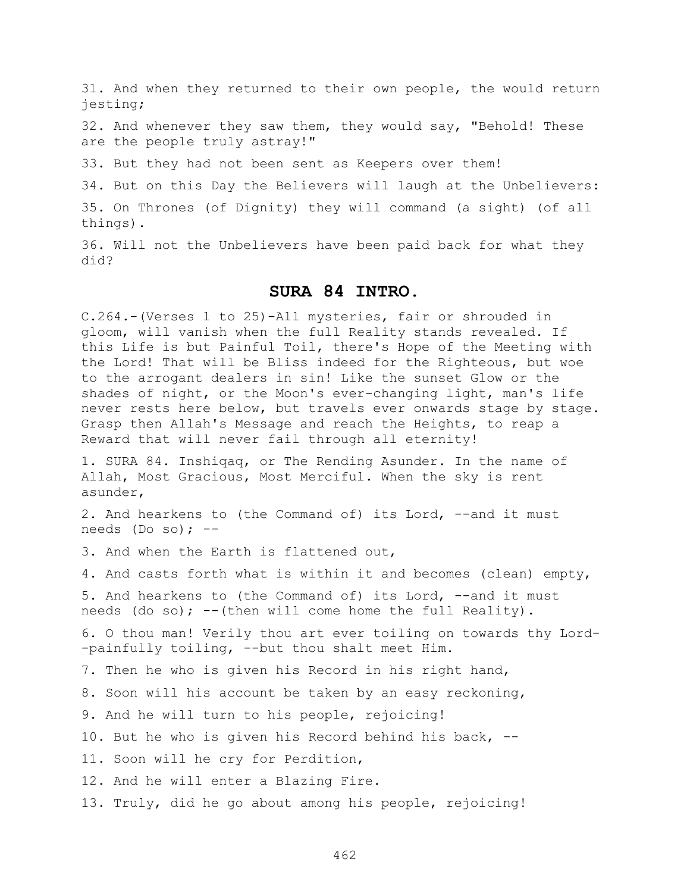31. And when they returned to their own people, the would return jesting;

32. And whenever they saw them, they would say, "Behold! These are the people truly astray!"

33. But they had not been sent as Keepers over them!

34. But on this Day the Believers will laugh at the Unbelievers:

35. On Thrones (of Dignity) they will command (a sight) (of all things).

36. Will not the Unbelievers have been paid back for what they did?

## SURA 84 INTRO.

C.264.-(Verses 1 to 25)-All mysteries, fair or shrouded in gloom, will vanish when the full Reality stands revealed. If this Life is but Painful Toil, there's Hope of the Meeting with the Lord! That will be Bliss indeed for the Righteous, but woe to the arrogant dealers in sin! Like the sunset Glow or the shades of night, or the Moon's ever-changing light, man's life never rests here below, but travels ever onwards stage by stage. Grasp then Allah's Message and reach the Heights, to reap a Reward that will never fail through all eternity!

1. SURA 84. Inshiqaq, or The Rending Asunder. In the name of Allah, Most Gracious, Most Merciful. When the sky is rent asunder,

2. And hearkens to (the Command of) its Lord, --and it must needs (Do so); --

3. And when the Earth is flattened out,

4. And casts forth what is within it and becomes (clean) empty,

5. And hearkens to (the Command of) its Lord, --and it must needs (do so); --(then will come home the full Reality).

6. O thou man! Verily thou art ever toiling on towards thy Lord--painfully toiling, --but thou shalt meet Him.

7. Then he who is given his Record in his right hand,

8. Soon will his account be taken by an easy reckoning,

9. And he will turn to his people, rejoicing!

10. But he who is given his Record behind his back, --

11. Soon will he cry for Perdition,

12. And he will enter a Blazing Fire.

13. Truly, did he go about among his people, rejoicing!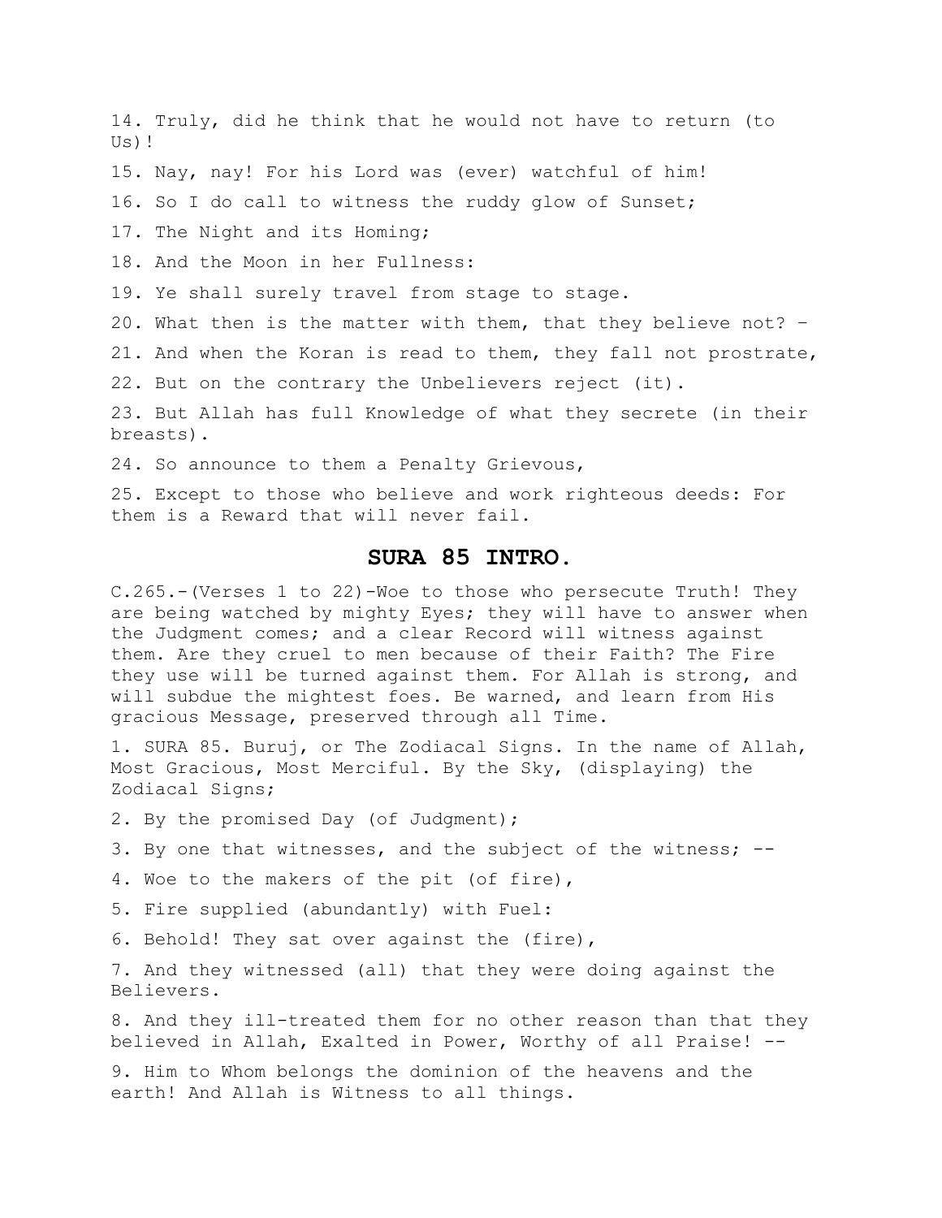14. Truly, did he think that he would not have to return (to Us)!

15. Nay, nay! For his Lord was (ever) watchful of him!

16. So I do call to witness the ruddy glow of Sunset;

17. The Night and its Homing;

18. And the Moon in her Fullness:

19. Ye shall surely travel from stage to stage.

20. What then is the matter with them, that they believe not? –

21. And when the Koran is read to them, they fall not prostrate,

22. But on the contrary the Unbelievers reject (it).

23. But Allah has full Knowledge of what they secrete (in their breasts).

24. So announce to them a Penalty Grievous,

25. Except to those who believe and work righteous deeds: For them is a Reward that will never fail.

## SURA 85 INTRO.

C.265.-(Verses 1 to 22)-Woe to those who persecute Truth! They are being watched by mighty Eyes; they will have to answer when the Judgment comes; and a clear Record will witness against them. Are they cruel to men because of their Faith? The Fire they use will be turned against them. For Allah is strong, and will subdue the mightest foes. Be warned, and learn from His gracious Message, preserved through all Time.

1. SURA 85. Buruj, or The Zodiacal Signs. In the name of Allah, Most Gracious, Most Merciful. By the Sky, (displaying) the Zodiacal Signs;

2. By the promised Day (of Judgment);

3. By one that witnesses, and the subject of the witness; --

4. Woe to the makers of the pit (of fire),

5. Fire supplied (abundantly) with Fuel:

6. Behold! They sat over against the (fire),

7. And they witnessed (all) that they were doing against the Believers.

8. And they ill-treated them for no other reason than that they believed in Allah, Exalted in Power, Worthy of all Praise! --

9. Him to Whom belongs the dominion of the heavens and the earth! And Allah is Witness to all things.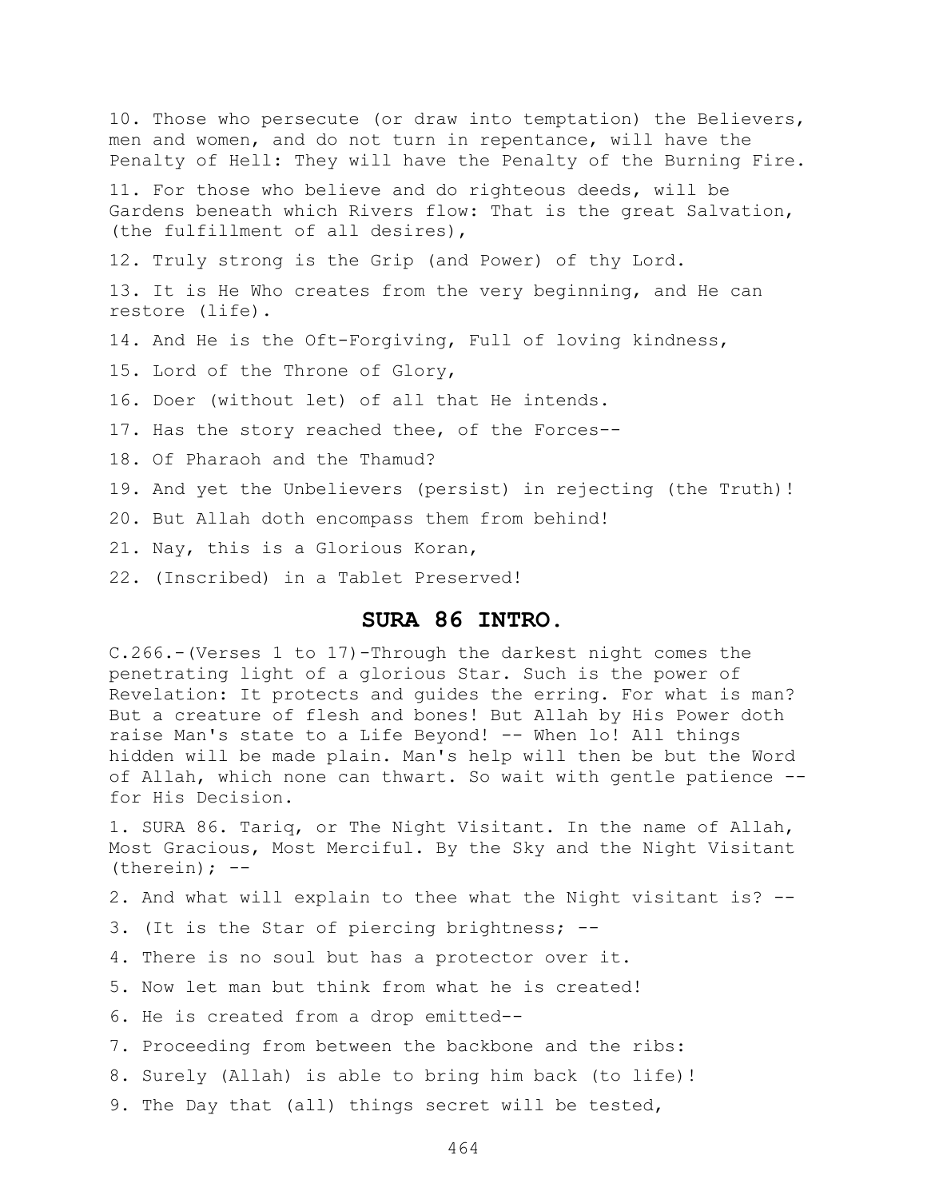10. Those who persecute (or draw into temptation) the Believers, men and women, and do not turn in repentance, will have the Penalty of Hell: They will have the Penalty of the Burning Fire.

11. For those who believe and do righteous deeds, will be Gardens beneath which Rivers flow: That is the great Salvation, (the fulfillment of all desires),

12. Truly strong is the Grip (and Power) of thy Lord.

13. It is He Who creates from the very beginning, and He can restore (life).

14. And He is the Oft-Forgiving, Full of loving kindness,

15. Lord of the Throne of Glory,

16. Doer (without let) of all that He intends.

17. Has the story reached thee, of the Forces--

18. Of Pharaoh and the Thamud?

19. And yet the Unbelievers (persist) in rejecting (the Truth)!

20. But Allah doth encompass them from behind!

21. Nay, this is a Glorious Koran,

22. (Inscribed) in a Tablet Preserved!

## SURA 86 INTRO.

C.266.-(Verses 1 to 17)-Through the darkest night comes the penetrating light of a glorious Star. Such is the power of Revelation: It protects and guides the erring. For what is man? But a creature of flesh and bones! But Allah by His Power doth raise Man's state to a Life Beyond! -- When lo! All things hidden will be made plain. Man's help will then be but the Word of Allah, which none can thwart. So wait with gentle patience -- for His Decision.

1. SURA 86. Tariq, or The Night Visitant. In the name of Allah, Most Gracious, Most Merciful. By the Sky and the Night Visitant (therein); --

2. And what will explain to thee what the Night visitant is? --

3. (It is the Star of piercing brightness; --

4. There is no soul but has a protector over it.

5. Now let man but think from what he is created!

6. He is created from a drop emitted--

7. Proceeding from between the backbone and the ribs:

8. Surely (Allah) is able to bring him back (to life)!

9. The Day that (all) things secret will be tested,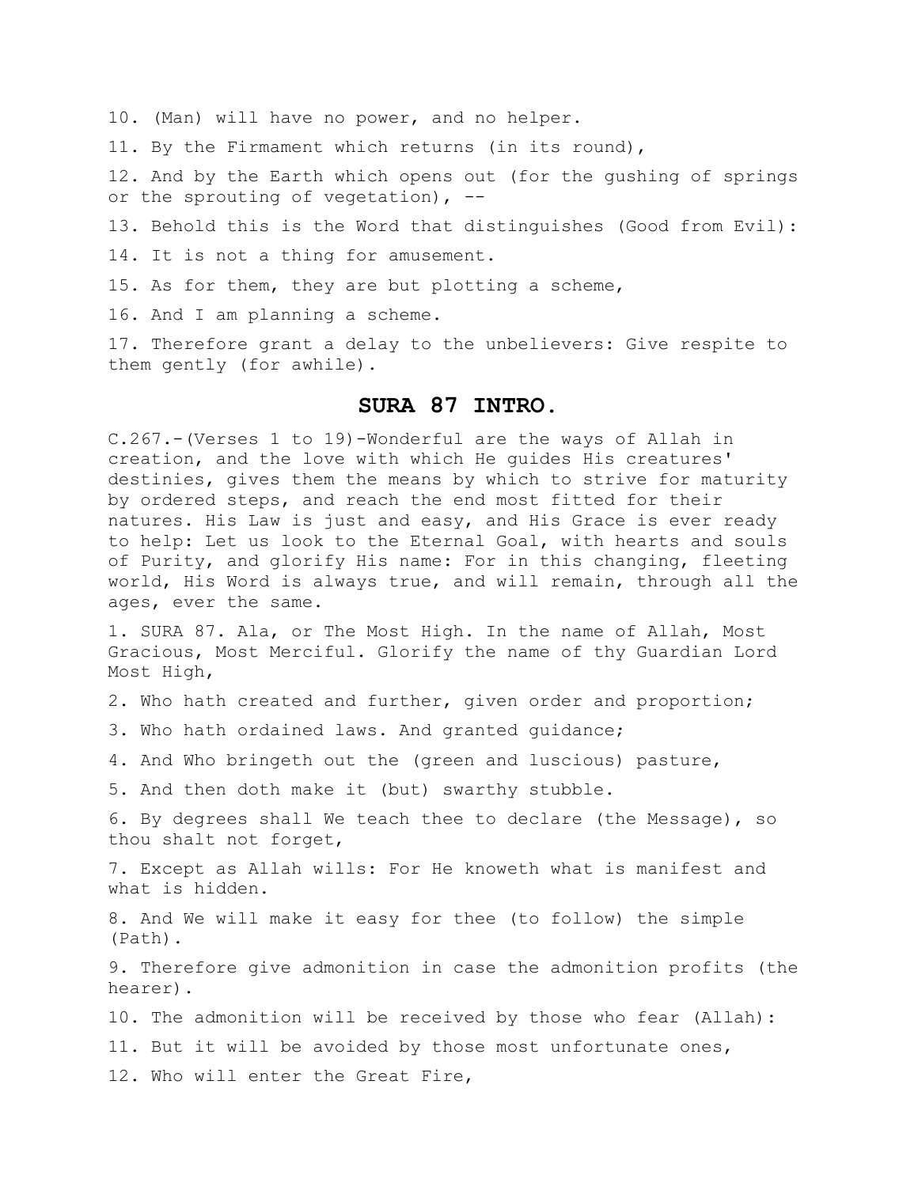10. (Man) will have no power, and no helper.

11. By the Firmament which returns (in its round),

12. And by the Earth which opens out (for the gushing of springs or the sprouting of vegetation), --

13. Behold this is the Word that distinguishes (Good from Evil):

14. It is not a thing for amusement.

15. As for them, they are but plotting a scheme,

16. And I am planning a scheme.

17. Therefore grant a delay to the unbelievers: Give respite to them gently (for awhile).

## SURA 87 INTRO.

C.267.-(Verses 1 to 19)-Wonderful are the ways of Allah in creation, and the love with which He guides His creatures' destinies, gives them the means by which to strive for maturity by ordered steps, and reach the end most fitted for their natures. His Law is just and easy, and His Grace is ever ready to help: Let us look to the Eternal Goal, with hearts and souls of Purity, and glorify His name: For in this changing, fleeting world, His Word is always true, and will remain, through all the ages, ever the same.

1. SURA 87. Ala, or The Most High. In the name of Allah, Most Gracious, Most Merciful. Glorify the name of thy Guardian Lord Most High,

2. Who hath created and further, given order and proportion;

3. Who hath ordained laws. And granted guidance;

4. And Who bringeth out the (green and luscious) pasture,

5. And then doth make it (but) swarthy stubble.

6. By degrees shall We teach thee to declare (the Message), so thou shalt not forget,

7. Except as Allah wills: For He knoweth what is manifest and what is hidden.

8. And We will make it easy for thee (to follow) the simple (Path).

9. Therefore give admonition in case the admonition profits (the hearer).

10. The admonition will be received by those who fear (Allah):

11. But it will be avoided by those most unfortunate ones,

12. Who will enter the Great Fire,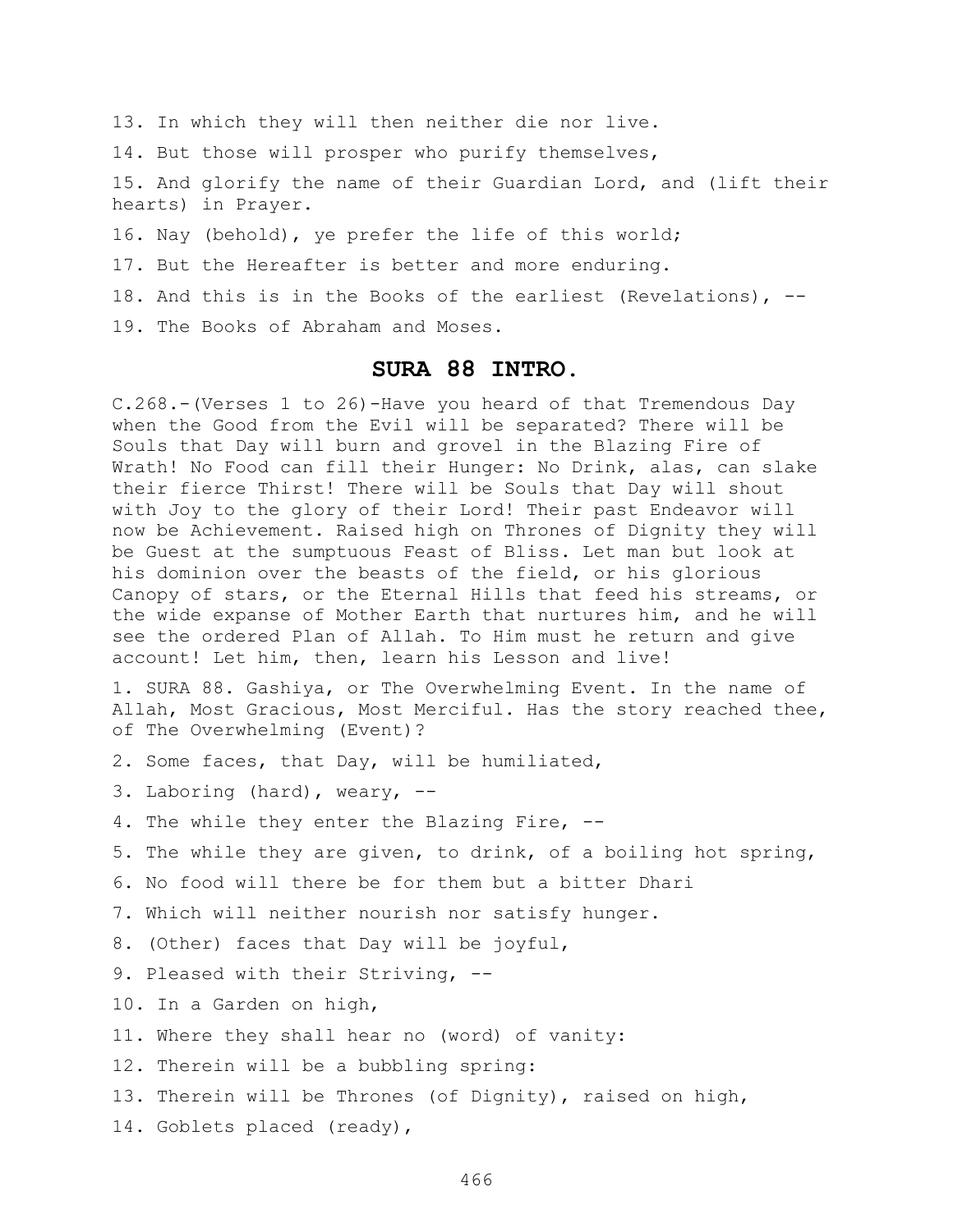13. In which they will then neither die nor live.

14. But those will prosper who purify themselves,

15. And glorify the name of their Guardian Lord, and (lift their hearts) in Prayer.

16. Nay (behold), ye prefer the life of this world;

17. But the Hereafter is better and more enduring.

18. And this is in the Books of the earliest (Revelations), --

19. The Books of Abraham and Moses.

## SURA 88 INTRO.

C.268.-(Verses 1 to 26)-Have you heard of that Tremendous Day when the Good from the Evil will be separated? There will be Souls that Day will burn and grovel in the Blazing Fire of Wrath! No Food can fill their Hunger: No Drink, alas, can slake their fierce Thirst! There will be Souls that Day will shout with Joy to the glory of their Lord! Their past Endeavor will now be Achievement. Raised high on Thrones of Dignity they will be Guest at the sumptuous Feast of Bliss. Let man but look at his dominion over the beasts of the field, or his glorious Canopy of stars, or the Eternal Hills that feed his streams, or the wide expanse of Mother Earth that nurtures him, and he will see the ordered Plan of Allah. To Him must he return and give account! Let him, then, learn his Lesson and live!

1. SURA 88. Gashiya, or The Overwhelming Event. In the name of Allah, Most Gracious, Most Merciful. Has the story reached thee, of The Overwhelming (Event)?

2. Some faces, that Day, will be humiliated,

3. Laboring (hard), weary, --

4. The while they enter the Blazing Fire, --

5. The while they are given, to drink, of a boiling hot spring,

6. No food will there be for them but a bitter Dhari

7. Which will neither nourish nor satisfy hunger.

8. (Other) faces that Day will be joyful,

9. Pleased with their Striving, --

10. In a Garden on high,

11. Where they shall hear no (word) of vanity:

12. Therein will be a bubbling spring:

13. Therein will be Thrones (of Dignity), raised on high,

14. Goblets placed (ready),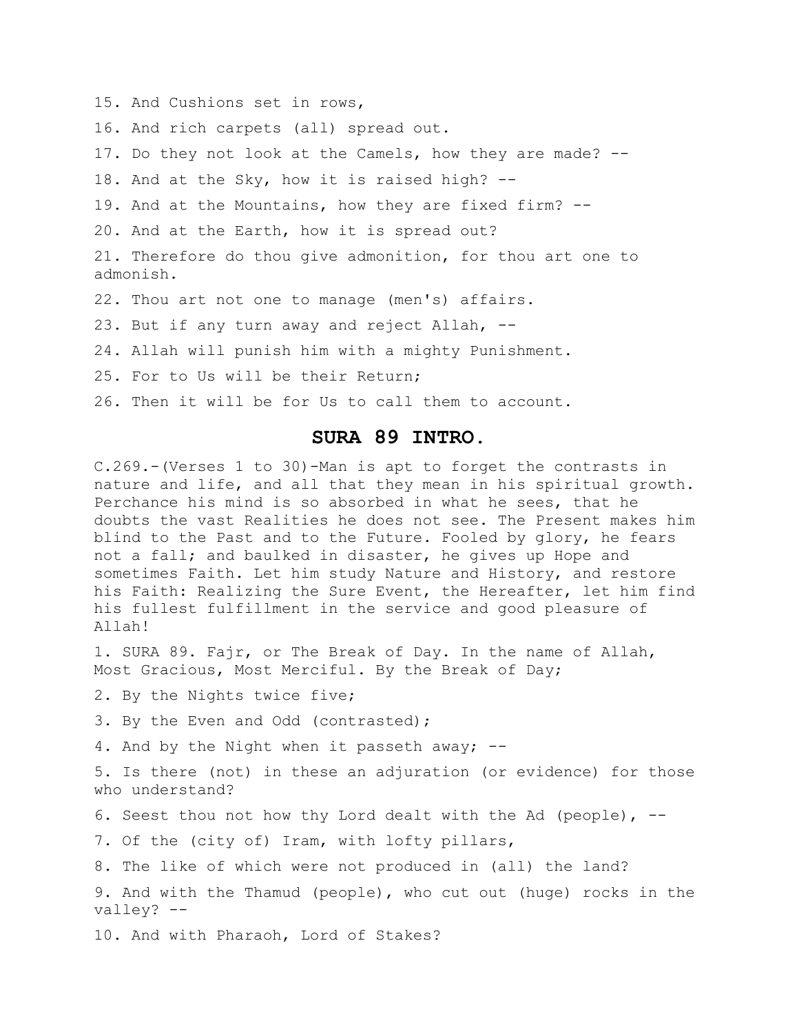15. And Cushions set in rows,

16. And rich carpets (all) spread out.

17. Do they not look at the Camels, how they are made? --

18. And at the Sky, how it is raised high? --

19. And at the Mountains, how they are fixed firm? --

20. And at the Earth, how it is spread out?

21. Therefore do thou give admonition, for thou art one to admonish.

22. Thou art not one to manage (men's) affairs.

23. But if any turn away and reject Allah, --

24. Allah will punish him with a mighty Punishment.

25. For to Us will be their Return;

26. Then it will be for Us to call them to account.

## SURA 89 INTRO.

C.269.-(Verses 1 to 30)-Man is apt to forget the contrasts in nature and life, and all that they mean in his spiritual growth. Perchance his mind is so absorbed in what he sees, that he doubts the vast Realities he does not see. The Present makes him blind to the Past and to the Future. Fooled by glory, he fears not a fall; and baulked in disaster, he gives up Hope and sometimes Faith. Let him study Nature and History, and restore his Faith: Realizing the Sure Event, the Hereafter, let him find his fullest fulfillment in the service and good pleasure of Allah!

1. SURA 89. Fajr, or The Break of Day. In the name of Allah, Most Gracious, Most Merciful. By the Break of Day;

2. By the Nights twice five;

3. By the Even and Odd (contrasted);

4. And by the Night when it passeth away; --

5. Is there (not) in these an adjuration (or evidence) for those who understand?

6. Seest thou not how thy Lord dealt with the Ad (people), --

7. Of the (city of) Iram, with lofty pillars,

8. The like of which were not produced in (all) the land?

9. And with the Thamud (people), who cut out (huge) rocks in the valley? --

10. And with Pharaoh, Lord of Stakes?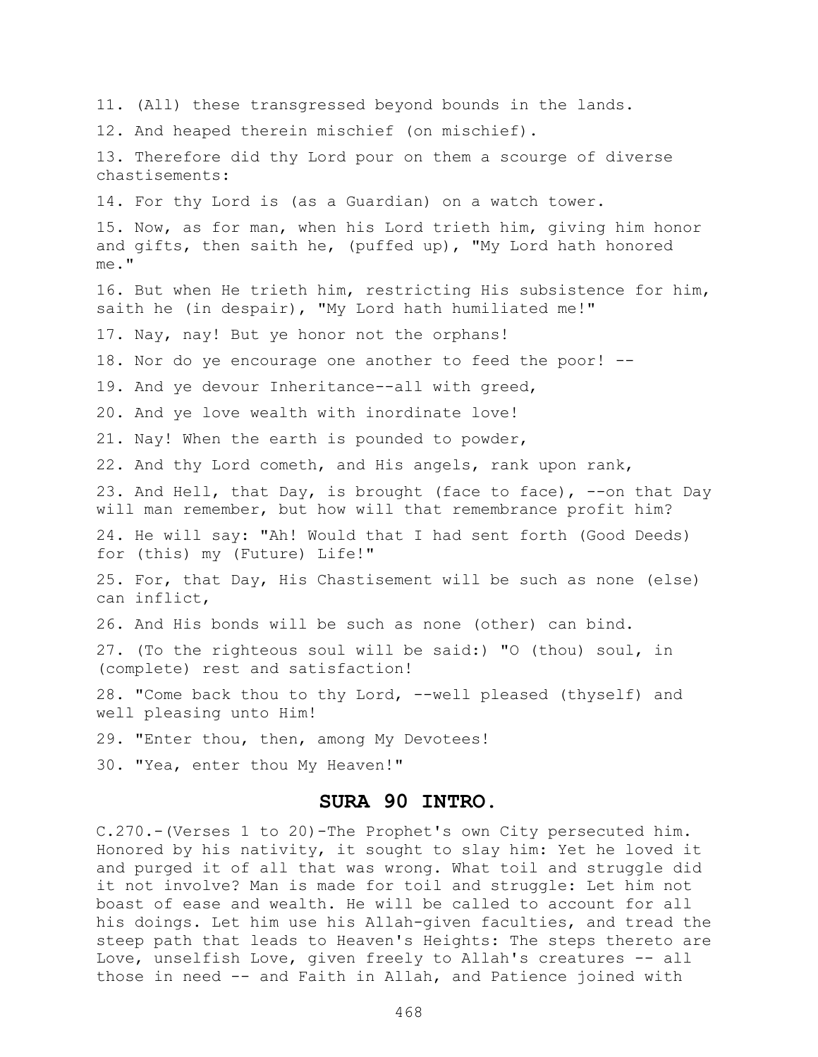11. (All) these transgressed beyond bounds in the lands.

12. And heaped therein mischief (on mischief).

13. Therefore did thy Lord pour on them a scourge of diverse chastisements:

14. For thy Lord is (as a Guardian) on a watch tower.

15. Now, as for man, when his Lord trieth him, giving him honor and gifts, then saith he, (puffed up), "My Lord hath honored me."

16. But when He trieth him, restricting His subsistence for him, saith he (in despair), "My Lord hath humiliated me!"

17. Nay, nay! But ye honor not the orphans!

18. Nor do ye encourage one another to feed the poor! --

19. And ye devour Inheritance--all with greed,

20. And ye love wealth with inordinate love!

21. Nay! When the earth is pounded to powder,

22. And thy Lord cometh, and His angels, rank upon rank,

23. And Hell, that Day, is brought (face to face), --on that Day will man remember, but how will that remembrance profit him?

24. He will say: "Ah! Would that I had sent forth (Good Deeds) for (this) my (Future) Life!"

25. For, that Day, His Chastisement will be such as none (else) can inflict,

26. And His bonds will be such as none (other) can bind.

27. (To the righteous soul will be said:) "O (thou) soul, in (complete) rest and satisfaction!

28. "Come back thou to thy Lord, --well pleased (thyself) and well pleasing unto Him!

29. "Enter thou, then, among My Devotees!

30. "Yea, enter thou My Heaven!"

## SURA 90 INTRO.

C.270.-(Verses 1 to 20)-The Prophet's own City persecuted him. Honored by his nativity, it sought to slay him: Yet he loved it and purged it of all that was wrong. What toil and struggle did it not involve? Man is made for toil and struggle: Let him not boast of ease and wealth. He will be called to account for all his doings. Let him use his Allah-given faculties, and tread the steep path that leads to Heaven's Heights: The steps thereto are Love, unselfish Love, given freely to Allah's creatures -- all those in need -- and Faith in Allah, and Patience joined with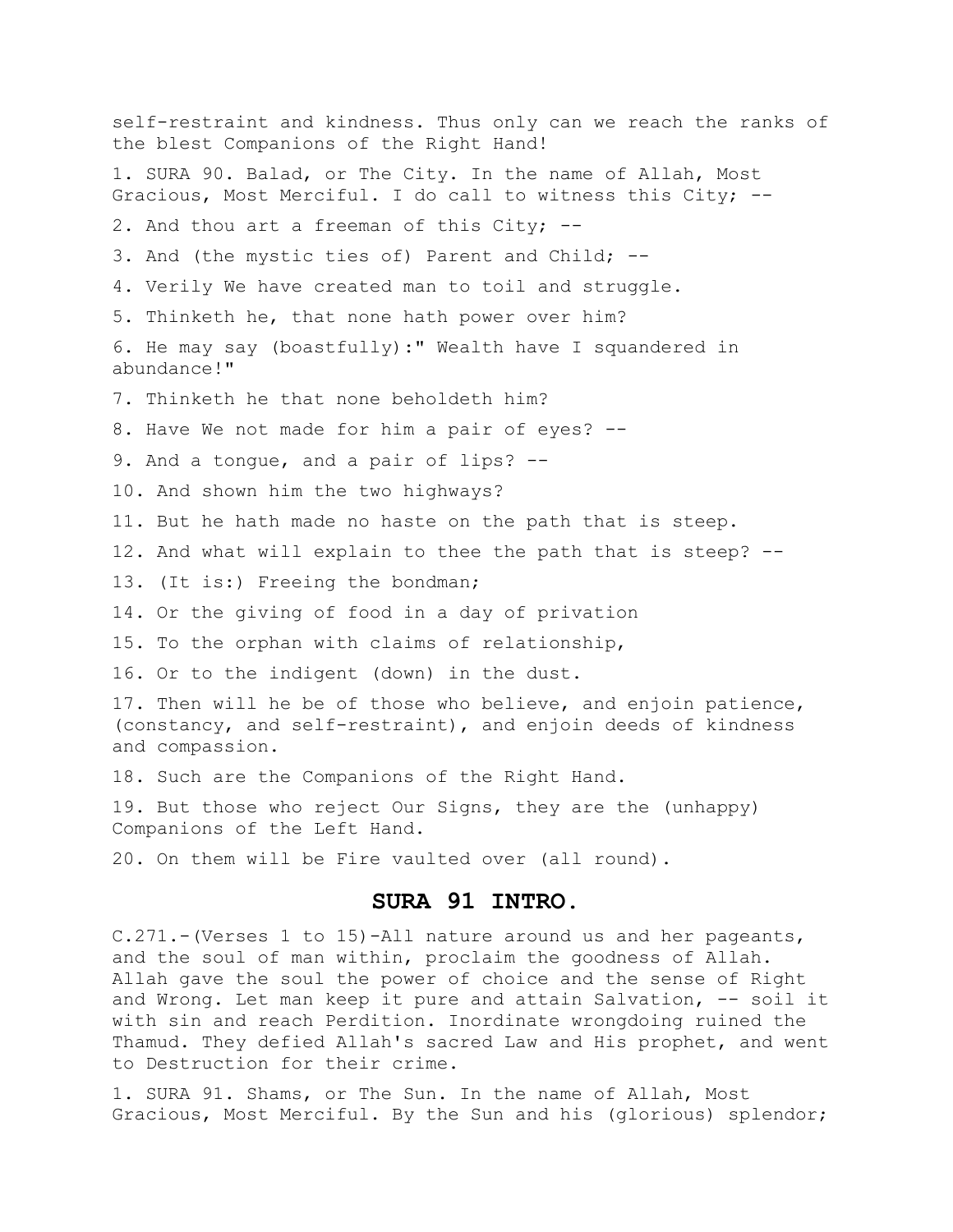self-restraint and kindness. Thus only can we reach the ranks of the blest Companions of the Right Hand!

1. SURA 90. Balad, or The City. In the name of Allah, Most Gracious, Most Merciful. I do call to witness this City; --

2. And thou art a freeman of this City; --

3. And (the mystic ties of) Parent and Child; --

4. Verily We have created man to toil and struggle.

5. Thinketh he, that none hath power over him?

6. He may say (boastfully):" Wealth have I squandered in abundance!"

7. Thinketh he that none beholdeth him?

8. Have We not made for him a pair of eyes? --

9. And a tongue, and a pair of lips? --

10. And shown him the two highways?

11. But he hath made no haste on the path that is steep.

12. And what will explain to thee the path that is steep? --

13. (It is:) Freeing the bondman;

14. Or the giving of food in a day of privation

15. To the orphan with claims of relationship,

16. Or to the indigent (down) in the dust.

17. Then will he be of those who believe, and enjoin patience, (constancy, and self-restraint), and enjoin deeds of kindness and compassion.

18. Such are the Companions of the Right Hand.

19. But those who reject Our Signs, they are the (unhappy) Companions of the Left Hand.

20. On them will be Fire vaulted over (all round).

## SURA 91 INTRO.

C.271.-(Verses 1 to 15)-All nature around us and her pageants, and the soul of man within, proclaim the goodness of Allah. Allah gave the soul the power of choice and the sense of Right and Wrong. Let man keep it pure and attain Salvation, -- soil it with sin and reach Perdition. Inordinate wrongdoing ruined the Thamud. They defied Allah's sacred Law and His prophet, and went to Destruction for their crime.

1. SURA 91. Shams, or The Sun. In the name of Allah, Most Gracious, Most Merciful. By the Sun and his (glorious) splendor;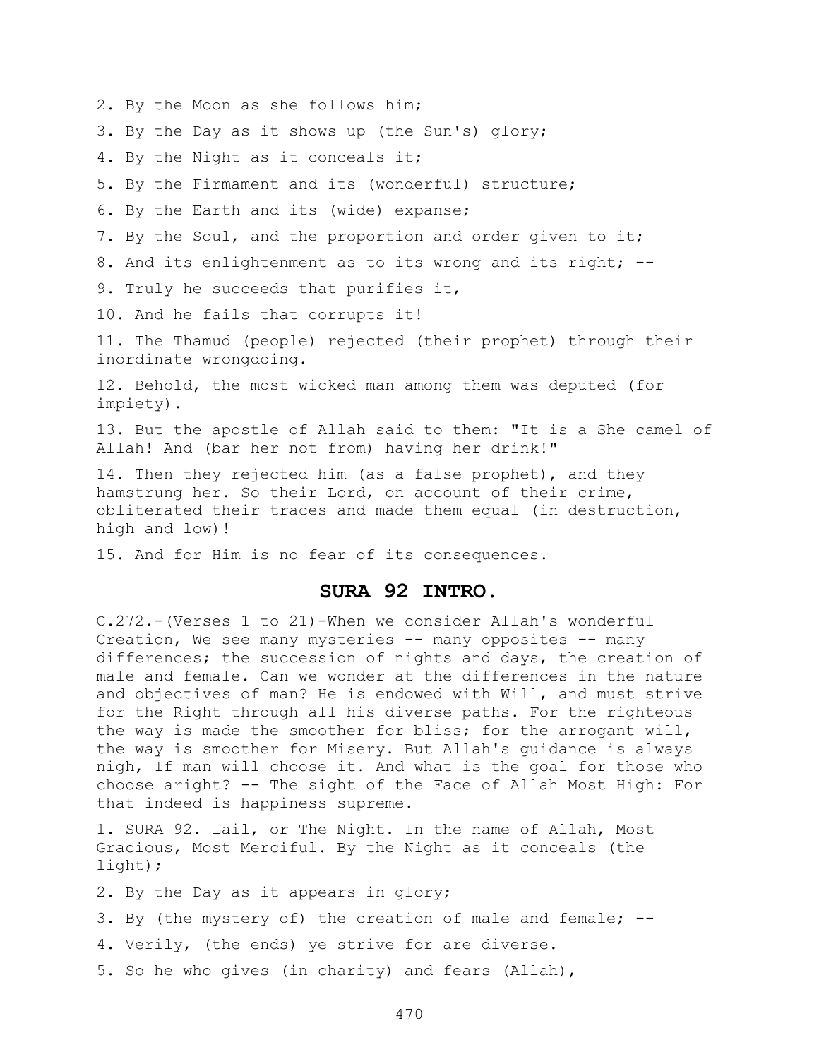2. By the Moon as she follows him;

3. By the Day as it shows up (the Sun's) glory;

4. By the Night as it conceals it;

5. By the Firmament and its (wonderful) structure;

6. By the Earth and its (wide) expanse;

7. By the Soul, and the proportion and order given to it;

8. And its enlightenment as to its wrong and its right; --

9. Truly he succeeds that purifies it,

10. And he fails that corrupts it!

11. The Thamud (people) rejected (their prophet) through their inordinate wrongdoing.

12. Behold, the most wicked man among them was deputed (for impiety).

13. But the apostle of Allah said to them: "It is a She camel of Allah! And (bar her not from) having her drink!"

14. Then they rejected him (as a false prophet), and they hamstrung her. So their Lord, on account of their crime, obliterated their traces and made them equal (in destruction, high and low)!

15. And for Him is no fear of its consequences.

## SURA 92 INTRO.

C.272.-(Verses 1 to 21)-When we consider Allah's wonderful Creation, We see many mysteries -- many opposites -- many differences; the succession of nights and days, the creation of male and female. Can we wonder at the differences in the nature and objectives of man? He is endowed with Will, and must strive for the Right through all his diverse paths. For the righteous the way is made the smoother for bliss; for the arrogant will, the way is smoother for Misery. But Allah's guidance is always nigh, If man will choose it. And what is the goal for those who choose aright? -- The sight of the Face of Allah Most High: For that indeed is happiness supreme.

1. SURA 92. Lail, or The Night. In the name of Allah, Most Gracious, Most Merciful. By the Night as it conceals (the light);

2. By the Day as it appears in glory;

3. By (the mystery of) the creation of male and female; --

4. Verily, (the ends) ye strive for are diverse.

5. So he who gives (in charity) and fears (Allah),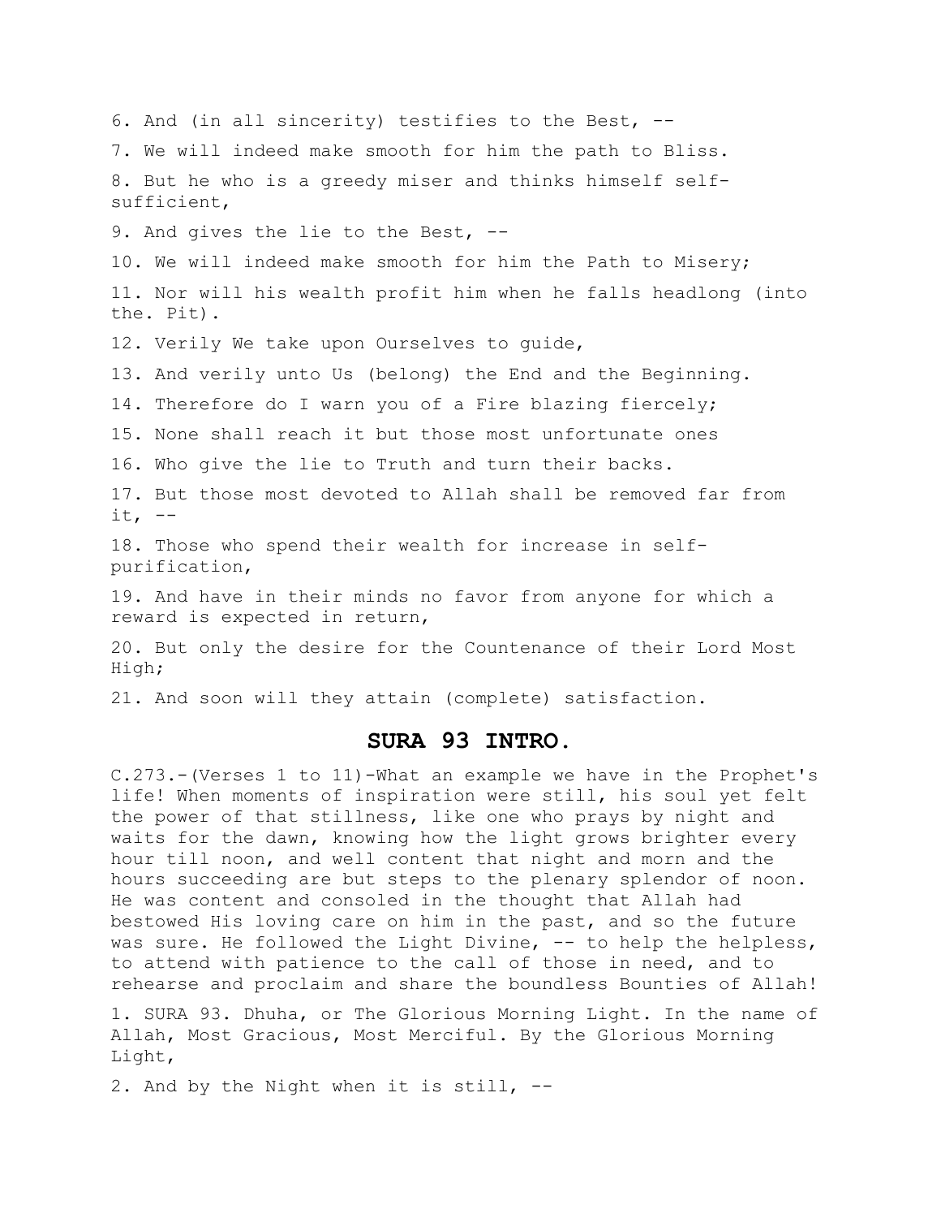6. And (in all sincerity) testifies to the Best, --

7. We will indeed make smooth for him the path to Bliss.

8. But he who is a greedy miser and thinks himself self-sufficient,

9. And gives the lie to the Best, --

10. We will indeed make smooth for him the Path to Misery;

11. Nor will his wealth profit him when he falls headlong (into the. Pit).

12. Verily We take upon Ourselves to guide,

13. And verily unto Us (belong) the End and the Beginning.

14. Therefore do I warn you of a Fire blazing fiercely;

15. None shall reach it but those most unfortunate ones

16. Who give the lie to Truth and turn their backs.

17. But those most devoted to Allah shall be removed far from it, --

18. Those who spend their wealth for increase in self-purification,

19. And have in their minds no favor from anyone for which a reward is expected in return,

20. But only the desire for the Countenance of their Lord Most High;

21. And soon will they attain (complete) satisfaction.

## SURA 93 INTRO.

C.273.-(Verses 1 to 11)-What an example we have in the Prophet's life! When moments of inspiration were still, his soul yet felt the power of that stillness, like one who prays by night and waits for the dawn, knowing how the light grows brighter every hour till noon, and well content that night and morn and the hours succeeding are but steps to the plenary splendor of noon. He was content and consoled in the thought that Allah had bestowed His loving care on him in the past, and so the future was sure. He followed the Light Divine, -- to help the helpless, to attend with patience to the call of those in need, and to rehearse and proclaim and share the boundless Bounties of Allah!

1. SURA 93. Dhuha, or The Glorious Morning Light. In the name of Allah, Most Gracious, Most Merciful. By the Glorious Morning Light,

2. And by the Night when it is still, --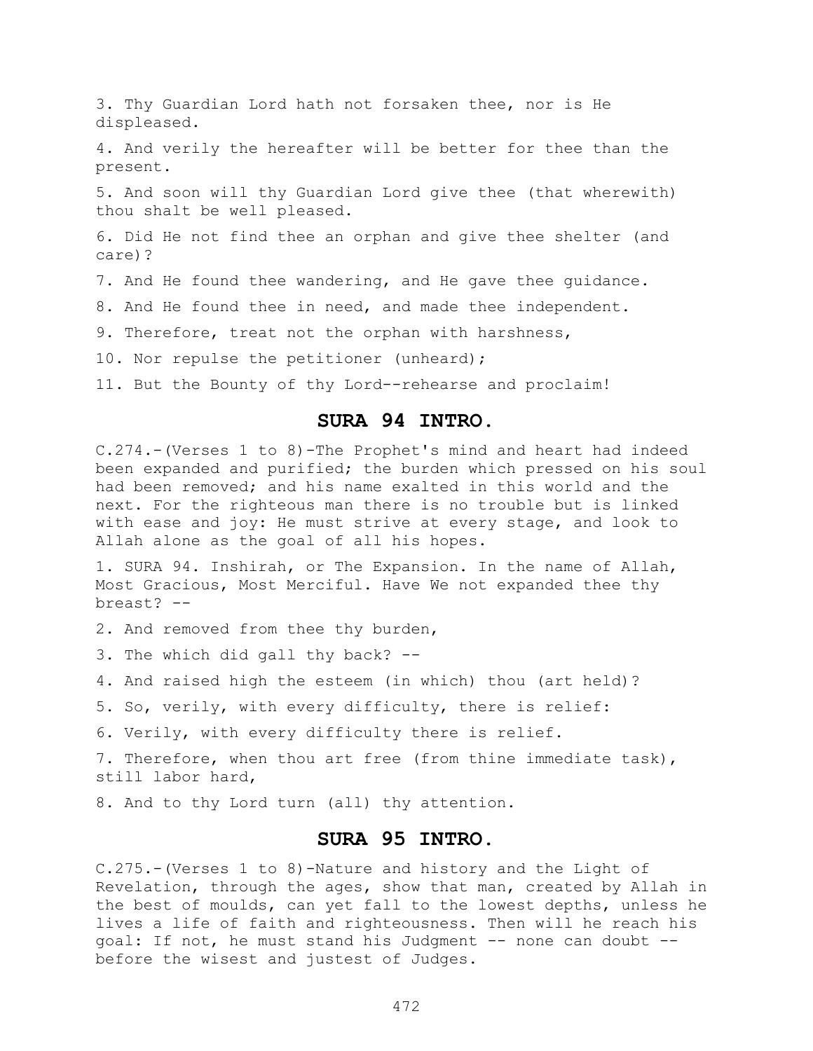3. Thy Guardian Lord hath not forsaken thee, nor is He displeased.

4. And verily the hereafter will be better for thee than the present.

5. And soon will thy Guardian Lord give thee (that wherewith) thou shalt be well pleased.

6. Did He not find thee an orphan and give thee shelter (and care)?

7. And He found thee wandering, and He gave thee guidance.

8. And He found thee in need, and made thee independent.

9. Therefore, treat not the orphan with harshness,

10. Nor repulse the petitioner (unheard);

11. But the Bounty of thy Lord--rehearse and proclaim!

## SURA 94 INTRO.

C.274.-(Verses 1 to 8)-The Prophet's mind and heart had indeed been expanded and purified; the burden which pressed on his soul had been removed; and his name exalted in this world and the next. For the righteous man there is no trouble but is linked with ease and joy: He must strive at every stage, and look to Allah alone as the goal of all his hopes.

1. SURA 94. Inshirah, or The Expansion. In the name of Allah, Most Gracious, Most Merciful. Have We not expanded thee thy breast? --

2. And removed from thee thy burden,

3. The which did gall thy back? --

4. And raised high the esteem (in which) thou (art held)?

5. So, verily, with every difficulty, there is relief:

6. Verily, with every difficulty there is relief.

7. Therefore, when thou art free (from thine immediate task), still labor hard,

8. And to thy Lord turn (all) thy attention.

## SURA 95 INTRO.

C.275.-(Verses 1 to 8)-Nature and history and the Light of Revelation, through the ages, show that man, created by Allah in the best of moulds, can yet fall to the lowest depths, unless he lives a life of faith and righteousness. Then will he reach his goal: If not, he must stand his Judgment -- none can doubt -- before the wisest and justest of Judges.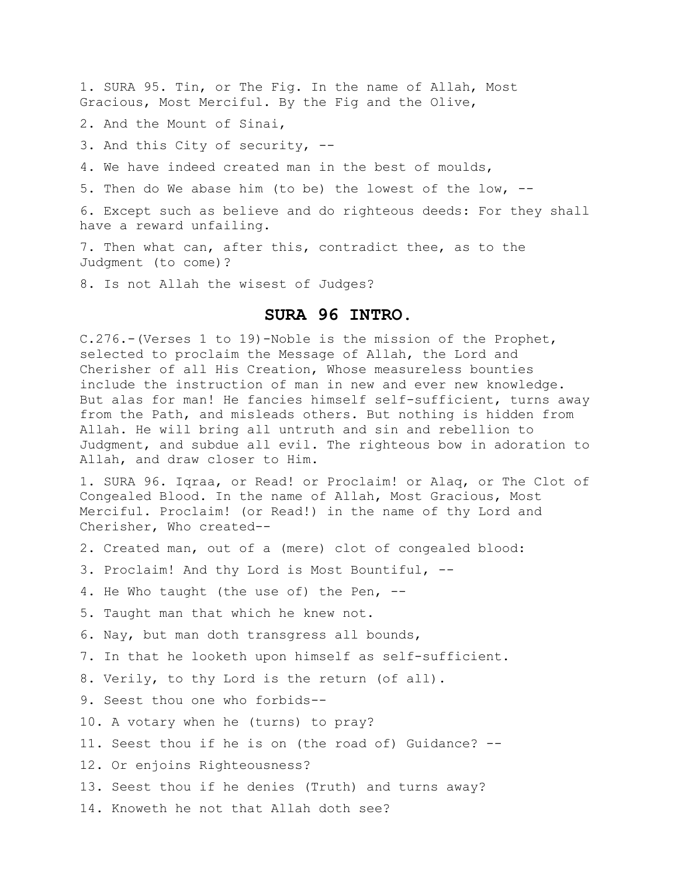1. SURA 95. Tin, or The Fig. In the name of Allah, Most Gracious, Most Merciful. By the Fig and the Olive,

2. And the Mount of Sinai,

3. And this City of security, --

4. We have indeed created man in the best of moulds,

5. Then do We abase him (to be) the lowest of the low, --

6. Except such as believe and do righteous deeds: For they shall have a reward unfailing.

7. Then what can, after this, contradict thee, as to the Judgment (to come)?

8. Is not Allah the wisest of Judges?

## SURA 96 INTRO.

C.276.-(Verses 1 to 19)-Noble is the mission of the Prophet, selected to proclaim the Message of Allah, the Lord and Cherisher of all His Creation, Whose measureless bounties include the instruction of man in new and ever new knowledge. But alas for man! He fancies himself self-sufficient, turns away from the Path, and misleads others. But nothing is hidden from Allah. He will bring all untruth and sin and rebellion to Judgment, and subdue all evil. The righteous bow in adoration to Allah, and draw closer to Him.

1. SURA 96. Iqraa, or Read! or Proclaim! or Alaq, or The Clot of Congealed Blood. In the name of Allah, Most Gracious, Most Merciful. Proclaim! (or Read!) in the name of thy Lord and Cherisher, Who created--

2. Created man, out of a (mere) clot of congealed blood:

3. Proclaim! And thy Lord is Most Bountiful, --

4. He Who taught (the use of) the Pen, --

5. Taught man that which he knew not.

6. Nay, but man doth transgress all bounds,

7. In that he looketh upon himself as self-sufficient.

8. Verily, to thy Lord is the return (of all).

9. Seest thou one who forbids--

10. A votary when he (turns) to pray?

11. Seest thou if he is on (the road of) Guidance? --

12. Or enjoins Righteousness?

13. Seest thou if he denies (Truth) and turns away?

14. Knoweth he not that Allah doth see?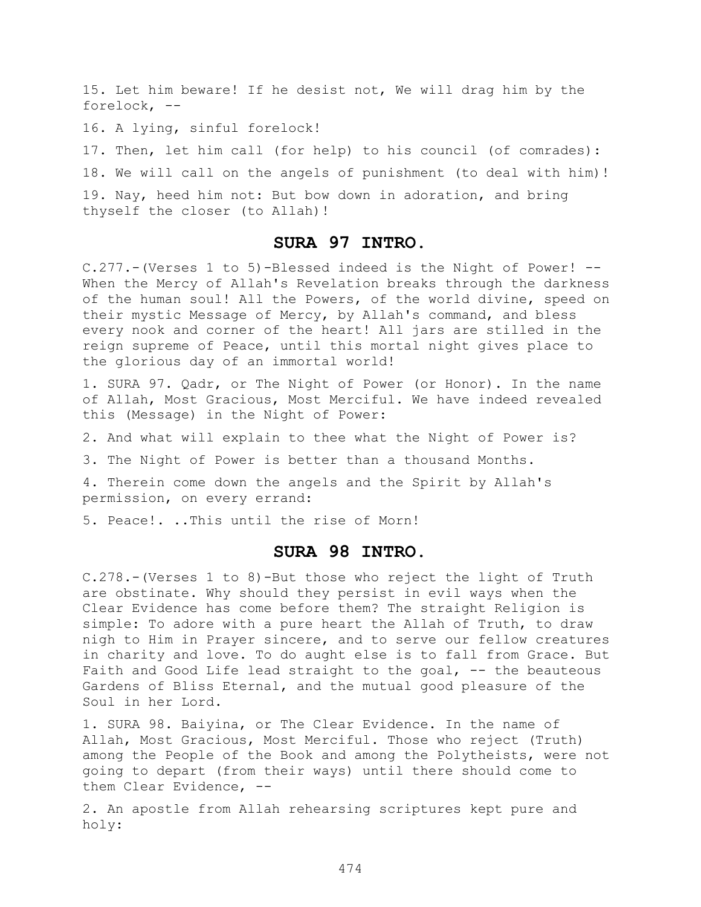15. Let him beware! If he desist not, We will drag him by the forelock, --

16. A lying, sinful forelock!

17. Then, let him call (for help) to his council (of comrades):

18. We will call on the angels of punishment (to deal with him)!

19. Nay, heed him not: But bow down in adoration, and bring thyself the closer (to Allah)!

## SURA 97 INTRO.

C.277.-(Verses 1 to 5)-Blessed indeed is the Night of Power! -- When the Mercy of Allah's Revelation breaks through the darkness of the human soul! All the Powers, of the world divine, speed on their mystic Message of Mercy, by Allah's command, and bless every nook and corner of the heart! All jars are stilled in the reign supreme of Peace, until this mortal night gives place to the glorious day of an immortal world!

1. SURA 97. Qadr, or The Night of Power (or Honor). In the name of Allah, Most Gracious, Most Merciful. We have indeed revealed this (Message) in the Night of Power:

2. And what will explain to thee what the Night of Power is?

3. The Night of Power is better than a thousand Months.

4. Therein come down the angels and the Spirit by Allah's permission, on every errand:

5. Peace!. ..This until the rise of Morn!

## SURA 98 INTRO.

C.278.-(Verses 1 to 8)-But those who reject the light of Truth are obstinate. Why should they persist in evil ways when the Clear Evidence has come before them? The straight Religion is simple: To adore with a pure heart the Allah of Truth, to draw nigh to Him in Prayer sincere, and to serve our fellow creatures in charity and love. To do aught else is to fall from Grace. But Faith and Good Life lead straight to the goal, -- the beauteous Gardens of Bliss Eternal, and the mutual good pleasure of the Soul in her Lord.

1. SURA 98. Baiyina, or The Clear Evidence. In the name of Allah, Most Gracious, Most Merciful. Those who reject (Truth) among the People of the Book and among the Polytheists, were not going to depart (from their ways) until there should come to them Clear Evidence, --

2. An apostle from Allah rehearsing scriptures kept pure and holy: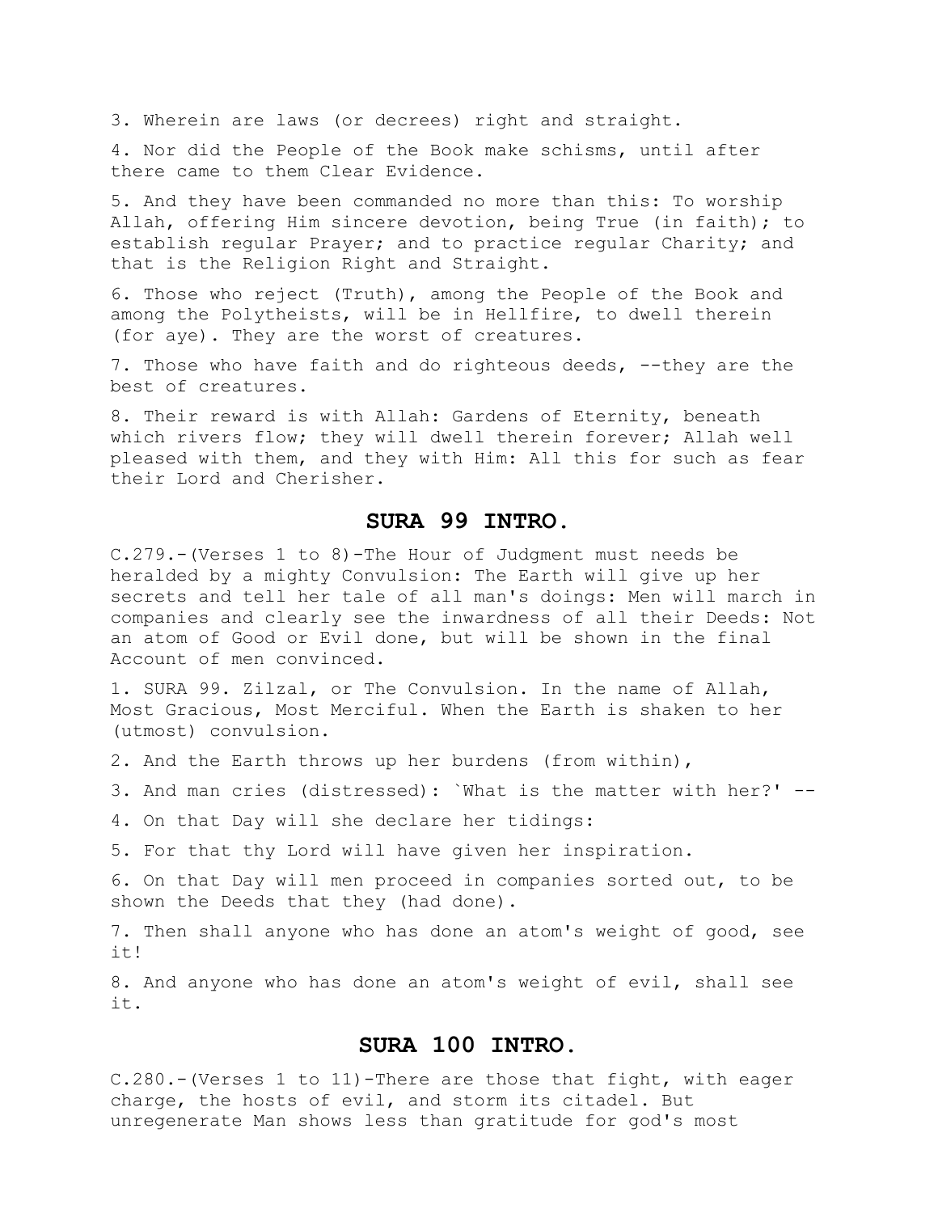3. Wherein are laws (or decrees) right and straight.

4. Nor did the People of the Book make schisms, until after there came to them Clear Evidence.

5. And they have been commanded no more than this: To worship Allah, offering Him sincere devotion, being True (in faith); to establish regular Prayer; and to practice regular Charity; and that is the Religion Right and Straight.

6. Those who reject (Truth), among the People of the Book and among the Polytheists, will be in Hellfire, to dwell therein (for aye). They are the worst of creatures.

7. Those who have faith and do righteous deeds, --they are the best of creatures.

8. Their reward is with Allah: Gardens of Eternity, beneath which rivers flow; they will dwell therein forever; Allah well pleased with them, and they with Him: All this for such as fear their Lord and Cherisher.

## SURA 99 INTRO.

C.279.-(Verses 1 to 8)-The Hour of Judgment must needs be heralded by a mighty Convulsion: The Earth will give up her secrets and tell her tale of all man's doings: Men will march in companies and clearly see the inwardness of all their Deeds: Not an atom of Good or Evil done, but will be shown in the final Account of men convinced.

1. SURA 99. Zilzal, or The Convulsion. In the name of Allah, Most Gracious, Most Merciful. When the Earth is shaken to her (utmost) convulsion.

2. And the Earth throws up her burdens (from within),

3. And man cries (distressed): `What is the matter with her?' --

4. On that Day will she declare her tidings:

5. For that thy Lord will have given her inspiration.

6. On that Day will men proceed in companies sorted out, to be shown the Deeds that they (had done).

7. Then shall anyone who has done an atom's weight of good, see it!

8. And anyone who has done an atom's weight of evil, shall see it.

## SURA 100 INTRO.

C.280.-(Verses 1 to 11)-There are those that fight, with eager charge, the hosts of evil, and storm its citadel. But unregenerate Man shows less than gratitude for god's most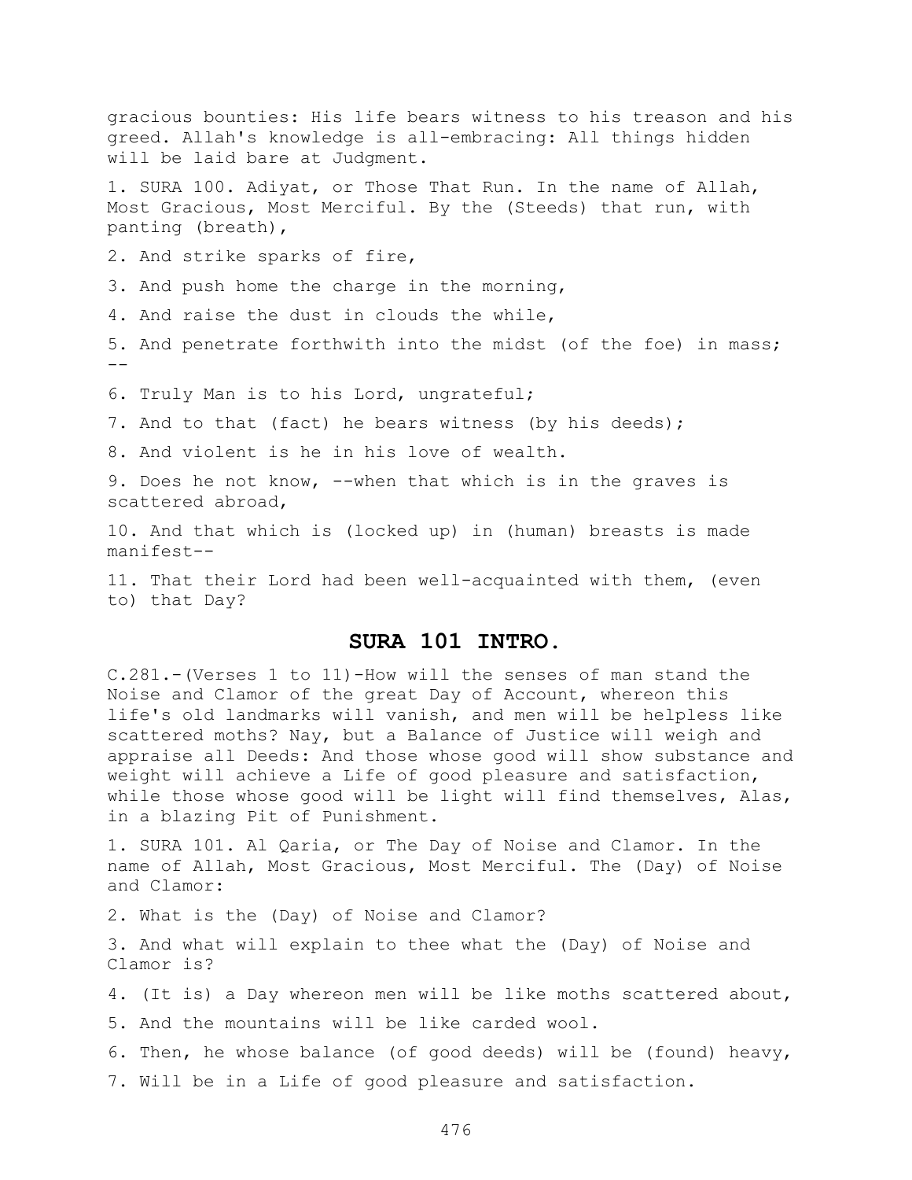gracious bounties: His life bears witness to his treason and his greed. Allah's knowledge is all-embracing: All things hidden will be laid bare at Judgment.

1. SURA 100. Adiyat, or Those That Run. In the name of Allah, Most Gracious, Most Merciful. By the (Steeds) that run, with panting (breath),

2. And strike sparks of fire,

3. And push home the charge in the morning,

4. And raise the dust in clouds the while,

5. And penetrate forthwith into the midst (of the foe) in mass; --

6. Truly Man is to his Lord, ungrateful;

7. And to that (fact) he bears witness (by his deeds);

8. And violent is he in his love of wealth.

9. Does he not know, --when that which is in the graves is scattered abroad,

10. And that which is (locked up) in (human) breasts is made manifest--

11. That their Lord had been well-acquainted with them, (even to) that Day?

## SURA 101 INTRO.

C.281.-(Verses 1 to 11)-How will the senses of man stand the Noise and Clamor of the great Day of Account, whereon this life's old landmarks will vanish, and men will be helpless like scattered moths? Nay, but a Balance of Justice will weigh and appraise all Deeds: And those whose good will show substance and weight will achieve a Life of good pleasure and satisfaction, while those whose good will be light will find themselves, Alas, in a blazing Pit of Punishment.

1. SURA 101. Al Qaria, or The Day of Noise and Clamor. In the name of Allah, Most Gracious, Most Merciful. The (Day) of Noise and Clamor:

2. What is the (Day) of Noise and Clamor?

3. And what will explain to thee what the (Day) of Noise and Clamor is?

4. (It is) a Day whereon men will be like moths scattered about,

5. And the mountains will be like carded wool.

6. Then, he whose balance (of good deeds) will be (found) heavy,

7. Will be in a Life of good pleasure and satisfaction.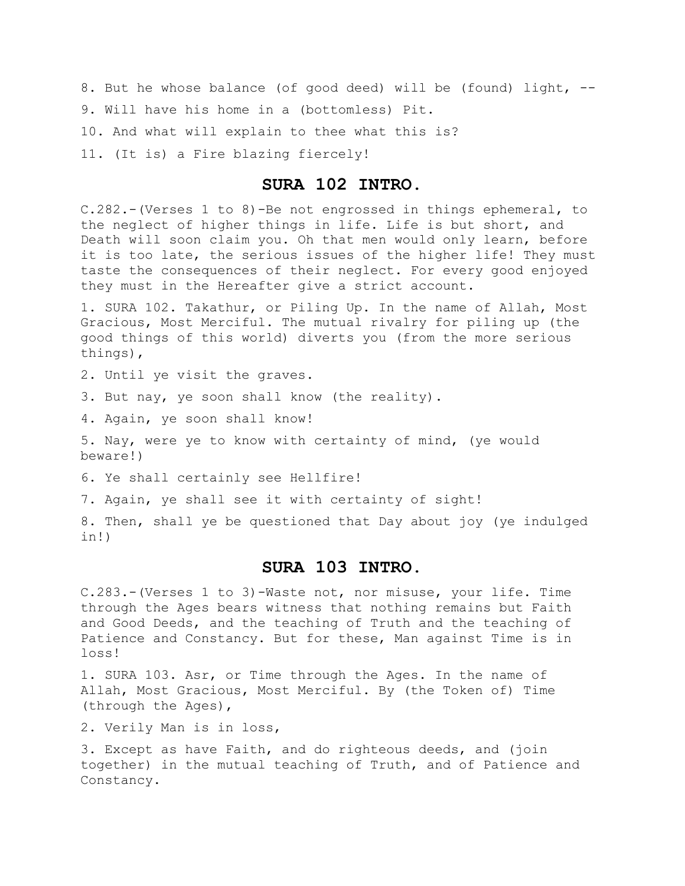8. But he whose balance (of good deed) will be (found) light, --

9. Will have his home in a (bottomless) Pit.

10. And what will explain to thee what this is?

11. (It is) a Fire blazing fiercely!

## SURA 102 INTRO.

C.282.-(Verses 1 to 8)-Be not engrossed in things ephemeral, to the neglect of higher things in life. Life is but short, and Death will soon claim you. Oh that men would only learn, before it is too late, the serious issues of the higher life! They must taste the consequences of their neglect. For every good enjoyed they must in the Hereafter give a strict account.

1. SURA 102. Takathur, or Piling Up. In the name of Allah, Most Gracious, Most Merciful. The mutual rivalry for piling up (the good things of this world) diverts you (from the more serious things),

2. Until ye visit the graves.

3. But nay, ye soon shall know (the reality).

4. Again, ye soon shall know!

5. Nay, were ye to know with certainty of mind, (ye would beware!)

6. Ye shall certainly see Hellfire!

7. Again, ye shall see it with certainty of sight!

8. Then, shall ye be questioned that Day about joy (ye indulged in!)

## SURA 103 INTRO.

C.283.-(Verses 1 to 3)-Waste not, nor misuse, your life. Time through the Ages bears witness that nothing remains but Faith and Good Deeds, and the teaching of Truth and the teaching of Patience and Constancy. But for these, Man against Time is in loss!

1. SURA 103. Asr, or Time through the Ages. In the name of Allah, Most Gracious, Most Merciful. By (the Token of) Time (through the Ages),

2. Verily Man is in loss,

3. Except as have Faith, and do righteous deeds, and (join together) in the mutual teaching of Truth, and of Patience and Constancy.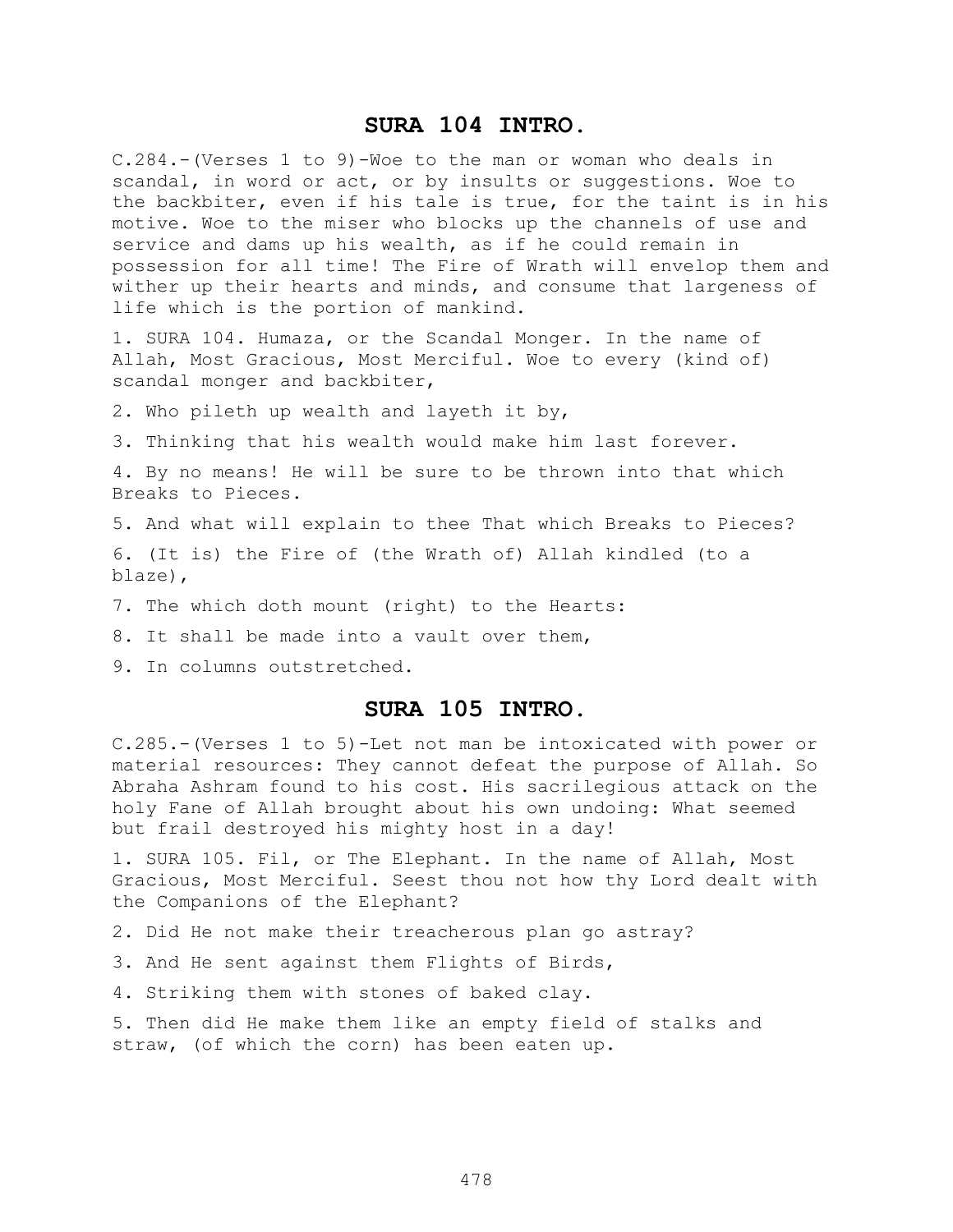## SURA 104 INTRO.

C.284.-(Verses 1 to 9)-Woe to the man or woman who deals in scandal, in word or act, or by insults or suggestions. Woe to the backbiter, even if his tale is true, for the taint is in his motive. Woe to the miser who blocks up the channels of use and service and dams up his wealth, as if he could remain in possession for all time! The Fire of Wrath will envelop them and wither up their hearts and minds, and consume that largeness of life which is the portion of mankind.

1. SURA 104. Humaza, or the Scandal Monger. In the name of Allah, Most Gracious, Most Merciful. Woe to every (kind of) scandal monger and backbiter,

2. Who pileth up wealth and layeth it by,

3. Thinking that his wealth would make him last forever.

4. By no means! He will be sure to be thrown into that which Breaks to Pieces.

5. And what will explain to thee That which Breaks to Pieces?

6. (It is) the Fire of (the Wrath of) Allah kindled (to a blaze),

7. The which doth mount (right) to the Hearts:

8. It shall be made into a vault over them,

9. In columns outstretched.

## SURA 105 INTRO.

C.285.-(Verses 1 to 5)-Let not man be intoxicated with power or material resources: They cannot defeat the purpose of Allah. So Abraha Ashram found to his cost. His sacrilegious attack on the holy Fane of Allah brought about his own undoing: What seemed but frail destroyed his mighty host in a day!

1. SURA 105. Fil, or The Elephant. In the name of Allah, Most Gracious, Most Merciful. Seest thou not how thy Lord dealt with the Companions of the Elephant?

2. Did He not make their treacherous plan go astray?

3. And He sent against them Flights of Birds,

4. Striking them with stones of baked clay.

5. Then did He make them like an empty field of stalks and straw, (of which the corn) has been eaten up.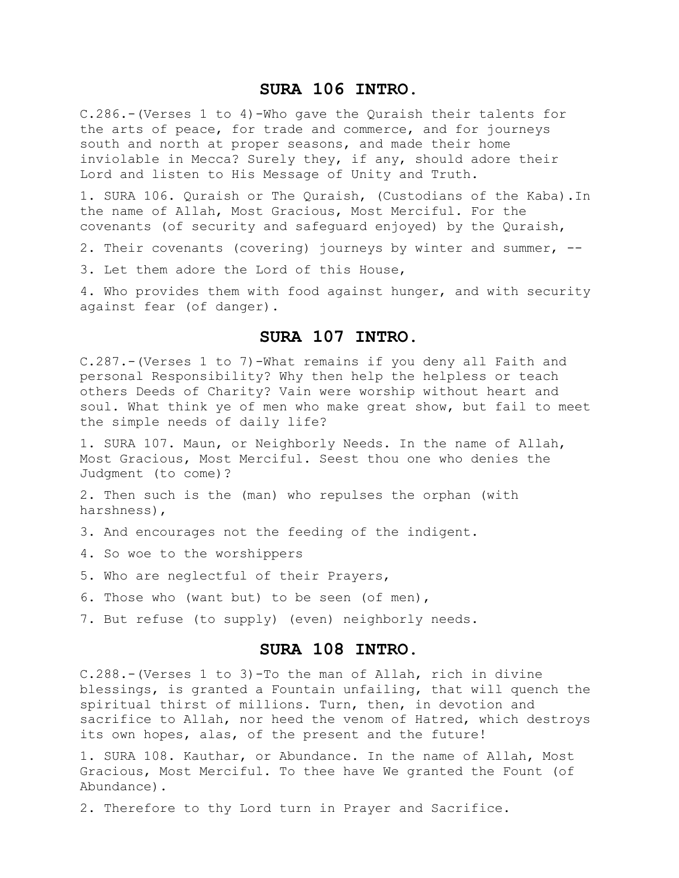## SURA 106 INTRO.

C.286.-(Verses 1 to 4)-Who gave the Quraish their talents for the arts of peace, for trade and commerce, and for journeys south and north at proper seasons, and made their home inviolable in Mecca? Surely they, if any, should adore their Lord and listen to His Message of Unity and Truth.

1. SURA 106. Quraish or The Quraish, (Custodians of the Kaba).In the name of Allah, Most Gracious, Most Merciful. For the covenants (of security and safeguard enjoyed) by the Quraish,

2. Their covenants (covering) journeys by winter and summer, --

3. Let them adore the Lord of this House,

4. Who provides them with food against hunger, and with security against fear (of danger).

## SURA 107 INTRO.

C.287.-(Verses 1 to 7)-What remains if you deny all Faith and personal Responsibility? Why then help the helpless or teach others Deeds of Charity? Vain were worship without heart and soul. What think ye of men who make great show, but fail to meet the simple needs of daily life?

1. SURA 107. Maun, or Neighborly Needs. In the name of Allah, Most Gracious, Most Merciful. Seest thou one who denies the Judgment (to come)?

2. Then such is the (man) who repulses the orphan (with harshness),

3. And encourages not the feeding of the indigent.

4. So woe to the worshippers

5. Who are neglectful of their Prayers,

6. Those who (want but) to be seen (of men),

7. But refuse (to supply) (even) neighborly needs.

## SURA 108 INTRO.

C.288.-(Verses 1 to 3)-To the man of Allah, rich in divine blessings, is granted a Fountain unfailing, that will quench the spiritual thirst of millions. Turn, then, in devotion and sacrifice to Allah, nor heed the venom of Hatred, which destroys its own hopes, alas, of the present and the future!

1. SURA 108. Kauthar, or Abundance. In the name of Allah, Most Gracious, Most Merciful. To thee have We granted the Fount (of Abundance).

2. Therefore to thy Lord turn in Prayer and Sacrifice.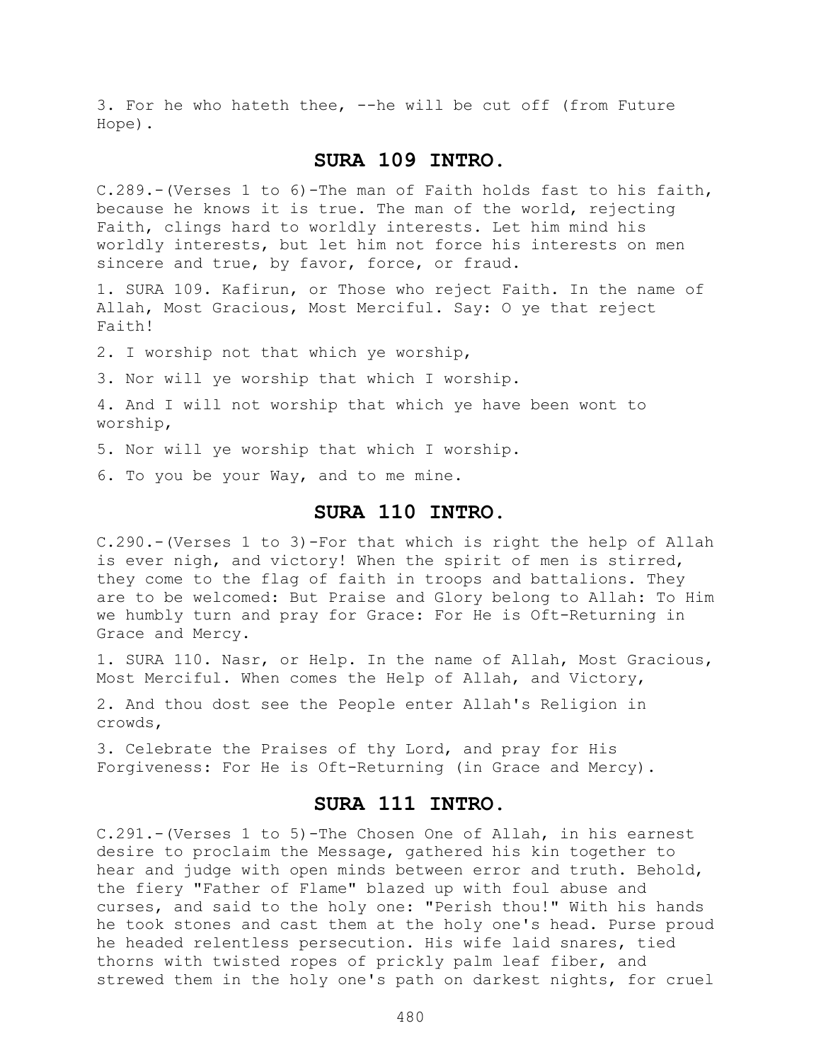3. For he who hateth thee, --he will be cut off (from Future Hope).

## SURA 109 INTRO.

C.289.-(Verses 1 to 6)-The man of Faith holds fast to his faith, because he knows it is true. The man of the world, rejecting Faith, clings hard to worldly interests. Let him mind his worldly interests, but let him not force his interests on men sincere and true, by favor, force, or fraud.

1. SURA 109. Kafirun, or Those who reject Faith. In the name of Allah, Most Gracious, Most Merciful. Say: O ye that reject Faith!

2. I worship not that which ye worship,

3. Nor will ye worship that which I worship.

4. And I will not worship that which ye have been wont to worship,

5. Nor will ye worship that which I worship.

6. To you be your Way, and to me mine.

## SURA 110 INTRO.

C.290.-(Verses 1 to 3)-For that which is right the help of Allah is ever nigh, and victory! When the spirit of men is stirred, they come to the flag of faith in troops and battalions. They are to be welcomed: But Praise and Glory belong to Allah: To Him we humbly turn and pray for Grace: For He is Oft-Returning in Grace and Mercy.

1. SURA 110. Nasr, or Help. In the name of Allah, Most Gracious, Most Merciful. When comes the Help of Allah, and Victory,

2. And thou dost see the People enter Allah's Religion in crowds,

3. Celebrate the Praises of thy Lord, and pray for His Forgiveness: For He is Oft-Returning (in Grace and Mercy).

## SURA 111 INTRO.

C.291.-(Verses 1 to 5)-The Chosen One of Allah, in his earnest desire to proclaim the Message, gathered his kin together to hear and judge with open minds between error and truth. Behold, the fiery "Father of Flame" blazed up with foul abuse and curses, and said to the holy one: "Perish thou!" With his hands he took stones and cast them at the holy one's head. Purse proud he headed relentless persecution. His wife laid snares, tied thorns with twisted ropes of prickly palm leaf fiber, and strewed them in the holy one's path on darkest nights, for cruel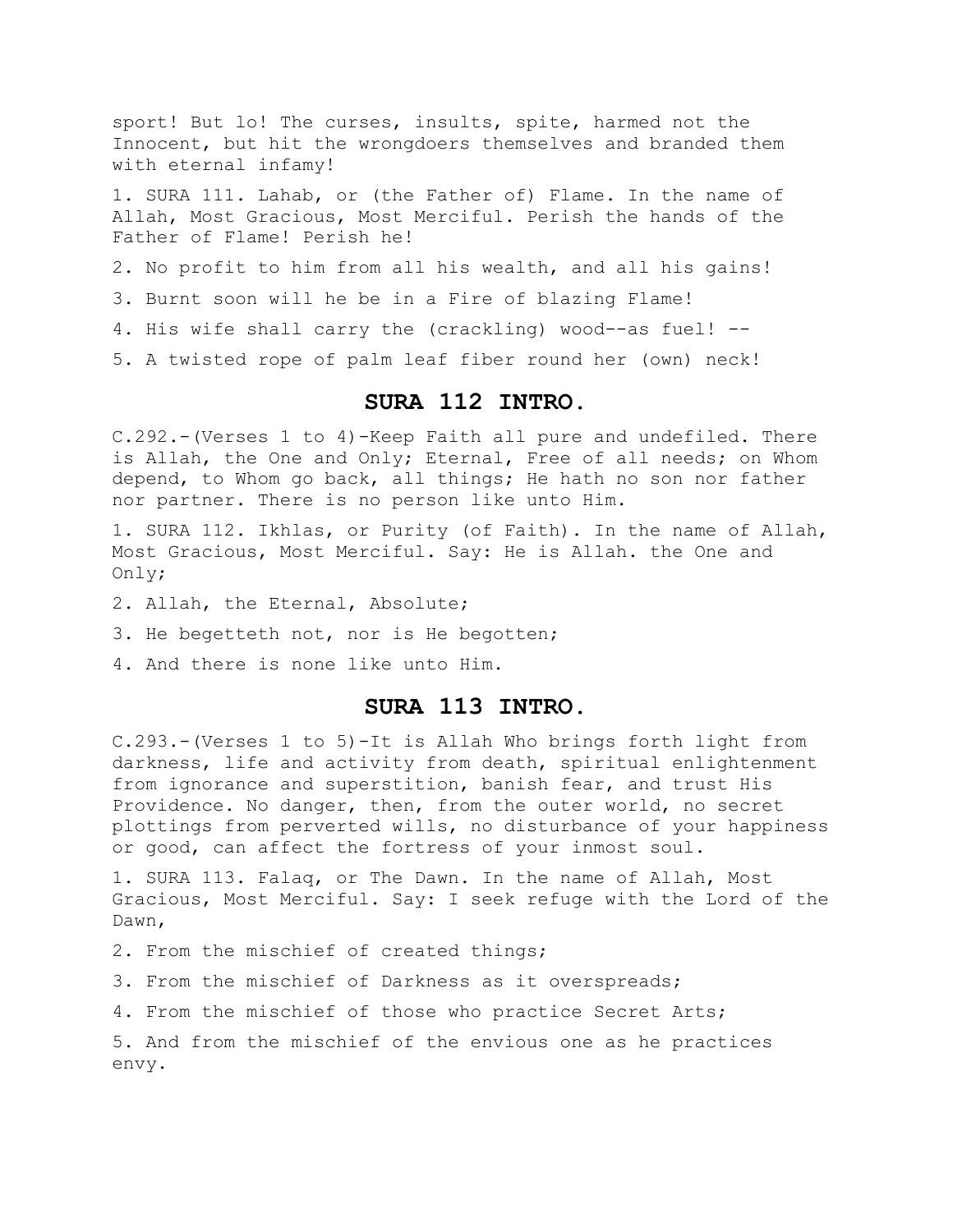sport! But lo! The curses, insults, spite, harmed not the Innocent, but hit the wrongdoers themselves and branded them with eternal infamy!

1. SURA 111. Lahab, or (the Father of) Flame. In the name of Allah, Most Gracious, Most Merciful. Perish the hands of the Father of Flame! Perish he!

2. No profit to him from all his wealth, and all his gains!

3. Burnt soon will he be in a Fire of blazing Flame!

4. His wife shall carry the (crackling) wood--as fuel! --

5. A twisted rope of palm leaf fiber round her (own) neck!

## SURA 112 INTRO.

C.292.-(Verses 1 to 4)-Keep Faith all pure and undefiled. There is Allah, the One and Only; Eternal, Free of all needs; on Whom depend, to Whom go back, all things; He hath no son nor father nor partner. There is no person like unto Him.

1. SURA 112. Ikhlas, or Purity (of Faith). In the name of Allah, Most Gracious, Most Merciful. Say: He is Allah. the One and Only;

2. Allah, the Eternal, Absolute;

3. He begetteth not, nor is He begotten;

4. And there is none like unto Him.

## SURA 113 INTRO.

C.293.-(Verses 1 to 5)-It is Allah Who brings forth light from darkness, life and activity from death, spiritual enlightenment from ignorance and superstition, banish fear, and trust His Providence. No danger, then, from the outer world, no secret plottings from perverted wills, no disturbance of your happiness or good, can affect the fortress of your inmost soul.

1. SURA 113. Falaq, or The Dawn. In the name of Allah, Most Gracious, Most Merciful. Say: I seek refuge with the Lord of the Dawn,

2. From the mischief of created things;

3. From the mischief of Darkness as it overspreads;

4. From the mischief of those who practice Secret Arts;

5. And from the mischief of the envious one as he practices envy.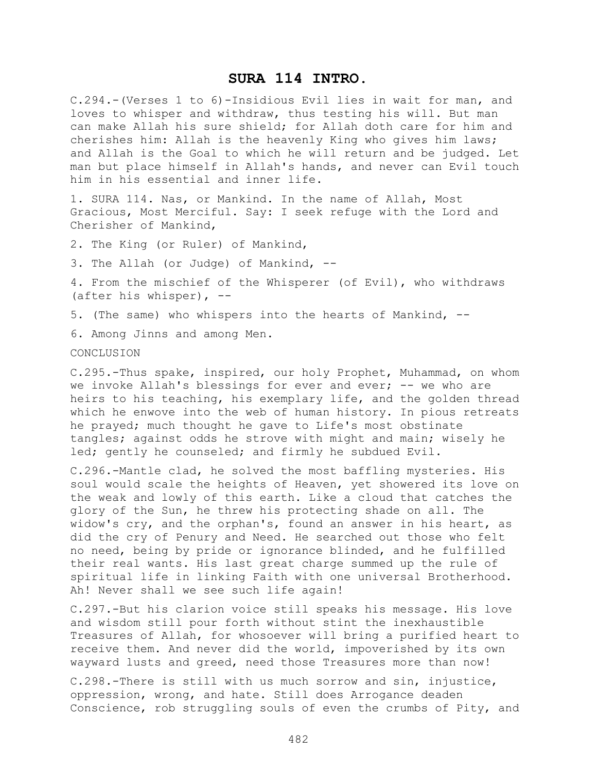# SURA 114 INTRO.

C.294.-(Verses 1 to 6)-Insidious Evil lies in wait for man, and loves to whisper and withdraw, thus testing his will. But man can make Allah his sure shield; for Allah doth care for him and cherishes him: Allah is the heavenly King who gives him laws; and Allah is the Goal to which he will return and be judged. Let man but place himself in Allah's hands, and never can Evil touch him in his essential and inner life.

1. SURA 114. Nas, or Mankind. In the name of Allah, Most Gracious, Most Merciful. Say: I seek refuge with the Lord and Cherisher of Mankind,

2. The King (or Ruler) of Mankind,

3. The Allah (or Judge) of Mankind, --

4. From the mischief of the Whisperer (of Evil), who withdraws (after his whisper), --

5. (The same) who whispers into the hearts of Mankind, --

6. Among Jinns and among Men.

CONCLUSION

C.295.-Thus spake, inspired, our holy Prophet, Muhammad, on whom we invoke Allah's blessings for ever and ever; -- we who are heirs to his teaching, his exemplary life, and the golden thread which he enwove into the web of human history. In pious retreats he prayed; much thought he gave to Life's most obstinate tangles; against odds he strove with might and main; wisely he led; gently he counseled; and firmly he subdued Evil.

C.296.-Mantle clad, he solved the most baffling mysteries. His soul would scale the heights of Heaven, yet showered its love on the weak and lowly of this earth. Like a cloud that catches the glory of the Sun, he threw his protecting shade on all. The widow's cry, and the orphan's, found an answer in his heart, as did the cry of Penury and Need. He searched out those who felt no need, being by pride or ignorance blinded, and he fulfilled their real wants. His last great charge summed up the rule of spiritual life in linking Faith with one universal Brotherhood. Ah! Never shall we see such life again!

C.297.-But his clarion voice still speaks his message. His love and wisdom still pour forth without stint the inexhaustible Treasures of Allah, for whosoever will bring a purified heart to receive them. And never did the world, impoverished by its own wayward lusts and greed, need those Treasures more than now!

C.298.-There is still with us much sorrow and sin, injustice, oppression, wrong, and hate. Still does Arrogance deaden Conscience, rob struggling souls of even the crumbs of Pity, and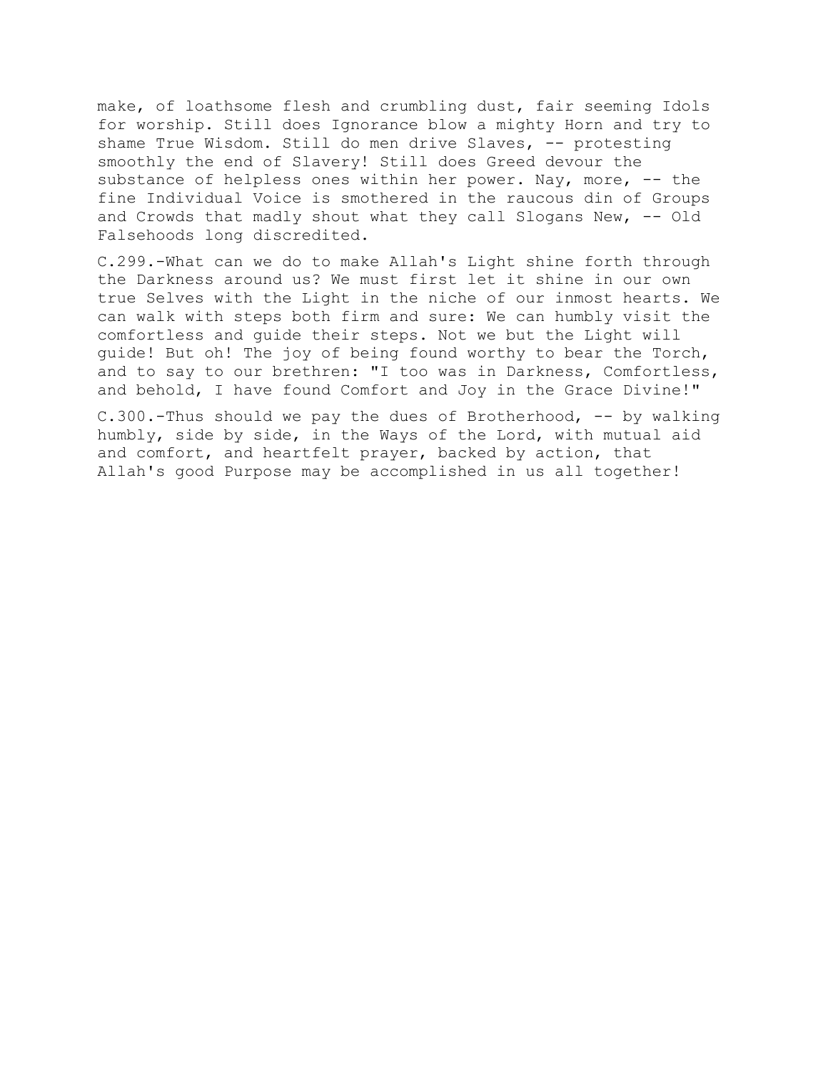make, of loathsome flesh and crumbling dust, fair seeming Idols for worship. Still does Ignorance blow a mighty Horn and try to shame True Wisdom. Still do men drive Slaves, -- protesting smoothly the end of Slavery! Still does Greed devour the substance of helpless ones within her power. Nay, more, -- the fine Individual Voice is smothered in the raucous din of Groups and Crowds that madly shout what they call Slogans New, -- Old Falsehoods long discredited.

C.299.-What can we do to make Allah's Light shine forth through the Darkness around us? We must first let it shine in our own true Selves with the Light in the niche of our inmost hearts. We can walk with steps both firm and sure: We can humbly visit the comfortless and guide their steps. Not we but the Light will guide! But oh! The joy of being found worthy to bear the Torch, and to say to our brethren: "I too was in Darkness, Comfortless, and behold, I have found Comfort and Joy in the Grace Divine!"

C.300.-Thus should we pay the dues of Brotherhood, -- by walking humbly, side by side, in the Ways of the Lord, with mutual aid and comfort, and heartfelt prayer, backed by action, that Allah's good Purpose may be accomplished in us all together!